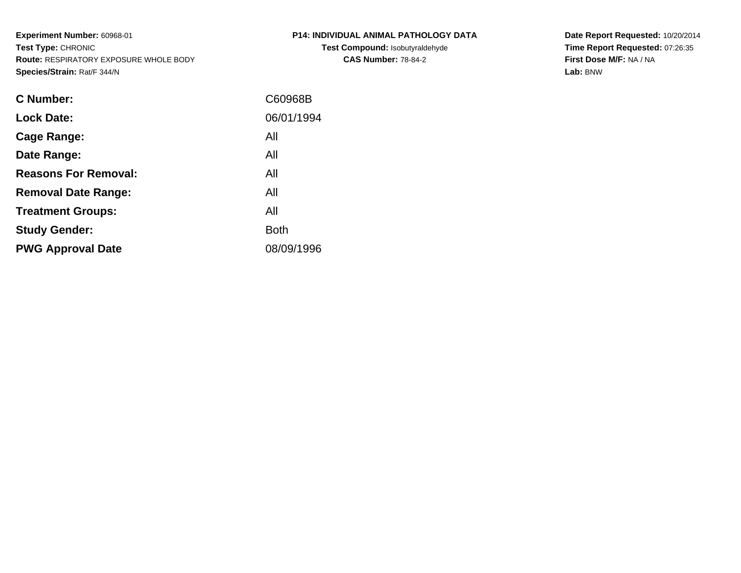**Experiment Number:** 60968-01
**Test Type:** CHRONIC
**Route:** RESPIRATORY EXPOSURE WHOLE BODY
**Species/Strain:** Rat/F 344/N

**P14: INDIVIDUAL ANIMAL PATHOLOGY DATA**
**Test Compound:** Isobutyraldehyde
**CAS Number:** 78-84-2

**Date Report Requested:** 10/20/2014
**Time Report Requested:** 07:26:35
**First Dose M/F:** NA / NA
**Lab:** BNW

| | |
|---|---|
| **C Number:** | C60968B |
| **Lock Date:** | 06/01/1994 |
| **Cage Range:** | All |
| **Date Range:** | All |
| **Reasons For Removal:** | All |
| **Removal Date Range:** | All |
| **Treatment Groups:** | All |
| **Study Gender:** | Both |
| **PWG Approval Date** | 08/09/1996 |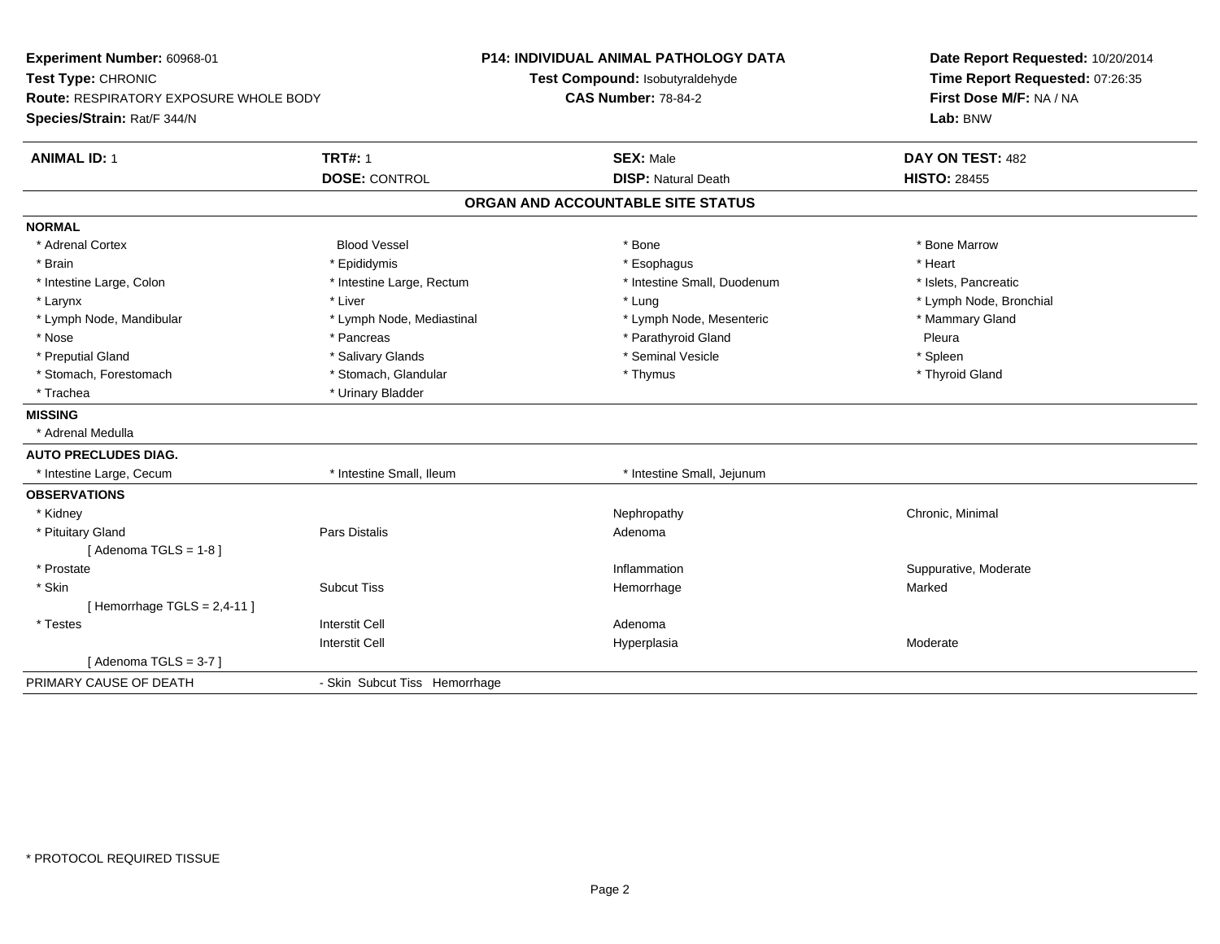**Experiment Number:** 60968-01
**Test Type:** CHRONIC
**Route:** RESPIRATORY EXPOSURE WHOLE BODY
**Species/Strain:** Rat/F 344/N

**P14: INDIVIDUAL ANIMAL PATHOLOGY DATA**
**Test Compound:** Isobutyraldehyde
**CAS Number:** 78-84-2

**Date Report Requested:** 10/20/2014
**Time Report Requested:** 07:26:35
**First Dose M/F:** NA / NA
**Lab:** BNW

| **ANIMAL ID:** 1 | **TRT#:** 1 | **SEX:** Male | **DAY ON TEST:** 482 |
|---|---|---|---|
| | **DOSE:** CONTROL | **DISP:** Natural Death | **HISTO:** 28455 |

**ORGAN AND ACCOUNTABLE SITE STATUS**

**NORMAL**

| | | | |
|---|---|---|---|
| * Adrenal Cortex | Blood Vessel | * Bone | * Bone Marrow |
| * Brain | * Epididymis | * Esophagus | * Heart |
| * Intestine Large, Colon | * Intestine Large, Rectum | * Intestine Small, Duodenum | * Islets, Pancreatic |
| * Larynx | * Liver | * Lung | * Lymph Node, Bronchial |
| * Lymph Node, Mandibular | * Lymph Node, Mediastinal | * Lymph Node, Mesenteric | * Mammary Gland |
| * Nose | * Pancreas | * Parathyroid Gland | Pleura |
| * Preputial Gland | * Salivary Glands | * Seminal Vesicle | * Spleen |
| * Stomach, Forestomach | * Stomach, Glandular | * Thymus | * Thyroid Gland |
| * Trachea | * Urinary Bladder | | |

**MISSING**

* Adrenal Medulla

**AUTO PRECLUDES DIAG.**

| | | |
|---|---|---|
| * Intestine Large, Cecum | * Intestine Small, Ileum | * Intestine Small, Jejunum |

**OBSERVATIONS**

| | | | |
|---|---|---|---|
| * Kidney | | Nephropathy | Chronic, Minimal |
| * Pituitary Gland | Pars Distalis | Adenoma | |
| [ Adenoma TGLS = 1-8 ] | | | |
| * Prostate | | Inflammation | Suppurative, Moderate |
| * Skin | Subcut Tiss | Hemorrhage | Marked |
| [ Hemorrhage TGLS = 2,4-11 ] | | | |
| * Testes | Interstit Cell | Adenoma | |
| | Interstit Cell | Hyperplasia | Moderate |
| [ Adenoma TGLS = 3-7 ] | | | |

PRIMARY CAUSE OF DEATH - Skin Subcut Tiss Hemorrhage

* PROTOCOL REQUIRED TISSUE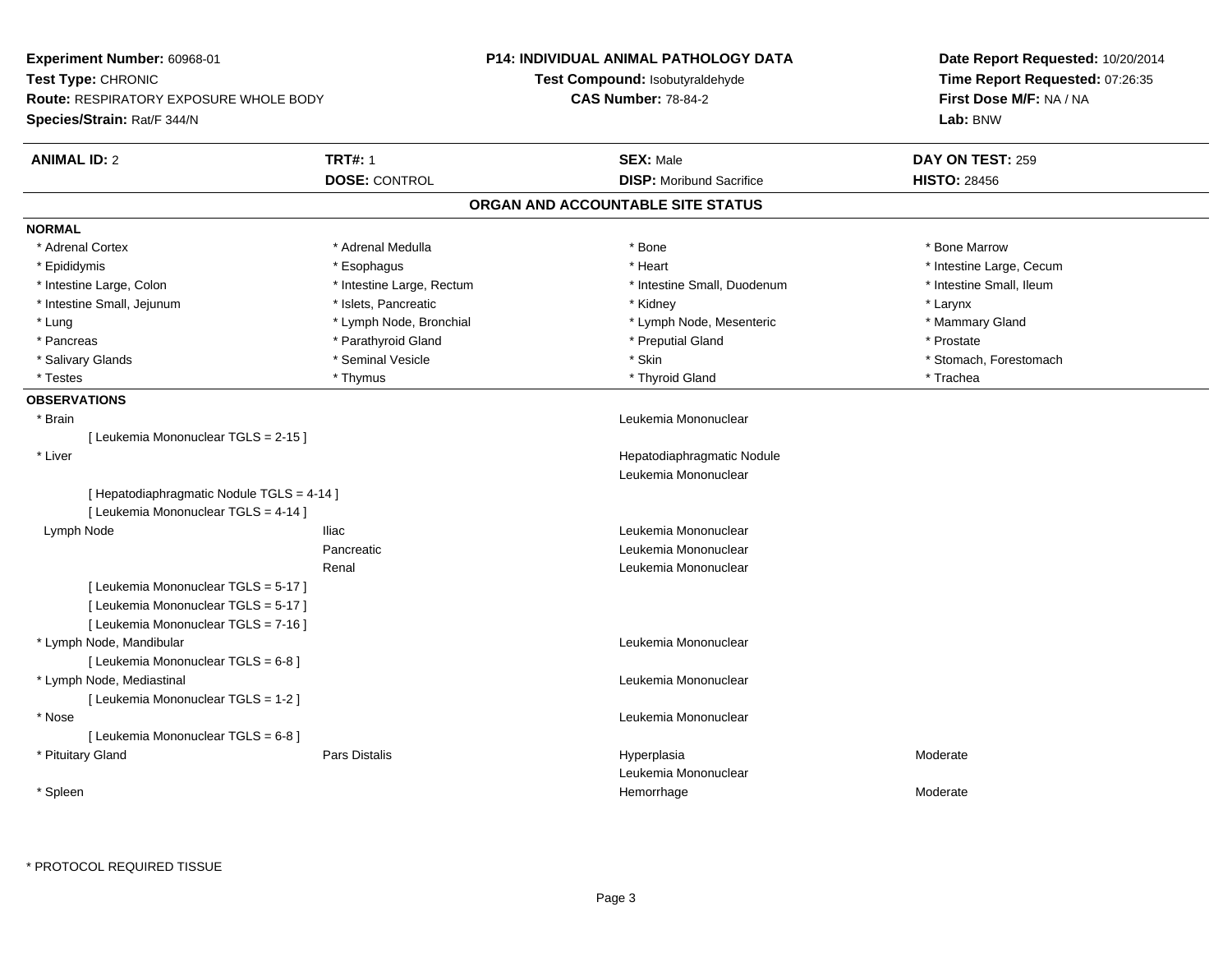**Experiment Number:** 60968-01
**Test Type:** CHRONIC
**Route:** RESPIRATORY EXPOSURE WHOLE BODY
**Species/Strain:** Rat/F 344/N

**P14: INDIVIDUAL ANIMAL PATHOLOGY DATA**
**Test Compound:** Isobutyraldehyde
**CAS Number:** 78-84-2

**Date Report Requested:** 10/20/2014
**Time Report Requested:** 07:26:35
**First Dose M/F:** NA / NA
**Lab:** BNW

| **ANIMAL ID:** 2 | **TRT#:** 1 | **SEX:** Male | **DAY ON TEST:** 259 |
|---|---|---|---|
| | **DOSE:** CONTROL | **DISP:** Moribund Sacrifice | **HISTO:** 28456 |

## ORGAN AND ACCOUNTABLE SITE STATUS

**NORMAL**

| | | | |
|---|---|---|---|
| * Adrenal Cortex | * Adrenal Medulla | * Bone | * Bone Marrow |
| * Epididymis | * Esophagus | * Heart | * Intestine Large, Cecum |
| * Intestine Large, Colon | * Intestine Large, Rectum | * Intestine Small, Duodenum | * Intestine Small, Ileum |
| * Intestine Small, Jejunum | * Islets, Pancreatic | * Kidney | * Larynx |
| * Lung | * Lymph Node, Bronchial | * Lymph Node, Mesenteric | * Mammary Gland |
| * Pancreas | * Parathyroid Gland | * Preputial Gland | * Prostate |
| * Salivary Glands | * Seminal Vesicle | * Skin | * Stomach, Forestomach |
| * Testes | * Thymus | * Thyroid Gland | * Trachea |

**OBSERVATIONS**

| | | | |
|---|---|---|---|
| * Brain | | Leukemia Mononuclear | |
| [ Leukemia Mononuclear TGLS = 2-15 ] | | | |
| * Liver | | Hepatodiaphragmatic Nodule | |
| | | Leukemia Mononuclear | |
| [ Hepatodiaphragmatic Nodule TGLS = 4-14 ] | | | |
| [ Leukemia Mononuclear TGLS = 4-14 ] | | | |
| Lymph Node | Iliac | Leukemia Mononuclear | |
| | Pancreatic | Leukemia Mononuclear | |
| | Renal | Leukemia Mononuclear | |
| [ Leukemia Mononuclear TGLS = 5-17 ] | | | |
| [ Leukemia Mononuclear TGLS = 5-17 ] | | | |
| [ Leukemia Mononuclear TGLS = 7-16 ] | | | |
| * Lymph Node, Mandibular | | Leukemia Mononuclear | |
| [ Leukemia Mononuclear TGLS = 6-8 ] | | | |
| * Lymph Node, Mediastinal | | Leukemia Mononuclear | |
| [ Leukemia Mononuclear TGLS = 1-2 ] | | | |
| * Nose | | Leukemia Mononuclear | |
| [ Leukemia Mononuclear TGLS = 6-8 ] | | | |
| * Pituitary Gland | Pars Distalis | Hyperplasia | Moderate |
| | | Leukemia Mononuclear | |
| * Spleen | | Hemorrhage | Moderate |

\* PROTOCOL REQUIRED TISSUE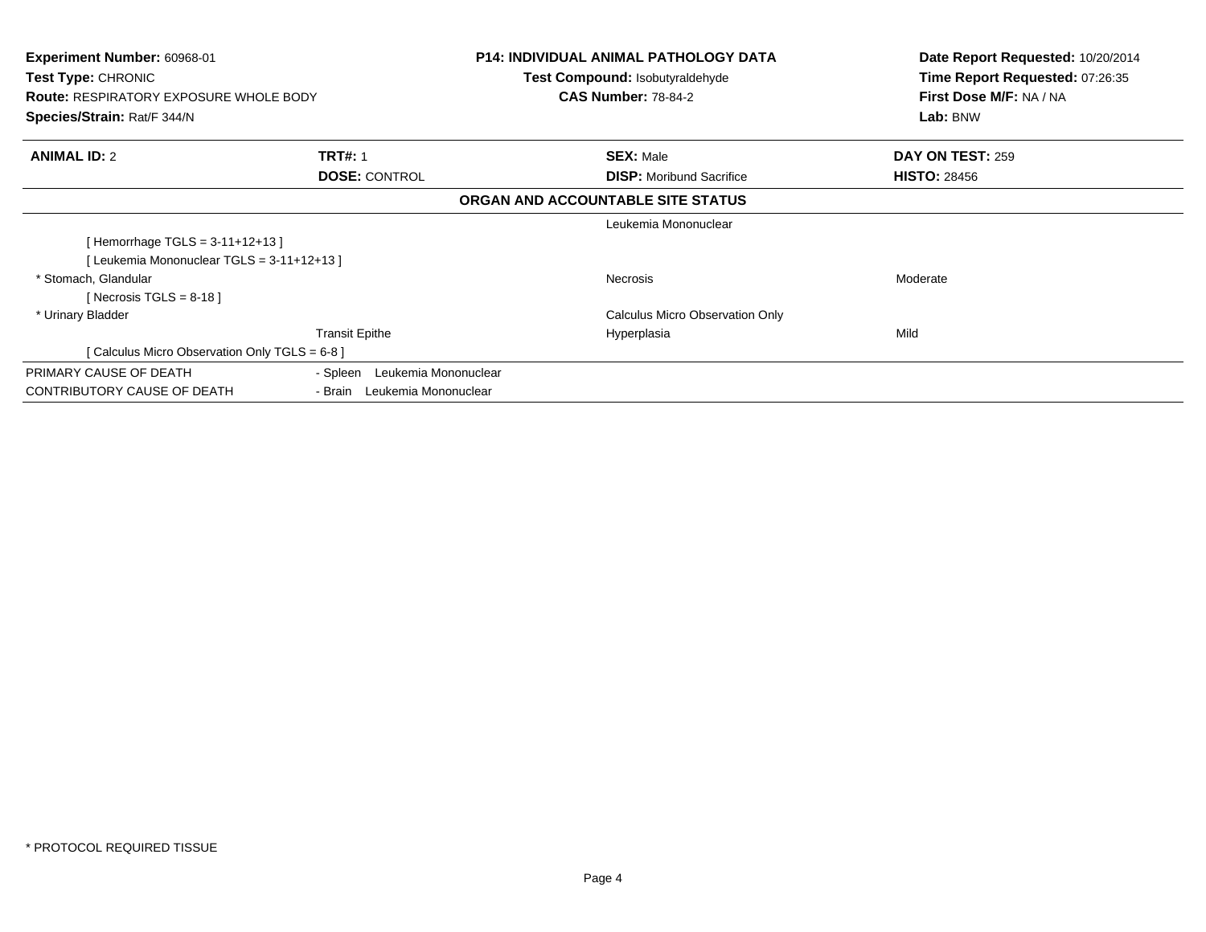**Experiment Number:** 60968-01
**Test Type:** CHRONIC
**Route:** RESPIRATORY EXPOSURE WHOLE BODY
**Species/Strain:** Rat/F 344/N

**P14: INDIVIDUAL ANIMAL PATHOLOGY DATA**
**Test Compound:** Isobutyraldehyde
**CAS Number:** 78-84-2

**Date Report Requested:** 10/20/2014
**Time Report Requested:** 07:26:35
**First Dose M/F:** NA / NA
**Lab:** BNW

| **ANIMAL ID:** 2 | **TRT#:** 1 | **SEX:** Male | **DAY ON TEST:** 259 |
|---|---|---|---|
| | **DOSE:** CONTROL | **DISP:** Moribund Sacrifice | **HISTO:** 28456 |

**ORGAN AND ACCOUNTABLE SITE STATUS**

| | | | |
|---|---|---|---|
| | | Leukemia Mononuclear | |
| [ Hemorrhage TGLS = 3-11+12+13 ] | | | |
| [ Leukemia Mononuclear TGLS = 3-11+12+13 ] | | | |
| * Stomach, Glandular | | Necrosis | Moderate |
| [ Necrosis TGLS = 8-18 ] | | | |
| * Urinary Bladder | | Calculus Micro Observation Only | |
| | Transit Epithe | Hyperplasia | Mild |
| [ Calculus Micro Observation Only TGLS = 6-8 ] | | | |
| PRIMARY CAUSE OF DEATH | - Spleen Leukemia Mononuclear | | |
| CONTRIBUTORY CAUSE OF DEATH | - Brain Leukemia Mononuclear | | |

* PROTOCOL REQUIRED TISSUE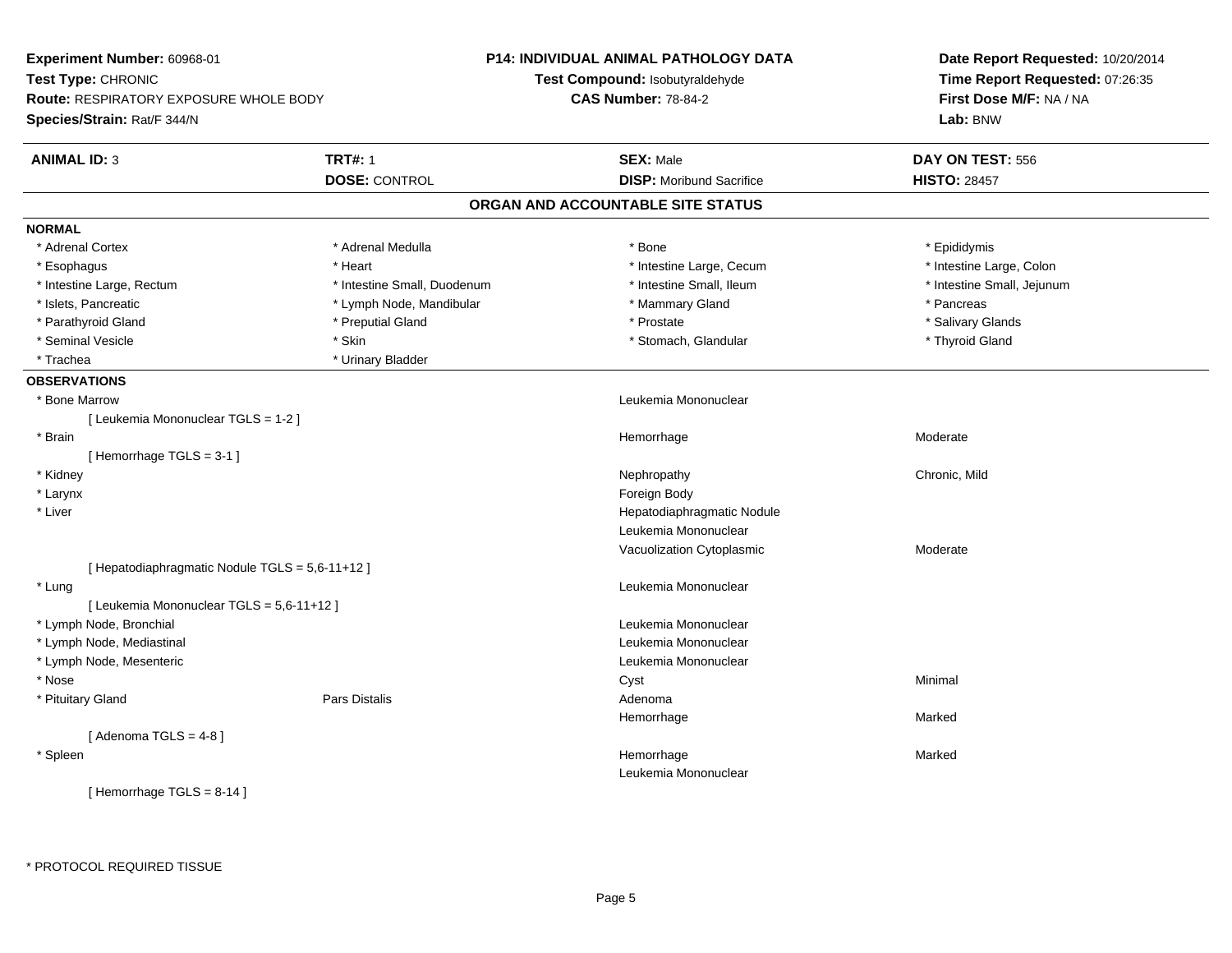**Experiment Number:** 60968-01
**Test Type:** CHRONIC
**Route:** RESPIRATORY EXPOSURE WHOLE BODY
**Species/Strain:** Rat/F 344/N

**P14: INDIVIDUAL ANIMAL PATHOLOGY DATA**
**Test Compound:** Isobutyraldehyde
**CAS Number:** 78-84-2

**Date Report Requested:** 10/20/2014
**Time Report Requested:** 07:26:35
**First Dose M/F:** NA / NA
**Lab:** BNW

| **ANIMAL ID:** 3 | **TRT#:** 1 | **SEX:** Male | **DAY ON TEST:** 556 |
|---|---|---|---|
| | **DOSE:** CONTROL | **DISP:** Moribund Sacrifice | **HISTO:** 28457 |

## ORGAN AND ACCOUNTABLE SITE STATUS

**NORMAL**

| | | | |
|---|---|---|---|
| * Adrenal Cortex | * Adrenal Medulla | * Bone | * Epididymis |
| * Esophagus | * Heart | * Intestine Large, Cecum | * Intestine Large, Colon |
| * Intestine Large, Rectum | * Intestine Small, Duodenum | * Intestine Small, Ileum | * Intestine Small, Jejunum |
| * Islets, Pancreatic | * Lymph Node, Mandibular | * Mammary Gland | * Pancreas |
| * Parathyroid Gland | * Preputial Gland | * Prostate | * Salivary Glands |
| * Seminal Vesicle | * Skin | * Stomach, Glandular | * Thyroid Gland |
| * Trachea | * Urinary Bladder | | |

**OBSERVATIONS**

| | | | |
|---|---|---|---|
| * Bone Marrow | | Leukemia Mononuclear | |
| [ Leukemia Mononuclear TGLS = 1-2 ] | | | |
| * Brain | | Hemorrhage | Moderate |
| [ Hemorrhage TGLS = 3-1 ] | | | |
| * Kidney | | Nephropathy | Chronic, Mild |
| * Larynx | | Foreign Body | |
| * Liver | | Hepatodiaphragmatic Nodule | |
| | | Leukemia Mononuclear | |
| | | Vacuolization Cytoplasmic | Moderate |
| [ Hepatodiaphragmatic Nodule TGLS = 5,6-11+12 ] | | | |
| * Lung | | Leukemia Mononuclear | |
| [ Leukemia Mononuclear TGLS = 5,6-11+12 ] | | | |
| * Lymph Node, Bronchial | | Leukemia Mononuclear | |
| * Lymph Node, Mediastinal | | Leukemia Mononuclear | |
| * Lymph Node, Mesenteric | | Leukemia Mononuclear | |
| * Nose | | Cyst | Minimal |
| * Pituitary Gland | Pars Distalis | Adenoma | |
| | | Hemorrhage | Marked |
| [ Adenoma TGLS = 4-8 ] | | | |
| * Spleen | | Hemorrhage | Marked |
| | | Leukemia Mononuclear | |
| [ Hemorrhage TGLS = 8-14 ] | | | |

* PROTOCOL REQUIRED TISSUE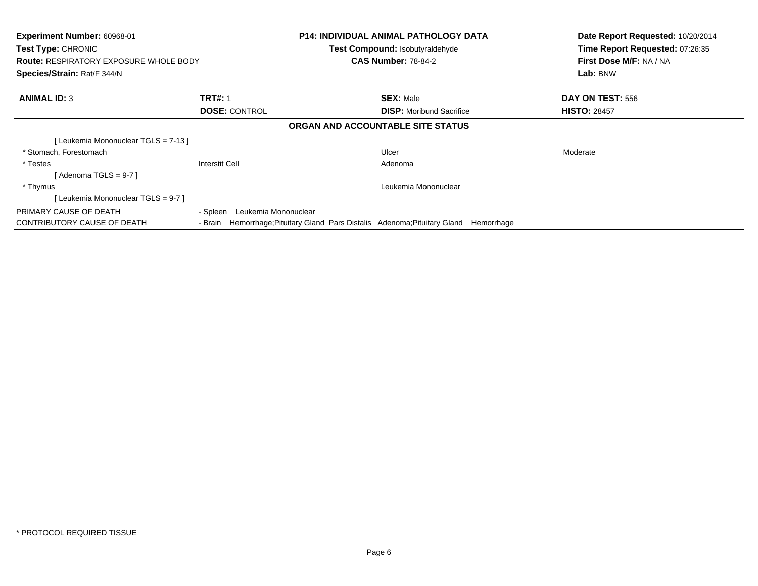**Experiment Number:** 60968-01
**Test Type:** CHRONIC
**Route:** RESPIRATORY EXPOSURE WHOLE BODY
**Species/Strain:** Rat/F 344/N

**P14: INDIVIDUAL ANIMAL PATHOLOGY DATA**
**Test Compound:** Isobutyraldehyde
**CAS Number:** 78-84-2

**Date Report Requested:** 10/20/2014
**Time Report Requested:** 07:26:35
**First Dose M/F:** NA / NA
**Lab:** BNW

| **ANIMAL ID:** 3 | **TRT#:** 1 | **SEX:** Male | **DAY ON TEST:** 556 |
|---|---|---|---|
| | **DOSE:** CONTROL | **DISP:** Moribund Sacrifice | **HISTO:** 28457 |

**ORGAN AND ACCOUNTABLE SITE STATUS**

| | | | |
|---|---|---|---|
| [ Leukemia Mononuclear TGLS = 7-13 ] | | | |
| * Stomach, Forestomach | | Ulcer | Moderate |
| * Testes | Interstit Cell | Adenoma | |
| [ Adenoma TGLS = 9-7 ] | | | |
| * Thymus | | Leukemia Mononuclear | |
| [ Leukemia Mononuclear TGLS = 9-7 ] | | | |

| | |
|---|---|
| PRIMARY CAUSE OF DEATH | - Spleen Leukemia Mononuclear |
| CONTRIBUTORY CAUSE OF DEATH | - Brain Hemorrhage;Pituitary Gland Pars Distalis Adenoma;Pituitary Gland Hemorrhage |

* PROTOCOL REQUIRED TISSUE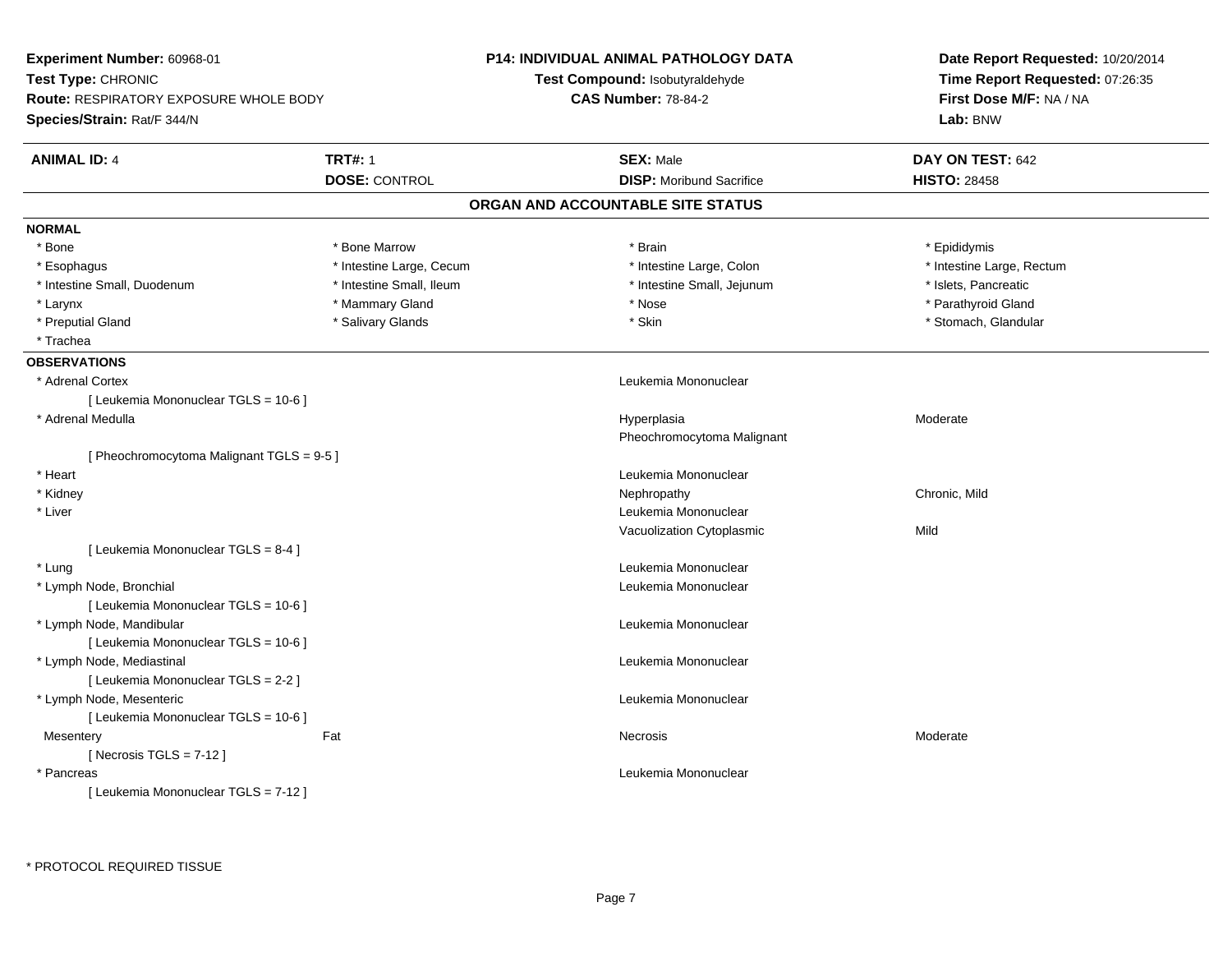**Experiment Number:** 60968-01
**Test Type:** CHRONIC
**Route:** RESPIRATORY EXPOSURE WHOLE BODY
**Species/Strain:** Rat/F 344/N

**P14: INDIVIDUAL ANIMAL PATHOLOGY DATA**
**Test Compound:** Isobutyraldehyde
**CAS Number:** 78-84-2

**Date Report Requested:** 10/20/2014
**Time Report Requested:** 07:26:35
**First Dose M/F:** NA / NA
**Lab:** BNW

| **ANIMAL ID:** 4 | **TRT#:** 1 | **SEX:** Male | **DAY ON TEST:** 642 |
|---|---|---|---|
| | **DOSE:** CONTROL | **DISP:** Moribund Sacrifice | **HISTO:** 28458 |

## ORGAN AND ACCOUNTABLE SITE STATUS

**NORMAL**

| | | | |
|---|---|---|---|
| * Bone | * Bone Marrow | * Brain | * Epididymis |
| * Esophagus | * Intestine Large, Cecum | * Intestine Large, Colon | * Intestine Large, Rectum |
| * Intestine Small, Duodenum | * Intestine Small, Ileum | * Intestine Small, Jejunum | * Islets, Pancreatic |
| * Larynx | * Mammary Gland | * Nose | * Parathyroid Gland |
| * Preputial Gland | * Salivary Glands | * Skin | * Stomach, Glandular |
| * Trachea | | | |

**OBSERVATIONS**

| Organ | Site | Observation | Severity |
|---|---|---|---|
| * Adrenal Cortex | | Leukemia Mononuclear | |
| [ Leukemia Mononuclear TGLS = 10-6 ] | | | |
| * Adrenal Medulla | | Hyperplasia | Moderate |
| | | Pheochromocytoma Malignant | |
| [ Pheochromocytoma Malignant TGLS = 9-5 ] | | | |
| * Heart | | Leukemia Mononuclear | |
| * Kidney | | Nephropathy | Chronic, Mild |
| * Liver | | Leukemia Mononuclear | |
| | | Vacuolization Cytoplasmic | Mild |
| [ Leukemia Mononuclear TGLS = 8-4 ] | | | |
| * Lung | | Leukemia Mononuclear | |
| * Lymph Node, Bronchial | | Leukemia Mononuclear | |
| [ Leukemia Mononuclear TGLS = 10-6 ] | | | |
| * Lymph Node, Mandibular | | Leukemia Mononuclear | |
| [ Leukemia Mononuclear TGLS = 10-6 ] | | | |
| * Lymph Node, Mediastinal | | Leukemia Mononuclear | |
| [ Leukemia Mononuclear TGLS = 2-2 ] | | | |
| * Lymph Node, Mesenteric | | Leukemia Mononuclear | |
| [ Leukemia Mononuclear TGLS = 10-6 ] | | | |
| Mesentery | Fat | Necrosis | Moderate |
| [ Necrosis TGLS = 7-12 ] | | | |
| * Pancreas | | Leukemia Mononuclear | |
| [ Leukemia Mononuclear TGLS = 7-12 ] | | | |

* PROTOCOL REQUIRED TISSUE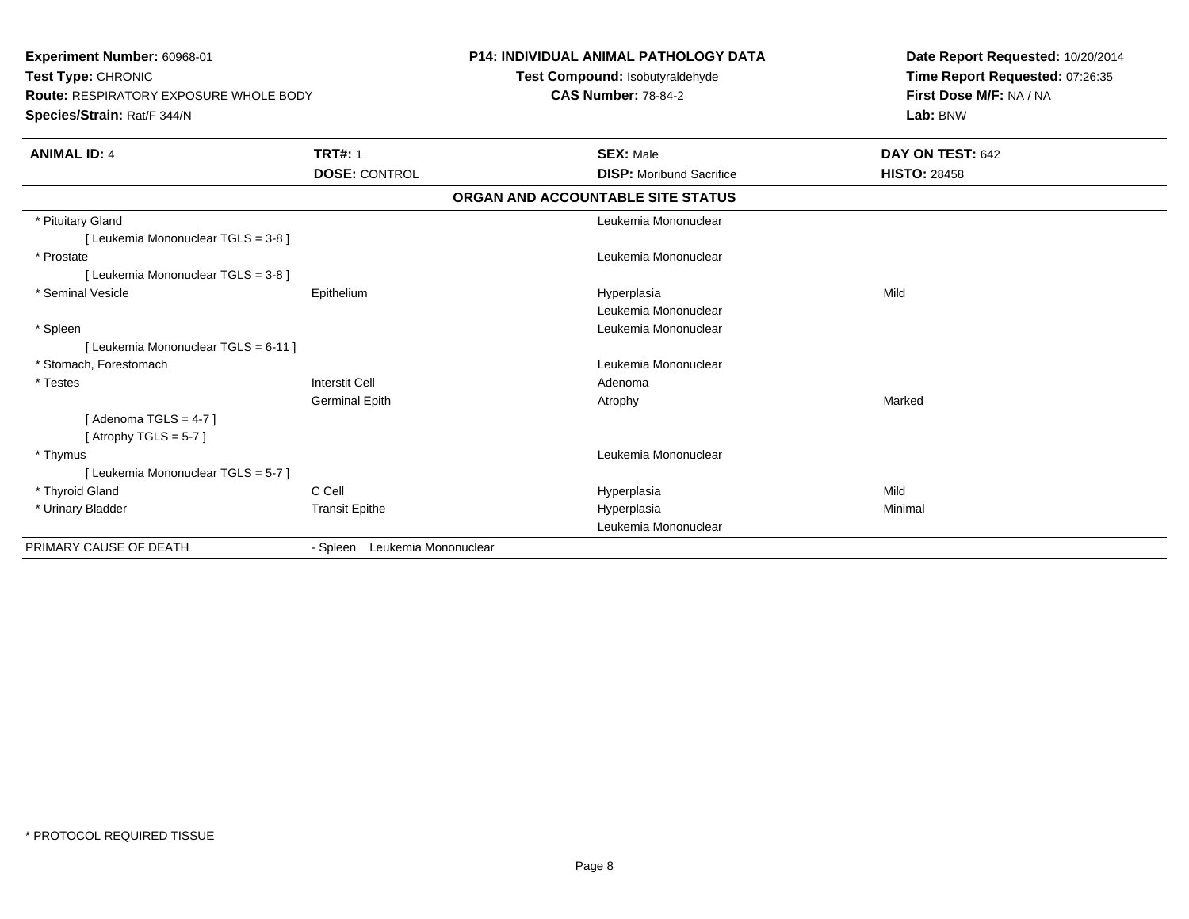**Experiment Number:** 60968-01
**Test Type:** CHRONIC
**Route:** RESPIRATORY EXPOSURE WHOLE BODY
**Species/Strain:** Rat/F 344/N

**P14: INDIVIDUAL ANIMAL PATHOLOGY DATA**
**Test Compound:** Isobutyraldehyde
**CAS Number:** 78-84-2

**Date Report Requested:** 10/20/2014
**Time Report Requested:** 07:26:35
**First Dose M/F:** NA / NA
**Lab:** BNW

| **ANIMAL ID:** 4 | **TRT#:** 1 | **SEX:** Male | **DAY ON TEST:** 642 |
|---|---|---|---|
| | **DOSE:** CONTROL | **DISP:** Moribund Sacrifice | **HISTO:** 28458 |

**ORGAN AND ACCOUNTABLE SITE STATUS**

| | | | |
|---|---|---|---|
| * Pituitary Gland | | Leukemia Mononuclear | |
| [ Leukemia Mononuclear TGLS = 3-8 ] | | | |
| * Prostate | | Leukemia Mononuclear | |
| [ Leukemia Mononuclear TGLS = 3-8 ] | | | |
| * Seminal Vesicle | Epithelium | Hyperplasia | Mild |
| | | Leukemia Mononuclear | |
| * Spleen | | Leukemia Mononuclear | |
| [ Leukemia Mononuclear TGLS = 6-11 ] | | | |
| * Stomach, Forestomach | | Leukemia Mononuclear | |
| * Testes | Interstit Cell | Adenoma | |
| | Germinal Epith | Atrophy | Marked |
| [ Adenoma TGLS = 4-7 ] | | | |
| [ Atrophy TGLS = 5-7 ] | | | |
| * Thymus | | Leukemia Mononuclear | |
| [ Leukemia Mononuclear TGLS = 5-7 ] | | | |
| * Thyroid Gland | C Cell | Hyperplasia | Mild |
| * Urinary Bladder | Transit Epithe | Hyperplasia | Minimal |
| | | Leukemia Mononuclear | |
| PRIMARY CAUSE OF DEATH | - Spleen Leukemia Mononuclear | | |

* PROTOCOL REQUIRED TISSUE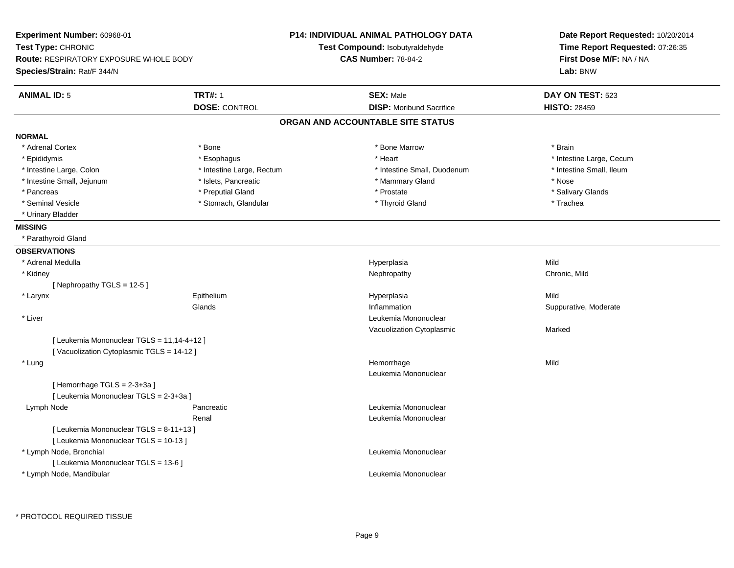**Experiment Number:** 60968-01
**Test Type:** CHRONIC
**Route:** RESPIRATORY EXPOSURE WHOLE BODY
**Species/Strain:** Rat/F 344/N

**P14: INDIVIDUAL ANIMAL PATHOLOGY DATA**
**Test Compound:** Isobutyraldehyde
**CAS Number:** 78-84-2

**Date Report Requested:** 10/20/2014
**Time Report Requested:** 07:26:35
**First Dose M/F:** NA / NA
**Lab:** BNW

| **ANIMAL ID:** 5 | **TRT#:** 1 | **SEX:** Male | **DAY ON TEST:** 523 |
|---|---|---|---|
| | **DOSE:** CONTROL | **DISP:** Moribund Sacrifice | **HISTO:** 28459 |

## ORGAN AND ACCOUNTABLE SITE STATUS

**NORMAL**

| | | | |
|---|---|---|---|
| * Adrenal Cortex | * Bone | * Bone Marrow | * Brain |
| * Epididymis | * Esophagus | * Heart | * Intestine Large, Cecum |
| * Intestine Large, Colon | * Intestine Large, Rectum | * Intestine Small, Duodenum | * Intestine Small, Ileum |
| * Intestine Small, Jejunum | * Islets, Pancreatic | * Mammary Gland | * Nose |
| * Pancreas | * Preputial Gland | * Prostate | * Salivary Glands |
| * Seminal Vesicle | * Stomach, Glandular | * Thyroid Gland | * Trachea |
| * Urinary Bladder | | | |

**MISSING**

* Parathyroid Gland

**OBSERVATIONS**

| | | | |
|---|---|---|---|
| * Adrenal Medulla | | Hyperplasia | Mild |
| * Kidney | | Nephropathy | Chronic, Mild |
| [ Nephropathy TGLS = 12-5 ] | | | |
| * Larynx | Epithelium | Hyperplasia | Mild |
| | Glands | Inflammation | Suppurative, Moderate |
| * Liver | | Leukemia Mononuclear | |
| | | Vacuolization Cytoplasmic | Marked |
| [ Leukemia Mononuclear TGLS = 11,14-4+12 ] | | | |
| [ Vacuolization Cytoplasmic TGLS = 14-12 ] | | | |
| * Lung | | Hemorrhage | Mild |
| | | Leukemia Mononuclear | |
| [ Hemorrhage TGLS = 2-3+3a ] | | | |
| [ Leukemia Mononuclear TGLS = 2-3+3a ] | | | |
| Lymph Node | Pancreatic | Leukemia Mononuclear | |
| | Renal | Leukemia Mononuclear | |
| [ Leukemia Mononuclear TGLS = 8-11+13 ] | | | |
| [ Leukemia Mononuclear TGLS = 10-13 ] | | | |
| * Lymph Node, Bronchial | | Leukemia Mononuclear | |
| [ Leukemia Mononuclear TGLS = 13-6 ] | | | |
| * Lymph Node, Mandibular | | Leukemia Mononuclear | |

* PROTOCOL REQUIRED TISSUE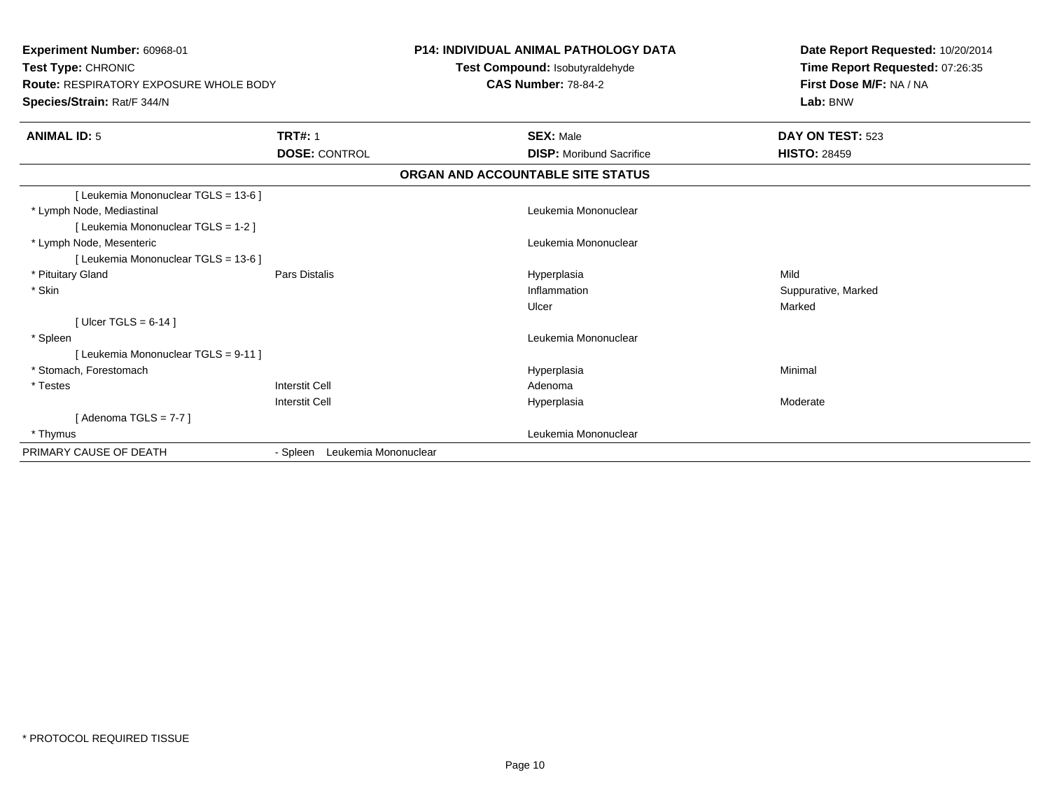**Experiment Number:** 60968-01
**Test Type:** CHRONIC
**Route:** RESPIRATORY EXPOSURE WHOLE BODY
**Species/Strain:** Rat/F 344/N

**P14: INDIVIDUAL ANIMAL PATHOLOGY DATA**
**Test Compound:** Isobutyraldehyde
**CAS Number:** 78-84-2

**Date Report Requested:** 10/20/2014
**Time Report Requested:** 07:26:35
**First Dose M/F:** NA / NA
**Lab:** BNW

| **ANIMAL ID:** 5 | **TRT#:** 1 | **SEX:** Male | **DAY ON TEST:** 523 |
|---|---|---|---|
| | **DOSE:** CONTROL | **DISP:** Moribund Sacrifice | **HISTO:** 28459 |

## ORGAN AND ACCOUNTABLE SITE STATUS

| | | | |
|---|---|---|---|
| [ Leukemia Mononuclear TGLS = 13-6 ] | | | |
| * Lymph Node, Mediastinal | | Leukemia Mononuclear | |
| [ Leukemia Mononuclear TGLS = 1-2 ] | | | |
| * Lymph Node, Mesenteric | | Leukemia Mononuclear | |
| [ Leukemia Mononuclear TGLS = 13-6 ] | | | |
| * Pituitary Gland | Pars Distalis | Hyperplasia | Mild |
| * Skin | | Inflammation | Suppurative, Marked |
| | | Ulcer | Marked |
| [ Ulcer TGLS = 6-14 ] | | | |
| * Spleen | | Leukemia Mononuclear | |
| [ Leukemia Mononuclear TGLS = 9-11 ] | | | |
| * Stomach, Forestomach | | Hyperplasia | Minimal |
| * Testes | Interstit Cell | Adenoma | |
| | Interstit Cell | Hyperplasia | Moderate |
| [ Adenoma TGLS = 7-7 ] | | | |
| * Thymus | | Leukemia Mononuclear | |
| PRIMARY CAUSE OF DEATH | - Spleen Leukemia Mononuclear | | |

* PROTOCOL REQUIRED TISSUE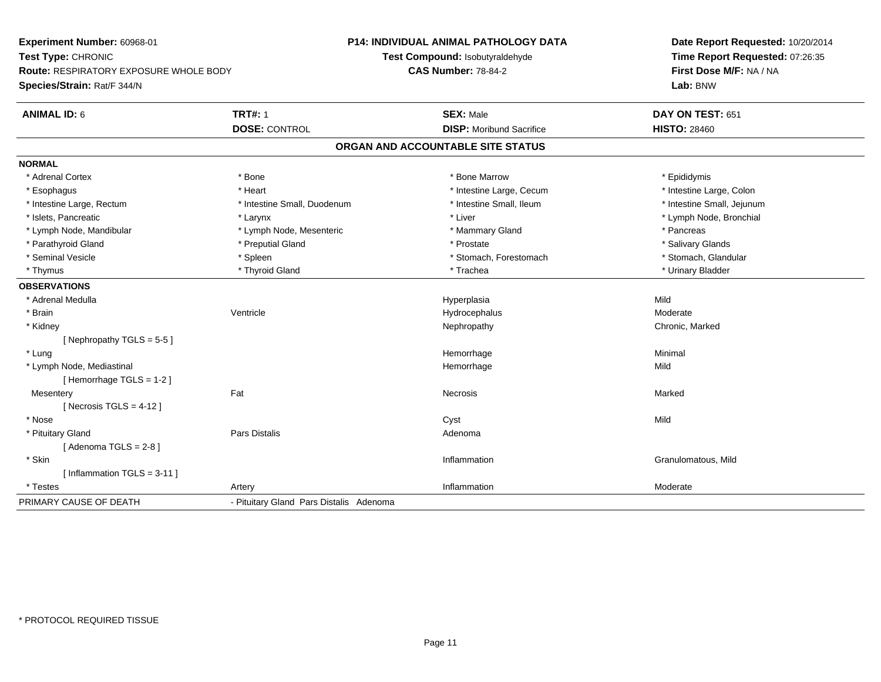**Experiment Number:** 60968-01
**Test Type:** CHRONIC
**Route:** RESPIRATORY EXPOSURE WHOLE BODY
**Species/Strain:** Rat/F 344/N

**P14: INDIVIDUAL ANIMAL PATHOLOGY DATA**
**Test Compound:** Isobutyraldehyde
**CAS Number:** 78-84-2

**Date Report Requested:** 10/20/2014
**Time Report Requested:** 07:26:35
**First Dose M/F:** NA / NA
**Lab:** BNW

| **ANIMAL ID:** 6 | **TRT#:** 1 | **SEX:** Male | **DAY ON TEST:** 651 |
|---|---|---|---|
| | **DOSE:** CONTROL | **DISP:** Moribund Sacrifice | **HISTO:** 28460 |

## ORGAN AND ACCOUNTABLE SITE STATUS

**NORMAL**

| | | | |
|---|---|---|---|
| * Adrenal Cortex | * Bone | * Bone Marrow | * Epididymis |
| * Esophagus | * Heart | * Intestine Large, Cecum | * Intestine Large, Colon |
| * Intestine Large, Rectum | * Intestine Small, Duodenum | * Intestine Small, Ileum | * Intestine Small, Jejunum |
| * Islets, Pancreatic | * Larynx | * Liver | * Lymph Node, Bronchial |
| * Lymph Node, Mandibular | * Lymph Node, Mesenteric | * Mammary Gland | * Pancreas |
| * Parathyroid Gland | * Preputial Gland | * Prostate | * Salivary Glands |
| * Seminal Vesicle | * Spleen | * Stomach, Forestomach | * Stomach, Glandular |
| * Thymus | * Thyroid Gland | * Trachea | * Urinary Bladder |

**OBSERVATIONS**

| | | | |
|---|---|---|---|
| * Adrenal Medulla | | Hyperplasia | Mild |
| * Brain | Ventricle | Hydrocephalus | Moderate |
| * Kidney | | Nephropathy | Chronic, Marked |
| [ Nephropathy TGLS = 5-5 ] | | | |
| * Lung | | Hemorrhage | Minimal |
| * Lymph Node, Mediastinal | | Hemorrhage | Mild |
| [ Hemorrhage TGLS = 1-2 ] | | | |
| Mesentery | Fat | Necrosis | Marked |
| [ Necrosis TGLS = 4-12 ] | | | |
| * Nose | | Cyst | Mild |
| * Pituitary Gland | Pars Distalis | Adenoma | |
| [ Adenoma TGLS = 2-8 ] | | | |
| * Skin | | Inflammation | Granulomatous, Mild |
| [ Inflammation TGLS = 3-11 ] | | | |
| * Testes | Artery | Inflammation | Moderate |

| | |
|---|---|
| PRIMARY CAUSE OF DEATH | - Pituitary Gland Pars Distalis Adenoma |

\* PROTOCOL REQUIRED TISSUE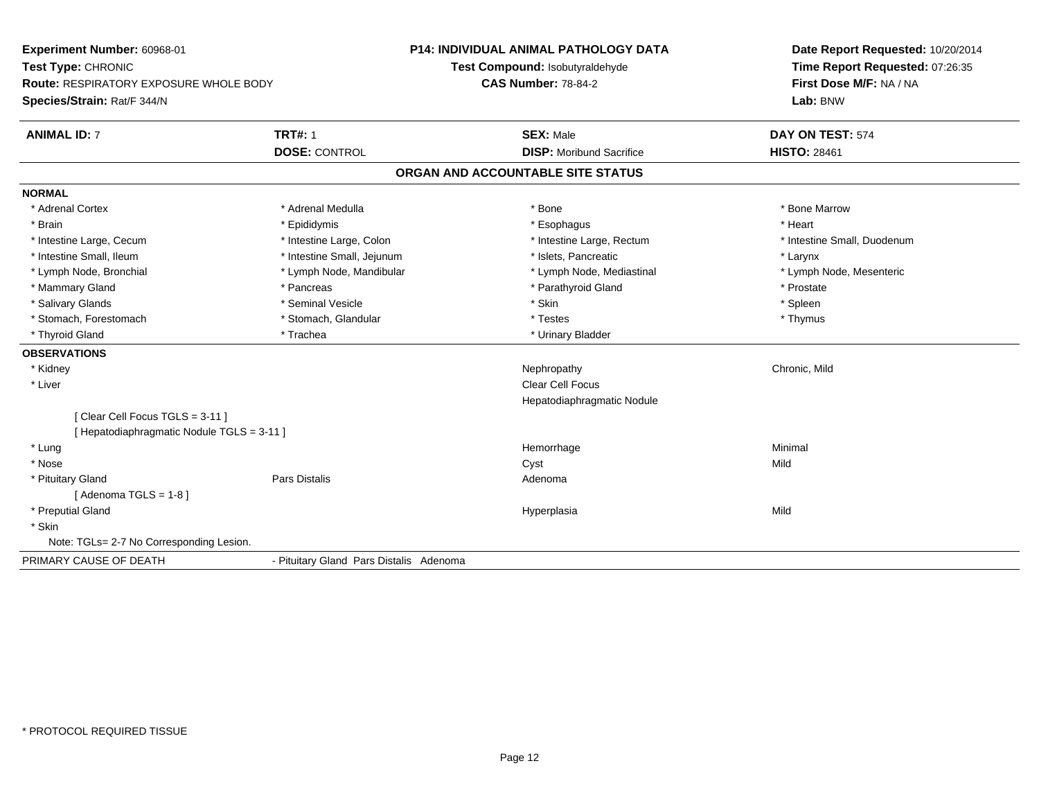**Experiment Number:** 60968-01
**Test Type:** CHRONIC
**Route:** RESPIRATORY EXPOSURE WHOLE BODY
**Species/Strain:** Rat/F 344/N

**P14: INDIVIDUAL ANIMAL PATHOLOGY DATA**
**Test Compound:** Isobutyraldehyde
**CAS Number:** 78-84-2

**Date Report Requested:** 10/20/2014
**Time Report Requested:** 07:26:35
**First Dose M/F:** NA / NA
**Lab:** BNW

| **ANIMAL ID:** 7 | **TRT#:** 1 | **SEX:** Male | **DAY ON TEST:** 574 |
|---|---|---|---|
| | **DOSE:** CONTROL | **DISP:** Moribund Sacrifice | **HISTO:** 28461 |

## ORGAN AND ACCOUNTABLE SITE STATUS

**NORMAL**

| | | | |
|---|---|---|---|
| * Adrenal Cortex | * Adrenal Medulla | * Bone | * Bone Marrow |
| * Brain | * Epididymis | * Esophagus | * Heart |
| * Intestine Large, Cecum | * Intestine Large, Colon | * Intestine Large, Rectum | * Intestine Small, Duodenum |
| * Intestine Small, Ileum | * Intestine Small, Jejunum | * Islets, Pancreatic | * Larynx |
| * Lymph Node, Bronchial | * Lymph Node, Mandibular | * Lymph Node, Mediastinal | * Lymph Node, Mesenteric |
| * Mammary Gland | * Pancreas | * Parathyroid Gland | * Prostate |
| * Salivary Glands | * Seminal Vesicle | * Skin | * Spleen |
| * Stomach, Forestomach | * Stomach, Glandular | * Testes | * Thymus |
| * Thyroid Gland | * Trachea | * Urinary Bladder | |

**OBSERVATIONS**

| | | | |
|---|---|---|---|
| * Kidney | | Nephropathy | Chronic, Mild |
| * Liver | | Clear Cell Focus | |
| | | Hepatodiaphragmatic Nodule | |
| [ Clear Cell Focus TGLS = 3-11 ] | | | |
| [ Hepatodiaphragmatic Nodule TGLS = 3-11 ] | | | |
| * Lung | | Hemorrhage | Minimal |
| * Nose | | Cyst | Mild |
| * Pituitary Gland | Pars Distalis | Adenoma | |
| [ Adenoma TGLS = 1-8 ] | | | |
| * Preputial Gland | | Hyperplasia | Mild |
| * Skin | | | |
| Note: TGLs= 2-7 No Corresponding Lesion. | | | |

| PRIMARY CAUSE OF DEATH | - Pituitary Gland Pars Distalis Adenoma |
|---|---|

\* PROTOCOL REQUIRED TISSUE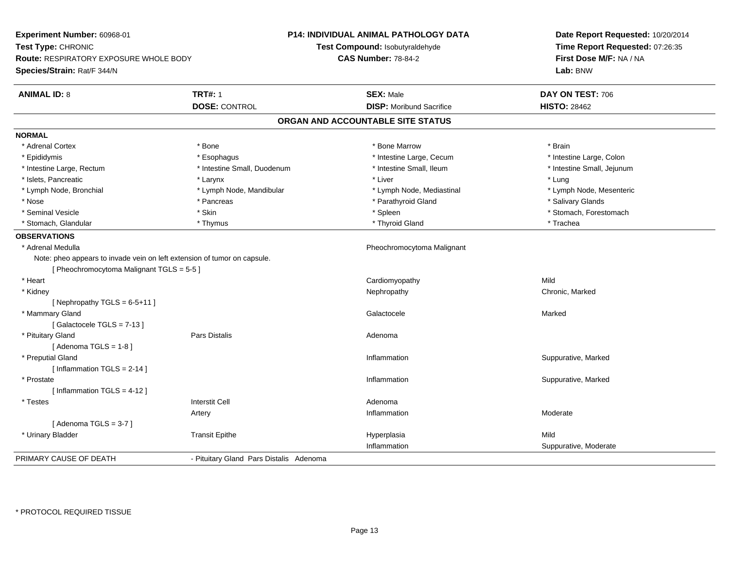**Experiment Number:** 60968-01
**Test Type:** CHRONIC
**Route:** RESPIRATORY EXPOSURE WHOLE BODY
**Species/Strain:** Rat/F 344/N

**P14: INDIVIDUAL ANIMAL PATHOLOGY DATA**
**Test Compound:** Isobutyraldehyde
**CAS Number:** 78-84-2

**Date Report Requested:** 10/20/2014
**Time Report Requested:** 07:26:35
**First Dose M/F:** NA / NA
**Lab:** BNW

| **ANIMAL ID:** 8 | **TRT#:** 1 | **SEX:** Male | **DAY ON TEST:** 706 |
|---|---|---|---|
| | **DOSE:** CONTROL | **DISP:** Moribund Sacrifice | **HISTO:** 28462 |

## ORGAN AND ACCOUNTABLE SITE STATUS

**NORMAL**

| | | | |
|---|---|---|---|
| * Adrenal Cortex | * Bone | * Bone Marrow | * Brain |
| * Epididymis | * Esophagus | * Intestine Large, Cecum | * Intestine Large, Colon |
| * Intestine Large, Rectum | * Intestine Small, Duodenum | * Intestine Small, Ileum | * Intestine Small, Jejunum |
| * Islets, Pancreatic | * Larynx | * Liver | * Lung |
| * Lymph Node, Bronchial | * Lymph Node, Mandibular | * Lymph Node, Mediastinal | * Lymph Node, Mesenteric |
| * Nose | * Pancreas | * Parathyroid Gland | * Salivary Glands |
| * Seminal Vesicle | * Skin | * Spleen | * Stomach, Forestomach |
| * Stomach, Glandular | * Thymus | * Thyroid Gland | * Trachea |

**OBSERVATIONS**

| | | | |
|---|---|---|---|
| * Adrenal Medulla | | Pheochromocytoma Malignant | |
| Note: pheo appears to invade vein on left extension of tumor on capsule. | | | |
| [ Pheochromocytoma Malignant TGLS = 5-5 ] | | | |
| * Heart | | Cardiomyopathy | Mild |
| * Kidney | | Nephropathy | Chronic, Marked |
| [ Nephropathy TGLS = 6-5+11 ] | | | |
| * Mammary Gland | | Galactocele | Marked |
| [ Galactocele TGLS = 7-13 ] | | | |
| * Pituitary Gland | Pars Distalis | Adenoma | |
| [ Adenoma TGLS = 1-8 ] | | | |
| * Preputial Gland | | Inflammation | Suppurative, Marked |
| [ Inflammation TGLS = 2-14 ] | | | |
| * Prostate | | Inflammation | Suppurative, Marked |
| [ Inflammation TGLS = 4-12 ] | | | |
| * Testes | Interstit Cell | Adenoma | |
| | Artery | Inflammation | Moderate |
| [ Adenoma TGLS = 3-7 ] | | | |
| * Urinary Bladder | Transit Epithe | Hyperplasia | Mild |
| | | Inflammation | Suppurative, Moderate |

PRIMARY CAUSE OF DEATH - Pituitary Gland Pars Distalis Adenoma

\* PROTOCOL REQUIRED TISSUE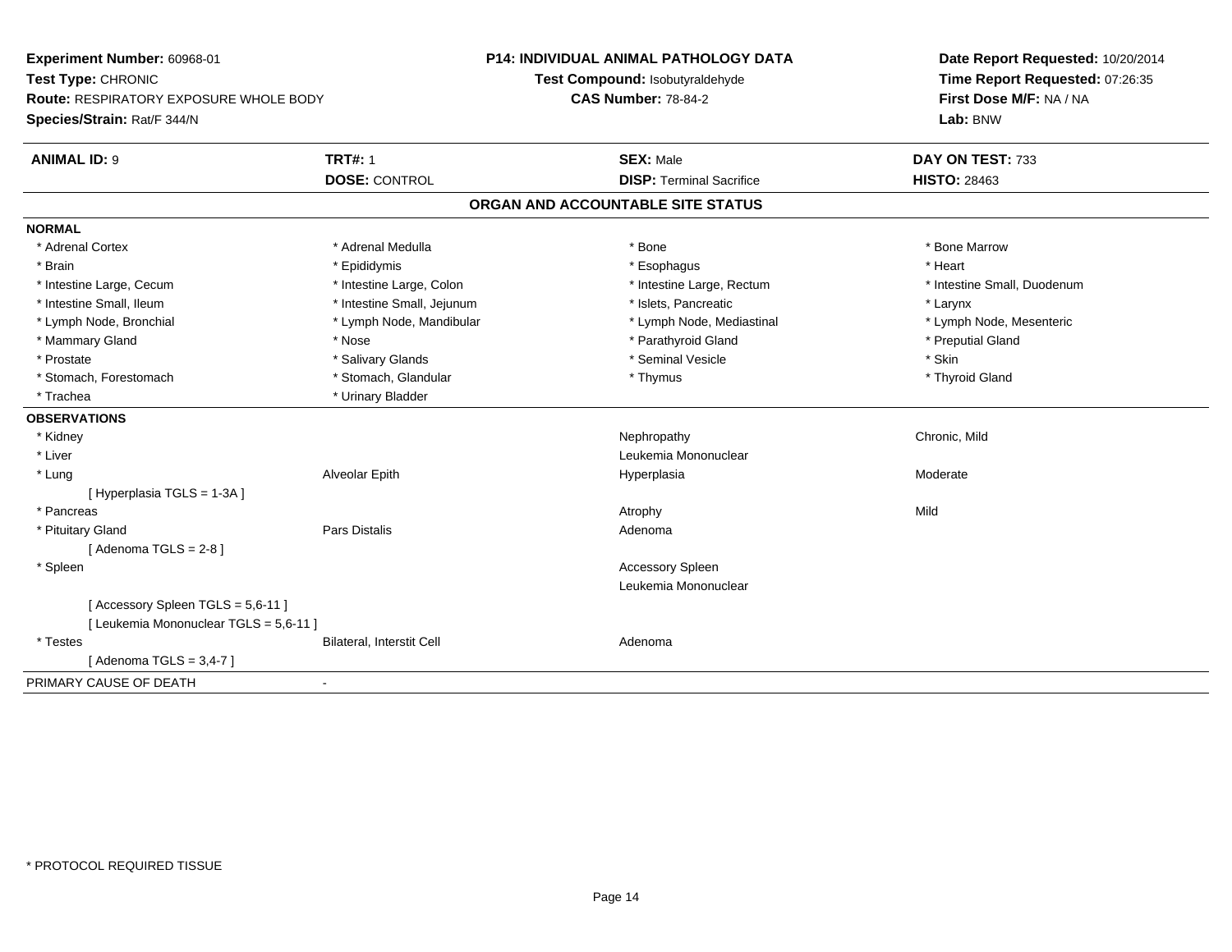**Experiment Number:** 60968-01
**Test Type:** CHRONIC
**Route:** RESPIRATORY EXPOSURE WHOLE BODY
**Species/Strain:** Rat/F 344/N

**P14: INDIVIDUAL ANIMAL PATHOLOGY DATA**
**Test Compound:** Isobutyraldehyde
**CAS Number:** 78-84-2

**Date Report Requested:** 10/20/2014
**Time Report Requested:** 07:26:35
**First Dose M/F:** NA / NA
**Lab:** BNW

| **ANIMAL ID:** 9 | **TRT#:** 1 | **SEX:** Male | **DAY ON TEST:** 733 |
|---|---|---|---|
| | **DOSE:** CONTROL | **DISP:** Terminal Sacrifice | **HISTO:** 28463 |

## ORGAN AND ACCOUNTABLE SITE STATUS

**NORMAL**

| | | | |
|---|---|---|---|
| * Adrenal Cortex | * Adrenal Medulla | * Bone | * Bone Marrow |
| * Brain | * Epididymis | * Esophagus | * Heart |
| * Intestine Large, Cecum | * Intestine Large, Colon | * Intestine Large, Rectum | * Intestine Small, Duodenum |
| * Intestine Small, Ileum | * Intestine Small, Jejunum | * Islets, Pancreatic | * Larynx |
| * Lymph Node, Bronchial | * Lymph Node, Mandibular | * Lymph Node, Mediastinal | * Lymph Node, Mesenteric |
| * Mammary Gland | * Nose | * Parathyroid Gland | * Preputial Gland |
| * Prostate | * Salivary Glands | * Seminal Vesicle | * Skin |
| * Stomach, Forestomach | * Stomach, Glandular | * Thymus | * Thyroid Gland |
| * Trachea | * Urinary Bladder | | |

**OBSERVATIONS**

| | | | |
|---|---|---|---|
| * Kidney | | Nephropathy | Chronic, Mild |
| * Liver | | Leukemia Mononuclear | |
| * Lung | Alveolar Epith | Hyperplasia | Moderate |
| [ Hyperplasia TGLS = 1-3A ] | | | |
| * Pancreas | | Atrophy | Mild |
| * Pituitary Gland | Pars Distalis | Adenoma | |
| [ Adenoma TGLS = 2-8 ] | | | |
| * Spleen | | Accessory Spleen | |
| | | Leukemia Mononuclear | |
| [ Accessory Spleen TGLS = 5,6-11 ] | | | |
| [ Leukemia Mononuclear TGLS = 5,6-11 ] | | | |
| * Testes | Bilateral, Interstit Cell | Adenoma | |
| [ Adenoma TGLS = 3,4-7 ] | | | |

PRIMARY CAUSE OF DEATH -

* PROTOCOL REQUIRED TISSUE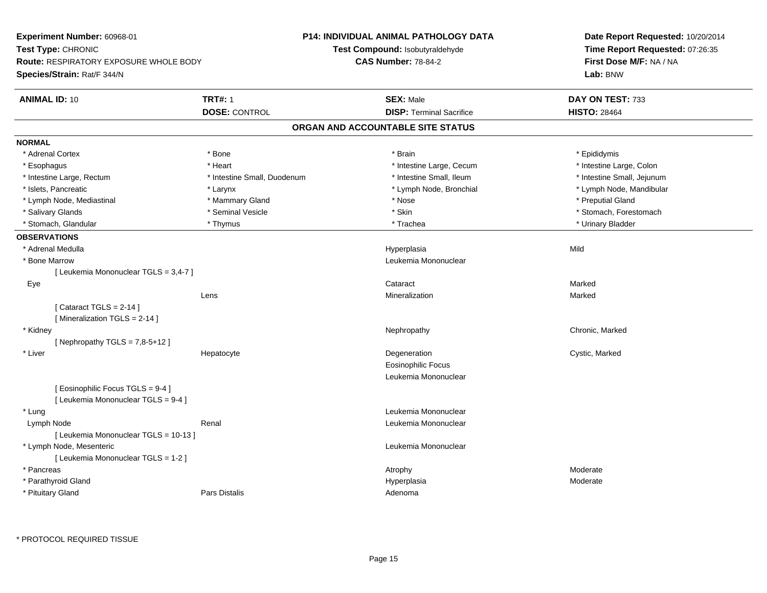**Experiment Number:** 60968-01
**Test Type:** CHRONIC
**Route:** RESPIRATORY EXPOSURE WHOLE BODY
**Species/Strain:** Rat/F 344/N

**P14: INDIVIDUAL ANIMAL PATHOLOGY DATA**
**Test Compound:** Isobutyraldehyde
**CAS Number:** 78-84-2

**Date Report Requested:** 10/20/2014
**Time Report Requested:** 07:26:35
**First Dose M/F:** NA / NA
**Lab:** BNW

| **ANIMAL ID:** 10 | **TRT#:** 1 | **SEX:** Male | **DAY ON TEST:** 733 |
|---|---|---|---|
| | **DOSE:** CONTROL | **DISP:** Terminal Sacrifice | **HISTO:** 28464 |

## ORGAN AND ACCOUNTABLE SITE STATUS

**NORMAL**

| | | | |
|---|---|---|---|
| * Adrenal Cortex | * Bone | * Brain | * Epididymis |
| * Esophagus | * Heart | * Intestine Large, Cecum | * Intestine Large, Colon |
| * Intestine Large, Rectum | * Intestine Small, Duodenum | * Intestine Small, Ileum | * Intestine Small, Jejunum |
| * Islets, Pancreatic | * Larynx | * Lymph Node, Bronchial | * Lymph Node, Mandibular |
| * Lymph Node, Mediastinal | * Mammary Gland | * Nose | * Preputial Gland |
| * Salivary Glands | * Seminal Vesicle | * Skin | * Stomach, Forestomach |
| * Stomach, Glandular | * Thymus | * Trachea | * Urinary Bladder |

**OBSERVATIONS**

| | | | |
|---|---|---|---|
| * Adrenal Medulla | | Hyperplasia | Mild |
| * Bone Marrow | | Leukemia Mononuclear | |
| [ Leukemia Mononuclear TGLS = 3,4-7 ] | | | |
| Eye | | Cataract | Marked |
| | Lens | Mineralization | Marked |
| [ Cataract TGLS = 2-14 ] | | | |
| [ Mineralization TGLS = 2-14 ] | | | |
| * Kidney | | Nephropathy | Chronic, Marked |
| [ Nephropathy TGLS = 7,8-5+12 ] | | | |
| * Liver | Hepatocyte | Degeneration | Cystic, Marked |
| | | Eosinophilic Focus | |
| | | Leukemia Mononuclear | |
| [ Eosinophilic Focus TGLS = 9-4 ] | | | |
| [ Leukemia Mononuclear TGLS = 9-4 ] | | | |
| * Lung | | Leukemia Mononuclear | |
| Lymph Node | Renal | Leukemia Mononuclear | |
| [ Leukemia Mononuclear TGLS = 10-13 ] | | | |
| * Lymph Node, Mesenteric | | Leukemia Mononuclear | |
| [ Leukemia Mononuclear TGLS = 1-2 ] | | | |
| * Pancreas | | Atrophy | Moderate |
| * Parathyroid Gland | | Hyperplasia | Moderate |
| * Pituitary Gland | Pars Distalis | Adenoma | |

\* PROTOCOL REQUIRED TISSUE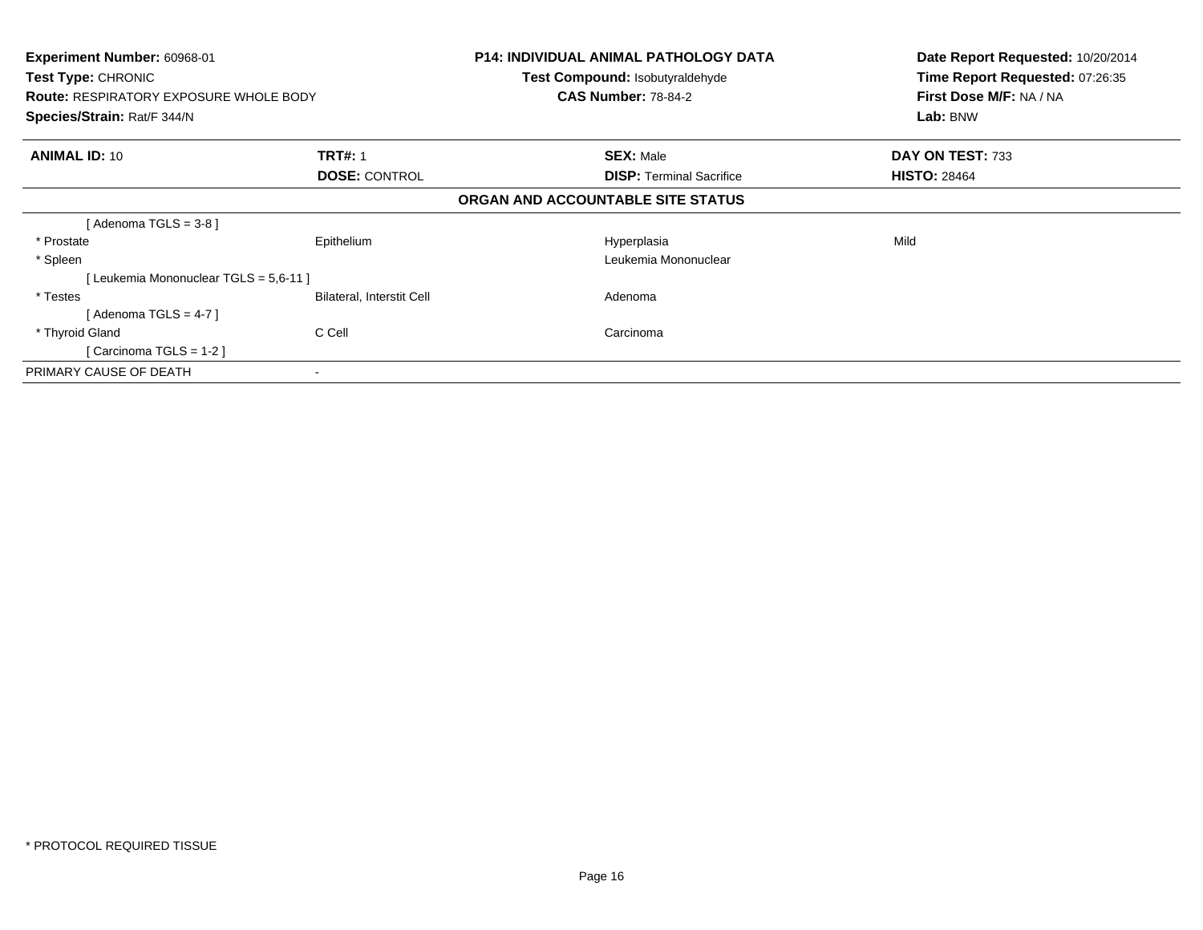**Experiment Number:** 60968-01
**Test Type:** CHRONIC
**Route:** RESPIRATORY EXPOSURE WHOLE BODY
**Species/Strain:** Rat/F 344/N

**P14: INDIVIDUAL ANIMAL PATHOLOGY DATA**
**Test Compound:** Isobutyraldehyde
**CAS Number:** 78-84-2

**Date Report Requested:** 10/20/2014
**Time Report Requested:** 07:26:35
**First Dose M/F:** NA / NA
**Lab:** BNW

| **ANIMAL ID:** 10 | **TRT#:** 1 | **SEX:** Male | **DAY ON TEST:** 733 |
|---|---|---|---|
| | **DOSE:** CONTROL | **DISP:** Terminal Sacrifice | **HISTO:** 28464 |

**ORGAN AND ACCOUNTABLE SITE STATUS**

| | | | |
|---|---|---|---|
| [ Adenoma TGLS = 3-8 ] | | | |
| * Prostate | Epithelium | Hyperplasia | Mild |
| * Spleen | | Leukemia Mononuclear | |
| [ Leukemia Mononuclear TGLS = 5,6-11 ] | | | |
| * Testes | Bilateral, Interstit Cell | Adenoma | |
| [ Adenoma TGLS = 4-7 ] | | | |
| * Thyroid Gland | C Cell | Carcinoma | |
| [ Carcinoma TGLS = 1-2 ] | | | |
| PRIMARY CAUSE OF DEATH | - | | |

* PROTOCOL REQUIRED TISSUE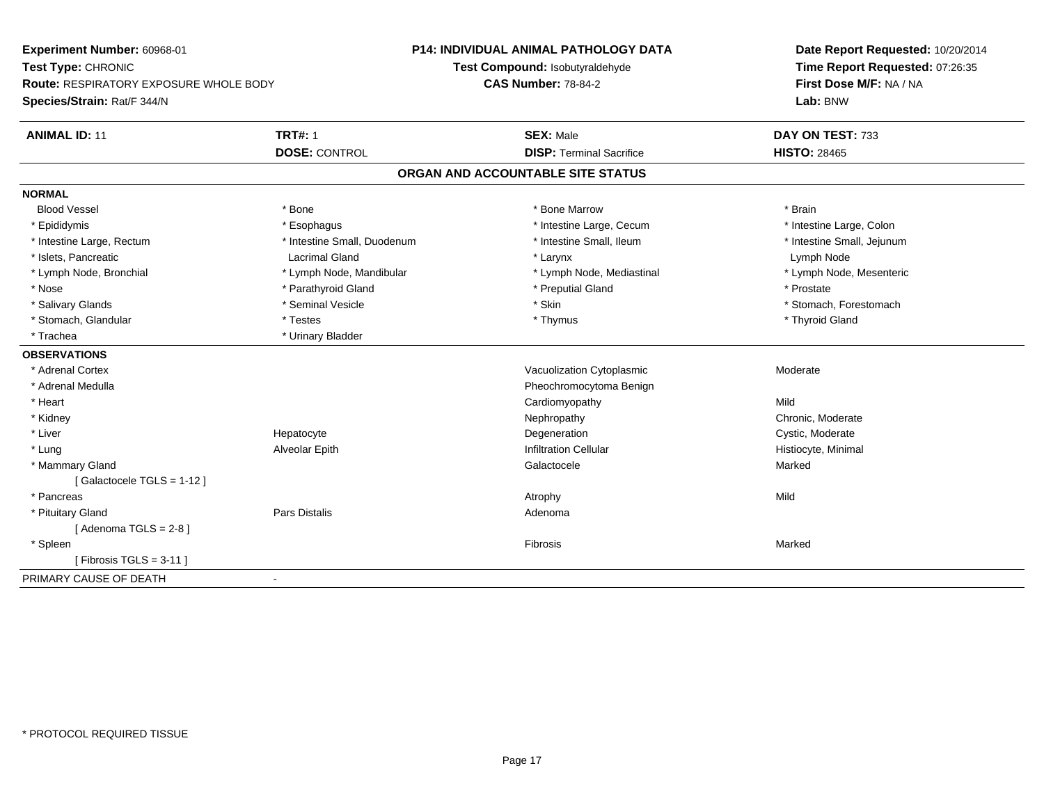**Experiment Number:** 60968-01
**Test Type:** CHRONIC
**Route:** RESPIRATORY EXPOSURE WHOLE BODY
**Species/Strain:** Rat/F 344/N

**P14: INDIVIDUAL ANIMAL PATHOLOGY DATA**
**Test Compound:** Isobutyraldehyde
**CAS Number:** 78-84-2

**Date Report Requested:** 10/20/2014
**Time Report Requested:** 07:26:35
**First Dose M/F:** NA / NA
**Lab:** BNW

| **ANIMAL ID:** 11 | **TRT#:** 1 | **SEX:** Male | **DAY ON TEST:** 733 |
|---|---|---|---|
| | **DOSE:** CONTROL | **DISP:** Terminal Sacrifice | **HISTO:** 28465 |

## ORGAN AND ACCOUNTABLE SITE STATUS

**NORMAL**

| | | | |
|---|---|---|---|
| Blood Vessel | * Bone | * Bone Marrow | * Brain |
| * Epididymis | * Esophagus | * Intestine Large, Cecum | * Intestine Large, Colon |
| * Intestine Large, Rectum | * Intestine Small, Duodenum | * Intestine Small, Ileum | * Intestine Small, Jejunum |
| * Islets, Pancreatic | Lacrimal Gland | * Larynx | Lymph Node |
| * Lymph Node, Bronchial | * Lymph Node, Mandibular | * Lymph Node, Mediastinal | * Lymph Node, Mesenteric |
| * Nose | * Parathyroid Gland | * Preputial Gland | * Prostate |
| * Salivary Glands | * Seminal Vesicle | * Skin | * Stomach, Forestomach |
| * Stomach, Glandular | * Testes | * Thymus | * Thyroid Gland |
| * Trachea | * Urinary Bladder | | |

**OBSERVATIONS**

| | | | |
|---|---|---|---|
| * Adrenal Cortex | | Vacuolization Cytoplasmic | Moderate |
| * Adrenal Medulla | | Pheochromocytoma Benign | |
| * Heart | | Cardiomyopathy | Mild |
| * Kidney | | Nephropathy | Chronic, Moderate |
| * Liver | Hepatocyte | Degeneration | Cystic, Moderate |
| * Lung | Alveolar Epith | Infiltration Cellular | Histiocyte, Minimal |
| * Mammary Gland | | Galactocele | Marked |
| [ Galactocele TGLS = 1-12 ] | | | |
| * Pancreas | | Atrophy | Mild |
| * Pituitary Gland | Pars Distalis | Adenoma | |
| [ Adenoma TGLS = 2-8 ] | | | |
| * Spleen | | Fibrosis | Marked |
| [ Fibrosis TGLS = 3-11 ] | | | |

PRIMARY CAUSE OF DEATH -

\* PROTOCOL REQUIRED TISSUE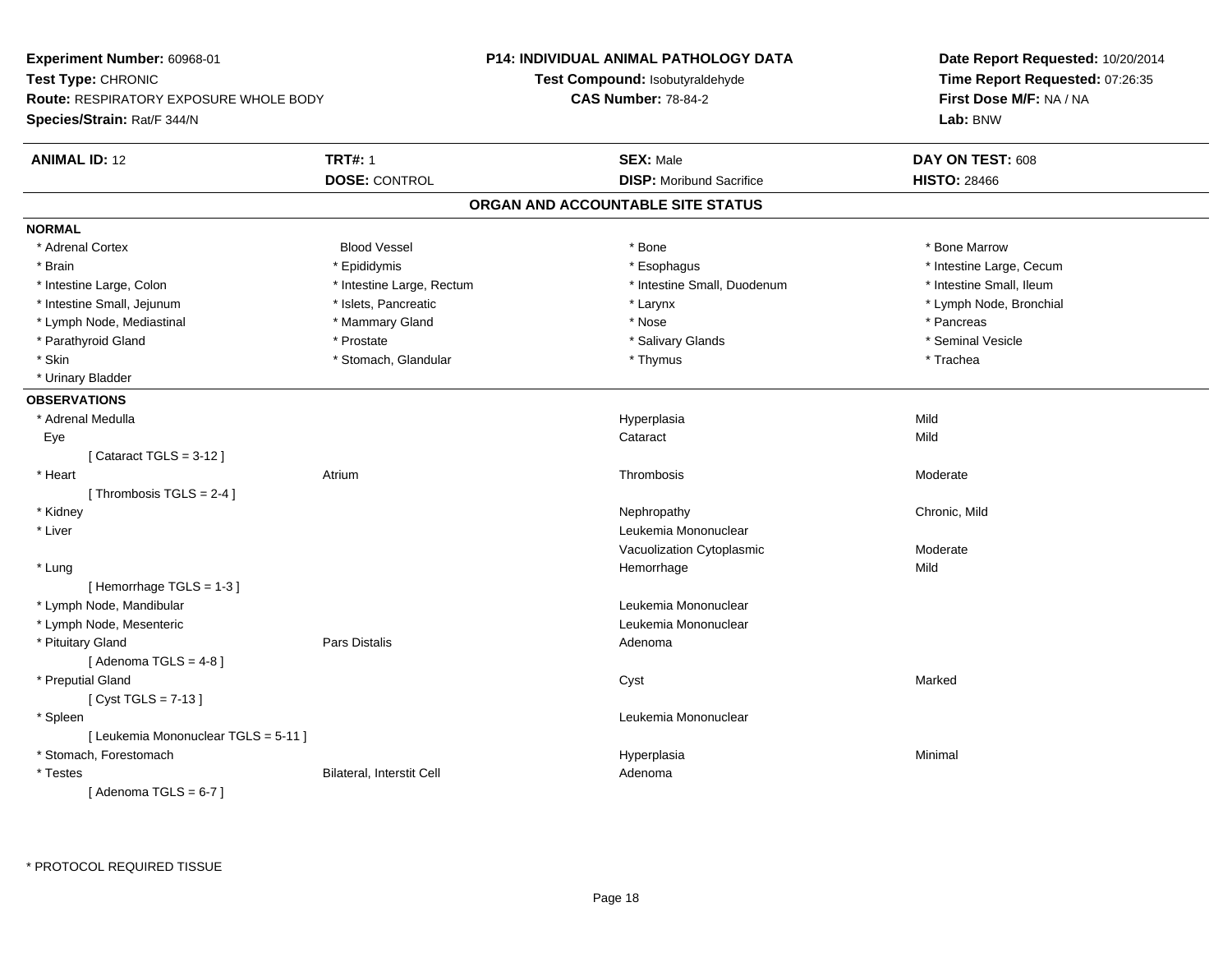**Experiment Number:** 60968-01
**Test Type:** CHRONIC
**Route:** RESPIRATORY EXPOSURE WHOLE BODY
**Species/Strain:** Rat/F 344/N

**P14: INDIVIDUAL ANIMAL PATHOLOGY DATA**
**Test Compound:** Isobutyraldehyde
**CAS Number:** 78-84-2

**Date Report Requested:** 10/20/2014
**Time Report Requested:** 07:26:35
**First Dose M/F:** NA / NA
**Lab:** BNW

| **ANIMAL ID:** 12 | **TRT#:** 1 | **SEX:** Male | **DAY ON TEST:** 608 |
|---|---|---|---|
| | **DOSE:** CONTROL | **DISP:** Moribund Sacrifice | **HISTO:** 28466 |

## ORGAN AND ACCOUNTABLE SITE STATUS

**NORMAL**

| | | | |
|---|---|---|---|
| * Adrenal Cortex | Blood Vessel | * Bone | * Bone Marrow |
| * Brain | * Epididymis | * Esophagus | * Intestine Large, Cecum |
| * Intestine Large, Colon | * Intestine Large, Rectum | * Intestine Small, Duodenum | * Intestine Small, Ileum |
| * Intestine Small, Jejunum | * Islets, Pancreatic | * Larynx | * Lymph Node, Bronchial |
| * Lymph Node, Mediastinal | * Mammary Gland | * Nose | * Pancreas |
| * Parathyroid Gland | * Prostate | * Salivary Glands | * Seminal Vesicle |
| * Skin | * Stomach, Glandular | * Thymus | * Trachea |
| * Urinary Bladder | | | |

**OBSERVATIONS**

| | | | |
|---|---|---|---|
| * Adrenal Medulla | | Hyperplasia | Mild |
| Eye | | Cataract | Mild |
| [ Cataract TGLS = 3-12 ] | | | |
| * Heart | Atrium | Thrombosis | Moderate |
| [ Thrombosis TGLS = 2-4 ] | | | |
| * Kidney | | Nephropathy | Chronic, Mild |
| * Liver | | Leukemia Mononuclear | |
| | | Vacuolization Cytoplasmic | Moderate |
| * Lung | | Hemorrhage | Mild |
| [ Hemorrhage TGLS = 1-3 ] | | | |
| * Lymph Node, Mandibular | | Leukemia Mononuclear | |
| * Lymph Node, Mesenteric | | Leukemia Mononuclear | |
| * Pituitary Gland | Pars Distalis | Adenoma | |
| [ Adenoma TGLS = 4-8 ] | | | |
| * Preputial Gland | | Cyst | Marked |
| [ Cyst TGLS = 7-13 ] | | | |
| * Spleen | | Leukemia Mononuclear | |
| [ Leukemia Mononuclear TGLS = 5-11 ] | | | |
| * Stomach, Forestomach | | Hyperplasia | Minimal |
| * Testes | Bilateral, Interstit Cell | Adenoma | |
| [ Adenoma TGLS = 6-7 ] | | | |

* PROTOCOL REQUIRED TISSUE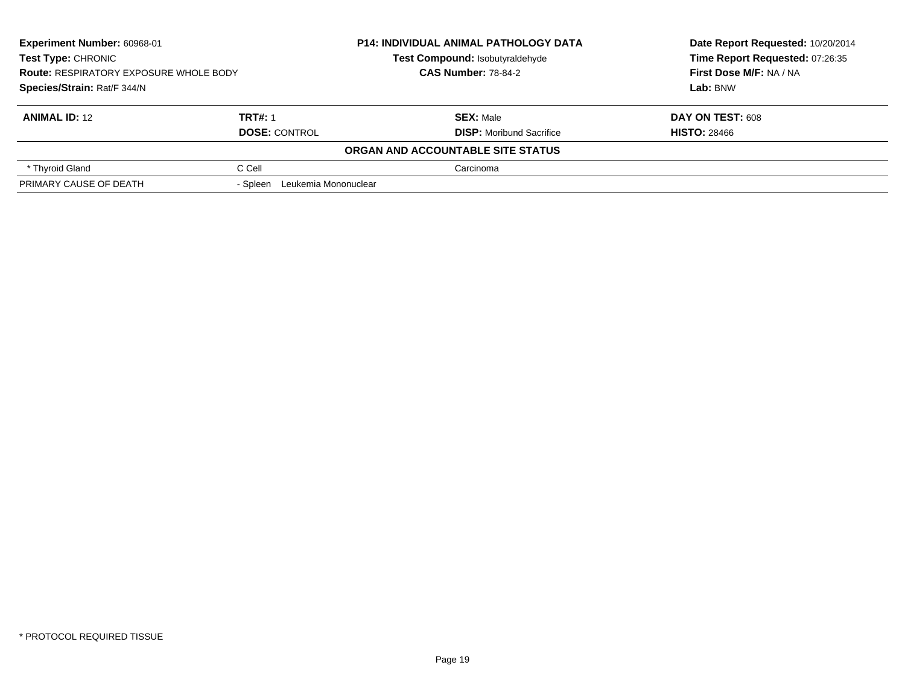| **Experiment Number:** 60968-01 | **P14: INDIVIDUAL ANIMAL PATHOLOGY DATA** | **Date Report Requested:** 10/20/2014 |
|---|---|---|
| **Test Type:** CHRONIC | **Test Compound:** Isobutyraldehyde | **Time Report Requested:** 07:26:35 |
| **Route:** RESPIRATORY EXPOSURE WHOLE BODY | **CAS Number:** 78-84-2 | **First Dose M/F:** NA / NA |
| **Species/Strain:** Rat/F 344/N | | **Lab:** BNW |

| **ANIMAL ID:** 12 | **TRT#:** 1 | **SEX:** Male | **DAY ON TEST:** 608 |
|---|---|---|---|
| | **DOSE:** CONTROL | **DISP:** Moribund Sacrifice | **HISTO:** 28466 |
| | | **ORGAN AND ACCOUNTABLE SITE STATUS** | |
| * Thyroid Gland | C Cell | Carcinoma | |
| PRIMARY CAUSE OF DEATH | - Spleen Leukemia Mononuclear | | |

* PROTOCOL REQUIRED TISSUE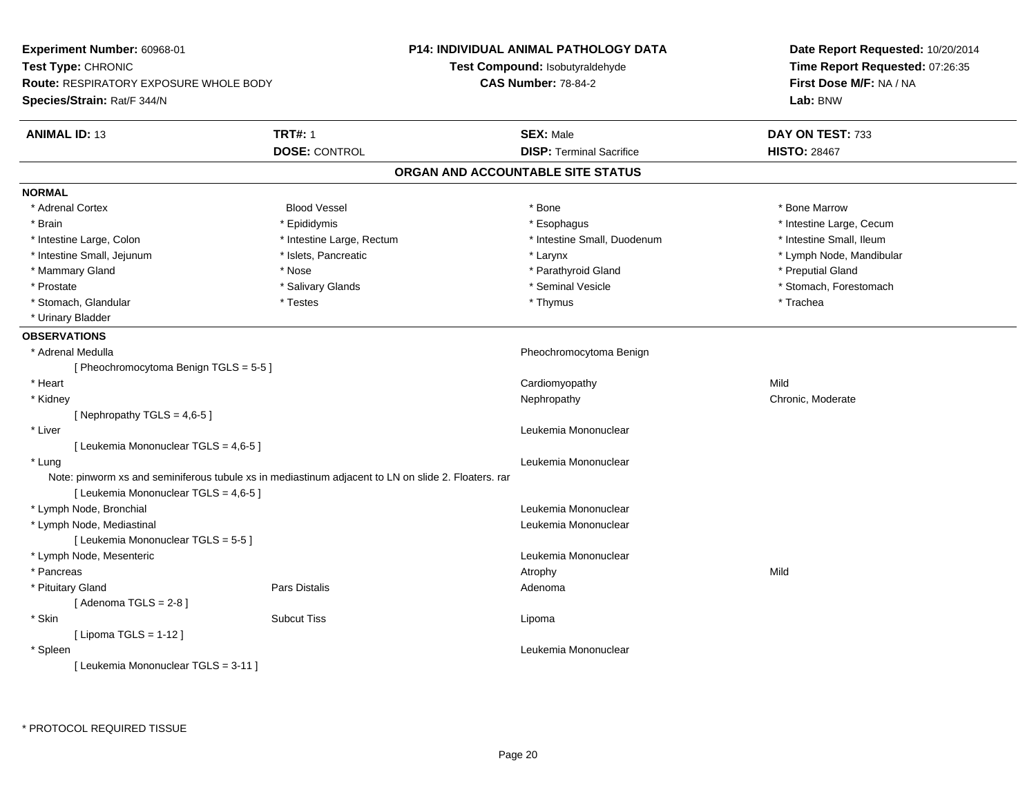**Experiment Number:** 60968-01
**Test Type:** CHRONIC
**Route:** RESPIRATORY EXPOSURE WHOLE BODY
**Species/Strain:** Rat/F 344/N

**P14: INDIVIDUAL ANIMAL PATHOLOGY DATA**
**Test Compound:** Isobutyraldehyde
**CAS Number:** 78-84-2

**Date Report Requested:** 10/20/2014
**Time Report Requested:** 07:26:35
**First Dose M/F:** NA / NA
**Lab:** BNW

| **ANIMAL ID:** 13 | **TRT#:** 1 | **SEX:** Male | **DAY ON TEST:** 733 |
|---|---|---|---|
| | **DOSE:** CONTROL | **DISP:** Terminal Sacrifice | **HISTO:** 28467 |

## ORGAN AND ACCOUNTABLE SITE STATUS

### NORMAL

| | | | |
|---|---|---|---|
| * Adrenal Cortex | Blood Vessel | * Bone | * Bone Marrow |
| * Brain | * Epididymis | * Esophagus | * Intestine Large, Cecum |
| * Intestine Large, Colon | * Intestine Large, Rectum | * Intestine Small, Duodenum | * Intestine Small, Ileum |
| * Intestine Small, Jejunum | * Islets, Pancreatic | * Larynx | * Lymph Node, Mandibular |
| * Mammary Gland | * Nose | * Parathyroid Gland | * Preputial Gland |
| * Prostate | * Salivary Glands | * Seminal Vesicle | * Stomach, Forestomach |
| * Stomach, Glandular | * Testes | * Thymus | * Trachea |
| * Urinary Bladder | | | |

### OBSERVATIONS

| | | | |
|---|---|---|---|
| * Adrenal Medulla | | Pheochromocytoma Benign | |
| [ Pheochromocytoma Benign TGLS = 5-5 ] | | | |
| * Heart | | Cardiomyopathy | Mild |
| * Kidney | | Nephropathy | Chronic, Moderate |
| [ Nephropathy TGLS = 4,6-5 ] | | | |
| * Liver | | Leukemia Mononuclear | |
| [ Leukemia Mononuclear TGLS = 4,6-5 ] | | | |
| * Lung | | Leukemia Mononuclear | |
| Note: pinworm xs and seminiferous tubule xs in mediastinum adjacent to LN on slide 2. Floaters. rar | | | |
| [ Leukemia Mononuclear TGLS = 4,6-5 ] | | | |
| * Lymph Node, Bronchial | | Leukemia Mononuclear | |
| * Lymph Node, Mediastinal | | Leukemia Mononuclear | |
| [ Leukemia Mononuclear TGLS = 5-5 ] | | | |
| * Lymph Node, Mesenteric | | Leukemia Mononuclear | |
| * Pancreas | | Atrophy | Mild |
| * Pituitary Gland | Pars Distalis | Adenoma | |
| [ Adenoma TGLS = 2-8 ] | | | |
| * Skin | Subcut Tiss | Lipoma | |
| [ Lipoma TGLS = 1-12 ] | | | |
| * Spleen | | Leukemia Mononuclear | |
| [ Leukemia Mononuclear TGLS = 3-11 ] | | | |

* PROTOCOL REQUIRED TISSUE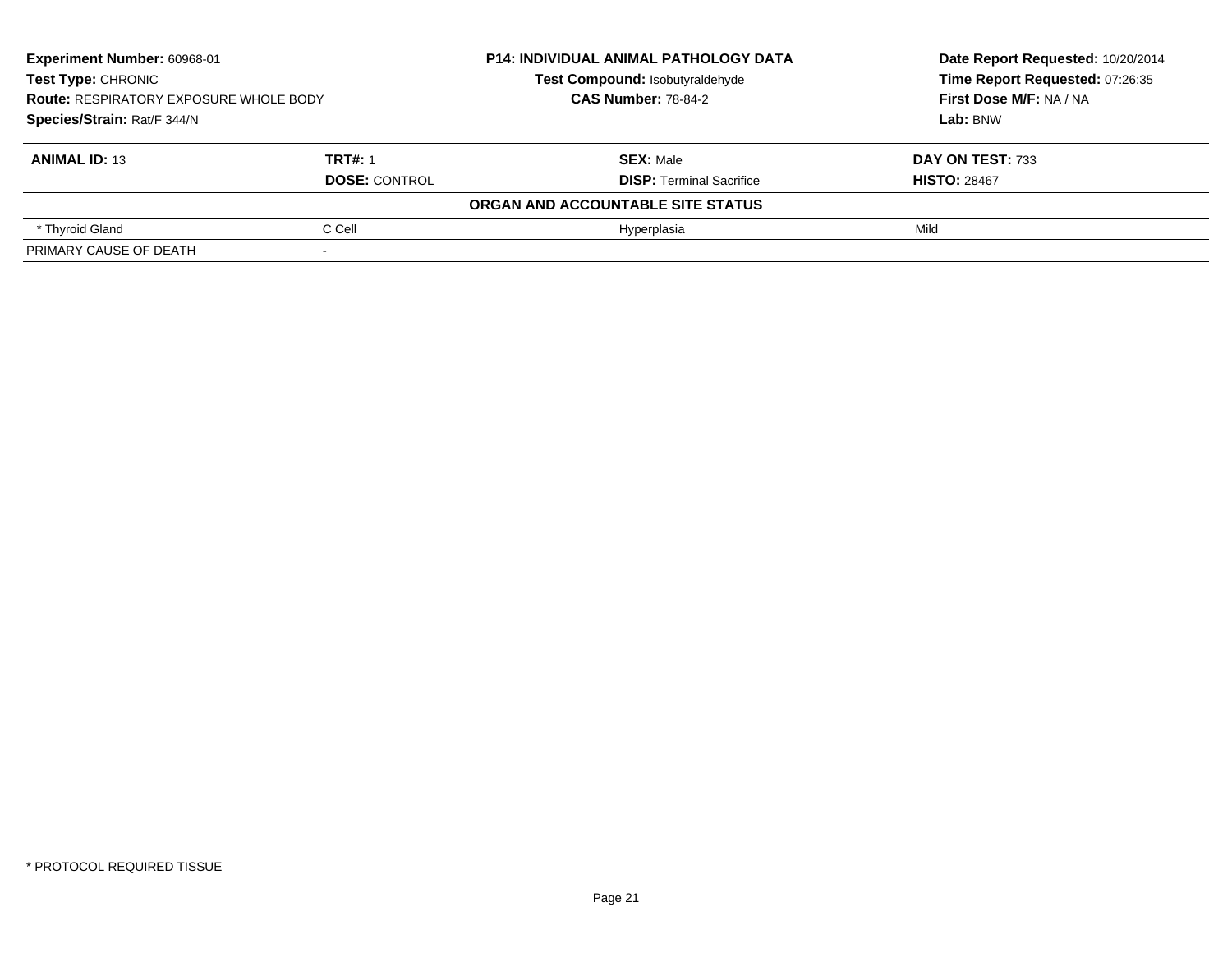**Experiment Number:** 60968-01
**Test Type:** CHRONIC
**Route:** RESPIRATORY EXPOSURE WHOLE BODY
**Species/Strain:** Rat/F 344/N

**P14: INDIVIDUAL ANIMAL PATHOLOGY DATA**
**Test Compound:** Isobutyraldehyde
**CAS Number:** 78-84-2

**Date Report Requested:** 10/20/2014
**Time Report Requested:** 07:26:35
**First Dose M/F:** NA / NA
**Lab:** BNW

| **ANIMAL ID:** 13 | **TRT#:** 1 | **SEX:** Male | **DAY ON TEST:** 733 |
|---|---|---|---|
| | **DOSE:** CONTROL | **DISP:** Terminal Sacrifice | **HISTO:** 28467 |
| | | **ORGAN AND ACCOUNTABLE SITE STATUS** | |
| * Thyroid Gland | C Cell | Hyperplasia | Mild |
| PRIMARY CAUSE OF DEATH | - | | |

* PROTOCOL REQUIRED TISSUE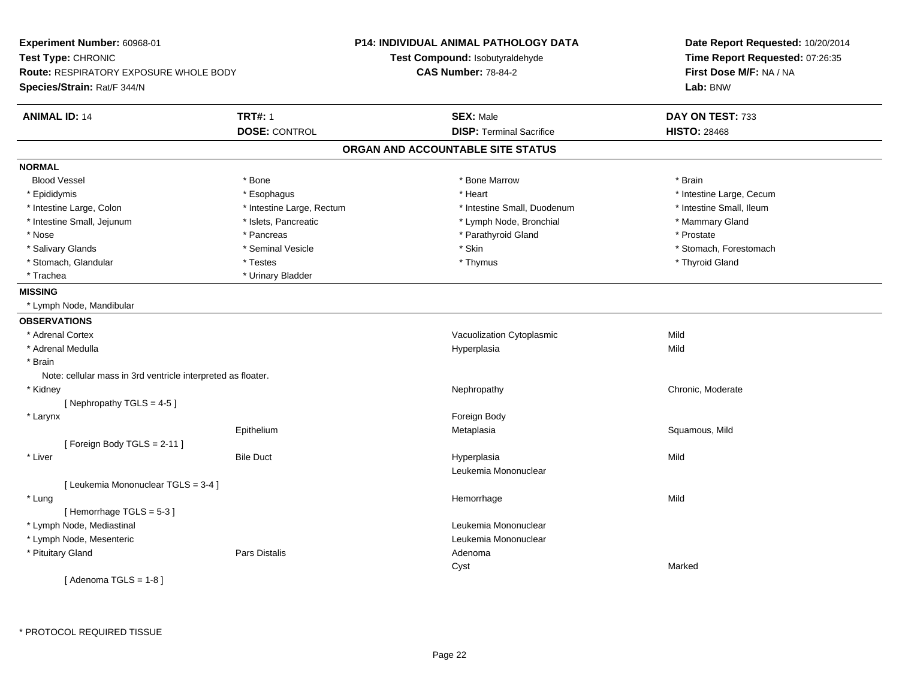**Experiment Number:** 60968-01
**Test Type:** CHRONIC
**Route:** RESPIRATORY EXPOSURE WHOLE BODY
**Species/Strain:** Rat/F 344/N

**P14: INDIVIDUAL ANIMAL PATHOLOGY DATA**
**Test Compound:** Isobutyraldehyde
**CAS Number:** 78-84-2

**Date Report Requested:** 10/20/2014
**Time Report Requested:** 07:26:35
**First Dose M/F:** NA / NA
**Lab:** BNW

| **ANIMAL ID:** 14 | **TRT#:** 1 | **SEX:** Male | **DAY ON TEST:** 733 |
|---|---|---|---|
| | **DOSE:** CONTROL | **DISP:** Terminal Sacrifice | **HISTO:** 28468 |

## ORGAN AND ACCOUNTABLE SITE STATUS

**NORMAL**

| | | | |
|---|---|---|---|
| Blood Vessel | * Bone | * Bone Marrow | * Brain |
| * Epididymis | * Esophagus | * Heart | * Intestine Large, Cecum |
| * Intestine Large, Colon | * Intestine Large, Rectum | * Intestine Small, Duodenum | * Intestine Small, Ileum |
| * Intestine Small, Jejunum | * Islets, Pancreatic | * Lymph Node, Bronchial | * Mammary Gland |
| * Nose | * Pancreas | * Parathyroid Gland | * Prostate |
| * Salivary Glands | * Seminal Vesicle | * Skin | * Stomach, Forestomach |
| * Stomach, Glandular | * Testes | * Thymus | * Thyroid Gland |
| * Trachea | * Urinary Bladder | | |

**MISSING**

* Lymph Node, Mandibular

**OBSERVATIONS**

| | | | |
|---|---|---|---|
| * Adrenal Cortex | | Vacuolization Cytoplasmic | Mild |
| * Adrenal Medulla | | Hyperplasia | Mild |
| * Brain | | | |
| Note: cellular mass in 3rd ventricle interpreted as floater. | | | |
| * Kidney | | Nephropathy | Chronic, Moderate |
| [ Nephropathy TGLS = 4-5 ] | | | |
| * Larynx | | Foreign Body | |
| | Epithelium | Metaplasia | Squamous, Mild |
| [ Foreign Body TGLS = 2-11 ] | | | |
| * Liver | Bile Duct | Hyperplasia | Mild |
| | | Leukemia Mononuclear | |
| [ Leukemia Mononuclear TGLS = 3-4 ] | | | |
| * Lung | | Hemorrhage | Mild |
| [ Hemorrhage TGLS = 5-3 ] | | | |
| * Lymph Node, Mediastinal | | Leukemia Mononuclear | |
| * Lymph Node, Mesenteric | | Leukemia Mononuclear | |
| * Pituitary Gland | Pars Distalis | Adenoma | |
| | | Cyst | Marked |
| [ Adenoma TGLS = 1-8 ] | | | |

* PROTOCOL REQUIRED TISSUE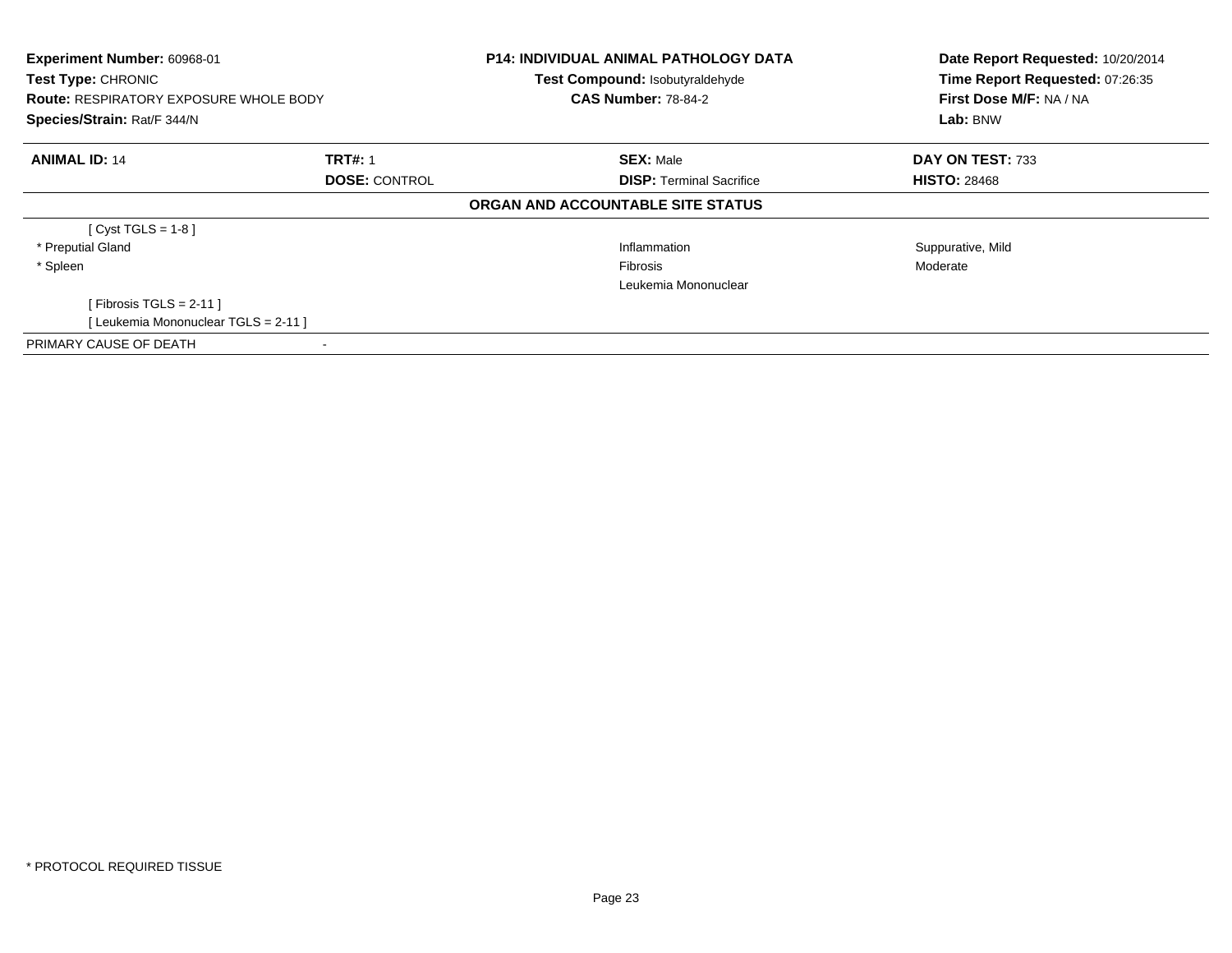**Experiment Number:** 60968-01
**Test Type:** CHRONIC
**Route:** RESPIRATORY EXPOSURE WHOLE BODY
**Species/Strain:** Rat/F 344/N

**P14: INDIVIDUAL ANIMAL PATHOLOGY DATA**
**Test Compound:** Isobutyraldehyde
**CAS Number:** 78-84-2

**Date Report Requested:** 10/20/2014
**Time Report Requested:** 07:26:35
**First Dose M/F:** NA / NA
**Lab:** BNW

| **ANIMAL ID:** 14 | **TRT#:** 1 | **SEX:** Male | **DAY ON TEST:** 733 |
|---|---|---|---|
| | **DOSE:** CONTROL | **DISP:** Terminal Sacrifice | **HISTO:** 28468 |

**ORGAN AND ACCOUNTABLE SITE STATUS**

| | | | |
|---|---|---|---|
| [ Cyst TGLS = 1-8 ] | | | |
| * Preputial Gland | | Inflammation | Suppurative, Mild |
| * Spleen | | Fibrosis | Moderate |
| | | Leukemia Mononuclear | |
| [ Fibrosis TGLS = 2-11 ] | | | |
| [ Leukemia Mononuclear TGLS = 2-11 ] | | | |
| PRIMARY CAUSE OF DEATH | - | | |

* PROTOCOL REQUIRED TISSUE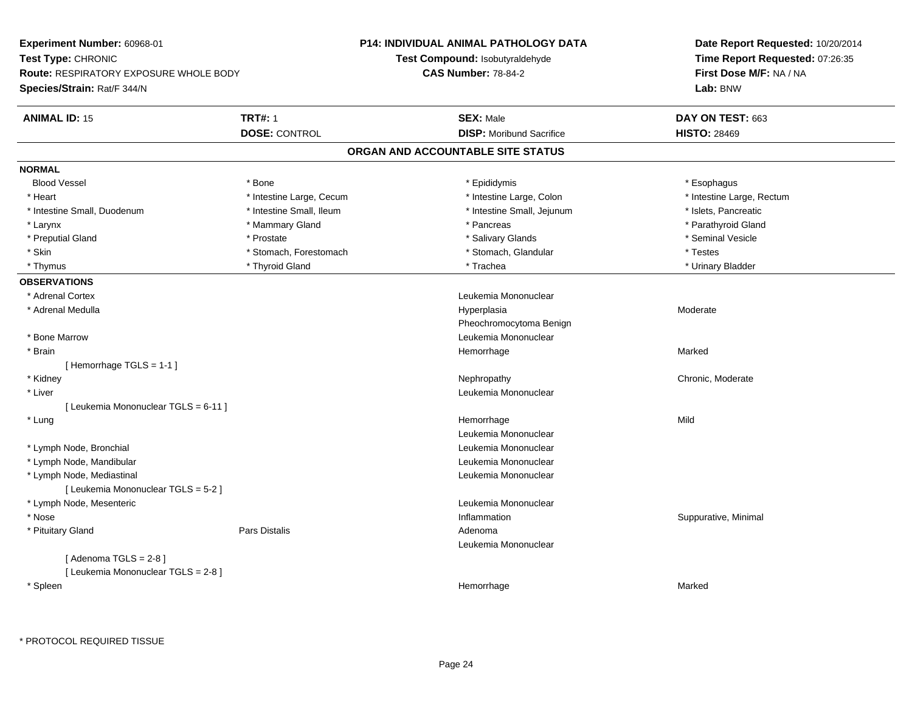**Experiment Number:** 60968-01
**Test Type:** CHRONIC
**Route:** RESPIRATORY EXPOSURE WHOLE BODY
**Species/Strain:** Rat/F 344/N

**P14: INDIVIDUAL ANIMAL PATHOLOGY DATA**
**Test Compound:** Isobutyraldehyde
**CAS Number:** 78-84-2

**Date Report Requested:** 10/20/2014
**Time Report Requested:** 07:26:35
**First Dose M/F:** NA / NA
**Lab:** BNW

| **ANIMAL ID:** 15 | **TRT#:** 1 | **SEX:** Male | **DAY ON TEST:** 663 |
|---|---|---|---|
| | **DOSE:** CONTROL | **DISP:** Moribund Sacrifice | **HISTO:** 28469 |

## ORGAN AND ACCOUNTABLE SITE STATUS

**NORMAL**

| | | | |
|---|---|---|---|
| Blood Vessel | * Bone | * Epididymis | * Esophagus |
| * Heart | * Intestine Large, Cecum | * Intestine Large, Colon | * Intestine Large, Rectum |
| * Intestine Small, Duodenum | * Intestine Small, Ileum | * Intestine Small, Jejunum | * Islets, Pancreatic |
| * Larynx | * Mammary Gland | * Pancreas | * Parathyroid Gland |
| * Preputial Gland | * Prostate | * Salivary Glands | * Seminal Vesicle |
| * Skin | * Stomach, Forestomach | * Stomach, Glandular | * Testes |
| * Thymus | * Thyroid Gland | * Trachea | * Urinary Bladder |

**OBSERVATIONS**

| | | | |
|---|---|---|---|
| * Adrenal Cortex | | Leukemia Mononuclear | |
| * Adrenal Medulla | | Hyperplasia | Moderate |
| | | Pheochromocytoma Benign | |
| * Bone Marrow | | Leukemia Mononuclear | |
| * Brain | | Hemorrhage | Marked |
| [ Hemorrhage TGLS = 1-1 ] | | | |
| * Kidney | | Nephropathy | Chronic, Moderate |
| * Liver | | Leukemia Mononuclear | |
| [ Leukemia Mononuclear TGLS = 6-11 ] | | | |
| * Lung | | Hemorrhage | Mild |
| | | Leukemia Mononuclear | |
| * Lymph Node, Bronchial | | Leukemia Mononuclear | |
| * Lymph Node, Mandibular | | Leukemia Mononuclear | |
| * Lymph Node, Mediastinal | | Leukemia Mononuclear | |
| [ Leukemia Mononuclear TGLS = 5-2 ] | | | |
| * Lymph Node, Mesenteric | | Leukemia Mononuclear | |
| * Nose | | Inflammation | Suppurative, Minimal |
| * Pituitary Gland | Pars Distalis | Adenoma | |
| | | Leukemia Mononuclear | |
| [ Adenoma TGLS = 2-8 ] | | | |
| [ Leukemia Mononuclear TGLS = 2-8 ] | | | |
| * Spleen | | Hemorrhage | Marked |

* PROTOCOL REQUIRED TISSUE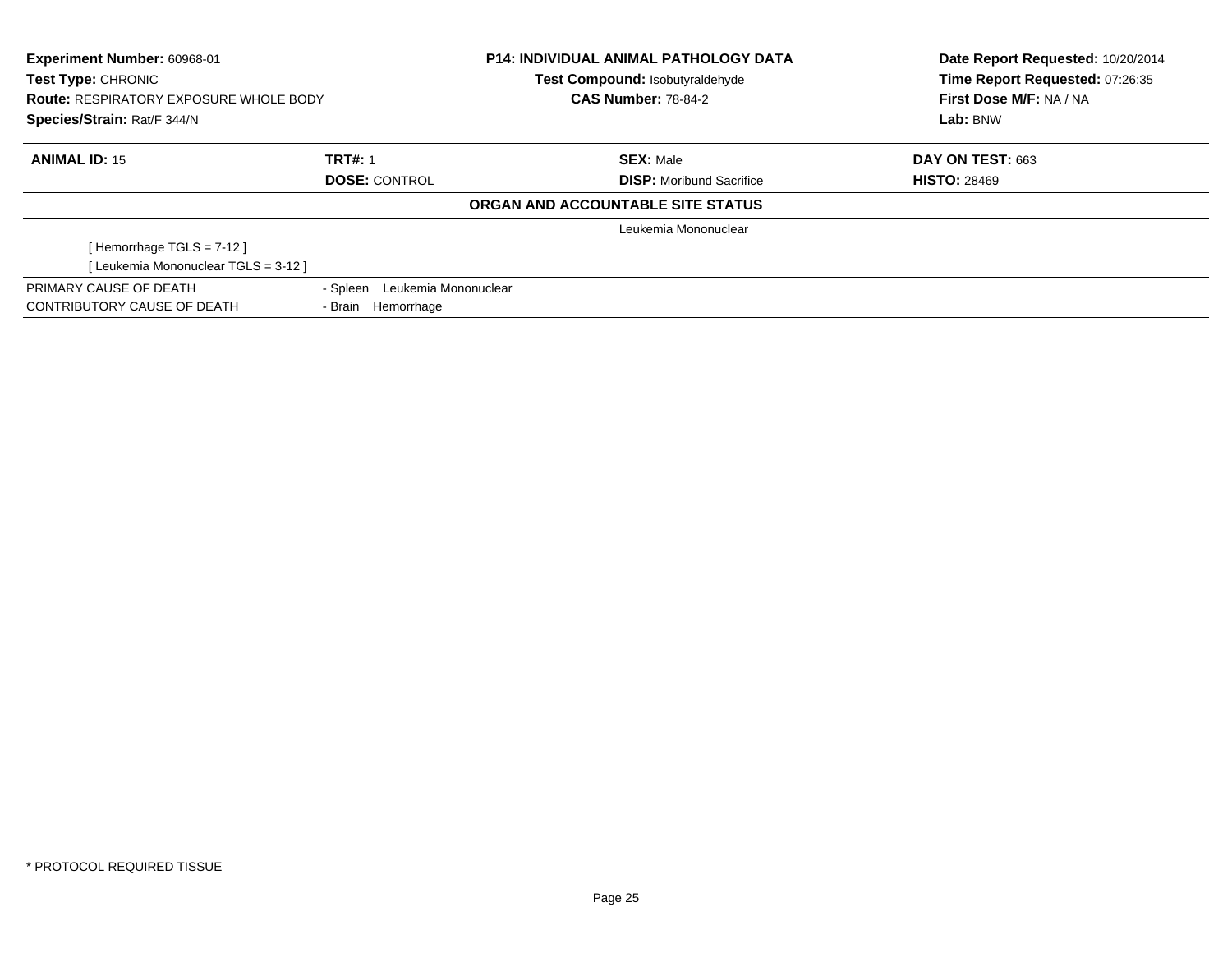**Experiment Number:** 60968-01
**Test Type:** CHRONIC
**Route:** RESPIRATORY EXPOSURE WHOLE BODY
**Species/Strain:** Rat/F 344/N

**P14: INDIVIDUAL ANIMAL PATHOLOGY DATA**
**Test Compound:** Isobutyraldehyde
**CAS Number:** 78-84-2

**Date Report Requested:** 10/20/2014
**Time Report Requested:** 07:26:35
**First Dose M/F:** NA / NA
**Lab:** BNW

| **ANIMAL ID:** 15 | **TRT#:** 1 | **SEX:** Male | **DAY ON TEST:** 663 |
|---|---|---|---|
| | **DOSE:** CONTROL | **DISP:** Moribund Sacrifice | **HISTO:** 28469 |

**ORGAN AND ACCOUNTABLE SITE STATUS**

Leukemia Mononuclear

[ Hemorrhage TGLS = 7-12 ]
[ Leukemia Mononuclear TGLS = 3-12 ]

| | |
|---|---|
| PRIMARY CAUSE OF DEATH | - Spleen Leukemia Mononuclear |
| CONTRIBUTORY CAUSE OF DEATH | - Brain Hemorrhage |

* PROTOCOL REQUIRED TISSUE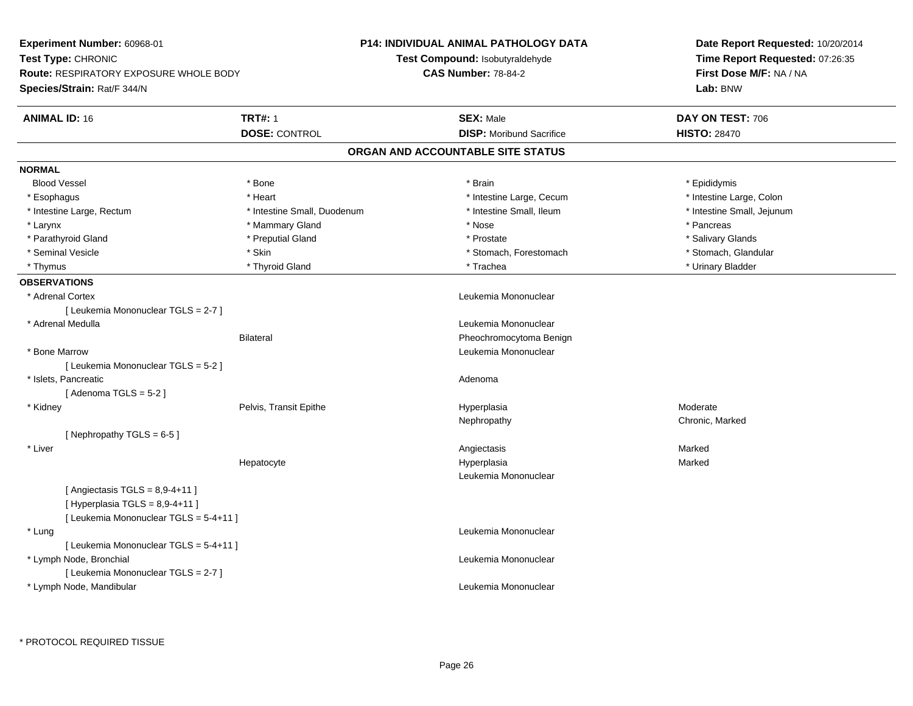**Experiment Number:** 60968-01
**Test Type:** CHRONIC
**Route:** RESPIRATORY EXPOSURE WHOLE BODY
**Species/Strain:** Rat/F 344/N

**P14: INDIVIDUAL ANIMAL PATHOLOGY DATA**
**Test Compound:** Isobutyraldehyde
**CAS Number:** 78-84-2

**Date Report Requested:** 10/20/2014
**Time Report Requested:** 07:26:35
**First Dose M/F:** NA / NA
**Lab:** BNW

| **ANIMAL ID:** 16 | **TRT#:** 1 | **SEX:** Male | **DAY ON TEST:** 706 |
|---|---|---|---|
| | **DOSE:** CONTROL | **DISP:** Moribund Sacrifice | **HISTO:** 28470 |

## ORGAN AND ACCOUNTABLE SITE STATUS

**NORMAL**

| | | | |
|---|---|---|---|
| Blood Vessel | * Bone | * Brain | * Epididymis |
| * Esophagus | * Heart | * Intestine Large, Cecum | * Intestine Large, Colon |
| * Intestine Large, Rectum | * Intestine Small, Duodenum | * Intestine Small, Ileum | * Intestine Small, Jejunum |
| * Larynx | * Mammary Gland | * Nose | * Pancreas |
| * Parathyroid Gland | * Preputial Gland | * Prostate | * Salivary Glands |
| * Seminal Vesicle | * Skin | * Stomach, Forestomach | * Stomach, Glandular |
| * Thymus | * Thyroid Gland | * Trachea | * Urinary Bladder |

**OBSERVATIONS**

| | | | |
|---|---|---|---|
| * Adrenal Cortex | | Leukemia Mononuclear | |
| [ Leukemia Mononuclear TGLS = 2-7 ] | | | |
| * Adrenal Medulla | | Leukemia Mononuclear | |
| | Bilateral | Pheochromocytoma Benign | |
| * Bone Marrow | | Leukemia Mononuclear | |
| [ Leukemia Mononuclear TGLS = 5-2 ] | | | |
| * Islets, Pancreatic | | Adenoma | |
| [ Adenoma TGLS = 5-2 ] | | | |
| * Kidney | Pelvis, Transit Epithe | Hyperplasia | Moderate |
| | | Nephropathy | Chronic, Marked |
| [ Nephropathy TGLS = 6-5 ] | | | |
| * Liver | | Angiectasis | Marked |
| | Hepatocyte | Hyperplasia | Marked |
| | | Leukemia Mononuclear | |
| [ Angiectasis TGLS = 8,9-4+11 ] | | | |
| [ Hyperplasia TGLS = 8,9-4+11 ] | | | |
| [ Leukemia Mononuclear TGLS = 5-4+11 ] | | | |
| * Lung | | Leukemia Mononuclear | |
| [ Leukemia Mononuclear TGLS = 5-4+11 ] | | | |
| * Lymph Node, Bronchial | | Leukemia Mononuclear | |
| [ Leukemia Mononuclear TGLS = 2-7 ] | | | |
| * Lymph Node, Mandibular | | Leukemia Mononuclear | |

* PROTOCOL REQUIRED TISSUE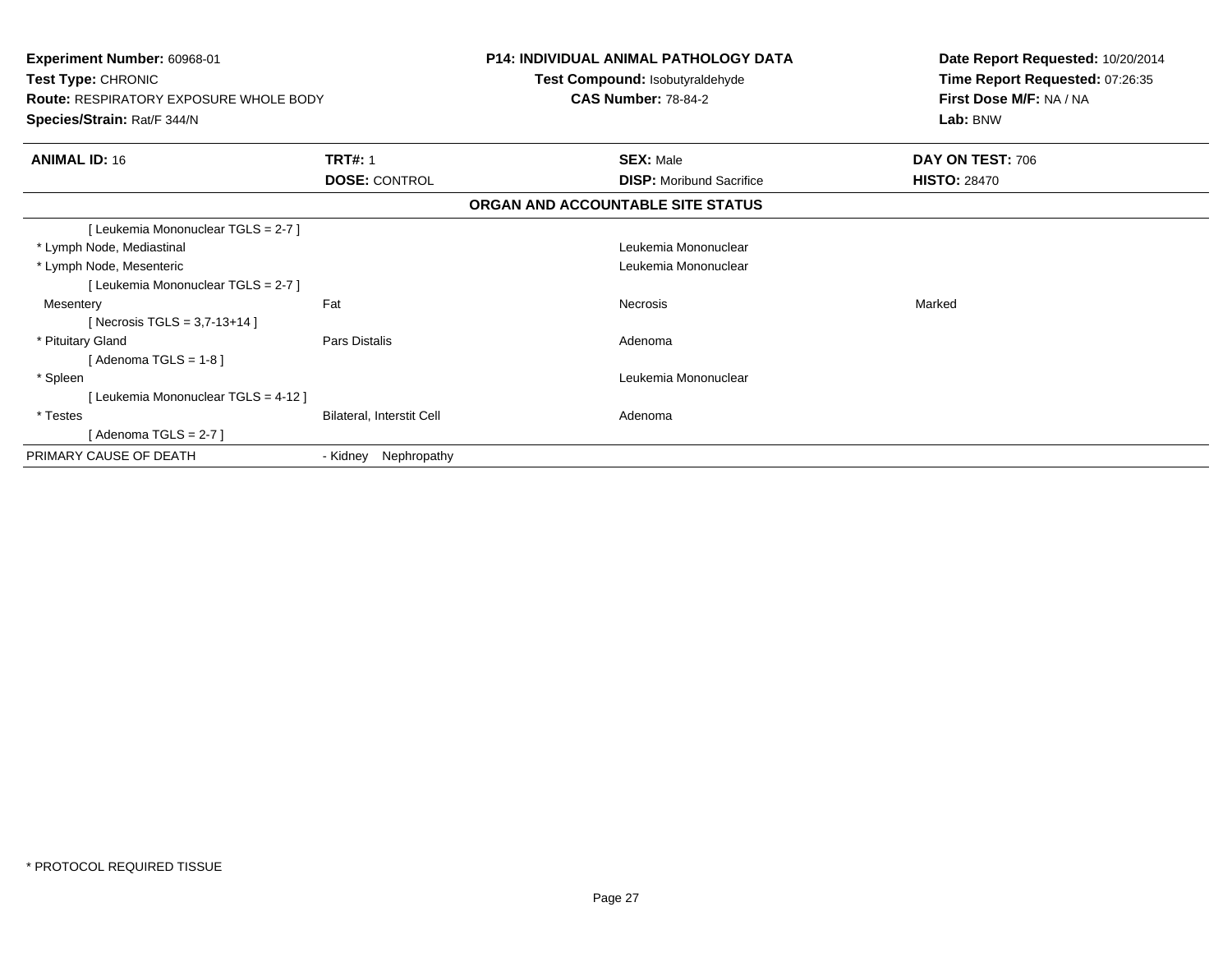**Experiment Number:** 60968-01
**Test Type:** CHRONIC
**Route:** RESPIRATORY EXPOSURE WHOLE BODY
**Species/Strain:** Rat/F 344/N

**P14: INDIVIDUAL ANIMAL PATHOLOGY DATA**
**Test Compound:** Isobutyraldehyde
**CAS Number:** 78-84-2

**Date Report Requested:** 10/20/2014
**Time Report Requested:** 07:26:35
**First Dose M/F:** NA / NA
**Lab:** BNW

| **ANIMAL ID:** 16 | **TRT#:** 1 | **SEX:** Male | **DAY ON TEST:** 706 |
|---|---|---|---|
| | **DOSE:** CONTROL | **DISP:** Moribund Sacrifice | **HISTO:** 28470 |

**ORGAN AND ACCOUNTABLE SITE STATUS**

| | | | |
|---|---|---|---|
| [ Leukemia Mononuclear TGLS = 2-7 ] | | | |
| * Lymph Node, Mediastinal | | Leukemia Mononuclear | |
| * Lymph Node, Mesenteric | | Leukemia Mononuclear | |
| [ Leukemia Mononuclear TGLS = 2-7 ] | | | |
| Mesentery | Fat | Necrosis | Marked |
| [ Necrosis TGLS = 3,7-13+14 ] | | | |
| * Pituitary Gland | Pars Distalis | Adenoma | |
| [ Adenoma TGLS = 1-8 ] | | | |
| * Spleen | | Leukemia Mononuclear | |
| [ Leukemia Mononuclear TGLS = 4-12 ] | | | |
| * Testes | Bilateral, Interstit Cell | Adenoma | |
| [ Adenoma TGLS = 2-7 ] | | | |
| PRIMARY CAUSE OF DEATH | - Kidney Nephropathy | | |

* PROTOCOL REQUIRED TISSUE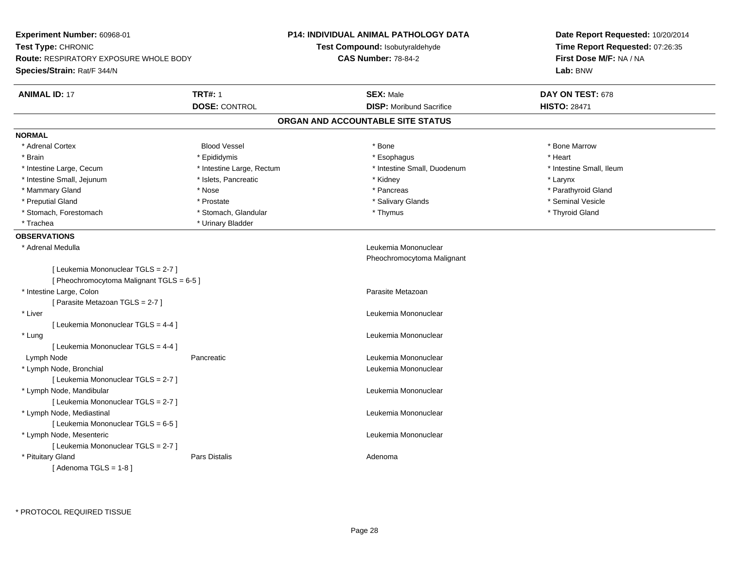**Experiment Number:** 60968-01
**Test Type:** CHRONIC
**Route:** RESPIRATORY EXPOSURE WHOLE BODY
**Species/Strain:** Rat/F 344/N

**P14: INDIVIDUAL ANIMAL PATHOLOGY DATA**
**Test Compound:** Isobutyraldehyde
**CAS Number:** 78-84-2

**Date Report Requested:** 10/20/2014
**Time Report Requested:** 07:26:35
**First Dose M/F:** NA / NA
**Lab:** BNW

| **ANIMAL ID:** 17 | **TRT#:** 1 | **SEX:** Male | **DAY ON TEST:** 678 |
|---|---|---|---|
| | **DOSE:** CONTROL | **DISP:** Moribund Sacrifice | **HISTO:** 28471 |

## ORGAN AND ACCOUNTABLE SITE STATUS

### NORMAL

| | | | |
|---|---|---|---|
| * Adrenal Cortex | Blood Vessel | * Bone | * Bone Marrow |
| * Brain | * Epididymis | * Esophagus | * Heart |
| * Intestine Large, Cecum | * Intestine Large, Rectum | * Intestine Small, Duodenum | * Intestine Small, Ileum |
| * Intestine Small, Jejunum | * Islets, Pancreatic | * Kidney | * Larynx |
| * Mammary Gland | * Nose | * Pancreas | * Parathyroid Gland |
| * Preputial Gland | * Prostate | * Salivary Glands | * Seminal Vesicle |
| * Stomach, Forestomach | * Stomach, Glandular | * Thymus | * Thyroid Gland |
| * Trachea | * Urinary Bladder | | |

### OBSERVATIONS

| Organ | Site | Observation |
|---|---|---|
| * Adrenal Medulla | | Leukemia Mononuclear<br>Pheochromocytoma Malignant |
| [ Leukemia Mononuclear TGLS = 2-7 ]<br>[ Pheochromocytoma Malignant TGLS = 6-5 ] | | |
| * Intestine Large, Colon | | Parasite Metazoan |
| [ Parasite Metazoan TGLS = 2-7 ] | | |
| * Liver | | Leukemia Mononuclear |
| [ Leukemia Mononuclear TGLS = 4-4 ] | | |
| * Lung | | Leukemia Mononuclear |
| [ Leukemia Mononuclear TGLS = 4-4 ] | | |
| Lymph Node | Pancreatic | Leukemia Mononuclear |
| * Lymph Node, Bronchial | | Leukemia Mononuclear |
| [ Leukemia Mononuclear TGLS = 2-7 ] | | |
| * Lymph Node, Mandibular | | Leukemia Mononuclear |
| [ Leukemia Mononuclear TGLS = 2-7 ] | | |
| * Lymph Node, Mediastinal | | Leukemia Mononuclear |
| [ Leukemia Mononuclear TGLS = 6-5 ] | | |
| * Lymph Node, Mesenteric | | Leukemia Mononuclear |
| [ Leukemia Mononuclear TGLS = 2-7 ] | | |
| * Pituitary Gland | Pars Distalis | Adenoma |
| [ Adenoma TGLS = 1-8 ] | | |

* PROTOCOL REQUIRED TISSUE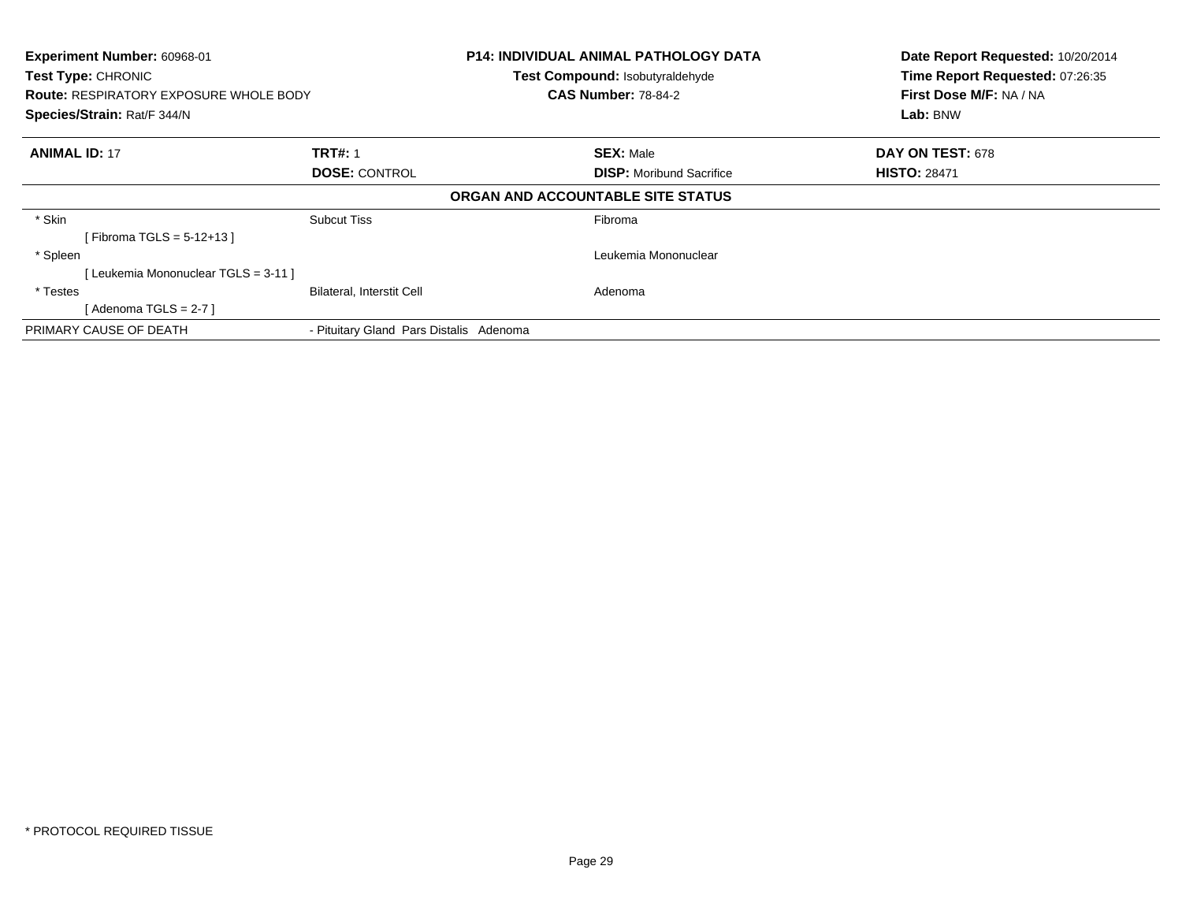**Experiment Number:** 60968-01
**Test Type:** CHRONIC
**Route:** RESPIRATORY EXPOSURE WHOLE BODY
**Species/Strain:** Rat/F 344/N

**P14: INDIVIDUAL ANIMAL PATHOLOGY DATA**
**Test Compound:** Isobutyraldehyde
**CAS Number:** 78-84-2

**Date Report Requested:** 10/20/2014
**Time Report Requested:** 07:26:35
**First Dose M/F:** NA / NA
**Lab:** BNW

| **ANIMAL ID:** 17 | **TRT#:** 1 | **SEX:** Male | **DAY ON TEST:** 678 |
|---|---|---|---|
| | **DOSE:** CONTROL | **DISP:** Moribund Sacrifice | **HISTO:** 28471 |

**ORGAN AND ACCOUNTABLE SITE STATUS**

| | | |
|---|---|---|
| * Skin | Subcut Tiss | Fibroma |
| [ Fibroma TGLS = 5-12+13 ] | | |
| * Spleen | | Leukemia Mononuclear |
| [ Leukemia Mononuclear TGLS = 3-11 ] | | |
| * Testes | Bilateral, Interstit Cell | Adenoma |
| [ Adenoma TGLS = 2-7 ] | | |
| PRIMARY CAUSE OF DEATH | - Pituitary Gland Pars Distalis Adenoma | |

* PROTOCOL REQUIRED TISSUE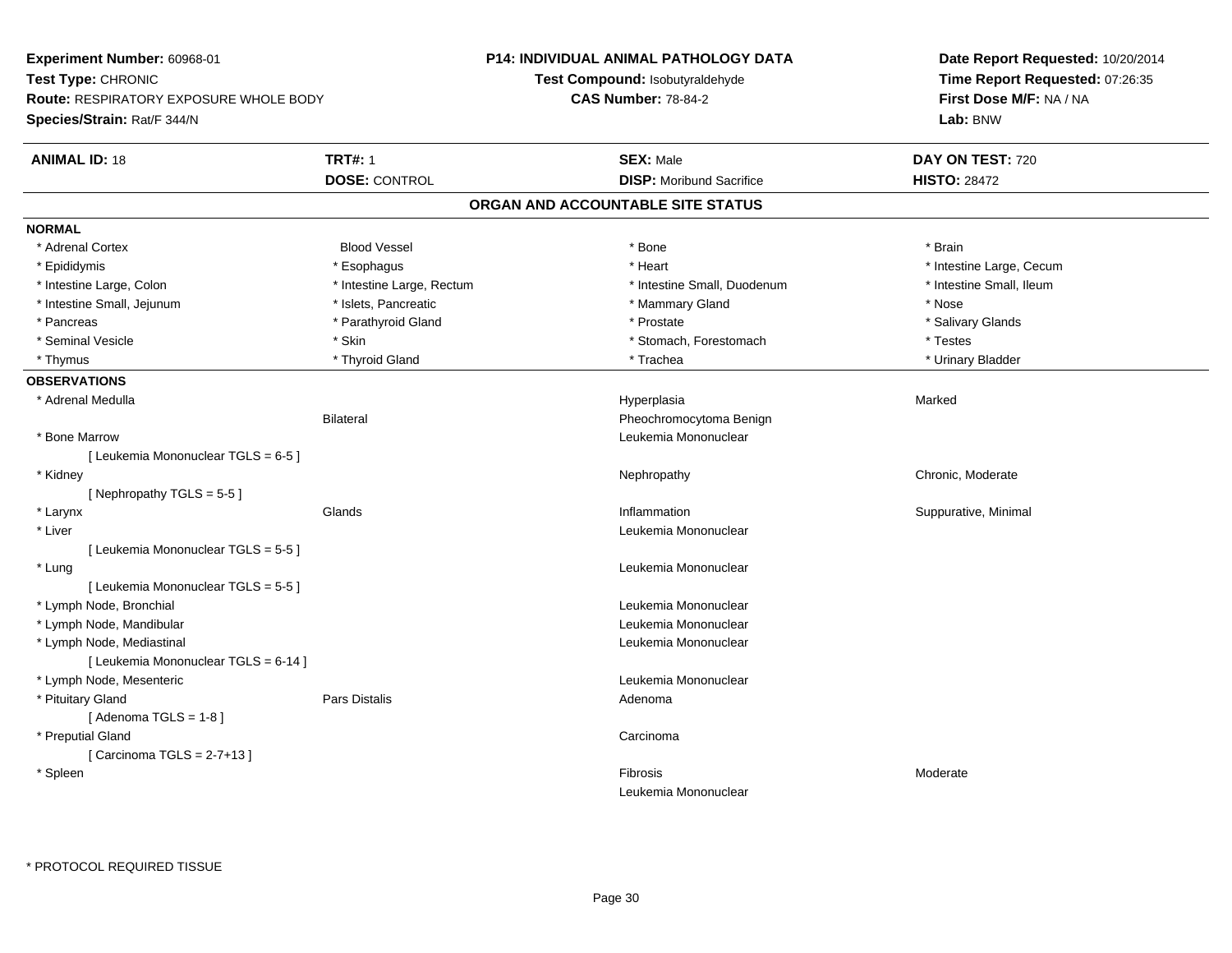**Experiment Number:** 60968-01
**Test Type:** CHRONIC
**Route:** RESPIRATORY EXPOSURE WHOLE BODY
**Species/Strain:** Rat/F 344/N

**P14: INDIVIDUAL ANIMAL PATHOLOGY DATA**
**Test Compound:** Isobutyraldehyde
**CAS Number:** 78-84-2

**Date Report Requested:** 10/20/2014
**Time Report Requested:** 07:26:35
**First Dose M/F:** NA / NA
**Lab:** BNW

| **ANIMAL ID:** 18 | **TRT#:** 1 | **SEX:** Male | **DAY ON TEST:** 720 |
|---|---|---|---|
| | **DOSE:** CONTROL | **DISP:** Moribund Sacrifice | **HISTO:** 28472 |

## ORGAN AND ACCOUNTABLE SITE STATUS

**NORMAL**

| | | | |
|---|---|---|---|
| * Adrenal Cortex | Blood Vessel | * Bone | * Brain |
| * Epididymis | * Esophagus | * Heart | * Intestine Large, Cecum |
| * Intestine Large, Colon | * Intestine Large, Rectum | * Intestine Small, Duodenum | * Intestine Small, Ileum |
| * Intestine Small, Jejunum | * Islets, Pancreatic | * Mammary Gland | * Nose |
| * Pancreas | * Parathyroid Gland | * Prostate | * Salivary Glands |
| * Seminal Vesicle | * Skin | * Stomach, Forestomach | * Testes |
| * Thymus | * Thyroid Gland | * Trachea | * Urinary Bladder |

**OBSERVATIONS**

| | | | |
|---|---|---|---|
| * Adrenal Medulla | | Hyperplasia | Marked |
| | Bilateral | Pheochromocytoma Benign | |
| * Bone Marrow | | Leukemia Mononuclear | |
| [ Leukemia Mononuclear TGLS = 6-5 ] | | | |
| * Kidney | | Nephropathy | Chronic, Moderate |
| [ Nephropathy TGLS = 5-5 ] | | | |
| * Larynx | Glands | Inflammation | Suppurative, Minimal |
| * Liver | | Leukemia Mononuclear | |
| [ Leukemia Mononuclear TGLS = 5-5 ] | | | |
| * Lung | | Leukemia Mononuclear | |
| [ Leukemia Mononuclear TGLS = 5-5 ] | | | |
| * Lymph Node, Bronchial | | Leukemia Mononuclear | |
| * Lymph Node, Mandibular | | Leukemia Mononuclear | |
| * Lymph Node, Mediastinal | | Leukemia Mononuclear | |
| [ Leukemia Mononuclear TGLS = 6-14 ] | | | |
| * Lymph Node, Mesenteric | | Leukemia Mononuclear | |
| * Pituitary Gland | Pars Distalis | Adenoma | |
| [ Adenoma TGLS = 1-8 ] | | | |
| * Preputial Gland | | Carcinoma | |
| [ Carcinoma TGLS = 2-7+13 ] | | | |
| * Spleen | | Fibrosis | Moderate |
| | | Leukemia Mononuclear | |

* PROTOCOL REQUIRED TISSUE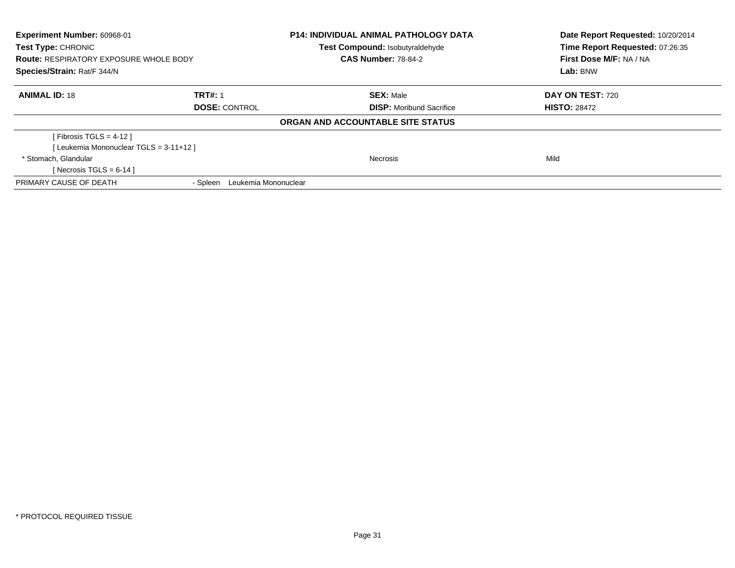**Experiment Number:** 60968-01
**Test Type:** CHRONIC
**Route:** RESPIRATORY EXPOSURE WHOLE BODY
**Species/Strain:** Rat/F 344/N

**P14: INDIVIDUAL ANIMAL PATHOLOGY DATA**
**Test Compound:** Isobutyraldehyde
**CAS Number:** 78-84-2

**Date Report Requested:** 10/20/2014
**Time Report Requested:** 07:26:35
**First Dose M/F:** NA / NA
**Lab:** BNW

| **ANIMAL ID:** 18 | **TRT#:** 1 | **SEX:** Male | **DAY ON TEST:** 720 |
|---|---|---|---|
| | **DOSE:** CONTROL | **DISP:** Moribund Sacrifice | **HISTO:** 28472 |

**ORGAN AND ACCOUNTABLE SITE STATUS**

| | | |
|---|---|---|
| [ Fibrosis TGLS = 4-12 ] | | |
| [ Leukemia Mononuclear TGLS = 3-11+12 ] | | |
| * Stomach, Glandular | Necrosis | Mild |
| [ Necrosis TGLS = 6-14 ] | | |

PRIMARY CAUSE OF DEATH - Spleen Leukemia Mononuclear

* PROTOCOL REQUIRED TISSUE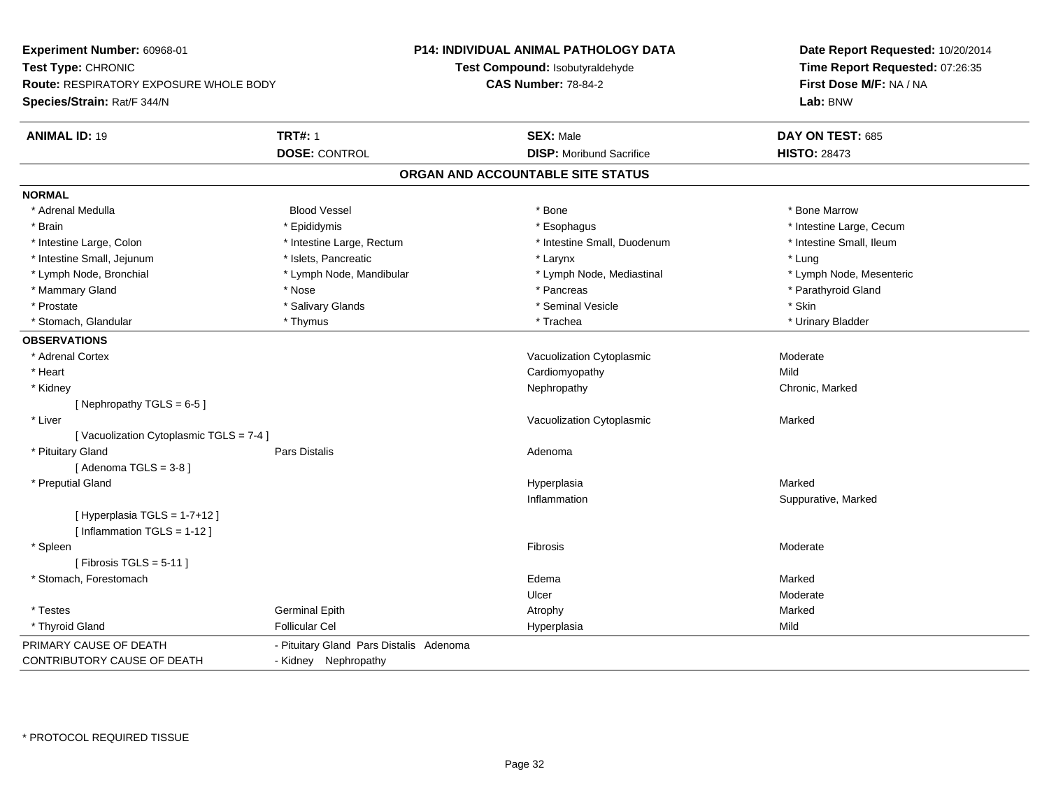**Experiment Number:** 60968-01
**Test Type:** CHRONIC
**Route:** RESPIRATORY EXPOSURE WHOLE BODY
**Species/Strain:** Rat/F 344/N

**P14: INDIVIDUAL ANIMAL PATHOLOGY DATA**
**Test Compound:** Isobutyraldehyde
**CAS Number:** 78-84-2

**Date Report Requested:** 10/20/2014
**Time Report Requested:** 07:26:35
**First Dose M/F:** NA / NA
**Lab:** BNW

| **ANIMAL ID:** 19 | **TRT#:** 1 | **SEX:** Male | **DAY ON TEST:** 685 |
|---|---|---|---|
| | **DOSE:** CONTROL | **DISP:** Moribund Sacrifice | **HISTO:** 28473 |

## ORGAN AND ACCOUNTABLE SITE STATUS

**NORMAL**

| | | | |
|---|---|---|---|
| * Adrenal Medulla | Blood Vessel | * Bone | * Bone Marrow |
| * Brain | * Epididymis | * Esophagus | * Intestine Large, Cecum |
| * Intestine Large, Colon | * Intestine Large, Rectum | * Intestine Small, Duodenum | * Intestine Small, Ileum |
| * Intestine Small, Jejunum | * Islets, Pancreatic | * Larynx | * Lung |
| * Lymph Node, Bronchial | * Lymph Node, Mandibular | * Lymph Node, Mediastinal | * Lymph Node, Mesenteric |
| * Mammary Gland | * Nose | * Pancreas | * Parathyroid Gland |
| * Prostate | * Salivary Glands | * Seminal Vesicle | * Skin |
| * Stomach, Glandular | * Thymus | * Trachea | * Urinary Bladder |

**OBSERVATIONS**

| | | | |
|---|---|---|---|
| * Adrenal Cortex | | Vacuolization Cytoplasmic | Moderate |
| * Heart | | Cardiomyopathy | Mild |
| * Kidney | | Nephropathy | Chronic, Marked |
| [ Nephropathy TGLS = 6-5 ] | | | |
| * Liver | | Vacuolization Cytoplasmic | Marked |
| [ Vacuolization Cytoplasmic TGLS = 7-4 ] | | | |
| * Pituitary Gland | Pars Distalis | Adenoma | |
| [ Adenoma TGLS = 3-8 ] | | | |
| * Preputial Gland | | Hyperplasia | Marked |
| | | Inflammation | Suppurative, Marked |
| [ Hyperplasia TGLS = 1-7+12 ] | | | |
| [ Inflammation TGLS = 1-12 ] | | | |
| * Spleen | | Fibrosis | Moderate |
| [ Fibrosis TGLS = 5-11 ] | | | |
| * Stomach, Forestomach | | Edema | Marked |
| | | Ulcer | Moderate |
| * Testes | Germinal Epith | Atrophy | Marked |
| * Thyroid Gland | Follicular Cel | Hyperplasia | Mild |

| | |
|---|---|
| PRIMARY CAUSE OF DEATH | - Pituitary Gland Pars Distalis Adenoma |
| CONTRIBUTORY CAUSE OF DEATH | - Kidney Nephropathy |

* PROTOCOL REQUIRED TISSUE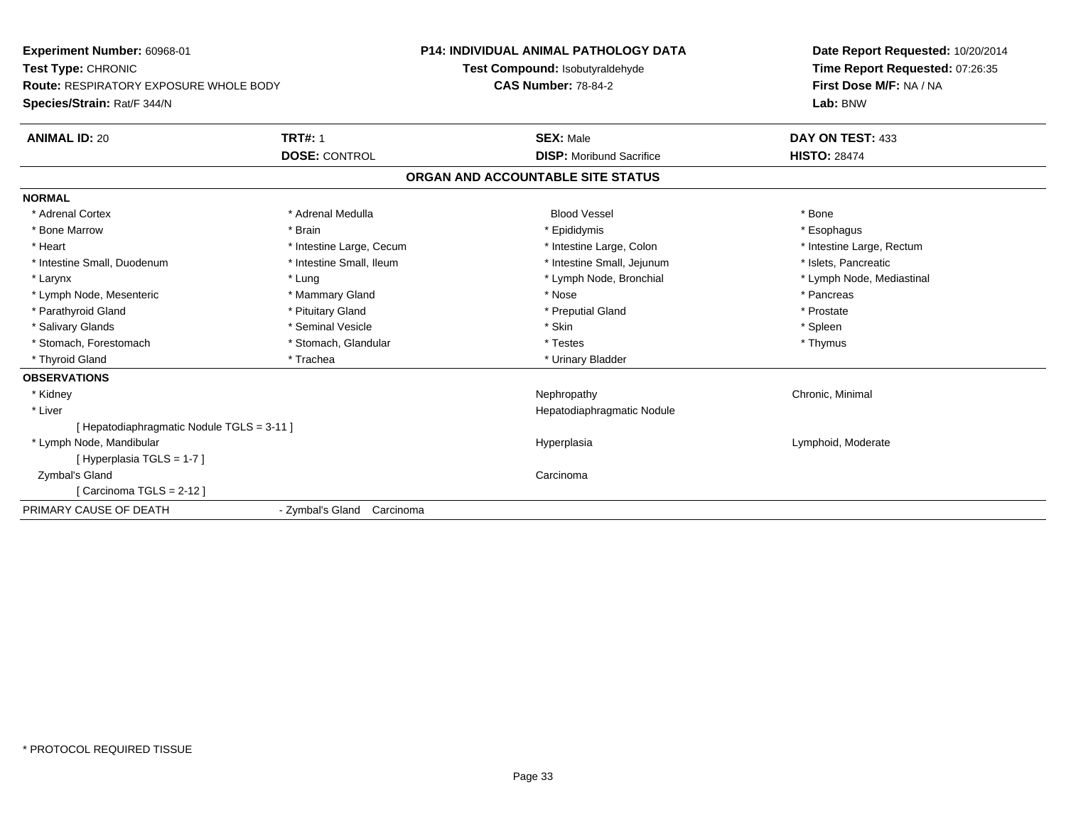**Experiment Number:** 60968-01
**Test Type:** CHRONIC
**Route:** RESPIRATORY EXPOSURE WHOLE BODY
**Species/Strain:** Rat/F 344/N

**P14: INDIVIDUAL ANIMAL PATHOLOGY DATA**
**Test Compound:** Isobutyraldehyde
**CAS Number:** 78-84-2

**Date Report Requested:** 10/20/2014
**Time Report Requested:** 07:26:35
**First Dose M/F:** NA / NA
**Lab:** BNW

| **ANIMAL ID:** 20 | **TRT#:** 1 | **SEX:** Male | **DAY ON TEST:** 433 |
|---|---|---|---|
| | **DOSE:** CONTROL | **DISP:** Moribund Sacrifice | **HISTO:** 28474 |

## ORGAN AND ACCOUNTABLE SITE STATUS

**NORMAL**

| | | | |
|---|---|---|---|
| * Adrenal Cortex | * Adrenal Medulla | Blood Vessel | * Bone |
| * Bone Marrow | * Brain | * Epididymis | * Esophagus |
| * Heart | * Intestine Large, Cecum | * Intestine Large, Colon | * Intestine Large, Rectum |
| * Intestine Small, Duodenum | * Intestine Small, Ileum | * Intestine Small, Jejunum | * Islets, Pancreatic |
| * Larynx | * Lung | * Lymph Node, Bronchial | * Lymph Node, Mediastinal |
| * Lymph Node, Mesenteric | * Mammary Gland | * Nose | * Pancreas |
| * Parathyroid Gland | * Pituitary Gland | * Preputial Gland | * Prostate |
| * Salivary Glands | * Seminal Vesicle | * Skin | * Spleen |
| * Stomach, Forestomach | * Stomach, Glandular | * Testes | * Thymus |
| * Thyroid Gland | * Trachea | * Urinary Bladder | |

**OBSERVATIONS**

| | | |
|---|---|---|
| * Kidney | Nephropathy | Chronic, Minimal |
| * Liver | Hepatodiaphragmatic Nodule | |
| [ Hepatodiaphragmatic Nodule TGLS = 3-11 ] | | |
| * Lymph Node, Mandibular | Hyperplasia | Lymphoid, Moderate |
| [ Hyperplasia TGLS = 1-7 ] | | |
| Zymbal's Gland | Carcinoma | |
| [ Carcinoma TGLS = 2-12 ] | | |

PRIMARY CAUSE OF DEATH - Zymbal's Gland Carcinoma

* PROTOCOL REQUIRED TISSUE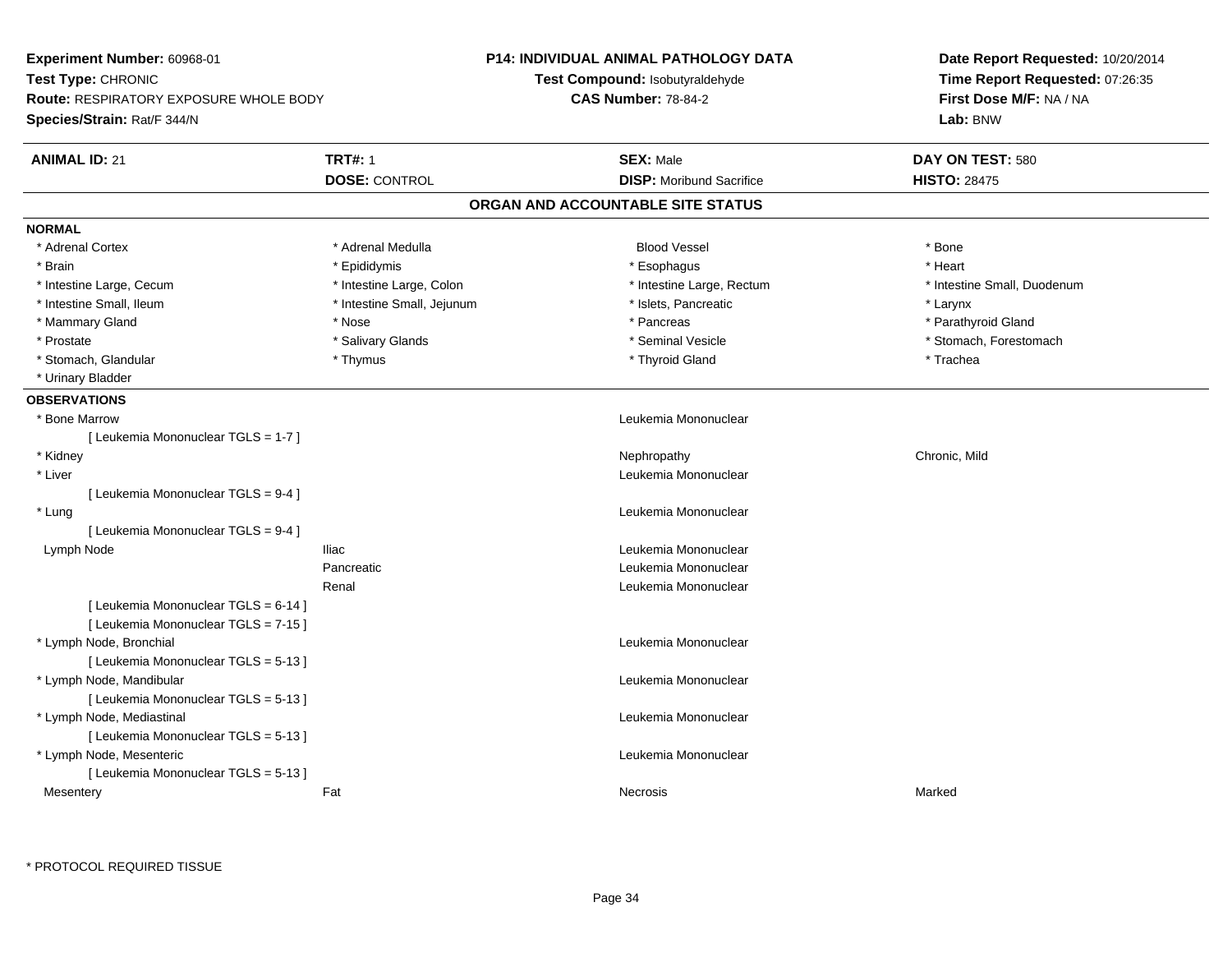**Experiment Number:** 60968-01
**Test Type:** CHRONIC
**Route:** RESPIRATORY EXPOSURE WHOLE BODY
**Species/Strain:** Rat/F 344/N

**P14: INDIVIDUAL ANIMAL PATHOLOGY DATA**
**Test Compound:** Isobutyraldehyde
**CAS Number:** 78-84-2

**Date Report Requested:** 10/20/2014
**Time Report Requested:** 07:26:35
**First Dose M/F:** NA / NA
**Lab:** BNW

| **ANIMAL ID:** 21 | **TRT#:** 1 | **SEX:** Male | **DAY ON TEST:** 580 |
|---|---|---|---|
| | **DOSE:** CONTROL | **DISP:** Moribund Sacrifice | **HISTO:** 28475 |

## ORGAN AND ACCOUNTABLE SITE STATUS

### NORMAL

| | | | |
|---|---|---|---|
| * Adrenal Cortex | * Adrenal Medulla | Blood Vessel | * Bone |
| * Brain | * Epididymis | * Esophagus | * Heart |
| * Intestine Large, Cecum | * Intestine Large, Colon | * Intestine Large, Rectum | * Intestine Small, Duodenum |
| * Intestine Small, Ileum | * Intestine Small, Jejunum | * Islets, Pancreatic | * Larynx |
| * Mammary Gland | * Nose | * Pancreas | * Parathyroid Gland |
| * Prostate | * Salivary Glands | * Seminal Vesicle | * Stomach, Forestomach |
| * Stomach, Glandular | * Thymus | * Thyroid Gland | * Trachea |
| * Urinary Bladder | | | |

### OBSERVATIONS

| | | | |
|---|---|---|---|
| * Bone Marrow | | Leukemia Mononuclear | |
| [ Leukemia Mononuclear TGLS = 1-7 ] | | | |
| * Kidney | | Nephropathy | Chronic, Mild |
| * Liver | | Leukemia Mononuclear | |
| [ Leukemia Mononuclear TGLS = 9-4 ] | | | |
| * Lung | | Leukemia Mononuclear | |
| [ Leukemia Mononuclear TGLS = 9-4 ] | | | |
| Lymph Node | Iliac | Leukemia Mononuclear | |
| | Pancreatic | Leukemia Mononuclear | |
| | Renal | Leukemia Mononuclear | |
| [ Leukemia Mononuclear TGLS = 6-14 ] | | | |
| [ Leukemia Mononuclear TGLS = 7-15 ] | | | |
| * Lymph Node, Bronchial | | Leukemia Mononuclear | |
| [ Leukemia Mononuclear TGLS = 5-13 ] | | | |
| * Lymph Node, Mandibular | | Leukemia Mononuclear | |
| [ Leukemia Mononuclear TGLS = 5-13 ] | | | |
| * Lymph Node, Mediastinal | | Leukemia Mononuclear | |
| [ Leukemia Mononuclear TGLS = 5-13 ] | | | |
| * Lymph Node, Mesenteric | | Leukemia Mononuclear | |
| [ Leukemia Mononuclear TGLS = 5-13 ] | | | |
| Mesentery | Fat | Necrosis | Marked |

* PROTOCOL REQUIRED TISSUE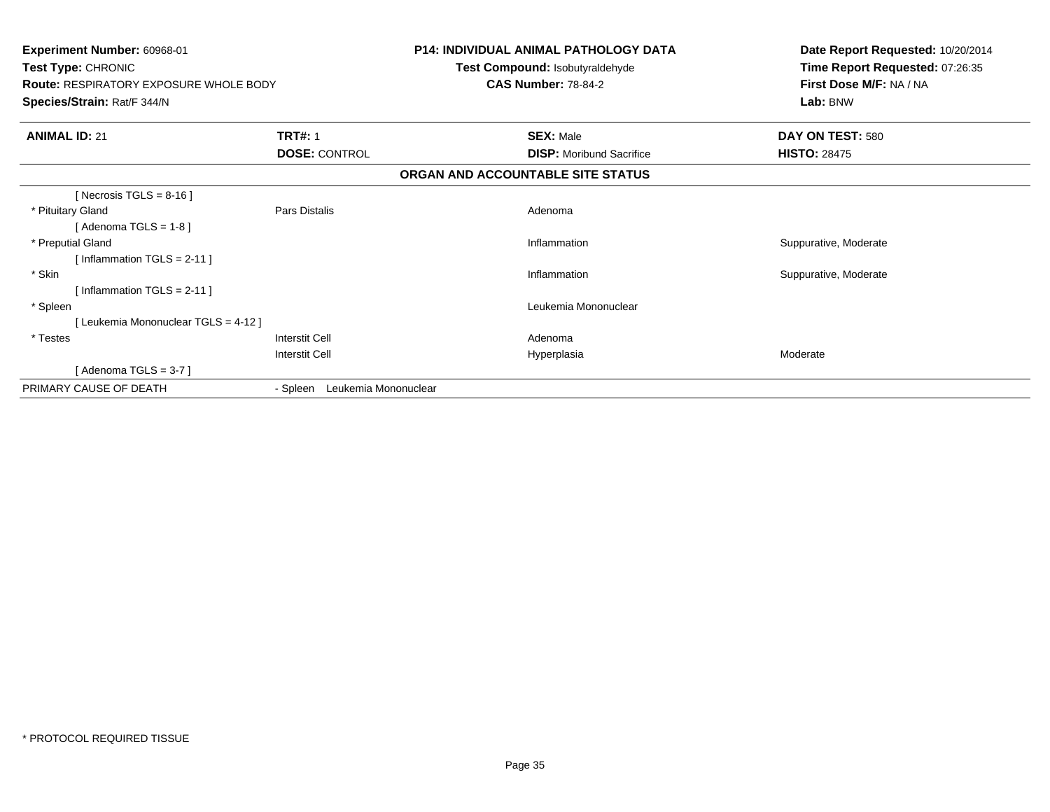**Experiment Number:** 60968-01
**Test Type:** CHRONIC
**Route:** RESPIRATORY EXPOSURE WHOLE BODY
**Species/Strain:** Rat/F 344/N

**P14: INDIVIDUAL ANIMAL PATHOLOGY DATA**
**Test Compound:** Isobutyraldehyde
**CAS Number:** 78-84-2

**Date Report Requested:** 10/20/2014
**Time Report Requested:** 07:26:35
**First Dose M/F:** NA / NA
**Lab:** BNW

| **ANIMAL ID:** 21 | **TRT#:** 1 | **SEX:** Male | **DAY ON TEST:** 580 |
|---|---|---|---|
| | **DOSE:** CONTROL | **DISP:** Moribund Sacrifice | **HISTO:** 28475 |

**ORGAN AND ACCOUNTABLE SITE STATUS**

| | | | |
|---|---|---|---|
| [ Necrosis TGLS = 8-16 ] | | | |
| * Pituitary Gland | Pars Distalis | Adenoma | |
| [ Adenoma TGLS = 1-8 ] | | | |
| * Preputial Gland | | Inflammation | Suppurative, Moderate |
| [ Inflammation TGLS = 2-11 ] | | | |
| * Skin | | Inflammation | Suppurative, Moderate |
| [ Inflammation TGLS = 2-11 ] | | | |
| * Spleen | | Leukemia Mononuclear | |
| [ Leukemia Mononuclear TGLS = 4-12 ] | | | |
| * Testes | Interstit Cell | Adenoma | |
| | Interstit Cell | Hyperplasia | Moderate |
| [ Adenoma TGLS = 3-7 ] | | | |
| PRIMARY CAUSE OF DEATH | - Spleen Leukemia Mononuclear | | |

* PROTOCOL REQUIRED TISSUE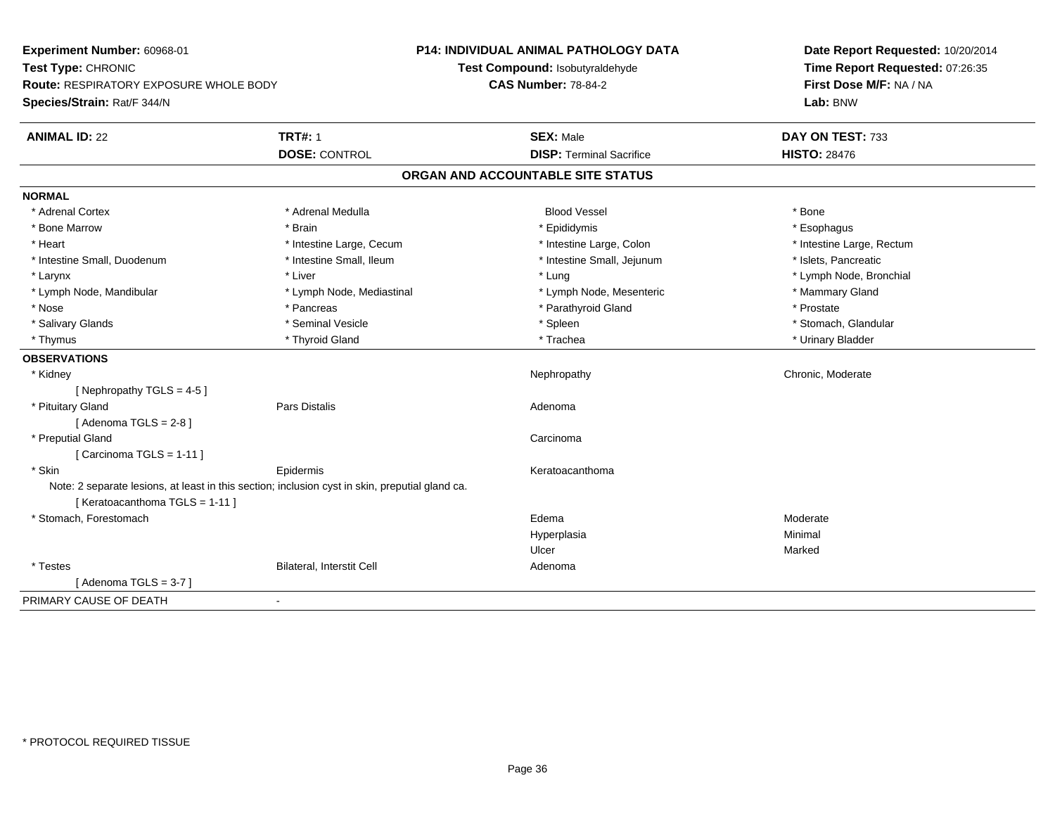**Experiment Number:** 60968-01
**Test Type:** CHRONIC
**Route:** RESPIRATORY EXPOSURE WHOLE BODY
**Species/Strain:** Rat/F 344/N

**P14: INDIVIDUAL ANIMAL PATHOLOGY DATA**
**Test Compound:** Isobutyraldehyde
**CAS Number:** 78-84-2

**Date Report Requested:** 10/20/2014
**Time Report Requested:** 07:26:35
**First Dose M/F:** NA / NA
**Lab:** BNW

| **ANIMAL ID:** 22 | **TRT#:** 1 | **SEX:** Male | **DAY ON TEST:** 733 |
|---|---|---|---|
| | **DOSE:** CONTROL | **DISP:** Terminal Sacrifice | **HISTO:** 28476 |

## ORGAN AND ACCOUNTABLE SITE STATUS

**NORMAL**

| | | | |
|---|---|---|---|
| * Adrenal Cortex | * Adrenal Medulla | Blood Vessel | * Bone |
| * Bone Marrow | * Brain | * Epididymis | * Esophagus |
| * Heart | * Intestine Large, Cecum | * Intestine Large, Colon | * Intestine Large, Rectum |
| * Intestine Small, Duodenum | * Intestine Small, Ileum | * Intestine Small, Jejunum | * Islets, Pancreatic |
| * Larynx | * Liver | * Lung | * Lymph Node, Bronchial |
| * Lymph Node, Mandibular | * Lymph Node, Mediastinal | * Lymph Node, Mesenteric | * Mammary Gland |
| * Nose | * Pancreas | * Parathyroid Gland | * Prostate |
| * Salivary Glands | * Seminal Vesicle | * Spleen | * Stomach, Glandular |
| * Thymus | * Thyroid Gland | * Trachea | * Urinary Bladder |

**OBSERVATIONS**

| | | | |
|---|---|---|---|
| * Kidney | | Nephropathy | Chronic, Moderate |
| [ Nephropathy TGLS = 4-5 ] | | | |
| * Pituitary Gland | Pars Distalis | Adenoma | |
| [ Adenoma TGLS = 2-8 ] | | | |
| * Preputial Gland | | Carcinoma | |
| [ Carcinoma TGLS = 1-11 ] | | | |
| * Skin | Epidermis | Keratoacanthoma | |
| Note: 2 separate lesions, at least in this section; inclusion cyst in skin, preputial gland ca. | | | |
| [ Keratoacanthoma TGLS = 1-11 ] | | | |
| * Stomach, Forestomach | | Edema | Moderate |
| | | Hyperplasia | Minimal |
| | | Ulcer | Marked |
| * Testes | Bilateral, Interstit Cell | Adenoma | |
| [ Adenoma TGLS = 3-7 ] | | | |

PRIMARY CAUSE OF DEATH -

\* PROTOCOL REQUIRED TISSUE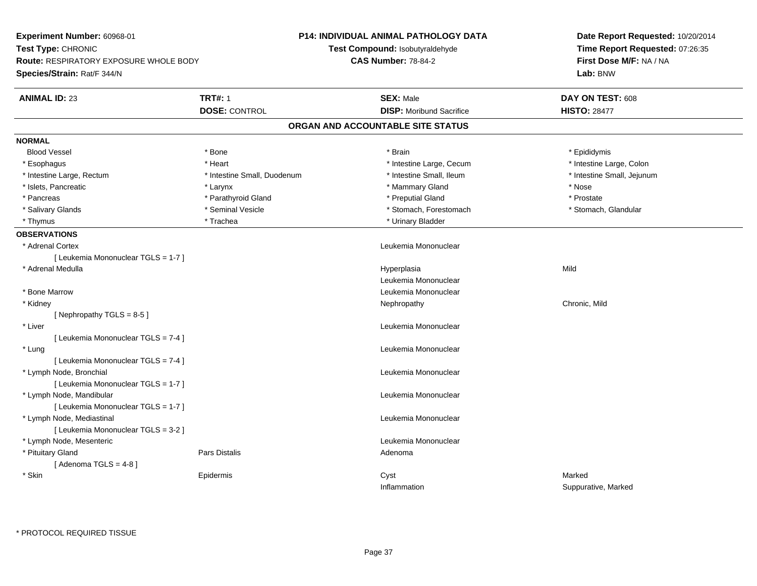**Experiment Number:** 60968-01
**Test Type:** CHRONIC
**Route:** RESPIRATORY EXPOSURE WHOLE BODY
**Species/Strain:** Rat/F 344/N

**P14: INDIVIDUAL ANIMAL PATHOLOGY DATA**
**Test Compound:** Isobutyraldehyde
**CAS Number:** 78-84-2

**Date Report Requested:** 10/20/2014
**Time Report Requested:** 07:26:35
**First Dose M/F:** NA / NA
**Lab:** BNW

| **ANIMAL ID:** 23 | **TRT#:** 1 | **SEX:** Male | **DAY ON TEST:** 608 |
|---|---|---|---|
| | **DOSE:** CONTROL | **DISP:** Moribund Sacrifice | **HISTO:** 28477 |

## ORGAN AND ACCOUNTABLE SITE STATUS

**NORMAL**

| | | | |
|---|---|---|---|
| Blood Vessel | * Bone | * Brain | * Epididymis |
| * Esophagus | * Heart | * Intestine Large, Cecum | * Intestine Large, Colon |
| * Intestine Large, Rectum | * Intestine Small, Duodenum | * Intestine Small, Ileum | * Intestine Small, Jejunum |
| * Islets, Pancreatic | * Larynx | * Mammary Gland | * Nose |
| * Pancreas | * Parathyroid Gland | * Preputial Gland | * Prostate |
| * Salivary Glands | * Seminal Vesicle | * Stomach, Forestomach | * Stomach, Glandular |
| * Thymus | * Trachea | * Urinary Bladder | |

**OBSERVATIONS**

| | | | |
|---|---|---|---|
| * Adrenal Cortex | | Leukemia Mononuclear | |
| [ Leukemia Mononuclear TGLS = 1-7 ] | | | |
| * Adrenal Medulla | | Hyperplasia | Mild |
| | | Leukemia Mononuclear | |
| * Bone Marrow | | Leukemia Mononuclear | |
| * Kidney | | Nephropathy | Chronic, Mild |
| [ Nephropathy TGLS = 8-5 ] | | | |
| * Liver | | Leukemia Mononuclear | |
| [ Leukemia Mononuclear TGLS = 7-4 ] | | | |
| * Lung | | Leukemia Mononuclear | |
| [ Leukemia Mononuclear TGLS = 7-4 ] | | | |
| * Lymph Node, Bronchial | | Leukemia Mononuclear | |
| [ Leukemia Mononuclear TGLS = 1-7 ] | | | |
| * Lymph Node, Mandibular | | Leukemia Mononuclear | |
| [ Leukemia Mononuclear TGLS = 1-7 ] | | | |
| * Lymph Node, Mediastinal | | Leukemia Mononuclear | |
| [ Leukemia Mononuclear TGLS = 3-2 ] | | | |
| * Lymph Node, Mesenteric | | Leukemia Mononuclear | |
| * Pituitary Gland | Pars Distalis | Adenoma | |
| [ Adenoma TGLS = 4-8 ] | | | |
| * Skin | Epidermis | Cyst | Marked |
| | | Inflammation | Suppurative, Marked |

* PROTOCOL REQUIRED TISSUE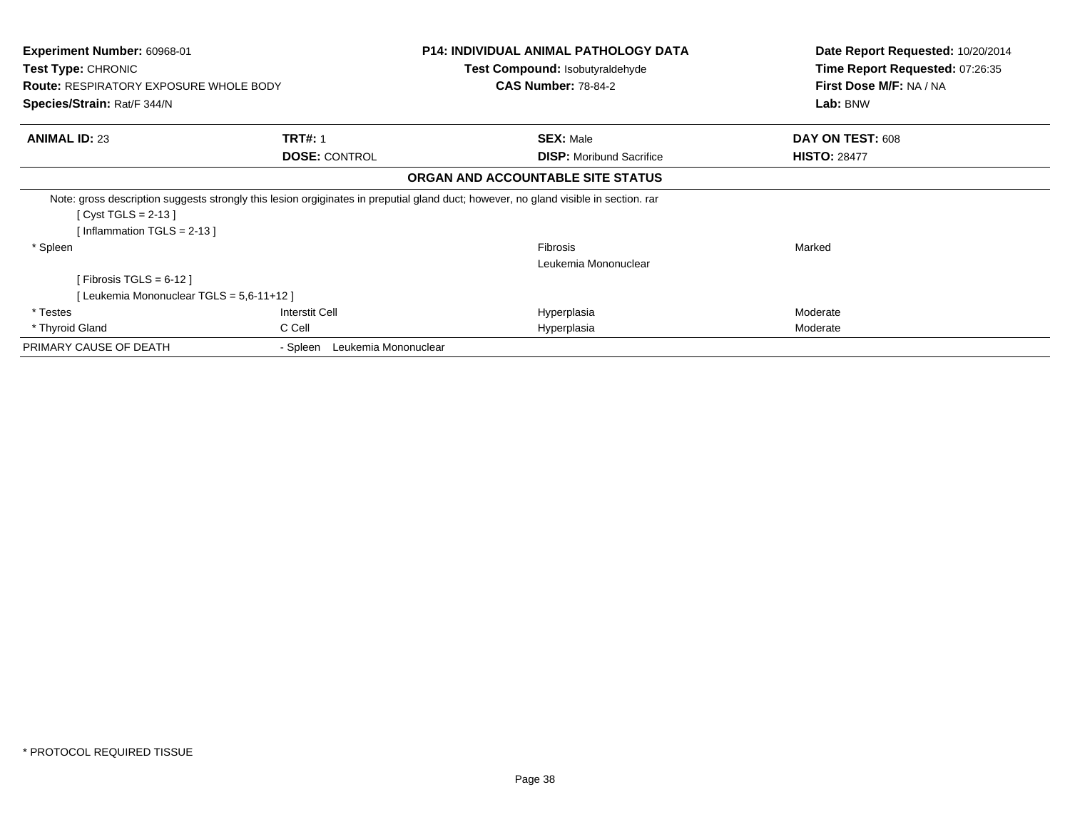**Experiment Number:** 60968-01
**Test Type:** CHRONIC
**Route:** RESPIRATORY EXPOSURE WHOLE BODY
**Species/Strain:** Rat/F 344/N

**P14: INDIVIDUAL ANIMAL PATHOLOGY DATA**
**Test Compound:** Isobutyraldehyde
**CAS Number:** 78-84-2

**Date Report Requested:** 10/20/2014
**Time Report Requested:** 07:26:35
**First Dose M/F:** NA / NA
**Lab:** BNW

| **ANIMAL ID:** 23 | **TRT#:** 1 | **SEX:** Male | **DAY ON TEST:** 608 |
|---|---|---|---|
| | **DOSE:** CONTROL | **DISP:** Moribund Sacrifice | **HISTO:** 28477 |

**ORGAN AND ACCOUNTABLE SITE STATUS**

Note: gross description suggests strongly this lesion orgiginates in preputial gland duct; however, no gland visible in section. rar

[ Cyst TGLS = 2-13 ]
[ Inflammation TGLS = 2-13 ]

| | | | |
|---|---|---|---|
| * Spleen | | Fibrosis | Marked |
| | | Leukemia Mononuclear | |
| [ Fibrosis TGLS = 6-12 ] | | | |
| [ Leukemia Mononuclear TGLS = 5,6-11+12 ] | | | |
| * Testes | Interstit Cell | Hyperplasia | Moderate |
| * Thyroid Gland | C Cell | Hyperplasia | Moderate |
| PRIMARY CAUSE OF DEATH | - Spleen Leukemia Mononuclear | | |

* PROTOCOL REQUIRED TISSUE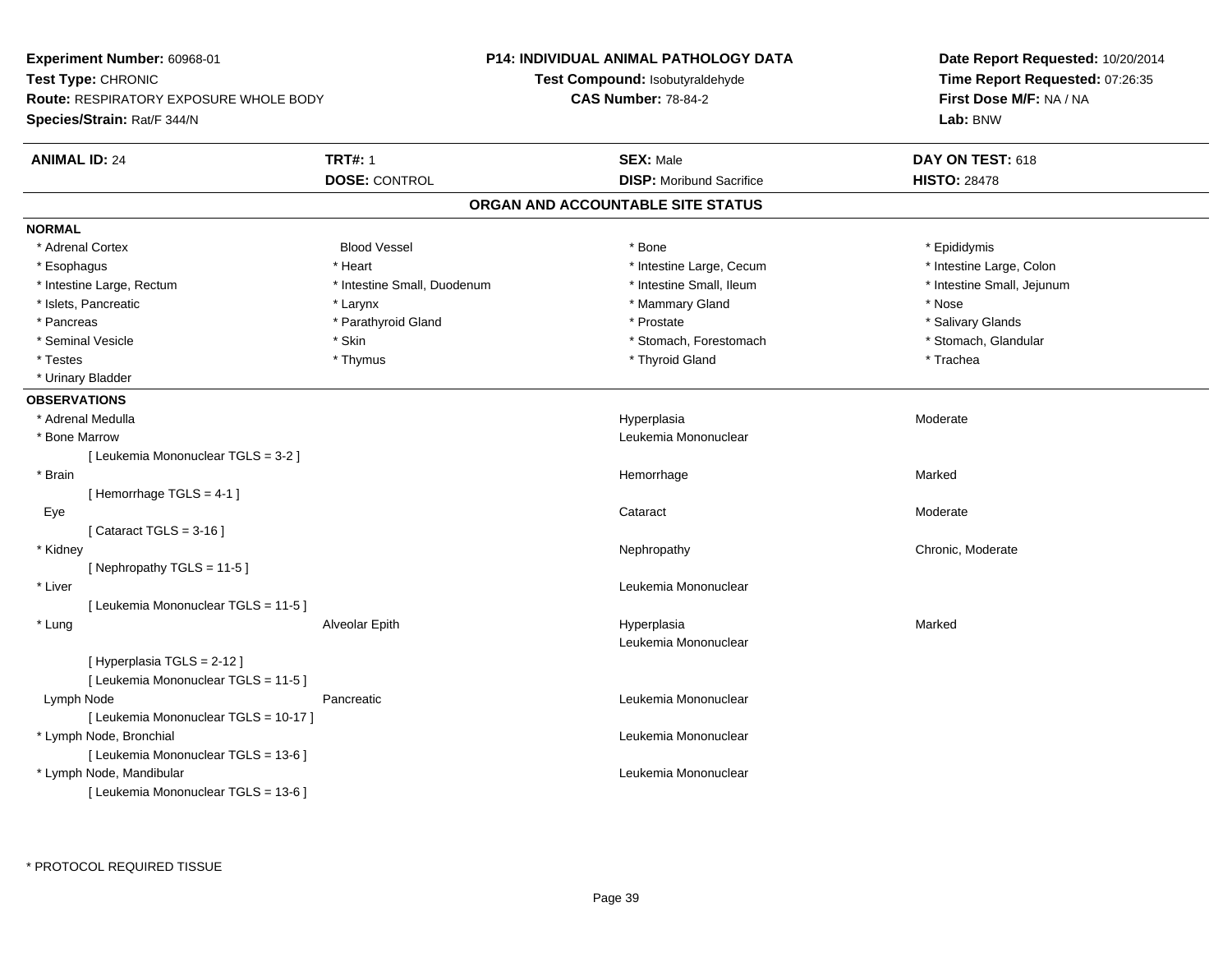**Experiment Number:** 60968-01
**Test Type:** CHRONIC
**Route:** RESPIRATORY EXPOSURE WHOLE BODY
**Species/Strain:** Rat/F 344/N

**P14: INDIVIDUAL ANIMAL PATHOLOGY DATA**
**Test Compound:** Isobutyraldehyde
**CAS Number:** 78-84-2

**Date Report Requested:** 10/20/2014
**Time Report Requested:** 07:26:35
**First Dose M/F:** NA / NA
**Lab:** BNW

| **ANIMAL ID:** 24 | **TRT#:** 1 | **SEX:** Male | **DAY ON TEST:** 618 |
|---|---|---|---|
| | **DOSE:** CONTROL | **DISP:** Moribund Sacrifice | **HISTO:** 28478 |

## ORGAN AND ACCOUNTABLE SITE STATUS

### NORMAL

| | | | |
|---|---|---|---|
| * Adrenal Cortex | Blood Vessel | * Bone | * Epididymis |
| * Esophagus | * Heart | * Intestine Large, Cecum | * Intestine Large, Colon |
| * Intestine Large, Rectum | * Intestine Small, Duodenum | * Intestine Small, Ileum | * Intestine Small, Jejunum |
| * Islets, Pancreatic | * Larynx | * Mammary Gland | * Nose |
| * Pancreas | * Parathyroid Gland | * Prostate | * Salivary Glands |
| * Seminal Vesicle | * Skin | * Stomach, Forestomach | * Stomach, Glandular |
| * Testes | * Thymus | * Thyroid Gland | * Trachea |
| * Urinary Bladder | | | |

### OBSERVATIONS

| | | | |
|---|---|---|---|
| * Adrenal Medulla | | Hyperplasia | Moderate |
| * Bone Marrow | | Leukemia Mononuclear | |
| [ Leukemia Mononuclear TGLS = 3-2 ] | | | |
| * Brain | | Hemorrhage | Marked |
| [ Hemorrhage TGLS = 4-1 ] | | | |
| Eye | | Cataract | Moderate |
| [ Cataract TGLS = 3-16 ] | | | |
| * Kidney | | Nephropathy | Chronic, Moderate |
| [ Nephropathy TGLS = 11-5 ] | | | |
| * Liver | | Leukemia Mononuclear | |
| [ Leukemia Mononuclear TGLS = 11-5 ] | | | |
| * Lung | Alveolar Epith | Hyperplasia | Marked |
| | | Leukemia Mononuclear | |
| [ Hyperplasia TGLS = 2-12 ] | | | |
| [ Leukemia Mononuclear TGLS = 11-5 ] | | | |
| Lymph Node | Pancreatic | Leukemia Mononuclear | |
| [ Leukemia Mononuclear TGLS = 10-17 ] | | | |
| * Lymph Node, Bronchial | | Leukemia Mononuclear | |
| [ Leukemia Mononuclear TGLS = 13-6 ] | | | |
| * Lymph Node, Mandibular | | Leukemia Mononuclear | |
| [ Leukemia Mononuclear TGLS = 13-6 ] | | | |

\* PROTOCOL REQUIRED TISSUE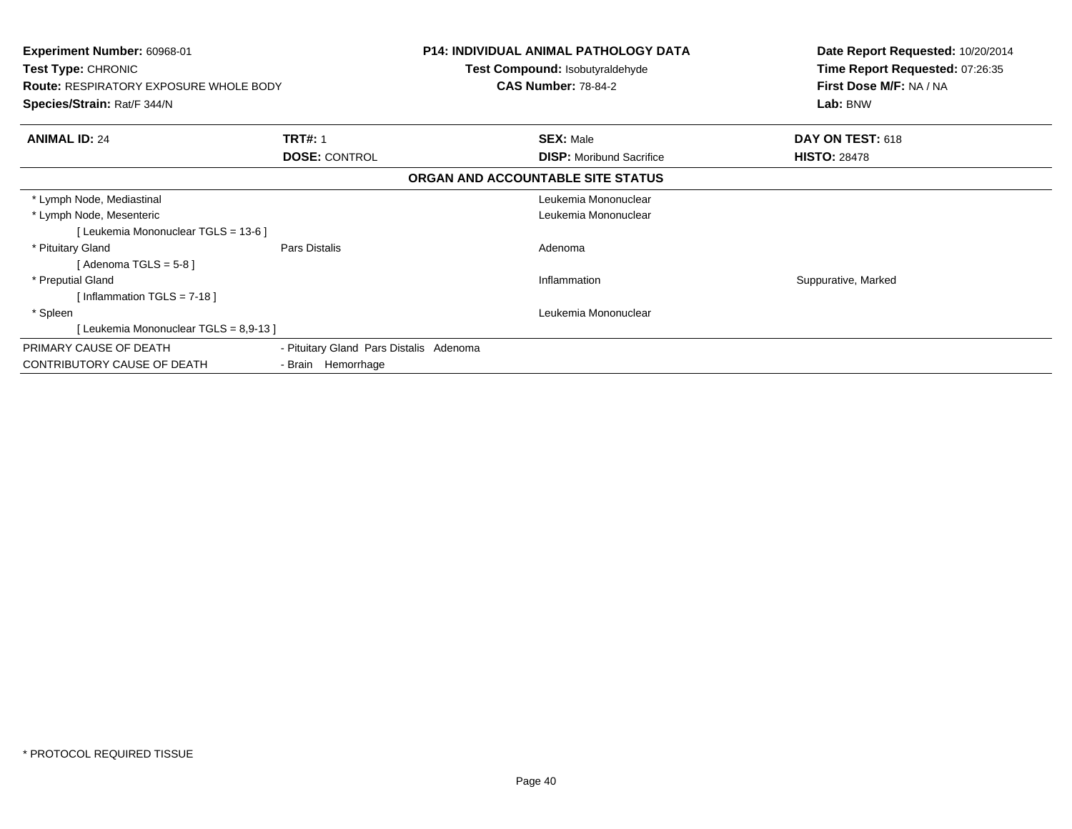**Experiment Number:** 60968-01
**Test Type:** CHRONIC
**Route:** RESPIRATORY EXPOSURE WHOLE BODY
**Species/Strain:** Rat/F 344/N

**P14: INDIVIDUAL ANIMAL PATHOLOGY DATA**
**Test Compound:** Isobutyraldehyde
**CAS Number:** 78-84-2

**Date Report Requested:** 10/20/2014
**Time Report Requested:** 07:26:35
**First Dose M/F:** NA / NA
**Lab:** BNW

| **ANIMAL ID:** 24 | **TRT#:** 1 | **SEX:** Male | **DAY ON TEST:** 618 |
|---|---|---|---|
| | **DOSE:** CONTROL | **DISP:** Moribund Sacrifice | **HISTO:** 28478 |

**ORGAN AND ACCOUNTABLE SITE STATUS**

| | | | |
|---|---|---|---|
| * Lymph Node, Mediastinal | | Leukemia Mononuclear | |
| * Lymph Node, Mesenteric | | Leukemia Mononuclear | |
| [ Leukemia Mononuclear TGLS = 13-6 ] | | | |
| * Pituitary Gland | Pars Distalis | Adenoma | |
| [ Adenoma TGLS = 5-8 ] | | | |
| * Preputial Gland | | Inflammation | Suppurative, Marked |
| [ Inflammation TGLS = 7-18 ] | | | |
| * Spleen | | Leukemia Mononuclear | |
| [ Leukemia Mononuclear TGLS = 8,9-13 ] | | | |

| | |
|---|---|
| PRIMARY CAUSE OF DEATH | - Pituitary Gland Pars Distalis Adenoma |
| CONTRIBUTORY CAUSE OF DEATH | - Brain Hemorrhage |

* PROTOCOL REQUIRED TISSUE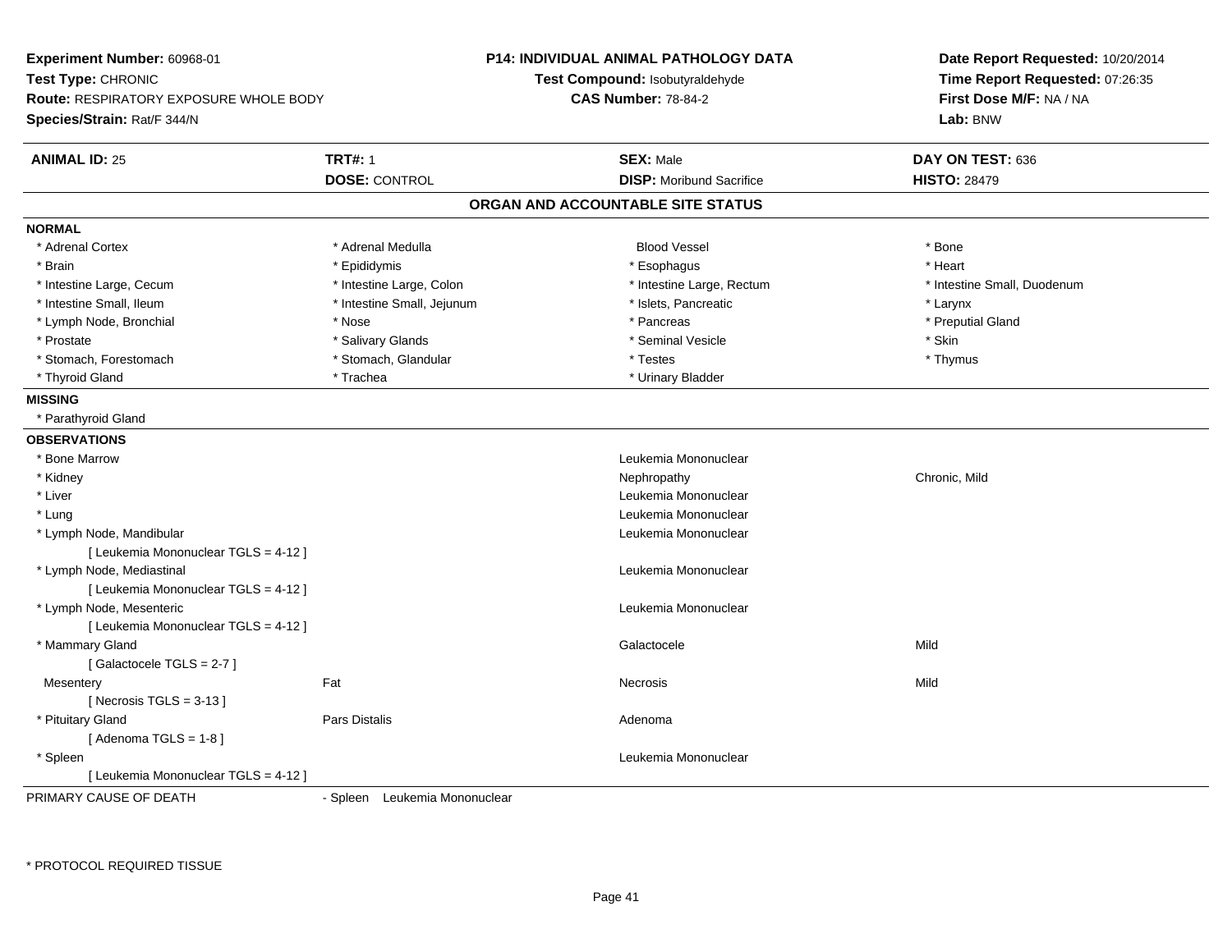**Experiment Number:** 60968-01
**Test Type:** CHRONIC
**Route:** RESPIRATORY EXPOSURE WHOLE BODY
**Species/Strain:** Rat/F 344/N

**P14: INDIVIDUAL ANIMAL PATHOLOGY DATA**
**Test Compound:** Isobutyraldehyde
**CAS Number:** 78-84-2

**Date Report Requested:** 10/20/2014
**Time Report Requested:** 07:26:35
**First Dose M/F:** NA / NA
**Lab:** BNW

| **ANIMAL ID:** 25 | **TRT#:** 1 | **SEX:** Male | **DAY ON TEST:** 636 |
|---|---|---|---|
| | **DOSE:** CONTROL | **DISP:** Moribund Sacrifice | **HISTO:** 28479 |

## ORGAN AND ACCOUNTABLE SITE STATUS

**NORMAL**

| | | | |
|---|---|---|---|
| * Adrenal Cortex | * Adrenal Medulla | Blood Vessel | * Bone |
| * Brain | * Epididymis | * Esophagus | * Heart |
| * Intestine Large, Cecum | * Intestine Large, Colon | * Intestine Large, Rectum | * Intestine Small, Duodenum |
| * Intestine Small, Ileum | * Intestine Small, Jejunum | * Islets, Pancreatic | * Larynx |
| * Lymph Node, Bronchial | * Nose | * Pancreas | * Preputial Gland |
| * Prostate | * Salivary Glands | * Seminal Vesicle | * Skin |
| * Stomach, Forestomach | * Stomach, Glandular | * Testes | * Thymus |
| * Thyroid Gland | * Trachea | * Urinary Bladder | |

**MISSING**

* Parathyroid Gland

**OBSERVATIONS**

| | | | |
|---|---|---|---|
| * Bone Marrow | | Leukemia Mononuclear | |
| * Kidney | | Nephropathy | Chronic, Mild |
| * Liver | | Leukemia Mononuclear | |
| * Lung | | Leukemia Mononuclear | |
| * Lymph Node, Mandibular | | Leukemia Mononuclear | |
| [ Leukemia Mononuclear TGLS = 4-12 ] | | | |
| * Lymph Node, Mediastinal | | Leukemia Mononuclear | |
| [ Leukemia Mononuclear TGLS = 4-12 ] | | | |
| * Lymph Node, Mesenteric | | Leukemia Mononuclear | |
| [ Leukemia Mononuclear TGLS = 4-12 ] | | | |
| * Mammary Gland | | Galactocele | Mild |
| [ Galactocele TGLS = 2-7 ] | | | |
| Mesentery | Fat | Necrosis | Mild |
| [ Necrosis TGLS = 3-13 ] | | | |
| * Pituitary Gland | Pars Distalis | Adenoma | |
| [ Adenoma TGLS = 1-8 ] | | | |
| * Spleen | | Leukemia Mononuclear | |
| [ Leukemia Mononuclear TGLS = 4-12 ] | | | |

PRIMARY CAUSE OF DEATH - Spleen Leukemia Mononuclear

* PROTOCOL REQUIRED TISSUE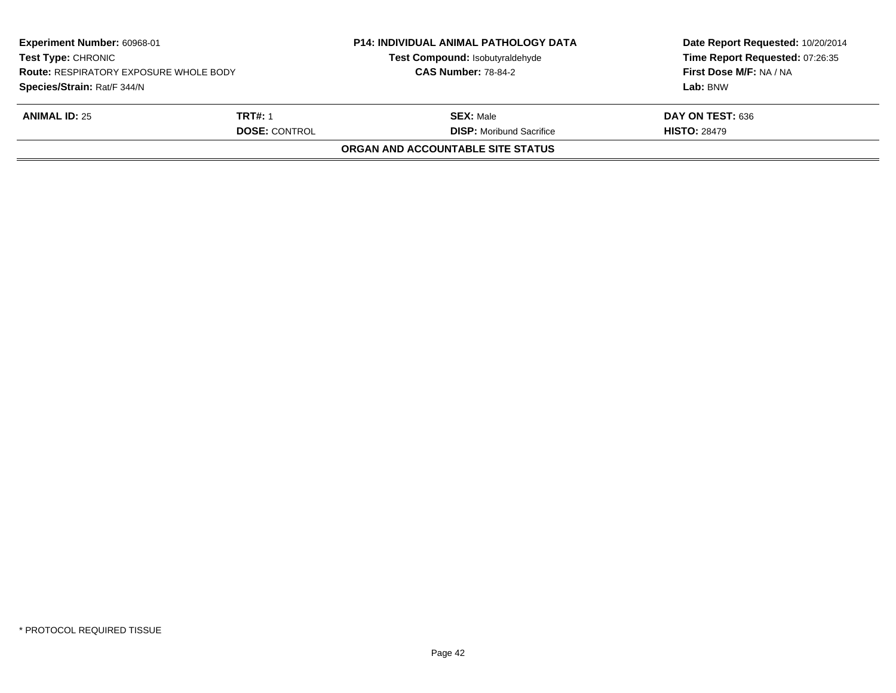**Experiment Number:** 60968-01
**Test Type:** CHRONIC
**Route:** RESPIRATORY EXPOSURE WHOLE BODY
**Species/Strain:** Rat/F 344/N

**P14: INDIVIDUAL ANIMAL PATHOLOGY DATA**
**Test Compound:** Isobutyraldehyde
**CAS Number:** 78-84-2

**Date Report Requested:** 10/20/2014
**Time Report Requested:** 07:26:35
**First Dose M/F:** NA / NA
**Lab:** BNW

| **ANIMAL ID:** 25 | **TRT#:** 1 | **SEX:** Male | **DAY ON TEST:** 636 |
|---|---|---|---|
| | **DOSE:** CONTROL | **DISP:** Moribund Sacrifice | **HISTO:** 28479 |

**ORGAN AND ACCOUNTABLE SITE STATUS**

* PROTOCOL REQUIRED TISSUE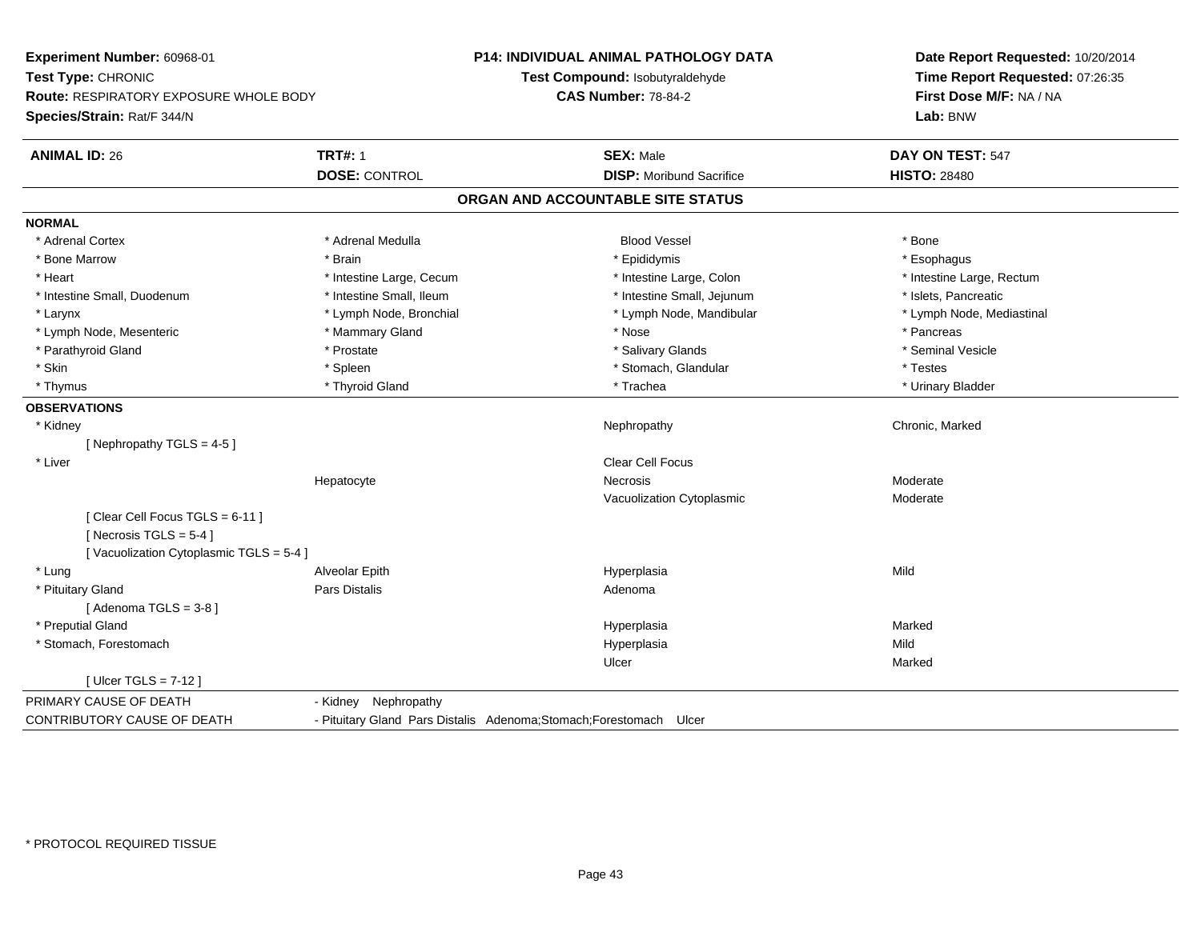**Experiment Number:** 60968-01
**Test Type:** CHRONIC
**Route:** RESPIRATORY EXPOSURE WHOLE BODY
**Species/Strain:** Rat/F 344/N

**P14: INDIVIDUAL ANIMAL PATHOLOGY DATA**
**Test Compound:** Isobutyraldehyde
**CAS Number:** 78-84-2

**Date Report Requested:** 10/20/2014
**Time Report Requested:** 07:26:35
**First Dose M/F:** NA / NA
**Lab:** BNW

| **ANIMAL ID:** 26 | **TRT#:** 1 | **SEX:** Male | **DAY ON TEST:** 547 |
|---|---|---|---|
| | **DOSE:** CONTROL | **DISP:** Moribund Sacrifice | **HISTO:** 28480 |

## ORGAN AND ACCOUNTABLE SITE STATUS

**NORMAL**

| | | | |
|---|---|---|---|
| * Adrenal Cortex | * Adrenal Medulla | Blood Vessel | * Bone |
| * Bone Marrow | * Brain | * Epididymis | * Esophagus |
| * Heart | * Intestine Large, Cecum | * Intestine Large, Colon | * Intestine Large, Rectum |
| * Intestine Small, Duodenum | * Intestine Small, Ileum | * Intestine Small, Jejunum | * Islets, Pancreatic |
| * Larynx | * Lymph Node, Bronchial | * Lymph Node, Mandibular | * Lymph Node, Mediastinal |
| * Lymph Node, Mesenteric | * Mammary Gland | * Nose | * Pancreas |
| * Parathyroid Gland | * Prostate | * Salivary Glands | * Seminal Vesicle |
| * Skin | * Spleen | * Stomach, Glandular | * Testes |
| * Thymus | * Thyroid Gland | * Trachea | * Urinary Bladder |

**OBSERVATIONS**

| | | | |
|---|---|---|---|
| * Kidney | | Nephropathy | Chronic, Marked |
| [ Nephropathy TGLS = 4-5 ] | | | |
| * Liver | | Clear Cell Focus | |
| | Hepatocyte | Necrosis | Moderate |
| | | Vacuolization Cytoplasmic | Moderate |
| [ Clear Cell Focus TGLS = 6-11 ] | | | |
| [ Necrosis TGLS = 5-4 ] | | | |
| [ Vacuolization Cytoplasmic TGLS = 5-4 ] | | | |
| * Lung | Alveolar Epith | Hyperplasia | Mild |
| * Pituitary Gland | Pars Distalis | Adenoma | |
| [ Adenoma TGLS = 3-8 ] | | | |
| * Preputial Gland | | Hyperplasia | Marked |
| * Stomach, Forestomach | | Hyperplasia | Mild |
| | | Ulcer | Marked |
| [ Ulcer TGLS = 7-12 ] | | | |

| | |
|---|---|
| PRIMARY CAUSE OF DEATH | - Kidney Nephropathy |
| CONTRIBUTORY CAUSE OF DEATH | - Pituitary Gland Pars Distalis Adenoma;Stomach;Forestomach Ulcer |

* PROTOCOL REQUIRED TISSUE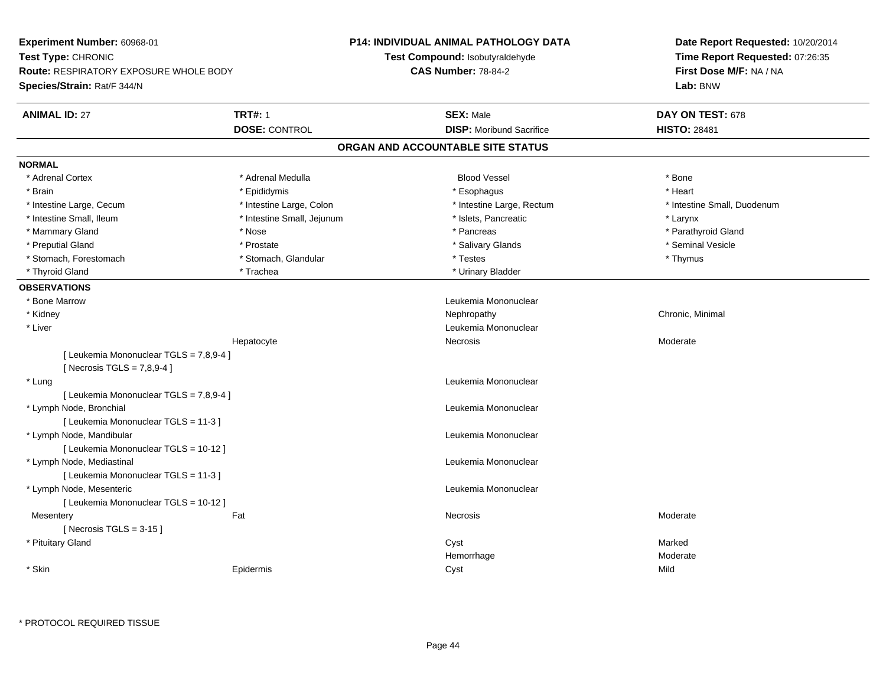**Experiment Number:** 60968-01
**Test Type:** CHRONIC
**Route:** RESPIRATORY EXPOSURE WHOLE BODY
**Species/Strain:** Rat/F 344/N

**P14: INDIVIDUAL ANIMAL PATHOLOGY DATA**
**Test Compound:** Isobutyraldehyde
**CAS Number:** 78-84-2

**Date Report Requested:** 10/20/2014
**Time Report Requested:** 07:26:35
**First Dose M/F:** NA / NA
**Lab:** BNW

| **ANIMAL ID:** 27 | **TRT#:** 1 | **SEX:** Male | **DAY ON TEST:** 678 |
|---|---|---|---|
| | **DOSE:** CONTROL | **DISP:** Moribund Sacrifice | **HISTO:** 28481 |

## ORGAN AND ACCOUNTABLE SITE STATUS

**NORMAL**

| | | | |
|---|---|---|---|
| * Adrenal Cortex | * Adrenal Medulla | Blood Vessel | * Bone |
| * Brain | * Epididymis | * Esophagus | * Heart |
| * Intestine Large, Cecum | * Intestine Large, Colon | * Intestine Large, Rectum | * Intestine Small, Duodenum |
| * Intestine Small, Ileum | * Intestine Small, Jejunum | * Islets, Pancreatic | * Larynx |
| * Mammary Gland | * Nose | * Pancreas | * Parathyroid Gland |
| * Preputial Gland | * Prostate | * Salivary Glands | * Seminal Vesicle |
| * Stomach, Forestomach | * Stomach, Glandular | * Testes | * Thymus |
| * Thyroid Gland | * Trachea | * Urinary Bladder | |

**OBSERVATIONS**

| | | | |
|---|---|---|---|
| * Bone Marrow | | Leukemia Mononuclear | |
| * Kidney | | Nephropathy | Chronic, Minimal |
| * Liver | | Leukemia Mononuclear | |
| | Hepatocyte | Necrosis | Moderate |
| [ Leukemia Mononuclear TGLS = 7,8,9-4 ] | | | |
| [ Necrosis TGLS = 7,8,9-4 ] | | | |
| * Lung | | Leukemia Mononuclear | |
| [ Leukemia Mononuclear TGLS = 7,8,9-4 ] | | | |
| * Lymph Node, Bronchial | | Leukemia Mononuclear | |
| [ Leukemia Mononuclear TGLS = 11-3 ] | | | |
| * Lymph Node, Mandibular | | Leukemia Mononuclear | |
| [ Leukemia Mononuclear TGLS = 10-12 ] | | | |
| * Lymph Node, Mediastinal | | Leukemia Mononuclear | |
| [ Leukemia Mononuclear TGLS = 11-3 ] | | | |
| * Lymph Node, Mesenteric | | Leukemia Mononuclear | |
| [ Leukemia Mononuclear TGLS = 10-12 ] | | | |
| Mesentery | Fat | Necrosis | Moderate |
| [ Necrosis TGLS = 3-15 ] | | | |
| * Pituitary Gland | | Cyst | Marked |
| | | Hemorrhage | Moderate |
| * Skin | Epidermis | Cyst | Mild |

\* PROTOCOL REQUIRED TISSUE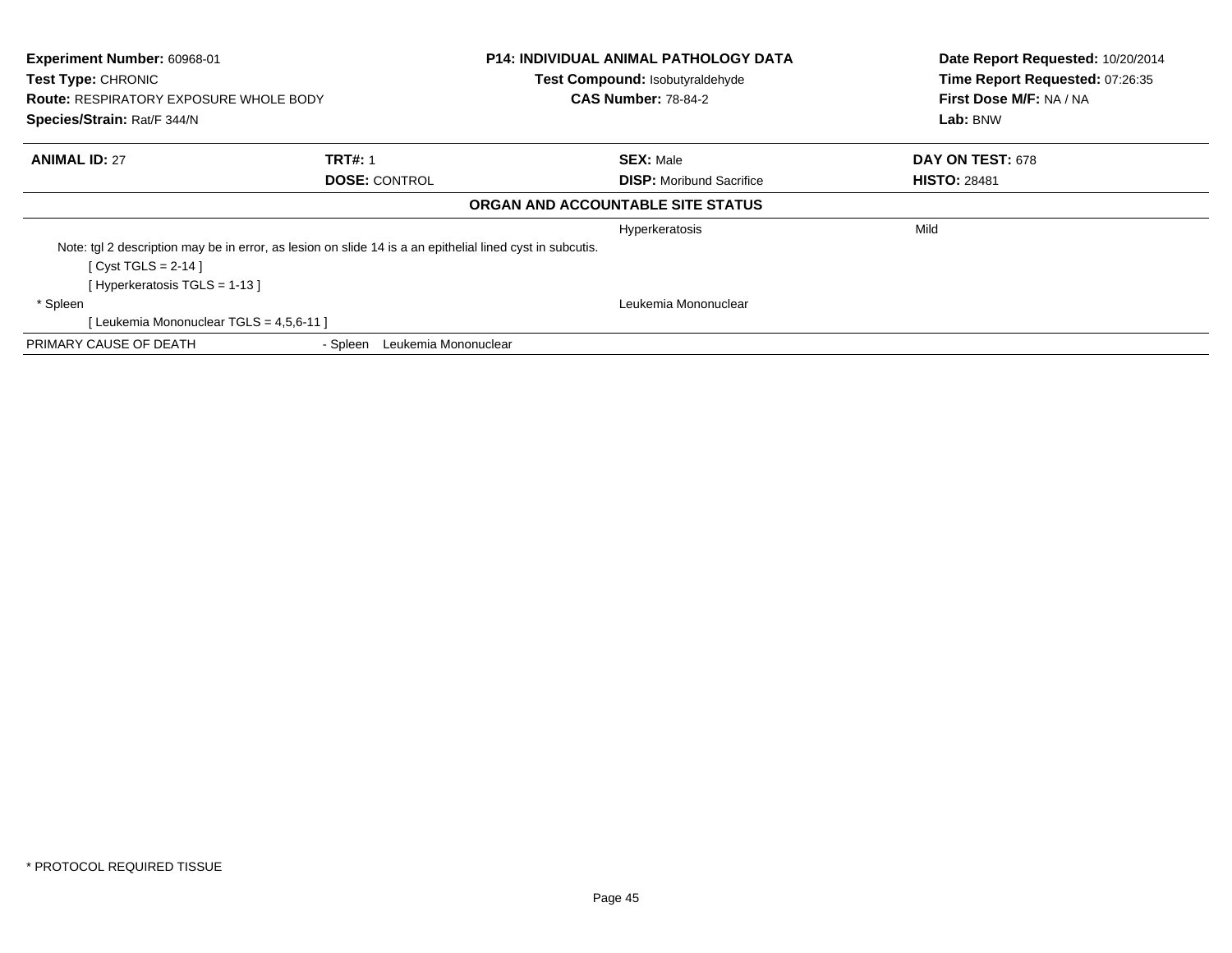**Experiment Number:** 60968-01
**Test Type:** CHRONIC
**Route:** RESPIRATORY EXPOSURE WHOLE BODY
**Species/Strain:** Rat/F 344/N

**P14: INDIVIDUAL ANIMAL PATHOLOGY DATA**
**Test Compound:** Isobutyraldehyde
**CAS Number:** 78-84-2

**Date Report Requested:** 10/20/2014
**Time Report Requested:** 07:26:35
**First Dose M/F:** NA / NA
**Lab:** BNW

| **ANIMAL ID:** 27 | **TRT#:** 1 | **SEX:** Male | **DAY ON TEST:** 678 |
|---|---|---|---|
| | **DOSE:** CONTROL | **DISP:** Moribund Sacrifice | **HISTO:** 28481 |

**ORGAN AND ACCOUNTABLE SITE STATUS**

| | | | |
|---|---|---|---|
| | | Hyperkeratosis | Mild |
| Note: tgl 2 description may be in error, as lesion on slide 14 is a an epithelial lined cyst in subcutis. | | | |
| [ Cyst TGLS = 2-14 ] | | | |
| [ Hyperkeratosis TGLS = 1-13 ] | | | |
| * Spleen | | Leukemia Mononuclear | |
| [ Leukemia Mononuclear TGLS = 4,5,6-11 ] | | | |
| PRIMARY CAUSE OF DEATH | - Spleen Leukemia Mononuclear | | |

* PROTOCOL REQUIRED TISSUE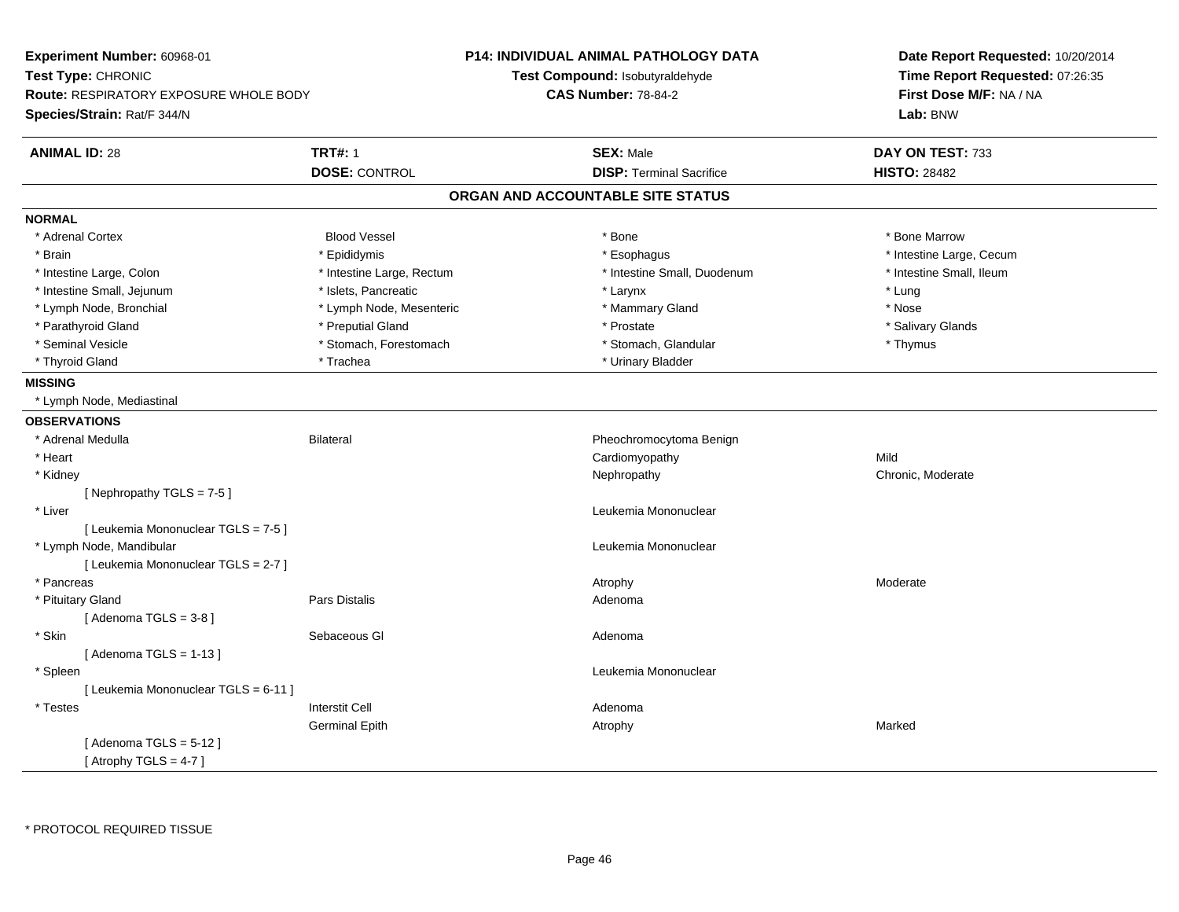**Experiment Number:** 60968-01
**Test Type:** CHRONIC
**Route:** RESPIRATORY EXPOSURE WHOLE BODY
**Species/Strain:** Rat/F 344/N

**P14: INDIVIDUAL ANIMAL PATHOLOGY DATA**
**Test Compound:** Isobutyraldehyde
**CAS Number:** 78-84-2

**Date Report Requested:** 10/20/2014
**Time Report Requested:** 07:26:35
**First Dose M/F:** NA / NA
**Lab:** BNW

| **ANIMAL ID:** 28 | **TRT#:** 1 | **SEX:** Male | **DAY ON TEST:** 733 |
|---|---|---|---|
| | **DOSE:** CONTROL | **DISP:** Terminal Sacrifice | **HISTO:** 28482 |

## ORGAN AND ACCOUNTABLE SITE STATUS

**NORMAL**

| | | | |
|---|---|---|---|
| * Adrenal Cortex | Blood Vessel | * Bone | * Bone Marrow |
| * Brain | * Epididymis | * Esophagus | * Intestine Large, Cecum |
| * Intestine Large, Colon | * Intestine Large, Rectum | * Intestine Small, Duodenum | * Intestine Small, Ileum |
| * Intestine Small, Jejunum | * Islets, Pancreatic | * Larynx | * Lung |
| * Lymph Node, Bronchial | * Lymph Node, Mesenteric | * Mammary Gland | * Nose |
| * Parathyroid Gland | * Preputial Gland | * Prostate | * Salivary Glands |
| * Seminal Vesicle | * Stomach, Forestomach | * Stomach, Glandular | * Thymus |
| * Thyroid Gland | * Trachea | * Urinary Bladder | |

**MISSING**

* Lymph Node, Mediastinal

**OBSERVATIONS**

| | | | |
|---|---|---|---|
| * Adrenal Medulla | Bilateral | Pheochromocytoma Benign | |
| * Heart | | Cardiomyopathy | Mild |
| * Kidney | | Nephropathy | Chronic, Moderate |
| [ Nephropathy TGLS = 7-5 ] | | | |
| * Liver | | Leukemia Mononuclear | |
| [ Leukemia Mononuclear TGLS = 7-5 ] | | | |
| * Lymph Node, Mandibular | | Leukemia Mononuclear | |
| [ Leukemia Mononuclear TGLS = 2-7 ] | | | |
| * Pancreas | | Atrophy | Moderate |
| * Pituitary Gland | Pars Distalis | Adenoma | |
| [ Adenoma TGLS = 3-8 ] | | | |
| * Skin | Sebaceous Gl | Adenoma | |
| [ Adenoma TGLS = 1-13 ] | | | |
| * Spleen | | Leukemia Mononuclear | |
| [ Leukemia Mononuclear TGLS = 6-11 ] | | | |
| * Testes | Interstit Cell | Adenoma | |
| | Germinal Epith | Atrophy | Marked |
| [ Adenoma TGLS = 5-12 ] | | | |
| [ Atrophy TGLS = 4-7 ] | | | |

* PROTOCOL REQUIRED TISSUE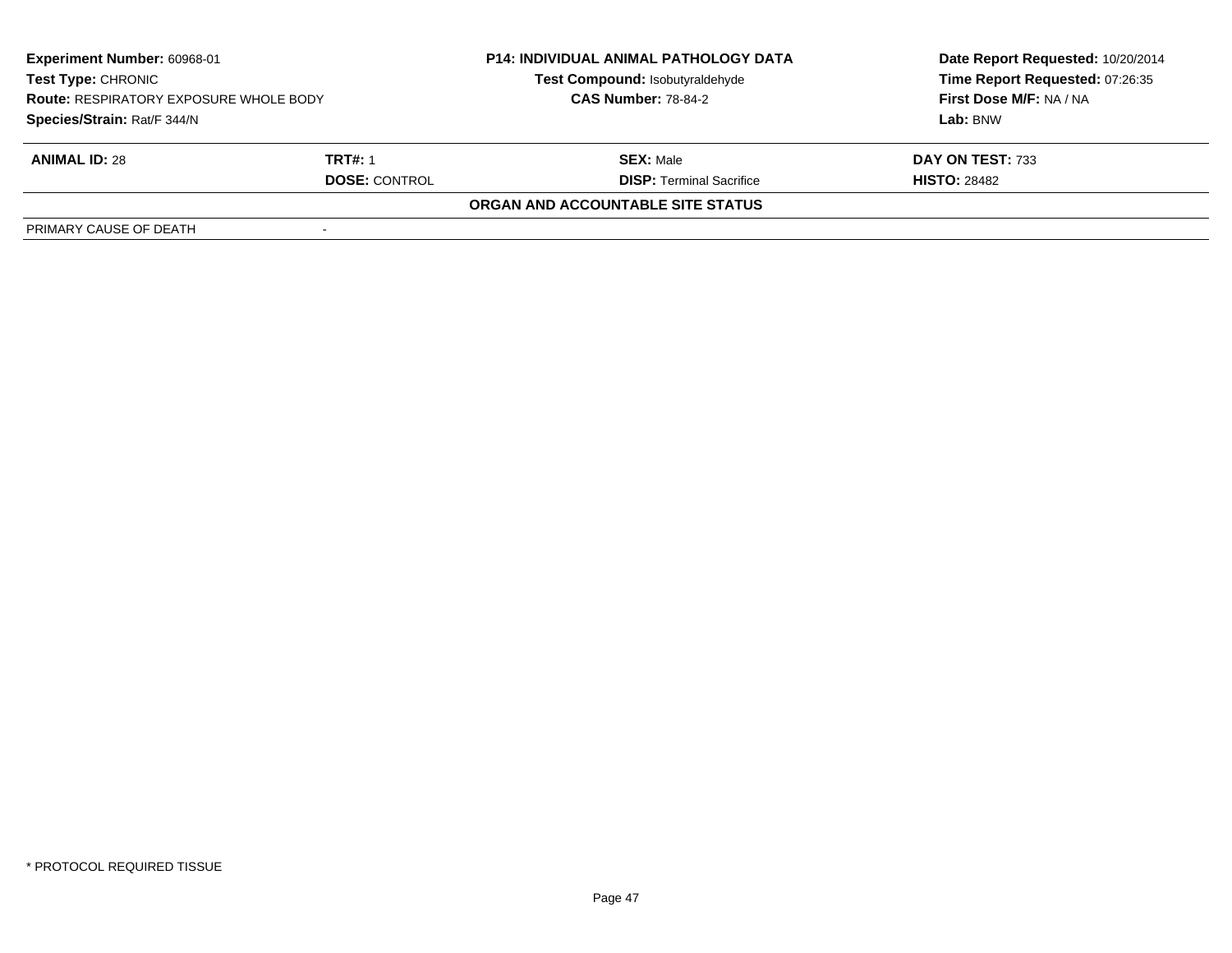**Experiment Number:** 60968-01
**Test Type:** CHRONIC
**Route:** RESPIRATORY EXPOSURE WHOLE BODY
**Species/Strain:** Rat/F 344/N

**P14: INDIVIDUAL ANIMAL PATHOLOGY DATA**
**Test Compound:** Isobutyraldehyde
**CAS Number:** 78-84-2

**Date Report Requested:** 10/20/2014
**Time Report Requested:** 07:26:35
**First Dose M/F:** NA / NA
**Lab:** BNW

| **ANIMAL ID:** 28 | **TRT#:** 1 | **SEX:** Male | **DAY ON TEST:** 733 |
|---|---|---|---|
| | **DOSE:** CONTROL | **DISP:** Terminal Sacrifice | **HISTO:** 28482 |

**ORGAN AND ACCOUNTABLE SITE STATUS**

| | |
|---|---|
| PRIMARY CAUSE OF DEATH | - |

* PROTOCOL REQUIRED TISSUE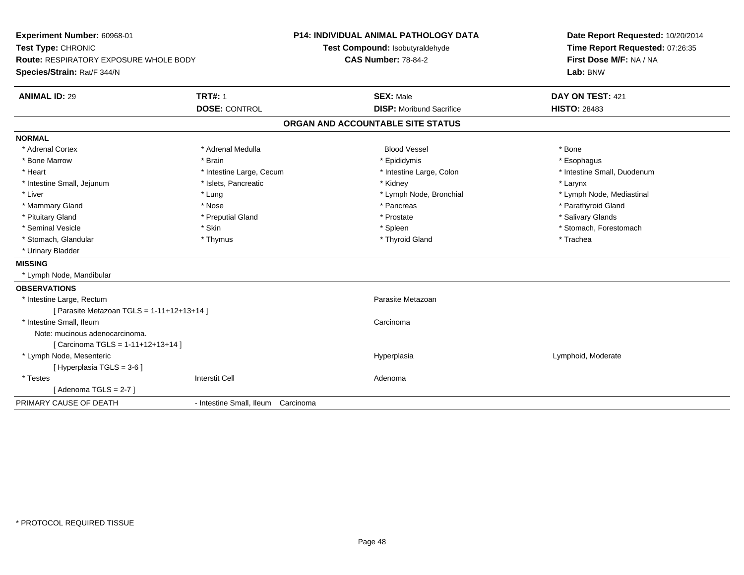**Experiment Number:** 60968-01
**Test Type:** CHRONIC
**Route:** RESPIRATORY EXPOSURE WHOLE BODY
**Species/Strain:** Rat/F 344/N

**P14: INDIVIDUAL ANIMAL PATHOLOGY DATA**
**Test Compound:** Isobutyraldehyde
**CAS Number:** 78-84-2

**Date Report Requested:** 10/20/2014
**Time Report Requested:** 07:26:35
**First Dose M/F:** NA / NA
**Lab:** BNW

| **ANIMAL ID:** 29 | **TRT#:** 1 | **SEX:** Male | **DAY ON TEST:** 421 |
|---|---|---|---|
| | **DOSE:** CONTROL | **DISP:** Moribund Sacrifice | **HISTO:** 28483 |

## ORGAN AND ACCOUNTABLE SITE STATUS

**NORMAL**

| | | | |
|---|---|---|---|
| * Adrenal Cortex | * Adrenal Medulla | Blood Vessel | * Bone |
| * Bone Marrow | * Brain | * Epididymis | * Esophagus |
| * Heart | * Intestine Large, Cecum | * Intestine Large, Colon | * Intestine Small, Duodenum |
| * Intestine Small, Jejunum | * Islets, Pancreatic | * Kidney | * Larynx |
| * Liver | * Lung | * Lymph Node, Bronchial | * Lymph Node, Mediastinal |
| * Mammary Gland | * Nose | * Pancreas | * Parathyroid Gland |
| * Pituitary Gland | * Preputial Gland | * Prostate | * Salivary Glands |
| * Seminal Vesicle | * Skin | * Spleen | * Stomach, Forestomach |
| * Stomach, Glandular | * Thymus | * Thyroid Gland | * Trachea |
| * Urinary Bladder | | | |

**MISSING**

* Lymph Node, Mandibular

**OBSERVATIONS**

| | | | |
|---|---|---|---|
| * Intestine Large, Rectum | | Parasite Metazoan | |
| [ Parasite Metazoan TGLS = 1-11+12+13+14 ] | | | |
| * Intestine Small, Ileum | | Carcinoma | |
| Note: mucinous adenocarcinoma. | | | |
| [ Carcinoma TGLS = 1-11+12+13+14 ] | | | |
| * Lymph Node, Mesenteric | | Hyperplasia | Lymphoid, Moderate |
| [ Hyperplasia TGLS = 3-6 ] | | | |
| * Testes | Interstit Cell | Adenoma | |
| [ Adenoma TGLS = 2-7 ] | | | |

PRIMARY CAUSE OF DEATH - Intestine Small, Ileum Carcinoma

\* PROTOCOL REQUIRED TISSUE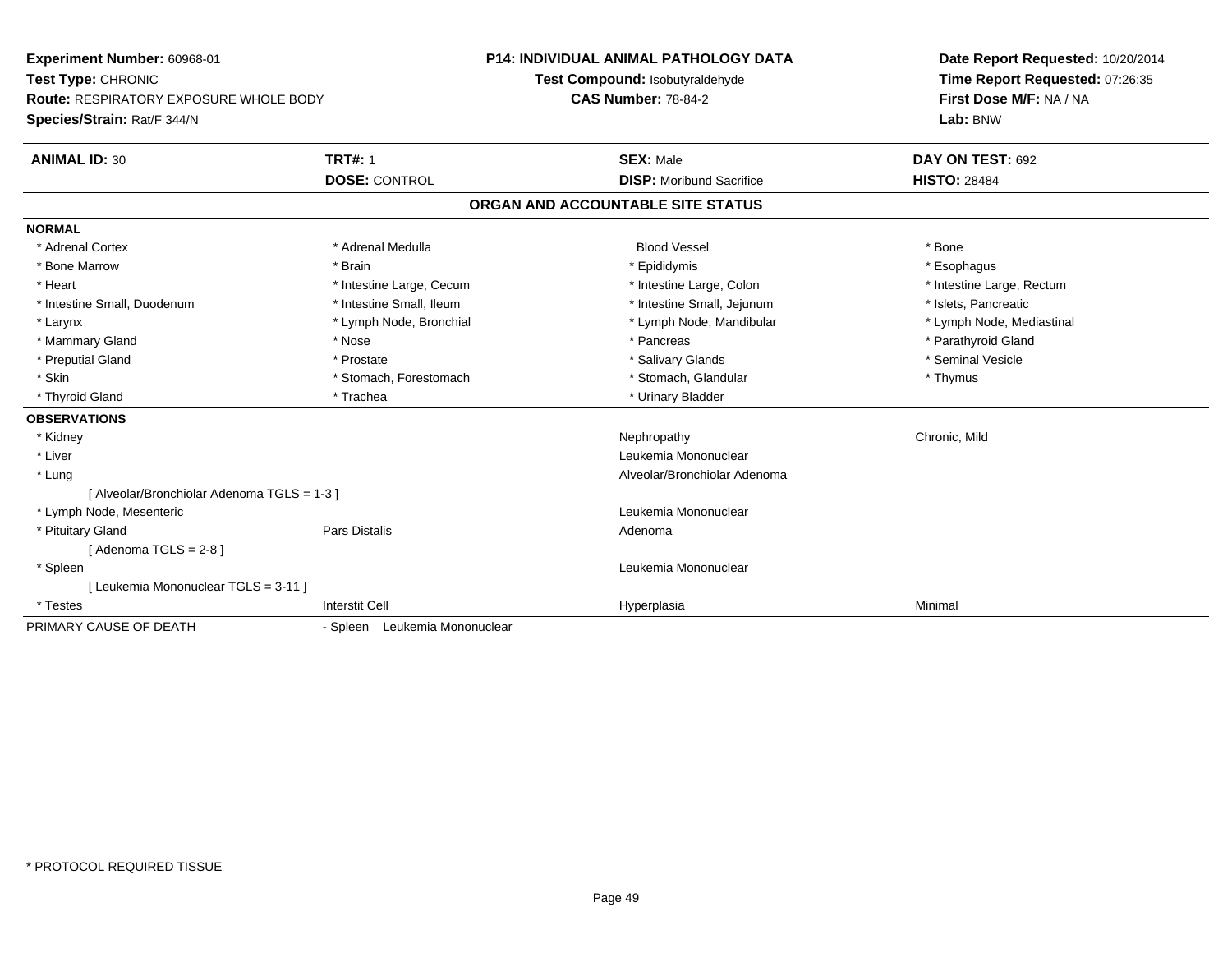**Experiment Number:** 60968-01
**Test Type:** CHRONIC
**Route:** RESPIRATORY EXPOSURE WHOLE BODY
**Species/Strain:** Rat/F 344/N

**P14: INDIVIDUAL ANIMAL PATHOLOGY DATA**
**Test Compound:** Isobutyraldehyde
**CAS Number:** 78-84-2

**Date Report Requested:** 10/20/2014
**Time Report Requested:** 07:26:35
**First Dose M/F:** NA / NA
**Lab:** BNW

| **ANIMAL ID:** 30 | **TRT#:** 1 | **SEX:** Male | **DAY ON TEST:** 692 |
|---|---|---|---|
| | **DOSE:** CONTROL | **DISP:** Moribund Sacrifice | **HISTO:** 28484 |

## ORGAN AND ACCOUNTABLE SITE STATUS

**NORMAL**

| | | | |
|---|---|---|---|
| * Adrenal Cortex | * Adrenal Medulla | Blood Vessel | * Bone |
| * Bone Marrow | * Brain | * Epididymis | * Esophagus |
| * Heart | * Intestine Large, Cecum | * Intestine Large, Colon | * Intestine Large, Rectum |
| * Intestine Small, Duodenum | * Intestine Small, Ileum | * Intestine Small, Jejunum | * Islets, Pancreatic |
| * Larynx | * Lymph Node, Bronchial | * Lymph Node, Mandibular | * Lymph Node, Mediastinal |
| * Mammary Gland | * Nose | * Pancreas | * Parathyroid Gland |
| * Preputial Gland | * Prostate | * Salivary Glands | * Seminal Vesicle |
| * Skin | * Stomach, Forestomach | * Stomach, Glandular | * Thymus |
| * Thyroid Gland | * Trachea | * Urinary Bladder | |

**OBSERVATIONS**

| | | | |
|---|---|---|---|
| * Kidney | | Nephropathy | Chronic, Mild |
| * Liver | | Leukemia Mononuclear | |
| * Lung | | Alveolar/Bronchiolar Adenoma | |
| [ Alveolar/Bronchiolar Adenoma TGLS = 1-3 ] | | | |
| * Lymph Node, Mesenteric | | Leukemia Mononuclear | |
| * Pituitary Gland | Pars Distalis | Adenoma | |
| [ Adenoma TGLS = 2-8 ] | | | |
| * Spleen | | Leukemia Mononuclear | |
| [ Leukemia Mononuclear TGLS = 3-11 ] | | | |
| * Testes | Interstit Cell | Hyperplasia | Minimal |

PRIMARY CAUSE OF DEATH - Spleen Leukemia Mononuclear

\* PROTOCOL REQUIRED TISSUE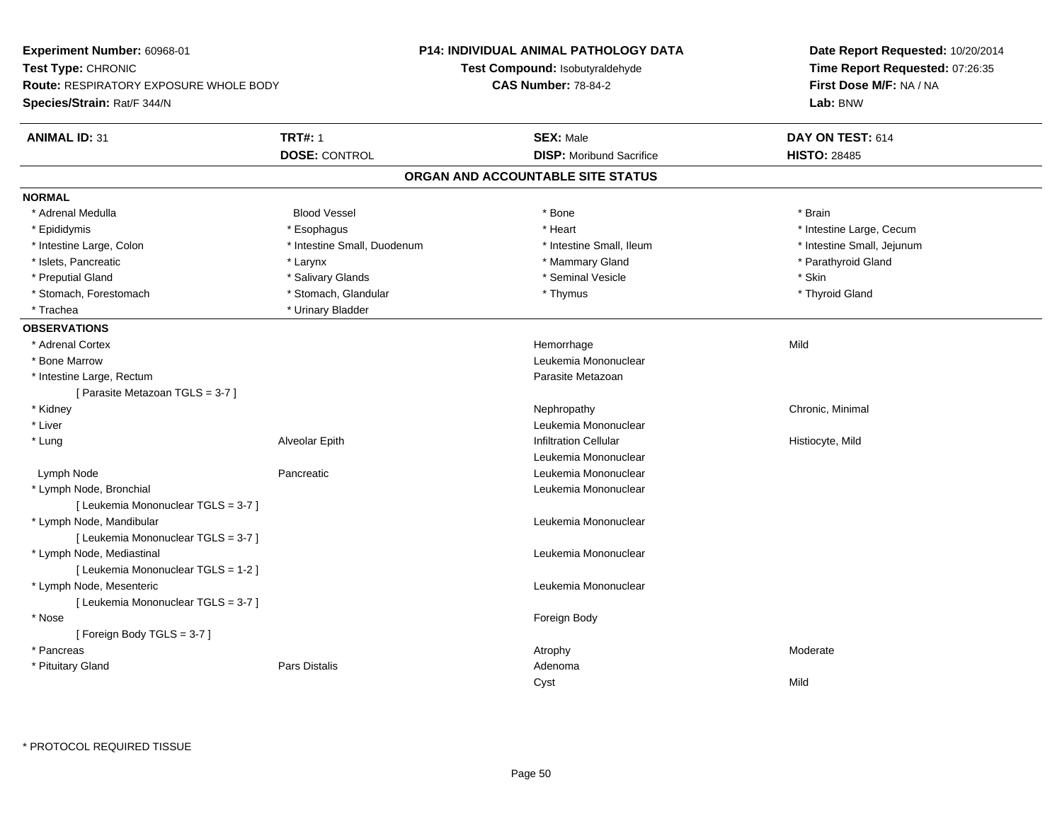**Experiment Number:** 60968-01
**Test Type:** CHRONIC
**Route:** RESPIRATORY EXPOSURE WHOLE BODY
**Species/Strain:** Rat/F 344/N

**P14: INDIVIDUAL ANIMAL PATHOLOGY DATA**
**Test Compound:** Isobutyraldehyde
**CAS Number:** 78-84-2

**Date Report Requested:** 10/20/2014
**Time Report Requested:** 07:26:35
**First Dose M/F:** NA / NA
**Lab:** BNW

| **ANIMAL ID:** 31 | **TRT#:** 1 | **SEX:** Male | **DAY ON TEST:** 614 |
|---|---|---|---|
| | **DOSE:** CONTROL | **DISP:** Moribund Sacrifice | **HISTO:** 28485 |

## ORGAN AND ACCOUNTABLE SITE STATUS

**NORMAL**

| | | | |
|---|---|---|---|
| * Adrenal Medulla | Blood Vessel | * Bone | * Brain |
| * Epididymis | * Esophagus | * Heart | * Intestine Large, Cecum |
| * Intestine Large, Colon | * Intestine Small, Duodenum | * Intestine Small, Ileum | * Intestine Small, Jejunum |
| * Islets, Pancreatic | * Larynx | * Mammary Gland | * Parathyroid Gland |
| * Preputial Gland | * Salivary Glands | * Seminal Vesicle | * Skin |
| * Stomach, Forestomach | * Stomach, Glandular | * Thymus | * Thyroid Gland |
| * Trachea | * Urinary Bladder | | |

**OBSERVATIONS**

| | | | |
|---|---|---|---|
| * Adrenal Cortex | | Hemorrhage | Mild |
| * Bone Marrow | | Leukemia Mononuclear | |
| * Intestine Large, Rectum | | Parasite Metazoan | |
| [ Parasite Metazoan TGLS = 3-7 ] | | | |
| * Kidney | | Nephropathy | Chronic, Minimal |
| * Liver | | Leukemia Mononuclear | |
| * Lung | Alveolar Epith | Infiltration Cellular | Histiocyte, Mild |
| | | Leukemia Mononuclear | |
| Lymph Node | Pancreatic | Leukemia Mononuclear | |
| * Lymph Node, Bronchial | | Leukemia Mononuclear | |
| [ Leukemia Mononuclear TGLS = 3-7 ] | | | |
| * Lymph Node, Mandibular | | Leukemia Mononuclear | |
| [ Leukemia Mononuclear TGLS = 3-7 ] | | | |
| * Lymph Node, Mediastinal | | Leukemia Mononuclear | |
| [ Leukemia Mononuclear TGLS = 1-2 ] | | | |
| * Lymph Node, Mesenteric | | Leukemia Mononuclear | |
| [ Leukemia Mononuclear TGLS = 3-7 ] | | | |
| * Nose | | Foreign Body | |
| [ Foreign Body TGLS = 3-7 ] | | | |
| * Pancreas | | Atrophy | Moderate |
| * Pituitary Gland | Pars Distalis | Adenoma | |
| | | Cyst | Mild |

\* PROTOCOL REQUIRED TISSUE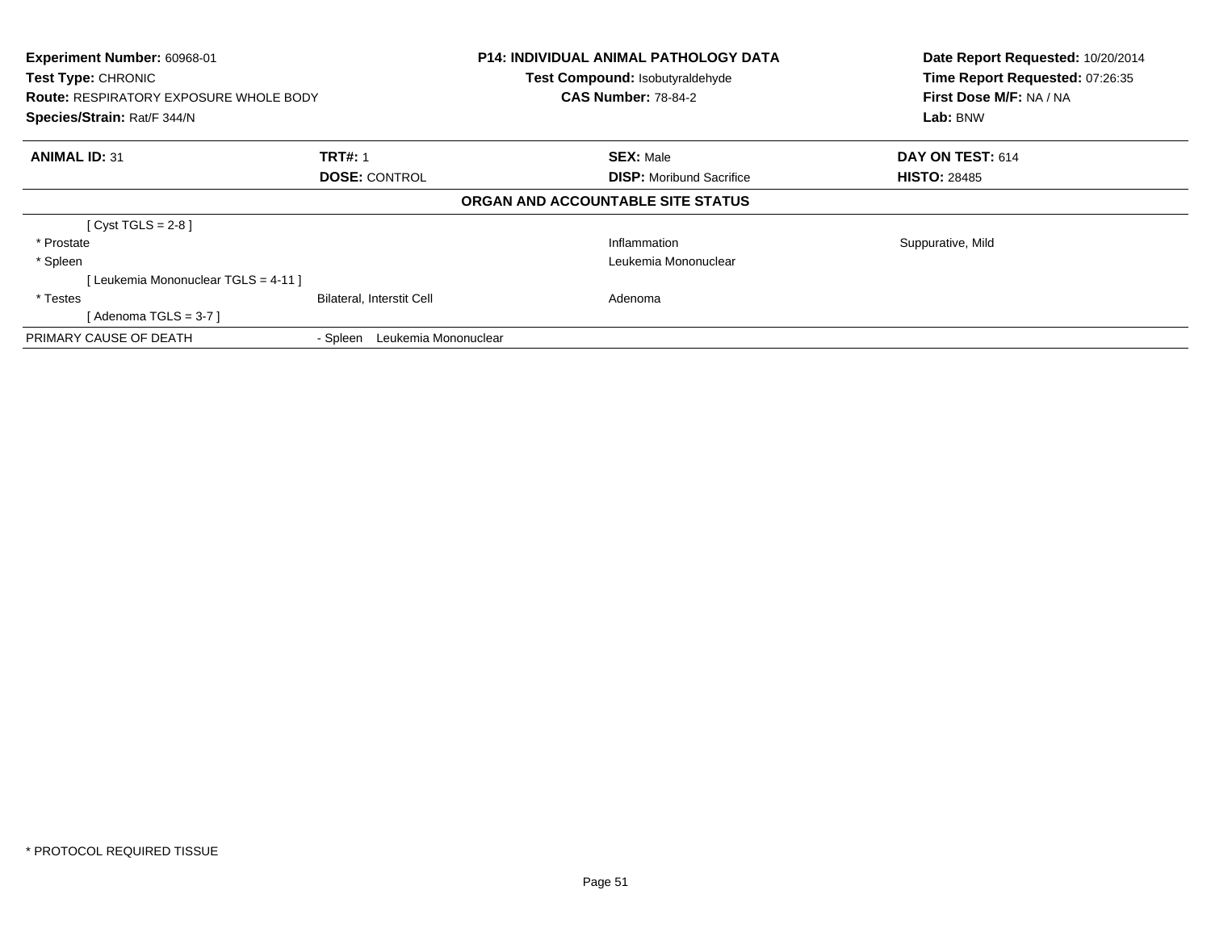**Experiment Number:** 60968-01
**Test Type:** CHRONIC
**Route:** RESPIRATORY EXPOSURE WHOLE BODY
**Species/Strain:** Rat/F 344/N

**P14: INDIVIDUAL ANIMAL PATHOLOGY DATA**
**Test Compound:** Isobutyraldehyde
**CAS Number:** 78-84-2

**Date Report Requested:** 10/20/2014
**Time Report Requested:** 07:26:35
**First Dose M/F:** NA / NA
**Lab:** BNW

| **ANIMAL ID:** 31 | **TRT#:** 1 | **SEX:** Male | **DAY ON TEST:** 614 |
|---|---|---|---|
| | **DOSE:** CONTROL | **DISP:** Moribund Sacrifice | **HISTO:** 28485 |

**ORGAN AND ACCOUNTABLE SITE STATUS**

| | | | |
|---|---|---|---|
| [ Cyst TGLS = 2-8 ] | | | |
| * Prostate | | Inflammation | Suppurative, Mild |
| * Spleen | | Leukemia Mononuclear | |
| [ Leukemia Mononuclear TGLS = 4-11 ] | | | |
| * Testes | Bilateral, Interstit Cell | Adenoma | |
| [ Adenoma TGLS = 3-7 ] | | | |
| PRIMARY CAUSE OF DEATH | - Spleen Leukemia Mononuclear | | |

\* PROTOCOL REQUIRED TISSUE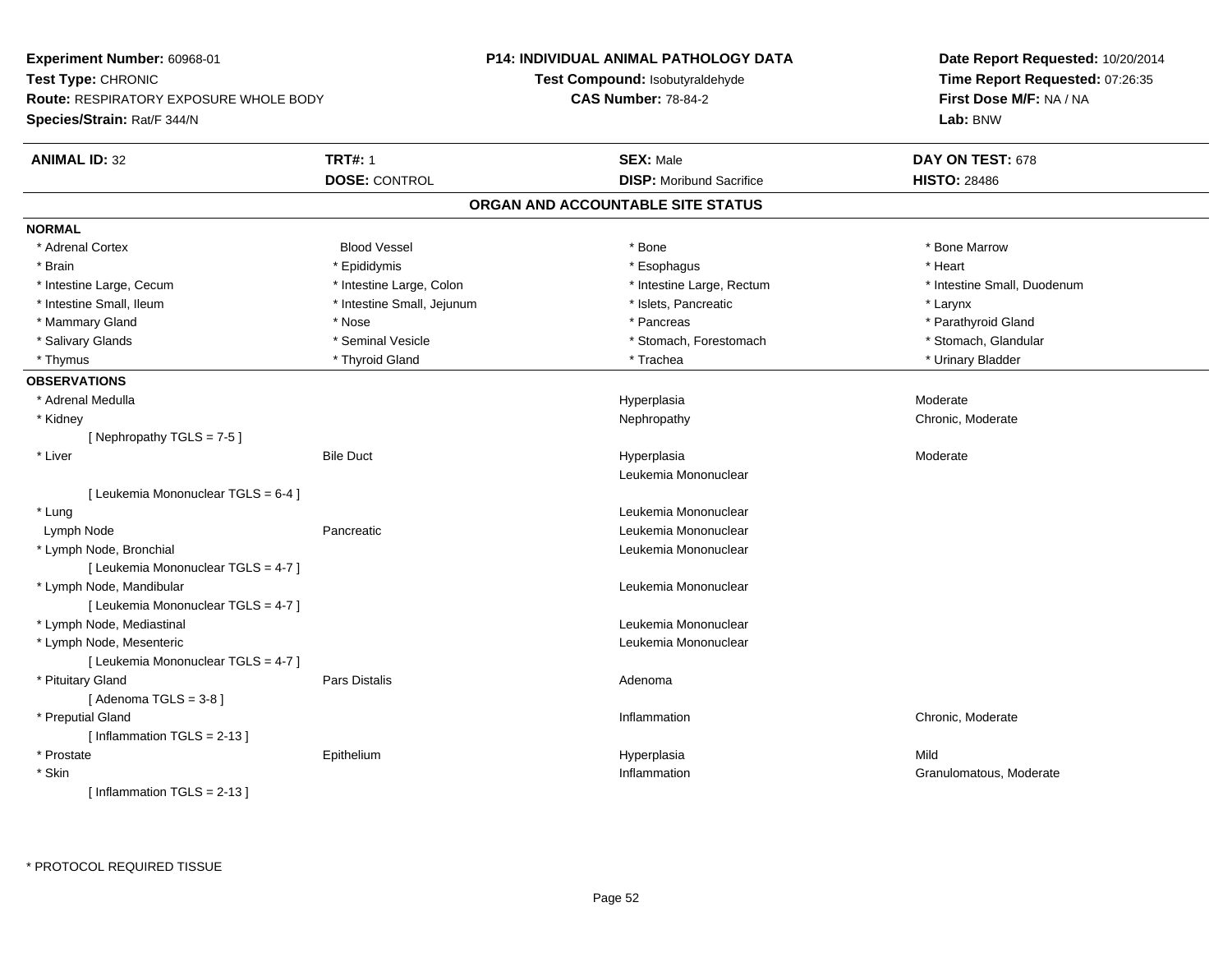**Experiment Number:** 60968-01
**Test Type:** CHRONIC
**Route:** RESPIRATORY EXPOSURE WHOLE BODY
**Species/Strain:** Rat/F 344/N

**P14: INDIVIDUAL ANIMAL PATHOLOGY DATA**
**Test Compound:** Isobutyraldehyde
**CAS Number:** 78-84-2

**Date Report Requested:** 10/20/2014
**Time Report Requested:** 07:26:35
**First Dose M/F:** NA / NA
**Lab:** BNW

| **ANIMAL ID:** 32 | **TRT#:** 1 | **SEX:** Male | **DAY ON TEST:** 678 |
|---|---|---|---|
| | **DOSE:** CONTROL | **DISP:** Moribund Sacrifice | **HISTO:** 28486 |

## ORGAN AND ACCOUNTABLE SITE STATUS

**NORMAL**

| | | | |
|---|---|---|---|
| * Adrenal Cortex | Blood Vessel | * Bone | * Bone Marrow |
| * Brain | * Epididymis | * Esophagus | * Heart |
| * Intestine Large, Cecum | * Intestine Large, Colon | * Intestine Large, Rectum | * Intestine Small, Duodenum |
| * Intestine Small, Ileum | * Intestine Small, Jejunum | * Islets, Pancreatic | * Larynx |
| * Mammary Gland | * Nose | * Pancreas | * Parathyroid Gland |
| * Salivary Glands | * Seminal Vesicle | * Stomach, Forestomach | * Stomach, Glandular |
| * Thymus | * Thyroid Gland | * Trachea | * Urinary Bladder |

**OBSERVATIONS**

| | | | |
|---|---|---|---|
| * Adrenal Medulla | | Hyperplasia | Moderate |
| * Kidney | | Nephropathy | Chronic, Moderate |
| [ Nephropathy TGLS = 7-5 ] | | | |
| * Liver | Bile Duct | Hyperplasia | Moderate |
| | | Leukemia Mononuclear | |
| [ Leukemia Mononuclear TGLS = 6-4 ] | | | |
| * Lung | | Leukemia Mononuclear | |
| Lymph Node | Pancreatic | Leukemia Mononuclear | |
| * Lymph Node, Bronchial | | Leukemia Mononuclear | |
| [ Leukemia Mononuclear TGLS = 4-7 ] | | | |
| * Lymph Node, Mandibular | | Leukemia Mononuclear | |
| [ Leukemia Mononuclear TGLS = 4-7 ] | | | |
| * Lymph Node, Mediastinal | | Leukemia Mononuclear | |
| * Lymph Node, Mesenteric | | Leukemia Mononuclear | |
| [ Leukemia Mononuclear TGLS = 4-7 ] | | | |
| * Pituitary Gland | Pars Distalis | Adenoma | |
| [ Adenoma TGLS = 3-8 ] | | | |
| * Preputial Gland | | Inflammation | Chronic, Moderate |
| [ Inflammation TGLS = 2-13 ] | | | |
| * Prostate | Epithelium | Hyperplasia | Mild |
| * Skin | | Inflammation | Granulomatous, Moderate |
| [ Inflammation TGLS = 2-13 ] | | | |

\* PROTOCOL REQUIRED TISSUE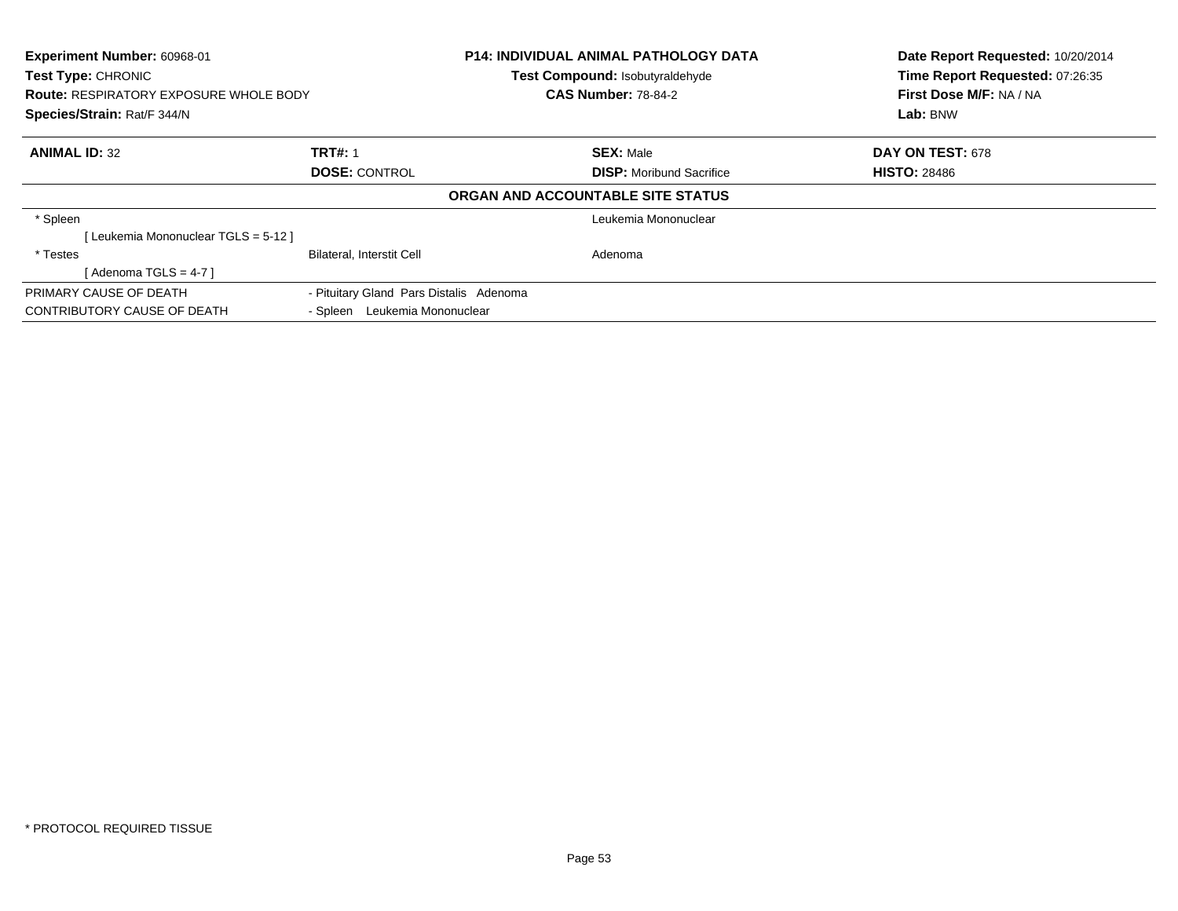**Experiment Number:** 60968-01
**Test Type:** CHRONIC
**Route:** RESPIRATORY EXPOSURE WHOLE BODY
**Species/Strain:** Rat/F 344/N

**P14: INDIVIDUAL ANIMAL PATHOLOGY DATA**
**Test Compound:** Isobutyraldehyde
**CAS Number:** 78-84-2

**Date Report Requested:** 10/20/2014
**Time Report Requested:** 07:26:35
**First Dose M/F:** NA / NA
**Lab:** BNW

| **ANIMAL ID:** 32 | **TRT#:** 1 | **SEX:** Male | **DAY ON TEST:** 678 |
|---|---|---|---|
| | **DOSE:** CONTROL | **DISP:** Moribund Sacrifice | **HISTO:** 28486 |

**ORGAN AND ACCOUNTABLE SITE STATUS**

| | | |
|---|---|---|
| * Spleen | | Leukemia Mononuclear |
| [ Leukemia Mononuclear TGLS = 5-12 ] | | |
| * Testes | Bilateral, Interstit Cell | Adenoma |
| [ Adenoma TGLS = 4-7 ] | | |

| | |
|---|---|
| PRIMARY CAUSE OF DEATH | - Pituitary Gland Pars Distalis Adenoma |
| CONTRIBUTORY CAUSE OF DEATH | - Spleen Leukemia Mononuclear |

* PROTOCOL REQUIRED TISSUE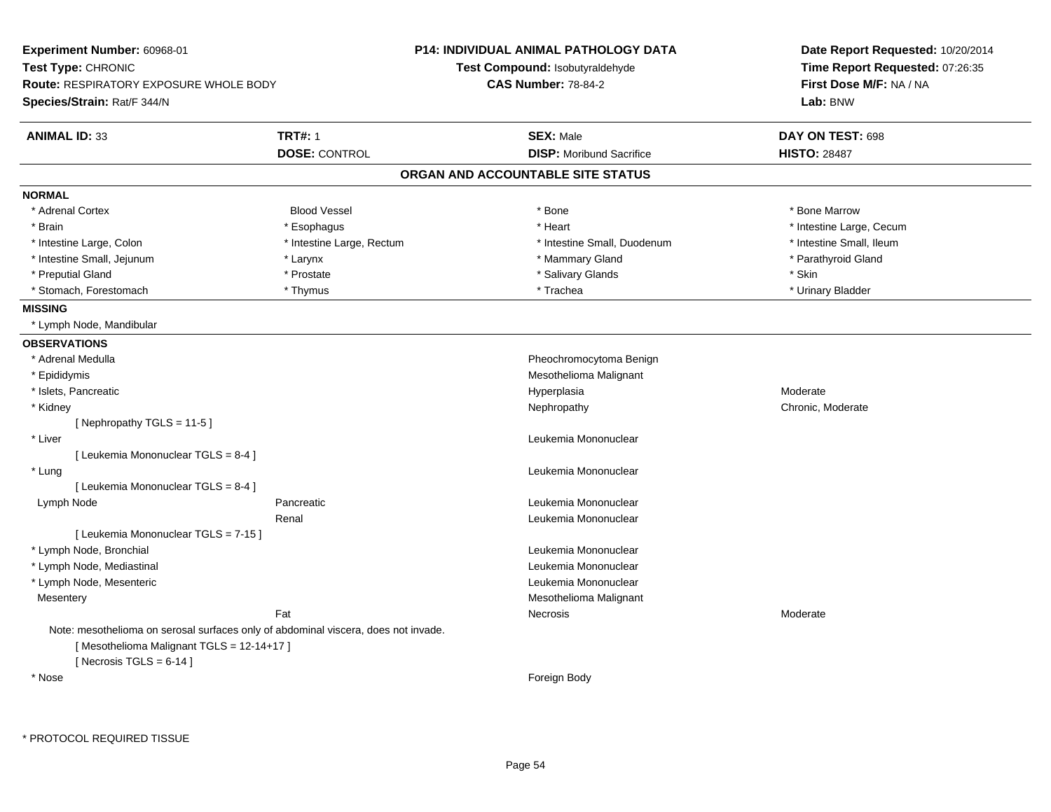**Experiment Number:** 60968-01
**Test Type:** CHRONIC
**Route:** RESPIRATORY EXPOSURE WHOLE BODY
**Species/Strain:** Rat/F 344/N

**P14: INDIVIDUAL ANIMAL PATHOLOGY DATA**
**Test Compound:** Isobutyraldehyde
**CAS Number:** 78-84-2

**Date Report Requested:** 10/20/2014
**Time Report Requested:** 07:26:35
**First Dose M/F:** NA / NA
**Lab:** BNW

| **ANIMAL ID:** 33 | **TRT#:** 1 | **SEX:** Male | **DAY ON TEST:** 698 |
|---|---|---|---|
| | **DOSE:** CONTROL | **DISP:** Moribund Sacrifice | **HISTO:** 28487 |

## ORGAN AND ACCOUNTABLE SITE STATUS

**NORMAL**

| | | | |
|---|---|---|---|
| * Adrenal Cortex | Blood Vessel | * Bone | * Bone Marrow |
| * Brain | * Esophagus | * Heart | * Intestine Large, Cecum |
| * Intestine Large, Colon | * Intestine Large, Rectum | * Intestine Small, Duodenum | * Intestine Small, Ileum |
| * Intestine Small, Jejunum | * Larynx | * Mammary Gland | * Parathyroid Gland |
| * Preputial Gland | * Prostate | * Salivary Glands | * Skin |
| * Stomach, Forestomach | * Thymus | * Trachea | * Urinary Bladder |

**MISSING**

* Lymph Node, Mandibular

**OBSERVATIONS**

| | | | |
|---|---|---|---|
| * Adrenal Medulla | | Pheochromocytoma Benign | |
| * Epididymis | | Mesothelioma Malignant | |
| * Islets, Pancreatic | | Hyperplasia | Moderate |
| * Kidney | | Nephropathy | Chronic, Moderate |
| [ Nephropathy TGLS = 11-5 ] | | | |
| * Liver | | Leukemia Mononuclear | |
| [ Leukemia Mononuclear TGLS = 8-4 ] | | | |
| * Lung | | Leukemia Mononuclear | |
| [ Leukemia Mononuclear TGLS = 8-4 ] | | | |
| Lymph Node | Pancreatic | Leukemia Mononuclear | |
| | Renal | Leukemia Mononuclear | |
| [ Leukemia Mononuclear TGLS = 7-15 ] | | | |
| * Lymph Node, Bronchial | | Leukemia Mononuclear | |
| * Lymph Node, Mediastinal | | Leukemia Mononuclear | |
| * Lymph Node, Mesenteric | | Leukemia Mononuclear | |
| Mesentery | | Mesothelioma Malignant | |
| | Fat | Necrosis | Moderate |

Note: mesothelioma on serosal surfaces only of abdominal viscera, does not invade.
[ Mesothelioma Malignant TGLS = 12-14+17 ]
[ Necrosis TGLS = 6-14 ]

| | | | |
|---|---|---|---|
| * Nose | | Foreign Body | |

\* PROTOCOL REQUIRED TISSUE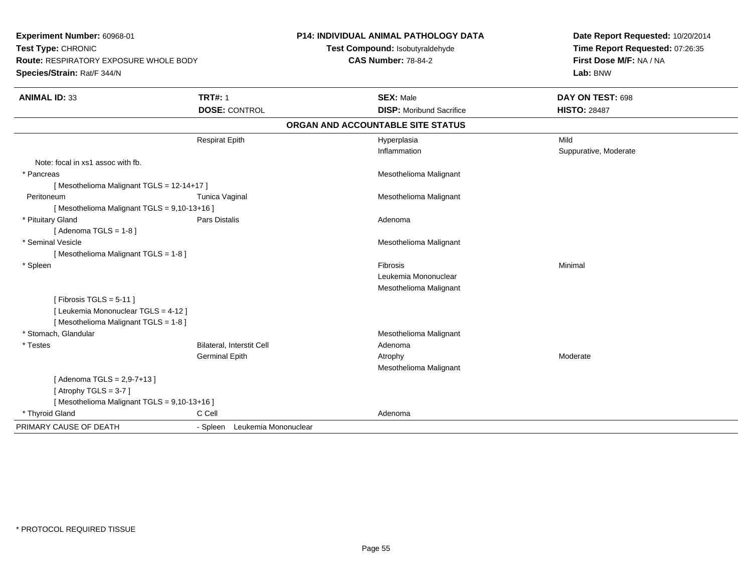**Experiment Number:** 60968-01
**Test Type:** CHRONIC
**Route:** RESPIRATORY EXPOSURE WHOLE BODY
**Species/Strain:** Rat/F 344/N

**P14: INDIVIDUAL ANIMAL PATHOLOGY DATA**
**Test Compound:** Isobutyraldehyde
**CAS Number:** 78-84-2

**Date Report Requested:** 10/20/2014
**Time Report Requested:** 07:26:35
**First Dose M/F:** NA / NA
**Lab:** BNW

| **ANIMAL ID:** 33 | **TRT#:** 1 | **SEX:** Male | **DAY ON TEST:** 698 |
|---|---|---|---|
| | **DOSE:** CONTROL | **DISP:** Moribund Sacrifice | **HISTO:** 28487 |

## ORGAN AND ACCOUNTABLE SITE STATUS

| | | | |
|---|---|---|---|
| | Respirat Epith | Hyperplasia | Mild |
| | | Inflammation | Suppurative, Moderate |
| Note: focal in xs1 assoc with fb. | | | |
| * Pancreas | | Mesothelioma Malignant | |
| [ Mesothelioma Malignant TGLS = 12-14+17 ] | | | |
| Peritoneum | Tunica Vaginal | Mesothelioma Malignant | |
| [ Mesothelioma Malignant TGLS = 9,10-13+16 ] | | | |
| * Pituitary Gland | Pars Distalis | Adenoma | |
| [ Adenoma TGLS = 1-8 ] | | | |
| * Seminal Vesicle | | Mesothelioma Malignant | |
| [ Mesothelioma Malignant TGLS = 1-8 ] | | | |
| * Spleen | | Fibrosis | Minimal |
| | | Leukemia Mononuclear | |
| | | Mesothelioma Malignant | |
| [ Fibrosis TGLS = 5-11 ] | | | |
| [ Leukemia Mononuclear TGLS = 4-12 ] | | | |
| [ Mesothelioma Malignant TGLS = 1-8 ] | | | |
| * Stomach, Glandular | | Mesothelioma Malignant | |
| * Testes | Bilateral, Interstit Cell | Adenoma | |
| | Germinal Epith | Atrophy | Moderate |
| | | Mesothelioma Malignant | |
| [ Adenoma TGLS = 2,9-7+13 ] | | | |
| [ Atrophy TGLS = 3-7 ] | | | |
| [ Mesothelioma Malignant TGLS = 9,10-13+16 ] | | | |
| * Thyroid Gland | C Cell | Adenoma | |
| PRIMARY CAUSE OF DEATH | - Spleen Leukemia Mononuclear | | |

* PROTOCOL REQUIRED TISSUE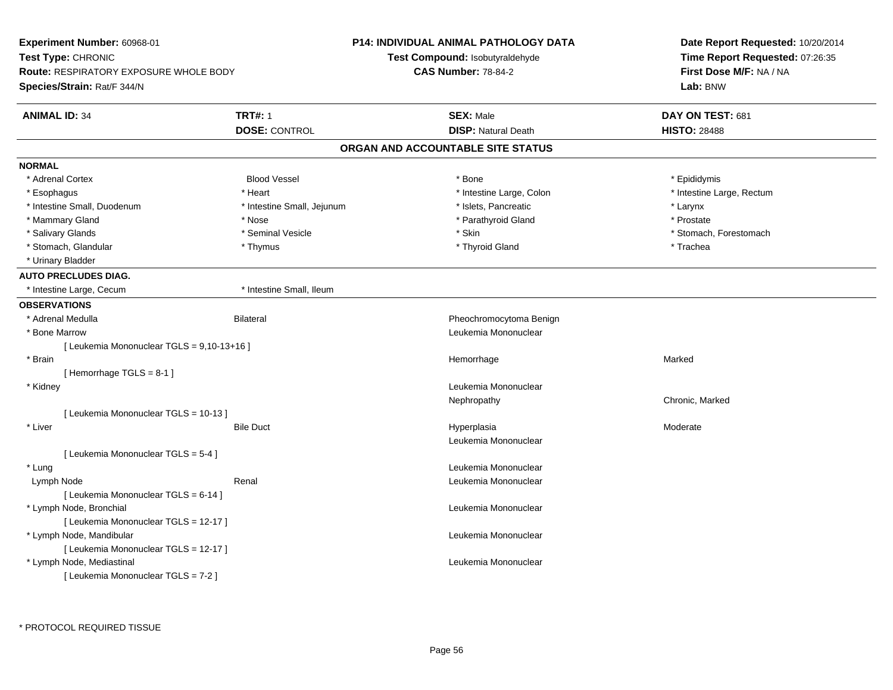**Experiment Number:** 60968-01
**Test Type:** CHRONIC
**Route:** RESPIRATORY EXPOSURE WHOLE BODY
**Species/Strain:** Rat/F 344/N

**P14: INDIVIDUAL ANIMAL PATHOLOGY DATA**
**Test Compound:** Isobutyraldehyde
**CAS Number:** 78-84-2

**Date Report Requested:** 10/20/2014
**Time Report Requested:** 07:26:35
**First Dose M/F:** NA / NA
**Lab:** BNW

| **ANIMAL ID:** 34 | **TRT#:** 1 | **SEX:** Male | **DAY ON TEST:** 681 |
|---|---|---|---|
| | **DOSE:** CONTROL | **DISP:** Natural Death | **HISTO:** 28488 |

## ORGAN AND ACCOUNTABLE SITE STATUS

**NORMAL**

| | | | |
|---|---|---|---|
| * Adrenal Cortex | Blood Vessel | * Bone | * Epididymis |
| * Esophagus | * Heart | * Intestine Large, Colon | * Intestine Large, Rectum |
| * Intestine Small, Duodenum | * Intestine Small, Jejunum | * Islets, Pancreatic | * Larynx |
| * Mammary Gland | * Nose | * Parathyroid Gland | * Prostate |
| * Salivary Glands | * Seminal Vesicle | * Skin | * Stomach, Forestomach |
| * Stomach, Glandular | * Thymus | * Thyroid Gland | * Trachea |
| * Urinary Bladder | | | |

**AUTO PRECLUDES DIAG.**

| | |
|---|---|
| * Intestine Large, Cecum | * Intestine Small, Ileum |

**OBSERVATIONS**

| | | | |
|---|---|---|---|
| * Adrenal Medulla | Bilateral | Pheochromocytoma Benign | |
| * Bone Marrow | | Leukemia Mononuclear | |
| [ Leukemia Mononuclear TGLS = 9,10-13+16 ] | | | |
| * Brain | | Hemorrhage | Marked |
| [ Hemorrhage TGLS = 8-1 ] | | | |
| * Kidney | | Leukemia Mononuclear | |
| | | Nephropathy | Chronic, Marked |
| [ Leukemia Mononuclear TGLS = 10-13 ] | | | |
| * Liver | Bile Duct | Hyperplasia | Moderate |
| | | Leukemia Mononuclear | |
| [ Leukemia Mononuclear TGLS = 5-4 ] | | | |
| * Lung | | Leukemia Mononuclear | |
| Lymph Node | Renal | Leukemia Mononuclear | |
| [ Leukemia Mononuclear TGLS = 6-14 ] | | | |
| * Lymph Node, Bronchial | | Leukemia Mononuclear | |
| [ Leukemia Mononuclear TGLS = 12-17 ] | | | |
| * Lymph Node, Mandibular | | Leukemia Mononuclear | |
| [ Leukemia Mononuclear TGLS = 12-17 ] | | | |
| * Lymph Node, Mediastinal | | Leukemia Mononuclear | |
| [ Leukemia Mononuclear TGLS = 7-2 ] | | | |

\* PROTOCOL REQUIRED TISSUE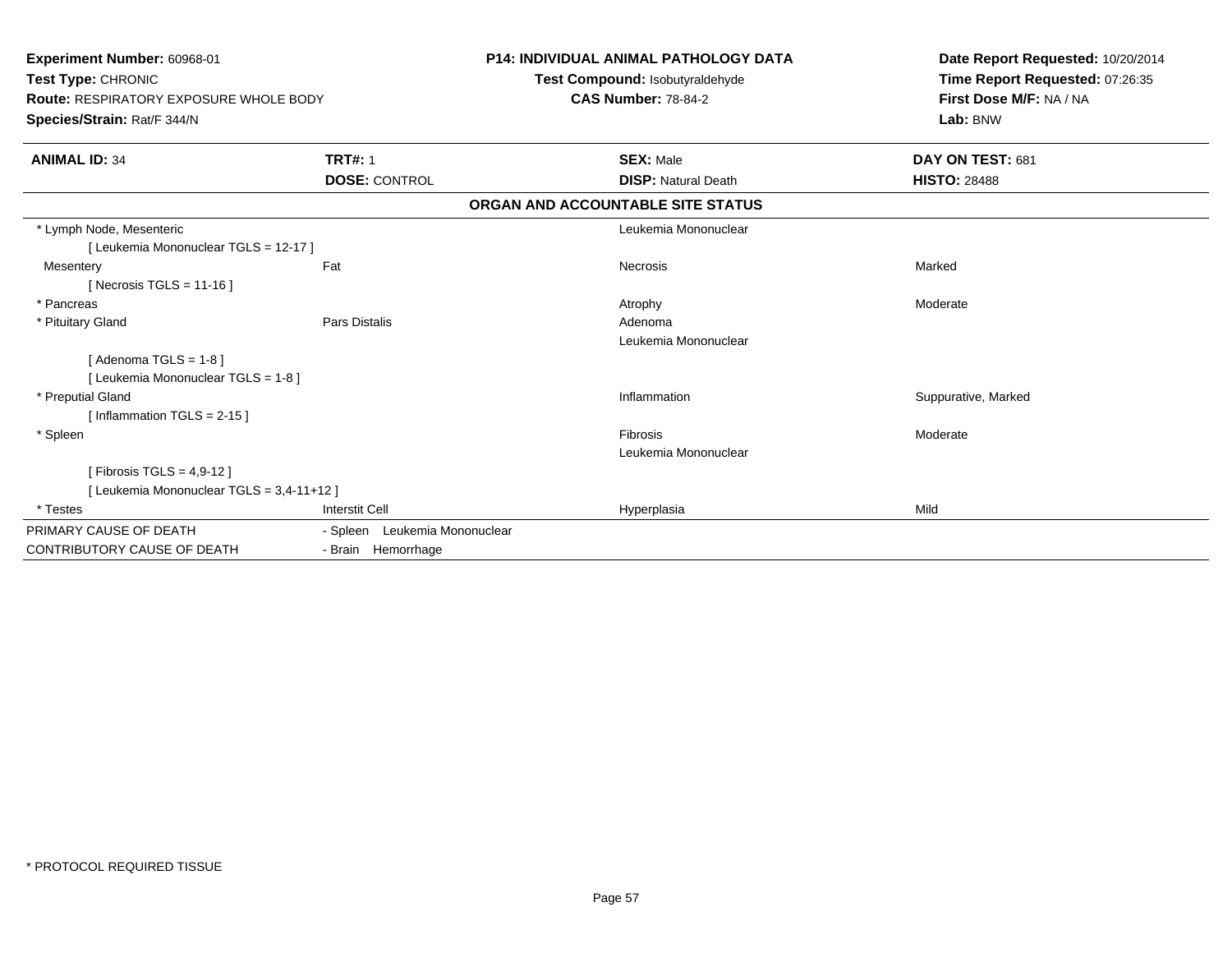**Experiment Number:** 60968-01
**Test Type:** CHRONIC
**Route:** RESPIRATORY EXPOSURE WHOLE BODY
**Species/Strain:** Rat/F 344/N

**P14: INDIVIDUAL ANIMAL PATHOLOGY DATA**
**Test Compound:** Isobutyraldehyde
**CAS Number:** 78-84-2

**Date Report Requested:** 10/20/2014
**Time Report Requested:** 07:26:35
**First Dose M/F:** NA / NA
**Lab:** BNW

| **ANIMAL ID:** 34 | **TRT#:** 1 | **SEX:** Male | **DAY ON TEST:** 681 |
|---|---|---|---|
| | **DOSE:** CONTROL | **DISP:** Natural Death | **HISTO:** 28488 |

**ORGAN AND ACCOUNTABLE SITE STATUS**

| | | | |
|---|---|---|---|
| * Lymph Node, Mesenteric | | Leukemia Mononuclear | |
| [ Leukemia Mononuclear TGLS = 12-17 ] | | | |
| Mesentery | Fat | Necrosis | Marked |
| [ Necrosis TGLS = 11-16 ] | | | |
| * Pancreas | | Atrophy | Moderate |
| * Pituitary Gland | Pars Distalis | Adenoma | |
| | | Leukemia Mononuclear | |
| [ Adenoma TGLS = 1-8 ] | | | |
| [ Leukemia Mononuclear TGLS = 1-8 ] | | | |
| * Preputial Gland | | Inflammation | Suppurative, Marked |
| [ Inflammation TGLS = 2-15 ] | | | |
| * Spleen | | Fibrosis | Moderate |
| | | Leukemia Mononuclear | |
| [ Fibrosis TGLS = 4,9-12 ] | | | |
| [ Leukemia Mononuclear TGLS = 3,4-11+12 ] | | | |
| * Testes | Interstit Cell | Hyperplasia | Mild |

| | |
|---|---|
| PRIMARY CAUSE OF DEATH | - Spleen Leukemia Mononuclear |
| CONTRIBUTORY CAUSE OF DEATH | - Brain Hemorrhage |

* PROTOCOL REQUIRED TISSUE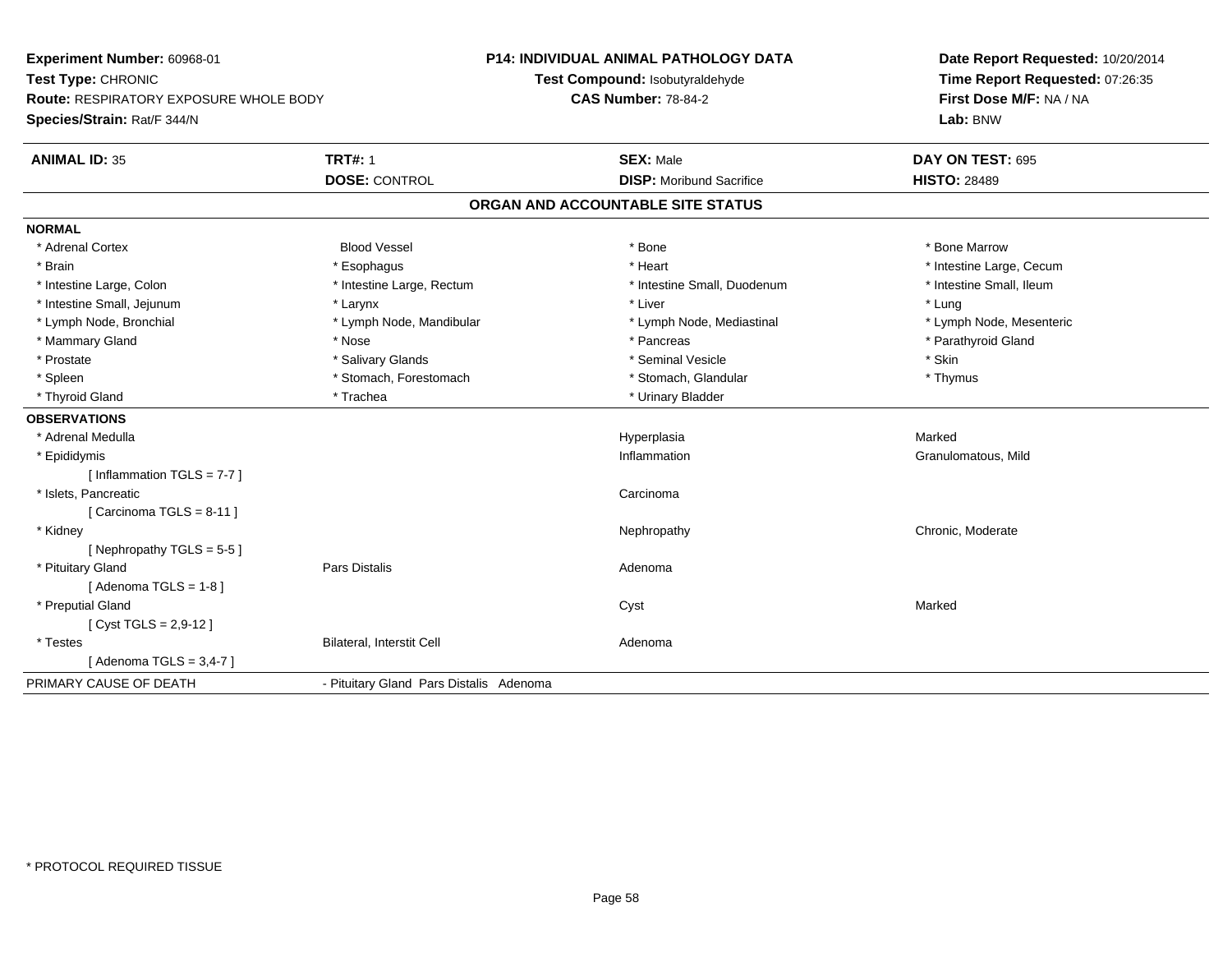**Experiment Number:** 60968-01
**Test Type:** CHRONIC
**Route:** RESPIRATORY EXPOSURE WHOLE BODY
**Species/Strain:** Rat/F 344/N

**P14: INDIVIDUAL ANIMAL PATHOLOGY DATA**
**Test Compound:** Isobutyraldehyde
**CAS Number:** 78-84-2

**Date Report Requested:** 10/20/2014
**Time Report Requested:** 07:26:35
**First Dose M/F:** NA / NA
**Lab:** BNW

| **ANIMAL ID:** 35 | **TRT#:** 1 | **SEX:** Male | **DAY ON TEST:** 695 |
|---|---|---|---|
| | **DOSE:** CONTROL | **DISP:** Moribund Sacrifice | **HISTO:** 28489 |

## ORGAN AND ACCOUNTABLE SITE STATUS

**NORMAL**

| | | | |
|---|---|---|---|
| * Adrenal Cortex | Blood Vessel | * Bone | * Bone Marrow |
| * Brain | * Esophagus | * Heart | * Intestine Large, Cecum |
| * Intestine Large, Colon | * Intestine Large, Rectum | * Intestine Small, Duodenum | * Intestine Small, Ileum |
| * Intestine Small, Jejunum | * Larynx | * Liver | * Lung |
| * Lymph Node, Bronchial | * Lymph Node, Mandibular | * Lymph Node, Mediastinal | * Lymph Node, Mesenteric |
| * Mammary Gland | * Nose | * Pancreas | * Parathyroid Gland |
| * Prostate | * Salivary Glands | * Seminal Vesicle | * Skin |
| * Spleen | * Stomach, Forestomach | * Stomach, Glandular | * Thymus |
| * Thyroid Gland | * Trachea | * Urinary Bladder | |

**OBSERVATIONS**

| | | | |
|---|---|---|---|
| * Adrenal Medulla | | Hyperplasia | Marked |
| * Epididymis | | Inflammation | Granulomatous, Mild |
| [ Inflammation TGLS = 7-7 ] | | | |
| * Islets, Pancreatic | | Carcinoma | |
| [ Carcinoma TGLS = 8-11 ] | | | |
| * Kidney | | Nephropathy | Chronic, Moderate |
| [ Nephropathy TGLS = 5-5 ] | | | |
| * Pituitary Gland | Pars Distalis | Adenoma | |
| [ Adenoma TGLS = 1-8 ] | | | |
| * Preputial Gland | | Cyst | Marked |
| [ Cyst TGLS = 2,9-12 ] | | | |
| * Testes | Bilateral, Interstit Cell | Adenoma | |
| [ Adenoma TGLS = 3,4-7 ] | | | |

PRIMARY CAUSE OF DEATH - Pituitary Gland Pars Distalis Adenoma

\* PROTOCOL REQUIRED TISSUE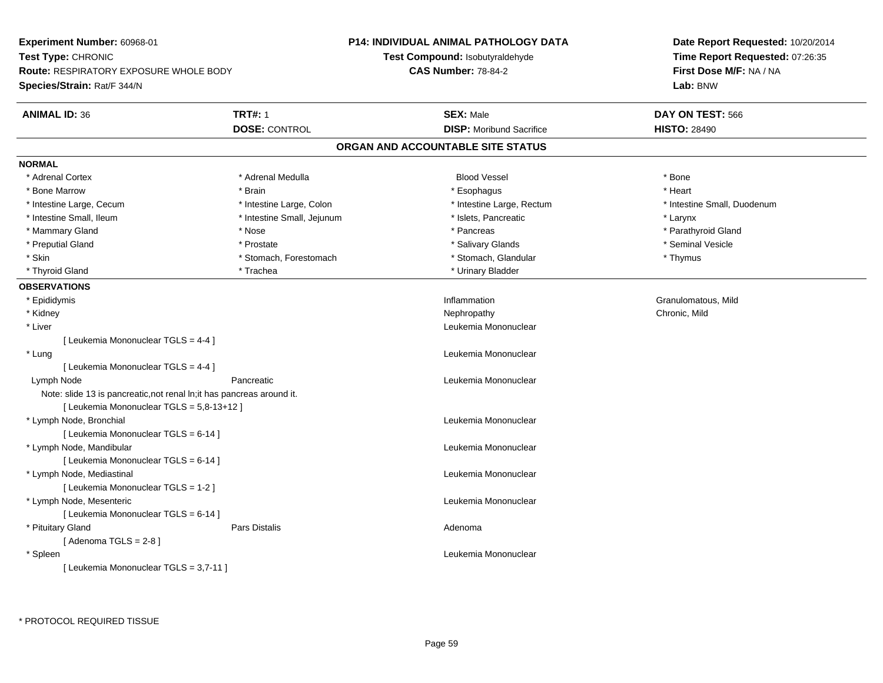**Experiment Number:** 60968-01
**Test Type:** CHRONIC
**Route:** RESPIRATORY EXPOSURE WHOLE BODY
**Species/Strain:** Rat/F 344/N

**P14: INDIVIDUAL ANIMAL PATHOLOGY DATA**
**Test Compound:** Isobutyraldehyde
**CAS Number:** 78-84-2

**Date Report Requested:** 10/20/2014
**Time Report Requested:** 07:26:35
**First Dose M/F:** NA / NA
**Lab:** BNW

| **ANIMAL ID:** 36 | **TRT#:** 1 | **SEX:** Male | **DAY ON TEST:** 566 |
|---|---|---|---|
| | **DOSE:** CONTROL | **DISP:** Moribund Sacrifice | **HISTO:** 28490 |

## ORGAN AND ACCOUNTABLE SITE STATUS

**NORMAL**

| | | | |
|---|---|---|---|
| * Adrenal Cortex | * Adrenal Medulla | Blood Vessel | * Bone |
| * Bone Marrow | * Brain | * Esophagus | * Heart |
| * Intestine Large, Cecum | * Intestine Large, Colon | * Intestine Large, Rectum | * Intestine Small, Duodenum |
| * Intestine Small, Ileum | * Intestine Small, Jejunum | * Islets, Pancreatic | * Larynx |
| * Mammary Gland | * Nose | * Pancreas | * Parathyroid Gland |
| * Preputial Gland | * Prostate | * Salivary Glands | * Seminal Vesicle |
| * Skin | * Stomach, Forestomach | * Stomach, Glandular | * Thymus |
| * Thyroid Gland | * Trachea | * Urinary Bladder | |

**OBSERVATIONS**

| | | | |
|---|---|---|---|
| * Epididymis | | Inflammation | Granulomatous, Mild |
| * Kidney | | Nephropathy | Chronic, Mild |
| * Liver | | Leukemia Mononuclear | |
| [ Leukemia Mononuclear TGLS = 4-4 ] | | | |
| * Lung | | Leukemia Mononuclear | |
| [ Leukemia Mononuclear TGLS = 4-4 ] | | | |
| Lymph Node | Pancreatic | Leukemia Mononuclear | |
| Note: slide 13 is pancreatic,not renal ln;it has pancreas around it. | | | |
| [ Leukemia Mononuclear TGLS = 5,8-13+12 ] | | | |
| * Lymph Node, Bronchial | | Leukemia Mononuclear | |
| [ Leukemia Mononuclear TGLS = 6-14 ] | | | |
| * Lymph Node, Mandibular | | Leukemia Mononuclear | |
| [ Leukemia Mononuclear TGLS = 6-14 ] | | | |
| * Lymph Node, Mediastinal | | Leukemia Mononuclear | |
| [ Leukemia Mononuclear TGLS = 1-2 ] | | | |
| * Lymph Node, Mesenteric | | Leukemia Mononuclear | |
| [ Leukemia Mononuclear TGLS = 6-14 ] | | | |
| * Pituitary Gland | Pars Distalis | Adenoma | |
| [ Adenoma TGLS = 2-8 ] | | | |
| * Spleen | | Leukemia Mononuclear | |
| [ Leukemia Mononuclear TGLS = 3,7-11 ] | | | |

* PROTOCOL REQUIRED TISSUE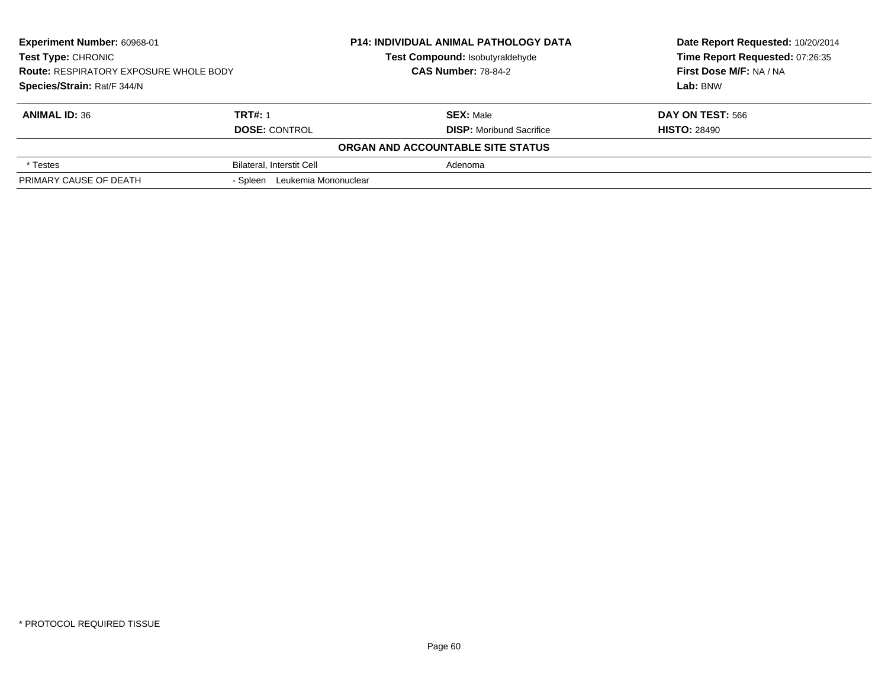**Experiment Number:** 60968-01
**Test Type:** CHRONIC
**Route:** RESPIRATORY EXPOSURE WHOLE BODY
**Species/Strain:** Rat/F 344/N

**P14: INDIVIDUAL ANIMAL PATHOLOGY DATA**
**Test Compound:** Isobutyraldehyde
**CAS Number:** 78-84-2

**Date Report Requested:** 10/20/2014
**Time Report Requested:** 07:26:35
**First Dose M/F:** NA / NA
**Lab:** BNW

| **ANIMAL ID:** 36 | **TRT#:** 1 | **SEX:** Male | **DAY ON TEST:** 566 |
|---|---|---|---|
| | **DOSE:** CONTROL | **DISP:** Moribund Sacrifice | **HISTO:** 28490 |

**ORGAN AND ACCOUNTABLE SITE STATUS**

| | | |
|---|---|---|
| * Testes | Bilateral, Interstit Cell | Adenoma |
| PRIMARY CAUSE OF DEATH | - Spleen Leukemia Mononuclear | |

* PROTOCOL REQUIRED TISSUE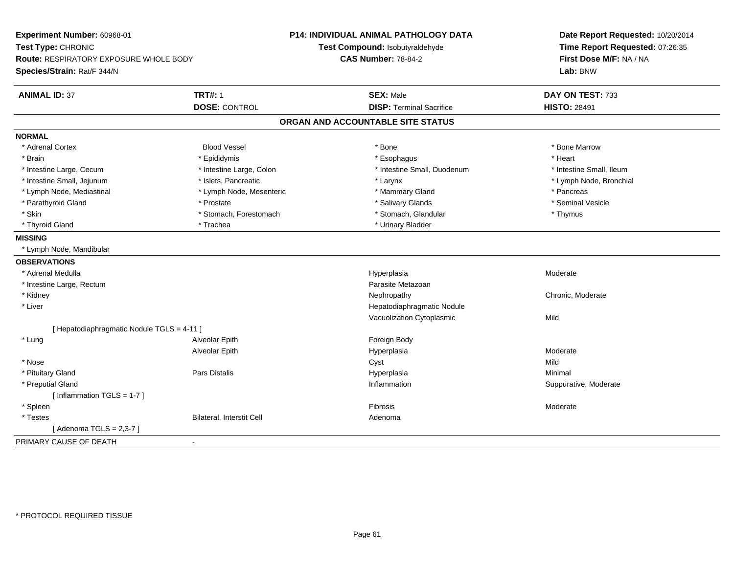**Experiment Number:** 60968-01
**Test Type:** CHRONIC
**Route:** RESPIRATORY EXPOSURE WHOLE BODY
**Species/Strain:** Rat/F 344/N

**P14: INDIVIDUAL ANIMAL PATHOLOGY DATA**
**Test Compound:** Isobutyraldehyde
**CAS Number:** 78-84-2

**Date Report Requested:** 10/20/2014
**Time Report Requested:** 07:26:35
**First Dose M/F:** NA / NA
**Lab:** BNW

| **ANIMAL ID:** 37 | **TRT#:** 1 | **SEX:** Male | **DAY ON TEST:** 733 |
|---|---|---|---|
| | **DOSE:** CONTROL | **DISP:** Terminal Sacrifice | **HISTO:** 28491 |

## ORGAN AND ACCOUNTABLE SITE STATUS

**NORMAL**

| | | | |
|---|---|---|---|
| * Adrenal Cortex | Blood Vessel | * Bone | * Bone Marrow |
| * Brain | * Epididymis | * Esophagus | * Heart |
| * Intestine Large, Cecum | * Intestine Large, Colon | * Intestine Small, Duodenum | * Intestine Small, Ileum |
| * Intestine Small, Jejunum | * Islets, Pancreatic | * Larynx | * Lymph Node, Bronchial |
| * Lymph Node, Mediastinal | * Lymph Node, Mesenteric | * Mammary Gland | * Pancreas |
| * Parathyroid Gland | * Prostate | * Salivary Glands | * Seminal Vesicle |
| * Skin | * Stomach, Forestomach | * Stomach, Glandular | * Thymus |
| * Thyroid Gland | * Trachea | * Urinary Bladder | |

**MISSING**

* Lymph Node, Mandibular

**OBSERVATIONS**

| | | | |
|---|---|---|---|
| * Adrenal Medulla | | Hyperplasia | Moderate |
| * Intestine Large, Rectum | | Parasite Metazoan | |
| * Kidney | | Nephropathy | Chronic, Moderate |
| * Liver | | Hepatodiaphragmatic Nodule | |
| | | Vacuolization Cytoplasmic | Mild |
| [ Hepatodiaphragmatic Nodule TGLS = 4-11 ] | | | |
| * Lung | Alveolar Epith | Foreign Body | |
| | Alveolar Epith | Hyperplasia | Moderate |
| * Nose | | Cyst | Mild |
| * Pituitary Gland | Pars Distalis | Hyperplasia | Minimal |
| * Preputial Gland | | Inflammation | Suppurative, Moderate |
| [ Inflammation TGLS = 1-7 ] | | | |
| * Spleen | | Fibrosis | Moderate |
| * Testes | Bilateral, Interstit Cell | Adenoma | |
| [ Adenoma TGLS = 2,3-7 ] | | | |

PRIMARY CAUSE OF DEATH -

* PROTOCOL REQUIRED TISSUE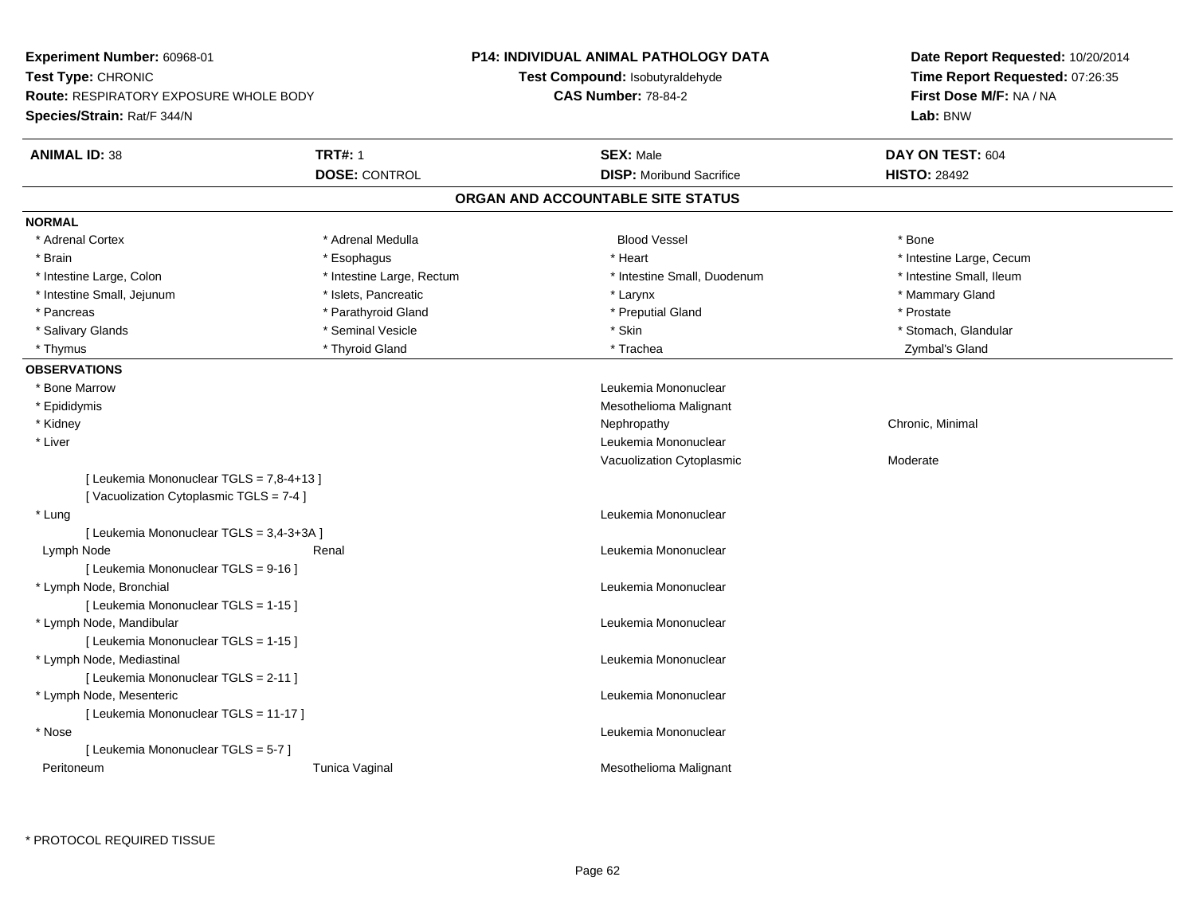**Experiment Number:** 60968-01
**Test Type:** CHRONIC
**Route:** RESPIRATORY EXPOSURE WHOLE BODY
**Species/Strain:** Rat/F 344/N

**P14: INDIVIDUAL ANIMAL PATHOLOGY DATA**
**Test Compound:** Isobutyraldehyde
**CAS Number:** 78-84-2

**Date Report Requested:** 10/20/2014
**Time Report Requested:** 07:26:35
**First Dose M/F:** NA / NA
**Lab:** BNW

| **ANIMAL ID:** 38 | **TRT#:** 1 | **SEX:** Male | **DAY ON TEST:** 604 |
|---|---|---|---|
| | **DOSE:** CONTROL | **DISP:** Moribund Sacrifice | **HISTO:** 28492 |

## ORGAN AND ACCOUNTABLE SITE STATUS

### NORMAL

| | | | |
|---|---|---|---|
| * Adrenal Cortex | * Adrenal Medulla | Blood Vessel | * Bone |
| * Brain | * Esophagus | * Heart | * Intestine Large, Cecum |
| * Intestine Large, Colon | * Intestine Large, Rectum | * Intestine Small, Duodenum | * Intestine Small, Ileum |
| * Intestine Small, Jejunum | * Islets, Pancreatic | * Larynx | * Mammary Gland |
| * Pancreas | * Parathyroid Gland | * Preputial Gland | * Prostate |
| * Salivary Glands | * Seminal Vesicle | * Skin | * Stomach, Glandular |
| * Thymus | * Thyroid Gland | * Trachea | Zymbal's Gland |

### OBSERVATIONS

| | | | |
|---|---|---|---|
| * Bone Marrow | | Leukemia Mononuclear | |
| * Epididymis | | Mesothelioma Malignant | |
| * Kidney | | Nephropathy | Chronic, Minimal |
| * Liver | | Leukemia Mononuclear | |
| | | Vacuolization Cytoplasmic | Moderate |
| [ Leukemia Mononuclear TGLS = 7,8-4+13 ] | | | |
| [ Vacuolization Cytoplasmic TGLS = 7-4 ] | | | |
| * Lung | | Leukemia Mononuclear | |
| [ Leukemia Mononuclear TGLS = 3,4-3+3A ] | | | |
| Lymph Node | Renal | Leukemia Mononuclear | |
| [ Leukemia Mononuclear TGLS = 9-16 ] | | | |
| * Lymph Node, Bronchial | | Leukemia Mononuclear | |
| [ Leukemia Mononuclear TGLS = 1-15 ] | | | |
| * Lymph Node, Mandibular | | Leukemia Mononuclear | |
| [ Leukemia Mononuclear TGLS = 1-15 ] | | | |
| * Lymph Node, Mediastinal | | Leukemia Mononuclear | |
| [ Leukemia Mononuclear TGLS = 2-11 ] | | | |
| * Lymph Node, Mesenteric | | Leukemia Mononuclear | |
| [ Leukemia Mononuclear TGLS = 11-17 ] | | | |
| * Nose | | Leukemia Mononuclear | |
| [ Leukemia Mononuclear TGLS = 5-7 ] | | | |
| Peritoneum | Tunica Vaginal | Mesothelioma Malignant | |

* PROTOCOL REQUIRED TISSUE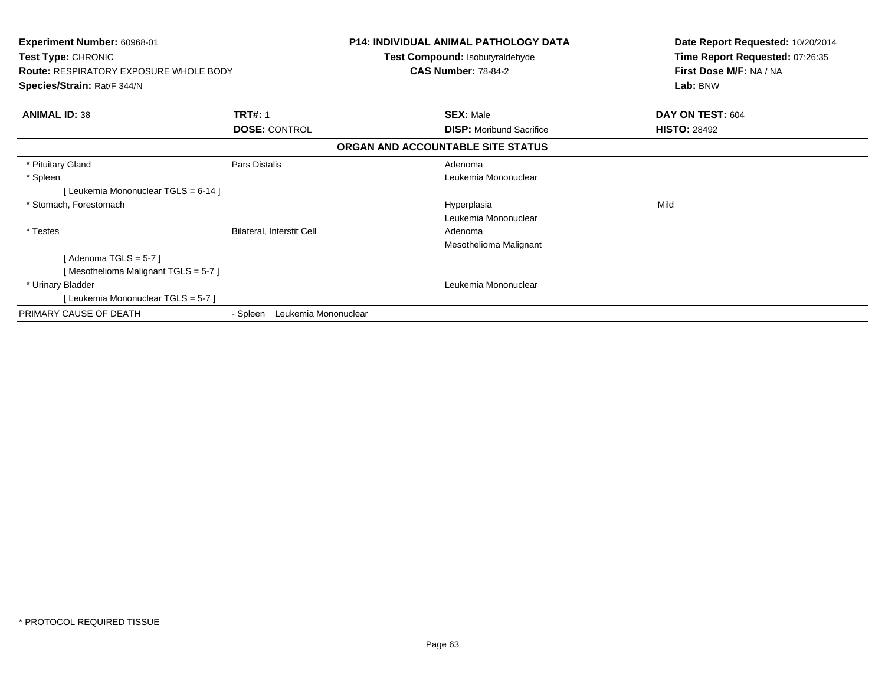**Experiment Number:** 60968-01
**Test Type:** CHRONIC
**Route:** RESPIRATORY EXPOSURE WHOLE BODY
**Species/Strain:** Rat/F 344/N

**P14: INDIVIDUAL ANIMAL PATHOLOGY DATA**
**Test Compound:** Isobutyraldehyde
**CAS Number:** 78-84-2

**Date Report Requested:** 10/20/2014
**Time Report Requested:** 07:26:35
**First Dose M/F:** NA / NA
**Lab:** BNW

| **ANIMAL ID:** 38 | **TRT#:** 1 | **SEX:** Male | **DAY ON TEST:** 604 |
|---|---|---|---|
| | **DOSE:** CONTROL | **DISP:** Moribund Sacrifice | **HISTO:** 28492 |

**ORGAN AND ACCOUNTABLE SITE STATUS**

| | | | |
|---|---|---|---|
| * Pituitary Gland | Pars Distalis | Adenoma | |
| * Spleen | | Leukemia Mononuclear | |
| [ Leukemia Mononuclear TGLS = 6-14 ] | | | |
| * Stomach, Forestomach | | Hyperplasia | Mild |
| | | Leukemia Mononuclear | |
| * Testes | Bilateral, Interstit Cell | Adenoma | |
| | | Mesothelioma Malignant | |
| [ Adenoma TGLS = 5-7 ] | | | |
| [ Mesothelioma Malignant TGLS = 5-7 ] | | | |
| * Urinary Bladder | | Leukemia Mononuclear | |
| [ Leukemia Mononuclear TGLS = 5-7 ] | | | |
| PRIMARY CAUSE OF DEATH | - Spleen Leukemia Mononuclear | | |

* PROTOCOL REQUIRED TISSUE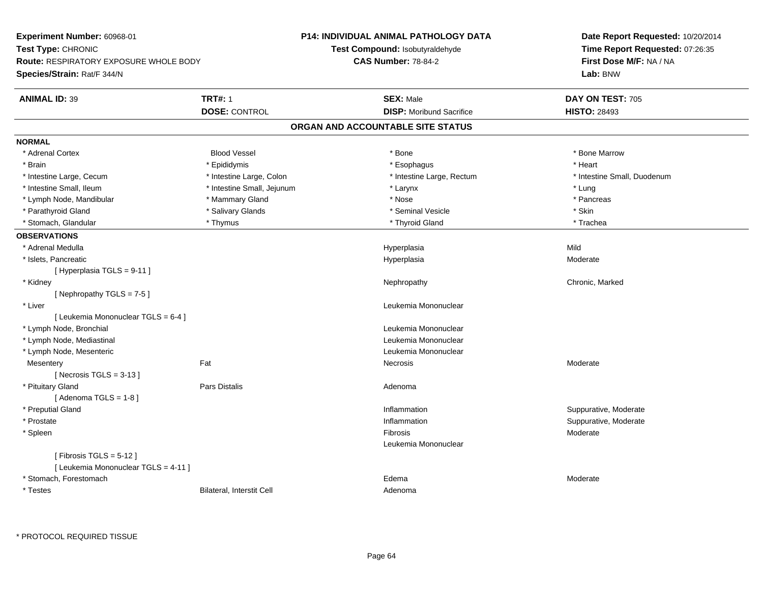**Experiment Number:** 60968-01
**Test Type:** CHRONIC
**Route:** RESPIRATORY EXPOSURE WHOLE BODY
**Species/Strain:** Rat/F 344/N

**P14: INDIVIDUAL ANIMAL PATHOLOGY DATA**
**Test Compound:** Isobutyraldehyde
**CAS Number:** 78-84-2

**Date Report Requested:** 10/20/2014
**Time Report Requested:** 07:26:35
**First Dose M/F:** NA / NA
**Lab:** BNW

| **ANIMAL ID:** 39 | **TRT#:** 1 | **SEX:** Male | **DAY ON TEST:** 705 |
|---|---|---|---|
| | **DOSE:** CONTROL | **DISP:** Moribund Sacrifice | **HISTO:** 28493 |

## ORGAN AND ACCOUNTABLE SITE STATUS

**NORMAL**

| | | | |
|---|---|---|---|
| * Adrenal Cortex | Blood Vessel | * Bone | * Bone Marrow |
| * Brain | * Epididymis | * Esophagus | * Heart |
| * Intestine Large, Cecum | * Intestine Large, Colon | * Intestine Large, Rectum | * Intestine Small, Duodenum |
| * Intestine Small, Ileum | * Intestine Small, Jejunum | * Larynx | * Lung |
| * Lymph Node, Mandibular | * Mammary Gland | * Nose | * Pancreas |
| * Parathyroid Gland | * Salivary Glands | * Seminal Vesicle | * Skin |
| * Stomach, Glandular | * Thymus | * Thyroid Gland | * Trachea |

**OBSERVATIONS**

| | | | |
|---|---|---|---|
| * Adrenal Medulla | | Hyperplasia | Mild |
| * Islets, Pancreatic | | Hyperplasia | Moderate |
| [ Hyperplasia TGLS = 9-11 ] | | | |
| * Kidney | | Nephropathy | Chronic, Marked |
| [ Nephropathy TGLS = 7-5 ] | | | |
| * Liver | | Leukemia Mononuclear | |
| [ Leukemia Mononuclear TGLS = 6-4 ] | | | |
| * Lymph Node, Bronchial | | Leukemia Mononuclear | |
| * Lymph Node, Mediastinal | | Leukemia Mononuclear | |
| * Lymph Node, Mesenteric | | Leukemia Mononuclear | |
| Mesentery | Fat | Necrosis | Moderate |
| [ Necrosis TGLS = 3-13 ] | | | |
| * Pituitary Gland | Pars Distalis | Adenoma | |
| [ Adenoma TGLS = 1-8 ] | | | |
| * Preputial Gland | | Inflammation | Suppurative, Moderate |
| * Prostate | | Inflammation | Suppurative, Moderate |
| * Spleen | | Fibrosis | Moderate |
| | | Leukemia Mononuclear | |
| [ Fibrosis TGLS = 5-12 ] | | | |
| [ Leukemia Mononuclear TGLS = 4-11 ] | | | |
| * Stomach, Forestomach | | Edema | Moderate |
| * Testes | Bilateral, Interstit Cell | Adenoma | |

* PROTOCOL REQUIRED TISSUE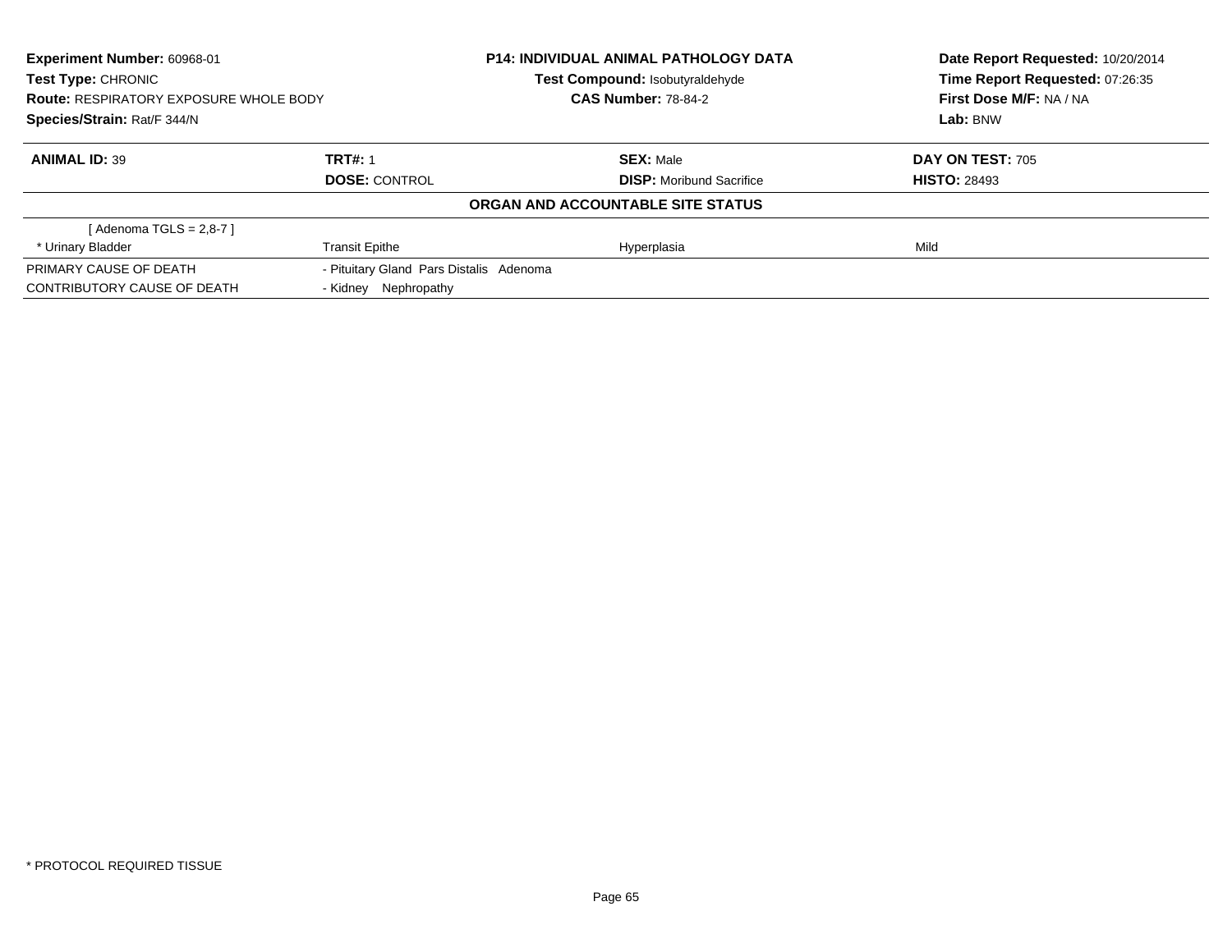**Experiment Number:** 60968-01
**Test Type:** CHRONIC
**Route:** RESPIRATORY EXPOSURE WHOLE BODY
**Species/Strain:** Rat/F 344/N

**P14: INDIVIDUAL ANIMAL PATHOLOGY DATA**
**Test Compound:** Isobutyraldehyde
**CAS Number:** 78-84-2

**Date Report Requested:** 10/20/2014
**Time Report Requested:** 07:26:35
**First Dose M/F:** NA / NA
**Lab:** BNW

| **ANIMAL ID:** 39 | **TRT#:** 1 | **SEX:** Male | **DAY ON TEST:** 705 |
|---|---|---|---|
| | **DOSE:** CONTROL | **DISP:** Moribund Sacrifice | **HISTO:** 28493 |

**ORGAN AND ACCOUNTABLE SITE STATUS**

| | | | |
|---|---|---|---|
| [ Adenoma TGLS = 2,8-7 ] | | | |
| * Urinary Bladder | Transit Epithe | Hyperplasia | Mild |
| PRIMARY CAUSE OF DEATH | - Pituitary Gland Pars Distalis Adenoma | | |
| CONTRIBUTORY CAUSE OF DEATH | - Kidney Nephropathy | | |

* PROTOCOL REQUIRED TISSUE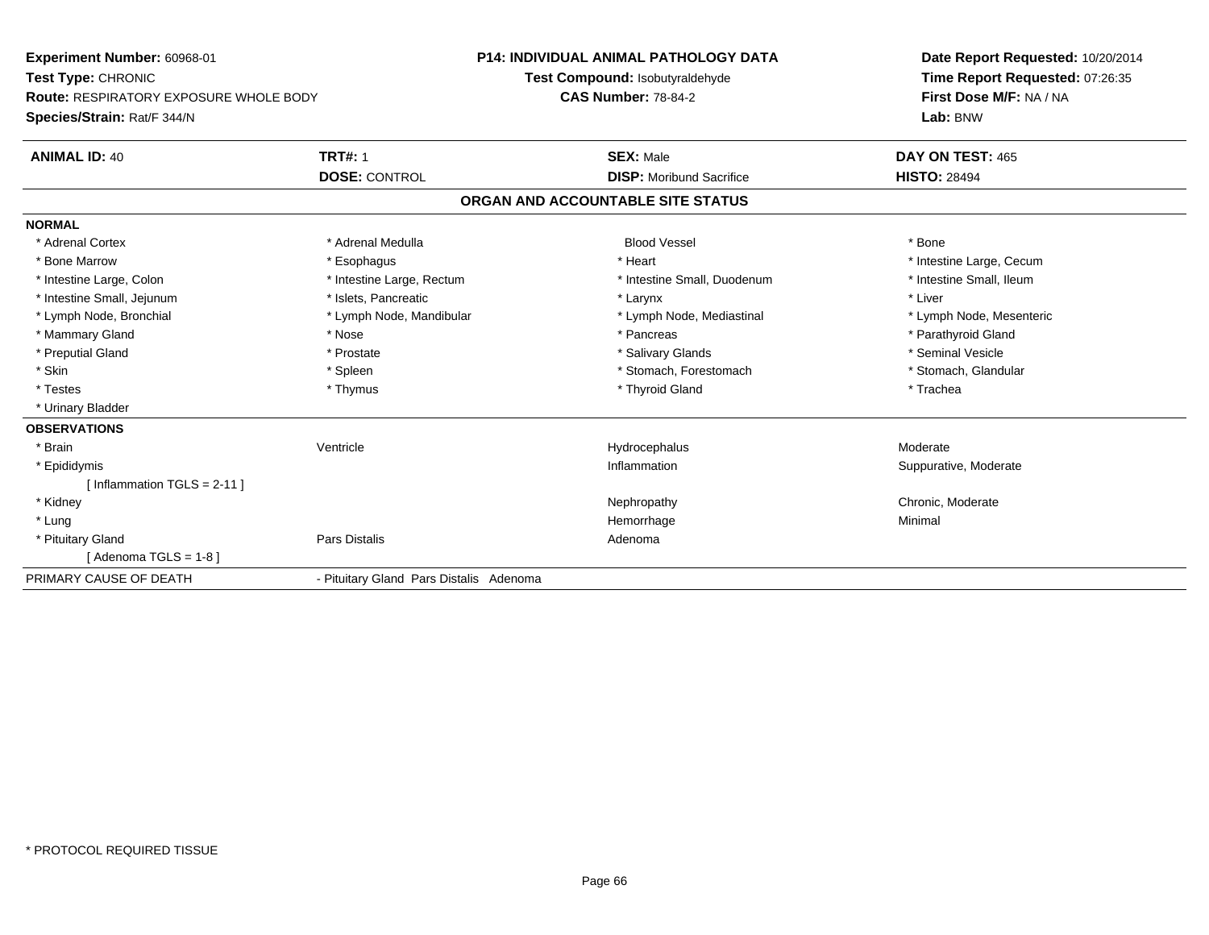**Experiment Number:** 60968-01
**Test Type:** CHRONIC
**Route:** RESPIRATORY EXPOSURE WHOLE BODY
**Species/Strain:** Rat/F 344/N

**P14: INDIVIDUAL ANIMAL PATHOLOGY DATA**
**Test Compound:** Isobutyraldehyde
**CAS Number:** 78-84-2

**Date Report Requested:** 10/20/2014
**Time Report Requested:** 07:26:35
**First Dose M/F:** NA / NA
**Lab:** BNW

| **ANIMAL ID:** 40 | **TRT#:** 1 | **SEX:** Male | **DAY ON TEST:** 465 |
|---|---|---|---|
| | **DOSE:** CONTROL | **DISP:** Moribund Sacrifice | **HISTO:** 28494 |

## ORGAN AND ACCOUNTABLE SITE STATUS

**NORMAL**

| | | | |
|---|---|---|---|
| * Adrenal Cortex | * Adrenal Medulla | Blood Vessel | * Bone |
| * Bone Marrow | * Esophagus | * Heart | * Intestine Large, Cecum |
| * Intestine Large, Colon | * Intestine Large, Rectum | * Intestine Small, Duodenum | * Intestine Small, Ileum |
| * Intestine Small, Jejunum | * Islets, Pancreatic | * Larynx | * Liver |
| * Lymph Node, Bronchial | * Lymph Node, Mandibular | * Lymph Node, Mediastinal | * Lymph Node, Mesenteric |
| * Mammary Gland | * Nose | * Pancreas | * Parathyroid Gland |
| * Preputial Gland | * Prostate | * Salivary Glands | * Seminal Vesicle |
| * Skin | * Spleen | * Stomach, Forestomach | * Stomach, Glandular |
| * Testes | * Thymus | * Thyroid Gland | * Trachea |
| * Urinary Bladder | | | |

**OBSERVATIONS**

| | | | |
|---|---|---|---|
| * Brain | Ventricle | Hydrocephalus | Moderate |
| * Epididymis | | Inflammation | Suppurative, Moderate |
| [ Inflammation TGLS = 2-11 ] | | | |
| * Kidney | | Nephropathy | Chronic, Moderate |
| * Lung | | Hemorrhage | Minimal |
| * Pituitary Gland | Pars Distalis | Adenoma | |
| [ Adenoma TGLS = 1-8 ] | | | |

PRIMARY CAUSE OF DEATH - Pituitary Gland Pars Distalis Adenoma

* PROTOCOL REQUIRED TISSUE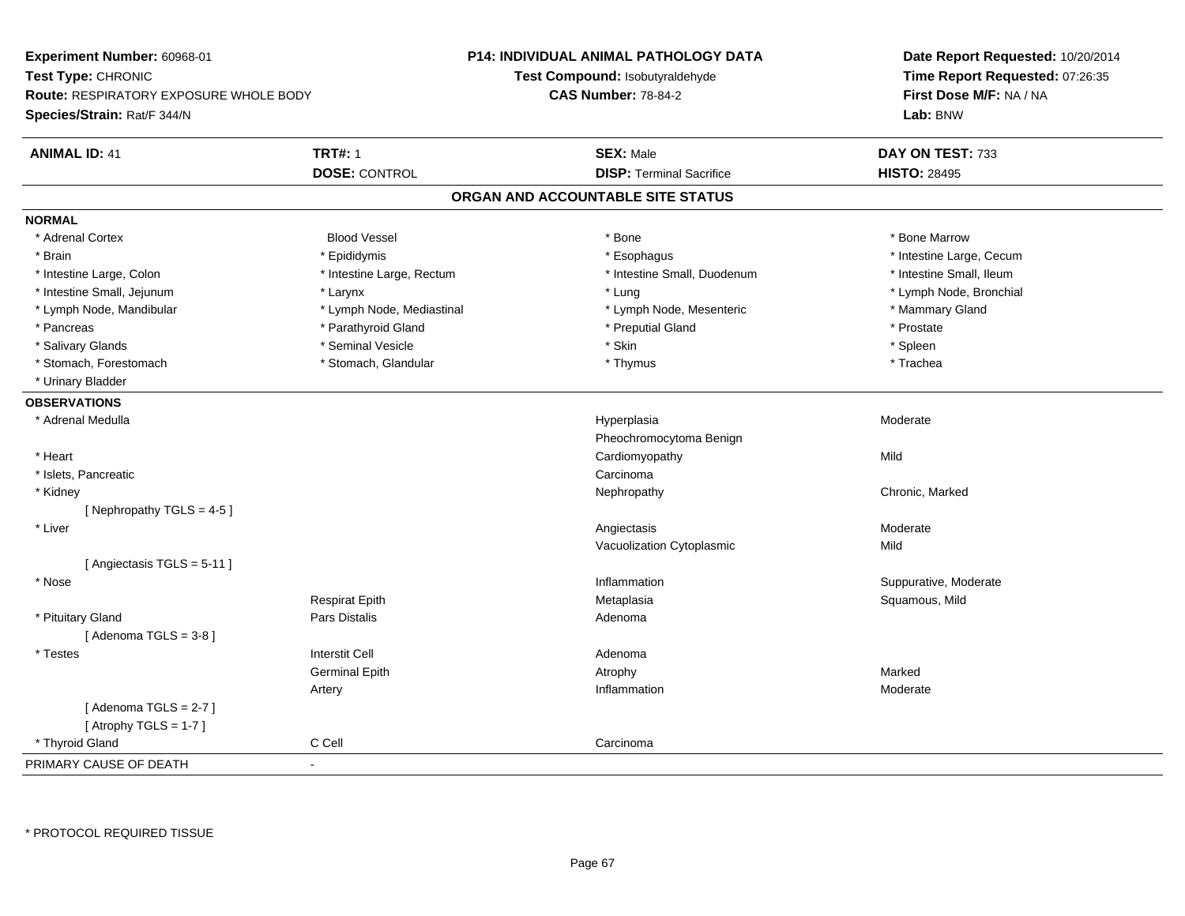**Experiment Number:** 60968-01
**Test Type:** CHRONIC
**Route:** RESPIRATORY EXPOSURE WHOLE BODY
**Species/Strain:** Rat/F 344/N

**P14: INDIVIDUAL ANIMAL PATHOLOGY DATA**
**Test Compound:** Isobutyraldehyde
**CAS Number:** 78-84-2

**Date Report Requested:** 10/20/2014
**Time Report Requested:** 07:26:35
**First Dose M/F:** NA / NA
**Lab:** BNW

| **ANIMAL ID:** 41 | **TRT#:** 1 | **SEX:** Male | **DAY ON TEST:** 733 |
|---|---|---|---|
| | **DOSE:** CONTROL | **DISP:** Terminal Sacrifice | **HISTO:** 28495 |

## ORGAN AND ACCOUNTABLE SITE STATUS

**NORMAL**

| | | | |
|---|---|---|---|
| * Adrenal Cortex | Blood Vessel | * Bone | * Bone Marrow |
| * Brain | * Epididymis | * Esophagus | * Intestine Large, Cecum |
| * Intestine Large, Colon | * Intestine Large, Rectum | * Intestine Small, Duodenum | * Intestine Small, Ileum |
| * Intestine Small, Jejunum | * Larynx | * Lung | * Lymph Node, Bronchial |
| * Lymph Node, Mandibular | * Lymph Node, Mediastinal | * Lymph Node, Mesenteric | * Mammary Gland |
| * Pancreas | * Parathyroid Gland | * Preputial Gland | * Prostate |
| * Salivary Glands | * Seminal Vesicle | * Skin | * Spleen |
| * Stomach, Forestomach | * Stomach, Glandular | * Thymus | * Trachea |
| * Urinary Bladder | | | |

**OBSERVATIONS**

| | | | |
|---|---|---|---|
| * Adrenal Medulla | | Hyperplasia | Moderate |
| | | Pheochromocytoma Benign | |
| * Heart | | Cardiomyopathy | Mild |
| * Islets, Pancreatic | | Carcinoma | |
| * Kidney | | Nephropathy | Chronic, Marked |
| [ Nephropathy TGLS = 4-5 ] | | | |
| * Liver | | Angiectasis | Moderate |
| | | Vacuolization Cytoplasmic | Mild |
| [ Angiectasis TGLS = 5-11 ] | | | |
| * Nose | | Inflammation | Suppurative, Moderate |
| | Respirat Epith | Metaplasia | Squamous, Mild |
| * Pituitary Gland | Pars Distalis | Adenoma | |
| [ Adenoma TGLS = 3-8 ] | | | |
| * Testes | Interstit Cell | Adenoma | |
| | Germinal Epith | Atrophy | Marked |
| | Artery | Inflammation | Moderate |
| [ Adenoma TGLS = 2-7 ] | | | |
| [ Atrophy TGLS = 1-7 ] | | | |
| * Thyroid Gland | C Cell | Carcinoma | |

PRIMARY CAUSE OF DEATH -

\* PROTOCOL REQUIRED TISSUE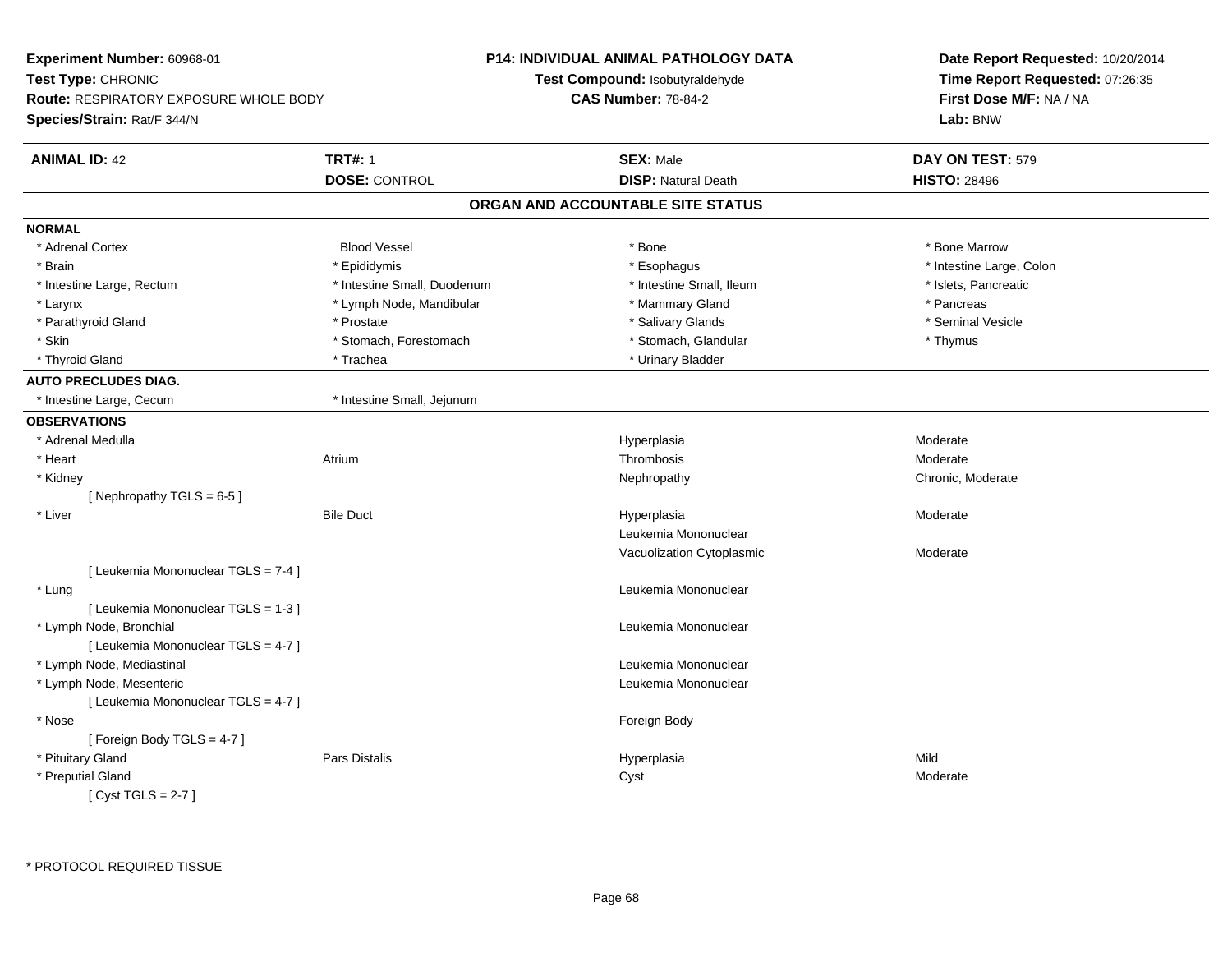**Experiment Number:** 60968-01
**Test Type:** CHRONIC
**Route:** RESPIRATORY EXPOSURE WHOLE BODY
**Species/Strain:** Rat/F 344/N

**P14: INDIVIDUAL ANIMAL PATHOLOGY DATA**
**Test Compound:** Isobutyraldehyde
**CAS Number:** 78-84-2

**Date Report Requested:** 10/20/2014
**Time Report Requested:** 07:26:35
**First Dose M/F:** NA / NA
**Lab:** BNW

| **ANIMAL ID:** 42 | **TRT#:** 1 | **SEX:** Male | **DAY ON TEST:** 579 |
|---|---|---|---|
| | **DOSE:** CONTROL | **DISP:** Natural Death | **HISTO:** 28496 |

## ORGAN AND ACCOUNTABLE SITE STATUS

**NORMAL**

| | | | |
|---|---|---|---|
| * Adrenal Cortex | Blood Vessel | * Bone | * Bone Marrow |
| * Brain | * Epididymis | * Esophagus | * Intestine Large, Colon |
| * Intestine Large, Rectum | * Intestine Small, Duodenum | * Intestine Small, Ileum | * Islets, Pancreatic |
| * Larynx | * Lymph Node, Mandibular | * Mammary Gland | * Pancreas |
| * Parathyroid Gland | * Prostate | * Salivary Glands | * Seminal Vesicle |
| * Skin | * Stomach, Forestomach | * Stomach, Glandular | * Thymus |
| * Thyroid Gland | * Trachea | * Urinary Bladder | |

**AUTO PRECLUDES DIAG.**

| | |
|---|---|
| * Intestine Large, Cecum | * Intestine Small, Jejunum |

**OBSERVATIONS**

| | | | |
|---|---|---|---|
| * Adrenal Medulla | | Hyperplasia | Moderate |
| * Heart | Atrium | Thrombosis | Moderate |
| * Kidney | | Nephropathy | Chronic, Moderate |
| [ Nephropathy TGLS = 6-5 ] | | | |
| * Liver | Bile Duct | Hyperplasia | Moderate |
| | | Leukemia Mononuclear | |
| | | Vacuolization Cytoplasmic | Moderate |
| [ Leukemia Mononuclear TGLS = 7-4 ] | | | |
| * Lung | | Leukemia Mononuclear | |
| [ Leukemia Mononuclear TGLS = 1-3 ] | | | |
| * Lymph Node, Bronchial | | Leukemia Mononuclear | |
| [ Leukemia Mononuclear TGLS = 4-7 ] | | | |
| * Lymph Node, Mediastinal | | Leukemia Mononuclear | |
| * Lymph Node, Mesenteric | | Leukemia Mononuclear | |
| [ Leukemia Mononuclear TGLS = 4-7 ] | | | |
| * Nose | | Foreign Body | |
| [ Foreign Body TGLS = 4-7 ] | | | |
| * Pituitary Gland | Pars Distalis | Hyperplasia | Mild |
| * Preputial Gland | | Cyst | Moderate |
| [ Cyst TGLS = 2-7 ] | | | |

* PROTOCOL REQUIRED TISSUE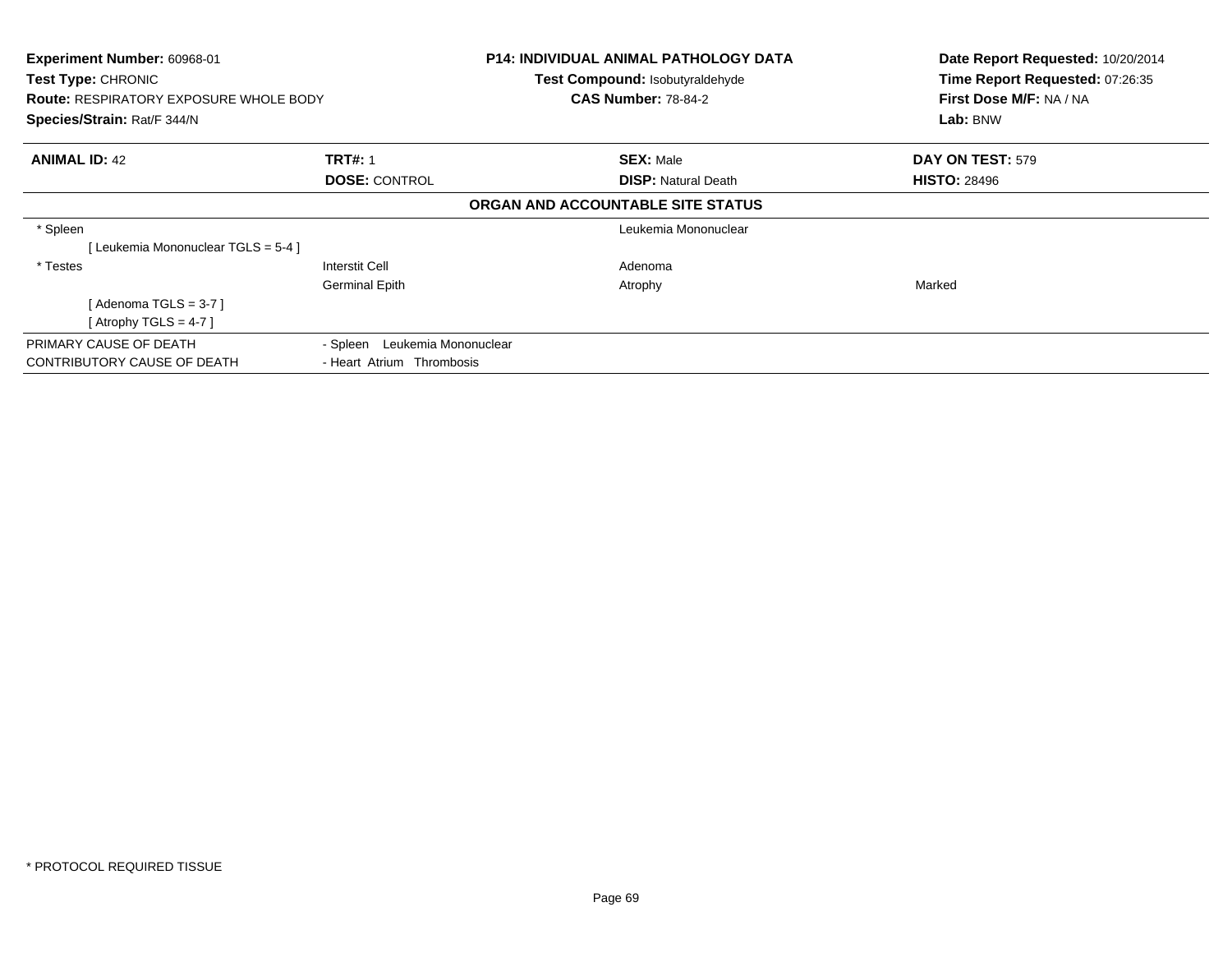**Experiment Number:** 60968-01
**Test Type:** CHRONIC
**Route:** RESPIRATORY EXPOSURE WHOLE BODY
**Species/Strain:** Rat/F 344/N

**P14: INDIVIDUAL ANIMAL PATHOLOGY DATA**
**Test Compound:** Isobutyraldehyde
**CAS Number:** 78-84-2

**Date Report Requested:** 10/20/2014
**Time Report Requested:** 07:26:35
**First Dose M/F:** NA / NA
**Lab:** BNW

| **ANIMAL ID:** 42 | **TRT#:** 1 | **SEX:** Male | **DAY ON TEST:** 579 |
|---|---|---|---|
| | **DOSE:** CONTROL | **DISP:** Natural Death | **HISTO:** 28496 |

**ORGAN AND ACCOUNTABLE SITE STATUS**

| | | | |
|---|---|---|---|
| * Spleen | | Leukemia Mononuclear | |
| [ Leukemia Mononuclear TGLS = 5-4 ] | | | |
| * Testes | Interstit Cell | Adenoma | |
| | Germinal Epith | Atrophy | Marked |
| [ Adenoma TGLS = 3-7 ] | | | |
| [ Atrophy TGLS = 4-7 ] | | | |

| | |
|---|---|
| PRIMARY CAUSE OF DEATH | - Spleen Leukemia Mononuclear |
| CONTRIBUTORY CAUSE OF DEATH | - Heart Atrium Thrombosis |

* PROTOCOL REQUIRED TISSUE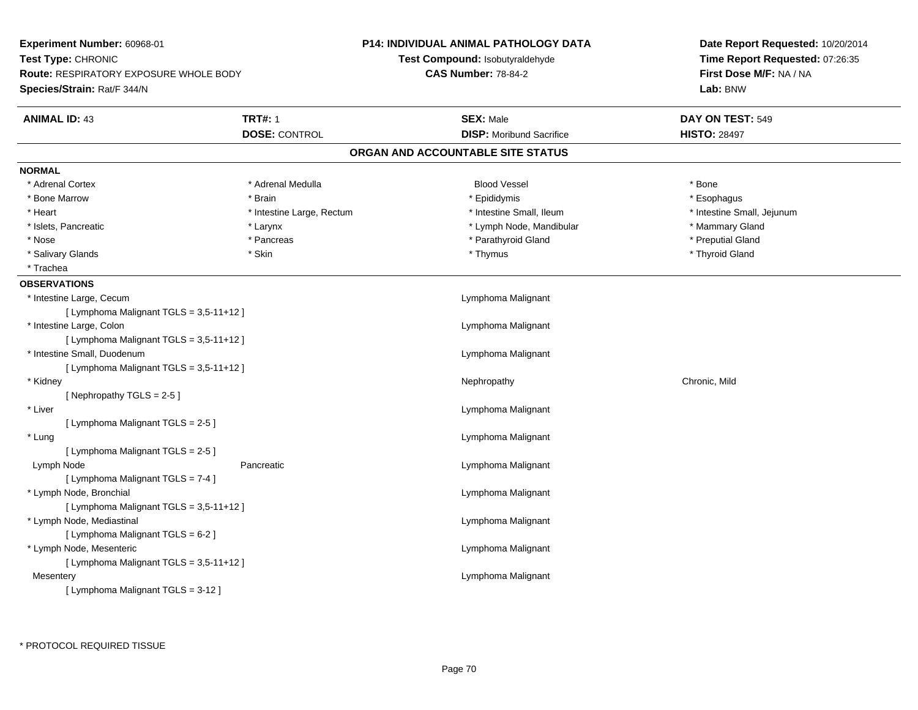**Experiment Number:** 60968-01
**Test Type:** CHRONIC
**Route:** RESPIRATORY EXPOSURE WHOLE BODY
**Species/Strain:** Rat/F 344/N

**P14: INDIVIDUAL ANIMAL PATHOLOGY DATA**
**Test Compound:** Isobutyraldehyde
**CAS Number:** 78-84-2

**Date Report Requested:** 10/20/2014
**Time Report Requested:** 07:26:35
**First Dose M/F:** NA / NA
**Lab:** BNW

| **ANIMAL ID:** 43 | **TRT#:** 1 | **SEX:** Male | **DAY ON TEST:** 549 |
|---|---|---|---|
| | **DOSE:** CONTROL | **DISP:** Moribund Sacrifice | **HISTO:** 28497 |

## ORGAN AND ACCOUNTABLE SITE STATUS

**NORMAL**

| | | | |
|---|---|---|---|
| * Adrenal Cortex | * Adrenal Medulla | Blood Vessel | * Bone |
| * Bone Marrow | * Brain | * Epididymis | * Esophagus |
| * Heart | * Intestine Large, Rectum | * Intestine Small, Ileum | * Intestine Small, Jejunum |
| * Islets, Pancreatic | * Larynx | * Lymph Node, Mandibular | * Mammary Gland |
| * Nose | * Pancreas | * Parathyroid Gland | * Preputial Gland |
| * Salivary Glands | * Skin | * Thymus | * Thyroid Gland |
| * Trachea | | | |

**OBSERVATIONS**

| | | | |
|---|---|---|---|
| * Intestine Large, Cecum | | Lymphoma Malignant | |
| [ Lymphoma Malignant TGLS = 3,5-11+12 ] | | | |
| * Intestine Large, Colon | | Lymphoma Malignant | |
| [ Lymphoma Malignant TGLS = 3,5-11+12 ] | | | |
| * Intestine Small, Duodenum | | Lymphoma Malignant | |
| [ Lymphoma Malignant TGLS = 3,5-11+12 ] | | | |
| * Kidney | | Nephropathy | Chronic, Mild |
| [ Nephropathy TGLS = 2-5 ] | | | |
| * Liver | | Lymphoma Malignant | |
| [ Lymphoma Malignant TGLS = 2-5 ] | | | |
| * Lung | | Lymphoma Malignant | |
| [ Lymphoma Malignant TGLS = 2-5 ] | | | |
| Lymph Node | Pancreatic | Lymphoma Malignant | |
| [ Lymphoma Malignant TGLS = 7-4 ] | | | |
| * Lymph Node, Bronchial | | Lymphoma Malignant | |
| [ Lymphoma Malignant TGLS = 3,5-11+12 ] | | | |
| * Lymph Node, Mediastinal | | Lymphoma Malignant | |
| [ Lymphoma Malignant TGLS = 6-2 ] | | | |
| * Lymph Node, Mesenteric | | Lymphoma Malignant | |
| [ Lymphoma Malignant TGLS = 3,5-11+12 ] | | | |
| Mesentery | | Lymphoma Malignant | |
| [ Lymphoma Malignant TGLS = 3-12 ] | | | |

\* PROTOCOL REQUIRED TISSUE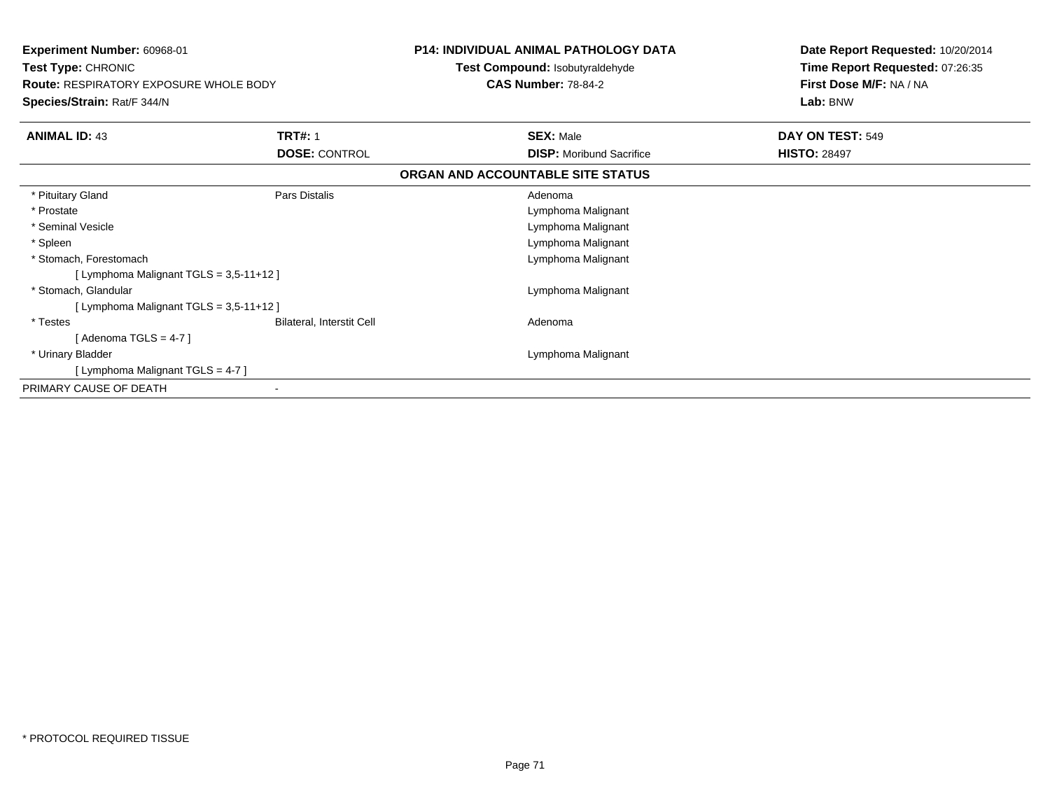**Experiment Number:** 60968-01
**Test Type:** CHRONIC
**Route:** RESPIRATORY EXPOSURE WHOLE BODY
**Species/Strain:** Rat/F 344/N

**P14: INDIVIDUAL ANIMAL PATHOLOGY DATA**
**Test Compound:** Isobutyraldehyde
**CAS Number:** 78-84-2

**Date Report Requested:** 10/20/2014
**Time Report Requested:** 07:26:35
**First Dose M/F:** NA / NA
**Lab:** BNW

| **ANIMAL ID:** 43 | **TRT#:** 1 | **SEX:** Male | **DAY ON TEST:** 549 |
|---|---|---|---|
| | **DOSE:** CONTROL | **DISP:** Moribund Sacrifice | **HISTO:** 28497 |

**ORGAN AND ACCOUNTABLE SITE STATUS**

| | | |
|---|---|---|
| * Pituitary Gland | Pars Distalis | Adenoma |
| * Prostate | | Lymphoma Malignant |
| * Seminal Vesicle | | Lymphoma Malignant |
| * Spleen | | Lymphoma Malignant |
| * Stomach, Forestomach | | Lymphoma Malignant |
| [ Lymphoma Malignant TGLS = 3,5-11+12 ] | | |
| * Stomach, Glandular | | Lymphoma Malignant |
| [ Lymphoma Malignant TGLS = 3,5-11+12 ] | | |
| * Testes | Bilateral, Interstit Cell | Adenoma |
| [ Adenoma TGLS = 4-7 ] | | |
| * Urinary Bladder | | Lymphoma Malignant |
| [ Lymphoma Malignant TGLS = 4-7 ] | | |
| PRIMARY CAUSE OF DEATH | - | |

* PROTOCOL REQUIRED TISSUE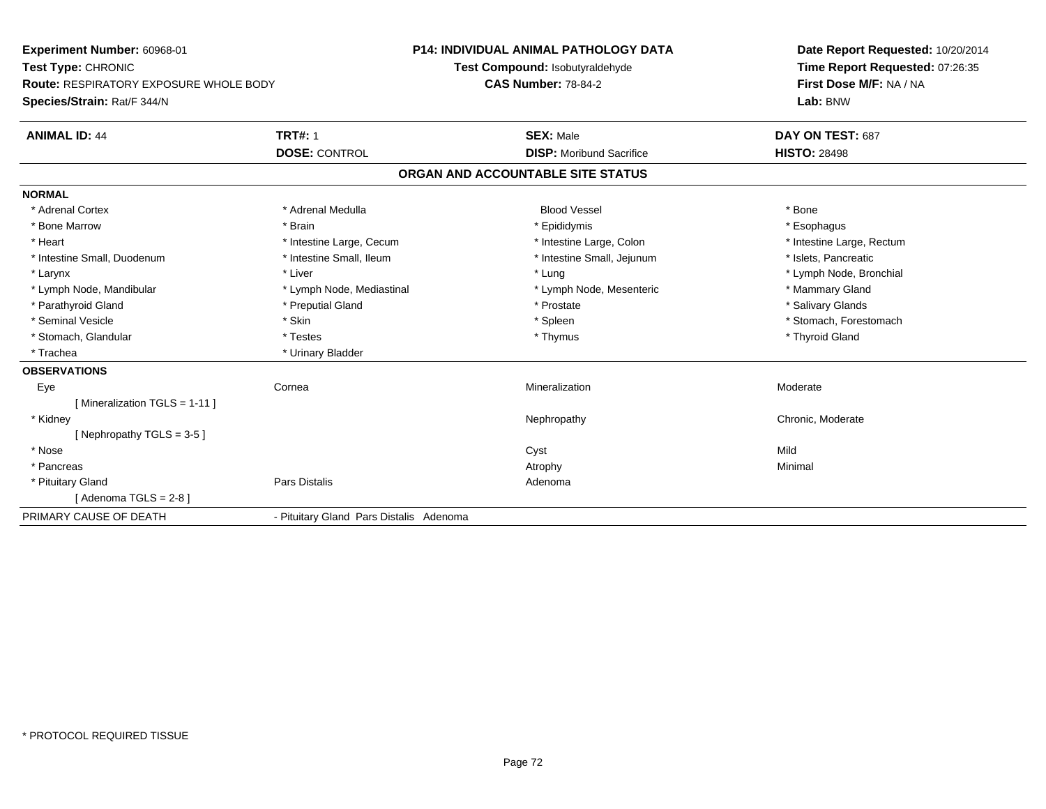**Experiment Number:** 60968-01
**Test Type:** CHRONIC
**Route:** RESPIRATORY EXPOSURE WHOLE BODY
**Species/Strain:** Rat/F 344/N

**P14: INDIVIDUAL ANIMAL PATHOLOGY DATA**
**Test Compound:** Isobutyraldehyde
**CAS Number:** 78-84-2

**Date Report Requested:** 10/20/2014
**Time Report Requested:** 07:26:35
**First Dose M/F:** NA / NA
**Lab:** BNW

| **ANIMAL ID:** 44 | **TRT#:** 1 | **SEX:** Male | **DAY ON TEST:** 687 |
|---|---|---|---|
| | **DOSE:** CONTROL | **DISP:** Moribund Sacrifice | **HISTO:** 28498 |

## ORGAN AND ACCOUNTABLE SITE STATUS

**NORMAL**

| | | | |
|---|---|---|---|
| * Adrenal Cortex | * Adrenal Medulla | Blood Vessel | * Bone |
| * Bone Marrow | * Brain | * Epididymis | * Esophagus |
| * Heart | * Intestine Large, Cecum | * Intestine Large, Colon | * Intestine Large, Rectum |
| * Intestine Small, Duodenum | * Intestine Small, Ileum | * Intestine Small, Jejunum | * Islets, Pancreatic |
| * Larynx | * Liver | * Lung | * Lymph Node, Bronchial |
| * Lymph Node, Mandibular | * Lymph Node, Mediastinal | * Lymph Node, Mesenteric | * Mammary Gland |
| * Parathyroid Gland | * Preputial Gland | * Prostate | * Salivary Glands |
| * Seminal Vesicle | * Skin | * Spleen | * Stomach, Forestomach |
| * Stomach, Glandular | * Testes | * Thymus | * Thyroid Gland |
| * Trachea | * Urinary Bladder | | |

**OBSERVATIONS**

| | | | |
|---|---|---|---|
| Eye | Cornea | Mineralization | Moderate |
| [ Mineralization TGLS = 1-11 ] | | | |
| * Kidney | | Nephropathy | Chronic, Moderate |
| [ Nephropathy TGLS = 3-5 ] | | | |
| * Nose | | Cyst | Mild |
| * Pancreas | | Atrophy | Minimal |
| * Pituitary Gland | Pars Distalis | Adenoma | |
| [ Adenoma TGLS = 2-8 ] | | | |

PRIMARY CAUSE OF DEATH - Pituitary Gland Pars Distalis Adenoma

* PROTOCOL REQUIRED TISSUE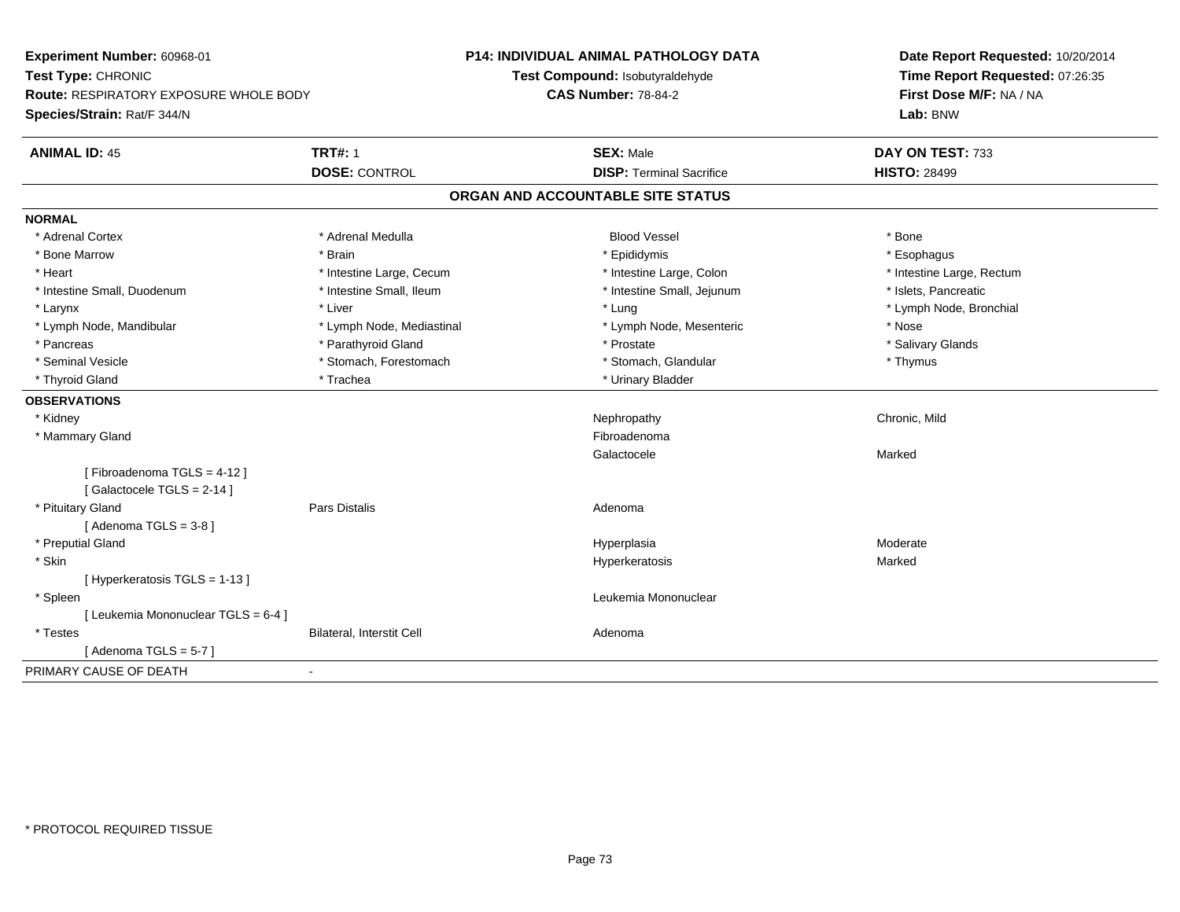**Experiment Number:** 60968-01
**Test Type:** CHRONIC
**Route:** RESPIRATORY EXPOSURE WHOLE BODY
**Species/Strain:** Rat/F 344/N

**P14: INDIVIDUAL ANIMAL PATHOLOGY DATA**
**Test Compound:** Isobutyraldehyde
**CAS Number:** 78-84-2

**Date Report Requested:** 10/20/2014
**Time Report Requested:** 07:26:35
**First Dose M/F:** NA / NA
**Lab:** BNW

| **ANIMAL ID:** 45 | **TRT#:** 1 | **SEX:** Male | **DAY ON TEST:** 733 |
|---|---|---|---|
| | **DOSE:** CONTROL | **DISP:** Terminal Sacrifice | **HISTO:** 28499 |

## ORGAN AND ACCOUNTABLE SITE STATUS

**NORMAL**

| | | | |
|---|---|---|---|
| * Adrenal Cortex | * Adrenal Medulla | Blood Vessel | * Bone |
| * Bone Marrow | * Brain | * Epididymis | * Esophagus |
| * Heart | * Intestine Large, Cecum | * Intestine Large, Colon | * Intestine Large, Rectum |
| * Intestine Small, Duodenum | * Intestine Small, Ileum | * Intestine Small, Jejunum | * Islets, Pancreatic |
| * Larynx | * Liver | * Lung | * Lymph Node, Bronchial |
| * Lymph Node, Mandibular | * Lymph Node, Mediastinal | * Lymph Node, Mesenteric | * Nose |
| * Pancreas | * Parathyroid Gland | * Prostate | * Salivary Glands |
| * Seminal Vesicle | * Stomach, Forestomach | * Stomach, Glandular | * Thymus |
| * Thyroid Gland | * Trachea | * Urinary Bladder | |

**OBSERVATIONS**

| | | | |
|---|---|---|---|
| * Kidney | | Nephropathy | Chronic, Mild |
| * Mammary Gland | | Fibroadenoma | |
| | | Galactocele | Marked |
| [ Fibroadenoma TGLS = 4-12 ] | | | |
| [ Galactocele TGLS = 2-14 ] | | | |
| * Pituitary Gland | Pars Distalis | Adenoma | |
| [ Adenoma TGLS = 3-8 ] | | | |
| * Preputial Gland | | Hyperplasia | Moderate |
| * Skin | | Hyperkeratosis | Marked |
| [ Hyperkeratosis TGLS = 1-13 ] | | | |
| * Spleen | | Leukemia Mononuclear | |
| [ Leukemia Mononuclear TGLS = 6-4 ] | | | |
| * Testes | Bilateral, Interstit Cell | Adenoma | |
| [ Adenoma TGLS = 5-7 ] | | | |

PRIMARY CAUSE OF DEATH -

* PROTOCOL REQUIRED TISSUE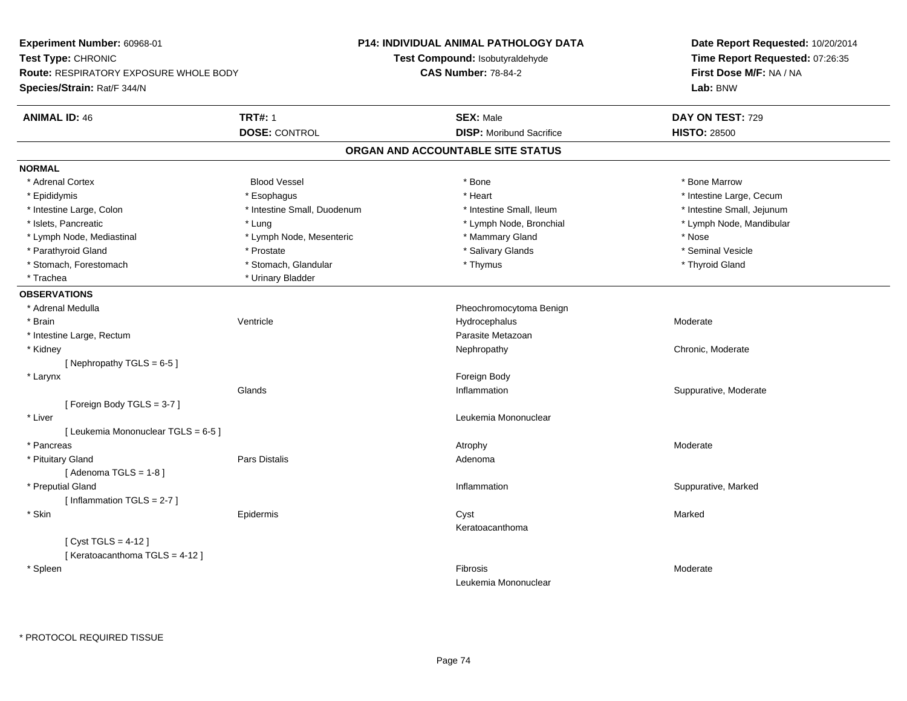**Experiment Number:** 60968-01
**Test Type:** CHRONIC
**Route:** RESPIRATORY EXPOSURE WHOLE BODY
**Species/Strain:** Rat/F 344/N

**P14: INDIVIDUAL ANIMAL PATHOLOGY DATA**
**Test Compound:** Isobutyraldehyde
**CAS Number:** 78-84-2

**Date Report Requested:** 10/20/2014
**Time Report Requested:** 07:26:35
**First Dose M/F:** NA / NA
**Lab:** BNW

| **ANIMAL ID:** 46 | **TRT#:** 1 | **SEX:** Male | **DAY ON TEST:** 729 |
|---|---|---|---|
| | **DOSE:** CONTROL | **DISP:** Moribund Sacrifice | **HISTO:** 28500 |

## ORGAN AND ACCOUNTABLE SITE STATUS

**NORMAL**

| | | | |
|---|---|---|---|
| * Adrenal Cortex | Blood Vessel | * Bone | * Bone Marrow |
| * Epididymis | * Esophagus | * Heart | * Intestine Large, Cecum |
| * Intestine Large, Colon | * Intestine Small, Duodenum | * Intestine Small, Ileum | * Intestine Small, Jejunum |
| * Islets, Pancreatic | * Lung | * Lymph Node, Bronchial | * Lymph Node, Mandibular |
| * Lymph Node, Mediastinal | * Lymph Node, Mesenteric | * Mammary Gland | * Nose |
| * Parathyroid Gland | * Prostate | * Salivary Glands | * Seminal Vesicle |
| * Stomach, Forestomach | * Stomach, Glandular | * Thymus | * Thyroid Gland |
| * Trachea | * Urinary Bladder | | |

**OBSERVATIONS**

| | | | |
|---|---|---|---|
| * Adrenal Medulla | | Pheochromocytoma Benign | |
| * Brain | Ventricle | Hydrocephalus | Moderate |
| * Intestine Large, Rectum | | Parasite Metazoan | |
| * Kidney | | Nephropathy | Chronic, Moderate |
| [ Nephropathy TGLS = 6-5 ] | | | |
| * Larynx | | Foreign Body | |
| | Glands | Inflammation | Suppurative, Moderate |
| [ Foreign Body TGLS = 3-7 ] | | | |
| * Liver | | Leukemia Mononuclear | |
| [ Leukemia Mononuclear TGLS = 6-5 ] | | | |
| * Pancreas | | Atrophy | Moderate |
| * Pituitary Gland | Pars Distalis | Adenoma | |
| [ Adenoma TGLS = 1-8 ] | | | |
| * Preputial Gland | | Inflammation | Suppurative, Marked |
| [ Inflammation TGLS = 2-7 ] | | | |
| * Skin | Epidermis | Cyst | Marked |
| | | Keratoacanthoma | |
| [ Cyst TGLS = 4-12 ] | | | |
| [ Keratoacanthoma TGLS = 4-12 ] | | | |
| * Spleen | | Fibrosis | Moderate |
| | | Leukemia Mononuclear | |

* PROTOCOL REQUIRED TISSUE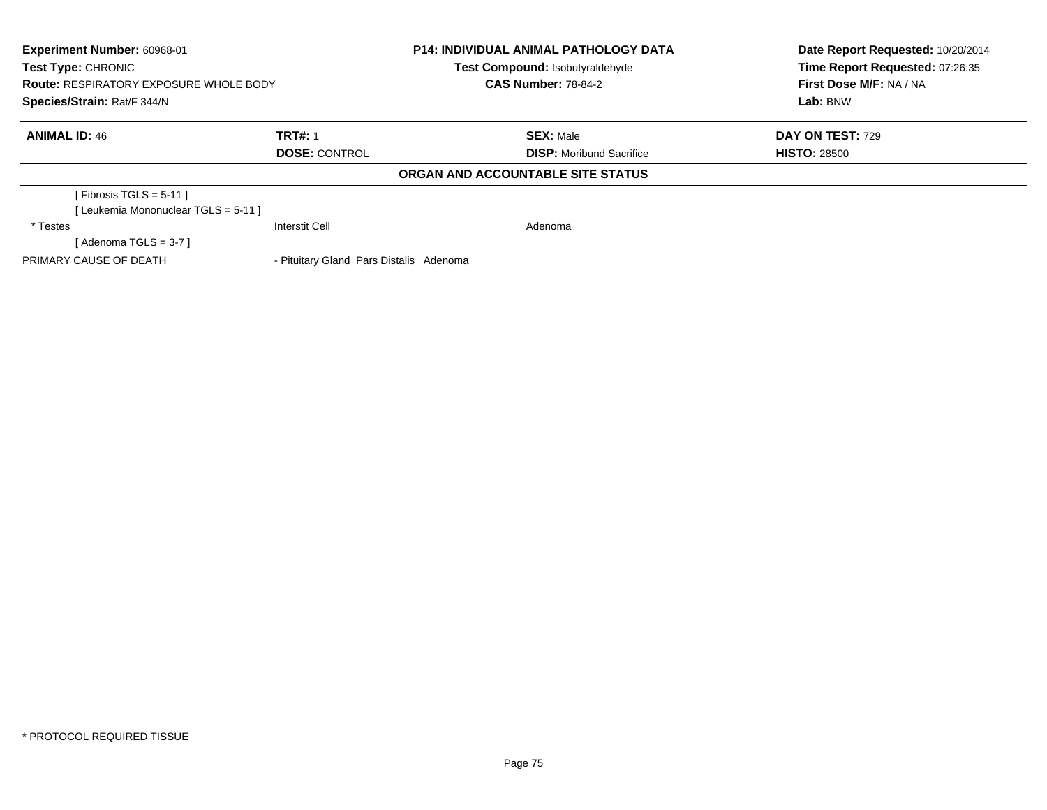| **Experiment Number:** 60968-01 | **P14: INDIVIDUAL ANIMAL PATHOLOGY DATA** | **Date Report Requested:** 10/20/2014 |
|---|---|---|
| **Test Type:** CHRONIC | **Test Compound:** Isobutyraldehyde | **Time Report Requested:** 07:26:35 |
| **Route:** RESPIRATORY EXPOSURE WHOLE BODY | **CAS Number:** 78-84-2 | **First Dose M/F:** NA / NA |
| **Species/Strain:** Rat/F 344/N | | **Lab:** BNW |

| **ANIMAL ID:** 46 | **TRT#:** 1 | **SEX:** Male | **DAY ON TEST:** 729 |
|---|---|---|---|
| | **DOSE:** CONTROL | **DISP:** Moribund Sacrifice | **HISTO:** 28500 |

**ORGAN AND ACCOUNTABLE SITE STATUS**

| | | |
|---|---|---|
| [ Fibrosis TGLS = 5-11 ] | | |
| [ Leukemia Mononuclear TGLS = 5-11 ] | | |
| * Testes | Interstit Cell | Adenoma |
| [ Adenoma TGLS = 3-7 ] | | |
| PRIMARY CAUSE OF DEATH | - Pituitary Gland Pars Distalis Adenoma | |

* PROTOCOL REQUIRED TISSUE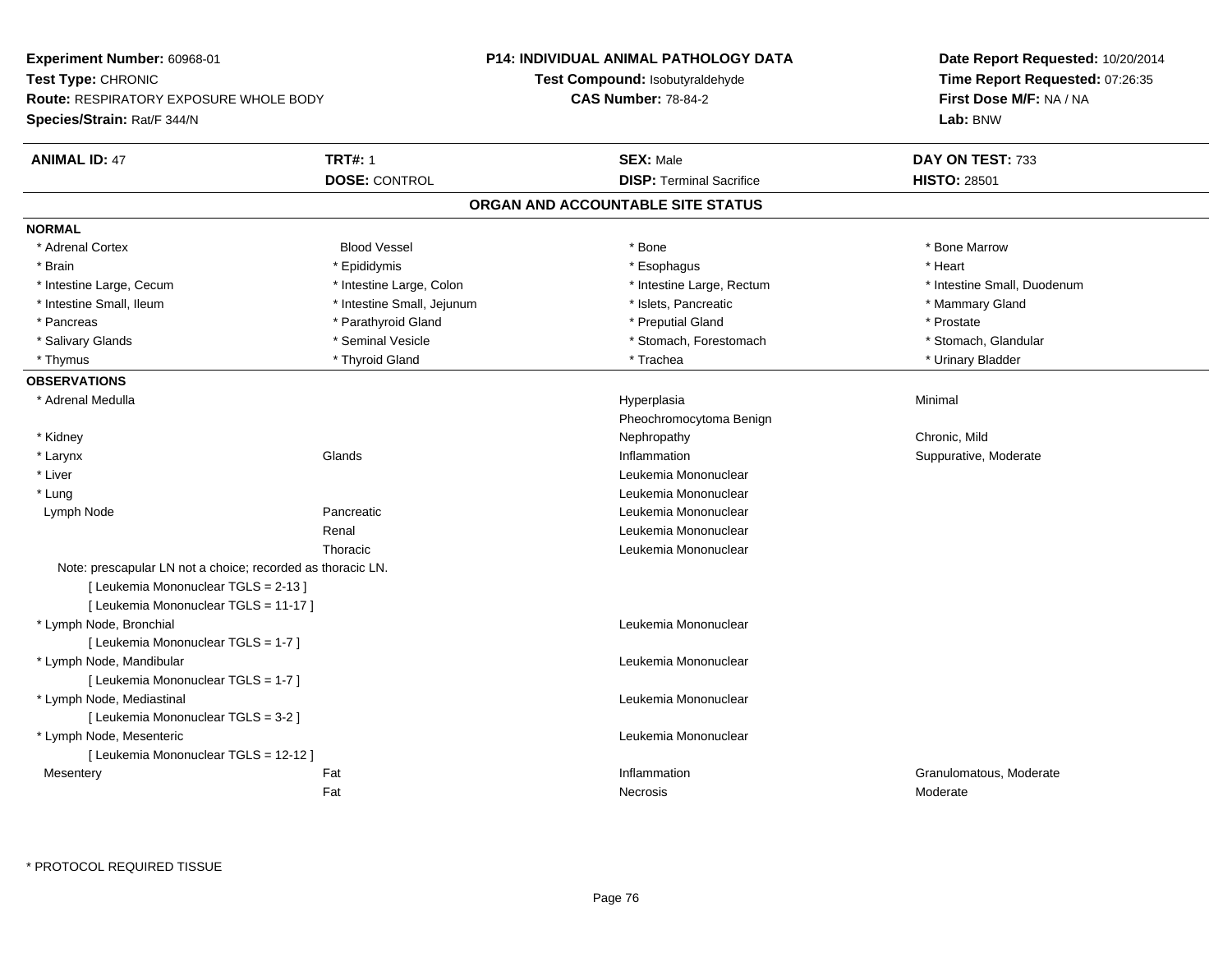**Experiment Number:** 60968-01
**Test Type:** CHRONIC
**Route:** RESPIRATORY EXPOSURE WHOLE BODY
**Species/Strain:** Rat/F 344/N

**P14: INDIVIDUAL ANIMAL PATHOLOGY DATA**
**Test Compound:** Isobutyraldehyde
**CAS Number:** 78-84-2

**Date Report Requested:** 10/20/2014
**Time Report Requested:** 07:26:35
**First Dose M/F:** NA / NA
**Lab:** BNW

| **ANIMAL ID:** 47 | **TRT#:** 1 | **SEX:** Male | **DAY ON TEST:** 733 |
|---|---|---|---|
| | **DOSE:** CONTROL | **DISP:** Terminal Sacrifice | **HISTO:** 28501 |

## ORGAN AND ACCOUNTABLE SITE STATUS

**NORMAL**

| | | | |
|---|---|---|---|
| * Adrenal Cortex | Blood Vessel | * Bone | * Bone Marrow |
| * Brain | * Epididymis | * Esophagus | * Heart |
| * Intestine Large, Cecum | * Intestine Large, Colon | * Intestine Large, Rectum | * Intestine Small, Duodenum |
| * Intestine Small, Ileum | * Intestine Small, Jejunum | * Islets, Pancreatic | * Mammary Gland |
| * Pancreas | * Parathyroid Gland | * Preputial Gland | * Prostate |
| * Salivary Glands | * Seminal Vesicle | * Stomach, Forestomach | * Stomach, Glandular |
| * Thymus | * Thyroid Gland | * Trachea | * Urinary Bladder |

**OBSERVATIONS**

| | | | |
|---|---|---|---|
| * Adrenal Medulla | | Hyperplasia | Minimal |
| | | Pheochromocytoma Benign | |
| * Kidney | | Nephropathy | Chronic, Mild |
| * Larynx | Glands | Inflammation | Suppurative, Moderate |
| * Liver | | Leukemia Mononuclear | |
| * Lung | | Leukemia Mononuclear | |
| Lymph Node | Pancreatic | Leukemia Mononuclear | |
| | Renal | Leukemia Mononuclear | |
| | Thoracic | Leukemia Mononuclear | |
| Note: prescapular LN not a choice; recorded as thoracic LN. | | | |
| [ Leukemia Mononuclear TGLS = 2-13 ] | | | |
| [ Leukemia Mononuclear TGLS = 11-17 ] | | | |
| * Lymph Node, Bronchial | | Leukemia Mononuclear | |
| [ Leukemia Mononuclear TGLS = 1-7 ] | | | |
| * Lymph Node, Mandibular | | Leukemia Mononuclear | |
| [ Leukemia Mononuclear TGLS = 1-7 ] | | | |
| * Lymph Node, Mediastinal | | Leukemia Mononuclear | |
| [ Leukemia Mononuclear TGLS = 3-2 ] | | | |
| * Lymph Node, Mesenteric | | Leukemia Mononuclear | |
| [ Leukemia Mononuclear TGLS = 12-12 ] | | | |
| Mesentery | Fat | Inflammation | Granulomatous, Moderate |
| | Fat | Necrosis | Moderate |

* PROTOCOL REQUIRED TISSUE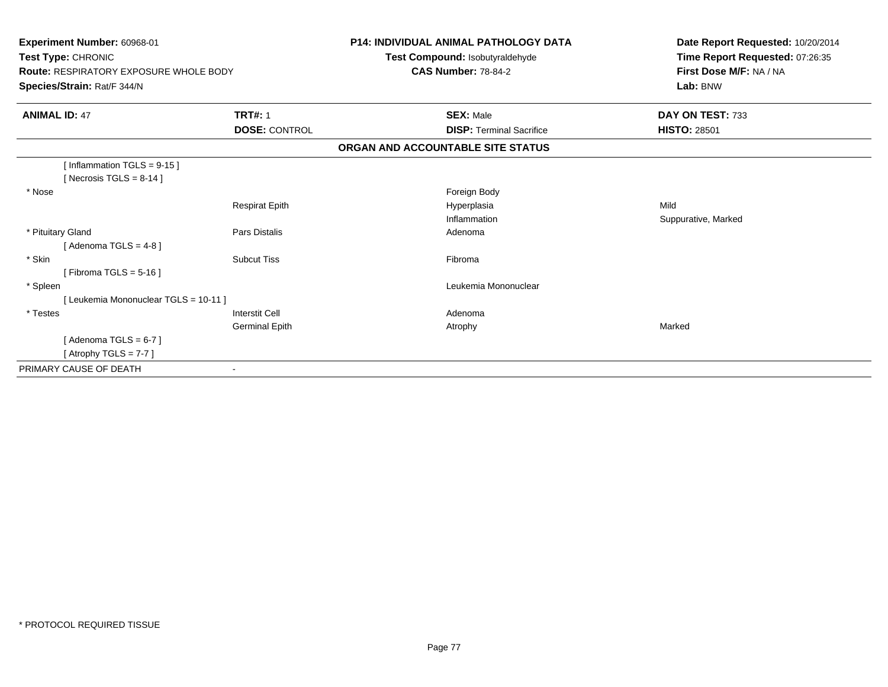**Experiment Number:** 60968-01
**Test Type:** CHRONIC
**Route:** RESPIRATORY EXPOSURE WHOLE BODY
**Species/Strain:** Rat/F 344/N

**P14: INDIVIDUAL ANIMAL PATHOLOGY DATA**
**Test Compound:** Isobutyraldehyde
**CAS Number:** 78-84-2

**Date Report Requested:** 10/20/2014
**Time Report Requested:** 07:26:35
**First Dose M/F:** NA / NA
**Lab:** BNW

| **ANIMAL ID:** 47 | **TRT#:** 1 | **SEX:** Male | **DAY ON TEST:** 733 |
|---|---|---|---|
| | **DOSE:** CONTROL | **DISP:** Terminal Sacrifice | **HISTO:** 28501 |

**ORGAN AND ACCOUNTABLE SITE STATUS**

| | | | |
|---|---|---|---|
| [ Inflammation TGLS = 9-15 ] | | | |
| [ Necrosis TGLS = 8-14 ] | | | |
| * Nose | | Foreign Body | |
| | Respirat Epith | Hyperplasia | Mild |
| | | Inflammation | Suppurative, Marked |
| * Pituitary Gland | Pars Distalis | Adenoma | |
| [ Adenoma TGLS = 4-8 ] | | | |
| * Skin | Subcut Tiss | Fibroma | |
| [ Fibroma TGLS = 5-16 ] | | | |
| * Spleen | | Leukemia Mononuclear | |
| [ Leukemia Mononuclear TGLS = 10-11 ] | | | |
| * Testes | Interstit Cell | Adenoma | |
| | Germinal Epith | Atrophy | Marked |
| [ Adenoma TGLS = 6-7 ] | | | |
| [ Atrophy TGLS = 7-7 ] | | | |
| PRIMARY CAUSE OF DEATH | - | | |

* PROTOCOL REQUIRED TISSUE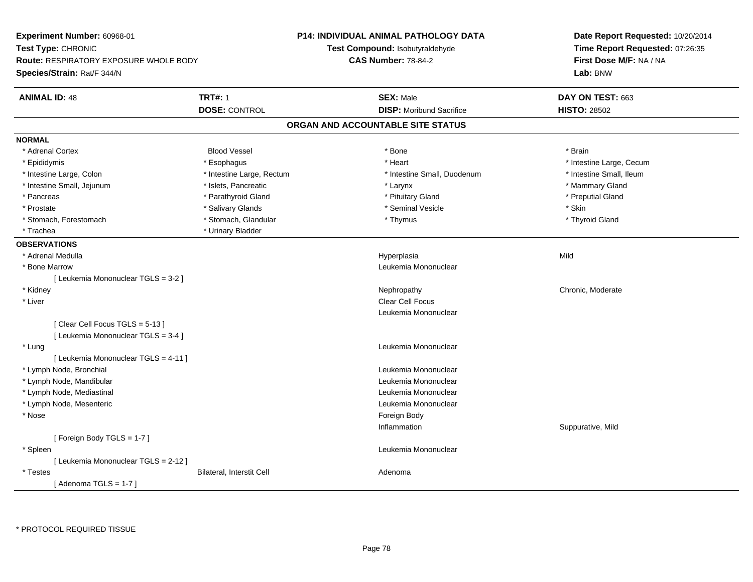**Experiment Number:** 60968-01
**Test Type:** CHRONIC
**Route:** RESPIRATORY EXPOSURE WHOLE BODY
**Species/Strain:** Rat/F 344/N

**P14: INDIVIDUAL ANIMAL PATHOLOGY DATA**
**Test Compound:** Isobutyraldehyde
**CAS Number:** 78-84-2

**Date Report Requested:** 10/20/2014
**Time Report Requested:** 07:26:35
**First Dose M/F:** NA / NA
**Lab:** BNW

| **ANIMAL ID:** 48 | **TRT#:** 1 | **SEX:** Male | **DAY ON TEST:** 663 |
|---|---|---|---|
| | **DOSE:** CONTROL | **DISP:** Moribund Sacrifice | **HISTO:** 28502 |

## ORGAN AND ACCOUNTABLE SITE STATUS

**NORMAL**

| | | | |
|---|---|---|---|
| * Adrenal Cortex | Blood Vessel | * Bone | * Brain |
| * Epididymis | * Esophagus | * Heart | * Intestine Large, Cecum |
| * Intestine Large, Colon | * Intestine Large, Rectum | * Intestine Small, Duodenum | * Intestine Small, Ileum |
| * Intestine Small, Jejunum | * Islets, Pancreatic | * Larynx | * Mammary Gland |
| * Pancreas | * Parathyroid Gland | * Pituitary Gland | * Preputial Gland |
| * Prostate | * Salivary Glands | * Seminal Vesicle | * Skin |
| * Stomach, Forestomach | * Stomach, Glandular | * Thymus | * Thyroid Gland |
| * Trachea | * Urinary Bladder | | |

**OBSERVATIONS**

| | | | |
|---|---|---|---|
| * Adrenal Medulla | | Hyperplasia | Mild |
| * Bone Marrow | | Leukemia Mononuclear | |
| [ Leukemia Mononuclear TGLS = 3-2 ] | | | |
| * Kidney | | Nephropathy | Chronic, Moderate |
| * Liver | | Clear Cell Focus | |
| | | Leukemia Mononuclear | |
| [ Clear Cell Focus TGLS = 5-13 ] | | | |
| [ Leukemia Mononuclear TGLS = 3-4 ] | | | |
| * Lung | | Leukemia Mononuclear | |
| [ Leukemia Mononuclear TGLS = 4-11 ] | | | |
| * Lymph Node, Bronchial | | Leukemia Mononuclear | |
| * Lymph Node, Mandibular | | Leukemia Mononuclear | |
| * Lymph Node, Mediastinal | | Leukemia Mononuclear | |
| * Lymph Node, Mesenteric | | Leukemia Mononuclear | |
| * Nose | | Foreign Body | |
| | | Inflammation | Suppurative, Mild |
| [ Foreign Body TGLS = 1-7 ] | | | |
| * Spleen | | Leukemia Mononuclear | |
| [ Leukemia Mononuclear TGLS = 2-12 ] | | | |
| * Testes | Bilateral, Interstit Cell | Adenoma | |
| [ Adenoma TGLS = 1-7 ] | | | |

\* PROTOCOL REQUIRED TISSUE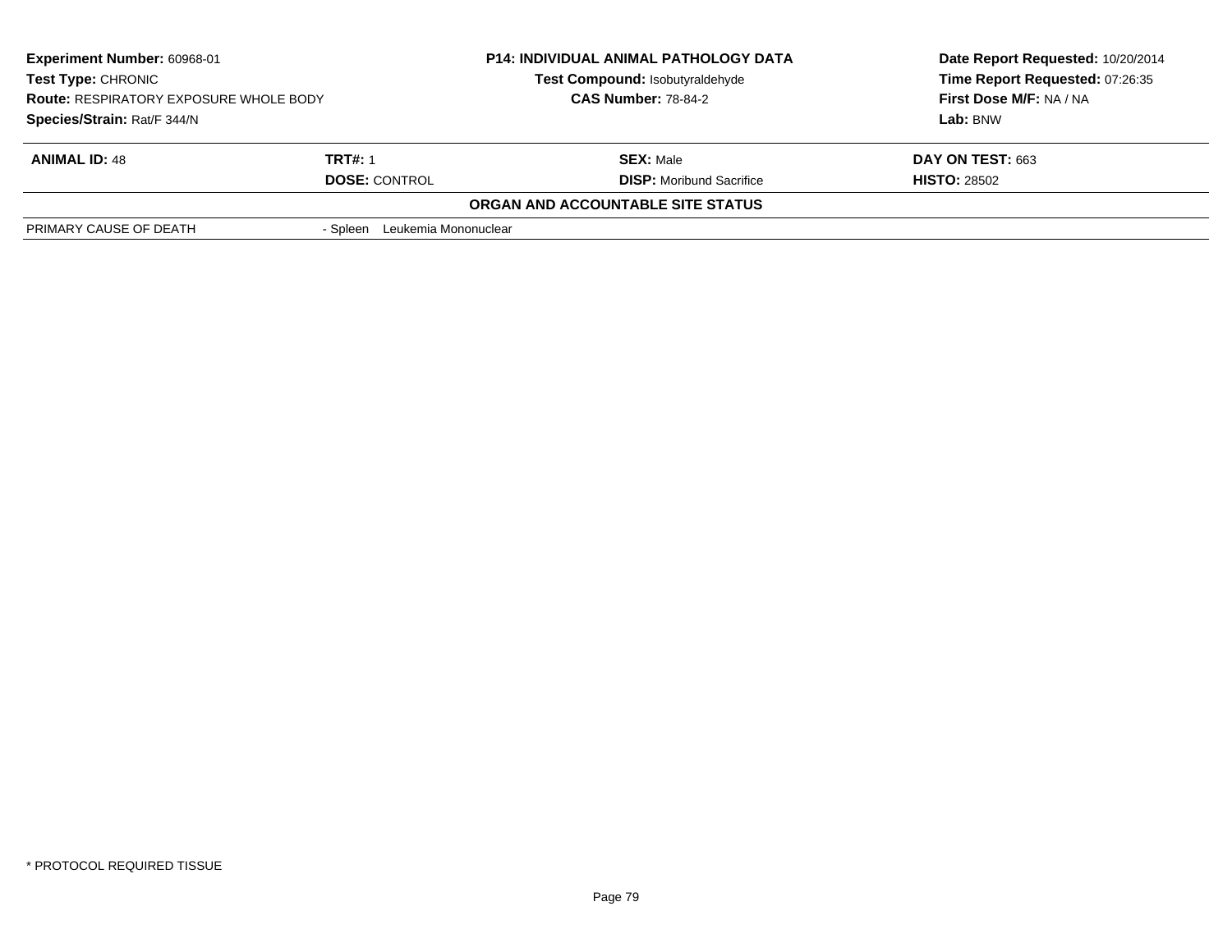| **Experiment Number:** 60968-01 | **P14: INDIVIDUAL ANIMAL PATHOLOGY DATA** | **Date Report Requested:** 10/20/2014 |
|---|---|---|
| **Test Type:** CHRONIC | **Test Compound:** Isobutyraldehyde | **Time Report Requested:** 07:26:35 |
| **Route:** RESPIRATORY EXPOSURE WHOLE BODY | **CAS Number:** 78-84-2 | **First Dose M/F:** NA / NA |
| **Species/Strain:** Rat/F 344/N | | **Lab:** BNW |

| **ANIMAL ID:** 48 | **TRT#:** 1 | **SEX:** Male | **DAY ON TEST:** 663 |
|---|---|---|---|
| | **DOSE:** CONTROL | **DISP:** Moribund Sacrifice | **HISTO:** 28502 |

**ORGAN AND ACCOUNTABLE SITE STATUS**

| | |
|---|---|
| PRIMARY CAUSE OF DEATH | - Spleen Leukemia Mononuclear |

\* PROTOCOL REQUIRED TISSUE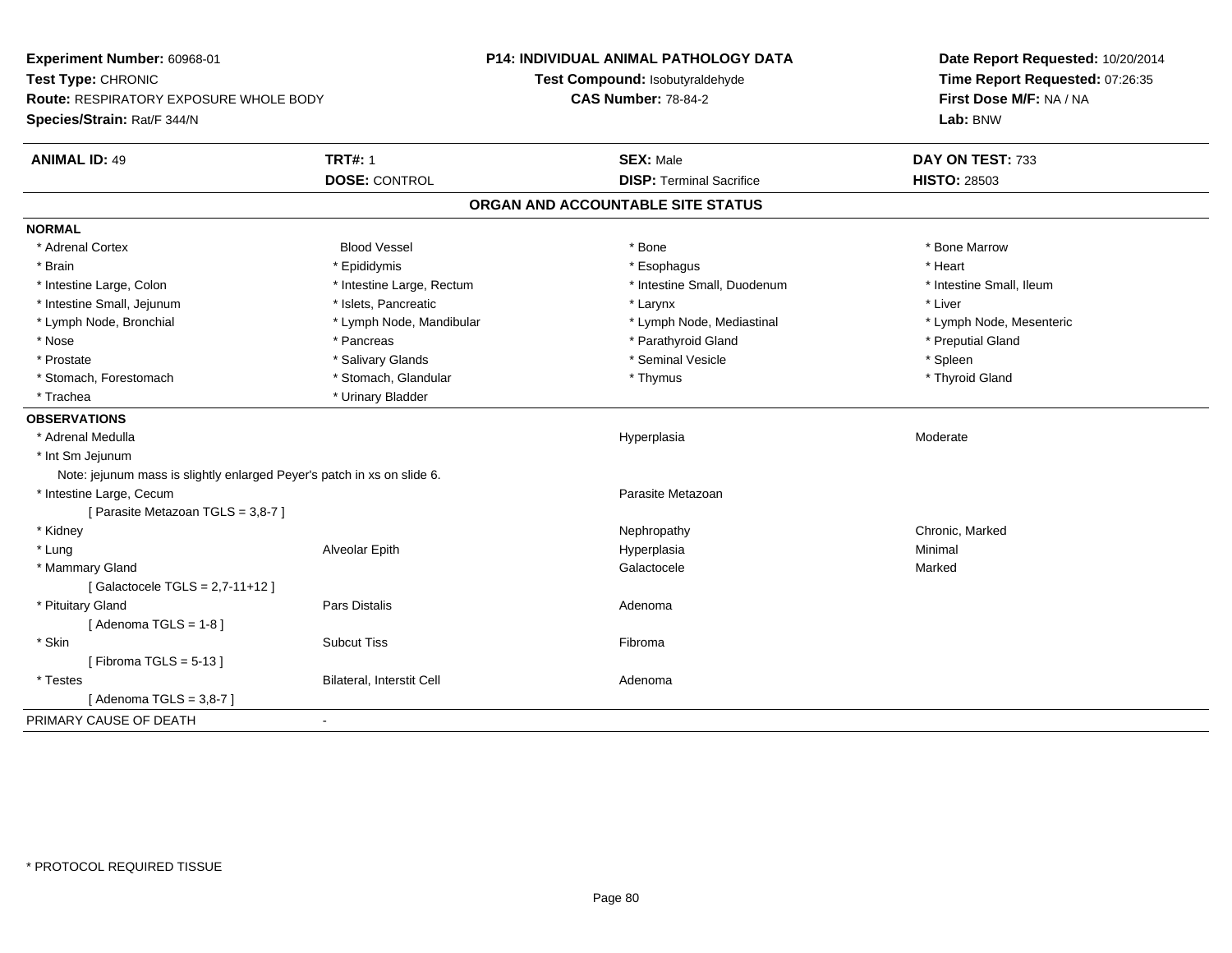**Experiment Number:** 60968-01
**Test Type:** CHRONIC
**Route:** RESPIRATORY EXPOSURE WHOLE BODY
**Species/Strain:** Rat/F 344/N

**P14: INDIVIDUAL ANIMAL PATHOLOGY DATA**
**Test Compound:** Isobutyraldehyde
**CAS Number:** 78-84-2

**Date Report Requested:** 10/20/2014
**Time Report Requested:** 07:26:35
**First Dose M/F:** NA / NA
**Lab:** BNW

| **ANIMAL ID:** 49 | **TRT#:** 1 | **SEX:** Male | **DAY ON TEST:** 733 |
|---|---|---|---|
| | **DOSE:** CONTROL | **DISP:** Terminal Sacrifice | **HISTO:** 28503 |

## ORGAN AND ACCOUNTABLE SITE STATUS

**NORMAL**

| | | | |
|---|---|---|---|
| * Adrenal Cortex | Blood Vessel | * Bone | * Bone Marrow |
| * Brain | * Epididymis | * Esophagus | * Heart |
| * Intestine Large, Colon | * Intestine Large, Rectum | * Intestine Small, Duodenum | * Intestine Small, Ileum |
| * Intestine Small, Jejunum | * Islets, Pancreatic | * Larynx | * Liver |
| * Lymph Node, Bronchial | * Lymph Node, Mandibular | * Lymph Node, Mediastinal | * Lymph Node, Mesenteric |
| * Nose | * Pancreas | * Parathyroid Gland | * Preputial Gland |
| * Prostate | * Salivary Glands | * Seminal Vesicle | * Spleen |
| * Stomach, Forestomach | * Stomach, Glandular | * Thymus | * Thyroid Gland |
| * Trachea | * Urinary Bladder | | |

**OBSERVATIONS**

| | | | |
|---|---|---|---|
| * Adrenal Medulla | | Hyperplasia | Moderate |
| * Int Sm Jejunum | | | |
| Note: jejunum mass is slightly enlarged Peyer's patch in xs on slide 6. | | | |
| * Intestine Large, Cecum | | Parasite Metazoan | |
| [ Parasite Metazoan TGLS = 3,8-7 ] | | | |
| * Kidney | | Nephropathy | Chronic, Marked |
| * Lung | Alveolar Epith | Hyperplasia | Minimal |
| * Mammary Gland | | Galactocele | Marked |
| [ Galactocele TGLS = 2,7-11+12 ] | | | |
| * Pituitary Gland | Pars Distalis | Adenoma | |
| [ Adenoma TGLS = 1-8 ] | | | |
| * Skin | Subcut Tiss | Fibroma | |
| [ Fibroma TGLS = 5-13 ] | | | |
| * Testes | Bilateral, Interstit Cell | Adenoma | |
| [ Adenoma TGLS = 3,8-7 ] | | | |

PRIMARY CAUSE OF DEATH -

* PROTOCOL REQUIRED TISSUE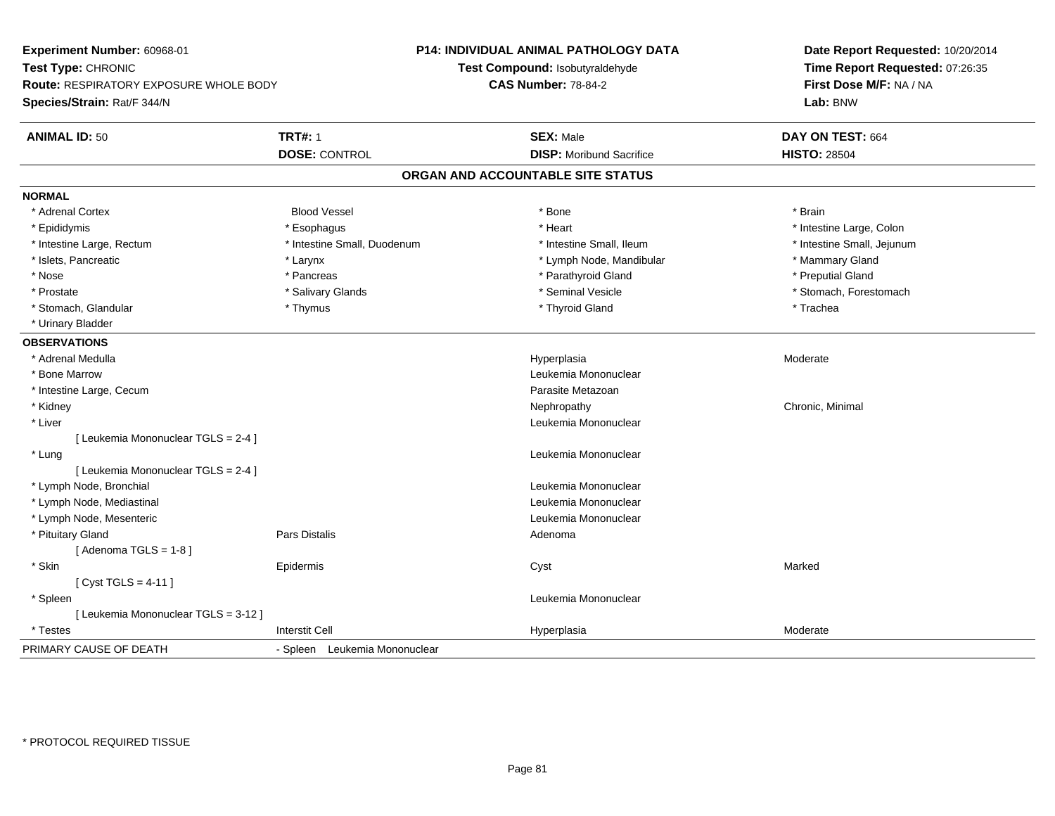**Experiment Number:** 60968-01
**Test Type:** CHRONIC
**Route:** RESPIRATORY EXPOSURE WHOLE BODY
**Species/Strain:** Rat/F 344/N

**P14: INDIVIDUAL ANIMAL PATHOLOGY DATA**
**Test Compound:** Isobutyraldehyde
**CAS Number:** 78-84-2

**Date Report Requested:** 10/20/2014
**Time Report Requested:** 07:26:35
**First Dose M/F:** NA / NA
**Lab:** BNW

| **ANIMAL ID:** 50 | **TRT#:** 1 | **SEX:** Male | **DAY ON TEST:** 664 |
|---|---|---|---|
| | **DOSE:** CONTROL | **DISP:** Moribund Sacrifice | **HISTO:** 28504 |

## ORGAN AND ACCOUNTABLE SITE STATUS

**NORMAL**

| | | | |
|---|---|---|---|
| * Adrenal Cortex | Blood Vessel | * Bone | * Brain |
| * Epididymis | * Esophagus | * Heart | * Intestine Large, Colon |
| * Intestine Large, Rectum | * Intestine Small, Duodenum | * Intestine Small, Ileum | * Intestine Small, Jejunum |
| * Islets, Pancreatic | * Larynx | * Lymph Node, Mandibular | * Mammary Gland |
| * Nose | * Pancreas | * Parathyroid Gland | * Preputial Gland |
| * Prostate | * Salivary Glands | * Seminal Vesicle | * Stomach, Forestomach |
| * Stomach, Glandular | * Thymus | * Thyroid Gland | * Trachea |
| * Urinary Bladder | | | |

**OBSERVATIONS**

| | | | |
|---|---|---|---|
| * Adrenal Medulla | | Hyperplasia | Moderate |
| * Bone Marrow | | Leukemia Mononuclear | |
| * Intestine Large, Cecum | | Parasite Metazoan | |
| * Kidney | | Nephropathy | Chronic, Minimal |
| * Liver | | Leukemia Mononuclear | |
| [ Leukemia Mononuclear TGLS = 2-4 ] | | | |
| * Lung | | Leukemia Mononuclear | |
| [ Leukemia Mononuclear TGLS = 2-4 ] | | | |
| * Lymph Node, Bronchial | | Leukemia Mononuclear | |
| * Lymph Node, Mediastinal | | Leukemia Mononuclear | |
| * Lymph Node, Mesenteric | | Leukemia Mononuclear | |
| * Pituitary Gland | Pars Distalis | Adenoma | |
| [ Adenoma TGLS = 1-8 ] | | | |
| * Skin | Epidermis | Cyst | Marked |
| [ Cyst TGLS = 4-11 ] | | | |
| * Spleen | | Leukemia Mononuclear | |
| [ Leukemia Mononuclear TGLS = 3-12 ] | | | |
| * Testes | Interstit Cell | Hyperplasia | Moderate |

PRIMARY CAUSE OF DEATH - Spleen Leukemia Mononuclear

\* PROTOCOL REQUIRED TISSUE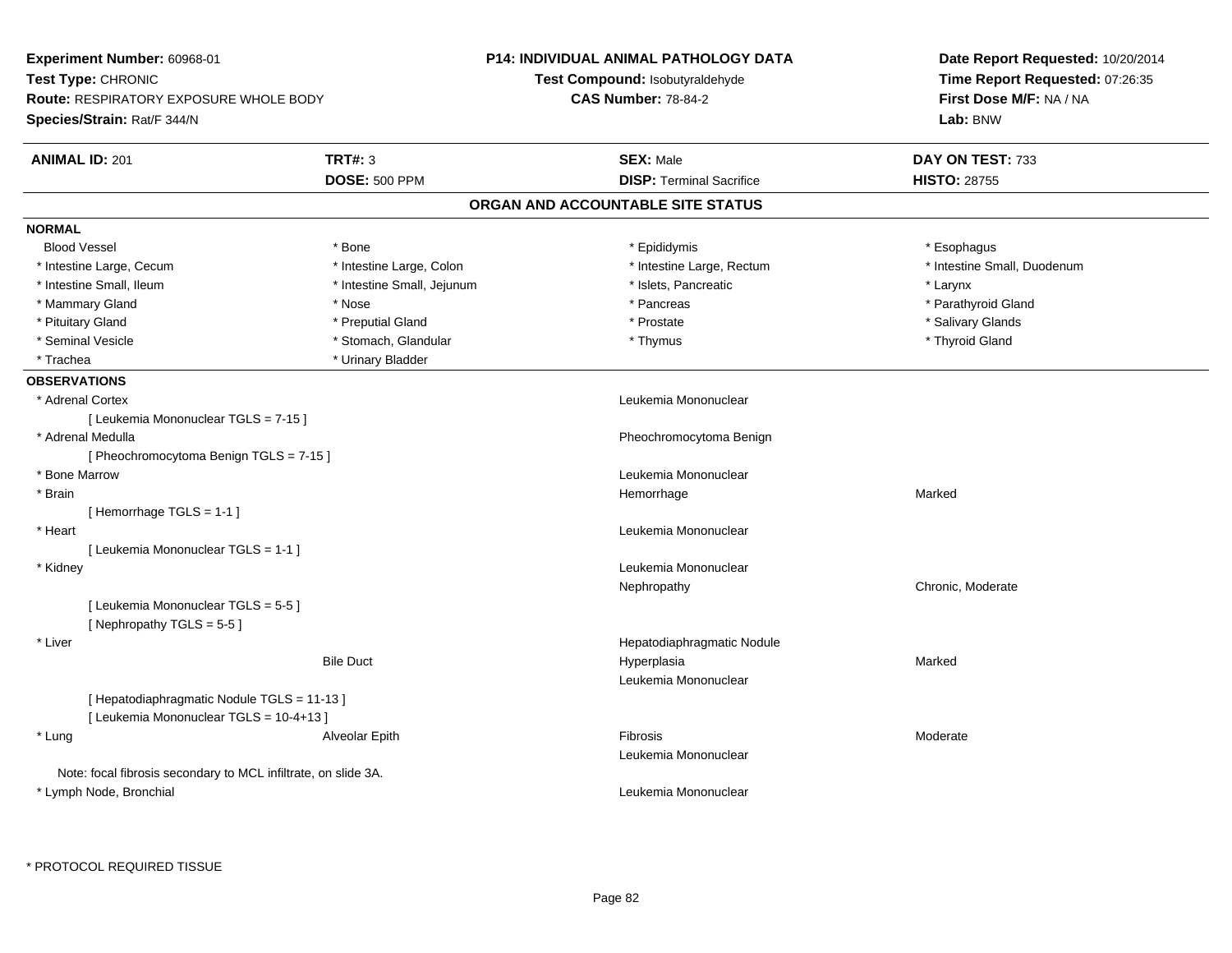**Experiment Number:** 60968-01
**Test Type:** CHRONIC
**Route:** RESPIRATORY EXPOSURE WHOLE BODY
**Species/Strain:** Rat/F 344/N

**P14: INDIVIDUAL ANIMAL PATHOLOGY DATA**
**Test Compound:** Isobutyraldehyde
**CAS Number:** 78-84-2

**Date Report Requested:** 10/20/2014
**Time Report Requested:** 07:26:35
**First Dose M/F:** NA / NA
**Lab:** BNW

| **ANIMAL ID:** 201 | **TRT#:** 3 | **SEX:** Male | **DAY ON TEST:** 733 |
|---|---|---|---|
| | **DOSE:** 500 PPM | **DISP:** Terminal Sacrifice | **HISTO:** 28755 |

## ORGAN AND ACCOUNTABLE SITE STATUS

**NORMAL**

| | | | |
|---|---|---|---|
| Blood Vessel | * Bone | * Epididymis | * Esophagus |
| * Intestine Large, Cecum | * Intestine Large, Colon | * Intestine Large, Rectum | * Intestine Small, Duodenum |
| * Intestine Small, Ileum | * Intestine Small, Jejunum | * Islets, Pancreatic | * Larynx |
| * Mammary Gland | * Nose | * Pancreas | * Parathyroid Gland |
| * Pituitary Gland | * Preputial Gland | * Prostate | * Salivary Glands |
| * Seminal Vesicle | * Stomach, Glandular | * Thymus | * Thyroid Gland |
| * Trachea | * Urinary Bladder | | |

**OBSERVATIONS**

| | | | |
|---|---|---|---|
| * Adrenal Cortex | | Leukemia Mononuclear | |
| [ Leukemia Mononuclear TGLS = 7-15 ] | | | |
| * Adrenal Medulla | | Pheochromocytoma Benign | |
| [ Pheochromocytoma Benign TGLS = 7-15 ] | | | |
| * Bone Marrow | | Leukemia Mononuclear | |
| * Brain | | Hemorrhage | Marked |
| [ Hemorrhage TGLS = 1-1 ] | | | |
| * Heart | | Leukemia Mononuclear | |
| [ Leukemia Mononuclear TGLS = 1-1 ] | | | |
| * Kidney | | Leukemia Mononuclear | |
| | | Nephropathy | Chronic, Moderate |
| [ Leukemia Mononuclear TGLS = 5-5 ] | | | |
| [ Nephropathy TGLS = 5-5 ] | | | |
| * Liver | | Hepatodiaphragmatic Nodule | |
| | Bile Duct | Hyperplasia | Marked |
| | | Leukemia Mononuclear | |
| [ Hepatodiaphragmatic Nodule TGLS = 11-13 ] | | | |
| [ Leukemia Mononuclear TGLS = 10-4+13 ] | | | |
| * Lung | Alveolar Epith | Fibrosis | Moderate |
| | | Leukemia Mononuclear | |
| Note: focal fibrosis secondary to MCL infiltrate, on slide 3A. | | | |
| * Lymph Node, Bronchial | | Leukemia Mononuclear | |

* PROTOCOL REQUIRED TISSUE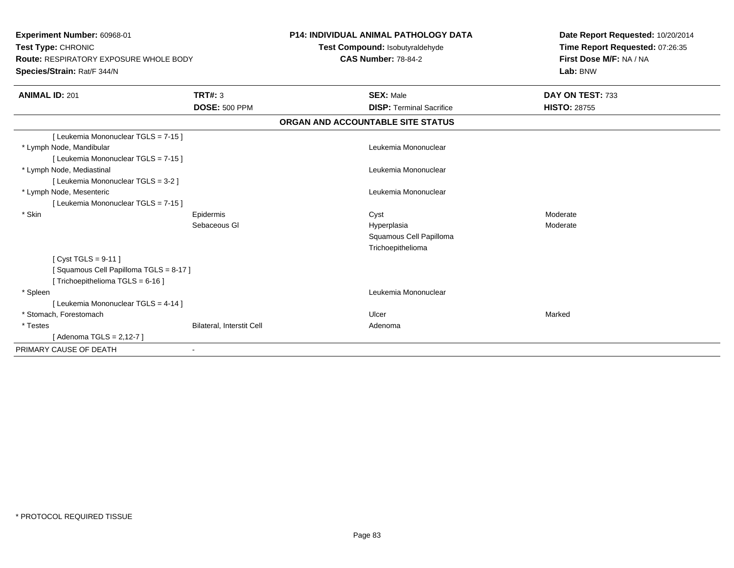**Experiment Number:** 60968-01
**Test Type:** CHRONIC
**Route:** RESPIRATORY EXPOSURE WHOLE BODY
**Species/Strain:** Rat/F 344/N

**P14: INDIVIDUAL ANIMAL PATHOLOGY DATA**
**Test Compound:** Isobutyraldehyde
**CAS Number:** 78-84-2

**Date Report Requested:** 10/20/2014
**Time Report Requested:** 07:26:35
**First Dose M/F:** NA / NA
**Lab:** BNW

| **ANIMAL ID:** 201 | **TRT#:** 3 | **SEX:** Male | **DAY ON TEST:** 733 |
|---|---|---|---|
| | **DOSE:** 500 PPM | **DISP:** Terminal Sacrifice | **HISTO:** 28755 |

## ORGAN AND ACCOUNTABLE SITE STATUS

| | | | |
|---|---|---|---|
| [ Leukemia Mononuclear TGLS = 7-15 ] | | | |
| * Lymph Node, Mandibular | | Leukemia Mononuclear | |
| [ Leukemia Mononuclear TGLS = 7-15 ] | | | |
| * Lymph Node, Mediastinal | | Leukemia Mononuclear | |
| [ Leukemia Mononuclear TGLS = 3-2 ] | | | |
| * Lymph Node, Mesenteric | | Leukemia Mononuclear | |
| [ Leukemia Mononuclear TGLS = 7-15 ] | | | |
| * Skin | Epidermis | Cyst | Moderate |
| | Sebaceous Gl | Hyperplasia | Moderate |
| | | Squamous Cell Papilloma | |
| | | Trichoepithelioma | |
| [ Cyst TGLS = 9-11 ] | | | |
| [ Squamous Cell Papilloma TGLS = 8-17 ] | | | |
| [ Trichoepithelioma TGLS = 6-16 ] | | | |
| * Spleen | | Leukemia Mononuclear | |
| [ Leukemia Mononuclear TGLS = 4-14 ] | | | |
| * Stomach, Forestomach | | Ulcer | Marked |
| * Testes | Bilateral, Interstit Cell | Adenoma | |
| [ Adenoma TGLS = 2,12-7 ] | | | |
| PRIMARY CAUSE OF DEATH | - | | |

* PROTOCOL REQUIRED TISSUE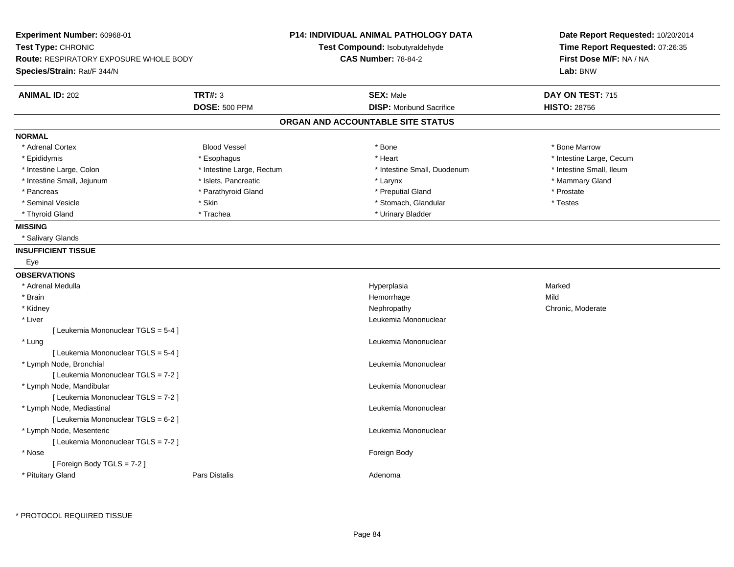**Experiment Number:** 60968-01
**Test Type:** CHRONIC
**Route:** RESPIRATORY EXPOSURE WHOLE BODY
**Species/Strain:** Rat/F 344/N

**P14: INDIVIDUAL ANIMAL PATHOLOGY DATA**
**Test Compound:** Isobutyraldehyde
**CAS Number:** 78-84-2

**Date Report Requested:** 10/20/2014
**Time Report Requested:** 07:26:35
**First Dose M/F:** NA / NA
**Lab:** BNW

| **ANIMAL ID:** 202 | **TRT#:** 3 | **SEX:** Male | **DAY ON TEST:** 715 |
|---|---|---|---|
| | **DOSE:** 500 PPM | **DISP:** Moribund Sacrifice | **HISTO:** 28756 |

## ORGAN AND ACCOUNTABLE SITE STATUS

**NORMAL**

| | | | |
|---|---|---|---|
| * Adrenal Cortex | Blood Vessel | * Bone | * Bone Marrow |
| * Epididymis | * Esophagus | * Heart | * Intestine Large, Cecum |
| * Intestine Large, Colon | * Intestine Large, Rectum | * Intestine Small, Duodenum | * Intestine Small, Ileum |
| * Intestine Small, Jejunum | * Islets, Pancreatic | * Larynx | * Mammary Gland |
| * Pancreas | * Parathyroid Gland | * Preputial Gland | * Prostate |
| * Seminal Vesicle | * Skin | * Stomach, Glandular | * Testes |
| * Thyroid Gland | * Trachea | * Urinary Bladder | |

**MISSING**

* Salivary Glands

**INSUFFICIENT TISSUE**

Eye

**OBSERVATIONS**

| | | | |
|---|---|---|---|
| * Adrenal Medulla | | Hyperplasia | Marked |
| * Brain | | Hemorrhage | Mild |
| * Kidney | | Nephropathy | Chronic, Moderate |
| * Liver | | Leukemia Mononuclear | |
| [ Leukemia Mononuclear TGLS = 5-4 ] | | | |
| * Lung | | Leukemia Mononuclear | |
| [ Leukemia Mononuclear TGLS = 5-4 ] | | | |
| * Lymph Node, Bronchial | | Leukemia Mononuclear | |
| [ Leukemia Mononuclear TGLS = 7-2 ] | | | |
| * Lymph Node, Mandibular | | Leukemia Mononuclear | |
| [ Leukemia Mononuclear TGLS = 7-2 ] | | | |
| * Lymph Node, Mediastinal | | Leukemia Mononuclear | |
| [ Leukemia Mononuclear TGLS = 6-2 ] | | | |
| * Lymph Node, Mesenteric | | Leukemia Mononuclear | |
| [ Leukemia Mononuclear TGLS = 7-2 ] | | | |
| * Nose | | Foreign Body | |
| [ Foreign Body TGLS = 7-2 ] | | | |
| * Pituitary Gland | Pars Distalis | Adenoma | |

* PROTOCOL REQUIRED TISSUE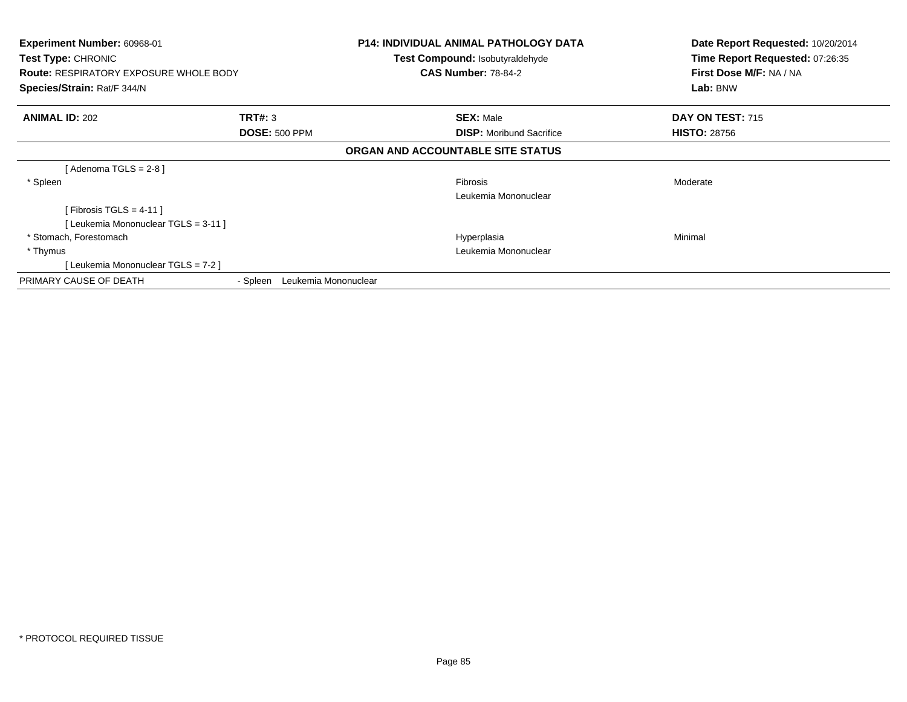**Experiment Number:** 60968-01
**Test Type:** CHRONIC
**Route:** RESPIRATORY EXPOSURE WHOLE BODY
**Species/Strain:** Rat/F 344/N

**P14: INDIVIDUAL ANIMAL PATHOLOGY DATA**
**Test Compound:** Isobutyraldehyde
**CAS Number:** 78-84-2

**Date Report Requested:** 10/20/2014
**Time Report Requested:** 07:26:35
**First Dose M/F:** NA / NA
**Lab:** BNW

| **ANIMAL ID:** 202 | **TRT#:** 3 | **SEX:** Male | **DAY ON TEST:** 715 |
|---|---|---|---|
| | **DOSE:** 500 PPM | **DISP:** Moribund Sacrifice | **HISTO:** 28756 |

**ORGAN AND ACCOUNTABLE SITE STATUS**

| | | | |
|---|---|---|---|
| [ Adenoma TGLS = 2-8 ] | | | |
| * Spleen | | Fibrosis | Moderate |
| | | Leukemia Mononuclear | |
| [ Fibrosis TGLS = 4-11 ] | | | |
| [ Leukemia Mononuclear TGLS = 3-11 ] | | | |
| * Stomach, Forestomach | | Hyperplasia | Minimal |
| * Thymus | | Leukemia Mononuclear | |
| [ Leukemia Mononuclear TGLS = 7-2 ] | | | |
| PRIMARY CAUSE OF DEATH | - Spleen Leukemia Mononuclear | | |

* PROTOCOL REQUIRED TISSUE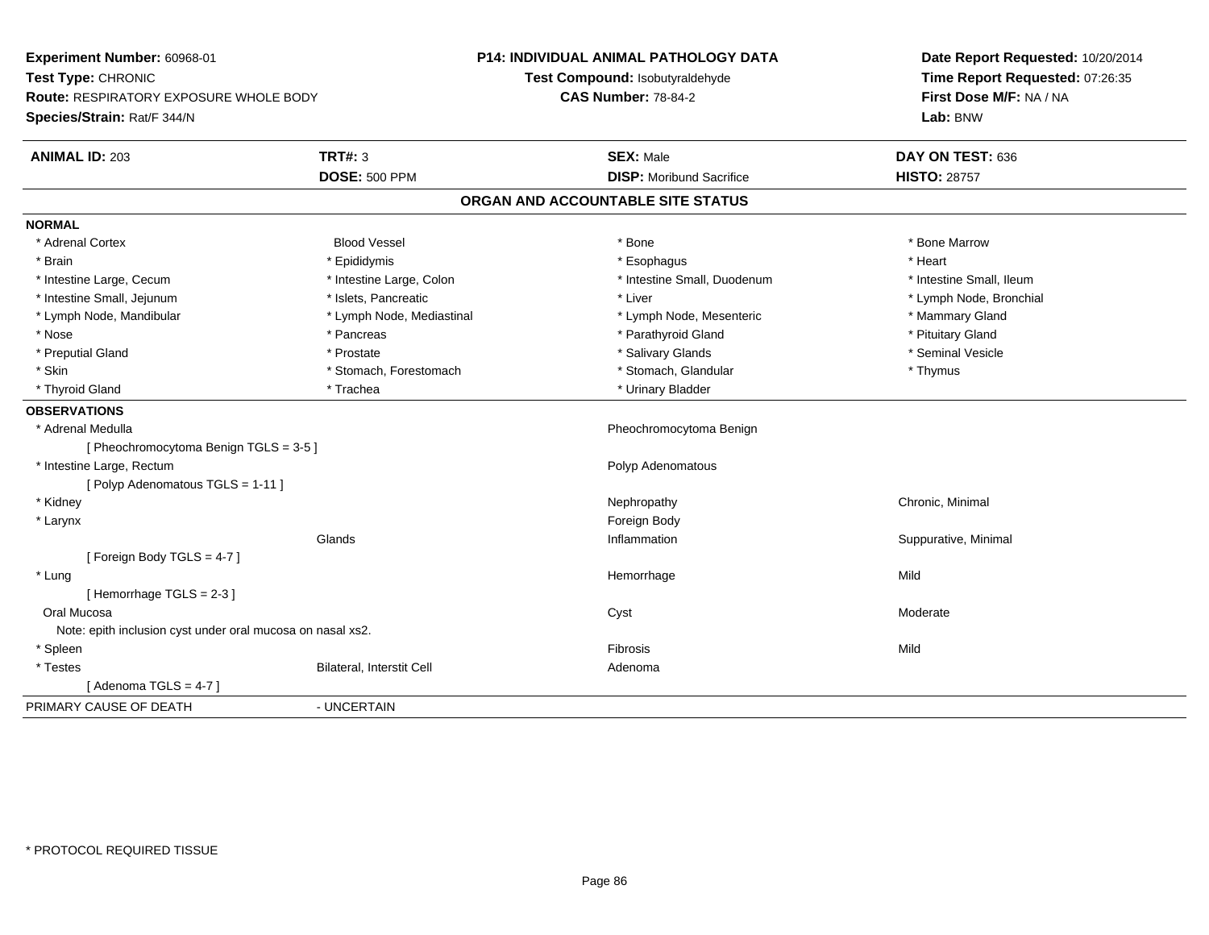**Experiment Number:** 60968-01
**Test Type:** CHRONIC
**Route:** RESPIRATORY EXPOSURE WHOLE BODY
**Species/Strain:** Rat/F 344/N

**P14: INDIVIDUAL ANIMAL PATHOLOGY DATA**
**Test Compound:** Isobutyraldehyde
**CAS Number:** 78-84-2

**Date Report Requested:** 10/20/2014
**Time Report Requested:** 07:26:35
**First Dose M/F:** NA / NA
**Lab:** BNW

| **ANIMAL ID:** 203 | **TRT#:** 3 | **SEX:** Male | **DAY ON TEST:** 636 |
|---|---|---|---|
| | **DOSE:** 500 PPM | **DISP:** Moribund Sacrifice | **HISTO:** 28757 |

## ORGAN AND ACCOUNTABLE SITE STATUS

**NORMAL**

| | | | |
|---|---|---|---|
| * Adrenal Cortex | Blood Vessel | * Bone | * Bone Marrow |
| * Brain | * Epididymis | * Esophagus | * Heart |
| * Intestine Large, Cecum | * Intestine Large, Colon | * Intestine Small, Duodenum | * Intestine Small, Ileum |
| * Intestine Small, Jejunum | * Islets, Pancreatic | * Liver | * Lymph Node, Bronchial |
| * Lymph Node, Mandibular | * Lymph Node, Mediastinal | * Lymph Node, Mesenteric | * Mammary Gland |
| * Nose | * Pancreas | * Parathyroid Gland | * Pituitary Gland |
| * Preputial Gland | * Prostate | * Salivary Glands | * Seminal Vesicle |
| * Skin | * Stomach, Forestomach | * Stomach, Glandular | * Thymus |
| * Thyroid Gland | * Trachea | * Urinary Bladder | |

**OBSERVATIONS**

| | | | |
|---|---|---|---|
| * Adrenal Medulla | | Pheochromocytoma Benign | |
| [ Pheochromocytoma Benign TGLS = 3-5 ] | | | |
| * Intestine Large, Rectum | | Polyp Adenomatous | |
| [ Polyp Adenomatous TGLS = 1-11 ] | | | |
| * Kidney | | Nephropathy | Chronic, Minimal |
| * Larynx | | Foreign Body | |
| | Glands | Inflammation | Suppurative, Minimal |
| [ Foreign Body TGLS = 4-7 ] | | | |
| * Lung | | Hemorrhage | Mild |
| [ Hemorrhage TGLS = 2-3 ] | | | |
| Oral Mucosa | | Cyst | Moderate |
| Note: epith inclusion cyst under oral mucosa on nasal xs2. | | | |
| * Spleen | | Fibrosis | Mild |
| * Testes | Bilateral, Interstit Cell | Adenoma | |
| [ Adenoma TGLS = 4-7 ] | | | |

PRIMARY CAUSE OF DEATH - UNCERTAIN

* PROTOCOL REQUIRED TISSUE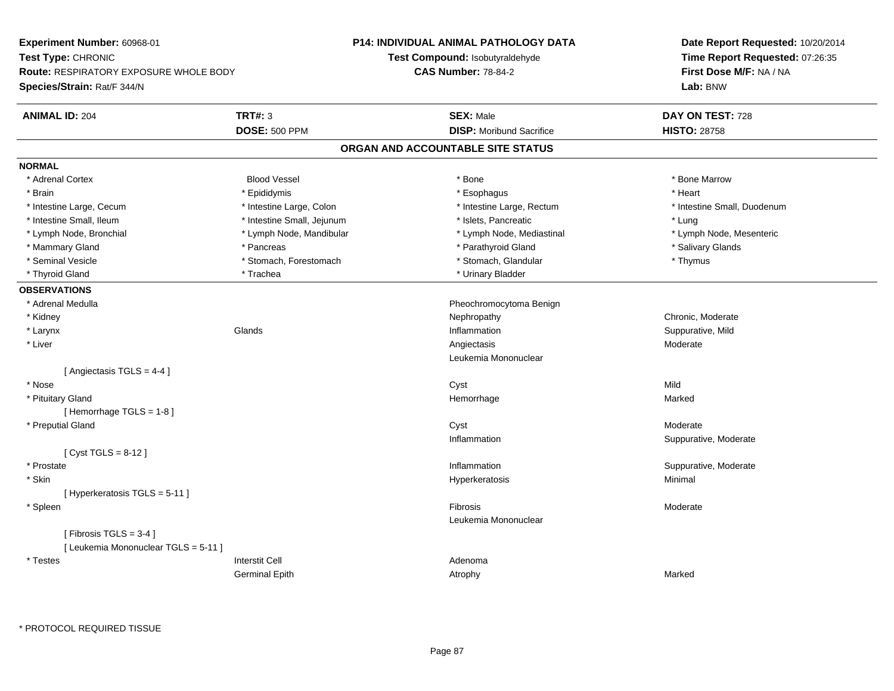**Experiment Number:** 60968-01
**Test Type:** CHRONIC
**Route:** RESPIRATORY EXPOSURE WHOLE BODY
**Species/Strain:** Rat/F 344/N

**P14: INDIVIDUAL ANIMAL PATHOLOGY DATA**
**Test Compound:** Isobutyraldehyde
**CAS Number:** 78-84-2

**Date Report Requested:** 10/20/2014
**Time Report Requested:** 07:26:35
**First Dose M/F:** NA / NA
**Lab:** BNW

| **ANIMAL ID:** 204 | **TRT#:** 3 | **SEX:** Male | **DAY ON TEST:** 728 |
|---|---|---|---|
| | **DOSE:** 500 PPM | **DISP:** Moribund Sacrifice | **HISTO:** 28758 |

## ORGAN AND ACCOUNTABLE SITE STATUS

**NORMAL**

| | | | |
|---|---|---|---|
| * Adrenal Cortex | Blood Vessel | * Bone | * Bone Marrow |
| * Brain | * Epididymis | * Esophagus | * Heart |
| * Intestine Large, Cecum | * Intestine Large, Colon | * Intestine Large, Rectum | * Intestine Small, Duodenum |
| * Intestine Small, Ileum | * Intestine Small, Jejunum | * Islets, Pancreatic | * Lung |
| * Lymph Node, Bronchial | * Lymph Node, Mandibular | * Lymph Node, Mediastinal | * Lymph Node, Mesenteric |
| * Mammary Gland | * Pancreas | * Parathyroid Gland | * Salivary Glands |
| * Seminal Vesicle | * Stomach, Forestomach | * Stomach, Glandular | * Thymus |
| * Thyroid Gland | * Trachea | * Urinary Bladder | |

**OBSERVATIONS**

| | | | |
|---|---|---|---|
| * Adrenal Medulla | | Pheochromocytoma Benign | |
| * Kidney | | Nephropathy | Chronic, Moderate |
| * Larynx | Glands | Inflammation | Suppurative, Mild |
| * Liver | | Angiectasis | Moderate |
| | | Leukemia Mononuclear | |
| [ Angiectasis TGLS = 4-4 ] | | | |
| * Nose | | Cyst | Mild |
| * Pituitary Gland | | Hemorrhage | Marked |
| [ Hemorrhage TGLS = 1-8 ] | | | |
| * Preputial Gland | | Cyst | Moderate |
| | | Inflammation | Suppurative, Moderate |
| [ Cyst TGLS = 8-12 ] | | | |
| * Prostate | | Inflammation | Suppurative, Moderate |
| * Skin | | Hyperkeratosis | Minimal |
| [ Hyperkeratosis TGLS = 5-11 ] | | | |
| * Spleen | | Fibrosis | Moderate |
| | | Leukemia Mononuclear | |
| [ Fibrosis TGLS = 3-4 ] | | | |
| [ Leukemia Mononuclear TGLS = 5-11 ] | | | |
| * Testes | Interstit Cell | Adenoma | |
| | Germinal Epith | Atrophy | Marked |

\* PROTOCOL REQUIRED TISSUE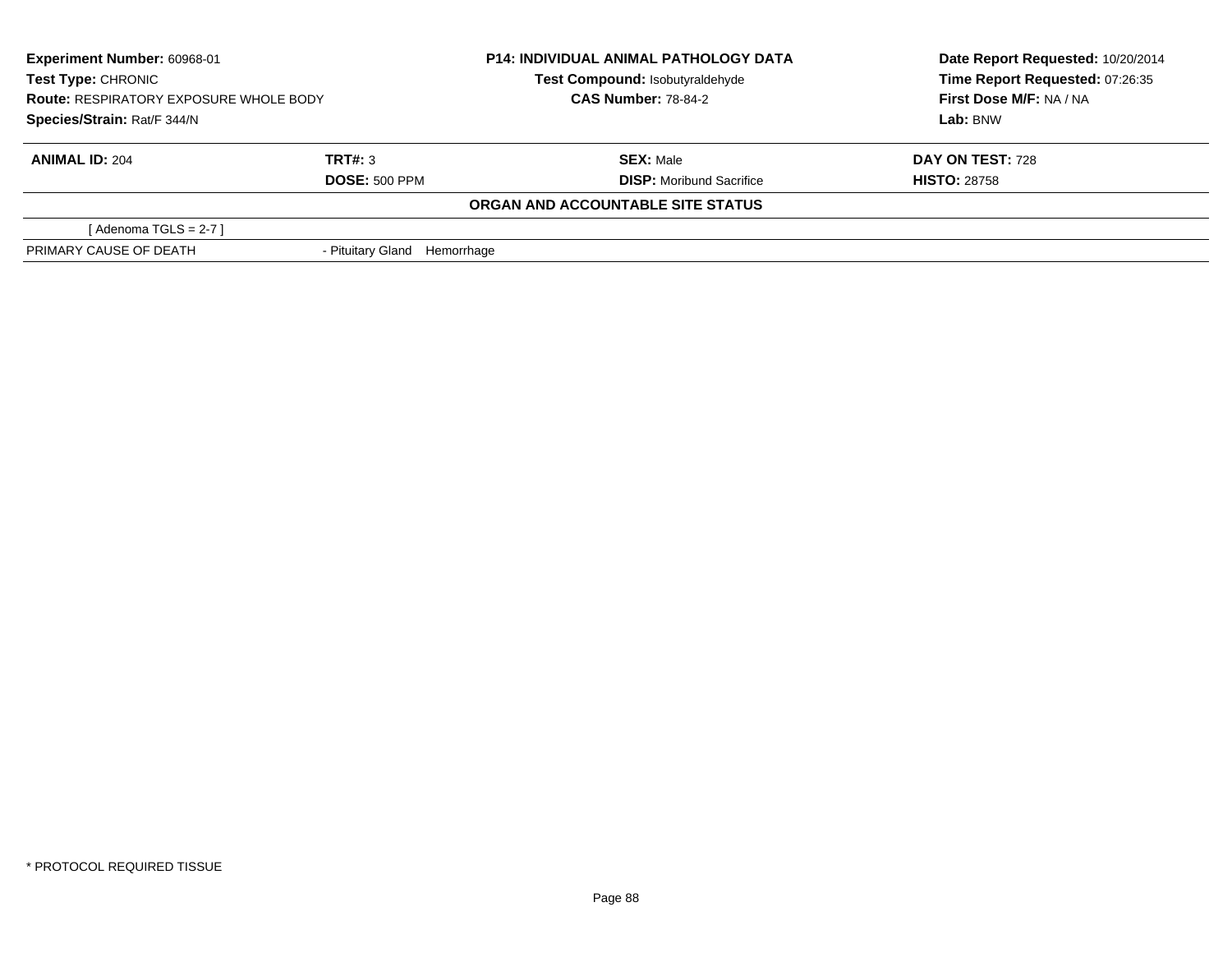**Experiment Number:** 60968-01
**Test Type:** CHRONIC
**Route:** RESPIRATORY EXPOSURE WHOLE BODY
**Species/Strain:** Rat/F 344/N

**P14: INDIVIDUAL ANIMAL PATHOLOGY DATA**
**Test Compound:** Isobutyraldehyde
**CAS Number:** 78-84-2

**Date Report Requested:** 10/20/2014
**Time Report Requested:** 07:26:35
**First Dose M/F:** NA / NA
**Lab:** BNW

| **ANIMAL ID:** 204 | **TRT#:** 3 | **SEX:** Male | **DAY ON TEST:** 728 |
|---|---|---|---|
| | **DOSE:** 500 PPM | **DISP:** Moribund Sacrifice | **HISTO:** 28758 |

**ORGAN AND ACCOUNTABLE SITE STATUS**

| | |
|---|---|
| [ Adenoma TGLS = 2-7 ] | |
| PRIMARY CAUSE OF DEATH | - Pituitary Gland Hemorrhage |

* PROTOCOL REQUIRED TISSUE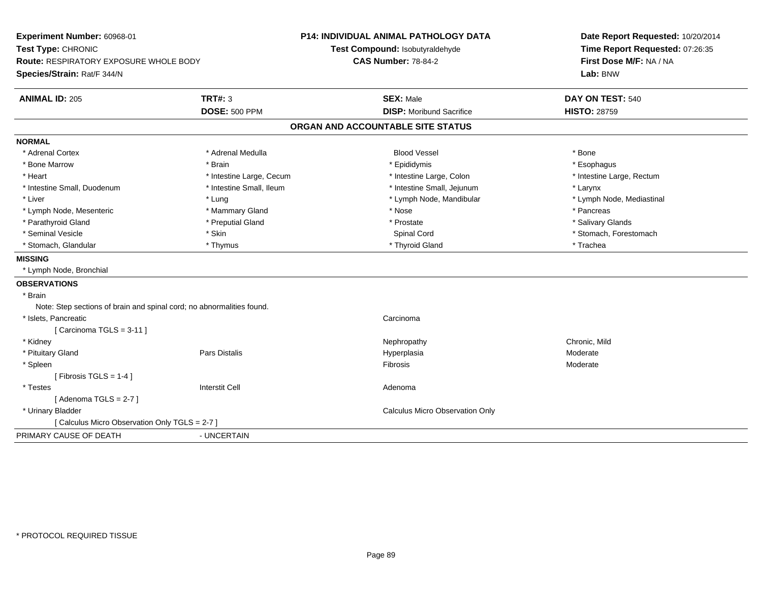**Experiment Number:** 60968-01
**Test Type:** CHRONIC
**Route:** RESPIRATORY EXPOSURE WHOLE BODY
**Species/Strain:** Rat/F 344/N

**P14: INDIVIDUAL ANIMAL PATHOLOGY DATA**
**Test Compound:** Isobutyraldehyde
**CAS Number:** 78-84-2

**Date Report Requested:** 10/20/2014
**Time Report Requested:** 07:26:35
**First Dose M/F:** NA / NA
**Lab:** BNW

| **ANIMAL ID:** 205 | **TRT#:** 3 | **SEX:** Male | **DAY ON TEST:** 540 |
|---|---|---|---|
| | **DOSE:** 500 PPM | **DISP:** Moribund Sacrifice | **HISTO:** 28759 |

## ORGAN AND ACCOUNTABLE SITE STATUS

**NORMAL**

| | | | |
|---|---|---|---|
| * Adrenal Cortex | * Adrenal Medulla | Blood Vessel | * Bone |
| * Bone Marrow | * Brain | * Epididymis | * Esophagus |
| * Heart | * Intestine Large, Cecum | * Intestine Large, Colon | * Intestine Large, Rectum |
| * Intestine Small, Duodenum | * Intestine Small, Ileum | * Intestine Small, Jejunum | * Larynx |
| * Liver | * Lung | * Lymph Node, Mandibular | * Lymph Node, Mediastinal |
| * Lymph Node, Mesenteric | * Mammary Gland | * Nose | * Pancreas |
| * Parathyroid Gland | * Preputial Gland | * Prostate | * Salivary Glands |
| * Seminal Vesicle | * Skin | Spinal Cord | * Stomach, Forestomach |
| * Stomach, Glandular | * Thymus | * Thyroid Gland | * Trachea |

**MISSING**

* Lymph Node, Bronchial

**OBSERVATIONS**

| | | | |
|---|---|---|---|
| * Brain | | | |
| Note: Step sections of brain and spinal cord; no abnormalities found. | | | |
| * Islets, Pancreatic | | Carcinoma | |
| [ Carcinoma TGLS = 3-11 ] | | | |
| * Kidney | | Nephropathy | Chronic, Mild |
| * Pituitary Gland | Pars Distalis | Hyperplasia | Moderate |
| * Spleen | | Fibrosis | Moderate |
| [ Fibrosis TGLS = 1-4 ] | | | |
| * Testes | Interstit Cell | Adenoma | |
| [ Adenoma TGLS = 2-7 ] | | | |
| * Urinary Bladder | | Calculus Micro Observation Only | |
| [ Calculus Micro Observation Only TGLS = 2-7 ] | | | |

PRIMARY CAUSE OF DEATH - UNCERTAIN

* PROTOCOL REQUIRED TISSUE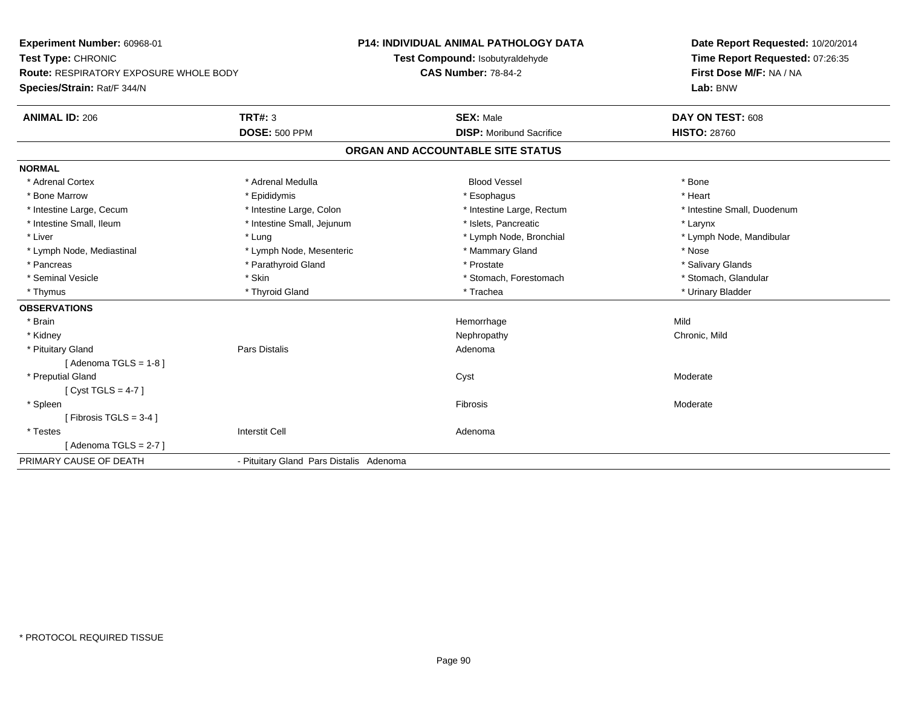**Experiment Number:** 60968-01
**Test Type:** CHRONIC
**Route:** RESPIRATORY EXPOSURE WHOLE BODY
**Species/Strain:** Rat/F 344/N

**P14: INDIVIDUAL ANIMAL PATHOLOGY DATA**
**Test Compound:** Isobutyraldehyde
**CAS Number:** 78-84-2

**Date Report Requested:** 10/20/2014
**Time Report Requested:** 07:26:35
**First Dose M/F:** NA / NA
**Lab:** BNW

| **ANIMAL ID:** 206 | **TRT#:** 3 | **SEX:** Male | **DAY ON TEST:** 608 |
|---|---|---|---|
| | **DOSE:** 500 PPM | **DISP:** Moribund Sacrifice | **HISTO:** 28760 |

## ORGAN AND ACCOUNTABLE SITE STATUS

**NORMAL**

| | | | |
|---|---|---|---|
| * Adrenal Cortex | * Adrenal Medulla | Blood Vessel | * Bone |
| * Bone Marrow | * Epididymis | * Esophagus | * Heart |
| * Intestine Large, Cecum | * Intestine Large, Colon | * Intestine Large, Rectum | * Intestine Small, Duodenum |
| * Intestine Small, Ileum | * Intestine Small, Jejunum | * Islets, Pancreatic | * Larynx |
| * Liver | * Lung | * Lymph Node, Bronchial | * Lymph Node, Mandibular |
| * Lymph Node, Mediastinal | * Lymph Node, Mesenteric | * Mammary Gland | * Nose |
| * Pancreas | * Parathyroid Gland | * Prostate | * Salivary Glands |
| * Seminal Vesicle | * Skin | * Stomach, Forestomach | * Stomach, Glandular |
| * Thymus | * Thyroid Gland | * Trachea | * Urinary Bladder |

**OBSERVATIONS**

| | | | |
|---|---|---|---|
| * Brain | | Hemorrhage | Mild |
| * Kidney | | Nephropathy | Chronic, Mild |
| * Pituitary Gland | Pars Distalis | Adenoma | |
| [ Adenoma TGLS = 1-8 ] | | | |
| * Preputial Gland | | Cyst | Moderate |
| [ Cyst TGLS = 4-7 ] | | | |
| * Spleen | | Fibrosis | Moderate |
| [ Fibrosis TGLS = 3-4 ] | | | |
| * Testes | Interstit Cell | Adenoma | |
| [ Adenoma TGLS = 2-7 ] | | | |

PRIMARY CAUSE OF DEATH - Pituitary Gland Pars Distalis Adenoma

* PROTOCOL REQUIRED TISSUE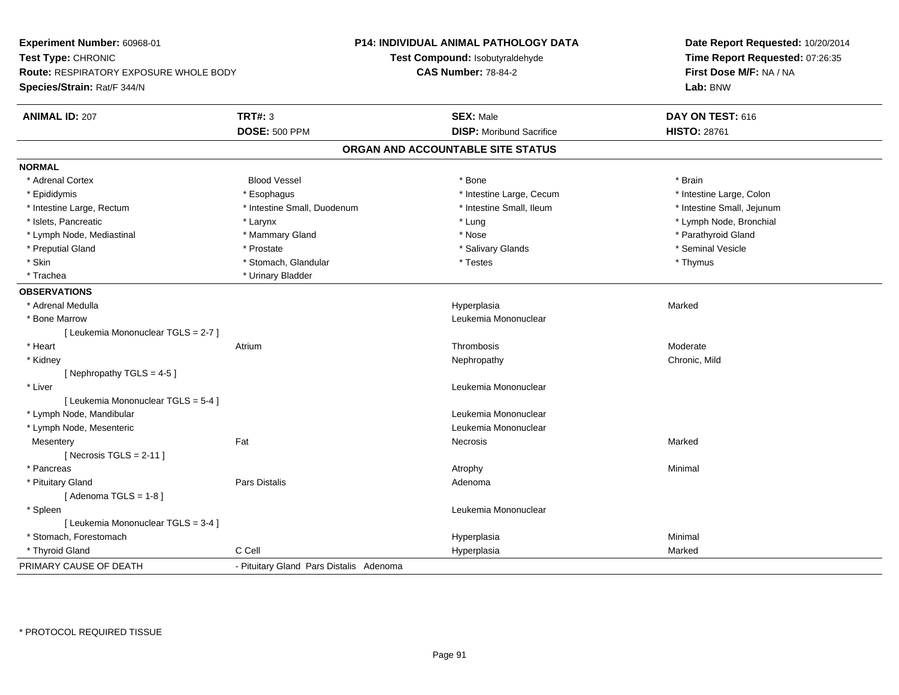**Experiment Number:** 60968-01
**Test Type:** CHRONIC
**Route:** RESPIRATORY EXPOSURE WHOLE BODY
**Species/Strain:** Rat/F 344/N

**P14: INDIVIDUAL ANIMAL PATHOLOGY DATA**
**Test Compound:** Isobutyraldehyde
**CAS Number:** 78-84-2

**Date Report Requested:** 10/20/2014
**Time Report Requested:** 07:26:35
**First Dose M/F:** NA / NA
**Lab:** BNW

| **ANIMAL ID:** 207 | **TRT#:** 3 | **SEX:** Male | **DAY ON TEST:** 616 |
|---|---|---|---|
| | **DOSE:** 500 PPM | **DISP:** Moribund Sacrifice | **HISTO:** 28761 |

## ORGAN AND ACCOUNTABLE SITE STATUS

**NORMAL**

| | | | |
|---|---|---|---|
| * Adrenal Cortex | Blood Vessel | * Bone | * Brain |
| * Epididymis | * Esophagus | * Intestine Large, Cecum | * Intestine Large, Colon |
| * Intestine Large, Rectum | * Intestine Small, Duodenum | * Intestine Small, Ileum | * Intestine Small, Jejunum |
| * Islets, Pancreatic | * Larynx | * Lung | * Lymph Node, Bronchial |
| * Lymph Node, Mediastinal | * Mammary Gland | * Nose | * Parathyroid Gland |
| * Preputial Gland | * Prostate | * Salivary Glands | * Seminal Vesicle |
| * Skin | * Stomach, Glandular | * Testes | * Thymus |
| * Trachea | * Urinary Bladder | | |

**OBSERVATIONS**

| | | | |
|---|---|---|---|
| * Adrenal Medulla | | Hyperplasia | Marked |
| * Bone Marrow | | Leukemia Mononuclear | |
| [ Leukemia Mononuclear TGLS = 2-7 ] | | | |
| * Heart | Atrium | Thrombosis | Moderate |
| * Kidney | | Nephropathy | Chronic, Mild |
| [ Nephropathy TGLS = 4-5 ] | | | |
| * Liver | | Leukemia Mononuclear | |
| [ Leukemia Mononuclear TGLS = 5-4 ] | | | |
| * Lymph Node, Mandibular | | Leukemia Mononuclear | |
| * Lymph Node, Mesenteric | | Leukemia Mononuclear | |
| Mesentery | Fat | Necrosis | Marked |
| [ Necrosis TGLS = 2-11 ] | | | |
| * Pancreas | | Atrophy | Minimal |
| * Pituitary Gland | Pars Distalis | Adenoma | |
| [ Adenoma TGLS = 1-8 ] | | | |
| * Spleen | | Leukemia Mononuclear | |
| [ Leukemia Mononuclear TGLS = 3-4 ] | | | |
| * Stomach, Forestomach | | Hyperplasia | Minimal |
| * Thyroid Gland | C Cell | Hyperplasia | Marked |

| PRIMARY CAUSE OF DEATH | - Pituitary Gland Pars Distalis Adenoma |
|---|---|

* PROTOCOL REQUIRED TISSUE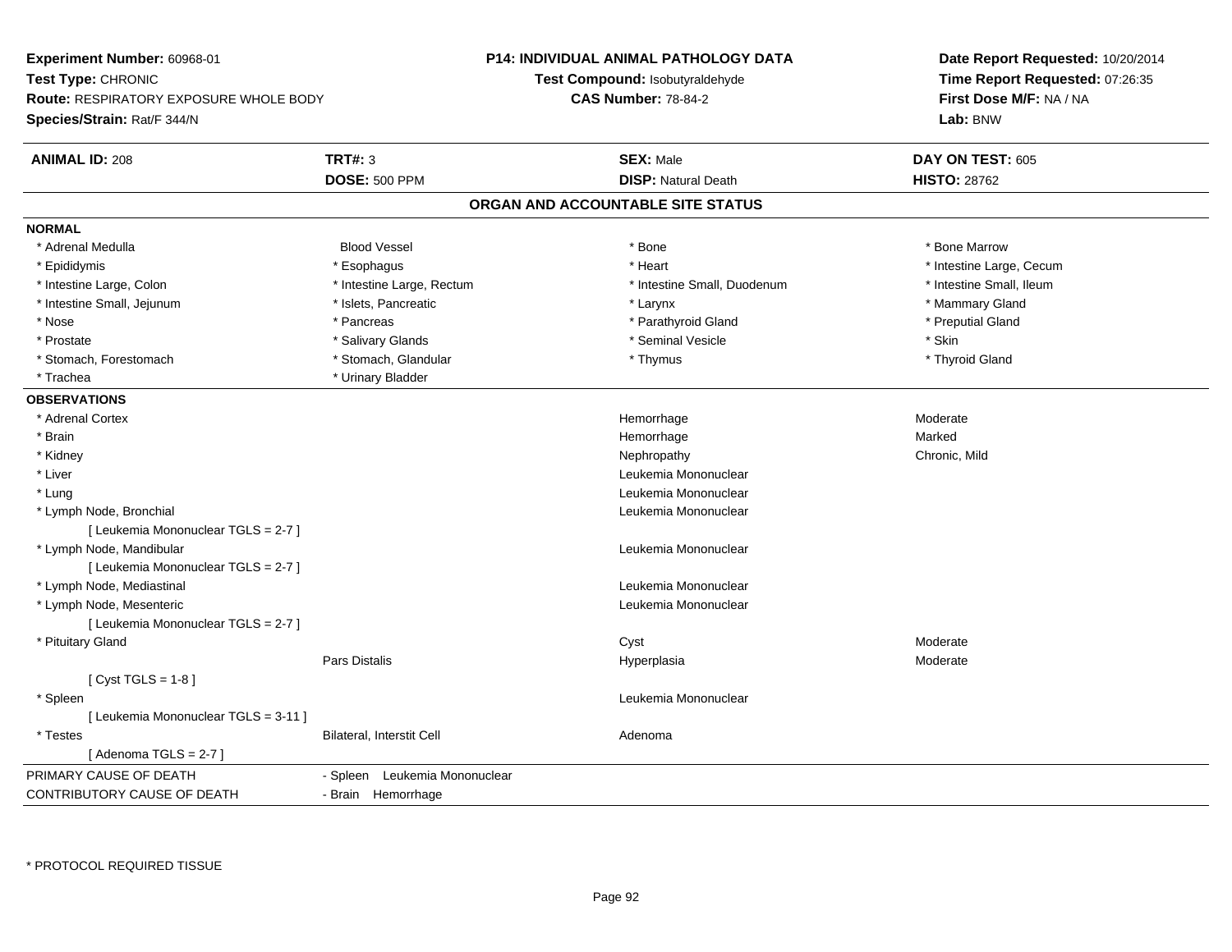**Experiment Number:** 60968-01
**Test Type:** CHRONIC
**Route:** RESPIRATORY EXPOSURE WHOLE BODY
**Species/Strain:** Rat/F 344/N

**P14: INDIVIDUAL ANIMAL PATHOLOGY DATA**
**Test Compound:** Isobutyraldehyde
**CAS Number:** 78-84-2

**Date Report Requested:** 10/20/2014
**Time Report Requested:** 07:26:35
**First Dose M/F:** NA / NA
**Lab:** BNW

| **ANIMAL ID:** 208 | **TRT#:** 3 | **SEX:** Male | **DAY ON TEST:** 605 |
|---|---|---|---|
| | **DOSE:** 500 PPM | **DISP:** Natural Death | **HISTO:** 28762 |

## ORGAN AND ACCOUNTABLE SITE STATUS

**NORMAL**

| | | | |
|---|---|---|---|
| * Adrenal Medulla | Blood Vessel | * Bone | * Bone Marrow |
| * Epididymis | * Esophagus | * Heart | * Intestine Large, Cecum |
| * Intestine Large, Colon | * Intestine Large, Rectum | * Intestine Small, Duodenum | * Intestine Small, Ileum |
| * Intestine Small, Jejunum | * Islets, Pancreatic | * Larynx | * Mammary Gland |
| * Nose | * Pancreas | * Parathyroid Gland | * Preputial Gland |
| * Prostate | * Salivary Glands | * Seminal Vesicle | * Skin |
| * Stomach, Forestomach | * Stomach, Glandular | * Thymus | * Thyroid Gland |
| * Trachea | * Urinary Bladder | | |

**OBSERVATIONS**

| | | | |
|---|---|---|---|
| * Adrenal Cortex | | Hemorrhage | Moderate |
| * Brain | | Hemorrhage | Marked |
| * Kidney | | Nephropathy | Chronic, Mild |
| * Liver | | Leukemia Mononuclear | |
| * Lung | | Leukemia Mononuclear | |
| * Lymph Node, Bronchial | | Leukemia Mononuclear | |
| [ Leukemia Mononuclear TGLS = 2-7 ] | | | |
| * Lymph Node, Mandibular | | Leukemia Mononuclear | |
| [ Leukemia Mononuclear TGLS = 2-7 ] | | | |
| * Lymph Node, Mediastinal | | Leukemia Mononuclear | |
| * Lymph Node, Mesenteric | | Leukemia Mononuclear | |
| [ Leukemia Mononuclear TGLS = 2-7 ] | | | |
| * Pituitary Gland | | Cyst | Moderate |
| | Pars Distalis | Hyperplasia | Moderate |
| [ Cyst TGLS = 1-8 ] | | | |
| * Spleen | | Leukemia Mononuclear | |
| [ Leukemia Mononuclear TGLS = 3-11 ] | | | |
| * Testes | Bilateral, Interstit Cell | Adenoma | |
| [ Adenoma TGLS = 2-7 ] | | | |

| | |
|---|---|
| PRIMARY CAUSE OF DEATH | - Spleen Leukemia Mononuclear |
| CONTRIBUTORY CAUSE OF DEATH | - Brain Hemorrhage |

* PROTOCOL REQUIRED TISSUE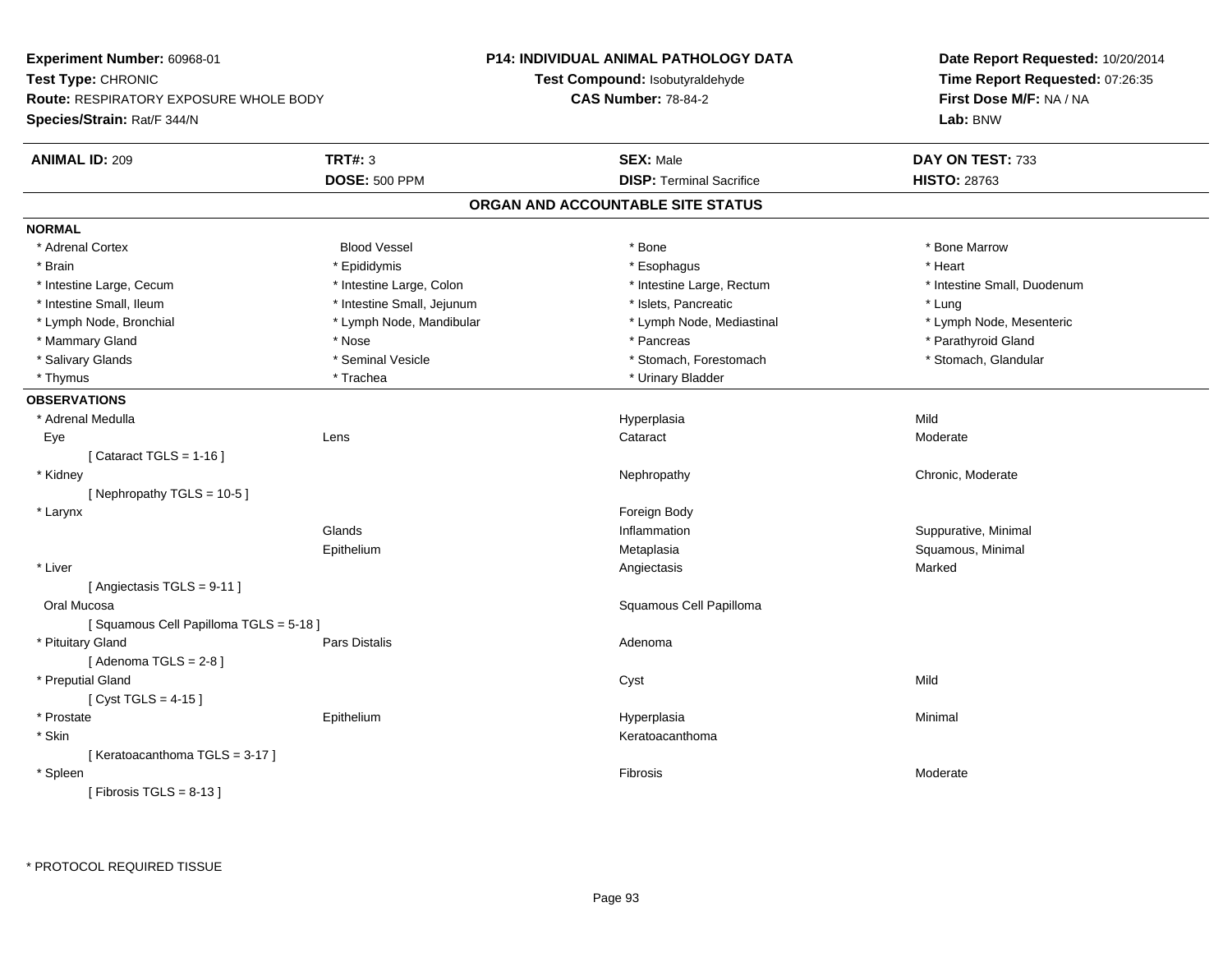**Experiment Number:** 60968-01
**Test Type:** CHRONIC
**Route:** RESPIRATORY EXPOSURE WHOLE BODY
**Species/Strain:** Rat/F 344/N

**P14: INDIVIDUAL ANIMAL PATHOLOGY DATA**
**Test Compound:** Isobutyraldehyde
**CAS Number:** 78-84-2

**Date Report Requested:** 10/20/2014
**Time Report Requested:** 07:26:35
**First Dose M/F:** NA / NA
**Lab:** BNW

| **ANIMAL ID:** 209 | **TRT#:** 3 | **SEX:** Male | **DAY ON TEST:** 733 |
|---|---|---|---|
| | **DOSE:** 500 PPM | **DISP:** Terminal Sacrifice | **HISTO:** 28763 |

## ORGAN AND ACCOUNTABLE SITE STATUS

### NORMAL

| | | | |
|---|---|---|---|
| * Adrenal Cortex | Blood Vessel | * Bone | * Bone Marrow |
| * Brain | * Epididymis | * Esophagus | * Heart |
| * Intestine Large, Cecum | * Intestine Large, Colon | * Intestine Large, Rectum | * Intestine Small, Duodenum |
| * Intestine Small, Ileum | * Intestine Small, Jejunum | * Islets, Pancreatic | * Lung |
| * Lymph Node, Bronchial | * Lymph Node, Mandibular | * Lymph Node, Mediastinal | * Lymph Node, Mesenteric |
| * Mammary Gland | * Nose | * Pancreas | * Parathyroid Gland |
| * Salivary Glands | * Seminal Vesicle | * Stomach, Forestomach | * Stomach, Glandular |
| * Thymus | * Trachea | * Urinary Bladder | |

### OBSERVATIONS

| | | | |
|---|---|---|---|
| * Adrenal Medulla | | Hyperplasia | Mild |
| Eye | Lens | Cataract | Moderate |
| [ Cataract TGLS = 1-16 ] | | | |
| * Kidney | | Nephropathy | Chronic, Moderate |
| [ Nephropathy TGLS = 10-5 ] | | | |
| * Larynx | | Foreign Body | |
| | Glands | Inflammation | Suppurative, Minimal |
| | Epithelium | Metaplasia | Squamous, Minimal |
| * Liver | | Angiectasis | Marked |
| [ Angiectasis TGLS = 9-11 ] | | | |
| Oral Mucosa | | Squamous Cell Papilloma | |
| [ Squamous Cell Papilloma TGLS = 5-18 ] | | | |
| * Pituitary Gland | Pars Distalis | Adenoma | |
| [ Adenoma TGLS = 2-8 ] | | | |
| * Preputial Gland | | Cyst | Mild |
| [ Cyst TGLS = 4-15 ] | | | |
| * Prostate | Epithelium | Hyperplasia | Minimal |
| * Skin | | Keratoacanthoma | |
| [ Keratoacanthoma TGLS = 3-17 ] | | | |
| * Spleen | | Fibrosis | Moderate |
| [ Fibrosis TGLS = 8-13 ] | | | |

* PROTOCOL REQUIRED TISSUE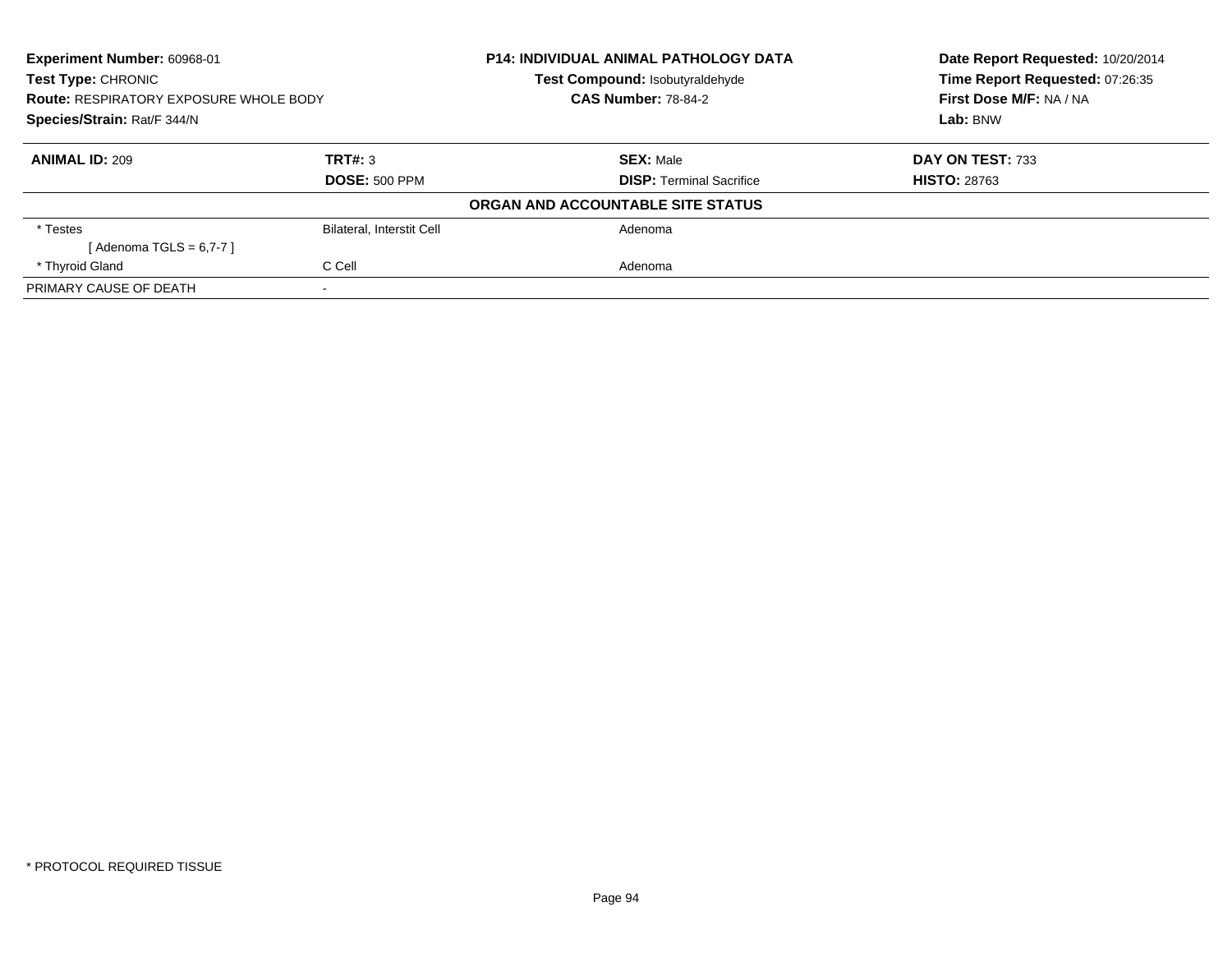**Experiment Number:** 60968-01
**Test Type:** CHRONIC
**Route:** RESPIRATORY EXPOSURE WHOLE BODY
**Species/Strain:** Rat/F 344/N

**P14: INDIVIDUAL ANIMAL PATHOLOGY DATA**
**Test Compound:** Isobutyraldehyde
**CAS Number:** 78-84-2

**Date Report Requested:** 10/20/2014
**Time Report Requested:** 07:26:35
**First Dose M/F:** NA / NA
**Lab:** BNW

| **ANIMAL ID:** 209 | **TRT#:** 3 | **SEX:** Male | **DAY ON TEST:** 733 |
|---|---|---|---|
| | **DOSE:** 500 PPM | **DISP:** Terminal Sacrifice | **HISTO:** 28763 |

**ORGAN AND ACCOUNTABLE SITE STATUS**

| | | |
|---|---|---|
| * Testes | Bilateral, Interstit Cell | Adenoma |
| [ Adenoma TGLS = 6,7-7 ] | | |
| * Thyroid Gland | C Cell | Adenoma |
| PRIMARY CAUSE OF DEATH | - | |

* PROTOCOL REQUIRED TISSUE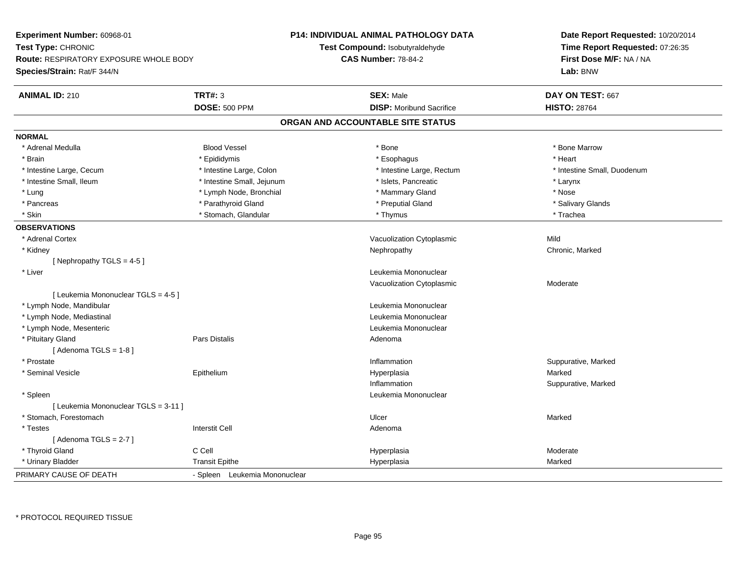**Experiment Number:** 60968-01
**Test Type:** CHRONIC
**Route:** RESPIRATORY EXPOSURE WHOLE BODY
**Species/Strain:** Rat/F 344/N

**P14: INDIVIDUAL ANIMAL PATHOLOGY DATA**
**Test Compound:** Isobutyraldehyde
**CAS Number:** 78-84-2

**Date Report Requested:** 10/20/2014
**Time Report Requested:** 07:26:35
**First Dose M/F:** NA / NA
**Lab:** BNW

| **ANIMAL ID:** 210 | **TRT#:** 3 | **SEX:** Male | **DAY ON TEST:** 667 |
|---|---|---|---|
| | **DOSE:** 500 PPM | **DISP:** Moribund Sacrifice | **HISTO:** 28764 |

## ORGAN AND ACCOUNTABLE SITE STATUS

**NORMAL**

| | | | |
|---|---|---|---|
| * Adrenal Medulla | Blood Vessel | * Bone | * Bone Marrow |
| * Brain | * Epididymis | * Esophagus | * Heart |
| * Intestine Large, Cecum | * Intestine Large, Colon | * Intestine Large, Rectum | * Intestine Small, Duodenum |
| * Intestine Small, Ileum | * Intestine Small, Jejunum | * Islets, Pancreatic | * Larynx |
| * Lung | * Lymph Node, Bronchial | * Mammary Gland | * Nose |
| * Pancreas | * Parathyroid Gland | * Preputial Gland | * Salivary Glands |
| * Skin | * Stomach, Glandular | * Thymus | * Trachea |

**OBSERVATIONS**

| | | | |
|---|---|---|---|
| * Adrenal Cortex | | Vacuolization Cytoplasmic | Mild |
| * Kidney | | Nephropathy | Chronic, Marked |
| [ Nephropathy TGLS = 4-5 ] | | | |
| * Liver | | Leukemia Mononuclear | |
| | | Vacuolization Cytoplasmic | Moderate |
| [ Leukemia Mononuclear TGLS = 4-5 ] | | | |
| * Lymph Node, Mandibular | | Leukemia Mononuclear | |
| * Lymph Node, Mediastinal | | Leukemia Mononuclear | |
| * Lymph Node, Mesenteric | | Leukemia Mononuclear | |
| * Pituitary Gland | Pars Distalis | Adenoma | |
| [ Adenoma TGLS = 1-8 ] | | | |
| * Prostate | | Inflammation | Suppurative, Marked |
| * Seminal Vesicle | Epithelium | Hyperplasia | Marked |
| | | Inflammation | Suppurative, Marked |
| * Spleen | | Leukemia Mononuclear | |
| [ Leukemia Mononuclear TGLS = 3-11 ] | | | |
| * Stomach, Forestomach | | Ulcer | Marked |
| * Testes | Interstit Cell | Adenoma | |
| [ Adenoma TGLS = 2-7 ] | | | |
| * Thyroid Gland | C Cell | Hyperplasia | Moderate |
| * Urinary Bladder | Transit Epithe | Hyperplasia | Marked |

PRIMARY CAUSE OF DEATH - Spleen Leukemia Mononuclear

* PROTOCOL REQUIRED TISSUE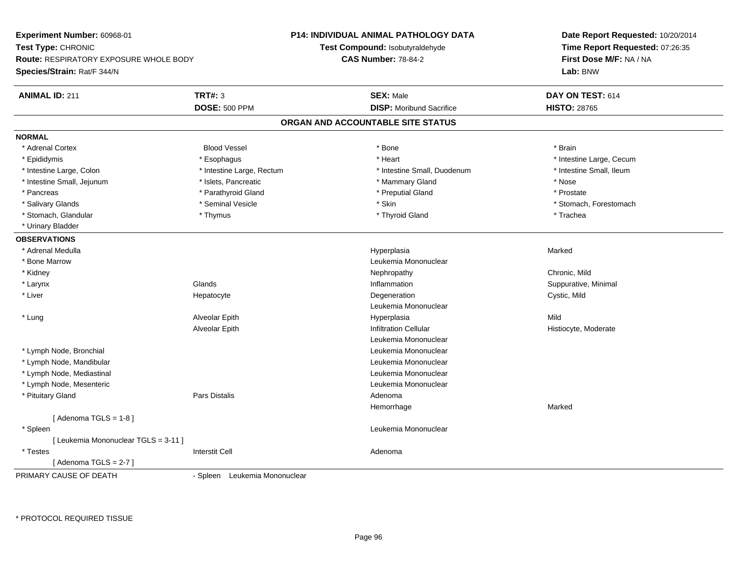**Experiment Number:** 60968-01
**Test Type:** CHRONIC
**Route:** RESPIRATORY EXPOSURE WHOLE BODY
**Species/Strain:** Rat/F 344/N

**P14: INDIVIDUAL ANIMAL PATHOLOGY DATA**
**Test Compound:** Isobutyraldehyde
**CAS Number:** 78-84-2

**Date Report Requested:** 10/20/2014
**Time Report Requested:** 07:26:35
**First Dose M/F:** NA / NA
**Lab:** BNW

| **ANIMAL ID:** 211 | **TRT#:** 3 | **SEX:** Male | **DAY ON TEST:** 614 |
|---|---|---|---|
| | **DOSE:** 500 PPM | **DISP:** Moribund Sacrifice | **HISTO:** 28765 |

## ORGAN AND ACCOUNTABLE SITE STATUS

**NORMAL**

| | | | |
|---|---|---|---|
| * Adrenal Cortex | Blood Vessel | * Bone | * Brain |
| * Epididymis | * Esophagus | * Heart | * Intestine Large, Cecum |
| * Intestine Large, Colon | * Intestine Large, Rectum | * Intestine Small, Duodenum | * Intestine Small, Ileum |
| * Intestine Small, Jejunum | * Islets, Pancreatic | * Mammary Gland | * Nose |
| * Pancreas | * Parathyroid Gland | * Preputial Gland | * Prostate |
| * Salivary Glands | * Seminal Vesicle | * Skin | * Stomach, Forestomach |
| * Stomach, Glandular | * Thymus | * Thyroid Gland | * Trachea |
| * Urinary Bladder | | | |

**OBSERVATIONS**

| | | | |
|---|---|---|---|
| * Adrenal Medulla | | Hyperplasia | Marked |
| * Bone Marrow | | Leukemia Mononuclear | |
| * Kidney | | Nephropathy | Chronic, Mild |
| * Larynx | Glands | Inflammation | Suppurative, Minimal |
| * Liver | Hepatocyte | Degeneration | Cystic, Mild |
| | | Leukemia Mononuclear | |
| * Lung | Alveolar Epith | Hyperplasia | Mild |
| | Alveolar Epith | Infiltration Cellular | Histiocyte, Moderate |
| | | Leukemia Mononuclear | |
| * Lymph Node, Bronchial | | Leukemia Mononuclear | |
| * Lymph Node, Mandibular | | Leukemia Mononuclear | |
| * Lymph Node, Mediastinal | | Leukemia Mononuclear | |
| * Lymph Node, Mesenteric | | Leukemia Mononuclear | |
| * Pituitary Gland | Pars Distalis | Adenoma | |
| | | Hemorrhage | Marked |
| [ Adenoma TGLS = 1-8 ] | | | |
| * Spleen | | Leukemia Mononuclear | |
| [ Leukemia Mononuclear TGLS = 3-11 ] | | | |
| * Testes | Interstit Cell | Adenoma | |
| [ Adenoma TGLS = 2-7 ] | | | |

PRIMARY CAUSE OF DEATH - Spleen Leukemia Mononuclear

* PROTOCOL REQUIRED TISSUE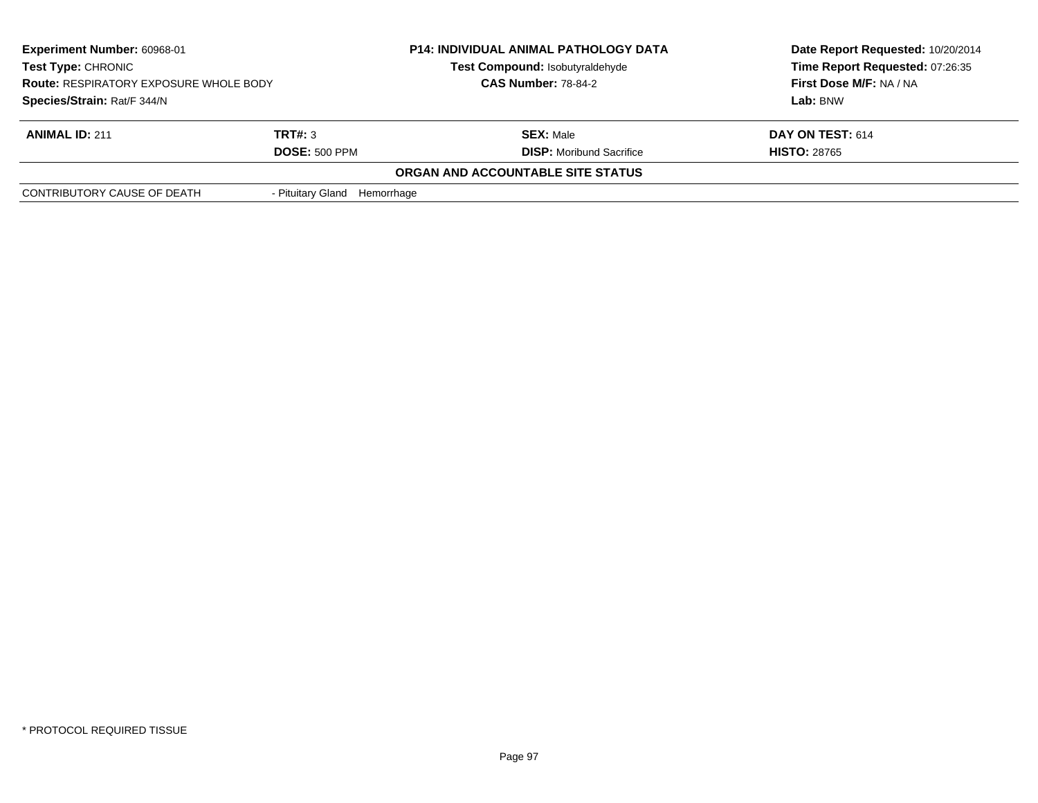**Experiment Number:** 60968-01
**Test Type:** CHRONIC
**Route:** RESPIRATORY EXPOSURE WHOLE BODY
**Species/Strain:** Rat/F 344/N

**P14: INDIVIDUAL ANIMAL PATHOLOGY DATA**
**Test Compound:** Isobutyraldehyde
**CAS Number:** 78-84-2

**Date Report Requested:** 10/20/2014
**Time Report Requested:** 07:26:35
**First Dose M/F:** NA / NA
**Lab:** BNW

| **ANIMAL ID:** 211 | **TRT#:** 3 | **SEX:** Male | **DAY ON TEST:** 614 |
|---|---|---|---|
| | **DOSE:** 500 PPM | **DISP:** Moribund Sacrifice | **HISTO:** 28765 |

**ORGAN AND ACCOUNTABLE SITE STATUS**

| | |
|---|---|
| CONTRIBUTORY CAUSE OF DEATH | - Pituitary Gland Hemorrhage |

* PROTOCOL REQUIRED TISSUE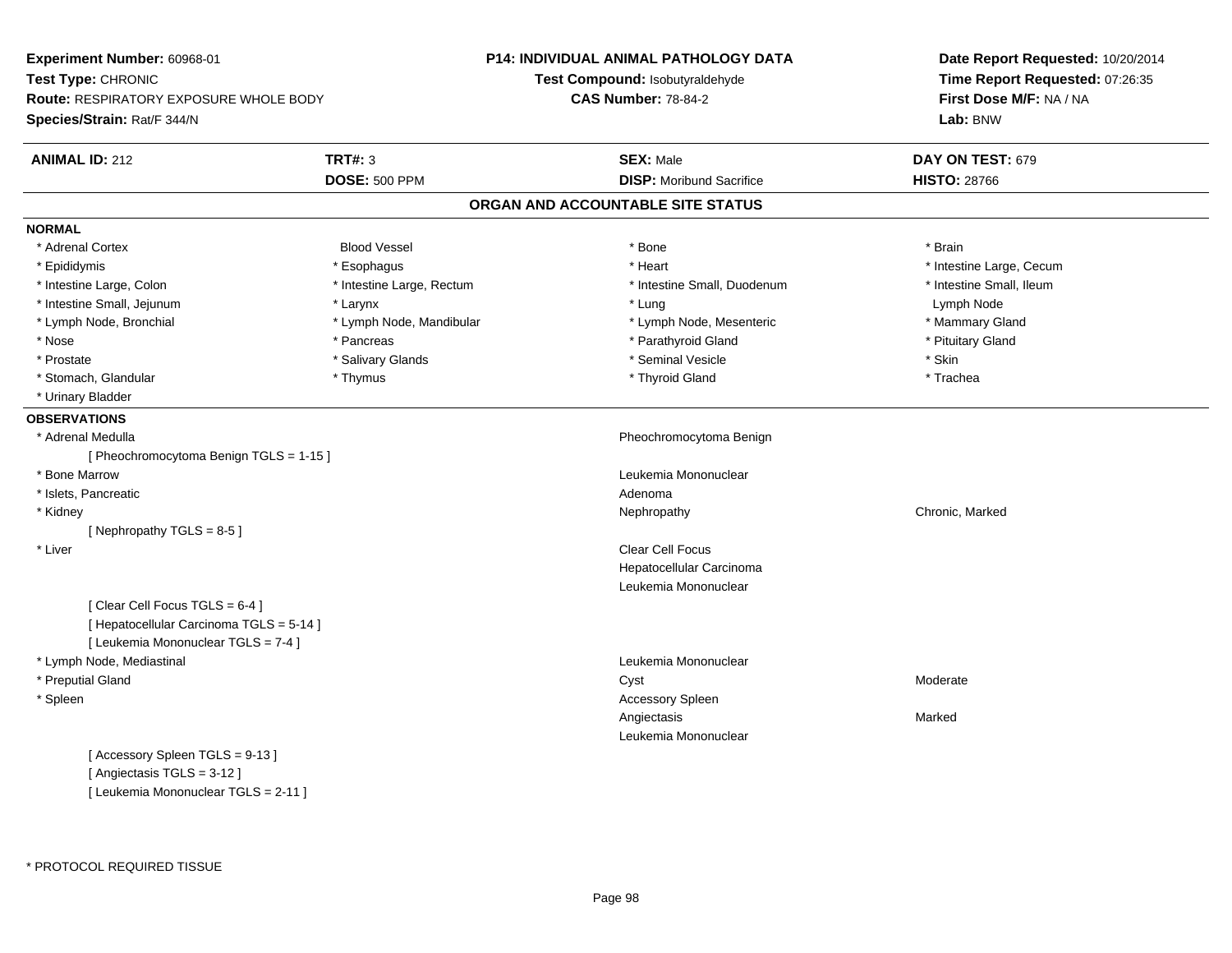**Experiment Number:** 60968-01
**Test Type:** CHRONIC
**Route:** RESPIRATORY EXPOSURE WHOLE BODY
**Species/Strain:** Rat/F 344/N

**P14: INDIVIDUAL ANIMAL PATHOLOGY DATA**
**Test Compound:** Isobutyraldehyde
**CAS Number:** 78-84-2

**Date Report Requested:** 10/20/2014
**Time Report Requested:** 07:26:35
**First Dose M/F:** NA / NA
**Lab:** BNW

| **ANIMAL ID:** 212 | **TRT#:** 3 | **SEX:** Male | **DAY ON TEST:** 679 |
|---|---|---|---|
| | **DOSE:** 500 PPM | **DISP:** Moribund Sacrifice | **HISTO:** 28766 |

## ORGAN AND ACCOUNTABLE SITE STATUS

### NORMAL

| | | | |
|---|---|---|---|
| * Adrenal Cortex | Blood Vessel | * Bone | * Brain |
| * Epididymis | * Esophagus | * Heart | * Intestine Large, Cecum |
| * Intestine Large, Colon | * Intestine Large, Rectum | * Intestine Small, Duodenum | * Intestine Small, Ileum |
| * Intestine Small, Jejunum | * Larynx | * Lung | Lymph Node |
| * Lymph Node, Bronchial | * Lymph Node, Mandibular | * Lymph Node, Mesenteric | * Mammary Gland |
| * Nose | * Pancreas | * Parathyroid Gland | * Pituitary Gland |
| * Prostate | * Salivary Glands | * Seminal Vesicle | * Skin |
| * Stomach, Glandular | * Thymus | * Thyroid Gland | * Trachea |
| * Urinary Bladder | | | |

### OBSERVATIONS

* Adrenal Medulla — Pheochromocytoma Benign
  [ Pheochromocytoma Benign TGLS = 1-15 ]
* Bone Marrow — Leukemia Mononuclear
* Islets, Pancreatic — Adenoma
* Kidney — Nephropathy — Chronic, Marked
  [ Nephropathy TGLS = 8-5 ]
* Liver — Clear Cell Focus
  Hepatocellular Carcinoma
  Leukemia Mononuclear
  [ Clear Cell Focus TGLS = 6-4 ]
  [ Hepatocellular Carcinoma TGLS = 5-14 ]
  [ Leukemia Mononuclear TGLS = 7-4 ]
* Lymph Node, Mediastinal — Leukemia Mononuclear
* Preputial Gland — Cyst — Moderate
* Spleen — Accessory Spleen
  Angiectasis — Marked
  Leukemia Mononuclear
  [ Accessory Spleen TGLS = 9-13 ]
  [ Angiectasis TGLS = 3-12 ]
  [ Leukemia Mononuclear TGLS = 2-11 ]

\* PROTOCOL REQUIRED TISSUE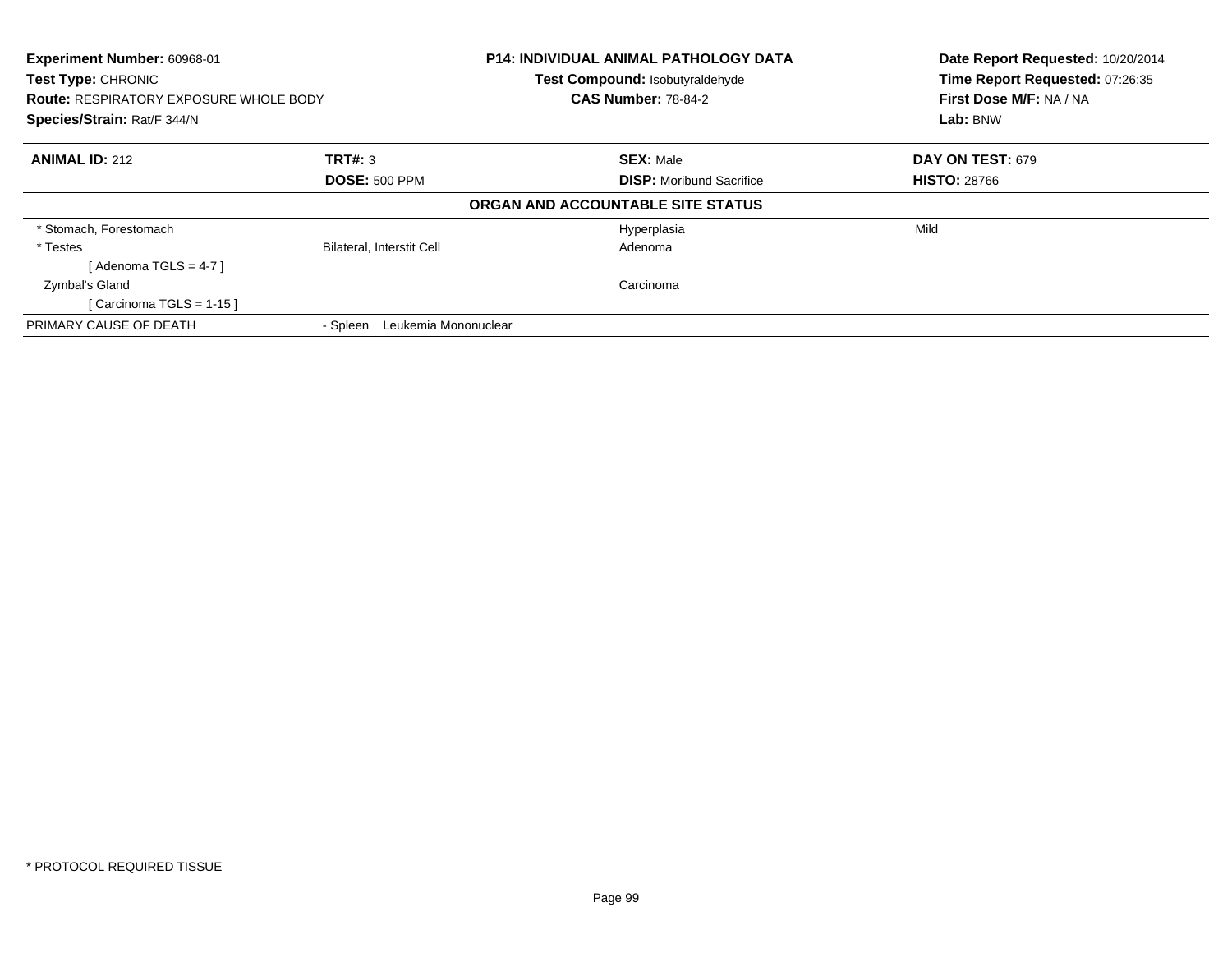**Experiment Number:** 60968-01
**Test Type:** CHRONIC
**Route:** RESPIRATORY EXPOSURE WHOLE BODY
**Species/Strain:** Rat/F 344/N

**P14: INDIVIDUAL ANIMAL PATHOLOGY DATA**
**Test Compound:** Isobutyraldehyde
**CAS Number:** 78-84-2

**Date Report Requested:** 10/20/2014
**Time Report Requested:** 07:26:35
**First Dose M/F:** NA / NA
**Lab:** BNW

| **ANIMAL ID:** 212 | **TRT#:** 3 | **SEX:** Male | **DAY ON TEST:** 679 |
|---|---|---|---|
| | **DOSE:** 500 PPM | **DISP:** Moribund Sacrifice | **HISTO:** 28766 |

**ORGAN AND ACCOUNTABLE SITE STATUS**

| | | | |
|---|---|---|---|
| * Stomach, Forestomach | | Hyperplasia | Mild |
| * Testes | Bilateral, Interstit Cell | Adenoma | |
| [ Adenoma TGLS = 4-7 ] | | | |
| Zymbal's Gland | | Carcinoma | |
| [ Carcinoma TGLS = 1-15 ] | | | |
| PRIMARY CAUSE OF DEATH | - Spleen Leukemia Mononuclear | | |

* PROTOCOL REQUIRED TISSUE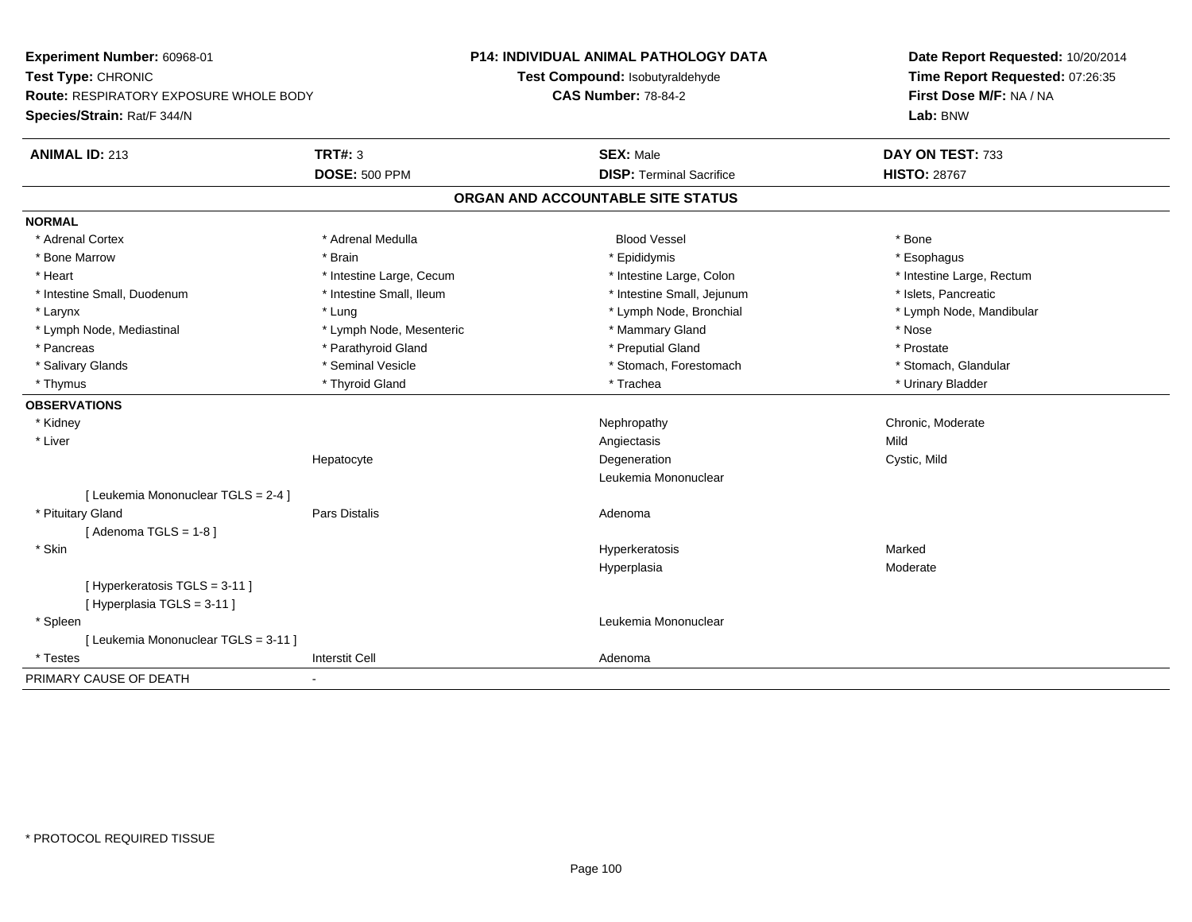**Experiment Number:** 60968-01
**Test Type:** CHRONIC
**Route:** RESPIRATORY EXPOSURE WHOLE BODY
**Species/Strain:** Rat/F 344/N

**P14: INDIVIDUAL ANIMAL PATHOLOGY DATA**
**Test Compound:** Isobutyraldehyde
**CAS Number:** 78-84-2

**Date Report Requested:** 10/20/2014
**Time Report Requested:** 07:26:35
**First Dose M/F:** NA / NA
**Lab:** BNW

| **ANIMAL ID:** 213 | **TRT#:** 3 | **SEX:** Male | **DAY ON TEST:** 733 |
|---|---|---|---|
| | **DOSE:** 500 PPM | **DISP:** Terminal Sacrifice | **HISTO:** 28767 |

## ORGAN AND ACCOUNTABLE SITE STATUS

**NORMAL**

| | | | |
|---|---|---|---|
| * Adrenal Cortex | * Adrenal Medulla | Blood Vessel | * Bone |
| * Bone Marrow | * Brain | * Epididymis | * Esophagus |
| * Heart | * Intestine Large, Cecum | * Intestine Large, Colon | * Intestine Large, Rectum |
| * Intestine Small, Duodenum | * Intestine Small, Ileum | * Intestine Small, Jejunum | * Islets, Pancreatic |
| * Larynx | * Lung | * Lymph Node, Bronchial | * Lymph Node, Mandibular |
| * Lymph Node, Mediastinal | * Lymph Node, Mesenteric | * Mammary Gland | * Nose |
| * Pancreas | * Parathyroid Gland | * Preputial Gland | * Prostate |
| * Salivary Glands | * Seminal Vesicle | * Stomach, Forestomach | * Stomach, Glandular |
| * Thymus | * Thyroid Gland | * Trachea | * Urinary Bladder |

**OBSERVATIONS**

| | | | |
|---|---|---|---|
| * Kidney | | Nephropathy | Chronic, Moderate |
| * Liver | | Angiectasis | Mild |
| | Hepatocyte | Degeneration | Cystic, Mild |
| | | Leukemia Mononuclear | |
| [ Leukemia Mononuclear TGLS = 2-4 ] | | | |
| * Pituitary Gland | Pars Distalis | Adenoma | |
| [ Adenoma TGLS = 1-8 ] | | | |
| * Skin | | Hyperkeratosis | Marked |
| | | Hyperplasia | Moderate |
| [ Hyperkeratosis TGLS = 3-11 ] | | | |
| [ Hyperplasia TGLS = 3-11 ] | | | |
| * Spleen | | Leukemia Mononuclear | |
| [ Leukemia Mononuclear TGLS = 3-11 ] | | | |
| * Testes | Interstit Cell | Adenoma | |

PRIMARY CAUSE OF DEATH -

\* PROTOCOL REQUIRED TISSUE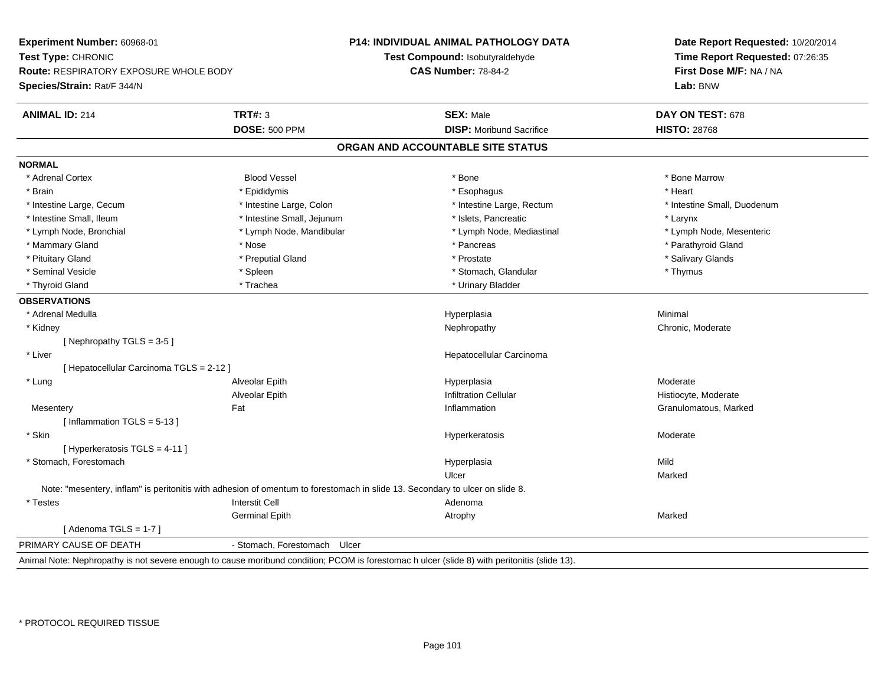**Experiment Number:** 60968-01
**Test Type:** CHRONIC
**Route:** RESPIRATORY EXPOSURE WHOLE BODY
**Species/Strain:** Rat/F 344/N

**P14: INDIVIDUAL ANIMAL PATHOLOGY DATA**
**Test Compound:** Isobutyraldehyde
**CAS Number:** 78-84-2

**Date Report Requested:** 10/20/2014
**Time Report Requested:** 07:26:35
**First Dose M/F:** NA / NA
**Lab:** BNW

| **ANIMAL ID:** 214 | **TRT#:** 3 | **SEX:** Male | **DAY ON TEST:** 678 |
|---|---|---|---|
| | **DOSE:** 500 PPM | **DISP:** Moribund Sacrifice | **HISTO:** 28768 |

## ORGAN AND ACCOUNTABLE SITE STATUS

**NORMAL**

| | | | |
|---|---|---|---|
| * Adrenal Cortex | Blood Vessel | * Bone | * Bone Marrow |
| * Brain | * Epididymis | * Esophagus | * Heart |
| * Intestine Large, Cecum | * Intestine Large, Colon | * Intestine Large, Rectum | * Intestine Small, Duodenum |
| * Intestine Small, Ileum | * Intestine Small, Jejunum | * Islets, Pancreatic | * Larynx |
| * Lymph Node, Bronchial | * Lymph Node, Mandibular | * Lymph Node, Mediastinal | * Lymph Node, Mesenteric |
| * Mammary Gland | * Nose | * Pancreas | * Parathyroid Gland |
| * Pituitary Gland | * Preputial Gland | * Prostate | * Salivary Glands |
| * Seminal Vesicle | * Spleen | * Stomach, Glandular | * Thymus |
| * Thyroid Gland | * Trachea | * Urinary Bladder | |

**OBSERVATIONS**

| | | | |
|---|---|---|---|
| * Adrenal Medulla | | Hyperplasia | Minimal |
| * Kidney | | Nephropathy | Chronic, Moderate |
| [ Nephropathy TGLS = 3-5 ] | | | |
| * Liver | | Hepatocellular Carcinoma | |
| [ Hepatocellular Carcinoma TGLS = 2-12 ] | | | |
| * Lung | Alveolar Epith | Hyperplasia | Moderate |
| | Alveolar Epith | Infiltration Cellular | Histiocyte, Moderate |
| Mesentery | Fat | Inflammation | Granulomatous, Marked |
| [ Inflammation TGLS = 5-13 ] | | | |
| * Skin | | Hyperkeratosis | Moderate |
| [ Hyperkeratosis TGLS = 4-11 ] | | | |
| * Stomach, Forestomach | | Hyperplasia | Mild |
| | | Ulcer | Marked |

Note: "mesentery, inflam" is peritonitis with adhesion of omentum to forestomach in slide 13. Secondary to ulcer on slide 8.

| | | | |
|---|---|---|---|
| * Testes | Interstit Cell | Adenoma | |
| | Germinal Epith | Atrophy | Marked |
| [ Adenoma TGLS = 1-7 ] | | | |

PRIMARY CAUSE OF DEATH - Stomach, Forestomach Ulcer

Animal Note: Nephropathy is not severe enough to cause moribund condition; PCOM is forestomac h ulcer (slide 8) with peritonitis (slide 13).

* PROTOCOL REQUIRED TISSUE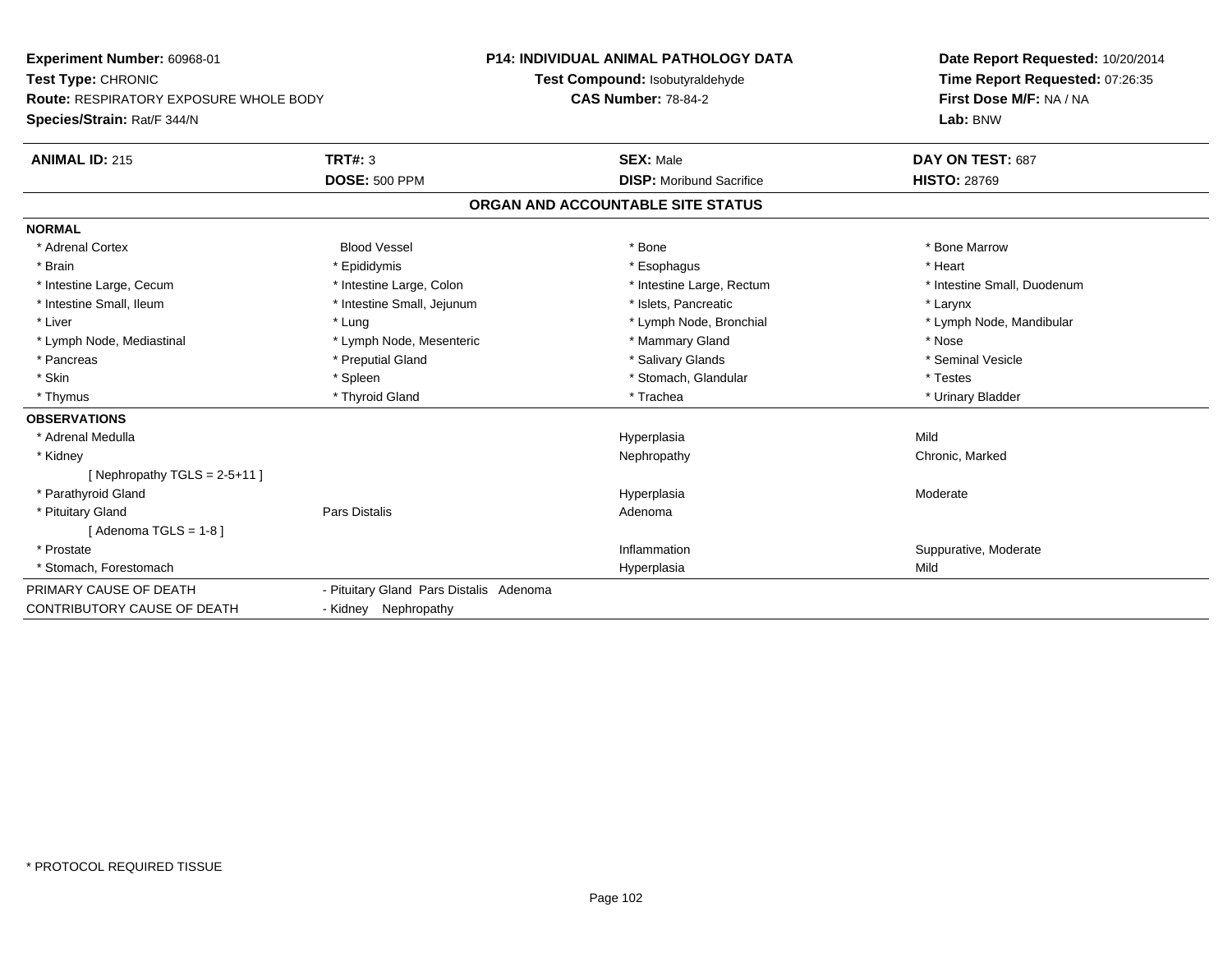**Experiment Number:** 60968-01
**Test Type:** CHRONIC
**Route:** RESPIRATORY EXPOSURE WHOLE BODY
**Species/Strain:** Rat/F 344/N

**P14: INDIVIDUAL ANIMAL PATHOLOGY DATA**
**Test Compound:** Isobutyraldehyde
**CAS Number:** 78-84-2

**Date Report Requested:** 10/20/2014
**Time Report Requested:** 07:26:35
**First Dose M/F:** NA / NA
**Lab:** BNW

| **ANIMAL ID:** 215 | **TRT#:** 3 | **SEX:** Male | **DAY ON TEST:** 687 |
|---|---|---|---|
| | **DOSE:** 500 PPM | **DISP:** Moribund Sacrifice | **HISTO:** 28769 |

## ORGAN AND ACCOUNTABLE SITE STATUS

**NORMAL**

| | | | |
|---|---|---|---|
| * Adrenal Cortex | Blood Vessel | * Bone | * Bone Marrow |
| * Brain | * Epididymis | * Esophagus | * Heart |
| * Intestine Large, Cecum | * Intestine Large, Colon | * Intestine Large, Rectum | * Intestine Small, Duodenum |
| * Intestine Small, Ileum | * Intestine Small, Jejunum | * Islets, Pancreatic | * Larynx |
| * Liver | * Lung | * Lymph Node, Bronchial | * Lymph Node, Mandibular |
| * Lymph Node, Mediastinal | * Lymph Node, Mesenteric | * Mammary Gland | * Nose |
| * Pancreas | * Preputial Gland | * Salivary Glands | * Seminal Vesicle |
| * Skin | * Spleen | * Stomach, Glandular | * Testes |
| * Thymus | * Thyroid Gland | * Trachea | * Urinary Bladder |

**OBSERVATIONS**

| | | | |
|---|---|---|---|
| * Adrenal Medulla | | Hyperplasia | Mild |
| * Kidney | | Nephropathy | Chronic, Marked |
| [ Nephropathy TGLS = 2-5+11 ] | | | |
| * Parathyroid Gland | | Hyperplasia | Moderate |
| * Pituitary Gland | Pars Distalis | Adenoma | |
| [ Adenoma TGLS = 1-8 ] | | | |
| * Prostate | | Inflammation | Suppurative, Moderate |
| * Stomach, Forestomach | | Hyperplasia | Mild |

| | |
|---|---|
| PRIMARY CAUSE OF DEATH | - Pituitary Gland Pars Distalis Adenoma |
| CONTRIBUTORY CAUSE OF DEATH | - Kidney Nephropathy |

\* PROTOCOL REQUIRED TISSUE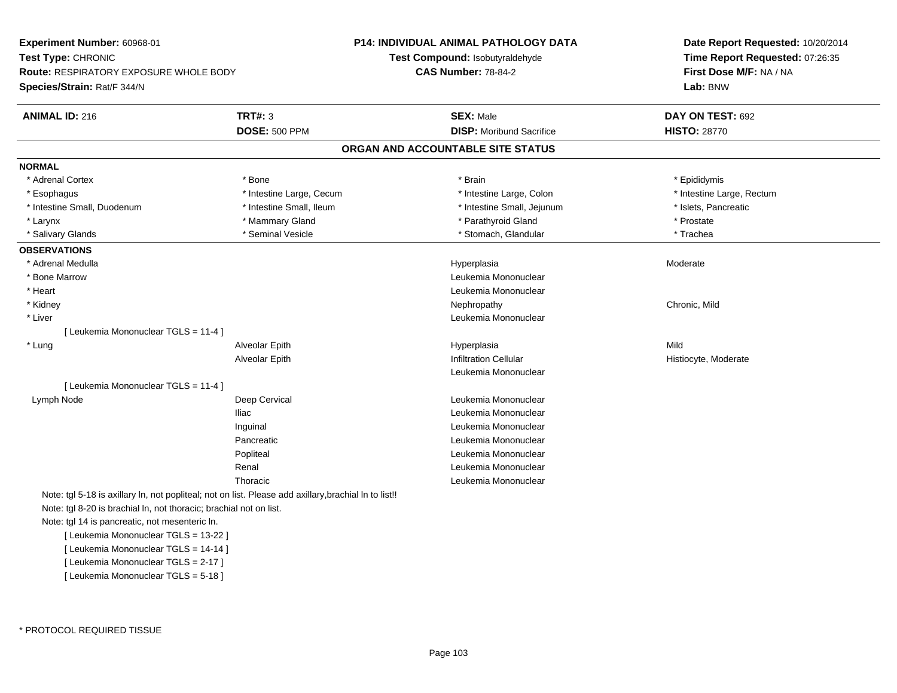**Experiment Number:** 60968-01
**Test Type:** CHRONIC
**Route:** RESPIRATORY EXPOSURE WHOLE BODY
**Species/Strain:** Rat/F 344/N

**P14: INDIVIDUAL ANIMAL PATHOLOGY DATA**
**Test Compound:** Isobutyraldehyde
**CAS Number:** 78-84-2

**Date Report Requested:** 10/20/2014
**Time Report Requested:** 07:26:35
**First Dose M/F:** NA / NA
**Lab:** BNW

| **ANIMAL ID:** 216 | **TRT#:** 3 | **SEX:** Male | **DAY ON TEST:** 692 |
|---|---|---|---|
| | **DOSE:** 500 PPM | **DISP:** Moribund Sacrifice | **HISTO:** 28770 |

## ORGAN AND ACCOUNTABLE SITE STATUS

**NORMAL**

| | | | |
|---|---|---|---|
| * Adrenal Cortex | * Bone | * Brain | * Epididymis |
| * Esophagus | * Intestine Large, Cecum | * Intestine Large, Colon | * Intestine Large, Rectum |
| * Intestine Small, Duodenum | * Intestine Small, Ileum | * Intestine Small, Jejunum | * Islets, Pancreatic |
| * Larynx | * Mammary Gland | * Parathyroid Gland | * Prostate |
| * Salivary Glands | * Seminal Vesicle | * Stomach, Glandular | * Trachea |

**OBSERVATIONS**

| | | | |
|---|---|---|---|
| * Adrenal Medulla | | Hyperplasia | Moderate |
| * Bone Marrow | | Leukemia Mononuclear | |
| * Heart | | Leukemia Mononuclear | |
| * Kidney | | Nephropathy | Chronic, Mild |
| * Liver | | Leukemia Mononuclear | |
| [ Leukemia Mononuclear TGLS = 11-4 ] | | | |
| * Lung | Alveolar Epith | Hyperplasia | Mild |
| | Alveolar Epith | Infiltration Cellular | Histiocyte, Moderate |
| | | Leukemia Mononuclear | |
| [ Leukemia Mononuclear TGLS = 11-4 ] | | | |
| Lymph Node | Deep Cervical | Leukemia Mononuclear | |
| | Iliac | Leukemia Mononuclear | |
| | Inguinal | Leukemia Mononuclear | |
| | Pancreatic | Leukemia Mononuclear | |
| | Popliteal | Leukemia Mononuclear | |
| | Renal | Leukemia Mononuclear | |
| | Thoracic | Leukemia Mononuclear | |

Note: tgl 5-18 is axillary ln, not popliteal; not on list. Please add axillary,brachial ln to list!!
Note: tgl 8-20 is brachial ln, not thoracic; brachial not on list.
Note: tgl 14 is pancreatic, not mesenteric ln.
[ Leukemia Mononuclear TGLS = 13-22 ]
[ Leukemia Mononuclear TGLS = 14-14 ]
[ Leukemia Mononuclear TGLS = 2-17 ]
[ Leukemia Mononuclear TGLS = 5-18 ]

* PROTOCOL REQUIRED TISSUE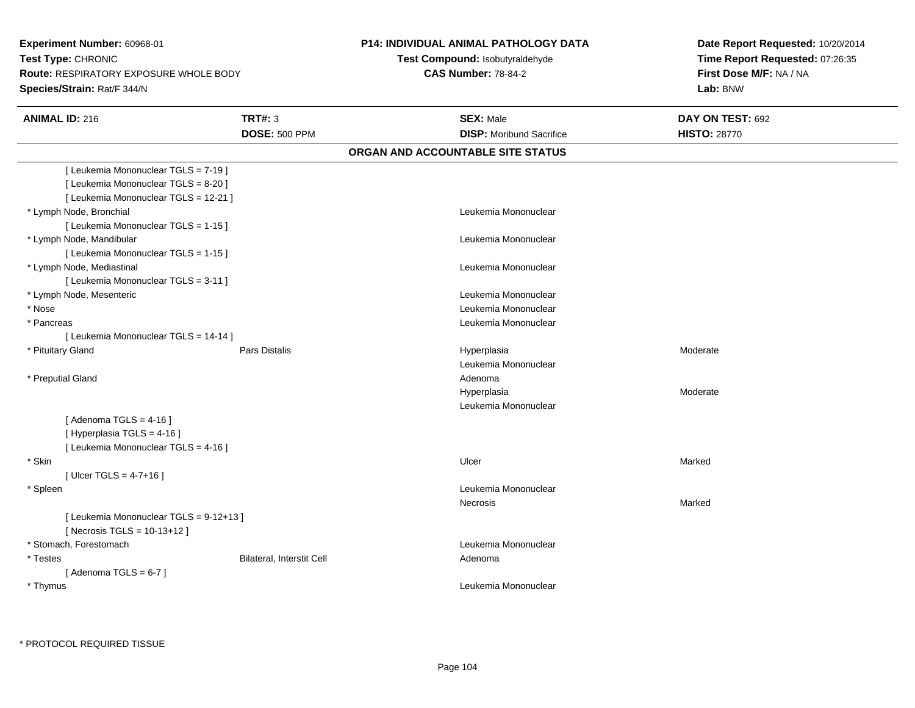**Experiment Number:** 60968-01
**Test Type:** CHRONIC
**Route:** RESPIRATORY EXPOSURE WHOLE BODY
**Species/Strain:** Rat/F 344/N

**P14: INDIVIDUAL ANIMAL PATHOLOGY DATA**
**Test Compound:** Isobutyraldehyde
**CAS Number:** 78-84-2

**Date Report Requested:** 10/20/2014
**Time Report Requested:** 07:26:35
**First Dose M/F:** NA / NA
**Lab:** BNW

| **ANIMAL ID:** 216 | **TRT#:** 3 | **SEX:** Male | **DAY ON TEST:** 692 |
|---|---|---|---|
| | **DOSE:** 500 PPM | **DISP:** Moribund Sacrifice | **HISTO:** 28770 |

## ORGAN AND ACCOUNTABLE SITE STATUS

| | | | |
|---|---|---|---|
| [ Leukemia Mononuclear TGLS = 7-19 ] | | | |
| [ Leukemia Mononuclear TGLS = 8-20 ] | | | |
| [ Leukemia Mononuclear TGLS = 12-21 ] | | | |
| * Lymph Node, Bronchial | | Leukemia Mononuclear | |
| [ Leukemia Mononuclear TGLS = 1-15 ] | | | |
| * Lymph Node, Mandibular | | Leukemia Mononuclear | |
| [ Leukemia Mononuclear TGLS = 1-15 ] | | | |
| * Lymph Node, Mediastinal | | Leukemia Mononuclear | |
| [ Leukemia Mononuclear TGLS = 3-11 ] | | | |
| * Lymph Node, Mesenteric | | Leukemia Mononuclear | |
| * Nose | | Leukemia Mononuclear | |
| * Pancreas | | Leukemia Mononuclear | |
| [ Leukemia Mononuclear TGLS = 14-14 ] | | | |
| * Pituitary Gland | Pars Distalis | Hyperplasia | Moderate |
| | | Leukemia Mononuclear | |
| * Preputial Gland | | Adenoma | |
| | | Hyperplasia | Moderate |
| | | Leukemia Mononuclear | |
| [ Adenoma TGLS = 4-16 ] | | | |
| [ Hyperplasia TGLS = 4-16 ] | | | |
| [ Leukemia Mononuclear TGLS = 4-16 ] | | | |
| * Skin | | Ulcer | Marked |
| [ Ulcer TGLS = 4-7+16 ] | | | |
| * Spleen | | Leukemia Mononuclear | |
| | | Necrosis | Marked |
| [ Leukemia Mononuclear TGLS = 9-12+13 ] | | | |
| [ Necrosis TGLS = 10-13+12 ] | | | |
| * Stomach, Forestomach | | Leukemia Mononuclear | |
| * Testes | Bilateral, Interstit Cell | Adenoma | |
| [ Adenoma TGLS = 6-7 ] | | | |
| * Thymus | | Leukemia Mononuclear | |

\* PROTOCOL REQUIRED TISSUE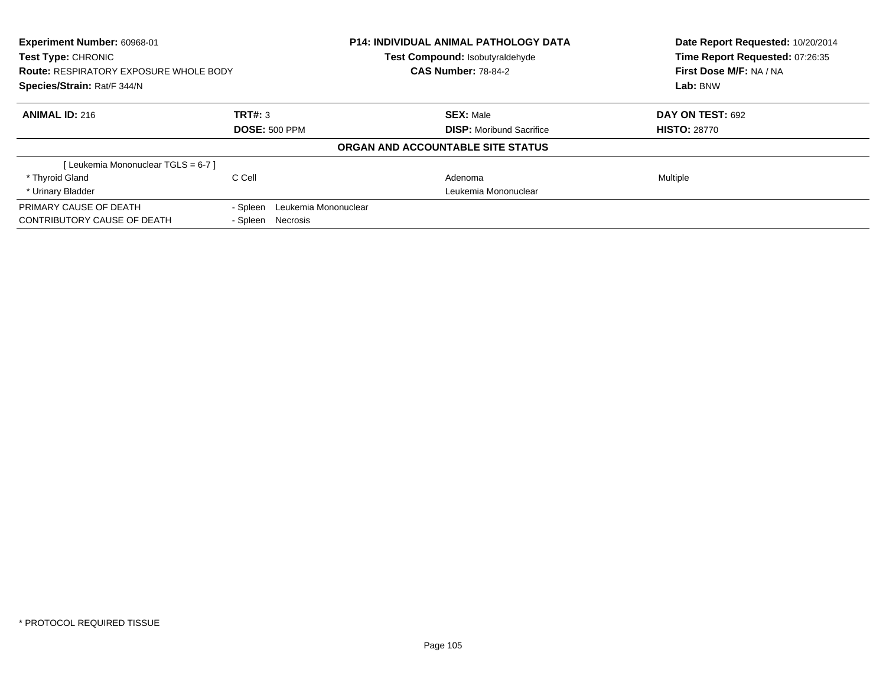**Experiment Number:** 60968-01
**Test Type:** CHRONIC
**Route:** RESPIRATORY EXPOSURE WHOLE BODY
**Species/Strain:** Rat/F 344/N

**P14: INDIVIDUAL ANIMAL PATHOLOGY DATA**
**Test Compound:** Isobutyraldehyde
**CAS Number:** 78-84-2

**Date Report Requested:** 10/20/2014
**Time Report Requested:** 07:26:35
**First Dose M/F:** NA / NA
**Lab:** BNW

| **ANIMAL ID:** 216 | **TRT#:** 3 | **SEX:** Male | **DAY ON TEST:** 692 |
|---|---|---|---|
| | **DOSE:** 500 PPM | **DISP:** Moribund Sacrifice | **HISTO:** 28770 |

**ORGAN AND ACCOUNTABLE SITE STATUS**

| | | | |
|---|---|---|---|
| [ Leukemia Mononuclear TGLS = 6-7 ] | | | |
| * Thyroid Gland | C Cell | Adenoma | Multiple |
| * Urinary Bladder | | Leukemia Mononuclear | |
| PRIMARY CAUSE OF DEATH | - Spleen Leukemia Mononuclear | | |
| CONTRIBUTORY CAUSE OF DEATH | - Spleen Necrosis | | |

\* PROTOCOL REQUIRED TISSUE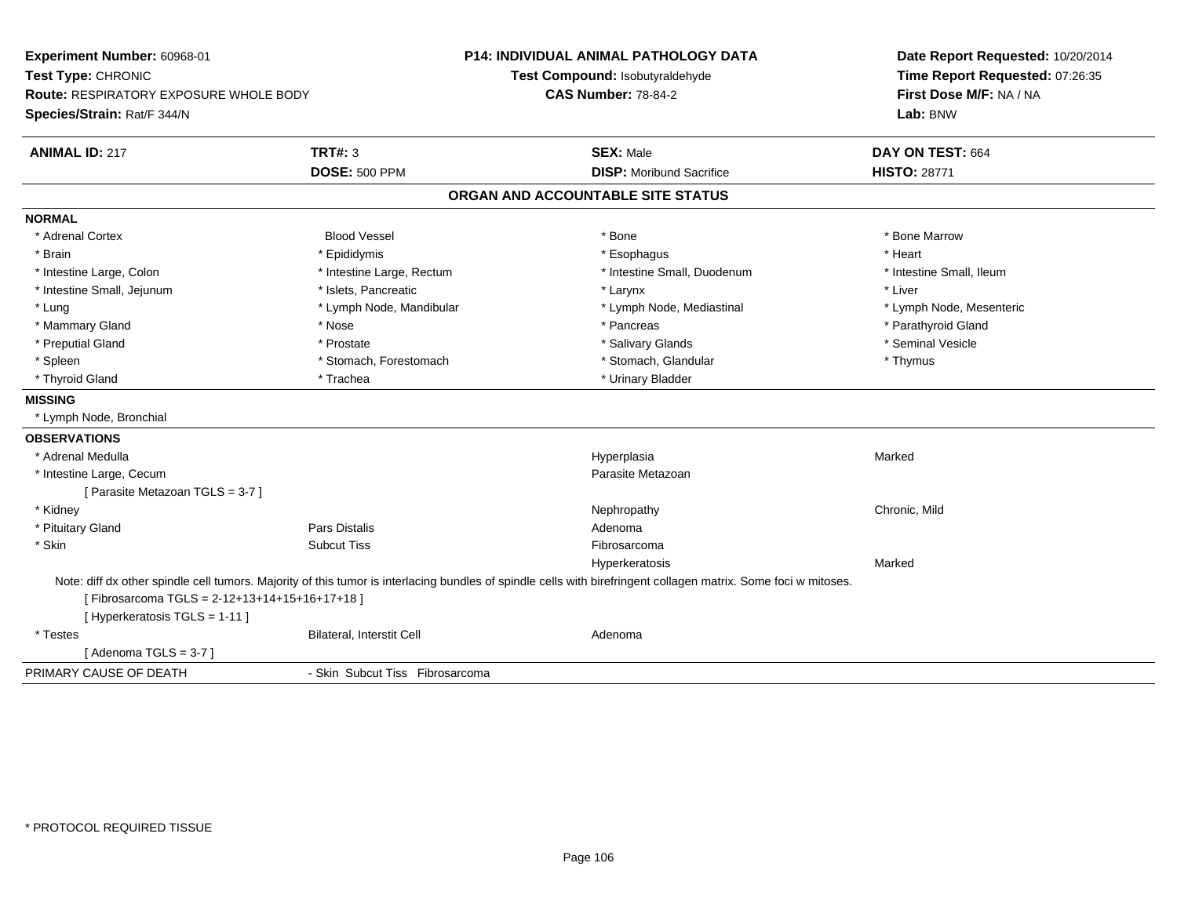**Experiment Number:** 60968-01
**Test Type:** CHRONIC
**Route:** RESPIRATORY EXPOSURE WHOLE BODY
**Species/Strain:** Rat/F 344/N

**P14: INDIVIDUAL ANIMAL PATHOLOGY DATA**
**Test Compound:** Isobutyraldehyde
**CAS Number:** 78-84-2

**Date Report Requested:** 10/20/2014
**Time Report Requested:** 07:26:35
**First Dose M/F:** NA / NA
**Lab:** BNW

| **ANIMAL ID:** 217 | **TRT#:** 3 | **SEX:** Male | **DAY ON TEST:** 664 |
|---|---|---|---|
| | **DOSE:** 500 PPM | **DISP:** Moribund Sacrifice | **HISTO:** 28771 |

## ORGAN AND ACCOUNTABLE SITE STATUS

**NORMAL**

| | | | |
|---|---|---|---|
| * Adrenal Cortex | Blood Vessel | * Bone | * Bone Marrow |
| * Brain | * Epididymis | * Esophagus | * Heart |
| * Intestine Large, Colon | * Intestine Large, Rectum | * Intestine Small, Duodenum | * Intestine Small, Ileum |
| * Intestine Small, Jejunum | * Islets, Pancreatic | * Larynx | * Liver |
| * Lung | * Lymph Node, Mandibular | * Lymph Node, Mediastinal | * Lymph Node, Mesenteric |
| * Mammary Gland | * Nose | * Pancreas | * Parathyroid Gland |
| * Preputial Gland | * Prostate | * Salivary Glands | * Seminal Vesicle |
| * Spleen | * Stomach, Forestomach | * Stomach, Glandular | * Thymus |
| * Thyroid Gland | * Trachea | * Urinary Bladder | |

**MISSING**

* Lymph Node, Bronchial

**OBSERVATIONS**

| | | | |
|---|---|---|---|
| * Adrenal Medulla | | Hyperplasia | Marked |
| * Intestine Large, Cecum | | Parasite Metazoan | |
| [ Parasite Metazoan TGLS = 3-7 ] | | | |
| * Kidney | | Nephropathy | Chronic, Mild |
| * Pituitary Gland | Pars Distalis | Adenoma | |
| * Skin | Subcut Tiss | Fibrosarcoma | |
| | | Hyperkeratosis | Marked |

Note: diff dx other spindle cell tumors. Majority of this tumor is interlacing bundles of spindle cells with birefringent collagen matrix. Some foci w mitoses.

[ Fibrosarcoma TGLS = 2-12+13+14+15+16+17+18 ]
[ Hyperkeratosis TGLS = 1-11 ]

| | | | |
|---|---|---|---|
| * Testes | Bilateral, Interstit Cell | Adenoma | |
| [ Adenoma TGLS = 3-7 ] | | | |

PRIMARY CAUSE OF DEATH - Skin Subcut Tiss Fibrosarcoma

* PROTOCOL REQUIRED TISSUE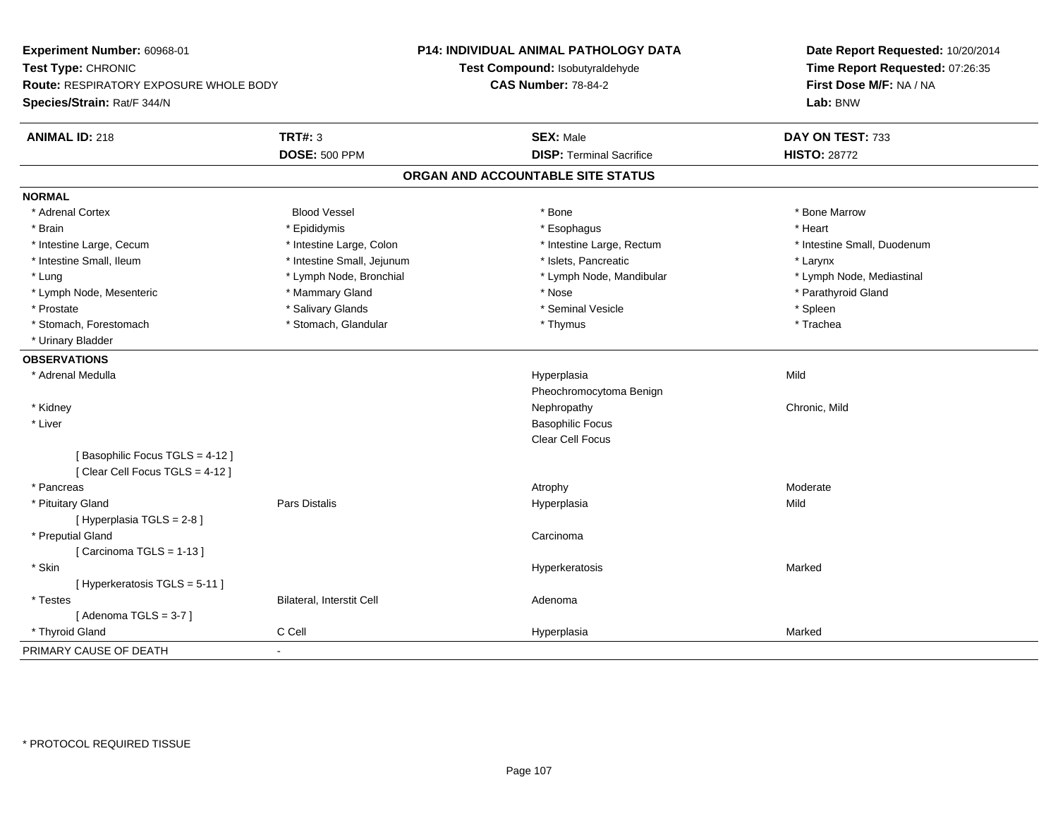**Experiment Number:** 60968-01
**Test Type:** CHRONIC
**Route:** RESPIRATORY EXPOSURE WHOLE BODY
**Species/Strain:** Rat/F 344/N

**P14: INDIVIDUAL ANIMAL PATHOLOGY DATA**
**Test Compound:** Isobutyraldehyde
**CAS Number:** 78-84-2

**Date Report Requested:** 10/20/2014
**Time Report Requested:** 07:26:35
**First Dose M/F:** NA / NA
**Lab:** BNW

| **ANIMAL ID:** 218 | **TRT#:** 3 | **SEX:** Male | **DAY ON TEST:** 733 |
|---|---|---|---|
| | **DOSE:** 500 PPM | **DISP:** Terminal Sacrifice | **HISTO:** 28772 |

## ORGAN AND ACCOUNTABLE SITE STATUS

**NORMAL**

| | | | |
|---|---|---|---|
| * Adrenal Cortex | Blood Vessel | * Bone | * Bone Marrow |
| * Brain | * Epididymis | * Esophagus | * Heart |
| * Intestine Large, Cecum | * Intestine Large, Colon | * Intestine Large, Rectum | * Intestine Small, Duodenum |
| * Intestine Small, Ileum | * Intestine Small, Jejunum | * Islets, Pancreatic | * Larynx |
| * Lung | * Lymph Node, Bronchial | * Lymph Node, Mandibular | * Lymph Node, Mediastinal |
| * Lymph Node, Mesenteric | * Mammary Gland | * Nose | * Parathyroid Gland |
| * Prostate | * Salivary Glands | * Seminal Vesicle | * Spleen |
| * Stomach, Forestomach | * Stomach, Glandular | * Thymus | * Trachea |
| * Urinary Bladder | | | |

**OBSERVATIONS**

| | | | |
|---|---|---|---|
| * Adrenal Medulla | | Hyperplasia | Mild |
| | | Pheochromocytoma Benign | |
| * Kidney | | Nephropathy | Chronic, Mild |
| * Liver | | Basophilic Focus | |
| | | Clear Cell Focus | |
| [ Basophilic Focus TGLS = 4-12 ] | | | |
| [ Clear Cell Focus TGLS = 4-12 ] | | | |
| * Pancreas | | Atrophy | Moderate |
| * Pituitary Gland | Pars Distalis | Hyperplasia | Mild |
| [ Hyperplasia TGLS = 2-8 ] | | | |
| * Preputial Gland | | Carcinoma | |
| [ Carcinoma TGLS = 1-13 ] | | | |
| * Skin | | Hyperkeratosis | Marked |
| [ Hyperkeratosis TGLS = 5-11 ] | | | |
| * Testes | Bilateral, Interstit Cell | Adenoma | |
| [ Adenoma TGLS = 3-7 ] | | | |
| * Thyroid Gland | C Cell | Hyperplasia | Marked |

PRIMARY CAUSE OF DEATH -

\* PROTOCOL REQUIRED TISSUE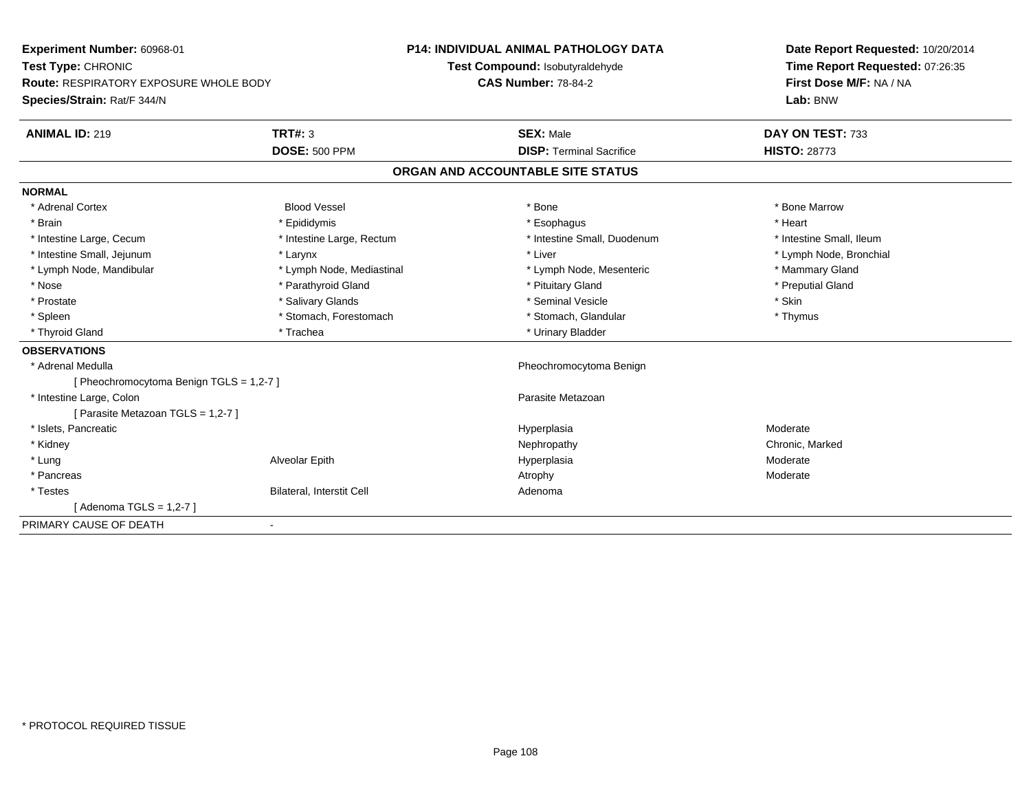**Experiment Number:** 60968-01
**Test Type:** CHRONIC
**Route:** RESPIRATORY EXPOSURE WHOLE BODY
**Species/Strain:** Rat/F 344/N

**P14: INDIVIDUAL ANIMAL PATHOLOGY DATA**
**Test Compound:** Isobutyraldehyde
**CAS Number:** 78-84-2

**Date Report Requested:** 10/20/2014
**Time Report Requested:** 07:26:35
**First Dose M/F:** NA / NA
**Lab:** BNW

| **ANIMAL ID:** 219 | **TRT#:** 3 | **SEX:** Male | **DAY ON TEST:** 733 |
|---|---|---|---|
| | **DOSE:** 500 PPM | **DISP:** Terminal Sacrifice | **HISTO:** 28773 |

## ORGAN AND ACCOUNTABLE SITE STATUS

**NORMAL**

| | | | |
|---|---|---|---|
| * Adrenal Cortex | Blood Vessel | * Bone | * Bone Marrow |
| * Brain | * Epididymis | * Esophagus | * Heart |
| * Intestine Large, Cecum | * Intestine Large, Rectum | * Intestine Small, Duodenum | * Intestine Small, Ileum |
| * Intestine Small, Jejunum | * Larynx | * Liver | * Lymph Node, Bronchial |
| * Lymph Node, Mandibular | * Lymph Node, Mediastinal | * Lymph Node, Mesenteric | * Mammary Gland |
| * Nose | * Parathyroid Gland | * Pituitary Gland | * Preputial Gland |
| * Prostate | * Salivary Glands | * Seminal Vesicle | * Skin |
| * Spleen | * Stomach, Forestomach | * Stomach, Glandular | * Thymus |
| * Thyroid Gland | * Trachea | * Urinary Bladder | |

**OBSERVATIONS**

| | | | |
|---|---|---|---|
| * Adrenal Medulla | | Pheochromocytoma Benign | |
| [ Pheochromocytoma Benign TGLS = 1,2-7 ] | | | |
| * Intestine Large, Colon | | Parasite Metazoan | |
| [ Parasite Metazoan TGLS = 1,2-7 ] | | | |
| * Islets, Pancreatic | | Hyperplasia | Moderate |
| * Kidney | | Nephropathy | Chronic, Marked |
| * Lung | Alveolar Epith | Hyperplasia | Moderate |
| * Pancreas | | Atrophy | Moderate |
| * Testes | Bilateral, Interstit Cell | Adenoma | |
| [ Adenoma TGLS = 1,2-7 ] | | | |

PRIMARY CAUSE OF DEATH -

\* PROTOCOL REQUIRED TISSUE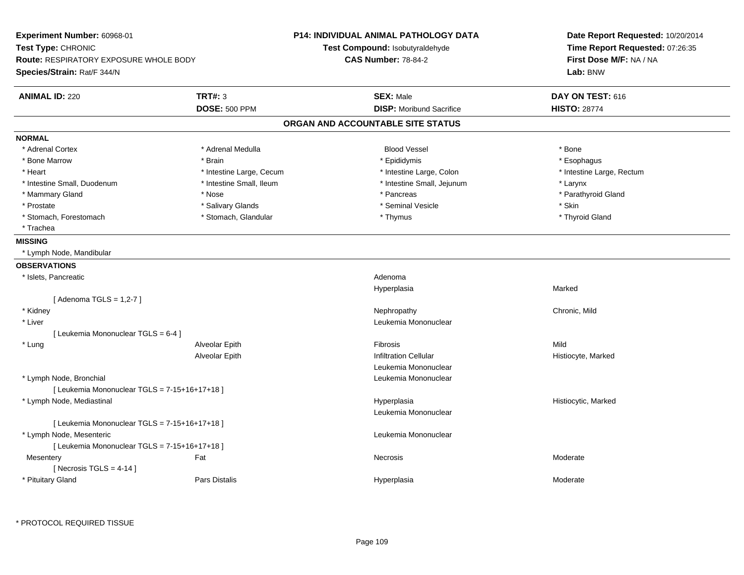**Experiment Number:** 60968-01
**Test Type:** CHRONIC
**Route:** RESPIRATORY EXPOSURE WHOLE BODY
**Species/Strain:** Rat/F 344/N

**P14: INDIVIDUAL ANIMAL PATHOLOGY DATA**
**Test Compound:** Isobutyraldehyde
**CAS Number:** 78-84-2

**Date Report Requested:** 10/20/2014
**Time Report Requested:** 07:26:35
**First Dose M/F:** NA / NA
**Lab:** BNW

| **ANIMAL ID:** 220 | **TRT#:** 3 | **SEX:** Male | **DAY ON TEST:** 616 |
|---|---|---|---|
| | **DOSE:** 500 PPM | **DISP:** Moribund Sacrifice | **HISTO:** 28774 |

## ORGAN AND ACCOUNTABLE SITE STATUS

**NORMAL**

| | | | |
|---|---|---|---|
| * Adrenal Cortex | * Adrenal Medulla | Blood Vessel | * Bone |
| * Bone Marrow | * Brain | * Epididymis | * Esophagus |
| * Heart | * Intestine Large, Cecum | * Intestine Large, Colon | * Intestine Large, Rectum |
| * Intestine Small, Duodenum | * Intestine Small, Ileum | * Intestine Small, Jejunum | * Larynx |
| * Mammary Gland | * Nose | * Pancreas | * Parathyroid Gland |
| * Prostate | * Salivary Glands | * Seminal Vesicle | * Skin |
| * Stomach, Forestomach | * Stomach, Glandular | * Thymus | * Thyroid Gland |
| * Trachea | | | |

**MISSING**

* Lymph Node, Mandibular

**OBSERVATIONS**

| Organ | Site | Observation | Qualifier |
|---|---|---|---|
| * Islets, Pancreatic | | Adenoma | |
| | | Hyperplasia | Marked |
| [ Adenoma TGLS = 1,2-7 ] | | | |
| * Kidney | | Nephropathy | Chronic, Mild |
| * Liver | | Leukemia Mononuclear | |
| [ Leukemia Mononuclear TGLS = 6-4 ] | | | |
| * Lung | Alveolar Epith | Fibrosis | Mild |
| | Alveolar Epith | Infiltration Cellular | Histiocyte, Marked |
| | | Leukemia Mononuclear | |
| * Lymph Node, Bronchial | | Leukemia Mononuclear | |
| [ Leukemia Mononuclear TGLS = 7-15+16+17+18 ] | | | |
| * Lymph Node, Mediastinal | | Hyperplasia | Histiocytic, Marked |
| | | Leukemia Mononuclear | |
| [ Leukemia Mononuclear TGLS = 7-15+16+17+18 ] | | | |
| * Lymph Node, Mesenteric | | Leukemia Mononuclear | |
| [ Leukemia Mononuclear TGLS = 7-15+16+17+18 ] | | | |
| Mesentery | Fat | Necrosis | Moderate |
| [ Necrosis TGLS = 4-14 ] | | | |
| * Pituitary Gland | Pars Distalis | Hyperplasia | Moderate |

\* PROTOCOL REQUIRED TISSUE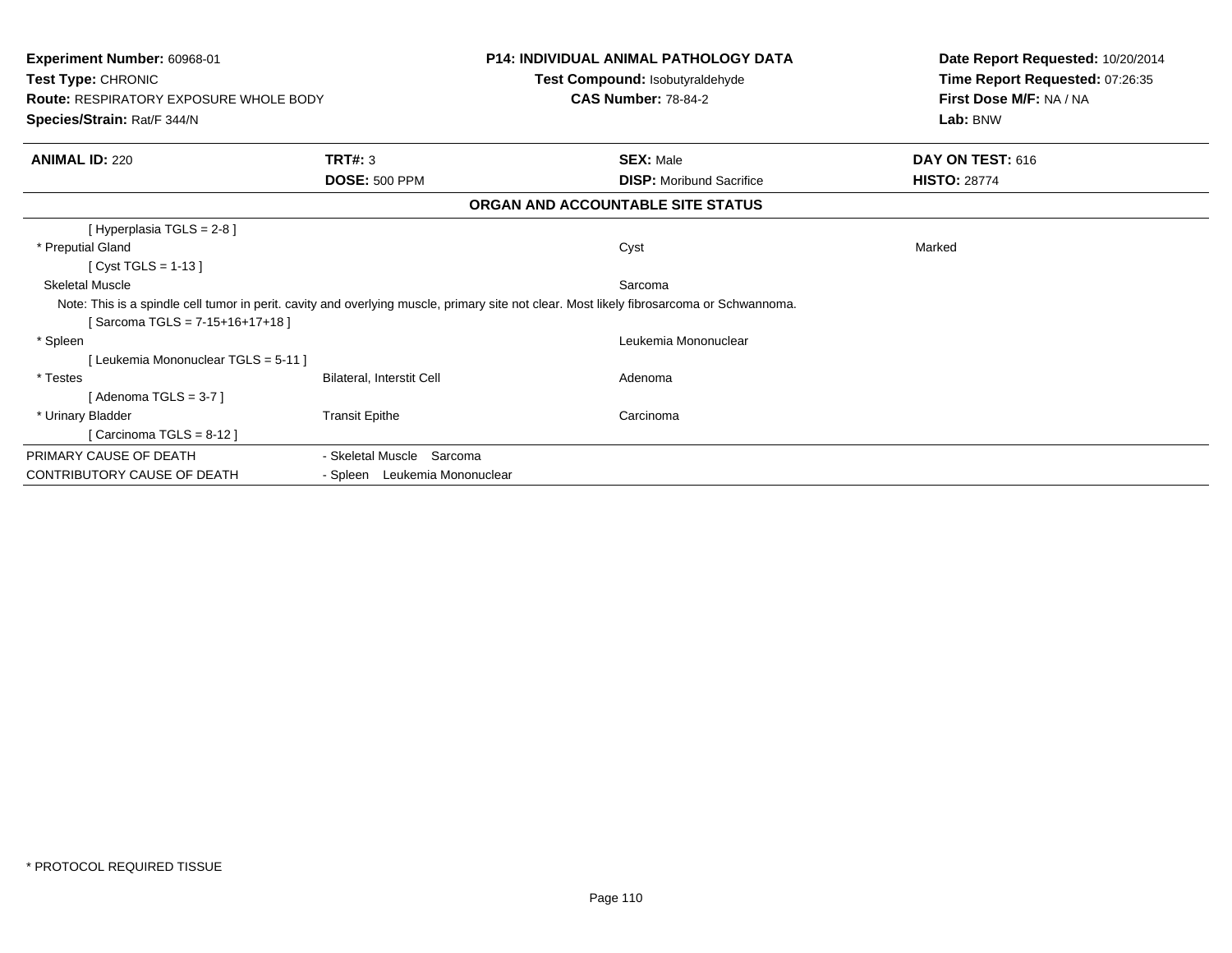**Experiment Number:** 60968-01
**Test Type:** CHRONIC
**Route:** RESPIRATORY EXPOSURE WHOLE BODY
**Species/Strain:** Rat/F 344/N

**P14: INDIVIDUAL ANIMAL PATHOLOGY DATA**
**Test Compound:** Isobutyraldehyde
**CAS Number:** 78-84-2

**Date Report Requested:** 10/20/2014
**Time Report Requested:** 07:26:35
**First Dose M/F:** NA / NA
**Lab:** BNW

| **ANIMAL ID:** 220 | **TRT#:** 3 | **SEX:** Male | **DAY ON TEST:** 616 |
|---|---|---|---|
| | **DOSE:** 500 PPM | **DISP:** Moribund Sacrifice | **HISTO:** 28774 |

**ORGAN AND ACCOUNTABLE SITE STATUS**

| | | | |
|---|---|---|---|
| [ Hyperplasia TGLS = 2-8 ] | | | |
| * Preputial Gland | | Cyst | Marked |
| [ Cyst TGLS = 1-13 ] | | | |
| Skeletal Muscle | | Sarcoma | |
| Note: This is a spindle cell tumor in perit. cavity and overlying muscle, primary site not clear. Most likely fibrosarcoma or Schwannoma. | | | |
| [ Sarcoma TGLS = 7-15+16+17+18 ] | | | |
| * Spleen | | Leukemia Mononuclear | |
| [ Leukemia Mononuclear TGLS = 5-11 ] | | | |
| * Testes | Bilateral, Interstit Cell | Adenoma | |
| [ Adenoma TGLS = 3-7 ] | | | |
| * Urinary Bladder | Transit Epithe | Carcinoma | |
| [ Carcinoma TGLS = 8-12 ] | | | |
| PRIMARY CAUSE OF DEATH | - Skeletal Muscle Sarcoma | | |
| CONTRIBUTORY CAUSE OF DEATH | - Spleen Leukemia Mononuclear | | |

* PROTOCOL REQUIRED TISSUE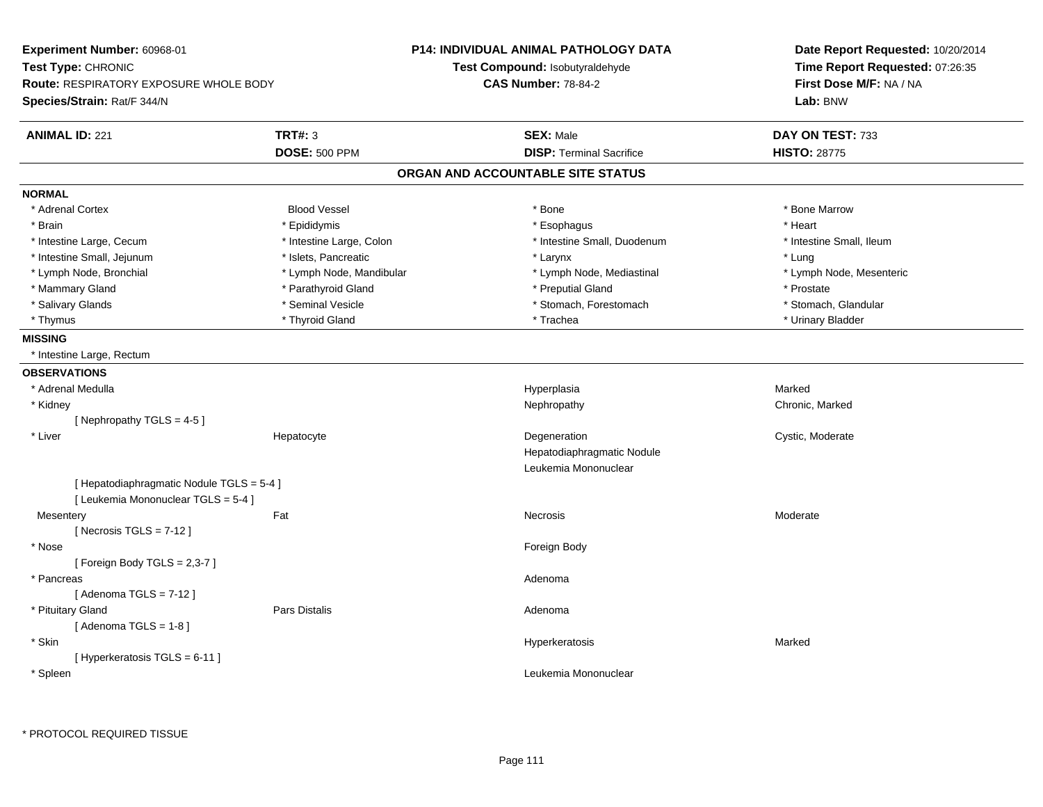**Experiment Number:** 60968-01
**Test Type:** CHRONIC
**Route:** RESPIRATORY EXPOSURE WHOLE BODY
**Species/Strain:** Rat/F 344/N

**P14: INDIVIDUAL ANIMAL PATHOLOGY DATA**
**Test Compound:** Isobutyraldehyde
**CAS Number:** 78-84-2

**Date Report Requested:** 10/20/2014
**Time Report Requested:** 07:26:35
**First Dose M/F:** NA / NA
**Lab:** BNW

| **ANIMAL ID:** 221 | **TRT#:** 3 | **SEX:** Male | **DAY ON TEST:** 733 |
|---|---|---|---|
| | **DOSE:** 500 PPM | **DISP:** Terminal Sacrifice | **HISTO:** 28775 |

## ORGAN AND ACCOUNTABLE SITE STATUS

**NORMAL**

| | | | |
|---|---|---|---|
| * Adrenal Cortex | Blood Vessel | * Bone | * Bone Marrow |
| * Brain | * Epididymis | * Esophagus | * Heart |
| * Intestine Large, Cecum | * Intestine Large, Colon | * Intestine Small, Duodenum | * Intestine Small, Ileum |
| * Intestine Small, Jejunum | * Islets, Pancreatic | * Larynx | * Lung |
| * Lymph Node, Bronchial | * Lymph Node, Mandibular | * Lymph Node, Mediastinal | * Lymph Node, Mesenteric |
| * Mammary Gland | * Parathyroid Gland | * Preputial Gland | * Prostate |
| * Salivary Glands | * Seminal Vesicle | * Stomach, Forestomach | * Stomach, Glandular |
| * Thymus | * Thyroid Gland | * Trachea | * Urinary Bladder |

**MISSING**

* Intestine Large, Rectum

**OBSERVATIONS**

| | | | |
|---|---|---|---|
| * Adrenal Medulla | | Hyperplasia | Marked |
| * Kidney | | Nephropathy | Chronic, Marked |
| [ Nephropathy TGLS = 4-5 ] | | | |
| * Liver | Hepatocyte | Degeneration | Cystic, Moderate |
| | | Hepatodiaphragmatic Nodule | |
| | | Leukemia Mononuclear | |
| [ Hepatodiaphragmatic Nodule TGLS = 5-4 ] | | | |
| [ Leukemia Mononuclear TGLS = 5-4 ] | | | |
| Mesentery | Fat | Necrosis | Moderate |
| [ Necrosis TGLS = 7-12 ] | | | |
| * Nose | | Foreign Body | |
| [ Foreign Body TGLS = 2,3-7 ] | | | |
| * Pancreas | | Adenoma | |
| [ Adenoma TGLS = 7-12 ] | | | |
| * Pituitary Gland | Pars Distalis | Adenoma | |
| [ Adenoma TGLS = 1-8 ] | | | |
| * Skin | | Hyperkeratosis | Marked |
| [ Hyperkeratosis TGLS = 6-11 ] | | | |
| * Spleen | | Leukemia Mononuclear | |

* PROTOCOL REQUIRED TISSUE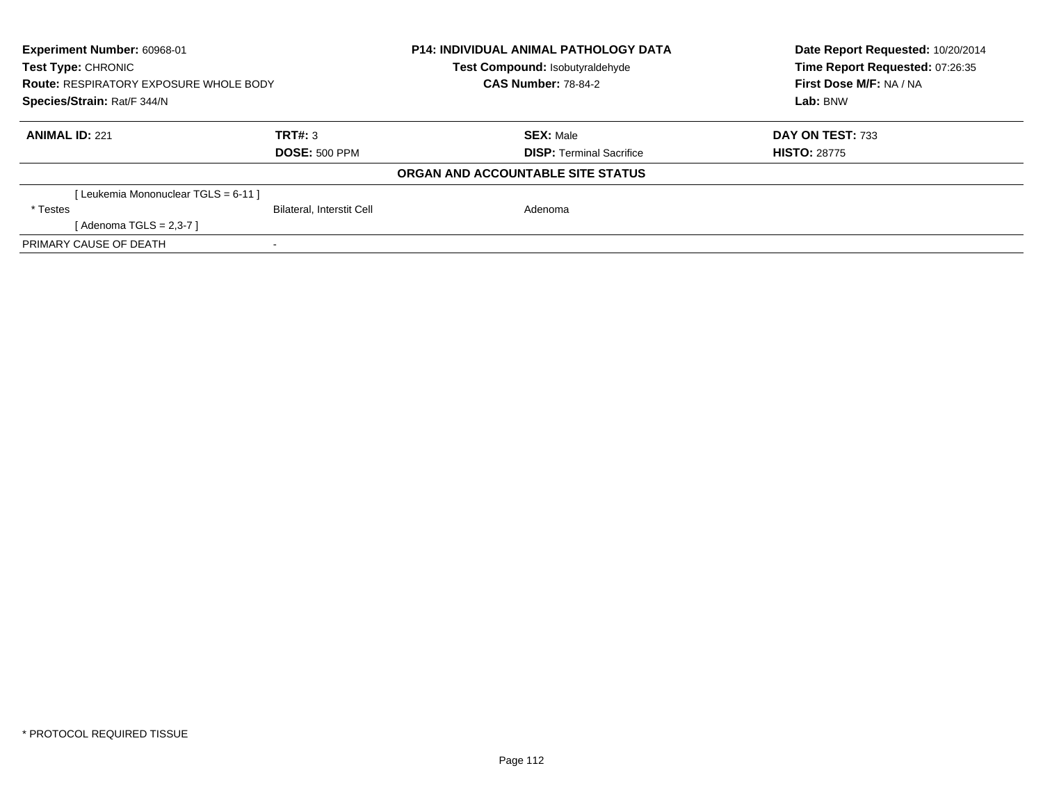**Experiment Number:** 60968-01
**Test Type:** CHRONIC
**Route:** RESPIRATORY EXPOSURE WHOLE BODY
**Species/Strain:** Rat/F 344/N

**P14: INDIVIDUAL ANIMAL PATHOLOGY DATA**
**Test Compound:** Isobutyraldehyde
**CAS Number:** 78-84-2

**Date Report Requested:** 10/20/2014
**Time Report Requested:** 07:26:35
**First Dose M/F:** NA / NA
**Lab:** BNW

| **ANIMAL ID:** 221 | **TRT#:** 3 | **SEX:** Male | **DAY ON TEST:** 733 |
|---|---|---|---|
| | **DOSE:** 500 PPM | **DISP:** Terminal Sacrifice | **HISTO:** 28775 |

**ORGAN AND ACCOUNTABLE SITE STATUS**

| | | | |
|---|---|---|---|
| [ Leukemia Mononuclear TGLS = 6-11 ] | | | |
| * Testes | Bilateral, Interstit Cell | Adenoma | |
| [ Adenoma TGLS = 2,3-7 ] | | | |
| PRIMARY CAUSE OF DEATH | - | | |

* PROTOCOL REQUIRED TISSUE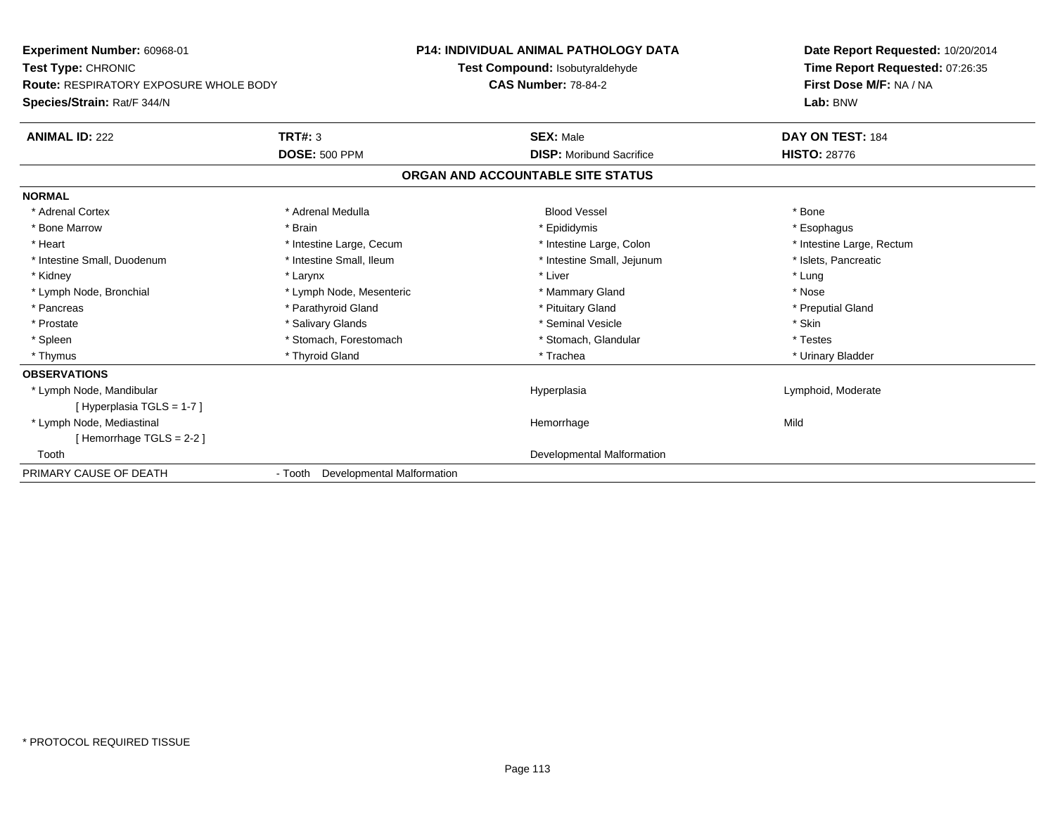**Experiment Number:** 60968-01
**Test Type:** CHRONIC
**Route:** RESPIRATORY EXPOSURE WHOLE BODY
**Species/Strain:** Rat/F 344/N

**P14: INDIVIDUAL ANIMAL PATHOLOGY DATA**
**Test Compound:** Isobutyraldehyde
**CAS Number:** 78-84-2

**Date Report Requested:** 10/20/2014
**Time Report Requested:** 07:26:35
**First Dose M/F:** NA / NA
**Lab:** BNW

| **ANIMAL ID:** 222 | **TRT#:** 3 | **SEX:** Male | **DAY ON TEST:** 184 |
|---|---|---|---|
| | **DOSE:** 500 PPM | **DISP:** Moribund Sacrifice | **HISTO:** 28776 |

## ORGAN AND ACCOUNTABLE SITE STATUS

**NORMAL**

| | | | |
|---|---|---|---|
| * Adrenal Cortex | * Adrenal Medulla | Blood Vessel | * Bone |
| * Bone Marrow | * Brain | * Epididymis | * Esophagus |
| * Heart | * Intestine Large, Cecum | * Intestine Large, Colon | * Intestine Large, Rectum |
| * Intestine Small, Duodenum | * Intestine Small, Ileum | * Intestine Small, Jejunum | * Islets, Pancreatic |
| * Kidney | * Larynx | * Liver | * Lung |
| * Lymph Node, Bronchial | * Lymph Node, Mesenteric | * Mammary Gland | * Nose |
| * Pancreas | * Parathyroid Gland | * Pituitary Gland | * Preputial Gland |
| * Prostate | * Salivary Glands | * Seminal Vesicle | * Skin |
| * Spleen | * Stomach, Forestomach | * Stomach, Glandular | * Testes |
| * Thymus | * Thyroid Gland | * Trachea | * Urinary Bladder |

**OBSERVATIONS**

| | | |
|---|---|---|
| * Lymph Node, Mandibular [ Hyperplasia TGLS = 1-7 ] | Hyperplasia | Lymphoid, Moderate |
| * Lymph Node, Mediastinal [ Hemorrhage TGLS = 2-2 ] | Hemorrhage | Mild |
| Tooth | Developmental Malformation | |

PRIMARY CAUSE OF DEATH - Tooth Developmental Malformation

* PROTOCOL REQUIRED TISSUE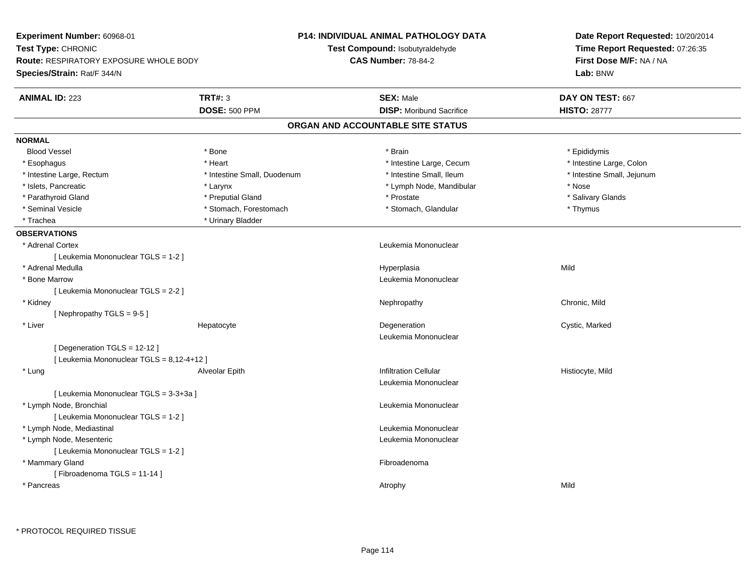**Experiment Number:** 60968-01
**Test Type:** CHRONIC
**Route:** RESPIRATORY EXPOSURE WHOLE BODY
**Species/Strain:** Rat/F 344/N

**P14: INDIVIDUAL ANIMAL PATHOLOGY DATA**
**Test Compound:** Isobutyraldehyde
**CAS Number:** 78-84-2

**Date Report Requested:** 10/20/2014
**Time Report Requested:** 07:26:35
**First Dose M/F:** NA / NA
**Lab:** BNW

| **ANIMAL ID:** 223 | **TRT#:** 3 | **SEX:** Male | **DAY ON TEST:** 667 |
|---|---|---|---|
| | **DOSE:** 500 PPM | **DISP:** Moribund Sacrifice | **HISTO:** 28777 |

## ORGAN AND ACCOUNTABLE SITE STATUS

**NORMAL**

| | | | |
|---|---|---|---|
| Blood Vessel | * Bone | * Brain | * Epididymis |
| * Esophagus | * Heart | * Intestine Large, Cecum | * Intestine Large, Colon |
| * Intestine Large, Rectum | * Intestine Small, Duodenum | * Intestine Small, Ileum | * Intestine Small, Jejunum |
| * Islets, Pancreatic | * Larynx | * Lymph Node, Mandibular | * Nose |
| * Parathyroid Gland | * Preputial Gland | * Prostate | * Salivary Glands |
| * Seminal Vesicle | * Stomach, Forestomach | * Stomach, Glandular | * Thymus |
| * Trachea | * Urinary Bladder | | |

**OBSERVATIONS**

| | | | |
|---|---|---|---|
| * Adrenal Cortex | | Leukemia Mononuclear | |
| [ Leukemia Mononuclear TGLS = 1-2 ] | | | |
| * Adrenal Medulla | | Hyperplasia | Mild |
| * Bone Marrow | | Leukemia Mononuclear | |
| [ Leukemia Mononuclear TGLS = 2-2 ] | | | |
| * Kidney | | Nephropathy | Chronic, Mild |
| [ Nephropathy TGLS = 9-5 ] | | | |
| * Liver | Hepatocyte | Degeneration | Cystic, Marked |
| | | Leukemia Mononuclear | |
| [ Degeneration TGLS = 12-12 ] | | | |
| [ Leukemia Mononuclear TGLS = 8,12-4+12 ] | | | |
| * Lung | Alveolar Epith | Infiltration Cellular | Histiocyte, Mild |
| | | Leukemia Mononuclear | |
| [ Leukemia Mononuclear TGLS = 3-3+3a ] | | | |
| * Lymph Node, Bronchial | | Leukemia Mononuclear | |
| [ Leukemia Mononuclear TGLS = 1-2 ] | | | |
| * Lymph Node, Mediastinal | | Leukemia Mononuclear | |
| * Lymph Node, Mesenteric | | Leukemia Mononuclear | |
| [ Leukemia Mononuclear TGLS = 1-2 ] | | | |
| * Mammary Gland | | Fibroadenoma | |
| [ Fibroadenoma TGLS = 11-14 ] | | | |
| * Pancreas | | Atrophy | Mild |

* PROTOCOL REQUIRED TISSUE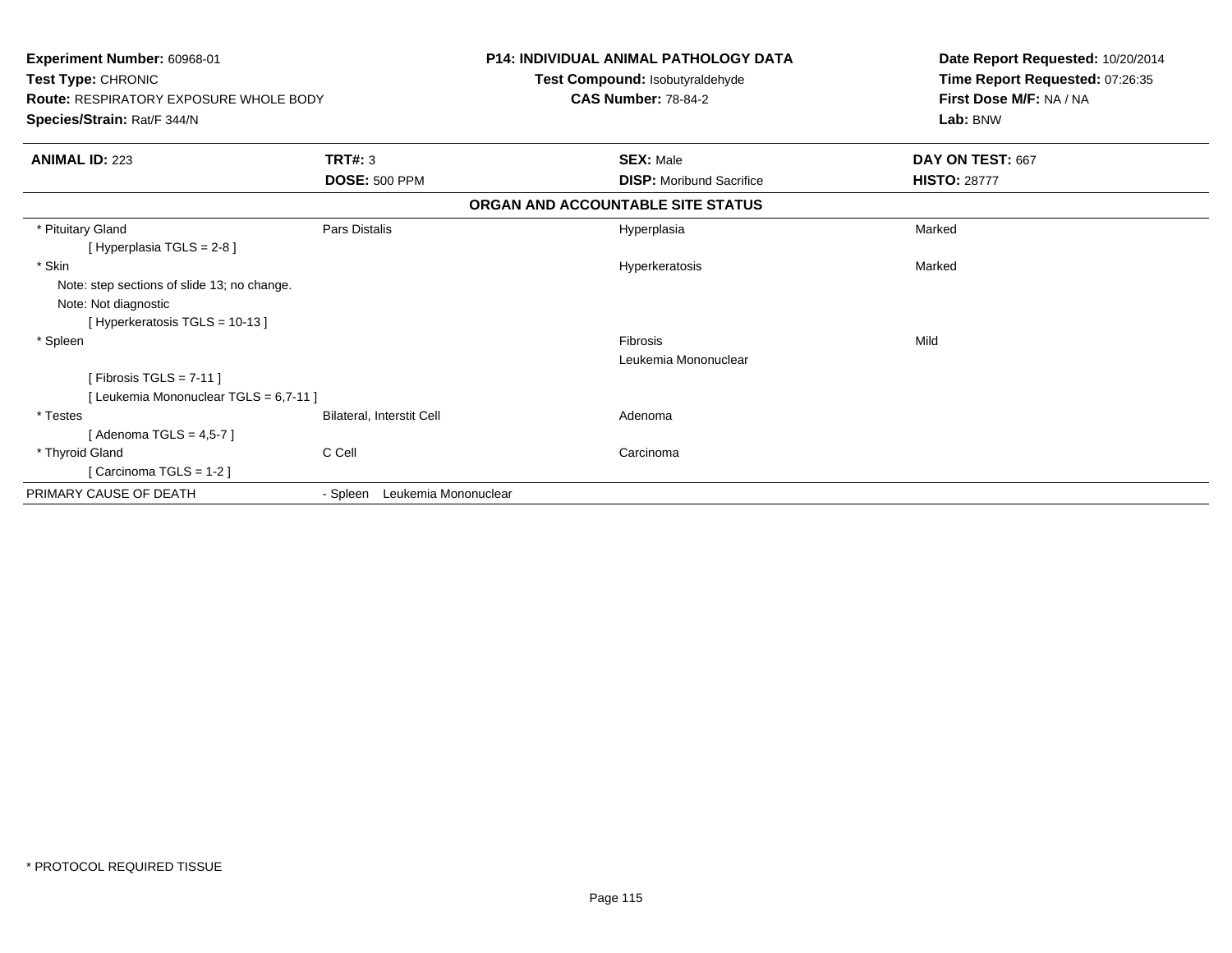**Experiment Number:** 60968-01
**Test Type:** CHRONIC
**Route:** RESPIRATORY EXPOSURE WHOLE BODY
**Species/Strain:** Rat/F 344/N

**P14: INDIVIDUAL ANIMAL PATHOLOGY DATA**
**Test Compound:** Isobutyraldehyde
**CAS Number:** 78-84-2

**Date Report Requested:** 10/20/2014
**Time Report Requested:** 07:26:35
**First Dose M/F:** NA / NA
**Lab:** BNW

| **ANIMAL ID:** 223 | **TRT#:** 3 | **SEX:** Male | **DAY ON TEST:** 667 |
|---|---|---|---|
| | **DOSE:** 500 PPM | **DISP:** Moribund Sacrifice | **HISTO:** 28777 |

**ORGAN AND ACCOUNTABLE SITE STATUS**

| | | | |
|---|---|---|---|
| * Pituitary Gland | Pars Distalis | Hyperplasia | Marked |
| [ Hyperplasia TGLS = 2-8 ] | | | |
| * Skin | | Hyperkeratosis | Marked |
| Note: step sections of slide 13; no change. | | | |
| Note: Not diagnostic | | | |
| [ Hyperkeratosis TGLS = 10-13 ] | | | |
| * Spleen | | Fibrosis | Mild |
| | | Leukemia Mononuclear | |
| [ Fibrosis TGLS = 7-11 ] | | | |
| [ Leukemia Mononuclear TGLS = 6,7-11 ] | | | |
| * Testes | Bilateral, Interstit Cell | Adenoma | |
| [ Adenoma TGLS = 4,5-7 ] | | | |
| * Thyroid Gland | C Cell | Carcinoma | |
| [ Carcinoma TGLS = 1-2 ] | | | |
| PRIMARY CAUSE OF DEATH | - Spleen Leukemia Mononuclear | | |

* PROTOCOL REQUIRED TISSUE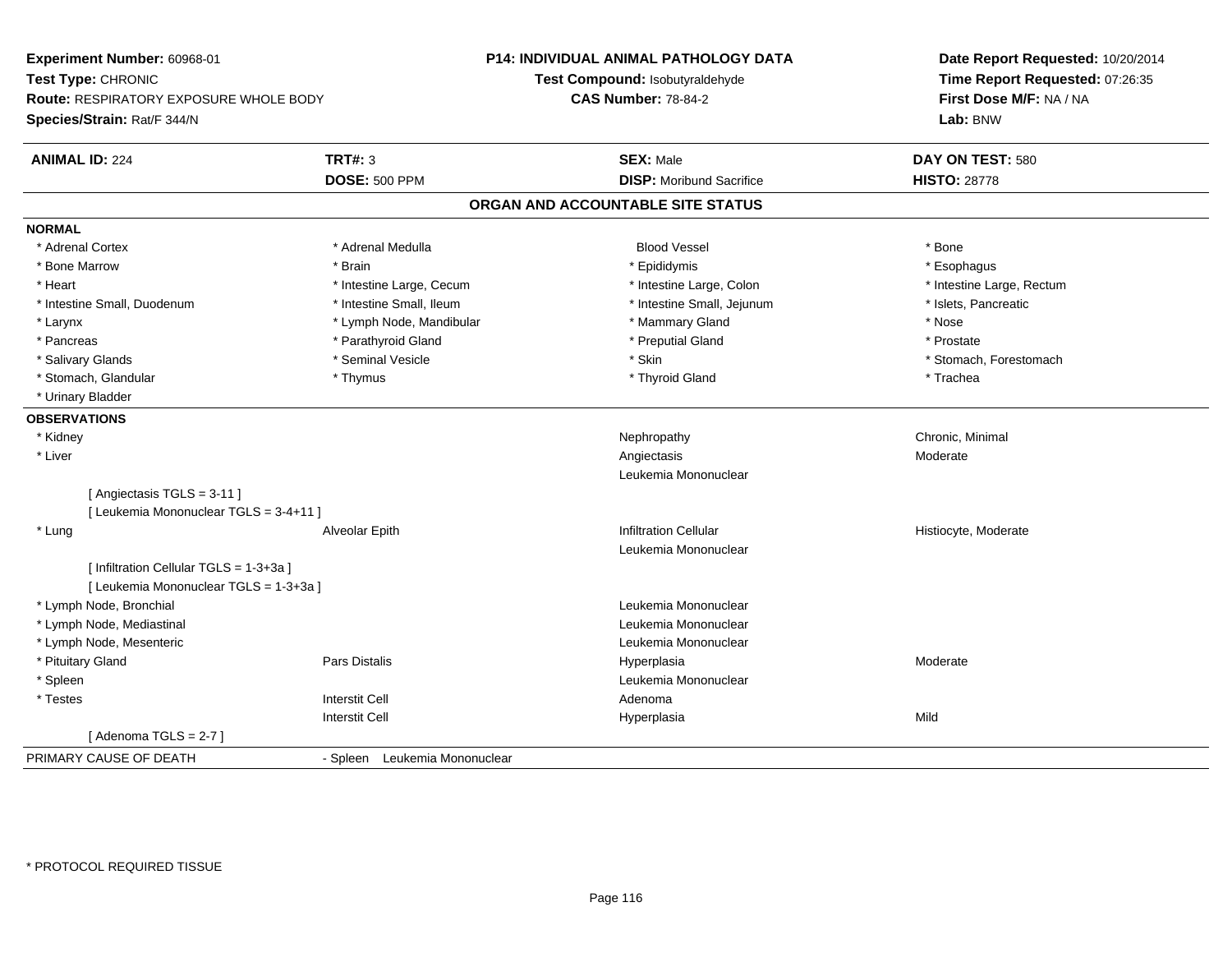**Experiment Number:** 60968-01
**Test Type:** CHRONIC
**Route:** RESPIRATORY EXPOSURE WHOLE BODY
**Species/Strain:** Rat/F 344/N

**P14: INDIVIDUAL ANIMAL PATHOLOGY DATA**
**Test Compound:** Isobutyraldehyde
**CAS Number:** 78-84-2

**Date Report Requested:** 10/20/2014
**Time Report Requested:** 07:26:35
**First Dose M/F:** NA / NA
**Lab:** BNW

| **ANIMAL ID:** 224 | **TRT#:** 3 | **SEX:** Male | **DAY ON TEST:** 580 |
|---|---|---|---|
| | **DOSE:** 500 PPM | **DISP:** Moribund Sacrifice | **HISTO:** 28778 |

## ORGAN AND ACCOUNTABLE SITE STATUS

**NORMAL**

| | | | |
|---|---|---|---|
| * Adrenal Cortex | * Adrenal Medulla | Blood Vessel | * Bone |
| * Bone Marrow | * Brain | * Epididymis | * Esophagus |
| * Heart | * Intestine Large, Cecum | * Intestine Large, Colon | * Intestine Large, Rectum |
| * Intestine Small, Duodenum | * Intestine Small, Ileum | * Intestine Small, Jejunum | * Islets, Pancreatic |
| * Larynx | * Lymph Node, Mandibular | * Mammary Gland | * Nose |
| * Pancreas | * Parathyroid Gland | * Preputial Gland | * Prostate |
| * Salivary Glands | * Seminal Vesicle | * Skin | * Stomach, Forestomach |
| * Stomach, Glandular | * Thymus | * Thyroid Gland | * Trachea |
| * Urinary Bladder | | | |

**OBSERVATIONS**

| | | | |
|---|---|---|---|
| * Kidney | | Nephropathy | Chronic, Minimal |
| * Liver | | Angiectasis | Moderate |
| | | Leukemia Mononuclear | |
| [ Angiectasis TGLS = 3-11 ] | | | |
| [ Leukemia Mononuclear TGLS = 3-4+11 ] | | | |
| * Lung | Alveolar Epith | Infiltration Cellular | Histiocyte, Moderate |
| | | Leukemia Mononuclear | |
| [ Infiltration Cellular TGLS = 1-3+3a ] | | | |
| [ Leukemia Mononuclear TGLS = 1-3+3a ] | | | |
| * Lymph Node, Bronchial | | Leukemia Mononuclear | |
| * Lymph Node, Mediastinal | | Leukemia Mononuclear | |
| * Lymph Node, Mesenteric | | Leukemia Mononuclear | |
| * Pituitary Gland | Pars Distalis | Hyperplasia | Moderate |
| * Spleen | | Leukemia Mononuclear | |
| * Testes | Interstit Cell | Adenoma | |
| | Interstit Cell | Hyperplasia | Mild |
| [ Adenoma TGLS = 2-7 ] | | | |

PRIMARY CAUSE OF DEATH - Spleen Leukemia Mononuclear

\* PROTOCOL REQUIRED TISSUE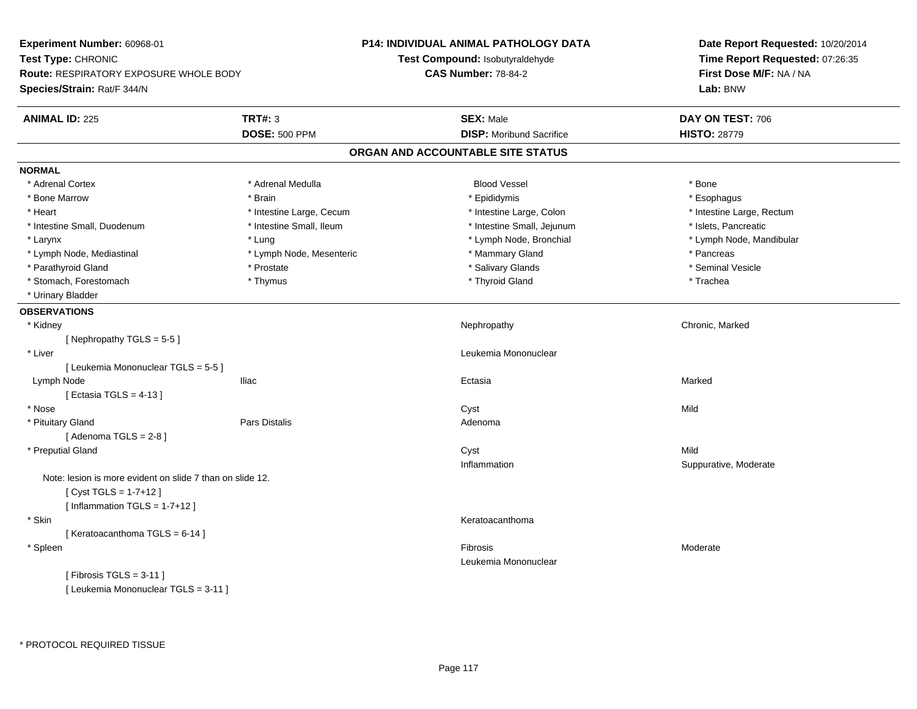**Experiment Number:** 60968-01
**Test Type:** CHRONIC
**Route:** RESPIRATORY EXPOSURE WHOLE BODY
**Species/Strain:** Rat/F 344/N

**P14: INDIVIDUAL ANIMAL PATHOLOGY DATA**
**Test Compound:** Isobutyraldehyde
**CAS Number:** 78-84-2

**Date Report Requested:** 10/20/2014
**Time Report Requested:** 07:26:35
**First Dose M/F:** NA / NA
**Lab:** BNW

| **ANIMAL ID:** 225 | **TRT#:** 3 | **SEX:** Male | **DAY ON TEST:** 706 |
|---|---|---|---|
| | **DOSE:** 500 PPM | **DISP:** Moribund Sacrifice | **HISTO:** 28779 |

## ORGAN AND ACCOUNTABLE SITE STATUS

### NORMAL

| | | | |
|---|---|---|---|
| * Adrenal Cortex | * Adrenal Medulla | Blood Vessel | * Bone |
| * Bone Marrow | * Brain | * Epididymis | * Esophagus |
| * Heart | * Intestine Large, Cecum | * Intestine Large, Colon | * Intestine Large, Rectum |
| * Intestine Small, Duodenum | * Intestine Small, Ileum | * Intestine Small, Jejunum | * Islets, Pancreatic |
| * Larynx | * Lung | * Lymph Node, Bronchial | * Lymph Node, Mandibular |
| * Lymph Node, Mediastinal | * Lymph Node, Mesenteric | * Mammary Gland | * Pancreas |
| * Parathyroid Gland | * Prostate | * Salivary Glands | * Seminal Vesicle |
| * Stomach, Forestomach | * Thymus | * Thyroid Gland | * Trachea |
| * Urinary Bladder | | | |

### OBSERVATIONS

| | | | |
|---|---|---|---|
| * Kidney | | Nephropathy | Chronic, Marked |
| [ Nephropathy TGLS = 5-5 ] | | | |
| * Liver | | Leukemia Mononuclear | |
| [ Leukemia Mononuclear TGLS = 5-5 ] | | | |
| Lymph Node | Iliac | Ectasia | Marked |
| [ Ectasia TGLS = 4-13 ] | | | |
| * Nose | | Cyst | Mild |
| * Pituitary Gland | Pars Distalis | Adenoma | |
| [ Adenoma TGLS = 2-8 ] | | | |
| * Preputial Gland | | Cyst | Mild |
| | | Inflammation | Suppurative, Moderate |
| Note: lesion is more evident on slide 7 than on slide 12. | | | |
| [ Cyst TGLS = 1-7+12 ] | | | |
| [ Inflammation TGLS = 1-7+12 ] | | | |
| * Skin | | Keratoacanthoma | |
| [ Keratoacanthoma TGLS = 6-14 ] | | | |
| * Spleen | | Fibrosis | Moderate |
| | | Leukemia Mononuclear | |
| [ Fibrosis TGLS = 3-11 ] | | | |
| [ Leukemia Mononuclear TGLS = 3-11 ] | | | |

\* PROTOCOL REQUIRED TISSUE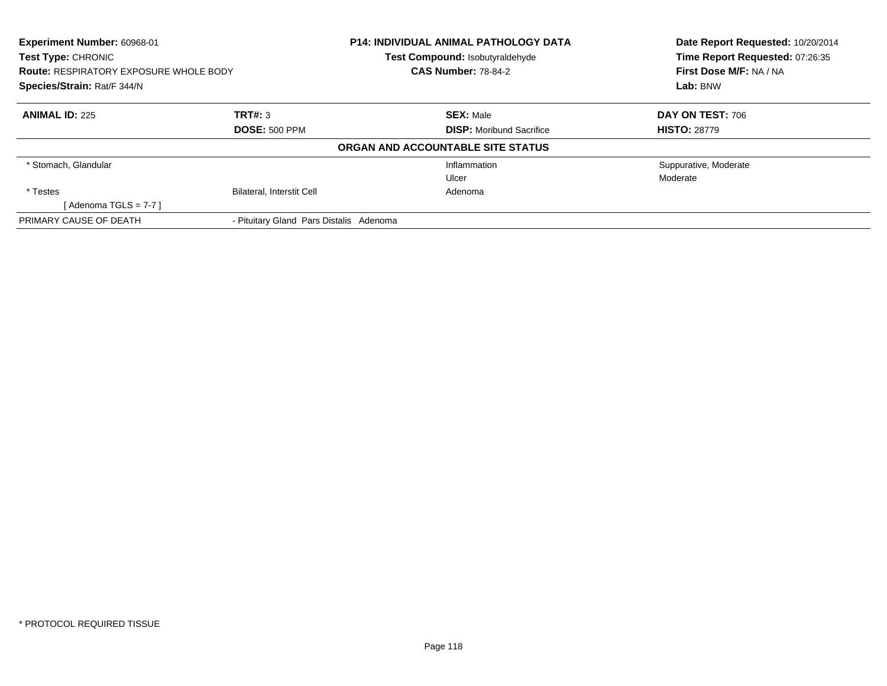**Experiment Number:** 60968-01
**Test Type:** CHRONIC
**Route:** RESPIRATORY EXPOSURE WHOLE BODY
**Species/Strain:** Rat/F 344/N

**P14: INDIVIDUAL ANIMAL PATHOLOGY DATA**
**Test Compound:** Isobutyraldehyde
**CAS Number:** 78-84-2

**Date Report Requested:** 10/20/2014
**Time Report Requested:** 07:26:35
**First Dose M/F:** NA / NA
**Lab:** BNW

| **ANIMAL ID:** 225 | **TRT#:** 3 | **SEX:** Male | **DAY ON TEST:** 706 |
|---|---|---|---|
| | **DOSE:** 500 PPM | **DISP:** Moribund Sacrifice | **HISTO:** 28779 |

**ORGAN AND ACCOUNTABLE SITE STATUS**

| | | | |
|---|---|---|---|
| * Stomach, Glandular | | Inflammation | Suppurative, Moderate |
| | | Ulcer | Moderate |
| * Testes | Bilateral, Interstit Cell | Adenoma | |
| [ Adenoma TGLS = 7-7 ] | | | |
| PRIMARY CAUSE OF DEATH | - Pituitary Gland Pars Distalis Adenoma | | |

* PROTOCOL REQUIRED TISSUE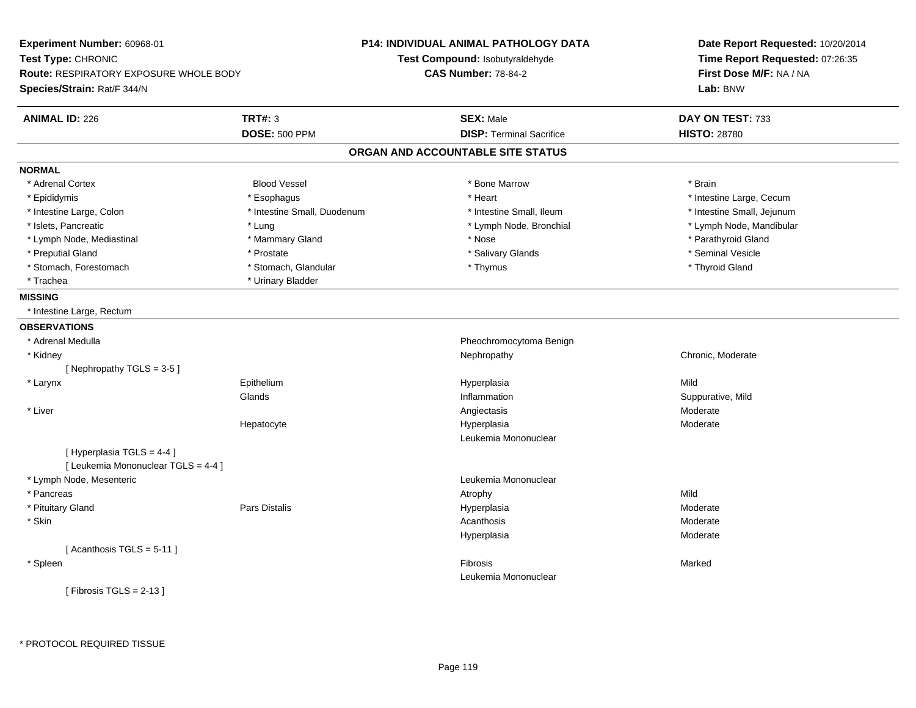**Experiment Number:** 60968-01
**Test Type:** CHRONIC
**Route:** RESPIRATORY EXPOSURE WHOLE BODY
**Species/Strain:** Rat/F 344/N

**P14: INDIVIDUAL ANIMAL PATHOLOGY DATA**
**Test Compound:** Isobutyraldehyde
**CAS Number:** 78-84-2

**Date Report Requested:** 10/20/2014
**Time Report Requested:** 07:26:35
**First Dose M/F:** NA / NA
**Lab:** BNW

| **ANIMAL ID:** 226 | **TRT#:** 3 | **SEX:** Male | **DAY ON TEST:** 733 |
|---|---|---|---|
| | **DOSE:** 500 PPM | **DISP:** Terminal Sacrifice | **HISTO:** 28780 |

## ORGAN AND ACCOUNTABLE SITE STATUS

**NORMAL**

| | | | |
|---|---|---|---|
| * Adrenal Cortex | Blood Vessel | * Bone Marrow | * Brain |
| * Epididymis | * Esophagus | * Heart | * Intestine Large, Cecum |
| * Intestine Large, Colon | * Intestine Small, Duodenum | * Intestine Small, Ileum | * Intestine Small, Jejunum |
| * Islets, Pancreatic | * Lung | * Lymph Node, Bronchial | * Lymph Node, Mandibular |
| * Lymph Node, Mediastinal | * Mammary Gland | * Nose | * Parathyroid Gland |
| * Preputial Gland | * Prostate | * Salivary Glands | * Seminal Vesicle |
| * Stomach, Forestomach | * Stomach, Glandular | * Thymus | * Thyroid Gland |
| * Trachea | * Urinary Bladder | | |

**MISSING**

* Intestine Large, Rectum

**OBSERVATIONS**

| | | | |
|---|---|---|---|
| * Adrenal Medulla | | Pheochromocytoma Benign | |
| * Kidney | | Nephropathy | Chronic, Moderate |
| [ Nephropathy TGLS = 3-5 ] | | | |
| * Larynx | Epithelium | Hyperplasia | Mild |
| | Glands | Inflammation | Suppurative, Mild |
| * Liver | | Angiectasis | Moderate |
| | Hepatocyte | Hyperplasia | Moderate |
| | | Leukemia Mononuclear | |
| [ Hyperplasia TGLS = 4-4 ] | | | |
| [ Leukemia Mononuclear TGLS = 4-4 ] | | | |
| * Lymph Node, Mesenteric | | Leukemia Mononuclear | |
| * Pancreas | | Atrophy | Mild |
| * Pituitary Gland | Pars Distalis | Hyperplasia | Moderate |
| * Skin | | Acanthosis | Moderate |
| | | Hyperplasia | Moderate |
| [ Acanthosis TGLS = 5-11 ] | | | |
| * Spleen | | Fibrosis | Marked |
| | | Leukemia Mononuclear | |
| [ Fibrosis TGLS = 2-13 ] | | | |

* PROTOCOL REQUIRED TISSUE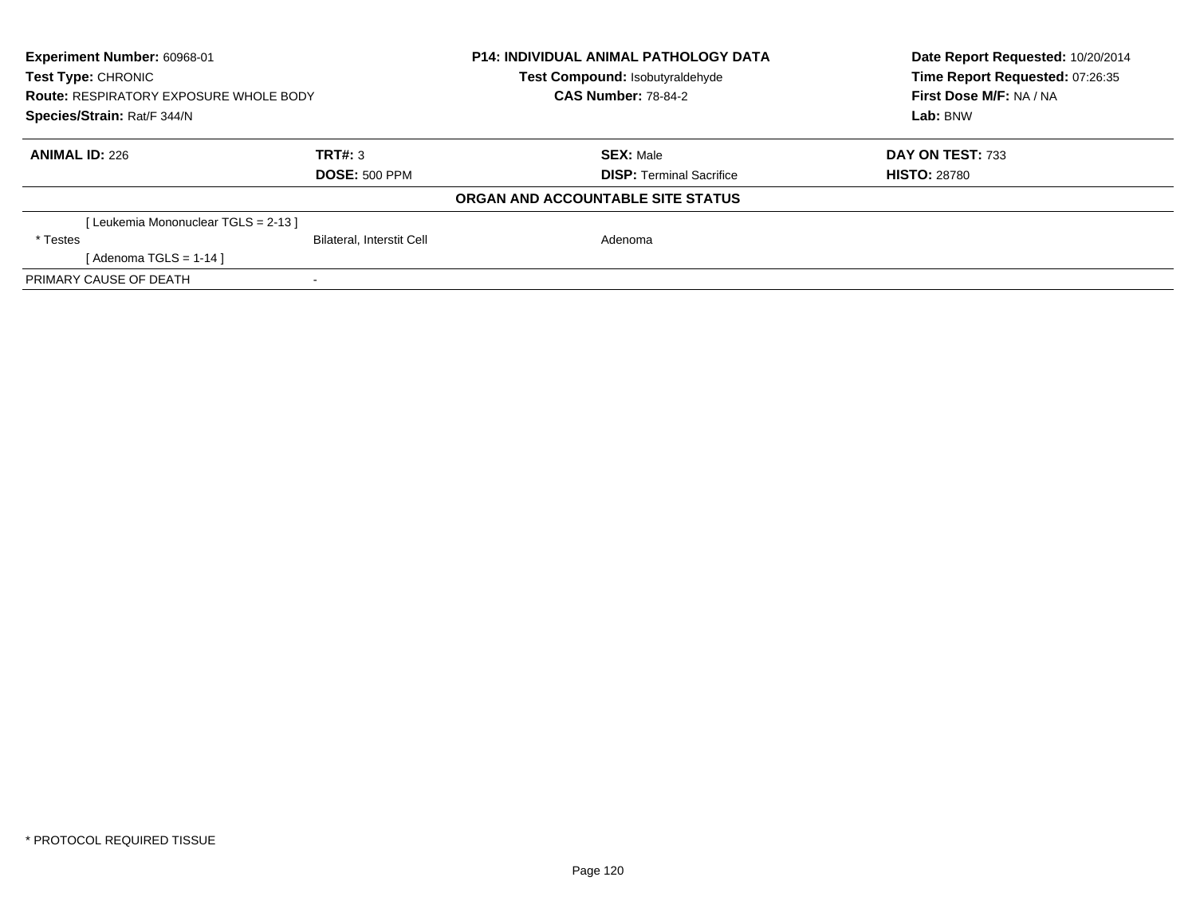**Experiment Number:** 60968-01
**Test Type:** CHRONIC
**Route:** RESPIRATORY EXPOSURE WHOLE BODY
**Species/Strain:** Rat/F 344/N

**P14: INDIVIDUAL ANIMAL PATHOLOGY DATA**
**Test Compound:** Isobutyraldehyde
**CAS Number:** 78-84-2

**Date Report Requested:** 10/20/2014
**Time Report Requested:** 07:26:35
**First Dose M/F:** NA / NA
**Lab:** BNW

| **ANIMAL ID:** 226 | **TRT#:** 3 | **SEX:** Male | **DAY ON TEST:** 733 |
|---|---|---|---|
| | **DOSE:** 500 PPM | **DISP:** Terminal Sacrifice | **HISTO:** 28780 |

**ORGAN AND ACCOUNTABLE SITE STATUS**

| | | |
|---|---|---|
| [ Leukemia Mononuclear TGLS = 2-13 ] | | |
| * Testes | Bilateral, Interstit Cell | Adenoma |
| [ Adenoma TGLS = 1-14 ] | | |
| PRIMARY CAUSE OF DEATH | - | |

* PROTOCOL REQUIRED TISSUE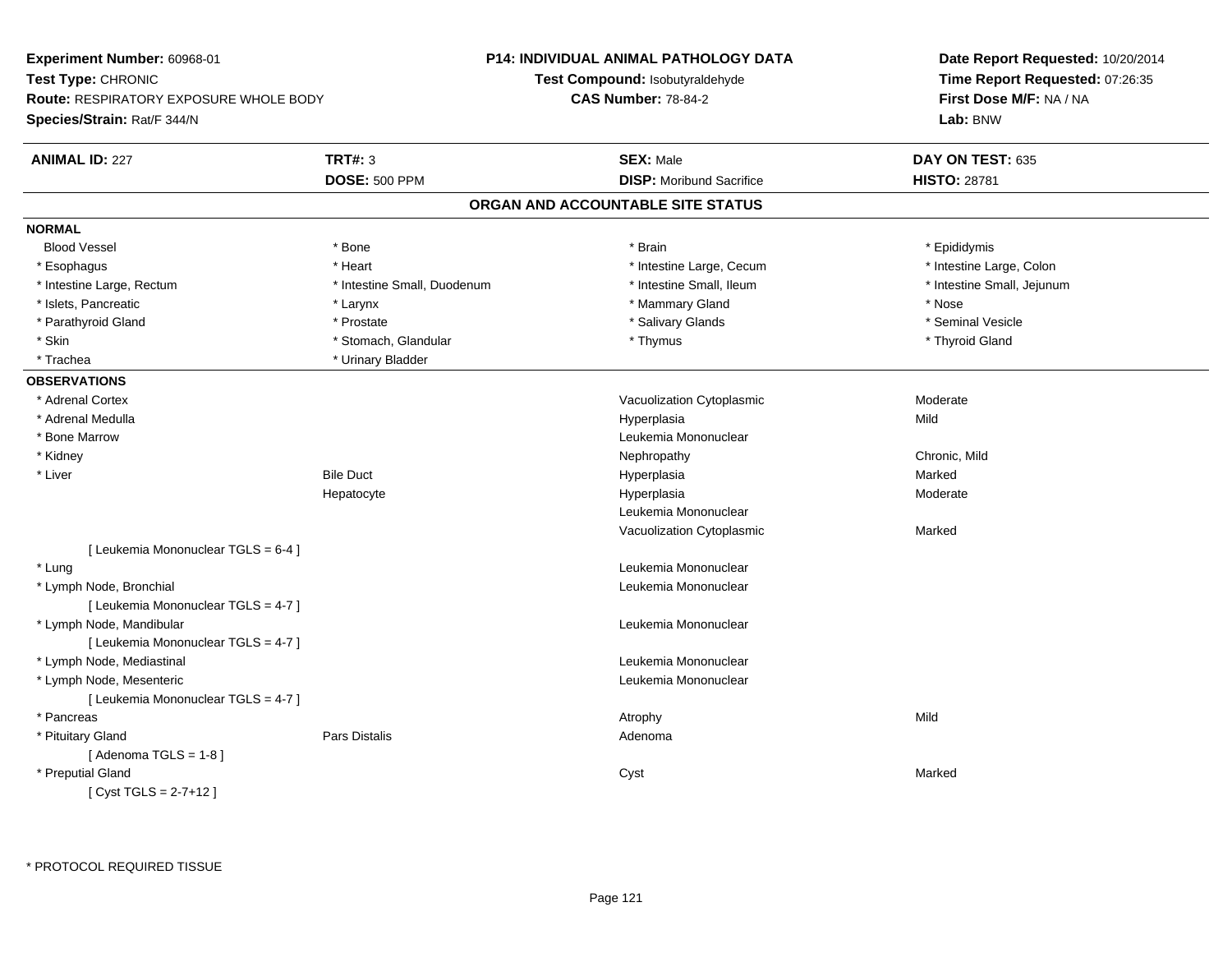**Experiment Number:** 60968-01
**Test Type:** CHRONIC
**Route:** RESPIRATORY EXPOSURE WHOLE BODY
**Species/Strain:** Rat/F 344/N

**P14: INDIVIDUAL ANIMAL PATHOLOGY DATA**
**Test Compound:** Isobutyraldehyde
**CAS Number:** 78-84-2

**Date Report Requested:** 10/20/2014
**Time Report Requested:** 07:26:35
**First Dose M/F:** NA / NA
**Lab:** BNW

| **ANIMAL ID:** 227 | **TRT#:** 3 | **SEX:** Male | **DAY ON TEST:** 635 |
|---|---|---|---|
| | **DOSE:** 500 PPM | **DISP:** Moribund Sacrifice | **HISTO:** 28781 |

## ORGAN AND ACCOUNTABLE SITE STATUS

**NORMAL**

| | | | |
|---|---|---|---|
| Blood Vessel | * Bone | * Brain | * Epididymis |
| * Esophagus | * Heart | * Intestine Large, Cecum | * Intestine Large, Colon |
| * Intestine Large, Rectum | * Intestine Small, Duodenum | * Intestine Small, Ileum | * Intestine Small, Jejunum |
| * Islets, Pancreatic | * Larynx | * Mammary Gland | * Nose |
| * Parathyroid Gland | * Prostate | * Salivary Glands | * Seminal Vesicle |
| * Skin | * Stomach, Glandular | * Thymus | * Thyroid Gland |
| * Trachea | * Urinary Bladder | | |

**OBSERVATIONS**

| | | | |
|---|---|---|---|
| * Adrenal Cortex | | Vacuolization Cytoplasmic | Moderate |
| * Adrenal Medulla | | Hyperplasia | Mild |
| * Bone Marrow | | Leukemia Mononuclear | |
| * Kidney | | Nephropathy | Chronic, Mild |
| * Liver | Bile Duct | Hyperplasia | Marked |
| | Hepatocyte | Hyperplasia | Moderate |
| | | Leukemia Mononuclear | |
| | | Vacuolization Cytoplasmic | Marked |
| [ Leukemia Mononuclear TGLS = 6-4 ] | | | |
| * Lung | | Leukemia Mononuclear | |
| * Lymph Node, Bronchial | | Leukemia Mononuclear | |
| [ Leukemia Mononuclear TGLS = 4-7 ] | | | |
| * Lymph Node, Mandibular | | Leukemia Mononuclear | |
| [ Leukemia Mononuclear TGLS = 4-7 ] | | | |
| * Lymph Node, Mediastinal | | Leukemia Mononuclear | |
| * Lymph Node, Mesenteric | | Leukemia Mononuclear | |
| [ Leukemia Mononuclear TGLS = 4-7 ] | | | |
| * Pancreas | | Atrophy | Mild |
| * Pituitary Gland | Pars Distalis | Adenoma | |
| [ Adenoma TGLS = 1-8 ] | | | |
| * Preputial Gland | | Cyst | Marked |
| [ Cyst TGLS = 2-7+12 ] | | | |

* PROTOCOL REQUIRED TISSUE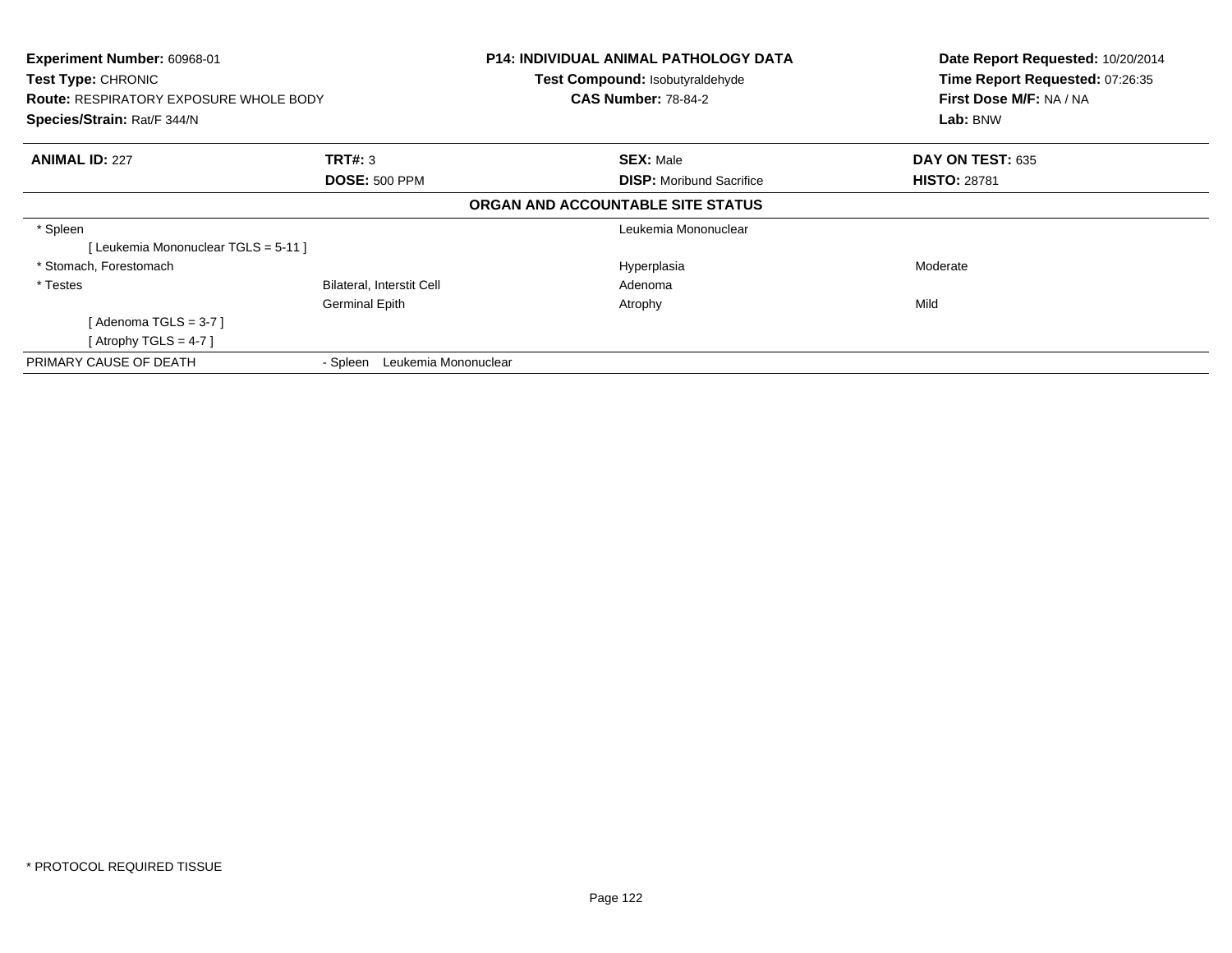**Experiment Number:** 60968-01
**Test Type:** CHRONIC
**Route:** RESPIRATORY EXPOSURE WHOLE BODY
**Species/Strain:** Rat/F 344/N

**P14: INDIVIDUAL ANIMAL PATHOLOGY DATA**
**Test Compound:** Isobutyraldehyde
**CAS Number:** 78-84-2

**Date Report Requested:** 10/20/2014
**Time Report Requested:** 07:26:35
**First Dose M/F:** NA / NA
**Lab:** BNW

| **ANIMAL ID:** 227 | **TRT#:** 3 | **SEX:** Male | **DAY ON TEST:** 635 |
|---|---|---|---|
| | **DOSE:** 500 PPM | **DISP:** Moribund Sacrifice | **HISTO:** 28781 |

**ORGAN AND ACCOUNTABLE SITE STATUS**

| | | | |
|---|---|---|---|
| * Spleen | | Leukemia Mononuclear | |
| [ Leukemia Mononuclear TGLS = 5-11 ] | | | |
| * Stomach, Forestomach | | Hyperplasia | Moderate |
| * Testes | Bilateral, Interstit Cell | Adenoma | |
| | Germinal Epith | Atrophy | Mild |
| [ Adenoma TGLS = 3-7 ] | | | |
| [ Atrophy TGLS = 4-7 ] | | | |
| PRIMARY CAUSE OF DEATH | - Spleen Leukemia Mononuclear | | |

* PROTOCOL REQUIRED TISSUE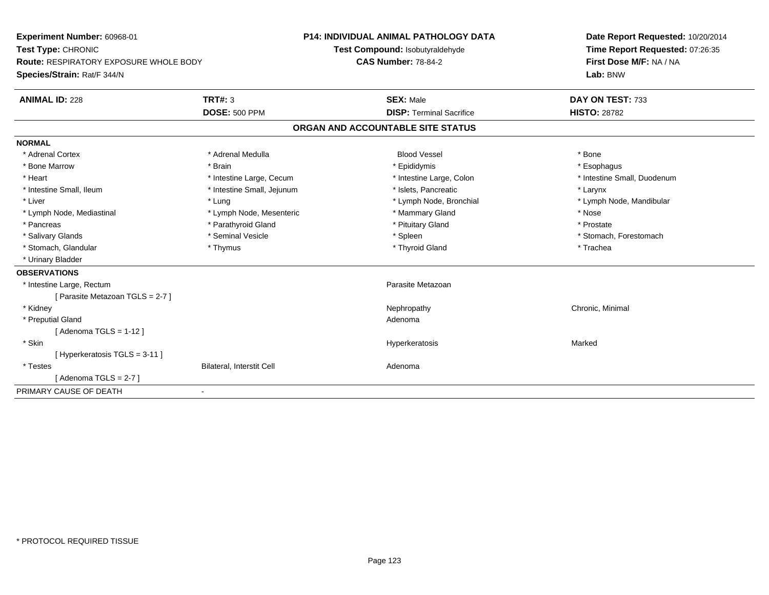**Experiment Number:** 60968-01
**Test Type:** CHRONIC
**Route:** RESPIRATORY EXPOSURE WHOLE BODY
**Species/Strain:** Rat/F 344/N

**P14: INDIVIDUAL ANIMAL PATHOLOGY DATA**
**Test Compound:** Isobutyraldehyde
**CAS Number:** 78-84-2

**Date Report Requested:** 10/20/2014
**Time Report Requested:** 07:26:35
**First Dose M/F:** NA / NA
**Lab:** BNW

| **ANIMAL ID:** 228 | **TRT#:** 3 | **SEX:** Male | **DAY ON TEST:** 733 |
|---|---|---|---|
| | **DOSE:** 500 PPM | **DISP:** Terminal Sacrifice | **HISTO:** 28782 |

## ORGAN AND ACCOUNTABLE SITE STATUS

**NORMAL**

| | | | |
|---|---|---|---|
| * Adrenal Cortex | * Adrenal Medulla | Blood Vessel | * Bone |
| * Bone Marrow | * Brain | * Epididymis | * Esophagus |
| * Heart | * Intestine Large, Cecum | * Intestine Large, Colon | * Intestine Small, Duodenum |
| * Intestine Small, Ileum | * Intestine Small, Jejunum | * Islets, Pancreatic | * Larynx |
| * Liver | * Lung | * Lymph Node, Bronchial | * Lymph Node, Mandibular |
| * Lymph Node, Mediastinal | * Lymph Node, Mesenteric | * Mammary Gland | * Nose |
| * Pancreas | * Parathyroid Gland | * Pituitary Gland | * Prostate |
| * Salivary Glands | * Seminal Vesicle | * Spleen | * Stomach, Forestomach |
| * Stomach, Glandular | * Thymus | * Thyroid Gland | * Trachea |
| * Urinary Bladder | | | |

**OBSERVATIONS**

| | | | |
|---|---|---|---|
| * Intestine Large, Rectum | | Parasite Metazoan | |
| [ Parasite Metazoan TGLS = 2-7 ] | | | |
| * Kidney | | Nephropathy | Chronic, Minimal |
| * Preputial Gland | | Adenoma | |
| [ Adenoma TGLS = 1-12 ] | | | |
| * Skin | | Hyperkeratosis | Marked |
| [ Hyperkeratosis TGLS = 3-11 ] | | | |
| * Testes | Bilateral, Interstit Cell | Adenoma | |
| [ Adenoma TGLS = 2-7 ] | | | |

PRIMARY CAUSE OF DEATH -

\* PROTOCOL REQUIRED TISSUE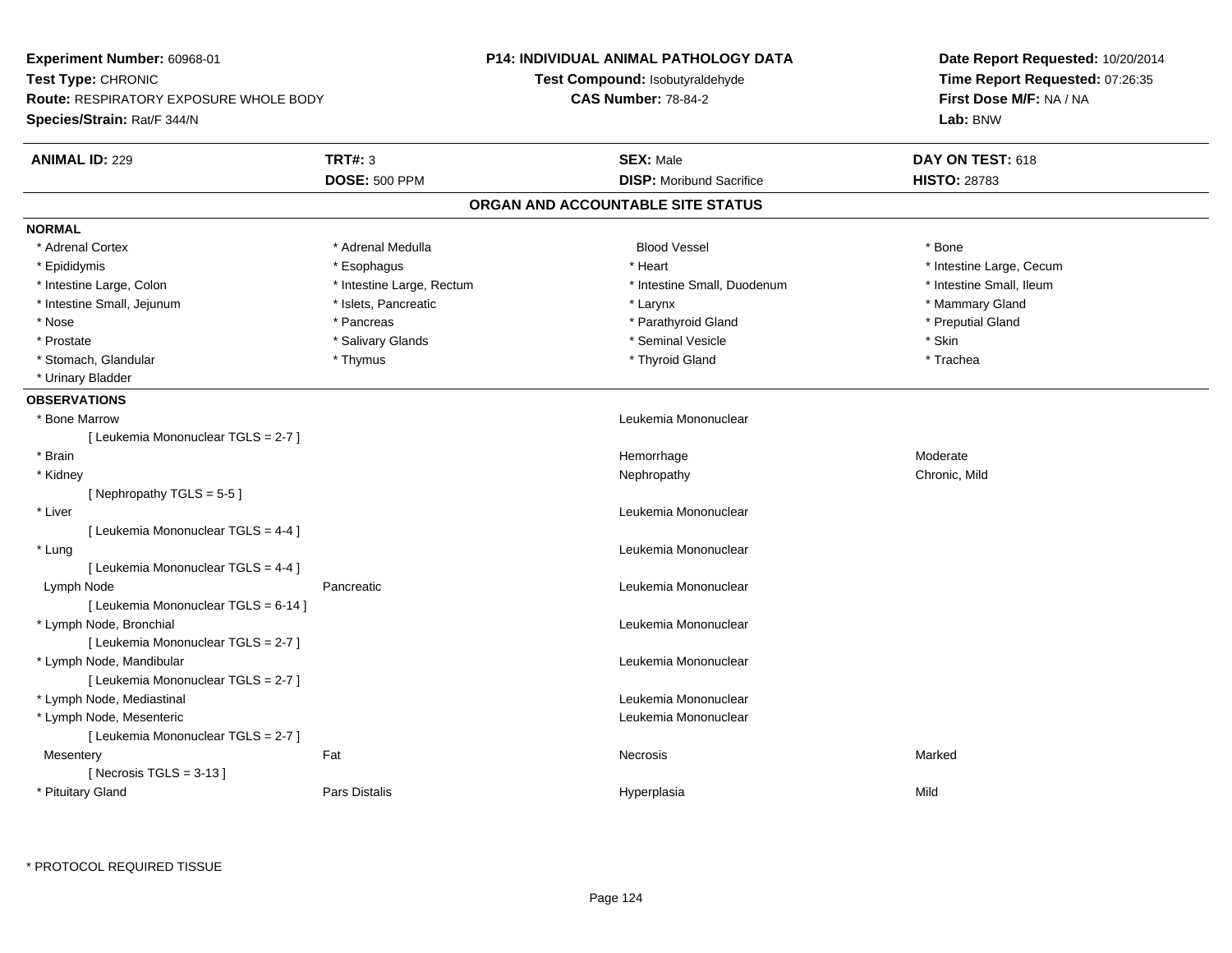**Experiment Number:** 60968-01
**Test Type:** CHRONIC
**Route:** RESPIRATORY EXPOSURE WHOLE BODY
**Species/Strain:** Rat/F 344/N

**P14: INDIVIDUAL ANIMAL PATHOLOGY DATA**
**Test Compound:** Isobutyraldehyde
**CAS Number:** 78-84-2

**Date Report Requested:** 10/20/2014
**Time Report Requested:** 07:26:35
**First Dose M/F:** NA / NA
**Lab:** BNW

| **ANIMAL ID:** 229 | **TRT#:** 3 | **SEX:** Male | **DAY ON TEST:** 618 |
|---|---|---|---|
| | **DOSE:** 500 PPM | **DISP:** Moribund Sacrifice | **HISTO:** 28783 |

## ORGAN AND ACCOUNTABLE SITE STATUS

**NORMAL**

| | | | |
|---|---|---|---|
| * Adrenal Cortex | * Adrenal Medulla | Blood Vessel | * Bone |
| * Epididymis | * Esophagus | * Heart | * Intestine Large, Cecum |
| * Intestine Large, Colon | * Intestine Large, Rectum | * Intestine Small, Duodenum | * Intestine Small, Ileum |
| * Intestine Small, Jejunum | * Islets, Pancreatic | * Larynx | * Mammary Gland |
| * Nose | * Pancreas | * Parathyroid Gland | * Preputial Gland |
| * Prostate | * Salivary Glands | * Seminal Vesicle | * Skin |
| * Stomach, Glandular | * Thymus | * Thyroid Gland | * Trachea |
| * Urinary Bladder | | | |

**OBSERVATIONS**

| | | | |
|---|---|---|---|
| * Bone Marrow | | Leukemia Mononuclear | |
| [ Leukemia Mononuclear TGLS = 2-7 ] | | | |
| * Brain | | Hemorrhage | Moderate |
| * Kidney | | Nephropathy | Chronic, Mild |
| [ Nephropathy TGLS = 5-5 ] | | | |
| * Liver | | Leukemia Mononuclear | |
| [ Leukemia Mononuclear TGLS = 4-4 ] | | | |
| * Lung | | Leukemia Mononuclear | |
| [ Leukemia Mononuclear TGLS = 4-4 ] | | | |
| Lymph Node | Pancreatic | Leukemia Mononuclear | |
| [ Leukemia Mononuclear TGLS = 6-14 ] | | | |
| * Lymph Node, Bronchial | | Leukemia Mononuclear | |
| [ Leukemia Mononuclear TGLS = 2-7 ] | | | |
| * Lymph Node, Mandibular | | Leukemia Mononuclear | |
| [ Leukemia Mononuclear TGLS = 2-7 ] | | | |
| * Lymph Node, Mediastinal | | Leukemia Mononuclear | |
| * Lymph Node, Mesenteric | | Leukemia Mononuclear | |
| [ Leukemia Mononuclear TGLS = 2-7 ] | | | |
| Mesentery | Fat | Necrosis | Marked |
| [ Necrosis TGLS = 3-13 ] | | | |
| * Pituitary Gland | Pars Distalis | Hyperplasia | Mild |

\* PROTOCOL REQUIRED TISSUE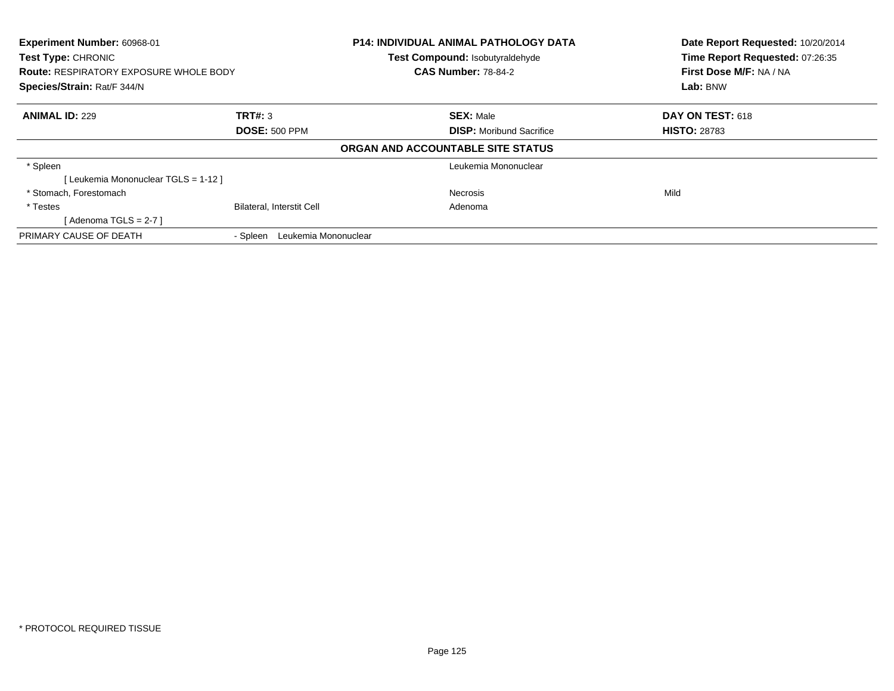**Experiment Number:** 60968-01
**Test Type:** CHRONIC
**Route:** RESPIRATORY EXPOSURE WHOLE BODY
**Species/Strain:** Rat/F 344/N

**P14: INDIVIDUAL ANIMAL PATHOLOGY DATA**
**Test Compound:** Isobutyraldehyde
**CAS Number:** 78-84-2

**Date Report Requested:** 10/20/2014
**Time Report Requested:** 07:26:35
**First Dose M/F:** NA / NA
**Lab:** BNW

| **ANIMAL ID:** 229 | **TRT#:** 3 | **SEX:** Male | **DAY ON TEST:** 618 |
|---|---|---|---|
| | **DOSE:** 500 PPM | **DISP:** Moribund Sacrifice | **HISTO:** 28783 |

**ORGAN AND ACCOUNTABLE SITE STATUS**

| | | | |
|---|---|---|---|
| * Spleen | | Leukemia Mononuclear | |
| [ Leukemia Mononuclear TGLS = 1-12 ] | | | |
| * Stomach, Forestomach | | Necrosis | Mild |
| * Testes | Bilateral, Interstit Cell | Adenoma | |
| [ Adenoma TGLS = 2-7 ] | | | |
| PRIMARY CAUSE OF DEATH | - Spleen Leukemia Mononuclear | | |

* PROTOCOL REQUIRED TISSUE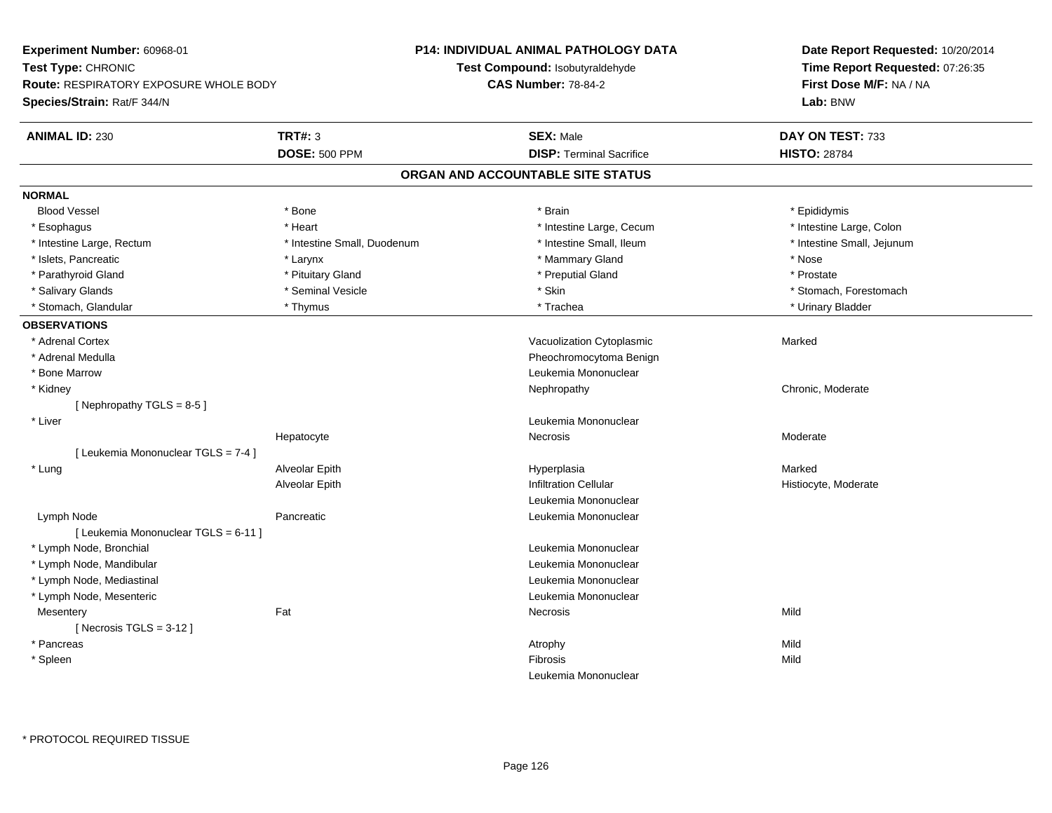**Experiment Number:** 60968-01
**Test Type:** CHRONIC
**Route:** RESPIRATORY EXPOSURE WHOLE BODY
**Species/Strain:** Rat/F 344/N

**P14: INDIVIDUAL ANIMAL PATHOLOGY DATA**
**Test Compound:** Isobutyraldehyde
**CAS Number:** 78-84-2

**Date Report Requested:** 10/20/2014
**Time Report Requested:** 07:26:35
**First Dose M/F:** NA / NA
**Lab:** BNW

| **ANIMAL ID:** 230 | **TRT#:** 3 | **SEX:** Male | **DAY ON TEST:** 733 |
|---|---|---|---|
| | **DOSE:** 500 PPM | **DISP:** Terminal Sacrifice | **HISTO:** 28784 |

## ORGAN AND ACCOUNTABLE SITE STATUS

**NORMAL**

| | | | |
|---|---|---|---|
| Blood Vessel | * Bone | * Brain | * Epididymis |
| * Esophagus | * Heart | * Intestine Large, Cecum | * Intestine Large, Colon |
| * Intestine Large, Rectum | * Intestine Small, Duodenum | * Intestine Small, Ileum | * Intestine Small, Jejunum |
| * Islets, Pancreatic | * Larynx | * Mammary Gland | * Nose |
| * Parathyroid Gland | * Pituitary Gland | * Preputial Gland | * Prostate |
| * Salivary Glands | * Seminal Vesicle | * Skin | * Stomach, Forestomach |
| * Stomach, Glandular | * Thymus | * Trachea | * Urinary Bladder |

**OBSERVATIONS**

| | | | |
|---|---|---|---|
| * Adrenal Cortex | | Vacuolization Cytoplasmic | Marked |
| * Adrenal Medulla | | Pheochromocytoma Benign | |
| * Bone Marrow | | Leukemia Mononuclear | |
| * Kidney | | Nephropathy | Chronic, Moderate |
| [ Nephropathy TGLS = 8-5 ] | | | |
| * Liver | | Leukemia Mononuclear | |
| | Hepatocyte | Necrosis | Moderate |
| [ Leukemia Mononuclear TGLS = 7-4 ] | | | |
| * Lung | Alveolar Epith | Hyperplasia | Marked |
| | Alveolar Epith | Infiltration Cellular | Histiocyte, Moderate |
| | | Leukemia Mononuclear | |
| Lymph Node | Pancreatic | Leukemia Mononuclear | |
| [ Leukemia Mononuclear TGLS = 6-11 ] | | | |
| * Lymph Node, Bronchial | | Leukemia Mononuclear | |
| * Lymph Node, Mandibular | | Leukemia Mononuclear | |
| * Lymph Node, Mediastinal | | Leukemia Mononuclear | |
| * Lymph Node, Mesenteric | | Leukemia Mononuclear | |
| Mesentery | Fat | Necrosis | Mild |
| [ Necrosis TGLS = 3-12 ] | | | |
| * Pancreas | | Atrophy | Mild |
| * Spleen | | Fibrosis | Mild |
| | | Leukemia Mononuclear | |

* PROTOCOL REQUIRED TISSUE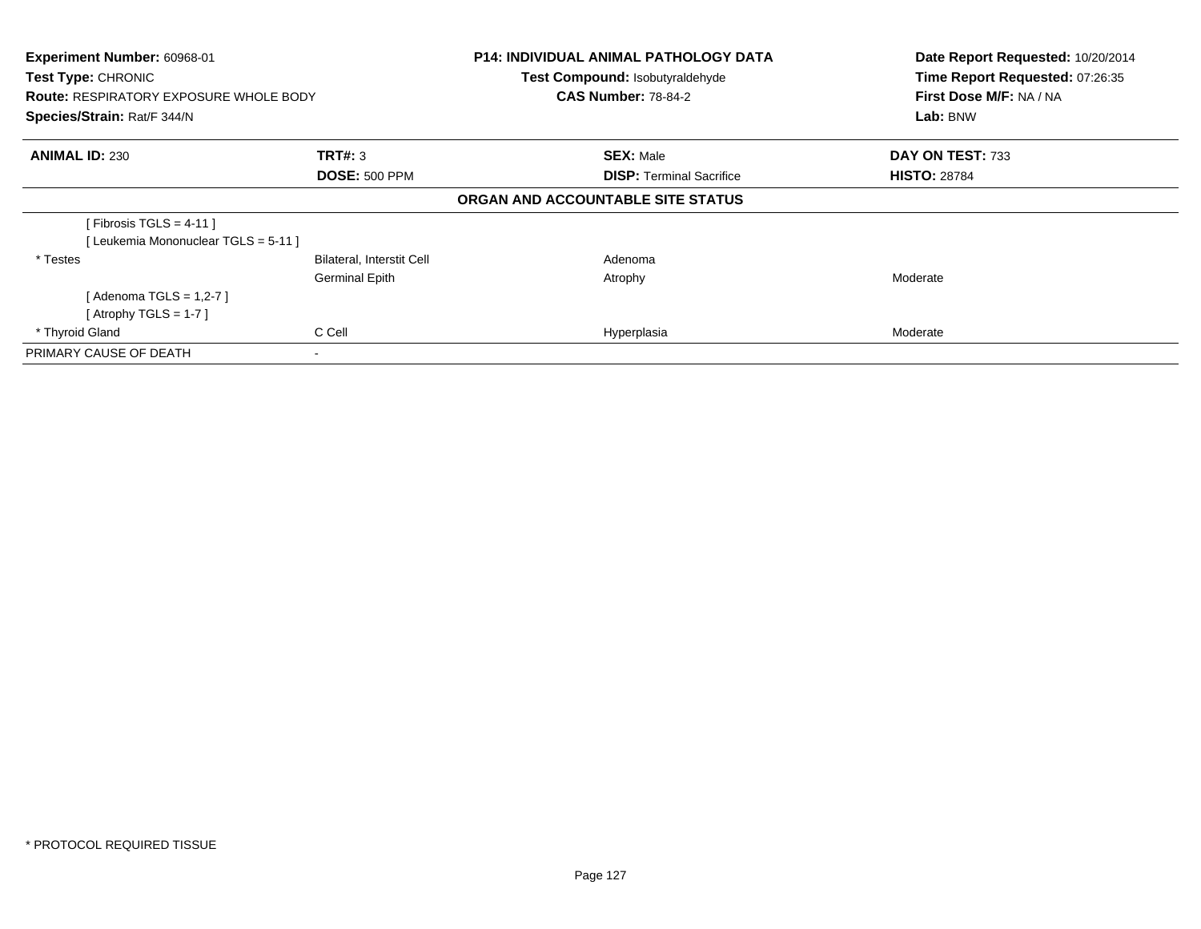**Experiment Number:** 60968-01
**Test Type:** CHRONIC
**Route:** RESPIRATORY EXPOSURE WHOLE BODY
**Species/Strain:** Rat/F 344/N

**P14: INDIVIDUAL ANIMAL PATHOLOGY DATA**
**Test Compound:** Isobutyraldehyde
**CAS Number:** 78-84-2

**Date Report Requested:** 10/20/2014
**Time Report Requested:** 07:26:35
**First Dose M/F:** NA / NA
**Lab:** BNW

| **ANIMAL ID:** 230 | **TRT#:** 3 | **SEX:** Male | **DAY ON TEST:** 733 |
|---|---|---|---|
| | **DOSE:** 500 PPM | **DISP:** Terminal Sacrifice | **HISTO:** 28784 |

**ORGAN AND ACCOUNTABLE SITE STATUS**

| | | | |
|---|---|---|---|
| [ Fibrosis TGLS = 4-11 ] | | | |
| [ Leukemia Mononuclear TGLS = 5-11 ] | | | |
| * Testes | Bilateral, Interstit Cell | Adenoma | |
| | Germinal Epith | Atrophy | Moderate |
| [ Adenoma TGLS = 1,2-7 ] | | | |
| [ Atrophy TGLS = 1-7 ] | | | |
| * Thyroid Gland | C Cell | Hyperplasia | Moderate |
| PRIMARY CAUSE OF DEATH | - | | |

* PROTOCOL REQUIRED TISSUE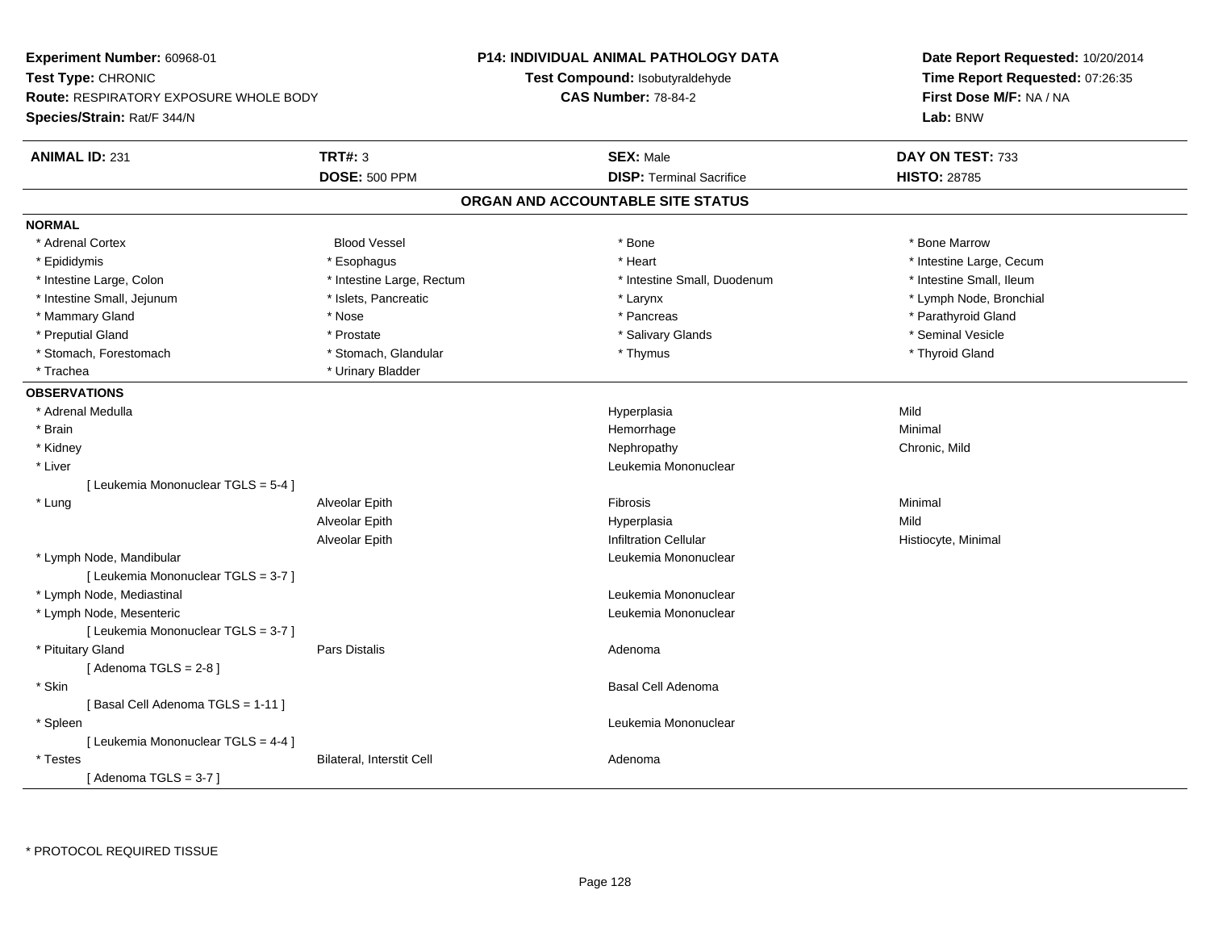**Experiment Number:** 60968-01
**Test Type:** CHRONIC
**Route:** RESPIRATORY EXPOSURE WHOLE BODY
**Species/Strain:** Rat/F 344/N

**P14: INDIVIDUAL ANIMAL PATHOLOGY DATA**
**Test Compound:** Isobutyraldehyde
**CAS Number:** 78-84-2

**Date Report Requested:** 10/20/2014
**Time Report Requested:** 07:26:35
**First Dose M/F:** NA / NA
**Lab:** BNW

| **ANIMAL ID:** 231 | **TRT#:** 3 | **SEX:** Male | **DAY ON TEST:** 733 |
|---|---|---|---|
| | **DOSE:** 500 PPM | **DISP:** Terminal Sacrifice | **HISTO:** 28785 |

## ORGAN AND ACCOUNTABLE SITE STATUS

**NORMAL**

| | | | |
|---|---|---|---|
| * Adrenal Cortex | Blood Vessel | * Bone | * Bone Marrow |
| * Epididymis | * Esophagus | * Heart | * Intestine Large, Cecum |
| * Intestine Large, Colon | * Intestine Large, Rectum | * Intestine Small, Duodenum | * Intestine Small, Ileum |
| * Intestine Small, Jejunum | * Islets, Pancreatic | * Larynx | * Lymph Node, Bronchial |
| * Mammary Gland | * Nose | * Pancreas | * Parathyroid Gland |
| * Preputial Gland | * Prostate | * Salivary Glands | * Seminal Vesicle |
| * Stomach, Forestomach | * Stomach, Glandular | * Thymus | * Thyroid Gland |
| * Trachea | * Urinary Bladder | | |

**OBSERVATIONS**

| | | | |
|---|---|---|---|
| * Adrenal Medulla | | Hyperplasia | Mild |
| * Brain | | Hemorrhage | Minimal |
| * Kidney | | Nephropathy | Chronic, Mild |
| * Liver | | Leukemia Mononuclear | |
| [ Leukemia Mononuclear TGLS = 5-4 ] | | | |
| * Lung | Alveolar Epith | Fibrosis | Minimal |
| | Alveolar Epith | Hyperplasia | Mild |
| | Alveolar Epith | Infiltration Cellular | Histiocyte, Minimal |
| * Lymph Node, Mandibular | | Leukemia Mononuclear | |
| [ Leukemia Mononuclear TGLS = 3-7 ] | | | |
| * Lymph Node, Mediastinal | | Leukemia Mononuclear | |
| * Lymph Node, Mesenteric | | Leukemia Mononuclear | |
| [ Leukemia Mononuclear TGLS = 3-7 ] | | | |
| * Pituitary Gland | Pars Distalis | Adenoma | |
| [ Adenoma TGLS = 2-8 ] | | | |
| * Skin | | Basal Cell Adenoma | |
| [ Basal Cell Adenoma TGLS = 1-11 ] | | | |
| * Spleen | | Leukemia Mononuclear | |
| [ Leukemia Mononuclear TGLS = 4-4 ] | | | |
| * Testes | Bilateral, Interstit Cell | Adenoma | |
| [ Adenoma TGLS = 3-7 ] | | | |

* PROTOCOL REQUIRED TISSUE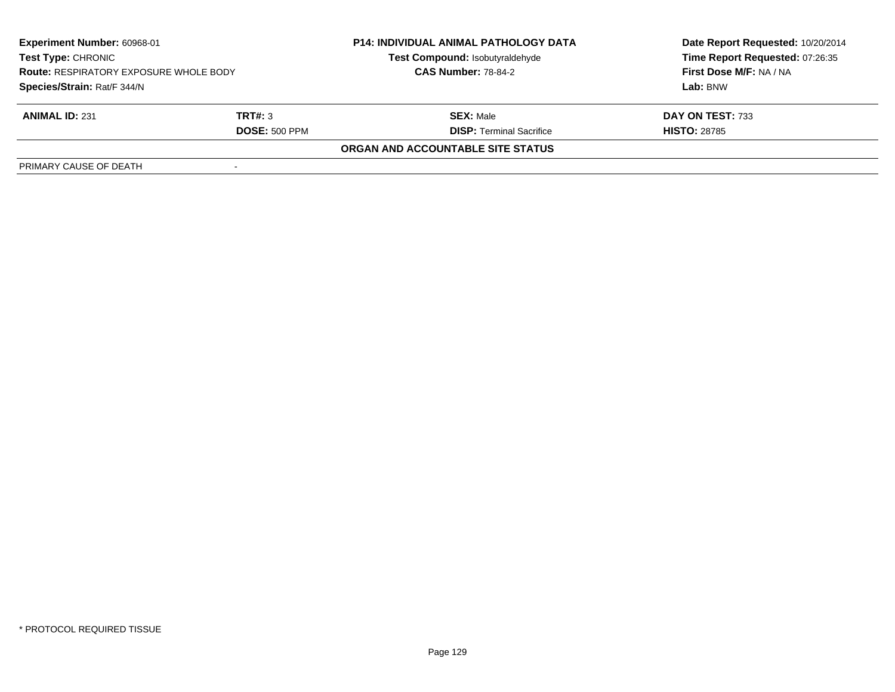| **Experiment Number:** 60968-01 | **P14: INDIVIDUAL ANIMAL PATHOLOGY DATA** | **Date Report Requested:** 10/20/2014 |
|---|---|---|
| **Test Type:** CHRONIC | **Test Compound:** Isobutyraldehyde | **Time Report Requested:** 07:26:35 |
| **Route:** RESPIRATORY EXPOSURE WHOLE BODY | **CAS Number:** 78-84-2 | **First Dose M/F:** NA / NA |
| **Species/Strain:** Rat/F 344/N | | **Lab:** BNW |

| **ANIMAL ID:** 231 | **TRT#:** 3 | **SEX:** Male | **DAY ON TEST:** 733 |
|---|---|---|---|
| | **DOSE:** 500 PPM | **DISP:** Terminal Sacrifice | **HISTO:** 28785 |

**ORGAN AND ACCOUNTABLE SITE STATUS**

| PRIMARY CAUSE OF DEATH | - |
|---|---|

* PROTOCOL REQUIRED TISSUE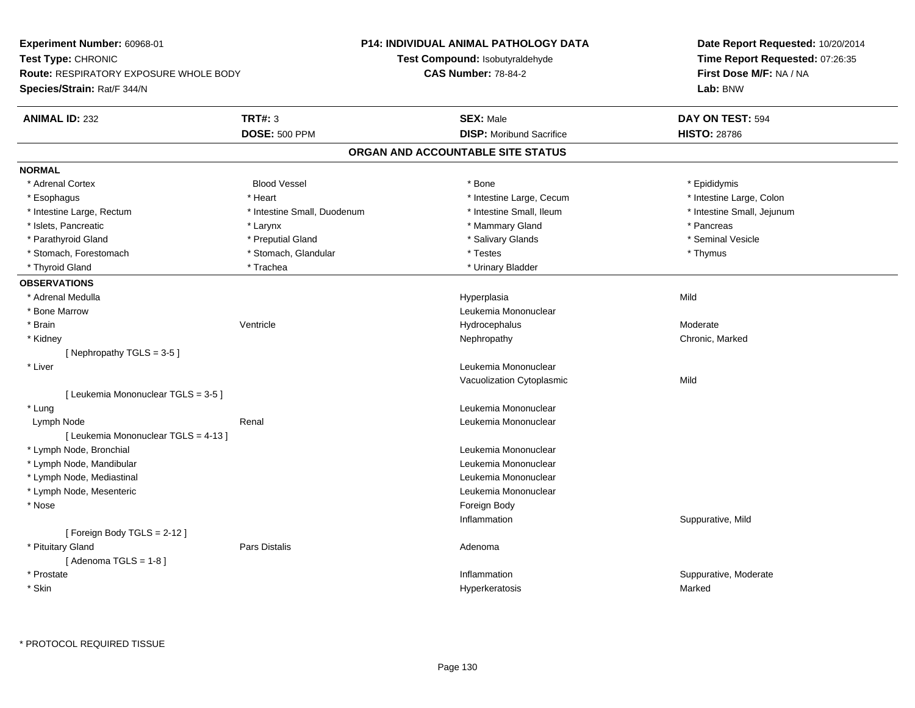**Experiment Number:** 60968-01
**Test Type:** CHRONIC
**Route:** RESPIRATORY EXPOSURE WHOLE BODY
**Species/Strain:** Rat/F 344/N

**P14: INDIVIDUAL ANIMAL PATHOLOGY DATA**
**Test Compound:** Isobutyraldehyde
**CAS Number:** 78-84-2

**Date Report Requested:** 10/20/2014
**Time Report Requested:** 07:26:35
**First Dose M/F:** NA / NA
**Lab:** BNW

| **ANIMAL ID:** 232 | **TRT#:** 3 | **SEX:** Male | **DAY ON TEST:** 594 |
|---|---|---|---|
| | **DOSE:** 500 PPM | **DISP:** Moribund Sacrifice | **HISTO:** 28786 |

## ORGAN AND ACCOUNTABLE SITE STATUS

**NORMAL**

| | | | |
|---|---|---|---|
| * Adrenal Cortex | Blood Vessel | * Bone | * Epididymis |
| * Esophagus | * Heart | * Intestine Large, Cecum | * Intestine Large, Colon |
| * Intestine Large, Rectum | * Intestine Small, Duodenum | * Intestine Small, Ileum | * Intestine Small, Jejunum |
| * Islets, Pancreatic | * Larynx | * Mammary Gland | * Pancreas |
| * Parathyroid Gland | * Preputial Gland | * Salivary Glands | * Seminal Vesicle |
| * Stomach, Forestomach | * Stomach, Glandular | * Testes | * Thymus |
| * Thyroid Gland | * Trachea | * Urinary Bladder | |

**OBSERVATIONS**

| | | | |
|---|---|---|---|
| * Adrenal Medulla | | Hyperplasia | Mild |
| * Bone Marrow | | Leukemia Mononuclear | |
| * Brain | Ventricle | Hydrocephalus | Moderate |
| * Kidney | | Nephropathy | Chronic, Marked |
| [ Nephropathy TGLS = 3-5 ] | | | |
| * Liver | | Leukemia Mononuclear | |
| | | Vacuolization Cytoplasmic | Mild |
| [ Leukemia Mononuclear TGLS = 3-5 ] | | | |
| * Lung | | Leukemia Mononuclear | |
| Lymph Node | Renal | Leukemia Mononuclear | |
| [ Leukemia Mononuclear TGLS = 4-13 ] | | | |
| * Lymph Node, Bronchial | | Leukemia Mononuclear | |
| * Lymph Node, Mandibular | | Leukemia Mononuclear | |
| * Lymph Node, Mediastinal | | Leukemia Mononuclear | |
| * Lymph Node, Mesenteric | | Leukemia Mononuclear | |
| * Nose | | Foreign Body | |
| | | Inflammation | Suppurative, Mild |
| [ Foreign Body TGLS = 2-12 ] | | | |
| * Pituitary Gland | Pars Distalis | Adenoma | |
| [ Adenoma TGLS = 1-8 ] | | | |
| * Prostate | | Inflammation | Suppurative, Moderate |
| * Skin | | Hyperkeratosis | Marked |

\* PROTOCOL REQUIRED TISSUE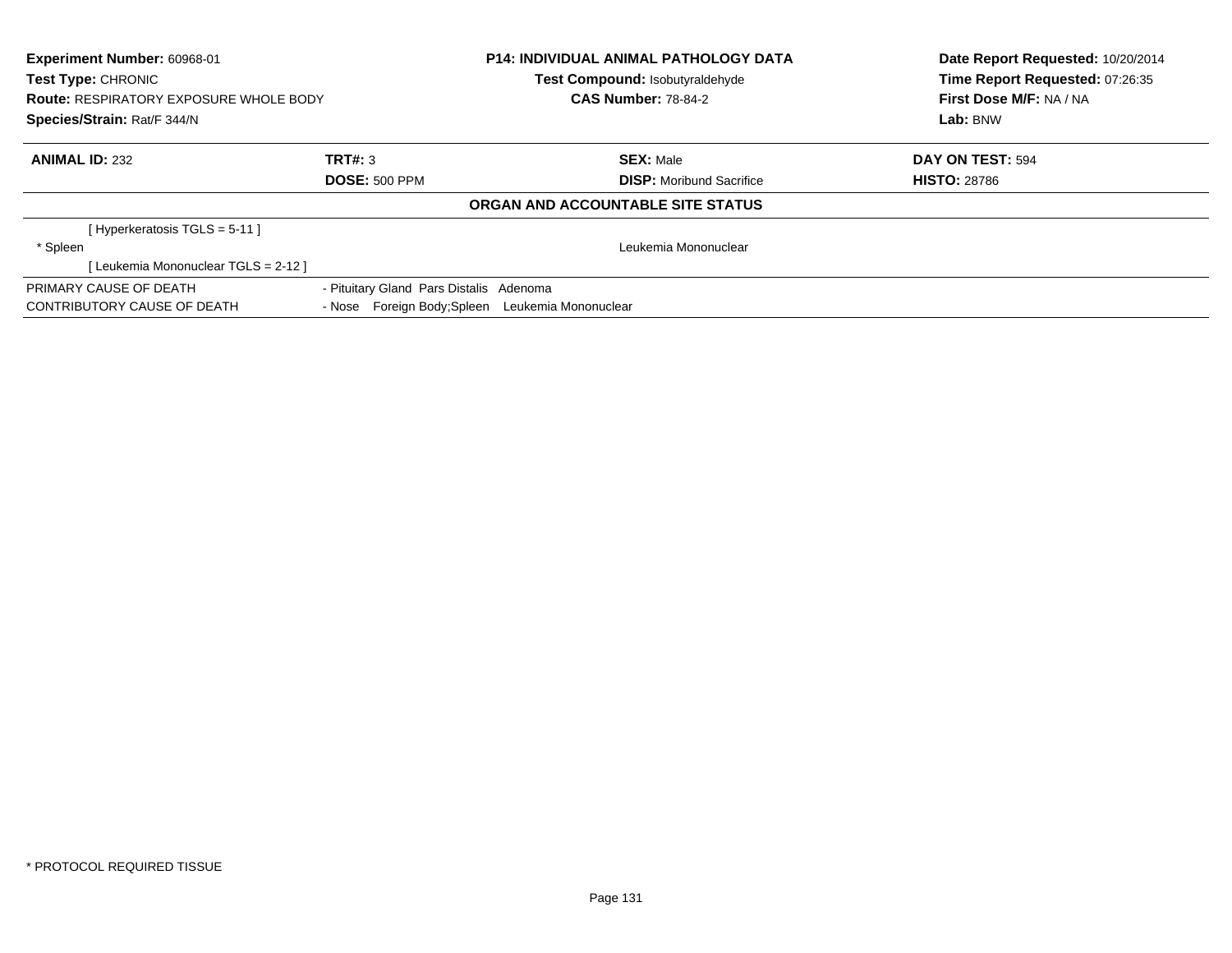**Experiment Number:** 60968-01
**Test Type:** CHRONIC
**Route:** RESPIRATORY EXPOSURE WHOLE BODY
**Species/Strain:** Rat/F 344/N

**P14: INDIVIDUAL ANIMAL PATHOLOGY DATA**
**Test Compound:** Isobutyraldehyde
**CAS Number:** 78-84-2

**Date Report Requested:** 10/20/2014
**Time Report Requested:** 07:26:35
**First Dose M/F:** NA / NA
**Lab:** BNW

| **ANIMAL ID:** 232 | **TRT#:** 3 | **SEX:** Male | **DAY ON TEST:** 594 |
|---|---|---|---|
| | **DOSE:** 500 PPM | **DISP:** Moribund Sacrifice | **HISTO:** 28786 |

**ORGAN AND ACCOUNTABLE SITE STATUS**

| | |
|---|---|
| [ Hyperkeratosis TGLS = 5-11 ] | |
| * Spleen | Leukemia Mononuclear |
| [ Leukemia Mononuclear TGLS = 2-12 ] | |

| | |
|---|---|
| PRIMARY CAUSE OF DEATH | - Pituitary Gland Pars Distalis Adenoma |
| CONTRIBUTORY CAUSE OF DEATH | - Nose Foreign Body;Spleen Leukemia Mononuclear |

* PROTOCOL REQUIRED TISSUE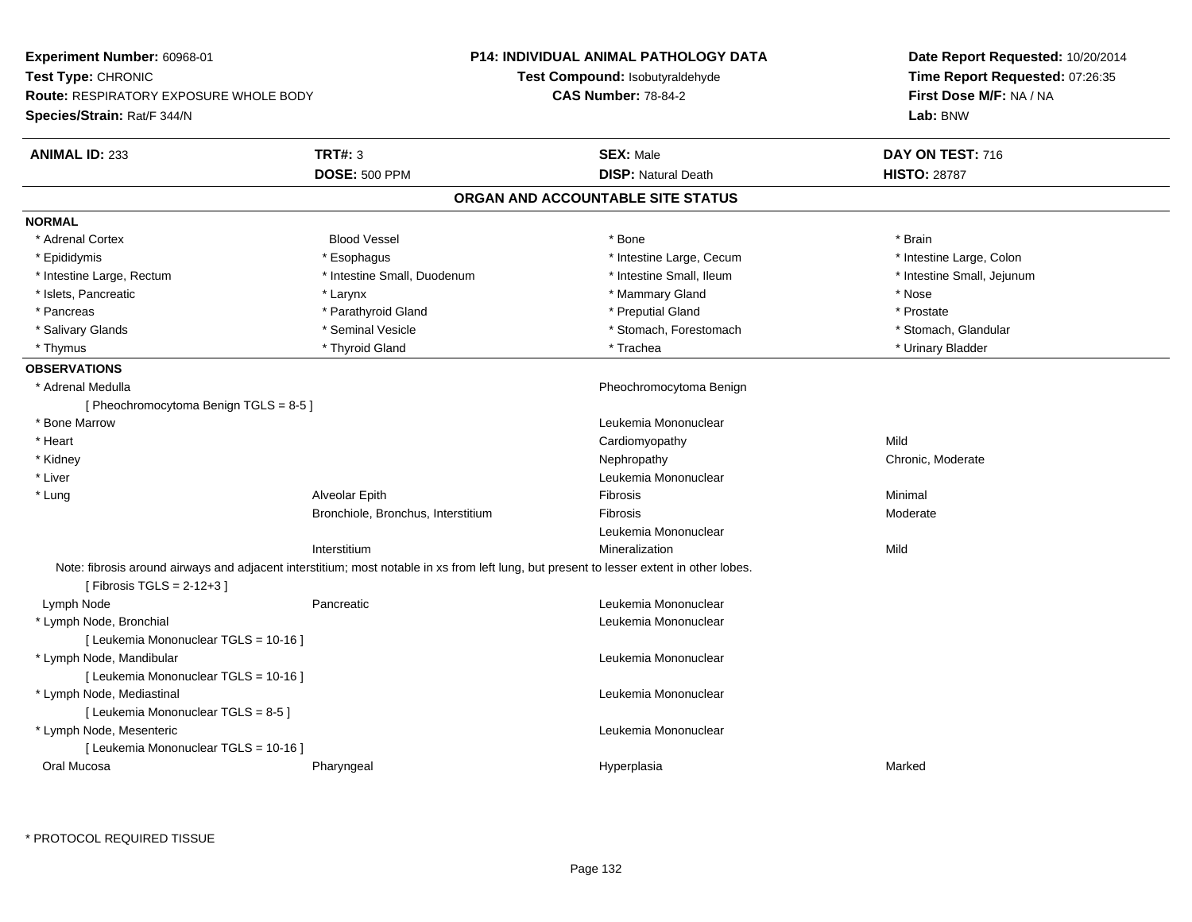**Experiment Number:** 60968-01
**Test Type:** CHRONIC
**Route:** RESPIRATORY EXPOSURE WHOLE BODY
**Species/Strain:** Rat/F 344/N

**P14: INDIVIDUAL ANIMAL PATHOLOGY DATA**
**Test Compound:** Isobutyraldehyde
**CAS Number:** 78-84-2

**Date Report Requested:** 10/20/2014
**Time Report Requested:** 07:26:35
**First Dose M/F:** NA / NA
**Lab:** BNW

| **ANIMAL ID:** 233 | **TRT#:** 3 | **SEX:** Male | **DAY ON TEST:** 716 |
|---|---|---|---|
| | **DOSE:** 500 PPM | **DISP:** Natural Death | **HISTO:** 28787 |

## ORGAN AND ACCOUNTABLE SITE STATUS

**NORMAL**

| | | | |
|---|---|---|---|
| * Adrenal Cortex | Blood Vessel | * Bone | * Brain |
| * Epididymis | * Esophagus | * Intestine Large, Cecum | * Intestine Large, Colon |
| * Intestine Large, Rectum | * Intestine Small, Duodenum | * Intestine Small, Ileum | * Intestine Small, Jejunum |
| * Islets, Pancreatic | * Larynx | * Mammary Gland | * Nose |
| * Pancreas | * Parathyroid Gland | * Preputial Gland | * Prostate |
| * Salivary Glands | * Seminal Vesicle | * Stomach, Forestomach | * Stomach, Glandular |
| * Thymus | * Thyroid Gland | * Trachea | * Urinary Bladder |

**OBSERVATIONS**

| | | | |
|---|---|---|---|
| * Adrenal Medulla | | Pheochromocytoma Benign | |
| [ Pheochromocytoma Benign TGLS = 8-5 ] | | | |
| * Bone Marrow | | Leukemia Mononuclear | |
| * Heart | | Cardiomyopathy | Mild |
| * Kidney | | Nephropathy | Chronic, Moderate |
| * Liver | | Leukemia Mononuclear | |
| * Lung | Alveolar Epith | Fibrosis | Minimal |
| | Bronchiole, Bronchus, Interstitium | Fibrosis | Moderate |
| | | Leukemia Mononuclear | |
| | Interstitium | Mineralization | Mild |

Note: fibrosis around airways and adjacent interstitium; most notable in xs from left lung, but present to lesser extent in other lobes.
[ Fibrosis TGLS = 2-12+3 ]

| | | | |
|---|---|---|---|
| Lymph Node | Pancreatic | Leukemia Mononuclear | |
| * Lymph Node, Bronchial | | Leukemia Mononuclear | |
| [ Leukemia Mononuclear TGLS = 10-16 ] | | | |
| * Lymph Node, Mandibular | | Leukemia Mononuclear | |
| [ Leukemia Mononuclear TGLS = 10-16 ] | | | |
| * Lymph Node, Mediastinal | | Leukemia Mononuclear | |
| [ Leukemia Mononuclear TGLS = 8-5 ] | | | |
| * Lymph Node, Mesenteric | | Leukemia Mononuclear | |
| [ Leukemia Mononuclear TGLS = 10-16 ] | | | |
| Oral Mucosa | Pharyngeal | Hyperplasia | Marked |

* PROTOCOL REQUIRED TISSUE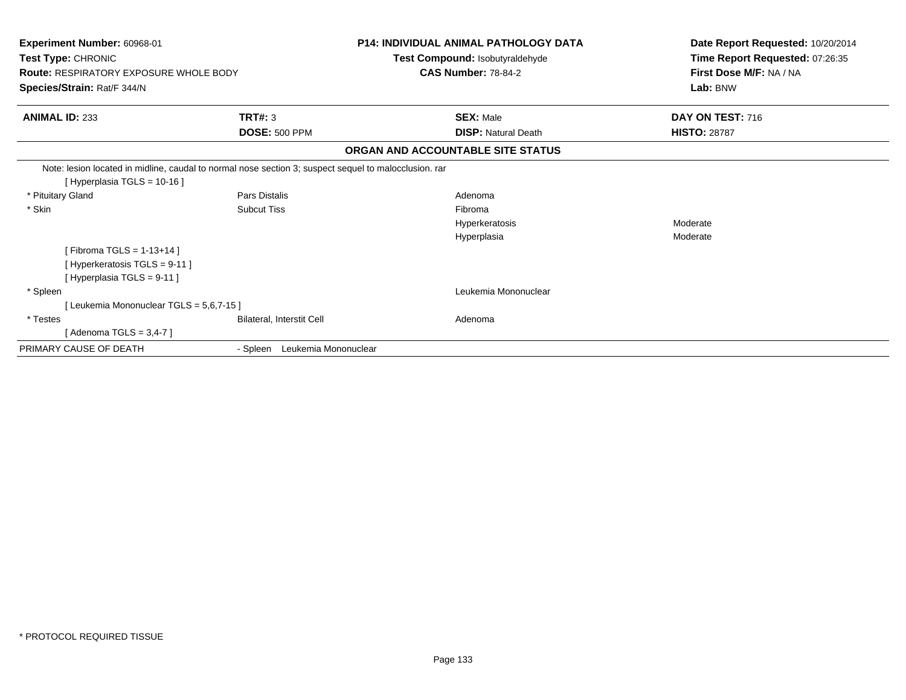**Experiment Number:** 60968-01
**Test Type:** CHRONIC
**Route:** RESPIRATORY EXPOSURE WHOLE BODY
**Species/Strain:** Rat/F 344/N

**P14: INDIVIDUAL ANIMAL PATHOLOGY DATA**
**Test Compound:** Isobutyraldehyde
**CAS Number:** 78-84-2

**Date Report Requested:** 10/20/2014
**Time Report Requested:** 07:26:35
**First Dose M/F:** NA / NA
**Lab:** BNW

| **ANIMAL ID:** 233 | **TRT#:** 3 | **SEX:** Male | **DAY ON TEST:** 716 |
|---|---|---|---|
| | **DOSE:** 500 PPM | **DISP:** Natural Death | **HISTO:** 28787 |

**ORGAN AND ACCOUNTABLE SITE STATUS**

Note: lesion located in midline, caudal to normal nose section 3; suspect sequel to malocclusion. rar

| | | | |
|---|---|---|---|
| [ Hyperplasia TGLS = 10-16 ] | | | |
| * Pituitary Gland | Pars Distalis | Adenoma | |
| * Skin | Subcut Tiss | Fibroma | |
| | | Hyperkeratosis | Moderate |
| | | Hyperplasia | Moderate |
| [ Fibroma TGLS = 1-13+14 ] | | | |
| [ Hyperkeratosis TGLS = 9-11 ] | | | |
| [ Hyperplasia TGLS = 9-11 ] | | | |
| * Spleen | | Leukemia Mononuclear | |
| [ Leukemia Mononuclear TGLS = 5,6,7-15 ] | | | |
| * Testes | Bilateral, Interstit Cell | Adenoma | |
| [ Adenoma TGLS = 3,4-7 ] | | | |
| PRIMARY CAUSE OF DEATH | - Spleen Leukemia Mononuclear | | |

* PROTOCOL REQUIRED TISSUE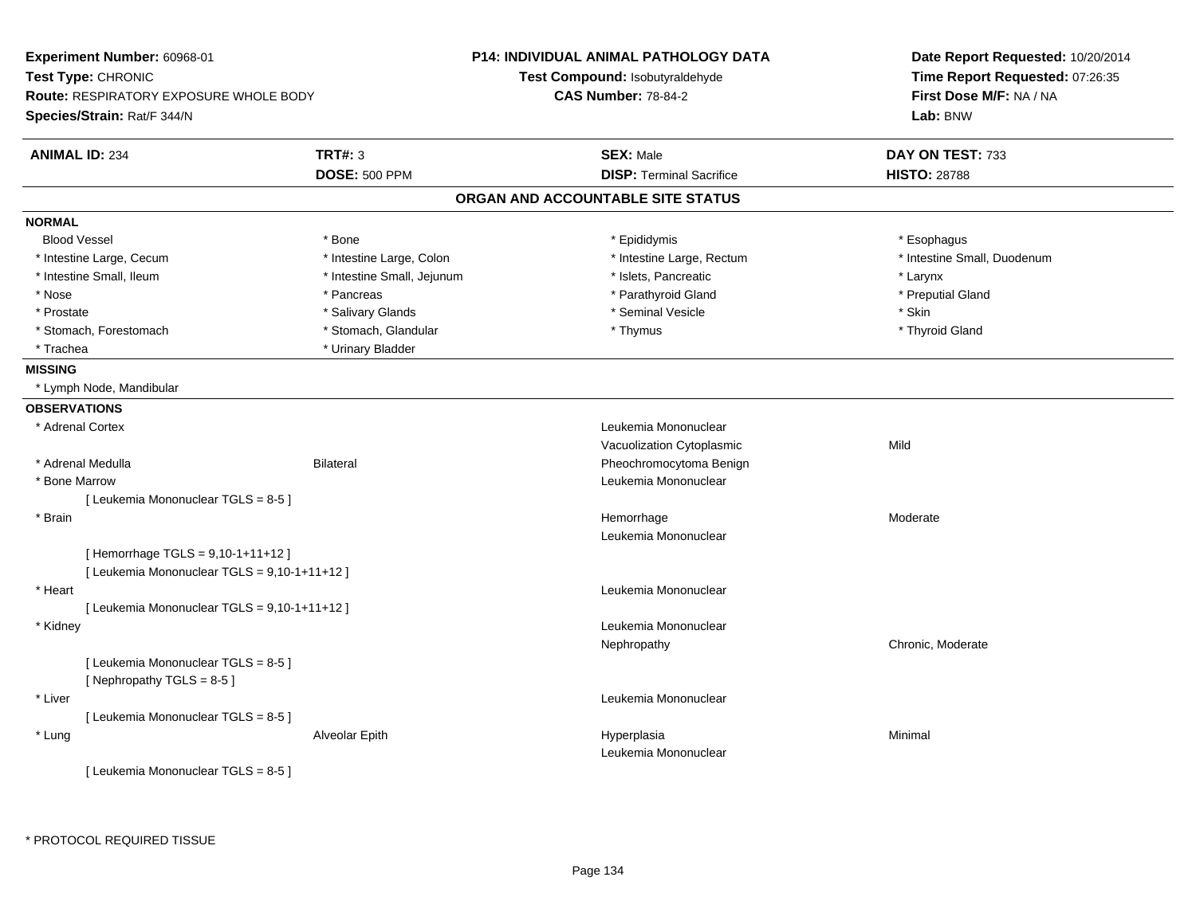**Experiment Number:** 60968-01
**Test Type:** CHRONIC
**Route:** RESPIRATORY EXPOSURE WHOLE BODY
**Species/Strain:** Rat/F 344/N

**P14: INDIVIDUAL ANIMAL PATHOLOGY DATA**
**Test Compound:** Isobutyraldehyde
**CAS Number:** 78-84-2

**Date Report Requested:** 10/20/2014
**Time Report Requested:** 07:26:35
**First Dose M/F:** NA / NA
**Lab:** BNW

| **ANIMAL ID:** 234 | **TRT#:** 3 | **SEX:** Male | **DAY ON TEST:** 733 |
|---|---|---|---|
| | **DOSE:** 500 PPM | **DISP:** Terminal Sacrifice | **HISTO:** 28788 |

## ORGAN AND ACCOUNTABLE SITE STATUS

**NORMAL**

| | | | |
|---|---|---|---|
| Blood Vessel | * Bone | * Epididymis | * Esophagus |
| * Intestine Large, Cecum | * Intestine Large, Colon | * Intestine Large, Rectum | * Intestine Small, Duodenum |
| * Intestine Small, Ileum | * Intestine Small, Jejunum | * Islets, Pancreatic | * Larynx |
| * Nose | * Pancreas | * Parathyroid Gland | * Preputial Gland |
| * Prostate | * Salivary Glands | * Seminal Vesicle | * Skin |
| * Stomach, Forestomach | * Stomach, Glandular | * Thymus | * Thyroid Gland |
| * Trachea | * Urinary Bladder | | |

**MISSING**

* Lymph Node, Mandibular

**OBSERVATIONS**

| | | | |
|---|---|---|---|
| * Adrenal Cortex | | Leukemia Mononuclear | |
| | | Vacuolization Cytoplasmic | Mild |
| * Adrenal Medulla | Bilateral | Pheochromocytoma Benign | |
| * Bone Marrow | | Leukemia Mononuclear | |
| [ Leukemia Mononuclear TGLS = 8-5 ] | | | |
| * Brain | | Hemorrhage | Moderate |
| | | Leukemia Mononuclear | |
| [ Hemorrhage TGLS = 9,10-1+11+12 ] | | | |
| [ Leukemia Mononuclear TGLS = 9,10-1+11+12 ] | | | |
| * Heart | | Leukemia Mononuclear | |
| [ Leukemia Mononuclear TGLS = 9,10-1+11+12 ] | | | |
| * Kidney | | Leukemia Mononuclear | |
| | | Nephropathy | Chronic, Moderate |
| [ Leukemia Mononuclear TGLS = 8-5 ] | | | |
| [ Nephropathy TGLS = 8-5 ] | | | |
| * Liver | | Leukemia Mononuclear | |
| [ Leukemia Mononuclear TGLS = 8-5 ] | | | |
| * Lung | Alveolar Epith | Hyperplasia | Minimal |
| | | Leukemia Mononuclear | |
| [ Leukemia Mononuclear TGLS = 8-5 ] | | | |

* PROTOCOL REQUIRED TISSUE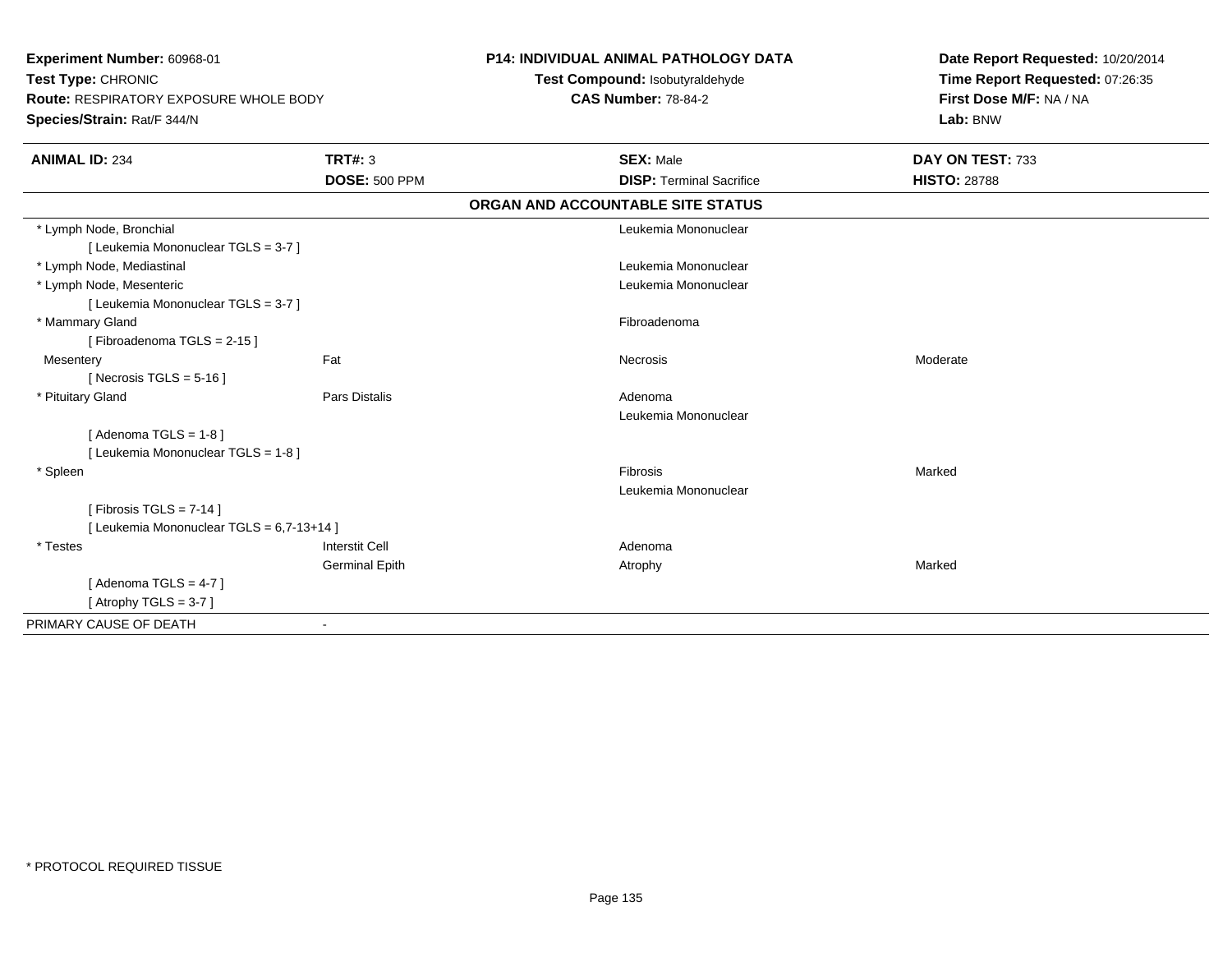**Experiment Number:** 60968-01
**Test Type:** CHRONIC
**Route:** RESPIRATORY EXPOSURE WHOLE BODY
**Species/Strain:** Rat/F 344/N

**P14: INDIVIDUAL ANIMAL PATHOLOGY DATA**
**Test Compound:** Isobutyraldehyde
**CAS Number:** 78-84-2

**Date Report Requested:** 10/20/2014
**Time Report Requested:** 07:26:35
**First Dose M/F:** NA / NA
**Lab:** BNW

| **ANIMAL ID:** 234 | **TRT#:** 3 | **SEX:** Male | **DAY ON TEST:** 733 |
|---|---|---|---|
| | **DOSE:** 500 PPM | **DISP:** Terminal Sacrifice | **HISTO:** 28788 |

## ORGAN AND ACCOUNTABLE SITE STATUS

| Organ | Site | Finding | Severity |
|---|---|---|---|
| * Lymph Node, Bronchial | | Leukemia Mononuclear | |
| [ Leukemia Mononuclear TGLS = 3-7 ] | | | |
| * Lymph Node, Mediastinal | | Leukemia Mononuclear | |
| * Lymph Node, Mesenteric | | Leukemia Mononuclear | |
| [ Leukemia Mononuclear TGLS = 3-7 ] | | | |
| * Mammary Gland | | Fibroadenoma | |
| [ Fibroadenoma TGLS = 2-15 ] | | | |
| Mesentery | Fat | Necrosis | Moderate |
| [ Necrosis TGLS = 5-16 ] | | | |
| * Pituitary Gland | Pars Distalis | Adenoma | |
| | | Leukemia Mononuclear | |
| [ Adenoma TGLS = 1-8 ] | | | |
| [ Leukemia Mononuclear TGLS = 1-8 ] | | | |
| * Spleen | | Fibrosis | Marked |
| | | Leukemia Mononuclear | |
| [ Fibrosis TGLS = 7-14 ] | | | |
| [ Leukemia Mononuclear TGLS = 6,7-13+14 ] | | | |
| * Testes | Interstit Cell | Adenoma | |
| | Germinal Epith | Atrophy | Marked |
| [ Adenoma TGLS = 4-7 ] | | | |
| [ Atrophy TGLS = 3-7 ] | | | |
| PRIMARY CAUSE OF DEATH | - | | |

* PROTOCOL REQUIRED TISSUE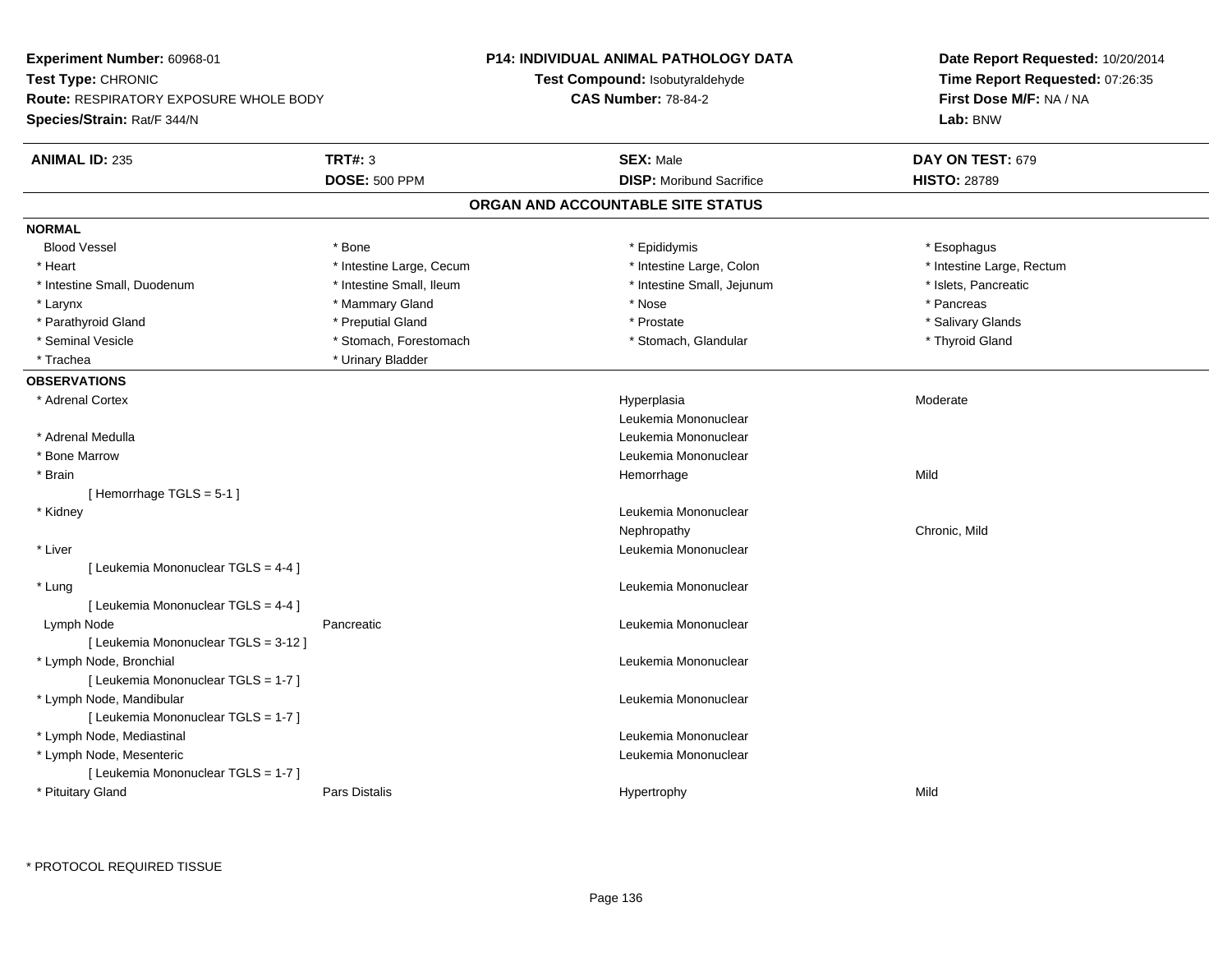**Experiment Number:** 60968-01
**Test Type:** CHRONIC
**Route:** RESPIRATORY EXPOSURE WHOLE BODY
**Species/Strain:** Rat/F 344/N

**P14: INDIVIDUAL ANIMAL PATHOLOGY DATA**
**Test Compound:** Isobutyraldehyde
**CAS Number:** 78-84-2

**Date Report Requested:** 10/20/2014
**Time Report Requested:** 07:26:35
**First Dose M/F:** NA / NA
**Lab:** BNW

| **ANIMAL ID:** 235 | **TRT#:** 3 | **SEX:** Male | **DAY ON TEST:** 679 |
|---|---|---|---|
| | **DOSE:** 500 PPM | **DISP:** Moribund Sacrifice | **HISTO:** 28789 |

## ORGAN AND ACCOUNTABLE SITE STATUS

**NORMAL**

| | | | |
|---|---|---|---|
| Blood Vessel | * Bone | * Epididymis | * Esophagus |
| * Heart | * Intestine Large, Cecum | * Intestine Large, Colon | * Intestine Large, Rectum |
| * Intestine Small, Duodenum | * Intestine Small, Ileum | * Intestine Small, Jejunum | * Islets, Pancreatic |
| * Larynx | * Mammary Gland | * Nose | * Pancreas |
| * Parathyroid Gland | * Preputial Gland | * Prostate | * Salivary Glands |
| * Seminal Vesicle | * Stomach, Forestomach | * Stomach, Glandular | * Thyroid Gland |
| * Trachea | * Urinary Bladder | | |

**OBSERVATIONS**

| | | | |
|---|---|---|---|
| * Adrenal Cortex | | Hyperplasia | Moderate |
| | | Leukemia Mononuclear | |
| * Adrenal Medulla | | Leukemia Mononuclear | |
| * Bone Marrow | | Leukemia Mononuclear | |
| * Brain | | Hemorrhage | Mild |
| [ Hemorrhage TGLS = 5-1 ] | | | |
| * Kidney | | Leukemia Mononuclear | |
| | | Nephropathy | Chronic, Mild |
| * Liver | | Leukemia Mononuclear | |
| [ Leukemia Mononuclear TGLS = 4-4 ] | | | |
| * Lung | | Leukemia Mononuclear | |
| [ Leukemia Mononuclear TGLS = 4-4 ] | | | |
| Lymph Node | Pancreatic | Leukemia Mononuclear | |
| [ Leukemia Mononuclear TGLS = 3-12 ] | | | |
| * Lymph Node, Bronchial | | Leukemia Mononuclear | |
| [ Leukemia Mononuclear TGLS = 1-7 ] | | | |
| * Lymph Node, Mandibular | | Leukemia Mononuclear | |
| [ Leukemia Mononuclear TGLS = 1-7 ] | | | |
| * Lymph Node, Mediastinal | | Leukemia Mononuclear | |
| * Lymph Node, Mesenteric | | Leukemia Mononuclear | |
| [ Leukemia Mononuclear TGLS = 1-7 ] | | | |
| * Pituitary Gland | Pars Distalis | Hypertrophy | Mild |

\* PROTOCOL REQUIRED TISSUE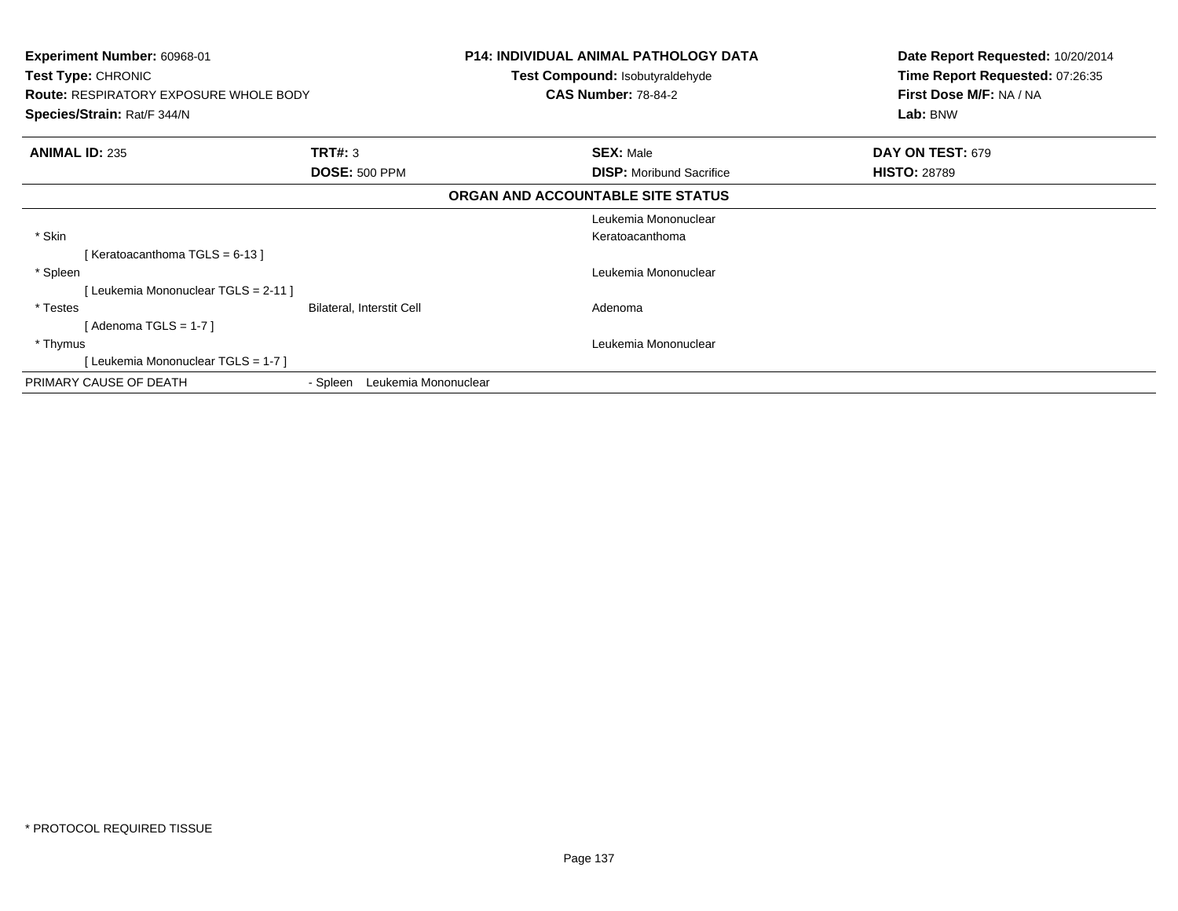**Experiment Number:** 60968-01
**Test Type:** CHRONIC
**Route:** RESPIRATORY EXPOSURE WHOLE BODY
**Species/Strain:** Rat/F 344/N

**P14: INDIVIDUAL ANIMAL PATHOLOGY DATA**
**Test Compound:** Isobutyraldehyde
**CAS Number:** 78-84-2

**Date Report Requested:** 10/20/2014
**Time Report Requested:** 07:26:35
**First Dose M/F:** NA / NA
**Lab:** BNW

| **ANIMAL ID:** 235 | **TRT#:** 3 | **SEX:** Male | **DAY ON TEST:** 679 |
|---|---|---|---|
| | **DOSE:** 500 PPM | **DISP:** Moribund Sacrifice | **HISTO:** 28789 |

**ORGAN AND ACCOUNTABLE SITE STATUS**

| | | | |
|---|---|---|---|
| | | Leukemia Mononuclear | |
| * Skin | | Keratoacanthoma | |
| [ Keratoacanthoma TGLS = 6-13 ] | | | |
| * Spleen | | Leukemia Mononuclear | |
| [ Leukemia Mononuclear TGLS = 2-11 ] | | | |
| * Testes | Bilateral, Interstit Cell | Adenoma | |
| [ Adenoma TGLS = 1-7 ] | | | |
| * Thymus | | Leukemia Mononuclear | |
| [ Leukemia Mononuclear TGLS = 1-7 ] | | | |
| PRIMARY CAUSE OF DEATH | - Spleen Leukemia Mononuclear | | |

\* PROTOCOL REQUIRED TISSUE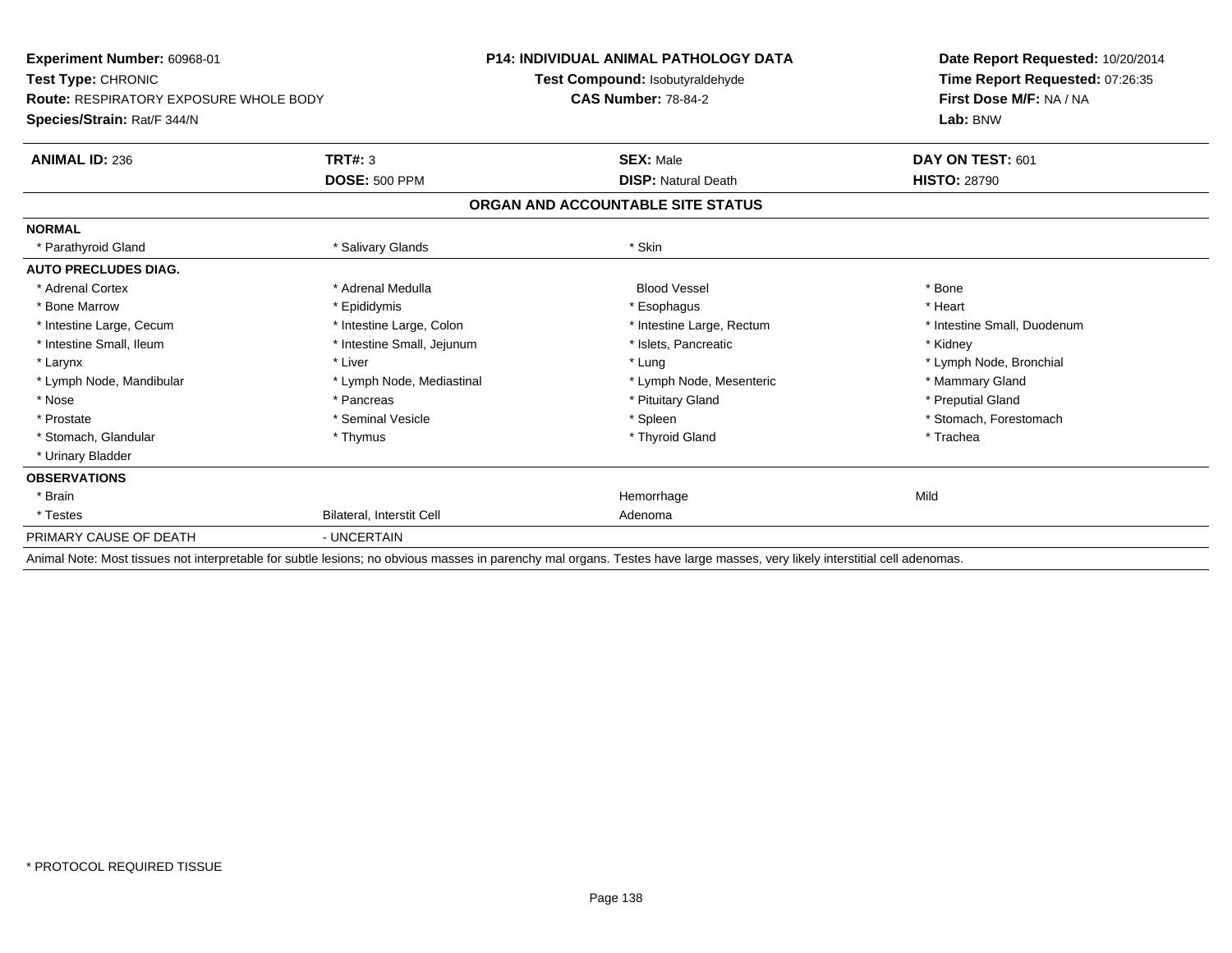**Experiment Number:** 60968-01
**Test Type:** CHRONIC
**Route:** RESPIRATORY EXPOSURE WHOLE BODY
**Species/Strain:** Rat/F 344/N

**P14: INDIVIDUAL ANIMAL PATHOLOGY DATA**
**Test Compound:** Isobutyraldehyde
**CAS Number:** 78-84-2

**Date Report Requested:** 10/20/2014
**Time Report Requested:** 07:26:35
**First Dose M/F:** NA / NA
**Lab:** BNW

| **ANIMAL ID:** 236 | **TRT#:** 3 | **SEX:** Male | **DAY ON TEST:** 601 |
|---|---|---|---|
| | **DOSE:** 500 PPM | **DISP:** Natural Death | **HISTO:** 28790 |

## ORGAN AND ACCOUNTABLE SITE STATUS

| | | | |
|---|---|---|---|
| **NORMAL** | | | |
| * Parathyroid Gland | * Salivary Glands | * Skin | |
| **AUTO PRECLUDES DIAG.** | | | |
| * Adrenal Cortex | * Adrenal Medulla | Blood Vessel | * Bone |
| * Bone Marrow | * Epididymis | * Esophagus | * Heart |
| * Intestine Large, Cecum | * Intestine Large, Colon | * Intestine Large, Rectum | * Intestine Small, Duodenum |
| * Intestine Small, Ileum | * Intestine Small, Jejunum | * Islets, Pancreatic | * Kidney |
| * Larynx | * Liver | * Lung | * Lymph Node, Bronchial |
| * Lymph Node, Mandibular | * Lymph Node, Mediastinal | * Lymph Node, Mesenteric | * Mammary Gland |
| * Nose | * Pancreas | * Pituitary Gland | * Preputial Gland |
| * Prostate | * Seminal Vesicle | * Spleen | * Stomach, Forestomach |
| * Stomach, Glandular | * Thymus | * Thyroid Gland | * Trachea |
| * Urinary Bladder | | | |
| **OBSERVATIONS** | | | |
| * Brain | | Hemorrhage | Mild |
| * Testes | Bilateral, Interstit Cell | Adenoma | |
| PRIMARY CAUSE OF DEATH | - UNCERTAIN | | |

Animal Note: Most tissues not interpretable for subtle lesions; no obvious masses in parenchy mal organs. Testes have large masses, very likely interstitial cell adenomas.

* PROTOCOL REQUIRED TISSUE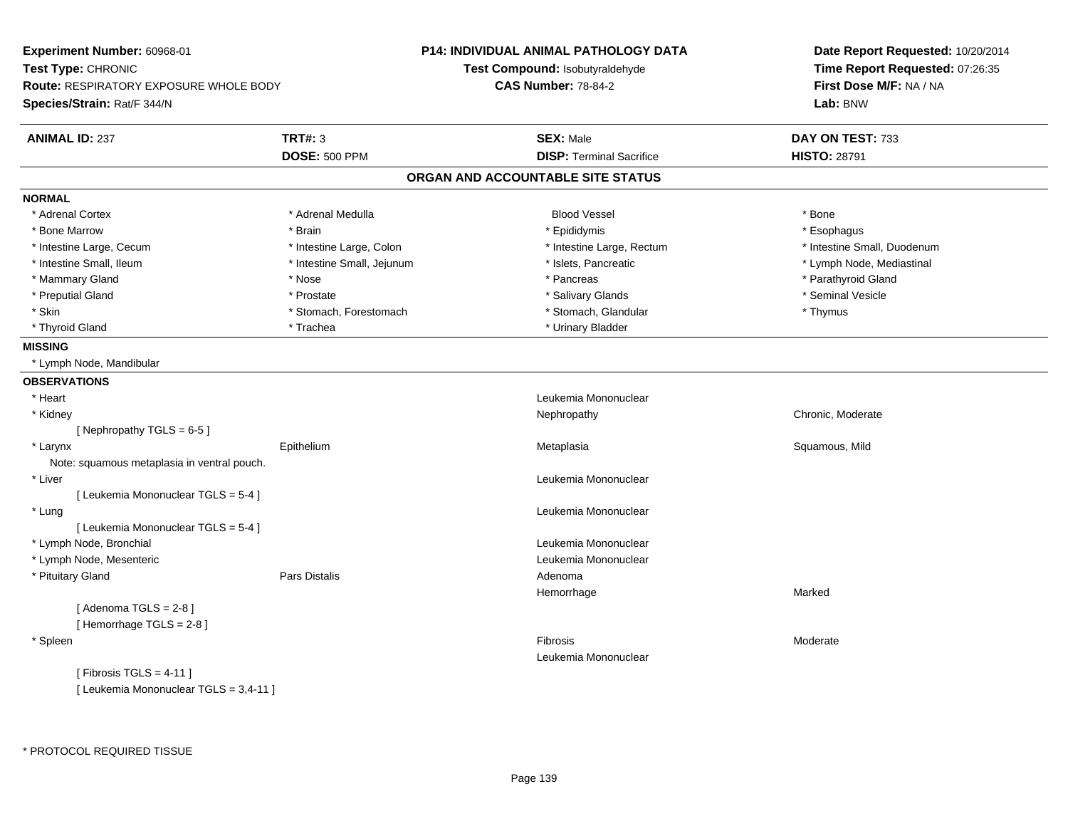**Experiment Number:** 60968-01
**Test Type:** CHRONIC
**Route:** RESPIRATORY EXPOSURE WHOLE BODY
**Species/Strain:** Rat/F 344/N

**P14: INDIVIDUAL ANIMAL PATHOLOGY DATA**
**Test Compound:** Isobutyraldehyde
**CAS Number:** 78-84-2

**Date Report Requested:** 10/20/2014
**Time Report Requested:** 07:26:35
**First Dose M/F:** NA / NA
**Lab:** BNW

| **ANIMAL ID:** 237 | **TRT#:** 3 | **SEX:** Male | **DAY ON TEST:** 733 |
|---|---|---|---|
| | **DOSE:** 500 PPM | **DISP:** Terminal Sacrifice | **HISTO:** 28791 |

## ORGAN AND ACCOUNTABLE SITE STATUS

**NORMAL**

| | | | |
|---|---|---|---|
| * Adrenal Cortex | * Adrenal Medulla | Blood Vessel | * Bone |
| * Bone Marrow | * Brain | * Epididymis | * Esophagus |
| * Intestine Large, Cecum | * Intestine Large, Colon | * Intestine Large, Rectum | * Intestine Small, Duodenum |
| * Intestine Small, Ileum | * Intestine Small, Jejunum | * Islets, Pancreatic | * Lymph Node, Mediastinal |
| * Mammary Gland | * Nose | * Pancreas | * Parathyroid Gland |
| * Preputial Gland | * Prostate | * Salivary Glands | * Seminal Vesicle |
| * Skin | * Stomach, Forestomach | * Stomach, Glandular | * Thymus |
| * Thyroid Gland | * Trachea | * Urinary Bladder | |

**MISSING**

* Lymph Node, Mandibular

**OBSERVATIONS**

| | | | |
|---|---|---|---|
| * Heart | | Leukemia Mononuclear | |
| * Kidney | | Nephropathy | Chronic, Moderate |
| [ Nephropathy TGLS = 6-5 ] | | | |
| * Larynx | Epithelium | Metaplasia | Squamous, Mild |
| Note: squamous metaplasia in ventral pouch. | | | |
| * Liver | | Leukemia Mononuclear | |
| [ Leukemia Mononuclear TGLS = 5-4 ] | | | |
| * Lung | | Leukemia Mononuclear | |
| [ Leukemia Mononuclear TGLS = 5-4 ] | | | |
| * Lymph Node, Bronchial | | Leukemia Mononuclear | |
| * Lymph Node, Mesenteric | | Leukemia Mononuclear | |
| * Pituitary Gland | Pars Distalis | Adenoma | |
| | | Hemorrhage | Marked |
| [ Adenoma TGLS = 2-8 ] | | | |
| [ Hemorrhage TGLS = 2-8 ] | | | |
| * Spleen | | Fibrosis | Moderate |
| | | Leukemia Mononuclear | |
| [ Fibrosis TGLS = 4-11 ] | | | |
| [ Leukemia Mononuclear TGLS = 3,4-11 ] | | | |

* PROTOCOL REQUIRED TISSUE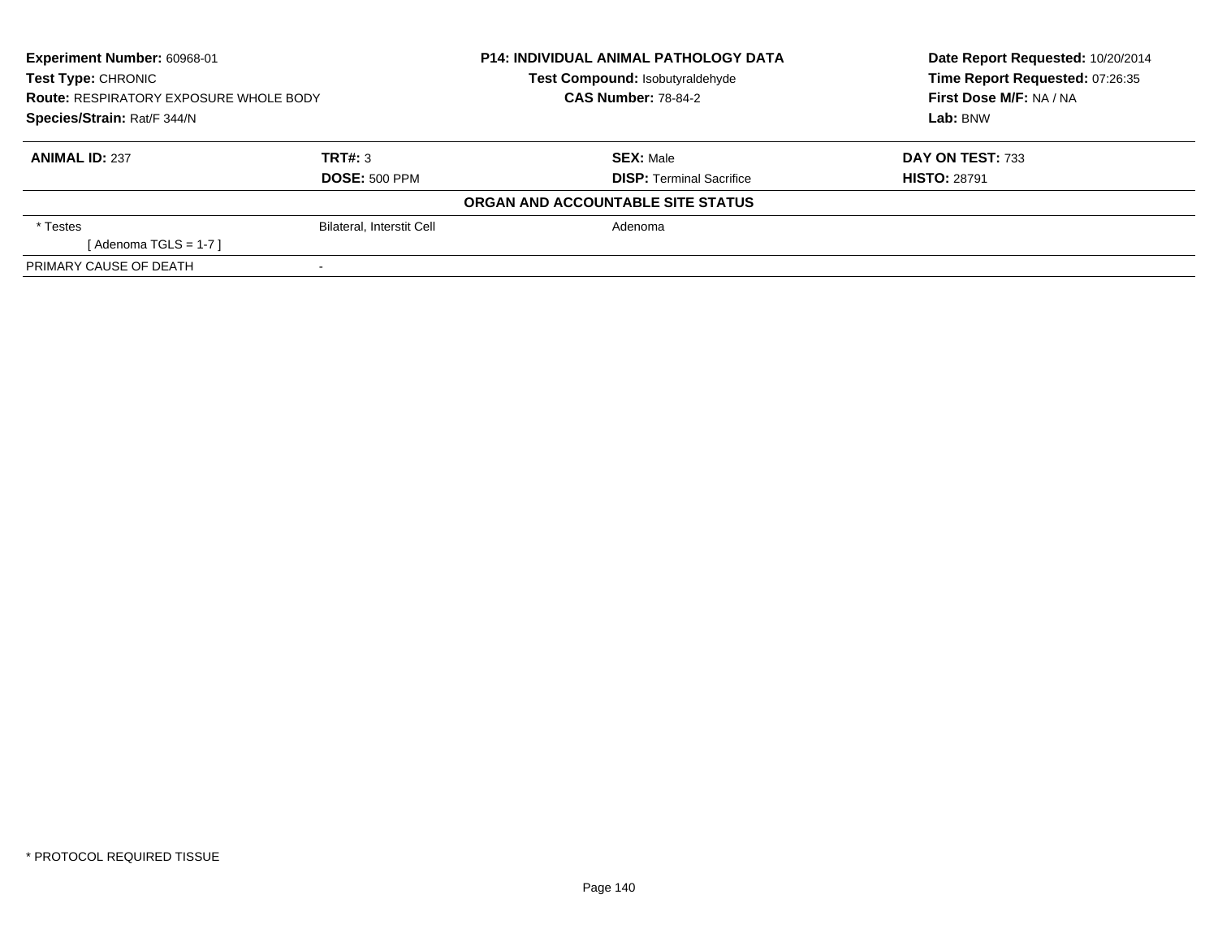**Experiment Number:** 60968-01
**Test Type:** CHRONIC
**Route:** RESPIRATORY EXPOSURE WHOLE BODY
**Species/Strain:** Rat/F 344/N

**P14: INDIVIDUAL ANIMAL PATHOLOGY DATA**
**Test Compound:** Isobutyraldehyde
**CAS Number:** 78-84-2

**Date Report Requested:** 10/20/2014
**Time Report Requested:** 07:26:35
**First Dose M/F:** NA / NA
**Lab:** BNW

| **ANIMAL ID:** 237 | **TRT#:** 3 | **SEX:** Male | **DAY ON TEST:** 733 |
|---|---|---|---|
| | **DOSE:** 500 PPM | **DISP:** Terminal Sacrifice | **HISTO:** 28791 |

**ORGAN AND ACCOUNTABLE SITE STATUS**

| | | | |
|---|---|---|---|
| * Testes | Bilateral, Interstit Cell | Adenoma | |
| [ Adenoma TGLS = 1-7 ] | | | |
| PRIMARY CAUSE OF DEATH | - | | |

* PROTOCOL REQUIRED TISSUE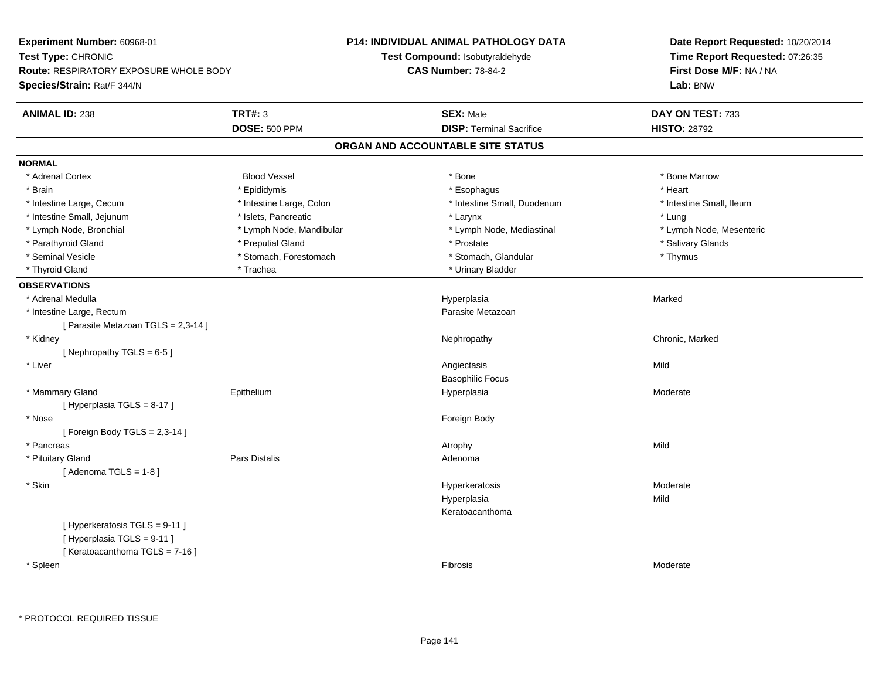**Experiment Number:** 60968-01
**Test Type:** CHRONIC
**Route:** RESPIRATORY EXPOSURE WHOLE BODY
**Species/Strain:** Rat/F 344/N

**P14: INDIVIDUAL ANIMAL PATHOLOGY DATA**
**Test Compound:** Isobutyraldehyde
**CAS Number:** 78-84-2

**Date Report Requested:** 10/20/2014
**Time Report Requested:** 07:26:35
**First Dose M/F:** NA / NA
**Lab:** BNW

| **ANIMAL ID:** 238 | **TRT#:** 3 | **SEX:** Male | **DAY ON TEST:** 733 |
|---|---|---|---|
| | **DOSE:** 500 PPM | **DISP:** Terminal Sacrifice | **HISTO:** 28792 |

## ORGAN AND ACCOUNTABLE SITE STATUS

**NORMAL**

| | | | |
|---|---|---|---|
| * Adrenal Cortex | Blood Vessel | * Bone | * Bone Marrow |
| * Brain | * Epididymis | * Esophagus | * Heart |
| * Intestine Large, Cecum | * Intestine Large, Colon | * Intestine Small, Duodenum | * Intestine Small, Ileum |
| * Intestine Small, Jejunum | * Islets, Pancreatic | * Larynx | * Lung |
| * Lymph Node, Bronchial | * Lymph Node, Mandibular | * Lymph Node, Mediastinal | * Lymph Node, Mesenteric |
| * Parathyroid Gland | * Preputial Gland | * Prostate | * Salivary Glands |
| * Seminal Vesicle | * Stomach, Forestomach | * Stomach, Glandular | * Thymus |
| * Thyroid Gland | * Trachea | * Urinary Bladder | |

**OBSERVATIONS**

| | | | |
|---|---|---|---|
| * Adrenal Medulla | | Hyperplasia | Marked |
| * Intestine Large, Rectum | | Parasite Metazoan | |
| [ Parasite Metazoan TGLS = 2,3-14 ] | | | |
| * Kidney | | Nephropathy | Chronic, Marked |
| [ Nephropathy TGLS = 6-5 ] | | | |
| * Liver | | Angiectasis | Mild |
| | | Basophilic Focus | |
| * Mammary Gland | Epithelium | Hyperplasia | Moderate |
| [ Hyperplasia TGLS = 8-17 ] | | | |
| * Nose | | Foreign Body | |
| [ Foreign Body TGLS = 2,3-14 ] | | | |
| * Pancreas | | Atrophy | Mild |
| * Pituitary Gland | Pars Distalis | Adenoma | |
| [ Adenoma TGLS = 1-8 ] | | | |
| * Skin | | Hyperkeratosis | Moderate |
| | | Hyperplasia | Mild |
| | | Keratoacanthoma | |
| [ Hyperkeratosis TGLS = 9-11 ] | | | |
| [ Hyperplasia TGLS = 9-11 ] | | | |
| [ Keratoacanthoma TGLS = 7-16 ] | | | |
| * Spleen | | Fibrosis | Moderate |

* PROTOCOL REQUIRED TISSUE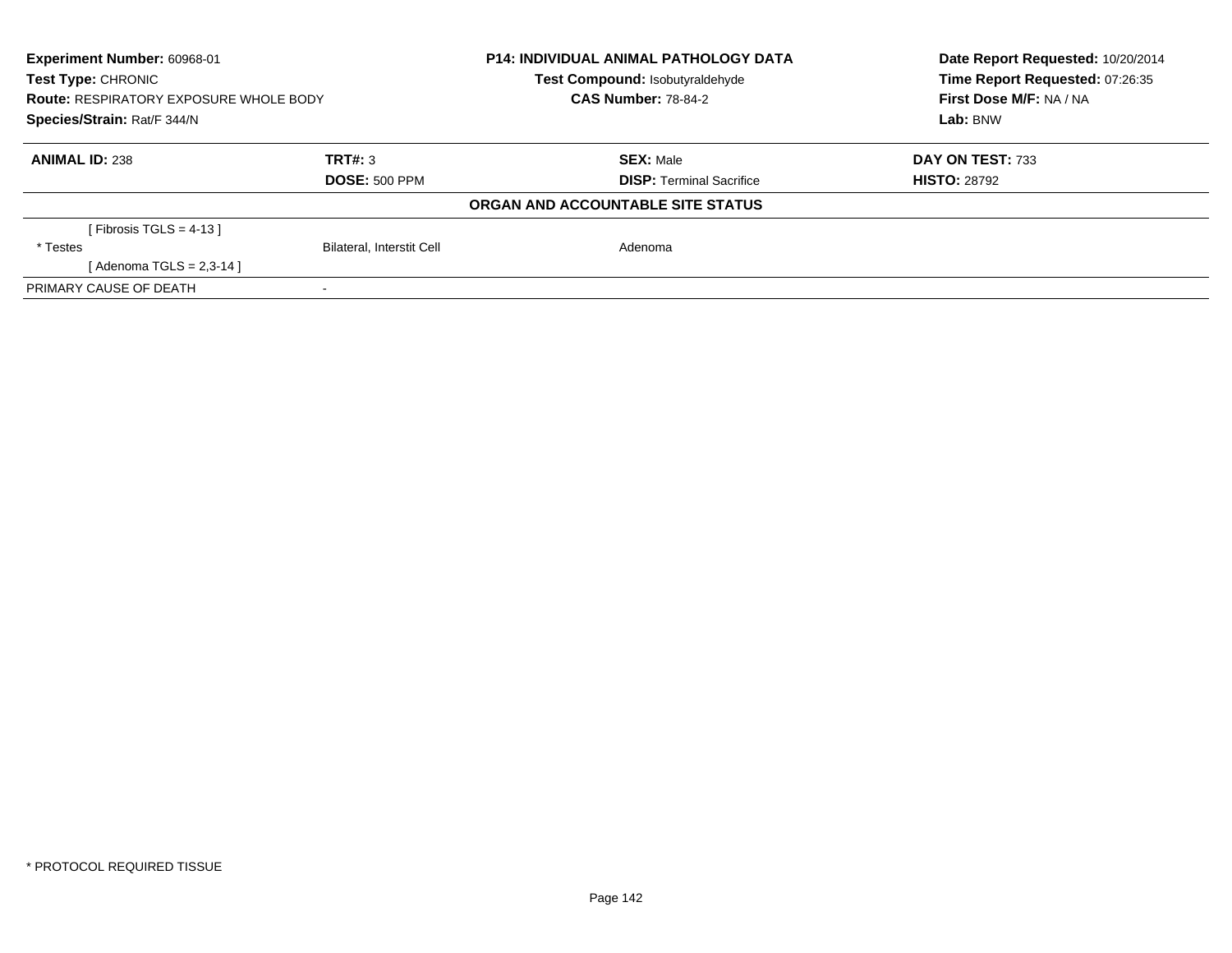**Experiment Number:** 60968-01
**Test Type:** CHRONIC
**Route:** RESPIRATORY EXPOSURE WHOLE BODY
**Species/Strain:** Rat/F 344/N

**P14: INDIVIDUAL ANIMAL PATHOLOGY DATA**
**Test Compound:** Isobutyraldehyde
**CAS Number:** 78-84-2

**Date Report Requested:** 10/20/2014
**Time Report Requested:** 07:26:35
**First Dose M/F:** NA / NA
**Lab:** BNW

| **ANIMAL ID:** 238 | **TRT#:** 3 | **SEX:** Male | **DAY ON TEST:** 733 |
|---|---|---|---|
| | **DOSE:** 500 PPM | **DISP:** Terminal Sacrifice | **HISTO:** 28792 |

**ORGAN AND ACCOUNTABLE SITE STATUS**

| | | | |
|---|---|---|---|
| [ Fibrosis TGLS = 4-13 ] | | | |
| * Testes | Bilateral, Interstit Cell | Adenoma | |
| [ Adenoma TGLS = 2,3-14 ] | | | |
| PRIMARY CAUSE OF DEATH | - | | |

* PROTOCOL REQUIRED TISSUE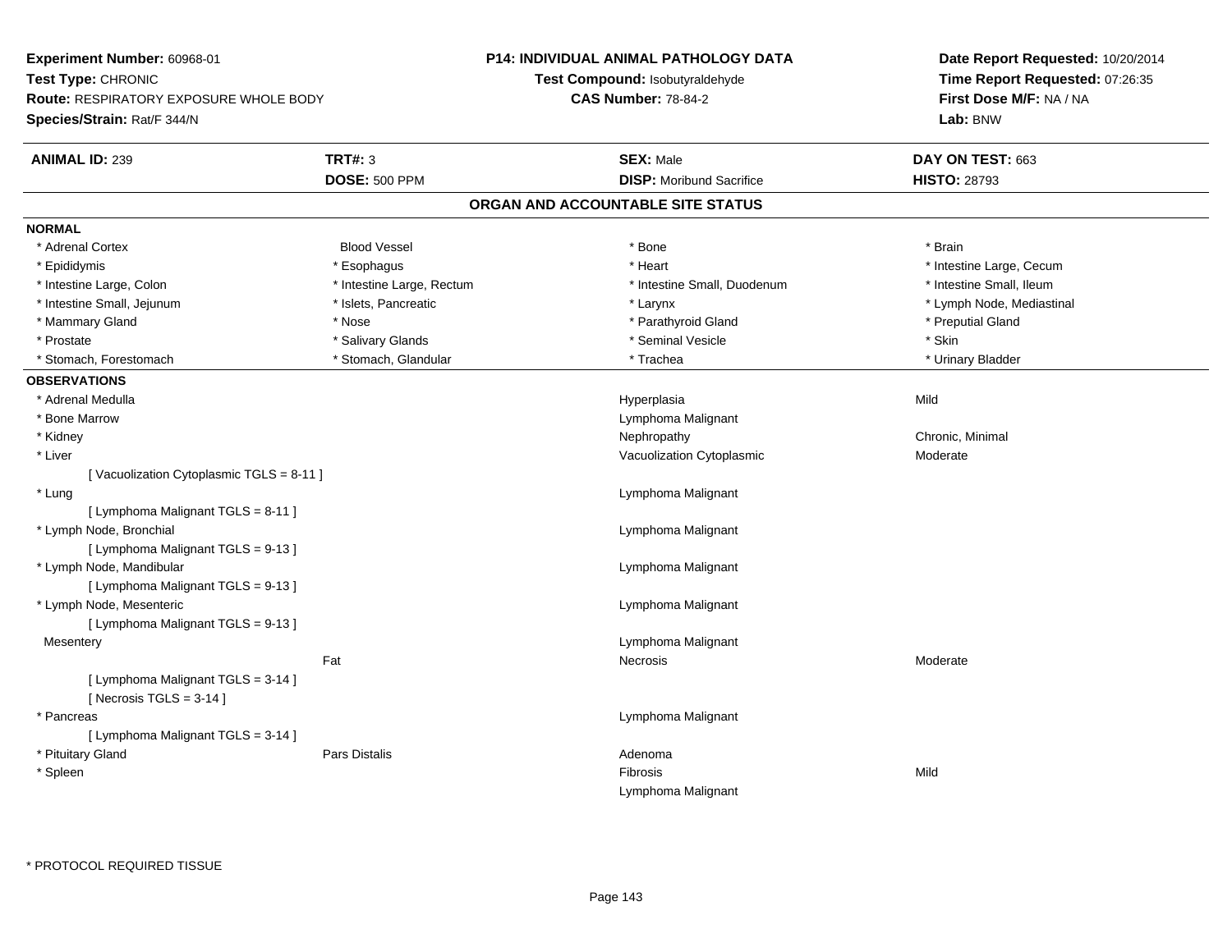**Experiment Number:** 60968-01
**Test Type:** CHRONIC
**Route:** RESPIRATORY EXPOSURE WHOLE BODY
**Species/Strain:** Rat/F 344/N

**P14: INDIVIDUAL ANIMAL PATHOLOGY DATA**
**Test Compound:** Isobutyraldehyde
**CAS Number:** 78-84-2

**Date Report Requested:** 10/20/2014
**Time Report Requested:** 07:26:35
**First Dose M/F:** NA / NA
**Lab:** BNW

| **ANIMAL ID:** 239 | **TRT#:** 3 | **SEX:** Male | **DAY ON TEST:** 663 |
|---|---|---|---|
| | **DOSE:** 500 PPM | **DISP:** Moribund Sacrifice | **HISTO:** 28793 |

## ORGAN AND ACCOUNTABLE SITE STATUS

**NORMAL**

| | | | |
|---|---|---|---|
| * Adrenal Cortex | Blood Vessel | * Bone | * Brain |
| * Epididymis | * Esophagus | * Heart | * Intestine Large, Cecum |
| * Intestine Large, Colon | * Intestine Large, Rectum | * Intestine Small, Duodenum | * Intestine Small, Ileum |
| * Intestine Small, Jejunum | * Islets, Pancreatic | * Larynx | * Lymph Node, Mediastinal |
| * Mammary Gland | * Nose | * Parathyroid Gland | * Preputial Gland |
| * Prostate | * Salivary Glands | * Seminal Vesicle | * Skin |
| * Stomach, Forestomach | * Stomach, Glandular | * Trachea | * Urinary Bladder |

**OBSERVATIONS**

| | | | |
|---|---|---|---|
| * Adrenal Medulla | | Hyperplasia | Mild |
| * Bone Marrow | | Lymphoma Malignant | |
| * Kidney | | Nephropathy | Chronic, Minimal |
| * Liver | | Vacuolization Cytoplasmic | Moderate |
| [ Vacuolization Cytoplasmic TGLS = 8-11 ] | | | |
| * Lung | | Lymphoma Malignant | |
| [ Lymphoma Malignant TGLS = 8-11 ] | | | |
| * Lymph Node, Bronchial | | Lymphoma Malignant | |
| [ Lymphoma Malignant TGLS = 9-13 ] | | | |
| * Lymph Node, Mandibular | | Lymphoma Malignant | |
| [ Lymphoma Malignant TGLS = 9-13 ] | | | |
| * Lymph Node, Mesenteric | | Lymphoma Malignant | |
| [ Lymphoma Malignant TGLS = 9-13 ] | | | |
| Mesentery | | Lymphoma Malignant | |
| | Fat | Necrosis | Moderate |
| [ Lymphoma Malignant TGLS = 3-14 ] | | | |
| [ Necrosis TGLS = 3-14 ] | | | |
| * Pancreas | | Lymphoma Malignant | |
| [ Lymphoma Malignant TGLS = 3-14 ] | | | |
| * Pituitary Gland | Pars Distalis | Adenoma | |
| * Spleen | | Fibrosis | Mild |
| | | Lymphoma Malignant | |

\* PROTOCOL REQUIRED TISSUE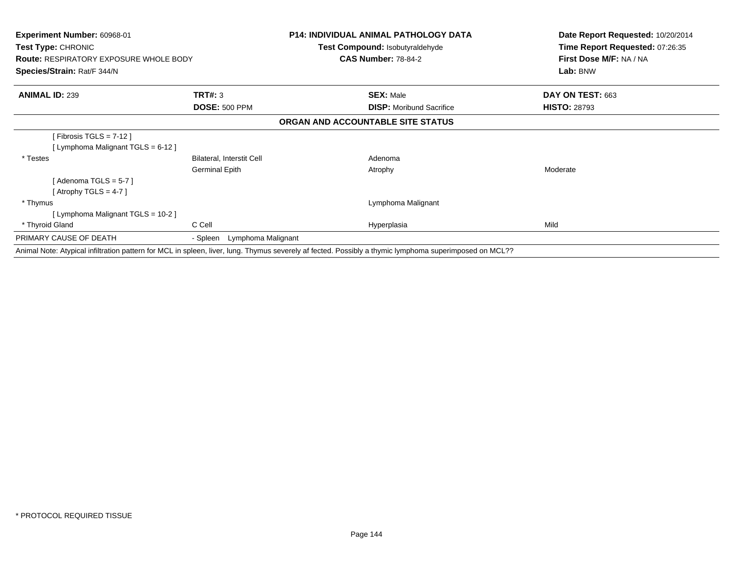**Experiment Number:** 60968-01
**Test Type:** CHRONIC
**Route:** RESPIRATORY EXPOSURE WHOLE BODY
**Species/Strain:** Rat/F 344/N

**P14: INDIVIDUAL ANIMAL PATHOLOGY DATA**
**Test Compound:** Isobutyraldehyde
**CAS Number:** 78-84-2

**Date Report Requested:** 10/20/2014
**Time Report Requested:** 07:26:35
**First Dose M/F:** NA / NA
**Lab:** BNW

| **ANIMAL ID:** 239 | **TRT#:** 3 | **SEX:** Male | **DAY ON TEST:** 663 |
|---|---|---|---|
| | **DOSE:** 500 PPM | **DISP:** Moribund Sacrifice | **HISTO:** 28793 |

**ORGAN AND ACCOUNTABLE SITE STATUS**

| | | | |
|---|---|---|---|
| [ Fibrosis TGLS = 7-12 ] | | | |
| [ Lymphoma Malignant TGLS = 6-12 ] | | | |
| * Testes | Bilateral, Interstit Cell | Adenoma | |
| | Germinal Epith | Atrophy | Moderate |
| [ Adenoma TGLS = 5-7 ] | | | |
| [ Atrophy TGLS = 4-7 ] | | | |
| * Thymus | | Lymphoma Malignant | |
| [ Lymphoma Malignant TGLS = 10-2 ] | | | |
| * Thyroid Gland | C Cell | Hyperplasia | Mild |
| PRIMARY CAUSE OF DEATH | - Spleen Lymphoma Malignant | | |

Animal Note: Atypical infiltration pattern for MCL in spleen, liver, lung. Thymus severely af fected. Possibly a thymic lymphoma superimposed on MCL??

* PROTOCOL REQUIRED TISSUE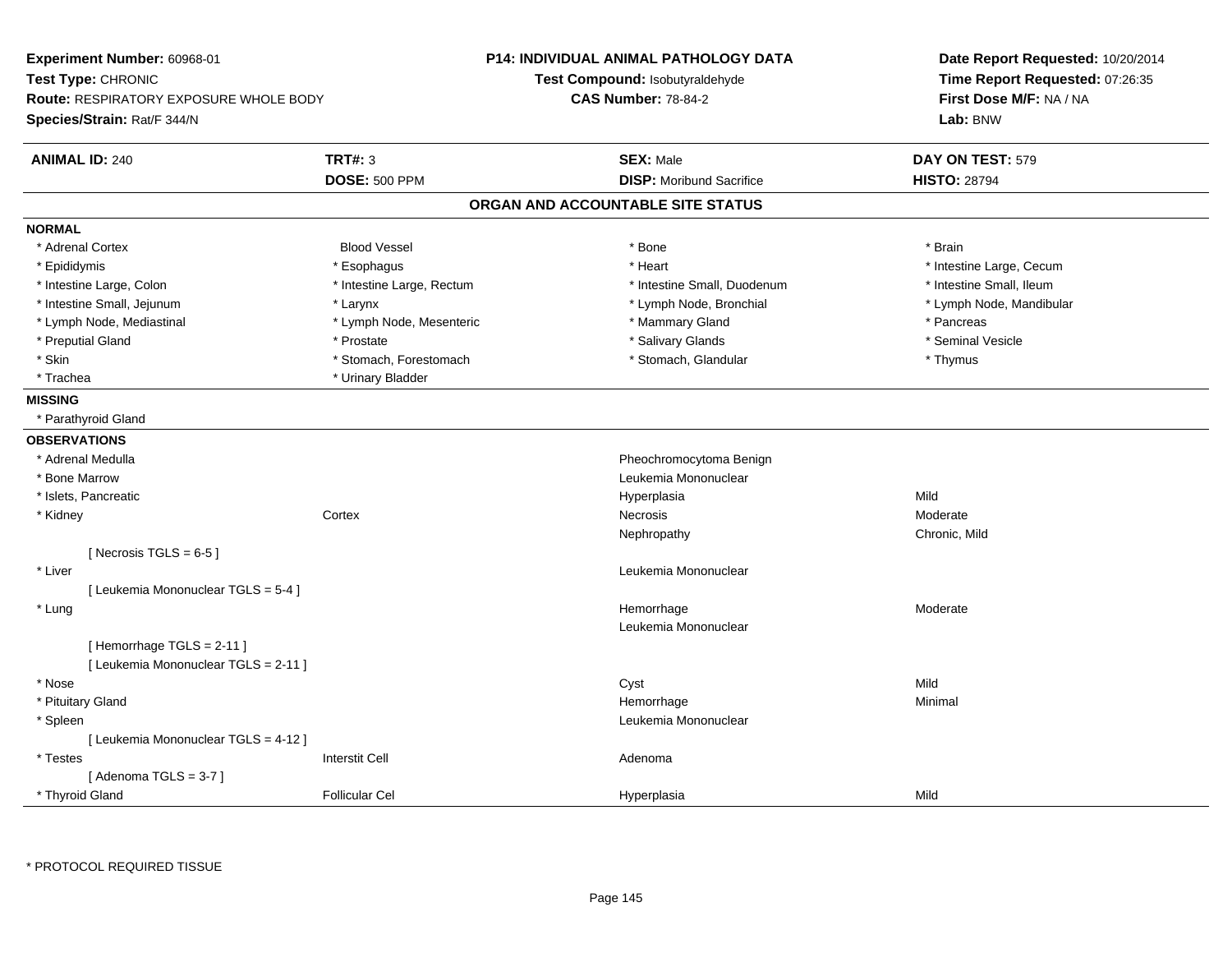**Experiment Number:** 60968-01
**Test Type:** CHRONIC
**Route:** RESPIRATORY EXPOSURE WHOLE BODY
**Species/Strain:** Rat/F 344/N

**P14: INDIVIDUAL ANIMAL PATHOLOGY DATA**
**Test Compound:** Isobutyraldehyde
**CAS Number:** 78-84-2

**Date Report Requested:** 10/20/2014
**Time Report Requested:** 07:26:35
**First Dose M/F:** NA / NA
**Lab:** BNW

| **ANIMAL ID:** 240 | **TRT#:** 3 | **SEX:** Male | **DAY ON TEST:** 579 |
|---|---|---|---|
| | **DOSE:** 500 PPM | **DISP:** Moribund Sacrifice | **HISTO:** 28794 |

## ORGAN AND ACCOUNTABLE SITE STATUS

**NORMAL**

| | | | |
|---|---|---|---|
| * Adrenal Cortex | Blood Vessel | * Bone | * Brain |
| * Epididymis | * Esophagus | * Heart | * Intestine Large, Cecum |
| * Intestine Large, Colon | * Intestine Large, Rectum | * Intestine Small, Duodenum | * Intestine Small, Ileum |
| * Intestine Small, Jejunum | * Larynx | * Lymph Node, Bronchial | * Lymph Node, Mandibular |
| * Lymph Node, Mediastinal | * Lymph Node, Mesenteric | * Mammary Gland | * Pancreas |
| * Preputial Gland | * Prostate | * Salivary Glands | * Seminal Vesicle |
| * Skin | * Stomach, Forestomach | * Stomach, Glandular | * Thymus |
| * Trachea | * Urinary Bladder | | |

**MISSING**

* Parathyroid Gland

**OBSERVATIONS**

| | | | |
|---|---|---|---|
| * Adrenal Medulla | | Pheochromocytoma Benign | |
| * Bone Marrow | | Leukemia Mononuclear | |
| * Islets, Pancreatic | | Hyperplasia | Mild |
| * Kidney | Cortex | Necrosis | Moderate |
| | | Nephropathy | Chronic, Mild |
| [ Necrosis TGLS = 6-5 ] | | | |
| * Liver | | Leukemia Mononuclear | |
| [ Leukemia Mononuclear TGLS = 5-4 ] | | | |
| * Lung | | Hemorrhage | Moderate |
| | | Leukemia Mononuclear | |
| [ Hemorrhage TGLS = 2-11 ] | | | |
| [ Leukemia Mononuclear TGLS = 2-11 ] | | | |
| * Nose | | Cyst | Mild |
| * Pituitary Gland | | Hemorrhage | Minimal |
| * Spleen | | Leukemia Mononuclear | |
| [ Leukemia Mononuclear TGLS = 4-12 ] | | | |
| * Testes | Interstit Cell | Adenoma | |
| [ Adenoma TGLS = 3-7 ] | | | |
| * Thyroid Gland | Follicular Cel | Hyperplasia | Mild |

* PROTOCOL REQUIRED TISSUE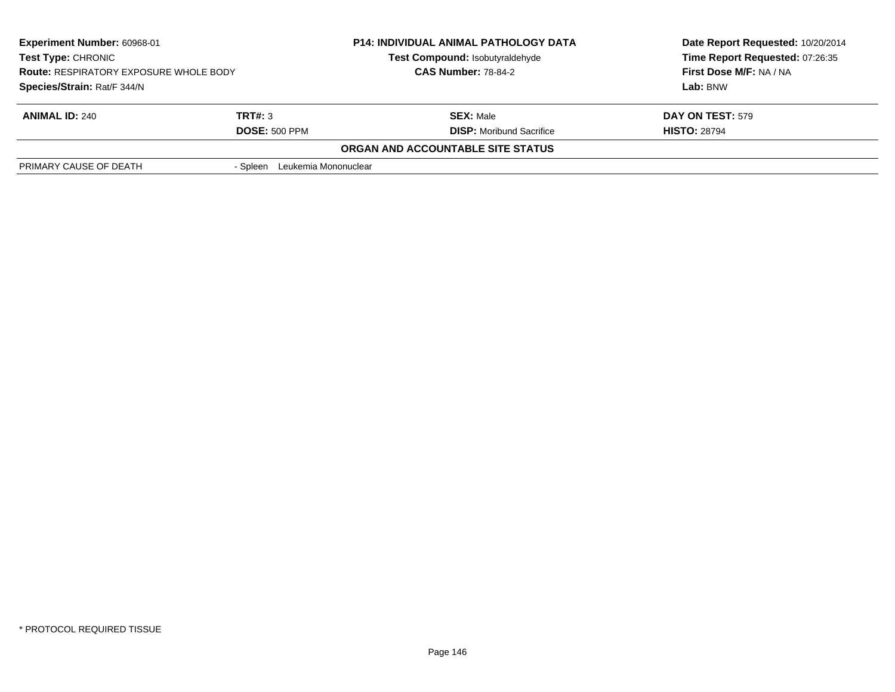**Experiment Number:** 60968-01
**Test Type:** CHRONIC
**Route:** RESPIRATORY EXPOSURE WHOLE BODY
**Species/Strain:** Rat/F 344/N

**P14: INDIVIDUAL ANIMAL PATHOLOGY DATA**
**Test Compound:** Isobutyraldehyde
**CAS Number:** 78-84-2

**Date Report Requested:** 10/20/2014
**Time Report Requested:** 07:26:35
**First Dose M/F:** NA / NA
**Lab:** BNW

| **ANIMAL ID:** 240 | **TRT#:** 3 | **SEX:** Male | **DAY ON TEST:** 579 |
|---|---|---|---|
| | **DOSE:** 500 PPM | **DISP:** Moribund Sacrifice | **HISTO:** 28794 |

**ORGAN AND ACCOUNTABLE SITE STATUS**

| | |
|---|---|
| PRIMARY CAUSE OF DEATH | - Spleen Leukemia Mononuclear |

* PROTOCOL REQUIRED TISSUE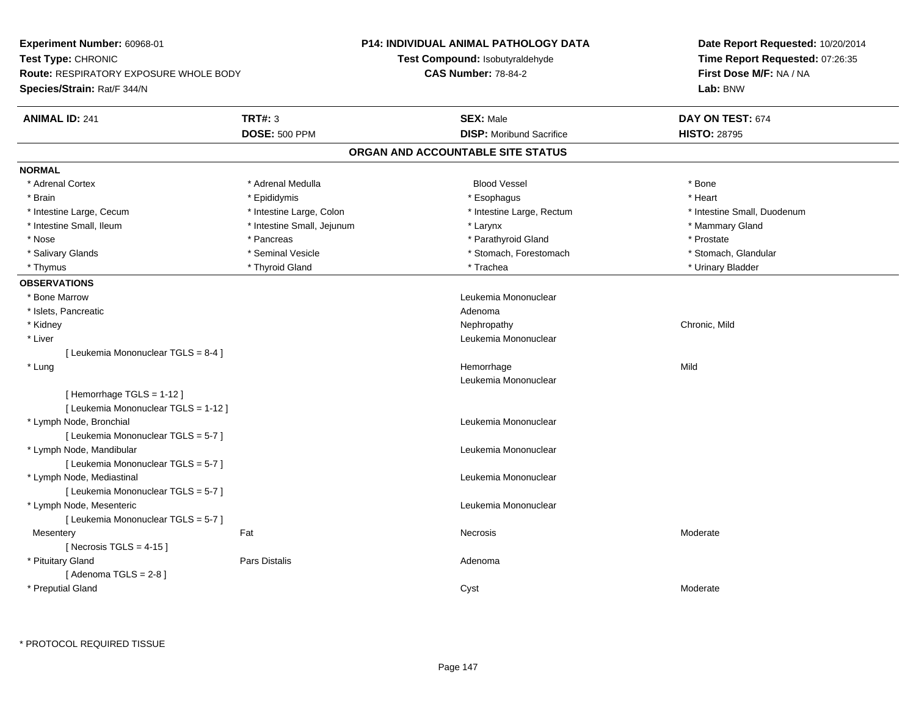**Experiment Number:** 60968-01
**Test Type:** CHRONIC
**Route:** RESPIRATORY EXPOSURE WHOLE BODY
**Species/Strain:** Rat/F 344/N

**P14: INDIVIDUAL ANIMAL PATHOLOGY DATA**
**Test Compound:** Isobutyraldehyde
**CAS Number:** 78-84-2

**Date Report Requested:** 10/20/2014
**Time Report Requested:** 07:26:35
**First Dose M/F:** NA / NA
**Lab:** BNW

| **ANIMAL ID:** 241 | **TRT#:** 3 | **SEX:** Male | **DAY ON TEST:** 674 |
|---|---|---|---|
| | **DOSE:** 500 PPM | **DISP:** Moribund Sacrifice | **HISTO:** 28795 |

## ORGAN AND ACCOUNTABLE SITE STATUS

**NORMAL**

| | | | |
|---|---|---|---|
| * Adrenal Cortex | * Adrenal Medulla | Blood Vessel | * Bone |
| * Brain | * Epididymis | * Esophagus | * Heart |
| * Intestine Large, Cecum | * Intestine Large, Colon | * Intestine Large, Rectum | * Intestine Small, Duodenum |
| * Intestine Small, Ileum | * Intestine Small, Jejunum | * Larynx | * Mammary Gland |
| * Nose | * Pancreas | * Parathyroid Gland | * Prostate |
| * Salivary Glands | * Seminal Vesicle | * Stomach, Forestomach | * Stomach, Glandular |
| * Thymus | * Thyroid Gland | * Trachea | * Urinary Bladder |

**OBSERVATIONS**

| | | | |
|---|---|---|---|
| * Bone Marrow | | Leukemia Mononuclear | |
| * Islets, Pancreatic | | Adenoma | |
| * Kidney | | Nephropathy | Chronic, Mild |
| * Liver | | Leukemia Mononuclear | |
| [ Leukemia Mononuclear TGLS = 8-4 ] | | | |
| * Lung | | Hemorrhage | Mild |
| | | Leukemia Mononuclear | |
| [ Hemorrhage TGLS = 1-12 ] | | | |
| [ Leukemia Mononuclear TGLS = 1-12 ] | | | |
| * Lymph Node, Bronchial | | Leukemia Mononuclear | |
| [ Leukemia Mononuclear TGLS = 5-7 ] | | | |
| * Lymph Node, Mandibular | | Leukemia Mononuclear | |
| [ Leukemia Mononuclear TGLS = 5-7 ] | | | |
| * Lymph Node, Mediastinal | | Leukemia Mononuclear | |
| [ Leukemia Mononuclear TGLS = 5-7 ] | | | |
| * Lymph Node, Mesenteric | | Leukemia Mononuclear | |
| [ Leukemia Mononuclear TGLS = 5-7 ] | | | |
| Mesentery | Fat | Necrosis | Moderate |
| [ Necrosis TGLS = 4-15 ] | | | |
| * Pituitary Gland | Pars Distalis | Adenoma | |
| [ Adenoma TGLS = 2-8 ] | | | |
| * Preputial Gland | | Cyst | Moderate |

\* PROTOCOL REQUIRED TISSUE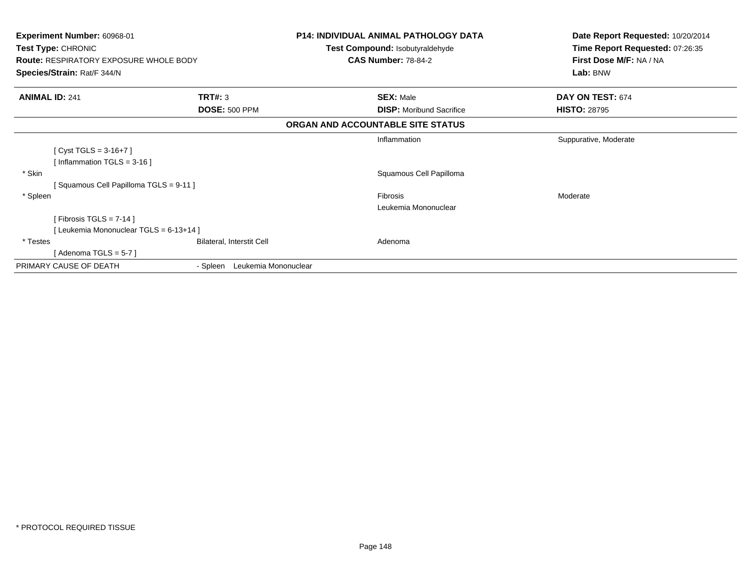**Experiment Number:** 60968-01
**Test Type:** CHRONIC
**Route:** RESPIRATORY EXPOSURE WHOLE BODY
**Species/Strain:** Rat/F 344/N

**P14: INDIVIDUAL ANIMAL PATHOLOGY DATA**
**Test Compound:** Isobutyraldehyde
**CAS Number:** 78-84-2

**Date Report Requested:** 10/20/2014
**Time Report Requested:** 07:26:35
**First Dose M/F:** NA / NA
**Lab:** BNW

| **ANIMAL ID:** 241 | **TRT#:** 3 | **SEX:** Male | **DAY ON TEST:** 674 |
|---|---|---|---|
| | **DOSE:** 500 PPM | **DISP:** Moribund Sacrifice | **HISTO:** 28795 |

**ORGAN AND ACCOUNTABLE SITE STATUS**

| | | | |
|---|---|---|---|
| | | Inflammation | Suppurative, Moderate |
| [ Cyst TGLS = 3-16+7 ] | | | |
| [ Inflammation TGLS = 3-16 ] | | | |
| * Skin | | Squamous Cell Papilloma | |
| [ Squamous Cell Papilloma TGLS = 9-11 ] | | | |
| * Spleen | | Fibrosis | Moderate |
| | | Leukemia Mononuclear | |
| [ Fibrosis TGLS = 7-14 ] | | | |
| [ Leukemia Mononuclear TGLS = 6-13+14 ] | | | |
| * Testes | Bilateral, Interstit Cell | Adenoma | |
| [ Adenoma TGLS = 5-7 ] | | | |
| PRIMARY CAUSE OF DEATH | - Spleen Leukemia Mononuclear | | |

* PROTOCOL REQUIRED TISSUE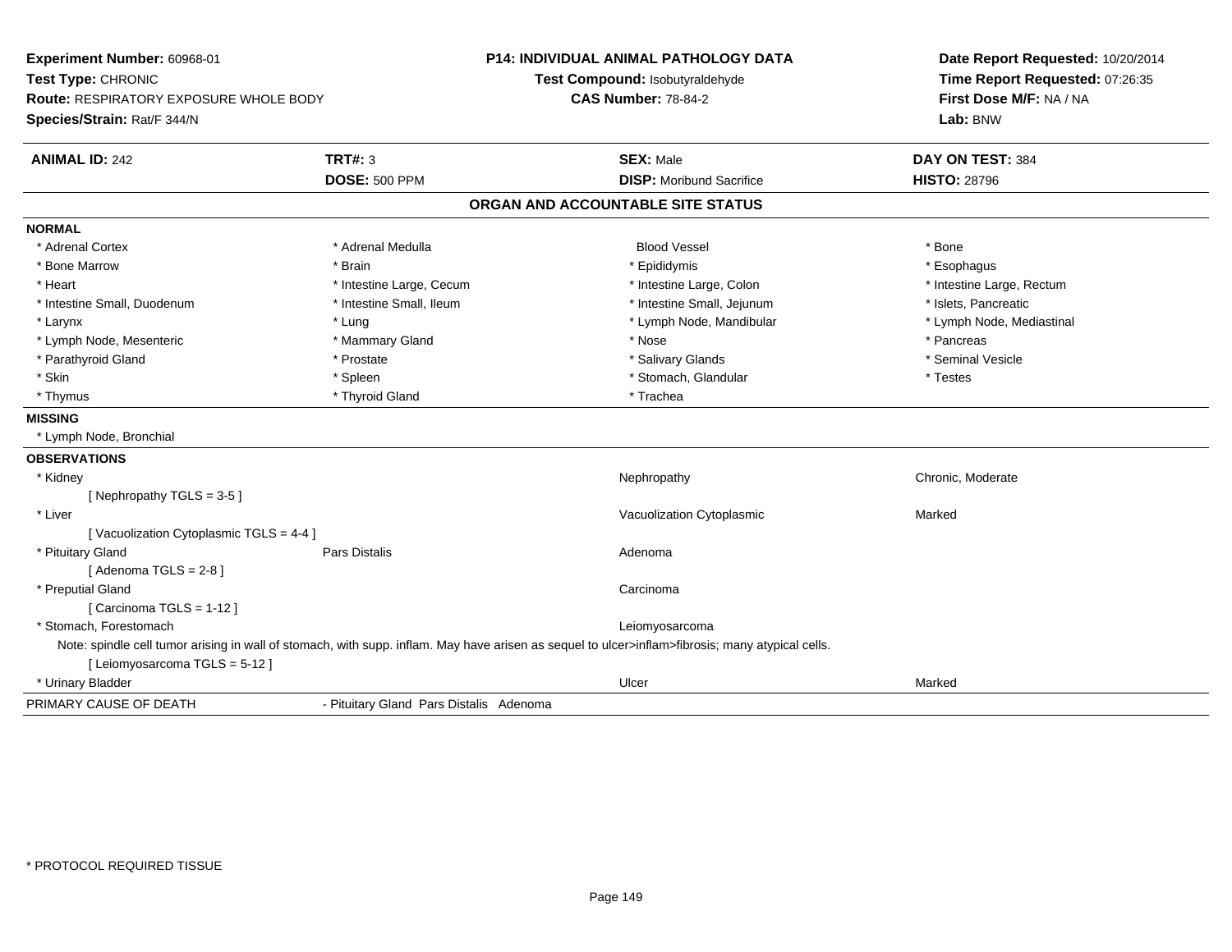**Experiment Number:** 60968-01
**Test Type:** CHRONIC
**Route:** RESPIRATORY EXPOSURE WHOLE BODY
**Species/Strain:** Rat/F 344/N

**P14: INDIVIDUAL ANIMAL PATHOLOGY DATA**
**Test Compound:** Isobutyraldehyde
**CAS Number:** 78-84-2

**Date Report Requested:** 10/20/2014
**Time Report Requested:** 07:26:35
**First Dose M/F:** NA / NA
**Lab:** BNW

| **ANIMAL ID:** 242 | **TRT#:** 3 | **SEX:** Male | **DAY ON TEST:** 384 |
|---|---|---|---|
| | **DOSE:** 500 PPM | **DISP:** Moribund Sacrifice | **HISTO:** 28796 |

## ORGAN AND ACCOUNTABLE SITE STATUS

**NORMAL**

| | | | |
|---|---|---|---|
| * Adrenal Cortex | * Adrenal Medulla | Blood Vessel | * Bone |
| * Bone Marrow | * Brain | * Epididymis | * Esophagus |
| * Heart | * Intestine Large, Cecum | * Intestine Large, Colon | * Intestine Large, Rectum |
| * Intestine Small, Duodenum | * Intestine Small, Ileum | * Intestine Small, Jejunum | * Islets, Pancreatic |
| * Larynx | * Lung | * Lymph Node, Mandibular | * Lymph Node, Mediastinal |
| * Lymph Node, Mesenteric | * Mammary Gland | * Nose | * Pancreas |
| * Parathyroid Gland | * Prostate | * Salivary Glands | * Seminal Vesicle |
| * Skin | * Spleen | * Stomach, Glandular | * Testes |
| * Thymus | * Thyroid Gland | * Trachea | |

**MISSING**

* Lymph Node, Bronchial

**OBSERVATIONS**

| | | | |
|---|---|---|---|
| * Kidney | | Nephropathy | Chronic, Moderate |
| [ Nephropathy TGLS = 3-5 ] | | | |
| * Liver | | Vacuolization Cytoplasmic | Marked |
| [ Vacuolization Cytoplasmic TGLS = 4-4 ] | | | |
| * Pituitary Gland | Pars Distalis | Adenoma | |
| [ Adenoma TGLS = 2-8 ] | | | |
| * Preputial Gland | | Carcinoma | |
| [ Carcinoma TGLS = 1-12 ] | | | |
| * Stomach, Forestomach | | Leiomyosarcoma | |

Note: spindle cell tumor arising in wall of stomach, with supp. inflam. May have arisen as sequel to ulcer>inflam>fibrosis; many atypical cells.

| | | | |
|---|---|---|---|
| [ Leiomyosarcoma TGLS = 5-12 ] | | | |
| * Urinary Bladder | | Ulcer | Marked |

| | |
|---|---|
| PRIMARY CAUSE OF DEATH | - Pituitary Gland Pars Distalis Adenoma |

* PROTOCOL REQUIRED TISSUE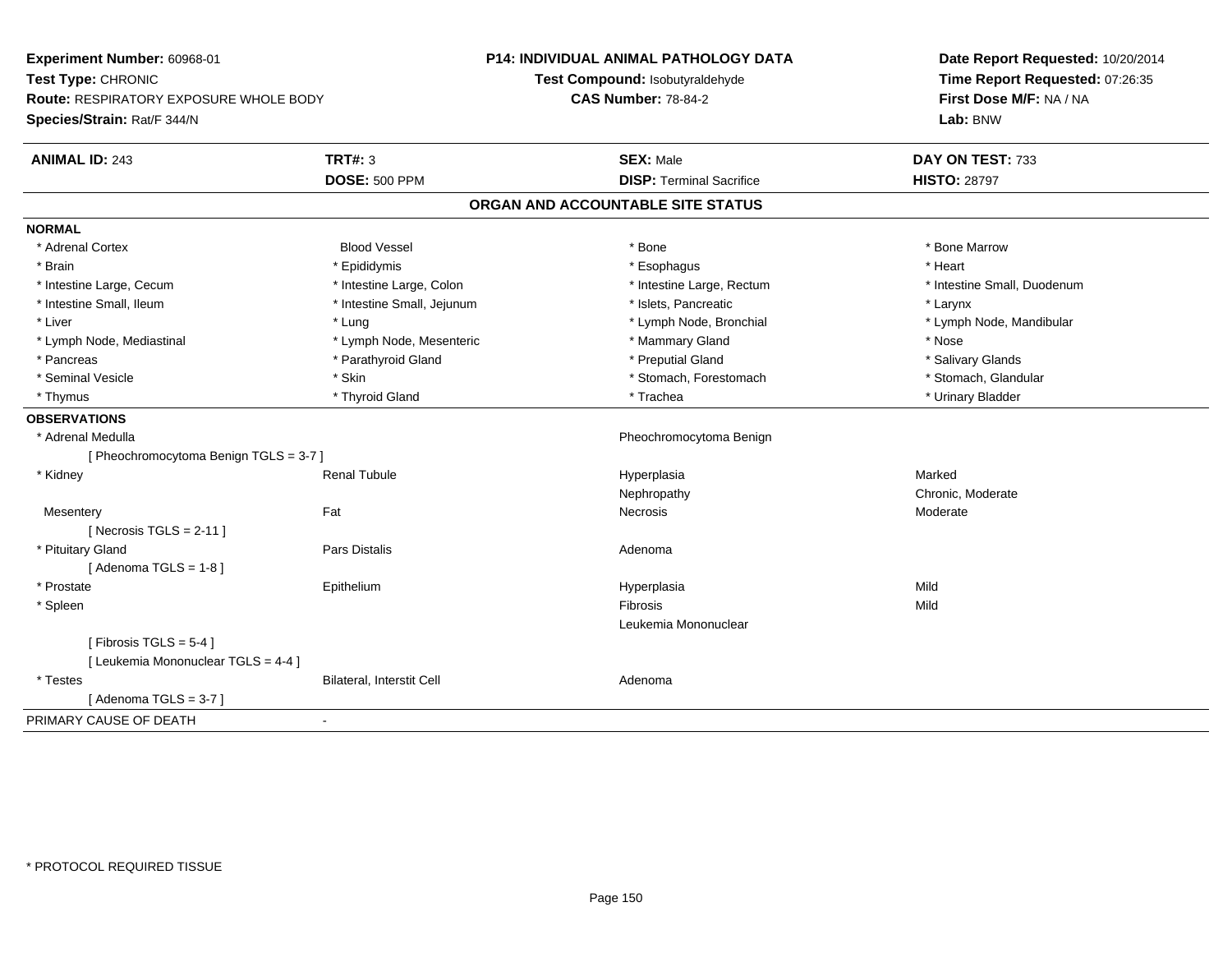**Experiment Number:** 60968-01
**Test Type:** CHRONIC
**Route:** RESPIRATORY EXPOSURE WHOLE BODY
**Species/Strain:** Rat/F 344/N

**P14: INDIVIDUAL ANIMAL PATHOLOGY DATA**
**Test Compound:** Isobutyraldehyde
**CAS Number:** 78-84-2

**Date Report Requested:** 10/20/2014
**Time Report Requested:** 07:26:35
**First Dose M/F:** NA / NA
**Lab:** BNW

| **ANIMAL ID:** 243 | **TRT#:** 3 | **SEX:** Male | **DAY ON TEST:** 733 |
|---|---|---|---|
| | **DOSE:** 500 PPM | **DISP:** Terminal Sacrifice | **HISTO:** 28797 |

## ORGAN AND ACCOUNTABLE SITE STATUS

**NORMAL**

| | | | |
|---|---|---|---|
| * Adrenal Cortex | Blood Vessel | * Bone | * Bone Marrow |
| * Brain | * Epididymis | * Esophagus | * Heart |
| * Intestine Large, Cecum | * Intestine Large, Colon | * Intestine Large, Rectum | * Intestine Small, Duodenum |
| * Intestine Small, Ileum | * Intestine Small, Jejunum | * Islets, Pancreatic | * Larynx |
| * Liver | * Lung | * Lymph Node, Bronchial | * Lymph Node, Mandibular |
| * Lymph Node, Mediastinal | * Lymph Node, Mesenteric | * Mammary Gland | * Nose |
| * Pancreas | * Parathyroid Gland | * Preputial Gland | * Salivary Glands |
| * Seminal Vesicle | * Skin | * Stomach, Forestomach | * Stomach, Glandular |
| * Thymus | * Thyroid Gland | * Trachea | * Urinary Bladder |

**OBSERVATIONS**

| | | | |
|---|---|---|---|
| * Adrenal Medulla | | Pheochromocytoma Benign | |
| [ Pheochromocytoma Benign TGLS = 3-7 ] | | | |
| * Kidney | Renal Tubule | Hyperplasia | Marked |
| | | Nephropathy | Chronic, Moderate |
| Mesentery | Fat | Necrosis | Moderate |
| [ Necrosis TGLS = 2-11 ] | | | |
| * Pituitary Gland | Pars Distalis | Adenoma | |
| [ Adenoma TGLS = 1-8 ] | | | |
| * Prostate | Epithelium | Hyperplasia | Mild |
| * Spleen | | Fibrosis | Mild |
| | | Leukemia Mononuclear | |
| [ Fibrosis TGLS = 5-4 ] | | | |
| [ Leukemia Mononuclear TGLS = 4-4 ] | | | |
| * Testes | Bilateral, Interstit Cell | Adenoma | |
| [ Adenoma TGLS = 3-7 ] | | | |

PRIMARY CAUSE OF DEATH -

* PROTOCOL REQUIRED TISSUE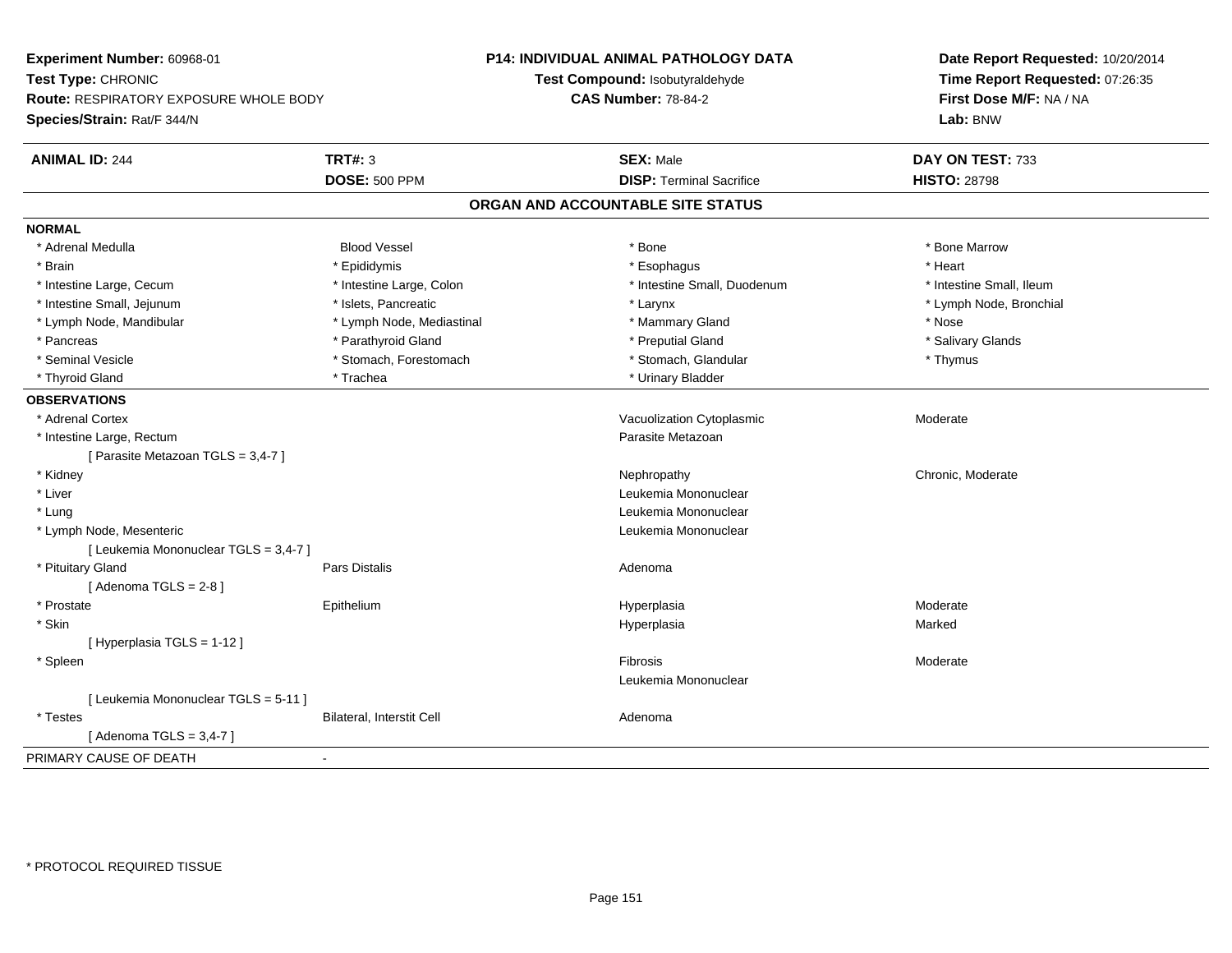**Experiment Number:** 60968-01
**Test Type:** CHRONIC
**Route:** RESPIRATORY EXPOSURE WHOLE BODY
**Species/Strain:** Rat/F 344/N

**P14: INDIVIDUAL ANIMAL PATHOLOGY DATA**
**Test Compound:** Isobutyraldehyde
**CAS Number:** 78-84-2

**Date Report Requested:** 10/20/2014
**Time Report Requested:** 07:26:35
**First Dose M/F:** NA / NA
**Lab:** BNW

| **ANIMAL ID:** 244 | **TRT#:** 3 | **SEX:** Male | **DAY ON TEST:** 733 |
|---|---|---|---|
| | **DOSE:** 500 PPM | **DISP:** Terminal Sacrifice | **HISTO:** 28798 |

## ORGAN AND ACCOUNTABLE SITE STATUS

**NORMAL**

| | | | |
|---|---|---|---|
| * Adrenal Medulla | Blood Vessel | * Bone | * Bone Marrow |
| * Brain | * Epididymis | * Esophagus | * Heart |
| * Intestine Large, Cecum | * Intestine Large, Colon | * Intestine Small, Duodenum | * Intestine Small, Ileum |
| * Intestine Small, Jejunum | * Islets, Pancreatic | * Larynx | * Lymph Node, Bronchial |
| * Lymph Node, Mandibular | * Lymph Node, Mediastinal | * Mammary Gland | * Nose |
| * Pancreas | * Parathyroid Gland | * Preputial Gland | * Salivary Glands |
| * Seminal Vesicle | * Stomach, Forestomach | * Stomach, Glandular | * Thymus |
| * Thyroid Gland | * Trachea | * Urinary Bladder | |

**OBSERVATIONS**

| | | | |
|---|---|---|---|
| * Adrenal Cortex | | Vacuolization Cytoplasmic | Moderate |
| * Intestine Large, Rectum | | Parasite Metazoan | |
| [ Parasite Metazoan TGLS = 3,4-7 ] | | | |
| * Kidney | | Nephropathy | Chronic, Moderate |
| * Liver | | Leukemia Mononuclear | |
| * Lung | | Leukemia Mononuclear | |
| * Lymph Node, Mesenteric | | Leukemia Mononuclear | |
| [ Leukemia Mononuclear TGLS = 3,4-7 ] | | | |
| * Pituitary Gland | Pars Distalis | Adenoma | |
| [ Adenoma TGLS = 2-8 ] | | | |
| * Prostate | Epithelium | Hyperplasia | Moderate |
| * Skin | | Hyperplasia | Marked |
| [ Hyperplasia TGLS = 1-12 ] | | | |
| * Spleen | | Fibrosis | Moderate |
| | | Leukemia Mononuclear | |
| [ Leukemia Mononuclear TGLS = 5-11 ] | | | |
| * Testes | Bilateral, Interstit Cell | Adenoma | |
| [ Adenoma TGLS = 3,4-7 ] | | | |

PRIMARY CAUSE OF DEATH -

* PROTOCOL REQUIRED TISSUE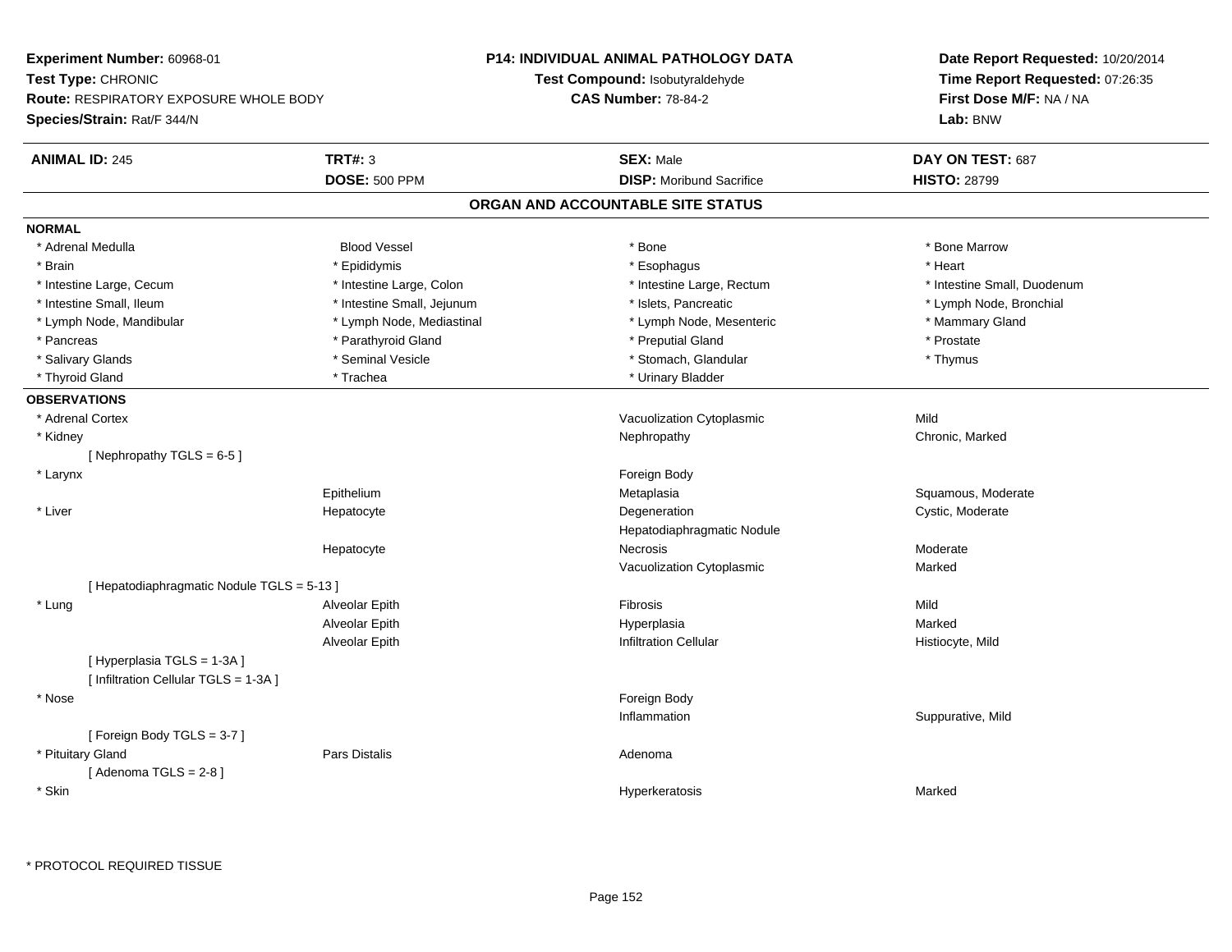**Experiment Number:** 60968-01
**Test Type:** CHRONIC
**Route:** RESPIRATORY EXPOSURE WHOLE BODY
**Species/Strain:** Rat/F 344/N

**P14: INDIVIDUAL ANIMAL PATHOLOGY DATA**
**Test Compound:** Isobutyraldehyde
**CAS Number:** 78-84-2

**Date Report Requested:** 10/20/2014
**Time Report Requested:** 07:26:35
**First Dose M/F:** NA / NA
**Lab:** BNW

| **ANIMAL ID:** 245 | **TRT#:** 3 | **SEX:** Male | **DAY ON TEST:** 687 |
|---|---|---|---|
| | **DOSE:** 500 PPM | **DISP:** Moribund Sacrifice | **HISTO:** 28799 |

## ORGAN AND ACCOUNTABLE SITE STATUS

**NORMAL**

| | | | |
|---|---|---|---|
| * Adrenal Medulla | Blood Vessel | * Bone | * Bone Marrow |
| * Brain | * Epididymis | * Esophagus | * Heart |
| * Intestine Large, Cecum | * Intestine Large, Colon | * Intestine Large, Rectum | * Intestine Small, Duodenum |
| * Intestine Small, Ileum | * Intestine Small, Jejunum | * Islets, Pancreatic | * Lymph Node, Bronchial |
| * Lymph Node, Mandibular | * Lymph Node, Mediastinal | * Lymph Node, Mesenteric | * Mammary Gland |
| * Pancreas | * Parathyroid Gland | * Preputial Gland | * Prostate |
| * Salivary Glands | * Seminal Vesicle | * Stomach, Glandular | * Thymus |
| * Thyroid Gland | * Trachea | * Urinary Bladder | |

**OBSERVATIONS**

| | | | |
|---|---|---|---|
| * Adrenal Cortex | | Vacuolization Cytoplasmic | Mild |
| * Kidney | | Nephropathy | Chronic, Marked |
| [ Nephropathy TGLS = 6-5 ] | | | |
| * Larynx | | Foreign Body | |
| | Epithelium | Metaplasia | Squamous, Moderate |
| * Liver | Hepatocyte | Degeneration | Cystic, Moderate |
| | | Hepatodiaphragmatic Nodule | |
| | Hepatocyte | Necrosis | Moderate |
| | | Vacuolization Cytoplasmic | Marked |
| [ Hepatodiaphragmatic Nodule TGLS = 5-13 ] | | | |
| * Lung | Alveolar Epith | Fibrosis | Mild |
| | Alveolar Epith | Hyperplasia | Marked |
| | Alveolar Epith | Infiltration Cellular | Histiocyte, Mild |
| [ Hyperplasia TGLS = 1-3A ] | | | |
| [ Infiltration Cellular TGLS = 1-3A ] | | | |
| * Nose | | Foreign Body | |
| | | Inflammation | Suppurative, Mild |
| [ Foreign Body TGLS = 3-7 ] | | | |
| * Pituitary Gland | Pars Distalis | Adenoma | |
| [ Adenoma TGLS = 2-8 ] | | | |
| * Skin | | Hyperkeratosis | Marked |

\* PROTOCOL REQUIRED TISSUE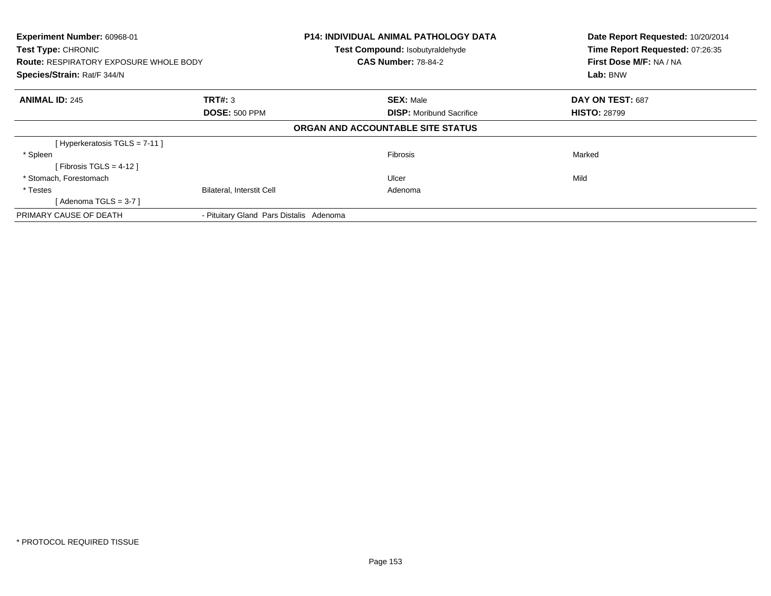**Experiment Number:** 60968-01
**Test Type:** CHRONIC
**Route:** RESPIRATORY EXPOSURE WHOLE BODY
**Species/Strain:** Rat/F 344/N

**P14: INDIVIDUAL ANIMAL PATHOLOGY DATA**
**Test Compound:** Isobutyraldehyde
**CAS Number:** 78-84-2

**Date Report Requested:** 10/20/2014
**Time Report Requested:** 07:26:35
**First Dose M/F:** NA / NA
**Lab:** BNW

| **ANIMAL ID:** 245 | **TRT#:** 3 | **SEX:** Male | **DAY ON TEST:** 687 |
|---|---|---|---|
| | **DOSE:** 500 PPM | **DISP:** Moribund Sacrifice | **HISTO:** 28799 |

**ORGAN AND ACCOUNTABLE SITE STATUS**

| | | | |
|---|---|---|---|
| [ Hyperkeratosis TGLS = 7-11 ] | | | |
| * Spleen | | Fibrosis | Marked |
| [ Fibrosis TGLS = 4-12 ] | | | |
| * Stomach, Forestomach | | Ulcer | Mild |
| * Testes | Bilateral, Interstit Cell | Adenoma | |
| [ Adenoma TGLS = 3-7 ] | | | |
| PRIMARY CAUSE OF DEATH | - Pituitary Gland Pars Distalis Adenoma | | |

* PROTOCOL REQUIRED TISSUE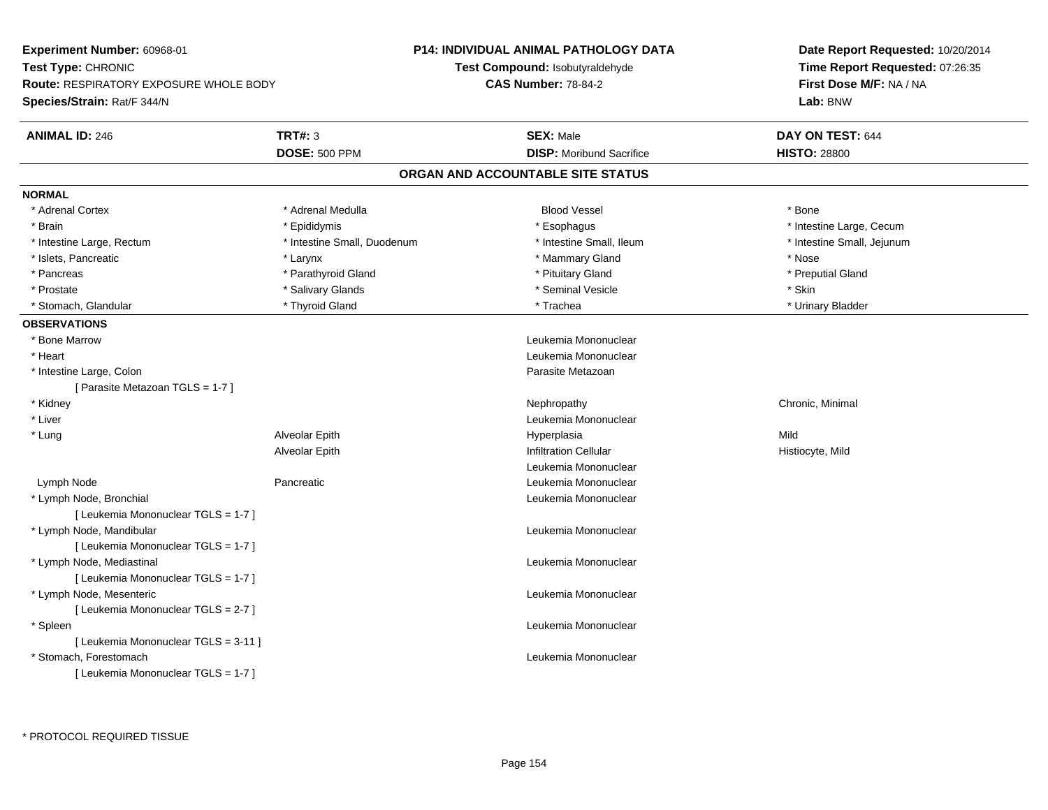**Experiment Number:** 60968-01
**Test Type:** CHRONIC
**Route:** RESPIRATORY EXPOSURE WHOLE BODY
**Species/Strain:** Rat/F 344/N

**P14: INDIVIDUAL ANIMAL PATHOLOGY DATA**
**Test Compound:** Isobutyraldehyde
**CAS Number:** 78-84-2

**Date Report Requested:** 10/20/2014
**Time Report Requested:** 07:26:35
**First Dose M/F:** NA / NA
**Lab:** BNW

| **ANIMAL ID:** 246 | **TRT#:** 3 | **SEX:** Male | **DAY ON TEST:** 644 |
|---|---|---|---|
| | **DOSE:** 500 PPM | **DISP:** Moribund Sacrifice | **HISTO:** 28800 |

## ORGAN AND ACCOUNTABLE SITE STATUS

**NORMAL**

| | | | |
|---|---|---|---|
| * Adrenal Cortex | * Adrenal Medulla | Blood Vessel | * Bone |
| * Brain | * Epididymis | * Esophagus | * Intestine Large, Cecum |
| * Intestine Large, Rectum | * Intestine Small, Duodenum | * Intestine Small, Ileum | * Intestine Small, Jejunum |
| * Islets, Pancreatic | * Larynx | * Mammary Gland | * Nose |
| * Pancreas | * Parathyroid Gland | * Pituitary Gland | * Preputial Gland |
| * Prostate | * Salivary Glands | * Seminal Vesicle | * Skin |
| * Stomach, Glandular | * Thyroid Gland | * Trachea | * Urinary Bladder |

**OBSERVATIONS**

| | | | |
|---|---|---|---|
| * Bone Marrow | | Leukemia Mononuclear | |
| * Heart | | Leukemia Mononuclear | |
| * Intestine Large, Colon | | Parasite Metazoan | |
| [ Parasite Metazoan TGLS = 1-7 ] | | | |
| * Kidney | | Nephropathy | Chronic, Minimal |
| * Liver | | Leukemia Mononuclear | |
| * Lung | Alveolar Epith | Hyperplasia | Mild |
| | Alveolar Epith | Infiltration Cellular | Histiocyte, Mild |
| | | Leukemia Mononuclear | |
| Lymph Node | Pancreatic | Leukemia Mononuclear | |
| * Lymph Node, Bronchial | | Leukemia Mononuclear | |
| [ Leukemia Mononuclear TGLS = 1-7 ] | | | |
| * Lymph Node, Mandibular | | Leukemia Mononuclear | |
| [ Leukemia Mononuclear TGLS = 1-7 ] | | | |
| * Lymph Node, Mediastinal | | Leukemia Mononuclear | |
| [ Leukemia Mononuclear TGLS = 1-7 ] | | | |
| * Lymph Node, Mesenteric | | Leukemia Mononuclear | |
| [ Leukemia Mononuclear TGLS = 2-7 ] | | | |
| * Spleen | | Leukemia Mononuclear | |
| [ Leukemia Mononuclear TGLS = 3-11 ] | | | |
| * Stomach, Forestomach | | Leukemia Mononuclear | |
| [ Leukemia Mononuclear TGLS = 1-7 ] | | | |

\* PROTOCOL REQUIRED TISSUE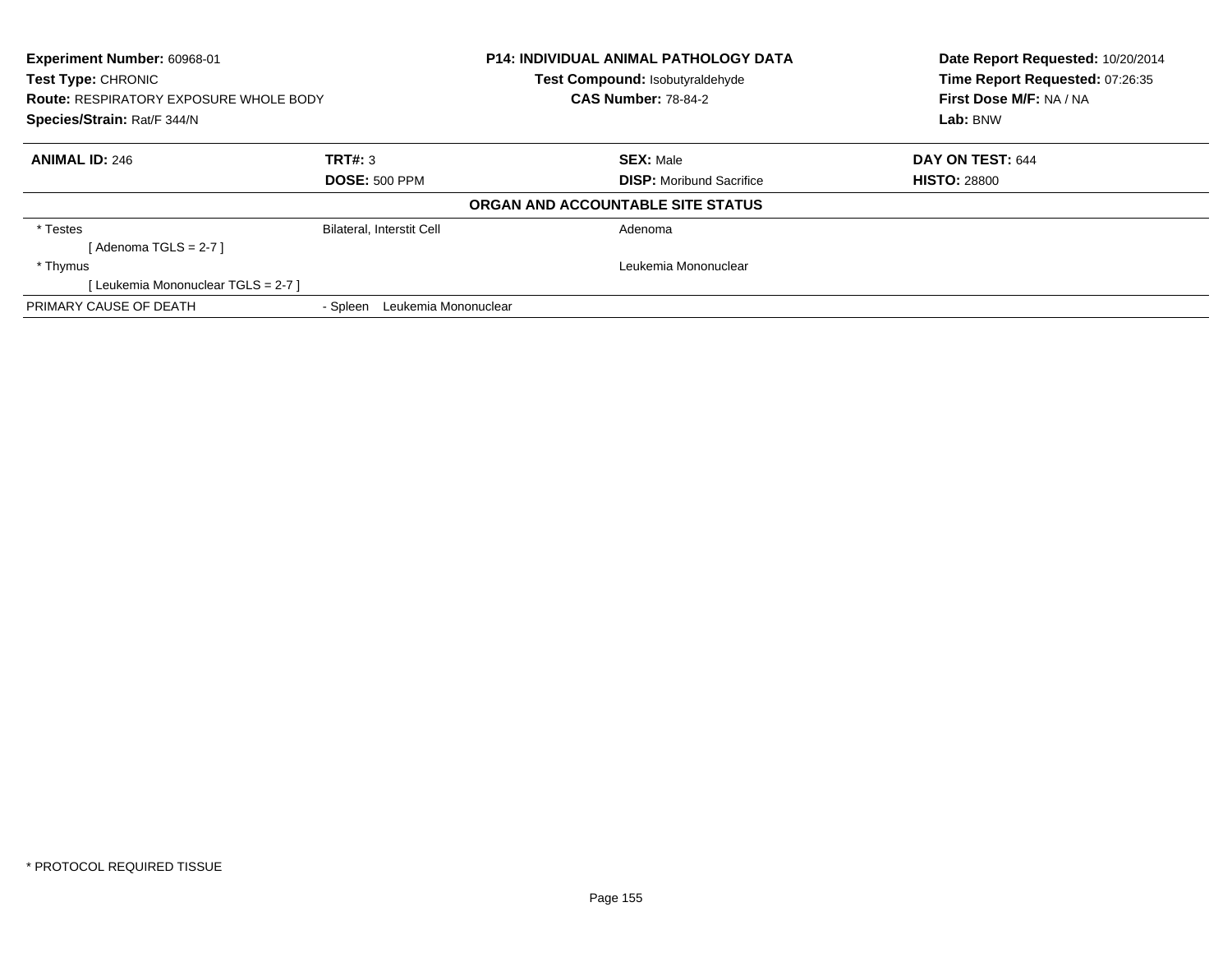**Experiment Number:** 60968-01
**Test Type:** CHRONIC
**Route:** RESPIRATORY EXPOSURE WHOLE BODY
**Species/Strain:** Rat/F 344/N

**P14: INDIVIDUAL ANIMAL PATHOLOGY DATA**
**Test Compound:** Isobutyraldehyde
**CAS Number:** 78-84-2

**Date Report Requested:** 10/20/2014
**Time Report Requested:** 07:26:35
**First Dose M/F:** NA / NA
**Lab:** BNW

| **ANIMAL ID:** 246 | **TRT#:** 3 | **SEX:** Male | **DAY ON TEST:** 644 |
|---|---|---|---|
| | **DOSE:** 500 PPM | **DISP:** Moribund Sacrifice | **HISTO:** 28800 |

**ORGAN AND ACCOUNTABLE SITE STATUS**

| | | |
|---|---|---|
| * Testes | Bilateral, Interstit Cell | Adenoma |
| [ Adenoma TGLS = 2-7 ] | | |
| * Thymus | | Leukemia Mononuclear |
| [ Leukemia Mononuclear TGLS = 2-7 ] | | |
| PRIMARY CAUSE OF DEATH | - Spleen Leukemia Mononuclear | |

* PROTOCOL REQUIRED TISSUE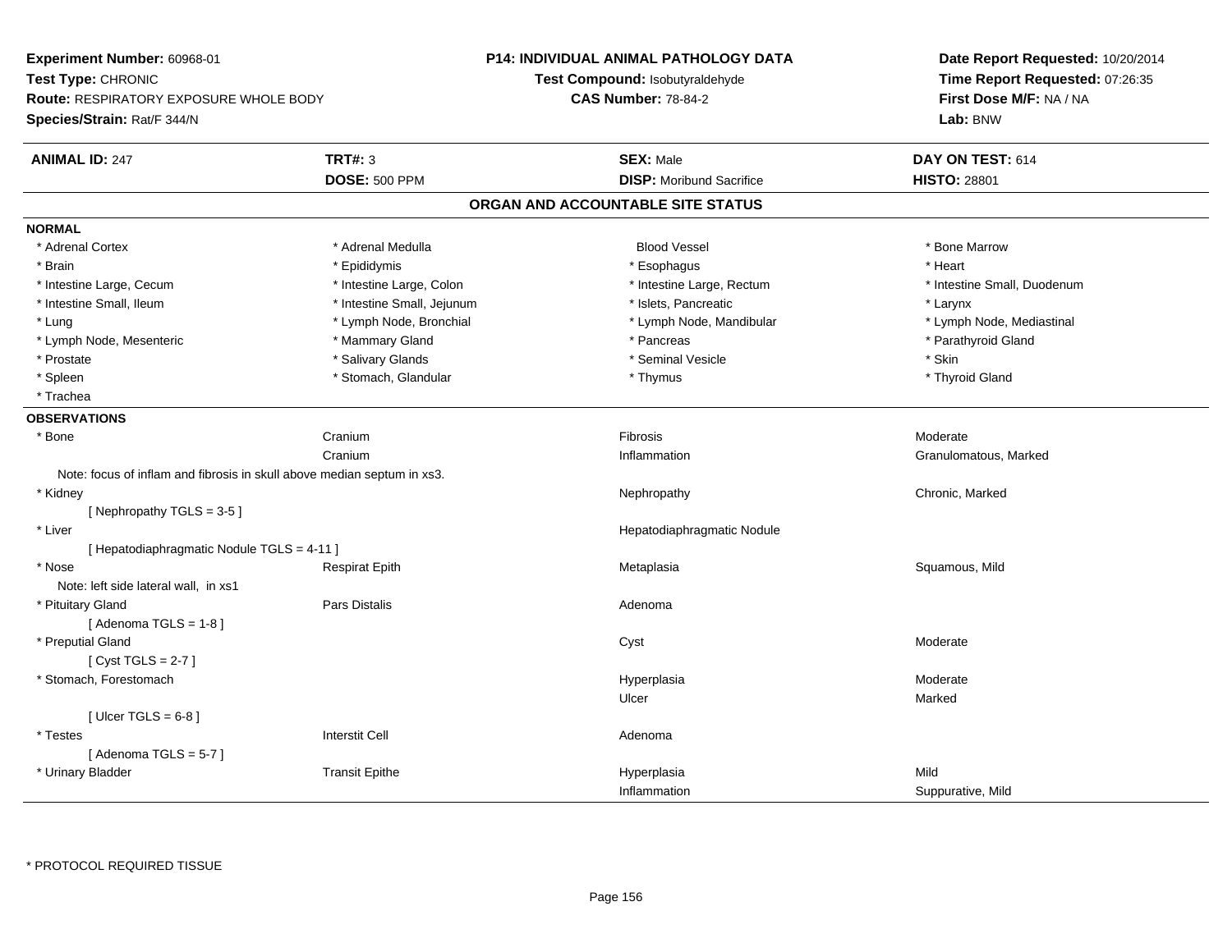**Experiment Number:** 60968-01
**Test Type:** CHRONIC
**Route:** RESPIRATORY EXPOSURE WHOLE BODY
**Species/Strain:** Rat/F 344/N

**P14: INDIVIDUAL ANIMAL PATHOLOGY DATA**
**Test Compound:** Isobutyraldehyde
**CAS Number:** 78-84-2

**Date Report Requested:** 10/20/2014
**Time Report Requested:** 07:26:35
**First Dose M/F:** NA / NA
**Lab:** BNW

| **ANIMAL ID:** 247 | **TRT#:** 3 | **SEX:** Male | **DAY ON TEST:** 614 |
|---|---|---|---|
| | **DOSE:** 500 PPM | **DISP:** Moribund Sacrifice | **HISTO:** 28801 |

## ORGAN AND ACCOUNTABLE SITE STATUS

**NORMAL**

| | | | |
|---|---|---|---|
| * Adrenal Cortex | * Adrenal Medulla | Blood Vessel | * Bone Marrow |
| * Brain | * Epididymis | * Esophagus | * Heart |
| * Intestine Large, Cecum | * Intestine Large, Colon | * Intestine Large, Rectum | * Intestine Small, Duodenum |
| * Intestine Small, Ileum | * Intestine Small, Jejunum | * Islets, Pancreatic | * Larynx |
| * Lung | * Lymph Node, Bronchial | * Lymph Node, Mandibular | * Lymph Node, Mediastinal |
| * Lymph Node, Mesenteric | * Mammary Gland | * Pancreas | * Parathyroid Gland |
| * Prostate | * Salivary Glands | * Seminal Vesicle | * Skin |
| * Spleen | * Stomach, Glandular | * Thymus | * Thyroid Gland |
| * Trachea | | | |

**OBSERVATIONS**

| | | | |
|---|---|---|---|
| * Bone | Cranium | Fibrosis | Moderate |
| | Cranium | Inflammation | Granulomatous, Marked |
| Note: focus of inflam and fibrosis in skull above median septum in xs3. | | | |
| * Kidney | | Nephropathy | Chronic, Marked |
| [ Nephropathy TGLS = 3-5 ] | | | |
| * Liver | | Hepatodiaphragmatic Nodule | |
| [ Hepatodiaphragmatic Nodule TGLS = 4-11 ] | | | |
| * Nose | Respirat Epith | Metaplasia | Squamous, Mild |
| Note: left side lateral wall, in xs1 | | | |
| * Pituitary Gland | Pars Distalis | Adenoma | |
| [ Adenoma TGLS = 1-8 ] | | | |
| * Preputial Gland | | Cyst | Moderate |
| [ Cyst TGLS = 2-7 ] | | | |
| * Stomach, Forestomach | | Hyperplasia | Moderate |
| | | Ulcer | Marked |
| [ Ulcer TGLS = 6-8 ] | | | |
| * Testes | Interstit Cell | Adenoma | |
| [ Adenoma TGLS = 5-7 ] | | | |
| * Urinary Bladder | Transit Epithe | Hyperplasia | Mild |
| | | Inflammation | Suppurative, Mild |

* PROTOCOL REQUIRED TISSUE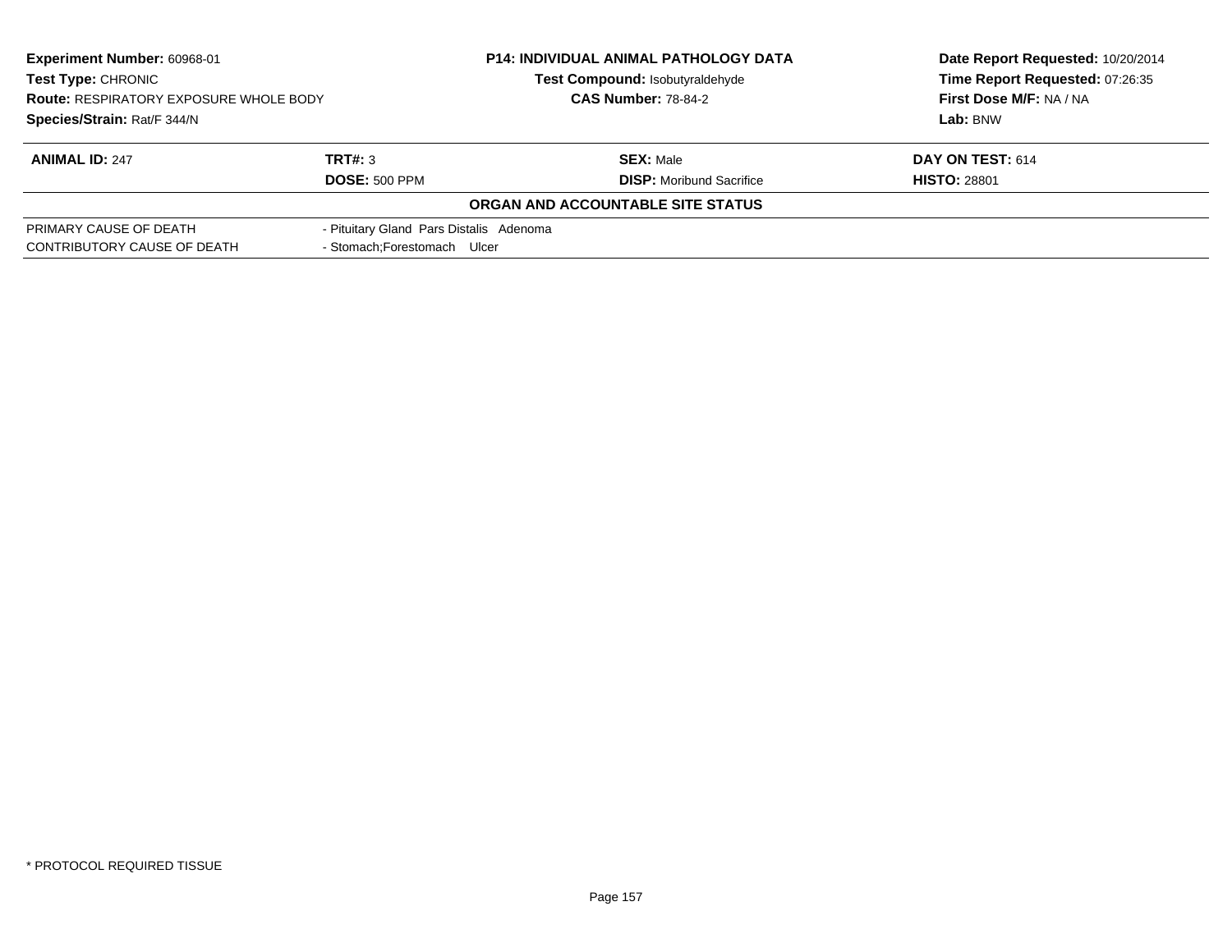**Experiment Number:** 60968-01
**Test Type:** CHRONIC
**Route:** RESPIRATORY EXPOSURE WHOLE BODY
**Species/Strain:** Rat/F 344/N

**P14: INDIVIDUAL ANIMAL PATHOLOGY DATA**
**Test Compound:** Isobutyraldehyde
**CAS Number:** 78-84-2

**Date Report Requested:** 10/20/2014
**Time Report Requested:** 07:26:35
**First Dose M/F:** NA / NA
**Lab:** BNW

| **ANIMAL ID:** 247 | **TRT#:** 3 | **SEX:** Male | **DAY ON TEST:** 614 |
|---|---|---|---|
| | **DOSE:** 500 PPM | **DISP:** Moribund Sacrifice | **HISTO:** 28801 |

**ORGAN AND ACCOUNTABLE SITE STATUS**

| | |
|---|---|
| PRIMARY CAUSE OF DEATH | - Pituitary Gland Pars Distalis Adenoma |
| CONTRIBUTORY CAUSE OF DEATH | - Stomach;Forestomach Ulcer |

* PROTOCOL REQUIRED TISSUE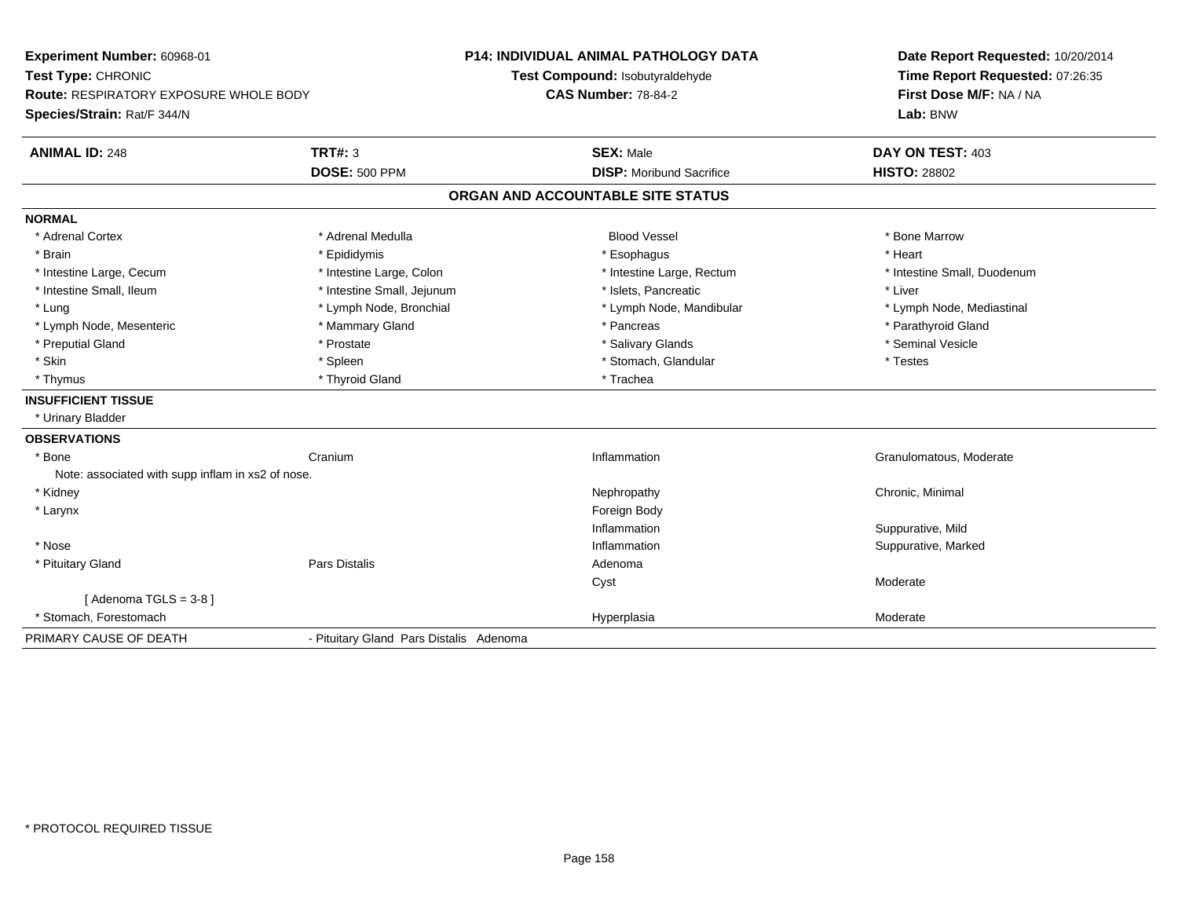**Experiment Number:** 60968-01
**Test Type:** CHRONIC
**Route:** RESPIRATORY EXPOSURE WHOLE BODY
**Species/Strain:** Rat/F 344/N

**P14: INDIVIDUAL ANIMAL PATHOLOGY DATA**
**Test Compound:** Isobutyraldehyde
**CAS Number:** 78-84-2

**Date Report Requested:** 10/20/2014
**Time Report Requested:** 07:26:35
**First Dose M/F:** NA / NA
**Lab:** BNW

| **ANIMAL ID:** 248 | **TRT#:** 3 | **SEX:** Male | **DAY ON TEST:** 403 |
|---|---|---|---|
| | **DOSE:** 500 PPM | **DISP:** Moribund Sacrifice | **HISTO:** 28802 |

## ORGAN AND ACCOUNTABLE SITE STATUS

**NORMAL**

| | | | |
|---|---|---|---|
| * Adrenal Cortex | * Adrenal Medulla | Blood Vessel | * Bone Marrow |
| * Brain | * Epididymis | * Esophagus | * Heart |
| * Intestine Large, Cecum | * Intestine Large, Colon | * Intestine Large, Rectum | * Intestine Small, Duodenum |
| * Intestine Small, Ileum | * Intestine Small, Jejunum | * Islets, Pancreatic | * Liver |
| * Lung | * Lymph Node, Bronchial | * Lymph Node, Mandibular | * Lymph Node, Mediastinal |
| * Lymph Node, Mesenteric | * Mammary Gland | * Pancreas | * Parathyroid Gland |
| * Preputial Gland | * Prostate | * Salivary Glands | * Seminal Vesicle |
| * Skin | * Spleen | * Stomach, Glandular | * Testes |
| * Thymus | * Thyroid Gland | * Trachea | |

**INSUFFICIENT TISSUE**

* Urinary Bladder

**OBSERVATIONS**

| | | | |
|---|---|---|---|
| * Bone | Cranium | Inflammation | Granulomatous, Moderate |
| Note: associated with supp inflam in xs2 of nose. | | | |
| * Kidney | | Nephropathy | Chronic, Minimal |
| * Larynx | | Foreign Body | |
| | | Inflammation | Suppurative, Mild |
| * Nose | | Inflammation | Suppurative, Marked |
| * Pituitary Gland | Pars Distalis | Adenoma | |
| | | Cyst | Moderate |
| [ Adenoma TGLS = 3-8 ] | | | |
| * Stomach, Forestomach | | Hyperplasia | Moderate |

| PRIMARY CAUSE OF DEATH | - Pituitary Gland Pars Distalis Adenoma |
|---|---|

* PROTOCOL REQUIRED TISSUE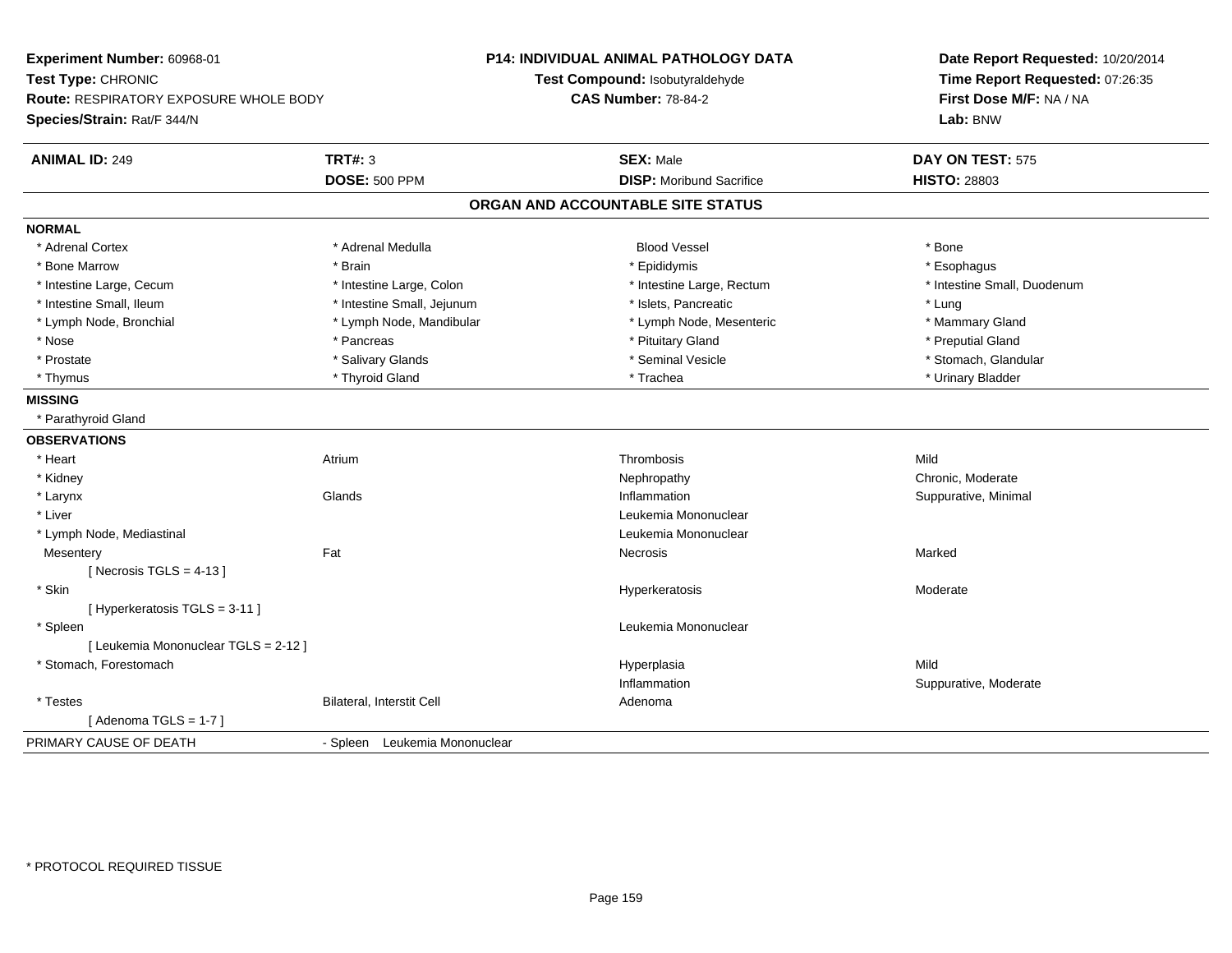**Experiment Number:** 60968-01
**Test Type:** CHRONIC
**Route:** RESPIRATORY EXPOSURE WHOLE BODY
**Species/Strain:** Rat/F 344/N

**P14: INDIVIDUAL ANIMAL PATHOLOGY DATA**
**Test Compound:** Isobutyraldehyde
**CAS Number:** 78-84-2

**Date Report Requested:** 10/20/2014
**Time Report Requested:** 07:26:35
**First Dose M/F:** NA / NA
**Lab:** BNW

| **ANIMAL ID:** 249 | **TRT#:** 3 | **SEX:** Male | **DAY ON TEST:** 575 |
|---|---|---|---|
| | **DOSE:** 500 PPM | **DISP:** Moribund Sacrifice | **HISTO:** 28803 |

## ORGAN AND ACCOUNTABLE SITE STATUS

**NORMAL**

| | | | |
|---|---|---|---|
| * Adrenal Cortex | * Adrenal Medulla | Blood Vessel | * Bone |
| * Bone Marrow | * Brain | * Epididymis | * Esophagus |
| * Intestine Large, Cecum | * Intestine Large, Colon | * Intestine Large, Rectum | * Intestine Small, Duodenum |
| * Intestine Small, Ileum | * Intestine Small, Jejunum | * Islets, Pancreatic | * Lung |
| * Lymph Node, Bronchial | * Lymph Node, Mandibular | * Lymph Node, Mesenteric | * Mammary Gland |
| * Nose | * Pancreas | * Pituitary Gland | * Preputial Gland |
| * Prostate | * Salivary Glands | * Seminal Vesicle | * Stomach, Glandular |
| * Thymus | * Thyroid Gland | * Trachea | * Urinary Bladder |

**MISSING**

* Parathyroid Gland

**OBSERVATIONS**

| | | | |
|---|---|---|---|
| * Heart | Atrium | Thrombosis | Mild |
| * Kidney | | Nephropathy | Chronic, Moderate |
| * Larynx | Glands | Inflammation | Suppurative, Minimal |
| * Liver | | Leukemia Mononuclear | |
| * Lymph Node, Mediastinal | | Leukemia Mononuclear | |
| Mesentery | Fat | Necrosis | Marked |
| [ Necrosis TGLS = 4-13 ] | | | |
| * Skin | | Hyperkeratosis | Moderate |
| [ Hyperkeratosis TGLS = 3-11 ] | | | |
| * Spleen | | Leukemia Mononuclear | |
| [ Leukemia Mononuclear TGLS = 2-12 ] | | | |
| * Stomach, Forestomach | | Hyperplasia | Mild |
| | | Inflammation | Suppurative, Moderate |
| * Testes | Bilateral, Interstit Cell | Adenoma | |
| [ Adenoma TGLS = 1-7 ] | | | |

PRIMARY CAUSE OF DEATH - Spleen Leukemia Mononuclear

* PROTOCOL REQUIRED TISSUE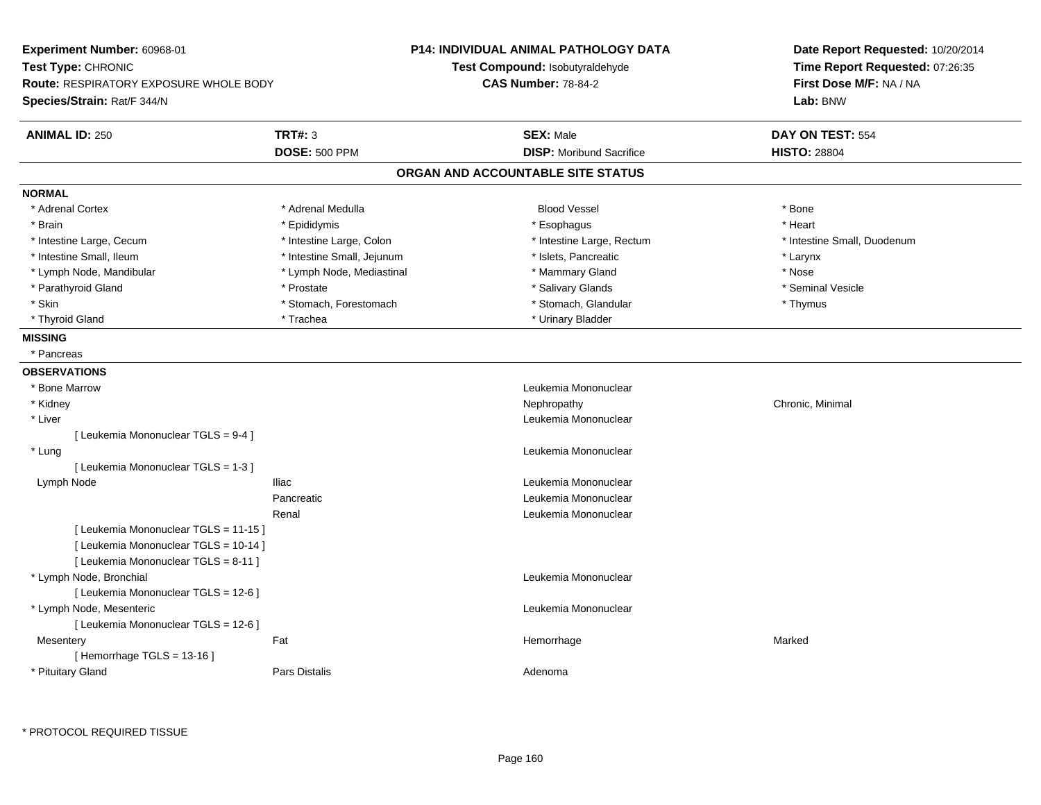**Experiment Number:** 60968-01
**Test Type:** CHRONIC
**Route:** RESPIRATORY EXPOSURE WHOLE BODY
**Species/Strain:** Rat/F 344/N

**P14: INDIVIDUAL ANIMAL PATHOLOGY DATA**
**Test Compound:** Isobutyraldehyde
**CAS Number:** 78-84-2

**Date Report Requested:** 10/20/2014
**Time Report Requested:** 07:26:35
**First Dose M/F:** NA / NA
**Lab:** BNW

| **ANIMAL ID:** 250 | **TRT#:** 3 | **SEX:** Male | **DAY ON TEST:** 554 |
|---|---|---|---|
| | **DOSE:** 500 PPM | **DISP:** Moribund Sacrifice | **HISTO:** 28804 |

## ORGAN AND ACCOUNTABLE SITE STATUS

**NORMAL**

| | | | |
|---|---|---|---|
| * Adrenal Cortex | * Adrenal Medulla | Blood Vessel | * Bone |
| * Brain | * Epididymis | * Esophagus | * Heart |
| * Intestine Large, Cecum | * Intestine Large, Colon | * Intestine Large, Rectum | * Intestine Small, Duodenum |
| * Intestine Small, Ileum | * Intestine Small, Jejunum | * Islets, Pancreatic | * Larynx |
| * Lymph Node, Mandibular | * Lymph Node, Mediastinal | * Mammary Gland | * Nose |
| * Parathyroid Gland | * Prostate | * Salivary Glands | * Seminal Vesicle |
| * Skin | * Stomach, Forestomach | * Stomach, Glandular | * Thymus |
| * Thyroid Gland | * Trachea | * Urinary Bladder | |

**MISSING**

* Pancreas

**OBSERVATIONS**

| | | | |
|---|---|---|---|
| * Bone Marrow | | Leukemia Mononuclear | |
| * Kidney | | Nephropathy | Chronic, Minimal |
| * Liver | | Leukemia Mononuclear | |
| [ Leukemia Mononuclear TGLS = 9-4 ] | | | |
| * Lung | | Leukemia Mononuclear | |
| [ Leukemia Mononuclear TGLS = 1-3 ] | | | |
| Lymph Node | Iliac | Leukemia Mononuclear | |
| | Pancreatic | Leukemia Mononuclear | |
| | Renal | Leukemia Mononuclear | |
| [ Leukemia Mononuclear TGLS = 11-15 ] | | | |
| [ Leukemia Mononuclear TGLS = 10-14 ] | | | |
| [ Leukemia Mononuclear TGLS = 8-11 ] | | | |
| * Lymph Node, Bronchial | | Leukemia Mononuclear | |
| [ Leukemia Mononuclear TGLS = 12-6 ] | | | |
| * Lymph Node, Mesenteric | | Leukemia Mononuclear | |
| [ Leukemia Mononuclear TGLS = 12-6 ] | | | |
| Mesentery | Fat | Hemorrhage | Marked |
| [ Hemorrhage TGLS = 13-16 ] | | | |
| * Pituitary Gland | Pars Distalis | Adenoma | |

\* PROTOCOL REQUIRED TISSUE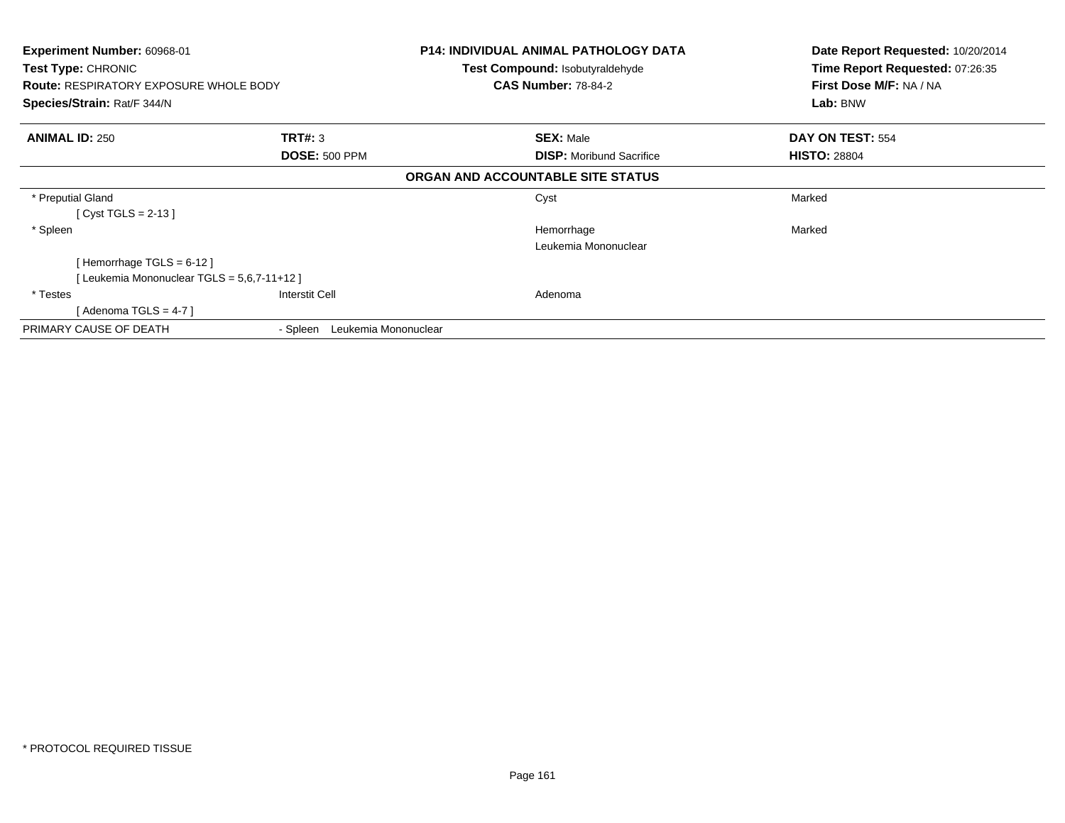**Experiment Number:** 60968-01
**Test Type:** CHRONIC
**Route:** RESPIRATORY EXPOSURE WHOLE BODY
**Species/Strain:** Rat/F 344/N

**P14: INDIVIDUAL ANIMAL PATHOLOGY DATA**
**Test Compound:** Isobutyraldehyde
**CAS Number:** 78-84-2

**Date Report Requested:** 10/20/2014
**Time Report Requested:** 07:26:35
**First Dose M/F:** NA / NA
**Lab:** BNW

| **ANIMAL ID:** 250 | **TRT#:** 3 | **SEX:** Male | **DAY ON TEST:** 554 |
|---|---|---|---|
| | **DOSE:** 500 PPM | **DISP:** Moribund Sacrifice | **HISTO:** 28804 |

**ORGAN AND ACCOUNTABLE SITE STATUS**

| | | | |
|---|---|---|---|
| * Preputial Gland | | Cyst | Marked |
| [ Cyst TGLS = 2-13 ] | | | |
| * Spleen | | Hemorrhage | Marked |
| | | Leukemia Mononuclear | |
| [ Hemorrhage TGLS = 6-12 ] | | | |
| [ Leukemia Mononuclear TGLS = 5,6,7-11+12 ] | | | |
| * Testes | Interstit Cell | Adenoma | |
| [ Adenoma TGLS = 4-7 ] | | | |
| PRIMARY CAUSE OF DEATH | - Spleen Leukemia Mononuclear | | |

* PROTOCOL REQUIRED TISSUE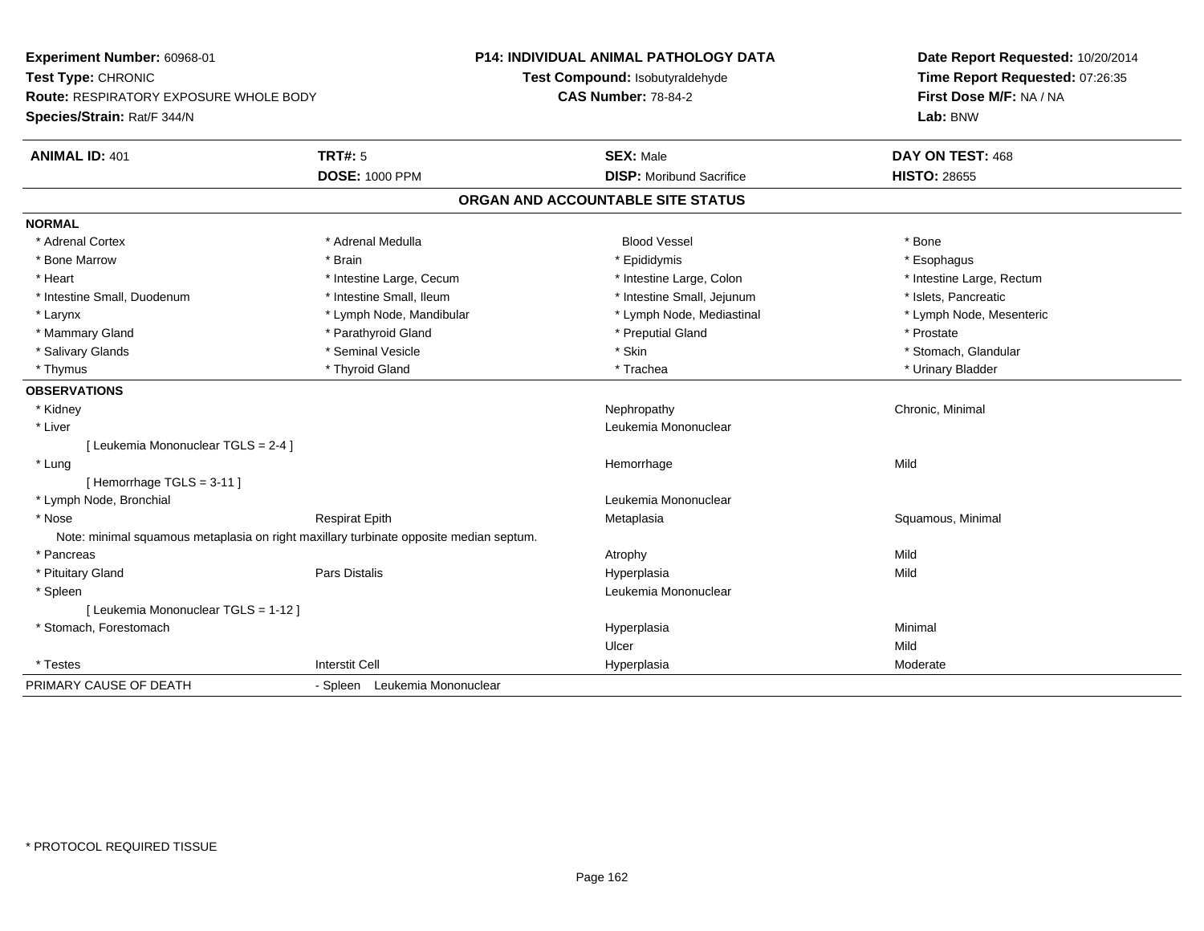**Experiment Number:** 60968-01
**Test Type:** CHRONIC
**Route:** RESPIRATORY EXPOSURE WHOLE BODY
**Species/Strain:** Rat/F 344/N

**P14: INDIVIDUAL ANIMAL PATHOLOGY DATA**
**Test Compound:** Isobutyraldehyde
**CAS Number:** 78-84-2

**Date Report Requested:** 10/20/2014
**Time Report Requested:** 07:26:35
**First Dose M/F:** NA / NA
**Lab:** BNW

| **ANIMAL ID:** 401 | **TRT#:** 5 | **SEX:** Male | **DAY ON TEST:** 468 |
|---|---|---|---|
| | **DOSE:** 1000 PPM | **DISP:** Moribund Sacrifice | **HISTO:** 28655 |

## ORGAN AND ACCOUNTABLE SITE STATUS

**NORMAL**

| | | | |
|---|---|---|---|
| * Adrenal Cortex | * Adrenal Medulla | Blood Vessel | * Bone |
| * Bone Marrow | * Brain | * Epididymis | * Esophagus |
| * Heart | * Intestine Large, Cecum | * Intestine Large, Colon | * Intestine Large, Rectum |
| * Intestine Small, Duodenum | * Intestine Small, Ileum | * Intestine Small, Jejunum | * Islets, Pancreatic |
| * Larynx | * Lymph Node, Mandibular | * Lymph Node, Mediastinal | * Lymph Node, Mesenteric |
| * Mammary Gland | * Parathyroid Gland | * Preputial Gland | * Prostate |
| * Salivary Glands | * Seminal Vesicle | * Skin | * Stomach, Glandular |
| * Thymus | * Thyroid Gland | * Trachea | * Urinary Bladder |

**OBSERVATIONS**

| | | | |
|---|---|---|---|
| * Kidney | | Nephropathy | Chronic, Minimal |
| * Liver | | Leukemia Mononuclear | |
| [ Leukemia Mononuclear TGLS = 2-4 ] | | | |
| * Lung | | Hemorrhage | Mild |
| [ Hemorrhage TGLS = 3-11 ] | | | |
| * Lymph Node, Bronchial | | Leukemia Mononuclear | |
| * Nose | Respirat Epith | Metaplasia | Squamous, Minimal |
| Note: minimal squamous metaplasia on right maxillary turbinate opposite median septum. | | | |
| * Pancreas | | Atrophy | Mild |
| * Pituitary Gland | Pars Distalis | Hyperplasia | Mild |
| * Spleen | | Leukemia Mononuclear | |
| [ Leukemia Mononuclear TGLS = 1-12 ] | | | |
| * Stomach, Forestomach | | Hyperplasia | Minimal |
| | | Ulcer | Mild |
| * Testes | Interstit Cell | Hyperplasia | Moderate |

PRIMARY CAUSE OF DEATH - Spleen Leukemia Mononuclear

\* PROTOCOL REQUIRED TISSUE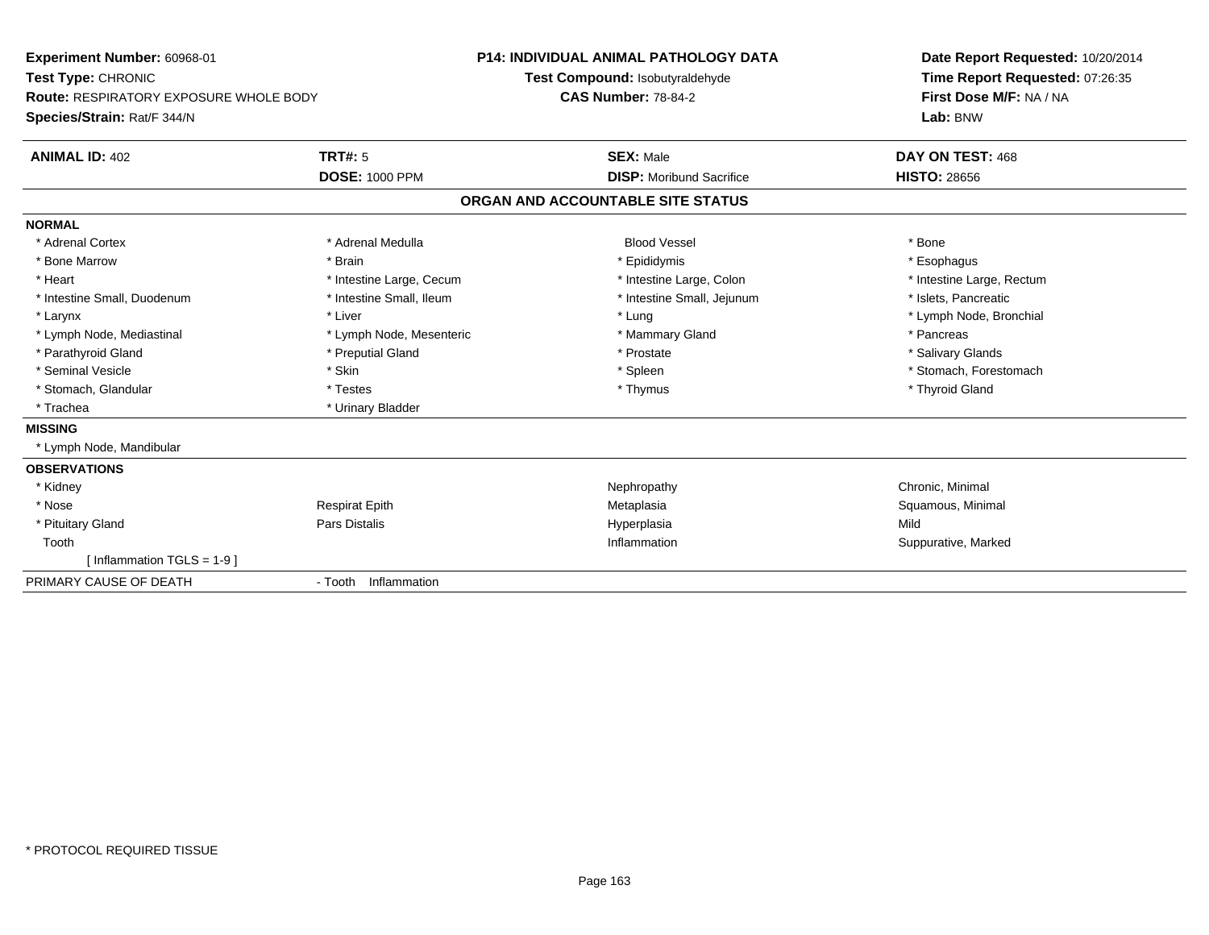**Experiment Number:** 60968-01
**Test Type:** CHRONIC
**Route:** RESPIRATORY EXPOSURE WHOLE BODY
**Species/Strain:** Rat/F 344/N

**P14: INDIVIDUAL ANIMAL PATHOLOGY DATA**
**Test Compound:** Isobutyraldehyde
**CAS Number:** 78-84-2

**Date Report Requested:** 10/20/2014
**Time Report Requested:** 07:26:35
**First Dose M/F:** NA / NA
**Lab:** BNW

| **ANIMAL ID:** 402 | **TRT#:** 5 | **SEX:** Male | **DAY ON TEST:** 468 |
|---|---|---|---|
| | **DOSE:** 1000 PPM | **DISP:** Moribund Sacrifice | **HISTO:** 28656 |

## ORGAN AND ACCOUNTABLE SITE STATUS

**NORMAL**

| | | | |
|---|---|---|---|
| * Adrenal Cortex | * Adrenal Medulla | Blood Vessel | * Bone |
| * Bone Marrow | * Brain | * Epididymis | * Esophagus |
| * Heart | * Intestine Large, Cecum | * Intestine Large, Colon | * Intestine Large, Rectum |
| * Intestine Small, Duodenum | * Intestine Small, Ileum | * Intestine Small, Jejunum | * Islets, Pancreatic |
| * Larynx | * Liver | * Lung | * Lymph Node, Bronchial |
| * Lymph Node, Mediastinal | * Lymph Node, Mesenteric | * Mammary Gland | * Pancreas |
| * Parathyroid Gland | * Preputial Gland | * Prostate | * Salivary Glands |
| * Seminal Vesicle | * Skin | * Spleen | * Stomach, Forestomach |
| * Stomach, Glandular | * Testes | * Thymus | * Thyroid Gland |
| * Trachea | * Urinary Bladder | | |

**MISSING**

* Lymph Node, Mandibular

**OBSERVATIONS**

| | | | |
|---|---|---|---|
| * Kidney | | Nephropathy | Chronic, Minimal |
| * Nose | Respirat Epith | Metaplasia | Squamous, Minimal |
| * Pituitary Gland | Pars Distalis | Hyperplasia | Mild |
| Tooth | | Inflammation | Suppurative, Marked |
| [ Inflammation TGLS = 1-9 ] | | | |

PRIMARY CAUSE OF DEATH - Tooth Inflammation

* PROTOCOL REQUIRED TISSUE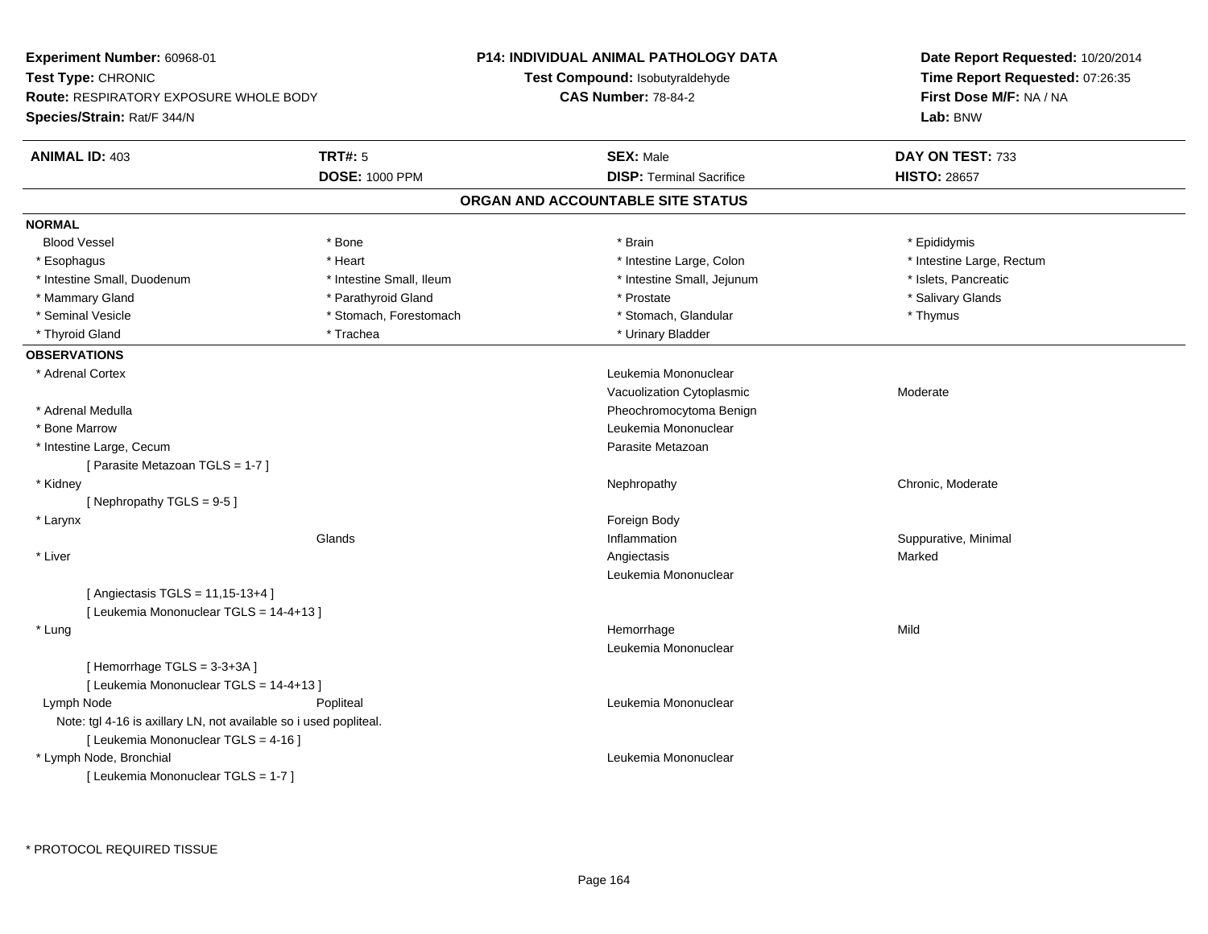**Experiment Number:** 60968-01
**Test Type:** CHRONIC
**Route:** RESPIRATORY EXPOSURE WHOLE BODY
**Species/Strain:** Rat/F 344/N

**P14: INDIVIDUAL ANIMAL PATHOLOGY DATA**
**Test Compound:** Isobutyraldehyde
**CAS Number:** 78-84-2

**Date Report Requested:** 10/20/2014
**Time Report Requested:** 07:26:35
**First Dose M/F:** NA / NA
**Lab:** BNW

| **ANIMAL ID:** 403 | **TRT#:** 5 | **SEX:** Male | **DAY ON TEST:** 733 |
|---|---|---|---|
| | **DOSE:** 1000 PPM | **DISP:** Terminal Sacrifice | **HISTO:** 28657 |

## ORGAN AND ACCOUNTABLE SITE STATUS

**NORMAL**

| | | | |
|---|---|---|---|
| Blood Vessel | * Bone | * Brain | * Epididymis |
| * Esophagus | * Heart | * Intestine Large, Colon | * Intestine Large, Rectum |
| * Intestine Small, Duodenum | * Intestine Small, Ileum | * Intestine Small, Jejunum | * Islets, Pancreatic |
| * Mammary Gland | * Parathyroid Gland | * Prostate | * Salivary Glands |
| * Seminal Vesicle | * Stomach, Forestomach | * Stomach, Glandular | * Thymus |
| * Thyroid Gland | * Trachea | * Urinary Bladder | |

**OBSERVATIONS**

| | | | |
|---|---|---|---|
| * Adrenal Cortex | | Leukemia Mononuclear | |
| | | Vacuolization Cytoplasmic | Moderate |
| * Adrenal Medulla | | Pheochromocytoma Benign | |
| * Bone Marrow | | Leukemia Mononuclear | |
| * Intestine Large, Cecum | | Parasite Metazoan | |
| [ Parasite Metazoan TGLS = 1-7 ] | | | |
| * Kidney | | Nephropathy | Chronic, Moderate |
| [ Nephropathy TGLS = 9-5 ] | | | |
| * Larynx | | Foreign Body | |
| | Glands | Inflammation | Suppurative, Minimal |
| * Liver | | Angiectasis | Marked |
| | | Leukemia Mononuclear | |
| [ Angiectasis TGLS = 11,15-13+4 ] | | | |
| [ Leukemia Mononuclear TGLS = 14-4+13 ] | | | |
| * Lung | | Hemorrhage | Mild |
| | | Leukemia Mononuclear | |
| [ Hemorrhage TGLS = 3-3+3A ] | | | |
| [ Leukemia Mononuclear TGLS = 14-4+13 ] | | | |
| Lymph Node | Popliteal | Leukemia Mononuclear | |
| Note: tgl 4-16 is axillary LN, not available so i used popliteal. | | | |
| [ Leukemia Mononuclear TGLS = 4-16 ] | | | |
| * Lymph Node, Bronchial | | Leukemia Mononuclear | |
| [ Leukemia Mononuclear TGLS = 1-7 ] | | | |

* PROTOCOL REQUIRED TISSUE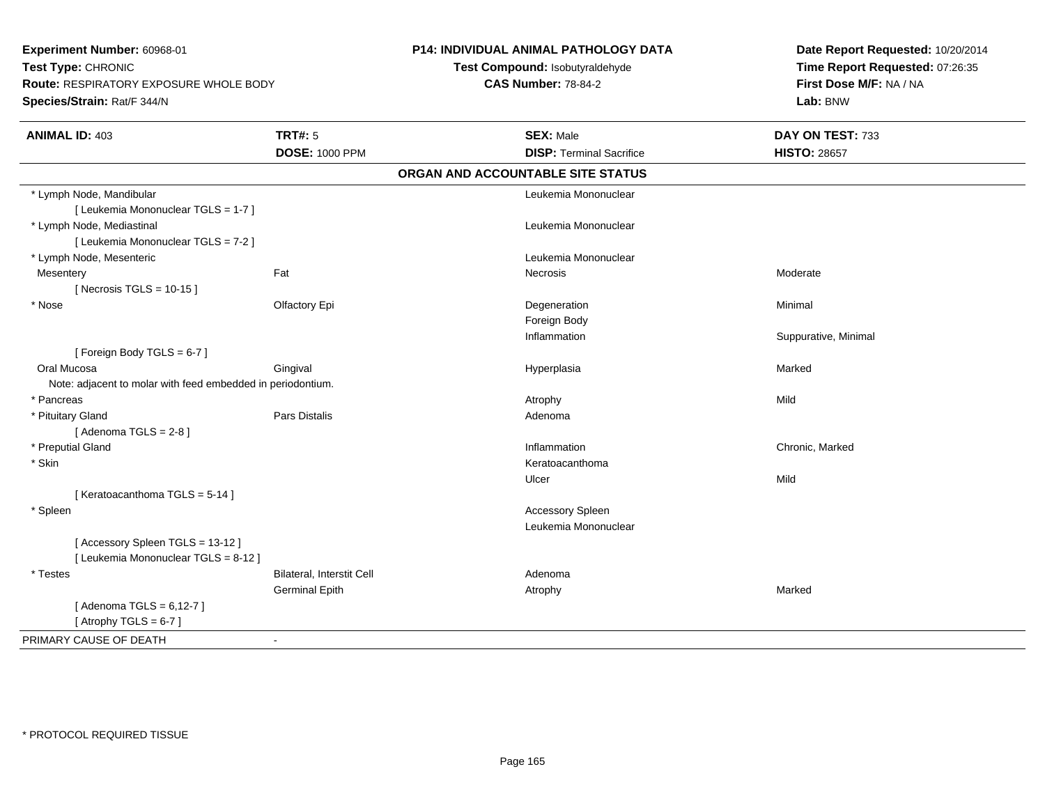**Experiment Number:** 60968-01
**Test Type:** CHRONIC
**Route:** RESPIRATORY EXPOSURE WHOLE BODY
**Species/Strain:** Rat/F 344/N

**P14: INDIVIDUAL ANIMAL PATHOLOGY DATA**
**Test Compound:** Isobutyraldehyde
**CAS Number:** 78-84-2

**Date Report Requested:** 10/20/2014
**Time Report Requested:** 07:26:35
**First Dose M/F:** NA / NA
**Lab:** BNW

| **ANIMAL ID:** 403 | **TRT#:** 5 | **SEX:** Male | **DAY ON TEST:** 733 |
|---|---|---|---|
| | **DOSE:** 1000 PPM | **DISP:** Terminal Sacrifice | **HISTO:** 28657 |

## ORGAN AND ACCOUNTABLE SITE STATUS

| | | | |
|---|---|---|---|
| * Lymph Node, Mandibular | | Leukemia Mononuclear | |
| [ Leukemia Mononuclear TGLS = 1-7 ] | | | |
| * Lymph Node, Mediastinal | | Leukemia Mononuclear | |
| [ Leukemia Mononuclear TGLS = 7-2 ] | | | |
| * Lymph Node, Mesenteric | | Leukemia Mononuclear | |
| Mesentery | Fat | Necrosis | Moderate |
| [ Necrosis TGLS = 10-15 ] | | | |
| * Nose | Olfactory Epi | Degeneration | Minimal |
| | | Foreign Body | |
| | | Inflammation | Suppurative, Minimal |
| [ Foreign Body TGLS = 6-7 ] | | | |
| Oral Mucosa | Gingival | Hyperplasia | Marked |
| Note: adjacent to molar with feed embedded in periodontium. | | | |
| * Pancreas | | Atrophy | Mild |
| * Pituitary Gland | Pars Distalis | Adenoma | |
| [ Adenoma TGLS = 2-8 ] | | | |
| * Preputial Gland | | Inflammation | Chronic, Marked |
| * Skin | | Keratoacanthoma | |
| | | Ulcer | Mild |
| [ Keratoacanthoma TGLS = 5-14 ] | | | |
| * Spleen | | Accessory Spleen | |
| | | Leukemia Mononuclear | |
| [ Accessory Spleen TGLS = 13-12 ] | | | |
| [ Leukemia Mononuclear TGLS = 8-12 ] | | | |
| * Testes | Bilateral, Interstit Cell | Adenoma | |
| | Germinal Epith | Atrophy | Marked |
| [ Adenoma TGLS = 6,12-7 ] | | | |
| [ Atrophy TGLS = 6-7 ] | | | |
| PRIMARY CAUSE OF DEATH | - | | |

* PROTOCOL REQUIRED TISSUE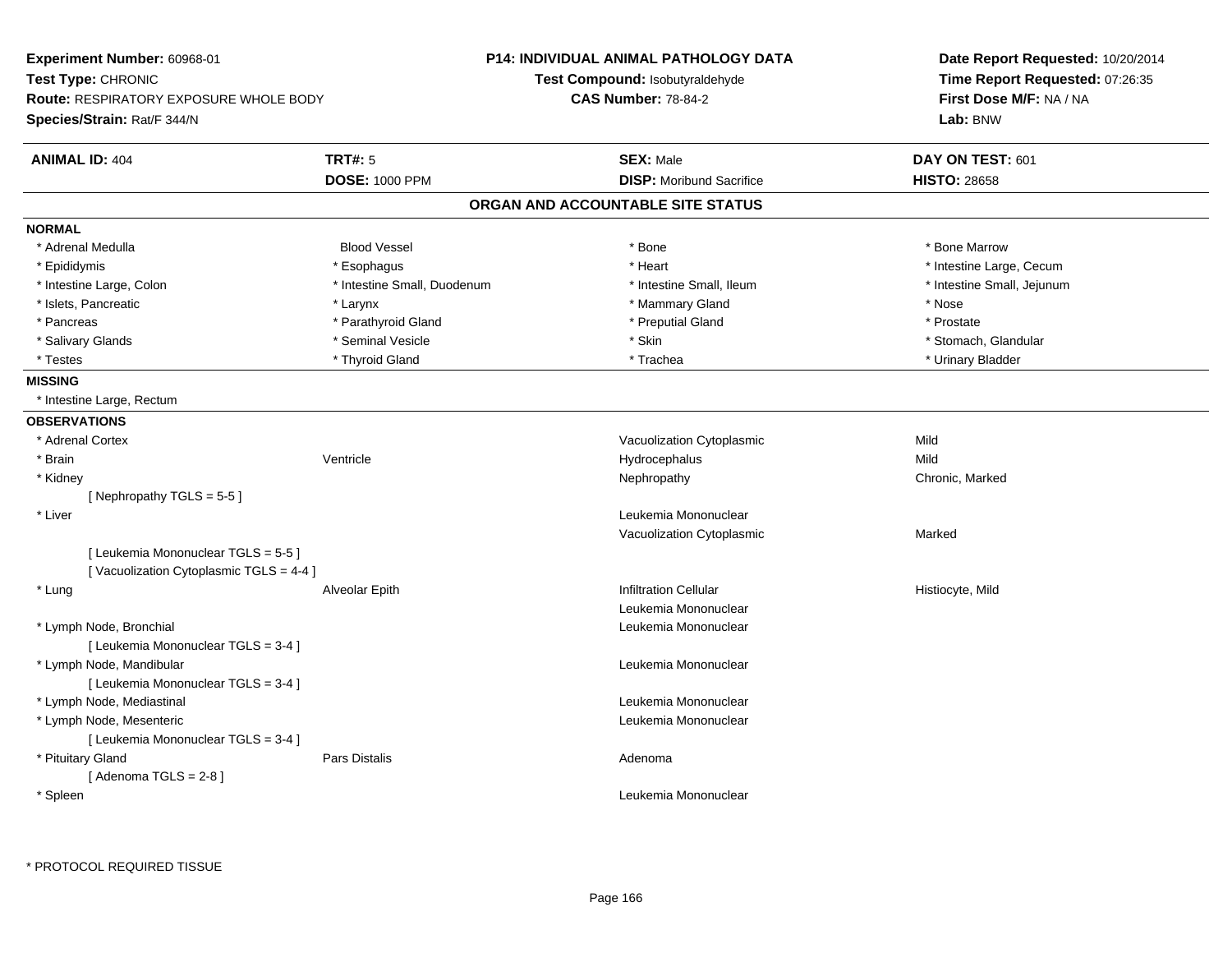**Experiment Number:** 60968-01
**Test Type:** CHRONIC
**Route:** RESPIRATORY EXPOSURE WHOLE BODY
**Species/Strain:** Rat/F 344/N

**P14: INDIVIDUAL ANIMAL PATHOLOGY DATA**
**Test Compound:** Isobutyraldehyde
**CAS Number:** 78-84-2

**Date Report Requested:** 10/20/2014
**Time Report Requested:** 07:26:35
**First Dose M/F:** NA / NA
**Lab:** BNW

| **ANIMAL ID:** 404 | **TRT#:** 5 | **SEX:** Male | **DAY ON TEST:** 601 |
|---|---|---|---|
| | **DOSE:** 1000 PPM | **DISP:** Moribund Sacrifice | **HISTO:** 28658 |

## ORGAN AND ACCOUNTABLE SITE STATUS

**NORMAL**

| | | | |
|---|---|---|---|
| * Adrenal Medulla | Blood Vessel | * Bone | * Bone Marrow |
| * Epididymis | * Esophagus | * Heart | * Intestine Large, Cecum |
| * Intestine Large, Colon | * Intestine Small, Duodenum | * Intestine Small, Ileum | * Intestine Small, Jejunum |
| * Islets, Pancreatic | * Larynx | * Mammary Gland | * Nose |
| * Pancreas | * Parathyroid Gland | * Preputial Gland | * Prostate |
| * Salivary Glands | * Seminal Vesicle | * Skin | * Stomach, Glandular |
| * Testes | * Thyroid Gland | * Trachea | * Urinary Bladder |

**MISSING**

* Intestine Large, Rectum

**OBSERVATIONS**

| | | | |
|---|---|---|---|
| * Adrenal Cortex | | Vacuolization Cytoplasmic | Mild |
| * Brain | Ventricle | Hydrocephalus | Mild |
| * Kidney | | Nephropathy | Chronic, Marked |
| [ Nephropathy TGLS = 5-5 ] | | | |
| * Liver | | Leukemia Mononuclear | |
| | | Vacuolization Cytoplasmic | Marked |
| [ Leukemia Mononuclear TGLS = 5-5 ] | | | |
| [ Vacuolization Cytoplasmic TGLS = 4-4 ] | | | |
| * Lung | Alveolar Epith | Infiltration Cellular | Histiocyte, Mild |
| | | Leukemia Mononuclear | |
| * Lymph Node, Bronchial | | Leukemia Mononuclear | |
| [ Leukemia Mononuclear TGLS = 3-4 ] | | | |
| * Lymph Node, Mandibular | | Leukemia Mononuclear | |
| [ Leukemia Mononuclear TGLS = 3-4 ] | | | |
| * Lymph Node, Mediastinal | | Leukemia Mononuclear | |
| * Lymph Node, Mesenteric | | Leukemia Mononuclear | |
| [ Leukemia Mononuclear TGLS = 3-4 ] | | | |
| * Pituitary Gland | Pars Distalis | Adenoma | |
| [ Adenoma TGLS = 2-8 ] | | | |
| * Spleen | | Leukemia Mononuclear | |

* PROTOCOL REQUIRED TISSUE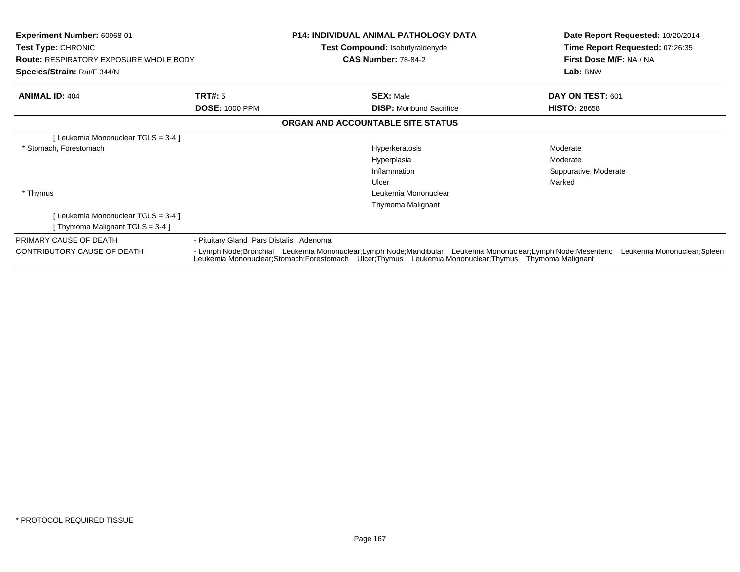**Experiment Number:** 60968-01
**Test Type:** CHRONIC
**Route:** RESPIRATORY EXPOSURE WHOLE BODY
**Species/Strain:** Rat/F 344/N

**P14: INDIVIDUAL ANIMAL PATHOLOGY DATA**
**Test Compound:** Isobutyraldehyde
**CAS Number:** 78-84-2

**Date Report Requested:** 10/20/2014
**Time Report Requested:** 07:26:35
**First Dose M/F:** NA / NA
**Lab:** BNW

| **ANIMAL ID:** 404 | **TRT#:** 5 | **SEX:** Male | **DAY ON TEST:** 601 |
|---|---|---|---|
| | **DOSE:** 1000 PPM | **DISP:** Moribund Sacrifice | **HISTO:** 28658 |

**ORGAN AND ACCOUNTABLE SITE STATUS**

| | | |
|---|---|---|
| [ Leukemia Mononuclear TGLS = 3-4 ] | | |
| * Stomach, Forestomach | Hyperkeratosis | Moderate |
| | Hyperplasia | Moderate |
| | Inflammation | Suppurative, Moderate |
| | Ulcer | Marked |
| * Thymus | Leukemia Mononuclear | |
| | Thymoma Malignant | |
| [ Leukemia Mononuclear TGLS = 3-4 ] | | |
| [ Thymoma Malignant TGLS = 3-4 ] | | |

| | |
|---|---|
| PRIMARY CAUSE OF DEATH | - Pituitary Gland Pars Distalis Adenoma |
| CONTRIBUTORY CAUSE OF DEATH | - Lymph Node;Bronchial Leukemia Mononuclear;Lymph Node;Mandibular Leukemia Mononuclear;Lymph Node;Mesenteric Leukemia Mononuclear;Spleen Leukemia Mononuclear;Stomach;Forestomach Ulcer;Thymus Leukemia Mononuclear;Thymus Thymoma Malignant |

* PROTOCOL REQUIRED TISSUE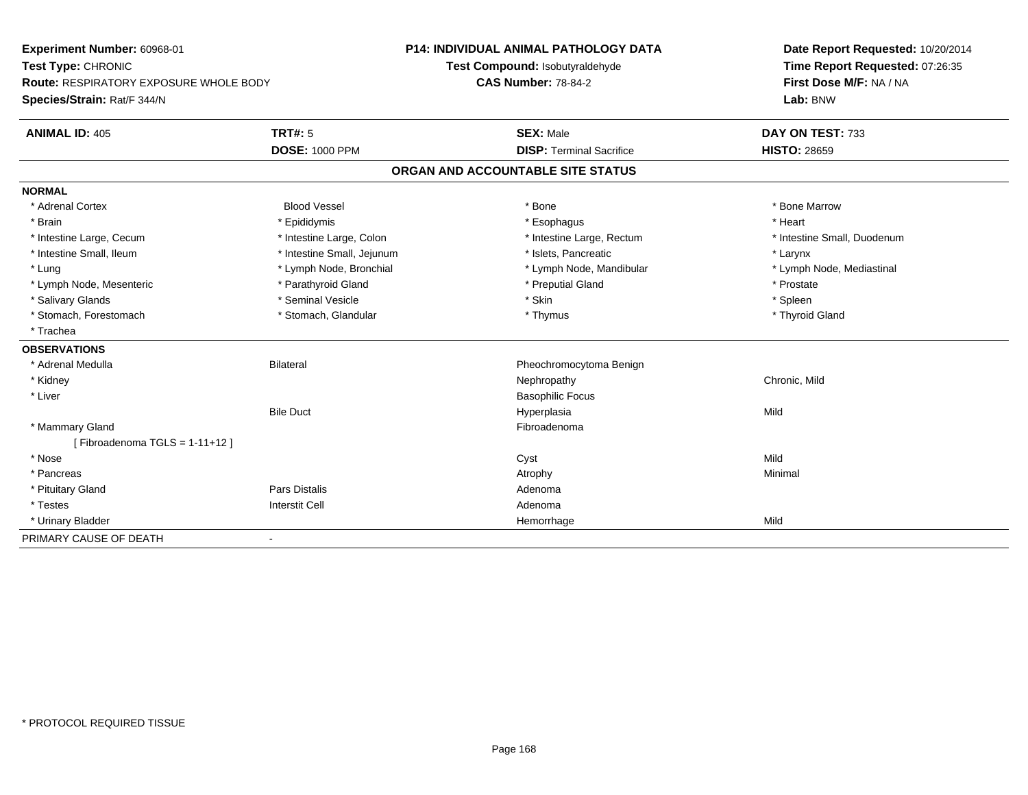**Experiment Number:** 60968-01
**Test Type:** CHRONIC
**Route:** RESPIRATORY EXPOSURE WHOLE BODY
**Species/Strain:** Rat/F 344/N

**P14: INDIVIDUAL ANIMAL PATHOLOGY DATA**
**Test Compound:** Isobutyraldehyde
**CAS Number:** 78-84-2

**Date Report Requested:** 10/20/2014
**Time Report Requested:** 07:26:35
**First Dose M/F:** NA / NA
**Lab:** BNW

| **ANIMAL ID:** 405 | **TRT#:** 5 | **SEX:** Male | **DAY ON TEST:** 733 |
|---|---|---|---|
| | **DOSE:** 1000 PPM | **DISP:** Terminal Sacrifice | **HISTO:** 28659 |

## ORGAN AND ACCOUNTABLE SITE STATUS

**NORMAL**

| | | | |
|---|---|---|---|
| * Adrenal Cortex | Blood Vessel | * Bone | * Bone Marrow |
| * Brain | * Epididymis | * Esophagus | * Heart |
| * Intestine Large, Cecum | * Intestine Large, Colon | * Intestine Large, Rectum | * Intestine Small, Duodenum |
| * Intestine Small, Ileum | * Intestine Small, Jejunum | * Islets, Pancreatic | * Larynx |
| * Lung | * Lymph Node, Bronchial | * Lymph Node, Mandibular | * Lymph Node, Mediastinal |
| * Lymph Node, Mesenteric | * Parathyroid Gland | * Preputial Gland | * Prostate |
| * Salivary Glands | * Seminal Vesicle | * Skin | * Spleen |
| * Stomach, Forestomach | * Stomach, Glandular | * Thymus | * Thyroid Gland |
| * Trachea | | | |

**OBSERVATIONS**

| | | | |
|---|---|---|---|
| * Adrenal Medulla | Bilateral | Pheochromocytoma Benign | |
| * Kidney | | Nephropathy | Chronic, Mild |
| * Liver | | Basophilic Focus | |
| | Bile Duct | Hyperplasia | Mild |
| * Mammary Gland | | Fibroadenoma | |
| [ Fibroadenoma TGLS = 1-11+12 ] | | | |
| * Nose | | Cyst | Mild |
| * Pancreas | | Atrophy | Minimal |
| * Pituitary Gland | Pars Distalis | Adenoma | |
| * Testes | Interstit Cell | Adenoma | |
| * Urinary Bladder | | Hemorrhage | Mild |

PRIMARY CAUSE OF DEATH -

* PROTOCOL REQUIRED TISSUE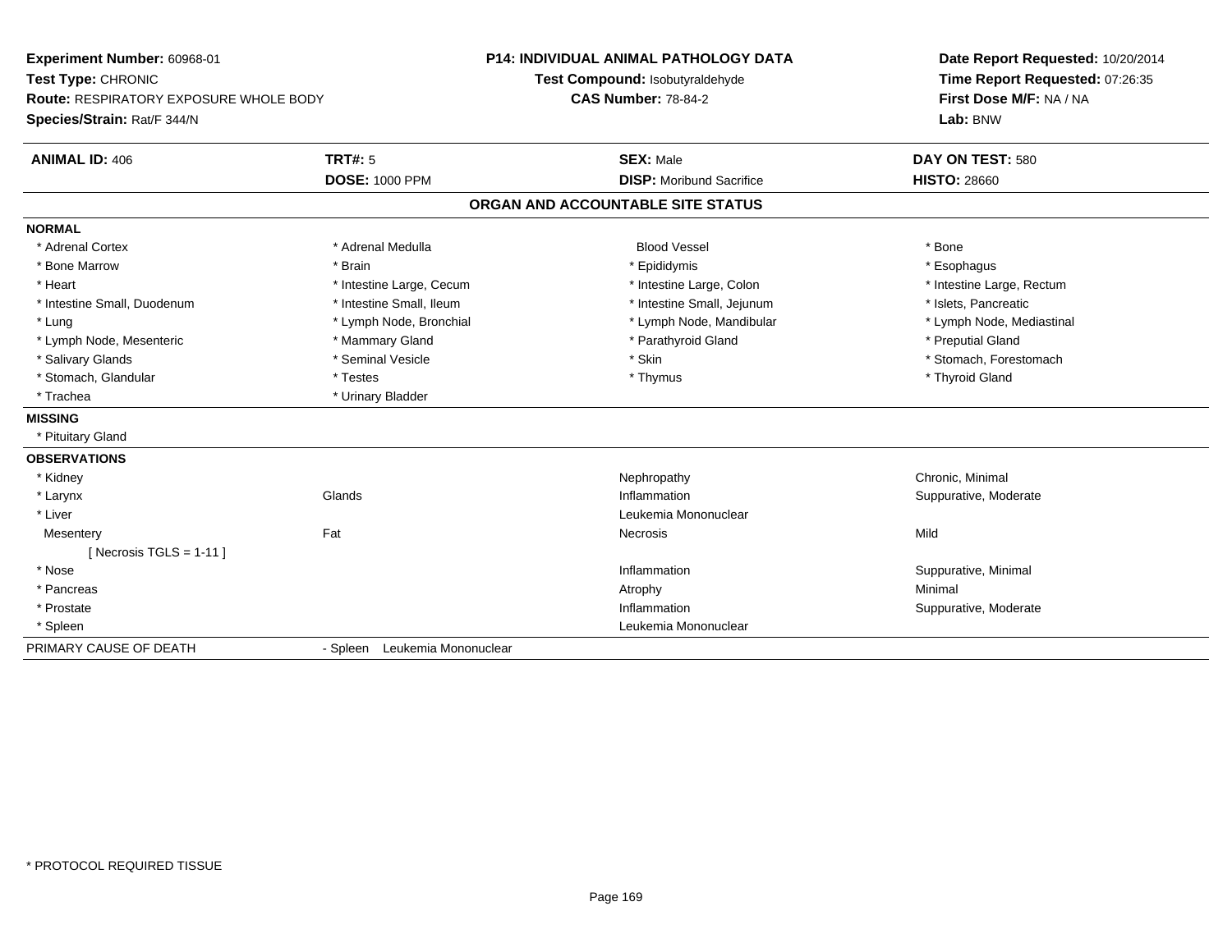**Experiment Number:** 60968-01
**Test Type:** CHRONIC
**Route:** RESPIRATORY EXPOSURE WHOLE BODY
**Species/Strain:** Rat/F 344/N

**P14: INDIVIDUAL ANIMAL PATHOLOGY DATA**
**Test Compound:** Isobutyraldehyde
**CAS Number:** 78-84-2

**Date Report Requested:** 10/20/2014
**Time Report Requested:** 07:26:35
**First Dose M/F:** NA / NA
**Lab:** BNW

| **ANIMAL ID:** 406 | **TRT#:** 5 | **SEX:** Male | **DAY ON TEST:** 580 |
|---|---|---|---|
| | **DOSE:** 1000 PPM | **DISP:** Moribund Sacrifice | **HISTO:** 28660 |

## ORGAN AND ACCOUNTABLE SITE STATUS

**NORMAL**

| | | | |
|---|---|---|---|
| * Adrenal Cortex | * Adrenal Medulla | Blood Vessel | * Bone |
| * Bone Marrow | * Brain | * Epididymis | * Esophagus |
| * Heart | * Intestine Large, Cecum | * Intestine Large, Colon | * Intestine Large, Rectum |
| * Intestine Small, Duodenum | * Intestine Small, Ileum | * Intestine Small, Jejunum | * Islets, Pancreatic |
| * Lung | * Lymph Node, Bronchial | * Lymph Node, Mandibular | * Lymph Node, Mediastinal |
| * Lymph Node, Mesenteric | * Mammary Gland | * Parathyroid Gland | * Preputial Gland |
| * Salivary Glands | * Seminal Vesicle | * Skin | * Stomach, Forestomach |
| * Stomach, Glandular | * Testes | * Thymus | * Thyroid Gland |
| * Trachea | * Urinary Bladder | | |

**MISSING**

* Pituitary Gland

**OBSERVATIONS**

| | | | |
|---|---|---|---|
| * Kidney | | Nephropathy | Chronic, Minimal |
| * Larynx | Glands | Inflammation | Suppurative, Moderate |
| * Liver | | Leukemia Mononuclear | |
| Mesentery | Fat | Necrosis | Mild |
| [ Necrosis TGLS = 1-11 ] | | | |
| * Nose | | Inflammation | Suppurative, Minimal |
| * Pancreas | | Atrophy | Minimal |
| * Prostate | | Inflammation | Suppurative, Moderate |
| * Spleen | | Leukemia Mononuclear | |

PRIMARY CAUSE OF DEATH - Spleen Leukemia Mononuclear

* PROTOCOL REQUIRED TISSUE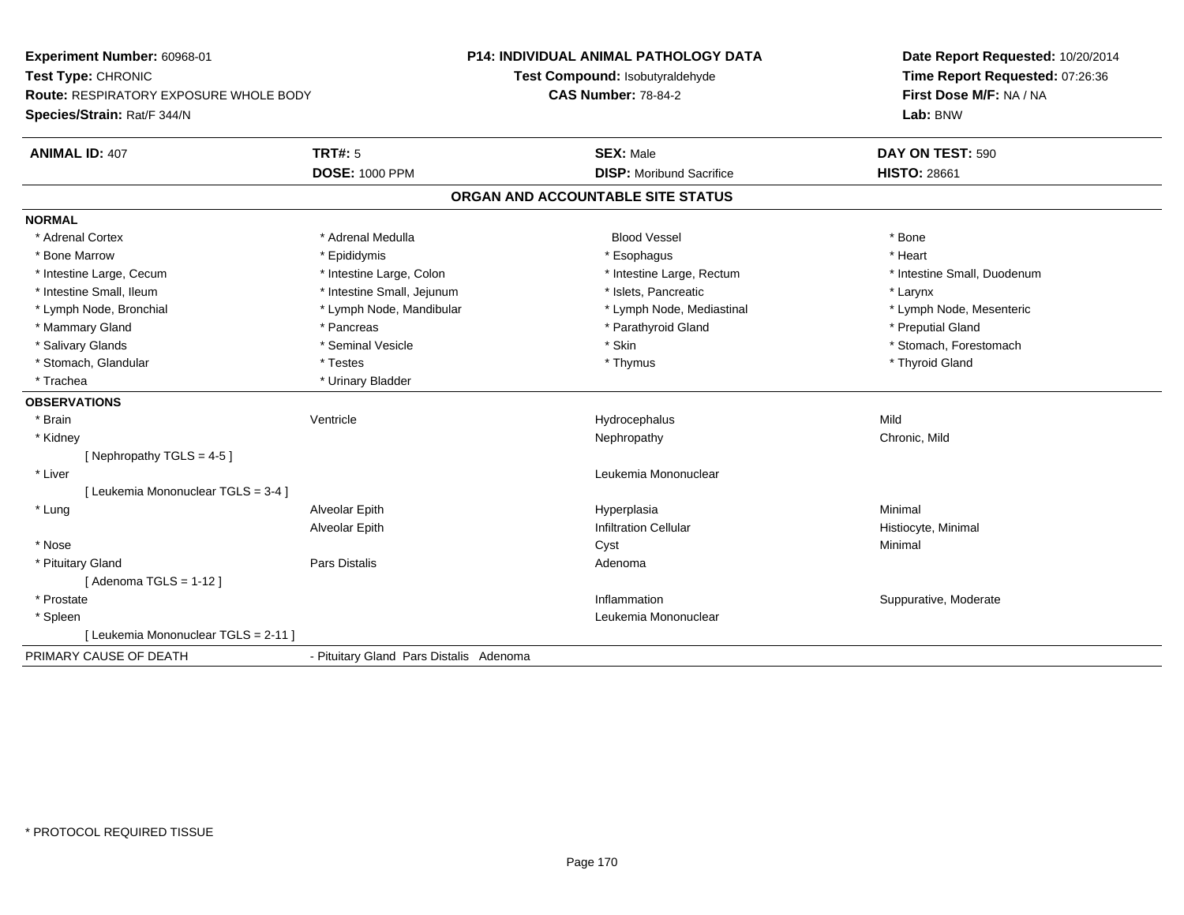**Experiment Number:** 60968-01
**Test Type:** CHRONIC
**Route:** RESPIRATORY EXPOSURE WHOLE BODY
**Species/Strain:** Rat/F 344/N

**P14: INDIVIDUAL ANIMAL PATHOLOGY DATA**
**Test Compound:** Isobutyraldehyde
**CAS Number:** 78-84-2

**Date Report Requested:** 10/20/2014
**Time Report Requested:** 07:26:36
**First Dose M/F:** NA / NA
**Lab:** BNW

| **ANIMAL ID:** 407 | **TRT#:** 5 | **SEX:** Male | **DAY ON TEST:** 590 |
|---|---|---|---|
| | **DOSE:** 1000 PPM | **DISP:** Moribund Sacrifice | **HISTO:** 28661 |

## ORGAN AND ACCOUNTABLE SITE STATUS

**NORMAL**

| | | | |
|---|---|---|---|
| * Adrenal Cortex | * Adrenal Medulla | Blood Vessel | * Bone |
| * Bone Marrow | * Epididymis | * Esophagus | * Heart |
| * Intestine Large, Cecum | * Intestine Large, Colon | * Intestine Large, Rectum | * Intestine Small, Duodenum |
| * Intestine Small, Ileum | * Intestine Small, Jejunum | * Islets, Pancreatic | * Larynx |
| * Lymph Node, Bronchial | * Lymph Node, Mandibular | * Lymph Node, Mediastinal | * Lymph Node, Mesenteric |
| * Mammary Gland | * Pancreas | * Parathyroid Gland | * Preputial Gland |
| * Salivary Glands | * Seminal Vesicle | * Skin | * Stomach, Forestomach |
| * Stomach, Glandular | * Testes | * Thymus | * Thyroid Gland |
| * Trachea | * Urinary Bladder | | |

**OBSERVATIONS**

| | | | |
|---|---|---|---|
| * Brain | Ventricle | Hydrocephalus | Mild |
| * Kidney | | Nephropathy | Chronic, Mild |
| [ Nephropathy TGLS = 4-5 ] | | | |
| * Liver | | Leukemia Mononuclear | |
| [ Leukemia Mononuclear TGLS = 3-4 ] | | | |
| * Lung | Alveolar Epith | Hyperplasia | Minimal |
| | Alveolar Epith | Infiltration Cellular | Histiocyte, Minimal |
| * Nose | | Cyst | Minimal |
| * Pituitary Gland | Pars Distalis | Adenoma | |
| [ Adenoma TGLS = 1-12 ] | | | |
| * Prostate | | Inflammation | Suppurative, Moderate |
| * Spleen | | Leukemia Mononuclear | |
| [ Leukemia Mononuclear TGLS = 2-11 ] | | | |

PRIMARY CAUSE OF DEATH - Pituitary Gland Pars Distalis Adenoma

* PROTOCOL REQUIRED TISSUE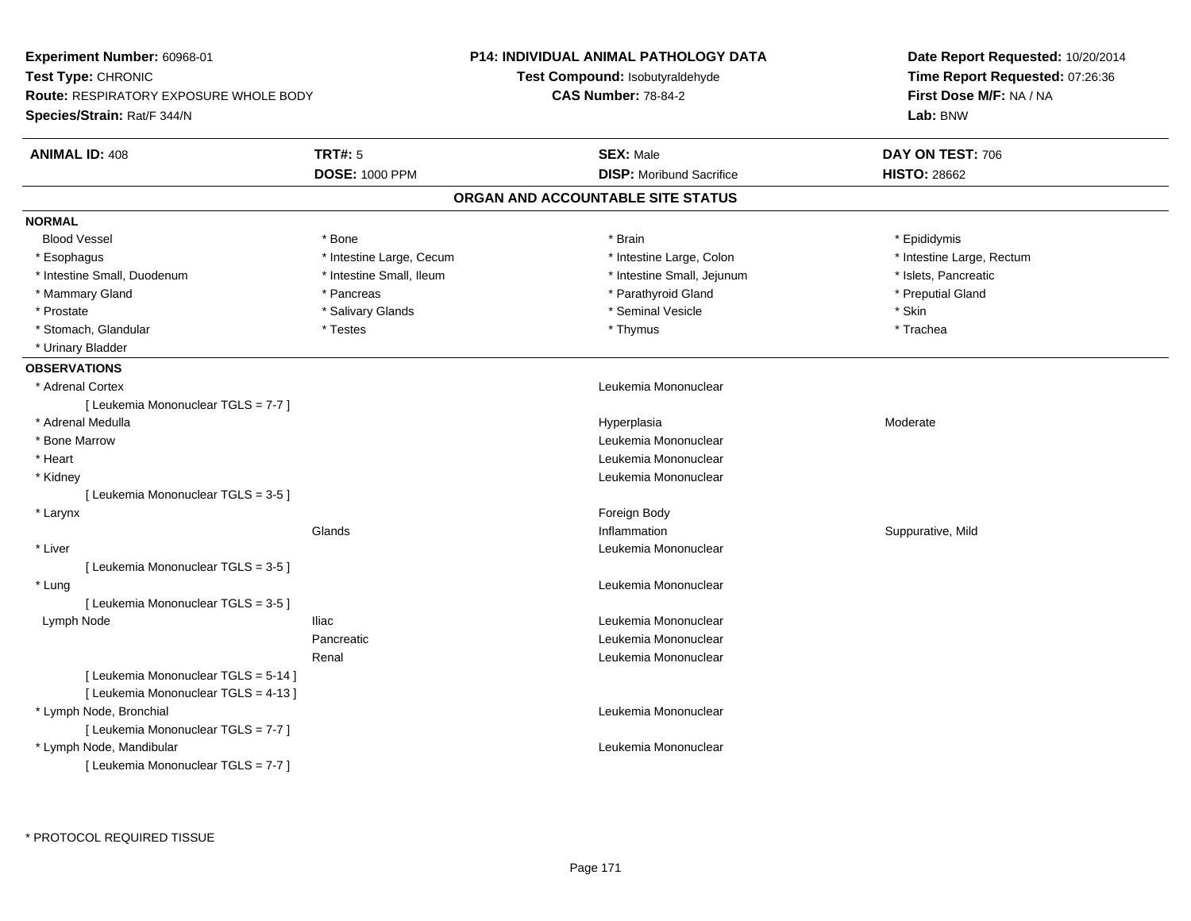**Experiment Number:** 60968-01
**Test Type:** CHRONIC
**Route:** RESPIRATORY EXPOSURE WHOLE BODY
**Species/Strain:** Rat/F 344/N

**P14: INDIVIDUAL ANIMAL PATHOLOGY DATA**
**Test Compound:** Isobutyraldehyde
**CAS Number:** 78-84-2

**Date Report Requested:** 10/20/2014
**Time Report Requested:** 07:26:36
**First Dose M/F:** NA / NA
**Lab:** BNW

| **ANIMAL ID:** 408 | **TRT#:** 5 | **SEX:** Male | **DAY ON TEST:** 706 |
|---|---|---|---|
| | **DOSE:** 1000 PPM | **DISP:** Moribund Sacrifice | **HISTO:** 28662 |

## ORGAN AND ACCOUNTABLE SITE STATUS

**NORMAL**

| | | | |
|---|---|---|---|
| Blood Vessel | * Bone | * Brain | * Epididymis |
| * Esophagus | * Intestine Large, Cecum | * Intestine Large, Colon | * Intestine Large, Rectum |
| * Intestine Small, Duodenum | * Intestine Small, Ileum | * Intestine Small, Jejunum | * Islets, Pancreatic |
| * Mammary Gland | * Pancreas | * Parathyroid Gland | * Preputial Gland |
| * Prostate | * Salivary Glands | * Seminal Vesicle | * Skin |
| * Stomach, Glandular | * Testes | * Thymus | * Trachea |
| * Urinary Bladder | | | |

**OBSERVATIONS**

| | | | |
|---|---|---|---|
| * Adrenal Cortex | | Leukemia Mononuclear | |
| [ Leukemia Mononuclear TGLS = 7-7 ] | | | |
| * Adrenal Medulla | | Hyperplasia | Moderate |
| * Bone Marrow | | Leukemia Mononuclear | |
| * Heart | | Leukemia Mononuclear | |
| * Kidney | | Leukemia Mononuclear | |
| [ Leukemia Mononuclear TGLS = 3-5 ] | | | |
| * Larynx | | Foreign Body | |
| | Glands | Inflammation | Suppurative, Mild |
| * Liver | | Leukemia Mononuclear | |
| [ Leukemia Mononuclear TGLS = 3-5 ] | | | |
| * Lung | | Leukemia Mononuclear | |
| [ Leukemia Mononuclear TGLS = 3-5 ] | | | |
| Lymph Node | Iliac | Leukemia Mononuclear | |
| | Pancreatic | Leukemia Mononuclear | |
| | Renal | Leukemia Mononuclear | |
| [ Leukemia Mononuclear TGLS = 5-14 ] | | | |
| [ Leukemia Mononuclear TGLS = 4-13 ] | | | |
| * Lymph Node, Bronchial | | Leukemia Mononuclear | |
| [ Leukemia Mononuclear TGLS = 7-7 ] | | | |
| * Lymph Node, Mandibular | | Leukemia Mononuclear | |
| [ Leukemia Mononuclear TGLS = 7-7 ] | | | |

* PROTOCOL REQUIRED TISSUE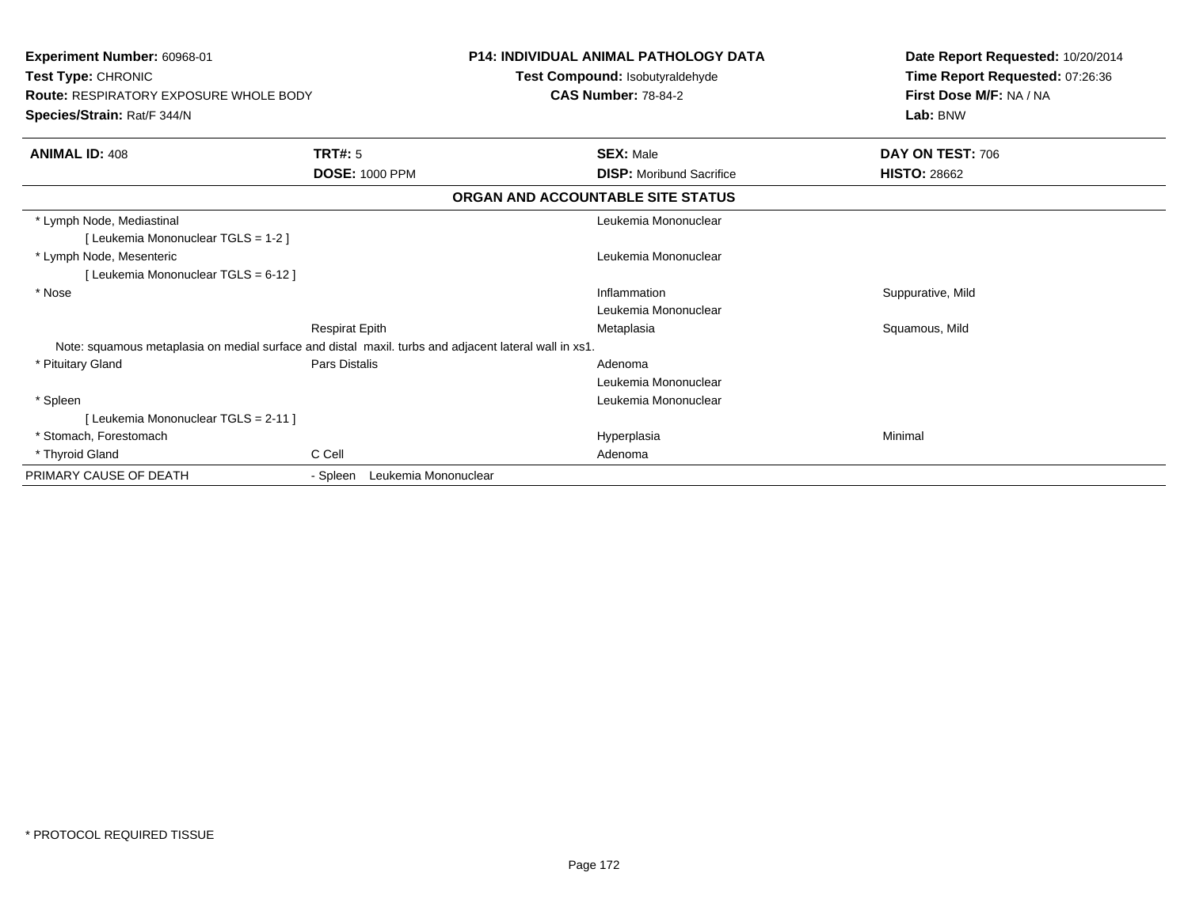**Experiment Number:** 60968-01
**Test Type:** CHRONIC
**Route:** RESPIRATORY EXPOSURE WHOLE BODY
**Species/Strain:** Rat/F 344/N

**P14: INDIVIDUAL ANIMAL PATHOLOGY DATA**
**Test Compound:** Isobutyraldehyde
**CAS Number:** 78-84-2

**Date Report Requested:** 10/20/2014
**Time Report Requested:** 07:26:36
**First Dose M/F:** NA / NA
**Lab:** BNW

| **ANIMAL ID:** 408 | **TRT#:** 5 | **SEX:** Male | **DAY ON TEST:** 706 |
|---|---|---|---|
| | **DOSE:** 1000 PPM | **DISP:** Moribund Sacrifice | **HISTO:** 28662 |

**ORGAN AND ACCOUNTABLE SITE STATUS**

| | | | |
|---|---|---|---|
| * Lymph Node, Mediastinal | | Leukemia Mononuclear | |
| [ Leukemia Mononuclear TGLS = 1-2 ] | | | |
| * Lymph Node, Mesenteric | | Leukemia Mononuclear | |
| [ Leukemia Mononuclear TGLS = 6-12 ] | | | |
| * Nose | | Inflammation | Suppurative, Mild |
| | | Leukemia Mononuclear | |
| | Respirat Epith | Metaplasia | Squamous, Mild |
| Note: squamous metaplasia on medial surface and distal maxil. turbs and adjacent lateral wall in xs1. | | | |
| * Pituitary Gland | Pars Distalis | Adenoma | |
| | | Leukemia Mononuclear | |
| * Spleen | | Leukemia Mononuclear | |
| [ Leukemia Mononuclear TGLS = 2-11 ] | | | |
| * Stomach, Forestomach | | Hyperplasia | Minimal |
| * Thyroid Gland | C Cell | Adenoma | |
| PRIMARY CAUSE OF DEATH | - Spleen Leukemia Mononuclear | | |

\* PROTOCOL REQUIRED TISSUE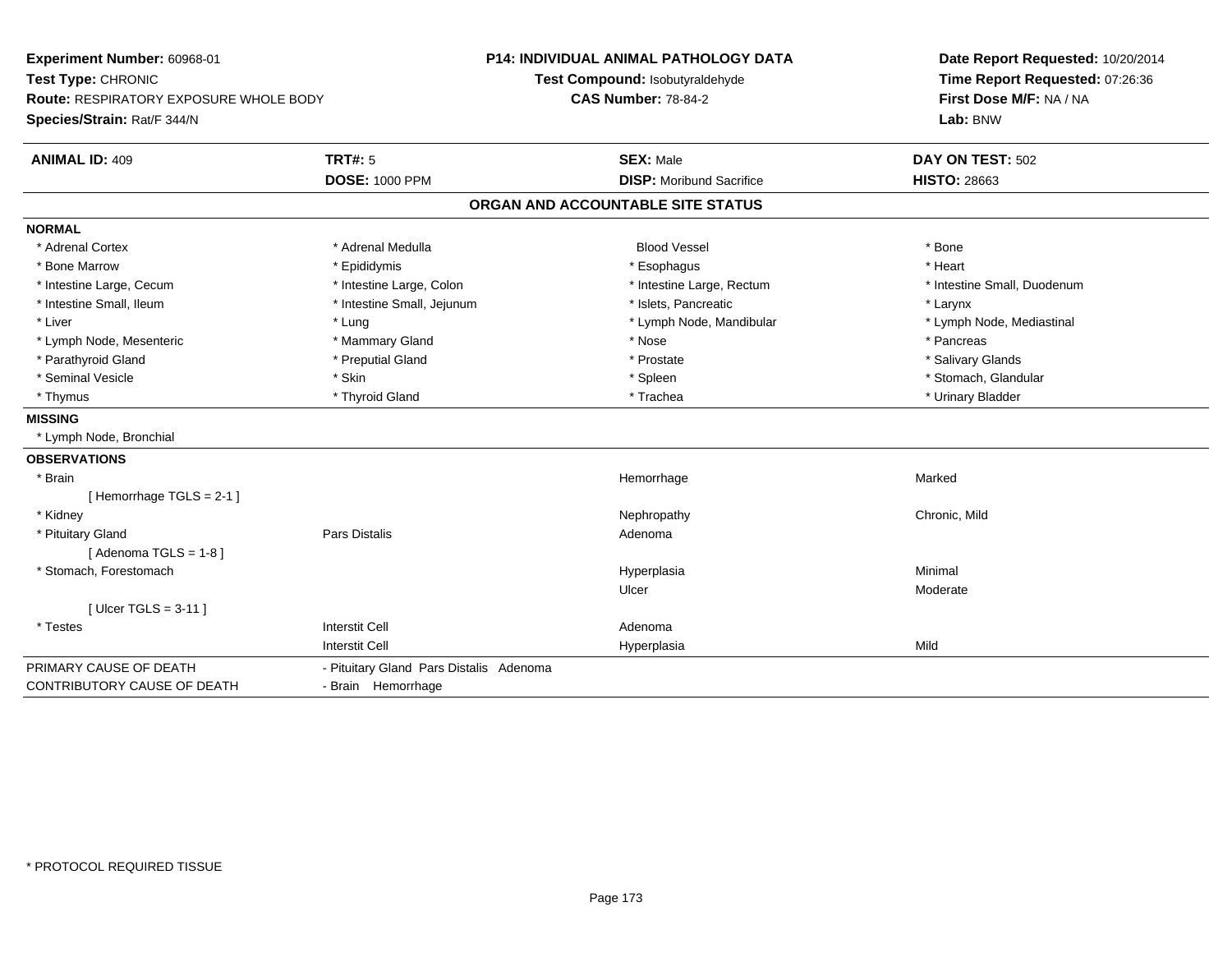**Experiment Number:** 60968-01
**Test Type:** CHRONIC
**Route:** RESPIRATORY EXPOSURE WHOLE BODY
**Species/Strain:** Rat/F 344/N

**P14: INDIVIDUAL ANIMAL PATHOLOGY DATA**
**Test Compound:** Isobutyraldehyde
**CAS Number:** 78-84-2

**Date Report Requested:** 10/20/2014
**Time Report Requested:** 07:26:36
**First Dose M/F:** NA / NA
**Lab:** BNW

| **ANIMAL ID:** 409 | **TRT#:** 5 | **SEX:** Male | **DAY ON TEST:** 502 |
|---|---|---|---|
| | **DOSE:** 1000 PPM | **DISP:** Moribund Sacrifice | **HISTO:** 28663 |

## ORGAN AND ACCOUNTABLE SITE STATUS

**NORMAL**

| | | | |
|---|---|---|---|
| * Adrenal Cortex | * Adrenal Medulla | Blood Vessel | * Bone |
| * Bone Marrow | * Epididymis | * Esophagus | * Heart |
| * Intestine Large, Cecum | * Intestine Large, Colon | * Intestine Large, Rectum | * Intestine Small, Duodenum |
| * Intestine Small, Ileum | * Intestine Small, Jejunum | * Islets, Pancreatic | * Larynx |
| * Liver | * Lung | * Lymph Node, Mandibular | * Lymph Node, Mediastinal |
| * Lymph Node, Mesenteric | * Mammary Gland | * Nose | * Pancreas |
| * Parathyroid Gland | * Preputial Gland | * Prostate | * Salivary Glands |
| * Seminal Vesicle | * Skin | * Spleen | * Stomach, Glandular |
| * Thymus | * Thyroid Gland | * Trachea | * Urinary Bladder |

**MISSING**

* Lymph Node, Bronchial

**OBSERVATIONS**

| | | | |
|---|---|---|---|
| * Brain | | Hemorrhage | Marked |
| [ Hemorrhage TGLS = 2-1 ] | | | |
| * Kidney | | Nephropathy | Chronic, Mild |
| * Pituitary Gland | Pars Distalis | Adenoma | |
| [ Adenoma TGLS = 1-8 ] | | | |
| * Stomach, Forestomach | | Hyperplasia | Minimal |
| | | Ulcer | Moderate |
| [ Ulcer TGLS = 3-11 ] | | | |
| * Testes | Interstit Cell | Adenoma | |
| | Interstit Cell | Hyperplasia | Mild |

| | |
|---|---|
| PRIMARY CAUSE OF DEATH | - Pituitary Gland Pars Distalis Adenoma |
| CONTRIBUTORY CAUSE OF DEATH | - Brain Hemorrhage |

* PROTOCOL REQUIRED TISSUE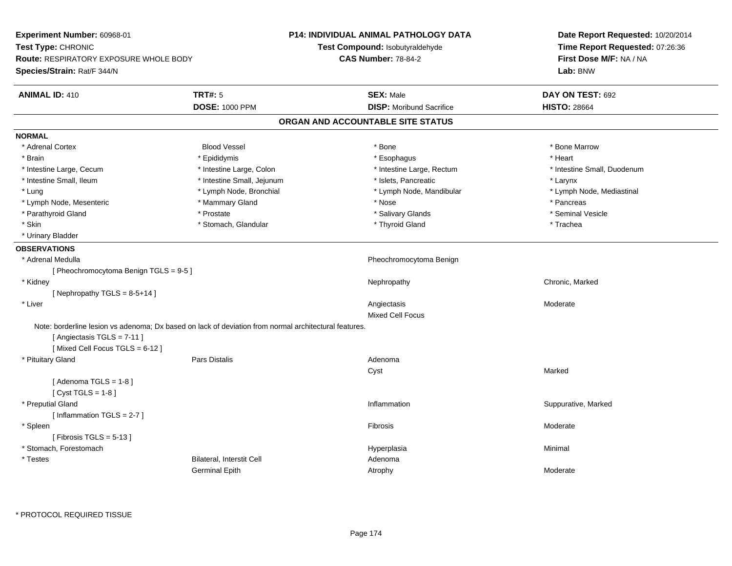**Experiment Number:** 60968-01
**Test Type:** CHRONIC
**Route:** RESPIRATORY EXPOSURE WHOLE BODY
**Species/Strain:** Rat/F 344/N

**P14: INDIVIDUAL ANIMAL PATHOLOGY DATA**
**Test Compound:** Isobutyraldehyde
**CAS Number:** 78-84-2

**Date Report Requested:** 10/20/2014
**Time Report Requested:** 07:26:36
**First Dose M/F:** NA / NA
**Lab:** BNW

| **ANIMAL ID:** 410 | **TRT#:** 5 | **SEX:** Male | **DAY ON TEST:** 692 |
|---|---|---|---|
| | **DOSE:** 1000 PPM | **DISP:** Moribund Sacrifice | **HISTO:** 28664 |

## ORGAN AND ACCOUNTABLE SITE STATUS

### NORMAL

| | | | |
|---|---|---|---|
| * Adrenal Cortex | Blood Vessel | * Bone | * Bone Marrow |
| * Brain | * Epididymis | * Esophagus | * Heart |
| * Intestine Large, Cecum | * Intestine Large, Colon | * Intestine Large, Rectum | * Intestine Small, Duodenum |
| * Intestine Small, Ileum | * Intestine Small, Jejunum | * Islets, Pancreatic | * Larynx |
| * Lung | * Lymph Node, Bronchial | * Lymph Node, Mandibular | * Lymph Node, Mediastinal |
| * Lymph Node, Mesenteric | * Mammary Gland | * Nose | * Pancreas |
| * Parathyroid Gland | * Prostate | * Salivary Glands | * Seminal Vesicle |
| * Skin | * Stomach, Glandular | * Thyroid Gland | * Trachea |
| * Urinary Bladder | | | |

### OBSERVATIONS

| | | | |
|---|---|---|---|
| * Adrenal Medulla | | Pheochromocytoma Benign | |
| [ Pheochromocytoma Benign TGLS = 9-5 ] | | | |
| * Kidney | | Nephropathy | Chronic, Marked |
| [ Nephropathy TGLS = 8-5+14 ] | | | |
| * Liver | | Angiectasis | Moderate |
| | | Mixed Cell Focus | |
| Note: borderline lesion vs adenoma; Dx based on lack of deviation from normal architectural features. | | | |
| [ Angiectasis TGLS = 7-11 ] | | | |
| [ Mixed Cell Focus TGLS = 6-12 ] | | | |
| * Pituitary Gland | Pars Distalis | Adenoma | |
| | | Cyst | Marked |
| [ Adenoma TGLS = 1-8 ] | | | |
| [ Cyst TGLS = 1-8 ] | | | |
| * Preputial Gland | | Inflammation | Suppurative, Marked |
| [ Inflammation TGLS = 2-7 ] | | | |
| * Spleen | | Fibrosis | Moderate |
| [ Fibrosis TGLS = 5-13 ] | | | |
| * Stomach, Forestomach | | Hyperplasia | Minimal |
| * Testes | Bilateral, Interstit Cell | Adenoma | |
| | Germinal Epith | Atrophy | Moderate |

* PROTOCOL REQUIRED TISSUE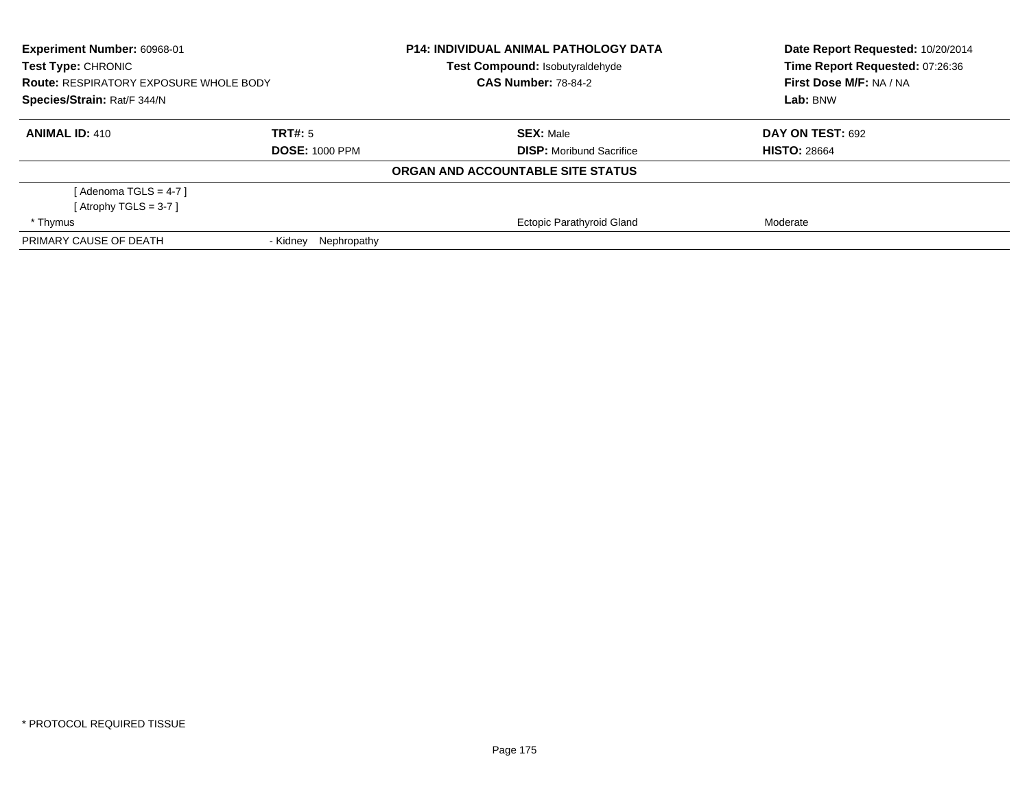**Experiment Number:** 60968-01
**Test Type:** CHRONIC
**Route:** RESPIRATORY EXPOSURE WHOLE BODY
**Species/Strain:** Rat/F 344/N

**P14: INDIVIDUAL ANIMAL PATHOLOGY DATA**
**Test Compound:** Isobutyraldehyde
**CAS Number:** 78-84-2

**Date Report Requested:** 10/20/2014
**Time Report Requested:** 07:26:36
**First Dose M/F:** NA / NA
**Lab:** BNW

| **ANIMAL ID:** 410 | **TRT#:** 5 | **SEX:** Male | **DAY ON TEST:** 692 |
|---|---|---|---|
| | **DOSE:** 1000 PPM | **DISP:** Moribund Sacrifice | **HISTO:** 28664 |

**ORGAN AND ACCOUNTABLE SITE STATUS**

| | | | |
|---|---|---|---|
| [ Adenoma TGLS = 4-7 ] | | | |
| [ Atrophy TGLS = 3-7 ] | | | |
| * Thymus | | Ectopic Parathyroid Gland | Moderate |
| PRIMARY CAUSE OF DEATH | - Kidney Nephropathy | | |

* PROTOCOL REQUIRED TISSUE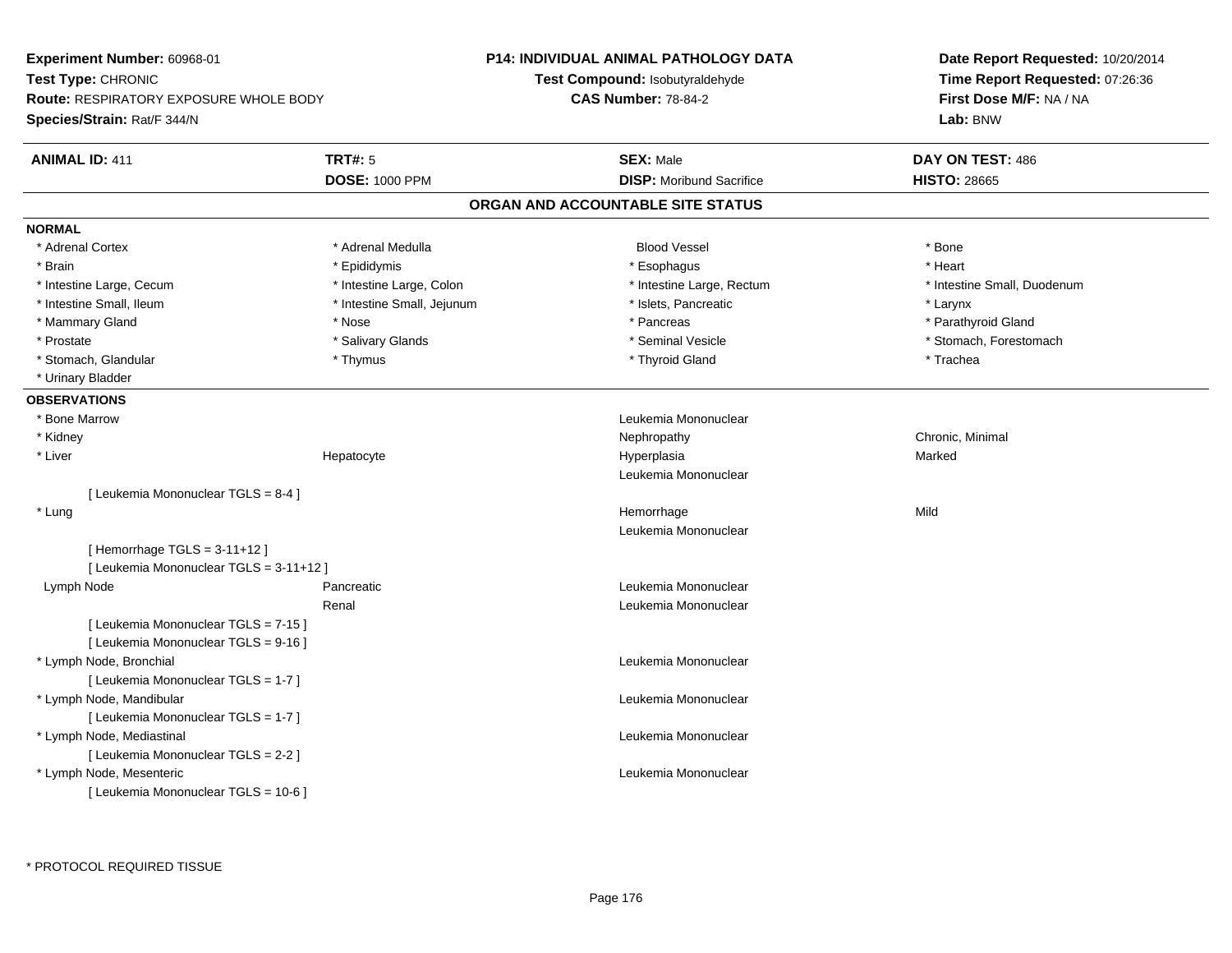**Experiment Number:** 60968-01
**Test Type:** CHRONIC
**Route:** RESPIRATORY EXPOSURE WHOLE BODY
**Species/Strain:** Rat/F 344/N

**P14: INDIVIDUAL ANIMAL PATHOLOGY DATA**
**Test Compound:** Isobutyraldehyde
**CAS Number:** 78-84-2

**Date Report Requested:** 10/20/2014
**Time Report Requested:** 07:26:36
**First Dose M/F:** NA / NA
**Lab:** BNW

| **ANIMAL ID:** 411 | **TRT#:** 5 | **SEX:** Male | **DAY ON TEST:** 486 |
|---|---|---|---|
| | **DOSE:** 1000 PPM | **DISP:** Moribund Sacrifice | **HISTO:** 28665 |

## ORGAN AND ACCOUNTABLE SITE STATUS

**NORMAL**

| | | | |
|---|---|---|---|
| * Adrenal Cortex | * Adrenal Medulla | Blood Vessel | * Bone |
| * Brain | * Epididymis | * Esophagus | * Heart |
| * Intestine Large, Cecum | * Intestine Large, Colon | * Intestine Large, Rectum | * Intestine Small, Duodenum |
| * Intestine Small, Ileum | * Intestine Small, Jejunum | * Islets, Pancreatic | * Larynx |
| * Mammary Gland | * Nose | * Pancreas | * Parathyroid Gland |
| * Prostate | * Salivary Glands | * Seminal Vesicle | * Stomach, Forestomach |
| * Stomach, Glandular | * Thymus | * Thyroid Gland | * Trachea |
| * Urinary Bladder | | | |

**OBSERVATIONS**

| | | | |
|---|---|---|---|
| * Bone Marrow | | Leukemia Mononuclear | |
| * Kidney | | Nephropathy | Chronic, Minimal |
| * Liver | Hepatocyte | Hyperplasia | Marked |
| | | Leukemia Mononuclear | |
| [ Leukemia Mononuclear TGLS = 8-4 ] | | | |
| * Lung | | Hemorrhage | Mild |
| | | Leukemia Mononuclear | |
| [ Hemorrhage TGLS = 3-11+12 ] | | | |
| [ Leukemia Mononuclear TGLS = 3-11+12 ] | | | |
| Lymph Node | Pancreatic | Leukemia Mononuclear | |
| | Renal | Leukemia Mononuclear | |
| [ Leukemia Mononuclear TGLS = 7-15 ] | | | |
| [ Leukemia Mononuclear TGLS = 9-16 ] | | | |
| * Lymph Node, Bronchial | | Leukemia Mononuclear | |
| [ Leukemia Mononuclear TGLS = 1-7 ] | | | |
| * Lymph Node, Mandibular | | Leukemia Mononuclear | |
| [ Leukemia Mononuclear TGLS = 1-7 ] | | | |
| * Lymph Node, Mediastinal | | Leukemia Mononuclear | |
| [ Leukemia Mononuclear TGLS = 2-2 ] | | | |
| * Lymph Node, Mesenteric | | Leukemia Mononuclear | |
| [ Leukemia Mononuclear TGLS = 10-6 ] | | | |

\* PROTOCOL REQUIRED TISSUE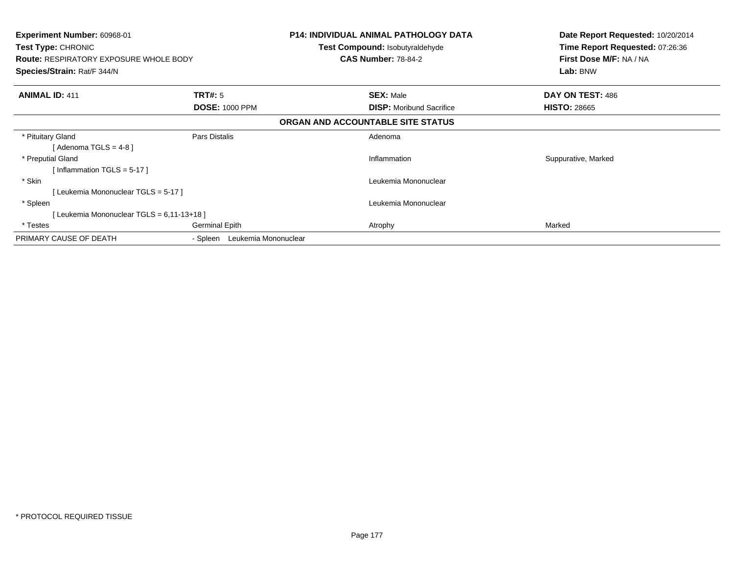**Experiment Number:** 60968-01
**Test Type:** CHRONIC
**Route:** RESPIRATORY EXPOSURE WHOLE BODY
**Species/Strain:** Rat/F 344/N

**P14: INDIVIDUAL ANIMAL PATHOLOGY DATA**
**Test Compound:** Isobutyraldehyde
**CAS Number:** 78-84-2

**Date Report Requested:** 10/20/2014
**Time Report Requested:** 07:26:36
**First Dose M/F:** NA / NA
**Lab:** BNW

| **ANIMAL ID:** 411 | **TRT#:** 5 | **SEX:** Male | **DAY ON TEST:** 486 |
|---|---|---|---|
| | **DOSE:** 1000 PPM | **DISP:** Moribund Sacrifice | **HISTO:** 28665 |

**ORGAN AND ACCOUNTABLE SITE STATUS**

| | | | |
|---|---|---|---|
| * Pituitary Gland | Pars Distalis | Adenoma | |
| [ Adenoma TGLS = 4-8 ] | | | |
| * Preputial Gland | | Inflammation | Suppurative, Marked |
| [ Inflammation TGLS = 5-17 ] | | | |
| * Skin | | Leukemia Mononuclear | |
| [ Leukemia Mononuclear TGLS = 5-17 ] | | | |
| * Spleen | | Leukemia Mononuclear | |
| [ Leukemia Mononuclear TGLS = 6,11-13+18 ] | | | |
| * Testes | Germinal Epith | Atrophy | Marked |
| PRIMARY CAUSE OF DEATH | - Spleen Leukemia Mononuclear | | |

* PROTOCOL REQUIRED TISSUE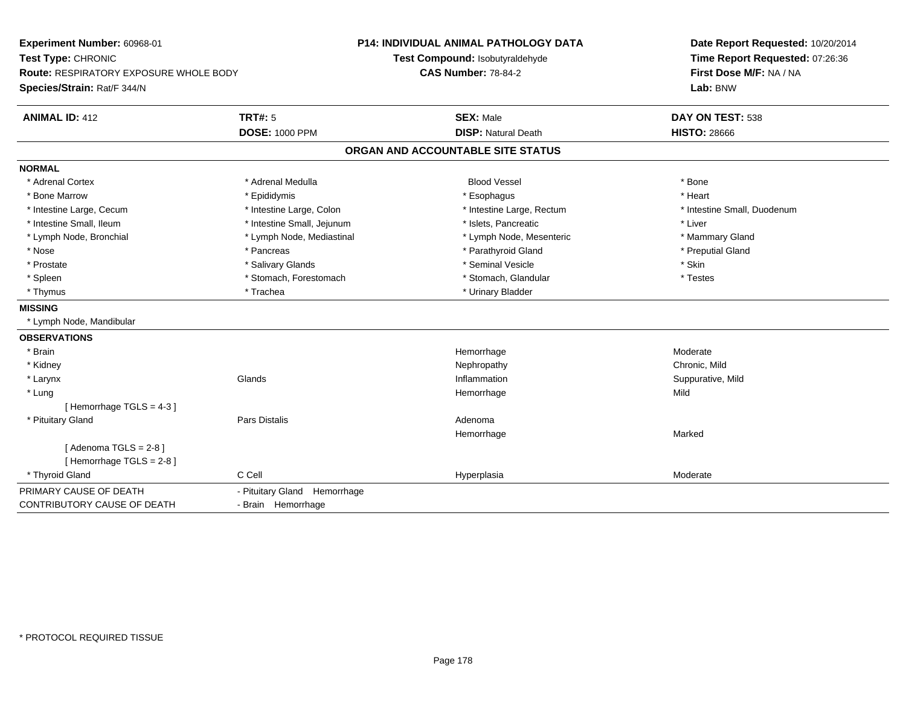**Experiment Number:** 60968-01
**Test Type:** CHRONIC
**Route:** RESPIRATORY EXPOSURE WHOLE BODY
**Species/Strain:** Rat/F 344/N

**P14: INDIVIDUAL ANIMAL PATHOLOGY DATA**
**Test Compound:** Isobutyraldehyde
**CAS Number:** 78-84-2

**Date Report Requested:** 10/20/2014
**Time Report Requested:** 07:26:36
**First Dose M/F:** NA / NA
**Lab:** BNW

| **ANIMAL ID:** 412 | **TRT#:** 5 | **SEX:** Male | **DAY ON TEST:** 538 |
|---|---|---|---|
| | **DOSE:** 1000 PPM | **DISP:** Natural Death | **HISTO:** 28666 |

## ORGAN AND ACCOUNTABLE SITE STATUS

**NORMAL**

| | | | |
|---|---|---|---|
| * Adrenal Cortex | * Adrenal Medulla | Blood Vessel | * Bone |
| * Bone Marrow | * Epididymis | * Esophagus | * Heart |
| * Intestine Large, Cecum | * Intestine Large, Colon | * Intestine Large, Rectum | * Intestine Small, Duodenum |
| * Intestine Small, Ileum | * Intestine Small, Jejunum | * Islets, Pancreatic | * Liver |
| * Lymph Node, Bronchial | * Lymph Node, Mediastinal | * Lymph Node, Mesenteric | * Mammary Gland |
| * Nose | * Pancreas | * Parathyroid Gland | * Preputial Gland |
| * Prostate | * Salivary Glands | * Seminal Vesicle | * Skin |
| * Spleen | * Stomach, Forestomach | * Stomach, Glandular | * Testes |
| * Thymus | * Trachea | * Urinary Bladder | |

**MISSING**

* Lymph Node, Mandibular

**OBSERVATIONS**

| | | | |
|---|---|---|---|
| * Brain | | Hemorrhage | Moderate |
| * Kidney | | Nephropathy | Chronic, Mild |
| * Larynx | Glands | Inflammation | Suppurative, Mild |
| * Lung | | Hemorrhage | Mild |
| [ Hemorrhage TGLS = 4-3 ] | | | |
| * Pituitary Gland | Pars Distalis | Adenoma | |
| | | Hemorrhage | Marked |
| [ Adenoma TGLS = 2-8 ] | | | |
| [ Hemorrhage TGLS = 2-8 ] | | | |
| * Thyroid Gland | C Cell | Hyperplasia | Moderate |

| | |
|---|---|
| PRIMARY CAUSE OF DEATH | - Pituitary Gland Hemorrhage |
| CONTRIBUTORY CAUSE OF DEATH | - Brain Hemorrhage |

* PROTOCOL REQUIRED TISSUE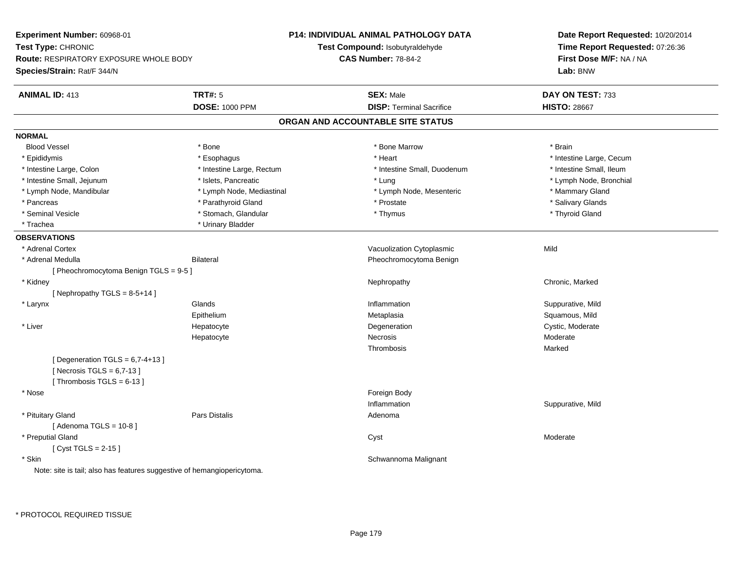**Experiment Number:** 60968-01
**Test Type:** CHRONIC
**Route:** RESPIRATORY EXPOSURE WHOLE BODY
**Species/Strain:** Rat/F 344/N

**P14: INDIVIDUAL ANIMAL PATHOLOGY DATA**
**Test Compound:** Isobutyraldehyde
**CAS Number:** 78-84-2

**Date Report Requested:** 10/20/2014
**Time Report Requested:** 07:26:36
**First Dose M/F:** NA / NA
**Lab:** BNW

| **ANIMAL ID:** 413 | **TRT#:** 5 | **SEX:** Male | **DAY ON TEST:** 733 |
|---|---|---|---|
| | **DOSE:** 1000 PPM | **DISP:** Terminal Sacrifice | **HISTO:** 28667 |

## ORGAN AND ACCOUNTABLE SITE STATUS

**NORMAL**

| | | | |
|---|---|---|---|
| Blood Vessel | * Bone | * Bone Marrow | * Brain |
| * Epididymis | * Esophagus | * Heart | * Intestine Large, Cecum |
| * Intestine Large, Colon | * Intestine Large, Rectum | * Intestine Small, Duodenum | * Intestine Small, Ileum |
| * Intestine Small, Jejunum | * Islets, Pancreatic | * Lung | * Lymph Node, Bronchial |
| * Lymph Node, Mandibular | * Lymph Node, Mediastinal | * Lymph Node, Mesenteric | * Mammary Gland |
| * Pancreas | * Parathyroid Gland | * Prostate | * Salivary Glands |
| * Seminal Vesicle | * Stomach, Glandular | * Thymus | * Thyroid Gland |
| * Trachea | * Urinary Bladder | | |

**OBSERVATIONS**

| | | | |
|---|---|---|---|
| * Adrenal Cortex | | Vacuolization Cytoplasmic | Mild |
| * Adrenal Medulla | Bilateral | Pheochromocytoma Benign | |
| [ Pheochromocytoma Benign TGLS = 9-5 ] | | | |
| * Kidney | | Nephropathy | Chronic, Marked |
| [ Nephropathy TGLS = 8-5+14 ] | | | |
| * Larynx | Glands | Inflammation | Suppurative, Mild |
| | Epithelium | Metaplasia | Squamous, Mild |
| * Liver | Hepatocyte | Degeneration | Cystic, Moderate |
| | Hepatocyte | Necrosis | Moderate |
| | | Thrombosis | Marked |
| [ Degeneration TGLS = 6,7-4+13 ] | | | |
| [ Necrosis TGLS = 6,7-13 ] | | | |
| [ Thrombosis TGLS = 6-13 ] | | | |
| * Nose | | Foreign Body | |
| | | Inflammation | Suppurative, Mild |
| * Pituitary Gland | Pars Distalis | Adenoma | |
| [ Adenoma TGLS = 10-8 ] | | | |
| * Preputial Gland | | Cyst | Moderate |
| [ Cyst TGLS = 2-15 ] | | | |
| * Skin | | Schwannoma Malignant | |

Note: site is tail; also has features suggestive of hemangiopericytoma.

* PROTOCOL REQUIRED TISSUE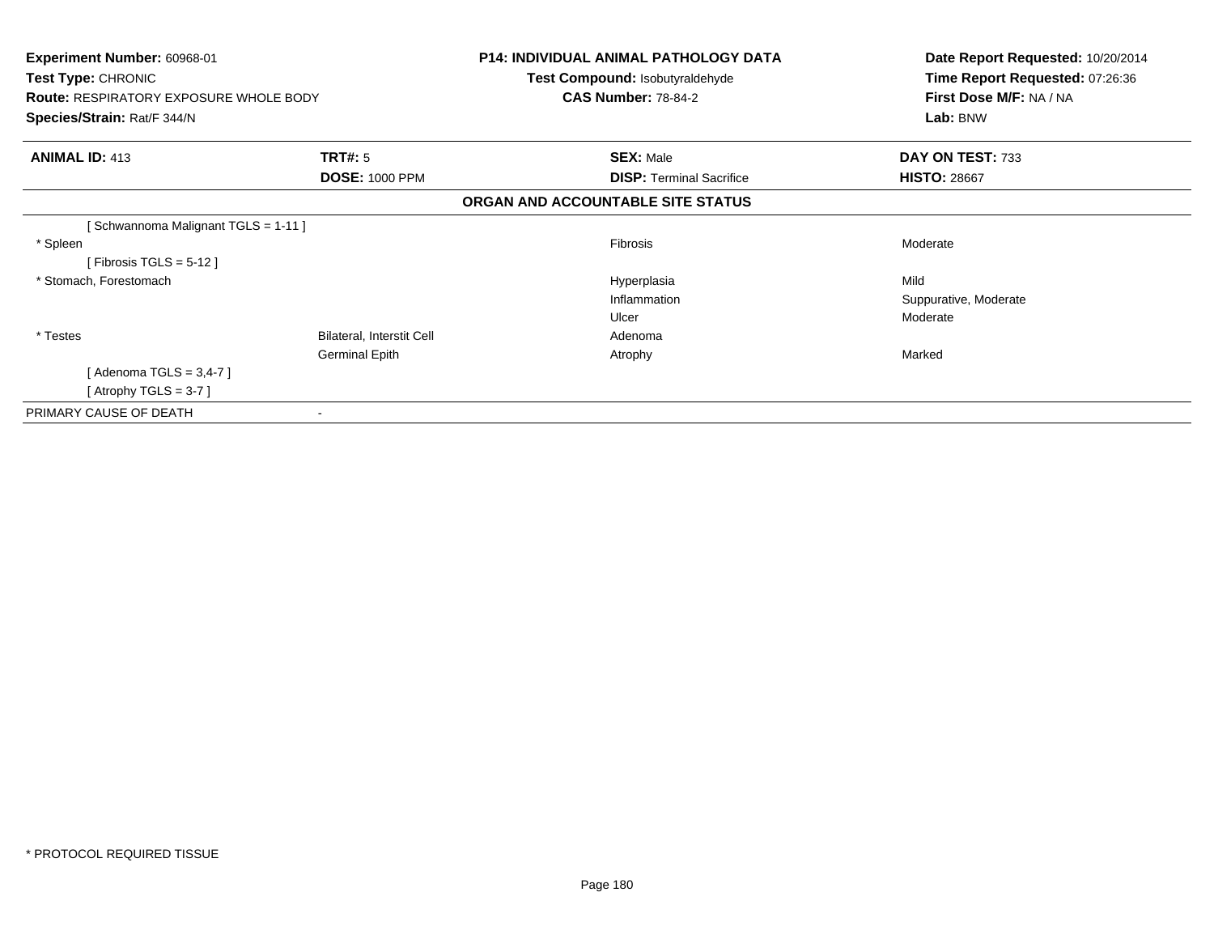**Experiment Number:** 60968-01
**Test Type:** CHRONIC
**Route:** RESPIRATORY EXPOSURE WHOLE BODY
**Species/Strain:** Rat/F 344/N

**P14: INDIVIDUAL ANIMAL PATHOLOGY DATA**
**Test Compound:** Isobutyraldehyde
**CAS Number:** 78-84-2

**Date Report Requested:** 10/20/2014
**Time Report Requested:** 07:26:36
**First Dose M/F:** NA / NA
**Lab:** BNW

| **ANIMAL ID:** 413 | **TRT#:** 5 | **SEX:** Male | **DAY ON TEST:** 733 |
|---|---|---|---|
| | **DOSE:** 1000 PPM | **DISP:** Terminal Sacrifice | **HISTO:** 28667 |

**ORGAN AND ACCOUNTABLE SITE STATUS**

| | | | |
|---|---|---|---|
| [ Schwannoma Malignant TGLS = 1-11 ] | | | |
| * Spleen | | Fibrosis | Moderate |
| [ Fibrosis TGLS = 5-12 ] | | | |
| * Stomach, Forestomach | | Hyperplasia | Mild |
| | | Inflammation | Suppurative, Moderate |
| | | Ulcer | Moderate |
| * Testes | Bilateral, Interstit Cell | Adenoma | |
| | Germinal Epith | Atrophy | Marked |
| [ Adenoma TGLS = 3,4-7 ] | | | |
| [ Atrophy TGLS = 3-7 ] | | | |
| PRIMARY CAUSE OF DEATH | - | | |

* PROTOCOL REQUIRED TISSUE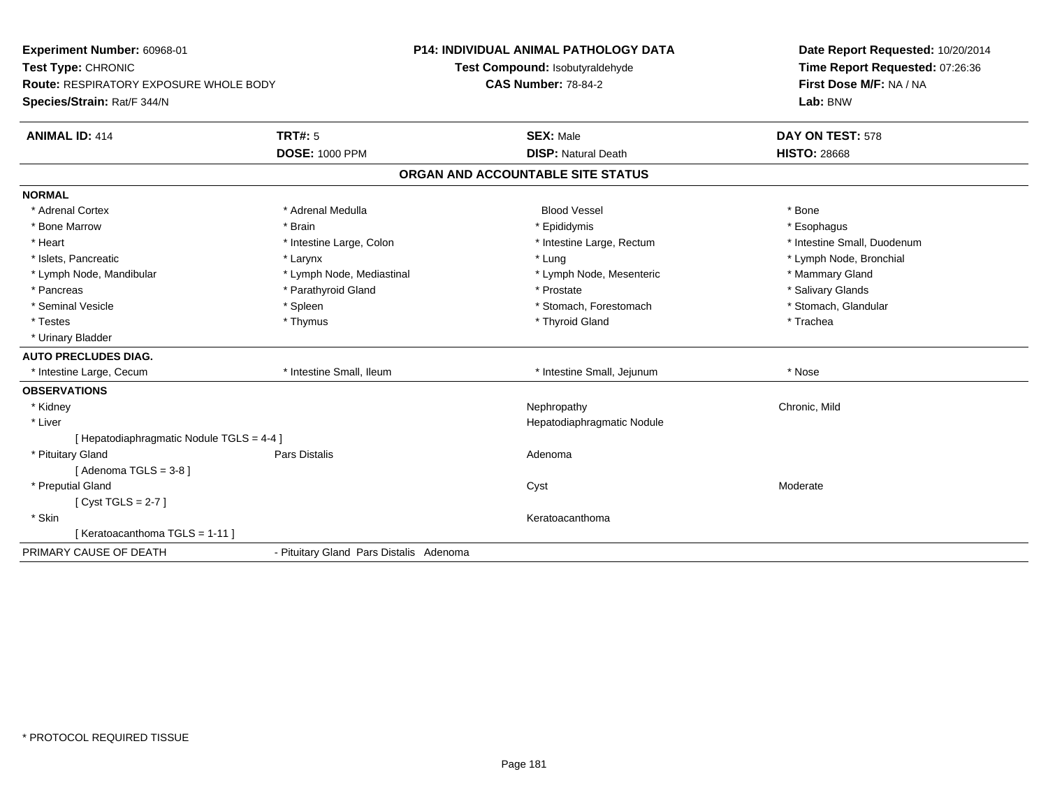**Experiment Number:** 60968-01
**Test Type:** CHRONIC
**Route:** RESPIRATORY EXPOSURE WHOLE BODY
**Species/Strain:** Rat/F 344/N

**P14: INDIVIDUAL ANIMAL PATHOLOGY DATA**
**Test Compound:** Isobutyraldehyde
**CAS Number:** 78-84-2

**Date Report Requested:** 10/20/2014
**Time Report Requested:** 07:26:36
**First Dose M/F:** NA / NA
**Lab:** BNW

| **ANIMAL ID:** 414 | **TRT#:** 5 | **SEX:** Male | **DAY ON TEST:** 578 |
|---|---|---|---|
| | **DOSE:** 1000 PPM | **DISP:** Natural Death | **HISTO:** 28668 |

## ORGAN AND ACCOUNTABLE SITE STATUS

**NORMAL**

| | | | |
|---|---|---|---|
| * Adrenal Cortex | * Adrenal Medulla | Blood Vessel | * Bone |
| * Bone Marrow | * Brain | * Epididymis | * Esophagus |
| * Heart | * Intestine Large, Colon | * Intestine Large, Rectum | * Intestine Small, Duodenum |
| * Islets, Pancreatic | * Larynx | * Lung | * Lymph Node, Bronchial |
| * Lymph Node, Mandibular | * Lymph Node, Mediastinal | * Lymph Node, Mesenteric | * Mammary Gland |
| * Pancreas | * Parathyroid Gland | * Prostate | * Salivary Glands |
| * Seminal Vesicle | * Spleen | * Stomach, Forestomach | * Stomach, Glandular |
| * Testes | * Thymus | * Thyroid Gland | * Trachea |
| * Urinary Bladder | | | |

**AUTO PRECLUDES DIAG.**

| | | | |
|---|---|---|---|
| * Intestine Large, Cecum | * Intestine Small, Ileum | * Intestine Small, Jejunum | * Nose |

**OBSERVATIONS**

| | | | |
|---|---|---|---|
| * Kidney | | Nephropathy | Chronic, Mild |
| * Liver | | Hepatodiaphragmatic Nodule | |
| [ Hepatodiaphragmatic Nodule TGLS = 4-4 ] | | | |
| * Pituitary Gland | Pars Distalis | Adenoma | |
| [ Adenoma TGLS = 3-8 ] | | | |
| * Preputial Gland | | Cyst | Moderate |
| [ Cyst TGLS = 2-7 ] | | | |
| * Skin | | Keratoacanthoma | |
| [ Keratoacanthoma TGLS = 1-11 ] | | | |

PRIMARY CAUSE OF DEATH - Pituitary Gland Pars Distalis Adenoma

* PROTOCOL REQUIRED TISSUE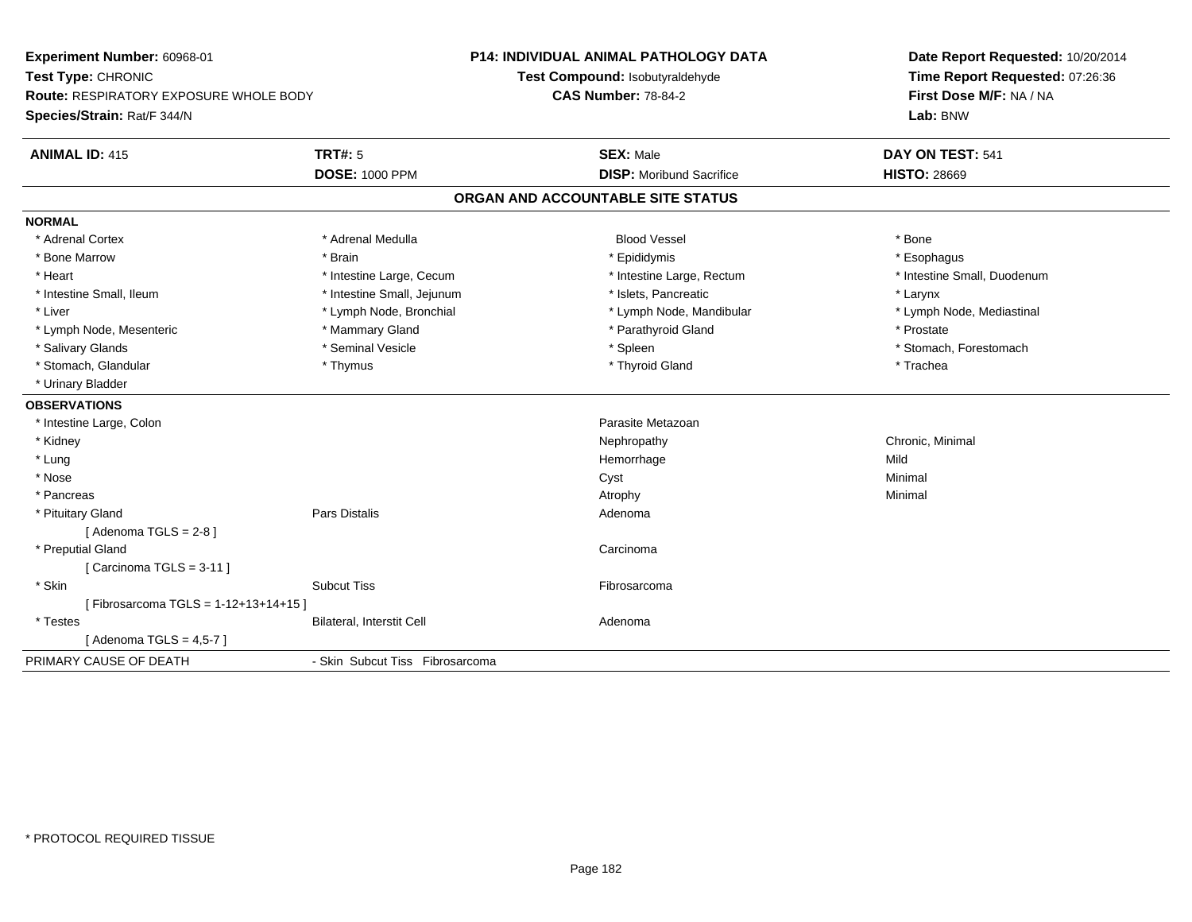**Experiment Number:** 60968-01
**Test Type:** CHRONIC
**Route:** RESPIRATORY EXPOSURE WHOLE BODY
**Species/Strain:** Rat/F 344/N

**P14: INDIVIDUAL ANIMAL PATHOLOGY DATA**
**Test Compound:** Isobutyraldehyde
**CAS Number:** 78-84-2

**Date Report Requested:** 10/20/2014
**Time Report Requested:** 07:26:36
**First Dose M/F:** NA / NA
**Lab:** BNW

| **ANIMAL ID:** 415 | **TRT#:** 5 | **SEX:** Male | **DAY ON TEST:** 541 |
|---|---|---|---|
| | **DOSE:** 1000 PPM | **DISP:** Moribund Sacrifice | **HISTO:** 28669 |

## ORGAN AND ACCOUNTABLE SITE STATUS

**NORMAL**

| | | | |
|---|---|---|---|
| * Adrenal Cortex | * Adrenal Medulla | Blood Vessel | * Bone |
| * Bone Marrow | * Brain | * Epididymis | * Esophagus |
| * Heart | * Intestine Large, Cecum | * Intestine Large, Rectum | * Intestine Small, Duodenum |
| * Intestine Small, Ileum | * Intestine Small, Jejunum | * Islets, Pancreatic | * Larynx |
| * Liver | * Lymph Node, Bronchial | * Lymph Node, Mandibular | * Lymph Node, Mediastinal |
| * Lymph Node, Mesenteric | * Mammary Gland | * Parathyroid Gland | * Prostate |
| * Salivary Glands | * Seminal Vesicle | * Spleen | * Stomach, Forestomach |
| * Stomach, Glandular | * Thymus | * Thyroid Gland | * Trachea |
| * Urinary Bladder | | | |

**OBSERVATIONS**

| | | | |
|---|---|---|---|
| * Intestine Large, Colon | | Parasite Metazoan | |
| * Kidney | | Nephropathy | Chronic, Minimal |
| * Lung | | Hemorrhage | Mild |
| * Nose | | Cyst | Minimal |
| * Pancreas | | Atrophy | Minimal |
| * Pituitary Gland | Pars Distalis | Adenoma | |
| [ Adenoma TGLS = 2-8 ] | | | |
| * Preputial Gland | | Carcinoma | |
| [ Carcinoma TGLS = 3-11 ] | | | |
| * Skin | Subcut Tiss | Fibrosarcoma | |
| [ Fibrosarcoma TGLS = 1-12+13+14+15 ] | | | |
| * Testes | Bilateral, Interstit Cell | Adenoma | |
| [ Adenoma TGLS = 4,5-7 ] | | | |

| PRIMARY CAUSE OF DEATH | - Skin Subcut Tiss Fibrosarcoma |
|---|---|

* PROTOCOL REQUIRED TISSUE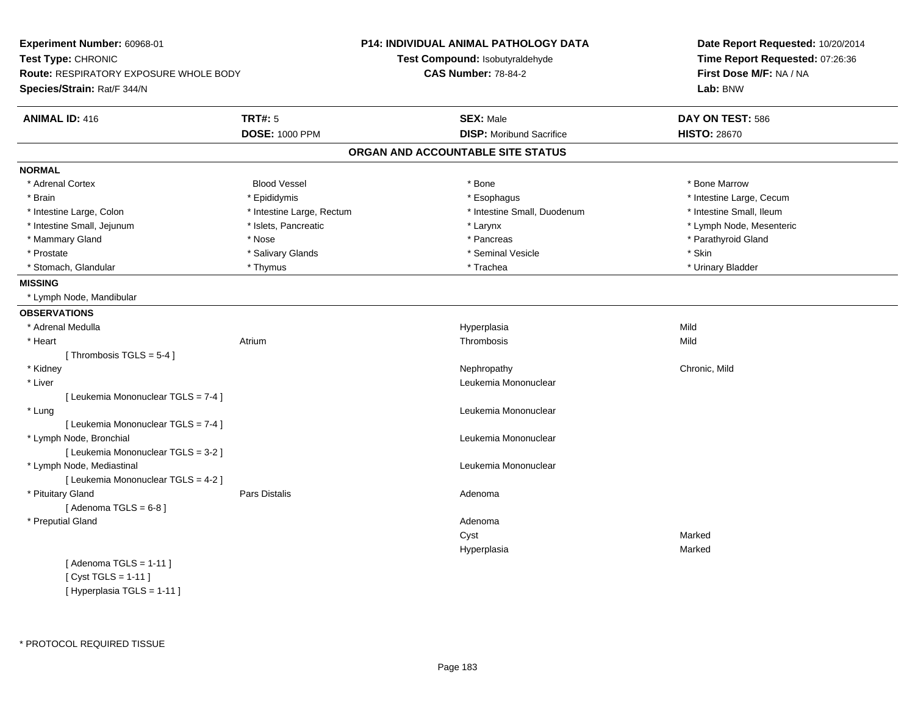**Experiment Number:** 60968-01
**Test Type:** CHRONIC
**Route:** RESPIRATORY EXPOSURE WHOLE BODY
**Species/Strain:** Rat/F 344/N

**P14: INDIVIDUAL ANIMAL PATHOLOGY DATA**
**Test Compound:** Isobutyraldehyde
**CAS Number:** 78-84-2

**Date Report Requested:** 10/20/2014
**Time Report Requested:** 07:26:36
**First Dose M/F:** NA / NA
**Lab:** BNW

| **ANIMAL ID:** 416 | **TRT#:** 5 | **SEX:** Male | **DAY ON TEST:** 586 |
|---|---|---|---|
| | **DOSE:** 1000 PPM | **DISP:** Moribund Sacrifice | **HISTO:** 28670 |

## ORGAN AND ACCOUNTABLE SITE STATUS

**NORMAL**

| | | | |
|---|---|---|---|
| * Adrenal Cortex | Blood Vessel | * Bone | * Bone Marrow |
| * Brain | * Epididymis | * Esophagus | * Intestine Large, Cecum |
| * Intestine Large, Colon | * Intestine Large, Rectum | * Intestine Small, Duodenum | * Intestine Small, Ileum |
| * Intestine Small, Jejunum | * Islets, Pancreatic | * Larynx | * Lymph Node, Mesenteric |
| * Mammary Gland | * Nose | * Pancreas | * Parathyroid Gland |
| * Prostate | * Salivary Glands | * Seminal Vesicle | * Skin |
| * Stomach, Glandular | * Thymus | * Trachea | * Urinary Bladder |

**MISSING**

* Lymph Node, Mandibular

**OBSERVATIONS**

| | | | |
|---|---|---|---|
| * Adrenal Medulla | | Hyperplasia | Mild |
| * Heart | Atrium | Thrombosis | Mild |
| [ Thrombosis TGLS = 5-4 ] | | | |
| * Kidney | | Nephropathy | Chronic, Mild |
| * Liver | | Leukemia Mononuclear | |
| [ Leukemia Mononuclear TGLS = 7-4 ] | | | |
| * Lung | | Leukemia Mononuclear | |
| [ Leukemia Mononuclear TGLS = 7-4 ] | | | |
| * Lymph Node, Bronchial | | Leukemia Mononuclear | |
| [ Leukemia Mononuclear TGLS = 3-2 ] | | | |
| * Lymph Node, Mediastinal | | Leukemia Mononuclear | |
| [ Leukemia Mononuclear TGLS = 4-2 ] | | | |
| * Pituitary Gland | Pars Distalis | Adenoma | |
| [ Adenoma TGLS = 6-8 ] | | | |
| * Preputial Gland | | Adenoma | |
| | | Cyst | Marked |
| | | Hyperplasia | Marked |
| [ Adenoma TGLS = 1-11 ] | | | |
| [ Cyst TGLS = 1-11 ] | | | |
| [ Hyperplasia TGLS = 1-11 ] | | | |

* PROTOCOL REQUIRED TISSUE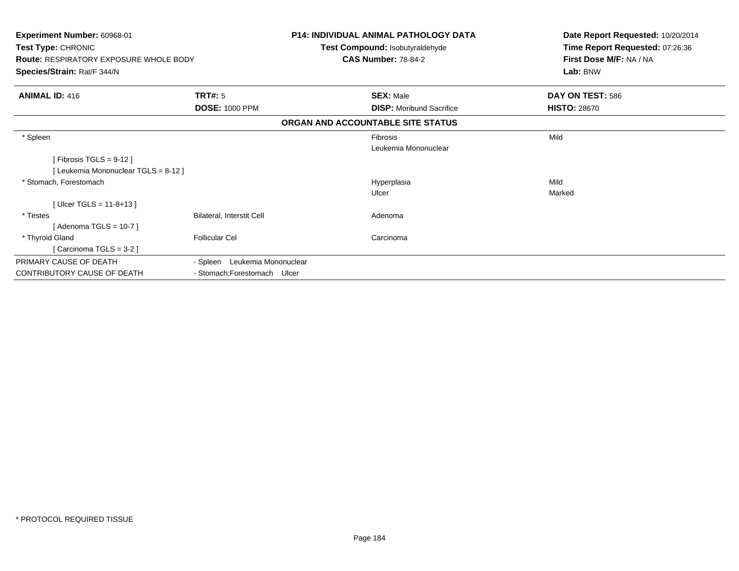**Experiment Number:** 60968-01
**Test Type:** CHRONIC
**Route:** RESPIRATORY EXPOSURE WHOLE BODY
**Species/Strain:** Rat/F 344/N

**P14: INDIVIDUAL ANIMAL PATHOLOGY DATA**
**Test Compound:** Isobutyraldehyde
**CAS Number:** 78-84-2

**Date Report Requested:** 10/20/2014
**Time Report Requested:** 07:26:36
**First Dose M/F:** NA / NA
**Lab:** BNW

| **ANIMAL ID:** 416 | **TRT#:** 5 | **SEX:** Male | **DAY ON TEST:** 586 |
|---|---|---|---|
| | **DOSE:** 1000 PPM | **DISP:** Moribund Sacrifice | **HISTO:** 28670 |

**ORGAN AND ACCOUNTABLE SITE STATUS**

| | | | |
|---|---|---|---|
| * Spleen | | Fibrosis | Mild |
| | | Leukemia Mononuclear | |
| [ Fibrosis TGLS = 9-12 ] | | | |
| [ Leukemia Mononuclear TGLS = 8-12 ] | | | |
| * Stomach, Forestomach | | Hyperplasia | Mild |
| | | Ulcer | Marked |
| [ Ulcer TGLS = 11-8+13 ] | | | |
| * Testes | Bilateral, Interstit Cell | Adenoma | |
| [ Adenoma TGLS = 10-7 ] | | | |
| * Thyroid Gland | Follicular Cel | Carcinoma | |
| [ Carcinoma TGLS = 3-2 ] | | | |
| PRIMARY CAUSE OF DEATH | - Spleen Leukemia Mononuclear | | |
| CONTRIBUTORY CAUSE OF DEATH | - Stomach;Forestomach Ulcer | | |

* PROTOCOL REQUIRED TISSUE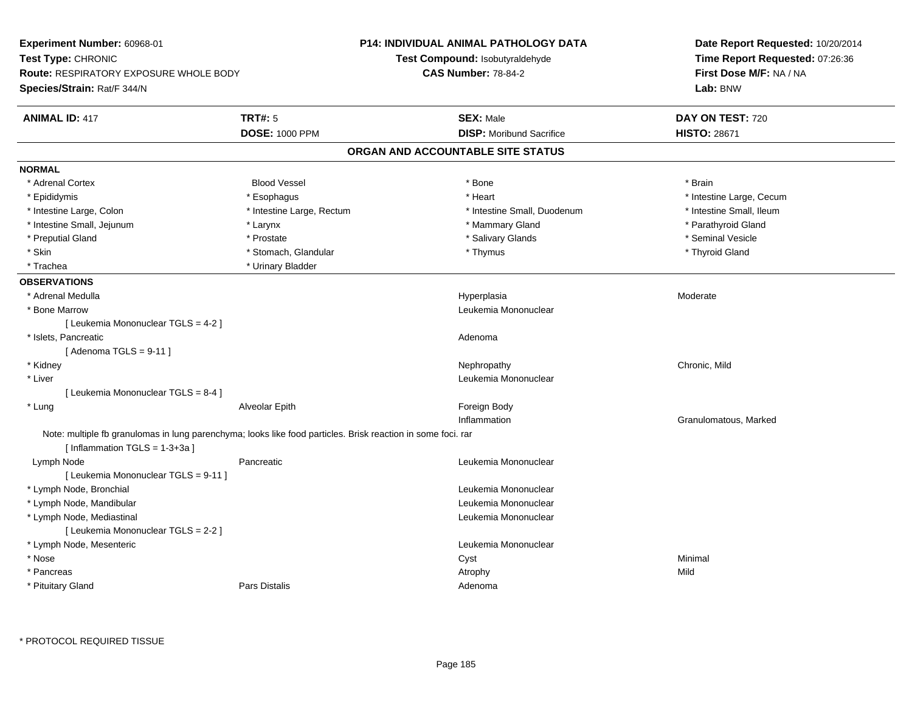**Experiment Number:** 60968-01
**Test Type:** CHRONIC
**Route:** RESPIRATORY EXPOSURE WHOLE BODY
**Species/Strain:** Rat/F 344/N

**P14: INDIVIDUAL ANIMAL PATHOLOGY DATA**
**Test Compound:** Isobutyraldehyde
**CAS Number:** 78-84-2

**Date Report Requested:** 10/20/2014
**Time Report Requested:** 07:26:36
**First Dose M/F:** NA / NA
**Lab:** BNW

| **ANIMAL ID:** 417 | **TRT#:** 5 | **SEX:** Male | **DAY ON TEST:** 720 |
|---|---|---|---|
| | **DOSE:** 1000 PPM | **DISP:** Moribund Sacrifice | **HISTO:** 28671 |

## ORGAN AND ACCOUNTABLE SITE STATUS

**NORMAL**

| | | | |
|---|---|---|---|
| * Adrenal Cortex | Blood Vessel | * Bone | * Brain |
| * Epididymis | * Esophagus | * Heart | * Intestine Large, Cecum |
| * Intestine Large, Colon | * Intestine Large, Rectum | * Intestine Small, Duodenum | * Intestine Small, Ileum |
| * Intestine Small, Jejunum | * Larynx | * Mammary Gland | * Parathyroid Gland |
| * Preputial Gland | * Prostate | * Salivary Glands | * Seminal Vesicle |
| * Skin | * Stomach, Glandular | * Thymus | * Thyroid Gland |
| * Trachea | * Urinary Bladder | | |

**OBSERVATIONS**

| | | | |
|---|---|---|---|
| * Adrenal Medulla | | Hyperplasia | Moderate |
| * Bone Marrow | | Leukemia Mononuclear | |
| [ Leukemia Mononuclear TGLS = 4-2 ] | | | |
| * Islets, Pancreatic | | Adenoma | |
| [ Adenoma TGLS = 9-11 ] | | | |
| * Kidney | | Nephropathy | Chronic, Mild |
| * Liver | | Leukemia Mononuclear | |
| [ Leukemia Mononuclear TGLS = 8-4 ] | | | |
| * Lung | Alveolar Epith | Foreign Body | |
| | | Inflammation | Granulomatous, Marked |
| Note: multiple fb granulomas in lung parenchyma; looks like food particles. Brisk reaction in some foci. rar | | | |
| [ Inflammation TGLS = 1-3+3a ] | | | |
| Lymph Node | Pancreatic | Leukemia Mononuclear | |
| [ Leukemia Mononuclear TGLS = 9-11 ] | | | |
| * Lymph Node, Bronchial | | Leukemia Mononuclear | |
| * Lymph Node, Mandibular | | Leukemia Mononuclear | |
| * Lymph Node, Mediastinal | | Leukemia Mononuclear | |
| [ Leukemia Mononuclear TGLS = 2-2 ] | | | |
| * Lymph Node, Mesenteric | | Leukemia Mononuclear | |
| * Nose | | Cyst | Minimal |
| * Pancreas | | Atrophy | Mild |
| * Pituitary Gland | Pars Distalis | Adenoma | |

* PROTOCOL REQUIRED TISSUE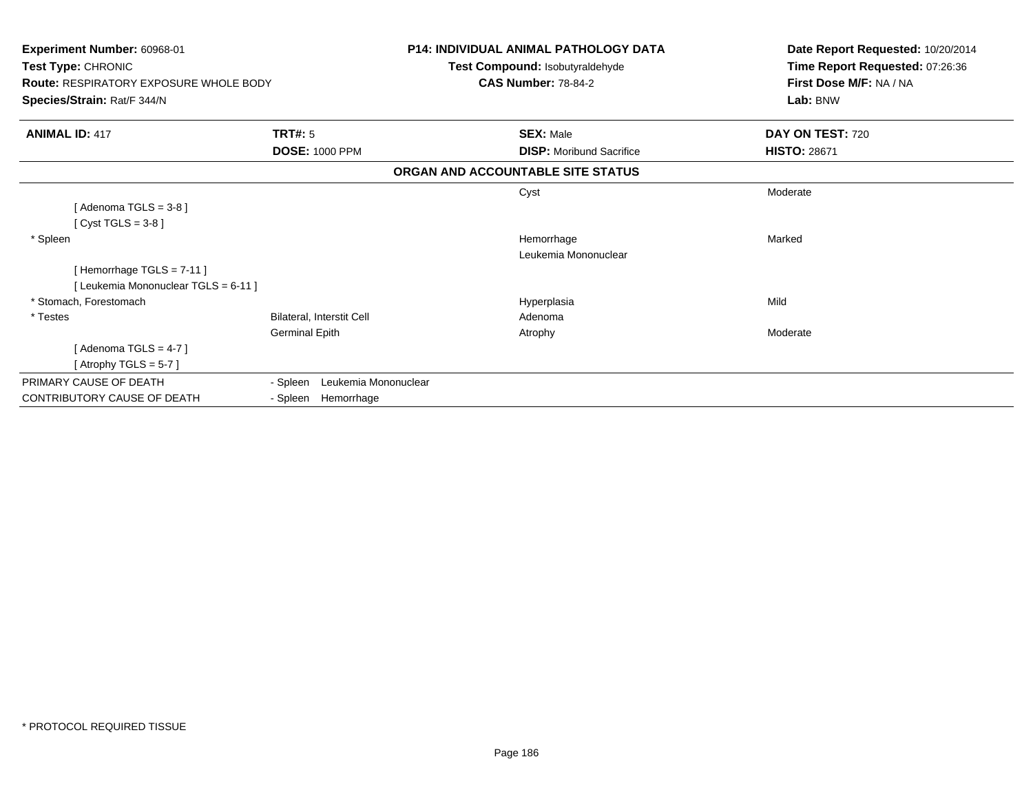**Experiment Number:** 60968-01
**Test Type:** CHRONIC
**Route:** RESPIRATORY EXPOSURE WHOLE BODY
**Species/Strain:** Rat/F 344/N

**P14: INDIVIDUAL ANIMAL PATHOLOGY DATA**
**Test Compound:** Isobutyraldehyde
**CAS Number:** 78-84-2

**Date Report Requested:** 10/20/2014
**Time Report Requested:** 07:26:36
**First Dose M/F:** NA / NA
**Lab:** BNW

| **ANIMAL ID:** 417 | **TRT#:** 5 | **SEX:** Male | **DAY ON TEST:** 720 |
|---|---|---|---|
| | **DOSE:** 1000 PPM | **DISP:** Moribund Sacrifice | **HISTO:** 28671 |

**ORGAN AND ACCOUNTABLE SITE STATUS**

| | | | |
|---|---|---|---|
| | | Cyst | Moderate |
| [ Adenoma TGLS = 3-8 ] | | | |
| [ Cyst TGLS = 3-8 ] | | | |
| * Spleen | | Hemorrhage | Marked |
| | | Leukemia Mononuclear | |
| [ Hemorrhage TGLS = 7-11 ] | | | |
| [ Leukemia Mononuclear TGLS = 6-11 ] | | | |
| * Stomach, Forestomach | | Hyperplasia | Mild |
| * Testes | Bilateral, Interstit Cell | Adenoma | |
| | Germinal Epith | Atrophy | Moderate |
| [ Adenoma TGLS = 4-7 ] | | | |
| [ Atrophy TGLS = 5-7 ] | | | |

| | |
|---|---|
| PRIMARY CAUSE OF DEATH | - Spleen Leukemia Mononuclear |
| CONTRIBUTORY CAUSE OF DEATH | - Spleen Hemorrhage |

* PROTOCOL REQUIRED TISSUE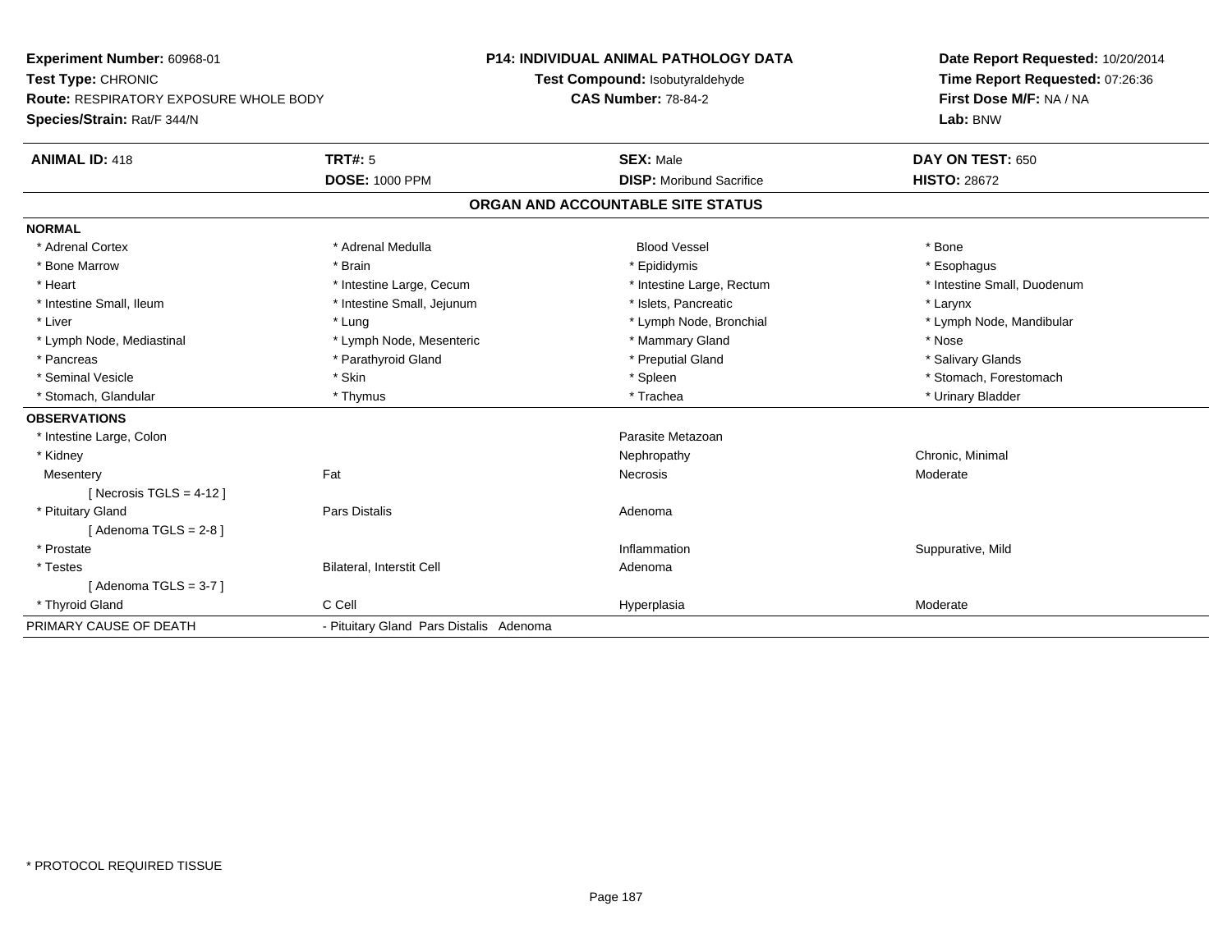**Experiment Number:** 60968-01
**Test Type:** CHRONIC
**Route:** RESPIRATORY EXPOSURE WHOLE BODY
**Species/Strain:** Rat/F 344/N

**P14: INDIVIDUAL ANIMAL PATHOLOGY DATA**
**Test Compound:** Isobutyraldehyde
**CAS Number:** 78-84-2

**Date Report Requested:** 10/20/2014
**Time Report Requested:** 07:26:36
**First Dose M/F:** NA / NA
**Lab:** BNW

| **ANIMAL ID:** 418 | **TRT#:** 5 | **SEX:** Male | **DAY ON TEST:** 650 |
|---|---|---|---|
| | **DOSE:** 1000 PPM | **DISP:** Moribund Sacrifice | **HISTO:** 28672 |

## ORGAN AND ACCOUNTABLE SITE STATUS

**NORMAL**

| | | | |
|---|---|---|---|
| * Adrenal Cortex | * Adrenal Medulla | Blood Vessel | * Bone |
| * Bone Marrow | * Brain | * Epididymis | * Esophagus |
| * Heart | * Intestine Large, Cecum | * Intestine Large, Rectum | * Intestine Small, Duodenum |
| * Intestine Small, Ileum | * Intestine Small, Jejunum | * Islets, Pancreatic | * Larynx |
| * Liver | * Lung | * Lymph Node, Bronchial | * Lymph Node, Mandibular |
| * Lymph Node, Mediastinal | * Lymph Node, Mesenteric | * Mammary Gland | * Nose |
| * Pancreas | * Parathyroid Gland | * Preputial Gland | * Salivary Glands |
| * Seminal Vesicle | * Skin | * Spleen | * Stomach, Forestomach |
| * Stomach, Glandular | * Thymus | * Trachea | * Urinary Bladder |

**OBSERVATIONS**

| | | | |
|---|---|---|---|
| * Intestine Large, Colon | | Parasite Metazoan | |
| * Kidney | | Nephropathy | Chronic, Minimal |
| Mesentery | Fat | Necrosis | Moderate |
| [ Necrosis TGLS = 4-12 ] | | | |
| * Pituitary Gland | Pars Distalis | Adenoma | |
| [ Adenoma TGLS = 2-8 ] | | | |
| * Prostate | | Inflammation | Suppurative, Mild |
| * Testes | Bilateral, Interstit Cell | Adenoma | |
| [ Adenoma TGLS = 3-7 ] | | | |
| * Thyroid Gland | C Cell | Hyperplasia | Moderate |

| | |
|---|---|
| PRIMARY CAUSE OF DEATH | - Pituitary Gland Pars Distalis Adenoma |

* PROTOCOL REQUIRED TISSUE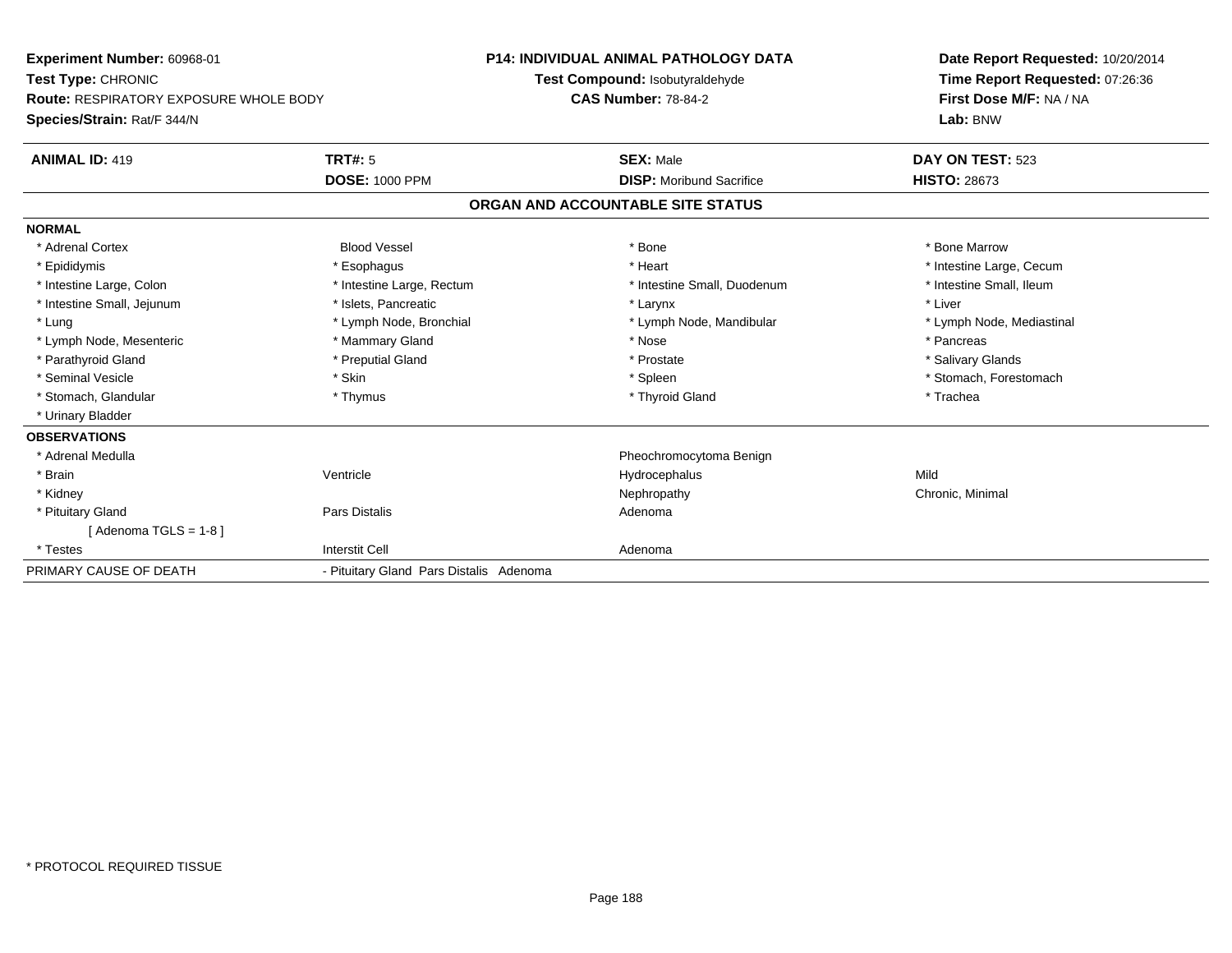**Experiment Number:** 60968-01
**Test Type:** CHRONIC
**Route:** RESPIRATORY EXPOSURE WHOLE BODY
**Species/Strain:** Rat/F 344/N

**P14: INDIVIDUAL ANIMAL PATHOLOGY DATA**
**Test Compound:** Isobutyraldehyde
**CAS Number:** 78-84-2

**Date Report Requested:** 10/20/2014
**Time Report Requested:** 07:26:36
**First Dose M/F:** NA / NA
**Lab:** BNW

| **ANIMAL ID:** 419 | **TRT#:** 5 | **SEX:** Male | **DAY ON TEST:** 523 |
|---|---|---|---|
| | **DOSE:** 1000 PPM | **DISP:** Moribund Sacrifice | **HISTO:** 28673 |

## ORGAN AND ACCOUNTABLE SITE STATUS

**NORMAL**

| | | | |
|---|---|---|---|
| * Adrenal Cortex | Blood Vessel | * Bone | * Bone Marrow |
| * Epididymis | * Esophagus | * Heart | * Intestine Large, Cecum |
| * Intestine Large, Colon | * Intestine Large, Rectum | * Intestine Small, Duodenum | * Intestine Small, Ileum |
| * Intestine Small, Jejunum | * Islets, Pancreatic | * Larynx | * Liver |
| * Lung | * Lymph Node, Bronchial | * Lymph Node, Mandibular | * Lymph Node, Mediastinal |
| * Lymph Node, Mesenteric | * Mammary Gland | * Nose | * Pancreas |
| * Parathyroid Gland | * Preputial Gland | * Prostate | * Salivary Glands |
| * Seminal Vesicle | * Skin | * Spleen | * Stomach, Forestomach |
| * Stomach, Glandular | * Thymus | * Thyroid Gland | * Trachea |
| * Urinary Bladder | | | |

**OBSERVATIONS**

| | | | |
|---|---|---|---|
| * Adrenal Medulla | | Pheochromocytoma Benign | |
| * Brain | Ventricle | Hydrocephalus | Mild |
| * Kidney | | Nephropathy | Chronic, Minimal |
| * Pituitary Gland | Pars Distalis | Adenoma | |
| [ Adenoma TGLS = 1-8 ] | | | |
| * Testes | Interstit Cell | Adenoma | |

| PRIMARY CAUSE OF DEATH | - Pituitary Gland Pars Distalis Adenoma |
|---|---|

\* PROTOCOL REQUIRED TISSUE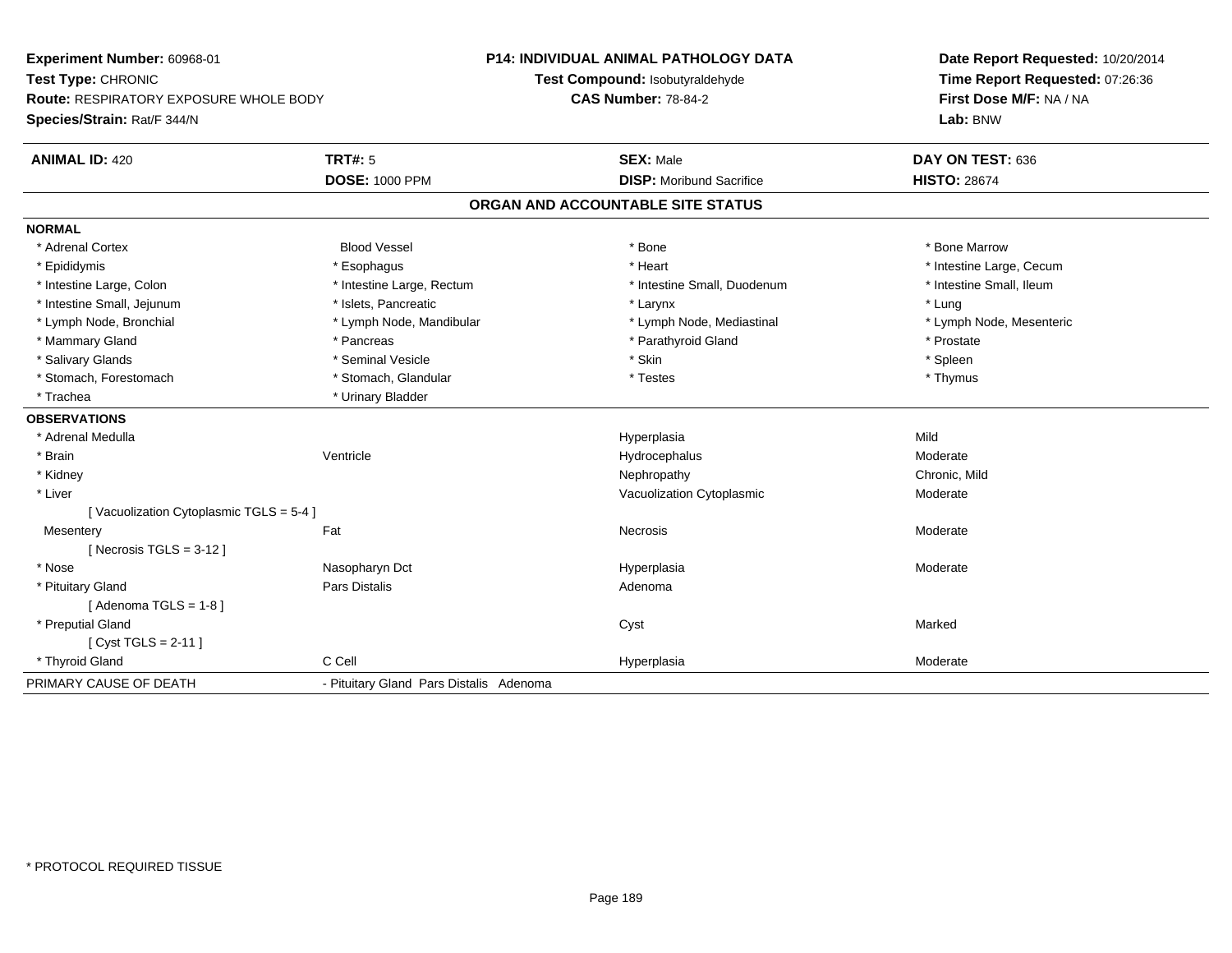**Experiment Number:** 60968-01
**Test Type:** CHRONIC
**Route:** RESPIRATORY EXPOSURE WHOLE BODY
**Species/Strain:** Rat/F 344/N

**P14: INDIVIDUAL ANIMAL PATHOLOGY DATA**
**Test Compound:** Isobutyraldehyde
**CAS Number:** 78-84-2

**Date Report Requested:** 10/20/2014
**Time Report Requested:** 07:26:36
**First Dose M/F:** NA / NA
**Lab:** BNW

| **ANIMAL ID:** 420 | **TRT#:** 5 | **SEX:** Male | **DAY ON TEST:** 636 |
|---|---|---|---|
| | **DOSE:** 1000 PPM | **DISP:** Moribund Sacrifice | **HISTO:** 28674 |

## ORGAN AND ACCOUNTABLE SITE STATUS

**NORMAL**

| | | | |
|---|---|---|---|
| * Adrenal Cortex | Blood Vessel | * Bone | * Bone Marrow |
| * Epididymis | * Esophagus | * Heart | * Intestine Large, Cecum |
| * Intestine Large, Colon | * Intestine Large, Rectum | * Intestine Small, Duodenum | * Intestine Small, Ileum |
| * Intestine Small, Jejunum | * Islets, Pancreatic | * Larynx | * Lung |
| * Lymph Node, Bronchial | * Lymph Node, Mandibular | * Lymph Node, Mediastinal | * Lymph Node, Mesenteric |
| * Mammary Gland | * Pancreas | * Parathyroid Gland | * Prostate |
| * Salivary Glands | * Seminal Vesicle | * Skin | * Spleen |
| * Stomach, Forestomach | * Stomach, Glandular | * Testes | * Thymus |
| * Trachea | * Urinary Bladder | | |

**OBSERVATIONS**

| | | | |
|---|---|---|---|
| * Adrenal Medulla | | Hyperplasia | Mild |
| * Brain | Ventricle | Hydrocephalus | Moderate |
| * Kidney | | Nephropathy | Chronic, Mild |
| * Liver | | Vacuolization Cytoplasmic | Moderate |
| [ Vacuolization Cytoplasmic TGLS = 5-4 ] | | | |
| Mesentery | Fat | Necrosis | Moderate |
| [ Necrosis TGLS = 3-12 ] | | | |
| * Nose | Nasopharyn Dct | Hyperplasia | Moderate |
| * Pituitary Gland | Pars Distalis | Adenoma | |
| [ Adenoma TGLS = 1-8 ] | | | |
| * Preputial Gland | | Cyst | Marked |
| [ Cyst TGLS = 2-11 ] | | | |
| * Thyroid Gland | C Cell | Hyperplasia | Moderate |

| | |
|---|---|
| PRIMARY CAUSE OF DEATH | - Pituitary Gland Pars Distalis Adenoma |

* PROTOCOL REQUIRED TISSUE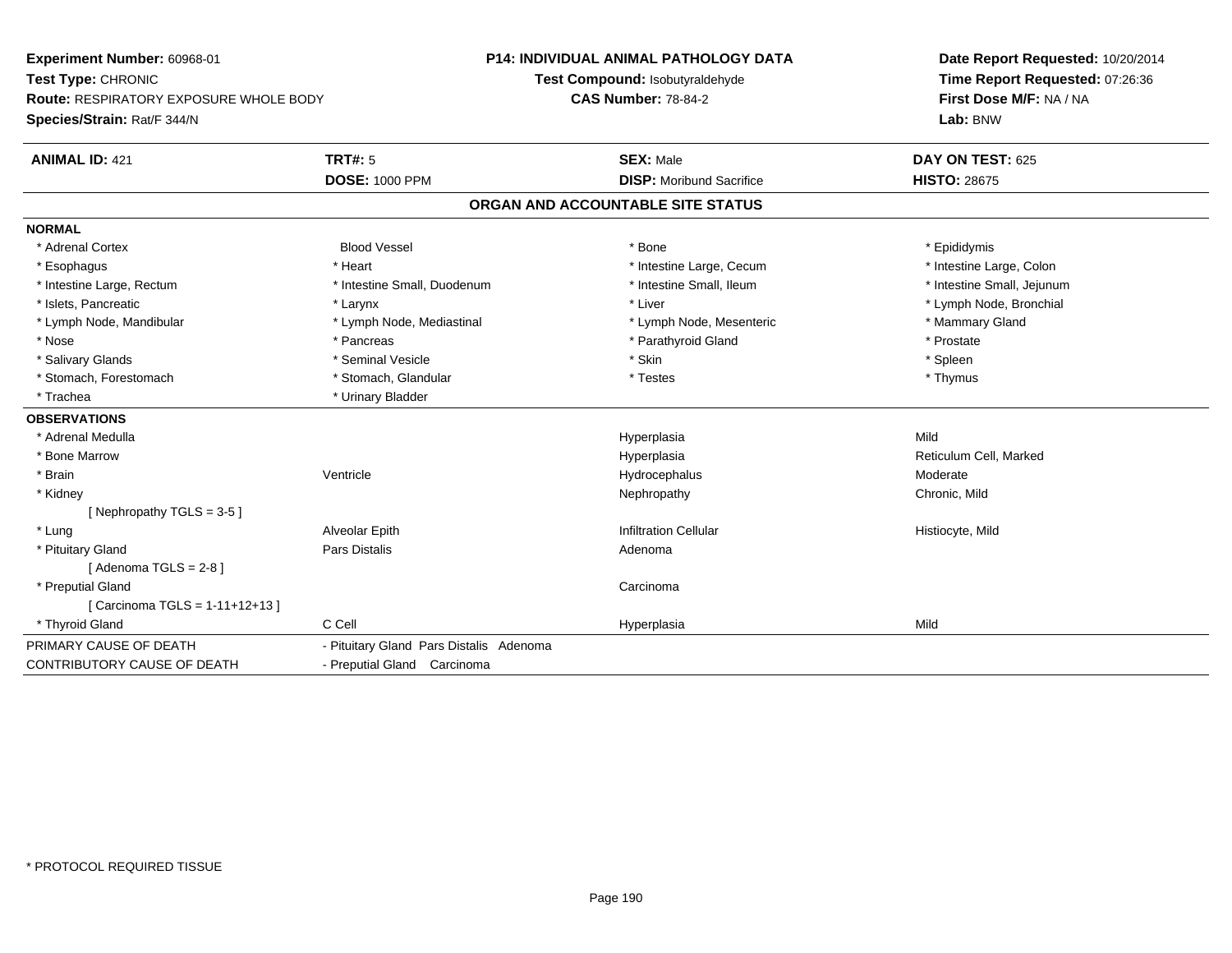**Experiment Number:** 60968-01
**Test Type:** CHRONIC
**Route:** RESPIRATORY EXPOSURE WHOLE BODY
**Species/Strain:** Rat/F 344/N

**P14: INDIVIDUAL ANIMAL PATHOLOGY DATA**
**Test Compound:** Isobutyraldehyde
**CAS Number:** 78-84-2

**Date Report Requested:** 10/20/2014
**Time Report Requested:** 07:26:36
**First Dose M/F:** NA / NA
**Lab:** BNW

| **ANIMAL ID:** 421 | **TRT#:** 5 | **SEX:** Male | **DAY ON TEST:** 625 |
|---|---|---|---|
| | **DOSE:** 1000 PPM | **DISP:** Moribund Sacrifice | **HISTO:** 28675 |

## ORGAN AND ACCOUNTABLE SITE STATUS

**NORMAL**

| | | | |
|---|---|---|---|
| * Adrenal Cortex | Blood Vessel | * Bone | * Epididymis |
| * Esophagus | * Heart | * Intestine Large, Cecum | * Intestine Large, Colon |
| * Intestine Large, Rectum | * Intestine Small, Duodenum | * Intestine Small, Ileum | * Intestine Small, Jejunum |
| * Islets, Pancreatic | * Larynx | * Liver | * Lymph Node, Bronchial |
| * Lymph Node, Mandibular | * Lymph Node, Mediastinal | * Lymph Node, Mesenteric | * Mammary Gland |
| * Nose | * Pancreas | * Parathyroid Gland | * Prostate |
| * Salivary Glands | * Seminal Vesicle | * Skin | * Spleen |
| * Stomach, Forestomach | * Stomach, Glandular | * Testes | * Thymus |
| * Trachea | * Urinary Bladder | | |

**OBSERVATIONS**

| | | | |
|---|---|---|---|
| * Adrenal Medulla | | Hyperplasia | Mild |
| * Bone Marrow | | Hyperplasia | Reticulum Cell, Marked |
| * Brain | Ventricle | Hydrocephalus | Moderate |
| * Kidney | | Nephropathy | Chronic, Mild |
| [ Nephropathy TGLS = 3-5 ] | | | |
| * Lung | Alveolar Epith | Infiltration Cellular | Histiocyte, Mild |
| * Pituitary Gland | Pars Distalis | Adenoma | |
| [ Adenoma TGLS = 2-8 ] | | | |
| * Preputial Gland | | Carcinoma | |
| [ Carcinoma TGLS = 1-11+12+13 ] | | | |
| * Thyroid Gland | C Cell | Hyperplasia | Mild |

| | |
|---|---|
| PRIMARY CAUSE OF DEATH | - Pituitary Gland Pars Distalis Adenoma |
| CONTRIBUTORY CAUSE OF DEATH | - Preputial Gland Carcinoma |

* PROTOCOL REQUIRED TISSUE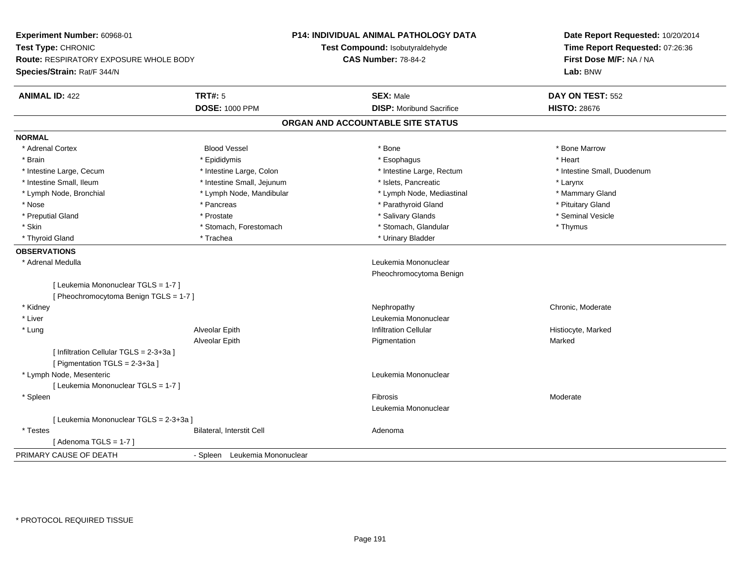**Experiment Number:** 60968-01
**Test Type:** CHRONIC
**Route:** RESPIRATORY EXPOSURE WHOLE BODY
**Species/Strain:** Rat/F 344/N

**P14: INDIVIDUAL ANIMAL PATHOLOGY DATA**
**Test Compound:** Isobutyraldehyde
**CAS Number:** 78-84-2

**Date Report Requested:** 10/20/2014
**Time Report Requested:** 07:26:36
**First Dose M/F:** NA / NA
**Lab:** BNW

| **ANIMAL ID:** 422 | **TRT#:** 5 | **SEX:** Male | **DAY ON TEST:** 552 |
|---|---|---|---|
| | **DOSE:** 1000 PPM | **DISP:** Moribund Sacrifice | **HISTO:** 28676 |

## ORGAN AND ACCOUNTABLE SITE STATUS

**NORMAL**

| | | | |
|---|---|---|---|
| * Adrenal Cortex | Blood Vessel | * Bone | * Bone Marrow |
| * Brain | * Epididymis | * Esophagus | * Heart |
| * Intestine Large, Cecum | * Intestine Large, Colon | * Intestine Large, Rectum | * Intestine Small, Duodenum |
| * Intestine Small, Ileum | * Intestine Small, Jejunum | * Islets, Pancreatic | * Larynx |
| * Lymph Node, Bronchial | * Lymph Node, Mandibular | * Lymph Node, Mediastinal | * Mammary Gland |
| * Nose | * Pancreas | * Parathyroid Gland | * Pituitary Gland |
| * Preputial Gland | * Prostate | * Salivary Glands | * Seminal Vesicle |
| * Skin | * Stomach, Forestomach | * Stomach, Glandular | * Thymus |
| * Thyroid Gland | * Trachea | * Urinary Bladder | |

**OBSERVATIONS**

| | | | |
|---|---|---|---|
| * Adrenal Medulla | | Leukemia Mononuclear | |
| | | Pheochromocytoma Benign | |
| [ Leukemia Mononuclear TGLS = 1-7 ] | | | |
| [ Pheochromocytoma Benign TGLS = 1-7 ] | | | |
| * Kidney | | Nephropathy | Chronic, Moderate |
| * Liver | | Leukemia Mononuclear | |
| * Lung | Alveolar Epith | Infiltration Cellular | Histiocyte, Marked |
| | Alveolar Epith | Pigmentation | Marked |
| [ Infiltration Cellular TGLS = 2-3+3a ] | | | |
| [ Pigmentation TGLS = 2-3+3a ] | | | |
| * Lymph Node, Mesenteric | | Leukemia Mononuclear | |
| [ Leukemia Mononuclear TGLS = 1-7 ] | | | |
| * Spleen | | Fibrosis | Moderate |
| | | Leukemia Mononuclear | |
| [ Leukemia Mononuclear TGLS = 2-3+3a ] | | | |
| * Testes | Bilateral, Interstit Cell | Adenoma | |
| [ Adenoma TGLS = 1-7 ] | | | |

PRIMARY CAUSE OF DEATH - Spleen Leukemia Mononuclear

\* PROTOCOL REQUIRED TISSUE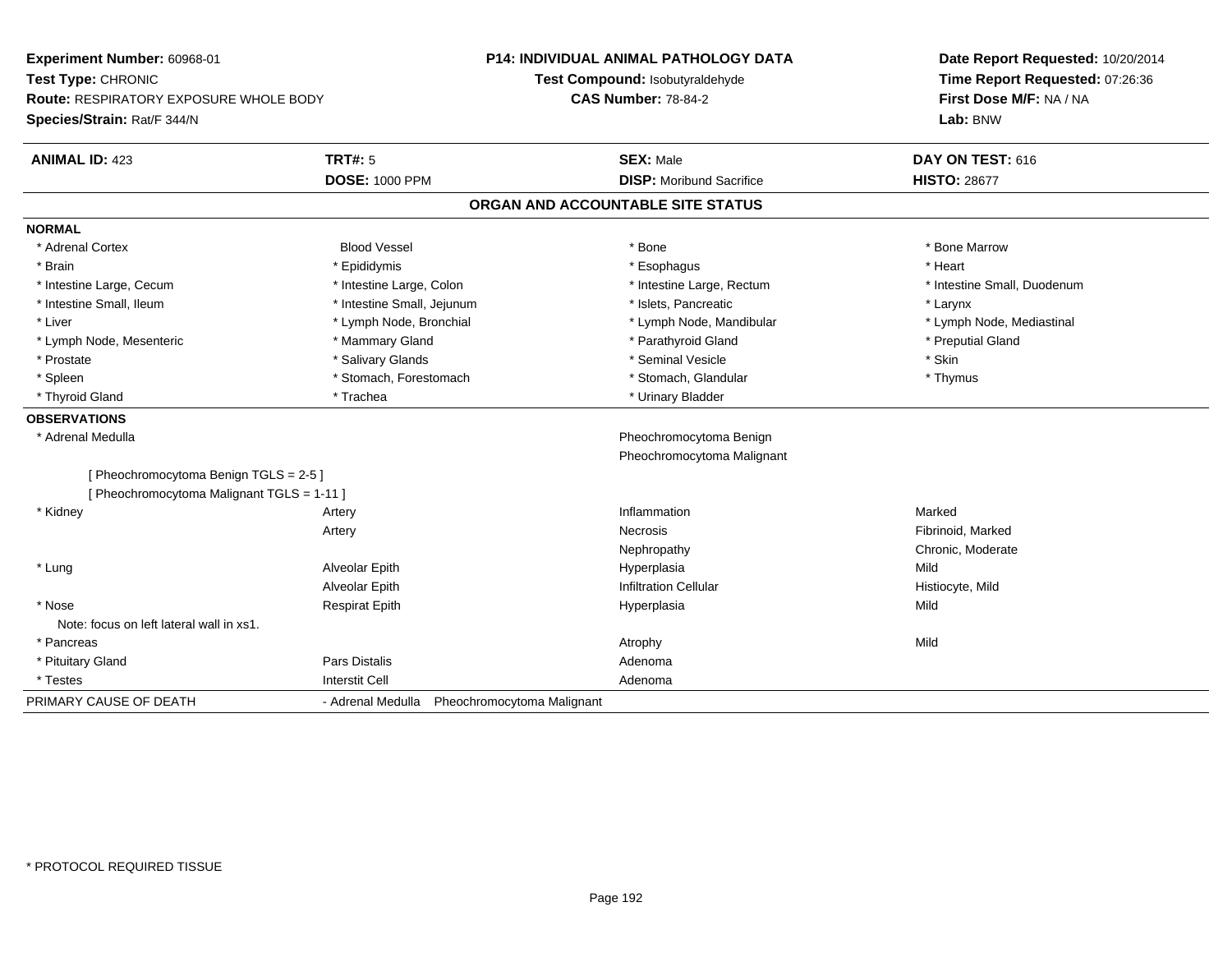**Experiment Number:** 60968-01
**Test Type:** CHRONIC
**Route:** RESPIRATORY EXPOSURE WHOLE BODY
**Species/Strain:** Rat/F 344/N

**P14: INDIVIDUAL ANIMAL PATHOLOGY DATA**
**Test Compound:** Isobutyraldehyde
**CAS Number:** 78-84-2

**Date Report Requested:** 10/20/2014
**Time Report Requested:** 07:26:36
**First Dose M/F:** NA / NA
**Lab:** BNW

| **ANIMAL ID:** 423 | **TRT#:** 5 | **SEX:** Male | **DAY ON TEST:** 616 |
|---|---|---|---|
| | **DOSE:** 1000 PPM | **DISP:** Moribund Sacrifice | **HISTO:** 28677 |

## ORGAN AND ACCOUNTABLE SITE STATUS

### NORMAL

| | | | |
|---|---|---|---|
| * Adrenal Cortex | Blood Vessel | * Bone | * Bone Marrow |
| * Brain | * Epididymis | * Esophagus | * Heart |
| * Intestine Large, Cecum | * Intestine Large, Colon | * Intestine Large, Rectum | * Intestine Small, Duodenum |
| * Intestine Small, Ileum | * Intestine Small, Jejunum | * Islets, Pancreatic | * Larynx |
| * Liver | * Lymph Node, Bronchial | * Lymph Node, Mandibular | * Lymph Node, Mediastinal |
| * Lymph Node, Mesenteric | * Mammary Gland | * Parathyroid Gland | * Preputial Gland |
| * Prostate | * Salivary Glands | * Seminal Vesicle | * Skin |
| * Spleen | * Stomach, Forestomach | * Stomach, Glandular | * Thymus |
| * Thyroid Gland | * Trachea | * Urinary Bladder | |

### OBSERVATIONS

| | | | |
|---|---|---|---|
| * Adrenal Medulla | | Pheochromocytoma Benign | |
| | | Pheochromocytoma Malignant | |
| [ Pheochromocytoma Benign TGLS = 2-5 ] | | | |
| [ Pheochromocytoma Malignant TGLS = 1-11 ] | | | |
| * Kidney | Artery | Inflammation | Marked |
| | Artery | Necrosis | Fibrinoid, Marked |
| | | Nephropathy | Chronic, Moderate |
| * Lung | Alveolar Epith | Hyperplasia | Mild |
| | Alveolar Epith | Infiltration Cellular | Histiocyte, Mild |
| * Nose | Respirat Epith | Hyperplasia | Mild |
| Note: focus on left lateral wall in xs1. | | | |
| * Pancreas | | Atrophy | Mild |
| * Pituitary Gland | Pars Distalis | Adenoma | |
| * Testes | Interstit Cell | Adenoma | |

| PRIMARY CAUSE OF DEATH | - Adrenal Medulla Pheochromocytoma Malignant |
|---|---|

\* PROTOCOL REQUIRED TISSUE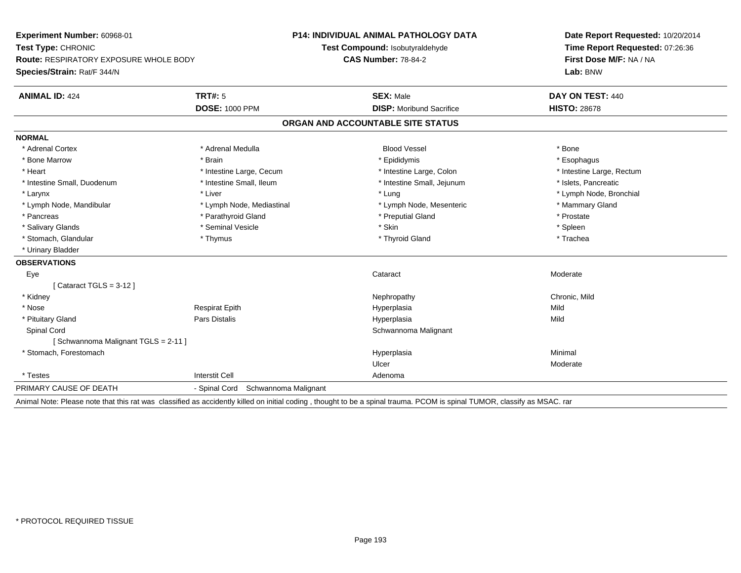**Experiment Number:** 60968-01
**Test Type:** CHRONIC
**Route:** RESPIRATORY EXPOSURE WHOLE BODY
**Species/Strain:** Rat/F 344/N

**P14: INDIVIDUAL ANIMAL PATHOLOGY DATA**
**Test Compound:** Isobutyraldehyde
**CAS Number:** 78-84-2

**Date Report Requested:** 10/20/2014
**Time Report Requested:** 07:26:36
**First Dose M/F:** NA / NA
**Lab:** BNW

| **ANIMAL ID:** 424 | **TRT#:** 5 | **SEX:** Male | **DAY ON TEST:** 440 |
|---|---|---|---|
| | **DOSE:** 1000 PPM | **DISP:** Moribund Sacrifice | **HISTO:** 28678 |

## ORGAN AND ACCOUNTABLE SITE STATUS

**NORMAL**

| | | | |
|---|---|---|---|
| * Adrenal Cortex | * Adrenal Medulla | Blood Vessel | * Bone |
| * Bone Marrow | * Brain | * Epididymis | * Esophagus |
| * Heart | * Intestine Large, Cecum | * Intestine Large, Colon | * Intestine Large, Rectum |
| * Intestine Small, Duodenum | * Intestine Small, Ileum | * Intestine Small, Jejunum | * Islets, Pancreatic |
| * Larynx | * Liver | * Lung | * Lymph Node, Bronchial |
| * Lymph Node, Mandibular | * Lymph Node, Mediastinal | * Lymph Node, Mesenteric | * Mammary Gland |
| * Pancreas | * Parathyroid Gland | * Preputial Gland | * Prostate |
| * Salivary Glands | * Seminal Vesicle | * Skin | * Spleen |
| * Stomach, Glandular | * Thymus | * Thyroid Gland | * Trachea |
| * Urinary Bladder | | | |

**OBSERVATIONS**

| | | | |
|---|---|---|---|
| Eye | | Cataract | Moderate |
| [ Cataract TGLS = 3-12 ] | | | |
| * Kidney | | Nephropathy | Chronic, Mild |
| * Nose | Respirat Epith | Hyperplasia | Mild |
| * Pituitary Gland | Pars Distalis | Hyperplasia | Mild |
| Spinal Cord | | Schwannoma Malignant | |
| [ Schwannoma Malignant TGLS = 2-11 ] | | | |
| * Stomach, Forestomach | | Hyperplasia | Minimal |
| | | Ulcer | Moderate |
| * Testes | Interstit Cell | Adenoma | |

PRIMARY CAUSE OF DEATH - Spinal Cord Schwannoma Malignant

Animal Note: Please note that this rat was classified as accidently killed on initial coding , thought to be a spinal trauma. PCOM is spinal TUMOR, classify as MSAC. rar

* PROTOCOL REQUIRED TISSUE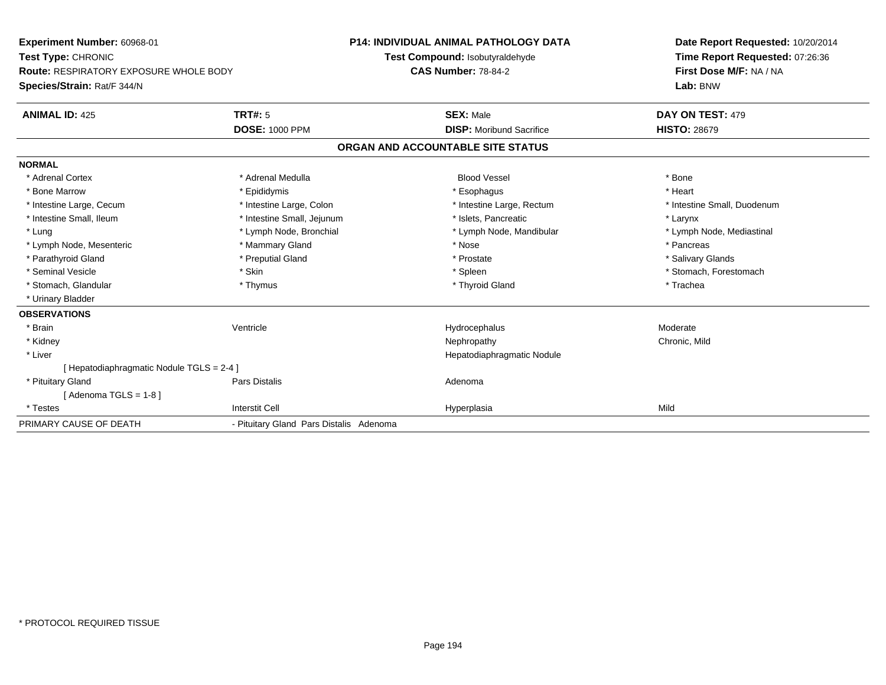**Experiment Number:** 60968-01
**Test Type:** CHRONIC
**Route:** RESPIRATORY EXPOSURE WHOLE BODY
**Species/Strain:** Rat/F 344/N

**P14: INDIVIDUAL ANIMAL PATHOLOGY DATA**
**Test Compound:** Isobutyraldehyde
**CAS Number:** 78-84-2

**Date Report Requested:** 10/20/2014
**Time Report Requested:** 07:26:36
**First Dose M/F:** NA / NA
**Lab:** BNW

| **ANIMAL ID:** 425 | **TRT#:** 5 | **SEX:** Male | **DAY ON TEST:** 479 |
|---|---|---|---|
| | **DOSE:** 1000 PPM | **DISP:** Moribund Sacrifice | **HISTO:** 28679 |

## ORGAN AND ACCOUNTABLE SITE STATUS

**NORMAL**

| | | | |
|---|---|---|---|
| * Adrenal Cortex | * Adrenal Medulla | Blood Vessel | * Bone |
| * Bone Marrow | * Epididymis | * Esophagus | * Heart |
| * Intestine Large, Cecum | * Intestine Large, Colon | * Intestine Large, Rectum | * Intestine Small, Duodenum |
| * Intestine Small, Ileum | * Intestine Small, Jejunum | * Islets, Pancreatic | * Larynx |
| * Lung | * Lymph Node, Bronchial | * Lymph Node, Mandibular | * Lymph Node, Mediastinal |
| * Lymph Node, Mesenteric | * Mammary Gland | * Nose | * Pancreas |
| * Parathyroid Gland | * Preputial Gland | * Prostate | * Salivary Glands |
| * Seminal Vesicle | * Skin | * Spleen | * Stomach, Forestomach |
| * Stomach, Glandular | * Thymus | * Thyroid Gland | * Trachea |
| * Urinary Bladder | | | |

**OBSERVATIONS**

| | | | |
|---|---|---|---|
| * Brain | Ventricle | Hydrocephalus | Moderate |
| * Kidney | | Nephropathy | Chronic, Mild |
| * Liver | | Hepatodiaphragmatic Nodule | |
| [ Hepatodiaphragmatic Nodule TGLS = 2-4 ] | | | |
| * Pituitary Gland | Pars Distalis | Adenoma | |
| [ Adenoma TGLS = 1-8 ] | | | |
| * Testes | Interstit Cell | Hyperplasia | Mild |

| PRIMARY CAUSE OF DEATH | - Pituitary Gland Pars Distalis Adenoma |
|---|---|

\* PROTOCOL REQUIRED TISSUE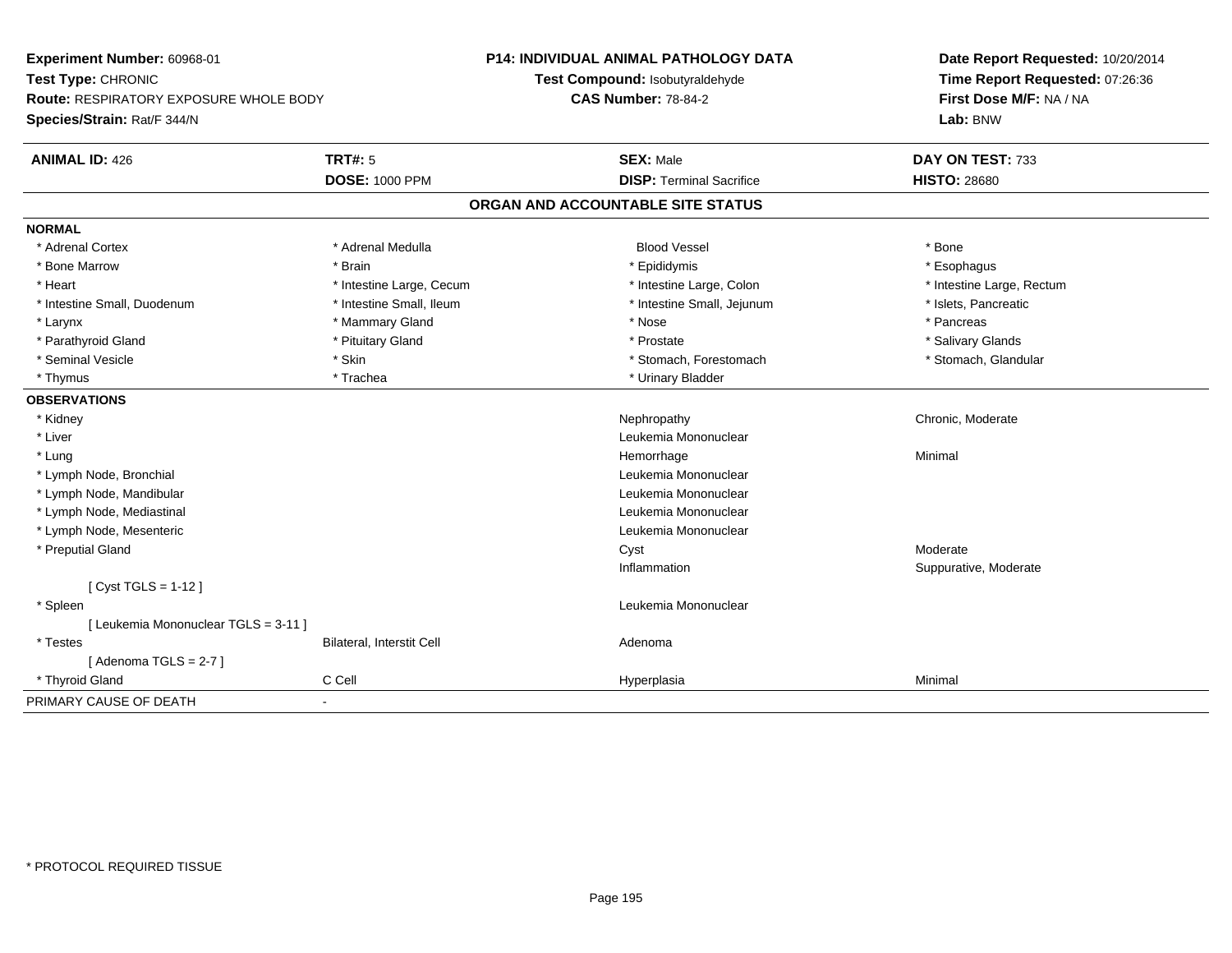**Experiment Number:** 60968-01
**Test Type:** CHRONIC
**Route:** RESPIRATORY EXPOSURE WHOLE BODY
**Species/Strain:** Rat/F 344/N

**P14: INDIVIDUAL ANIMAL PATHOLOGY DATA**
**Test Compound:** Isobutyraldehyde
**CAS Number:** 78-84-2

**Date Report Requested:** 10/20/2014
**Time Report Requested:** 07:26:36
**First Dose M/F:** NA / NA
**Lab:** BNW

| **ANIMAL ID:** 426 | **TRT#:** 5 | **SEX:** Male | **DAY ON TEST:** 733 |
|---|---|---|---|
| | **DOSE:** 1000 PPM | **DISP:** Terminal Sacrifice | **HISTO:** 28680 |

## ORGAN AND ACCOUNTABLE SITE STATUS

**NORMAL**

| | | | |
|---|---|---|---|
| * Adrenal Cortex | * Adrenal Medulla | Blood Vessel | * Bone |
| * Bone Marrow | * Brain | * Epididymis | * Esophagus |
| * Heart | * Intestine Large, Cecum | * Intestine Large, Colon | * Intestine Large, Rectum |
| * Intestine Small, Duodenum | * Intestine Small, Ileum | * Intestine Small, Jejunum | * Islets, Pancreatic |
| * Larynx | * Mammary Gland | * Nose | * Pancreas |
| * Parathyroid Gland | * Pituitary Gland | * Prostate | * Salivary Glands |
| * Seminal Vesicle | * Skin | * Stomach, Forestomach | * Stomach, Glandular |
| * Thymus | * Trachea | * Urinary Bladder | |

**OBSERVATIONS**

| | | | |
|---|---|---|---|
| * Kidney | | Nephropathy | Chronic, Moderate |
| * Liver | | Leukemia Mononuclear | |
| * Lung | | Hemorrhage | Minimal |
| * Lymph Node, Bronchial | | Leukemia Mononuclear | |
| * Lymph Node, Mandibular | | Leukemia Mononuclear | |
| * Lymph Node, Mediastinal | | Leukemia Mononuclear | |
| * Lymph Node, Mesenteric | | Leukemia Mononuclear | |
| * Preputial Gland | | Cyst | Moderate |
| | | Inflammation | Suppurative, Moderate |
| [ Cyst TGLS = 1-12 ] | | | |
| * Spleen | | Leukemia Mononuclear | |
| [ Leukemia Mononuclear TGLS = 3-11 ] | | | |
| * Testes | Bilateral, Interstit Cell | Adenoma | |
| [ Adenoma TGLS = 2-7 ] | | | |
| * Thyroid Gland | C Cell | Hyperplasia | Minimal |

PRIMARY CAUSE OF DEATH -

* PROTOCOL REQUIRED TISSUE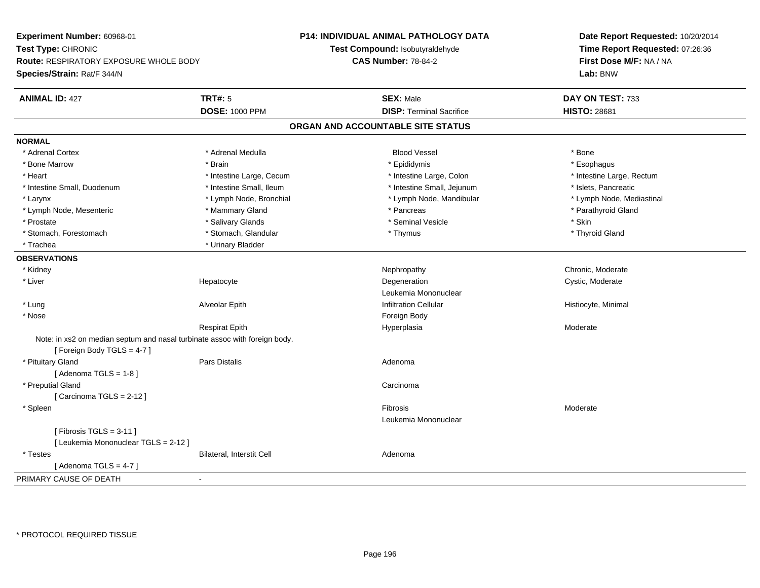**Experiment Number:** 60968-01
**Test Type:** CHRONIC
**Route:** RESPIRATORY EXPOSURE WHOLE BODY
**Species/Strain:** Rat/F 344/N

**P14: INDIVIDUAL ANIMAL PATHOLOGY DATA**
**Test Compound:** Isobutyraldehyde
**CAS Number:** 78-84-2

**Date Report Requested:** 10/20/2014
**Time Report Requested:** 07:26:36
**First Dose M/F:** NA / NA
**Lab:** BNW

| **ANIMAL ID:** 427 | **TRT#:** 5 | **SEX:** Male | **DAY ON TEST:** 733 |
|---|---|---|---|
| | **DOSE:** 1000 PPM | **DISP:** Terminal Sacrifice | **HISTO:** 28681 |

## ORGAN AND ACCOUNTABLE SITE STATUS

**NORMAL**

| | | | |
|---|---|---|---|
| * Adrenal Cortex | * Adrenal Medulla | Blood Vessel | * Bone |
| * Bone Marrow | * Brain | * Epididymis | * Esophagus |
| * Heart | * Intestine Large, Cecum | * Intestine Large, Colon | * Intestine Large, Rectum |
| * Intestine Small, Duodenum | * Intestine Small, Ileum | * Intestine Small, Jejunum | * Islets, Pancreatic |
| * Larynx | * Lymph Node, Bronchial | * Lymph Node, Mandibular | * Lymph Node, Mediastinal |
| * Lymph Node, Mesenteric | * Mammary Gland | * Pancreas | * Parathyroid Gland |
| * Prostate | * Salivary Glands | * Seminal Vesicle | * Skin |
| * Stomach, Forestomach | * Stomach, Glandular | * Thymus | * Thyroid Gland |
| * Trachea | * Urinary Bladder | | |

**OBSERVATIONS**

| | | | |
|---|---|---|---|
| * Kidney | | Nephropathy | Chronic, Moderate |
| * Liver | Hepatocyte | Degeneration | Cystic, Moderate |
| | | Leukemia Mononuclear | |
| * Lung | Alveolar Epith | Infiltration Cellular | Histiocyte, Minimal |
| * Nose | | Foreign Body | |
| | Respirat Epith | Hyperplasia | Moderate |

Note: in xs2 on median septum and nasal turbinate assoc with foreign body.
[ Foreign Body TGLS = 4-7 ]

| | | | |
|---|---|---|---|
| * Pituitary Gland | Pars Distalis | Adenoma | |

[ Adenoma TGLS = 1-8 ]

| | | | |
|---|---|---|---|
| * Preputial Gland | | Carcinoma | |

[ Carcinoma TGLS = 2-12 ]

| | | | |
|---|---|---|---|
| * Spleen | | Fibrosis | Moderate |
| | | Leukemia Mononuclear | |

[ Fibrosis TGLS = 3-11 ]
[ Leukemia Mononuclear TGLS = 2-12 ]

| | | | |
|---|---|---|---|
| * Testes | Bilateral, Interstit Cell | Adenoma | |

[ Adenoma TGLS = 4-7 ]

PRIMARY CAUSE OF DEATH -

\* PROTOCOL REQUIRED TISSUE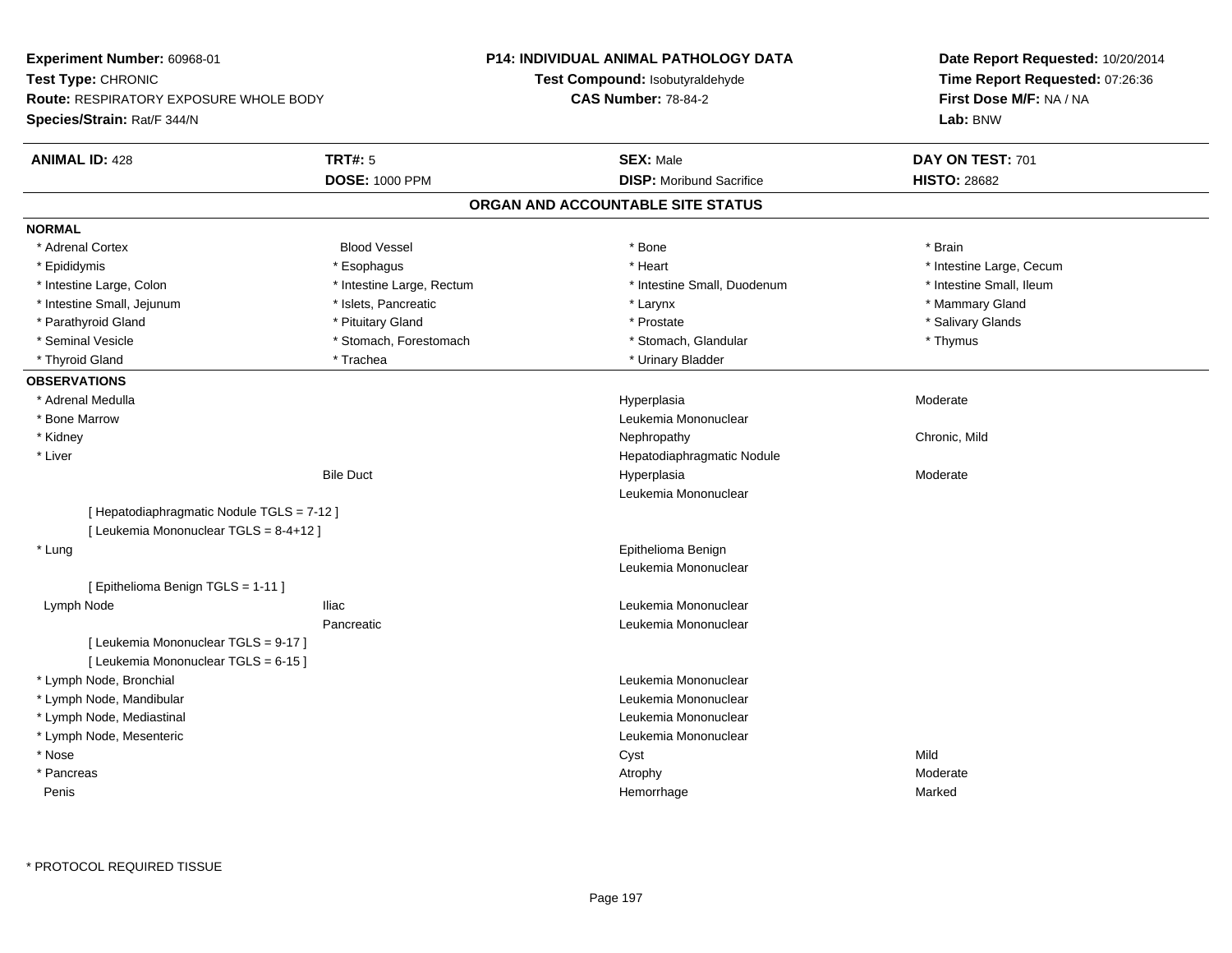**Experiment Number:** 60968-01
**Test Type:** CHRONIC
**Route:** RESPIRATORY EXPOSURE WHOLE BODY
**Species/Strain:** Rat/F 344/N

**P14: INDIVIDUAL ANIMAL PATHOLOGY DATA**
**Test Compound:** Isobutyraldehyde
**CAS Number:** 78-84-2

**Date Report Requested:** 10/20/2014
**Time Report Requested:** 07:26:36
**First Dose M/F:** NA / NA
**Lab:** BNW

| **ANIMAL ID:** 428 | **TRT#:** 5 | **SEX:** Male | **DAY ON TEST:** 701 |
|---|---|---|---|
| | **DOSE:** 1000 PPM | **DISP:** Moribund Sacrifice | **HISTO:** 28682 |

## ORGAN AND ACCOUNTABLE SITE STATUS

**NORMAL**

| | | | |
|---|---|---|---|
| * Adrenal Cortex | Blood Vessel | * Bone | * Brain |
| * Epididymis | * Esophagus | * Heart | * Intestine Large, Cecum |
| * Intestine Large, Colon | * Intestine Large, Rectum | * Intestine Small, Duodenum | * Intestine Small, Ileum |
| * Intestine Small, Jejunum | * Islets, Pancreatic | * Larynx | * Mammary Gland |
| * Parathyroid Gland | * Pituitary Gland | * Prostate | * Salivary Glands |
| * Seminal Vesicle | * Stomach, Forestomach | * Stomach, Glandular | * Thymus |
| * Thyroid Gland | * Trachea | * Urinary Bladder | |

**OBSERVATIONS**

| Organ | Site | Observation | Severity |
|---|---|---|---|
| * Adrenal Medulla | | Hyperplasia | Moderate |
| * Bone Marrow | | Leukemia Mononuclear | |
| * Kidney | | Nephropathy | Chronic, Mild |
| * Liver | | Hepatodiaphragmatic Nodule | |
| | Bile Duct | Hyperplasia | Moderate |
| | | Leukemia Mononuclear | |
| [ Hepatodiaphragmatic Nodule TGLS = 7-12 ] | | | |
| [ Leukemia Mononuclear TGLS = 8-4+12 ] | | | |
| * Lung | | Epithelioma Benign | |
| | | Leukemia Mononuclear | |
| [ Epithelioma Benign TGLS = 1-11 ] | | | |
| Lymph Node | Iliac | Leukemia Mononuclear | |
| | Pancreatic | Leukemia Mononuclear | |
| [ Leukemia Mononuclear TGLS = 9-17 ] | | | |
| [ Leukemia Mononuclear TGLS = 6-15 ] | | | |
| * Lymph Node, Bronchial | | Leukemia Mononuclear | |
| * Lymph Node, Mandibular | | Leukemia Mononuclear | |
| * Lymph Node, Mediastinal | | Leukemia Mononuclear | |
| * Lymph Node, Mesenteric | | Leukemia Mononuclear | |
| * Nose | | Cyst | Mild |
| * Pancreas | | Atrophy | Moderate |
| Penis | | Hemorrhage | Marked |

\* PROTOCOL REQUIRED TISSUE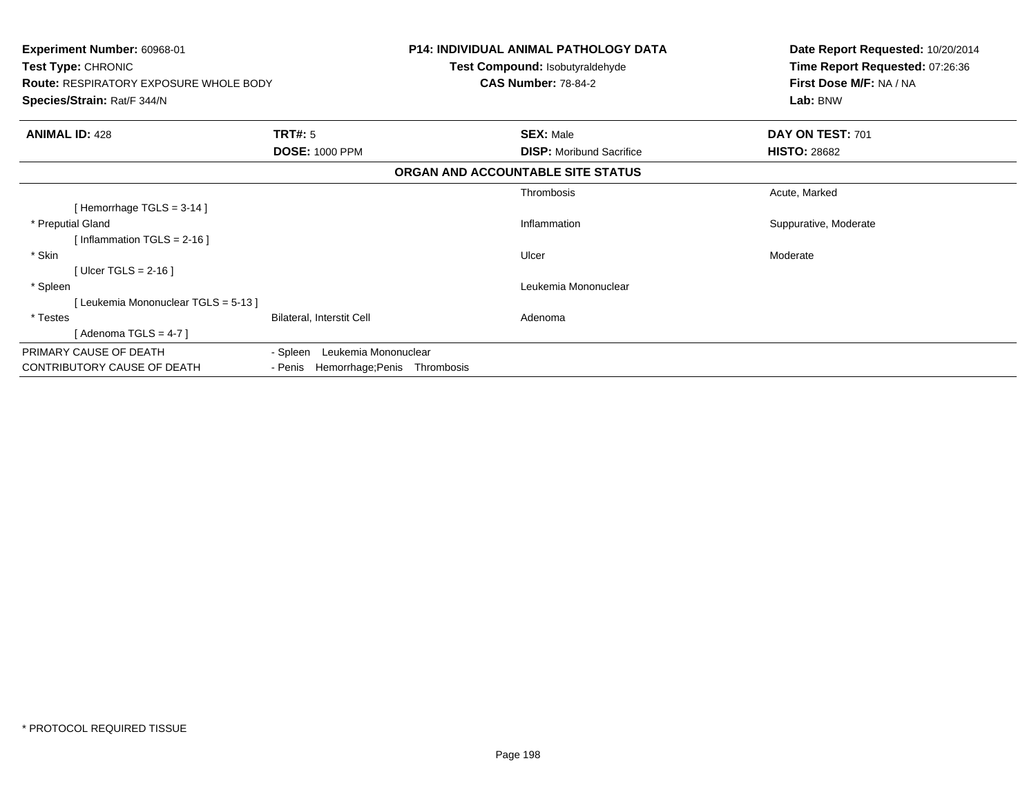**Experiment Number:** 60968-01
**Test Type:** CHRONIC
**Route:** RESPIRATORY EXPOSURE WHOLE BODY
**Species/Strain:** Rat/F 344/N

**P14: INDIVIDUAL ANIMAL PATHOLOGY DATA**
**Test Compound:** Isobutyraldehyde
**CAS Number:** 78-84-2

**Date Report Requested:** 10/20/2014
**Time Report Requested:** 07:26:36
**First Dose M/F:** NA / NA
**Lab:** BNW

| **ANIMAL ID:** 428 | **TRT#:** 5 | **SEX:** Male | **DAY ON TEST:** 701 |
|---|---|---|---|
| | **DOSE:** 1000 PPM | **DISP:** Moribund Sacrifice | **HISTO:** 28682 |

**ORGAN AND ACCOUNTABLE SITE STATUS**

| | | | |
|---|---|---|---|
| | | Thrombosis | Acute, Marked |
| [ Hemorrhage TGLS = 3-14 ] | | | |
| * Preputial Gland | | Inflammation | Suppurative, Moderate |
| [ Inflammation TGLS = 2-16 ] | | | |
| * Skin | | Ulcer | Moderate |
| [ Ulcer TGLS = 2-16 ] | | | |
| * Spleen | | Leukemia Mononuclear | |
| [ Leukemia Mononuclear TGLS = 5-13 ] | | | |
| * Testes | Bilateral, Interstit Cell | Adenoma | |
| [ Adenoma TGLS = 4-7 ] | | | |

| | |
|---|---|
| PRIMARY CAUSE OF DEATH | - Spleen Leukemia Mononuclear |
| CONTRIBUTORY CAUSE OF DEATH | - Penis Hemorrhage;Penis Thrombosis |

* PROTOCOL REQUIRED TISSUE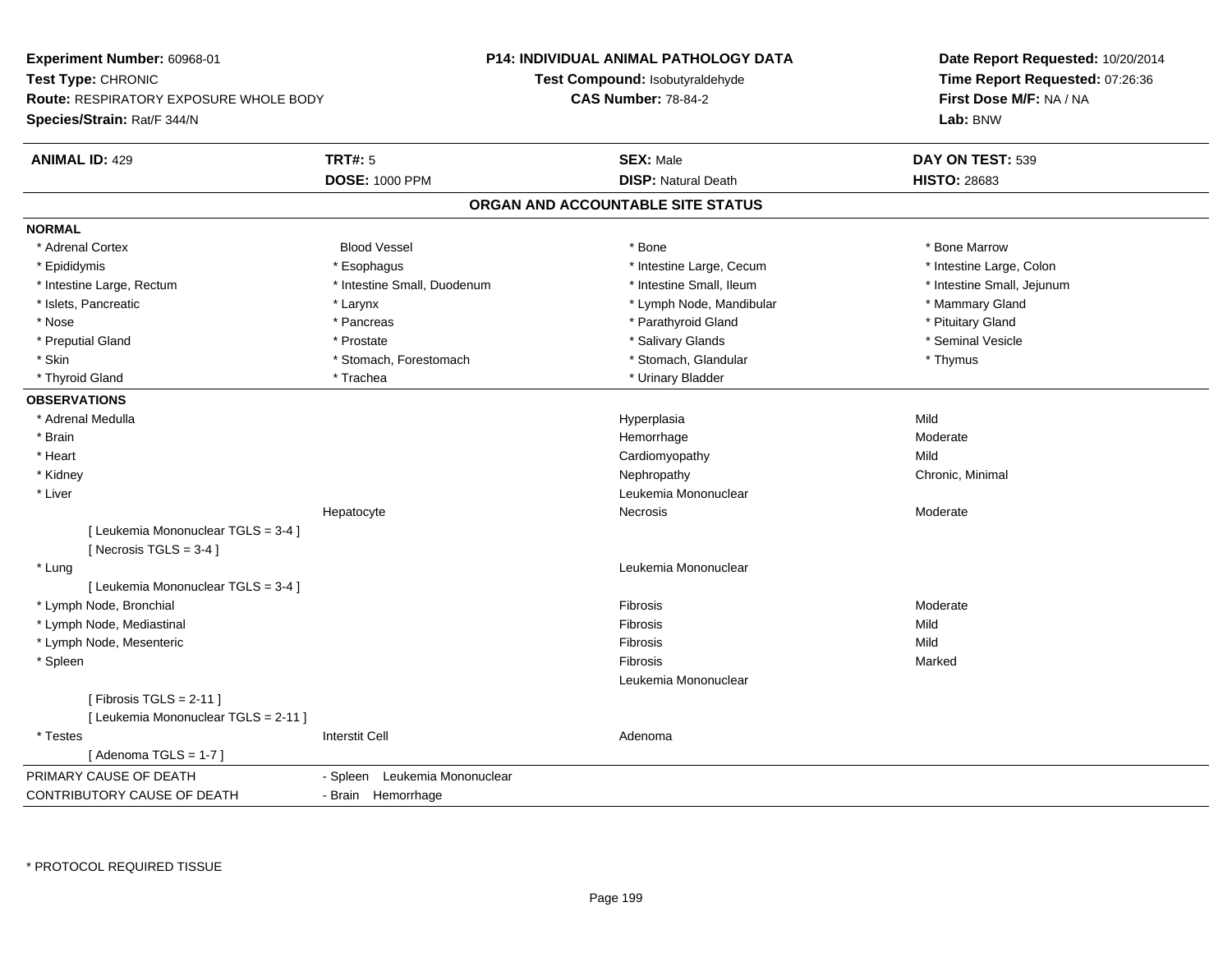**Experiment Number:** 60968-01
**Test Type:** CHRONIC
**Route:** RESPIRATORY EXPOSURE WHOLE BODY
**Species/Strain:** Rat/F 344/N

**P14: INDIVIDUAL ANIMAL PATHOLOGY DATA**
**Test Compound:** Isobutyraldehyde
**CAS Number:** 78-84-2

**Date Report Requested:** 10/20/2014
**Time Report Requested:** 07:26:36
**First Dose M/F:** NA / NA
**Lab:** BNW

| **ANIMAL ID:** 429 | **TRT#:** 5 | **SEX:** Male | **DAY ON TEST:** 539 |
|---|---|---|---|
| | **DOSE:** 1000 PPM | **DISP:** Natural Death | **HISTO:** 28683 |

## ORGAN AND ACCOUNTABLE SITE STATUS

**NORMAL**

| | | | |
|---|---|---|---|
| * Adrenal Cortex | Blood Vessel | * Bone | * Bone Marrow |
| * Epididymis | * Esophagus | * Intestine Large, Cecum | * Intestine Large, Colon |
| * Intestine Large, Rectum | * Intestine Small, Duodenum | * Intestine Small, Ileum | * Intestine Small, Jejunum |
| * Islets, Pancreatic | * Larynx | * Lymph Node, Mandibular | * Mammary Gland |
| * Nose | * Pancreas | * Parathyroid Gland | * Pituitary Gland |
| * Preputial Gland | * Prostate | * Salivary Glands | * Seminal Vesicle |
| * Skin | * Stomach, Forestomach | * Stomach, Glandular | * Thymus |
| * Thyroid Gland | * Trachea | * Urinary Bladder | |

**OBSERVATIONS**

| | | | |
|---|---|---|---|
| * Adrenal Medulla | | Hyperplasia | Mild |
| * Brain | | Hemorrhage | Moderate |
| * Heart | | Cardiomyopathy | Mild |
| * Kidney | | Nephropathy | Chronic, Minimal |
| * Liver | | Leukemia Mononuclear | |
| | Hepatocyte | Necrosis | Moderate |
| [ Leukemia Mononuclear TGLS = 3-4 ] | | | |
| [ Necrosis TGLS = 3-4 ] | | | |
| * Lung | | Leukemia Mononuclear | |
| [ Leukemia Mononuclear TGLS = 3-4 ] | | | |
| * Lymph Node, Bronchial | | Fibrosis | Moderate |
| * Lymph Node, Mediastinal | | Fibrosis | Mild |
| * Lymph Node, Mesenteric | | Fibrosis | Mild |
| * Spleen | | Fibrosis | Marked |
| | | Leukemia Mononuclear | |
| [ Fibrosis TGLS = 2-11 ] | | | |
| [ Leukemia Mononuclear TGLS = 2-11 ] | | | |
| * Testes | Interstit Cell | Adenoma | |
| [ Adenoma TGLS = 1-7 ] | | | |

| | |
|---|---|
| PRIMARY CAUSE OF DEATH | - Spleen Leukemia Mononuclear |
| CONTRIBUTORY CAUSE OF DEATH | - Brain Hemorrhage |

\* PROTOCOL REQUIRED TISSUE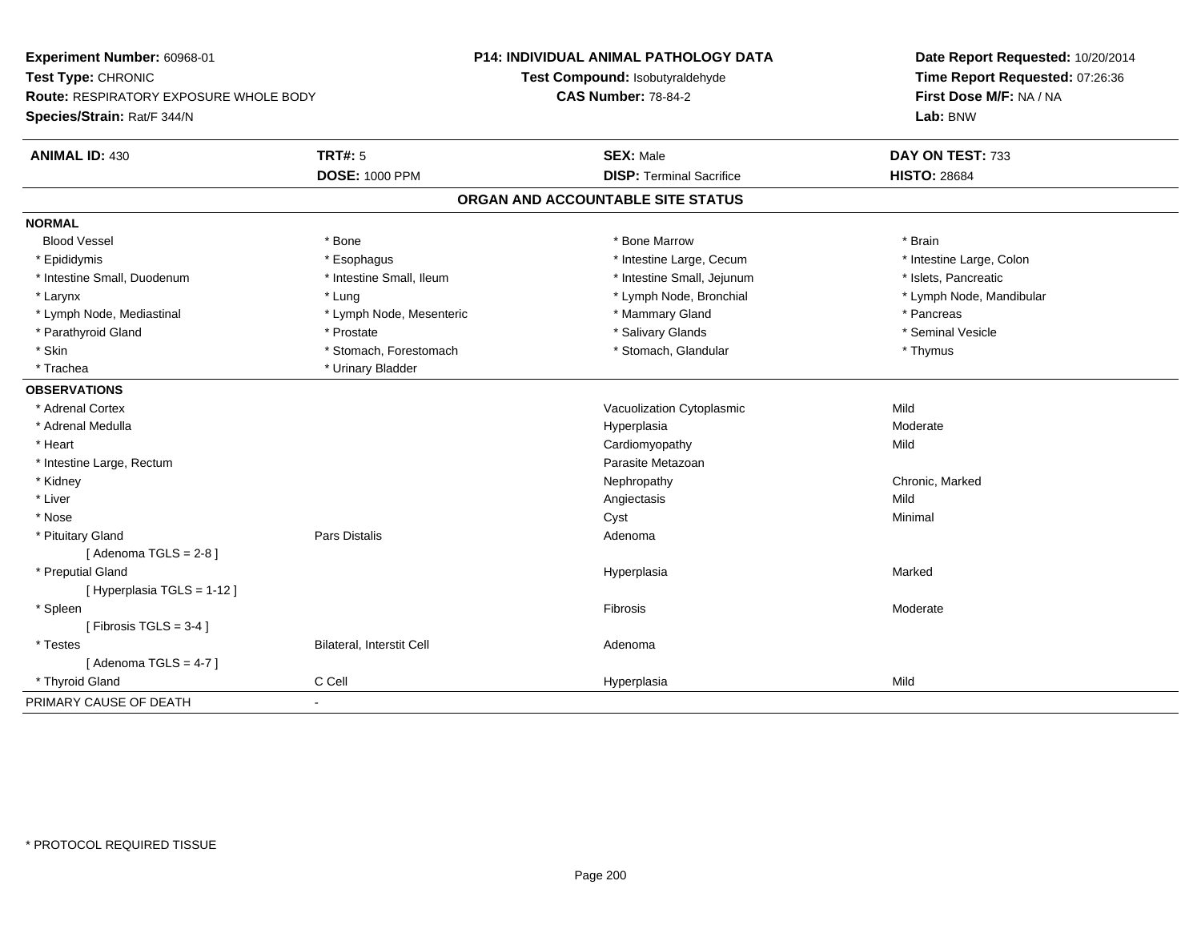**Experiment Number:** 60968-01
**Test Type:** CHRONIC
**Route:** RESPIRATORY EXPOSURE WHOLE BODY
**Species/Strain:** Rat/F 344/N

**P14: INDIVIDUAL ANIMAL PATHOLOGY DATA**
**Test Compound:** Isobutyraldehyde
**CAS Number:** 78-84-2

**Date Report Requested:** 10/20/2014
**Time Report Requested:** 07:26:36
**First Dose M/F:** NA / NA
**Lab:** BNW

| **ANIMAL ID:** 430 | **TRT#:** 5 | **SEX:** Male | **DAY ON TEST:** 733 |
|---|---|---|---|
| | **DOSE:** 1000 PPM | **DISP:** Terminal Sacrifice | **HISTO:** 28684 |

## ORGAN AND ACCOUNTABLE SITE STATUS

**NORMAL**

| | | | |
|---|---|---|---|
| Blood Vessel | * Bone | * Bone Marrow | * Brain |
| * Epididymis | * Esophagus | * Intestine Large, Cecum | * Intestine Large, Colon |
| * Intestine Small, Duodenum | * Intestine Small, Ileum | * Intestine Small, Jejunum | * Islets, Pancreatic |
| * Larynx | * Lung | * Lymph Node, Bronchial | * Lymph Node, Mandibular |
| * Lymph Node, Mediastinal | * Lymph Node, Mesenteric | * Mammary Gland | * Pancreas |
| * Parathyroid Gland | * Prostate | * Salivary Glands | * Seminal Vesicle |
| * Skin | * Stomach, Forestomach | * Stomach, Glandular | * Thymus |
| * Trachea | * Urinary Bladder | | |

**OBSERVATIONS**

| | | | |
|---|---|---|---|
| * Adrenal Cortex | | Vacuolization Cytoplasmic | Mild |
| * Adrenal Medulla | | Hyperplasia | Moderate |
| * Heart | | Cardiomyopathy | Mild |
| * Intestine Large, Rectum | | Parasite Metazoan | |
| * Kidney | | Nephropathy | Chronic, Marked |
| * Liver | | Angiectasis | Mild |
| * Nose | | Cyst | Minimal |
| * Pituitary Gland | Pars Distalis | Adenoma | |
| [ Adenoma TGLS = 2-8 ] | | | |
| * Preputial Gland | | Hyperplasia | Marked |
| [ Hyperplasia TGLS = 1-12 ] | | | |
| * Spleen | | Fibrosis | Moderate |
| [ Fibrosis TGLS = 3-4 ] | | | |
| * Testes | Bilateral, Interstit Cell | Adenoma | |
| [ Adenoma TGLS = 4-7 ] | | | |
| * Thyroid Gland | C Cell | Hyperplasia | Mild |

PRIMARY CAUSE OF DEATH -

* PROTOCOL REQUIRED TISSUE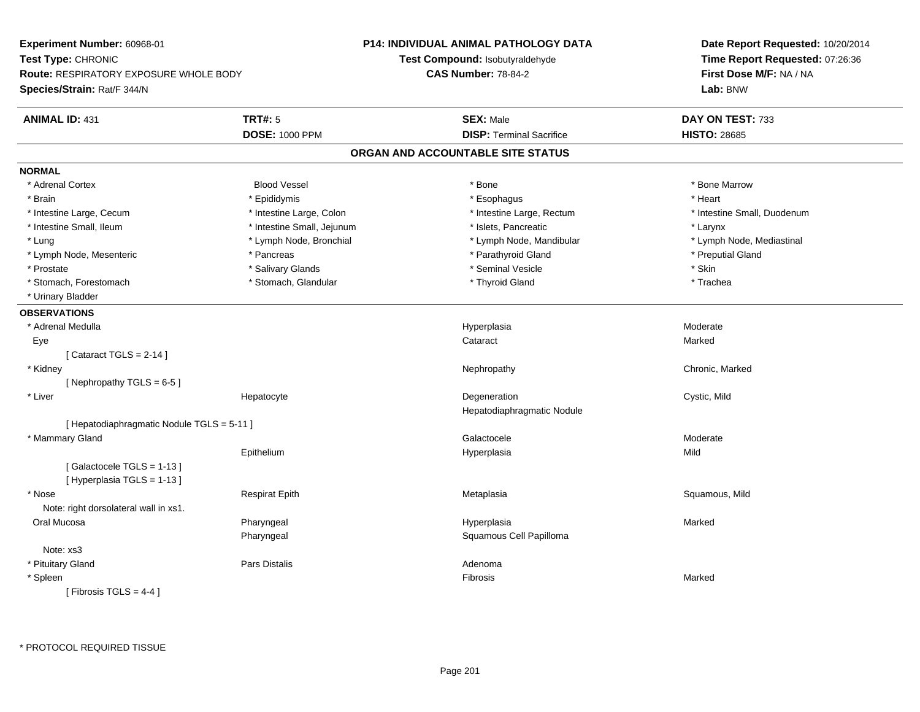**Experiment Number:** 60968-01
**Test Type:** CHRONIC
**Route:** RESPIRATORY EXPOSURE WHOLE BODY
**Species/Strain:** Rat/F 344/N

**P14: INDIVIDUAL ANIMAL PATHOLOGY DATA**
**Test Compound:** Isobutyraldehyde
**CAS Number:** 78-84-2

**Date Report Requested:** 10/20/2014
**Time Report Requested:** 07:26:36
**First Dose M/F:** NA / NA
**Lab:** BNW

| **ANIMAL ID:** 431 | **TRT#:** 5 | **SEX:** Male | **DAY ON TEST:** 733 |
|---|---|---|---|
| | **DOSE:** 1000 PPM | **DISP:** Terminal Sacrifice | **HISTO:** 28685 |

## ORGAN AND ACCOUNTABLE SITE STATUS

**NORMAL**

| | | | |
|---|---|---|---|
| * Adrenal Cortex | Blood Vessel | * Bone | * Bone Marrow |
| * Brain | * Epididymis | * Esophagus | * Heart |
| * Intestine Large, Cecum | * Intestine Large, Colon | * Intestine Large, Rectum | * Intestine Small, Duodenum |
| * Intestine Small, Ileum | * Intestine Small, Jejunum | * Islets, Pancreatic | * Larynx |
| * Lung | * Lymph Node, Bronchial | * Lymph Node, Mandibular | * Lymph Node, Mediastinal |
| * Lymph Node, Mesenteric | * Pancreas | * Parathyroid Gland | * Preputial Gland |
| * Prostate | * Salivary Glands | * Seminal Vesicle | * Skin |
| * Stomach, Forestomach | * Stomach, Glandular | * Thyroid Gland | * Trachea |
| * Urinary Bladder | | | |

**OBSERVATIONS**

| | | | |
|---|---|---|---|
| * Adrenal Medulla | | Hyperplasia | Moderate |
| Eye | | Cataract | Marked |
| [ Cataract TGLS = 2-14 ] | | | |
| * Kidney | | Nephropathy | Chronic, Marked |
| [ Nephropathy TGLS = 6-5 ] | | | |
| * Liver | Hepatocyte | Degeneration | Cystic, Mild |
| | | Hepatodiaphragmatic Nodule | |
| [ Hepatodiaphragmatic Nodule TGLS = 5-11 ] | | | |
| * Mammary Gland | | Galactocele | Moderate |
| | Epithelium | Hyperplasia | Mild |
| [ Galactocele TGLS = 1-13 ] | | | |
| [ Hyperplasia TGLS = 1-13 ] | | | |
| * Nose | Respirat Epith | Metaplasia | Squamous, Mild |
| Note: right dorsolateral wall in xs1. | | | |
| Oral Mucosa | Pharyngeal | Hyperplasia | Marked |
| | Pharyngeal | Squamous Cell Papilloma | |
| Note: xs3 | | | |
| * Pituitary Gland | Pars Distalis | Adenoma | |
| * Spleen | | Fibrosis | Marked |
| [ Fibrosis TGLS = 4-4 ] | | | |

* PROTOCOL REQUIRED TISSUE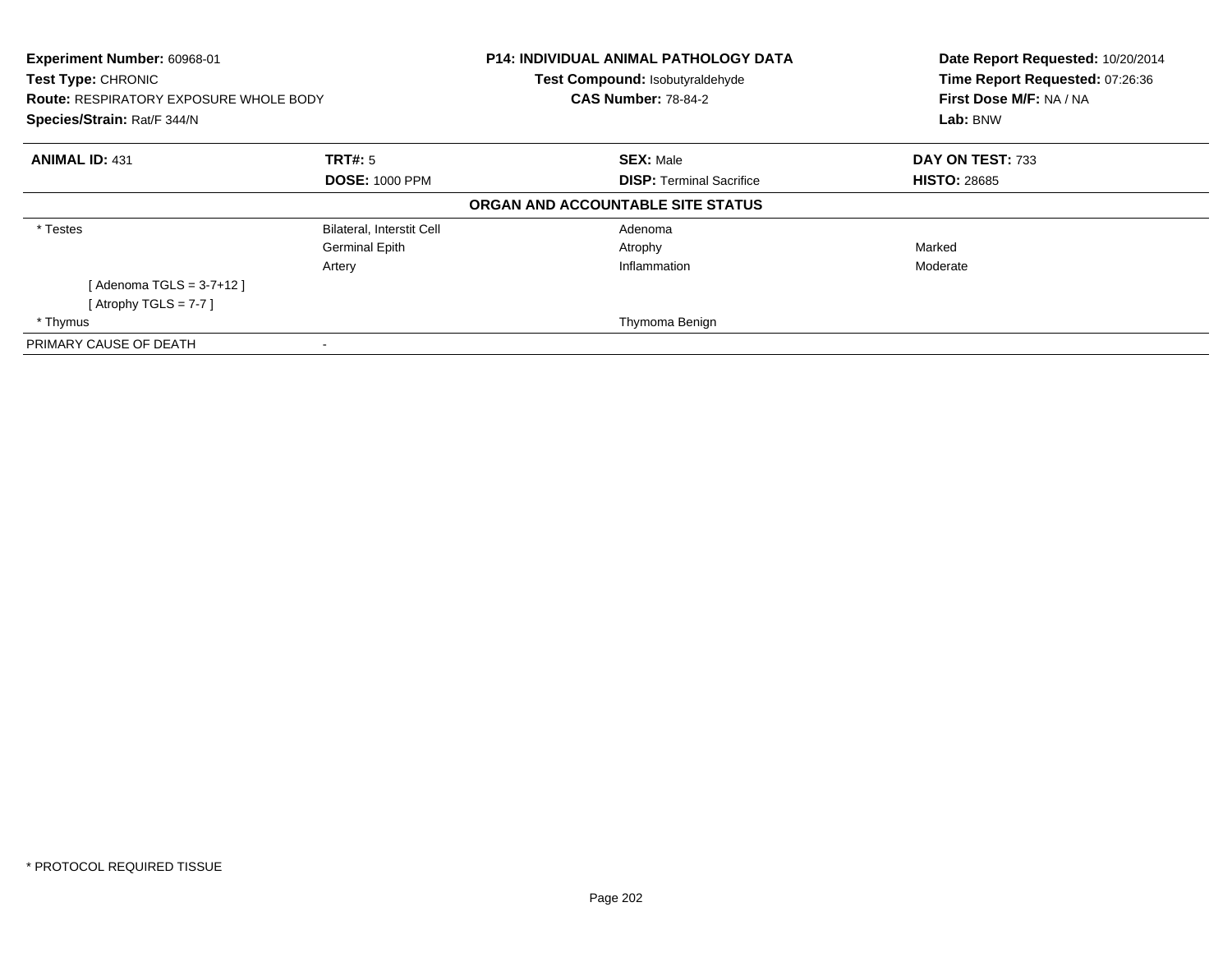**Experiment Number:** 60968-01
**Test Type:** CHRONIC
**Route:** RESPIRATORY EXPOSURE WHOLE BODY
**Species/Strain:** Rat/F 344/N

**P14: INDIVIDUAL ANIMAL PATHOLOGY DATA**
**Test Compound:** Isobutyraldehyde
**CAS Number:** 78-84-2

**Date Report Requested:** 10/20/2014
**Time Report Requested:** 07:26:36
**First Dose M/F:** NA / NA
**Lab:** BNW

| **ANIMAL ID:** 431 | **TRT#:** 5 | **SEX:** Male | **DAY ON TEST:** 733 |
|---|---|---|---|
| | **DOSE:** 1000 PPM | **DISP:** Terminal Sacrifice | **HISTO:** 28685 |

**ORGAN AND ACCOUNTABLE SITE STATUS**

| | | | |
|---|---|---|---|
| * Testes | Bilateral, Interstit Cell | Adenoma | |
| | Germinal Epith | Atrophy | Marked |
| | Artery | Inflammation | Moderate |
| [ Adenoma TGLS = 3-7+12 ] | | | |
| [ Atrophy TGLS = 7-7 ] | | | |
| * Thymus | | Thymoma Benign | |
| PRIMARY CAUSE OF DEATH | - | | |

* PROTOCOL REQUIRED TISSUE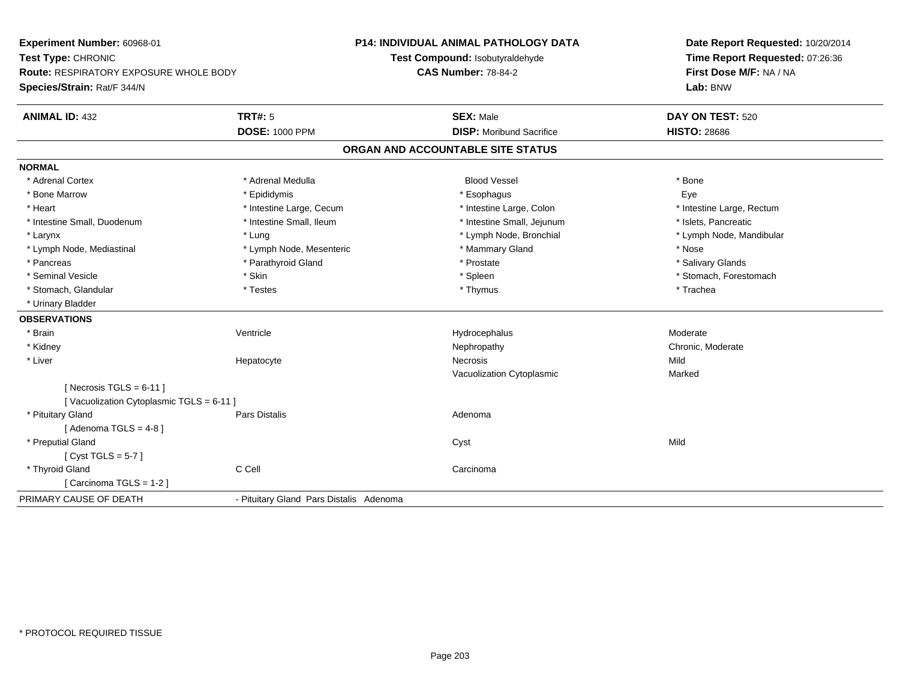**Experiment Number:** 60968-01
**Test Type:** CHRONIC
**Route:** RESPIRATORY EXPOSURE WHOLE BODY
**Species/Strain:** Rat/F 344/N

**P14: INDIVIDUAL ANIMAL PATHOLOGY DATA**
**Test Compound:** Isobutyraldehyde
**CAS Number:** 78-84-2

**Date Report Requested:** 10/20/2014
**Time Report Requested:** 07:26:36
**First Dose M/F:** NA / NA
**Lab:** BNW

| **ANIMAL ID:** 432 | **TRT#:** 5 | **SEX:** Male | **DAY ON TEST:** 520 |
|---|---|---|---|
| | **DOSE:** 1000 PPM | **DISP:** Moribund Sacrifice | **HISTO:** 28686 |

## ORGAN AND ACCOUNTABLE SITE STATUS

**NORMAL**

| | | | |
|---|---|---|---|
| * Adrenal Cortex | * Adrenal Medulla | Blood Vessel | * Bone |
| * Bone Marrow | * Epididymis | * Esophagus | Eye |
| * Heart | * Intestine Large, Cecum | * Intestine Large, Colon | * Intestine Large, Rectum |
| * Intestine Small, Duodenum | * Intestine Small, Ileum | * Intestine Small, Jejunum | * Islets, Pancreatic |
| * Larynx | * Lung | * Lymph Node, Bronchial | * Lymph Node, Mandibular |
| * Lymph Node, Mediastinal | * Lymph Node, Mesenteric | * Mammary Gland | * Nose |
| * Pancreas | * Parathyroid Gland | * Prostate | * Salivary Glands |
| * Seminal Vesicle | * Skin | * Spleen | * Stomach, Forestomach |
| * Stomach, Glandular | * Testes | * Thymus | * Trachea |
| * Urinary Bladder | | | |

**OBSERVATIONS**

| | | | |
|---|---|---|---|
| * Brain | Ventricle | Hydrocephalus | Moderate |
| * Kidney | | Nephropathy | Chronic, Moderate |
| * Liver | Hepatocyte | Necrosis | Mild |
| | | Vacuolization Cytoplasmic | Marked |
| [ Necrosis TGLS = 6-11 ] | | | |
| [ Vacuolization Cytoplasmic TGLS = 6-11 ] | | | |
| * Pituitary Gland | Pars Distalis | Adenoma | |
| [ Adenoma TGLS = 4-8 ] | | | |
| * Preputial Gland | | Cyst | Mild |
| [ Cyst TGLS = 5-7 ] | | | |
| * Thyroid Gland | C Cell | Carcinoma | |
| [ Carcinoma TGLS = 1-2 ] | | | |

PRIMARY CAUSE OF DEATH - Pituitary Gland Pars Distalis Adenoma

* PROTOCOL REQUIRED TISSUE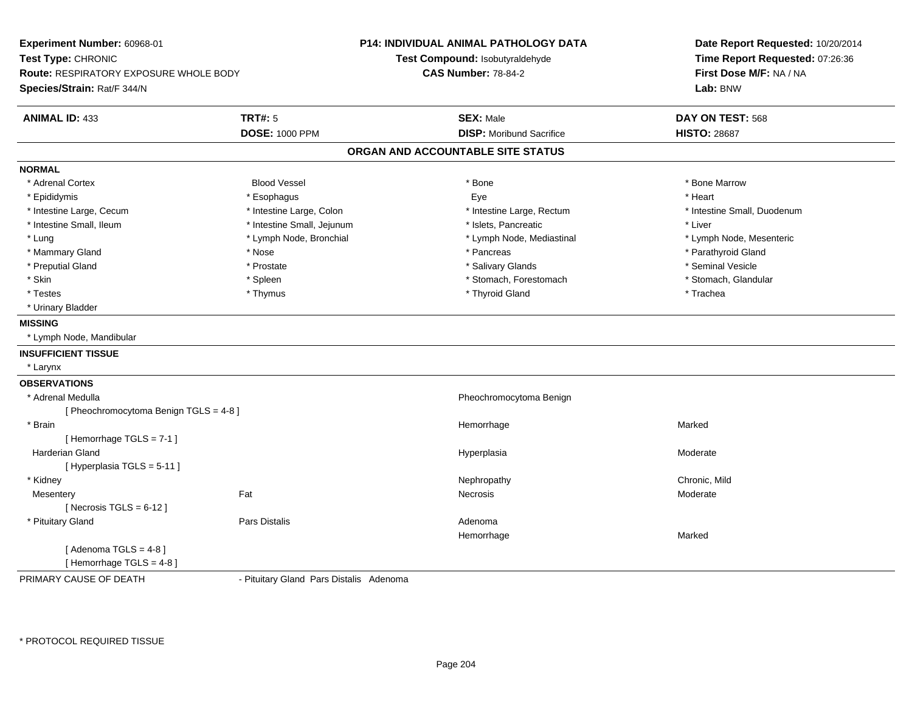**Experiment Number:** 60968-01
**Test Type:** CHRONIC
**Route:** RESPIRATORY EXPOSURE WHOLE BODY
**Species/Strain:** Rat/F 344/N

**P14: INDIVIDUAL ANIMAL PATHOLOGY DATA**
**Test Compound:** Isobutyraldehyde
**CAS Number:** 78-84-2

**Date Report Requested:** 10/20/2014
**Time Report Requested:** 07:26:36
**First Dose M/F:** NA / NA
**Lab:** BNW

| **ANIMAL ID:** 433 | **TRT#:** 5 | **SEX:** Male | **DAY ON TEST:** 568 |
|---|---|---|---|
| | **DOSE:** 1000 PPM | **DISP:** Moribund Sacrifice | **HISTO:** 28687 |

## ORGAN AND ACCOUNTABLE SITE STATUS

**NORMAL**

| | | | |
|---|---|---|---|
| * Adrenal Cortex | Blood Vessel | * Bone | * Bone Marrow |
| * Epididymis | * Esophagus | Eye | * Heart |
| * Intestine Large, Cecum | * Intestine Large, Colon | * Intestine Large, Rectum | * Intestine Small, Duodenum |
| * Intestine Small, Ileum | * Intestine Small, Jejunum | * Islets, Pancreatic | * Liver |
| * Lung | * Lymph Node, Bronchial | * Lymph Node, Mediastinal | * Lymph Node, Mesenteric |
| * Mammary Gland | * Nose | * Pancreas | * Parathyroid Gland |
| * Preputial Gland | * Prostate | * Salivary Glands | * Seminal Vesicle |
| * Skin | * Spleen | * Stomach, Forestomach | * Stomach, Glandular |
| * Testes | * Thymus | * Thyroid Gland | * Trachea |
| * Urinary Bladder | | | |

**MISSING**

* Lymph Node, Mandibular

**INSUFFICIENT TISSUE**

* Larynx

**OBSERVATIONS**

| | | | |
|---|---|---|---|
| * Adrenal Medulla | | Pheochromocytoma Benign | |
| [ Pheochromocytoma Benign TGLS = 4-8 ] | | | |
| * Brain | | Hemorrhage | Marked |
| [ Hemorrhage TGLS = 7-1 ] | | | |
| Harderian Gland | | Hyperplasia | Moderate |
| [ Hyperplasia TGLS = 5-11 ] | | | |
| * Kidney | | Nephropathy | Chronic, Mild |
| Mesentery | Fat | Necrosis | Moderate |
| [ Necrosis TGLS = 6-12 ] | | | |
| * Pituitary Gland | Pars Distalis | Adenoma | |
| | | Hemorrhage | Marked |
| [ Adenoma TGLS = 4-8 ] | | | |
| [ Hemorrhage TGLS = 4-8 ] | | | |

PRIMARY CAUSE OF DEATH - Pituitary Gland Pars Distalis Adenoma

* PROTOCOL REQUIRED TISSUE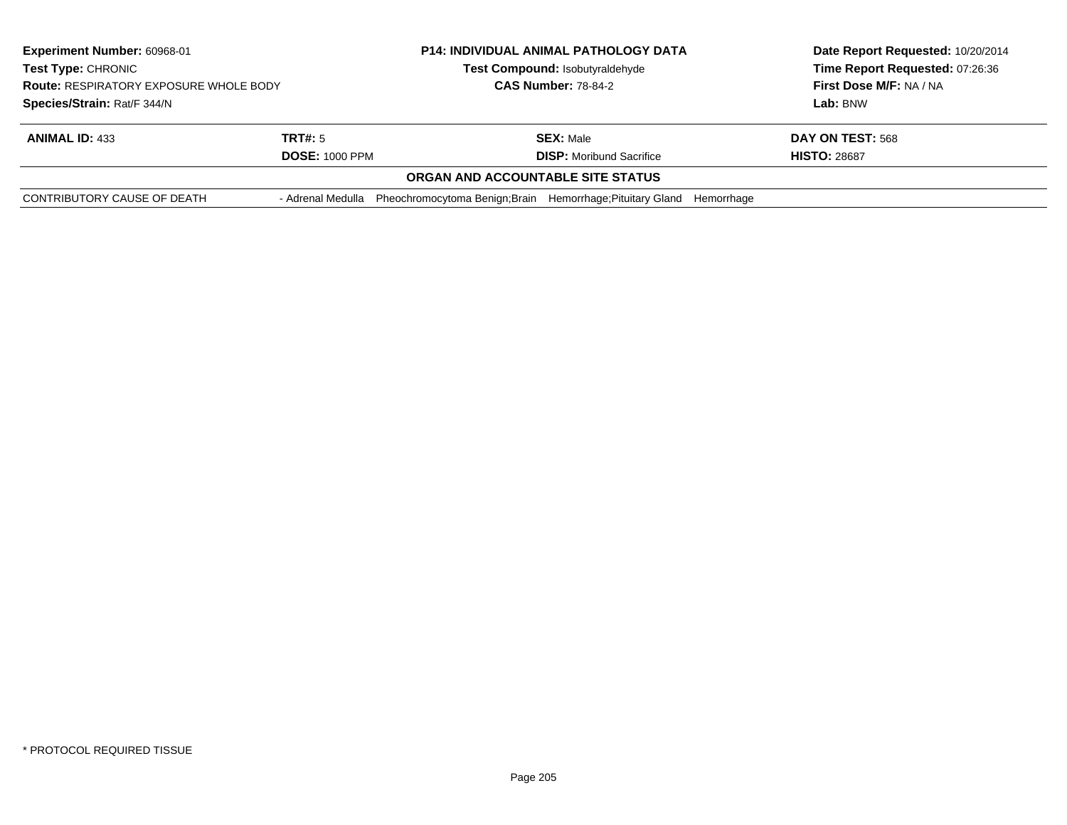**Experiment Number:** 60968-01
**Test Type:** CHRONIC
**Route:** RESPIRATORY EXPOSURE WHOLE BODY
**Species/Strain:** Rat/F 344/N

**P14: INDIVIDUAL ANIMAL PATHOLOGY DATA**
**Test Compound:** Isobutyraldehyde
**CAS Number:** 78-84-2

**Date Report Requested:** 10/20/2014
**Time Report Requested:** 07:26:36
**First Dose M/F:** NA / NA
**Lab:** BNW

| **ANIMAL ID:** 433 | **TRT#:** 5 | **SEX:** Male | **DAY ON TEST:** 568 |
|---|---|---|---|
| | **DOSE:** 1000 PPM | **DISP:** Moribund Sacrifice | **HISTO:** 28687 |

**ORGAN AND ACCOUNTABLE SITE STATUS**

| | |
|---|---|
| CONTRIBUTORY CAUSE OF DEATH | - Adrenal Medulla Pheochromocytoma Benign;Brain Hemorrhage;Pituitary Gland Hemorrhage |

* PROTOCOL REQUIRED TISSUE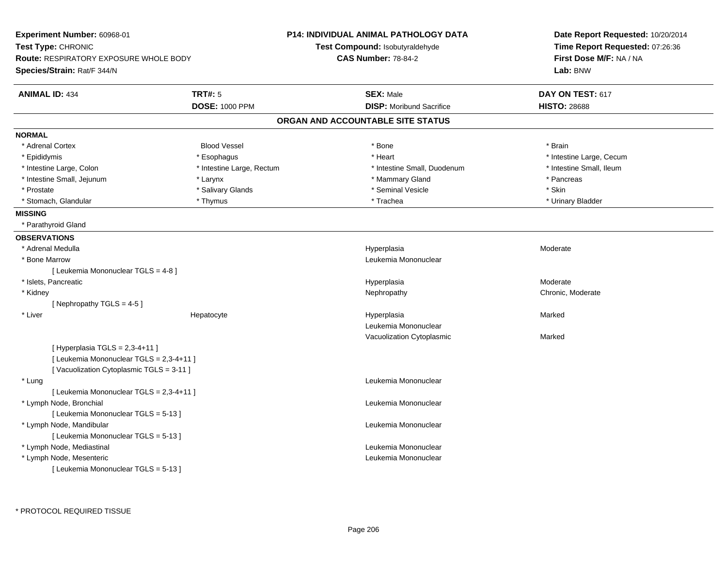**Experiment Number:** 60968-01
**Test Type:** CHRONIC
**Route:** RESPIRATORY EXPOSURE WHOLE BODY
**Species/Strain:** Rat/F 344/N

**P14: INDIVIDUAL ANIMAL PATHOLOGY DATA**
**Test Compound:** Isobutyraldehyde
**CAS Number:** 78-84-2

**Date Report Requested:** 10/20/2014
**Time Report Requested:** 07:26:36
**First Dose M/F:** NA / NA
**Lab:** BNW

| **ANIMAL ID:** 434 | **TRT#:** 5 | **SEX:** Male | **DAY ON TEST:** 617 |
|---|---|---|---|
| | **DOSE:** 1000 PPM | **DISP:** Moribund Sacrifice | **HISTO:** 28688 |

## ORGAN AND ACCOUNTABLE SITE STATUS

**NORMAL**

| | | | |
|---|---|---|---|
| * Adrenal Cortex | Blood Vessel | * Bone | * Brain |
| * Epididymis | * Esophagus | * Heart | * Intestine Large, Cecum |
| * Intestine Large, Colon | * Intestine Large, Rectum | * Intestine Small, Duodenum | * Intestine Small, Ileum |
| * Intestine Small, Jejunum | * Larynx | * Mammary Gland | * Pancreas |
| * Prostate | * Salivary Glands | * Seminal Vesicle | * Skin |
| * Stomach, Glandular | * Thymus | * Trachea | * Urinary Bladder |

**MISSING**

* Parathyroid Gland

**OBSERVATIONS**

| | | | |
|---|---|---|---|
| * Adrenal Medulla | | Hyperplasia | Moderate |
| * Bone Marrow | | Leukemia Mononuclear | |
| [ Leukemia Mononuclear TGLS = 4-8 ] | | | |
| * Islets, Pancreatic | | Hyperplasia | Moderate |
| * Kidney | | Nephropathy | Chronic, Moderate |
| [ Nephropathy TGLS = 4-5 ] | | | |
| * Liver | Hepatocyte | Hyperplasia | Marked |
| | | Leukemia Mononuclear | |
| | | Vacuolization Cytoplasmic | Marked |
| [ Hyperplasia TGLS = 2,3-4+11 ] | | | |
| [ Leukemia Mononuclear TGLS = 2,3-4+11 ] | | | |
| [ Vacuolization Cytoplasmic TGLS = 3-11 ] | | | |
| * Lung | | Leukemia Mononuclear | |
| [ Leukemia Mononuclear TGLS = 2,3-4+11 ] | | | |
| * Lymph Node, Bronchial | | Leukemia Mononuclear | |
| [ Leukemia Mononuclear TGLS = 5-13 ] | | | |
| * Lymph Node, Mandibular | | Leukemia Mononuclear | |
| [ Leukemia Mononuclear TGLS = 5-13 ] | | | |
| * Lymph Node, Mediastinal | | Leukemia Mononuclear | |
| * Lymph Node, Mesenteric | | Leukemia Mononuclear | |
| [ Leukemia Mononuclear TGLS = 5-13 ] | | | |

* PROTOCOL REQUIRED TISSUE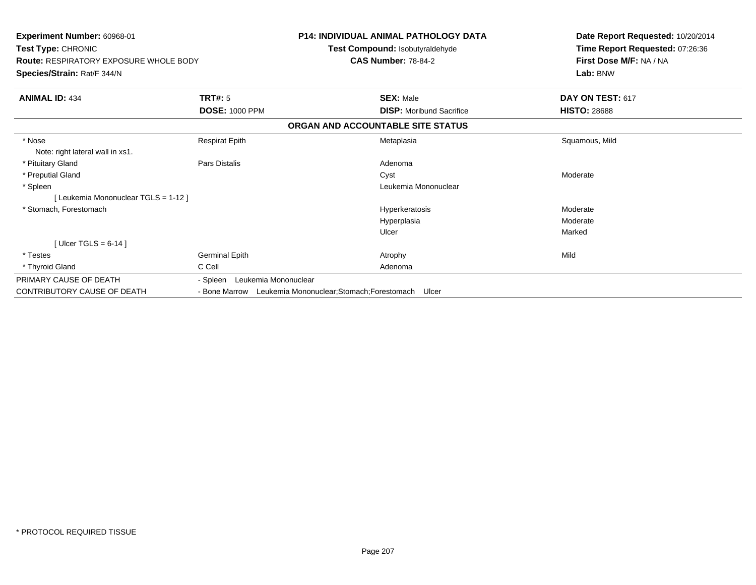**Experiment Number:** 60968-01
**Test Type:** CHRONIC
**Route:** RESPIRATORY EXPOSURE WHOLE BODY
**Species/Strain:** Rat/F 344/N

**P14: INDIVIDUAL ANIMAL PATHOLOGY DATA**
**Test Compound:** Isobutyraldehyde
**CAS Number:** 78-84-2

**Date Report Requested:** 10/20/2014
**Time Report Requested:** 07:26:36
**First Dose M/F:** NA / NA
**Lab:** BNW

| **ANIMAL ID:** 434 | **TRT#:** 5 | **SEX:** Male | **DAY ON TEST:** 617 |
|---|---|---|---|
| | **DOSE:** 1000 PPM | **DISP:** Moribund Sacrifice | **HISTO:** 28688 |

**ORGAN AND ACCOUNTABLE SITE STATUS**

| | | | |
|---|---|---|---|
| * Nose | Respirat Epith | Metaplasia | Squamous, Mild |
| Note: right lateral wall in xs1. | | | |
| * Pituitary Gland | Pars Distalis | Adenoma | |
| * Preputial Gland | | Cyst | Moderate |
| * Spleen | | Leukemia Mononuclear | |
| [ Leukemia Mononuclear TGLS = 1-12 ] | | | |
| * Stomach, Forestomach | | Hyperkeratosis | Moderate |
| | | Hyperplasia | Moderate |
| | | Ulcer | Marked |
| [ Ulcer TGLS = 6-14 ] | | | |
| * Testes | Germinal Epith | Atrophy | Mild |
| * Thyroid Gland | C Cell | Adenoma | |
| PRIMARY CAUSE OF DEATH | - Spleen Leukemia Mononuclear | | |
| CONTRIBUTORY CAUSE OF DEATH | - Bone Marrow Leukemia Mononuclear;Stomach;Forestomach Ulcer | | |

* PROTOCOL REQUIRED TISSUE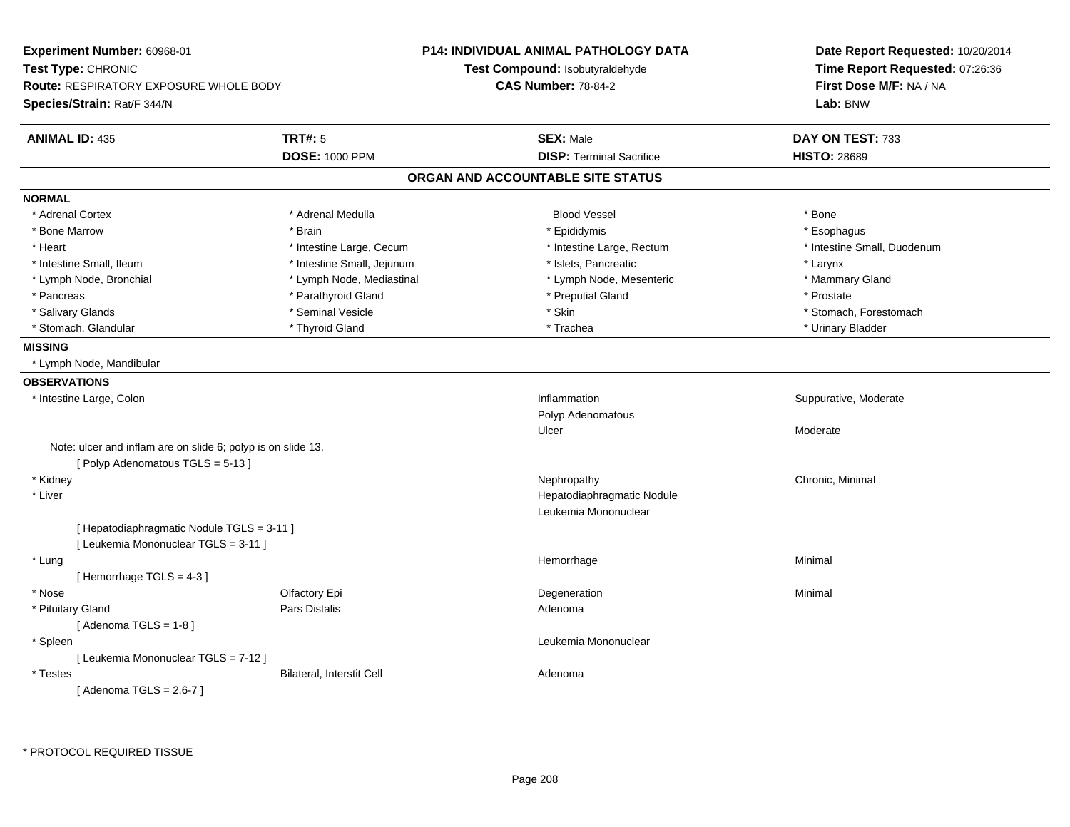**Experiment Number:** 60968-01
**Test Type:** CHRONIC
**Route:** RESPIRATORY EXPOSURE WHOLE BODY
**Species/Strain:** Rat/F 344/N

**P14: INDIVIDUAL ANIMAL PATHOLOGY DATA**
**Test Compound:** Isobutyraldehyde
**CAS Number:** 78-84-2

**Date Report Requested:** 10/20/2014
**Time Report Requested:** 07:26:36
**First Dose M/F:** NA / NA
**Lab:** BNW

| **ANIMAL ID:** 435 | **TRT#:** 5 | **SEX:** Male | **DAY ON TEST:** 733 |
|---|---|---|---|
| | **DOSE:** 1000 PPM | **DISP:** Terminal Sacrifice | **HISTO:** 28689 |

## ORGAN AND ACCOUNTABLE SITE STATUS

**NORMAL**

| | | | |
|---|---|---|---|
| * Adrenal Cortex | * Adrenal Medulla | Blood Vessel | * Bone |
| * Bone Marrow | * Brain | * Epididymis | * Esophagus |
| * Heart | * Intestine Large, Cecum | * Intestine Large, Rectum | * Intestine Small, Duodenum |
| * Intestine Small, Ileum | * Intestine Small, Jejunum | * Islets, Pancreatic | * Larynx |
| * Lymph Node, Bronchial | * Lymph Node, Mediastinal | * Lymph Node, Mesenteric | * Mammary Gland |
| * Pancreas | * Parathyroid Gland | * Preputial Gland | * Prostate |
| * Salivary Glands | * Seminal Vesicle | * Skin | * Stomach, Forestomach |
| * Stomach, Glandular | * Thyroid Gland | * Trachea | * Urinary Bladder |

**MISSING**

* Lymph Node, Mandibular

**OBSERVATIONS**

| | | | |
|---|---|---|---|
| * Intestine Large, Colon | | Inflammation | Suppurative, Moderate |
| | | Polyp Adenomatous | |
| | | Ulcer | Moderate |
| Note: ulcer and inflam are on slide 6; polyp is on slide 13. | | | |
| [ Polyp Adenomatous TGLS = 5-13 ] | | | |
| * Kidney | | Nephropathy | Chronic, Minimal |
| * Liver | | Hepatodiaphragmatic Nodule | |
| | | Leukemia Mononuclear | |
| [ Hepatodiaphragmatic Nodule TGLS = 3-11 ] | | | |
| [ Leukemia Mononuclear TGLS = 3-11 ] | | | |
| * Lung | | Hemorrhage | Minimal |
| [ Hemorrhage TGLS = 4-3 ] | | | |
| * Nose | Olfactory Epi | Degeneration | Minimal |
| * Pituitary Gland | Pars Distalis | Adenoma | |
| [ Adenoma TGLS = 1-8 ] | | | |
| * Spleen | | Leukemia Mononuclear | |
| [ Leukemia Mononuclear TGLS = 7-12 ] | | | |
| * Testes | Bilateral, Interstit Cell | Adenoma | |
| [ Adenoma TGLS = 2,6-7 ] | | | |

* PROTOCOL REQUIRED TISSUE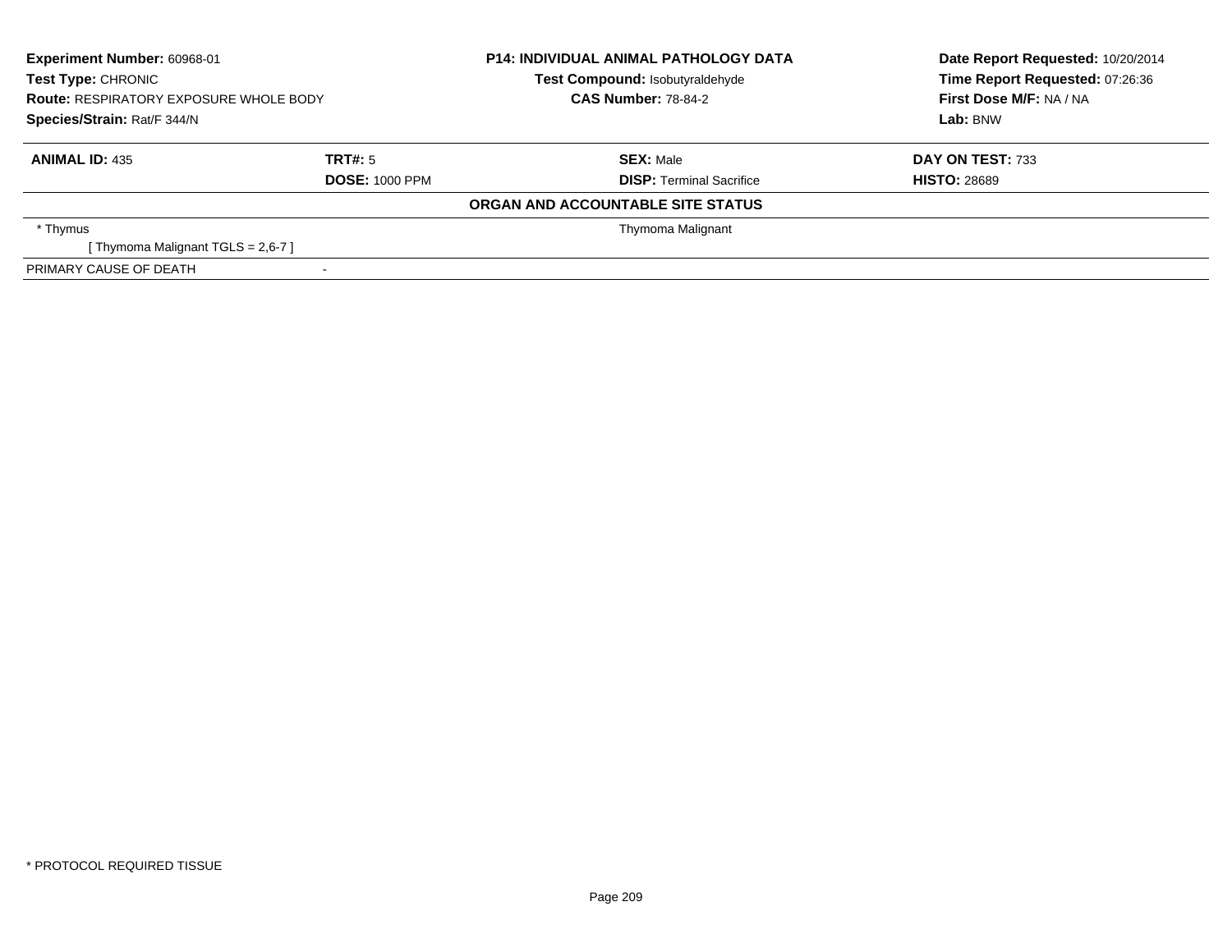| Experiment Number: 60968-01 | P14: INDIVIDUAL ANIMAL PATHOLOGY DATA | Date Report Requested: 10/20/2014 |
|---|---|---|
| Test Type: CHRONIC | Test Compound: Isobutyraldehyde | Time Report Requested: 07:26:36 |
| Route: RESPIRATORY EXPOSURE WHOLE BODY | CAS Number: 78-84-2 | First Dose M/F: NA / NA |
| Species/Strain: Rat/F 344/N | | Lab: BNW |

| ANIMAL ID: 435 | TRT#: 5 | SEX: Male | DAY ON TEST: 733 |
|---|---|---|---|
| | DOSE: 1000 PPM | DISP: Terminal Sacrifice | HISTO: 28689 |

**ORGAN AND ACCOUNTABLE SITE STATUS**

| | | |
|---|---|---|
| * Thymus | | Thymoma Malignant |
| [ Thymoma Malignant TGLS = 2,6-7 ] | | |
| PRIMARY CAUSE OF DEATH | - | |

* PROTOCOL REQUIRED TISSUE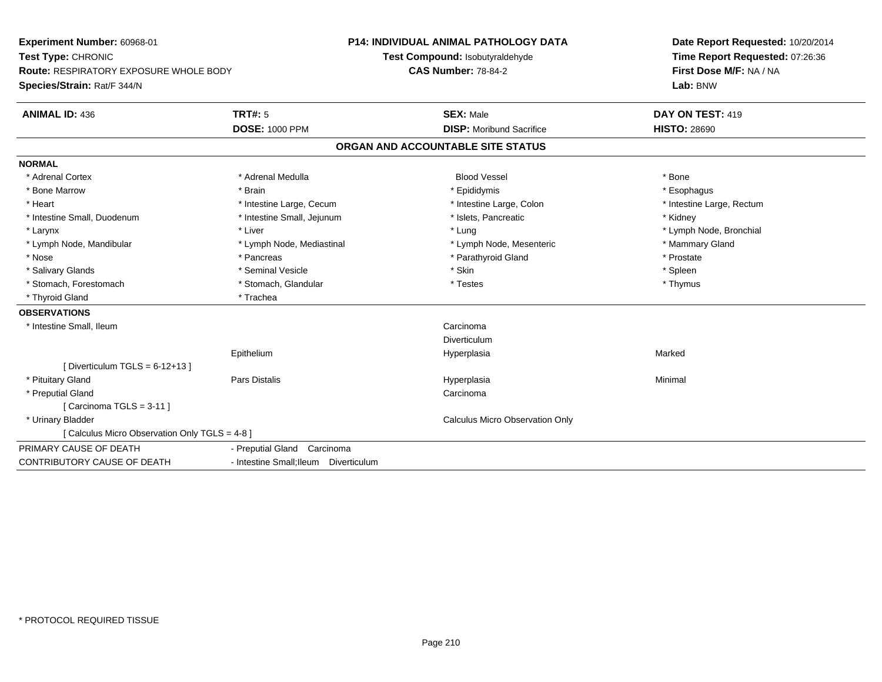**Experiment Number:** 60968-01
**Test Type:** CHRONIC
**Route:** RESPIRATORY EXPOSURE WHOLE BODY
**Species/Strain:** Rat/F 344/N

**P14: INDIVIDUAL ANIMAL PATHOLOGY DATA**
**Test Compound:** Isobutyraldehyde
**CAS Number:** 78-84-2

**Date Report Requested:** 10/20/2014
**Time Report Requested:** 07:26:36
**First Dose M/F:** NA / NA
**Lab:** BNW

| **ANIMAL ID:** 436 | **TRT#:** 5 | **SEX:** Male | **DAY ON TEST:** 419 |
|---|---|---|---|
| | **DOSE:** 1000 PPM | **DISP:** Moribund Sacrifice | **HISTO:** 28690 |

## ORGAN AND ACCOUNTABLE SITE STATUS

**NORMAL**

| | | | |
|---|---|---|---|
| * Adrenal Cortex | * Adrenal Medulla | Blood Vessel | * Bone |
| * Bone Marrow | * Brain | * Epididymis | * Esophagus |
| * Heart | * Intestine Large, Cecum | * Intestine Large, Colon | * Intestine Large, Rectum |
| * Intestine Small, Duodenum | * Intestine Small, Jejunum | * Islets, Pancreatic | * Kidney |
| * Larynx | * Liver | * Lung | * Lymph Node, Bronchial |
| * Lymph Node, Mandibular | * Lymph Node, Mediastinal | * Lymph Node, Mesenteric | * Mammary Gland |
| * Nose | * Pancreas | * Parathyroid Gland | * Prostate |
| * Salivary Glands | * Seminal Vesicle | * Skin | * Spleen |
| * Stomach, Forestomach | * Stomach, Glandular | * Testes | * Thymus |
| * Thyroid Gland | * Trachea | | |

**OBSERVATIONS**

| | | | |
|---|---|---|---|
| * Intestine Small, Ileum | | Carcinoma | |
| | | Diverticulum | |
| | Epithelium | Hyperplasia | Marked |
| [ Diverticulum TGLS = 6-12+13 ] | | | |
| * Pituitary Gland | Pars Distalis | Hyperplasia | Minimal |
| * Preputial Gland | | Carcinoma | |
| [ Carcinoma TGLS = 3-11 ] | | | |
| * Urinary Bladder | | Calculus Micro Observation Only | |
| [ Calculus Micro Observation Only TGLS = 4-8 ] | | | |

| | |
|---|---|
| PRIMARY CAUSE OF DEATH | - Preputial Gland Carcinoma |
| CONTRIBUTORY CAUSE OF DEATH | - Intestine Small;Ileum Diverticulum |

* PROTOCOL REQUIRED TISSUE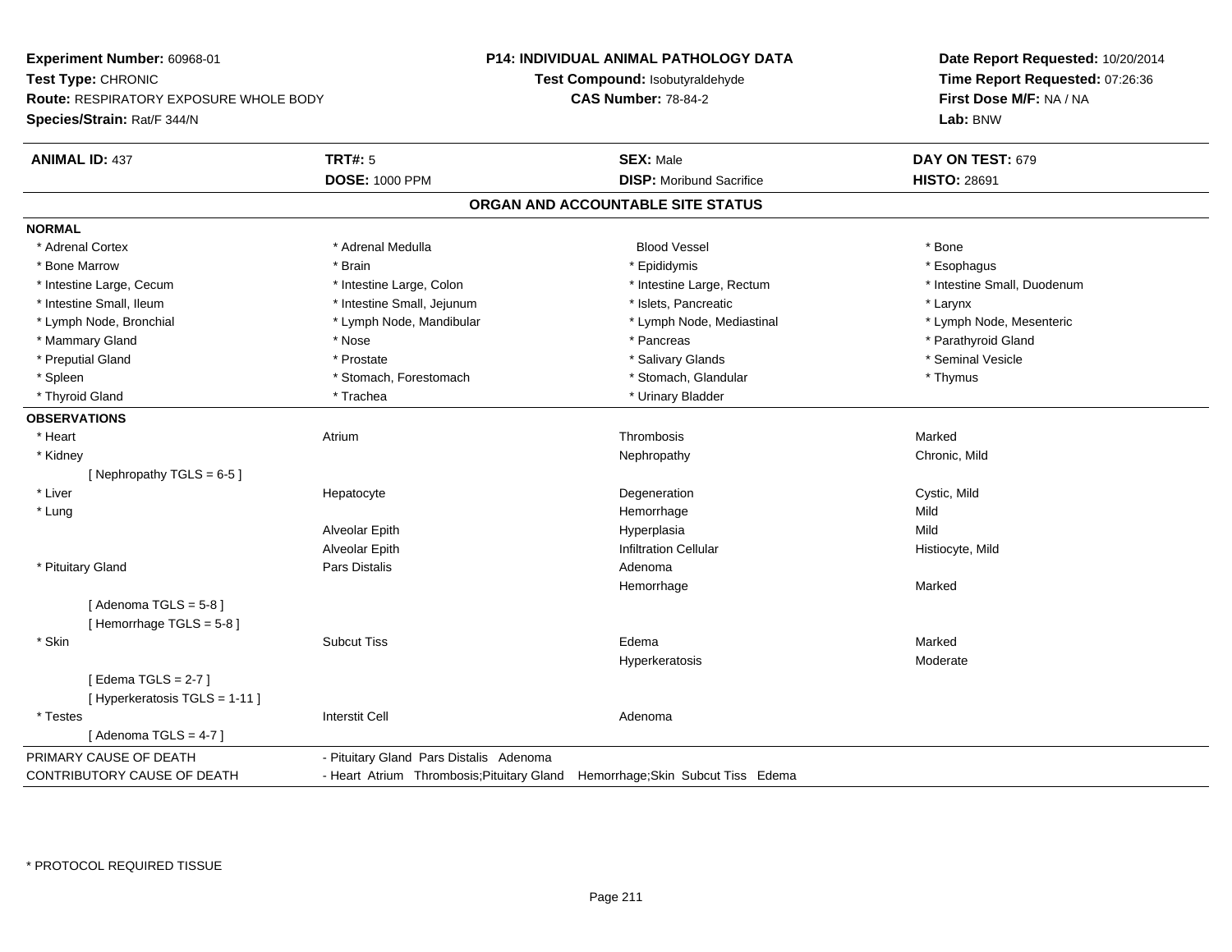**Experiment Number:** 60968-01
**Test Type:** CHRONIC
**Route:** RESPIRATORY EXPOSURE WHOLE BODY
**Species/Strain:** Rat/F 344/N

**P14: INDIVIDUAL ANIMAL PATHOLOGY DATA**
**Test Compound:** Isobutyraldehyde
**CAS Number:** 78-84-2

**Date Report Requested:** 10/20/2014
**Time Report Requested:** 07:26:36
**First Dose M/F:** NA / NA
**Lab:** BNW

| **ANIMAL ID:** 437 | **TRT#:** 5 | **SEX:** Male | **DAY ON TEST:** 679 |
|---|---|---|---|
| | **DOSE:** 1000 PPM | **DISP:** Moribund Sacrifice | **HISTO:** 28691 |

## ORGAN AND ACCOUNTABLE SITE STATUS

**NORMAL**

| | | | |
|---|---|---|---|
| * Adrenal Cortex | * Adrenal Medulla | Blood Vessel | * Bone |
| * Bone Marrow | * Brain | * Epididymis | * Esophagus |
| * Intestine Large, Cecum | * Intestine Large, Colon | * Intestine Large, Rectum | * Intestine Small, Duodenum |
| * Intestine Small, Ileum | * Intestine Small, Jejunum | * Islets, Pancreatic | * Larynx |
| * Lymph Node, Bronchial | * Lymph Node, Mandibular | * Lymph Node, Mediastinal | * Lymph Node, Mesenteric |
| * Mammary Gland | * Nose | * Pancreas | * Parathyroid Gland |
| * Preputial Gland | * Prostate | * Salivary Glands | * Seminal Vesicle |
| * Spleen | * Stomach, Forestomach | * Stomach, Glandular | * Thymus |
| * Thyroid Gland | * Trachea | * Urinary Bladder | |

**OBSERVATIONS**

| | | | |
|---|---|---|---|
| * Heart | Atrium | Thrombosis | Marked |
| * Kidney | | Nephropathy | Chronic, Mild |
| [ Nephropathy TGLS = 6-5 ] | | | |
| * Liver | Hepatocyte | Degeneration | Cystic, Mild |
| * Lung | | Hemorrhage | Mild |
| | Alveolar Epith | Hyperplasia | Mild |
| | Alveolar Epith | Infiltration Cellular | Histiocyte, Mild |
| * Pituitary Gland | Pars Distalis | Adenoma | |
| | | Hemorrhage | Marked |
| [ Adenoma TGLS = 5-8 ] | | | |
| [ Hemorrhage TGLS = 5-8 ] | | | |
| * Skin | Subcut Tiss | Edema | Marked |
| | | Hyperkeratosis | Moderate |
| [ Edema TGLS = 2-7 ] | | | |
| [ Hyperkeratosis TGLS = 1-11 ] | | | |
| * Testes | Interstit Cell | Adenoma | |
| [ Adenoma TGLS = 4-7 ] | | | |

| | |
|---|---|
| PRIMARY CAUSE OF DEATH | - Pituitary Gland Pars Distalis Adenoma |
| CONTRIBUTORY CAUSE OF DEATH | - Heart Atrium Thrombosis;Pituitary Gland Hemorrhage;Skin Subcut Tiss Edema |

\* PROTOCOL REQUIRED TISSUE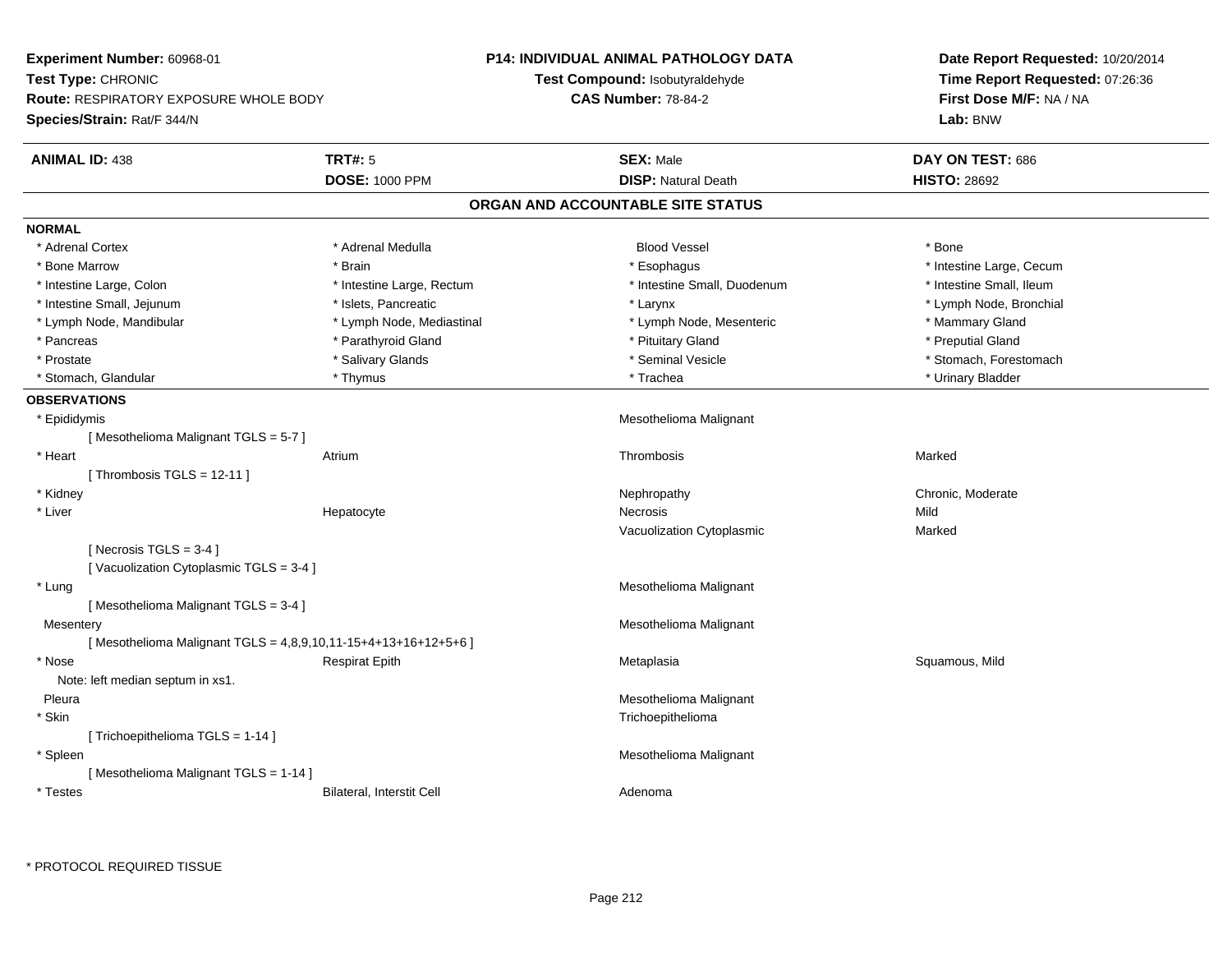**Experiment Number:** 60968-01
**Test Type:** CHRONIC
**Route:** RESPIRATORY EXPOSURE WHOLE BODY
**Species/Strain:** Rat/F 344/N

**P14: INDIVIDUAL ANIMAL PATHOLOGY DATA**
**Test Compound:** Isobutyraldehyde
**CAS Number:** 78-84-2

**Date Report Requested:** 10/20/2014
**Time Report Requested:** 07:26:36
**First Dose M/F:** NA / NA
**Lab:** BNW

| **ANIMAL ID:** 438 | **TRT#:** 5 | **SEX:** Male | **DAY ON TEST:** 686 |
|---|---|---|---|
| | **DOSE:** 1000 PPM | **DISP:** Natural Death | **HISTO:** 28692 |

## ORGAN AND ACCOUNTABLE SITE STATUS

**NORMAL**

| | | | |
|---|---|---|---|
| * Adrenal Cortex | * Adrenal Medulla | Blood Vessel | * Bone |
| * Bone Marrow | * Brain | * Esophagus | * Intestine Large, Cecum |
| * Intestine Large, Colon | * Intestine Large, Rectum | * Intestine Small, Duodenum | * Intestine Small, Ileum |
| * Intestine Small, Jejunum | * Islets, Pancreatic | * Larynx | * Lymph Node, Bronchial |
| * Lymph Node, Mandibular | * Lymph Node, Mediastinal | * Lymph Node, Mesenteric | * Mammary Gland |
| * Pancreas | * Parathyroid Gland | * Pituitary Gland | * Preputial Gland |
| * Prostate | * Salivary Glands | * Seminal Vesicle | * Stomach, Forestomach |
| * Stomach, Glandular | * Thymus | * Trachea | * Urinary Bladder |

**OBSERVATIONS**

| | | | |
|---|---|---|---|
| * Epididymis | | Mesothelioma Malignant | |
| [ Mesothelioma Malignant TGLS = 5-7 ] | | | |
| * Heart | Atrium | Thrombosis | Marked |
| [ Thrombosis TGLS = 12-11 ] | | | |
| * Kidney | | Nephropathy | Chronic, Moderate |
| * Liver | Hepatocyte | Necrosis | Mild |
| | | Vacuolization Cytoplasmic | Marked |
| [ Necrosis TGLS = 3-4 ] | | | |
| [ Vacuolization Cytoplasmic TGLS = 3-4 ] | | | |
| * Lung | | Mesothelioma Malignant | |
| [ Mesothelioma Malignant TGLS = 3-4 ] | | | |
| Mesentery | | Mesothelioma Malignant | |
| [ Mesothelioma Malignant TGLS = 4,8,9,10,11-15+4+13+16+12+5+6 ] | | | |
| * Nose | Respirat Epith | Metaplasia | Squamous, Mild |
| Note: left median septum in xs1. | | | |
| Pleura | | Mesothelioma Malignant | |
| * Skin | | Trichoepithelioma | |
| [ Trichoepithelioma TGLS = 1-14 ] | | | |
| * Spleen | | Mesothelioma Malignant | |
| [ Mesothelioma Malignant TGLS = 1-14 ] | | | |
| * Testes | Bilateral, Interstit Cell | Adenoma | |

* PROTOCOL REQUIRED TISSUE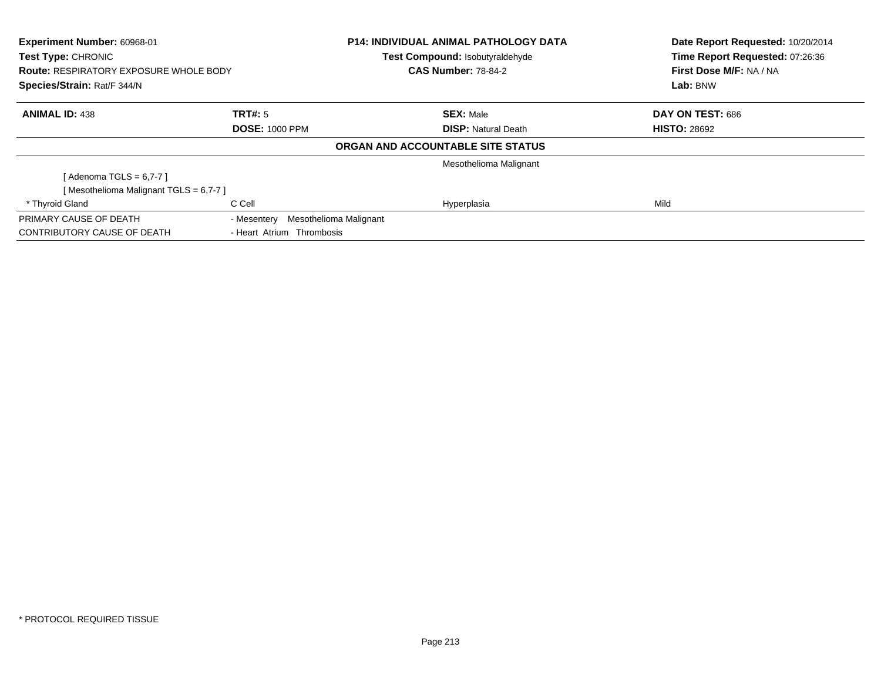| **Experiment Number:** 60968-01 | **P14: INDIVIDUAL ANIMAL PATHOLOGY DATA** | **Date Report Requested:** 10/20/2014 |
|---|---|---|
| **Test Type:** CHRONIC | **Test Compound:** Isobutyraldehyde | **Time Report Requested:** 07:26:36 |
| **Route:** RESPIRATORY EXPOSURE WHOLE BODY | **CAS Number:** 78-84-2 | **First Dose M/F:** NA / NA |
| **Species/Strain:** Rat/F 344/N | | **Lab:** BNW |

| **ANIMAL ID:** 438 | **TRT#:** 5 | **SEX:** Male | **DAY ON TEST:** 686 |
|---|---|---|---|
| | **DOSE:** 1000 PPM | **DISP:** Natural Death | **HISTO:** 28692 |

**ORGAN AND ACCOUNTABLE SITE STATUS**

| | | | |
|---|---|---|---|
| | | Mesothelioma Malignant | |
| [ Adenoma TGLS = 6,7-7 ] | | | |
| [ Mesothelioma Malignant TGLS = 6,7-7 ] | | | |
| * Thyroid Gland | C Cell | Hyperplasia | Mild |
| PRIMARY CAUSE OF DEATH | - Mesentery Mesothelioma Malignant | | |
| CONTRIBUTORY CAUSE OF DEATH | - Heart Atrium Thrombosis | | |

* PROTOCOL REQUIRED TISSUE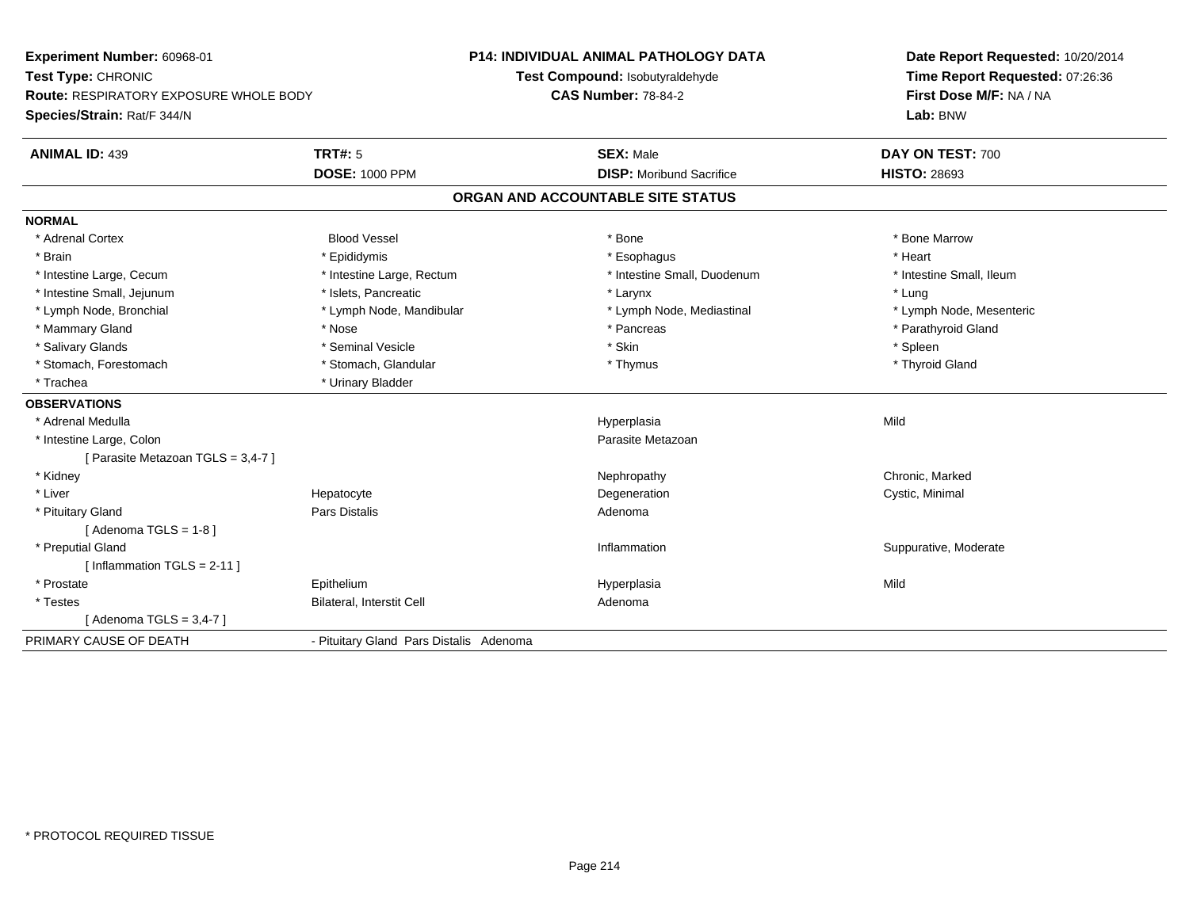**Experiment Number:** 60968-01
**Test Type:** CHRONIC
**Route:** RESPIRATORY EXPOSURE WHOLE BODY
**Species/Strain:** Rat/F 344/N

**P14: INDIVIDUAL ANIMAL PATHOLOGY DATA**
**Test Compound:** Isobutyraldehyde
**CAS Number:** 78-84-2

**Date Report Requested:** 10/20/2014
**Time Report Requested:** 07:26:36
**First Dose M/F:** NA / NA
**Lab:** BNW

| **ANIMAL ID:** 439 | **TRT#:** 5 | **SEX:** Male | **DAY ON TEST:** 700 |
|---|---|---|---|
| | **DOSE:** 1000 PPM | **DISP:** Moribund Sacrifice | **HISTO:** 28693 |

## ORGAN AND ACCOUNTABLE SITE STATUS

**NORMAL**

| | | | |
|---|---|---|---|
| * Adrenal Cortex | Blood Vessel | * Bone | * Bone Marrow |
| * Brain | * Epididymis | * Esophagus | * Heart |
| * Intestine Large, Cecum | * Intestine Large, Rectum | * Intestine Small, Duodenum | * Intestine Small, Ileum |
| * Intestine Small, Jejunum | * Islets, Pancreatic | * Larynx | * Lung |
| * Lymph Node, Bronchial | * Lymph Node, Mandibular | * Lymph Node, Mediastinal | * Lymph Node, Mesenteric |
| * Mammary Gland | * Nose | * Pancreas | * Parathyroid Gland |
| * Salivary Glands | * Seminal Vesicle | * Skin | * Spleen |
| * Stomach, Forestomach | * Stomach, Glandular | * Thymus | * Thyroid Gland |
| * Trachea | * Urinary Bladder | | |

**OBSERVATIONS**

| | | | |
|---|---|---|---|
| * Adrenal Medulla | | Hyperplasia | Mild |
| * Intestine Large, Colon | | Parasite Metazoan | |
| [ Parasite Metazoan TGLS = 3,4-7 ] | | | |
| * Kidney | | Nephropathy | Chronic, Marked |
| * Liver | Hepatocyte | Degeneration | Cystic, Minimal |
| * Pituitary Gland | Pars Distalis | Adenoma | |
| [ Adenoma TGLS = 1-8 ] | | | |
| * Preputial Gland | | Inflammation | Suppurative, Moderate |
| [ Inflammation TGLS = 2-11 ] | | | |
| * Prostate | Epithelium | Hyperplasia | Mild |
| * Testes | Bilateral, Interstit Cell | Adenoma | |
| [ Adenoma TGLS = 3,4-7 ] | | | |

PRIMARY CAUSE OF DEATH - Pituitary Gland Pars Distalis Adenoma

\* PROTOCOL REQUIRED TISSUE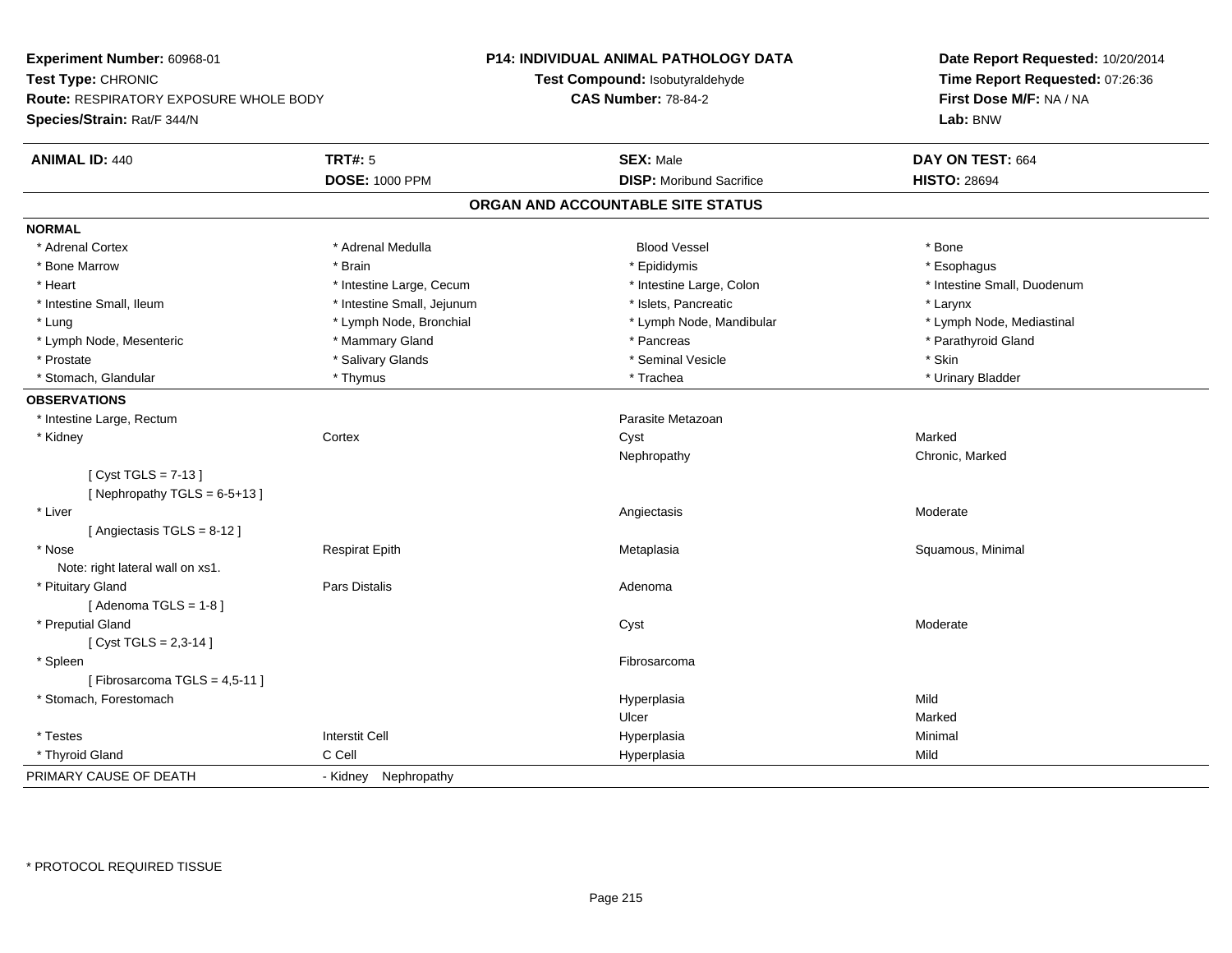**Experiment Number:** 60968-01
**Test Type:** CHRONIC
**Route:** RESPIRATORY EXPOSURE WHOLE BODY
**Species/Strain:** Rat/F 344/N

**P14: INDIVIDUAL ANIMAL PATHOLOGY DATA**
**Test Compound:** Isobutyraldehyde
**CAS Number:** 78-84-2

**Date Report Requested:** 10/20/2014
**Time Report Requested:** 07:26:36
**First Dose M/F:** NA / NA
**Lab:** BNW

| **ANIMAL ID:** 440 | **TRT#:** 5 | **SEX:** Male | **DAY ON TEST:** 664 |
|---|---|---|---|
| | **DOSE:** 1000 PPM | **DISP:** Moribund Sacrifice | **HISTO:** 28694 |

## ORGAN AND ACCOUNTABLE SITE STATUS

**NORMAL**

| | | | |
|---|---|---|---|
| * Adrenal Cortex | * Adrenal Medulla | Blood Vessel | * Bone |
| * Bone Marrow | * Brain | * Epididymis | * Esophagus |
| * Heart | * Intestine Large, Cecum | * Intestine Large, Colon | * Intestine Small, Duodenum |
| * Intestine Small, Ileum | * Intestine Small, Jejunum | * Islets, Pancreatic | * Larynx |
| * Lung | * Lymph Node, Bronchial | * Lymph Node, Mandibular | * Lymph Node, Mediastinal |
| * Lymph Node, Mesenteric | * Mammary Gland | * Pancreas | * Parathyroid Gland |
| * Prostate | * Salivary Glands | * Seminal Vesicle | * Skin |
| * Stomach, Glandular | * Thymus | * Trachea | * Urinary Bladder |

**OBSERVATIONS**

| | | | |
|---|---|---|---|
| * Intestine Large, Rectum | | Parasite Metazoan | |
| * Kidney | Cortex | Cyst | Marked |
| | | Nephropathy | Chronic, Marked |
| [ Cyst TGLS = 7-13 ] | | | |
| [ Nephropathy TGLS = 6-5+13 ] | | | |
| * Liver | | Angiectasis | Moderate |
| [ Angiectasis TGLS = 8-12 ] | | | |
| * Nose | Respirat Epith | Metaplasia | Squamous, Minimal |
| Note: right lateral wall on xs1. | | | |
| * Pituitary Gland | Pars Distalis | Adenoma | |
| [ Adenoma TGLS = 1-8 ] | | | |
| * Preputial Gland | | Cyst | Moderate |
| [ Cyst TGLS = 2,3-14 ] | | | |
| * Spleen | | Fibrosarcoma | |
| [ Fibrosarcoma TGLS = 4,5-11 ] | | | |
| * Stomach, Forestomach | | Hyperplasia | Mild |
| | | Ulcer | Marked |
| * Testes | Interstit Cell | Hyperplasia | Minimal |
| * Thyroid Gland | C Cell | Hyperplasia | Mild |

PRIMARY CAUSE OF DEATH - Kidney Nephropathy

\* PROTOCOL REQUIRED TISSUE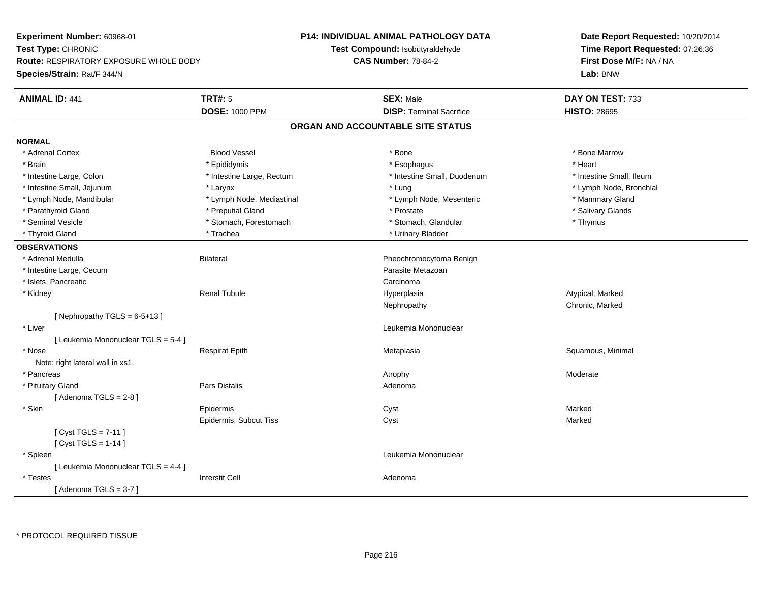**Experiment Number:** 60968-01
**Test Type:** CHRONIC
**Route:** RESPIRATORY EXPOSURE WHOLE BODY
**Species/Strain:** Rat/F 344/N

**P14: INDIVIDUAL ANIMAL PATHOLOGY DATA**
**Test Compound:** Isobutyraldehyde
**CAS Number:** 78-84-2

**Date Report Requested:** 10/20/2014
**Time Report Requested:** 07:26:36
**First Dose M/F:** NA / NA
**Lab:** BNW

| **ANIMAL ID:** 441 | **TRT#:** 5 | **SEX:** Male | **DAY ON TEST:** 733 |
|---|---|---|---|
| | **DOSE:** 1000 PPM | **DISP:** Terminal Sacrifice | **HISTO:** 28695 |

## ORGAN AND ACCOUNTABLE SITE STATUS

**NORMAL**

| | | | |
|---|---|---|---|
| * Adrenal Cortex | Blood Vessel | * Bone | * Bone Marrow |
| * Brain | * Epididymis | * Esophagus | * Heart |
| * Intestine Large, Colon | * Intestine Large, Rectum | * Intestine Small, Duodenum | * Intestine Small, Ileum |
| * Intestine Small, Jejunum | * Larynx | * Lung | * Lymph Node, Bronchial |
| * Lymph Node, Mandibular | * Lymph Node, Mediastinal | * Lymph Node, Mesenteric | * Mammary Gland |
| * Parathyroid Gland | * Preputial Gland | * Prostate | * Salivary Glands |
| * Seminal Vesicle | * Stomach, Forestomach | * Stomach, Glandular | * Thymus |
| * Thyroid Gland | * Trachea | * Urinary Bladder | |

**OBSERVATIONS**

| | | | |
|---|---|---|---|
| * Adrenal Medulla | Bilateral | Pheochromocytoma Benign | |
| * Intestine Large, Cecum | | Parasite Metazoan | |
| * Islets, Pancreatic | | Carcinoma | |
| * Kidney | Renal Tubule | Hyperplasia | Atypical, Marked |
| | | Nephropathy | Chronic, Marked |
| [ Nephropathy TGLS = 6-5+13 ] | | | |
| * Liver | | Leukemia Mononuclear | |
| [ Leukemia Mononuclear TGLS = 5-4 ] | | | |
| * Nose | Respirat Epith | Metaplasia | Squamous, Minimal |
| Note: right lateral wall in xs1. | | | |
| * Pancreas | | Atrophy | Moderate |
| * Pituitary Gland | Pars Distalis | Adenoma | |
| [ Adenoma TGLS = 2-8 ] | | | |
| * Skin | Epidermis | Cyst | Marked |
| | Epidermis, Subcut Tiss | Cyst | Marked |
| [ Cyst TGLS = 7-11 ] | | | |
| [ Cyst TGLS = 1-14 ] | | | |
| * Spleen | | Leukemia Mononuclear | |
| [ Leukemia Mononuclear TGLS = 4-4 ] | | | |
| * Testes | Interstit Cell | Adenoma | |
| [ Adenoma TGLS = 3-7 ] | | | |

\* PROTOCOL REQUIRED TISSUE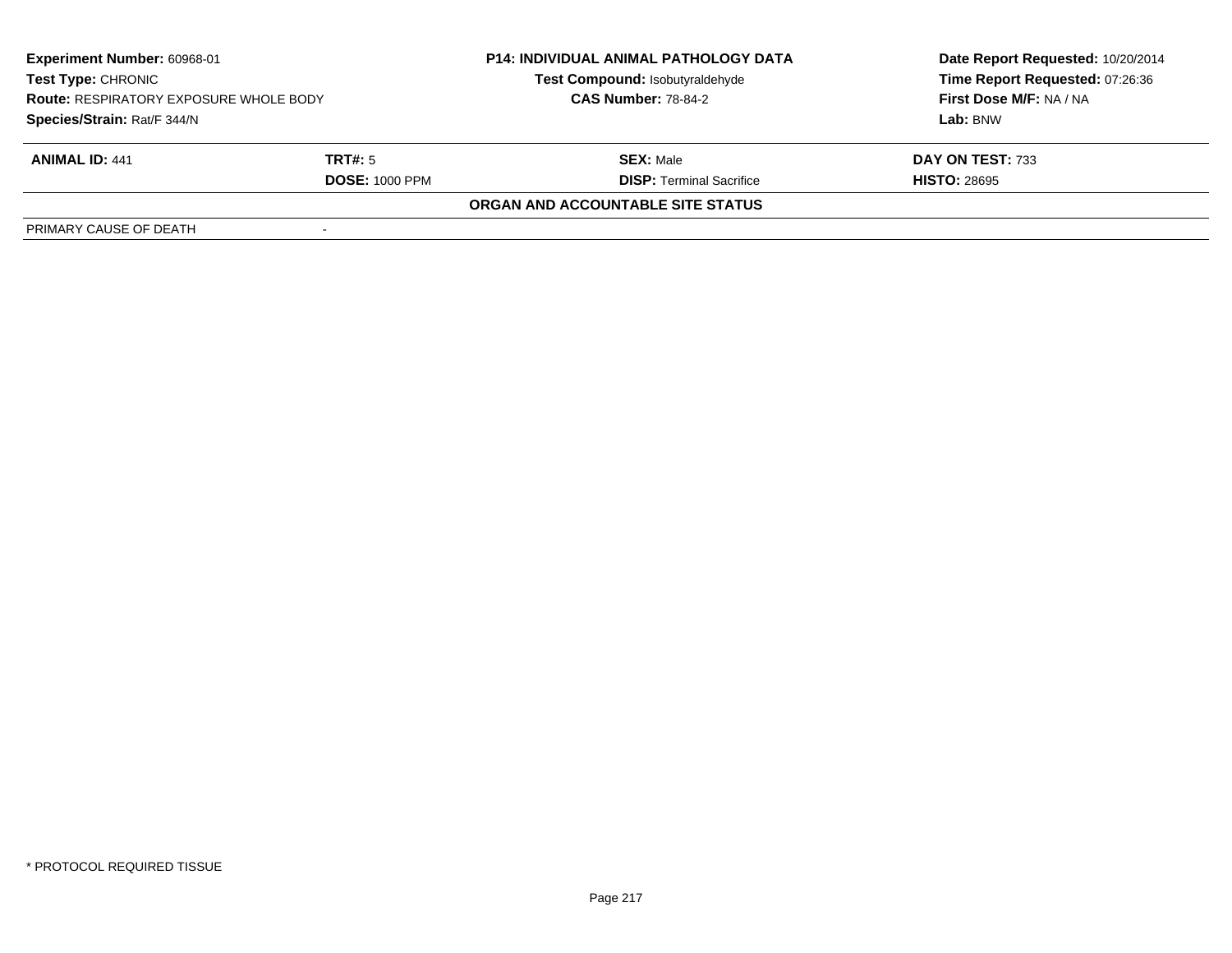| **Experiment Number:** 60968-01 | **P14: INDIVIDUAL ANIMAL PATHOLOGY DATA** | **Date Report Requested:** 10/20/2014 |
|---|---|---|
| **Test Type:** CHRONIC | **Test Compound:** Isobutyraldehyde | **Time Report Requested:** 07:26:36 |
| **Route:** RESPIRATORY EXPOSURE WHOLE BODY | **CAS Number:** 78-84-2 | **First Dose M/F:** NA / NA |
| **Species/Strain:** Rat/F 344/N | | **Lab:** BNW |

| **ANIMAL ID:** 441 | **TRT#:** 5 | **SEX:** Male | **DAY ON TEST:** 733 |
|---|---|---|---|
| | **DOSE:** 1000 PPM | **DISP:** Terminal Sacrifice | **HISTO:** 28695 |

**ORGAN AND ACCOUNTABLE SITE STATUS**

| PRIMARY CAUSE OF DEATH | - |
|---|---|

\* PROTOCOL REQUIRED TISSUE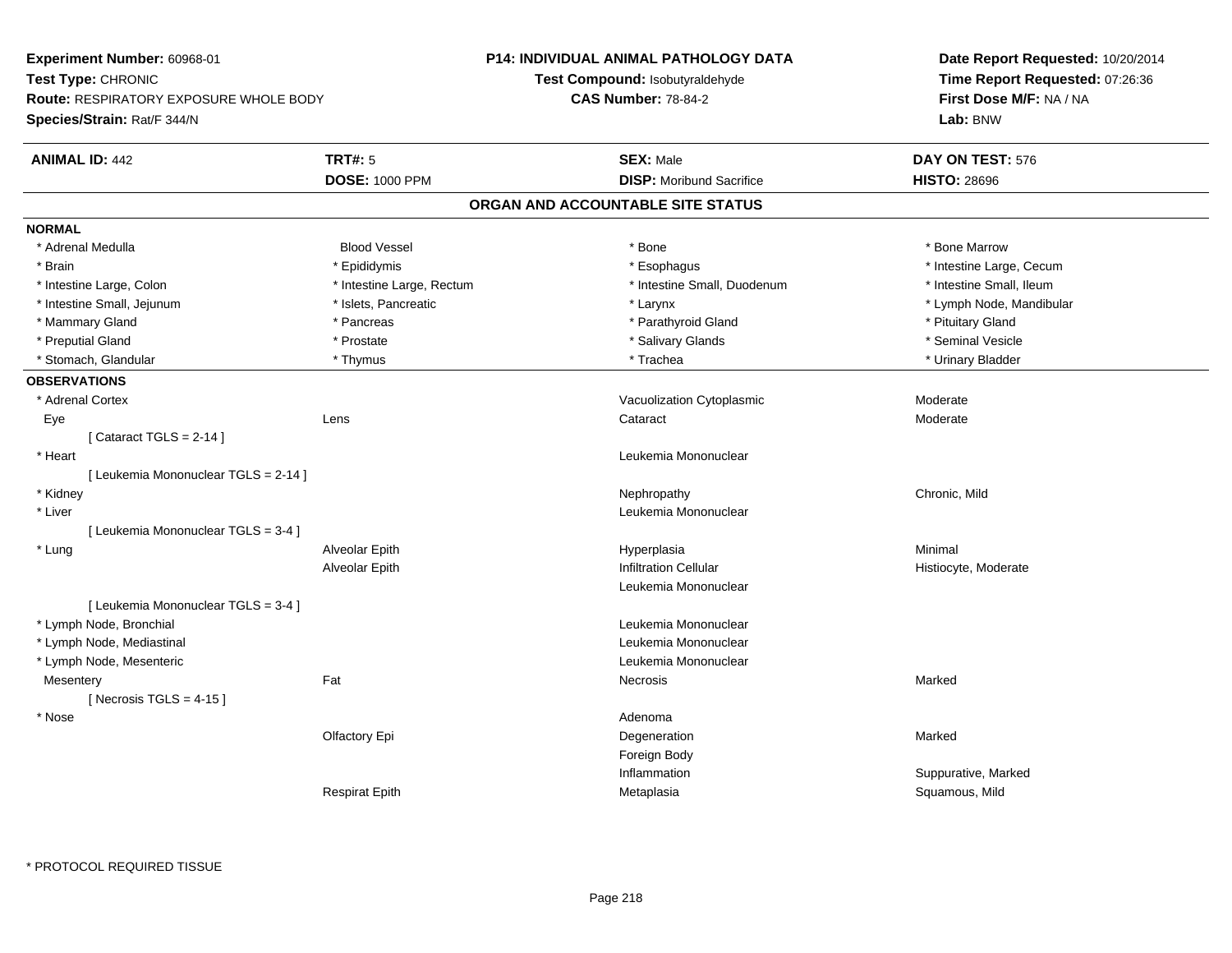**Experiment Number:** 60968-01
**Test Type:** CHRONIC
**Route:** RESPIRATORY EXPOSURE WHOLE BODY
**Species/Strain:** Rat/F 344/N

**P14: INDIVIDUAL ANIMAL PATHOLOGY DATA**
**Test Compound:** Isobutyraldehyde
**CAS Number:** 78-84-2

**Date Report Requested:** 10/20/2014
**Time Report Requested:** 07:26:36
**First Dose M/F:** NA / NA
**Lab:** BNW

| **ANIMAL ID:** 442 | **TRT#:** 5 | **SEX:** Male | **DAY ON TEST:** 576 |
|---|---|---|---|
| | **DOSE:** 1000 PPM | **DISP:** Moribund Sacrifice | **HISTO:** 28696 |

## ORGAN AND ACCOUNTABLE SITE STATUS

**NORMAL**

| | | | |
|---|---|---|---|
| * Adrenal Medulla | Blood Vessel | * Bone | * Bone Marrow |
| * Brain | * Epididymis | * Esophagus | * Intestine Large, Cecum |
| * Intestine Large, Colon | * Intestine Large, Rectum | * Intestine Small, Duodenum | * Intestine Small, Ileum |
| * Intestine Small, Jejunum | * Islets, Pancreatic | * Larynx | * Lymph Node, Mandibular |
| * Mammary Gland | * Pancreas | * Parathyroid Gland | * Pituitary Gland |
| * Preputial Gland | * Prostate | * Salivary Glands | * Seminal Vesicle |
| * Stomach, Glandular | * Thymus | * Trachea | * Urinary Bladder |

**OBSERVATIONS**

| | | | |
|---|---|---|---|
| * Adrenal Cortex | | Vacuolization Cytoplasmic | Moderate |
| Eye | Lens | Cataract | Moderate |
| [ Cataract TGLS = 2-14 ] | | | |
| * Heart | | Leukemia Mononuclear | |
| [ Leukemia Mononuclear TGLS = 2-14 ] | | | |
| * Kidney | | Nephropathy | Chronic, Mild |
| * Liver | | Leukemia Mononuclear | |
| [ Leukemia Mononuclear TGLS = 3-4 ] | | | |
| * Lung | Alveolar Epith | Hyperplasia | Minimal |
| | Alveolar Epith | Infiltration Cellular | Histiocyte, Moderate |
| | | Leukemia Mononuclear | |
| [ Leukemia Mononuclear TGLS = 3-4 ] | | | |
| * Lymph Node, Bronchial | | Leukemia Mononuclear | |
| * Lymph Node, Mediastinal | | Leukemia Mononuclear | |
| * Lymph Node, Mesenteric | | Leukemia Mononuclear | |
| Mesentery | Fat | Necrosis | Marked |
| [ Necrosis TGLS = 4-15 ] | | | |
| * Nose | | Adenoma | |
| | Olfactory Epi | Degeneration | Marked |
| | | Foreign Body | |
| | | Inflammation | Suppurative, Marked |
| | Respirat Epith | Metaplasia | Squamous, Mild |

\* PROTOCOL REQUIRED TISSUE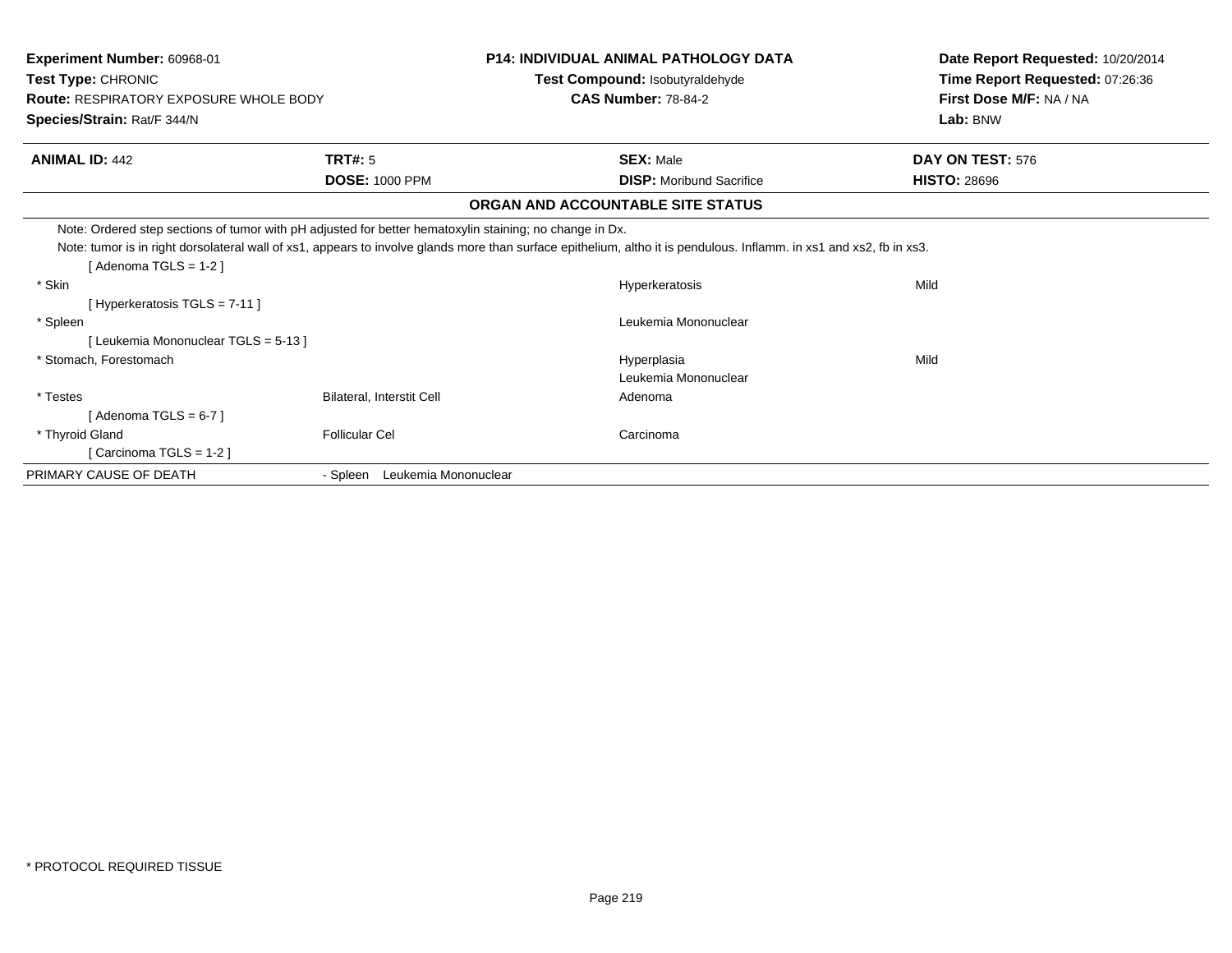**Experiment Number:** 60968-01
**Test Type:** CHRONIC
**Route:** RESPIRATORY EXPOSURE WHOLE BODY
**Species/Strain:** Rat/F 344/N

**P14: INDIVIDUAL ANIMAL PATHOLOGY DATA**
**Test Compound:** Isobutyraldehyde
**CAS Number:** 78-84-2

**Date Report Requested:** 10/20/2014
**Time Report Requested:** 07:26:36
**First Dose M/F:** NA / NA
**Lab:** BNW

| **ANIMAL ID:** 442 | **TRT#:** 5 | **SEX:** Male | **DAY ON TEST:** 576 |
|---|---|---|---|
| | **DOSE:** 1000 PPM | **DISP:** Moribund Sacrifice | **HISTO:** 28696 |

## ORGAN AND ACCOUNTABLE SITE STATUS

Note: Ordered step sections of tumor with pH adjusted for better hematoxylin staining; no change in Dx.

Note: tumor is in right dorsolateral wall of xs1, appears to involve glands more than surface epithelium, altho it is pendulous. Inflamm. in xs1 and xs2, fb in xs3.

[ Adenoma TGLS = 1-2 ]

| | | | |
|---|---|---|---|
| * Skin | | Hyperkeratosis | Mild |
| [ Hyperkeratosis TGLS = 7-11 ] | | | |
| * Spleen | | Leukemia Mononuclear | |
| [ Leukemia Mononuclear TGLS = 5-13 ] | | | |
| * Stomach, Forestomach | | Hyperplasia | Mild |
| | | Leukemia Mononuclear | |
| * Testes | Bilateral, Interstit Cell | Adenoma | |
| [ Adenoma TGLS = 6-7 ] | | | |
| * Thyroid Gland | Follicular Cel | Carcinoma | |
| [ Carcinoma TGLS = 1-2 ] | | | |
| PRIMARY CAUSE OF DEATH | - Spleen Leukemia Mononuclear | | |

* PROTOCOL REQUIRED TISSUE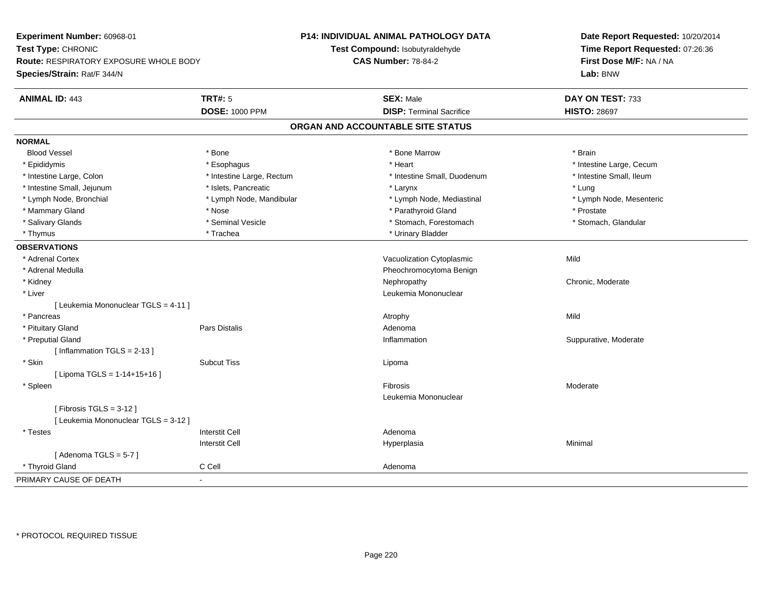**Experiment Number:** 60968-01
**Test Type:** CHRONIC
**Route:** RESPIRATORY EXPOSURE WHOLE BODY
**Species/Strain:** Rat/F 344/N

**P14: INDIVIDUAL ANIMAL PATHOLOGY DATA**
**Test Compound:** Isobutyraldehyde
**CAS Number:** 78-84-2

**Date Report Requested:** 10/20/2014
**Time Report Requested:** 07:26:36
**First Dose M/F:** NA / NA
**Lab:** BNW

| **ANIMAL ID:** 443 | **TRT#:** 5 | **SEX:** Male | **DAY ON TEST:** 733 |
|---|---|---|---|
| | **DOSE:** 1000 PPM | **DISP:** Terminal Sacrifice | **HISTO:** 28697 |

## ORGAN AND ACCOUNTABLE SITE STATUS

**NORMAL**

| | | | |
|---|---|---|---|
| Blood Vessel | * Bone | * Bone Marrow | * Brain |
| * Epididymis | * Esophagus | * Heart | * Intestine Large, Cecum |
| * Intestine Large, Colon | * Intestine Large, Rectum | * Intestine Small, Duodenum | * Intestine Small, Ileum |
| * Intestine Small, Jejunum | * Islets, Pancreatic | * Larynx | * Lung |
| * Lymph Node, Bronchial | * Lymph Node, Mandibular | * Lymph Node, Mediastinal | * Lymph Node, Mesenteric |
| * Mammary Gland | * Nose | * Parathyroid Gland | * Prostate |
| * Salivary Glands | * Seminal Vesicle | * Stomach, Forestomach | * Stomach, Glandular |
| * Thymus | * Trachea | * Urinary Bladder | |

**OBSERVATIONS**

| | | | |
|---|---|---|---|
| * Adrenal Cortex | | Vacuolization Cytoplasmic | Mild |
| * Adrenal Medulla | | Pheochromocytoma Benign | |
| * Kidney | | Nephropathy | Chronic, Moderate |
| * Liver | | Leukemia Mononuclear | |
| [ Leukemia Mononuclear TGLS = 4-11 ] | | | |
| * Pancreas | | Atrophy | Mild |
| * Pituitary Gland | Pars Distalis | Adenoma | |
| * Preputial Gland | | Inflammation | Suppurative, Moderate |
| [ Inflammation TGLS = 2-13 ] | | | |
| * Skin | Subcut Tiss | Lipoma | |
| [ Lipoma TGLS = 1-14+15+16 ] | | | |
| * Spleen | | Fibrosis | Moderate |
| | | Leukemia Mononuclear | |
| [ Fibrosis TGLS = 3-12 ] | | | |
| [ Leukemia Mononuclear TGLS = 3-12 ] | | | |
| * Testes | Interstit Cell | Adenoma | |
| | Interstit Cell | Hyperplasia | Minimal |
| [ Adenoma TGLS = 5-7 ] | | | |
| * Thyroid Gland | C Cell | Adenoma | |

PRIMARY CAUSE OF DEATH -

* PROTOCOL REQUIRED TISSUE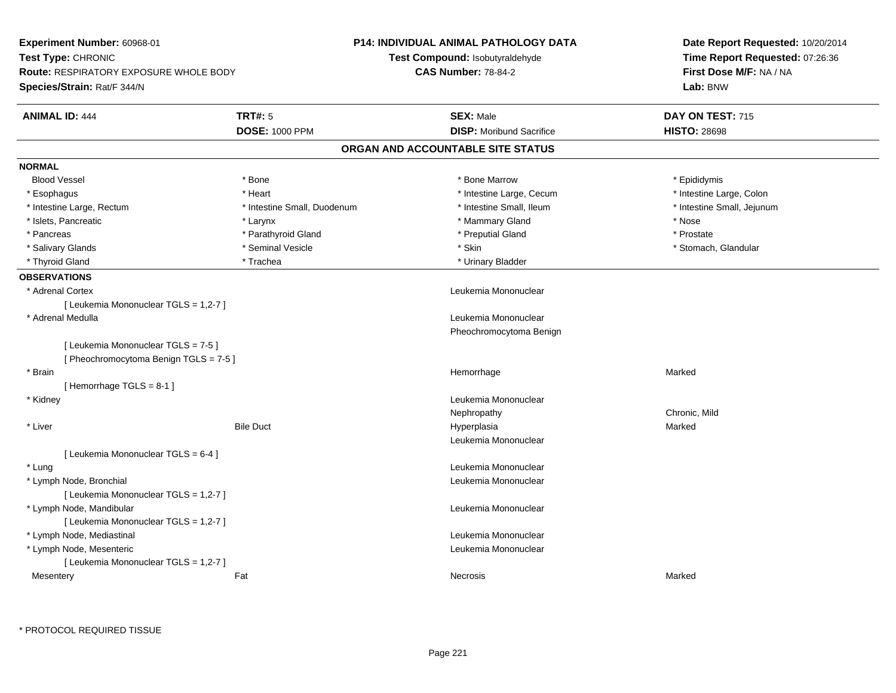**Experiment Number:** 60968-01
**Test Type:** CHRONIC
**Route:** RESPIRATORY EXPOSURE WHOLE BODY
**Species/Strain:** Rat/F 344/N

**P14: INDIVIDUAL ANIMAL PATHOLOGY DATA**
**Test Compound:** Isobutyraldehyde
**CAS Number:** 78-84-2

**Date Report Requested:** 10/20/2014
**Time Report Requested:** 07:26:36
**First Dose M/F:** NA / NA
**Lab:** BNW

| **ANIMAL ID:** 444 | **TRT#:** 5 | **SEX:** Male | **DAY ON TEST:** 715 |
|---|---|---|---|
| | **DOSE:** 1000 PPM | **DISP:** Moribund Sacrifice | **HISTO:** 28698 |

## ORGAN AND ACCOUNTABLE SITE STATUS

**NORMAL**

| | | | |
|---|---|---|---|
| Blood Vessel | * Bone | * Bone Marrow | * Epididymis |
| * Esophagus | * Heart | * Intestine Large, Cecum | * Intestine Large, Colon |
| * Intestine Large, Rectum | * Intestine Small, Duodenum | * Intestine Small, Ileum | * Intestine Small, Jejunum |
| * Islets, Pancreatic | * Larynx | * Mammary Gland | * Nose |
| * Pancreas | * Parathyroid Gland | * Preputial Gland | * Prostate |
| * Salivary Glands | * Seminal Vesicle | * Skin | * Stomach, Glandular |
| * Thyroid Gland | * Trachea | * Urinary Bladder | |

**OBSERVATIONS**

| | | | |
|---|---|---|---|
| * Adrenal Cortex | | Leukemia Mononuclear | |
| [ Leukemia Mononuclear TGLS = 1,2-7 ] | | | |
| * Adrenal Medulla | | Leukemia Mononuclear | |
| | | Pheochromocytoma Benign | |
| [ Leukemia Mononuclear TGLS = 7-5 ] | | | |
| [ Pheochromocytoma Benign TGLS = 7-5 ] | | | |
| * Brain | | Hemorrhage | Marked |
| [ Hemorrhage TGLS = 8-1 ] | | | |
| * Kidney | | Leukemia Mononuclear | |
| | | Nephropathy | Chronic, Mild |
| * Liver | Bile Duct | Hyperplasia | Marked |
| | | Leukemia Mononuclear | |
| [ Leukemia Mononuclear TGLS = 6-4 ] | | | |
| * Lung | | Leukemia Mononuclear | |
| * Lymph Node, Bronchial | | Leukemia Mononuclear | |
| [ Leukemia Mononuclear TGLS = 1,2-7 ] | | | |
| * Lymph Node, Mandibular | | Leukemia Mononuclear | |
| [ Leukemia Mononuclear TGLS = 1,2-7 ] | | | |
| * Lymph Node, Mediastinal | | Leukemia Mononuclear | |
| * Lymph Node, Mesenteric | | Leukemia Mononuclear | |
| [ Leukemia Mononuclear TGLS = 1,2-7 ] | | | |
| Mesentery | Fat | Necrosis | Marked |

* PROTOCOL REQUIRED TISSUE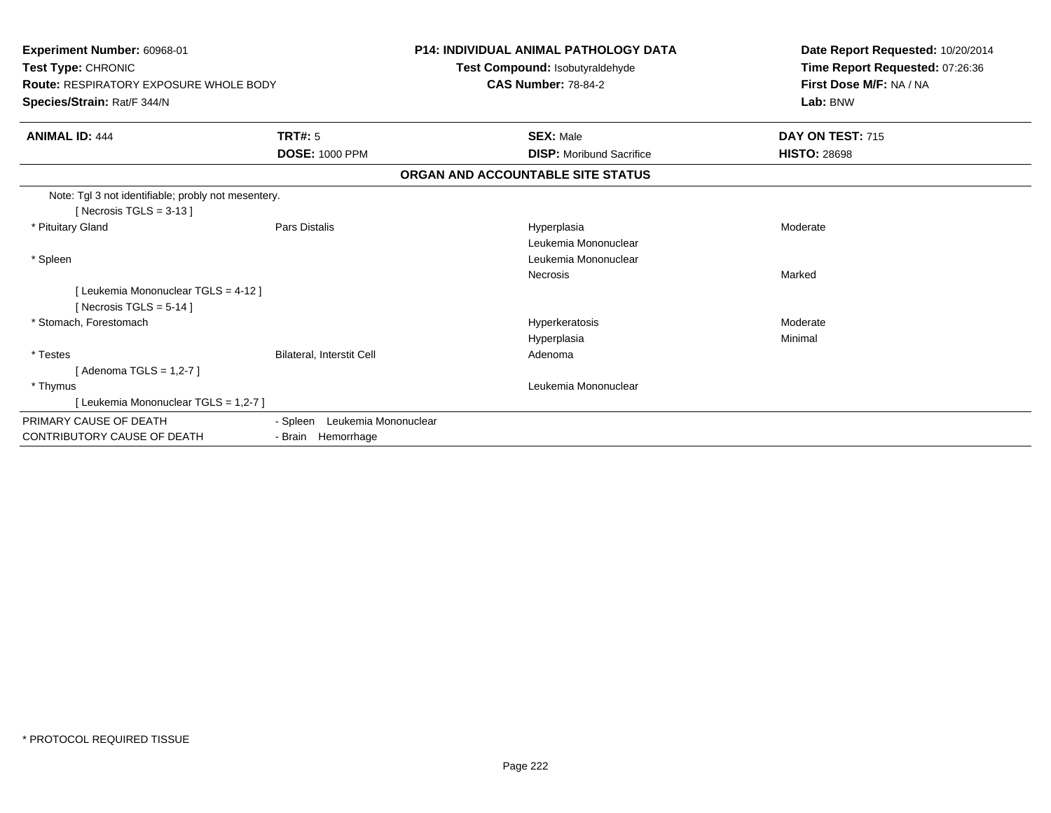**Experiment Number:** 60968-01
**Test Type:** CHRONIC
**Route:** RESPIRATORY EXPOSURE WHOLE BODY
**Species/Strain:** Rat/F 344/N

**P14: INDIVIDUAL ANIMAL PATHOLOGY DATA**
**Test Compound:** Isobutyraldehyde
**CAS Number:** 78-84-2

**Date Report Requested:** 10/20/2014
**Time Report Requested:** 07:26:36
**First Dose M/F:** NA / NA
**Lab:** BNW

| **ANIMAL ID:** 444 | **TRT#:** 5 | **SEX:** Male | **DAY ON TEST:** 715 |
|---|---|---|---|
| | **DOSE:** 1000 PPM | **DISP:** Moribund Sacrifice | **HISTO:** 28698 |

## ORGAN AND ACCOUNTABLE SITE STATUS

| | | | |
|---|---|---|---|
| Note: Tgl 3 not identifiable; probly not mesentery. | | | |
| [ Necrosis TGLS = 3-13 ] | | | |
| * Pituitary Gland | Pars Distalis | Hyperplasia | Moderate |
| | | Leukemia Mononuclear | |
| * Spleen | | Leukemia Mononuclear | |
| | | Necrosis | Marked |
| [ Leukemia Mononuclear TGLS = 4-12 ] | | | |
| [ Necrosis TGLS = 5-14 ] | | | |
| * Stomach, Forestomach | | Hyperkeratosis | Moderate |
| | | Hyperplasia | Minimal |
| * Testes | Bilateral, Interstit Cell | Adenoma | |
| [ Adenoma TGLS = 1,2-7 ] | | | |
| * Thymus | | Leukemia Mononuclear | |
| [ Leukemia Mononuclear TGLS = 1,2-7 ] | | | |

| | |
|---|---|
| PRIMARY CAUSE OF DEATH | - Spleen Leukemia Mononuclear |
| CONTRIBUTORY CAUSE OF DEATH | - Brain Hemorrhage |

* PROTOCOL REQUIRED TISSUE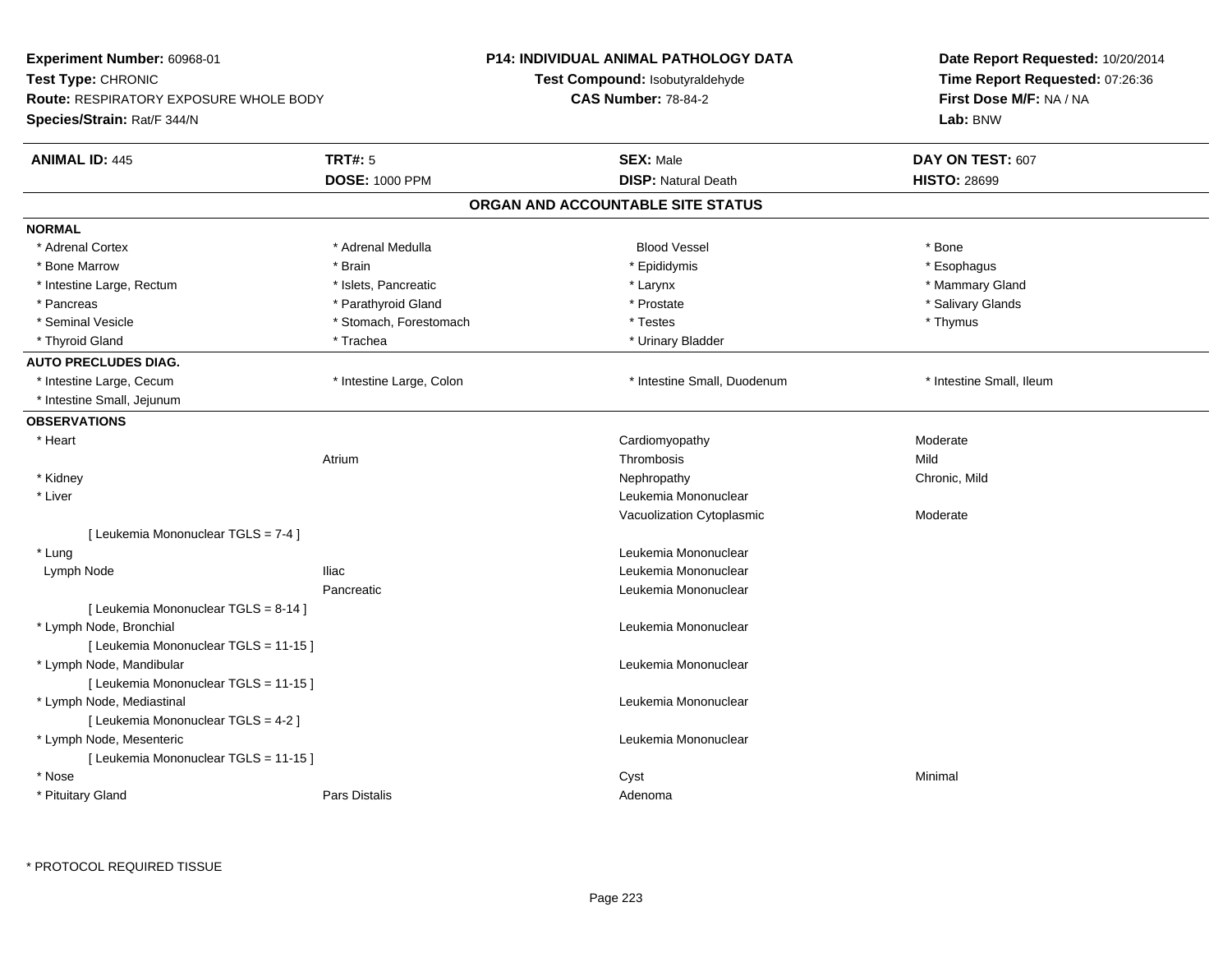**Experiment Number:** 60968-01
**Test Type:** CHRONIC
**Route:** RESPIRATORY EXPOSURE WHOLE BODY
**Species/Strain:** Rat/F 344/N

**P14: INDIVIDUAL ANIMAL PATHOLOGY DATA**
**Test Compound:** Isobutyraldehyde
**CAS Number:** 78-84-2

**Date Report Requested:** 10/20/2014
**Time Report Requested:** 07:26:36
**First Dose M/F:** NA / NA
**Lab:** BNW

| **ANIMAL ID:** 445 | **TRT#:** 5 | **SEX:** Male | **DAY ON TEST:** 607 |
|---|---|---|---|
| | **DOSE:** 1000 PPM | **DISP:** Natural Death | **HISTO:** 28699 |

## ORGAN AND ACCOUNTABLE SITE STATUS

**NORMAL**

| | | | |
|---|---|---|---|
| * Adrenal Cortex | * Adrenal Medulla | Blood Vessel | * Bone |
| * Bone Marrow | * Brain | * Epididymis | * Esophagus |
| * Intestine Large, Rectum | * Islets, Pancreatic | * Larynx | * Mammary Gland |
| * Pancreas | * Parathyroid Gland | * Prostate | * Salivary Glands |
| * Seminal Vesicle | * Stomach, Forestomach | * Testes | * Thymus |
| * Thyroid Gland | * Trachea | * Urinary Bladder | |

**AUTO PRECLUDES DIAG.**

| | | | |
|---|---|---|---|
| * Intestine Large, Cecum | * Intestine Large, Colon | * Intestine Small, Duodenum | * Intestine Small, Ileum |
| * Intestine Small, Jejunum | | | |

**OBSERVATIONS**

| | | | |
|---|---|---|---|
| * Heart | | Cardiomyopathy | Moderate |
| | Atrium | Thrombosis | Mild |
| * Kidney | | Nephropathy | Chronic, Mild |
| * Liver | | Leukemia Mononuclear | |
| | | Vacuolization Cytoplasmic | Moderate |
| [ Leukemia Mononuclear TGLS = 7-4 ] | | | |
| * Lung | | Leukemia Mononuclear | |
| Lymph Node | Iliac | Leukemia Mononuclear | |
| | Pancreatic | Leukemia Mononuclear | |
| [ Leukemia Mononuclear TGLS = 8-14 ] | | | |
| * Lymph Node, Bronchial | | Leukemia Mononuclear | |
| [ Leukemia Mononuclear TGLS = 11-15 ] | | | |
| * Lymph Node, Mandibular | | Leukemia Mononuclear | |
| [ Leukemia Mononuclear TGLS = 11-15 ] | | | |
| * Lymph Node, Mediastinal | | Leukemia Mononuclear | |
| [ Leukemia Mononuclear TGLS = 4-2 ] | | | |
| * Lymph Node, Mesenteric | | Leukemia Mononuclear | |
| [ Leukemia Mononuclear TGLS = 11-15 ] | | | |
| * Nose | | Cyst | Minimal |
| * Pituitary Gland | Pars Distalis | Adenoma | |

\* PROTOCOL REQUIRED TISSUE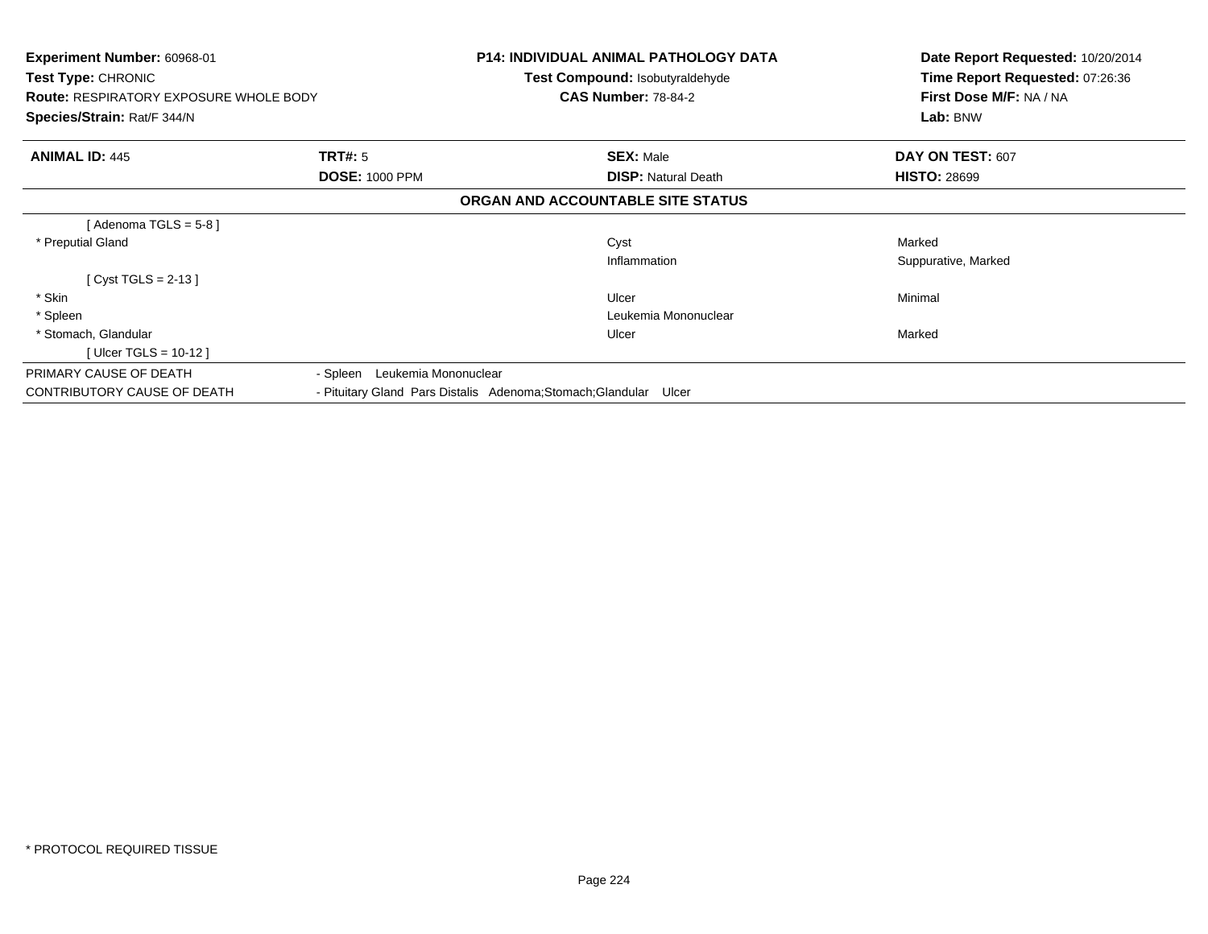**Experiment Number:** 60968-01
**Test Type:** CHRONIC
**Route:** RESPIRATORY EXPOSURE WHOLE BODY
**Species/Strain:** Rat/F 344/N

**P14: INDIVIDUAL ANIMAL PATHOLOGY DATA**
**Test Compound:** Isobutyraldehyde
**CAS Number:** 78-84-2

**Date Report Requested:** 10/20/2014
**Time Report Requested:** 07:26:36
**First Dose M/F:** NA / NA
**Lab:** BNW

| **ANIMAL ID:** 445 | **TRT#:** 5 | **SEX:** Male | **DAY ON TEST:** 607 |
|---|---|---|---|
| | **DOSE:** 1000 PPM | **DISP:** Natural Death | **HISTO:** 28699 |

**ORGAN AND ACCOUNTABLE SITE STATUS**

| | | | |
|---|---|---|---|
| [ Adenoma TGLS = 5-8 ] | | | |
| * Preputial Gland | | Cyst | Marked |
| | | Inflammation | Suppurative, Marked |
| [ Cyst TGLS = 2-13 ] | | | |
| * Skin | | Ulcer | Minimal |
| * Spleen | | Leukemia Mononuclear | |
| * Stomach, Glandular | | Ulcer | Marked |
| [ Ulcer TGLS = 10-12 ] | | | |
| PRIMARY CAUSE OF DEATH | - Spleen Leukemia Mononuclear | | |
| CONTRIBUTORY CAUSE OF DEATH | - Pituitary Gland Pars Distalis Adenoma;Stomach;Glandular Ulcer | | |

* PROTOCOL REQUIRED TISSUE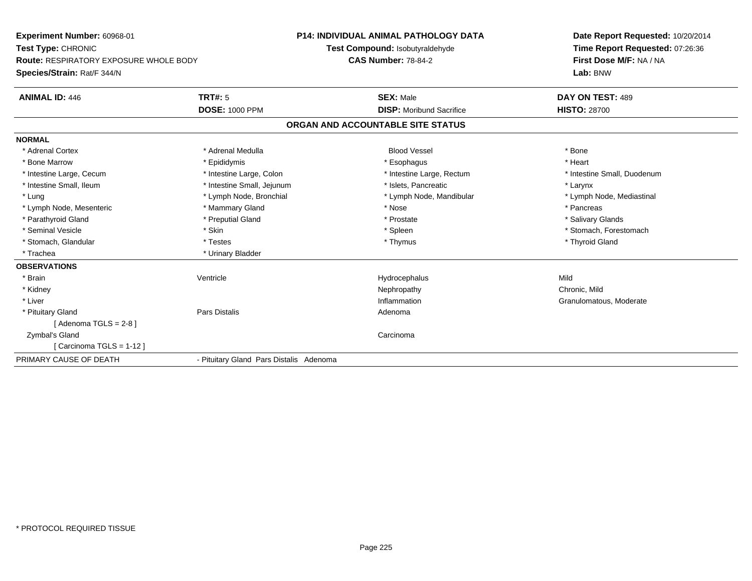**Experiment Number:** 60968-01
**Test Type:** CHRONIC
**Route:** RESPIRATORY EXPOSURE WHOLE BODY
**Species/Strain:** Rat/F 344/N

**P14: INDIVIDUAL ANIMAL PATHOLOGY DATA**
**Test Compound:** Isobutyraldehyde
**CAS Number:** 78-84-2

**Date Report Requested:** 10/20/2014
**Time Report Requested:** 07:26:36
**First Dose M/F:** NA / NA
**Lab:** BNW

| **ANIMAL ID:** 446 | **TRT#:** 5 | **SEX:** Male | **DAY ON TEST:** 489 |
|---|---|---|---|
| | **DOSE:** 1000 PPM | **DISP:** Moribund Sacrifice | **HISTO:** 28700 |

## ORGAN AND ACCOUNTABLE SITE STATUS

**NORMAL**

| | | | |
|---|---|---|---|
| * Adrenal Cortex | * Adrenal Medulla | Blood Vessel | * Bone |
| * Bone Marrow | * Epididymis | * Esophagus | * Heart |
| * Intestine Large, Cecum | * Intestine Large, Colon | * Intestine Large, Rectum | * Intestine Small, Duodenum |
| * Intestine Small, Ileum | * Intestine Small, Jejunum | * Islets, Pancreatic | * Larynx |
| * Lung | * Lymph Node, Bronchial | * Lymph Node, Mandibular | * Lymph Node, Mediastinal |
| * Lymph Node, Mesenteric | * Mammary Gland | * Nose | * Pancreas |
| * Parathyroid Gland | * Preputial Gland | * Prostate | * Salivary Glands |
| * Seminal Vesicle | * Skin | * Spleen | * Stomach, Forestomach |
| * Stomach, Glandular | * Testes | * Thymus | * Thyroid Gland |
| * Trachea | * Urinary Bladder | | |

**OBSERVATIONS**

| | | | |
|---|---|---|---|
| * Brain | Ventricle | Hydrocephalus | Mild |
| * Kidney | | Nephropathy | Chronic, Mild |
| * Liver | | Inflammation | Granulomatous, Moderate |
| * Pituitary Gland | Pars Distalis | Adenoma | |
| [ Adenoma TGLS = 2-8 ] | | | |
| Zymbal's Gland | | Carcinoma | |
| [ Carcinoma TGLS = 1-12 ] | | | |

PRIMARY CAUSE OF DEATH - Pituitary Gland Pars Distalis Adenoma

* PROTOCOL REQUIRED TISSUE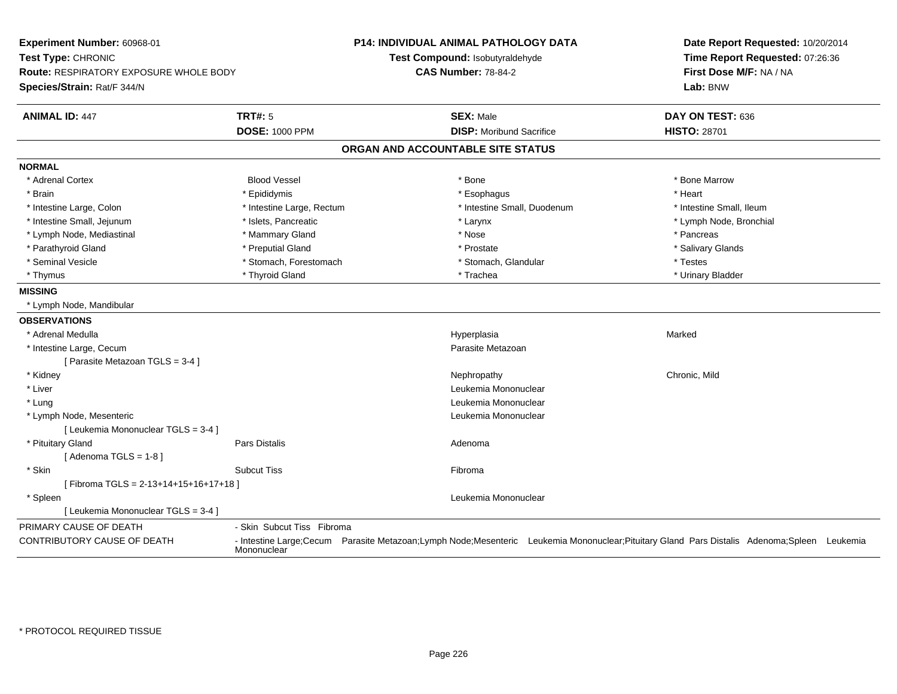**Experiment Number:** 60968-01
**Test Type:** CHRONIC
**Route:** RESPIRATORY EXPOSURE WHOLE BODY
**Species/Strain:** Rat/F 344/N

**P14: INDIVIDUAL ANIMAL PATHOLOGY DATA**
**Test Compound:** Isobutyraldehyde
**CAS Number:** 78-84-2

**Date Report Requested:** 10/20/2014
**Time Report Requested:** 07:26:36
**First Dose M/F:** NA / NA
**Lab:** BNW

| **ANIMAL ID:** 447 | **TRT#:** 5 | **SEX:** Male | **DAY ON TEST:** 636 |
|---|---|---|---|
| | **DOSE:** 1000 PPM | **DISP:** Moribund Sacrifice | **HISTO:** 28701 |

## ORGAN AND ACCOUNTABLE SITE STATUS

**NORMAL**

| | | | |
|---|---|---|---|
| * Adrenal Cortex | Blood Vessel | * Bone | * Bone Marrow |
| * Brain | * Epididymis | * Esophagus | * Heart |
| * Intestine Large, Colon | * Intestine Large, Rectum | * Intestine Small, Duodenum | * Intestine Small, Ileum |
| * Intestine Small, Jejunum | * Islets, Pancreatic | * Larynx | * Lymph Node, Bronchial |
| * Lymph Node, Mediastinal | * Mammary Gland | * Nose | * Pancreas |
| * Parathyroid Gland | * Preputial Gland | * Prostate | * Salivary Glands |
| * Seminal Vesicle | * Stomach, Forestomach | * Stomach, Glandular | * Testes |
| * Thymus | * Thyroid Gland | * Trachea | * Urinary Bladder |

**MISSING**

* Lymph Node, Mandibular

**OBSERVATIONS**

| | | | |
|---|---|---|---|
| * Adrenal Medulla | | Hyperplasia | Marked |
| * Intestine Large, Cecum | | Parasite Metazoan | |
| [ Parasite Metazoan TGLS = 3-4 ] | | | |
| * Kidney | | Nephropathy | Chronic, Mild |
| * Liver | | Leukemia Mononuclear | |
| * Lung | | Leukemia Mononuclear | |
| * Lymph Node, Mesenteric | | Leukemia Mononuclear | |
| [ Leukemia Mononuclear TGLS = 3-4 ] | | | |
| * Pituitary Gland | Pars Distalis | Adenoma | |
| [ Adenoma TGLS = 1-8 ] | | | |
| * Skin | Subcut Tiss | Fibroma | |
| [ Fibroma TGLS = 2-13+14+15+16+17+18 ] | | | |
| * Spleen | | Leukemia Mononuclear | |
| [ Leukemia Mononuclear TGLS = 3-4 ] | | | |

| | |
|---|---|
| PRIMARY CAUSE OF DEATH | - Skin Subcut Tiss Fibroma |
| CONTRIBUTORY CAUSE OF DEATH | - Intestine Large;Cecum Parasite Metazoan;Lymph Node;Mesenteric Leukemia Mononuclear;Pituitary Gland Pars Distalis Adenoma;Spleen Leukemia Mononuclear |

\* PROTOCOL REQUIRED TISSUE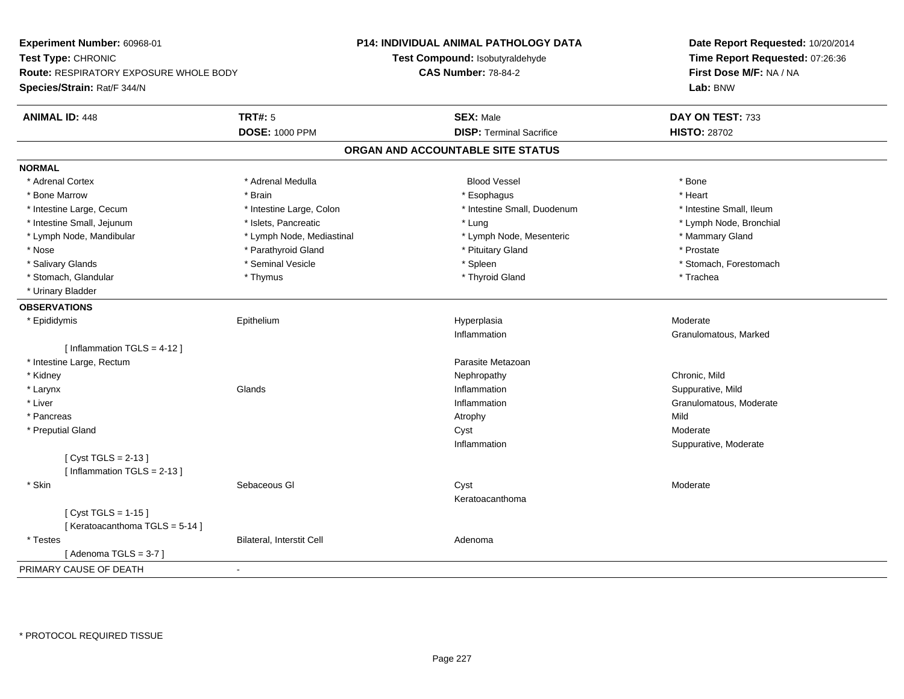**Experiment Number:** 60968-01
**Test Type:** CHRONIC
**Route:** RESPIRATORY EXPOSURE WHOLE BODY
**Species/Strain:** Rat/F 344/N

**P14: INDIVIDUAL ANIMAL PATHOLOGY DATA**
**Test Compound:** Isobutyraldehyde
**CAS Number:** 78-84-2

**Date Report Requested:** 10/20/2014
**Time Report Requested:** 07:26:36
**First Dose M/F:** NA / NA
**Lab:** BNW

| **ANIMAL ID:** 448 | **TRT#:** 5 | **SEX:** Male | **DAY ON TEST:** 733 |
|---|---|---|---|
| | **DOSE:** 1000 PPM | **DISP:** Terminal Sacrifice | **HISTO:** 28702 |

## ORGAN AND ACCOUNTABLE SITE STATUS

**NORMAL**

| | | | |
|---|---|---|---|
| * Adrenal Cortex | * Adrenal Medulla | Blood Vessel | * Bone |
| * Bone Marrow | * Brain | * Esophagus | * Heart |
| * Intestine Large, Cecum | * Intestine Large, Colon | * Intestine Small, Duodenum | * Intestine Small, Ileum |
| * Intestine Small, Jejunum | * Islets, Pancreatic | * Lung | * Lymph Node, Bronchial |
| * Lymph Node, Mandibular | * Lymph Node, Mediastinal | * Lymph Node, Mesenteric | * Mammary Gland |
| * Nose | * Parathyroid Gland | * Pituitary Gland | * Prostate |
| * Salivary Glands | * Seminal Vesicle | * Spleen | * Stomach, Forestomach |
| * Stomach, Glandular | * Thymus | * Thyroid Gland | * Trachea |
| * Urinary Bladder | | | |

**OBSERVATIONS**

| | | | |
|---|---|---|---|
| * Epididymis | Epithelium | Hyperplasia | Moderate |
| | | Inflammation | Granulomatous, Marked |
| [ Inflammation TGLS = 4-12 ] | | | |
| * Intestine Large, Rectum | | Parasite Metazoan | |
| * Kidney | | Nephropathy | Chronic, Mild |
| * Larynx | Glands | Inflammation | Suppurative, Mild |
| * Liver | | Inflammation | Granulomatous, Moderate |
| * Pancreas | | Atrophy | Mild |
| * Preputial Gland | | Cyst | Moderate |
| | | Inflammation | Suppurative, Moderate |
| [ Cyst TGLS = 2-13 ] | | | |
| [ Inflammation TGLS = 2-13 ] | | | |
| * Skin | Sebaceous Gl | Cyst | Moderate |
| | | Keratoacanthoma | |
| [ Cyst TGLS = 1-15 ] | | | |
| [ Keratoacanthoma TGLS = 5-14 ] | | | |
| * Testes | Bilateral, Interstit Cell | Adenoma | |
| [ Adenoma TGLS = 3-7 ] | | | |

PRIMARY CAUSE OF DEATH -

\* PROTOCOL REQUIRED TISSUE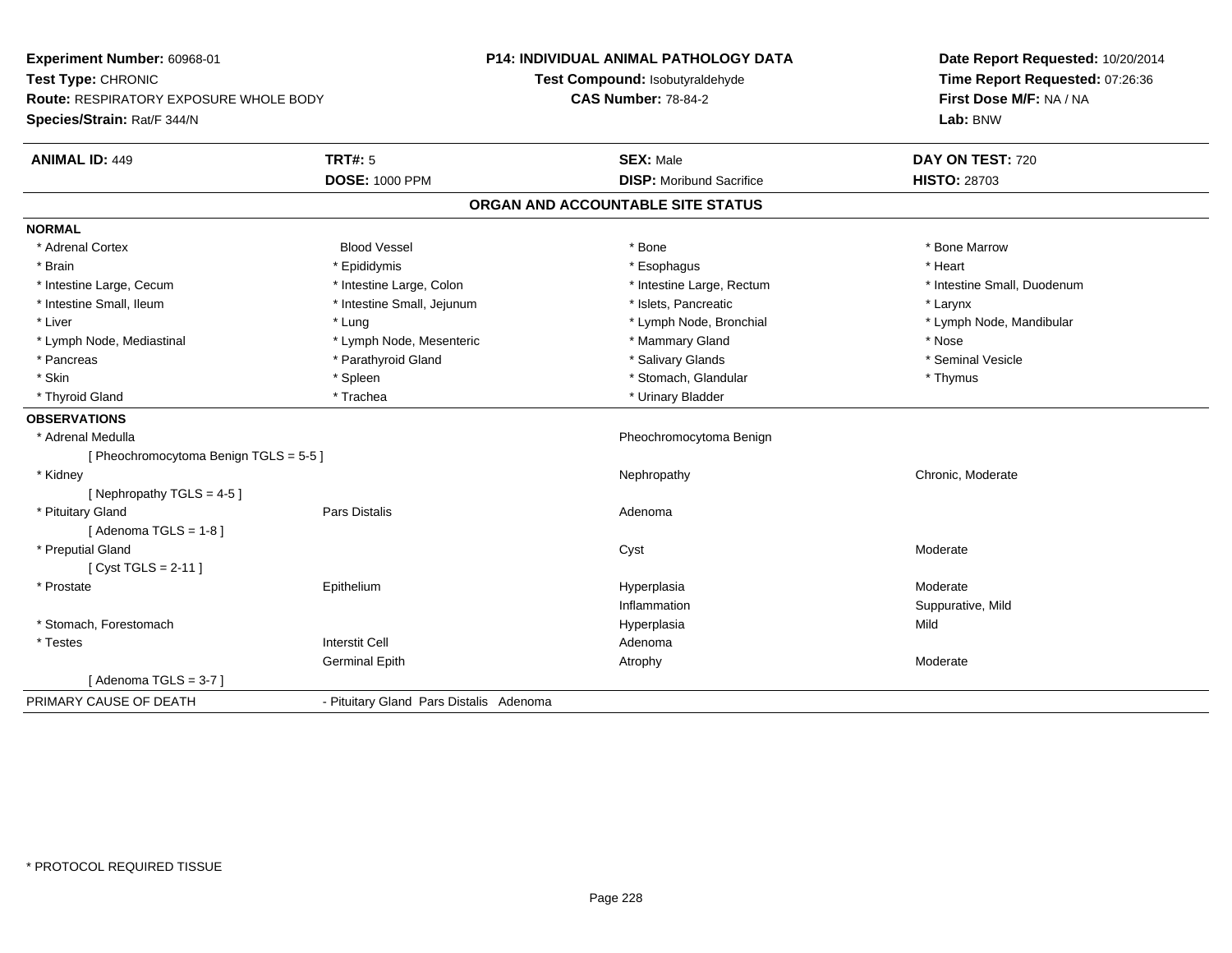**Experiment Number:** 60968-01
**Test Type:** CHRONIC
**Route:** RESPIRATORY EXPOSURE WHOLE BODY
**Species/Strain:** Rat/F 344/N

**P14: INDIVIDUAL ANIMAL PATHOLOGY DATA**
**Test Compound:** Isobutyraldehyde
**CAS Number:** 78-84-2

**Date Report Requested:** 10/20/2014
**Time Report Requested:** 07:26:36
**First Dose M/F:** NA / NA
**Lab:** BNW

| **ANIMAL ID:** 449 | **TRT#:** 5 | **SEX:** Male | **DAY ON TEST:** 720 |
|---|---|---|---|
| | **DOSE:** 1000 PPM | **DISP:** Moribund Sacrifice | **HISTO:** 28703 |

## ORGAN AND ACCOUNTABLE SITE STATUS

**NORMAL**

| | | | |
|---|---|---|---|
| * Adrenal Cortex | Blood Vessel | * Bone | * Bone Marrow |
| * Brain | * Epididymis | * Esophagus | * Heart |
| * Intestine Large, Cecum | * Intestine Large, Colon | * Intestine Large, Rectum | * Intestine Small, Duodenum |
| * Intestine Small, Ileum | * Intestine Small, Jejunum | * Islets, Pancreatic | * Larynx |
| * Liver | * Lung | * Lymph Node, Bronchial | * Lymph Node, Mandibular |
| * Lymph Node, Mediastinal | * Lymph Node, Mesenteric | * Mammary Gland | * Nose |
| * Pancreas | * Parathyroid Gland | * Salivary Glands | * Seminal Vesicle |
| * Skin | * Spleen | * Stomach, Glandular | * Thymus |
| * Thyroid Gland | * Trachea | * Urinary Bladder | |

**OBSERVATIONS**

| | | | |
|---|---|---|---|
| * Adrenal Medulla | | Pheochromocytoma Benign | |
| [ Pheochromocytoma Benign TGLS = 5-5 ] | | | |
| * Kidney | | Nephropathy | Chronic, Moderate |
| [ Nephropathy TGLS = 4-5 ] | | | |
| * Pituitary Gland | Pars Distalis | Adenoma | |
| [ Adenoma TGLS = 1-8 ] | | | |
| * Preputial Gland | | Cyst | Moderate |
| [ Cyst TGLS = 2-11 ] | | | |
| * Prostate | Epithelium | Hyperplasia | Moderate |
| | | Inflammation | Suppurative, Mild |
| * Stomach, Forestomach | | Hyperplasia | Mild |
| * Testes | Interstit Cell | Adenoma | |
| | Germinal Epith | Atrophy | Moderate |
| [ Adenoma TGLS = 3-7 ] | | | |

| PRIMARY CAUSE OF DEATH | - Pituitary Gland Pars Distalis Adenoma |
|---|---|

\* PROTOCOL REQUIRED TISSUE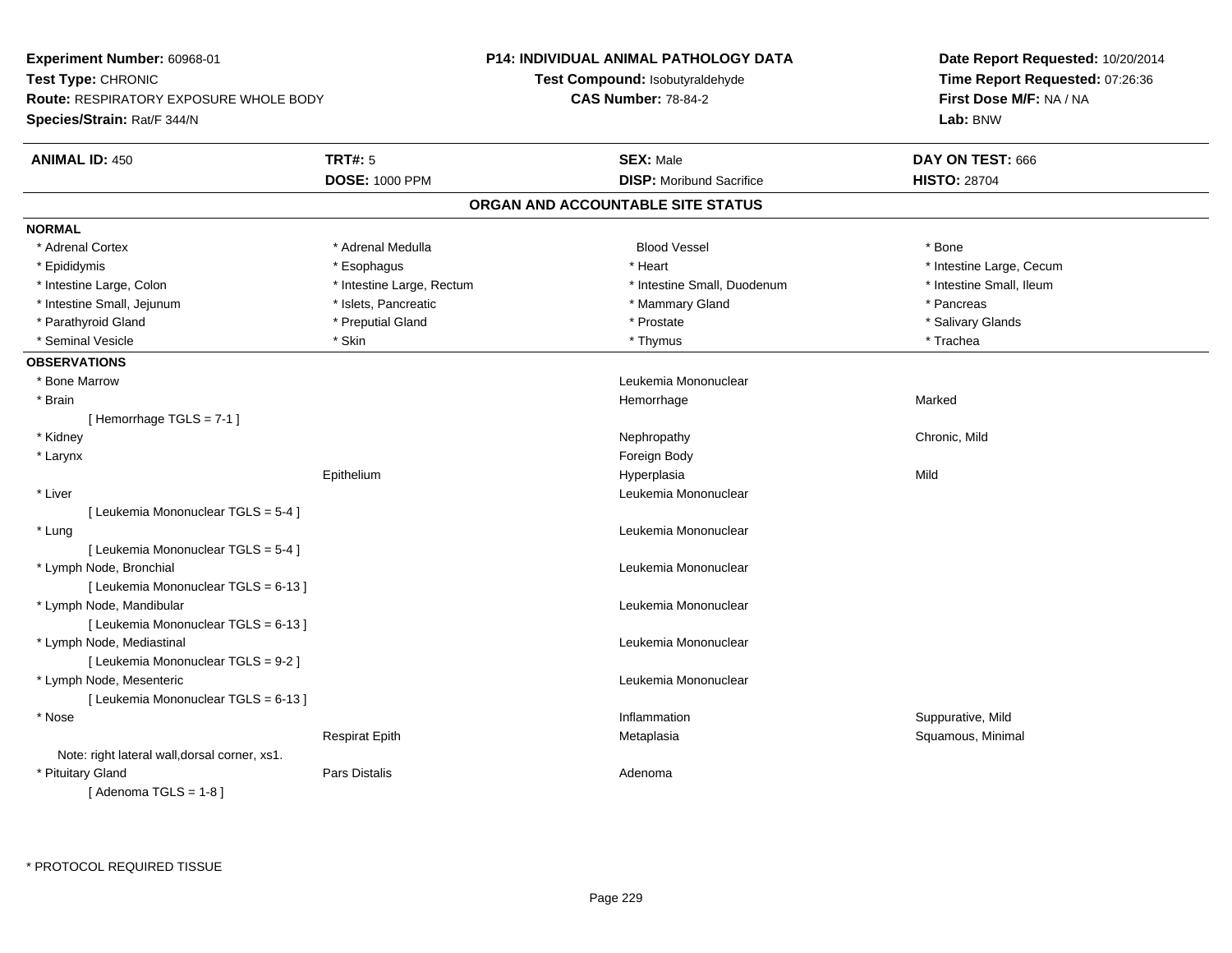**Experiment Number:** 60968-01
**Test Type:** CHRONIC
**Route:** RESPIRATORY EXPOSURE WHOLE BODY
**Species/Strain:** Rat/F 344/N

**P14: INDIVIDUAL ANIMAL PATHOLOGY DATA**
**Test Compound:** Isobutyraldehyde
**CAS Number:** 78-84-2

**Date Report Requested:** 10/20/2014
**Time Report Requested:** 07:26:36
**First Dose M/F:** NA / NA
**Lab:** BNW

| **ANIMAL ID:** 450 | **TRT#:** 5 | **SEX:** Male | **DAY ON TEST:** 666 |
|---|---|---|---|
| | **DOSE:** 1000 PPM | **DISP:** Moribund Sacrifice | **HISTO:** 28704 |

## ORGAN AND ACCOUNTABLE SITE STATUS

### NORMAL

| | | | |
|---|---|---|---|
| * Adrenal Cortex | * Adrenal Medulla | Blood Vessel | * Bone |
| * Epididymis | * Esophagus | * Heart | * Intestine Large, Cecum |
| * Intestine Large, Colon | * Intestine Large, Rectum | * Intestine Small, Duodenum | * Intestine Small, Ileum |
| * Intestine Small, Jejunum | * Islets, Pancreatic | * Mammary Gland | * Pancreas |
| * Parathyroid Gland | * Preputial Gland | * Prostate | * Salivary Glands |
| * Seminal Vesicle | * Skin | * Thymus | * Trachea |

### OBSERVATIONS

| | | | |
|---|---|---|---|
| * Bone Marrow | | Leukemia Mononuclear | |
| * Brain | | Hemorrhage | Marked |
| [ Hemorrhage TGLS = 7-1 ] | | | |
| * Kidney | | Nephropathy | Chronic, Mild |
| * Larynx | | Foreign Body | |
| | Epithelium | Hyperplasia | Mild |
| * Liver | | Leukemia Mononuclear | |
| [ Leukemia Mononuclear TGLS = 5-4 ] | | | |
| * Lung | | Leukemia Mononuclear | |
| [ Leukemia Mononuclear TGLS = 5-4 ] | | | |
| * Lymph Node, Bronchial | | Leukemia Mononuclear | |
| [ Leukemia Mononuclear TGLS = 6-13 ] | | | |
| * Lymph Node, Mandibular | | Leukemia Mononuclear | |
| [ Leukemia Mononuclear TGLS = 6-13 ] | | | |
| * Lymph Node, Mediastinal | | Leukemia Mononuclear | |
| [ Leukemia Mononuclear TGLS = 9-2 ] | | | |
| * Lymph Node, Mesenteric | | Leukemia Mononuclear | |
| [ Leukemia Mononuclear TGLS = 6-13 ] | | | |
| * Nose | | Inflammation | Suppurative, Mild |
| | Respirat Epith | Metaplasia | Squamous, Minimal |
| Note: right lateral wall,dorsal corner, xs1. | | | |
| * Pituitary Gland | Pars Distalis | Adenoma | |
| [ Adenoma TGLS = 1-8 ] | | | |

\* PROTOCOL REQUIRED TISSUE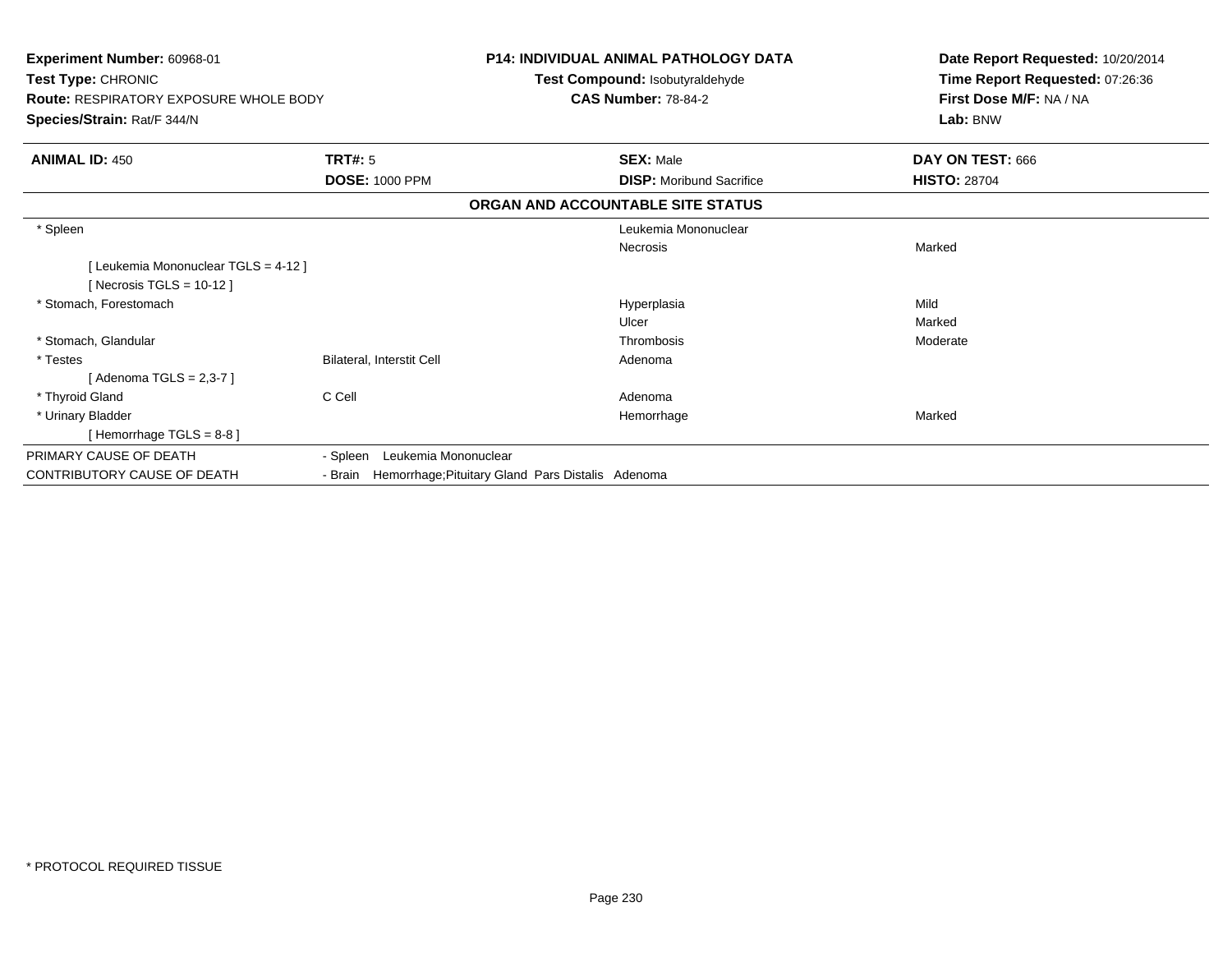**Experiment Number:** 60968-01
**Test Type:** CHRONIC
**Route:** RESPIRATORY EXPOSURE WHOLE BODY
**Species/Strain:** Rat/F 344/N

**P14: INDIVIDUAL ANIMAL PATHOLOGY DATA**
**Test Compound:** Isobutyraldehyde
**CAS Number:** 78-84-2

**Date Report Requested:** 10/20/2014
**Time Report Requested:** 07:26:36
**First Dose M/F:** NA / NA
**Lab:** BNW

| **ANIMAL ID:** 450 | **TRT#:** 5 | **SEX:** Male | **DAY ON TEST:** 666 |
|---|---|---|---|
| | **DOSE:** 1000 PPM | **DISP:** Moribund Sacrifice | **HISTO:** 28704 |

## ORGAN AND ACCOUNTABLE SITE STATUS

| | | | |
|---|---|---|---|
| * Spleen | | Leukemia Mononuclear | |
| | | Necrosis | Marked |
| [ Leukemia Mononuclear TGLS = 4-12 ] | | | |
| [ Necrosis TGLS = 10-12 ] | | | |
| * Stomach, Forestomach | | Hyperplasia | Mild |
| | | Ulcer | Marked |
| * Stomach, Glandular | | Thrombosis | Moderate |
| * Testes | Bilateral, Interstit Cell | Adenoma | |
| [ Adenoma TGLS = 2,3-7 ] | | | |
| * Thyroid Gland | C Cell | Adenoma | |
| * Urinary Bladder | | Hemorrhage | Marked |
| [ Hemorrhage TGLS = 8-8 ] | | | |

| | |
|---|---|
| PRIMARY CAUSE OF DEATH | - Spleen Leukemia Mononuclear |
| CONTRIBUTORY CAUSE OF DEATH | - Brain Hemorrhage;Pituitary Gland Pars Distalis Adenoma |

* PROTOCOL REQUIRED TISSUE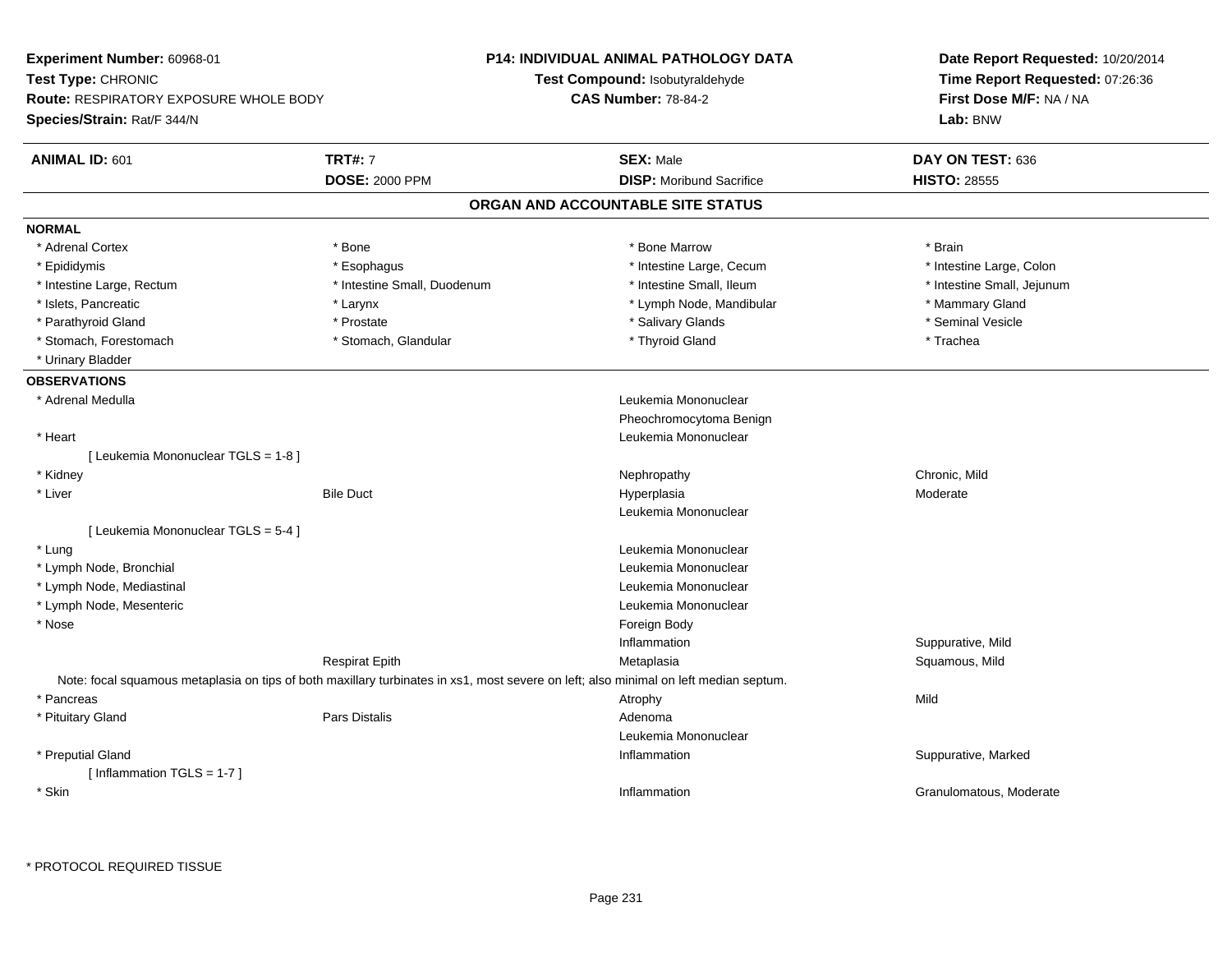**Experiment Number:** 60968-01
**Test Type:** CHRONIC
**Route:** RESPIRATORY EXPOSURE WHOLE BODY
**Species/Strain:** Rat/F 344/N

**P14: INDIVIDUAL ANIMAL PATHOLOGY DATA**
**Test Compound:** Isobutyraldehyde
**CAS Number:** 78-84-2

**Date Report Requested:** 10/20/2014
**Time Report Requested:** 07:26:36
**First Dose M/F:** NA / NA
**Lab:** BNW

| **ANIMAL ID:** 601 | **TRT#:** 7 | **SEX:** Male | **DAY ON TEST:** 636 |
|---|---|---|---|
| | **DOSE:** 2000 PPM | **DISP:** Moribund Sacrifice | **HISTO:** 28555 |

## ORGAN AND ACCOUNTABLE SITE STATUS

**NORMAL**

| | | | |
|---|---|---|---|
| * Adrenal Cortex | * Bone | * Bone Marrow | * Brain |
| * Epididymis | * Esophagus | * Intestine Large, Cecum | * Intestine Large, Colon |
| * Intestine Large, Rectum | * Intestine Small, Duodenum | * Intestine Small, Ileum | * Intestine Small, Jejunum |
| * Islets, Pancreatic | * Larynx | * Lymph Node, Mandibular | * Mammary Gland |
| * Parathyroid Gland | * Prostate | * Salivary Glands | * Seminal Vesicle |
| * Stomach, Forestomach | * Stomach, Glandular | * Thyroid Gland | * Trachea |
| * Urinary Bladder | | | |

**OBSERVATIONS**

| | | | |
|---|---|---|---|
| * Adrenal Medulla | | Leukemia Mononuclear | |
| | | Pheochromocytoma Benign | |
| * Heart | | Leukemia Mononuclear | |
| [ Leukemia Mononuclear TGLS = 1-8 ] | | | |
| * Kidney | | Nephropathy | Chronic, Mild |
| * Liver | Bile Duct | Hyperplasia | Moderate |
| | | Leukemia Mononuclear | |
| [ Leukemia Mononuclear TGLS = 5-4 ] | | | |
| * Lung | | Leukemia Mononuclear | |
| * Lymph Node, Bronchial | | Leukemia Mononuclear | |
| * Lymph Node, Mediastinal | | Leukemia Mononuclear | |
| * Lymph Node, Mesenteric | | Leukemia Mononuclear | |
| * Nose | | Foreign Body | |
| | | Inflammation | Suppurative, Mild |
| | Respirat Epith | Metaplasia | Squamous, Mild |

Note: focal squamous metaplasia on tips of both maxillary turbinates in xs1, most severe on left; also minimal on left median septum.

| | | | |
|---|---|---|---|
| * Pancreas | | Atrophy | Mild |
| * Pituitary Gland | Pars Distalis | Adenoma | |
| | | Leukemia Mononuclear | |
| * Preputial Gland | | Inflammation | Suppurative, Marked |
| [ Inflammation TGLS = 1-7 ] | | | |
| * Skin | | Inflammation | Granulomatous, Moderate |

* PROTOCOL REQUIRED TISSUE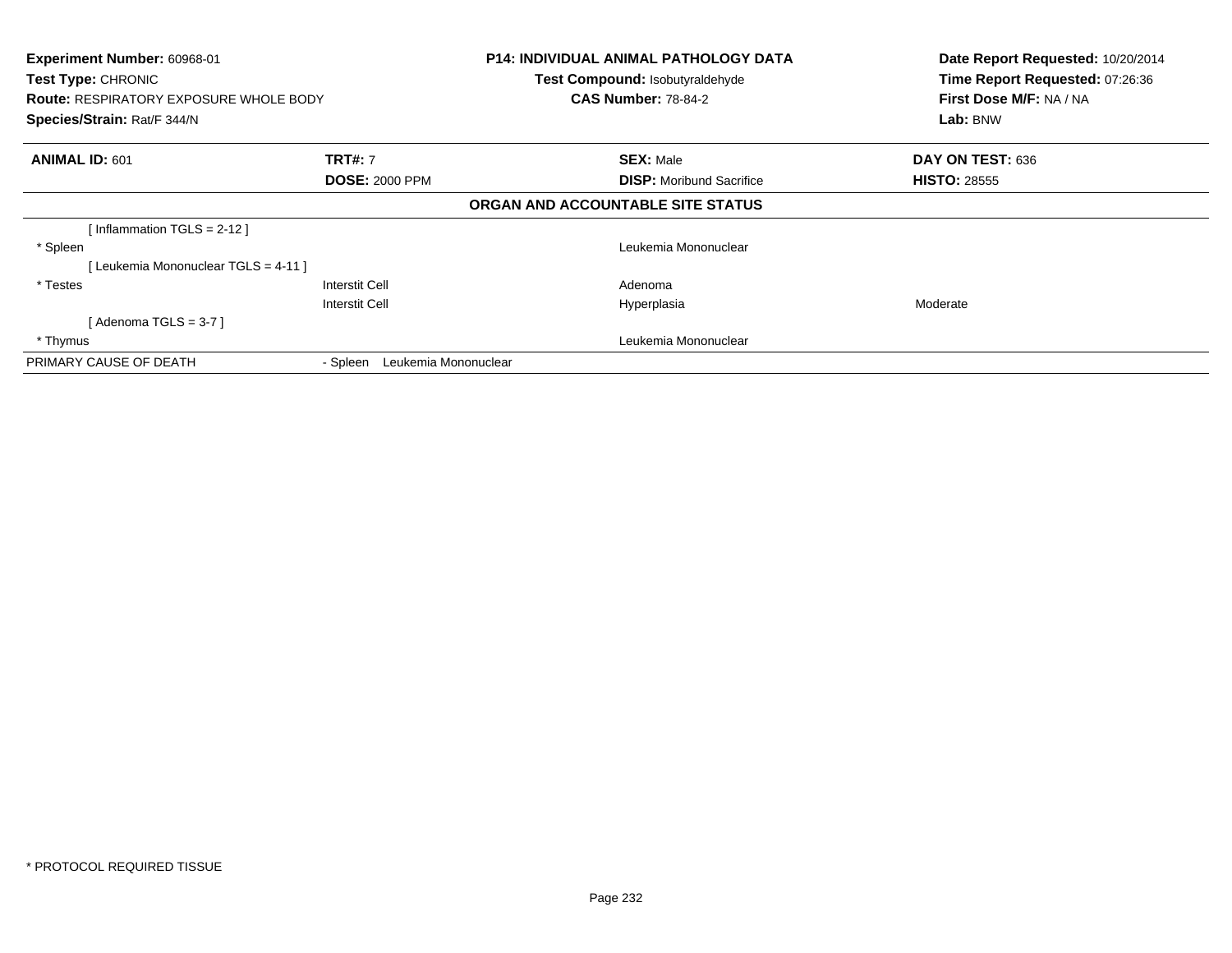**Experiment Number:** 60968-01
**Test Type:** CHRONIC
**Route:** RESPIRATORY EXPOSURE WHOLE BODY
**Species/Strain:** Rat/F 344/N

**P14: INDIVIDUAL ANIMAL PATHOLOGY DATA**
**Test Compound:** Isobutyraldehyde
**CAS Number:** 78-84-2

**Date Report Requested:** 10/20/2014
**Time Report Requested:** 07:26:36
**First Dose M/F:** NA / NA
**Lab:** BNW

| **ANIMAL ID:** 601 | **TRT#:** 7 | **SEX:** Male | **DAY ON TEST:** 636 |
|---|---|---|---|
| | **DOSE:** 2000 PPM | **DISP:** Moribund Sacrifice | **HISTO:** 28555 |

**ORGAN AND ACCOUNTABLE SITE STATUS**

| | | | |
|---|---|---|---|
| [ Inflammation TGLS = 2-12 ] | | | |
| * Spleen | | Leukemia Mononuclear | |
| [ Leukemia Mononuclear TGLS = 4-11 ] | | | |
| * Testes | Interstit Cell | Adenoma | |
| | Interstit Cell | Hyperplasia | Moderate |
| [ Adenoma TGLS = 3-7 ] | | | |
| * Thymus | | Leukemia Mononuclear | |
| PRIMARY CAUSE OF DEATH | - Spleen Leukemia Mononuclear | | |

* PROTOCOL REQUIRED TISSUE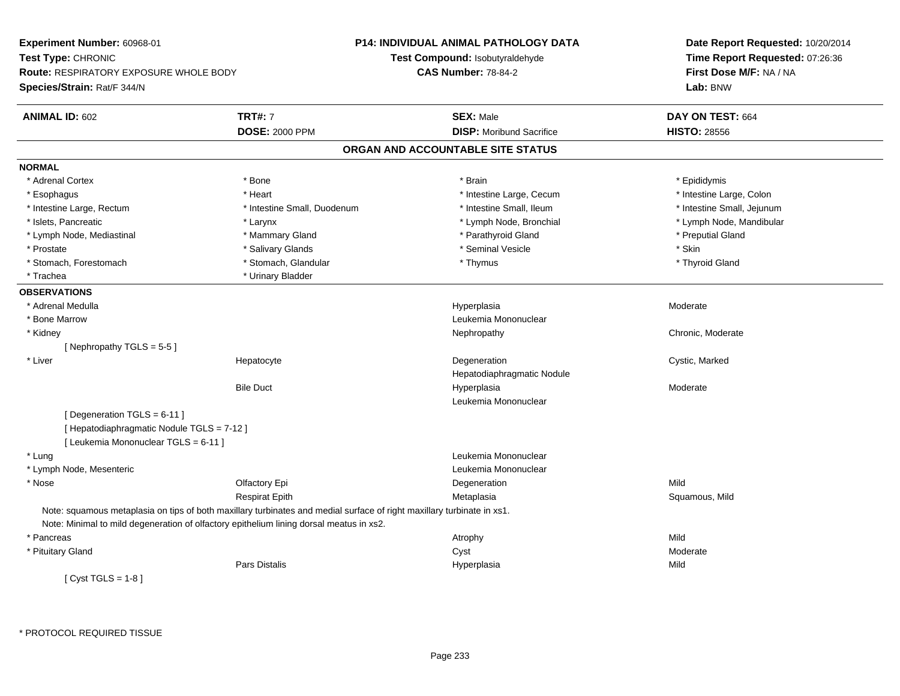**Experiment Number:** 60968-01
**Test Type:** CHRONIC
**Route:** RESPIRATORY EXPOSURE WHOLE BODY
**Species/Strain:** Rat/F 344/N

**P14: INDIVIDUAL ANIMAL PATHOLOGY DATA**
**Test Compound:** Isobutyraldehyde
**CAS Number:** 78-84-2

**Date Report Requested:** 10/20/2014
**Time Report Requested:** 07:26:36
**First Dose M/F:** NA / NA
**Lab:** BNW

| **ANIMAL ID:** 602 | **TRT#:** 7 | **SEX:** Male | **DAY ON TEST:** 664 |
|---|---|---|---|
| | **DOSE:** 2000 PPM | **DISP:** Moribund Sacrifice | **HISTO:** 28556 |

## ORGAN AND ACCOUNTABLE SITE STATUS

**NORMAL**

| | | | |
|---|---|---|---|
| * Adrenal Cortex | * Bone | * Brain | * Epididymis |
| * Esophagus | * Heart | * Intestine Large, Cecum | * Intestine Large, Colon |
| * Intestine Large, Rectum | * Intestine Small, Duodenum | * Intestine Small, Ileum | * Intestine Small, Jejunum |
| * Islets, Pancreatic | * Larynx | * Lymph Node, Bronchial | * Lymph Node, Mandibular |
| * Lymph Node, Mediastinal | * Mammary Gland | * Parathyroid Gland | * Preputial Gland |
| * Prostate | * Salivary Glands | * Seminal Vesicle | * Skin |
| * Stomach, Forestomach | * Stomach, Glandular | * Thymus | * Thyroid Gland |
| * Trachea | * Urinary Bladder | | |

**OBSERVATIONS**

| | | | |
|---|---|---|---|
| * Adrenal Medulla | | Hyperplasia | Moderate |
| * Bone Marrow | | Leukemia Mononuclear | |
| * Kidney | | Nephropathy | Chronic, Moderate |
| [ Nephropathy TGLS = 5-5 ] | | | |
| * Liver | Hepatocyte | Degeneration | Cystic, Marked |
| | | Hepatodiaphragmatic Nodule | |
| | Bile Duct | Hyperplasia | Moderate |
| | | Leukemia Mononuclear | |
| [ Degeneration TGLS = 6-11 ] | | | |
| [ Hepatodiaphragmatic Nodule TGLS = 7-12 ] | | | |
| [ Leukemia Mononuclear TGLS = 6-11 ] | | | |
| * Lung | | Leukemia Mononuclear | |
| * Lymph Node, Mesenteric | | Leukemia Mononuclear | |
| * Nose | Olfactory Epi | Degeneration | Mild |
| | Respirat Epith | Metaplasia | Squamous, Mild |

Note: squamous metaplasia on tips of both maxillary turbinates and medial surface of right maxillary turbinate in xs1.
Note: Minimal to mild degeneration of olfactory epithelium lining dorsal meatus in xs2.

| | | | |
|---|---|---|---|
| * Pancreas | | Atrophy | Mild |
| * Pituitary Gland | | Cyst | Moderate |
| | Pars Distalis | Hyperplasia | Mild |
| [ Cyst TGLS = 1-8 ] | | | |

\* PROTOCOL REQUIRED TISSUE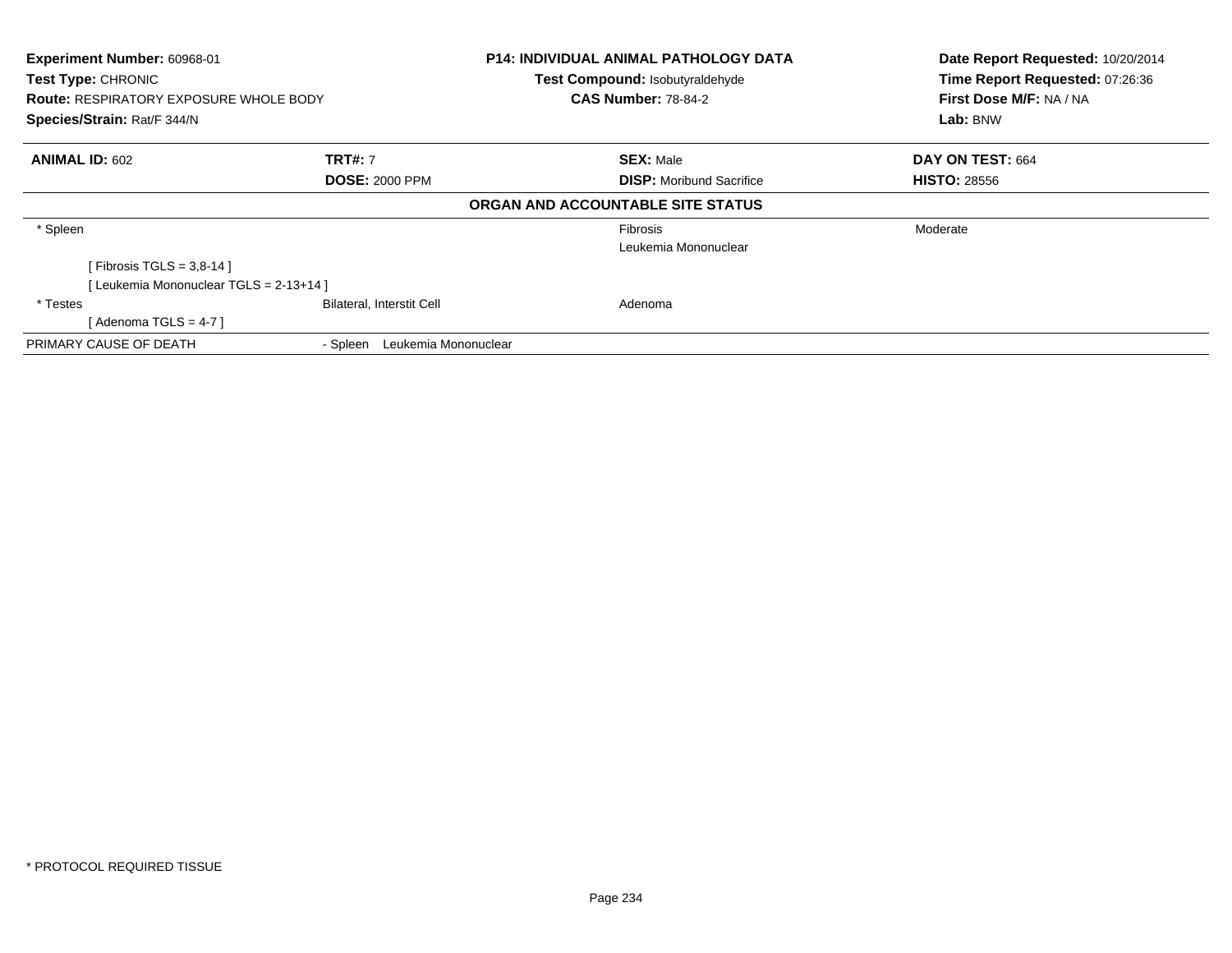**Experiment Number:** 60968-01
**Test Type:** CHRONIC
**Route:** RESPIRATORY EXPOSURE WHOLE BODY
**Species/Strain:** Rat/F 344/N

**P14: INDIVIDUAL ANIMAL PATHOLOGY DATA**
**Test Compound:** Isobutyraldehyde
**CAS Number:** 78-84-2

**Date Report Requested:** 10/20/2014
**Time Report Requested:** 07:26:36
**First Dose M/F:** NA / NA
**Lab:** BNW

| **ANIMAL ID:** 602 | **TRT#:** 7 | **SEX:** Male | **DAY ON TEST:** 664 |
|---|---|---|---|
| | **DOSE:** 2000 PPM | **DISP:** Moribund Sacrifice | **HISTO:** 28556 |

**ORGAN AND ACCOUNTABLE SITE STATUS**

| | | | |
|---|---|---|---|
| * Spleen | | Fibrosis | Moderate |
| | | Leukemia Mononuclear | |
| [ Fibrosis TGLS = 3,8-14 ] | | | |
| [ Leukemia Mononuclear TGLS = 2-13+14 ] | | | |
| * Testes | Bilateral, Interstit Cell | Adenoma | |
| [ Adenoma TGLS = 4-7 ] | | | |
| PRIMARY CAUSE OF DEATH | - Spleen Leukemia Mononuclear | | |

* PROTOCOL REQUIRED TISSUE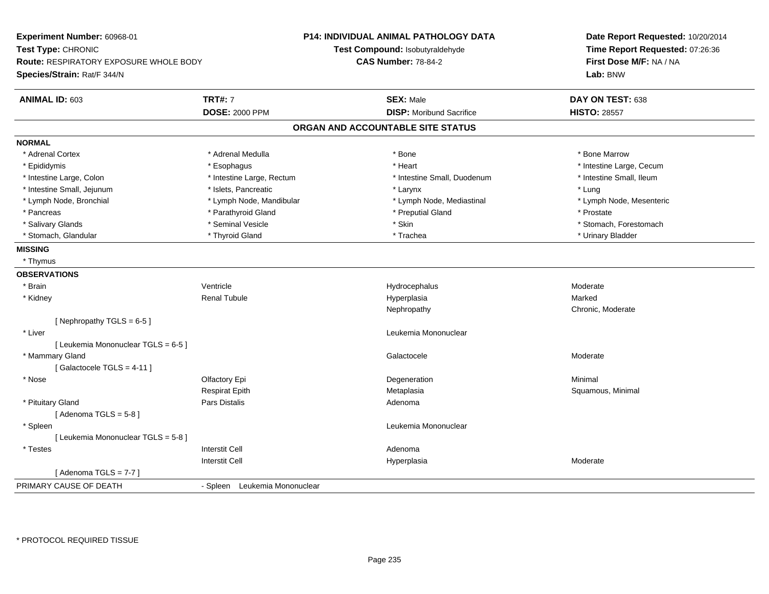**Experiment Number:** 60968-01
**Test Type:** CHRONIC
**Route:** RESPIRATORY EXPOSURE WHOLE BODY
**Species/Strain:** Rat/F 344/N

**P14: INDIVIDUAL ANIMAL PATHOLOGY DATA**
**Test Compound:** Isobutyraldehyde
**CAS Number:** 78-84-2

**Date Report Requested:** 10/20/2014
**Time Report Requested:** 07:26:36
**First Dose M/F:** NA / NA
**Lab:** BNW

| **ANIMAL ID:** 603 | **TRT#:** 7 | **SEX:** Male | **DAY ON TEST:** 638 |
|---|---|---|---|
| | **DOSE:** 2000 PPM | **DISP:** Moribund Sacrifice | **HISTO:** 28557 |

## ORGAN AND ACCOUNTABLE SITE STATUS

**NORMAL**

| | | | |
|---|---|---|---|
| * Adrenal Cortex | * Adrenal Medulla | * Bone | * Bone Marrow |
| * Epididymis | * Esophagus | * Heart | * Intestine Large, Cecum |
| * Intestine Large, Colon | * Intestine Large, Rectum | * Intestine Small, Duodenum | * Intestine Small, Ileum |
| * Intestine Small, Jejunum | * Islets, Pancreatic | * Larynx | * Lung |
| * Lymph Node, Bronchial | * Lymph Node, Mandibular | * Lymph Node, Mediastinal | * Lymph Node, Mesenteric |
| * Pancreas | * Parathyroid Gland | * Preputial Gland | * Prostate |
| * Salivary Glands | * Seminal Vesicle | * Skin | * Stomach, Forestomach |
| * Stomach, Glandular | * Thyroid Gland | * Trachea | * Urinary Bladder |

**MISSING**

* Thymus

**OBSERVATIONS**

| | | | |
|---|---|---|---|
| * Brain | Ventricle | Hydrocephalus | Moderate |
| * Kidney | Renal Tubule | Hyperplasia | Marked |
| | | Nephropathy | Chronic, Moderate |
| [ Nephropathy TGLS = 6-5 ] | | | |
| * Liver | | Leukemia Mononuclear | |
| [ Leukemia Mononuclear TGLS = 6-5 ] | | | |
| * Mammary Gland | | Galactocele | Moderate |
| [ Galactocele TGLS = 4-11 ] | | | |
| * Nose | Olfactory Epi | Degeneration | Minimal |
| | Respirat Epith | Metaplasia | Squamous, Minimal |
| * Pituitary Gland | Pars Distalis | Adenoma | |
| [ Adenoma TGLS = 5-8 ] | | | |
| * Spleen | | Leukemia Mononuclear | |
| [ Leukemia Mononuclear TGLS = 5-8 ] | | | |
| * Testes | Interstit Cell | Adenoma | |
| | Interstit Cell | Hyperplasia | Moderate |
| [ Adenoma TGLS = 7-7 ] | | | |

PRIMARY CAUSE OF DEATH - Spleen Leukemia Mononuclear

\* PROTOCOL REQUIRED TISSUE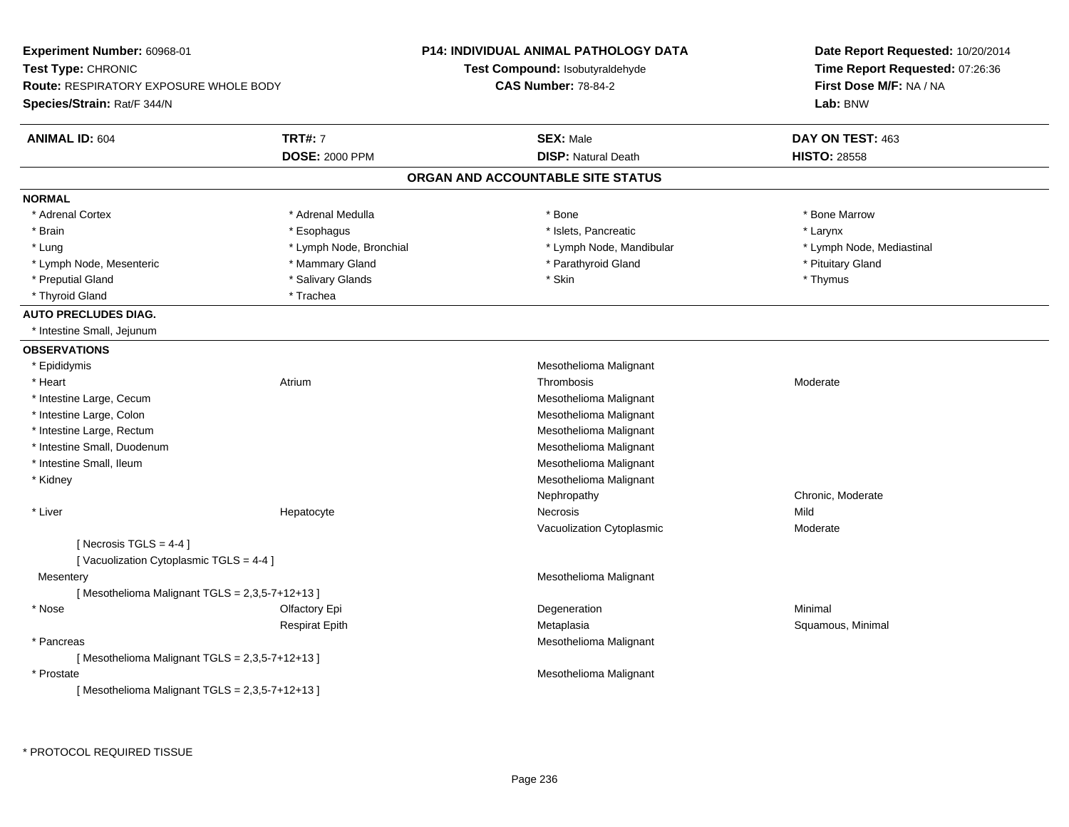**Experiment Number:** 60968-01
**Test Type:** CHRONIC
**Route:** RESPIRATORY EXPOSURE WHOLE BODY
**Species/Strain:** Rat/F 344/N

**P14: INDIVIDUAL ANIMAL PATHOLOGY DATA**
**Test Compound:** Isobutyraldehyde
**CAS Number:** 78-84-2

**Date Report Requested:** 10/20/2014
**Time Report Requested:** 07:26:36
**First Dose M/F:** NA / NA
**Lab:** BNW

| **ANIMAL ID:** 604 | **TRT#:** 7 | **SEX:** Male | **DAY ON TEST:** 463 |
|---|---|---|---|
| | **DOSE:** 2000 PPM | **DISP:** Natural Death | **HISTO:** 28558 |

## ORGAN AND ACCOUNTABLE SITE STATUS

**NORMAL**

| | | | |
|---|---|---|---|
| * Adrenal Cortex | * Adrenal Medulla | * Bone | * Bone Marrow |
| * Brain | * Esophagus | * Islets, Pancreatic | * Larynx |
| * Lung | * Lymph Node, Bronchial | * Lymph Node, Mandibular | * Lymph Node, Mediastinal |
| * Lymph Node, Mesenteric | * Mammary Gland | * Parathyroid Gland | * Pituitary Gland |
| * Preputial Gland | * Salivary Glands | * Skin | * Thymus |
| * Thyroid Gland | * Trachea | | |

**AUTO PRECLUDES DIAG.**

* Intestine Small, Jejunum

**OBSERVATIONS**

| | | | |
|---|---|---|---|
| * Epididymis | | Mesothelioma Malignant | |
| * Heart | Atrium | Thrombosis | Moderate |
| * Intestine Large, Cecum | | Mesothelioma Malignant | |
| * Intestine Large, Colon | | Mesothelioma Malignant | |
| * Intestine Large, Rectum | | Mesothelioma Malignant | |
| * Intestine Small, Duodenum | | Mesothelioma Malignant | |
| * Intestine Small, Ileum | | Mesothelioma Malignant | |
| * Kidney | | Mesothelioma Malignant | |
| | | Nephropathy | Chronic, Moderate |
| * Liver | Hepatocyte | Necrosis | Mild |
| | | Vacuolization Cytoplasmic | Moderate |
| [ Necrosis TGLS = 4-4 ] | | | |
| [ Vacuolization Cytoplasmic TGLS = 4-4 ] | | | |
| Mesentery | | Mesothelioma Malignant | |
| [ Mesothelioma Malignant TGLS = 2,3,5-7+12+13 ] | | | |
| * Nose | Olfactory Epi | Degeneration | Minimal |
| | Respirat Epith | Metaplasia | Squamous, Minimal |
| * Pancreas | | Mesothelioma Malignant | |
| [ Mesothelioma Malignant TGLS = 2,3,5-7+12+13 ] | | | |
| * Prostate | | Mesothelioma Malignant | |
| [ Mesothelioma Malignant TGLS = 2,3,5-7+12+13 ] | | | |

\* PROTOCOL REQUIRED TISSUE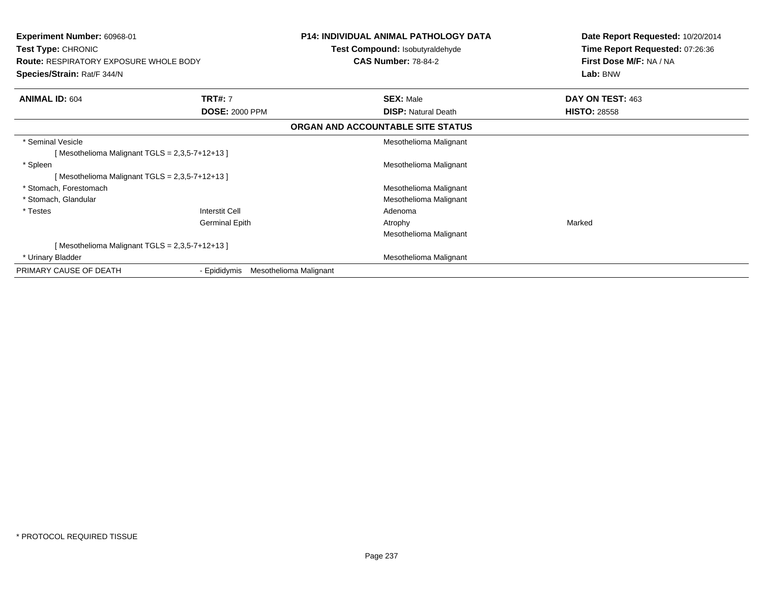**Experiment Number:** 60968-01
**Test Type:** CHRONIC
**Route:** RESPIRATORY EXPOSURE WHOLE BODY
**Species/Strain:** Rat/F 344/N

**P14: INDIVIDUAL ANIMAL PATHOLOGY DATA**
**Test Compound:** Isobutyraldehyde
**CAS Number:** 78-84-2

**Date Report Requested:** 10/20/2014
**Time Report Requested:** 07:26:36
**First Dose M/F:** NA / NA
**Lab:** BNW

| **ANIMAL ID:** 604 | **TRT#:** 7 | **SEX:** Male | **DAY ON TEST:** 463 |
|---|---|---|---|
| | **DOSE:** 2000 PPM | **DISP:** Natural Death | **HISTO:** 28558 |

**ORGAN AND ACCOUNTABLE SITE STATUS**

| | | | |
|---|---|---|---|
| * Seminal Vesicle | | Mesothelioma Malignant | |
| [ Mesothelioma Malignant TGLS = 2,3,5-7+12+13 ] | | | |
| * Spleen | | Mesothelioma Malignant | |
| [ Mesothelioma Malignant TGLS = 2,3,5-7+12+13 ] | | | |
| * Stomach, Forestomach | | Mesothelioma Malignant | |
| * Stomach, Glandular | | Mesothelioma Malignant | |
| * Testes | Interstit Cell | Adenoma | |
| | Germinal Epith | Atrophy | Marked |
| | | Mesothelioma Malignant | |
| [ Mesothelioma Malignant TGLS = 2,3,5-7+12+13 ] | | | |
| * Urinary Bladder | | Mesothelioma Malignant | |
| PRIMARY CAUSE OF DEATH | - Epididymis Mesothelioma Malignant | | |

\* PROTOCOL REQUIRED TISSUE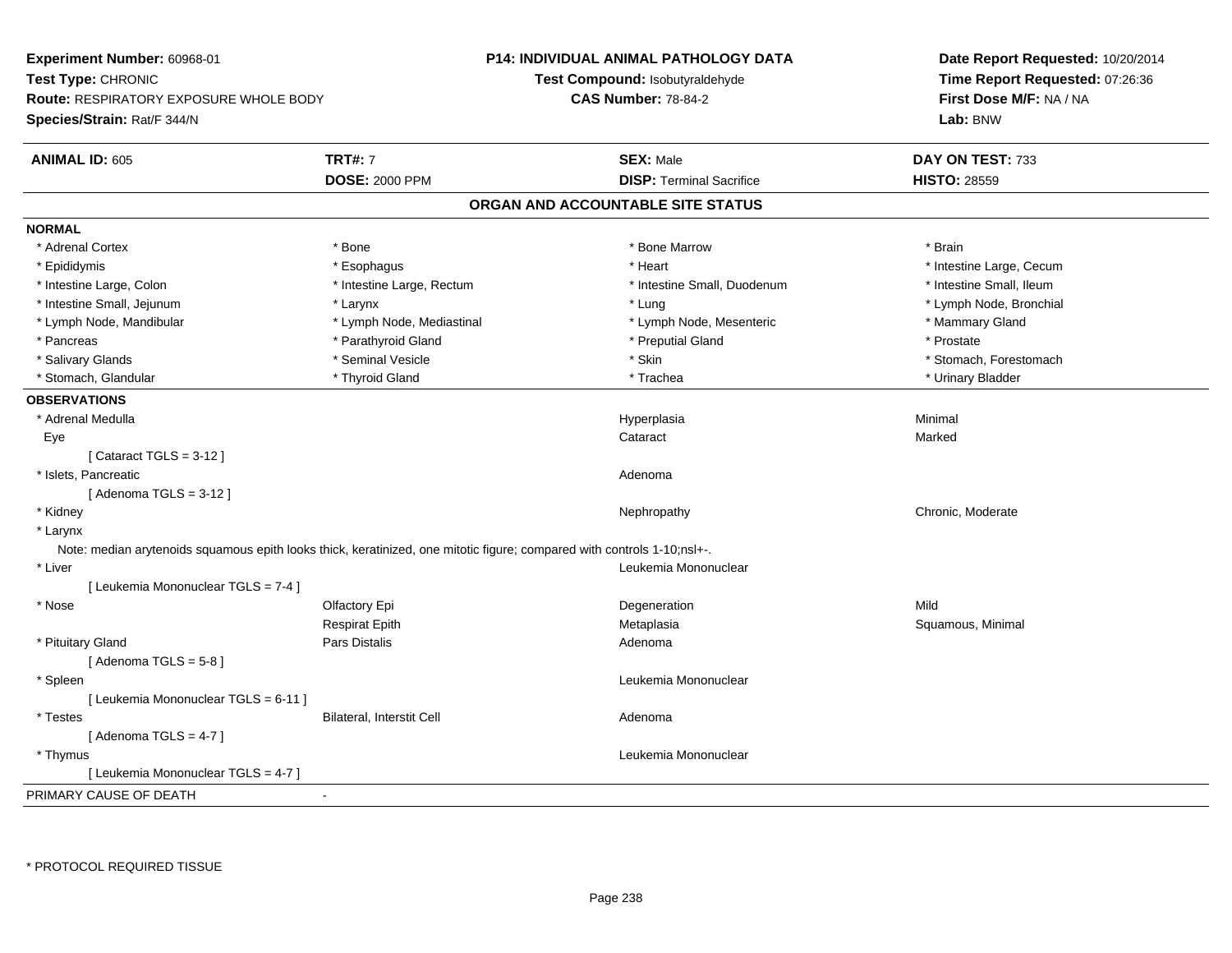**Experiment Number:** 60968-01
**Test Type:** CHRONIC
**Route:** RESPIRATORY EXPOSURE WHOLE BODY
**Species/Strain:** Rat/F 344/N

**P14: INDIVIDUAL ANIMAL PATHOLOGY DATA**
**Test Compound:** Isobutyraldehyde
**CAS Number:** 78-84-2

**Date Report Requested:** 10/20/2014
**Time Report Requested:** 07:26:36
**First Dose M/F:** NA / NA
**Lab:** BNW

| **ANIMAL ID:** 605 | **TRT#:** 7 | **SEX:** Male | **DAY ON TEST:** 733 |
|---|---|---|---|
| | **DOSE:** 2000 PPM | **DISP:** Terminal Sacrifice | **HISTO:** 28559 |

## ORGAN AND ACCOUNTABLE SITE STATUS

**NORMAL**

| | | | |
|---|---|---|---|
| * Adrenal Cortex | * Bone | * Bone Marrow | * Brain |
| * Epididymis | * Esophagus | * Heart | * Intestine Large, Cecum |
| * Intestine Large, Colon | * Intestine Large, Rectum | * Intestine Small, Duodenum | * Intestine Small, Ileum |
| * Intestine Small, Jejunum | * Larynx | * Lung | * Lymph Node, Bronchial |
| * Lymph Node, Mandibular | * Lymph Node, Mediastinal | * Lymph Node, Mesenteric | * Mammary Gland |
| * Pancreas | * Parathyroid Gland | * Preputial Gland | * Prostate |
| * Salivary Glands | * Seminal Vesicle | * Skin | * Stomach, Forestomach |
| * Stomach, Glandular | * Thyroid Gland | * Trachea | * Urinary Bladder |

**OBSERVATIONS**

| | | | |
|---|---|---|---|
| * Adrenal Medulla | | Hyperplasia | Minimal |
| Eye | | Cataract | Marked |
| [ Cataract TGLS = 3-12 ] | | | |
| * Islets, Pancreatic | | Adenoma | |
| [ Adenoma TGLS = 3-12 ] | | | |
| * Kidney | | Nephropathy | Chronic, Moderate |
| * Larynx | | | |
| Note: median arytenoids squamous epith looks thick, keratinized, one mitotic figure; compared with controls 1-10;nsl+-. | | | |
| * Liver | | Leukemia Mononuclear | |
| [ Leukemia Mononuclear TGLS = 7-4 ] | | | |
| * Nose | Olfactory Epi | Degeneration | Mild |
| | Respirat Epith | Metaplasia | Squamous, Minimal |
| * Pituitary Gland | Pars Distalis | Adenoma | |
| [ Adenoma TGLS = 5-8 ] | | | |
| * Spleen | | Leukemia Mononuclear | |
| [ Leukemia Mononuclear TGLS = 6-11 ] | | | |
| * Testes | Bilateral, Interstit Cell | Adenoma | |
| [ Adenoma TGLS = 4-7 ] | | | |
| * Thymus | | Leukemia Mononuclear | |
| [ Leukemia Mononuclear TGLS = 4-7 ] | | | |

PRIMARY CAUSE OF DEATH -

\* PROTOCOL REQUIRED TISSUE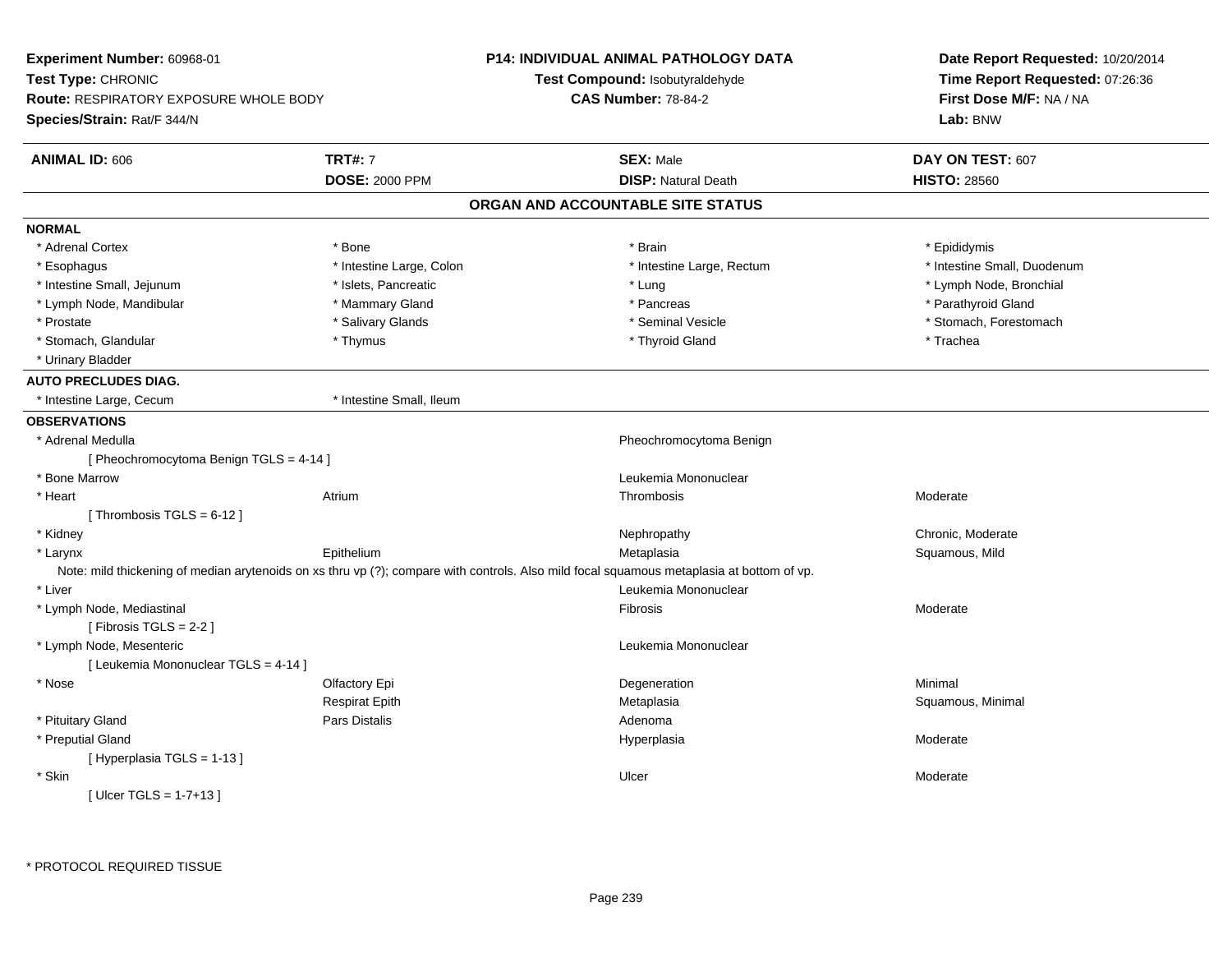**Experiment Number:** 60968-01
**Test Type:** CHRONIC
**Route:** RESPIRATORY EXPOSURE WHOLE BODY
**Species/Strain:** Rat/F 344/N

**P14: INDIVIDUAL ANIMAL PATHOLOGY DATA**
**Test Compound:** Isobutyraldehyde
**CAS Number:** 78-84-2

**Date Report Requested:** 10/20/2014
**Time Report Requested:** 07:26:36
**First Dose M/F:** NA / NA
**Lab:** BNW

| **ANIMAL ID:** 606 | **TRT#:** 7 | **SEX:** Male | **DAY ON TEST:** 607 |
|---|---|---|---|
| | **DOSE:** 2000 PPM | **DISP:** Natural Death | **HISTO:** 28560 |

## ORGAN AND ACCOUNTABLE SITE STATUS

**NORMAL**

| | | | |
|---|---|---|---|
| * Adrenal Cortex | * Bone | * Brain | * Epididymis |
| * Esophagus | * Intestine Large, Colon | * Intestine Large, Rectum | * Intestine Small, Duodenum |
| * Intestine Small, Jejunum | * Islets, Pancreatic | * Lung | * Lymph Node, Bronchial |
| * Lymph Node, Mandibular | * Mammary Gland | * Pancreas | * Parathyroid Gland |
| * Prostate | * Salivary Glands | * Seminal Vesicle | * Stomach, Forestomach |
| * Stomach, Glandular | * Thymus | * Thyroid Gland | * Trachea |
| * Urinary Bladder | | | |

**AUTO PRECLUDES DIAG.**

| | |
|---|---|
| * Intestine Large, Cecum | * Intestine Small, Ileum |

**OBSERVATIONS**

| | | | |
|---|---|---|---|
| * Adrenal Medulla | | Pheochromocytoma Benign | |
| [ Pheochromocytoma Benign TGLS = 4-14 ] | | | |
| * Bone Marrow | | Leukemia Mononuclear | |
| * Heart | Atrium | Thrombosis | Moderate |
| [ Thrombosis TGLS = 6-12 ] | | | |
| * Kidney | | Nephropathy | Chronic, Moderate |
| * Larynx | Epithelium | Metaplasia | Squamous, Mild |

Note: mild thickening of median arytenoids on xs thru vp (?); compare with controls. Also mild focal squamous metaplasia at bottom of vp.

| | | | |
|---|---|---|---|
| * Liver | | Leukemia Mononuclear | |
| * Lymph Node, Mediastinal | | Fibrosis | Moderate |
| [ Fibrosis TGLS = 2-2 ] | | | |
| * Lymph Node, Mesenteric | | Leukemia Mononuclear | |
| [ Leukemia Mononuclear TGLS = 4-14 ] | | | |
| * Nose | Olfactory Epi | Degeneration | Minimal |
| | Respirat Epith | Metaplasia | Squamous, Minimal |
| * Pituitary Gland | Pars Distalis | Adenoma | |
| * Preputial Gland | | Hyperplasia | Moderate |
| [ Hyperplasia TGLS = 1-13 ] | | | |
| * Skin | | Ulcer | Moderate |
| [ Ulcer TGLS = 1-7+13 ] | | | |

* PROTOCOL REQUIRED TISSUE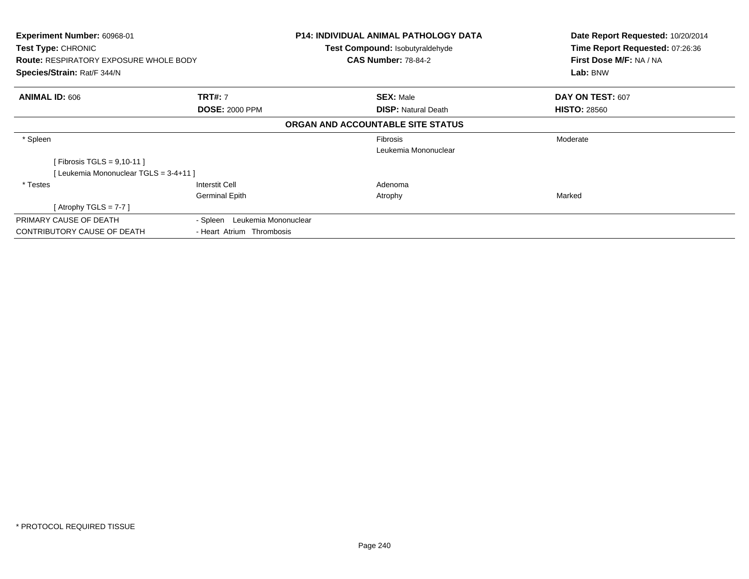**Experiment Number:** 60968-01
**Test Type:** CHRONIC
**Route:** RESPIRATORY EXPOSURE WHOLE BODY
**Species/Strain:** Rat/F 344/N

**P14: INDIVIDUAL ANIMAL PATHOLOGY DATA**
**Test Compound:** Isobutyraldehyde
**CAS Number:** 78-84-2

**Date Report Requested:** 10/20/2014
**Time Report Requested:** 07:26:36
**First Dose M/F:** NA / NA
**Lab:** BNW

| **ANIMAL ID:** 606 | **TRT#:** 7 | **SEX:** Male | **DAY ON TEST:** 607 |
|---|---|---|---|
| | **DOSE:** 2000 PPM | **DISP:** Natural Death | **HISTO:** 28560 |

**ORGAN AND ACCOUNTABLE SITE STATUS**

| | | | |
|---|---|---|---|
| * Spleen | | Fibrosis | Moderate |
| | | Leukemia Mononuclear | |
| [ Fibrosis TGLS = 9,10-11 ] | | | |
| [ Leukemia Mononuclear TGLS = 3-4+11 ] | | | |
| * Testes | Interstit Cell | Adenoma | |
| | Germinal Epith | Atrophy | Marked |
| [ Atrophy TGLS = 7-7 ] | | | |
| PRIMARY CAUSE OF DEATH | - Spleen Leukemia Mononuclear | | |
| CONTRIBUTORY CAUSE OF DEATH | - Heart Atrium Thrombosis | | |

* PROTOCOL REQUIRED TISSUE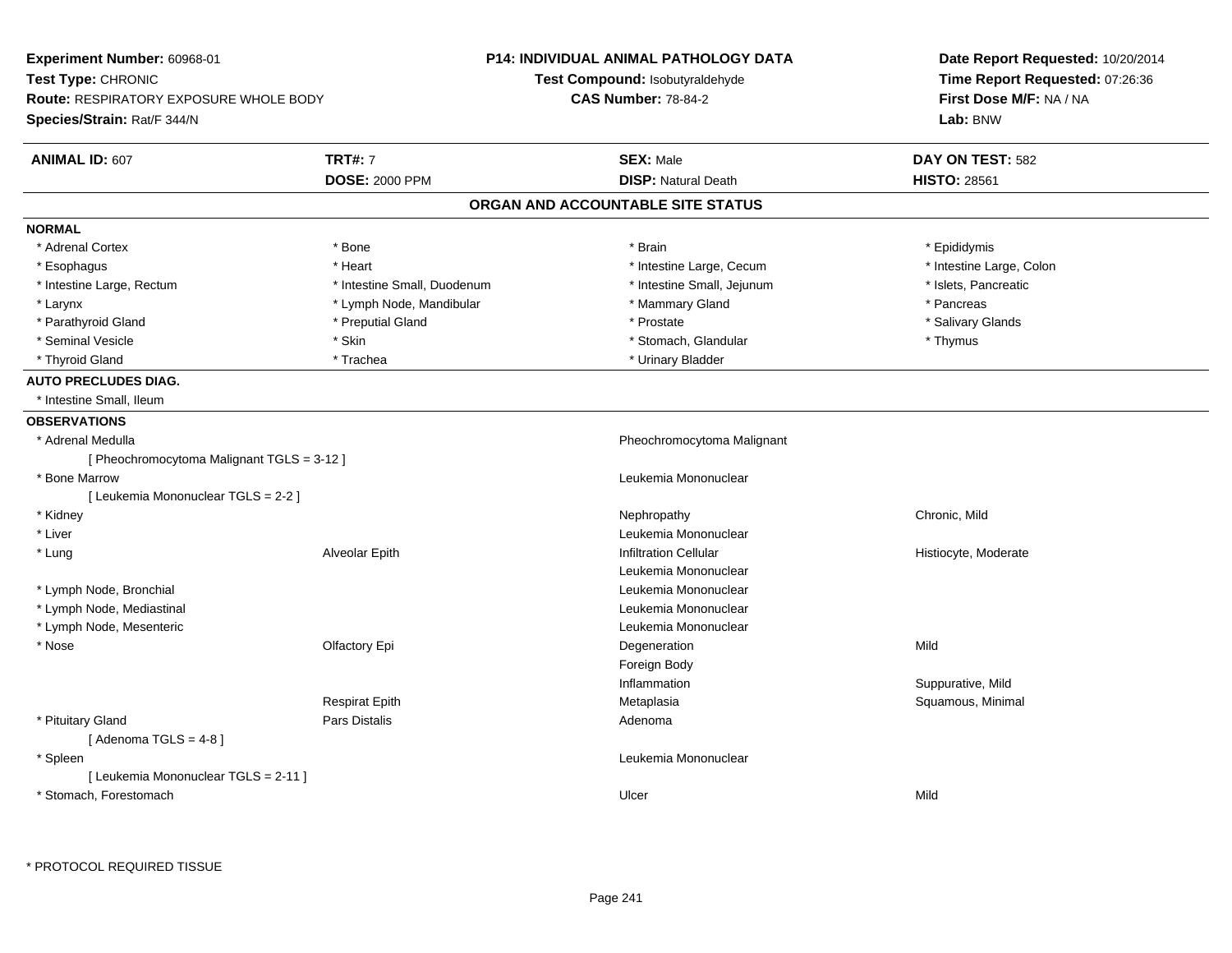**Experiment Number:** 60968-01
**Test Type:** CHRONIC
**Route:** RESPIRATORY EXPOSURE WHOLE BODY
**Species/Strain:** Rat/F 344/N

**P14: INDIVIDUAL ANIMAL PATHOLOGY DATA**
**Test Compound:** Isobutyraldehyde
**CAS Number:** 78-84-2

**Date Report Requested:** 10/20/2014
**Time Report Requested:** 07:26:36
**First Dose M/F:** NA / NA
**Lab:** BNW

| **ANIMAL ID:** 607 | **TRT#:** 7 | **SEX:** Male | **DAY ON TEST:** 582 |
|---|---|---|---|
| | **DOSE:** 2000 PPM | **DISP:** Natural Death | **HISTO:** 28561 |

## ORGAN AND ACCOUNTABLE SITE STATUS

**NORMAL**

| | | | |
|---|---|---|---|
| * Adrenal Cortex | * Bone | * Brain | * Epididymis |
| * Esophagus | * Heart | * Intestine Large, Cecum | * Intestine Large, Colon |
| * Intestine Large, Rectum | * Intestine Small, Duodenum | * Intestine Small, Jejunum | * Islets, Pancreatic |
| * Larynx | * Lymph Node, Mandibular | * Mammary Gland | * Pancreas |
| * Parathyroid Gland | * Preputial Gland | * Prostate | * Salivary Glands |
| * Seminal Vesicle | * Skin | * Stomach, Glandular | * Thymus |
| * Thyroid Gland | * Trachea | * Urinary Bladder | |

**AUTO PRECLUDES DIAG.**

* Intestine Small, Ileum

**OBSERVATIONS**

| | | | |
|---|---|---|---|
| * Adrenal Medulla | | Pheochromocytoma Malignant | |
| [ Pheochromocytoma Malignant TGLS = 3-12 ] | | | |
| * Bone Marrow | | Leukemia Mononuclear | |
| [ Leukemia Mononuclear TGLS = 2-2 ] | | | |
| * Kidney | | Nephropathy | Chronic, Mild |
| * Liver | | Leukemia Mononuclear | |
| * Lung | Alveolar Epith | Infiltration Cellular | Histiocyte, Moderate |
| | | Leukemia Mononuclear | |
| * Lymph Node, Bronchial | | Leukemia Mononuclear | |
| * Lymph Node, Mediastinal | | Leukemia Mononuclear | |
| * Lymph Node, Mesenteric | | Leukemia Mononuclear | |
| * Nose | Olfactory Epi | Degeneration | Mild |
| | | Foreign Body | |
| | | Inflammation | Suppurative, Mild |
| | Respirat Epith | Metaplasia | Squamous, Minimal |
| * Pituitary Gland | Pars Distalis | Adenoma | |
| [ Adenoma TGLS = 4-8 ] | | | |
| * Spleen | | Leukemia Mononuclear | |
| [ Leukemia Mononuclear TGLS = 2-11 ] | | | |
| * Stomach, Forestomach | | Ulcer | Mild |

* PROTOCOL REQUIRED TISSUE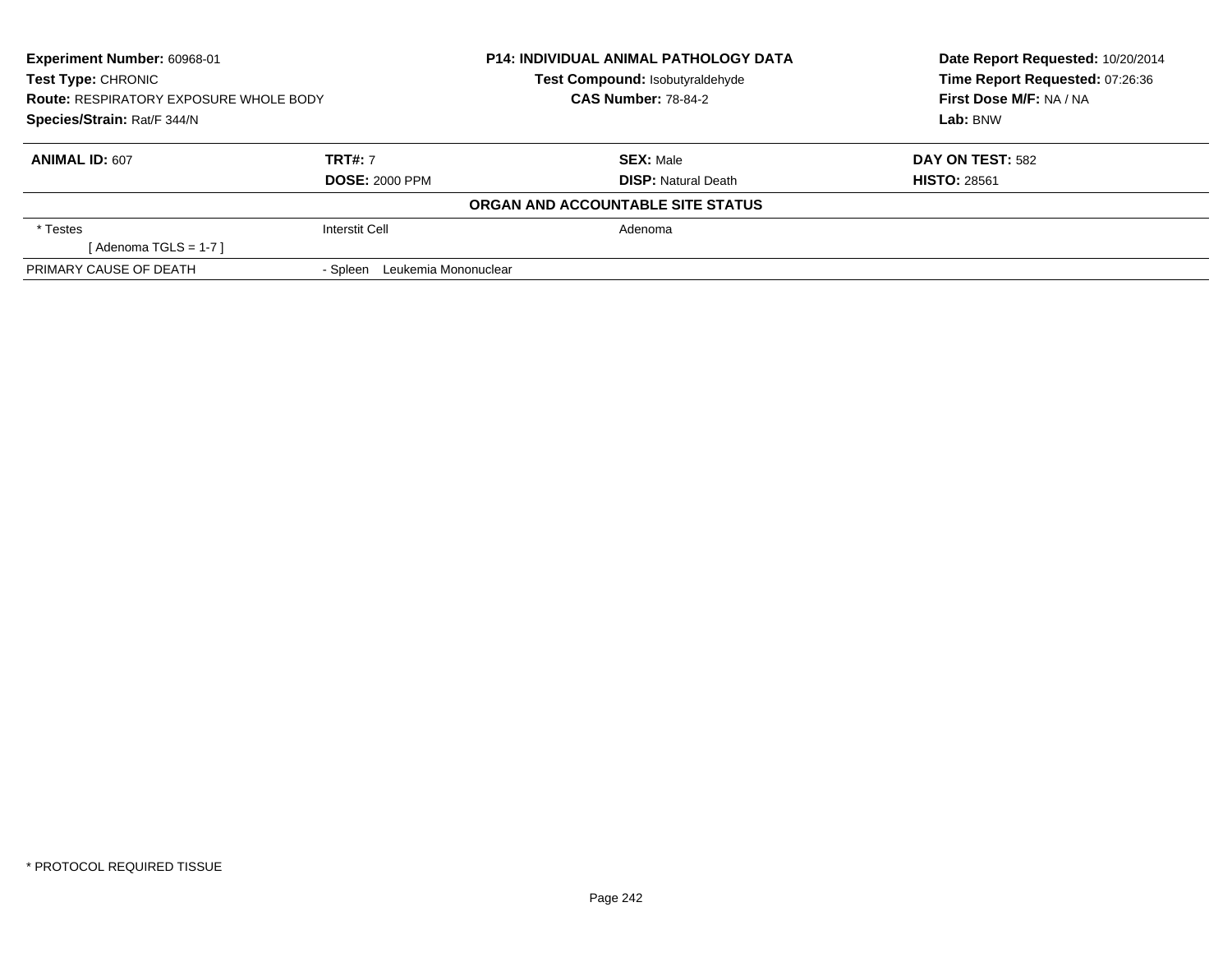**Experiment Number:** 60968-01
**Test Type:** CHRONIC
**Route:** RESPIRATORY EXPOSURE WHOLE BODY
**Species/Strain:** Rat/F 344/N

**P14: INDIVIDUAL ANIMAL PATHOLOGY DATA**
**Test Compound:** Isobutyraldehyde
**CAS Number:** 78-84-2

**Date Report Requested:** 10/20/2014
**Time Report Requested:** 07:26:36
**First Dose M/F:** NA / NA
**Lab:** BNW

| **ANIMAL ID:** 607 | **TRT#:** 7 | **SEX:** Male | **DAY ON TEST:** 582 |
|---|---|---|---|
| | **DOSE:** 2000 PPM | **DISP:** Natural Death | **HISTO:** 28561 |

**ORGAN AND ACCOUNTABLE SITE STATUS**

| | | |
|---|---|---|
| * Testes | Interstit Cell | Adenoma |
| [ Adenoma TGLS = 1-7 ] | | |
| PRIMARY CAUSE OF DEATH | - Spleen Leukemia Mononuclear | |

* PROTOCOL REQUIRED TISSUE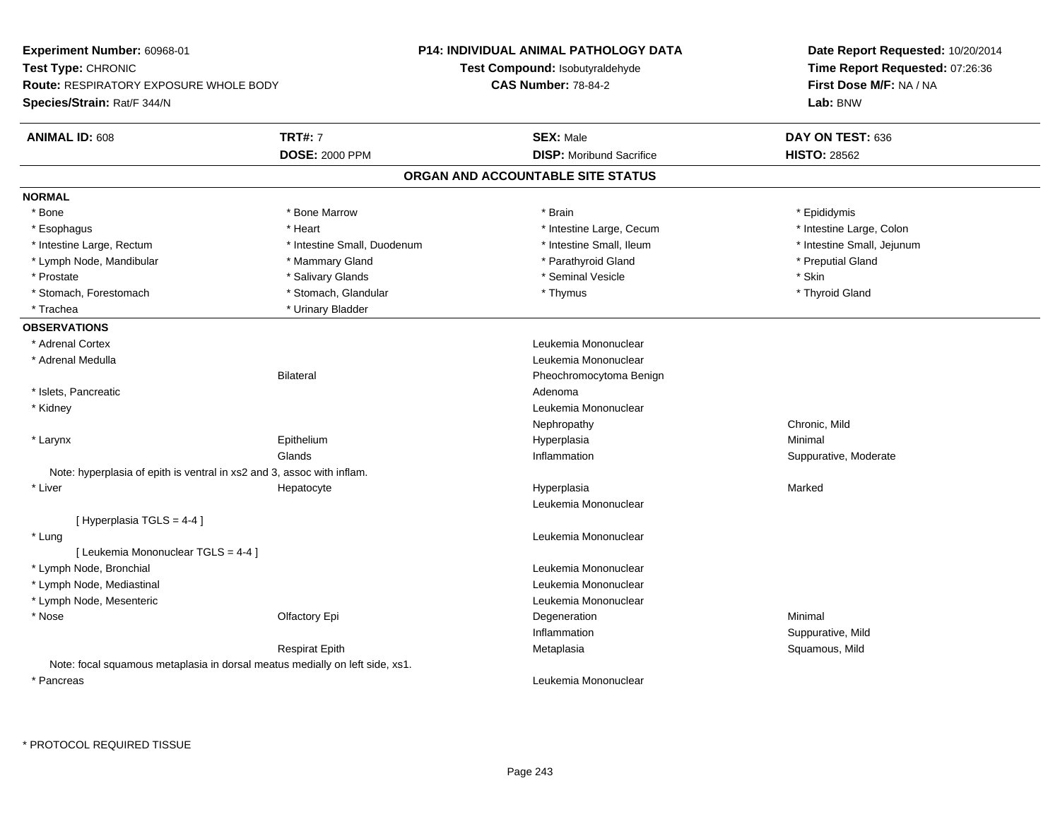**Experiment Number:** 60968-01
**Test Type:** CHRONIC
**Route:** RESPIRATORY EXPOSURE WHOLE BODY
**Species/Strain:** Rat/F 344/N

**P14: INDIVIDUAL ANIMAL PATHOLOGY DATA**
**Test Compound:** Isobutyraldehyde
**CAS Number:** 78-84-2

**Date Report Requested:** 10/20/2014
**Time Report Requested:** 07:26:36
**First Dose M/F:** NA / NA
**Lab:** BNW

| **ANIMAL ID:** 608 | **TRT#:** 7 | **SEX:** Male | **DAY ON TEST:** 636 |
|---|---|---|---|
| | **DOSE:** 2000 PPM | **DISP:** Moribund Sacrifice | **HISTO:** 28562 |

## ORGAN AND ACCOUNTABLE SITE STATUS

**NORMAL**

| | | | |
|---|---|---|---|
| * Bone | * Bone Marrow | * Brain | * Epididymis |
| * Esophagus | * Heart | * Intestine Large, Cecum | * Intestine Large, Colon |
| * Intestine Large, Rectum | * Intestine Small, Duodenum | * Intestine Small, Ileum | * Intestine Small, Jejunum |
| * Lymph Node, Mandibular | * Mammary Gland | * Parathyroid Gland | * Preputial Gland |
| * Prostate | * Salivary Glands | * Seminal Vesicle | * Skin |
| * Stomach, Forestomach | * Stomach, Glandular | * Thymus | * Thyroid Gland |
| * Trachea | * Urinary Bladder | | |

**OBSERVATIONS**

| | | | |
|---|---|---|---|
| * Adrenal Cortex | | Leukemia Mononuclear | |
| * Adrenal Medulla | | Leukemia Mononuclear | |
| | Bilateral | Pheochromocytoma Benign | |
| * Islets, Pancreatic | | Adenoma | |
| * Kidney | | Leukemia Mononuclear | |
| | | Nephropathy | Chronic, Mild |
| * Larynx | Epithelium | Hyperplasia | Minimal |
| | Glands | Inflammation | Suppurative, Moderate |

Note: hyperplasia of epith is ventral in xs2 and 3, assoc with inflam.

| | | | |
|---|---|---|---|
| * Liver | Hepatocyte | Hyperplasia | Marked |
| | | Leukemia Mononuclear | |

[ Hyperplasia TGLS = 4-4 ]

| | | | |
|---|---|---|---|
| * Lung | | Leukemia Mononuclear | |

[ Leukemia Mononuclear TGLS = 4-4 ]

| | | | |
|---|---|---|---|
| * Lymph Node, Bronchial | | Leukemia Mononuclear | |
| * Lymph Node, Mediastinal | | Leukemia Mononuclear | |
| * Lymph Node, Mesenteric | | Leukemia Mononuclear | |
| * Nose | Olfactory Epi | Degeneration | Minimal |
| | | Inflammation | Suppurative, Mild |
| | Respirat Epith | Metaplasia | Squamous, Mild |

Note: focal squamous metaplasia in dorsal meatus medially on left side, xs1.

| | | | |
|---|---|---|---|
| * Pancreas | | Leukemia Mononuclear | |

\* PROTOCOL REQUIRED TISSUE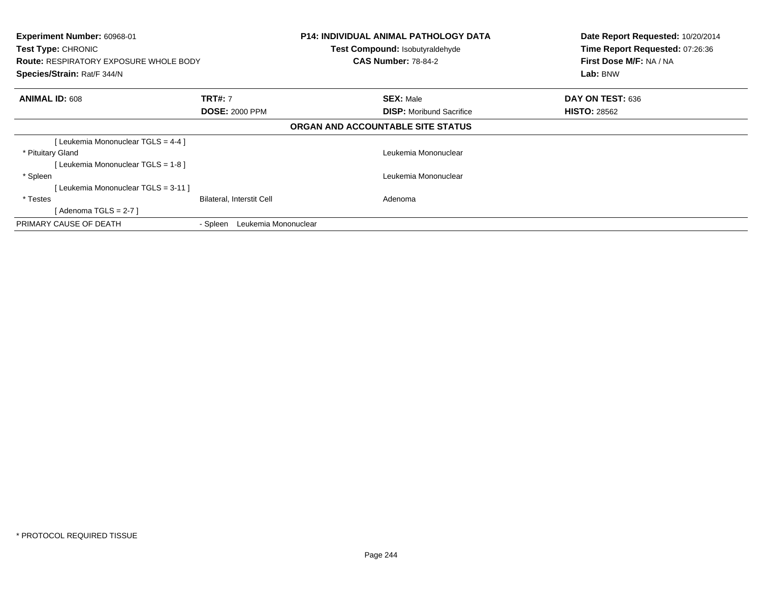**Experiment Number:** 60968-01
**Test Type:** CHRONIC
**Route:** RESPIRATORY EXPOSURE WHOLE BODY
**Species/Strain:** Rat/F 344/N

**P14: INDIVIDUAL ANIMAL PATHOLOGY DATA**
**Test Compound:** Isobutyraldehyde
**CAS Number:** 78-84-2

**Date Report Requested:** 10/20/2014
**Time Report Requested:** 07:26:36
**First Dose M/F:** NA / NA
**Lab:** BNW

| **ANIMAL ID:** 608 | **TRT#:** 7 | **SEX:** Male | **DAY ON TEST:** 636 |
|---|---|---|---|
| | **DOSE:** 2000 PPM | **DISP:** Moribund Sacrifice | **HISTO:** 28562 |

**ORGAN AND ACCOUNTABLE SITE STATUS**

| | | |
|---|---|---|
| [ Leukemia Mononuclear TGLS = 4-4 ] | | |
| * Pituitary Gland | | Leukemia Mononuclear |
| [ Leukemia Mononuclear TGLS = 1-8 ] | | |
| * Spleen | | Leukemia Mononuclear |
| [ Leukemia Mononuclear TGLS = 3-11 ] | | |
| * Testes | Bilateral, Interstit Cell | Adenoma |
| [ Adenoma TGLS = 2-7 ] | | |
| PRIMARY CAUSE OF DEATH | - Spleen Leukemia Mononuclear | |

* PROTOCOL REQUIRED TISSUE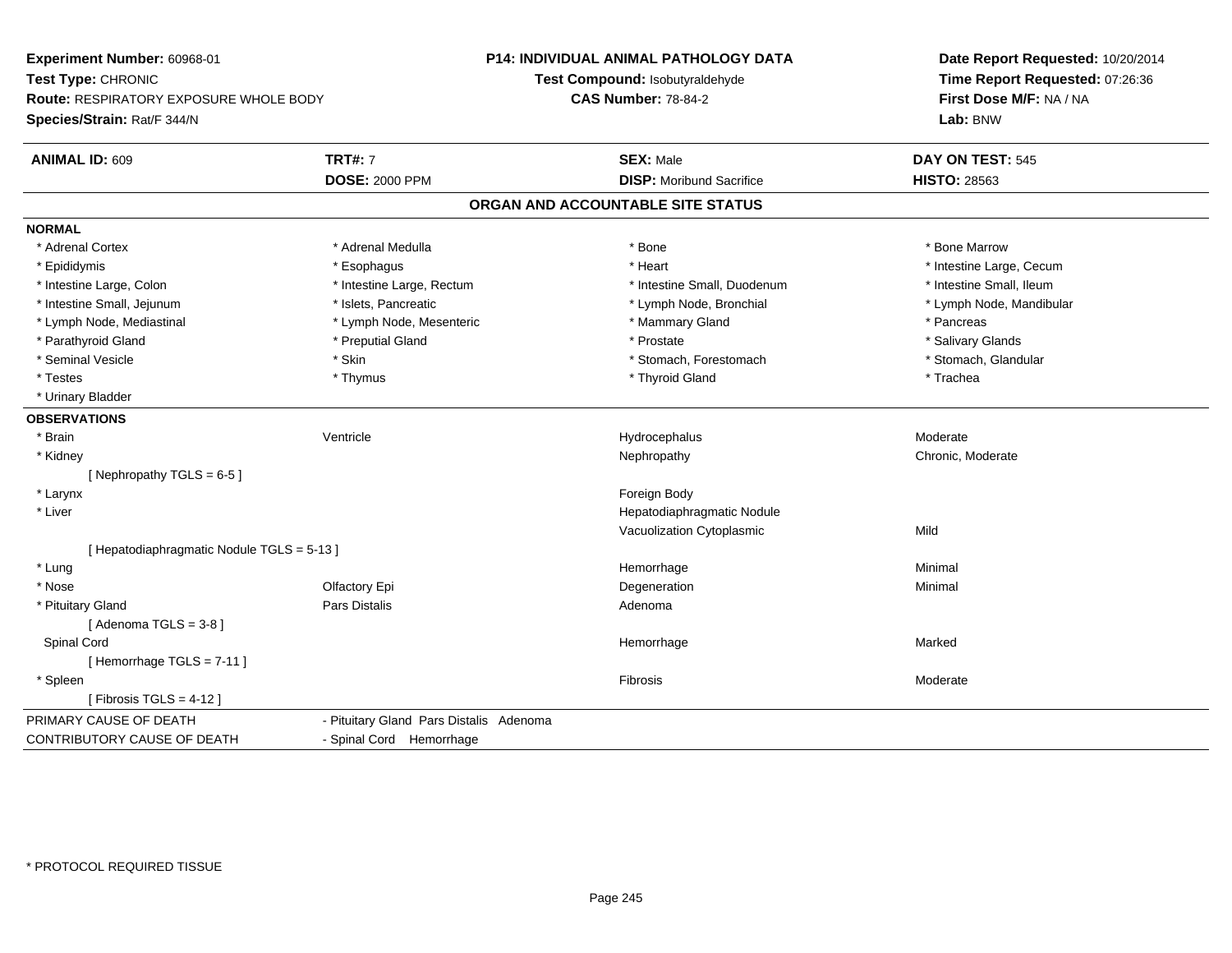**Experiment Number:** 60968-01
**Test Type:** CHRONIC
**Route:** RESPIRATORY EXPOSURE WHOLE BODY
**Species/Strain:** Rat/F 344/N

**P14: INDIVIDUAL ANIMAL PATHOLOGY DATA**
**Test Compound:** Isobutyraldehyde
**CAS Number:** 78-84-2

**Date Report Requested:** 10/20/2014
**Time Report Requested:** 07:26:36
**First Dose M/F:** NA / NA
**Lab:** BNW

| **ANIMAL ID:** 609 | **TRT#:** 7 | **SEX:** Male | **DAY ON TEST:** 545 |
|---|---|---|---|
| | **DOSE:** 2000 PPM | **DISP:** Moribund Sacrifice | **HISTO:** 28563 |

## ORGAN AND ACCOUNTABLE SITE STATUS

**NORMAL**

| | | | |
|---|---|---|---|
| * Adrenal Cortex | * Adrenal Medulla | * Bone | * Bone Marrow |
| * Epididymis | * Esophagus | * Heart | * Intestine Large, Cecum |
| * Intestine Large, Colon | * Intestine Large, Rectum | * Intestine Small, Duodenum | * Intestine Small, Ileum |
| * Intestine Small, Jejunum | * Islets, Pancreatic | * Lymph Node, Bronchial | * Lymph Node, Mandibular |
| * Lymph Node, Mediastinal | * Lymph Node, Mesenteric | * Mammary Gland | * Pancreas |
| * Parathyroid Gland | * Preputial Gland | * Prostate | * Salivary Glands |
| * Seminal Vesicle | * Skin | * Stomach, Forestomach | * Stomach, Glandular |
| * Testes | * Thymus | * Thyroid Gland | * Trachea |
| * Urinary Bladder | | | |

**OBSERVATIONS**

| | | | |
|---|---|---|---|
| * Brain | Ventricle | Hydrocephalus | Moderate |
| * Kidney | | Nephropathy | Chronic, Moderate |
| [ Nephropathy TGLS = 6-5 ] | | | |
| * Larynx | | Foreign Body | |
| * Liver | | Hepatodiaphragmatic Nodule | |
| | | Vacuolization Cytoplasmic | Mild |
| [ Hepatodiaphragmatic Nodule TGLS = 5-13 ] | | | |
| * Lung | | Hemorrhage | Minimal |
| * Nose | Olfactory Epi | Degeneration | Minimal |
| * Pituitary Gland | Pars Distalis | Adenoma | |
| [ Adenoma TGLS = 3-8 ] | | | |
| Spinal Cord | | Hemorrhage | Marked |
| [ Hemorrhage TGLS = 7-11 ] | | | |
| * Spleen | | Fibrosis | Moderate |
| [ Fibrosis TGLS = 4-12 ] | | | |

| | |
|---|---|
| PRIMARY CAUSE OF DEATH | - Pituitary Gland Pars Distalis Adenoma |
| CONTRIBUTORY CAUSE OF DEATH | - Spinal Cord Hemorrhage |

* PROTOCOL REQUIRED TISSUE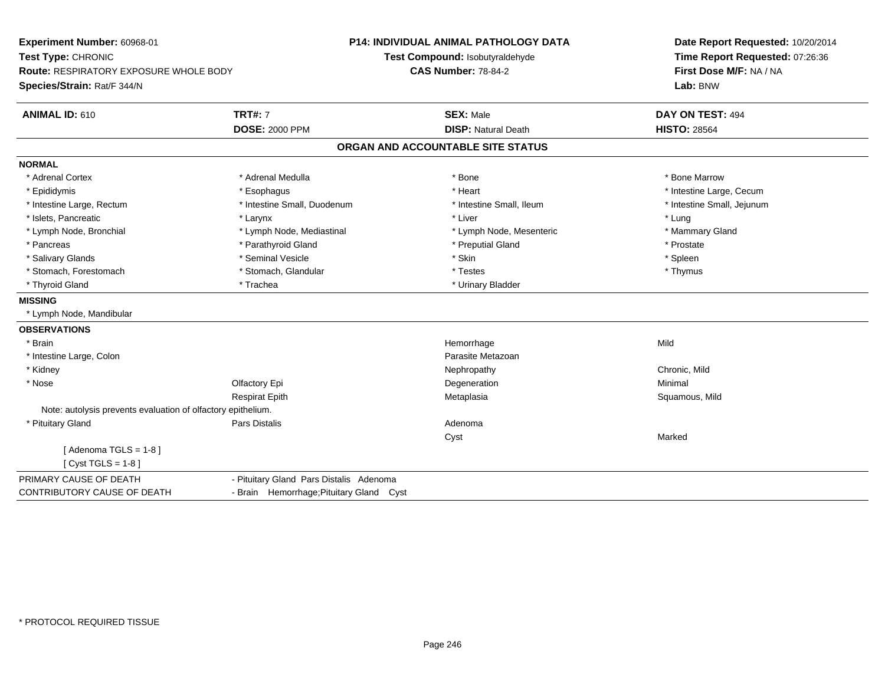**Experiment Number:** 60968-01
**Test Type:** CHRONIC
**Route:** RESPIRATORY EXPOSURE WHOLE BODY
**Species/Strain:** Rat/F 344/N

**P14: INDIVIDUAL ANIMAL PATHOLOGY DATA**
**Test Compound:** Isobutyraldehyde
**CAS Number:** 78-84-2

**Date Report Requested:** 10/20/2014
**Time Report Requested:** 07:26:36
**First Dose M/F:** NA / NA
**Lab:** BNW

| **ANIMAL ID:** 610 | **TRT#:** 7 | **SEX:** Male | **DAY ON TEST:** 494 |
|---|---|---|---|
| | **DOSE:** 2000 PPM | **DISP:** Natural Death | **HISTO:** 28564 |

## ORGAN AND ACCOUNTABLE SITE STATUS

**NORMAL**

| | | | |
|---|---|---|---|
| * Adrenal Cortex | * Adrenal Medulla | * Bone | * Bone Marrow |
| * Epididymis | * Esophagus | * Heart | * Intestine Large, Cecum |
| * Intestine Large, Rectum | * Intestine Small, Duodenum | * Intestine Small, Ileum | * Intestine Small, Jejunum |
| * Islets, Pancreatic | * Larynx | * Liver | * Lung |
| * Lymph Node, Bronchial | * Lymph Node, Mediastinal | * Lymph Node, Mesenteric | * Mammary Gland |
| * Pancreas | * Parathyroid Gland | * Preputial Gland | * Prostate |
| * Salivary Glands | * Seminal Vesicle | * Skin | * Spleen |
| * Stomach, Forestomach | * Stomach, Glandular | * Testes | * Thymus |
| * Thyroid Gland | * Trachea | * Urinary Bladder | |

**MISSING**

* Lymph Node, Mandibular

**OBSERVATIONS**

| | | | |
|---|---|---|---|
| * Brain | | Hemorrhage | Mild |
| * Intestine Large, Colon | | Parasite Metazoan | |
| * Kidney | | Nephropathy | Chronic, Mild |
| * Nose | Olfactory Epi | Degeneration | Minimal |
| | Respirat Epith | Metaplasia | Squamous, Mild |

Note: autolysis prevents evaluation of olfactory epithelium.

| | | | |
|---|---|---|---|
| * Pituitary Gland | Pars Distalis | Adenoma | |
| | | Cyst | Marked |

[ Adenoma TGLS = 1-8 ]
[ Cyst TGLS = 1-8 ]

| | |
|---|---|
| PRIMARY CAUSE OF DEATH | - Pituitary Gland Pars Distalis Adenoma |
| CONTRIBUTORY CAUSE OF DEATH | - Brain Hemorrhage;Pituitary Gland Cyst |

* PROTOCOL REQUIRED TISSUE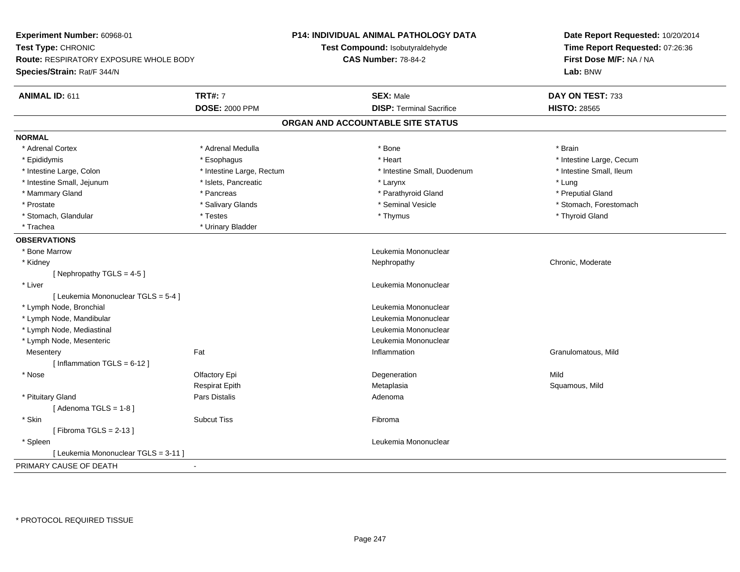**Experiment Number:** 60968-01
**Test Type:** CHRONIC
**Route:** RESPIRATORY EXPOSURE WHOLE BODY
**Species/Strain:** Rat/F 344/N

**P14: INDIVIDUAL ANIMAL PATHOLOGY DATA**
**Test Compound:** Isobutyraldehyde
**CAS Number:** 78-84-2

**Date Report Requested:** 10/20/2014
**Time Report Requested:** 07:26:36
**First Dose M/F:** NA / NA
**Lab:** BNW

| **ANIMAL ID:** 611 | **TRT#:** 7 | **SEX:** Male | **DAY ON TEST:** 733 |
|---|---|---|---|
| | **DOSE:** 2000 PPM | **DISP:** Terminal Sacrifice | **HISTO:** 28565 |

## ORGAN AND ACCOUNTABLE SITE STATUS

**NORMAL**

| | | | |
|---|---|---|---|
| * Adrenal Cortex | * Adrenal Medulla | * Bone | * Brain |
| * Epididymis | * Esophagus | * Heart | * Intestine Large, Cecum |
| * Intestine Large, Colon | * Intestine Large, Rectum | * Intestine Small, Duodenum | * Intestine Small, Ileum |
| * Intestine Small, Jejunum | * Islets, Pancreatic | * Larynx | * Lung |
| * Mammary Gland | * Pancreas | * Parathyroid Gland | * Preputial Gland |
| * Prostate | * Salivary Glands | * Seminal Vesicle | * Stomach, Forestomach |
| * Stomach, Glandular | * Testes | * Thymus | * Thyroid Gland |
| * Trachea | * Urinary Bladder | | |

**OBSERVATIONS**

| | | | |
|---|---|---|---|
| * Bone Marrow | | Leukemia Mononuclear | |
| * Kidney | | Nephropathy | Chronic, Moderate |
| [ Nephropathy TGLS = 4-5 ] | | | |
| * Liver | | Leukemia Mononuclear | |
| [ Leukemia Mononuclear TGLS = 5-4 ] | | | |
| * Lymph Node, Bronchial | | Leukemia Mononuclear | |
| * Lymph Node, Mandibular | | Leukemia Mononuclear | |
| * Lymph Node, Mediastinal | | Leukemia Mononuclear | |
| * Lymph Node, Mesenteric | | Leukemia Mononuclear | |
| Mesentery | Fat | Inflammation | Granulomatous, Mild |
| [ Inflammation TGLS = 6-12 ] | | | |
| * Nose | Olfactory Epi | Degeneration | Mild |
| | Respirat Epith | Metaplasia | Squamous, Mild |
| * Pituitary Gland | Pars Distalis | Adenoma | |
| [ Adenoma TGLS = 1-8 ] | | | |
| * Skin | Subcut Tiss | Fibroma | |
| [ Fibroma TGLS = 2-13 ] | | | |
| * Spleen | | Leukemia Mononuclear | |
| [ Leukemia Mononuclear TGLS = 3-11 ] | | | |

PRIMARY CAUSE OF DEATH -

* PROTOCOL REQUIRED TISSUE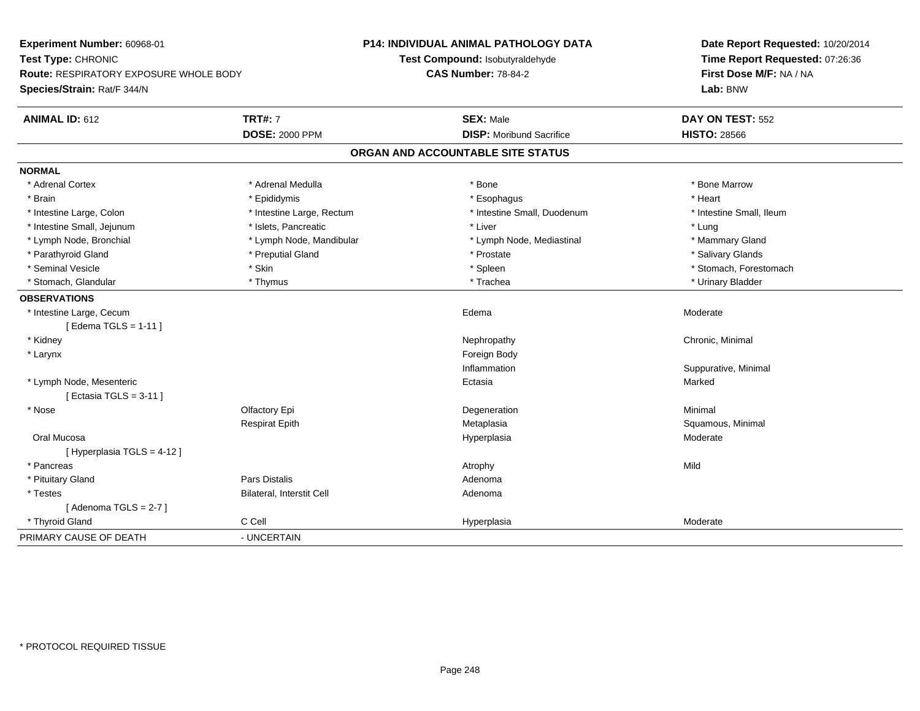**Experiment Number:** 60968-01
**Test Type:** CHRONIC
**Route:** RESPIRATORY EXPOSURE WHOLE BODY
**Species/Strain:** Rat/F 344/N

**P14: INDIVIDUAL ANIMAL PATHOLOGY DATA**
**Test Compound:** Isobutyraldehyde
**CAS Number:** 78-84-2

**Date Report Requested:** 10/20/2014
**Time Report Requested:** 07:26:36
**First Dose M/F:** NA / NA
**Lab:** BNW

| **ANIMAL ID:** 612 | **TRT#:** 7 | **SEX:** Male | **DAY ON TEST:** 552 |
|---|---|---|---|
| | **DOSE:** 2000 PPM | **DISP:** Moribund Sacrifice | **HISTO:** 28566 |

## ORGAN AND ACCOUNTABLE SITE STATUS

**NORMAL**

| | | | |
|---|---|---|---|
| * Adrenal Cortex | * Adrenal Medulla | * Bone | * Bone Marrow |
| * Brain | * Epididymis | * Esophagus | * Heart |
| * Intestine Large, Colon | * Intestine Large, Rectum | * Intestine Small, Duodenum | * Intestine Small, Ileum |
| * Intestine Small, Jejunum | * Islets, Pancreatic | * Liver | * Lung |
| * Lymph Node, Bronchial | * Lymph Node, Mandibular | * Lymph Node, Mediastinal | * Mammary Gland |
| * Parathyroid Gland | * Preputial Gland | * Prostate | * Salivary Glands |
| * Seminal Vesicle | * Skin | * Spleen | * Stomach, Forestomach |
| * Stomach, Glandular | * Thymus | * Trachea | * Urinary Bladder |

**OBSERVATIONS**

| | | | |
|---|---|---|---|
| * Intestine Large, Cecum | | Edema | Moderate |
| [ Edema TGLS = 1-11 ] | | | |
| * Kidney | | Nephropathy | Chronic, Minimal |
| * Larynx | | Foreign Body | |
| | | Inflammation | Suppurative, Minimal |
| * Lymph Node, Mesenteric | | Ectasia | Marked |
| [ Ectasia TGLS = 3-11 ] | | | |
| * Nose | Olfactory Epi | Degeneration | Minimal |
| | Respirat Epith | Metaplasia | Squamous, Minimal |
| Oral Mucosa | | Hyperplasia | Moderate |
| [ Hyperplasia TGLS = 4-12 ] | | | |
| * Pancreas | | Atrophy | Mild |
| * Pituitary Gland | Pars Distalis | Adenoma | |
| * Testes | Bilateral, Interstit Cell | Adenoma | |
| [ Adenoma TGLS = 2-7 ] | | | |
| * Thyroid Gland | C Cell | Hyperplasia | Moderate |

PRIMARY CAUSE OF DEATH - UNCERTAIN

* PROTOCOL REQUIRED TISSUE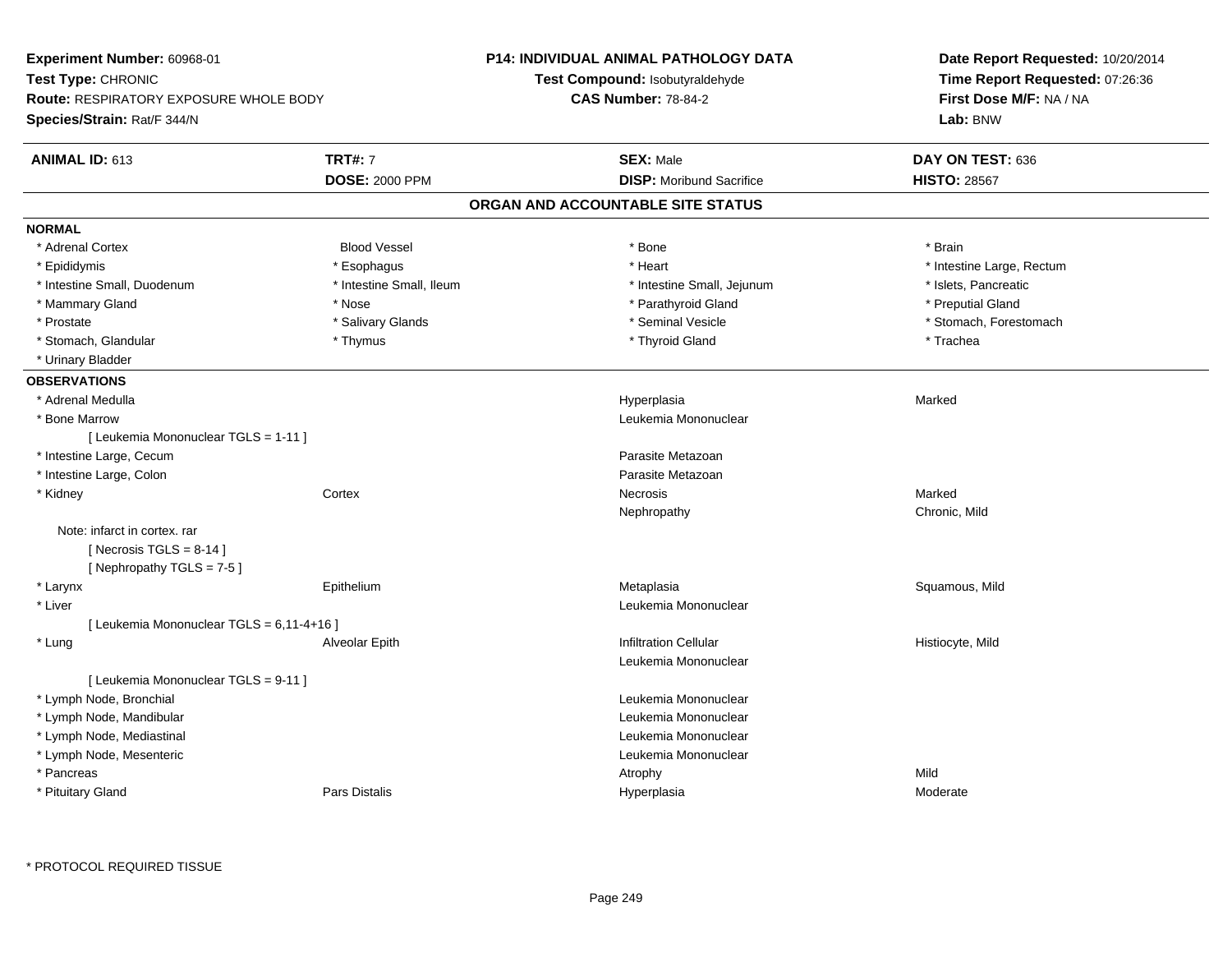**Experiment Number:** 60968-01
**Test Type:** CHRONIC
**Route:** RESPIRATORY EXPOSURE WHOLE BODY
**Species/Strain:** Rat/F 344/N

**P14: INDIVIDUAL ANIMAL PATHOLOGY DATA**
**Test Compound:** Isobutyraldehyde
**CAS Number:** 78-84-2

**Date Report Requested:** 10/20/2014
**Time Report Requested:** 07:26:36
**First Dose M/F:** NA / NA
**Lab:** BNW

| **ANIMAL ID:** 613 | **TRT#:** 7 | **SEX:** Male | **DAY ON TEST:** 636 |
|---|---|---|---|
| | **DOSE:** 2000 PPM | **DISP:** Moribund Sacrifice | **HISTO:** 28567 |

## ORGAN AND ACCOUNTABLE SITE STATUS

**NORMAL**

| | | | |
|---|---|---|---|
| * Adrenal Cortex | Blood Vessel | * Bone | * Brain |
| * Epididymis | * Esophagus | * Heart | * Intestine Large, Rectum |
| * Intestine Small, Duodenum | * Intestine Small, Ileum | * Intestine Small, Jejunum | * Islets, Pancreatic |
| * Mammary Gland | * Nose | * Parathyroid Gland | * Preputial Gland |
| * Prostate | * Salivary Glands | * Seminal Vesicle | * Stomach, Forestomach |
| * Stomach, Glandular | * Thymus | * Thyroid Gland | * Trachea |
| * Urinary Bladder | | | |

**OBSERVATIONS**

| | | | |
|---|---|---|---|
| * Adrenal Medulla | | Hyperplasia | Marked |
| * Bone Marrow | | Leukemia Mononuclear | |
| [ Leukemia Mononuclear TGLS = 1-11 ] | | | |
| * Intestine Large, Cecum | | Parasite Metazoan | |
| * Intestine Large, Colon | | Parasite Metazoan | |
| * Kidney | Cortex | Necrosis | Marked |
| | | Nephropathy | Chronic, Mild |
| Note: infarct in cortex. rar | | | |
| [ Necrosis TGLS = 8-14 ] | | | |
| [ Nephropathy TGLS = 7-5 ] | | | |
| * Larynx | Epithelium | Metaplasia | Squamous, Mild |
| * Liver | | Leukemia Mononuclear | |
| [ Leukemia Mononuclear TGLS = 6,11-4+16 ] | | | |
| * Lung | Alveolar Epith | Infiltration Cellular | Histiocyte, Mild |
| | | Leukemia Mononuclear | |
| [ Leukemia Mononuclear TGLS = 9-11 ] | | | |
| * Lymph Node, Bronchial | | Leukemia Mononuclear | |
| * Lymph Node, Mandibular | | Leukemia Mononuclear | |
| * Lymph Node, Mediastinal | | Leukemia Mononuclear | |
| * Lymph Node, Mesenteric | | Leukemia Mononuclear | |
| * Pancreas | | Atrophy | Mild |
| * Pituitary Gland | Pars Distalis | Hyperplasia | Moderate |

* PROTOCOL REQUIRED TISSUE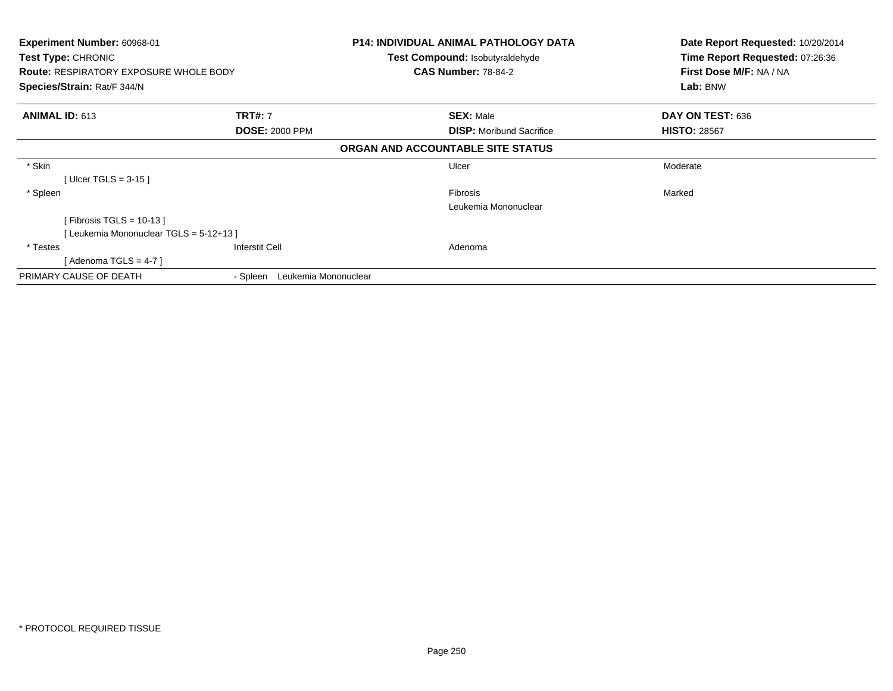**Experiment Number:** 60968-01
**Test Type:** CHRONIC
**Route:** RESPIRATORY EXPOSURE WHOLE BODY
**Species/Strain:** Rat/F 344/N

**P14: INDIVIDUAL ANIMAL PATHOLOGY DATA**
**Test Compound:** Isobutyraldehyde
**CAS Number:** 78-84-2

**Date Report Requested:** 10/20/2014
**Time Report Requested:** 07:26:36
**First Dose M/F:** NA / NA
**Lab:** BNW

| **ANIMAL ID:** 613 | **TRT#:** 7 | **SEX:** Male | **DAY ON TEST:** 636 |
|---|---|---|---|
| | **DOSE:** 2000 PPM | **DISP:** Moribund Sacrifice | **HISTO:** 28567 |

**ORGAN AND ACCOUNTABLE SITE STATUS**

| | | | |
|---|---|---|---|
| * Skin | | Ulcer | Moderate |
| [ Ulcer TGLS = 3-15 ] | | | |
| * Spleen | | Fibrosis | Marked |
| | | Leukemia Mononuclear | |
| [ Fibrosis TGLS = 10-13 ] | | | |
| [ Leukemia Mononuclear TGLS = 5-12+13 ] | | | |
| * Testes | Interstit Cell | Adenoma | |
| [ Adenoma TGLS = 4-7 ] | | | |
| PRIMARY CAUSE OF DEATH | - Spleen Leukemia Mononuclear | | |

* PROTOCOL REQUIRED TISSUE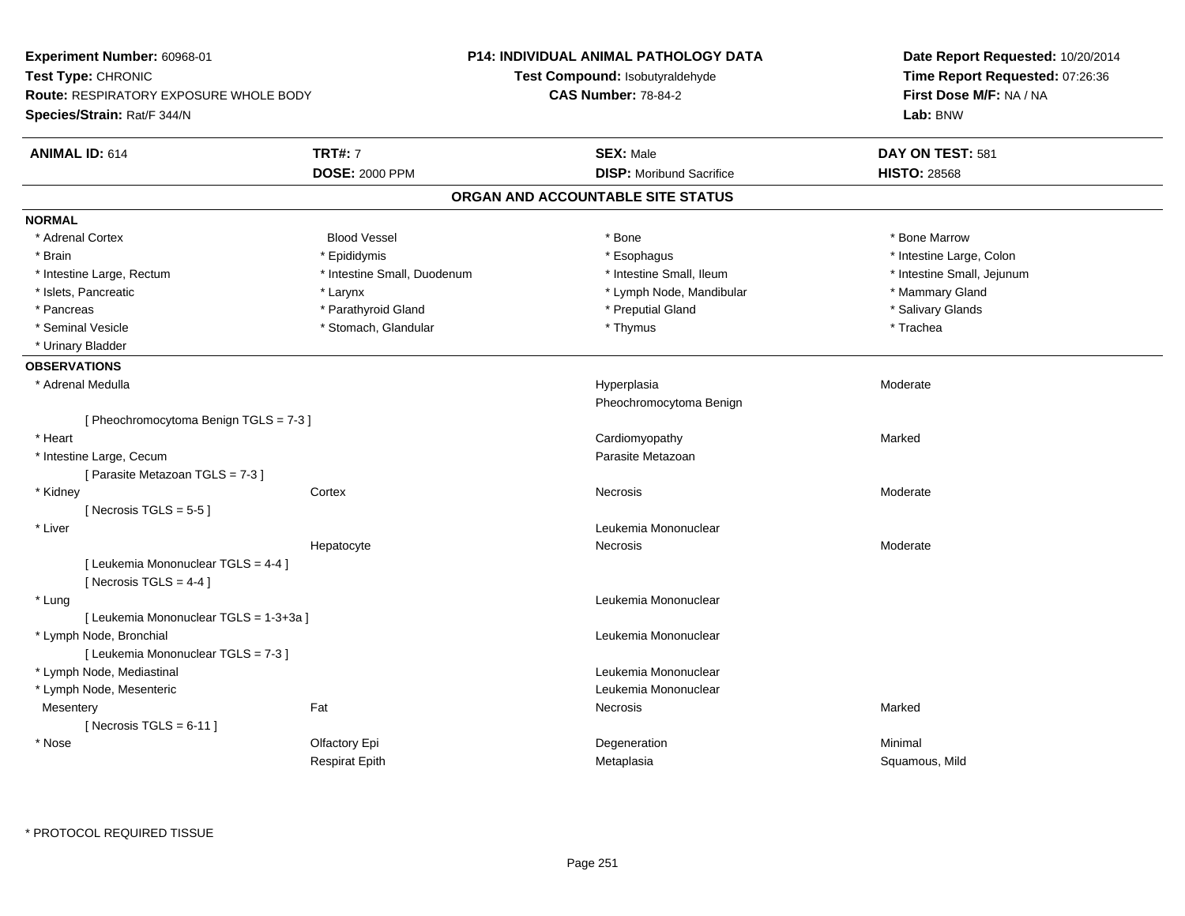**Experiment Number:** 60968-01
**Test Type:** CHRONIC
**Route:** RESPIRATORY EXPOSURE WHOLE BODY
**Species/Strain:** Rat/F 344/N

**P14: INDIVIDUAL ANIMAL PATHOLOGY DATA**
**Test Compound:** Isobutyraldehyde
**CAS Number:** 78-84-2

**Date Report Requested:** 10/20/2014
**Time Report Requested:** 07:26:36
**First Dose M/F:** NA / NA
**Lab:** BNW

| **ANIMAL ID:** 614 | **TRT#:** 7 | **SEX:** Male | **DAY ON TEST:** 581 |
|---|---|---|---|
| | **DOSE:** 2000 PPM | **DISP:** Moribund Sacrifice | **HISTO:** 28568 |

## ORGAN AND ACCOUNTABLE SITE STATUS

**NORMAL**

| | | | |
|---|---|---|---|
| * Adrenal Cortex | Blood Vessel | * Bone | * Bone Marrow |
| * Brain | * Epididymis | * Esophagus | * Intestine Large, Colon |
| * Intestine Large, Rectum | * Intestine Small, Duodenum | * Intestine Small, Ileum | * Intestine Small, Jejunum |
| * Islets, Pancreatic | * Larynx | * Lymph Node, Mandibular | * Mammary Gland |
| * Pancreas | * Parathyroid Gland | * Preputial Gland | * Salivary Glands |
| * Seminal Vesicle | * Stomach, Glandular | * Thymus | * Trachea |
| * Urinary Bladder | | | |

**OBSERVATIONS**

| | | | |
|---|---|---|---|
| * Adrenal Medulla | | Hyperplasia | Moderate |
| | | Pheochromocytoma Benign | |
| [ Pheochromocytoma Benign TGLS = 7-3 ] | | | |
| * Heart | | Cardiomyopathy | Marked |
| * Intestine Large, Cecum | | Parasite Metazoan | |
| [ Parasite Metazoan TGLS = 7-3 ] | | | |
| * Kidney | Cortex | Necrosis | Moderate |
| [ Necrosis TGLS = 5-5 ] | | | |
| * Liver | | Leukemia Mononuclear | |
| | Hepatocyte | Necrosis | Moderate |
| [ Leukemia Mononuclear TGLS = 4-4 ] | | | |
| [ Necrosis TGLS = 4-4 ] | | | |
| * Lung | | Leukemia Mononuclear | |
| [ Leukemia Mononuclear TGLS = 1-3+3a ] | | | |
| * Lymph Node, Bronchial | | Leukemia Mononuclear | |
| [ Leukemia Mononuclear TGLS = 7-3 ] | | | |
| * Lymph Node, Mediastinal | | Leukemia Mononuclear | |
| * Lymph Node, Mesenteric | | Leukemia Mononuclear | |
| Mesentery | Fat | Necrosis | Marked |
| [ Necrosis TGLS = 6-11 ] | | | |
| * Nose | Olfactory Epi | Degeneration | Minimal |
| | Respirat Epith | Metaplasia | Squamous, Mild |

* PROTOCOL REQUIRED TISSUE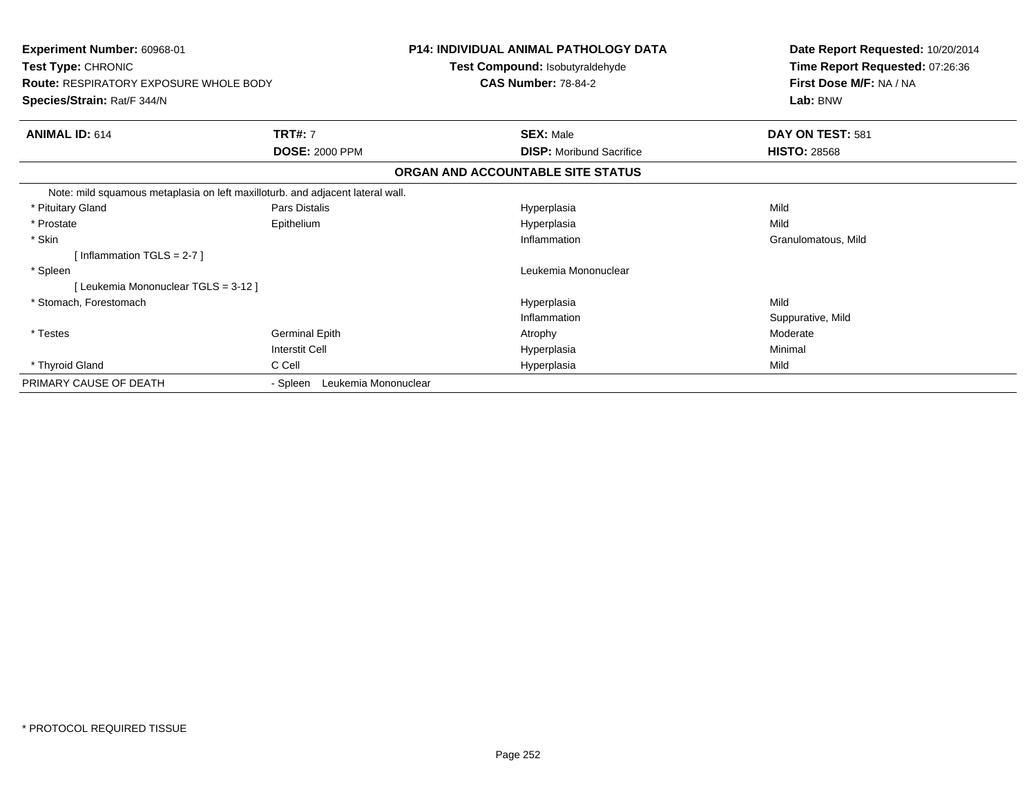**Experiment Number:** 60968-01
**Test Type:** CHRONIC
**Route:** RESPIRATORY EXPOSURE WHOLE BODY
**Species/Strain:** Rat/F 344/N

**P14: INDIVIDUAL ANIMAL PATHOLOGY DATA**
**Test Compound:** Isobutyraldehyde
**CAS Number:** 78-84-2

**Date Report Requested:** 10/20/2014
**Time Report Requested:** 07:26:36
**First Dose M/F:** NA / NA
**Lab:** BNW

| **ANIMAL ID:** 614 | **TRT#:** 7 | **SEX:** Male | **DAY ON TEST:** 581 |
|---|---|---|---|
| | **DOSE:** 2000 PPM | **DISP:** Moribund Sacrifice | **HISTO:** 28568 |

**ORGAN AND ACCOUNTABLE SITE STATUS**

Note: mild squamous metaplasia on left maxilloturb. and adjacent lateral wall.

| | | | |
|---|---|---|---|
| * Pituitary Gland | Pars Distalis | Hyperplasia | Mild |
| * Prostate | Epithelium | Hyperplasia | Mild |
| * Skin | | Inflammation | Granulomatous, Mild |
| [ Inflammation TGLS = 2-7 ] | | | |
| * Spleen | | Leukemia Mononuclear | |
| [ Leukemia Mononuclear TGLS = 3-12 ] | | | |
| * Stomach, Forestomach | | Hyperplasia | Mild |
| | | Inflammation | Suppurative, Mild |
| * Testes | Germinal Epith | Atrophy | Moderate |
| | Interstit Cell | Hyperplasia | Minimal |
| * Thyroid Gland | C Cell | Hyperplasia | Mild |
| PRIMARY CAUSE OF DEATH | - Spleen Leukemia Mononuclear | | |

* PROTOCOL REQUIRED TISSUE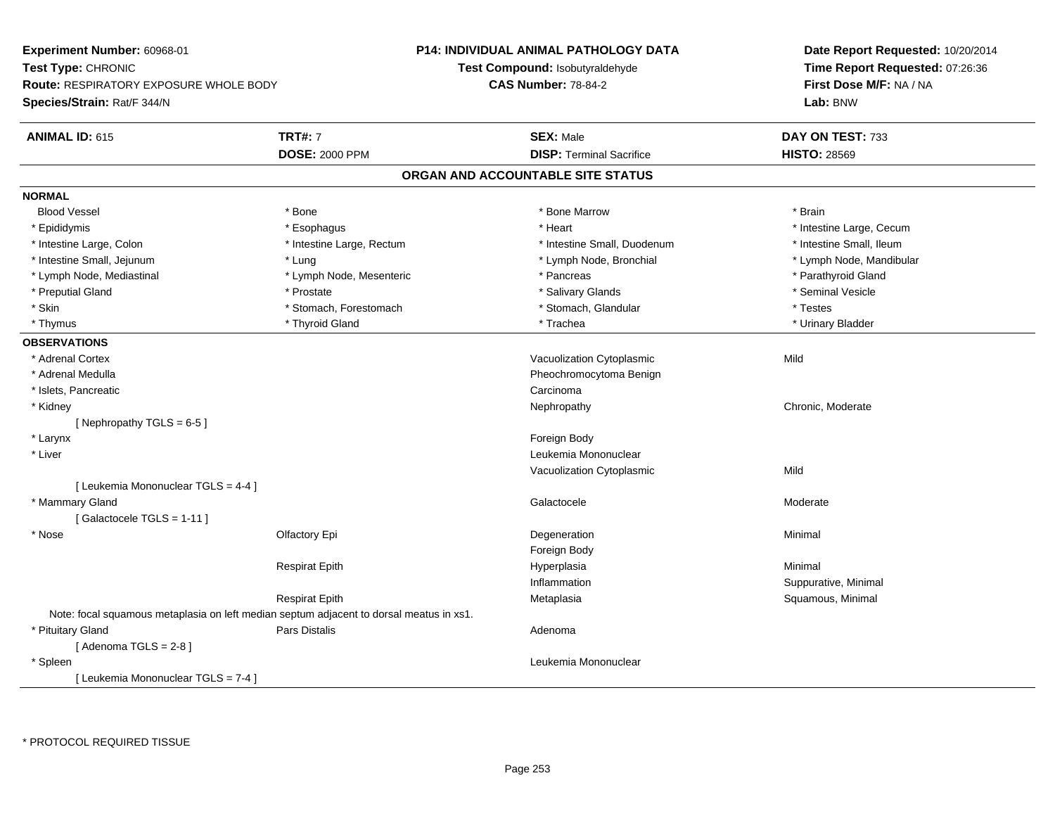**Experiment Number:** 60968-01
**Test Type:** CHRONIC
**Route:** RESPIRATORY EXPOSURE WHOLE BODY
**Species/Strain:** Rat/F 344/N

**P14: INDIVIDUAL ANIMAL PATHOLOGY DATA**
**Test Compound:** Isobutyraldehyde
**CAS Number:** 78-84-2

**Date Report Requested:** 10/20/2014
**Time Report Requested:** 07:26:36
**First Dose M/F:** NA / NA
**Lab:** BNW

| **ANIMAL ID:** 615 | **TRT#:** 7 | **SEX:** Male | **DAY ON TEST:** 733 |
|---|---|---|---|
| | **DOSE:** 2000 PPM | **DISP:** Terminal Sacrifice | **HISTO:** 28569 |

## ORGAN AND ACCOUNTABLE SITE STATUS

**NORMAL**

| | | | |
|---|---|---|---|
| Blood Vessel | * Bone | * Bone Marrow | * Brain |
| * Epididymis | * Esophagus | * Heart | * Intestine Large, Cecum |
| * Intestine Large, Colon | * Intestine Large, Rectum | * Intestine Small, Duodenum | * Intestine Small, Ileum |
| * Intestine Small, Jejunum | * Lung | * Lymph Node, Bronchial | * Lymph Node, Mandibular |
| * Lymph Node, Mediastinal | * Lymph Node, Mesenteric | * Pancreas | * Parathyroid Gland |
| * Preputial Gland | * Prostate | * Salivary Glands | * Seminal Vesicle |
| * Skin | * Stomach, Forestomach | * Stomach, Glandular | * Testes |
| * Thymus | * Thyroid Gland | * Trachea | * Urinary Bladder |

**OBSERVATIONS**

| | | | |
|---|---|---|---|
| * Adrenal Cortex | | Vacuolization Cytoplasmic | Mild |
| * Adrenal Medulla | | Pheochromocytoma Benign | |
| * Islets, Pancreatic | | Carcinoma | |
| * Kidney | | Nephropathy | Chronic, Moderate |
| [ Nephropathy TGLS = 6-5 ] | | | |
| * Larynx | | Foreign Body | |
| * Liver | | Leukemia Mononuclear | |
| | | Vacuolization Cytoplasmic | Mild |
| [ Leukemia Mononuclear TGLS = 4-4 ] | | | |
| * Mammary Gland | | Galactocele | Moderate |
| [ Galactocele TGLS = 1-11 ] | | | |
| * Nose | Olfactory Epi | Degeneration | Minimal |
| | | Foreign Body | |
| | Respirat Epith | Hyperplasia | Minimal |
| | | Inflammation | Suppurative, Minimal |
| | Respirat Epith | Metaplasia | Squamous, Minimal |
| Note: focal squamous metaplasia on left median septum adjacent to dorsal meatus in xs1. | | | |
| * Pituitary Gland | Pars Distalis | Adenoma | |
| [ Adenoma TGLS = 2-8 ] | | | |
| * Spleen | | Leukemia Mononuclear | |
| [ Leukemia Mononuclear TGLS = 7-4 ] | | | |

* PROTOCOL REQUIRED TISSUE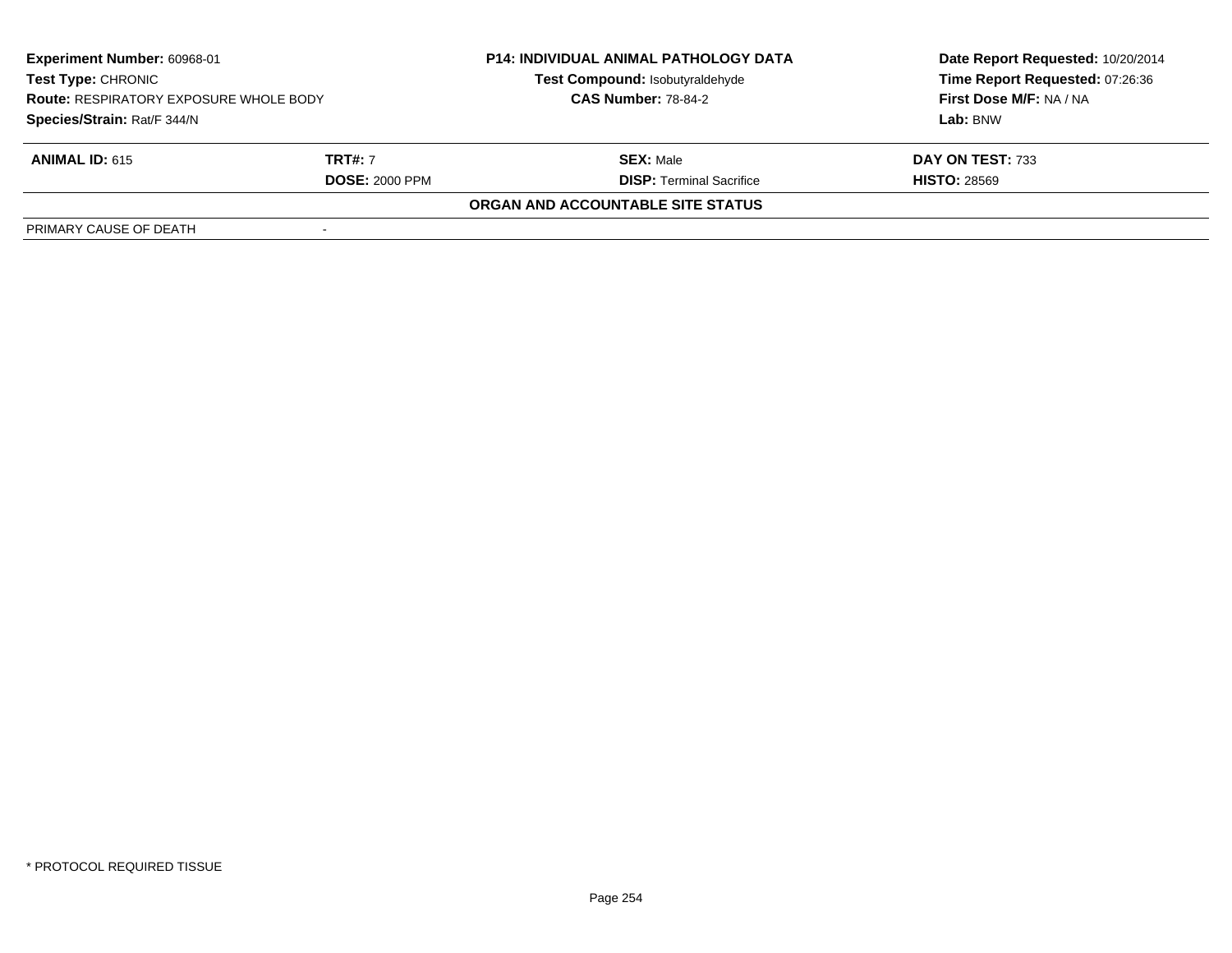**Experiment Number:** 60968-01
**Test Type:** CHRONIC
**Route:** RESPIRATORY EXPOSURE WHOLE BODY
**Species/Strain:** Rat/F 344/N

**P14: INDIVIDUAL ANIMAL PATHOLOGY DATA**
**Test Compound:** Isobutyraldehyde
**CAS Number:** 78-84-2

**Date Report Requested:** 10/20/2014
**Time Report Requested:** 07:26:36
**First Dose M/F:** NA / NA
**Lab:** BNW

| **ANIMAL ID:** 615 | **TRT#:** 7 | **SEX:** Male | **DAY ON TEST:** 733 |
|---|---|---|---|
| | **DOSE:** 2000 PPM | **DISP:** Terminal Sacrifice | **HISTO:** 28569 |

**ORGAN AND ACCOUNTABLE SITE STATUS**

| PRIMARY CAUSE OF DEATH | - |
|---|---|

\* PROTOCOL REQUIRED TISSUE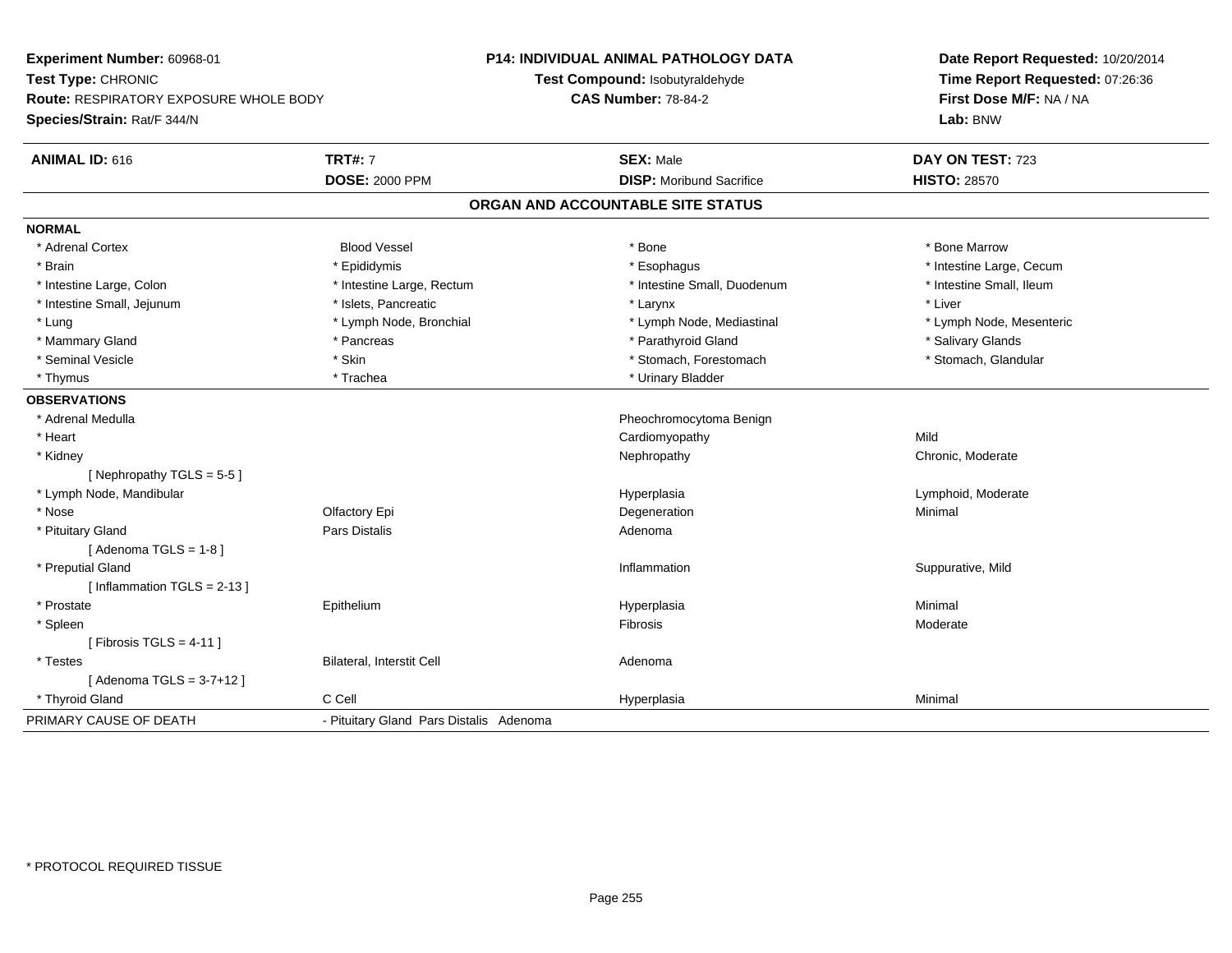**Experiment Number:** 60968-01
**Test Type:** CHRONIC
**Route:** RESPIRATORY EXPOSURE WHOLE BODY
**Species/Strain:** Rat/F 344/N

**P14: INDIVIDUAL ANIMAL PATHOLOGY DATA**
**Test Compound:** Isobutyraldehyde
**CAS Number:** 78-84-2

**Date Report Requested:** 10/20/2014
**Time Report Requested:** 07:26:36
**First Dose M/F:** NA / NA
**Lab:** BNW

| **ANIMAL ID:** 616 | **TRT#:** 7 | **SEX:** Male | **DAY ON TEST:** 723 |
|---|---|---|---|
| | **DOSE:** 2000 PPM | **DISP:** Moribund Sacrifice | **HISTO:** 28570 |

## ORGAN AND ACCOUNTABLE SITE STATUS

**NORMAL**

| | | | |
|---|---|---|---|
| * Adrenal Cortex | Blood Vessel | * Bone | * Bone Marrow |
| * Brain | * Epididymis | * Esophagus | * Intestine Large, Cecum |
| * Intestine Large, Colon | * Intestine Large, Rectum | * Intestine Small, Duodenum | * Intestine Small, Ileum |
| * Intestine Small, Jejunum | * Islets, Pancreatic | * Larynx | * Liver |
| * Lung | * Lymph Node, Bronchial | * Lymph Node, Mediastinal | * Lymph Node, Mesenteric |
| * Mammary Gland | * Pancreas | * Parathyroid Gland | * Salivary Glands |
| * Seminal Vesicle | * Skin | * Stomach, Forestomach | * Stomach, Glandular |
| * Thymus | * Trachea | * Urinary Bladder | |

**OBSERVATIONS**

| | | | |
|---|---|---|---|
| * Adrenal Medulla | | Pheochromocytoma Benign | |
| * Heart | | Cardiomyopathy | Mild |
| * Kidney | | Nephropathy | Chronic, Moderate |
| [ Nephropathy TGLS = 5-5 ] | | | |
| * Lymph Node, Mandibular | | Hyperplasia | Lymphoid, Moderate |
| * Nose | Olfactory Epi | Degeneration | Minimal |
| * Pituitary Gland | Pars Distalis | Adenoma | |
| [ Adenoma TGLS = 1-8 ] | | | |
| * Preputial Gland | | Inflammation | Suppurative, Mild |
| [ Inflammation TGLS = 2-13 ] | | | |
| * Prostate | Epithelium | Hyperplasia | Minimal |
| * Spleen | | Fibrosis | Moderate |
| [ Fibrosis TGLS = 4-11 ] | | | |
| * Testes | Bilateral, Interstit Cell | Adenoma | |
| [ Adenoma TGLS = 3-7+12 ] | | | |
| * Thyroid Gland | C Cell | Hyperplasia | Minimal |

PRIMARY CAUSE OF DEATH - Pituitary Gland Pars Distalis Adenoma

\* PROTOCOL REQUIRED TISSUE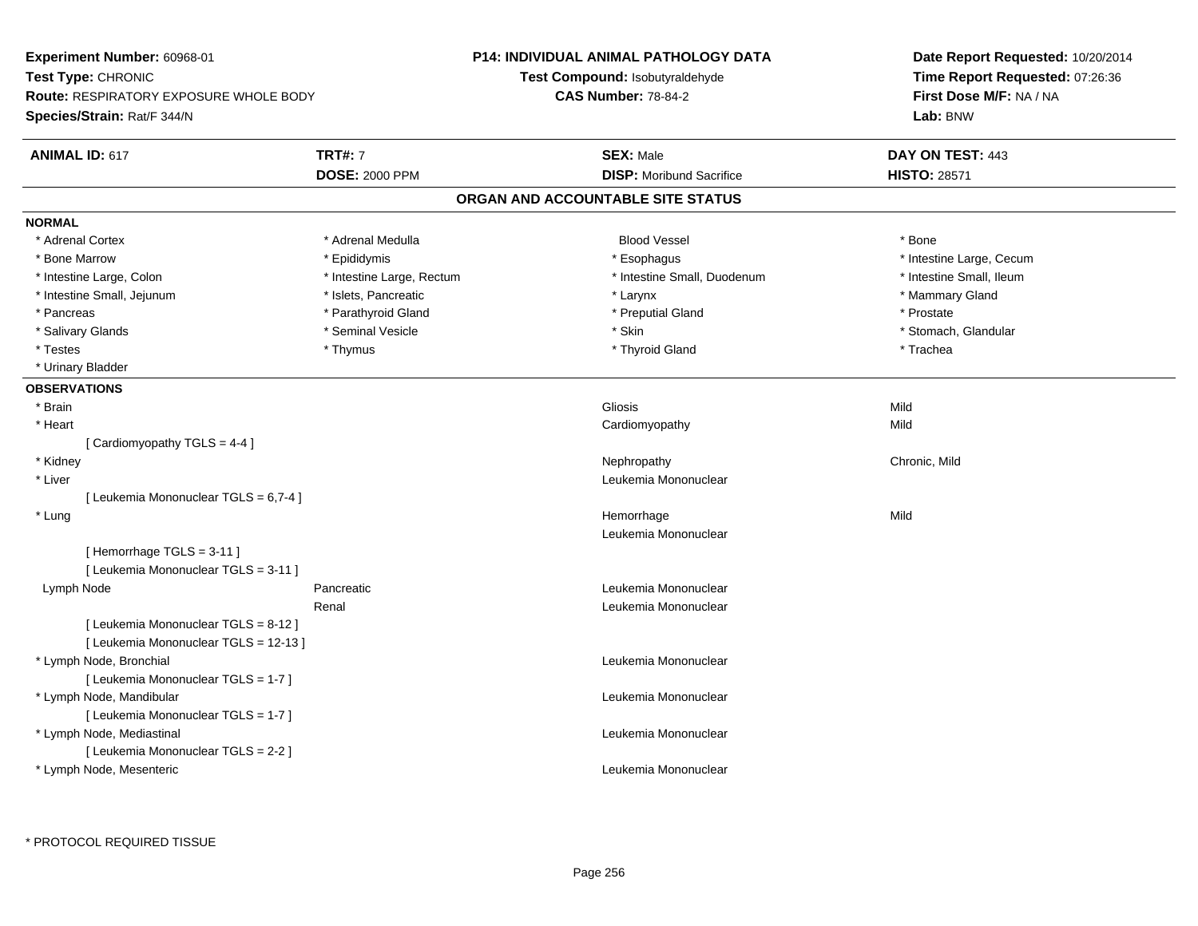**Experiment Number:** 60968-01
**Test Type:** CHRONIC
**Route:** RESPIRATORY EXPOSURE WHOLE BODY
**Species/Strain:** Rat/F 344/N

**P14: INDIVIDUAL ANIMAL PATHOLOGY DATA**
**Test Compound:** Isobutyraldehyde
**CAS Number:** 78-84-2

**Date Report Requested:** 10/20/2014
**Time Report Requested:** 07:26:36
**First Dose M/F:** NA / NA
**Lab:** BNW

| **ANIMAL ID:** 617 | **TRT#:** 7 | **SEX:** Male | **DAY ON TEST:** 443 |
|---|---|---|---|
| | **DOSE:** 2000 PPM | **DISP:** Moribund Sacrifice | **HISTO:** 28571 |

## ORGAN AND ACCOUNTABLE SITE STATUS

**NORMAL**

| | | | |
|---|---|---|---|
| * Adrenal Cortex | * Adrenal Medulla | Blood Vessel | * Bone |
| * Bone Marrow | * Epididymis | * Esophagus | * Intestine Large, Cecum |
| * Intestine Large, Colon | * Intestine Large, Rectum | * Intestine Small, Duodenum | * Intestine Small, Ileum |
| * Intestine Small, Jejunum | * Islets, Pancreatic | * Larynx | * Mammary Gland |
| * Pancreas | * Parathyroid Gland | * Preputial Gland | * Prostate |
| * Salivary Glands | * Seminal Vesicle | * Skin | * Stomach, Glandular |
| * Testes | * Thymus | * Thyroid Gland | * Trachea |
| * Urinary Bladder | | | |

**OBSERVATIONS**

| | | | |
|---|---|---|---|
| * Brain | | Gliosis | Mild |
| * Heart | | Cardiomyopathy | Mild |
| [ Cardiomyopathy TGLS = 4-4 ] | | | |
| * Kidney | | Nephropathy | Chronic, Mild |
| * Liver | | Leukemia Mononuclear | |
| [ Leukemia Mononuclear TGLS = 6,7-4 ] | | | |
| * Lung | | Hemorrhage | Mild |
| | | Leukemia Mononuclear | |
| [ Hemorrhage TGLS = 3-11 ] | | | |
| [ Leukemia Mononuclear TGLS = 3-11 ] | | | |
| Lymph Node | Pancreatic | Leukemia Mononuclear | |
| | Renal | Leukemia Mononuclear | |
| [ Leukemia Mononuclear TGLS = 8-12 ] | | | |
| [ Leukemia Mononuclear TGLS = 12-13 ] | | | |
| * Lymph Node, Bronchial | | Leukemia Mononuclear | |
| [ Leukemia Mononuclear TGLS = 1-7 ] | | | |
| * Lymph Node, Mandibular | | Leukemia Mononuclear | |
| [ Leukemia Mononuclear TGLS = 1-7 ] | | | |
| * Lymph Node, Mediastinal | | Leukemia Mononuclear | |
| [ Leukemia Mononuclear TGLS = 2-2 ] | | | |
| * Lymph Node, Mesenteric | | Leukemia Mononuclear | |

* PROTOCOL REQUIRED TISSUE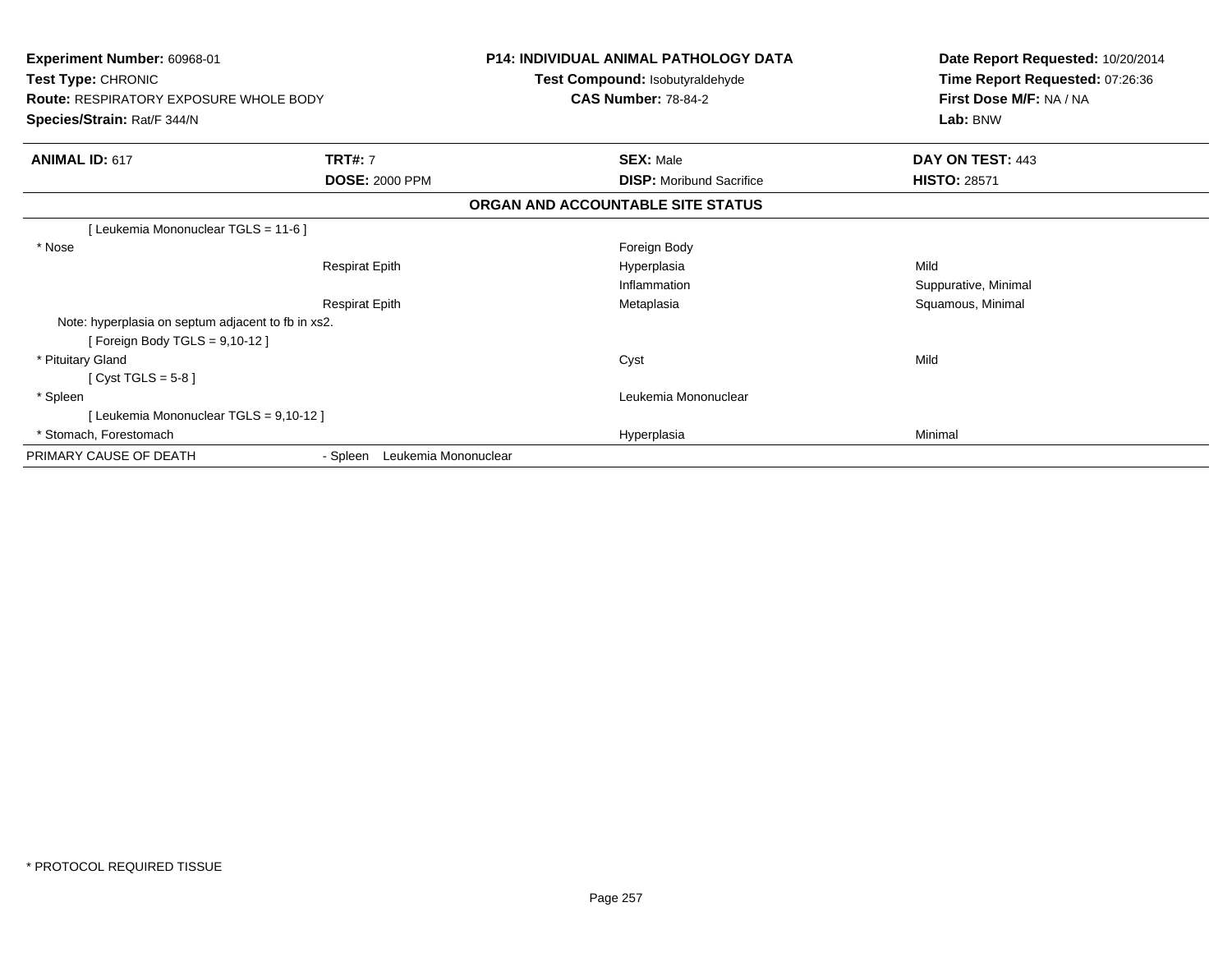**Experiment Number:** 60968-01
**Test Type:** CHRONIC
**Route:** RESPIRATORY EXPOSURE WHOLE BODY
**Species/Strain:** Rat/F 344/N

**P14: INDIVIDUAL ANIMAL PATHOLOGY DATA**
**Test Compound:** Isobutyraldehyde
**CAS Number:** 78-84-2

**Date Report Requested:** 10/20/2014
**Time Report Requested:** 07:26:36
**First Dose M/F:** NA / NA
**Lab:** BNW

| **ANIMAL ID:** 617 | **TRT#:** 7 | **SEX:** Male | **DAY ON TEST:** 443 |
|---|---|---|---|
| | **DOSE:** 2000 PPM | **DISP:** Moribund Sacrifice | **HISTO:** 28571 |

## ORGAN AND ACCOUNTABLE SITE STATUS

| | | | |
|---|---|---|---|
| [ Leukemia Mononuclear TGLS = 11-6 ] | | | |
| * Nose | | Foreign Body | |
| | Respirat Epith | Hyperplasia | Mild |
| | | Inflammation | Suppurative, Minimal |
| | Respirat Epith | Metaplasia | Squamous, Minimal |
| Note: hyperplasia on septum adjacent to fb in xs2. | | | |
| [ Foreign Body TGLS = 9,10-12 ] | | | |
| * Pituitary Gland | | Cyst | Mild |
| [ Cyst TGLS = 5-8 ] | | | |
| * Spleen | | Leukemia Mononuclear | |
| [ Leukemia Mononuclear TGLS = 9,10-12 ] | | | |
| * Stomach, Forestomach | | Hyperplasia | Minimal |
| PRIMARY CAUSE OF DEATH | - Spleen Leukemia Mononuclear | | |

* PROTOCOL REQUIRED TISSUE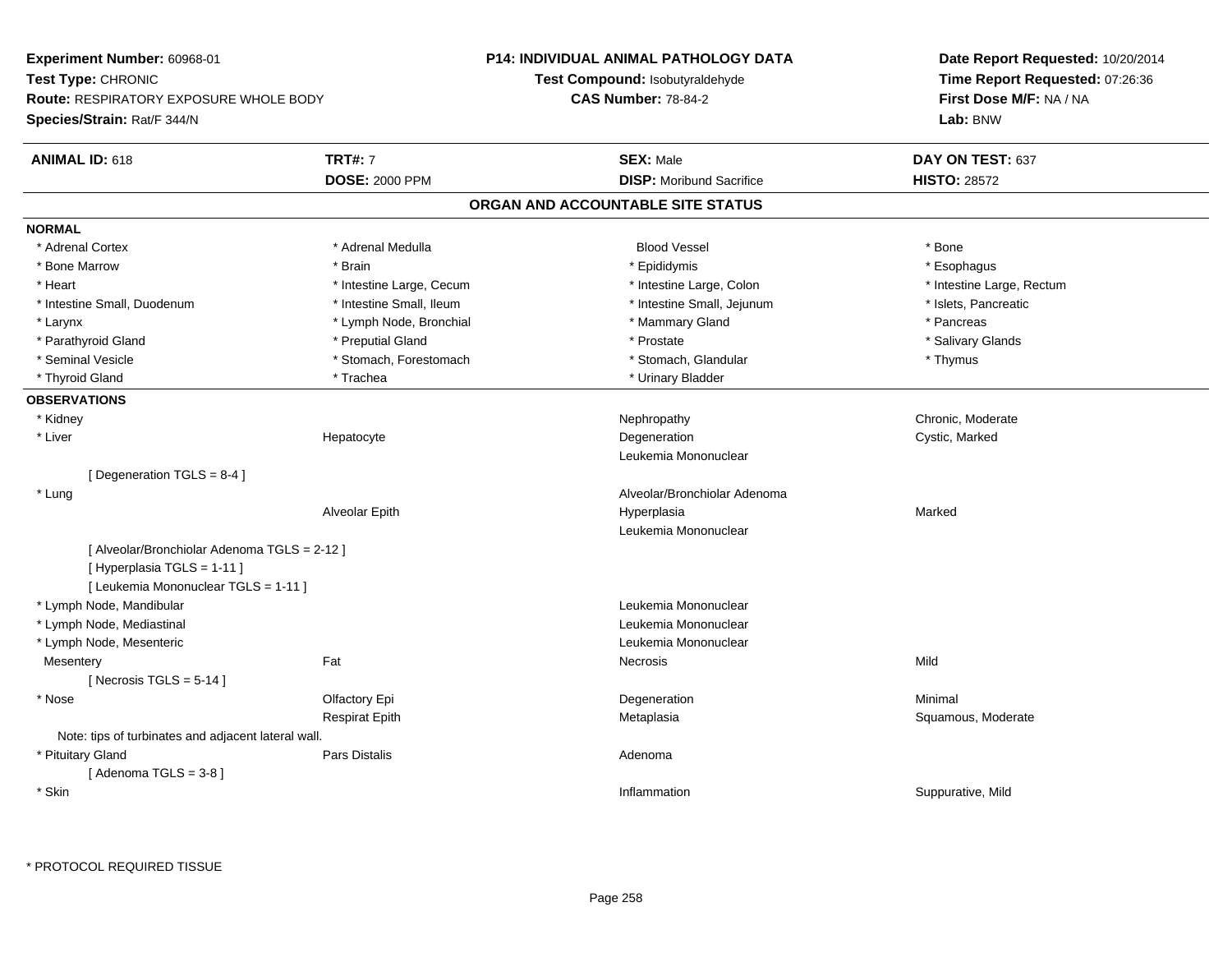**Experiment Number:** 60968-01
**Test Type:** CHRONIC
**Route:** RESPIRATORY EXPOSURE WHOLE BODY
**Species/Strain:** Rat/F 344/N

**P14: INDIVIDUAL ANIMAL PATHOLOGY DATA**
**Test Compound:** Isobutyraldehyde
**CAS Number:** 78-84-2

**Date Report Requested:** 10/20/2014
**Time Report Requested:** 07:26:36
**First Dose M/F:** NA / NA
**Lab:** BNW

| **ANIMAL ID:** 618 | **TRT#:** 7 | **SEX:** Male | **DAY ON TEST:** 637 |
|---|---|---|---|
| | **DOSE:** 2000 PPM | **DISP:** Moribund Sacrifice | **HISTO:** 28572 |

## ORGAN AND ACCOUNTABLE SITE STATUS

**NORMAL**

| | | | |
|---|---|---|---|
| * Adrenal Cortex | * Adrenal Medulla | Blood Vessel | * Bone |
| * Bone Marrow | * Brain | * Epididymis | * Esophagus |
| * Heart | * Intestine Large, Cecum | * Intestine Large, Colon | * Intestine Large, Rectum |
| * Intestine Small, Duodenum | * Intestine Small, Ileum | * Intestine Small, Jejunum | * Islets, Pancreatic |
| * Larynx | * Lymph Node, Bronchial | * Mammary Gland | * Pancreas |
| * Parathyroid Gland | * Preputial Gland | * Prostate | * Salivary Glands |
| * Seminal Vesicle | * Stomach, Forestomach | * Stomach, Glandular | * Thymus |
| * Thyroid Gland | * Trachea | * Urinary Bladder | |

**OBSERVATIONS**

| | | | |
|---|---|---|---|
| * Kidney | | Nephropathy | Chronic, Moderate |
| * Liver | Hepatocyte | Degeneration | Cystic, Marked |
| | | Leukemia Mononuclear | |
| [ Degeneration TGLS = 8-4 ] | | | |
| * Lung | | Alveolar/Bronchiolar Adenoma | |
| | Alveolar Epith | Hyperplasia | Marked |
| | | Leukemia Mononuclear | |
| [ Alveolar/Bronchiolar Adenoma TGLS = 2-12 ] | | | |
| [ Hyperplasia TGLS = 1-11 ] | | | |
| [ Leukemia Mononuclear TGLS = 1-11 ] | | | |
| * Lymph Node, Mandibular | | Leukemia Mononuclear | |
| * Lymph Node, Mediastinal | | Leukemia Mononuclear | |
| * Lymph Node, Mesenteric | | Leukemia Mononuclear | |
| Mesentery | Fat | Necrosis | Mild |
| [ Necrosis TGLS = 5-14 ] | | | |
| * Nose | Olfactory Epi | Degeneration | Minimal |
| | Respirat Epith | Metaplasia | Squamous, Moderate |
| Note: tips of turbinates and adjacent lateral wall. | | | |
| * Pituitary Gland | Pars Distalis | Adenoma | |
| [ Adenoma TGLS = 3-8 ] | | | |
| * Skin | | Inflammation | Suppurative, Mild |

\* PROTOCOL REQUIRED TISSUE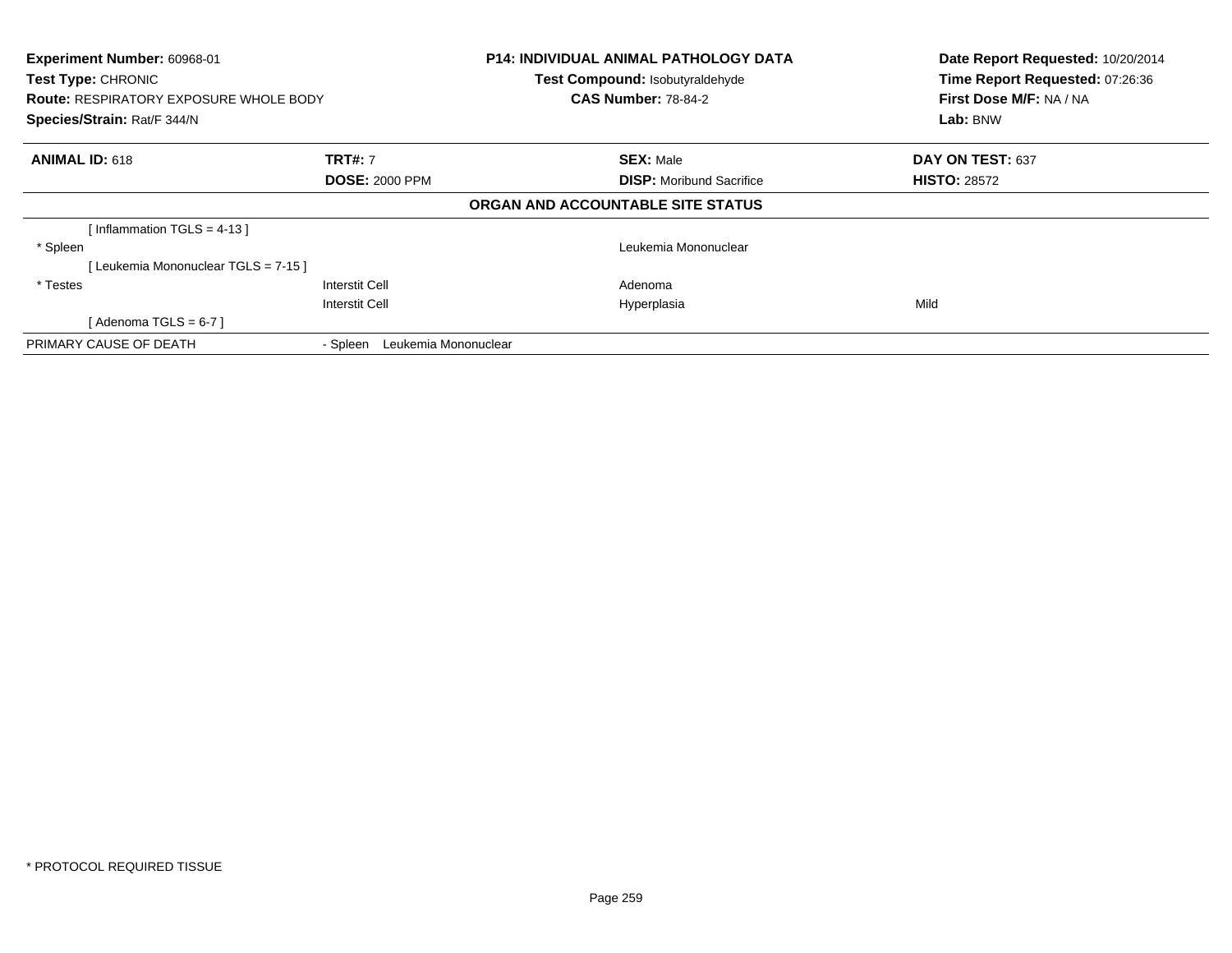**Experiment Number:** 60968-01
**Test Type:** CHRONIC
**Route:** RESPIRATORY EXPOSURE WHOLE BODY
**Species/Strain:** Rat/F 344/N

**P14: INDIVIDUAL ANIMAL PATHOLOGY DATA**
**Test Compound:** Isobutyraldehyde
**CAS Number:** 78-84-2

**Date Report Requested:** 10/20/2014
**Time Report Requested:** 07:26:36
**First Dose M/F:** NA / NA
**Lab:** BNW

| **ANIMAL ID:** 618 | **TRT#:** 7 | **SEX:** Male | **DAY ON TEST:** 637 |
|---|---|---|---|
| | **DOSE:** 2000 PPM | **DISP:** Moribund Sacrifice | **HISTO:** 28572 |

**ORGAN AND ACCOUNTABLE SITE STATUS**

| | | | |
|---|---|---|---|
| [ Inflammation TGLS = 4-13 ] | | | |
| * Spleen | | Leukemia Mononuclear | |
| [ Leukemia Mononuclear TGLS = 7-15 ] | | | |
| * Testes | Interstit Cell | Adenoma | |
| | Interstit Cell | Hyperplasia | Mild |
| [ Adenoma TGLS = 6-7 ] | | | |
| PRIMARY CAUSE OF DEATH | - Spleen Leukemia Mononuclear | | |

* PROTOCOL REQUIRED TISSUE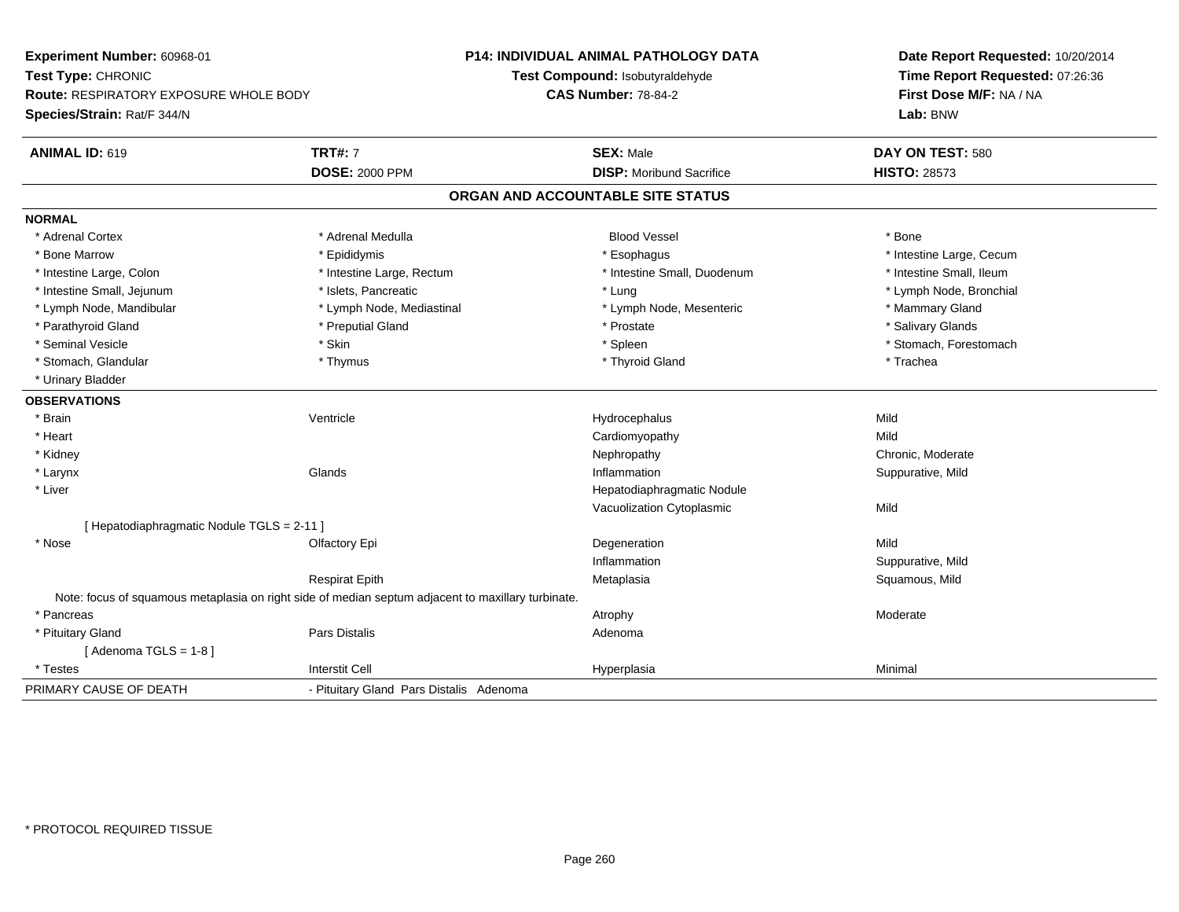**Experiment Number:** 60968-01
**Test Type:** CHRONIC
**Route:** RESPIRATORY EXPOSURE WHOLE BODY
**Species/Strain:** Rat/F 344/N

**P14: INDIVIDUAL ANIMAL PATHOLOGY DATA**
**Test Compound:** Isobutyraldehyde
**CAS Number:** 78-84-2

**Date Report Requested:** 10/20/2014
**Time Report Requested:** 07:26:36
**First Dose M/F:** NA / NA
**Lab:** BNW

| **ANIMAL ID:** 619 | **TRT#:** 7 | **SEX:** Male | **DAY ON TEST:** 580 |
|---|---|---|---|
| | **DOSE:** 2000 PPM | **DISP:** Moribund Sacrifice | **HISTO:** 28573 |

## ORGAN AND ACCOUNTABLE SITE STATUS

**NORMAL**

| | | | |
|---|---|---|---|
| * Adrenal Cortex | * Adrenal Medulla | Blood Vessel | * Bone |
| * Bone Marrow | * Epididymis | * Esophagus | * Intestine Large, Cecum |
| * Intestine Large, Colon | * Intestine Large, Rectum | * Intestine Small, Duodenum | * Intestine Small, Ileum |
| * Intestine Small, Jejunum | * Islets, Pancreatic | * Lung | * Lymph Node, Bronchial |
| * Lymph Node, Mandibular | * Lymph Node, Mediastinal | * Lymph Node, Mesenteric | * Mammary Gland |
| * Parathyroid Gland | * Preputial Gland | * Prostate | * Salivary Glands |
| * Seminal Vesicle | * Skin | * Spleen | * Stomach, Forestomach |
| * Stomach, Glandular | * Thymus | * Thyroid Gland | * Trachea |
| * Urinary Bladder | | | |

**OBSERVATIONS**

| | | | |
|---|---|---|---|
| * Brain | Ventricle | Hydrocephalus | Mild |
| * Heart | | Cardiomyopathy | Mild |
| * Kidney | | Nephropathy | Chronic, Moderate |
| * Larynx | Glands | Inflammation | Suppurative, Mild |
| * Liver | | Hepatodiaphragmatic Nodule | |
| | | Vacuolization Cytoplasmic | Mild |
| [ Hepatodiaphragmatic Nodule TGLS = 2-11 ] | | | |
| * Nose | Olfactory Epi | Degeneration | Mild |
| | | Inflammation | Suppurative, Mild |
| | Respirat Epith | Metaplasia | Squamous, Mild |
| Note: focus of squamous metaplasia on right side of median septum adjacent to maxillary turbinate. | | | |
| * Pancreas | | Atrophy | Moderate |
| * Pituitary Gland | Pars Distalis | Adenoma | |
| [ Adenoma TGLS = 1-8 ] | | | |
| * Testes | Interstit Cell | Hyperplasia | Minimal |

PRIMARY CAUSE OF DEATH - Pituitary Gland Pars Distalis Adenoma

\* PROTOCOL REQUIRED TISSUE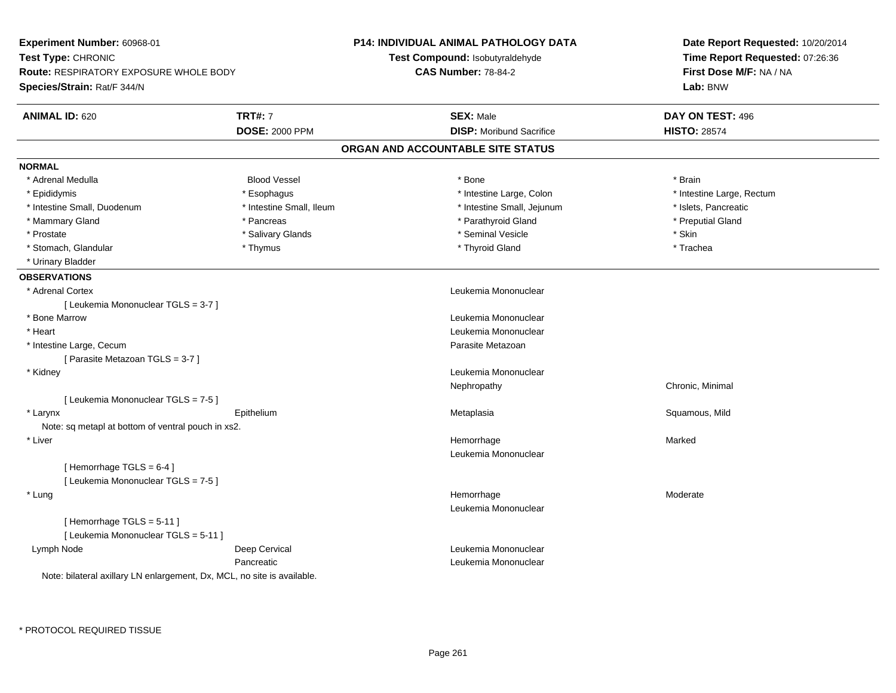**Experiment Number:** 60968-01
**Test Type:** CHRONIC
**Route:** RESPIRATORY EXPOSURE WHOLE BODY
**Species/Strain:** Rat/F 344/N

**P14: INDIVIDUAL ANIMAL PATHOLOGY DATA**
**Test Compound:** Isobutyraldehyde
**CAS Number:** 78-84-2

**Date Report Requested:** 10/20/2014
**Time Report Requested:** 07:26:36
**First Dose M/F:** NA / NA
**Lab:** BNW

| **ANIMAL ID:** 620 | **TRT#:** 7 | **SEX:** Male | **DAY ON TEST:** 496 |
|---|---|---|---|
| | **DOSE:** 2000 PPM | **DISP:** Moribund Sacrifice | **HISTO:** 28574 |

## ORGAN AND ACCOUNTABLE SITE STATUS

**NORMAL**

| | | | |
|---|---|---|---|
| * Adrenal Medulla | Blood Vessel | * Bone | * Brain |
| * Epididymis | * Esophagus | * Intestine Large, Colon | * Intestine Large, Rectum |
| * Intestine Small, Duodenum | * Intestine Small, Ileum | * Intestine Small, Jejunum | * Islets, Pancreatic |
| * Mammary Gland | * Pancreas | * Parathyroid Gland | * Preputial Gland |
| * Prostate | * Salivary Glands | * Seminal Vesicle | * Skin |
| * Stomach, Glandular | * Thymus | * Thyroid Gland | * Trachea |
| * Urinary Bladder | | | |

**OBSERVATIONS**

| | | | |
|---|---|---|---|
| * Adrenal Cortex | | Leukemia Mononuclear | |
| [ Leukemia Mononuclear TGLS = 3-7 ] | | | |
| * Bone Marrow | | Leukemia Mononuclear | |
| * Heart | | Leukemia Mononuclear | |
| * Intestine Large, Cecum | | Parasite Metazoan | |
| [ Parasite Metazoan TGLS = 3-7 ] | | | |
| * Kidney | | Leukemia Mononuclear | |
| | | Nephropathy | Chronic, Minimal |
| [ Leukemia Mononuclear TGLS = 7-5 ] | | | |
| * Larynx | Epithelium | Metaplasia | Squamous, Mild |
| Note: sq metapl at bottom of ventral pouch in xs2. | | | |
| * Liver | | Hemorrhage | Marked |
| | | Leukemia Mononuclear | |
| [ Hemorrhage TGLS = 6-4 ] | | | |
| [ Leukemia Mononuclear TGLS = 7-5 ] | | | |
| * Lung | | Hemorrhage | Moderate |
| | | Leukemia Mononuclear | |
| [ Hemorrhage TGLS = 5-11 ] | | | |
| [ Leukemia Mononuclear TGLS = 5-11 ] | | | |
| Lymph Node | Deep Cervical | Leukemia Mononuclear | |
| | Pancreatic | Leukemia Mononuclear | |
| Note: bilateral axillary LN enlargement, Dx, MCL, no site is available. | | | |

* PROTOCOL REQUIRED TISSUE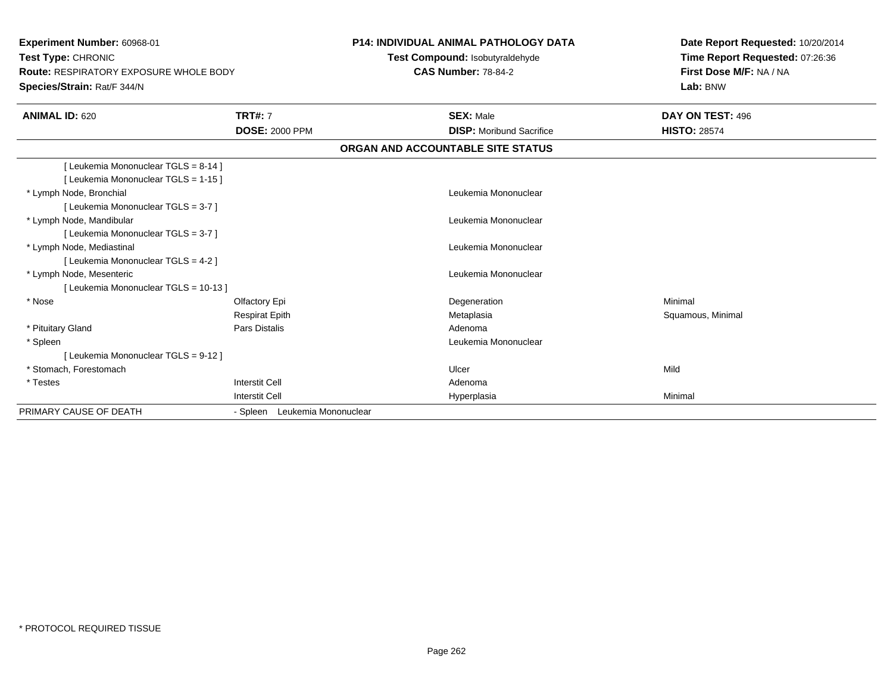**Experiment Number:** 60968-01
**Test Type:** CHRONIC
**Route:** RESPIRATORY EXPOSURE WHOLE BODY
**Species/Strain:** Rat/F 344/N

**P14: INDIVIDUAL ANIMAL PATHOLOGY DATA**
**Test Compound:** Isobutyraldehyde
**CAS Number:** 78-84-2

**Date Report Requested:** 10/20/2014
**Time Report Requested:** 07:26:36
**First Dose M/F:** NA / NA
**Lab:** BNW

| **ANIMAL ID:** 620 | **TRT#:** 7 | **SEX:** Male | **DAY ON TEST:** 496 |
|---|---|---|---|
| | **DOSE:** 2000 PPM | **DISP:** Moribund Sacrifice | **HISTO:** 28574 |

## ORGAN AND ACCOUNTABLE SITE STATUS

| | | | |
|---|---|---|---|
| [ Leukemia Mononuclear TGLS = 8-14 ] | | | |
| [ Leukemia Mononuclear TGLS = 1-15 ] | | | |
| * Lymph Node, Bronchial | | Leukemia Mononuclear | |
| [ Leukemia Mononuclear TGLS = 3-7 ] | | | |
| * Lymph Node, Mandibular | | Leukemia Mononuclear | |
| [ Leukemia Mononuclear TGLS = 3-7 ] | | | |
| * Lymph Node, Mediastinal | | Leukemia Mononuclear | |
| [ Leukemia Mononuclear TGLS = 4-2 ] | | | |
| * Lymph Node, Mesenteric | | Leukemia Mononuclear | |
| [ Leukemia Mononuclear TGLS = 10-13 ] | | | |
| * Nose | Olfactory Epi | Degeneration | Minimal |
| | Respirat Epith | Metaplasia | Squamous, Minimal |
| * Pituitary Gland | Pars Distalis | Adenoma | |
| * Spleen | | Leukemia Mononuclear | |
| [ Leukemia Mononuclear TGLS = 9-12 ] | | | |
| * Stomach, Forestomach | | Ulcer | Mild |
| * Testes | Interstit Cell | Adenoma | |
| | Interstit Cell | Hyperplasia | Minimal |
| PRIMARY CAUSE OF DEATH | - Spleen Leukemia Mononuclear | | |

* PROTOCOL REQUIRED TISSUE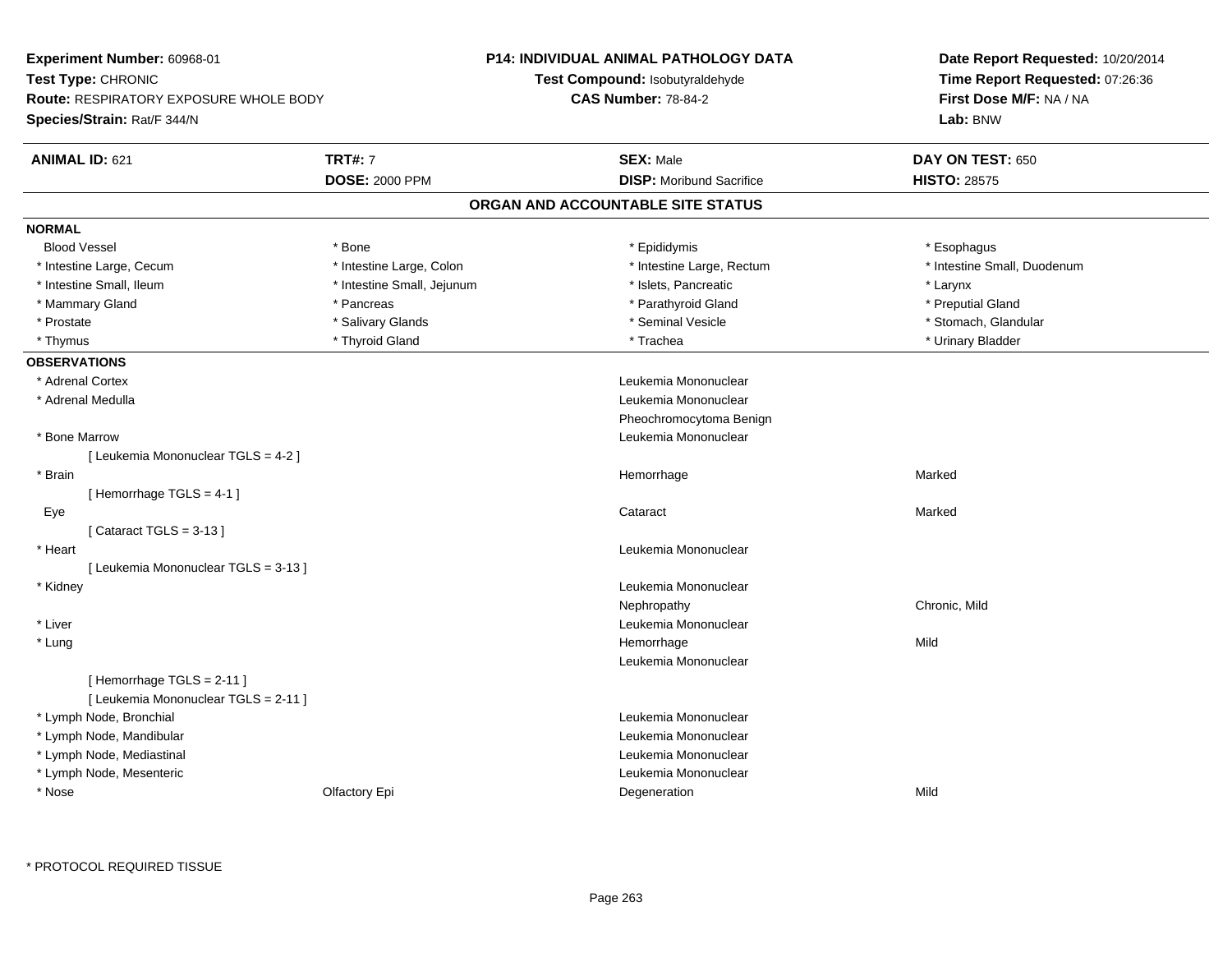**Experiment Number:** 60968-01
**Test Type:** CHRONIC
**Route:** RESPIRATORY EXPOSURE WHOLE BODY
**Species/Strain:** Rat/F 344/N

**P14: INDIVIDUAL ANIMAL PATHOLOGY DATA**
**Test Compound:** Isobutyraldehyde
**CAS Number:** 78-84-2

**Date Report Requested:** 10/20/2014
**Time Report Requested:** 07:26:36
**First Dose M/F:** NA / NA
**Lab:** BNW

| **ANIMAL ID:** 621 | **TRT#:** 7 | **SEX:** Male | **DAY ON TEST:** 650 |
|---|---|---|---|
| | **DOSE:** 2000 PPM | **DISP:** Moribund Sacrifice | **HISTO:** 28575 |

## ORGAN AND ACCOUNTABLE SITE STATUS

**NORMAL**

| | | | |
|---|---|---|---|
| Blood Vessel | * Bone | * Epididymis | * Esophagus |
| * Intestine Large, Cecum | * Intestine Large, Colon | * Intestine Large, Rectum | * Intestine Small, Duodenum |
| * Intestine Small, Ileum | * Intestine Small, Jejunum | * Islets, Pancreatic | * Larynx |
| * Mammary Gland | * Pancreas | * Parathyroid Gland | * Preputial Gland |
| * Prostate | * Salivary Glands | * Seminal Vesicle | * Stomach, Glandular |
| * Thymus | * Thyroid Gland | * Trachea | * Urinary Bladder |

**OBSERVATIONS**

| Organ | Site | Observation | Severity |
|---|---|---|---|
| * Adrenal Cortex | | Leukemia Mononuclear | |
| * Adrenal Medulla | | Leukemia Mononuclear | |
| | | Pheochromocytoma Benign | |
| * Bone Marrow | | Leukemia Mononuclear | |
| [ Leukemia Mononuclear TGLS = 4-2 ] | | | |
| * Brain | | Hemorrhage | Marked |
| [ Hemorrhage TGLS = 4-1 ] | | | |
| Eye | | Cataract | Marked |
| [ Cataract TGLS = 3-13 ] | | | |
| * Heart | | Leukemia Mononuclear | |
| [ Leukemia Mononuclear TGLS = 3-13 ] | | | |
| * Kidney | | Leukemia Mononuclear | |
| | | Nephropathy | Chronic, Mild |
| * Liver | | Leukemia Mononuclear | |
| * Lung | | Hemorrhage | Mild |
| | | Leukemia Mononuclear | |
| [ Hemorrhage TGLS = 2-11 ] | | | |
| [ Leukemia Mononuclear TGLS = 2-11 ] | | | |
| * Lymph Node, Bronchial | | Leukemia Mononuclear | |
| * Lymph Node, Mandibular | | Leukemia Mononuclear | |
| * Lymph Node, Mediastinal | | Leukemia Mononuclear | |
| * Lymph Node, Mesenteric | | Leukemia Mononuclear | |
| * Nose | Olfactory Epi | Degeneration | Mild |

\* PROTOCOL REQUIRED TISSUE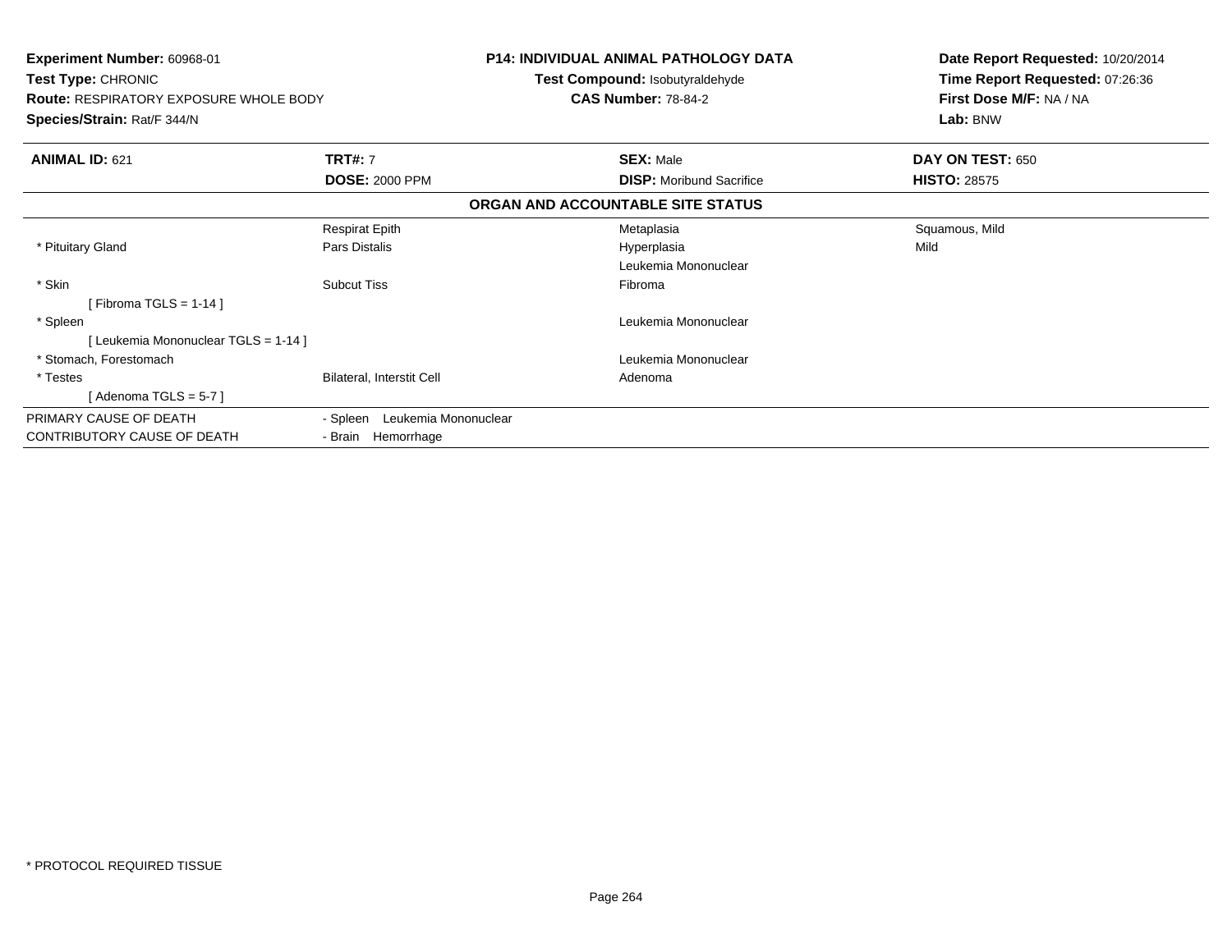**Experiment Number:** 60968-01
**Test Type:** CHRONIC
**Route:** RESPIRATORY EXPOSURE WHOLE BODY
**Species/Strain:** Rat/F 344/N

**P14: INDIVIDUAL ANIMAL PATHOLOGY DATA**
**Test Compound:** Isobutyraldehyde
**CAS Number:** 78-84-2

**Date Report Requested:** 10/20/2014
**Time Report Requested:** 07:26:36
**First Dose M/F:** NA / NA
**Lab:** BNW

| **ANIMAL ID:** 621 | **TRT#:** 7 | **SEX:** Male | **DAY ON TEST:** 650 |
|---|---|---|---|
| | **DOSE:** 2000 PPM | **DISP:** Moribund Sacrifice | **HISTO:** 28575 |

**ORGAN AND ACCOUNTABLE SITE STATUS**

| | | | |
|---|---|---|---|
| | Respirat Epith | Metaplasia | Squamous, Mild |
| * Pituitary Gland | Pars Distalis | Hyperplasia | Mild |
| | | Leukemia Mononuclear | |
| * Skin | Subcut Tiss | Fibroma | |
| [ Fibroma TGLS = 1-14 ] | | | |
| * Spleen | | Leukemia Mononuclear | |
| [ Leukemia Mononuclear TGLS = 1-14 ] | | | |
| * Stomach, Forestomach | | Leukemia Mononuclear | |
| * Testes | Bilateral, Interstit Cell | Adenoma | |
| [ Adenoma TGLS = 5-7 ] | | | |

| | |
|---|---|
| PRIMARY CAUSE OF DEATH | - Spleen Leukemia Mononuclear |
| CONTRIBUTORY CAUSE OF DEATH | - Brain Hemorrhage |

* PROTOCOL REQUIRED TISSUE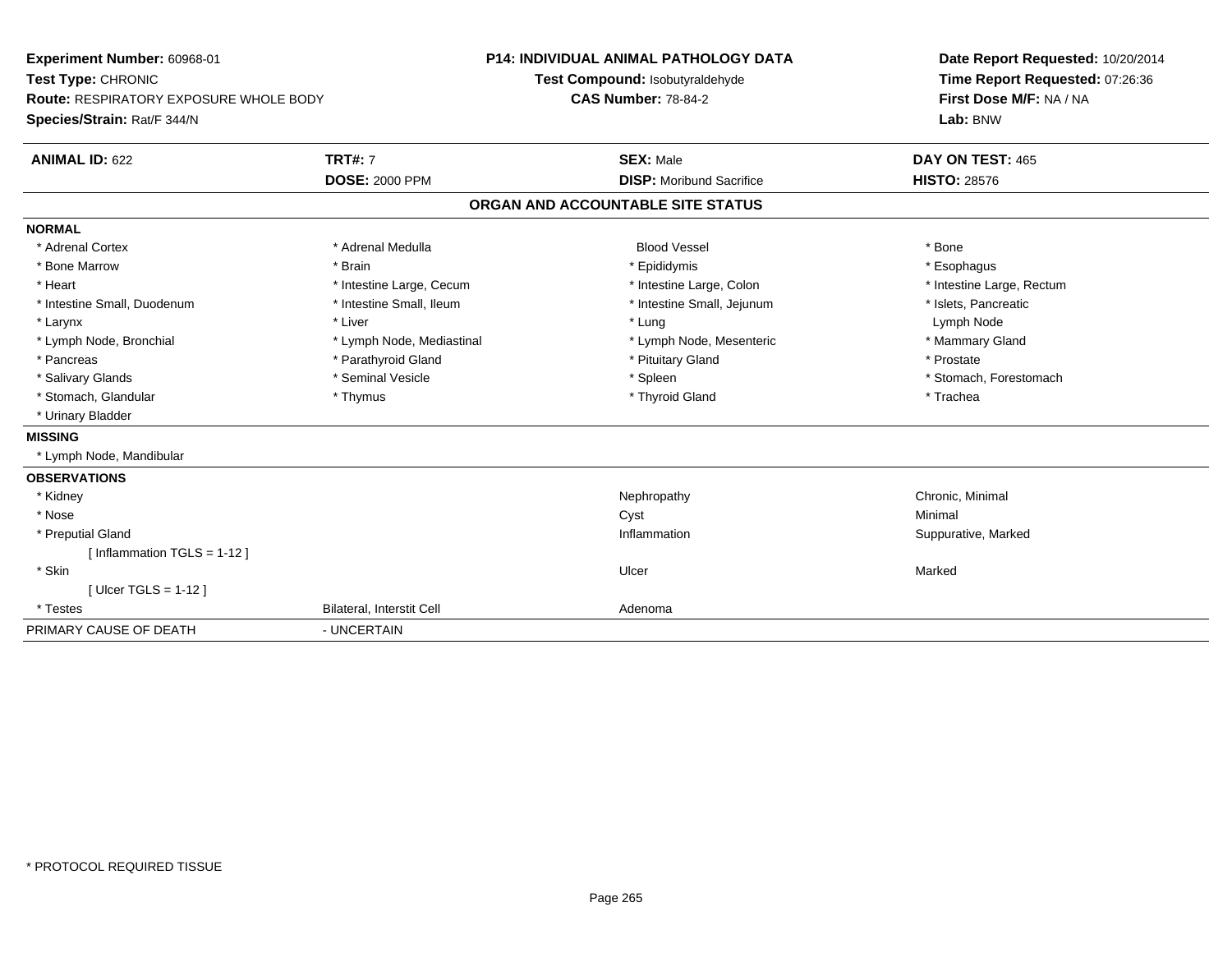**Experiment Number:** 60968-01
**Test Type:** CHRONIC
**Route:** RESPIRATORY EXPOSURE WHOLE BODY
**Species/Strain:** Rat/F 344/N

**P14: INDIVIDUAL ANIMAL PATHOLOGY DATA**
**Test Compound:** Isobutyraldehyde
**CAS Number:** 78-84-2

**Date Report Requested:** 10/20/2014
**Time Report Requested:** 07:26:36
**First Dose M/F:** NA / NA
**Lab:** BNW

| **ANIMAL ID:** 622 | **TRT#:** 7 | **SEX:** Male | **DAY ON TEST:** 465 |
|---|---|---|---|
| | **DOSE:** 2000 PPM | **DISP:** Moribund Sacrifice | **HISTO:** 28576 |

## ORGAN AND ACCOUNTABLE SITE STATUS

**NORMAL**

| | | | |
|---|---|---|---|
| * Adrenal Cortex | * Adrenal Medulla | Blood Vessel | * Bone |
| * Bone Marrow | * Brain | * Epididymis | * Esophagus |
| * Heart | * Intestine Large, Cecum | * Intestine Large, Colon | * Intestine Large, Rectum |
| * Intestine Small, Duodenum | * Intestine Small, Ileum | * Intestine Small, Jejunum | * Islets, Pancreatic |
| * Larynx | * Liver | * Lung | Lymph Node |
| * Lymph Node, Bronchial | * Lymph Node, Mediastinal | * Lymph Node, Mesenteric | * Mammary Gland |
| * Pancreas | * Parathyroid Gland | * Pituitary Gland | * Prostate |
| * Salivary Glands | * Seminal Vesicle | * Spleen | * Stomach, Forestomach |
| * Stomach, Glandular | * Thymus | * Thyroid Gland | * Trachea |
| * Urinary Bladder | | | |

**MISSING**

* Lymph Node, Mandibular

**OBSERVATIONS**

| | | | |
|---|---|---|---|
| * Kidney | | Nephropathy | Chronic, Minimal |
| * Nose | | Cyst | Minimal |
| * Preputial Gland | | Inflammation | Suppurative, Marked |
| [ Inflammation TGLS = 1-12 ] | | | |
| * Skin | | Ulcer | Marked |
| [ Ulcer TGLS = 1-12 ] | | | |
| * Testes | Bilateral, Interstit Cell | Adenoma | |

PRIMARY CAUSE OF DEATH - UNCERTAIN

* PROTOCOL REQUIRED TISSUE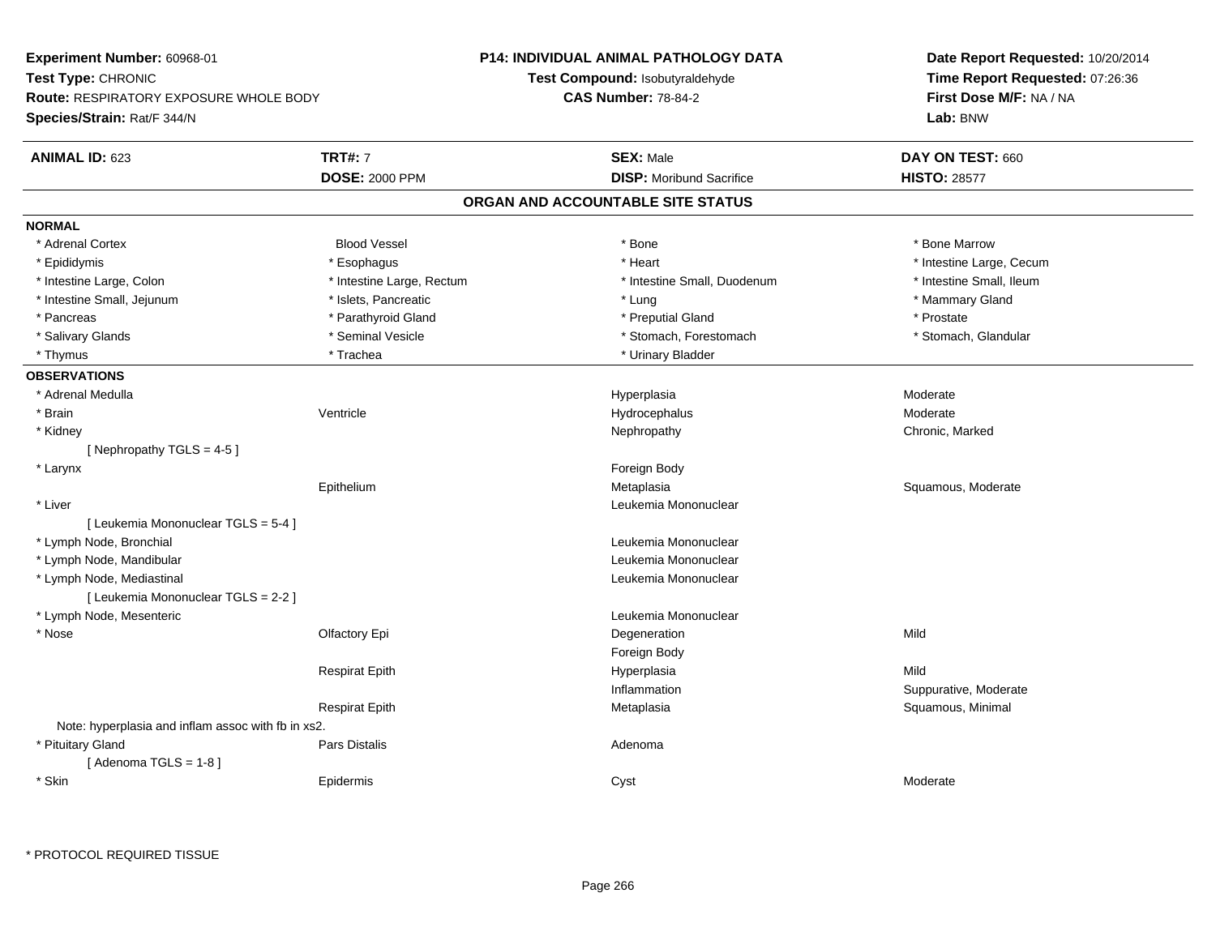**Experiment Number:** 60968-01
**Test Type:** CHRONIC
**Route:** RESPIRATORY EXPOSURE WHOLE BODY
**Species/Strain:** Rat/F 344/N

**P14: INDIVIDUAL ANIMAL PATHOLOGY DATA**
**Test Compound:** Isobutyraldehyde
**CAS Number:** 78-84-2

**Date Report Requested:** 10/20/2014
**Time Report Requested:** 07:26:36
**First Dose M/F:** NA / NA
**Lab:** BNW

| **ANIMAL ID:** 623 | **TRT#:** 7 | **SEX:** Male | **DAY ON TEST:** 660 |
|---|---|---|---|
| | **DOSE:** 2000 PPM | **DISP:** Moribund Sacrifice | **HISTO:** 28577 |

## ORGAN AND ACCOUNTABLE SITE STATUS

**NORMAL**

| | | | |
|---|---|---|---|
| * Adrenal Cortex | Blood Vessel | * Bone | * Bone Marrow |
| * Epididymis | * Esophagus | * Heart | * Intestine Large, Cecum |
| * Intestine Large, Colon | * Intestine Large, Rectum | * Intestine Small, Duodenum | * Intestine Small, Ileum |
| * Intestine Small, Jejunum | * Islets, Pancreatic | * Lung | * Mammary Gland |
| * Pancreas | * Parathyroid Gland | * Preputial Gland | * Prostate |
| * Salivary Glands | * Seminal Vesicle | * Stomach, Forestomach | * Stomach, Glandular |
| * Thymus | * Trachea | * Urinary Bladder | |

**OBSERVATIONS**

| | | | |
|---|---|---|---|
| * Adrenal Medulla | | Hyperplasia | Moderate |
| * Brain | Ventricle | Hydrocephalus | Moderate |
| * Kidney | | Nephropathy | Chronic, Marked |
| [ Nephropathy TGLS = 4-5 ] | | | |
| * Larynx | | Foreign Body | |
| | Epithelium | Metaplasia | Squamous, Moderate |
| * Liver | | Leukemia Mononuclear | |
| [ Leukemia Mononuclear TGLS = 5-4 ] | | | |
| * Lymph Node, Bronchial | | Leukemia Mononuclear | |
| * Lymph Node, Mandibular | | Leukemia Mononuclear | |
| * Lymph Node, Mediastinal | | Leukemia Mononuclear | |
| [ Leukemia Mononuclear TGLS = 2-2 ] | | | |
| * Lymph Node, Mesenteric | | Leukemia Mononuclear | |
| * Nose | Olfactory Epi | Degeneration | Mild |
| | | Foreign Body | |
| | Respirat Epith | Hyperplasia | Mild |
| | | Inflammation | Suppurative, Moderate |
| | Respirat Epith | Metaplasia | Squamous, Minimal |
| Note: hyperplasia and inflam assoc with fb in xs2. | | | |
| * Pituitary Gland | Pars Distalis | Adenoma | |
| [ Adenoma TGLS = 1-8 ] | | | |
| * Skin | Epidermis | Cyst | Moderate |

* PROTOCOL REQUIRED TISSUE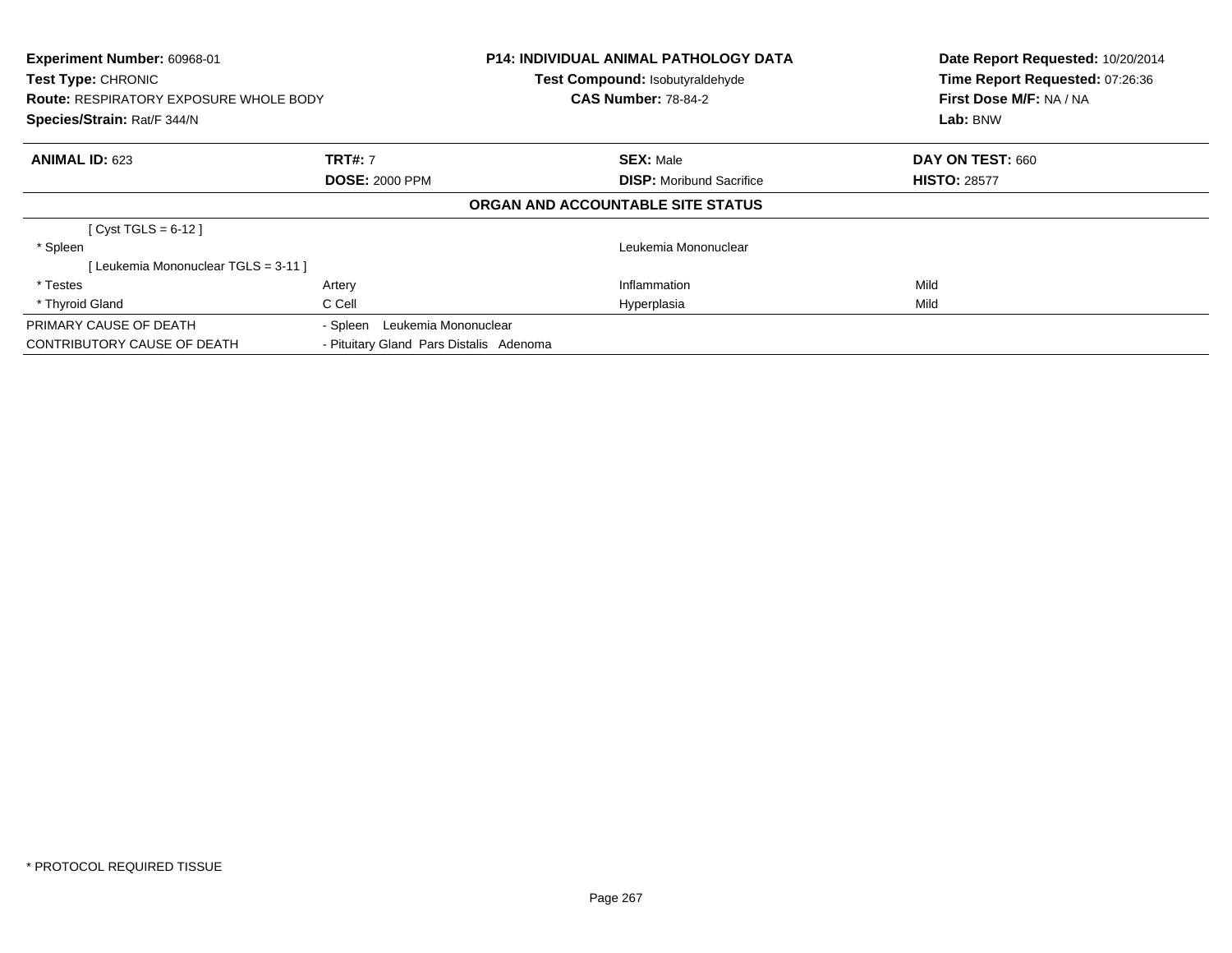**Experiment Number:** 60968-01
**Test Type:** CHRONIC
**Route:** RESPIRATORY EXPOSURE WHOLE BODY
**Species/Strain:** Rat/F 344/N

**P14: INDIVIDUAL ANIMAL PATHOLOGY DATA**
**Test Compound:** Isobutyraldehyde
**CAS Number:** 78-84-2

**Date Report Requested:** 10/20/2014
**Time Report Requested:** 07:26:36
**First Dose M/F:** NA / NA
**Lab:** BNW

| **ANIMAL ID:** 623 | **TRT#:** 7 | **SEX:** Male | **DAY ON TEST:** 660 |
|---|---|---|---|
| | **DOSE:** 2000 PPM | **DISP:** Moribund Sacrifice | **HISTO:** 28577 |

**ORGAN AND ACCOUNTABLE SITE STATUS**

| | | | |
|---|---|---|---|
| [ Cyst TGLS = 6-12 ] | | | |
| * Spleen | | Leukemia Mononuclear | |
| [ Leukemia Mononuclear TGLS = 3-11 ] | | | |
| * Testes | Artery | Inflammation | Mild |
| * Thyroid Gland | C Cell | Hyperplasia | Mild |
| PRIMARY CAUSE OF DEATH | - Spleen Leukemia Mononuclear | | |
| CONTRIBUTORY CAUSE OF DEATH | - Pituitary Gland Pars Distalis Adenoma | | |

* PROTOCOL REQUIRED TISSUE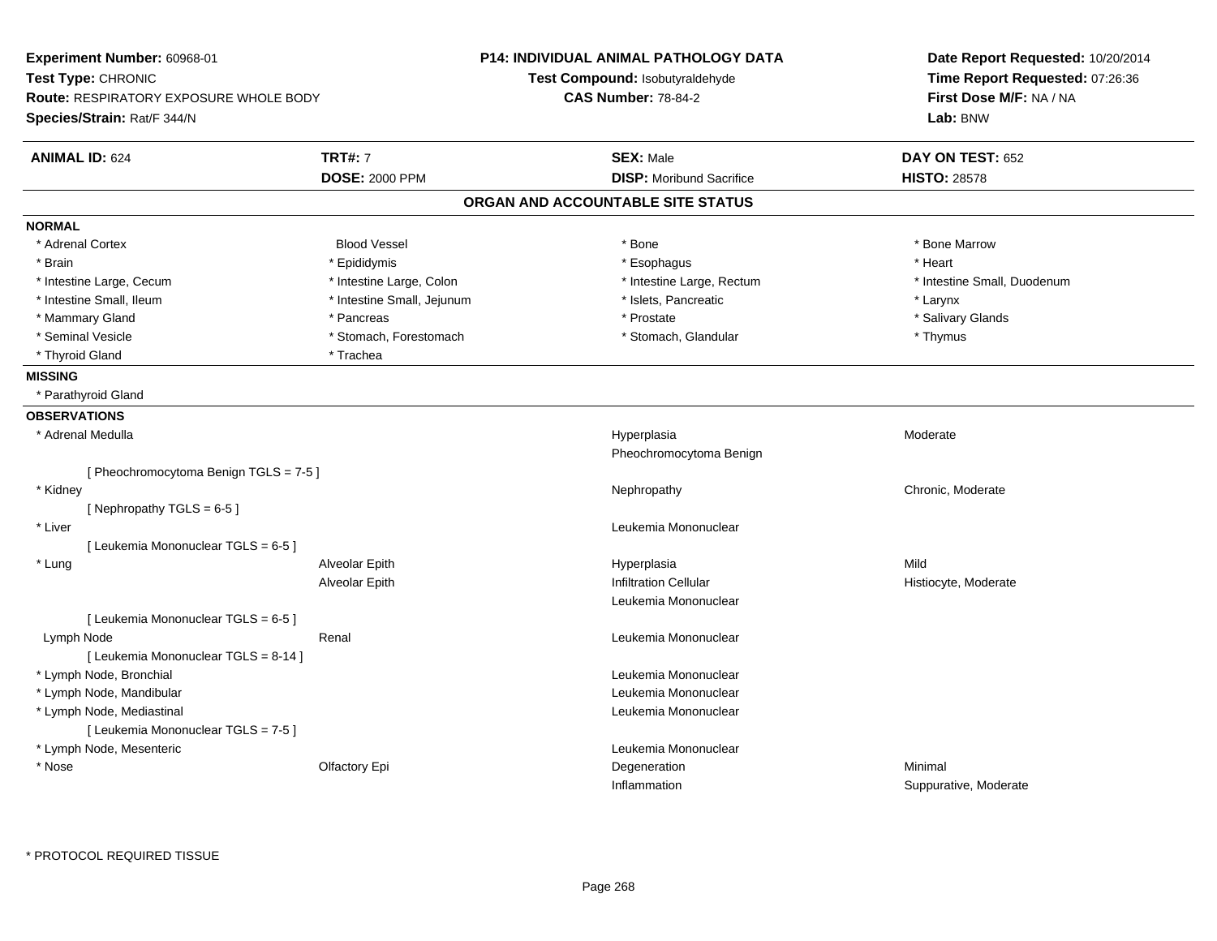**Experiment Number:** 60968-01
**Test Type:** CHRONIC
**Route:** RESPIRATORY EXPOSURE WHOLE BODY
**Species/Strain:** Rat/F 344/N

**P14: INDIVIDUAL ANIMAL PATHOLOGY DATA**
**Test Compound:** Isobutyraldehyde
**CAS Number:** 78-84-2

**Date Report Requested:** 10/20/2014
**Time Report Requested:** 07:26:36
**First Dose M/F:** NA / NA
**Lab:** BNW

| **ANIMAL ID:** 624 | **TRT#:** 7 | **SEX:** Male | **DAY ON TEST:** 652 |
|---|---|---|---|
| | **DOSE:** 2000 PPM | **DISP:** Moribund Sacrifice | **HISTO:** 28578 |

## ORGAN AND ACCOUNTABLE SITE STATUS

**NORMAL**

| | | | |
|---|---|---|---|
| * Adrenal Cortex | Blood Vessel | * Bone | * Bone Marrow |
| * Brain | * Epididymis | * Esophagus | * Heart |
| * Intestine Large, Cecum | * Intestine Large, Colon | * Intestine Large, Rectum | * Intestine Small, Duodenum |
| * Intestine Small, Ileum | * Intestine Small, Jejunum | * Islets, Pancreatic | * Larynx |
| * Mammary Gland | * Pancreas | * Prostate | * Salivary Glands |
| * Seminal Vesicle | * Stomach, Forestomach | * Stomach, Glandular | * Thymus |
| * Thyroid Gland | * Trachea | | |

**MISSING**

* Parathyroid Gland

**OBSERVATIONS**

| | | | |
|---|---|---|---|
| * Adrenal Medulla | | Hyperplasia | Moderate |
| | | Pheochromocytoma Benign | |
| [ Pheochromocytoma Benign TGLS = 7-5 ] | | | |
| * Kidney | | Nephropathy | Chronic, Moderate |
| [ Nephropathy TGLS = 6-5 ] | | | |
| * Liver | | Leukemia Mononuclear | |
| [ Leukemia Mononuclear TGLS = 6-5 ] | | | |
| * Lung | Alveolar Epith | Hyperplasia | Mild |
| | Alveolar Epith | Infiltration Cellular | Histiocyte, Moderate |
| | | Leukemia Mononuclear | |
| [ Leukemia Mononuclear TGLS = 6-5 ] | | | |
| Lymph Node | Renal | Leukemia Mononuclear | |
| [ Leukemia Mononuclear TGLS = 8-14 ] | | | |
| * Lymph Node, Bronchial | | Leukemia Mononuclear | |
| * Lymph Node, Mandibular | | Leukemia Mononuclear | |
| * Lymph Node, Mediastinal | | Leukemia Mononuclear | |
| [ Leukemia Mononuclear TGLS = 7-5 ] | | | |
| * Lymph Node, Mesenteric | | Leukemia Mononuclear | |
| * Nose | Olfactory Epi | Degeneration | Minimal |
| | | Inflammation | Suppurative, Moderate |

* PROTOCOL REQUIRED TISSUE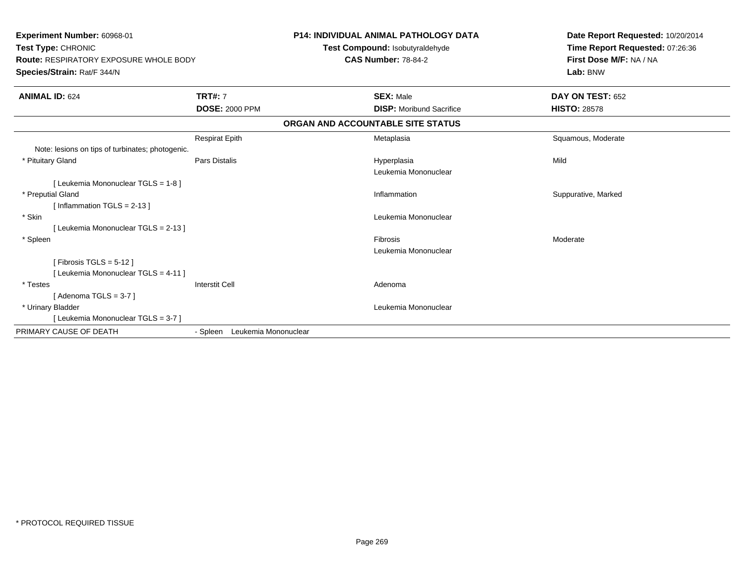**Experiment Number:** 60968-01
**Test Type:** CHRONIC
**Route:** RESPIRATORY EXPOSURE WHOLE BODY
**Species/Strain:** Rat/F 344/N

**P14: INDIVIDUAL ANIMAL PATHOLOGY DATA**
**Test Compound:** Isobutyraldehyde
**CAS Number:** 78-84-2

**Date Report Requested:** 10/20/2014
**Time Report Requested:** 07:26:36
**First Dose M/F:** NA / NA
**Lab:** BNW

| **ANIMAL ID:** 624 | **TRT#:** 7 | **SEX:** Male | **DAY ON TEST:** 652 |
|---|---|---|---|
| | **DOSE:** 2000 PPM | **DISP:** Moribund Sacrifice | **HISTO:** 28578 |

**ORGAN AND ACCOUNTABLE SITE STATUS**

| | | | |
|---|---|---|---|
| | Respirat Epith | Metaplasia | Squamous, Moderate |
| Note: lesions on tips of turbinates; photogenic. | | | |
| * Pituitary Gland | Pars Distalis | Hyperplasia | Mild |
| | | Leukemia Mononuclear | |
| [ Leukemia Mononuclear TGLS = 1-8 ] | | | |
| * Preputial Gland | | Inflammation | Suppurative, Marked |
| [ Inflammation TGLS = 2-13 ] | | | |
| * Skin | | Leukemia Mononuclear | |
| [ Leukemia Mononuclear TGLS = 2-13 ] | | | |
| * Spleen | | Fibrosis | Moderate |
| | | Leukemia Mononuclear | |
| [ Fibrosis TGLS = 5-12 ] | | | |
| [ Leukemia Mononuclear TGLS = 4-11 ] | | | |
| * Testes | Interstit Cell | Adenoma | |
| [ Adenoma TGLS = 3-7 ] | | | |
| * Urinary Bladder | | Leukemia Mononuclear | |
| [ Leukemia Mononuclear TGLS = 3-7 ] | | | |
| PRIMARY CAUSE OF DEATH | - Spleen Leukemia Mononuclear | | |

* PROTOCOL REQUIRED TISSUE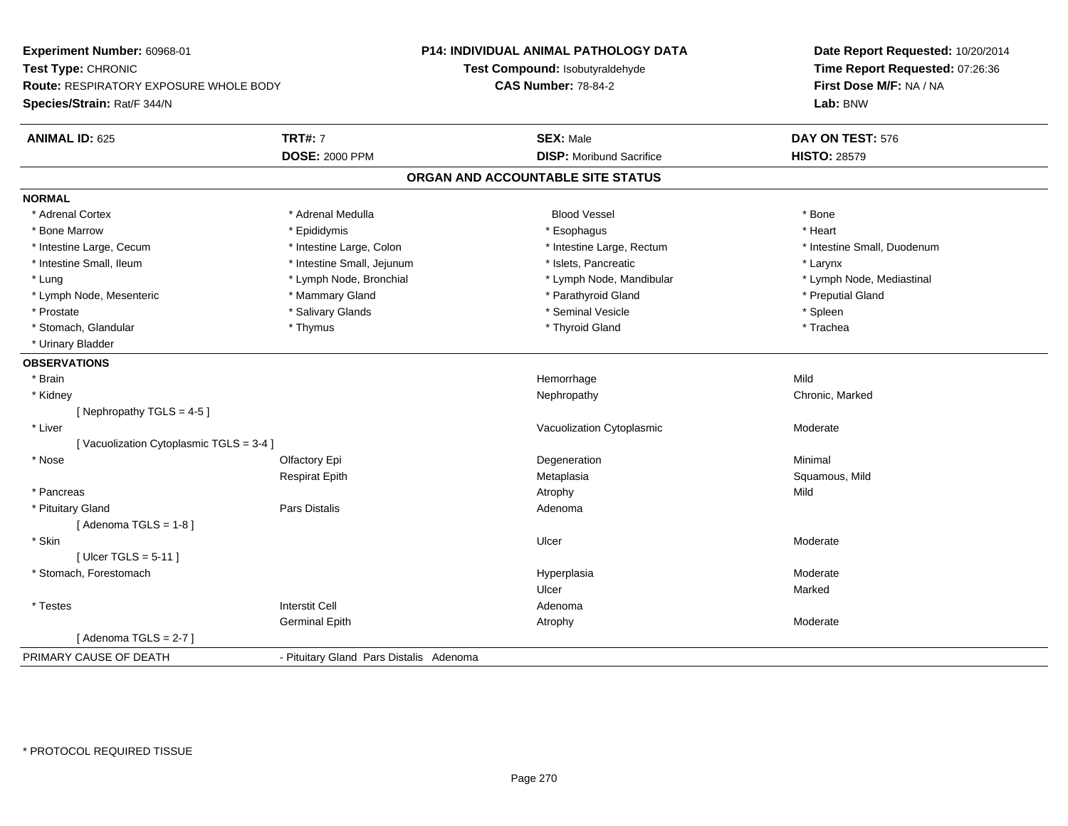**Experiment Number:** 60968-01
**Test Type:** CHRONIC
**Route:** RESPIRATORY EXPOSURE WHOLE BODY
**Species/Strain:** Rat/F 344/N

**P14: INDIVIDUAL ANIMAL PATHOLOGY DATA**
**Test Compound:** Isobutyraldehyde
**CAS Number:** 78-84-2

**Date Report Requested:** 10/20/2014
**Time Report Requested:** 07:26:36
**First Dose M/F:** NA / NA
**Lab:** BNW

| **ANIMAL ID:** 625 | **TRT#:** 7 | **SEX:** Male | **DAY ON TEST:** 576 |
|---|---|---|---|
| | **DOSE:** 2000 PPM | **DISP:** Moribund Sacrifice | **HISTO:** 28579 |

## ORGAN AND ACCOUNTABLE SITE STATUS

**NORMAL**

| | | | |
|---|---|---|---|
| * Adrenal Cortex | * Adrenal Medulla | Blood Vessel | * Bone |
| * Bone Marrow | * Epididymis | * Esophagus | * Heart |
| * Intestine Large, Cecum | * Intestine Large, Colon | * Intestine Large, Rectum | * Intestine Small, Duodenum |
| * Intestine Small, Ileum | * Intestine Small, Jejunum | * Islets, Pancreatic | * Larynx |
| * Lung | * Lymph Node, Bronchial | * Lymph Node, Mandibular | * Lymph Node, Mediastinal |
| * Lymph Node, Mesenteric | * Mammary Gland | * Parathyroid Gland | * Preputial Gland |
| * Prostate | * Salivary Glands | * Seminal Vesicle | * Spleen |
| * Stomach, Glandular | * Thymus | * Thyroid Gland | * Trachea |
| * Urinary Bladder | | | |

**OBSERVATIONS**

| | | | |
|---|---|---|---|
| * Brain | | Hemorrhage | Mild |
| * Kidney | | Nephropathy | Chronic, Marked |
| [ Nephropathy TGLS = 4-5 ] | | | |
| * Liver | | Vacuolization Cytoplasmic | Moderate |
| [ Vacuolization Cytoplasmic TGLS = 3-4 ] | | | |
| * Nose | Olfactory Epi | Degeneration | Minimal |
| | Respirat Epith | Metaplasia | Squamous, Mild |
| * Pancreas | | Atrophy | Mild |
| * Pituitary Gland | Pars Distalis | Adenoma | |
| [ Adenoma TGLS = 1-8 ] | | | |
| * Skin | | Ulcer | Moderate |
| [ Ulcer TGLS = 5-11 ] | | | |
| * Stomach, Forestomach | | Hyperplasia | Moderate |
| | | Ulcer | Marked |
| * Testes | Interstit Cell | Adenoma | |
| | Germinal Epith | Atrophy | Moderate |
| [ Adenoma TGLS = 2-7 ] | | | |

| | |
|---|---|
| PRIMARY CAUSE OF DEATH | - Pituitary Gland Pars Distalis Adenoma |

* PROTOCOL REQUIRED TISSUE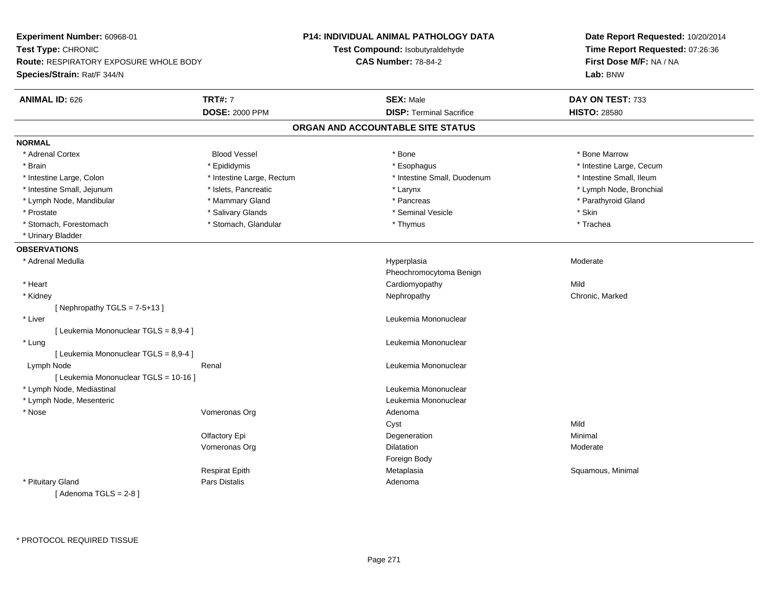**Experiment Number:** 60968-01
**Test Type:** CHRONIC
**Route:** RESPIRATORY EXPOSURE WHOLE BODY
**Species/Strain:** Rat/F 344/N

**P14: INDIVIDUAL ANIMAL PATHOLOGY DATA**
**Test Compound:** Isobutyraldehyde
**CAS Number:** 78-84-2

**Date Report Requested:** 10/20/2014
**Time Report Requested:** 07:26:36
**First Dose M/F:** NA / NA
**Lab:** BNW

| **ANIMAL ID:** 626 | **TRT#:** 7 | **SEX:** Male | **DAY ON TEST:** 733 |
|---|---|---|---|
| | **DOSE:** 2000 PPM | **DISP:** Terminal Sacrifice | **HISTO:** 28580 |

## ORGAN AND ACCOUNTABLE SITE STATUS

### NORMAL

| | | | |
|---|---|---|---|
| * Adrenal Cortex | Blood Vessel | * Bone | * Bone Marrow |
| * Brain | * Epididymis | * Esophagus | * Intestine Large, Cecum |
| * Intestine Large, Colon | * Intestine Large, Rectum | * Intestine Small, Duodenum | * Intestine Small, Ileum |
| * Intestine Small, Jejunum | * Islets, Pancreatic | * Larynx | * Lymph Node, Bronchial |
| * Lymph Node, Mandibular | * Mammary Gland | * Pancreas | * Parathyroid Gland |
| * Prostate | * Salivary Glands | * Seminal Vesicle | * Skin |
| * Stomach, Forestomach | * Stomach, Glandular | * Thymus | * Trachea |
| * Urinary Bladder | | | |

### OBSERVATIONS

| | | | |
|---|---|---|---|
| * Adrenal Medulla | | Hyperplasia | Moderate |
| | | Pheochromocytoma Benign | |
| * Heart | | Cardiomyopathy | Mild |
| * Kidney | | Nephropathy | Chronic, Marked |
| [ Nephropathy TGLS = 7-5+13 ] | | | |
| * Liver | | Leukemia Mononuclear | |
| [ Leukemia Mononuclear TGLS = 8,9-4 ] | | | |
| * Lung | | Leukemia Mononuclear | |
| [ Leukemia Mononuclear TGLS = 8,9-4 ] | | | |
| Lymph Node | Renal | Leukemia Mononuclear | |
| [ Leukemia Mononuclear TGLS = 10-16 ] | | | |
| * Lymph Node, Mediastinal | | Leukemia Mononuclear | |
| * Lymph Node, Mesenteric | | Leukemia Mononuclear | |
| * Nose | Vomeronas Org | Adenoma | |
| | | Cyst | Mild |
| | Olfactory Epi | Degeneration | Minimal |
| | Vomeronas Org | Dilatation | Moderate |
| | | Foreign Body | |
| | Respirat Epith | Metaplasia | Squamous, Minimal |
| * Pituitary Gland | Pars Distalis | Adenoma | |
| [ Adenoma TGLS = 2-8 ] | | | |

\* PROTOCOL REQUIRED TISSUE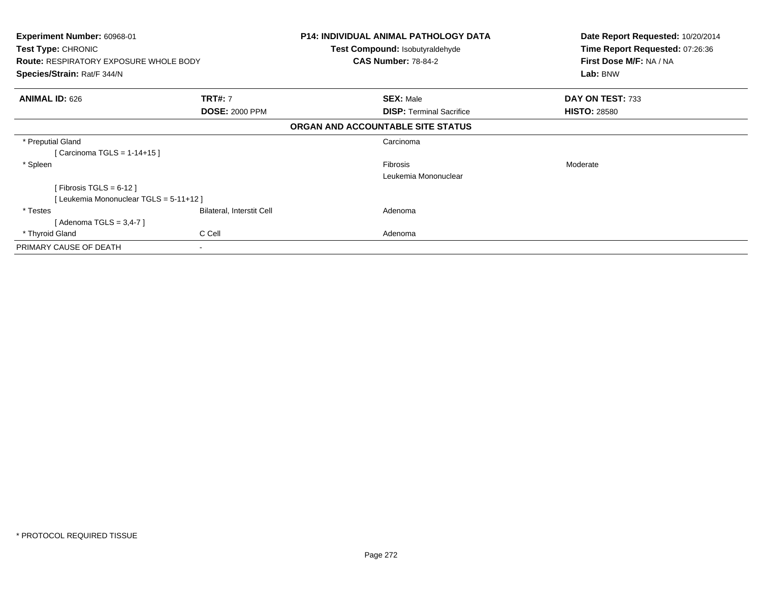**Experiment Number:** 60968-01
**Test Type:** CHRONIC
**Route:** RESPIRATORY EXPOSURE WHOLE BODY
**Species/Strain:** Rat/F 344/N

**P14: INDIVIDUAL ANIMAL PATHOLOGY DATA**
**Test Compound:** Isobutyraldehyde
**CAS Number:** 78-84-2

**Date Report Requested:** 10/20/2014
**Time Report Requested:** 07:26:36
**First Dose M/F:** NA / NA
**Lab:** BNW

| **ANIMAL ID:** 626 | **TRT#:** 7 | **SEX:** Male | **DAY ON TEST:** 733 |
|---|---|---|---|
| | **DOSE:** 2000 PPM | **DISP:** Terminal Sacrifice | **HISTO:** 28580 |

**ORGAN AND ACCOUNTABLE SITE STATUS**

| | | | |
|---|---|---|---|
| * Preputial Gland | | Carcinoma | |
| [ Carcinoma TGLS = 1-14+15 ] | | | |
| * Spleen | | Fibrosis | Moderate |
| | | Leukemia Mononuclear | |
| [ Fibrosis TGLS = 6-12 ] | | | |
| [ Leukemia Mononuclear TGLS = 5-11+12 ] | | | |
| * Testes | Bilateral, Interstit Cell | Adenoma | |
| [ Adenoma TGLS = 3,4-7 ] | | | |
| * Thyroid Gland | C Cell | Adenoma | |
| PRIMARY CAUSE OF DEATH | - | | |

* PROTOCOL REQUIRED TISSUE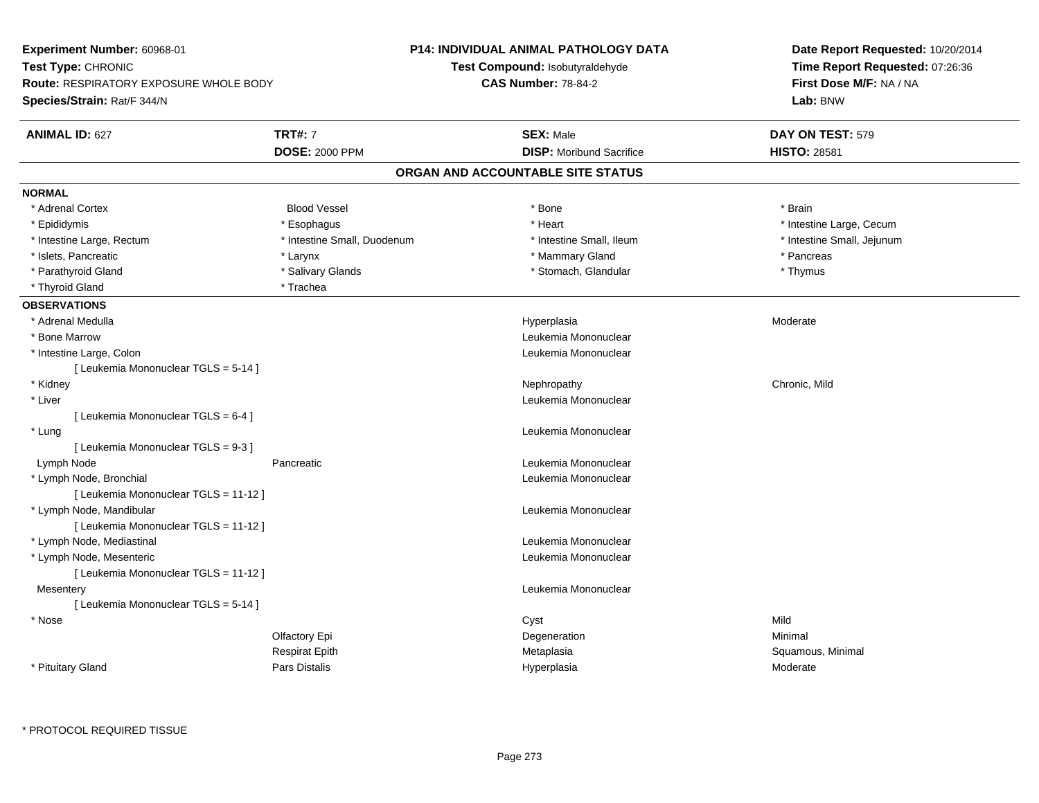**Experiment Number:** 60968-01
**Test Type:** CHRONIC
**Route:** RESPIRATORY EXPOSURE WHOLE BODY
**Species/Strain:** Rat/F 344/N

**P14: INDIVIDUAL ANIMAL PATHOLOGY DATA**
**Test Compound:** Isobutyraldehyde
**CAS Number:** 78-84-2

**Date Report Requested:** 10/20/2014
**Time Report Requested:** 07:26:36
**First Dose M/F:** NA / NA
**Lab:** BNW

| **ANIMAL ID:** 627 | **TRT#:** 7 | **SEX:** Male | **DAY ON TEST:** 579 |
|---|---|---|---|
| | **DOSE:** 2000 PPM | **DISP:** Moribund Sacrifice | **HISTO:** 28581 |

## ORGAN AND ACCOUNTABLE SITE STATUS

**NORMAL**

| | | | |
|---|---|---|---|
| * Adrenal Cortex | Blood Vessel | * Bone | * Brain |
| * Epididymis | * Esophagus | * Heart | * Intestine Large, Cecum |
| * Intestine Large, Rectum | * Intestine Small, Duodenum | * Intestine Small, Ileum | * Intestine Small, Jejunum |
| * Islets, Pancreatic | * Larynx | * Mammary Gland | * Pancreas |
| * Parathyroid Gland | * Salivary Glands | * Stomach, Glandular | * Thymus |
| * Thyroid Gland | * Trachea | | |

**OBSERVATIONS**

| | | | |
|---|---|---|---|
| * Adrenal Medulla | | Hyperplasia | Moderate |
| * Bone Marrow | | Leukemia Mononuclear | |
| * Intestine Large, Colon | | Leukemia Mononuclear | |
| [ Leukemia Mononuclear TGLS = 5-14 ] | | | |
| * Kidney | | Nephropathy | Chronic, Mild |
| * Liver | | Leukemia Mononuclear | |
| [ Leukemia Mononuclear TGLS = 6-4 ] | | | |
| * Lung | | Leukemia Mononuclear | |
| [ Leukemia Mononuclear TGLS = 9-3 ] | | | |
| Lymph Node | Pancreatic | Leukemia Mononuclear | |
| * Lymph Node, Bronchial | | Leukemia Mononuclear | |
| [ Leukemia Mononuclear TGLS = 11-12 ] | | | |
| * Lymph Node, Mandibular | | Leukemia Mononuclear | |
| [ Leukemia Mononuclear TGLS = 11-12 ] | | | |
| * Lymph Node, Mediastinal | | Leukemia Mononuclear | |
| * Lymph Node, Mesenteric | | Leukemia Mononuclear | |
| [ Leukemia Mononuclear TGLS = 11-12 ] | | | |
| Mesentery | | Leukemia Mononuclear | |
| [ Leukemia Mononuclear TGLS = 5-14 ] | | | |
| * Nose | | Cyst | Mild |
| | Olfactory Epi | Degeneration | Minimal |
| | Respirat Epith | Metaplasia | Squamous, Minimal |
| * Pituitary Gland | Pars Distalis | Hyperplasia | Moderate |

* PROTOCOL REQUIRED TISSUE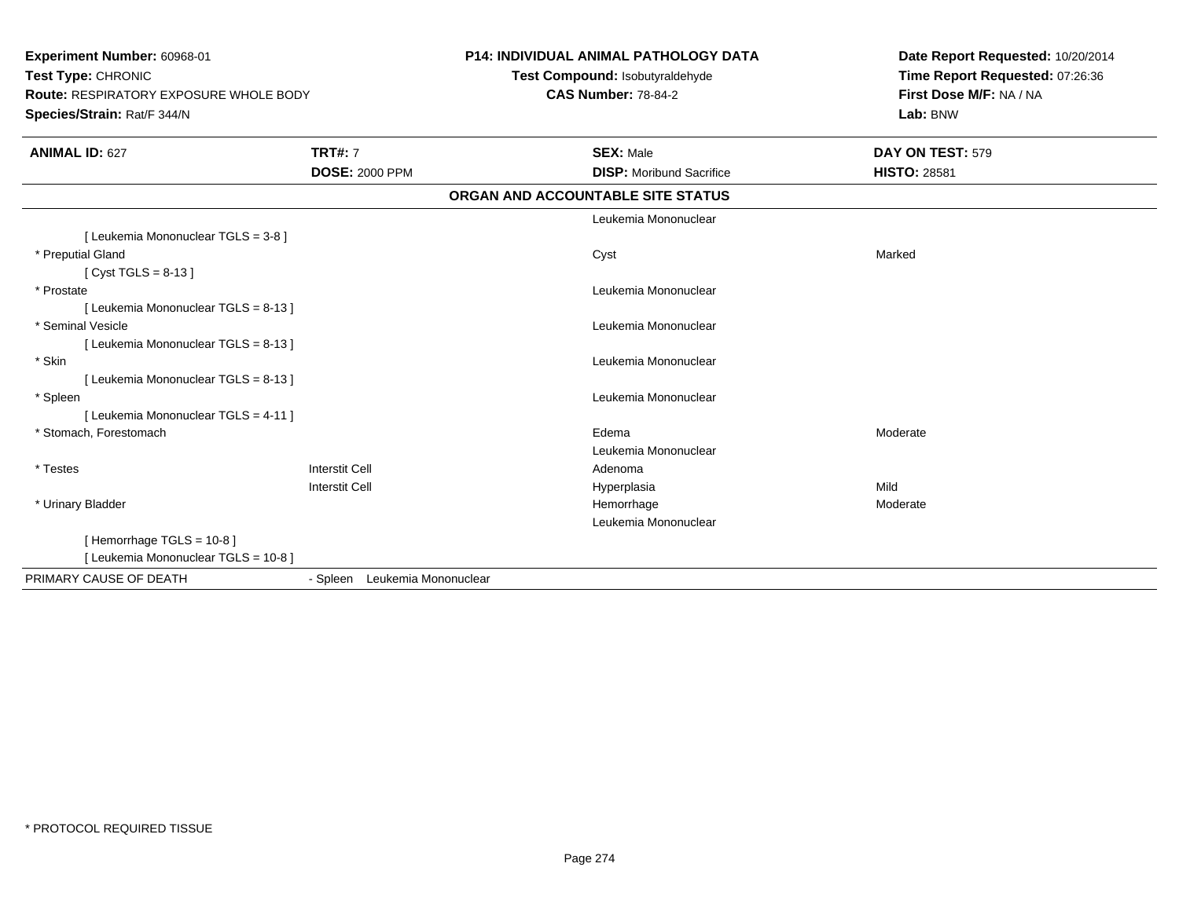**Experiment Number:** 60968-01
**Test Type:** CHRONIC
**Route:** RESPIRATORY EXPOSURE WHOLE BODY
**Species/Strain:** Rat/F 344/N

**P14: INDIVIDUAL ANIMAL PATHOLOGY DATA**
**Test Compound:** Isobutyraldehyde
**CAS Number:** 78-84-2

**Date Report Requested:** 10/20/2014
**Time Report Requested:** 07:26:36
**First Dose M/F:** NA / NA
**Lab:** BNW

| **ANIMAL ID:** 627 | **TRT#:** 7 | **SEX:** Male | **DAY ON TEST:** 579 |
|---|---|---|---|
| | **DOSE:** 2000 PPM | **DISP:** Moribund Sacrifice | **HISTO:** 28581 |

**ORGAN AND ACCOUNTABLE SITE STATUS**

| | | | |
|---|---|---|---|
| | | Leukemia Mononuclear | |
| [ Leukemia Mononuclear TGLS = 3-8 ] | | | |
| * Preputial Gland | | Cyst | Marked |
| [ Cyst TGLS = 8-13 ] | | | |
| * Prostate | | Leukemia Mononuclear | |
| [ Leukemia Mononuclear TGLS = 8-13 ] | | | |
| * Seminal Vesicle | | Leukemia Mononuclear | |
| [ Leukemia Mononuclear TGLS = 8-13 ] | | | |
| * Skin | | Leukemia Mononuclear | |
| [ Leukemia Mononuclear TGLS = 8-13 ] | | | |
| * Spleen | | Leukemia Mononuclear | |
| [ Leukemia Mononuclear TGLS = 4-11 ] | | | |
| * Stomach, Forestomach | | Edema | Moderate |
| | | Leukemia Mononuclear | |
| * Testes | Interstit Cell | Adenoma | |
| | Interstit Cell | Hyperplasia | Mild |
| * Urinary Bladder | | Hemorrhage | Moderate |
| | | Leukemia Mononuclear | |
| [ Hemorrhage TGLS = 10-8 ] | | | |
| [ Leukemia Mononuclear TGLS = 10-8 ] | | | |
| PRIMARY CAUSE OF DEATH | - Spleen Leukemia Mononuclear | | |

* PROTOCOL REQUIRED TISSUE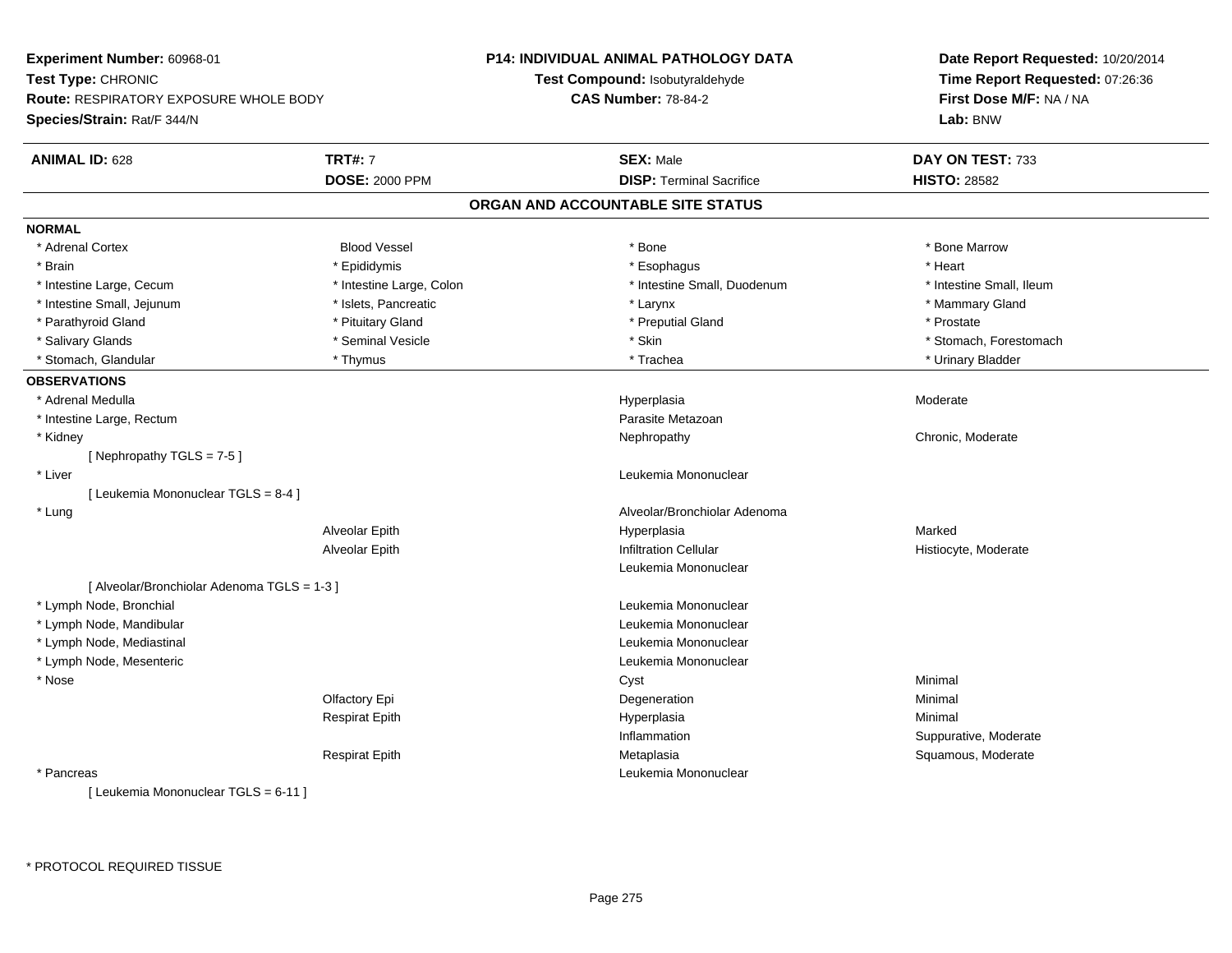**Experiment Number:** 60968-01
**Test Type:** CHRONIC
**Route:** RESPIRATORY EXPOSURE WHOLE BODY
**Species/Strain:** Rat/F 344/N

**P14: INDIVIDUAL ANIMAL PATHOLOGY DATA**
**Test Compound:** Isobutyraldehyde
**CAS Number:** 78-84-2

**Date Report Requested:** 10/20/2014
**Time Report Requested:** 07:26:36
**First Dose M/F:** NA / NA
**Lab:** BNW

| **ANIMAL ID:** 628 | **TRT#:** 7 | **SEX:** Male | **DAY ON TEST:** 733 |
|---|---|---|---|
| | **DOSE:** 2000 PPM | **DISP:** Terminal Sacrifice | **HISTO:** 28582 |

## ORGAN AND ACCOUNTABLE SITE STATUS

**NORMAL**

| | | | |
|---|---|---|---|
| * Adrenal Cortex | Blood Vessel | * Bone | * Bone Marrow |
| * Brain | * Epididymis | * Esophagus | * Heart |
| * Intestine Large, Cecum | * Intestine Large, Colon | * Intestine Small, Duodenum | * Intestine Small, Ileum |
| * Intestine Small, Jejunum | * Islets, Pancreatic | * Larynx | * Mammary Gland |
| * Parathyroid Gland | * Pituitary Gland | * Preputial Gland | * Prostate |
| * Salivary Glands | * Seminal Vesicle | * Skin | * Stomach, Forestomach |
| * Stomach, Glandular | * Thymus | * Trachea | * Urinary Bladder |

**OBSERVATIONS**

| | | | |
|---|---|---|---|
| * Adrenal Medulla | | Hyperplasia | Moderate |
| * Intestine Large, Rectum | | Parasite Metazoan | |
| * Kidney | | Nephropathy | Chronic, Moderate |
| [ Nephropathy TGLS = 7-5 ] | | | |
| * Liver | | Leukemia Mononuclear | |
| [ Leukemia Mononuclear TGLS = 8-4 ] | | | |
| * Lung | | Alveolar/Bronchiolar Adenoma | |
| | Alveolar Epith | Hyperplasia | Marked |
| | Alveolar Epith | Infiltration Cellular | Histiocyte, Moderate |
| | | Leukemia Mononuclear | |
| [ Alveolar/Bronchiolar Adenoma TGLS = 1-3 ] | | | |
| * Lymph Node, Bronchial | | Leukemia Mononuclear | |
| * Lymph Node, Mandibular | | Leukemia Mononuclear | |
| * Lymph Node, Mediastinal | | Leukemia Mononuclear | |
| * Lymph Node, Mesenteric | | Leukemia Mononuclear | |
| * Nose | | Cyst | Minimal |
| | Olfactory Epi | Degeneration | Minimal |
| | Respirat Epith | Hyperplasia | Minimal |
| | | Inflammation | Suppurative, Moderate |
| | Respirat Epith | Metaplasia | Squamous, Moderate |
| * Pancreas | | Leukemia Mononuclear | |
| [ Leukemia Mononuclear TGLS = 6-11 ] | | | |

* PROTOCOL REQUIRED TISSUE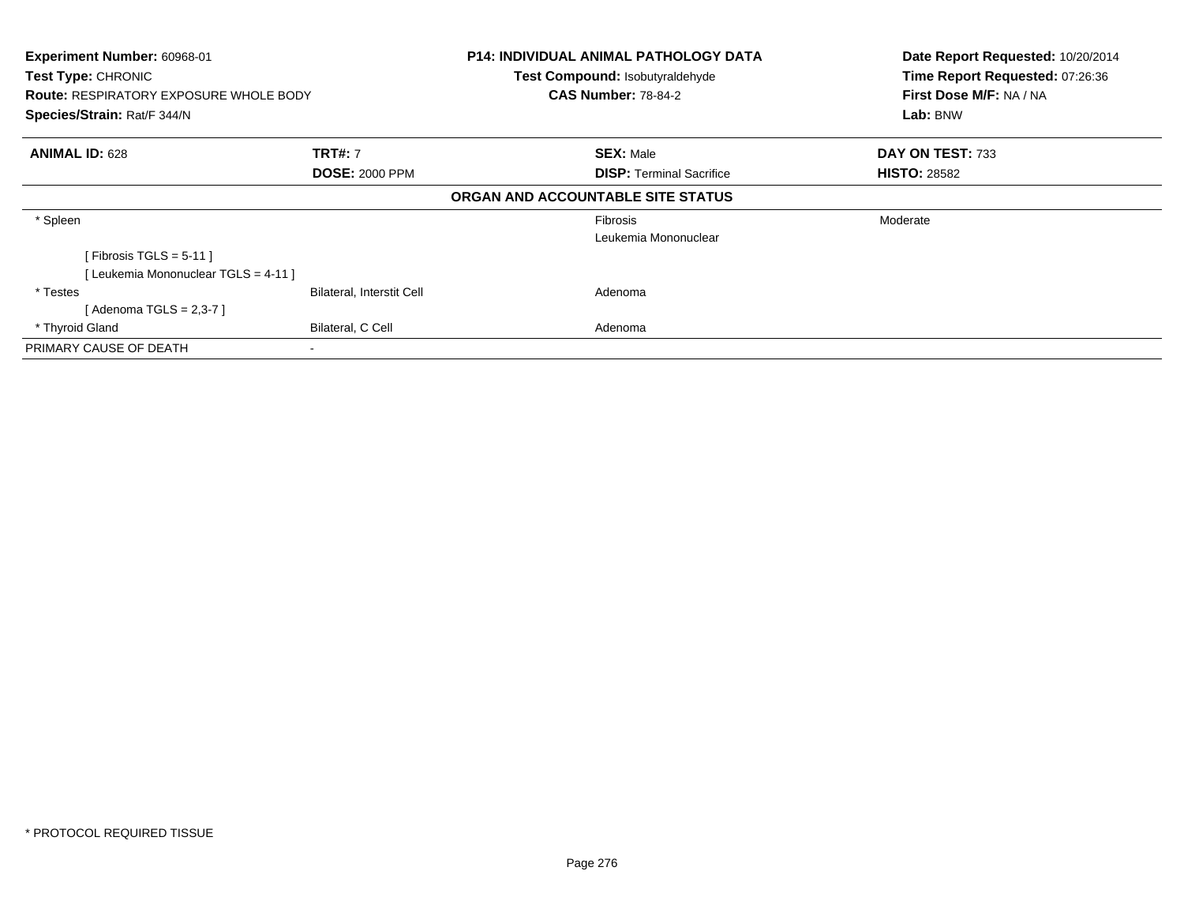**Experiment Number:** 60968-01
**Test Type:** CHRONIC
**Route:** RESPIRATORY EXPOSURE WHOLE BODY
**Species/Strain:** Rat/F 344/N

**P14: INDIVIDUAL ANIMAL PATHOLOGY DATA**
**Test Compound:** Isobutyraldehyde
**CAS Number:** 78-84-2

**Date Report Requested:** 10/20/2014
**Time Report Requested:** 07:26:36
**First Dose M/F:** NA / NA
**Lab:** BNW

| **ANIMAL ID:** 628 | **TRT#:** 7 | **SEX:** Male | **DAY ON TEST:** 733 |
|---|---|---|---|
| | **DOSE:** 2000 PPM | **DISP:** Terminal Sacrifice | **HISTO:** 28582 |

**ORGAN AND ACCOUNTABLE SITE STATUS**

| | | | |
|---|---|---|---|
| * Spleen | | Fibrosis | Moderate |
| | | Leukemia Mononuclear | |
| [ Fibrosis TGLS = 5-11 ] | | | |
| [ Leukemia Mononuclear TGLS = 4-11 ] | | | |
| * Testes | Bilateral, Interstit Cell | Adenoma | |
| [ Adenoma TGLS = 2,3-7 ] | | | |
| * Thyroid Gland | Bilateral, C Cell | Adenoma | |
| PRIMARY CAUSE OF DEATH | - | | |

* PROTOCOL REQUIRED TISSUE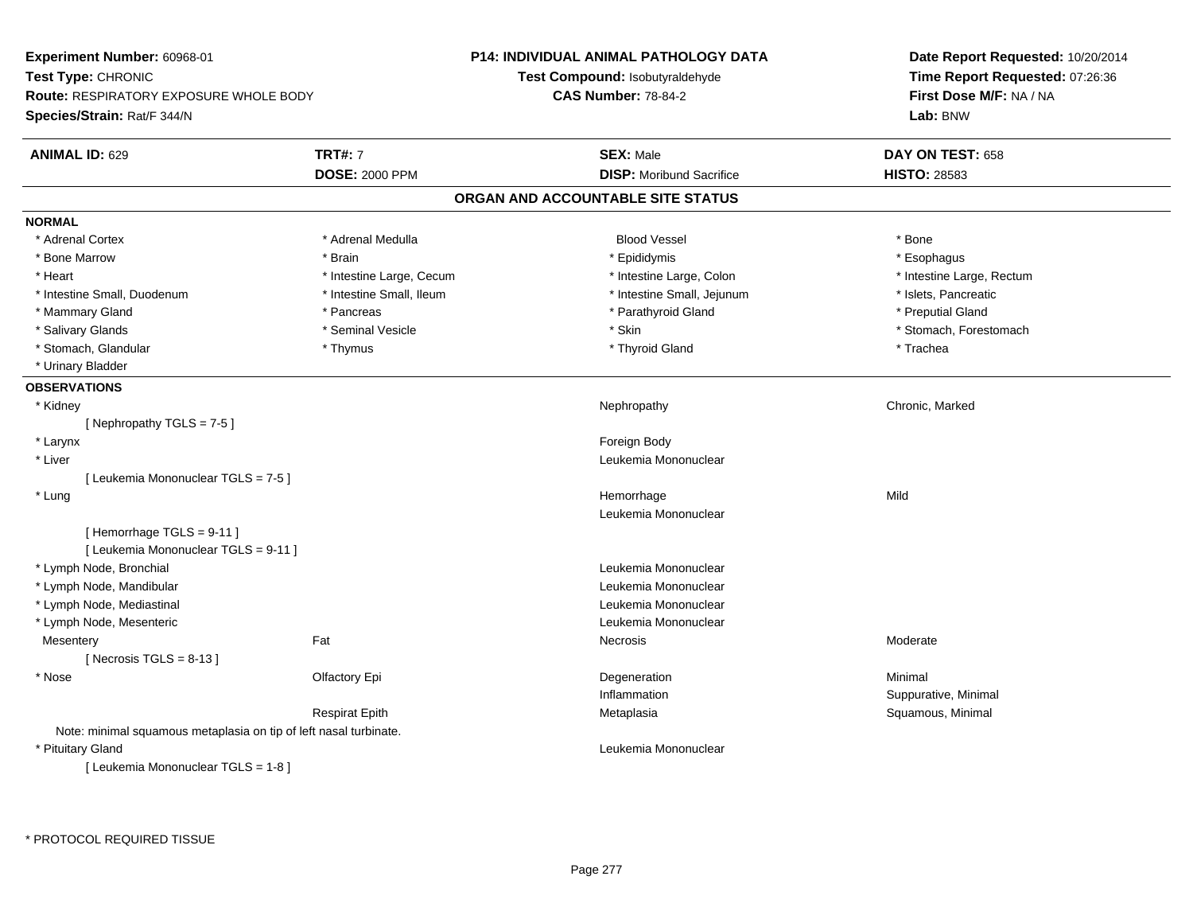**Experiment Number:** 60968-01
**Test Type:** CHRONIC
**Route:** RESPIRATORY EXPOSURE WHOLE BODY
**Species/Strain:** Rat/F 344/N

**P14: INDIVIDUAL ANIMAL PATHOLOGY DATA**
**Test Compound:** Isobutyraldehyde
**CAS Number:** 78-84-2

**Date Report Requested:** 10/20/2014
**Time Report Requested:** 07:26:36
**First Dose M/F:** NA / NA
**Lab:** BNW

| **ANIMAL ID:** 629 | **TRT#:** 7 | **SEX:** Male | **DAY ON TEST:** 658 |
|---|---|---|---|
| | **DOSE:** 2000 PPM | **DISP:** Moribund Sacrifice | **HISTO:** 28583 |

## ORGAN AND ACCOUNTABLE SITE STATUS

**NORMAL**

| | | | |
|---|---|---|---|
| * Adrenal Cortex | * Adrenal Medulla | Blood Vessel | * Bone |
| * Bone Marrow | * Brain | * Epididymis | * Esophagus |
| * Heart | * Intestine Large, Cecum | * Intestine Large, Colon | * Intestine Large, Rectum |
| * Intestine Small, Duodenum | * Intestine Small, Ileum | * Intestine Small, Jejunum | * Islets, Pancreatic |
| * Mammary Gland | * Pancreas | * Parathyroid Gland | * Preputial Gland |
| * Salivary Glands | * Seminal Vesicle | * Skin | * Stomach, Forestomach |
| * Stomach, Glandular | * Thymus | * Thyroid Gland | * Trachea |
| * Urinary Bladder | | | |

**OBSERVATIONS**

| | | | |
|---|---|---|---|
| * Kidney | | Nephropathy | Chronic, Marked |
| [ Nephropathy TGLS = 7-5 ] | | | |
| * Larynx | | Foreign Body | |
| * Liver | | Leukemia Mononuclear | |
| [ Leukemia Mononuclear TGLS = 7-5 ] | | | |
| * Lung | | Hemorrhage | Mild |
| | | Leukemia Mononuclear | |
| [ Hemorrhage TGLS = 9-11 ] | | | |
| [ Leukemia Mononuclear TGLS = 9-11 ] | | | |
| * Lymph Node, Bronchial | | Leukemia Mononuclear | |
| * Lymph Node, Mandibular | | Leukemia Mononuclear | |
| * Lymph Node, Mediastinal | | Leukemia Mononuclear | |
| * Lymph Node, Mesenteric | | Leukemia Mononuclear | |
| Mesentery | Fat | Necrosis | Moderate |
| [ Necrosis TGLS = 8-13 ] | | | |
| * Nose | Olfactory Epi | Degeneration | Minimal |
| | | Inflammation | Suppurative, Minimal |
| | Respirat Epith | Metaplasia | Squamous, Minimal |
| Note: minimal squamous metaplasia on tip of left nasal turbinate. | | | |
| * Pituitary Gland | | Leukemia Mononuclear | |
| [ Leukemia Mononuclear TGLS = 1-8 ] | | | |

* PROTOCOL REQUIRED TISSUE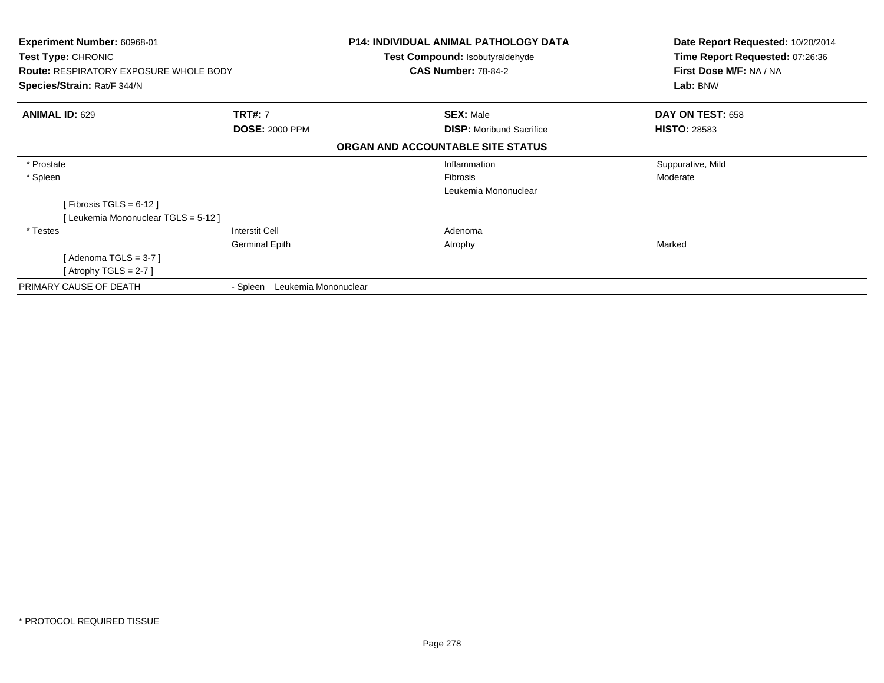**Experiment Number:** 60968-01
**Test Type:** CHRONIC
**Route:** RESPIRATORY EXPOSURE WHOLE BODY
**Species/Strain:** Rat/F 344/N

**P14: INDIVIDUAL ANIMAL PATHOLOGY DATA**
**Test Compound:** Isobutyraldehyde
**CAS Number:** 78-84-2

**Date Report Requested:** 10/20/2014
**Time Report Requested:** 07:26:36
**First Dose M/F:** NA / NA
**Lab:** BNW

| **ANIMAL ID:** 629 | **TRT#:** 7 | **SEX:** Male | **DAY ON TEST:** 658 |
|---|---|---|---|
| | **DOSE:** 2000 PPM | **DISP:** Moribund Sacrifice | **HISTO:** 28583 |

**ORGAN AND ACCOUNTABLE SITE STATUS**

| | | | |
|---|---|---|---|
| * Prostate | | Inflammation | Suppurative, Mild |
| * Spleen | | Fibrosis | Moderate |
| | | Leukemia Mononuclear | |
| [ Fibrosis TGLS = 6-12 ] | | | |
| [ Leukemia Mononuclear TGLS = 5-12 ] | | | |
| * Testes | Interstit Cell | Adenoma | |
| | Germinal Epith | Atrophy | Marked |
| [ Adenoma TGLS = 3-7 ] | | | |
| [ Atrophy TGLS = 2-7 ] | | | |
| PRIMARY CAUSE OF DEATH | - Spleen Leukemia Mononuclear | | |

* PROTOCOL REQUIRED TISSUE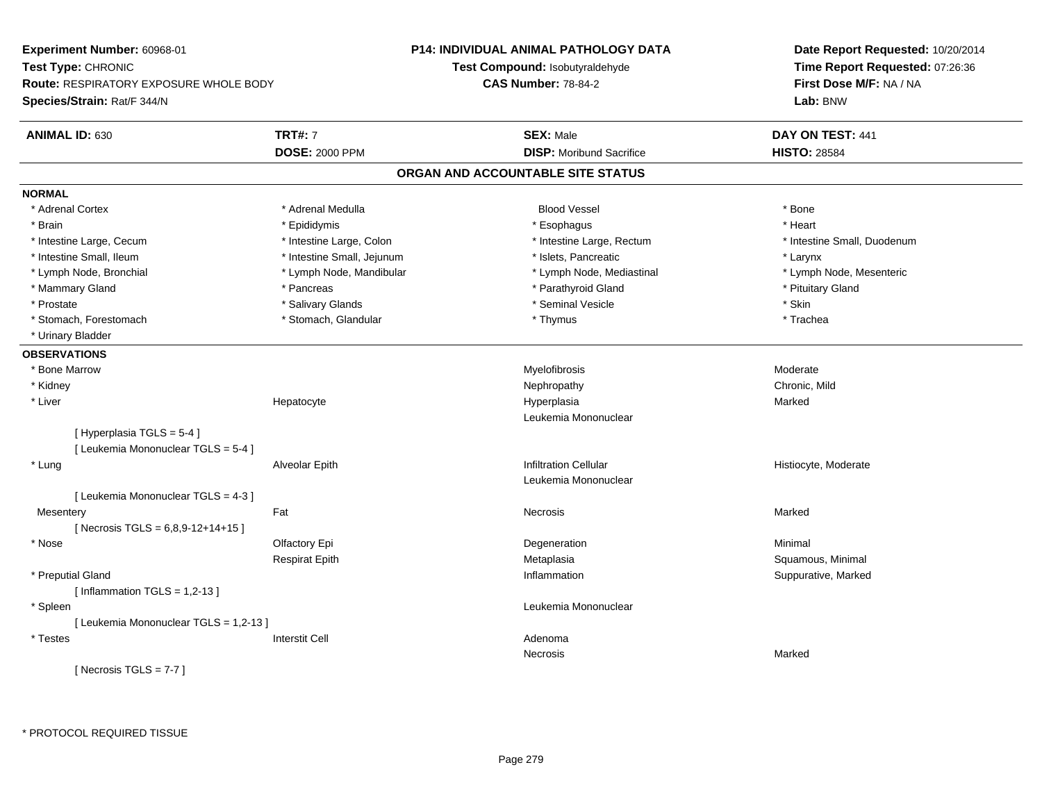**Experiment Number:** 60968-01
**Test Type:** CHRONIC
**Route:** RESPIRATORY EXPOSURE WHOLE BODY
**Species/Strain:** Rat/F 344/N

**P14: INDIVIDUAL ANIMAL PATHOLOGY DATA**
**Test Compound:** Isobutyraldehyde
**CAS Number:** 78-84-2

**Date Report Requested:** 10/20/2014
**Time Report Requested:** 07:26:36
**First Dose M/F:** NA / NA
**Lab:** BNW

| **ANIMAL ID:** 630 | **TRT#:** 7 | **SEX:** Male | **DAY ON TEST:** 441 |
|---|---|---|---|
| | **DOSE:** 2000 PPM | **DISP:** Moribund Sacrifice | **HISTO:** 28584 |

## ORGAN AND ACCOUNTABLE SITE STATUS

**NORMAL**

| | | | |
|---|---|---|---|
| * Adrenal Cortex | * Adrenal Medulla | Blood Vessel | * Bone |
| * Brain | * Epididymis | * Esophagus | * Heart |
| * Intestine Large, Cecum | * Intestine Large, Colon | * Intestine Large, Rectum | * Intestine Small, Duodenum |
| * Intestine Small, Ileum | * Intestine Small, Jejunum | * Islets, Pancreatic | * Larynx |
| * Lymph Node, Bronchial | * Lymph Node, Mandibular | * Lymph Node, Mediastinal | * Lymph Node, Mesenteric |
| * Mammary Gland | * Pancreas | * Parathyroid Gland | * Pituitary Gland |
| * Prostate | * Salivary Glands | * Seminal Vesicle | * Skin |
| * Stomach, Forestomach | * Stomach, Glandular | * Thymus | * Trachea |
| * Urinary Bladder | | | |

**OBSERVATIONS**

| | | | |
|---|---|---|---|
| * Bone Marrow | | Myelofibrosis | Moderate |
| * Kidney | | Nephropathy | Chronic, Mild |
| * Liver | Hepatocyte | Hyperplasia | Marked |
| | | Leukemia Mononuclear | |
| [ Hyperplasia TGLS = 5-4 ] | | | |
| [ Leukemia Mononuclear TGLS = 5-4 ] | | | |
| * Lung | Alveolar Epith | Infiltration Cellular | Histiocyte, Moderate |
| | | Leukemia Mononuclear | |
| [ Leukemia Mononuclear TGLS = 4-3 ] | | | |
| Mesentery | Fat | Necrosis | Marked |
| [ Necrosis TGLS = 6,8,9-12+14+15 ] | | | |
| * Nose | Olfactory Epi | Degeneration | Minimal |
| | Respirat Epith | Metaplasia | Squamous, Minimal |
| * Preputial Gland | | Inflammation | Suppurative, Marked |
| [ Inflammation TGLS = 1,2-13 ] | | | |
| * Spleen | | Leukemia Mononuclear | |
| [ Leukemia Mononuclear TGLS = 1,2-13 ] | | | |
| * Testes | Interstit Cell | Adenoma | |
| | | Necrosis | Marked |
| [ Necrosis TGLS = 7-7 ] | | | |

\* PROTOCOL REQUIRED TISSUE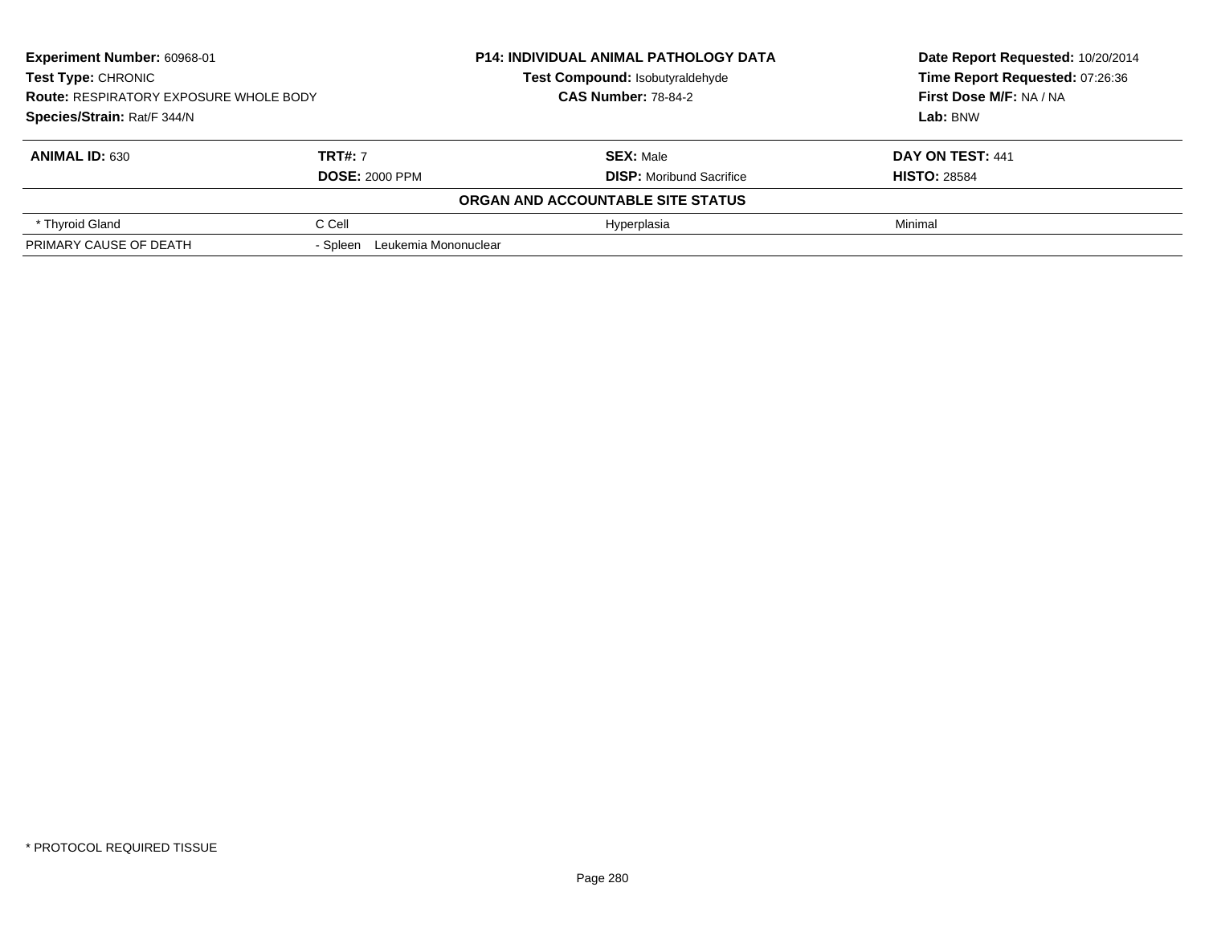**Experiment Number:** 60968-01
**Test Type:** CHRONIC
**Route:** RESPIRATORY EXPOSURE WHOLE BODY
**Species/Strain:** Rat/F 344/N

**P14: INDIVIDUAL ANIMAL PATHOLOGY DATA**
**Test Compound:** Isobutyraldehyde
**CAS Number:** 78-84-2

**Date Report Requested:** 10/20/2014
**Time Report Requested:** 07:26:36
**First Dose M/F:** NA / NA
**Lab:** BNW

| **ANIMAL ID:** 630 | **TRT#:** 7 | **SEX:** Male | **DAY ON TEST:** 441 |
|---|---|---|---|
| | **DOSE:** 2000 PPM | **DISP:** Moribund Sacrifice | **HISTO:** 28584 |
| | | **ORGAN AND ACCOUNTABLE SITE STATUS** | |
| * Thyroid Gland | C Cell | Hyperplasia | Minimal |
| PRIMARY CAUSE OF DEATH | - Spleen Leukemia Mononuclear | | |

* PROTOCOL REQUIRED TISSUE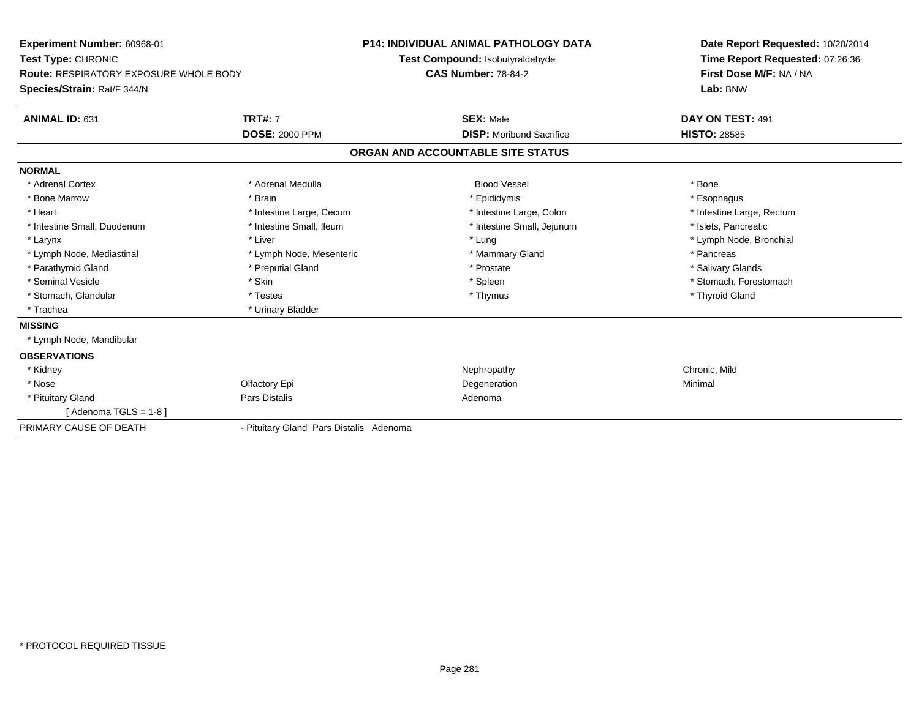**Experiment Number:** 60968-01
**Test Type:** CHRONIC
**Route:** RESPIRATORY EXPOSURE WHOLE BODY
**Species/Strain:** Rat/F 344/N

**P14: INDIVIDUAL ANIMAL PATHOLOGY DATA**
**Test Compound:** Isobutyraldehyde
**CAS Number:** 78-84-2

**Date Report Requested:** 10/20/2014
**Time Report Requested:** 07:26:36
**First Dose M/F:** NA / NA
**Lab:** BNW

| **ANIMAL ID:** 631 | **TRT#:** 7 | **SEX:** Male | **DAY ON TEST:** 491 |
|---|---|---|---|
| | **DOSE:** 2000 PPM | **DISP:** Moribund Sacrifice | **HISTO:** 28585 |

## ORGAN AND ACCOUNTABLE SITE STATUS

| | | | |
|---|---|---|---|
| **NORMAL** | | | |
| * Adrenal Cortex | * Adrenal Medulla | Blood Vessel | * Bone |
| * Bone Marrow | * Brain | * Epididymis | * Esophagus |
| * Heart | * Intestine Large, Cecum | * Intestine Large, Colon | * Intestine Large, Rectum |
| * Intestine Small, Duodenum | * Intestine Small, Ileum | * Intestine Small, Jejunum | * Islets, Pancreatic |
| * Larynx | * Liver | * Lung | * Lymph Node, Bronchial |
| * Lymph Node, Mediastinal | * Lymph Node, Mesenteric | * Mammary Gland | * Pancreas |
| * Parathyroid Gland | * Preputial Gland | * Prostate | * Salivary Glands |
| * Seminal Vesicle | * Skin | * Spleen | * Stomach, Forestomach |
| * Stomach, Glandular | * Testes | * Thymus | * Thyroid Gland |
| * Trachea | * Urinary Bladder | | |
| **MISSING** | | | |
| * Lymph Node, Mandibular | | | |
| **OBSERVATIONS** | | | |
| * Kidney | | Nephropathy | Chronic, Mild |
| * Nose | Olfactory Epi | Degeneration | Minimal |
| * Pituitary Gland | Pars Distalis | Adenoma | |
| [ Adenoma TGLS = 1-8 ] | | | |
| PRIMARY CAUSE OF DEATH | - Pituitary Gland Pars Distalis Adenoma | | |

* PROTOCOL REQUIRED TISSUE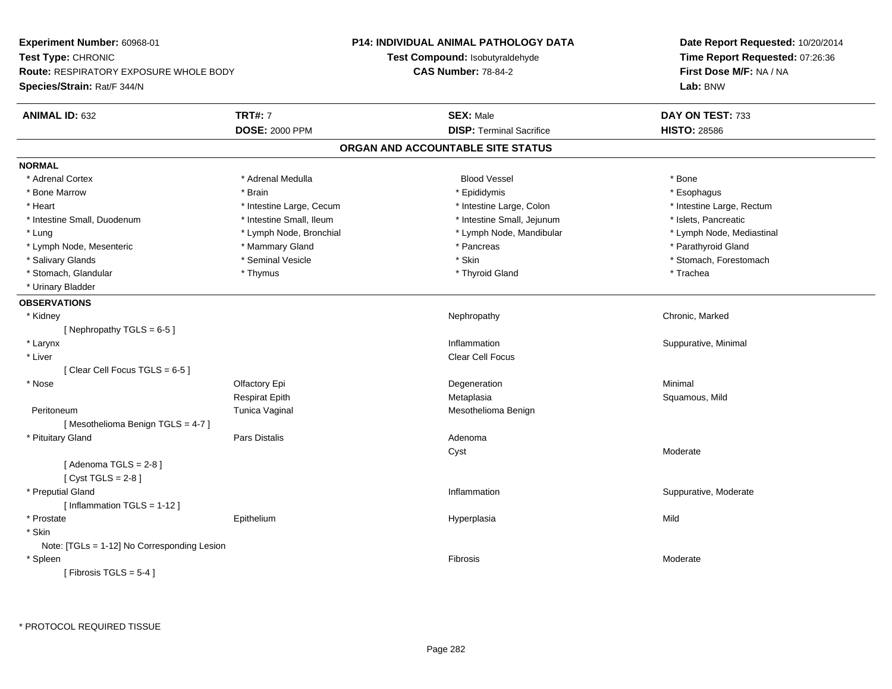**Experiment Number:** 60968-01
**Test Type:** CHRONIC
**Route:** RESPIRATORY EXPOSURE WHOLE BODY
**Species/Strain:** Rat/F 344/N

**P14: INDIVIDUAL ANIMAL PATHOLOGY DATA**
**Test Compound:** Isobutyraldehyde
**CAS Number:** 78-84-2

**Date Report Requested:** 10/20/2014
**Time Report Requested:** 07:26:36
**First Dose M/F:** NA / NA
**Lab:** BNW

| **ANIMAL ID:** 632 | **TRT#:** 7 | **SEX:** Male | **DAY ON TEST:** 733 |
|---|---|---|---|
| | **DOSE:** 2000 PPM | **DISP:** Terminal Sacrifice | **HISTO:** 28586 |

## ORGAN AND ACCOUNTABLE SITE STATUS

**NORMAL**

| | | | |
|---|---|---|---|
| * Adrenal Cortex | * Adrenal Medulla | Blood Vessel | * Bone |
| * Bone Marrow | * Brain | * Epididymis | * Esophagus |
| * Heart | * Intestine Large, Cecum | * Intestine Large, Colon | * Intestine Large, Rectum |
| * Intestine Small, Duodenum | * Intestine Small, Ileum | * Intestine Small, Jejunum | * Islets, Pancreatic |
| * Lung | * Lymph Node, Bronchial | * Lymph Node, Mandibular | * Lymph Node, Mediastinal |
| * Lymph Node, Mesenteric | * Mammary Gland | * Pancreas | * Parathyroid Gland |
| * Salivary Glands | * Seminal Vesicle | * Skin | * Stomach, Forestomach |
| * Stomach, Glandular | * Thymus | * Thyroid Gland | * Trachea |
| * Urinary Bladder | | | |

**OBSERVATIONS**

| | | | |
|---|---|---|---|
| * Kidney | | Nephropathy | Chronic, Marked |
| [ Nephropathy TGLS = 6-5 ] | | | |
| * Larynx | | Inflammation | Suppurative, Minimal |
| * Liver | | Clear Cell Focus | |
| [ Clear Cell Focus TGLS = 6-5 ] | | | |
| * Nose | Olfactory Epi | Degeneration | Minimal |
| | Respirat Epith | Metaplasia | Squamous, Mild |
| Peritoneum | Tunica Vaginal | Mesothelioma Benign | |
| [ Mesothelioma Benign TGLS = 4-7 ] | | | |
| * Pituitary Gland | Pars Distalis | Adenoma | |
| | | Cyst | Moderate |
| [ Adenoma TGLS = 2-8 ] | | | |
| [ Cyst TGLS = 2-8 ] | | | |
| * Preputial Gland | | Inflammation | Suppurative, Moderate |
| [ Inflammation TGLS = 1-12 ] | | | |
| * Prostate | Epithelium | Hyperplasia | Mild |
| * Skin | | | |
| Note: [TGLs = 1-12] No Corresponding Lesion | | | |
| * Spleen | | Fibrosis | Moderate |
| [ Fibrosis TGLS = 5-4 ] | | | |

* PROTOCOL REQUIRED TISSUE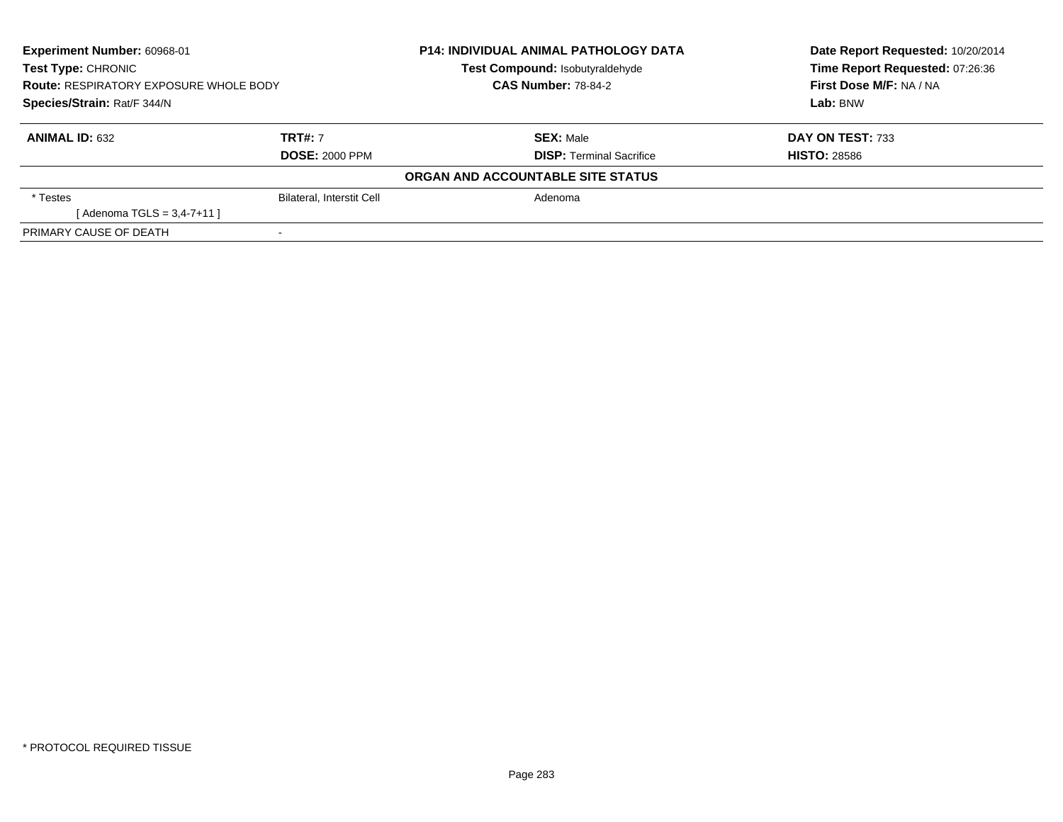**Experiment Number:** 60968-01
**Test Type:** CHRONIC
**Route:** RESPIRATORY EXPOSURE WHOLE BODY
**Species/Strain:** Rat/F 344/N

**P14: INDIVIDUAL ANIMAL PATHOLOGY DATA**
**Test Compound:** Isobutyraldehyde
**CAS Number:** 78-84-2

**Date Report Requested:** 10/20/2014
**Time Report Requested:** 07:26:36
**First Dose M/F:** NA / NA
**Lab:** BNW

| **ANIMAL ID:** 632 | **TRT#:** 7 | **SEX:** Male | **DAY ON TEST:** 733 |
|---|---|---|---|
| | **DOSE:** 2000 PPM | **DISP:** Terminal Sacrifice | **HISTO:** 28586 |

**ORGAN AND ACCOUNTABLE SITE STATUS**

| | | |
|---|---|---|
| * Testes | Bilateral, Interstit Cell | Adenoma |
| [ Adenoma TGLS = 3,4-7+11 ] | | |
| PRIMARY CAUSE OF DEATH | - | |

* PROTOCOL REQUIRED TISSUE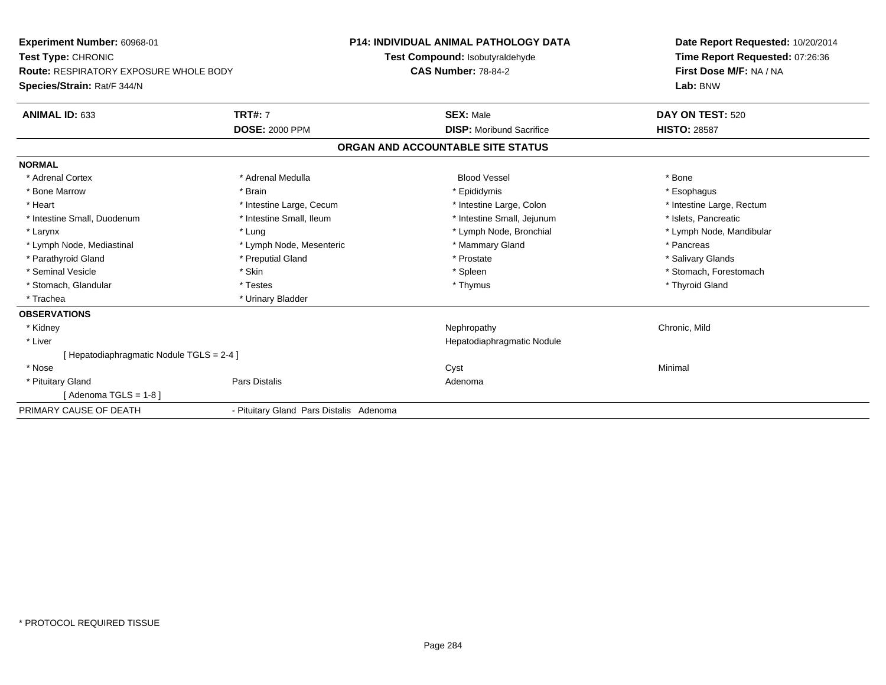**Experiment Number:** 60968-01
**Test Type:** CHRONIC
**Route:** RESPIRATORY EXPOSURE WHOLE BODY
**Species/Strain:** Rat/F 344/N

**P14: INDIVIDUAL ANIMAL PATHOLOGY DATA**
**Test Compound:** Isobutyraldehyde
**CAS Number:** 78-84-2

**Date Report Requested:** 10/20/2014
**Time Report Requested:** 07:26:36
**First Dose M/F:** NA / NA
**Lab:** BNW

| **ANIMAL ID:** 633 | **TRT#:** 7 | **SEX:** Male | **DAY ON TEST:** 520 |
|---|---|---|---|
| | **DOSE:** 2000 PPM | **DISP:** Moribund Sacrifice | **HISTO:** 28587 |

## ORGAN AND ACCOUNTABLE SITE STATUS

**NORMAL**

| | | | |
|---|---|---|---|
| * Adrenal Cortex | * Adrenal Medulla | Blood Vessel | * Bone |
| * Bone Marrow | * Brain | * Epididymis | * Esophagus |
| * Heart | * Intestine Large, Cecum | * Intestine Large, Colon | * Intestine Large, Rectum |
| * Intestine Small, Duodenum | * Intestine Small, Ileum | * Intestine Small, Jejunum | * Islets, Pancreatic |
| * Larynx | * Lung | * Lymph Node, Bronchial | * Lymph Node, Mandibular |
| * Lymph Node, Mediastinal | * Lymph Node, Mesenteric | * Mammary Gland | * Pancreas |
| * Parathyroid Gland | * Preputial Gland | * Prostate | * Salivary Glands |
| * Seminal Vesicle | * Skin | * Spleen | * Stomach, Forestomach |
| * Stomach, Glandular | * Testes | * Thymus | * Thyroid Gland |
| * Trachea | * Urinary Bladder | | |

**OBSERVATIONS**

| | | | |
|---|---|---|---|
| * Kidney | | Nephropathy | Chronic, Mild |
| * Liver | | Hepatodiaphragmatic Nodule | |
| [ Hepatodiaphragmatic Nodule TGLS = 2-4 ] | | | |
| * Nose | | Cyst | Minimal |
| * Pituitary Gland | Pars Distalis | Adenoma | |
| [ Adenoma TGLS = 1-8 ] | | | |

PRIMARY CAUSE OF DEATH - Pituitary Gland Pars Distalis Adenoma

* PROTOCOL REQUIRED TISSUE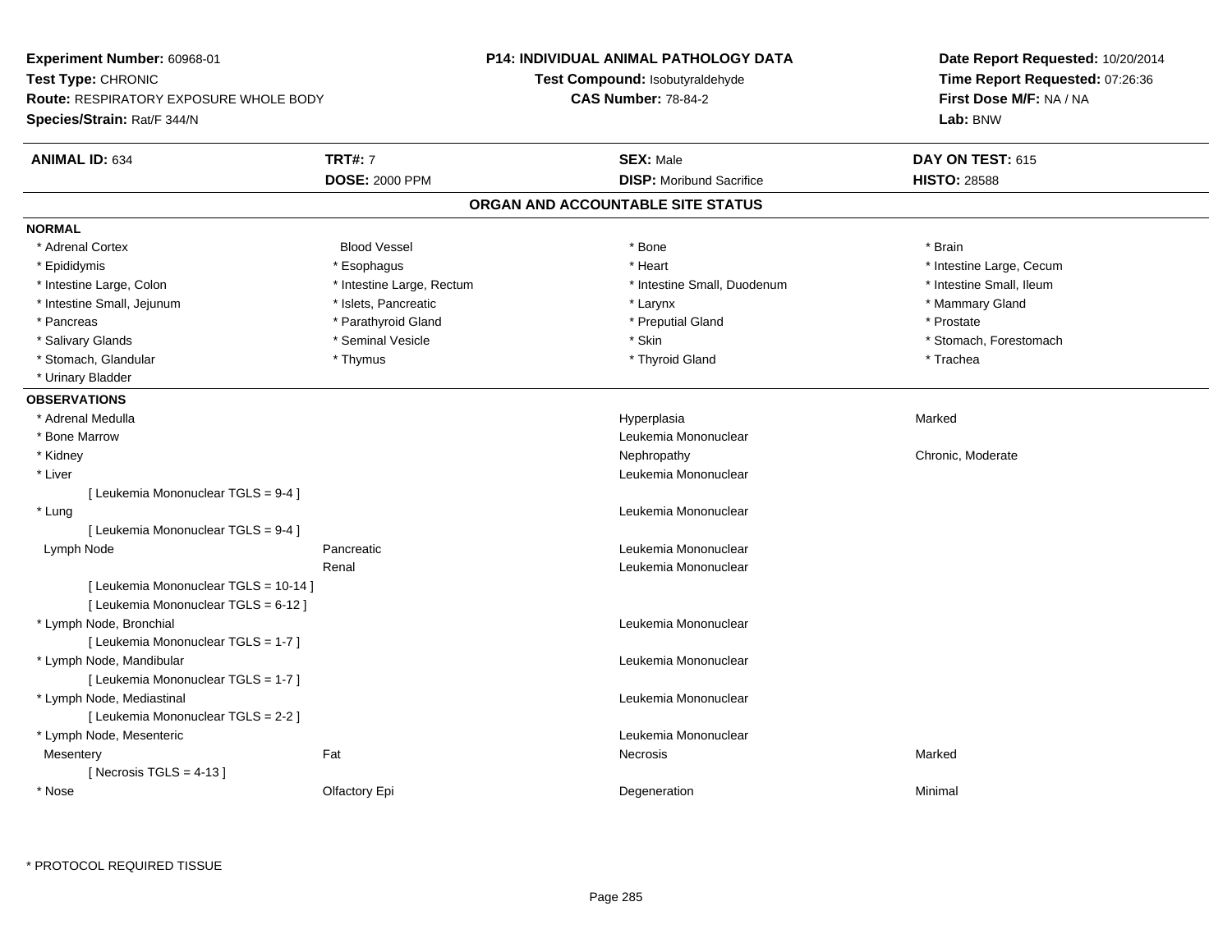**Experiment Number:** 60968-01
**Test Type:** CHRONIC
**Route:** RESPIRATORY EXPOSURE WHOLE BODY
**Species/Strain:** Rat/F 344/N

**P14: INDIVIDUAL ANIMAL PATHOLOGY DATA**
**Test Compound:** Isobutyraldehyde
**CAS Number:** 78-84-2

**Date Report Requested:** 10/20/2014
**Time Report Requested:** 07:26:36
**First Dose M/F:** NA / NA
**Lab:** BNW

| **ANIMAL ID:** 634 | **TRT#:** 7 | **SEX:** Male | **DAY ON TEST:** 615 |
|---|---|---|---|
| | **DOSE:** 2000 PPM | **DISP:** Moribund Sacrifice | **HISTO:** 28588 |

## ORGAN AND ACCOUNTABLE SITE STATUS

**NORMAL**

| | | | |
|---|---|---|---|
| * Adrenal Cortex | Blood Vessel | * Bone | * Brain |
| * Epididymis | * Esophagus | * Heart | * Intestine Large, Cecum |
| * Intestine Large, Colon | * Intestine Large, Rectum | * Intestine Small, Duodenum | * Intestine Small, Ileum |
| * Intestine Small, Jejunum | * Islets, Pancreatic | * Larynx | * Mammary Gland |
| * Pancreas | * Parathyroid Gland | * Preputial Gland | * Prostate |
| * Salivary Glands | * Seminal Vesicle | * Skin | * Stomach, Forestomach |
| * Stomach, Glandular | * Thymus | * Thyroid Gland | * Trachea |
| * Urinary Bladder | | | |

**OBSERVATIONS**

| | | | |
|---|---|---|---|
| * Adrenal Medulla | | Hyperplasia | Marked |
| * Bone Marrow | | Leukemia Mononuclear | |
| * Kidney | | Nephropathy | Chronic, Moderate |
| * Liver | | Leukemia Mononuclear | |
| [ Leukemia Mononuclear TGLS = 9-4 ] | | | |
| * Lung | | Leukemia Mononuclear | |
| [ Leukemia Mononuclear TGLS = 9-4 ] | | | |
| Lymph Node | Pancreatic | Leukemia Mononuclear | |
| | Renal | Leukemia Mononuclear | |
| [ Leukemia Mononuclear TGLS = 10-14 ] | | | |
| [ Leukemia Mononuclear TGLS = 6-12 ] | | | |
| * Lymph Node, Bronchial | | Leukemia Mononuclear | |
| [ Leukemia Mononuclear TGLS = 1-7 ] | | | |
| * Lymph Node, Mandibular | | Leukemia Mononuclear | |
| [ Leukemia Mononuclear TGLS = 1-7 ] | | | |
| * Lymph Node, Mediastinal | | Leukemia Mononuclear | |
| [ Leukemia Mononuclear TGLS = 2-2 ] | | | |
| * Lymph Node, Mesenteric | | Leukemia Mononuclear | |
| Mesentery | Fat | Necrosis | Marked |
| [ Necrosis TGLS = 4-13 ] | | | |
| * Nose | Olfactory Epi | Degeneration | Minimal |

\* PROTOCOL REQUIRED TISSUE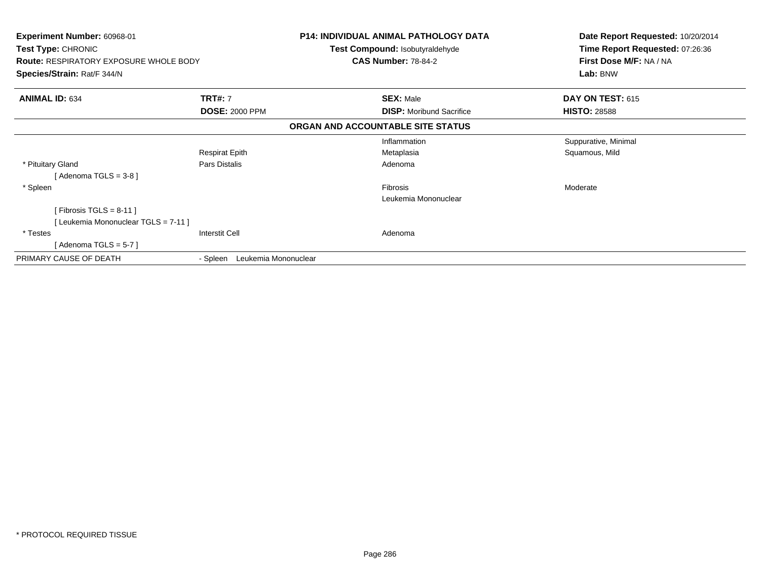**Experiment Number:** 60968-01
**Test Type:** CHRONIC
**Route:** RESPIRATORY EXPOSURE WHOLE BODY
**Species/Strain:** Rat/F 344/N

**P14: INDIVIDUAL ANIMAL PATHOLOGY DATA**
**Test Compound:** Isobutyraldehyde
**CAS Number:** 78-84-2

**Date Report Requested:** 10/20/2014
**Time Report Requested:** 07:26:36
**First Dose M/F:** NA / NA
**Lab:** BNW

| **ANIMAL ID:** 634 | **TRT#:** 7 | **SEX:** Male | **DAY ON TEST:** 615 |
|---|---|---|---|
| | **DOSE:** 2000 PPM | **DISP:** Moribund Sacrifice | **HISTO:** 28588 |

**ORGAN AND ACCOUNTABLE SITE STATUS**

| | | | |
|---|---|---|---|
| | | Inflammation | Suppurative, Minimal |
| | Respirat Epith | Metaplasia | Squamous, Mild |
| * Pituitary Gland | Pars Distalis | Adenoma | |
| [ Adenoma TGLS = 3-8 ] | | | |
| * Spleen | | Fibrosis | Moderate |
| | | Leukemia Mononuclear | |
| [ Fibrosis TGLS = 8-11 ] | | | |
| [ Leukemia Mononuclear TGLS = 7-11 ] | | | |
| * Testes | Interstit Cell | Adenoma | |
| [ Adenoma TGLS = 5-7 ] | | | |
| PRIMARY CAUSE OF DEATH | - Spleen Leukemia Mononuclear | | |

* PROTOCOL REQUIRED TISSUE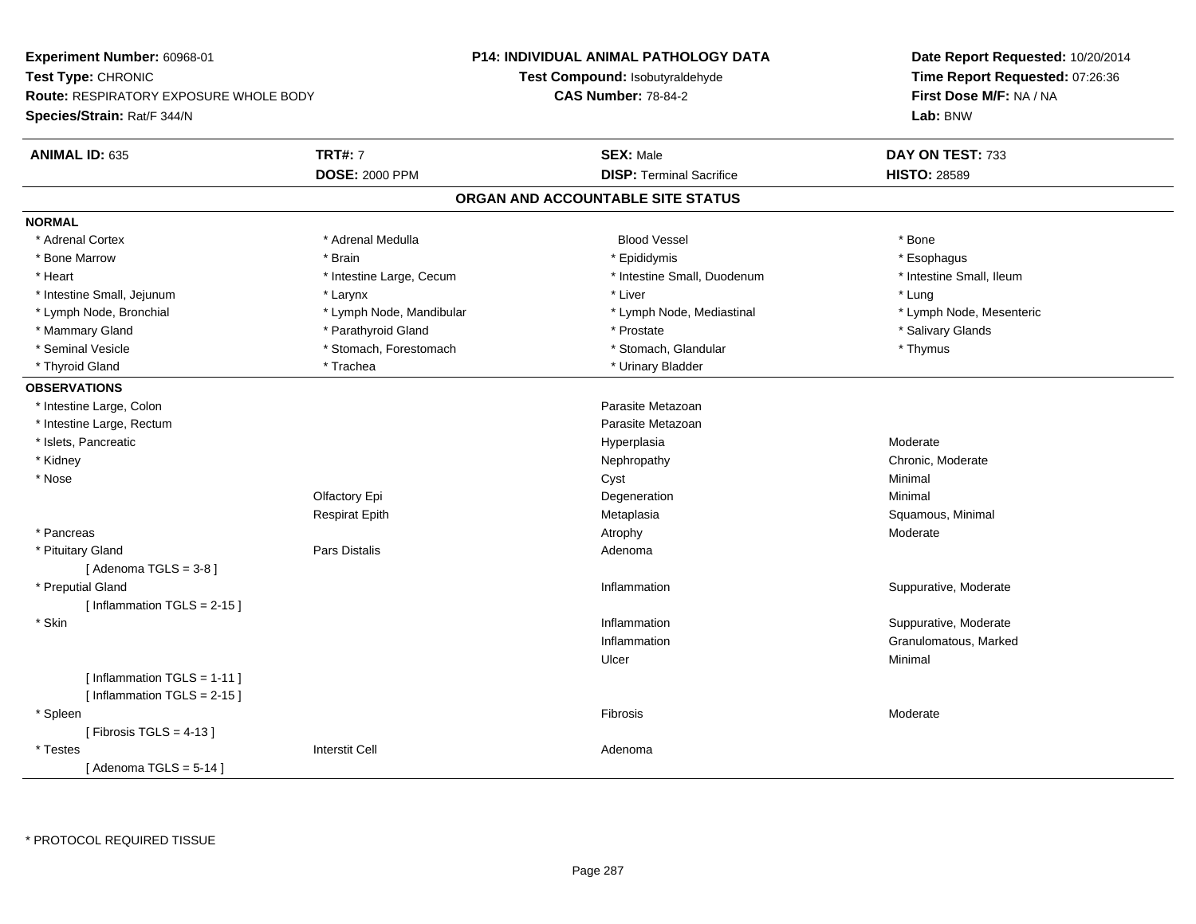**Experiment Number:** 60968-01
**Test Type:** CHRONIC
**Route:** RESPIRATORY EXPOSURE WHOLE BODY
**Species/Strain:** Rat/F 344/N

**P14: INDIVIDUAL ANIMAL PATHOLOGY DATA**
**Test Compound:** Isobutyraldehyde
**CAS Number:** 78-84-2

**Date Report Requested:** 10/20/2014
**Time Report Requested:** 07:26:36
**First Dose M/F:** NA / NA
**Lab:** BNW

| **ANIMAL ID:** 635 | **TRT#:** 7 | **SEX:** Male | **DAY ON TEST:** 733 |
|---|---|---|---|
| | **DOSE:** 2000 PPM | **DISP:** Terminal Sacrifice | **HISTO:** 28589 |

## ORGAN AND ACCOUNTABLE SITE STATUS

**NORMAL**

| | | | |
|---|---|---|---|
| * Adrenal Cortex | * Adrenal Medulla | Blood Vessel | * Bone |
| * Bone Marrow | * Brain | * Epididymis | * Esophagus |
| * Heart | * Intestine Large, Cecum | * Intestine Small, Duodenum | * Intestine Small, Ileum |
| * Intestine Small, Jejunum | * Larynx | * Liver | * Lung |
| * Lymph Node, Bronchial | * Lymph Node, Mandibular | * Lymph Node, Mediastinal | * Lymph Node, Mesenteric |
| * Mammary Gland | * Parathyroid Gland | * Prostate | * Salivary Glands |
| * Seminal Vesicle | * Stomach, Forestomach | * Stomach, Glandular | * Thymus |
| * Thyroid Gland | * Trachea | * Urinary Bladder | |

**OBSERVATIONS**

| | | | |
|---|---|---|---|
| * Intestine Large, Colon | | Parasite Metazoan | |
| * Intestine Large, Rectum | | Parasite Metazoan | |
| * Islets, Pancreatic | | Hyperplasia | Moderate |
| * Kidney | | Nephropathy | Chronic, Moderate |
| * Nose | | Cyst | Minimal |
| | Olfactory Epi | Degeneration | Minimal |
| | Respirat Epith | Metaplasia | Squamous, Minimal |
| * Pancreas | | Atrophy | Moderate |
| * Pituitary Gland | Pars Distalis | Adenoma | |
| [ Adenoma TGLS = 3-8 ] | | | |
| * Preputial Gland | | Inflammation | Suppurative, Moderate |
| [ Inflammation TGLS = 2-15 ] | | | |
| * Skin | | Inflammation | Suppurative, Moderate |
| | | Inflammation | Granulomatous, Marked |
| | | Ulcer | Minimal |
| [ Inflammation TGLS = 1-11 ] | | | |
| [ Inflammation TGLS = 2-15 ] | | | |
| * Spleen | | Fibrosis | Moderate |
| [ Fibrosis TGLS = 4-13 ] | | | |
| * Testes | Interstit Cell | Adenoma | |
| [ Adenoma TGLS = 5-14 ] | | | |

* PROTOCOL REQUIRED TISSUE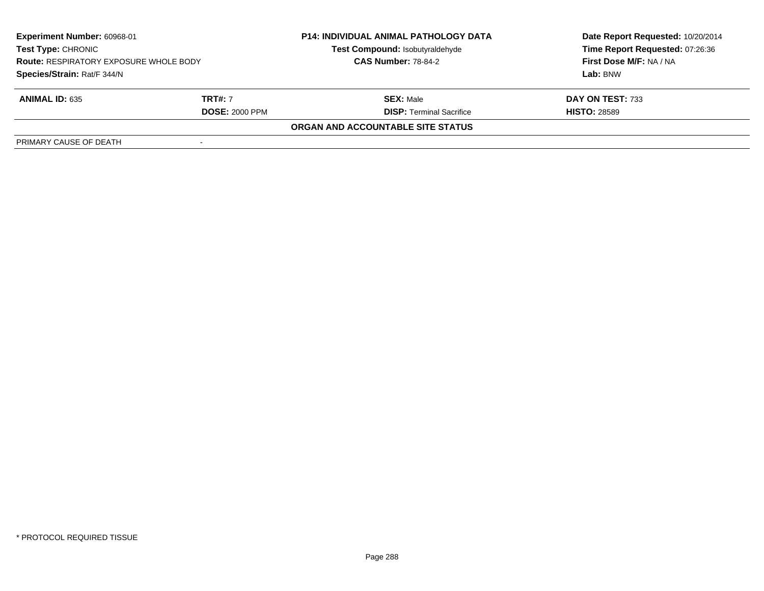| **Experiment Number:** 60968-01 | **P14: INDIVIDUAL ANIMAL PATHOLOGY DATA** | **Date Report Requested:** 10/20/2014 |
|---|---|---|
| **Test Type:** CHRONIC | **Test Compound:** Isobutyraldehyde | **Time Report Requested:** 07:26:36 |
| **Route:** RESPIRATORY EXPOSURE WHOLE BODY | **CAS Number:** 78-84-2 | **First Dose M/F:** NA / NA |
| **Species/Strain:** Rat/F 344/N | | **Lab:** BNW |

| **ANIMAL ID:** 635 | **TRT#:** 7 | **SEX:** Male | **DAY ON TEST:** 733 |
|---|---|---|---|
| | **DOSE:** 2000 PPM | **DISP:** Terminal Sacrifice | **HISTO:** 28589 |

**ORGAN AND ACCOUNTABLE SITE STATUS**

| PRIMARY CAUSE OF DEATH | - |
|---|---|

\* PROTOCOL REQUIRED TISSUE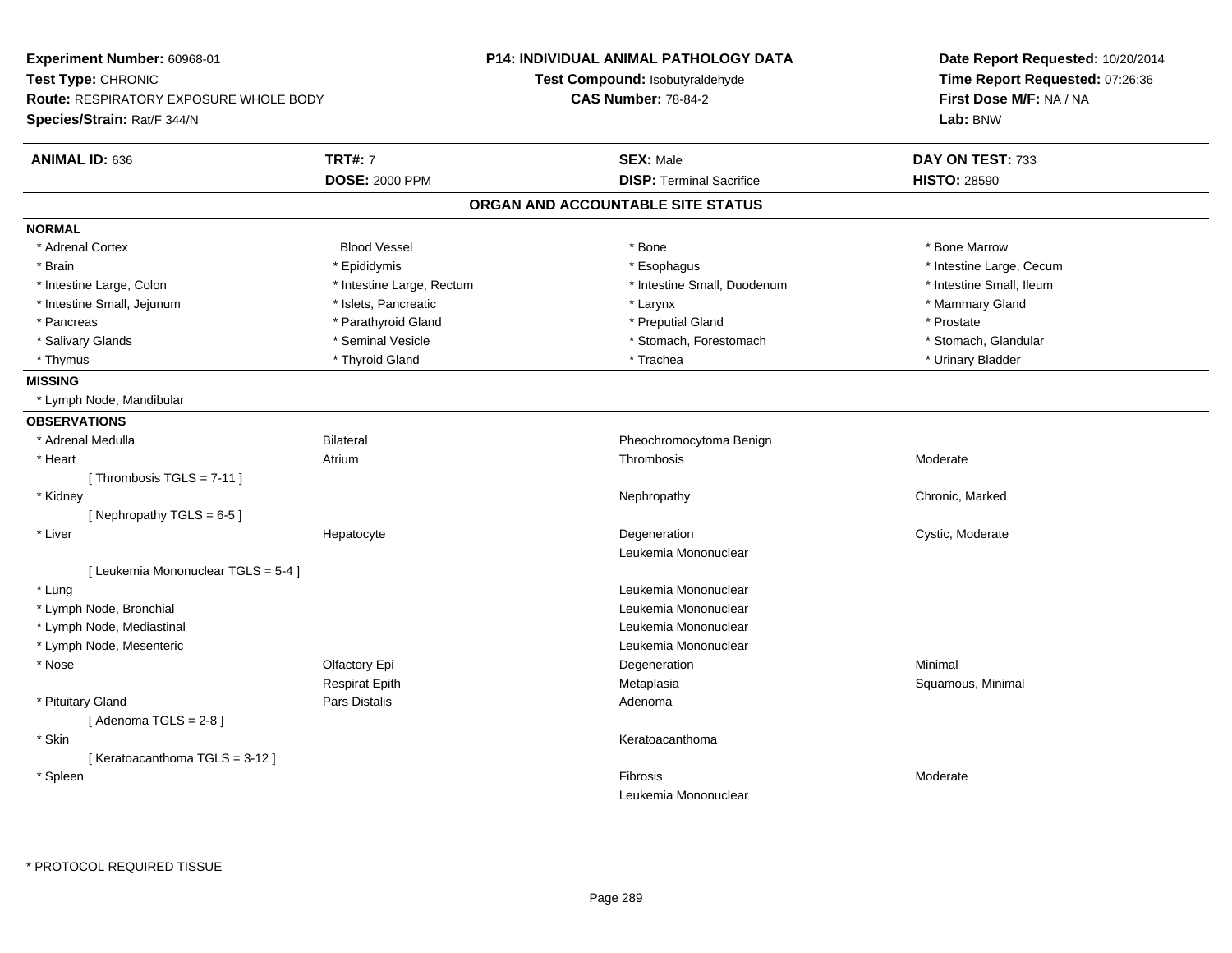**Experiment Number:** 60968-01
**Test Type:** CHRONIC
**Route:** RESPIRATORY EXPOSURE WHOLE BODY
**Species/Strain:** Rat/F 344/N

**P14: INDIVIDUAL ANIMAL PATHOLOGY DATA**
**Test Compound:** Isobutyraldehyde
**CAS Number:** 78-84-2

**Date Report Requested:** 10/20/2014
**Time Report Requested:** 07:26:36
**First Dose M/F:** NA / NA
**Lab:** BNW

| **ANIMAL ID:** 636 | **TRT#:** 7 | **SEX:** Male | **DAY ON TEST:** 733 |
|---|---|---|---|
| | **DOSE:** 2000 PPM | **DISP:** Terminal Sacrifice | **HISTO:** 28590 |

## ORGAN AND ACCOUNTABLE SITE STATUS

**NORMAL**

| | | | |
|---|---|---|---|
| * Adrenal Cortex | Blood Vessel | * Bone | * Bone Marrow |
| * Brain | * Epididymis | * Esophagus | * Intestine Large, Cecum |
| * Intestine Large, Colon | * Intestine Large, Rectum | * Intestine Small, Duodenum | * Intestine Small, Ileum |
| * Intestine Small, Jejunum | * Islets, Pancreatic | * Larynx | * Mammary Gland |
| * Pancreas | * Parathyroid Gland | * Preputial Gland | * Prostate |
| * Salivary Glands | * Seminal Vesicle | * Stomach, Forestomach | * Stomach, Glandular |
| * Thymus | * Thyroid Gland | * Trachea | * Urinary Bladder |

**MISSING**

* Lymph Node, Mandibular

**OBSERVATIONS**

| | | | |
|---|---|---|---|
| * Adrenal Medulla | Bilateral | Pheochromocytoma Benign | |
| * Heart | Atrium | Thrombosis | Moderate |
| [ Thrombosis TGLS = 7-11 ] | | | |
| * Kidney | | Nephropathy | Chronic, Marked |
| [ Nephropathy TGLS = 6-5 ] | | | |
| * Liver | Hepatocyte | Degeneration | Cystic, Moderate |
| | | Leukemia Mononuclear | |
| [ Leukemia Mononuclear TGLS = 5-4 ] | | | |
| * Lung | | Leukemia Mononuclear | |
| * Lymph Node, Bronchial | | Leukemia Mononuclear | |
| * Lymph Node, Mediastinal | | Leukemia Mononuclear | |
| * Lymph Node, Mesenteric | | Leukemia Mononuclear | |
| * Nose | Olfactory Epi | Degeneration | Minimal |
| | Respirat Epith | Metaplasia | Squamous, Minimal |
| * Pituitary Gland | Pars Distalis | Adenoma | |
| [ Adenoma TGLS = 2-8 ] | | | |
| * Skin | | Keratoacanthoma | |
| [ Keratoacanthoma TGLS = 3-12 ] | | | |
| * Spleen | | Fibrosis | Moderate |
| | | Leukemia Mononuclear | |

* PROTOCOL REQUIRED TISSUE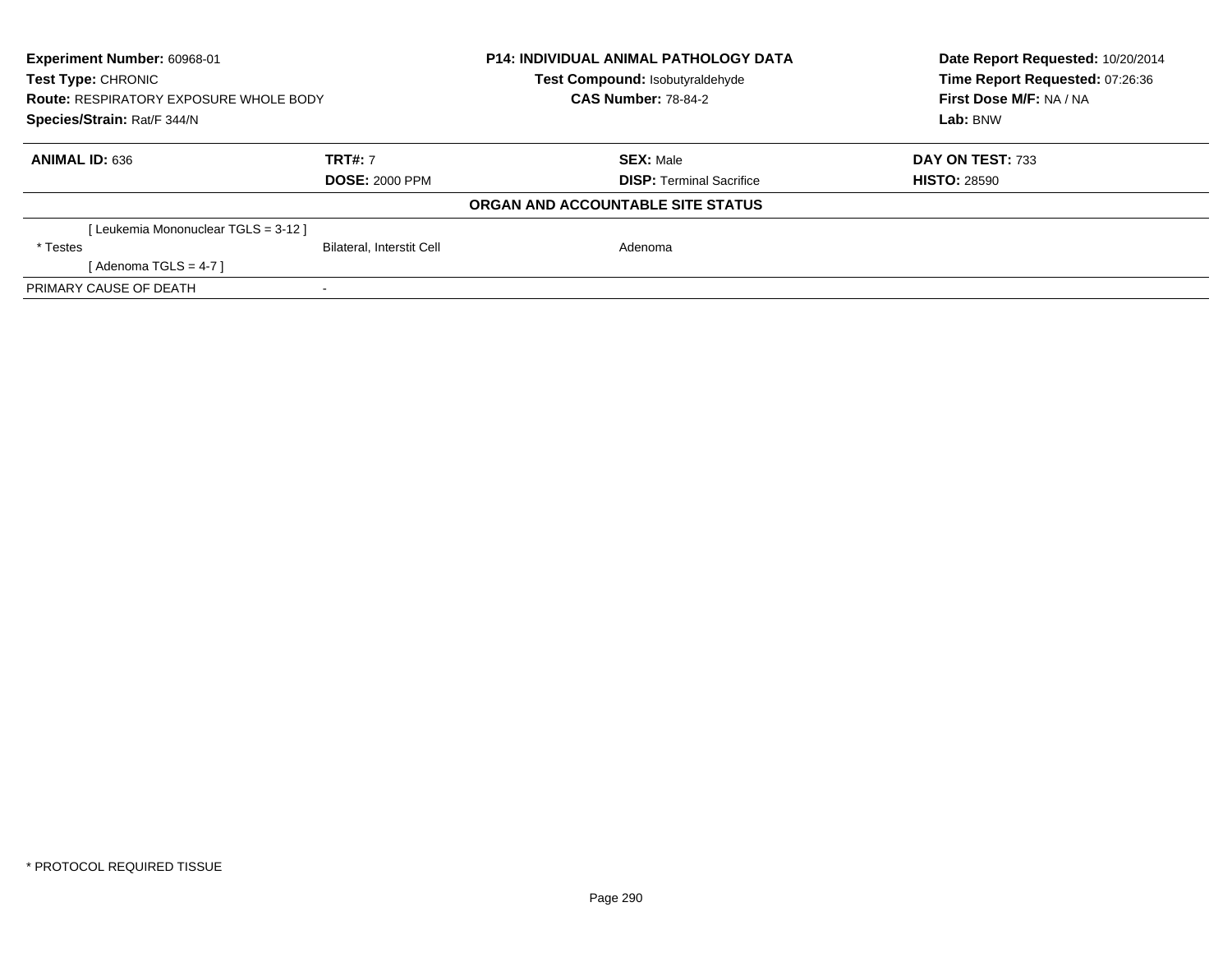**Experiment Number:** 60968-01
**Test Type:** CHRONIC
**Route:** RESPIRATORY EXPOSURE WHOLE BODY
**Species/Strain:** Rat/F 344/N

**P14: INDIVIDUAL ANIMAL PATHOLOGY DATA**
**Test Compound:** Isobutyraldehyde
**CAS Number:** 78-84-2

**Date Report Requested:** 10/20/2014
**Time Report Requested:** 07:26:36
**First Dose M/F:** NA / NA
**Lab:** BNW

| **ANIMAL ID:** 636 | **TRT#:** 7 | **SEX:** Male | **DAY ON TEST:** 733 |
|---|---|---|---|
| | **DOSE:** 2000 PPM | **DISP:** Terminal Sacrifice | **HISTO:** 28590 |

**ORGAN AND ACCOUNTABLE SITE STATUS**

| | | | |
|---|---|---|---|
| [ Leukemia Mononuclear TGLS = 3-12 ] | | | |
| * Testes | Bilateral, Interstit Cell | Adenoma | |
| [ Adenoma TGLS = 4-7 ] | | | |
| PRIMARY CAUSE OF DEATH | - | | |

* PROTOCOL REQUIRED TISSUE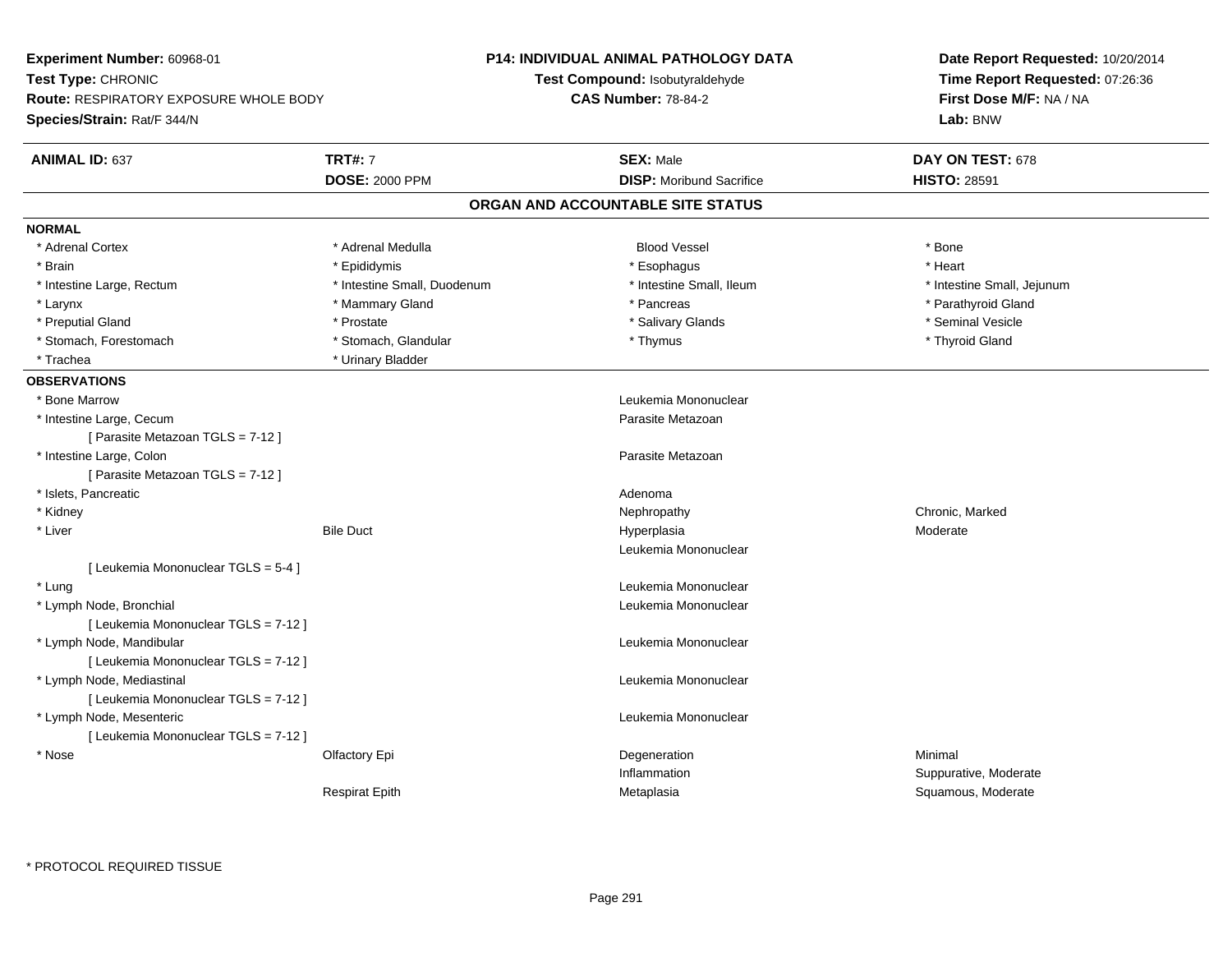**Experiment Number:** 60968-01
**Test Type:** CHRONIC
**Route:** RESPIRATORY EXPOSURE WHOLE BODY
**Species/Strain:** Rat/F 344/N

**P14: INDIVIDUAL ANIMAL PATHOLOGY DATA**
**Test Compound:** Isobutyraldehyde
**CAS Number:** 78-84-2

**Date Report Requested:** 10/20/2014
**Time Report Requested:** 07:26:36
**First Dose M/F:** NA / NA
**Lab:** BNW

| **ANIMAL ID:** 637 | **TRT#:** 7 | **SEX:** Male | **DAY ON TEST:** 678 |
|---|---|---|---|
| | **DOSE:** 2000 PPM | **DISP:** Moribund Sacrifice | **HISTO:** 28591 |

## ORGAN AND ACCOUNTABLE SITE STATUS

**NORMAL**

| | | | |
|---|---|---|---|
| * Adrenal Cortex | * Adrenal Medulla | Blood Vessel | * Bone |
| * Brain | * Epididymis | * Esophagus | * Heart |
| * Intestine Large, Rectum | * Intestine Small, Duodenum | * Intestine Small, Ileum | * Intestine Small, Jejunum |
| * Larynx | * Mammary Gland | * Pancreas | * Parathyroid Gland |
| * Preputial Gland | * Prostate | * Salivary Glands | * Seminal Vesicle |
| * Stomach, Forestomach | * Stomach, Glandular | * Thymus | * Thyroid Gland |
| * Trachea | * Urinary Bladder | | |

**OBSERVATIONS**

| | | | |
|---|---|---|---|
| * Bone Marrow | | Leukemia Mononuclear | |
| * Intestine Large, Cecum | | Parasite Metazoan | |
| [ Parasite Metazoan TGLS = 7-12 ] | | | |
| * Intestine Large, Colon | | Parasite Metazoan | |
| [ Parasite Metazoan TGLS = 7-12 ] | | | |
| * Islets, Pancreatic | | Adenoma | |
| * Kidney | | Nephropathy | Chronic, Marked |
| * Liver | Bile Duct | Hyperplasia | Moderate |
| | | Leukemia Mononuclear | |
| [ Leukemia Mononuclear TGLS = 5-4 ] | | | |
| * Lung | | Leukemia Mononuclear | |
| * Lymph Node, Bronchial | | Leukemia Mononuclear | |
| [ Leukemia Mononuclear TGLS = 7-12 ] | | | |
| * Lymph Node, Mandibular | | Leukemia Mononuclear | |
| [ Leukemia Mononuclear TGLS = 7-12 ] | | | |
| * Lymph Node, Mediastinal | | Leukemia Mononuclear | |
| [ Leukemia Mononuclear TGLS = 7-12 ] | | | |
| * Lymph Node, Mesenteric | | Leukemia Mononuclear | |
| [ Leukemia Mononuclear TGLS = 7-12 ] | | | |
| * Nose | Olfactory Epi | Degeneration | Minimal |
| | | Inflammation | Suppurative, Moderate |
| | Respirat Epith | Metaplasia | Squamous, Moderate |

* PROTOCOL REQUIRED TISSUE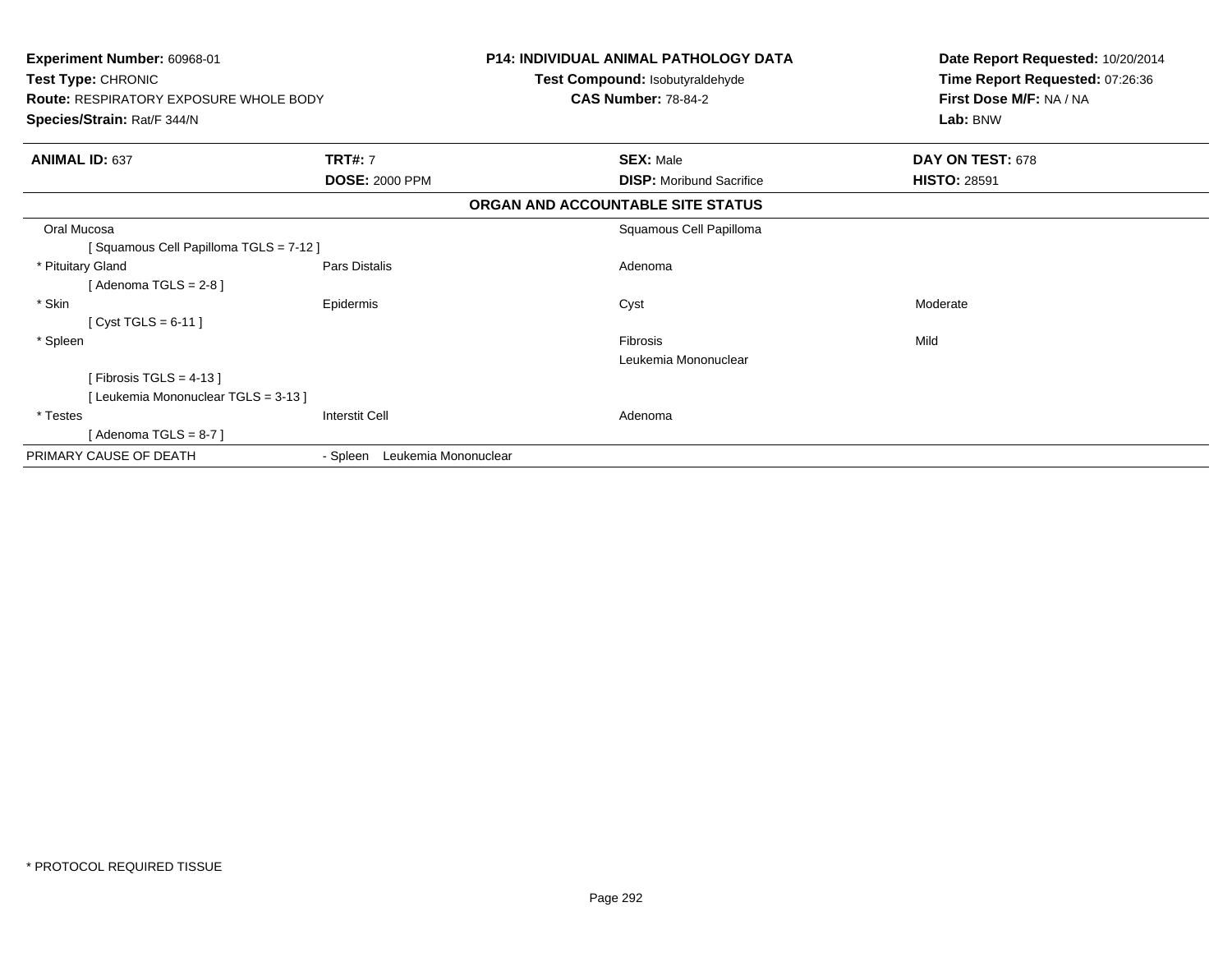**Experiment Number:** 60968-01
**Test Type:** CHRONIC
**Route:** RESPIRATORY EXPOSURE WHOLE BODY
**Species/Strain:** Rat/F 344/N

**P14: INDIVIDUAL ANIMAL PATHOLOGY DATA**
**Test Compound:** Isobutyraldehyde
**CAS Number:** 78-84-2

**Date Report Requested:** 10/20/2014
**Time Report Requested:** 07:26:36
**First Dose M/F:** NA / NA
**Lab:** BNW

| **ANIMAL ID:** 637 | **TRT#:** 7 | **SEX:** Male | **DAY ON TEST:** 678 |
|---|---|---|---|
| | **DOSE:** 2000 PPM | **DISP:** Moribund Sacrifice | **HISTO:** 28591 |

**ORGAN AND ACCOUNTABLE SITE STATUS**

| | | | |
|---|---|---|---|
| Oral Mucosa | | Squamous Cell Papilloma | |
| [ Squamous Cell Papilloma TGLS = 7-12 ] | | | |
| * Pituitary Gland | Pars Distalis | Adenoma | |
| [ Adenoma TGLS = 2-8 ] | | | |
| * Skin | Epidermis | Cyst | Moderate |
| [ Cyst TGLS = 6-11 ] | | | |
| * Spleen | | Fibrosis | Mild |
| | | Leukemia Mononuclear | |
| [ Fibrosis TGLS = 4-13 ] | | | |
| [ Leukemia Mononuclear TGLS = 3-13 ] | | | |
| * Testes | Interstit Cell | Adenoma | |
| [ Adenoma TGLS = 8-7 ] | | | |
| PRIMARY CAUSE OF DEATH | - Spleen Leukemia Mononuclear | | |

* PROTOCOL REQUIRED TISSUE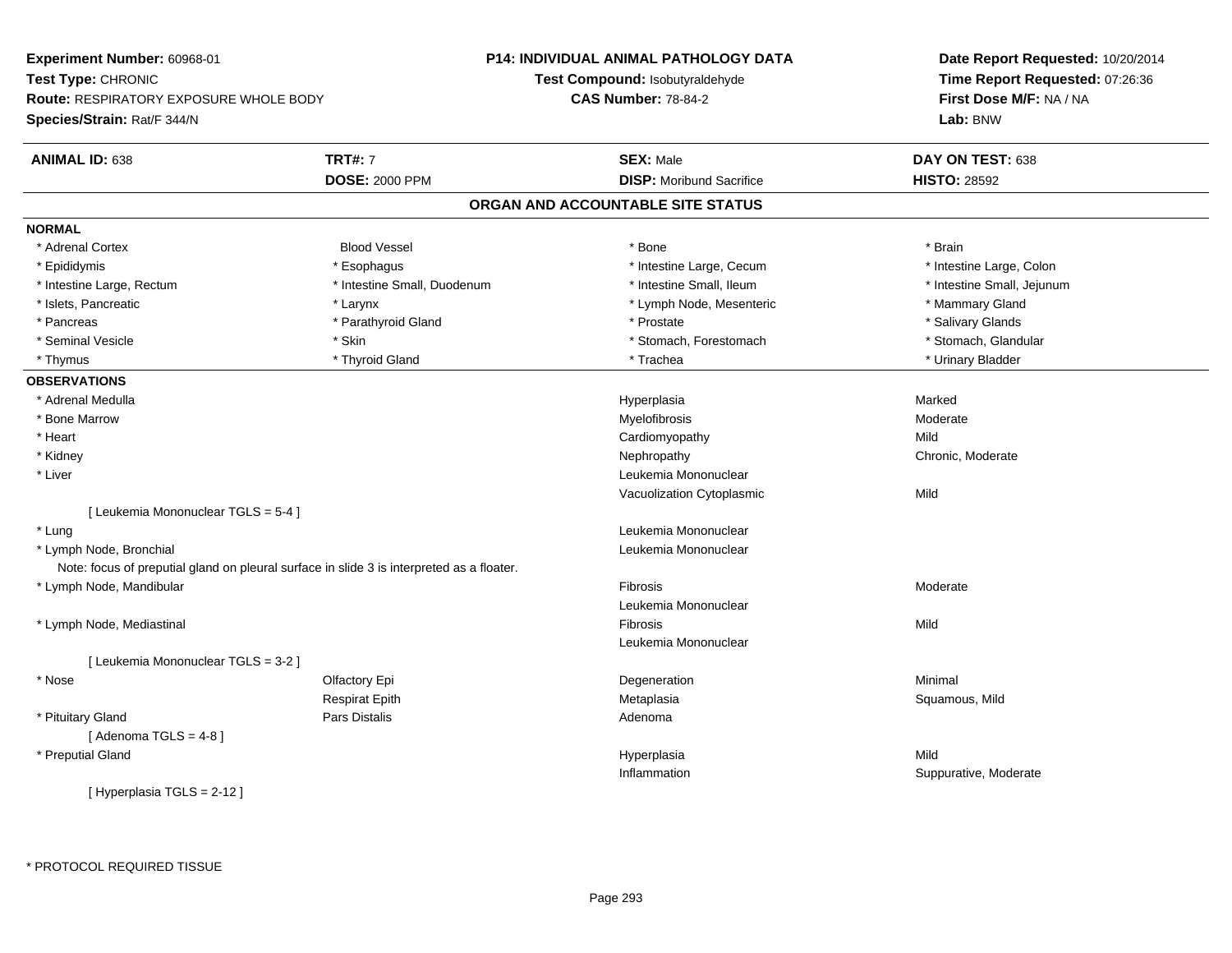**Experiment Number:** 60968-01
**Test Type:** CHRONIC
**Route:** RESPIRATORY EXPOSURE WHOLE BODY
**Species/Strain:** Rat/F 344/N

**P14: INDIVIDUAL ANIMAL PATHOLOGY DATA**
**Test Compound:** Isobutyraldehyde
**CAS Number:** 78-84-2

**Date Report Requested:** 10/20/2014
**Time Report Requested:** 07:26:36
**First Dose M/F:** NA / NA
**Lab:** BNW

| **ANIMAL ID:** 638 | **TRT#:** 7 | **SEX:** Male | **DAY ON TEST:** 638 |
|---|---|---|---|
| | **DOSE:** 2000 PPM | **DISP:** Moribund Sacrifice | **HISTO:** 28592 |

## ORGAN AND ACCOUNTABLE SITE STATUS

**NORMAL**

| | | | |
|---|---|---|---|
| * Adrenal Cortex | Blood Vessel | * Bone | * Brain |
| * Epididymis | * Esophagus | * Intestine Large, Cecum | * Intestine Large, Colon |
| * Intestine Large, Rectum | * Intestine Small, Duodenum | * Intestine Small, Ileum | * Intestine Small, Jejunum |
| * Islets, Pancreatic | * Larynx | * Lymph Node, Mesenteric | * Mammary Gland |
| * Pancreas | * Parathyroid Gland | * Prostate | * Salivary Glands |
| * Seminal Vesicle | * Skin | * Stomach, Forestomach | * Stomach, Glandular |
| * Thymus | * Thyroid Gland | * Trachea | * Urinary Bladder |

**OBSERVATIONS**

| | | | |
|---|---|---|---|
| * Adrenal Medulla | | Hyperplasia | Marked |
| * Bone Marrow | | Myelofibrosis | Moderate |
| * Heart | | Cardiomyopathy | Mild |
| * Kidney | | Nephropathy | Chronic, Moderate |
| * Liver | | Leukemia Mononuclear | |
| | | Vacuolization Cytoplasmic | Mild |
| [ Leukemia Mononuclear TGLS = 5-4 ] | | | |
| * Lung | | Leukemia Mononuclear | |
| * Lymph Node, Bronchial | | Leukemia Mononuclear | |
| Note: focus of preputial gland on pleural surface in slide 3 is interpreted as a floater. | | | |
| * Lymph Node, Mandibular | | Fibrosis | Moderate |
| | | Leukemia Mononuclear | |
| * Lymph Node, Mediastinal | | Fibrosis | Mild |
| | | Leukemia Mononuclear | |
| [ Leukemia Mononuclear TGLS = 3-2 ] | | | |
| * Nose | Olfactory Epi | Degeneration | Minimal |
| | Respirat Epith | Metaplasia | Squamous, Mild |
| * Pituitary Gland | Pars Distalis | Adenoma | |
| [ Adenoma TGLS = 4-8 ] | | | |
| * Preputial Gland | | Hyperplasia | Mild |
| | | Inflammation | Suppurative, Moderate |
| [ Hyperplasia TGLS = 2-12 ] | | | |

\* PROTOCOL REQUIRED TISSUE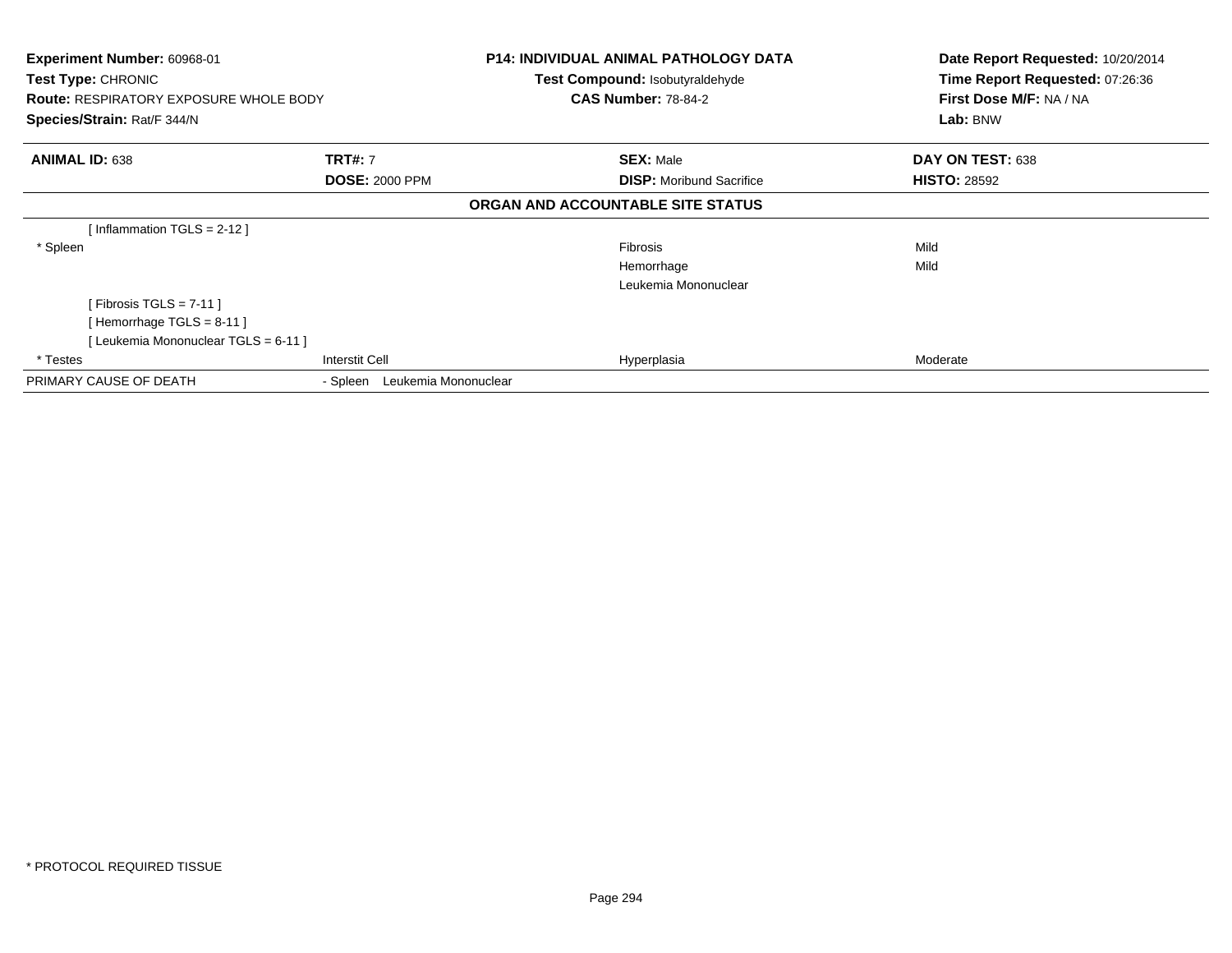**Experiment Number:** 60968-01
**Test Type:** CHRONIC
**Route:** RESPIRATORY EXPOSURE WHOLE BODY
**Species/Strain:** Rat/F 344/N

**P14: INDIVIDUAL ANIMAL PATHOLOGY DATA**
**Test Compound:** Isobutyraldehyde
**CAS Number:** 78-84-2

**Date Report Requested:** 10/20/2014
**Time Report Requested:** 07:26:36
**First Dose M/F:** NA / NA
**Lab:** BNW

| **ANIMAL ID:** 638 | **TRT#:** 7 | **SEX:** Male | **DAY ON TEST:** 638 |
|---|---|---|---|
| | **DOSE:** 2000 PPM | **DISP:** Moribund Sacrifice | **HISTO:** 28592 |

**ORGAN AND ACCOUNTABLE SITE STATUS**

| | | | |
|---|---|---|---|
| [ Inflammation TGLS = 2-12 ] | | | |
| * Spleen | | Fibrosis | Mild |
| | | Hemorrhage | Mild |
| | | Leukemia Mononuclear | |
| [ Fibrosis TGLS = 7-11 ] | | | |
| [ Hemorrhage TGLS = 8-11 ] | | | |
| [ Leukemia Mononuclear TGLS = 6-11 ] | | | |
| * Testes | Interstit Cell | Hyperplasia | Moderate |
| PRIMARY CAUSE OF DEATH | - Spleen Leukemia Mononuclear | | |

* PROTOCOL REQUIRED TISSUE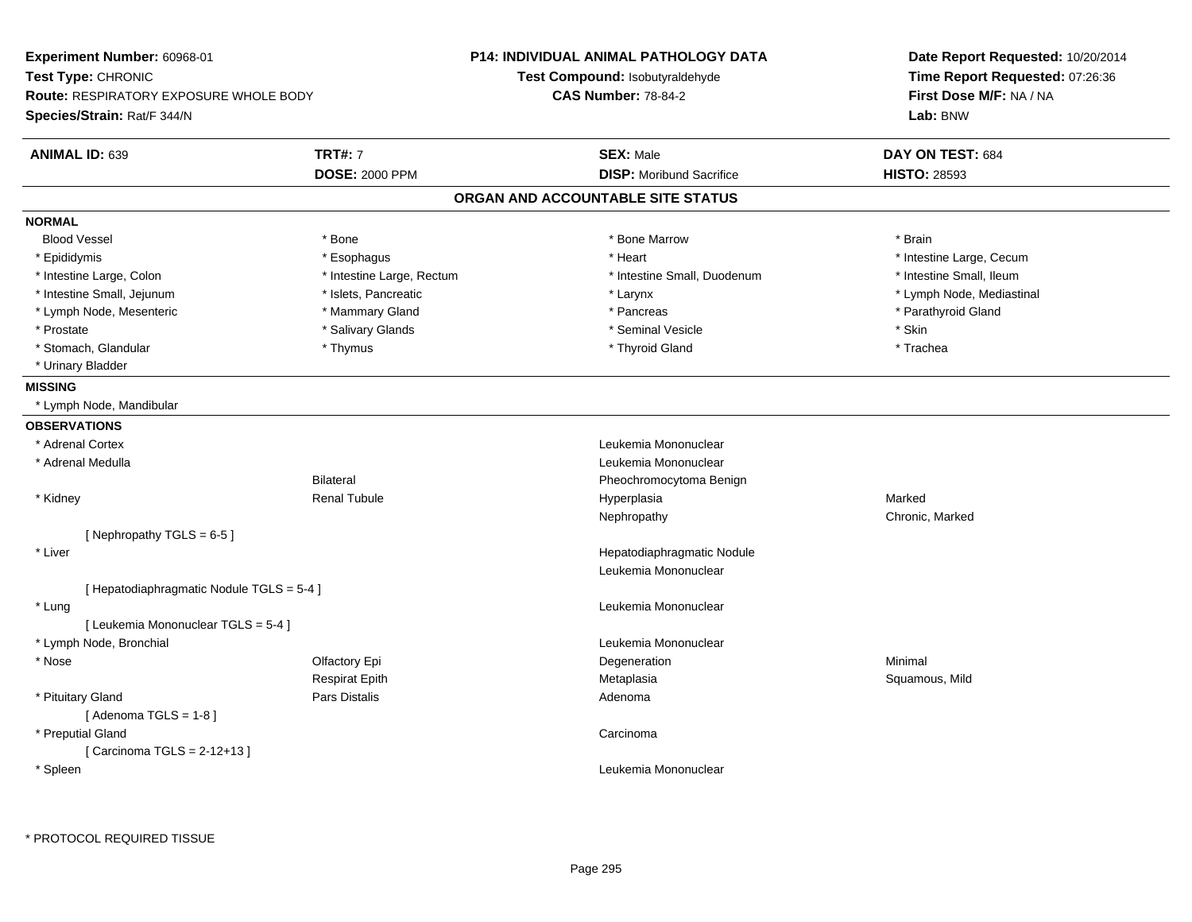**Experiment Number:** 60968-01
**Test Type:** CHRONIC
**Route:** RESPIRATORY EXPOSURE WHOLE BODY
**Species/Strain:** Rat/F 344/N

**P14: INDIVIDUAL ANIMAL PATHOLOGY DATA**
**Test Compound:** Isobutyraldehyde
**CAS Number:** 78-84-2

**Date Report Requested:** 10/20/2014
**Time Report Requested:** 07:26:36
**First Dose M/F:** NA / NA
**Lab:** BNW

| **ANIMAL ID:** 639 | **TRT#:** 7 | **SEX:** Male | **DAY ON TEST:** 684 |
|---|---|---|---|
| | **DOSE:** 2000 PPM | **DISP:** Moribund Sacrifice | **HISTO:** 28593 |

## ORGAN AND ACCOUNTABLE SITE STATUS

**NORMAL**

| | | | |
|---|---|---|---|
| Blood Vessel | * Bone | * Bone Marrow | * Brain |
| * Epididymis | * Esophagus | * Heart | * Intestine Large, Cecum |
| * Intestine Large, Colon | * Intestine Large, Rectum | * Intestine Small, Duodenum | * Intestine Small, Ileum |
| * Intestine Small, Jejunum | * Islets, Pancreatic | * Larynx | * Lymph Node, Mediastinal |
| * Lymph Node, Mesenteric | * Mammary Gland | * Pancreas | * Parathyroid Gland |
| * Prostate | * Salivary Glands | * Seminal Vesicle | * Skin |
| * Stomach, Glandular | * Thymus | * Thyroid Gland | * Trachea |
| * Urinary Bladder | | | |

**MISSING**

* Lymph Node, Mandibular

**OBSERVATIONS**

| | | | |
|---|---|---|---|
| * Adrenal Cortex | | Leukemia Mononuclear | |
| * Adrenal Medulla | | Leukemia Mononuclear | |
| | Bilateral | Pheochromocytoma Benign | |
| * Kidney | Renal Tubule | Hyperplasia | Marked |
| | | Nephropathy | Chronic, Marked |
| [ Nephropathy TGLS = 6-5 ] | | | |
| * Liver | | Hepatodiaphragmatic Nodule | |
| | | Leukemia Mononuclear | |
| [ Hepatodiaphragmatic Nodule TGLS = 5-4 ] | | | |
| * Lung | | Leukemia Mononuclear | |
| [ Leukemia Mononuclear TGLS = 5-4 ] | | | |
| * Lymph Node, Bronchial | | Leukemia Mononuclear | |
| * Nose | Olfactory Epi | Degeneration | Minimal |
| | Respirat Epith | Metaplasia | Squamous, Mild |
| * Pituitary Gland | Pars Distalis | Adenoma | |
| [ Adenoma TGLS = 1-8 ] | | | |
| * Preputial Gland | | Carcinoma | |
| [ Carcinoma TGLS = 2-12+13 ] | | | |
| * Spleen | | Leukemia Mononuclear | |

* PROTOCOL REQUIRED TISSUE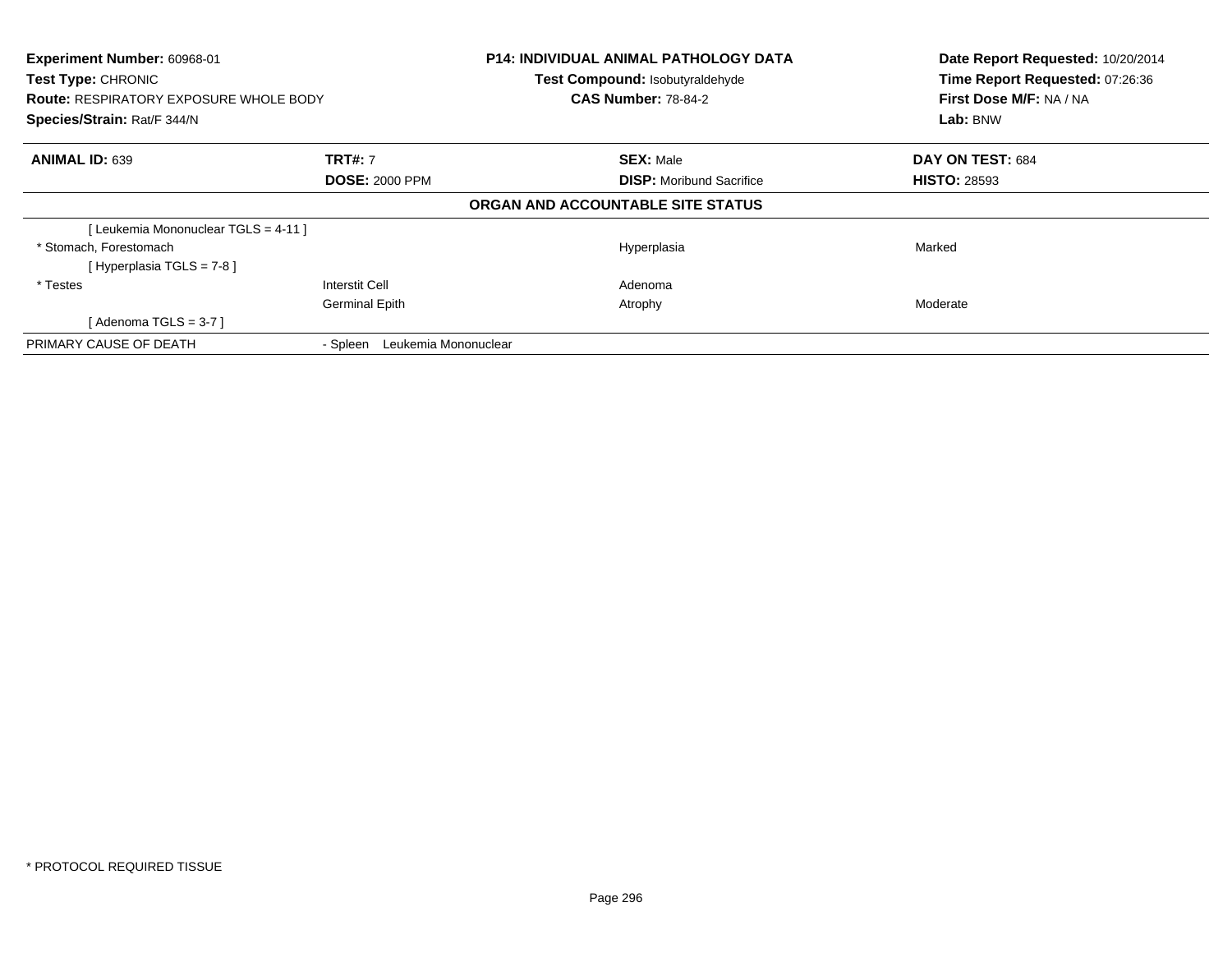**Experiment Number:** 60968-01
**Test Type:** CHRONIC
**Route:** RESPIRATORY EXPOSURE WHOLE BODY
**Species/Strain:** Rat/F 344/N

**P14: INDIVIDUAL ANIMAL PATHOLOGY DATA**
**Test Compound:** Isobutyraldehyde
**CAS Number:** 78-84-2

**Date Report Requested:** 10/20/2014
**Time Report Requested:** 07:26:36
**First Dose M/F:** NA / NA
**Lab:** BNW

| **ANIMAL ID:** 639 | **TRT#:** 7 | **SEX:** Male | **DAY ON TEST:** 684 |
|---|---|---|---|
| | **DOSE:** 2000 PPM | **DISP:** Moribund Sacrifice | **HISTO:** 28593 |

**ORGAN AND ACCOUNTABLE SITE STATUS**

| | | | |
|---|---|---|---|
| [ Leukemia Mononuclear TGLS = 4-11 ] | | | |
| * Stomach, Forestomach | | Hyperplasia | Marked |
| [ Hyperplasia TGLS = 7-8 ] | | | |
| * Testes | Interstit Cell | Adenoma | |
| | Germinal Epith | Atrophy | Moderate |
| [ Adenoma TGLS = 3-7 ] | | | |
| PRIMARY CAUSE OF DEATH | - Spleen Leukemia Mononuclear | | |

* PROTOCOL REQUIRED TISSUE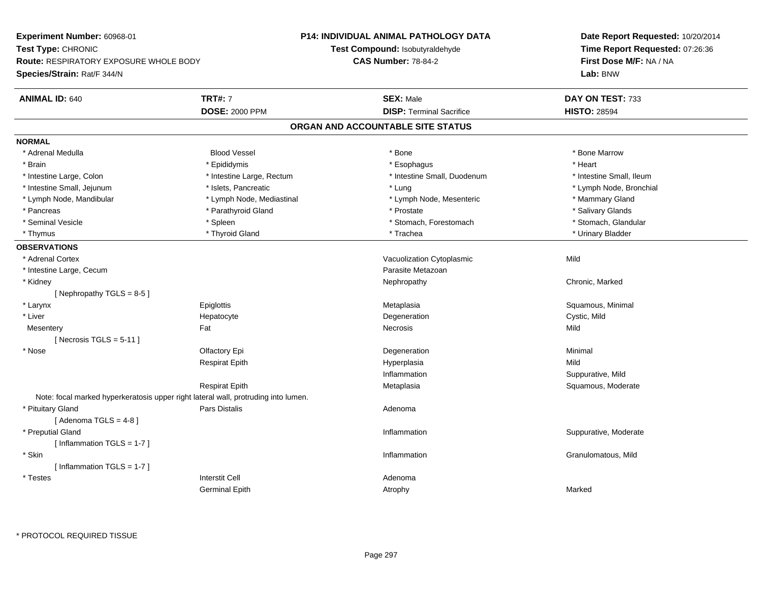**Experiment Number:** 60968-01
**Test Type:** CHRONIC
**Route:** RESPIRATORY EXPOSURE WHOLE BODY
**Species/Strain:** Rat/F 344/N

**P14: INDIVIDUAL ANIMAL PATHOLOGY DATA**
**Test Compound:** Isobutyraldehyde
**CAS Number:** 78-84-2

**Date Report Requested:** 10/20/2014
**Time Report Requested:** 07:26:36
**First Dose M/F:** NA / NA
**Lab:** BNW

| **ANIMAL ID:** 640 | **TRT#:** 7 | **SEX:** Male | **DAY ON TEST:** 733 |
|---|---|---|---|
| | **DOSE:** 2000 PPM | **DISP:** Terminal Sacrifice | **HISTO:** 28594 |

## ORGAN AND ACCOUNTABLE SITE STATUS

**NORMAL**

| | | | |
|---|---|---|---|
| * Adrenal Medulla | Blood Vessel | * Bone | * Bone Marrow |
| * Brain | * Epididymis | * Esophagus | * Heart |
| * Intestine Large, Colon | * Intestine Large, Rectum | * Intestine Small, Duodenum | * Intestine Small, Ileum |
| * Intestine Small, Jejunum | * Islets, Pancreatic | * Lung | * Lymph Node, Bronchial |
| * Lymph Node, Mandibular | * Lymph Node, Mediastinal | * Lymph Node, Mesenteric | * Mammary Gland |
| * Pancreas | * Parathyroid Gland | * Prostate | * Salivary Glands |
| * Seminal Vesicle | * Spleen | * Stomach, Forestomach | * Stomach, Glandular |
| * Thymus | * Thyroid Gland | * Trachea | * Urinary Bladder |

**OBSERVATIONS**

| | | | |
|---|---|---|---|
| * Adrenal Cortex | | Vacuolization Cytoplasmic | Mild |
| * Intestine Large, Cecum | | Parasite Metazoan | |
| * Kidney | | Nephropathy | Chronic, Marked |
| [ Nephropathy TGLS = 8-5 ] | | | |
| * Larynx | Epiglottis | Metaplasia | Squamous, Minimal |
| * Liver | Hepatocyte | Degeneration | Cystic, Mild |
| Mesentery | Fat | Necrosis | Mild |
| [ Necrosis TGLS = 5-11 ] | | | |
| * Nose | Olfactory Epi | Degeneration | Minimal |
| | Respirat Epith | Hyperplasia | Mild |
| | | Inflammation | Suppurative, Mild |
| | Respirat Epith | Metaplasia | Squamous, Moderate |
| Note: focal marked hyperkeratosis upper right lateral wall, protruding into lumen. | | | |
| * Pituitary Gland | Pars Distalis | Adenoma | |
| [ Adenoma TGLS = 4-8 ] | | | |
| * Preputial Gland | | Inflammation | Suppurative, Moderate |
| [ Inflammation TGLS = 1-7 ] | | | |
| * Skin | | Inflammation | Granulomatous, Mild |
| [ Inflammation TGLS = 1-7 ] | | | |
| * Testes | Interstit Cell | Adenoma | |
| | Germinal Epith | Atrophy | Marked |

* PROTOCOL REQUIRED TISSUE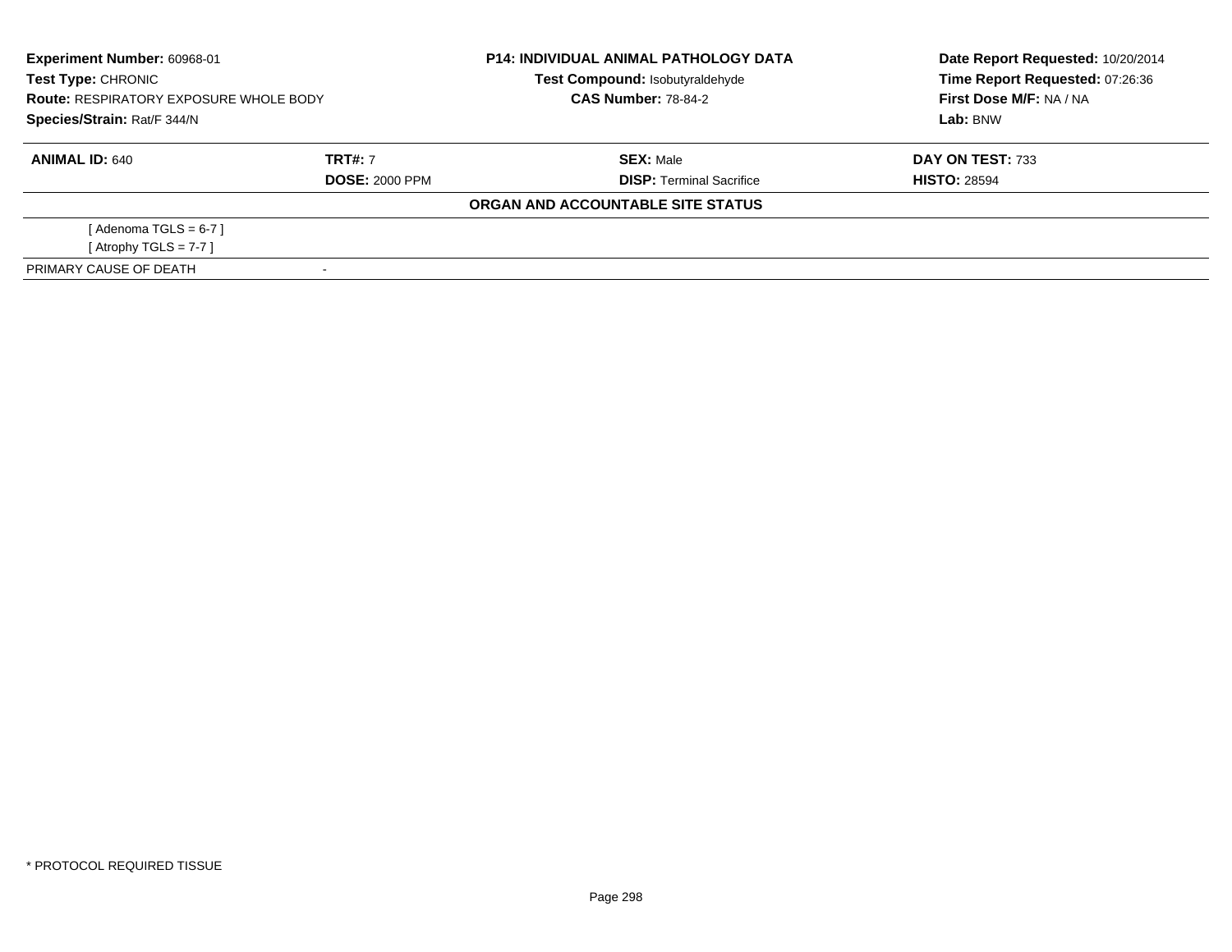**Experiment Number:** 60968-01
**Test Type:** CHRONIC
**Route:** RESPIRATORY EXPOSURE WHOLE BODY
**Species/Strain:** Rat/F 344/N

**P14: INDIVIDUAL ANIMAL PATHOLOGY DATA**
**Test Compound:** Isobutyraldehyde
**CAS Number:** 78-84-2

**Date Report Requested:** 10/20/2014
**Time Report Requested:** 07:26:36
**First Dose M/F:** NA / NA
**Lab:** BNW

| **ANIMAL ID:** 640 | **TRT#:** 7 | **SEX:** Male | **DAY ON TEST:** 733 |
|---|---|---|---|
| | **DOSE:** 2000 PPM | **DISP:** Terminal Sacrifice | **HISTO:** 28594 |

**ORGAN AND ACCOUNTABLE SITE STATUS**

[ Adenoma TGLS = 6-7 ]
[ Atrophy TGLS = 7-7 ]

| PRIMARY CAUSE OF DEATH | - |
|---|---|

* PROTOCOL REQUIRED TISSUE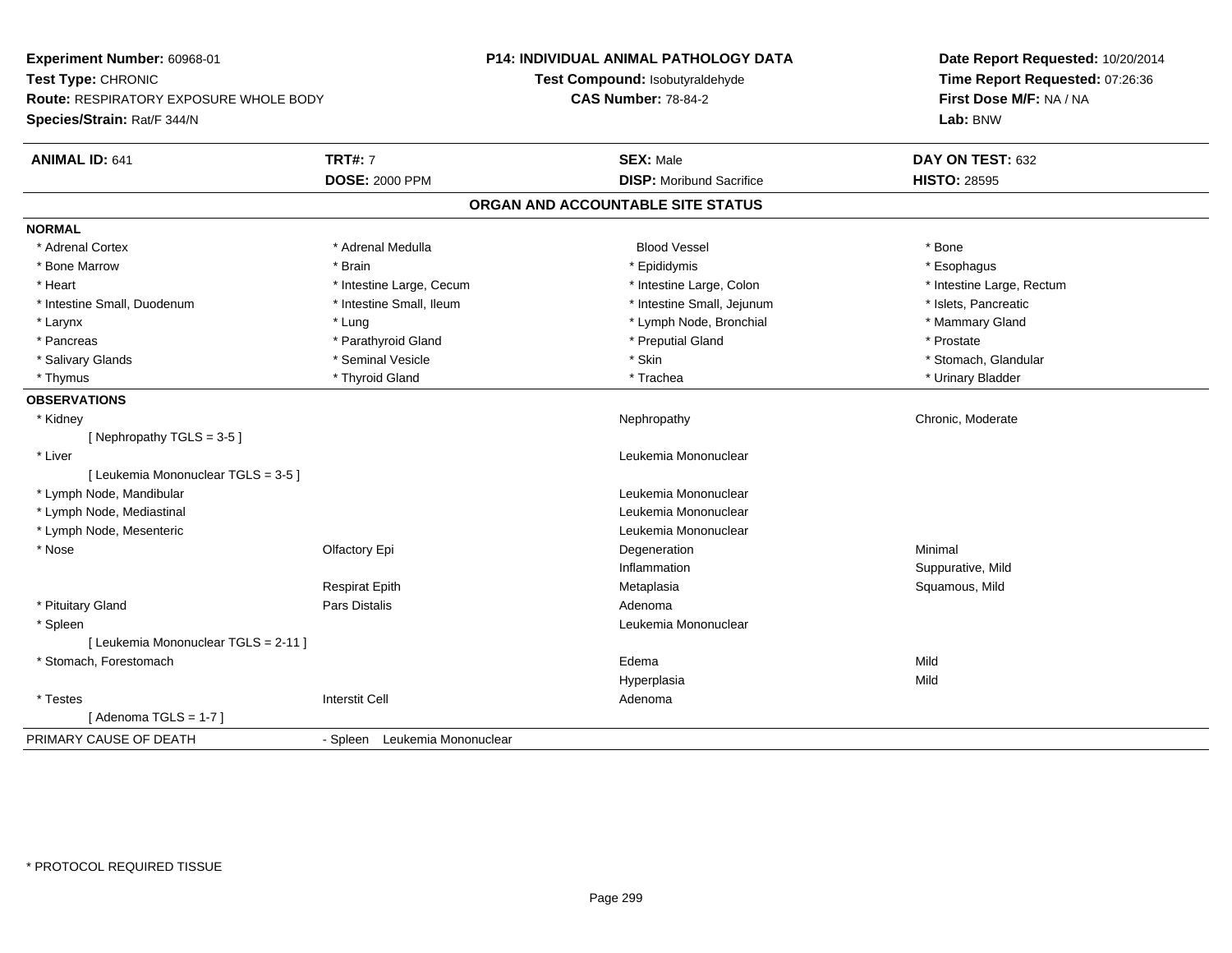**Experiment Number:** 60968-01
**Test Type:** CHRONIC
**Route:** RESPIRATORY EXPOSURE WHOLE BODY
**Species/Strain:** Rat/F 344/N

**P14: INDIVIDUAL ANIMAL PATHOLOGY DATA**
**Test Compound:** Isobutyraldehyde
**CAS Number:** 78-84-2

**Date Report Requested:** 10/20/2014
**Time Report Requested:** 07:26:36
**First Dose M/F:** NA / NA
**Lab:** BNW

| **ANIMAL ID:** 641 | **TRT#:** 7 | **SEX:** Male | **DAY ON TEST:** 632 |
|---|---|---|---|
| | **DOSE:** 2000 PPM | **DISP:** Moribund Sacrifice | **HISTO:** 28595 |

## ORGAN AND ACCOUNTABLE SITE STATUS

**NORMAL**

| | | | |
|---|---|---|---|
| * Adrenal Cortex | * Adrenal Medulla | Blood Vessel | * Bone |
| * Bone Marrow | * Brain | * Epididymis | * Esophagus |
| * Heart | * Intestine Large, Cecum | * Intestine Large, Colon | * Intestine Large, Rectum |
| * Intestine Small, Duodenum | * Intestine Small, Ileum | * Intestine Small, Jejunum | * Islets, Pancreatic |
| * Larynx | * Lung | * Lymph Node, Bronchial | * Mammary Gland |
| * Pancreas | * Parathyroid Gland | * Preputial Gland | * Prostate |
| * Salivary Glands | * Seminal Vesicle | * Skin | * Stomach, Glandular |
| * Thymus | * Thyroid Gland | * Trachea | * Urinary Bladder |

**OBSERVATIONS**

| | | | |
|---|---|---|---|
| * Kidney | | Nephropathy | Chronic, Moderate |
| [ Nephropathy TGLS = 3-5 ] | | | |
| * Liver | | Leukemia Mononuclear | |
| [ Leukemia Mononuclear TGLS = 3-5 ] | | | |
| * Lymph Node, Mandibular | | Leukemia Mononuclear | |
| * Lymph Node, Mediastinal | | Leukemia Mononuclear | |
| * Lymph Node, Mesenteric | | Leukemia Mononuclear | |
| * Nose | Olfactory Epi | Degeneration | Minimal |
| | | Inflammation | Suppurative, Mild |
| | Respirat Epith | Metaplasia | Squamous, Mild |
| * Pituitary Gland | Pars Distalis | Adenoma | |
| * Spleen | | Leukemia Mononuclear | |
| [ Leukemia Mononuclear TGLS = 2-11 ] | | | |
| * Stomach, Forestomach | | Edema | Mild |
| | | Hyperplasia | Mild |
| * Testes | Interstit Cell | Adenoma | |
| [ Adenoma TGLS = 1-7 ] | | | |

PRIMARY CAUSE OF DEATH - Spleen Leukemia Mononuclear

* PROTOCOL REQUIRED TISSUE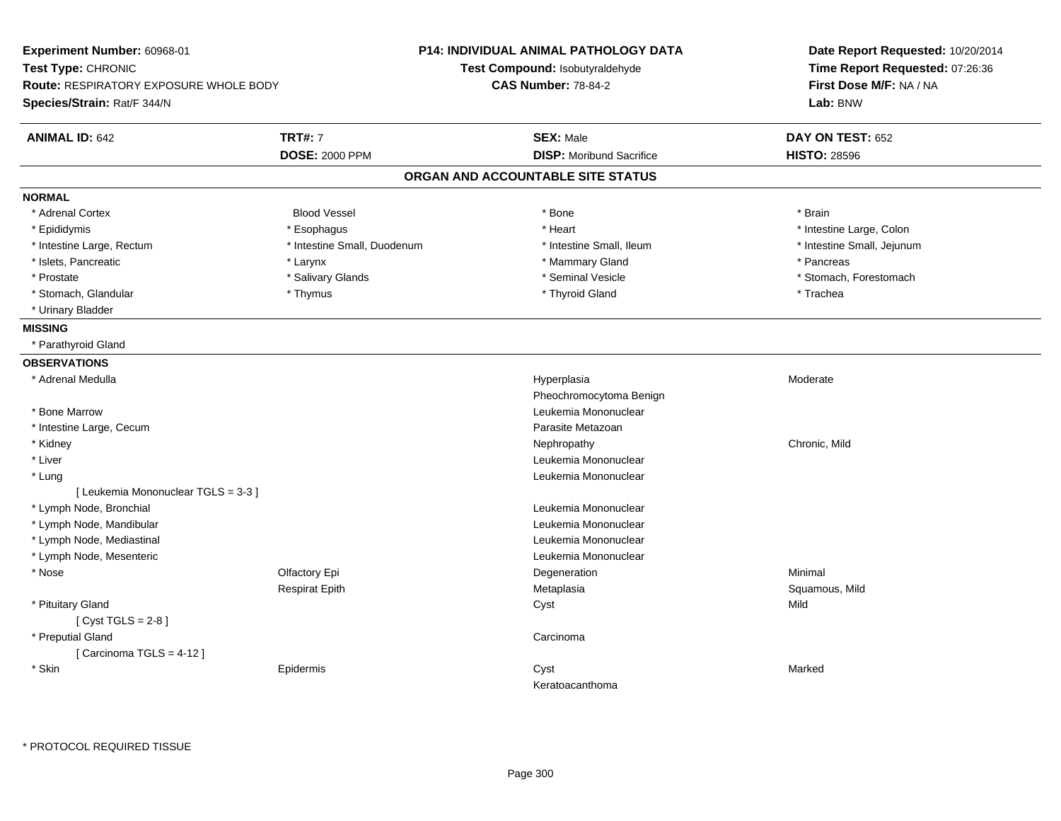**Experiment Number:** 60968-01
**Test Type:** CHRONIC
**Route:** RESPIRATORY EXPOSURE WHOLE BODY
**Species/Strain:** Rat/F 344/N

**P14: INDIVIDUAL ANIMAL PATHOLOGY DATA**
**Test Compound:** Isobutyraldehyde
**CAS Number:** 78-84-2

**Date Report Requested:** 10/20/2014
**Time Report Requested:** 07:26:36
**First Dose M/F:** NA / NA
**Lab:** BNW

| **ANIMAL ID:** 642 | **TRT#:** 7 | **SEX:** Male | **DAY ON TEST:** 652 |
|---|---|---|---|
| | **DOSE:** 2000 PPM | **DISP:** Moribund Sacrifice | **HISTO:** 28596 |

## ORGAN AND ACCOUNTABLE SITE STATUS

### NORMAL

| | | | |
|---|---|---|---|
| * Adrenal Cortex | Blood Vessel | * Bone | * Brain |
| * Epididymis | * Esophagus | * Heart | * Intestine Large, Colon |
| * Intestine Large, Rectum | * Intestine Small, Duodenum | * Intestine Small, Ileum | * Intestine Small, Jejunum |
| * Islets, Pancreatic | * Larynx | * Mammary Gland | * Pancreas |
| * Prostate | * Salivary Glands | * Seminal Vesicle | * Stomach, Forestomach |
| * Stomach, Glandular | * Thymus | * Thyroid Gland | * Trachea |
| * Urinary Bladder | | | |

### MISSING

* Parathyroid Gland

### OBSERVATIONS

| Organ | Site | Observation | Severity |
|---|---|---|---|
| * Adrenal Medulla | | Hyperplasia | Moderate |
| | | Pheochromocytoma Benign | |
| * Bone Marrow | | Leukemia Mononuclear | |
| * Intestine Large, Cecum | | Parasite Metazoan | |
| * Kidney | | Nephropathy | Chronic, Mild |
| * Liver | | Leukemia Mononuclear | |
| * Lung | | Leukemia Mononuclear | |
| [ Leukemia Mononuclear TGLS = 3-3 ] | | | |
| * Lymph Node, Bronchial | | Leukemia Mononuclear | |
| * Lymph Node, Mandibular | | Leukemia Mononuclear | |
| * Lymph Node, Mediastinal | | Leukemia Mononuclear | |
| * Lymph Node, Mesenteric | | Leukemia Mononuclear | |
| * Nose | Olfactory Epi | Degeneration | Minimal |
| | Respirat Epith | Metaplasia | Squamous, Mild |
| * Pituitary Gland | | Cyst | Mild |
| [ Cyst TGLS = 2-8 ] | | | |
| * Preputial Gland | | Carcinoma | |
| [ Carcinoma TGLS = 4-12 ] | | | |
| * Skin | Epidermis | Cyst | Marked |
| | | Keratoacanthoma | |

* PROTOCOL REQUIRED TISSUE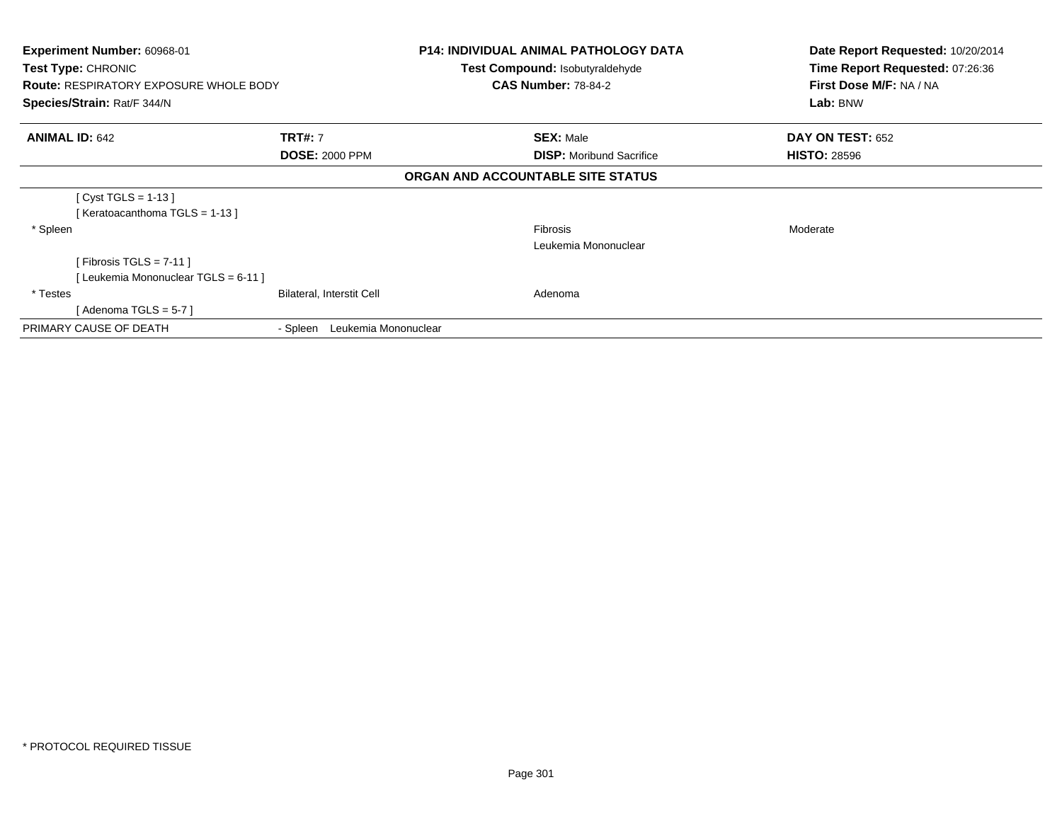**Experiment Number:** 60968-01
**Test Type:** CHRONIC
**Route:** RESPIRATORY EXPOSURE WHOLE BODY
**Species/Strain:** Rat/F 344/N

**P14: INDIVIDUAL ANIMAL PATHOLOGY DATA**
**Test Compound:** Isobutyraldehyde
**CAS Number:** 78-84-2

**Date Report Requested:** 10/20/2014
**Time Report Requested:** 07:26:36
**First Dose M/F:** NA / NA
**Lab:** BNW

| **ANIMAL ID:** 642 | **TRT#:** 7 | **SEX:** Male | **DAY ON TEST:** 652 |
|---|---|---|---|
| | **DOSE:** 2000 PPM | **DISP:** Moribund Sacrifice | **HISTO:** 28596 |

## ORGAN AND ACCOUNTABLE SITE STATUS

| | | | |
|---|---|---|---|
| [ Cyst TGLS = 1-13 ] | | | |
| [ Keratoacanthoma TGLS = 1-13 ] | | | |
| * Spleen | | Fibrosis | Moderate |
| | | Leukemia Mononuclear | |
| [ Fibrosis TGLS = 7-11 ] | | | |
| [ Leukemia Mononuclear TGLS = 6-11 ] | | | |
| * Testes | Bilateral, Interstit Cell | Adenoma | |
| [ Adenoma TGLS = 5-7 ] | | | |
| PRIMARY CAUSE OF DEATH | - Spleen Leukemia Mononuclear | | |

* PROTOCOL REQUIRED TISSUE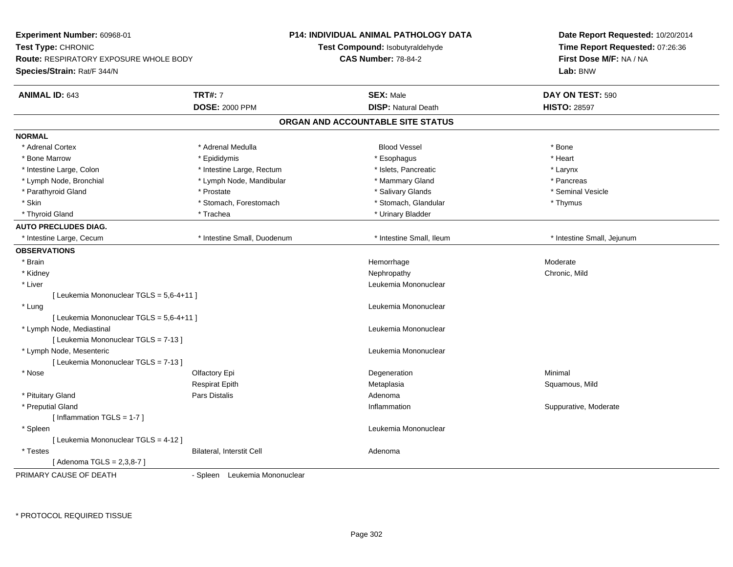**Experiment Number:** 60968-01
**Test Type:** CHRONIC
**Route:** RESPIRATORY EXPOSURE WHOLE BODY
**Species/Strain:** Rat/F 344/N

**P14: INDIVIDUAL ANIMAL PATHOLOGY DATA**
**Test Compound:** Isobutyraldehyde
**CAS Number:** 78-84-2

**Date Report Requested:** 10/20/2014
**Time Report Requested:** 07:26:36
**First Dose M/F:** NA / NA
**Lab:** BNW

| **ANIMAL ID:** 643 | **TRT#:** 7 | **SEX:** Male | **DAY ON TEST:** 590 |
|---|---|---|---|
| | **DOSE:** 2000 PPM | **DISP:** Natural Death | **HISTO:** 28597 |

## ORGAN AND ACCOUNTABLE SITE STATUS

**NORMAL**

| | | | |
|---|---|---|---|
| * Adrenal Cortex | * Adrenal Medulla | Blood Vessel | * Bone |
| * Bone Marrow | * Epididymis | * Esophagus | * Heart |
| * Intestine Large, Colon | * Intestine Large, Rectum | * Islets, Pancreatic | * Larynx |
| * Lymph Node, Bronchial | * Lymph Node, Mandibular | * Mammary Gland | * Pancreas |
| * Parathyroid Gland | * Prostate | * Salivary Glands | * Seminal Vesicle |
| * Skin | * Stomach, Forestomach | * Stomach, Glandular | * Thymus |
| * Thyroid Gland | * Trachea | * Urinary Bladder | |

**AUTO PRECLUDES DIAG.**

| | | | |
|---|---|---|---|
| * Intestine Large, Cecum | * Intestine Small, Duodenum | * Intestine Small, Ileum | * Intestine Small, Jejunum |

**OBSERVATIONS**

| | | | |
|---|---|---|---|
| * Brain | | Hemorrhage | Moderate |
| * Kidney | | Nephropathy | Chronic, Mild |
| * Liver | | Leukemia Mononuclear | |
| [ Leukemia Mononuclear TGLS = 5,6-4+11 ] | | | |
| * Lung | | Leukemia Mononuclear | |
| [ Leukemia Mononuclear TGLS = 5,6-4+11 ] | | | |
| * Lymph Node, Mediastinal | | Leukemia Mononuclear | |
| [ Leukemia Mononuclear TGLS = 7-13 ] | | | |
| * Lymph Node, Mesenteric | | Leukemia Mononuclear | |
| [ Leukemia Mononuclear TGLS = 7-13 ] | | | |
| * Nose | Olfactory Epi | Degeneration | Minimal |
| | Respirat Epith | Metaplasia | Squamous, Mild |
| * Pituitary Gland | Pars Distalis | Adenoma | |
| * Preputial Gland | | Inflammation | Suppurative, Moderate |
| [ Inflammation TGLS = 1-7 ] | | | |
| * Spleen | | Leukemia Mononuclear | |
| [ Leukemia Mononuclear TGLS = 4-12 ] | | | |
| * Testes | Bilateral, Interstit Cell | Adenoma | |
| [ Adenoma TGLS = 2,3,8-7 ] | | | |

PRIMARY CAUSE OF DEATH - Spleen Leukemia Mononuclear

\* PROTOCOL REQUIRED TISSUE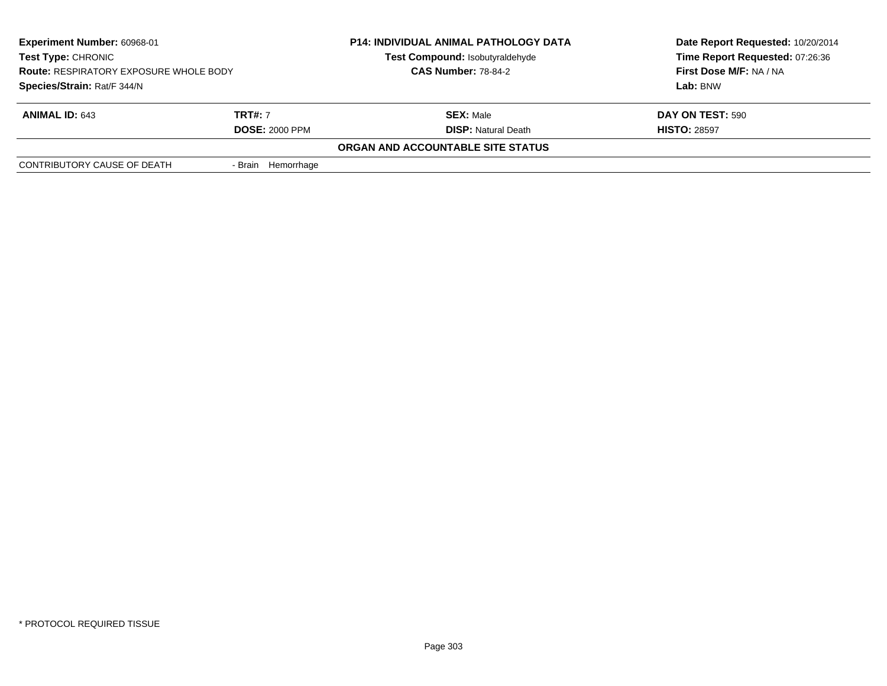**Experiment Number:** 60968-01
**Test Type:** CHRONIC
**Route:** RESPIRATORY EXPOSURE WHOLE BODY
**Species/Strain:** Rat/F 344/N

**P14: INDIVIDUAL ANIMAL PATHOLOGY DATA**
**Test Compound:** Isobutyraldehyde
**CAS Number:** 78-84-2

**Date Report Requested:** 10/20/2014
**Time Report Requested:** 07:26:36
**First Dose M/F:** NA / NA
**Lab:** BNW

| **ANIMAL ID:** 643 | **TRT#:** 7 | **SEX:** Male | **DAY ON TEST:** 590 |
|---|---|---|---|
| | **DOSE:** 2000 PPM | **DISP:** Natural Death | **HISTO:** 28597 |

**ORGAN AND ACCOUNTABLE SITE STATUS**

| | |
|---|---|
| CONTRIBUTORY CAUSE OF DEATH | - Brain Hemorrhage |

* PROTOCOL REQUIRED TISSUE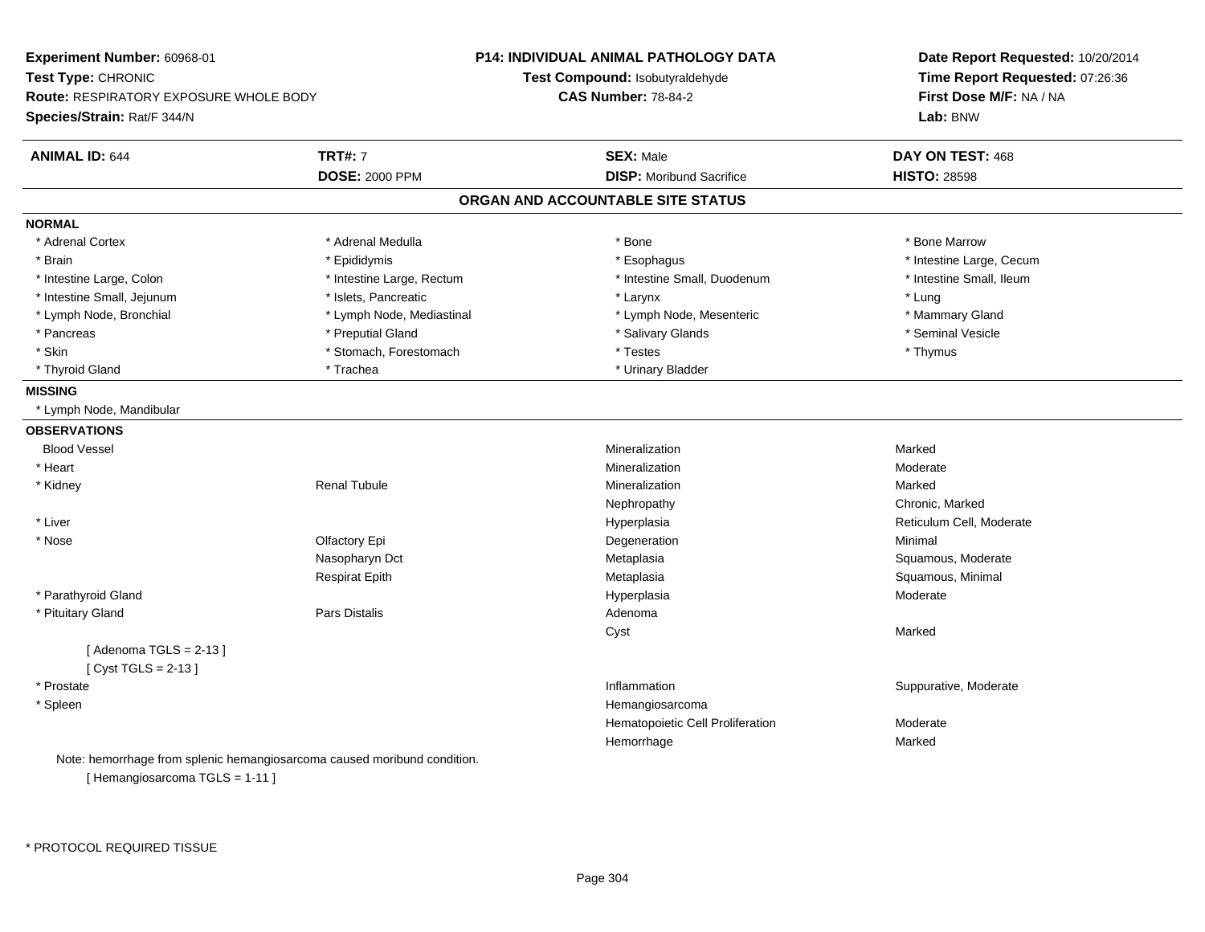**Experiment Number:** 60968-01
**Test Type:** CHRONIC
**Route:** RESPIRATORY EXPOSURE WHOLE BODY
**Species/Strain:** Rat/F 344/N

**P14: INDIVIDUAL ANIMAL PATHOLOGY DATA**
**Test Compound:** Isobutyraldehyde
**CAS Number:** 78-84-2

**Date Report Requested:** 10/20/2014
**Time Report Requested:** 07:26:36
**First Dose M/F:** NA / NA
**Lab:** BNW

| **ANIMAL ID:** 644 | **TRT#:** 7 | **SEX:** Male | **DAY ON TEST:** 468 |
|---|---|---|---|
| | **DOSE:** 2000 PPM | **DISP:** Moribund Sacrifice | **HISTO:** 28598 |

## ORGAN AND ACCOUNTABLE SITE STATUS

**NORMAL**

| | | | |
|---|---|---|---|
| * Adrenal Cortex | * Adrenal Medulla | * Bone | * Bone Marrow |
| * Brain | * Epididymis | * Esophagus | * Intestine Large, Cecum |
| * Intestine Large, Colon | * Intestine Large, Rectum | * Intestine Small, Duodenum | * Intestine Small, Ileum |
| * Intestine Small, Jejunum | * Islets, Pancreatic | * Larynx | * Lung |
| * Lymph Node, Bronchial | * Lymph Node, Mediastinal | * Lymph Node, Mesenteric | * Mammary Gland |
| * Pancreas | * Preputial Gland | * Salivary Glands | * Seminal Vesicle |
| * Skin | * Stomach, Forestomach | * Testes | * Thymus |
| * Thyroid Gland | * Trachea | * Urinary Bladder | |

**MISSING**

* Lymph Node, Mandibular

**OBSERVATIONS**

| Organ | Site | Observation | Severity |
|---|---|---|---|
| Blood Vessel | | Mineralization | Marked |
| * Heart | | Mineralization | Moderate |
| * Kidney | Renal Tubule | Mineralization | Marked |
| | | Nephropathy | Chronic, Marked |
| * Liver | | Hyperplasia | Reticulum Cell, Moderate |
| * Nose | Olfactory Epi | Degeneration | Minimal |
| | Nasopharyn Dct | Metaplasia | Squamous, Moderate |
| | Respirat Epith | Metaplasia | Squamous, Minimal |
| * Parathyroid Gland | | Hyperplasia | Moderate |
| * Pituitary Gland | Pars Distalis | Adenoma | |
| | | Cyst | Marked |
| [ Adenoma TGLS = 2-13 ] | | | |
| [ Cyst TGLS = 2-13 ] | | | |
| * Prostate | | Inflammation | Suppurative, Moderate |
| * Spleen | | Hemangiosarcoma | |
| | | Hematopoietic Cell Proliferation | Moderate |
| | | Hemorrhage | Marked |

Note: hemorrhage from splenic hemangiosarcoma caused moribund condition.

[ Hemangiosarcoma TGLS = 1-11 ]

\* PROTOCOL REQUIRED TISSUE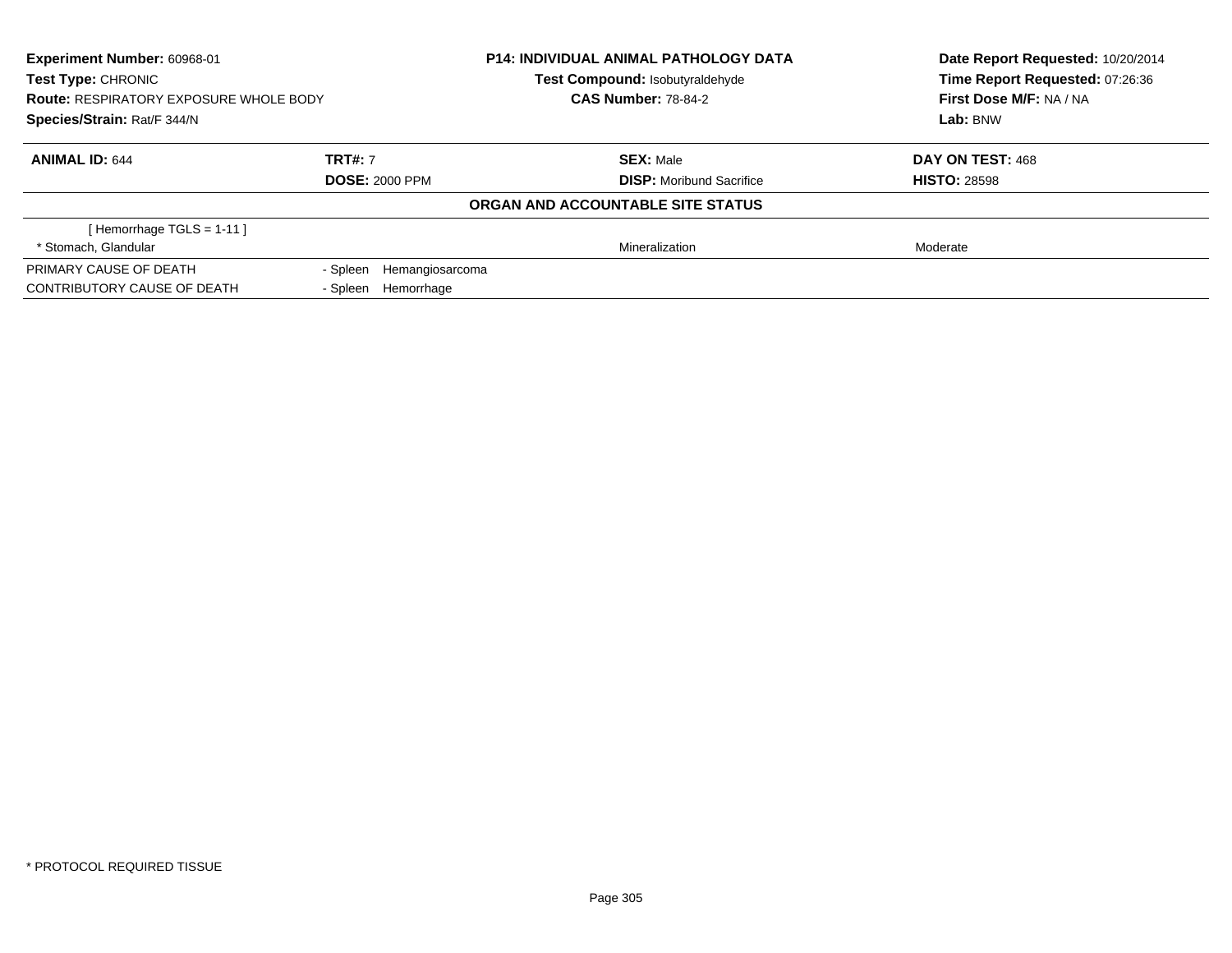**Experiment Number:** 60968-01
**Test Type:** CHRONIC
**Route:** RESPIRATORY EXPOSURE WHOLE BODY
**Species/Strain:** Rat/F 344/N

**P14: INDIVIDUAL ANIMAL PATHOLOGY DATA**
**Test Compound:** Isobutyraldehyde
**CAS Number:** 78-84-2

**Date Report Requested:** 10/20/2014
**Time Report Requested:** 07:26:36
**First Dose M/F:** NA / NA
**Lab:** BNW

| **ANIMAL ID:** 644 | **TRT#:** 7 | **SEX:** Male | **DAY ON TEST:** 468 |
|---|---|---|---|
| | **DOSE:** 2000 PPM | **DISP:** Moribund Sacrifice | **HISTO:** 28598 |

**ORGAN AND ACCOUNTABLE SITE STATUS**

| | | | |
|---|---|---|---|
| [ Hemorrhage TGLS = 1-11 ] | | | |
| * Stomach, Glandular | | Mineralization | Moderate |
| PRIMARY CAUSE OF DEATH | - Spleen Hemangiosarcoma | | |
| CONTRIBUTORY CAUSE OF DEATH | - Spleen Hemorrhage | | |

* PROTOCOL REQUIRED TISSUE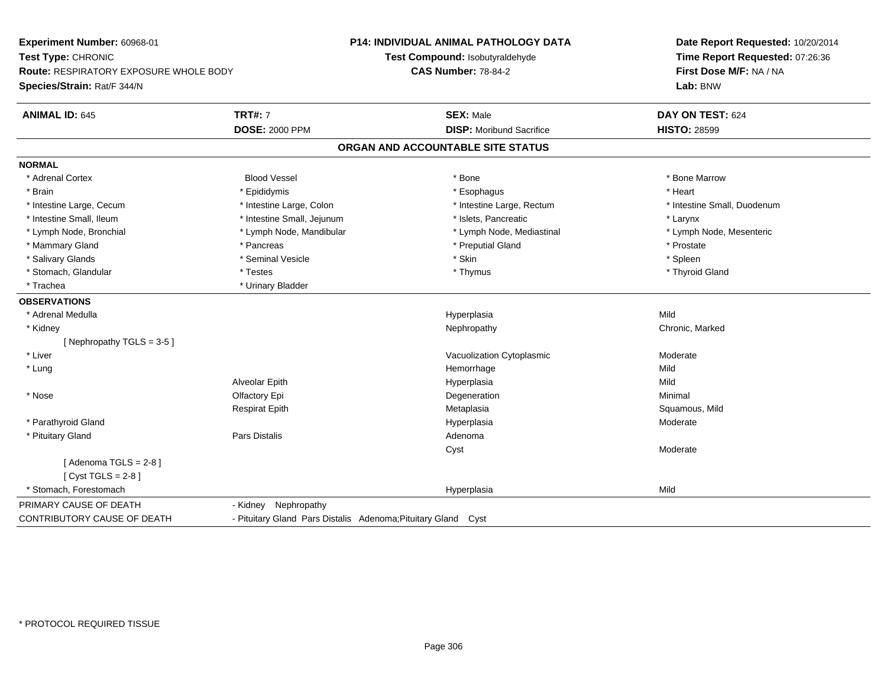**Experiment Number:** 60968-01
**Test Type:** CHRONIC
**Route:** RESPIRATORY EXPOSURE WHOLE BODY
**Species/Strain:** Rat/F 344/N

**P14: INDIVIDUAL ANIMAL PATHOLOGY DATA**
**Test Compound:** Isobutyraldehyde
**CAS Number:** 78-84-2

**Date Report Requested:** 10/20/2014
**Time Report Requested:** 07:26:36
**First Dose M/F:** NA / NA
**Lab:** BNW

| **ANIMAL ID:** 645 | **TRT#:** 7 | **SEX:** Male | **DAY ON TEST:** 624 |
|---|---|---|---|
| | **DOSE:** 2000 PPM | **DISP:** Moribund Sacrifice | **HISTO:** 28599 |

## ORGAN AND ACCOUNTABLE SITE STATUS

**NORMAL**

| | | | |
|---|---|---|---|
| * Adrenal Cortex | Blood Vessel | * Bone | * Bone Marrow |
| * Brain | * Epididymis | * Esophagus | * Heart |
| * Intestine Large, Cecum | * Intestine Large, Colon | * Intestine Large, Rectum | * Intestine Small, Duodenum |
| * Intestine Small, Ileum | * Intestine Small, Jejunum | * Islets, Pancreatic | * Larynx |
| * Lymph Node, Bronchial | * Lymph Node, Mandibular | * Lymph Node, Mediastinal | * Lymph Node, Mesenteric |
| * Mammary Gland | * Pancreas | * Preputial Gland | * Prostate |
| * Salivary Glands | * Seminal Vesicle | * Skin | * Spleen |
| * Stomach, Glandular | * Testes | * Thymus | * Thyroid Gland |
| * Trachea | * Urinary Bladder | | |

**OBSERVATIONS**

| | | | |
|---|---|---|---|
| * Adrenal Medulla | | Hyperplasia | Mild |
| * Kidney | | Nephropathy | Chronic, Marked |
| [ Nephropathy TGLS = 3-5 ] | | | |
| * Liver | | Vacuolization Cytoplasmic | Moderate |
| * Lung | | Hemorrhage | Mild |
| | Alveolar Epith | Hyperplasia | Mild |
| * Nose | Olfactory Epi | Degeneration | Minimal |
| | Respirat Epith | Metaplasia | Squamous, Mild |
| * Parathyroid Gland | | Hyperplasia | Moderate |
| * Pituitary Gland | Pars Distalis | Adenoma | |
| | | Cyst | Moderate |
| [ Adenoma TGLS = 2-8 ] | | | |
| [ Cyst TGLS = 2-8 ] | | | |
| * Stomach, Forestomach | | Hyperplasia | Mild |

| | |
|---|---|
| PRIMARY CAUSE OF DEATH | - Kidney Nephropathy |
| CONTRIBUTORY CAUSE OF DEATH | - Pituitary Gland Pars Distalis Adenoma;Pituitary Gland Cyst |

* PROTOCOL REQUIRED TISSUE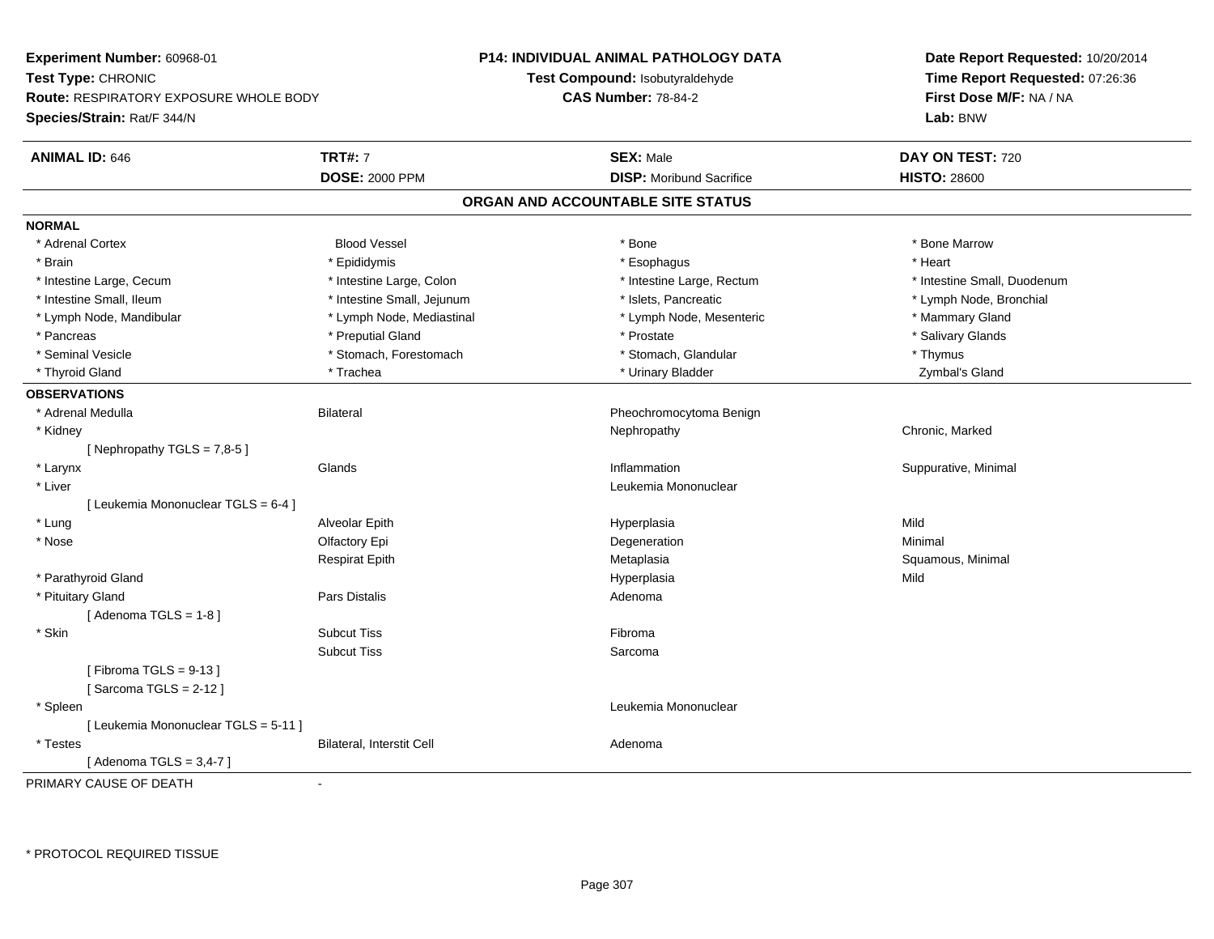**Experiment Number:** 60968-01
**Test Type:** CHRONIC
**Route:** RESPIRATORY EXPOSURE WHOLE BODY
**Species/Strain:** Rat/F 344/N

**P14: INDIVIDUAL ANIMAL PATHOLOGY DATA**
**Test Compound:** Isobutyraldehyde
**CAS Number:** 78-84-2

**Date Report Requested:** 10/20/2014
**Time Report Requested:** 07:26:36
**First Dose M/F:** NA / NA
**Lab:** BNW

| **ANIMAL ID:** 646 | **TRT#:** 7 | **SEX:** Male | **DAY ON TEST:** 720 |
|---|---|---|---|
| | **DOSE:** 2000 PPM | **DISP:** Moribund Sacrifice | **HISTO:** 28600 |

## ORGAN AND ACCOUNTABLE SITE STATUS

**NORMAL**

| | | | |
|---|---|---|---|
| * Adrenal Cortex | Blood Vessel | * Bone | * Bone Marrow |
| * Brain | * Epididymis | * Esophagus | * Heart |
| * Intestine Large, Cecum | * Intestine Large, Colon | * Intestine Large, Rectum | * Intestine Small, Duodenum |
| * Intestine Small, Ileum | * Intestine Small, Jejunum | * Islets, Pancreatic | * Lymph Node, Bronchial |
| * Lymph Node, Mandibular | * Lymph Node, Mediastinal | * Lymph Node, Mesenteric | * Mammary Gland |
| * Pancreas | * Preputial Gland | * Prostate | * Salivary Glands |
| * Seminal Vesicle | * Stomach, Forestomach | * Stomach, Glandular | * Thymus |
| * Thyroid Gland | * Trachea | * Urinary Bladder | Zymbal's Gland |

**OBSERVATIONS**

| | | | |
|---|---|---|---|
| * Adrenal Medulla | Bilateral | Pheochromocytoma Benign | |
| * Kidney | | Nephropathy | Chronic, Marked |
| [ Nephropathy TGLS = 7,8-5 ] | | | |
| * Larynx | Glands | Inflammation | Suppurative, Minimal |
| * Liver | | Leukemia Mononuclear | |
| [ Leukemia Mononuclear TGLS = 6-4 ] | | | |
| * Lung | Alveolar Epith | Hyperplasia | Mild |
| * Nose | Olfactory Epi | Degeneration | Minimal |
| | Respirat Epith | Metaplasia | Squamous, Minimal |
| * Parathyroid Gland | | Hyperplasia | Mild |
| * Pituitary Gland | Pars Distalis | Adenoma | |
| [ Adenoma TGLS = 1-8 ] | | | |
| * Skin | Subcut Tiss | Fibroma | |
| | Subcut Tiss | Sarcoma | |
| [ Fibroma TGLS = 9-13 ] | | | |
| [ Sarcoma TGLS = 2-12 ] | | | |
| * Spleen | | Leukemia Mononuclear | |
| [ Leukemia Mononuclear TGLS = 5-11 ] | | | |
| * Testes | Bilateral, Interstit Cell | Adenoma | |
| [ Adenoma TGLS = 3,4-7 ] | | | |

PRIMARY CAUSE OF DEATH -

* PROTOCOL REQUIRED TISSUE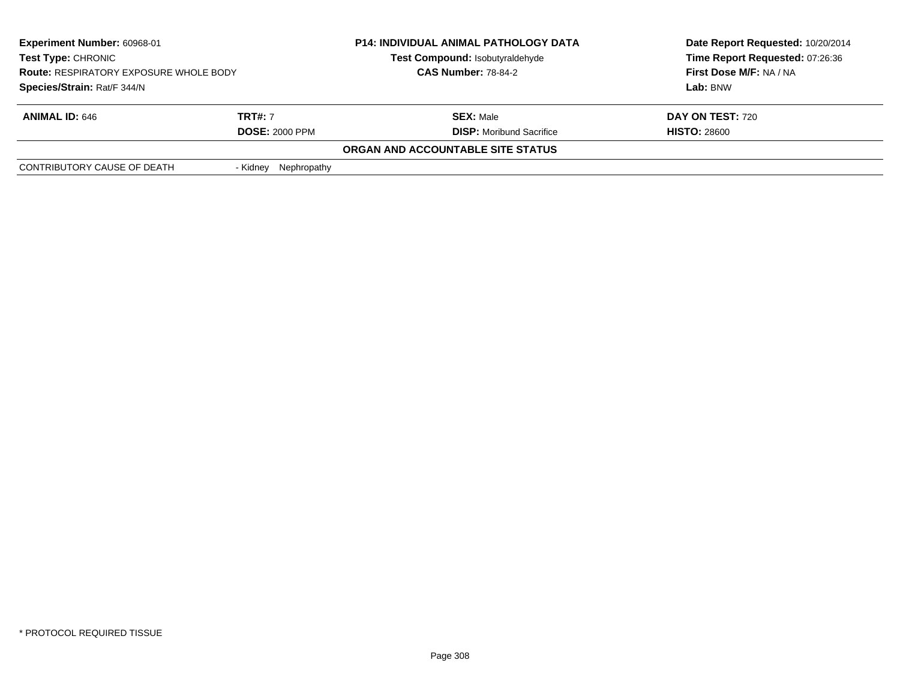| **Experiment Number:** 60968-01 | **P14: INDIVIDUAL ANIMAL PATHOLOGY DATA** | **Date Report Requested:** 10/20/2014 |
|---|---|---|
| **Test Type:** CHRONIC | **Test Compound:** Isobutyraldehyde | **Time Report Requested:** 07:26:36 |
| **Route:** RESPIRATORY EXPOSURE WHOLE BODY | **CAS Number:** 78-84-2 | **First Dose M/F:** NA / NA |
| **Species/Strain:** Rat/F 344/N | | **Lab:** BNW |

| **ANIMAL ID:** 646 | **TRT#:** 7 | **SEX:** Male | **DAY ON TEST:** 720 |
|---|---|---|---|
| | **DOSE:** 2000 PPM | **DISP:** Moribund Sacrifice | **HISTO:** 28600 |

**ORGAN AND ACCOUNTABLE SITE STATUS**

| | |
|---|---|
| CONTRIBUTORY CAUSE OF DEATH | - Kidney Nephropathy |

* PROTOCOL REQUIRED TISSUE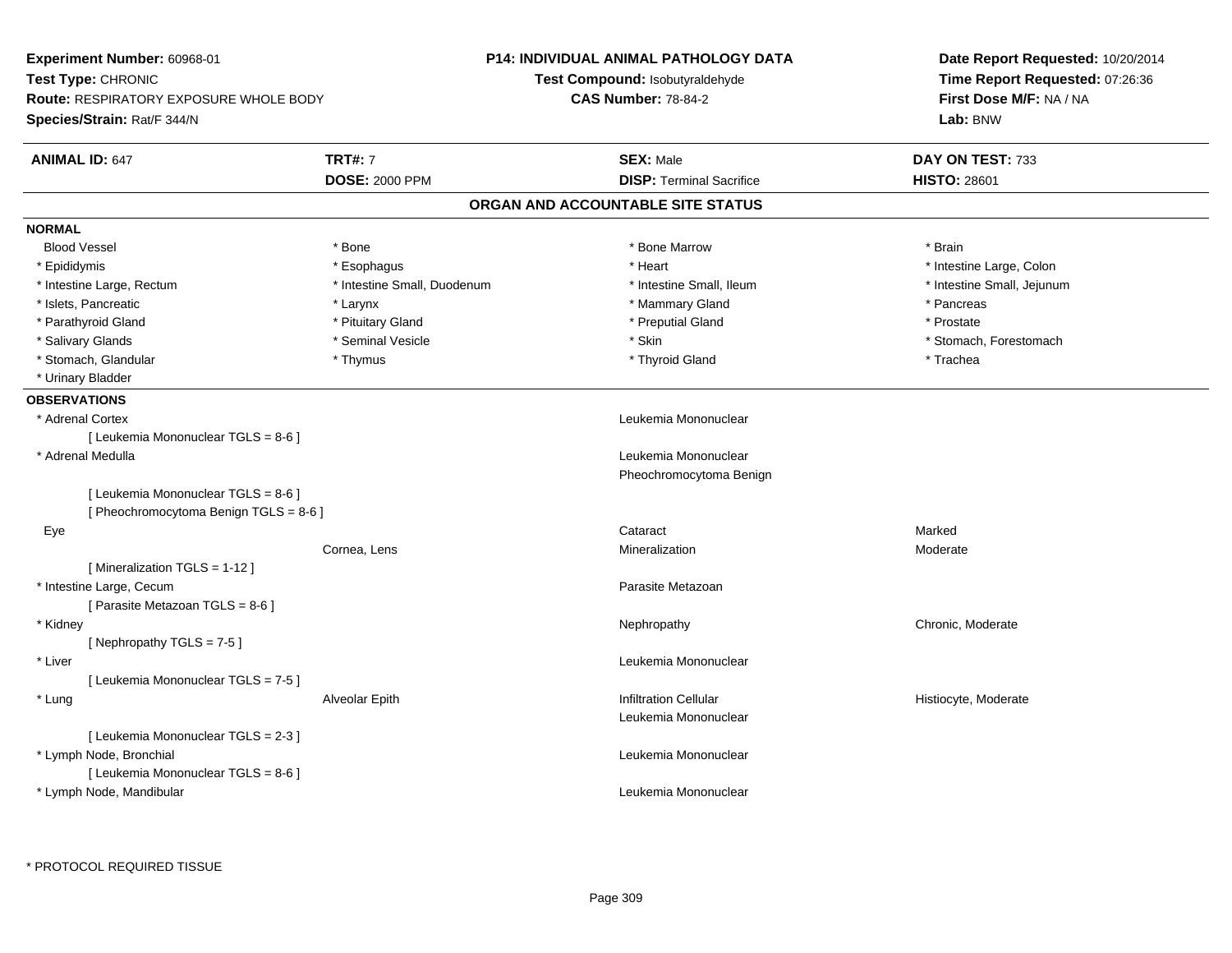**Experiment Number:** 60968-01
**Test Type:** CHRONIC
**Route:** RESPIRATORY EXPOSURE WHOLE BODY
**Species/Strain:** Rat/F 344/N

**P14: INDIVIDUAL ANIMAL PATHOLOGY DATA**
**Test Compound:** Isobutyraldehyde
**CAS Number:** 78-84-2

**Date Report Requested:** 10/20/2014
**Time Report Requested:** 07:26:36
**First Dose M/F:** NA / NA
**Lab:** BNW

| **ANIMAL ID:** 647 | **TRT#:** 7 | **SEX:** Male | **DAY ON TEST:** 733 |
|---|---|---|---|
| | **DOSE:** 2000 PPM | **DISP:** Terminal Sacrifice | **HISTO:** 28601 |

## ORGAN AND ACCOUNTABLE SITE STATUS

**NORMAL**

| | | | |
|---|---|---|---|
| Blood Vessel | * Bone | * Bone Marrow | * Brain |
| * Epididymis | * Esophagus | * Heart | * Intestine Large, Colon |
| * Intestine Large, Rectum | * Intestine Small, Duodenum | * Intestine Small, Ileum | * Intestine Small, Jejunum |
| * Islets, Pancreatic | * Larynx | * Mammary Gland | * Pancreas |
| * Parathyroid Gland | * Pituitary Gland | * Preputial Gland | * Prostate |
| * Salivary Glands | * Seminal Vesicle | * Skin | * Stomach, Forestomach |
| * Stomach, Glandular | * Thymus | * Thyroid Gland | * Trachea |
| * Urinary Bladder | | | |

**OBSERVATIONS**

| | | | |
|---|---|---|---|
| * Adrenal Cortex | | Leukemia Mononuclear | |
| [ Leukemia Mononuclear TGLS = 8-6 ] | | | |
| * Adrenal Medulla | | Leukemia Mononuclear | |
| | | Pheochromocytoma Benign | |
| [ Leukemia Mononuclear TGLS = 8-6 ] | | | |
| [ Pheochromocytoma Benign TGLS = 8-6 ] | | | |
| Eye | | Cataract | Marked |
| | Cornea, Lens | Mineralization | Moderate |
| [ Mineralization TGLS = 1-12 ] | | | |
| * Intestine Large, Cecum | | Parasite Metazoan | |
| [ Parasite Metazoan TGLS = 8-6 ] | | | |
| * Kidney | | Nephropathy | Chronic, Moderate |
| [ Nephropathy TGLS = 7-5 ] | | | |
| * Liver | | Leukemia Mononuclear | |
| [ Leukemia Mononuclear TGLS = 7-5 ] | | | |
| * Lung | Alveolar Epith | Infiltration Cellular | Histiocyte, Moderate |
| | | Leukemia Mononuclear | |
| [ Leukemia Mononuclear TGLS = 2-3 ] | | | |
| * Lymph Node, Bronchial | | Leukemia Mononuclear | |
| [ Leukemia Mononuclear TGLS = 8-6 ] | | | |
| * Lymph Node, Mandibular | | Leukemia Mononuclear | |

\* PROTOCOL REQUIRED TISSUE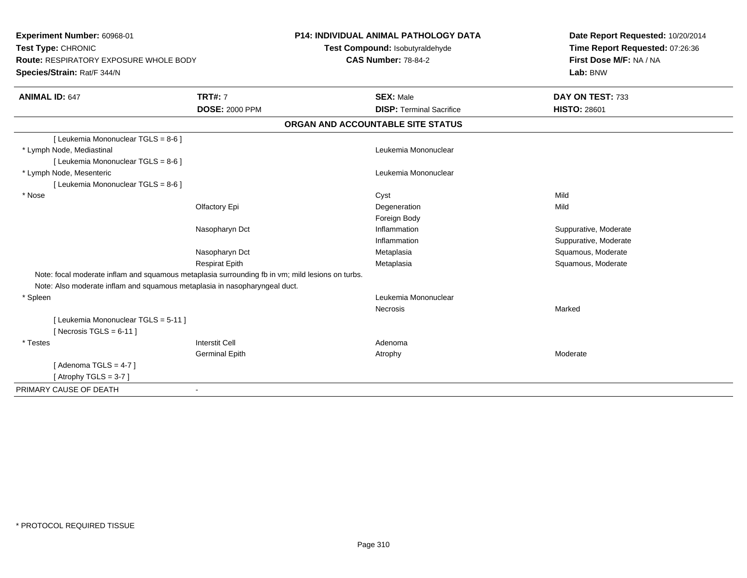**Experiment Number:** 60968-01
**Test Type:** CHRONIC
**Route:** RESPIRATORY EXPOSURE WHOLE BODY
**Species/Strain:** Rat/F 344/N

**P14: INDIVIDUAL ANIMAL PATHOLOGY DATA**
**Test Compound:** Isobutyraldehyde
**CAS Number:** 78-84-2

**Date Report Requested:** 10/20/2014
**Time Report Requested:** 07:26:36
**First Dose M/F:** NA / NA
**Lab:** BNW

| **ANIMAL ID:** 647 | **TRT#:** 7 | **SEX:** Male | **DAY ON TEST:** 733 |
|---|---|---|---|
| | **DOSE:** 2000 PPM | **DISP:** Terminal Sacrifice | **HISTO:** 28601 |

## ORGAN AND ACCOUNTABLE SITE STATUS

| | | | |
|---|---|---|---|
| [ Leukemia Mononuclear TGLS = 8-6 ] | | | |
| * Lymph Node, Mediastinal | | Leukemia Mononuclear | |
| [ Leukemia Mononuclear TGLS = 8-6 ] | | | |
| * Lymph Node, Mesenteric | | Leukemia Mononuclear | |
| [ Leukemia Mononuclear TGLS = 8-6 ] | | | |
| * Nose | | Cyst | Mild |
| | Olfactory Epi | Degeneration | Mild |
| | | Foreign Body | |
| | Nasopharyn Dct | Inflammation | Suppurative, Moderate |
| | | Inflammation | Suppurative, Moderate |
| | Nasopharyn Dct | Metaplasia | Squamous, Moderate |
| | Respirat Epith | Metaplasia | Squamous, Moderate |
| Note: focal moderate inflam and squamous metaplasia surrounding fb in vm; mild lesions on turbs. | | | |
| Note: Also moderate inflam and squamous metaplasia in nasopharyngeal duct. | | | |
| * Spleen | | Leukemia Mononuclear | |
| | | Necrosis | Marked |
| [ Leukemia Mononuclear TGLS = 5-11 ] | | | |
| [ Necrosis TGLS = 6-11 ] | | | |
| * Testes | Interstit Cell | Adenoma | |
| | Germinal Epith | Atrophy | Moderate |
| [ Adenoma TGLS = 4-7 ] | | | |
| [ Atrophy TGLS = 3-7 ] | | | |
| PRIMARY CAUSE OF DEATH | - | | |

* PROTOCOL REQUIRED TISSUE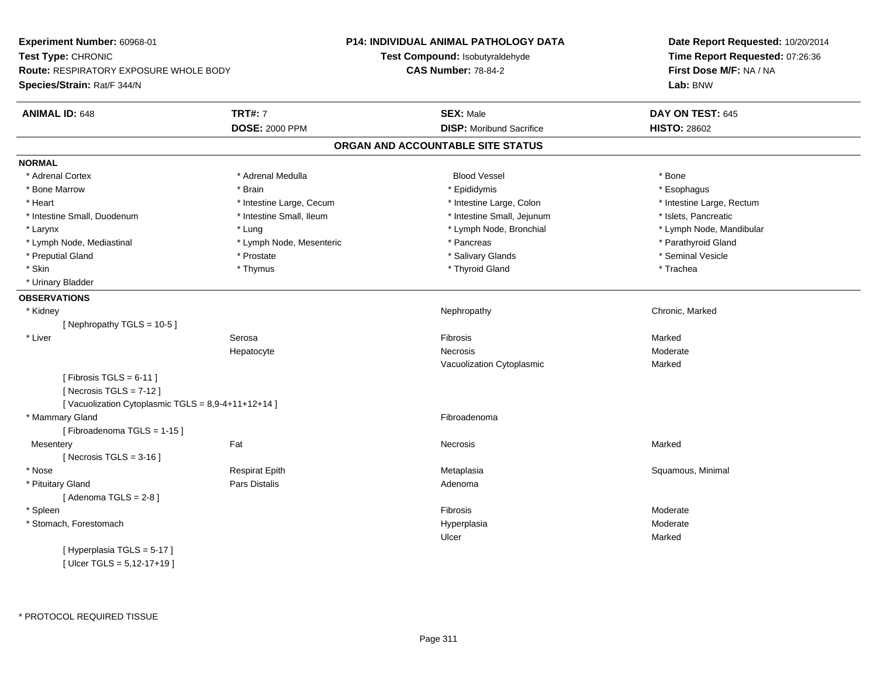**Experiment Number:** 60968-01
**Test Type:** CHRONIC
**Route:** RESPIRATORY EXPOSURE WHOLE BODY
**Species/Strain:** Rat/F 344/N

**P14: INDIVIDUAL ANIMAL PATHOLOGY DATA**
**Test Compound:** Isobutyraldehyde
**CAS Number:** 78-84-2

**Date Report Requested:** 10/20/2014
**Time Report Requested:** 07:26:36
**First Dose M/F:** NA / NA
**Lab:** BNW

| **ANIMAL ID:** 648 | **TRT#:** 7 | **SEX:** Male | **DAY ON TEST:** 645 |
|---|---|---|---|
| | **DOSE:** 2000 PPM | **DISP:** Moribund Sacrifice | **HISTO:** 28602 |

## ORGAN AND ACCOUNTABLE SITE STATUS

**NORMAL**

| | | | |
|---|---|---|---|
| * Adrenal Cortex | * Adrenal Medulla | Blood Vessel | * Bone |
| * Bone Marrow | * Brain | * Epididymis | * Esophagus |
| * Heart | * Intestine Large, Cecum | * Intestine Large, Colon | * Intestine Large, Rectum |
| * Intestine Small, Duodenum | * Intestine Small, Ileum | * Intestine Small, Jejunum | * Islets, Pancreatic |
| * Larynx | * Lung | * Lymph Node, Bronchial | * Lymph Node, Mandibular |
| * Lymph Node, Mediastinal | * Lymph Node, Mesenteric | * Pancreas | * Parathyroid Gland |
| * Preputial Gland | * Prostate | * Salivary Glands | * Seminal Vesicle |
| * Skin | * Thymus | * Thyroid Gland | * Trachea |
| * Urinary Bladder | | | |

**OBSERVATIONS**

| | | | |
|---|---|---|---|
| * Kidney | | Nephropathy | Chronic, Marked |
| [ Nephropathy TGLS = 10-5 ] | | | |
| * Liver | Serosa | Fibrosis | Marked |
| | Hepatocyte | Necrosis | Moderate |
| | | Vacuolization Cytoplasmic | Marked |
| [ Fibrosis TGLS = 6-11 ] | | | |
| [ Necrosis TGLS = 7-12 ] | | | |
| [ Vacuolization Cytoplasmic TGLS = 8,9-4+11+12+14 ] | | | |
| * Mammary Gland | | Fibroadenoma | |
| [ Fibroadenoma TGLS = 1-15 ] | | | |
| Mesentery | Fat | Necrosis | Marked |
| [ Necrosis TGLS = 3-16 ] | | | |
| * Nose | Respirat Epith | Metaplasia | Squamous, Minimal |
| * Pituitary Gland | Pars Distalis | Adenoma | |
| [ Adenoma TGLS = 2-8 ] | | | |
| * Spleen | | Fibrosis | Moderate |
| * Stomach, Forestomach | | Hyperplasia | Moderate |
| | | Ulcer | Marked |
| [ Hyperplasia TGLS = 5-17 ] | | | |
| [ Ulcer TGLS = 5,12-17+19 ] | | | |

\* PROTOCOL REQUIRED TISSUE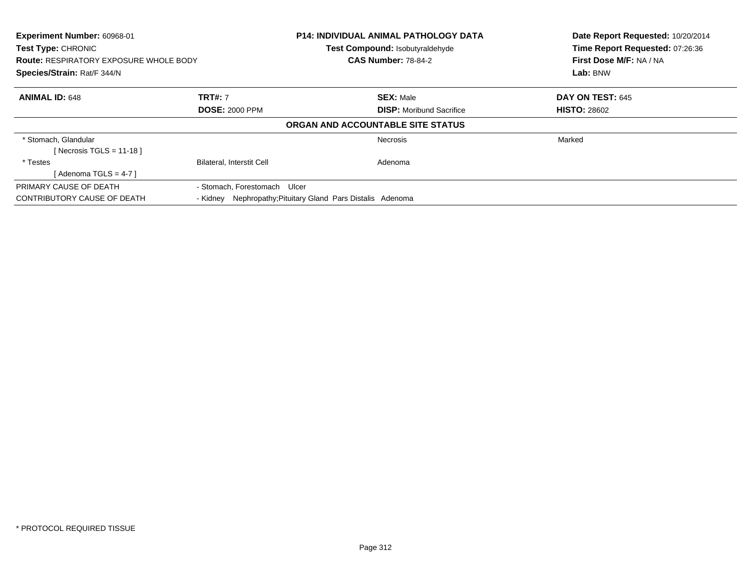**Experiment Number:** 60968-01
**Test Type:** CHRONIC
**Route:** RESPIRATORY EXPOSURE WHOLE BODY
**Species/Strain:** Rat/F 344/N

**P14: INDIVIDUAL ANIMAL PATHOLOGY DATA**
**Test Compound:** Isobutyraldehyde
**CAS Number:** 78-84-2

**Date Report Requested:** 10/20/2014
**Time Report Requested:** 07:26:36
**First Dose M/F:** NA / NA
**Lab:** BNW

| **ANIMAL ID:** 648 | **TRT#:** 7 | **SEX:** Male | **DAY ON TEST:** 645 |
|---|---|---|---|
| | **DOSE:** 2000 PPM | **DISP:** Moribund Sacrifice | **HISTO:** 28602 |

**ORGAN AND ACCOUNTABLE SITE STATUS**

| | | | |
|---|---|---|---|
| * Stomach, Glandular | | Necrosis | Marked |
| [ Necrosis TGLS = 11-18 ] | | | |
| * Testes | Bilateral, Interstit Cell | Adenoma | |
| [ Adenoma TGLS = 4-7 ] | | | |
| PRIMARY CAUSE OF DEATH | - Stomach, Forestomach Ulcer | | |
| CONTRIBUTORY CAUSE OF DEATH | - Kidney Nephropathy;Pituitary Gland Pars Distalis Adenoma | | |

* PROTOCOL REQUIRED TISSUE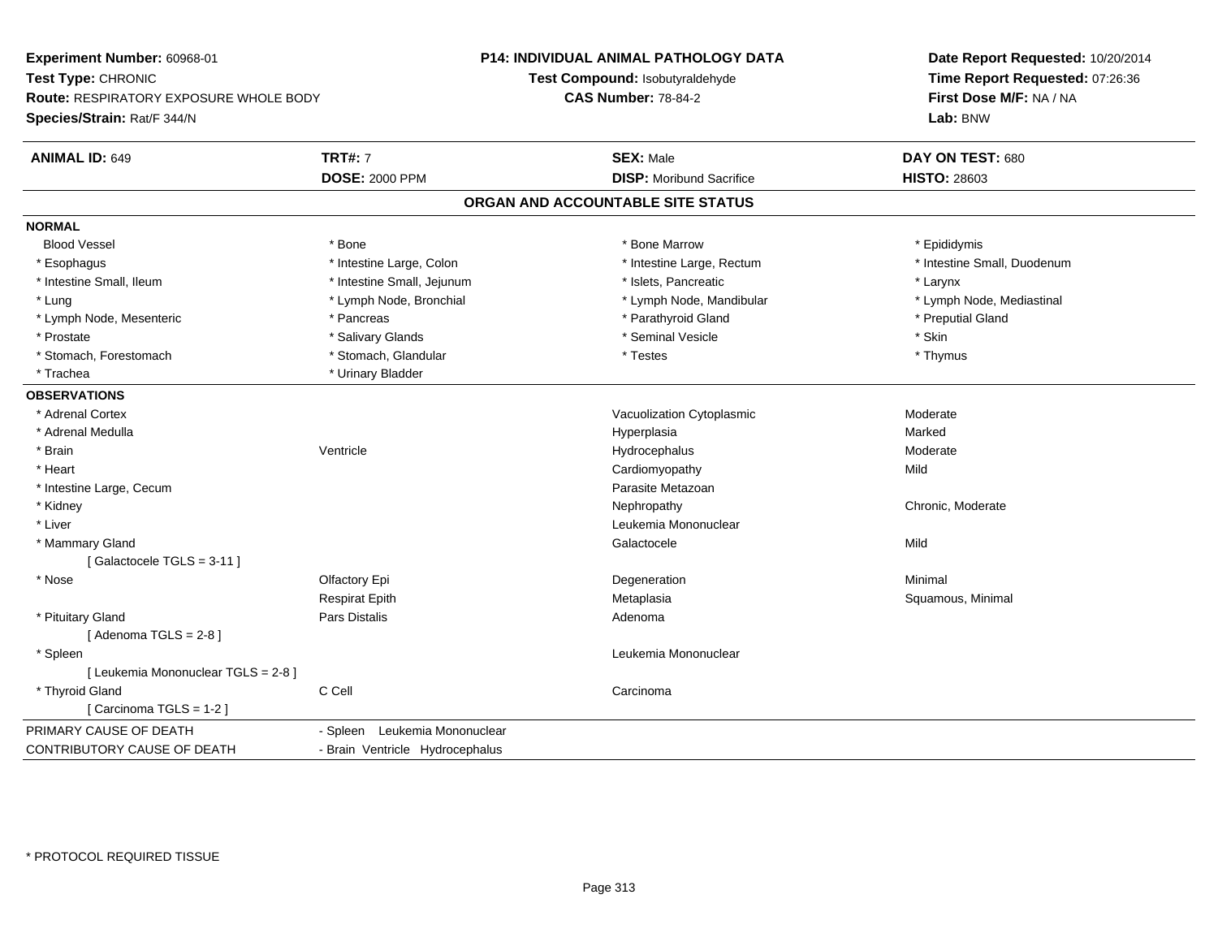**Experiment Number:** 60968-01
**Test Type:** CHRONIC
**Route:** RESPIRATORY EXPOSURE WHOLE BODY
**Species/Strain:** Rat/F 344/N

**P14: INDIVIDUAL ANIMAL PATHOLOGY DATA**
**Test Compound:** Isobutyraldehyde
**CAS Number:** 78-84-2

**Date Report Requested:** 10/20/2014
**Time Report Requested:** 07:26:36
**First Dose M/F:** NA / NA
**Lab:** BNW

| **ANIMAL ID:** 649 | **TRT#:** 7 | **SEX:** Male | **DAY ON TEST:** 680 |
|---|---|---|---|
| | **DOSE:** 2000 PPM | **DISP:** Moribund Sacrifice | **HISTO:** 28603 |

## ORGAN AND ACCOUNTABLE SITE STATUS

**NORMAL**

| | | | |
|---|---|---|---|
| Blood Vessel | * Bone | * Bone Marrow | * Epididymis |
| * Esophagus | * Intestine Large, Colon | * Intestine Large, Rectum | * Intestine Small, Duodenum |
| * Intestine Small, Ileum | * Intestine Small, Jejunum | * Islets, Pancreatic | * Larynx |
| * Lung | * Lymph Node, Bronchial | * Lymph Node, Mandibular | * Lymph Node, Mediastinal |
| * Lymph Node, Mesenteric | * Pancreas | * Parathyroid Gland | * Preputial Gland |
| * Prostate | * Salivary Glands | * Seminal Vesicle | * Skin |
| * Stomach, Forestomach | * Stomach, Glandular | * Testes | * Thymus |
| * Trachea | * Urinary Bladder | | |

**OBSERVATIONS**

| | | | |
|---|---|---|---|
| * Adrenal Cortex | | Vacuolization Cytoplasmic | Moderate |
| * Adrenal Medulla | | Hyperplasia | Marked |
| * Brain | Ventricle | Hydrocephalus | Moderate |
| * Heart | | Cardiomyopathy | Mild |
| * Intestine Large, Cecum | | Parasite Metazoan | |
| * Kidney | | Nephropathy | Chronic, Moderate |
| * Liver | | Leukemia Mononuclear | |
| * Mammary Gland | | Galactocele | Mild |
| [ Galactocele TGLS = 3-11 ] | | | |
| * Nose | Olfactory Epi | Degeneration | Minimal |
| | Respirat Epith | Metaplasia | Squamous, Minimal |
| * Pituitary Gland | Pars Distalis | Adenoma | |
| [ Adenoma TGLS = 2-8 ] | | | |
| * Spleen | | Leukemia Mononuclear | |
| [ Leukemia Mononuclear TGLS = 2-8 ] | | | |
| * Thyroid Gland | C Cell | Carcinoma | |
| [ Carcinoma TGLS = 1-2 ] | | | |

| | |
|---|---|
| PRIMARY CAUSE OF DEATH | - Spleen Leukemia Mononuclear |
| CONTRIBUTORY CAUSE OF DEATH | - Brain Ventricle Hydrocephalus |

* PROTOCOL REQUIRED TISSUE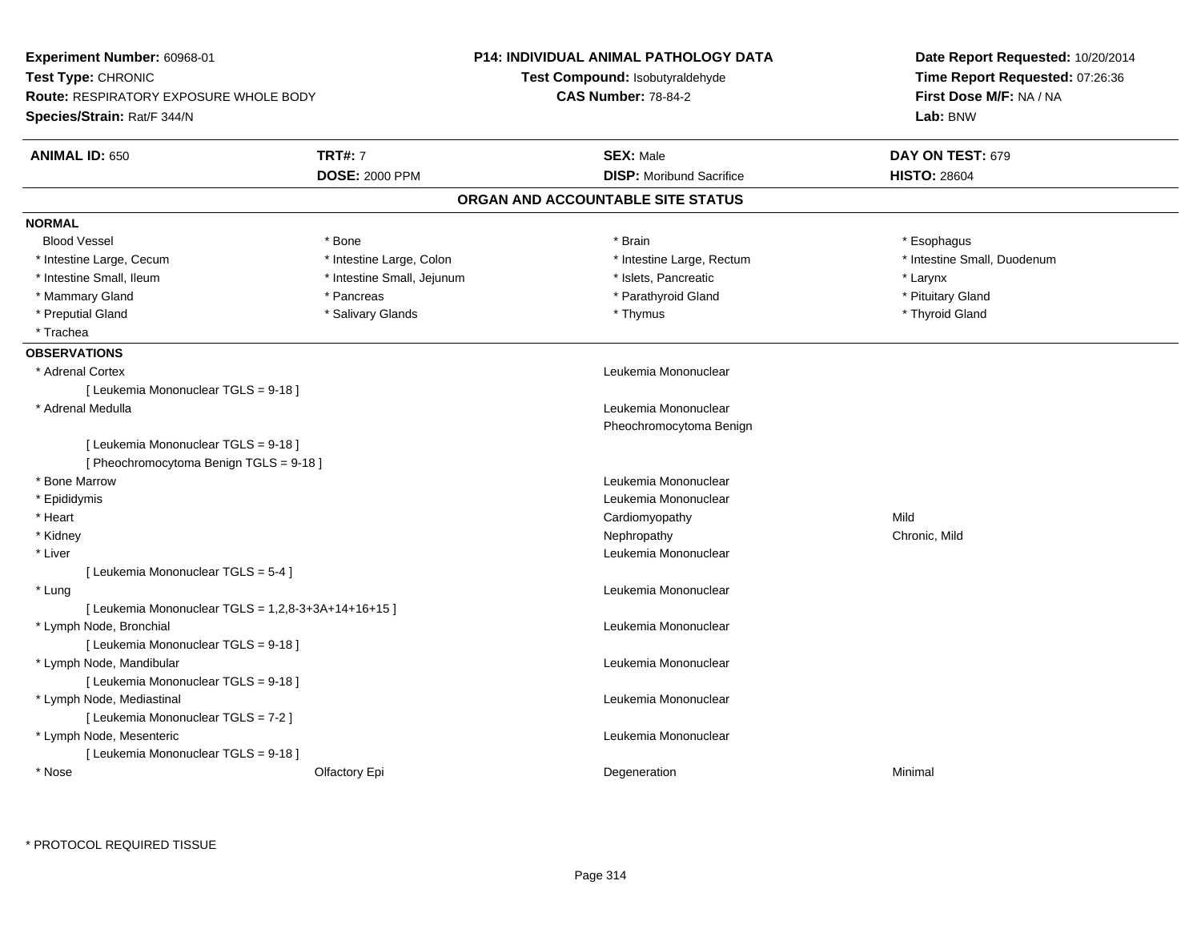**Experiment Number:** 60968-01
**Test Type:** CHRONIC
**Route:** RESPIRATORY EXPOSURE WHOLE BODY
**Species/Strain:** Rat/F 344/N

**P14: INDIVIDUAL ANIMAL PATHOLOGY DATA**
**Test Compound:** Isobutyraldehyde
**CAS Number:** 78-84-2

**Date Report Requested:** 10/20/2014
**Time Report Requested:** 07:26:36
**First Dose M/F:** NA / NA
**Lab:** BNW

| **ANIMAL ID:** 650 | **TRT#:** 7 | **SEX:** Male | **DAY ON TEST:** 679 |
|---|---|---|---|
| | **DOSE:** 2000 PPM | **DISP:** Moribund Sacrifice | **HISTO:** 28604 |

## ORGAN AND ACCOUNTABLE SITE STATUS

**NORMAL**

| | | | |
|---|---|---|---|
| Blood Vessel | * Bone | * Brain | * Esophagus |
| * Intestine Large, Cecum | * Intestine Large, Colon | * Intestine Large, Rectum | * Intestine Small, Duodenum |
| * Intestine Small, Ileum | * Intestine Small, Jejunum | * Islets, Pancreatic | * Larynx |
| * Mammary Gland | * Pancreas | * Parathyroid Gland | * Pituitary Gland |
| * Preputial Gland | * Salivary Glands | * Thymus | * Thyroid Gland |
| * Trachea | | | |

**OBSERVATIONS**

| | | | |
|---|---|---|---|
| * Adrenal Cortex | | Leukemia Mononuclear | |
| [ Leukemia Mononuclear TGLS = 9-18 ] | | | |
| * Adrenal Medulla | | Leukemia Mononuclear | |
| | | Pheochromocytoma Benign | |
| [ Leukemia Mononuclear TGLS = 9-18 ] | | | |
| [ Pheochromocytoma Benign TGLS = 9-18 ] | | | |
| * Bone Marrow | | Leukemia Mononuclear | |
| * Epididymis | | Leukemia Mononuclear | |
| * Heart | | Cardiomyopathy | Mild |
| * Kidney | | Nephropathy | Chronic, Mild |
| * Liver | | Leukemia Mononuclear | |
| [ Leukemia Mononuclear TGLS = 5-4 ] | | | |
| * Lung | | Leukemia Mononuclear | |
| [ Leukemia Mononuclear TGLS = 1,2,8-3+3A+14+16+15 ] | | | |
| * Lymph Node, Bronchial | | Leukemia Mononuclear | |
| [ Leukemia Mononuclear TGLS = 9-18 ] | | | |
| * Lymph Node, Mandibular | | Leukemia Mononuclear | |
| [ Leukemia Mononuclear TGLS = 9-18 ] | | | |
| * Lymph Node, Mediastinal | | Leukemia Mononuclear | |
| [ Leukemia Mononuclear TGLS = 7-2 ] | | | |
| * Lymph Node, Mesenteric | | Leukemia Mononuclear | |
| [ Leukemia Mononuclear TGLS = 9-18 ] | | | |
| * Nose | Olfactory Epi | Degeneration | Minimal |

\* PROTOCOL REQUIRED TISSUE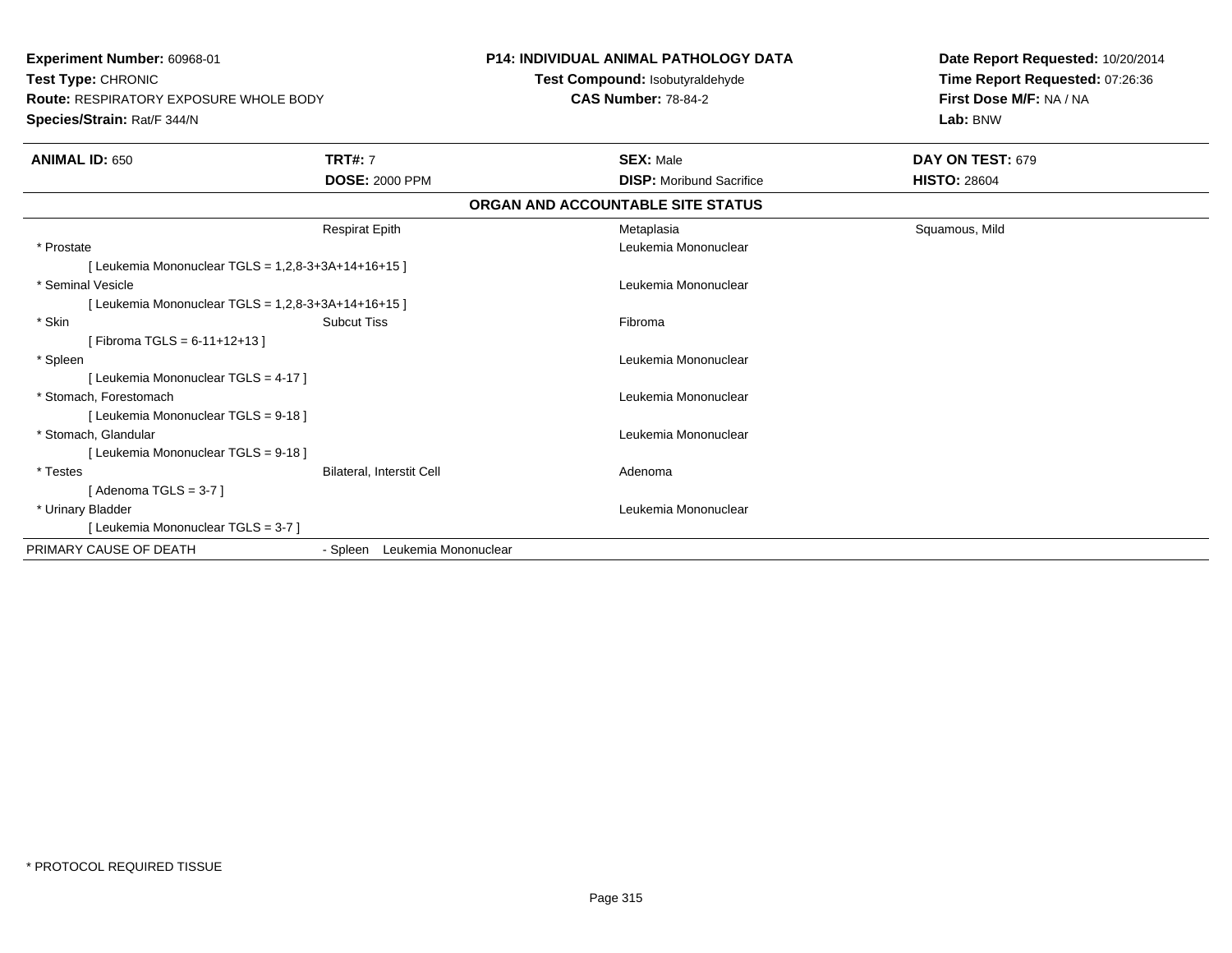**Experiment Number:** 60968-01
**Test Type:** CHRONIC
**Route:** RESPIRATORY EXPOSURE WHOLE BODY
**Species/Strain:** Rat/F 344/N

**P14: INDIVIDUAL ANIMAL PATHOLOGY DATA**
**Test Compound:** Isobutyraldehyde
**CAS Number:** 78-84-2

**Date Report Requested:** 10/20/2014
**Time Report Requested:** 07:26:36
**First Dose M/F:** NA / NA
**Lab:** BNW

| **ANIMAL ID:** 650 | **TRT#:** 7 | **SEX:** Male | **DAY ON TEST:** 679 |
|---|---|---|---|
| | **DOSE:** 2000 PPM | **DISP:** Moribund Sacrifice | **HISTO:** 28604 |

**ORGAN AND ACCOUNTABLE SITE STATUS**

| | | | |
|---|---|---|---|
| | Respirat Epith | Metaplasia | Squamous, Mild |
| * Prostate | | Leukemia Mononuclear | |
| [ Leukemia Mononuclear TGLS = 1,2,8-3+3A+14+16+15 ] | | | |
| * Seminal Vesicle | | Leukemia Mononuclear | |
| [ Leukemia Mononuclear TGLS = 1,2,8-3+3A+14+16+15 ] | | | |
| * Skin | Subcut Tiss | Fibroma | |
| [ Fibroma TGLS = 6-11+12+13 ] | | | |
| * Spleen | | Leukemia Mononuclear | |
| [ Leukemia Mononuclear TGLS = 4-17 ] | | | |
| * Stomach, Forestomach | | Leukemia Mononuclear | |
| [ Leukemia Mononuclear TGLS = 9-18 ] | | | |
| * Stomach, Glandular | | Leukemia Mononuclear | |
| [ Leukemia Mononuclear TGLS = 9-18 ] | | | |
| * Testes | Bilateral, Interstit Cell | Adenoma | |
| [ Adenoma TGLS = 3-7 ] | | | |
| * Urinary Bladder | | Leukemia Mononuclear | |
| [ Leukemia Mononuclear TGLS = 3-7 ] | | | |
| PRIMARY CAUSE OF DEATH | - Spleen Leukemia Mononuclear | | |

* PROTOCOL REQUIRED TISSUE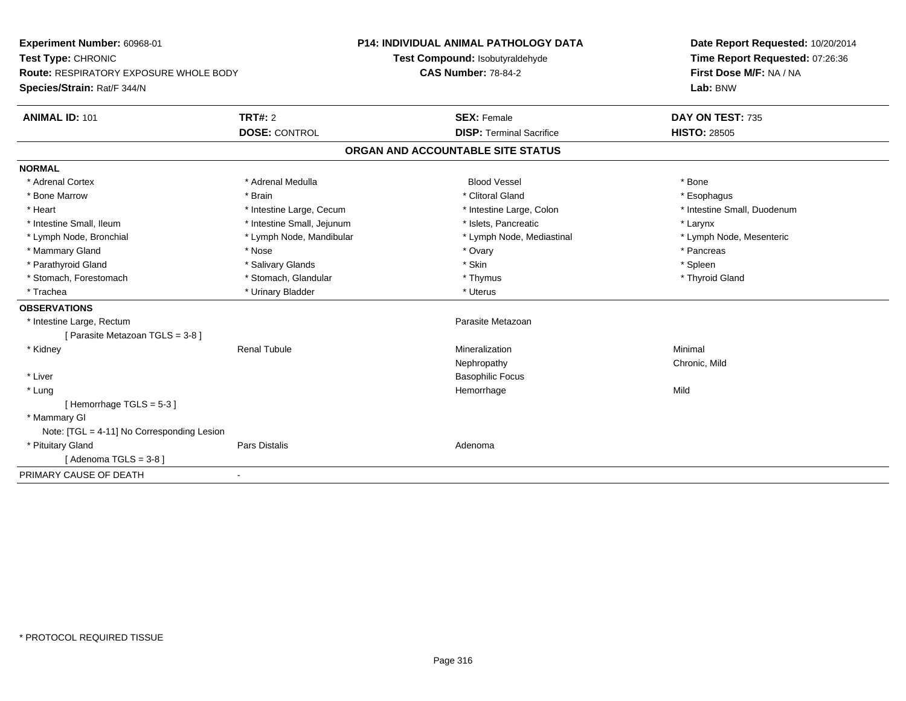**Experiment Number:** 60968-01
**Test Type:** CHRONIC
**Route:** RESPIRATORY EXPOSURE WHOLE BODY
**Species/Strain:** Rat/F 344/N

**P14: INDIVIDUAL ANIMAL PATHOLOGY DATA**
**Test Compound:** Isobutyraldehyde
**CAS Number:** 78-84-2

**Date Report Requested:** 10/20/2014
**Time Report Requested:** 07:26:36
**First Dose M/F:** NA / NA
**Lab:** BNW

| **ANIMAL ID:** 101 | **TRT#:** 2 | **SEX:** Female | **DAY ON TEST:** 735 |
|---|---|---|---|
| | **DOSE:** CONTROL | **DISP:** Terminal Sacrifice | **HISTO:** 28505 |

## ORGAN AND ACCOUNTABLE SITE STATUS

**NORMAL**

| | | | |
|---|---|---|---|
| * Adrenal Cortex | * Adrenal Medulla | Blood Vessel | * Bone |
| * Bone Marrow | * Brain | * Clitoral Gland | * Esophagus |
| * Heart | * Intestine Large, Cecum | * Intestine Large, Colon | * Intestine Small, Duodenum |
| * Intestine Small, Ileum | * Intestine Small, Jejunum | * Islets, Pancreatic | * Larynx |
| * Lymph Node, Bronchial | * Lymph Node, Mandibular | * Lymph Node, Mediastinal | * Lymph Node, Mesenteric |
| * Mammary Gland | * Nose | * Ovary | * Pancreas |
| * Parathyroid Gland | * Salivary Glands | * Skin | * Spleen |
| * Stomach, Forestomach | * Stomach, Glandular | * Thymus | * Thyroid Gland |
| * Trachea | * Urinary Bladder | * Uterus | |

**OBSERVATIONS**

| | | | |
|---|---|---|---|
| * Intestine Large, Rectum | | Parasite Metazoan | |
| [ Parasite Metazoan TGLS = 3-8 ] | | | |
| * Kidney | Renal Tubule | Mineralization | Minimal |
| | | Nephropathy | Chronic, Mild |
| * Liver | | Basophilic Focus | |
| * Lung | | Hemorrhage | Mild |
| [ Hemorrhage TGLS = 5-3 ] | | | |
| * Mammary Gl | | | |
| Note: [TGL = 4-11] No Corresponding Lesion | | | |
| * Pituitary Gland | Pars Distalis | Adenoma | |
| [ Adenoma TGLS = 3-8 ] | | | |

PRIMARY CAUSE OF DEATH -

\* PROTOCOL REQUIRED TISSUE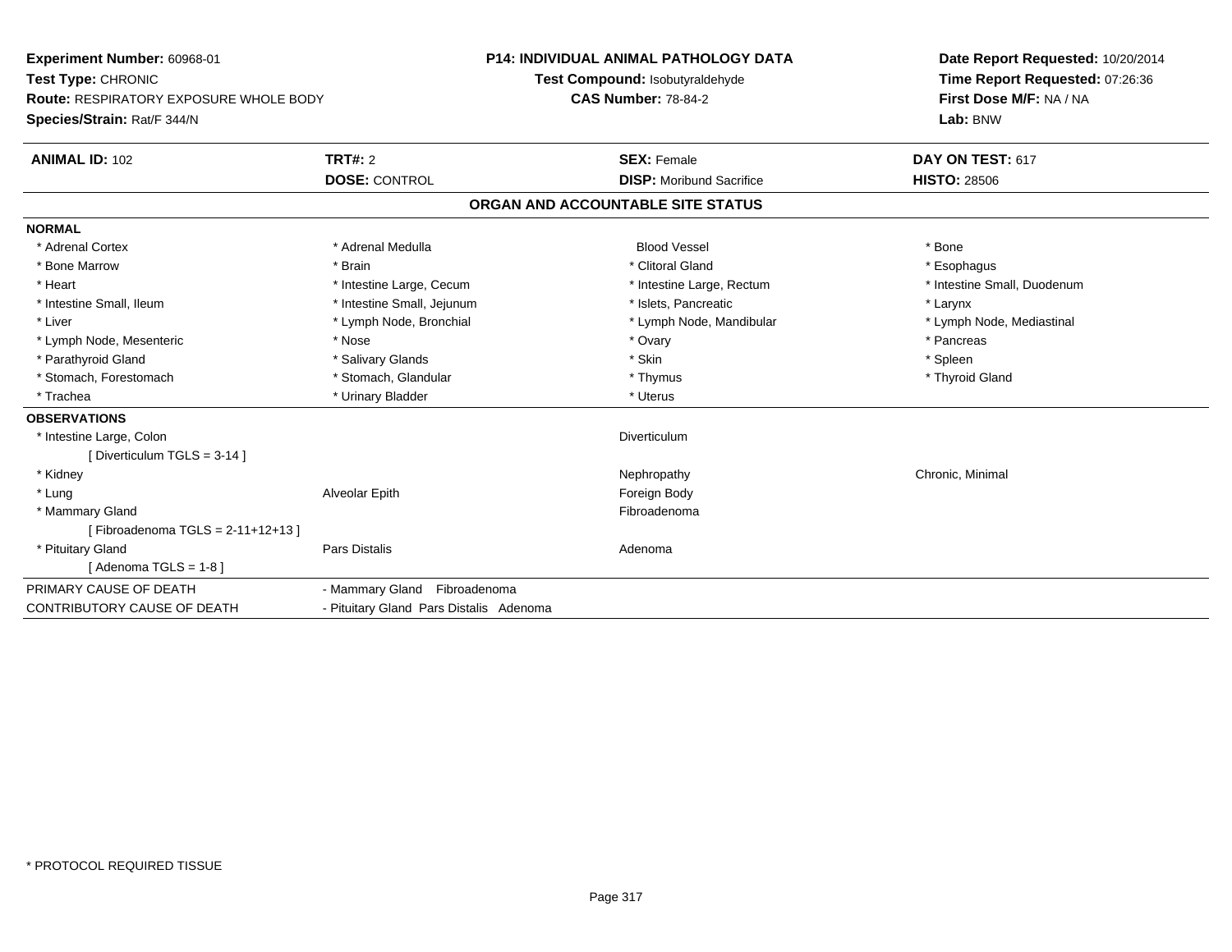**Experiment Number:** 60968-01
**Test Type:** CHRONIC
**Route:** RESPIRATORY EXPOSURE WHOLE BODY
**Species/Strain:** Rat/F 344/N

**P14: INDIVIDUAL ANIMAL PATHOLOGY DATA**
**Test Compound:** Isobutyraldehyde
**CAS Number:** 78-84-2

**Date Report Requested:** 10/20/2014
**Time Report Requested:** 07:26:36
**First Dose M/F:** NA / NA
**Lab:** BNW

| **ANIMAL ID:** 102 | **TRT#:** 2 | **SEX:** Female | **DAY ON TEST:** 617 |
|---|---|---|---|
| | **DOSE:** CONTROL | **DISP:** Moribund Sacrifice | **HISTO:** 28506 |

## ORGAN AND ACCOUNTABLE SITE STATUS

**NORMAL**

| | | | |
|---|---|---|---|
| * Adrenal Cortex | * Adrenal Medulla | Blood Vessel | * Bone |
| * Bone Marrow | * Brain | * Clitoral Gland | * Esophagus |
| * Heart | * Intestine Large, Cecum | * Intestine Large, Rectum | * Intestine Small, Duodenum |
| * Intestine Small, Ileum | * Intestine Small, Jejunum | * Islets, Pancreatic | * Larynx |
| * Liver | * Lymph Node, Bronchial | * Lymph Node, Mandibular | * Lymph Node, Mediastinal |
| * Lymph Node, Mesenteric | * Nose | * Ovary | * Pancreas |
| * Parathyroid Gland | * Salivary Glands | * Skin | * Spleen |
| * Stomach, Forestomach | * Stomach, Glandular | * Thymus | * Thyroid Gland |
| * Trachea | * Urinary Bladder | * Uterus | |

**OBSERVATIONS**

| | | | |
|---|---|---|---|
| * Intestine Large, Colon | | Diverticulum | |
| [ Diverticulum TGLS = 3-14 ] | | | |
| * Kidney | | Nephropathy | Chronic, Minimal |
| * Lung | Alveolar Epith | Foreign Body | |
| * Mammary Gland | | Fibroadenoma | |
| [ Fibroadenoma TGLS = 2-11+12+13 ] | | | |
| * Pituitary Gland | Pars Distalis | Adenoma | |
| [ Adenoma TGLS = 1-8 ] | | | |

| | |
|---|---|
| PRIMARY CAUSE OF DEATH | - Mammary Gland Fibroadenoma |
| CONTRIBUTORY CAUSE OF DEATH | - Pituitary Gland Pars Distalis Adenoma |

\* PROTOCOL REQUIRED TISSUE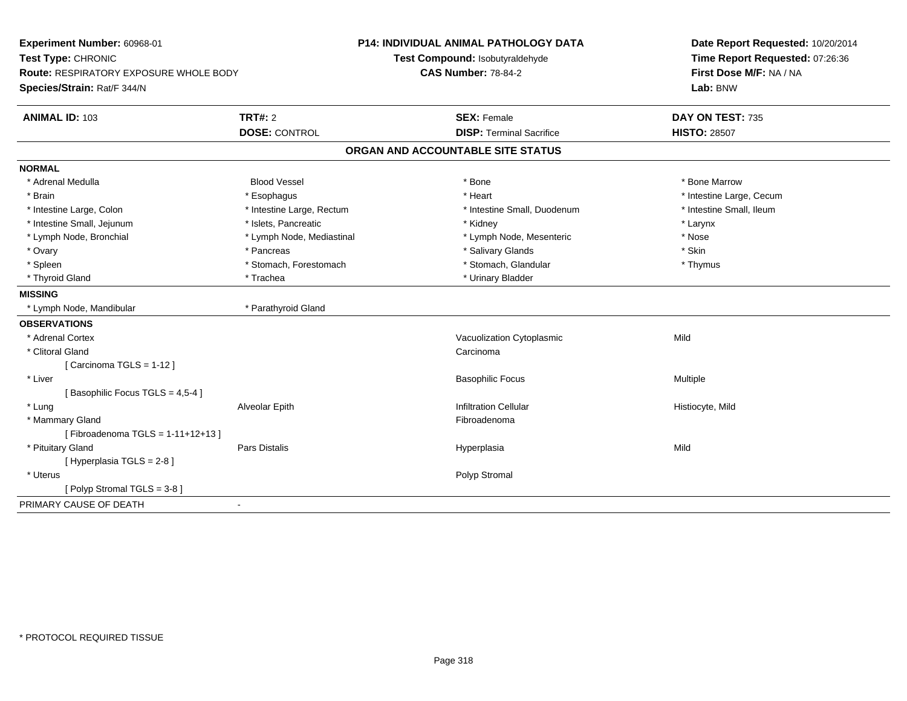**Experiment Number:** 60968-01
**Test Type:** CHRONIC
**Route:** RESPIRATORY EXPOSURE WHOLE BODY
**Species/Strain:** Rat/F 344/N

**P14: INDIVIDUAL ANIMAL PATHOLOGY DATA**
**Test Compound:** Isobutyraldehyde
**CAS Number:** 78-84-2

**Date Report Requested:** 10/20/2014
**Time Report Requested:** 07:26:36
**First Dose M/F:** NA / NA
**Lab:** BNW

| **ANIMAL ID:** 103 | **TRT#:** 2 | **SEX:** Female | **DAY ON TEST:** 735 |
|---|---|---|---|
| | **DOSE:** CONTROL | **DISP:** Terminal Sacrifice | **HISTO:** 28507 |

## ORGAN AND ACCOUNTABLE SITE STATUS

**NORMAL**

| | | | |
|---|---|---|---|
| * Adrenal Medulla | Blood Vessel | * Bone | * Bone Marrow |
| * Brain | * Esophagus | * Heart | * Intestine Large, Cecum |
| * Intestine Large, Colon | * Intestine Large, Rectum | * Intestine Small, Duodenum | * Intestine Small, Ileum |
| * Intestine Small, Jejunum | * Islets, Pancreatic | * Kidney | * Larynx |
| * Lymph Node, Bronchial | * Lymph Node, Mediastinal | * Lymph Node, Mesenteric | * Nose |
| * Ovary | * Pancreas | * Salivary Glands | * Skin |
| * Spleen | * Stomach, Forestomach | * Stomach, Glandular | * Thymus |
| * Thyroid Gland | * Trachea | * Urinary Bladder | |

**MISSING**

| | |
|---|---|
| * Lymph Node, Mandibular | * Parathyroid Gland |

**OBSERVATIONS**

| | | | |
|---|---|---|---|
| * Adrenal Cortex | | Vacuolization Cytoplasmic | Mild |
| * Clitoral Gland | | Carcinoma | |
| [ Carcinoma TGLS = 1-12 ] | | | |
| * Liver | | Basophilic Focus | Multiple |
| [ Basophilic Focus TGLS = 4,5-4 ] | | | |
| * Lung | Alveolar Epith | Infiltration Cellular | Histiocyte, Mild |
| * Mammary Gland | | Fibroadenoma | |
| [ Fibroadenoma TGLS = 1-11+12+13 ] | | | |
| * Pituitary Gland | Pars Distalis | Hyperplasia | Mild |
| [ Hyperplasia TGLS = 2-8 ] | | | |
| * Uterus | | Polyp Stromal | |
| [ Polyp Stromal TGLS = 3-8 ] | | | |

PRIMARY CAUSE OF DEATH -

* PROTOCOL REQUIRED TISSUE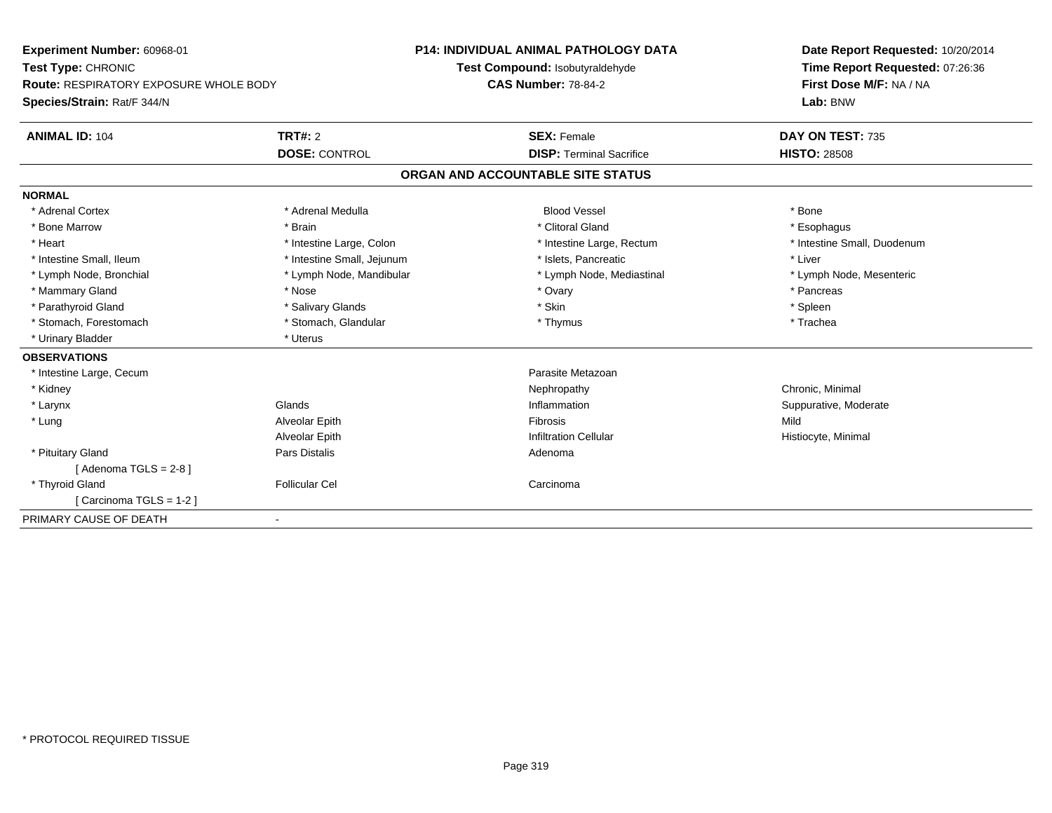**Experiment Number:** 60968-01
**Test Type:** CHRONIC
**Route:** RESPIRATORY EXPOSURE WHOLE BODY
**Species/Strain:** Rat/F 344/N

**P14: INDIVIDUAL ANIMAL PATHOLOGY DATA**
**Test Compound:** Isobutyraldehyde
**CAS Number:** 78-84-2

**Date Report Requested:** 10/20/2014
**Time Report Requested:** 07:26:36
**First Dose M/F:** NA / NA
**Lab:** BNW

| **ANIMAL ID:** 104 | **TRT#:** 2 | **SEX:** Female | **DAY ON TEST:** 735 |
|---|---|---|---|
| | **DOSE:** CONTROL | **DISP:** Terminal Sacrifice | **HISTO:** 28508 |

## ORGAN AND ACCOUNTABLE SITE STATUS

**NORMAL**

| | | | |
|---|---|---|---|
| * Adrenal Cortex | * Adrenal Medulla | Blood Vessel | * Bone |
| * Bone Marrow | * Brain | * Clitoral Gland | * Esophagus |
| * Heart | * Intestine Large, Colon | * Intestine Large, Rectum | * Intestine Small, Duodenum |
| * Intestine Small, Ileum | * Intestine Small, Jejunum | * Islets, Pancreatic | * Liver |
| * Lymph Node, Bronchial | * Lymph Node, Mandibular | * Lymph Node, Mediastinal | * Lymph Node, Mesenteric |
| * Mammary Gland | * Nose | * Ovary | * Pancreas |
| * Parathyroid Gland | * Salivary Glands | * Skin | * Spleen |
| * Stomach, Forestomach | * Stomach, Glandular | * Thymus | * Trachea |
| * Urinary Bladder | * Uterus | | |

**OBSERVATIONS**

| | | | |
|---|---|---|---|
| * Intestine Large, Cecum | | Parasite Metazoan | |
| * Kidney | | Nephropathy | Chronic, Minimal |
| * Larynx | Glands | Inflammation | Suppurative, Moderate |
| * Lung | Alveolar Epith | Fibrosis | Mild |
| | Alveolar Epith | Infiltration Cellular | Histiocyte, Minimal |
| * Pituitary Gland | Pars Distalis | Adenoma | |
| [ Adenoma TGLS = 2-8 ] | | | |
| * Thyroid Gland | Follicular Cel | Carcinoma | |
| [ Carcinoma TGLS = 1-2 ] | | | |

PRIMARY CAUSE OF DEATH -

* PROTOCOL REQUIRED TISSUE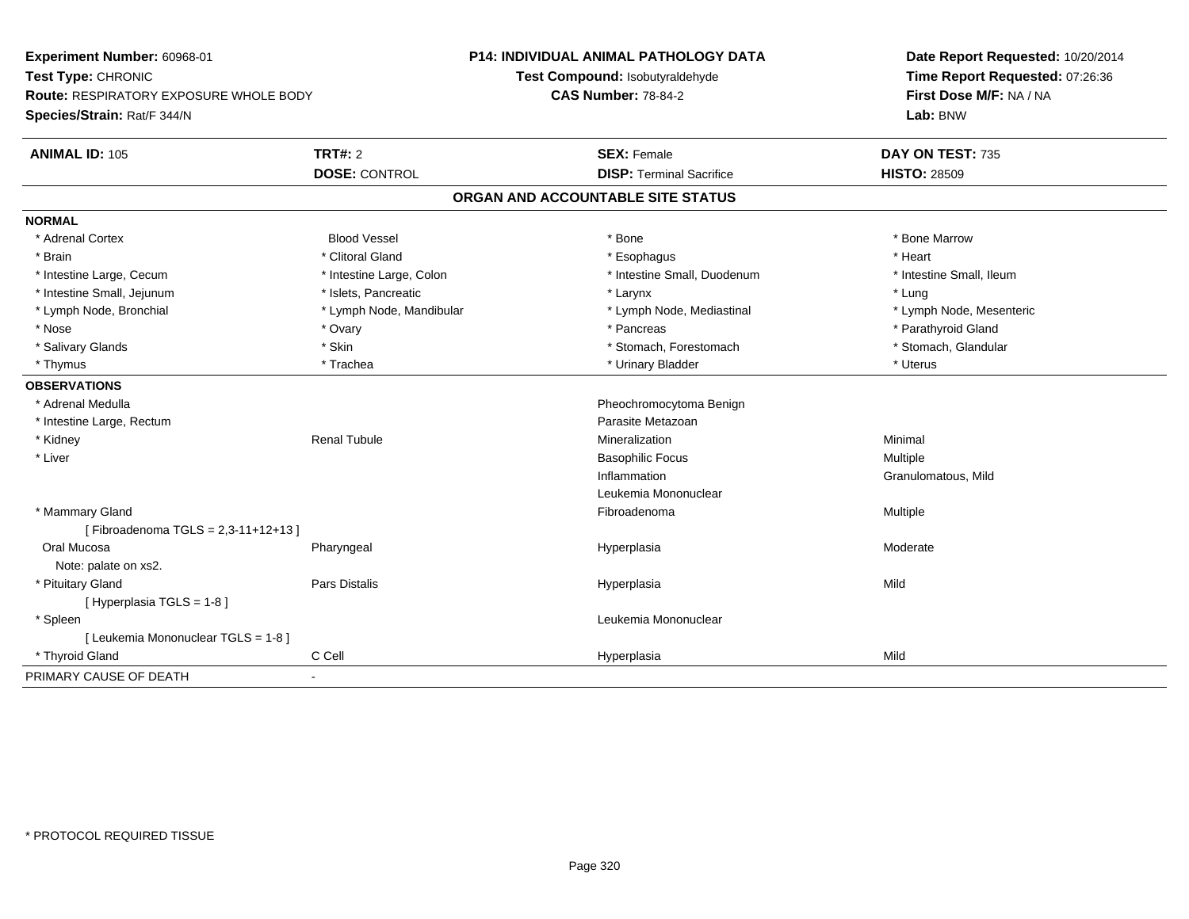**Experiment Number:** 60968-01
**Test Type:** CHRONIC
**Route:** RESPIRATORY EXPOSURE WHOLE BODY
**Species/Strain:** Rat/F 344/N

**P14: INDIVIDUAL ANIMAL PATHOLOGY DATA**
**Test Compound:** Isobutyraldehyde
**CAS Number:** 78-84-2

**Date Report Requested:** 10/20/2014
**Time Report Requested:** 07:26:36
**First Dose M/F:** NA / NA
**Lab:** BNW

| **ANIMAL ID:** 105 | **TRT#:** 2 | **SEX:** Female | **DAY ON TEST:** 735 |
|---|---|---|---|
| | **DOSE:** CONTROL | **DISP:** Terminal Sacrifice | **HISTO:** 28509 |

## ORGAN AND ACCOUNTABLE SITE STATUS

**NORMAL**

| | | | |
|---|---|---|---|
| * Adrenal Cortex | Blood Vessel | * Bone | * Bone Marrow |
| * Brain | * Clitoral Gland | * Esophagus | * Heart |
| * Intestine Large, Cecum | * Intestine Large, Colon | * Intestine Small, Duodenum | * Intestine Small, Ileum |
| * Intestine Small, Jejunum | * Islets, Pancreatic | * Larynx | * Lung |
| * Lymph Node, Bronchial | * Lymph Node, Mandibular | * Lymph Node, Mediastinal | * Lymph Node, Mesenteric |
| * Nose | * Ovary | * Pancreas | * Parathyroid Gland |
| * Salivary Glands | * Skin | * Stomach, Forestomach | * Stomach, Glandular |
| * Thymus | * Trachea | * Urinary Bladder | * Uterus |

**OBSERVATIONS**

| | | | |
|---|---|---|---|
| * Adrenal Medulla | | Pheochromocytoma Benign | |
| * Intestine Large, Rectum | | Parasite Metazoan | |
| * Kidney | Renal Tubule | Mineralization | Minimal |
| * Liver | | Basophilic Focus | Multiple |
| | | Inflammation | Granulomatous, Mild |
| | | Leukemia Mononuclear | |
| * Mammary Gland | | Fibroadenoma | Multiple |
| [ Fibroadenoma TGLS = 2,3-11+12+13 ] | | | |
| Oral Mucosa | Pharyngeal | Hyperplasia | Moderate |
| Note: palate on xs2. | | | |
| * Pituitary Gland | Pars Distalis | Hyperplasia | Mild |
| [ Hyperplasia TGLS = 1-8 ] | | | |
| * Spleen | | Leukemia Mononuclear | |
| [ Leukemia Mononuclear TGLS = 1-8 ] | | | |
| * Thyroid Gland | C Cell | Hyperplasia | Mild |

PRIMARY CAUSE OF DEATH -

* PROTOCOL REQUIRED TISSUE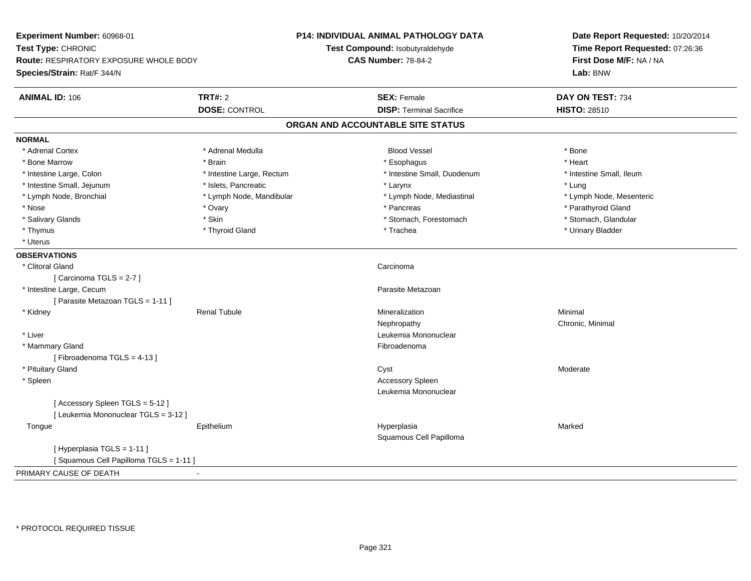**Experiment Number:** 60968-01
**Test Type:** CHRONIC
**Route:** RESPIRATORY EXPOSURE WHOLE BODY
**Species/Strain:** Rat/F 344/N

**P14: INDIVIDUAL ANIMAL PATHOLOGY DATA**
**Test Compound:** Isobutyraldehyde
**CAS Number:** 78-84-2

**Date Report Requested:** 10/20/2014
**Time Report Requested:** 07:26:36
**First Dose M/F:** NA / NA
**Lab:** BNW

| **ANIMAL ID:** 106 | **TRT#:** 2 | **SEX:** Female | **DAY ON TEST:** 734 |
|---|---|---|---|
| | **DOSE:** CONTROL | **DISP:** Terminal Sacrifice | **HISTO:** 28510 |

## ORGAN AND ACCOUNTABLE SITE STATUS

**NORMAL**

| | | | |
|---|---|---|---|
| * Adrenal Cortex | * Adrenal Medulla | Blood Vessel | * Bone |
| * Bone Marrow | * Brain | * Esophagus | * Heart |
| * Intestine Large, Colon | * Intestine Large, Rectum | * Intestine Small, Duodenum | * Intestine Small, Ileum |
| * Intestine Small, Jejunum | * Islets, Pancreatic | * Larynx | * Lung |
| * Lymph Node, Bronchial | * Lymph Node, Mandibular | * Lymph Node, Mediastinal | * Lymph Node, Mesenteric |
| * Nose | * Ovary | * Pancreas | * Parathyroid Gland |
| * Salivary Glands | * Skin | * Stomach, Forestomach | * Stomach, Glandular |
| * Thymus | * Thyroid Gland | * Trachea | * Urinary Bladder |
| * Uterus | | | |

**OBSERVATIONS**

| | | | |
|---|---|---|---|
| * Clitoral Gland | | Carcinoma | |
| [ Carcinoma TGLS = 2-7 ] | | | |
| * Intestine Large, Cecum | | Parasite Metazoan | |
| [ Parasite Metazoan TGLS = 1-11 ] | | | |
| * Kidney | Renal Tubule | Mineralization | Minimal |
| | | Nephropathy | Chronic, Minimal |
| * Liver | | Leukemia Mononuclear | |
| * Mammary Gland | | Fibroadenoma | |
| [ Fibroadenoma TGLS = 4-13 ] | | | |
| * Pituitary Gland | | Cyst | Moderate |
| * Spleen | | Accessory Spleen | |
| | | Leukemia Mononuclear | |
| [ Accessory Spleen TGLS = 5-12 ] | | | |
| [ Leukemia Mononuclear TGLS = 3-12 ] | | | |
| Tongue | Epithelium | Hyperplasia | Marked |
| | | Squamous Cell Papilloma | |
| [ Hyperplasia TGLS = 1-11 ] | | | |
| [ Squamous Cell Papilloma TGLS = 1-11 ] | | | |

PRIMARY CAUSE OF DEATH -

\* PROTOCOL REQUIRED TISSUE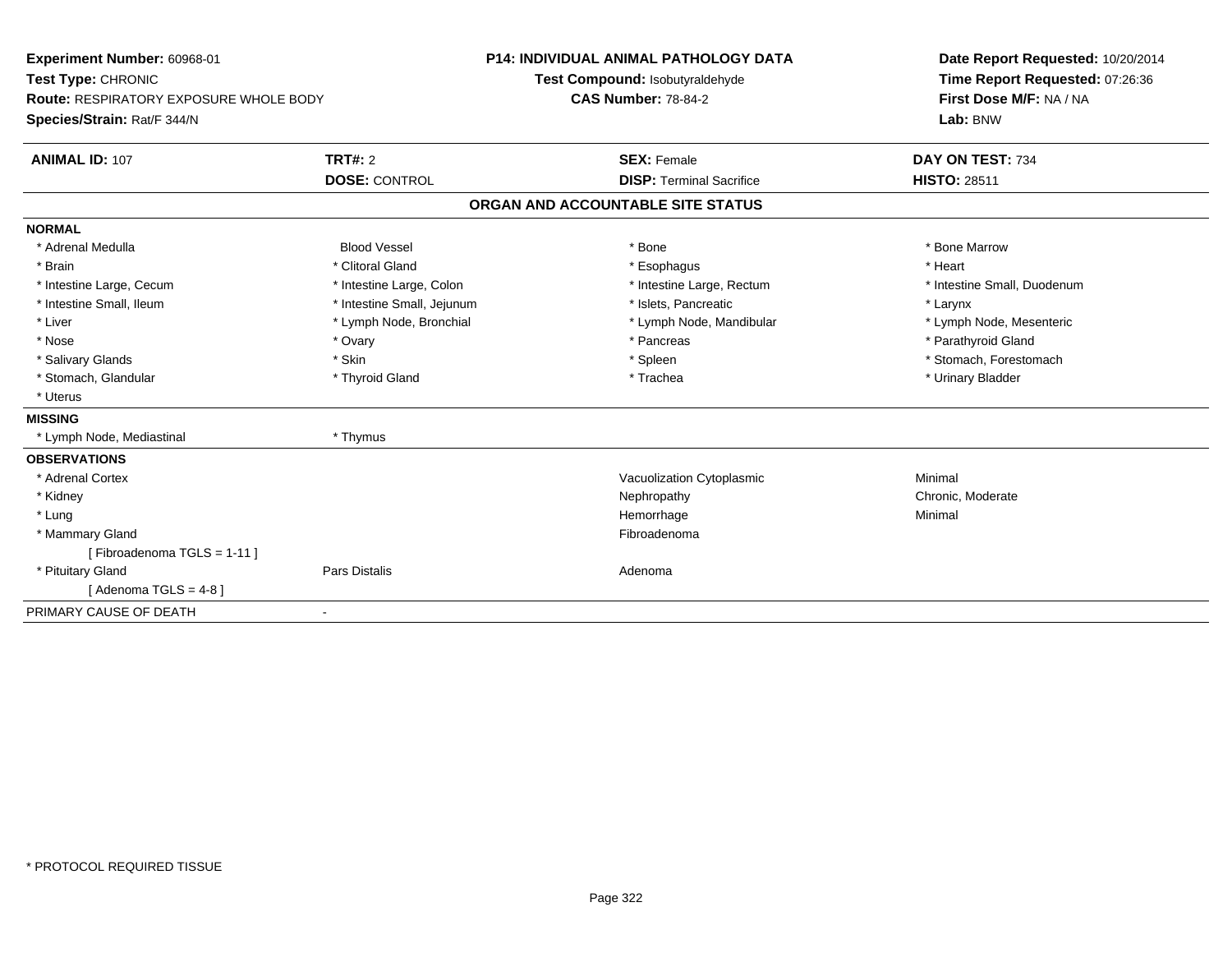**Experiment Number:** 60968-01
**Test Type:** CHRONIC
**Route:** RESPIRATORY EXPOSURE WHOLE BODY
**Species/Strain:** Rat/F 344/N

**P14: INDIVIDUAL ANIMAL PATHOLOGY DATA**
**Test Compound:** Isobutyraldehyde
**CAS Number:** 78-84-2

**Date Report Requested:** 10/20/2014
**Time Report Requested:** 07:26:36
**First Dose M/F:** NA / NA
**Lab:** BNW

| **ANIMAL ID:** 107 | **TRT#:** 2 | **SEX:** Female | **DAY ON TEST:** 734 |
|---|---|---|---|
| | **DOSE:** CONTROL | **DISP:** Terminal Sacrifice | **HISTO:** 28511 |

## ORGAN AND ACCOUNTABLE SITE STATUS

**NORMAL**

| | | | |
|---|---|---|---|
| * Adrenal Medulla | Blood Vessel | * Bone | * Bone Marrow |
| * Brain | * Clitoral Gland | * Esophagus | * Heart |
| * Intestine Large, Cecum | * Intestine Large, Colon | * Intestine Large, Rectum | * Intestine Small, Duodenum |
| * Intestine Small, Ileum | * Intestine Small, Jejunum | * Islets, Pancreatic | * Larynx |
| * Liver | * Lymph Node, Bronchial | * Lymph Node, Mandibular | * Lymph Node, Mesenteric |
| * Nose | * Ovary | * Pancreas | * Parathyroid Gland |
| * Salivary Glands | * Skin | * Spleen | * Stomach, Forestomach |
| * Stomach, Glandular | * Thyroid Gland | * Trachea | * Urinary Bladder |
| * Uterus | | | |

**MISSING**

| | |
|---|---|
| * Lymph Node, Mediastinal | * Thymus |

**OBSERVATIONS**

| | | | |
|---|---|---|---|
| * Adrenal Cortex | | Vacuolization Cytoplasmic | Minimal |
| * Kidney | | Nephropathy | Chronic, Moderate |
| * Lung | | Hemorrhage | Minimal |
| * Mammary Gland | | Fibroadenoma | |
| [ Fibroadenoma TGLS = 1-11 ] | | | |
| * Pituitary Gland | Pars Distalis | Adenoma | |
| [ Adenoma TGLS = 4-8 ] | | | |

PRIMARY CAUSE OF DEATH -

\* PROTOCOL REQUIRED TISSUE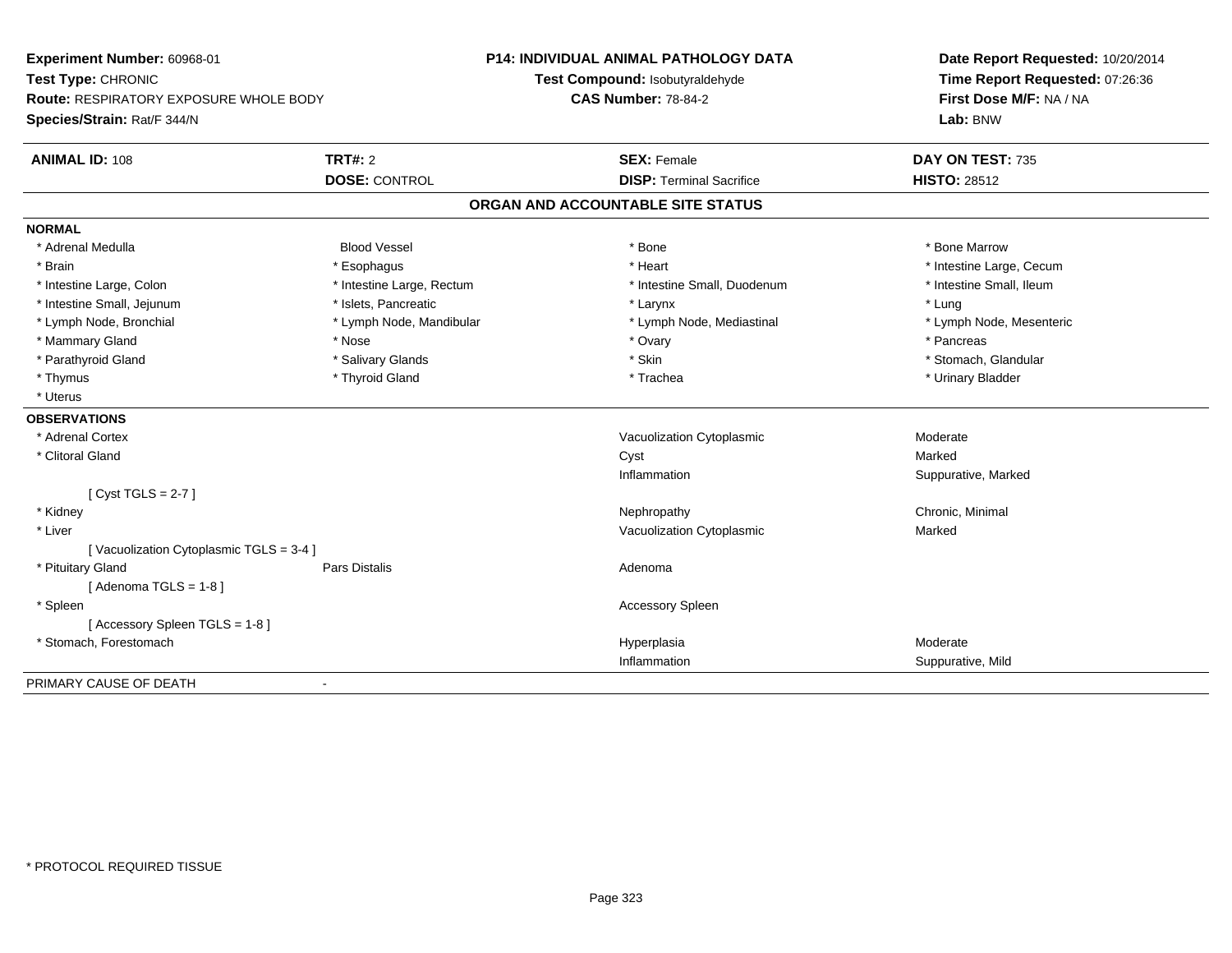**Experiment Number:** 60968-01
**Test Type:** CHRONIC
**Route:** RESPIRATORY EXPOSURE WHOLE BODY
**Species/Strain:** Rat/F 344/N

**P14: INDIVIDUAL ANIMAL PATHOLOGY DATA**
**Test Compound:** Isobutyraldehyde
**CAS Number:** 78-84-2

**Date Report Requested:** 10/20/2014
**Time Report Requested:** 07:26:36
**First Dose M/F:** NA / NA
**Lab:** BNW

| **ANIMAL ID:** 108 | **TRT#:** 2 | **SEX:** Female | **DAY ON TEST:** 735 |
|---|---|---|---|
| | **DOSE:** CONTROL | **DISP:** Terminal Sacrifice | **HISTO:** 28512 |

## ORGAN AND ACCOUNTABLE SITE STATUS

**NORMAL**

| | | | |
|---|---|---|---|
| * Adrenal Medulla | Blood Vessel | * Bone | * Bone Marrow |
| * Brain | * Esophagus | * Heart | * Intestine Large, Cecum |
| * Intestine Large, Colon | * Intestine Large, Rectum | * Intestine Small, Duodenum | * Intestine Small, Ileum |
| * Intestine Small, Jejunum | * Islets, Pancreatic | * Larynx | * Lung |
| * Lymph Node, Bronchial | * Lymph Node, Mandibular | * Lymph Node, Mediastinal | * Lymph Node, Mesenteric |
| * Mammary Gland | * Nose | * Ovary | * Pancreas |
| * Parathyroid Gland | * Salivary Glands | * Skin | * Stomach, Glandular |
| * Thymus | * Thyroid Gland | * Trachea | * Urinary Bladder |
| * Uterus | | | |

**OBSERVATIONS**

| | | | |
|---|---|---|---|
| * Adrenal Cortex | | Vacuolization Cytoplasmic | Moderate |
| * Clitoral Gland | | Cyst | Marked |
| | | Inflammation | Suppurative, Marked |
| [ Cyst TGLS = 2-7 ] | | | |
| * Kidney | | Nephropathy | Chronic, Minimal |
| * Liver | | Vacuolization Cytoplasmic | Marked |
| [ Vacuolization Cytoplasmic TGLS = 3-4 ] | | | |
| * Pituitary Gland | Pars Distalis | Adenoma | |
| [ Adenoma TGLS = 1-8 ] | | | |
| * Spleen | | Accessory Spleen | |
| [ Accessory Spleen TGLS = 1-8 ] | | | |
| * Stomach, Forestomach | | Hyperplasia | Moderate |
| | | Inflammation | Suppurative, Mild |

PRIMARY CAUSE OF DEATH -

\* PROTOCOL REQUIRED TISSUE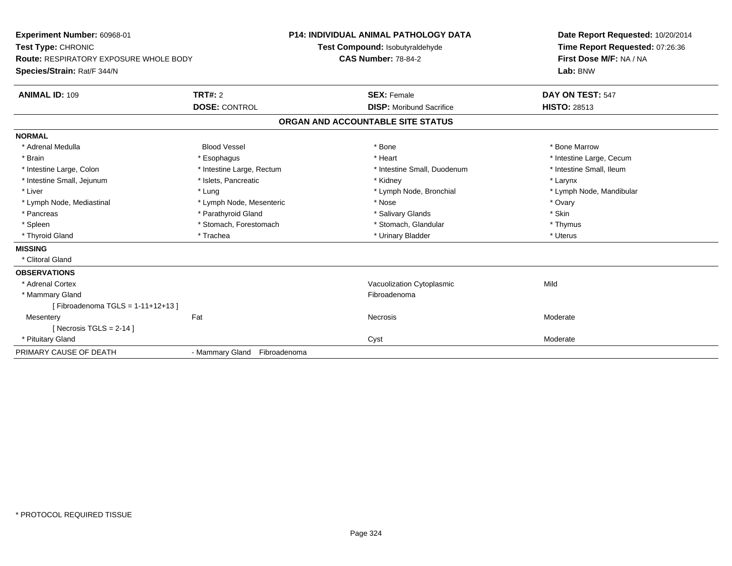**Experiment Number:** 60968-01
**Test Type:** CHRONIC
**Route:** RESPIRATORY EXPOSURE WHOLE BODY
**Species/Strain:** Rat/F 344/N

**P14: INDIVIDUAL ANIMAL PATHOLOGY DATA**
**Test Compound:** Isobutyraldehyde
**CAS Number:** 78-84-2

**Date Report Requested:** 10/20/2014
**Time Report Requested:** 07:26:36
**First Dose M/F:** NA / NA
**Lab:** BNW

| **ANIMAL ID:** 109 | **TRT#:** 2 | **SEX:** Female | **DAY ON TEST:** 547 |
|---|---|---|---|
| | **DOSE:** CONTROL | **DISP:** Moribund Sacrifice | **HISTO:** 28513 |

## ORGAN AND ACCOUNTABLE SITE STATUS

**NORMAL**

| | | | |
|---|---|---|---|
| * Adrenal Medulla | Blood Vessel | * Bone | * Bone Marrow |
| * Brain | * Esophagus | * Heart | * Intestine Large, Cecum |
| * Intestine Large, Colon | * Intestine Large, Rectum | * Intestine Small, Duodenum | * Intestine Small, Ileum |
| * Intestine Small, Jejunum | * Islets, Pancreatic | * Kidney | * Larynx |
| * Liver | * Lung | * Lymph Node, Bronchial | * Lymph Node, Mandibular |
| * Lymph Node, Mediastinal | * Lymph Node, Mesenteric | * Nose | * Ovary |
| * Pancreas | * Parathyroid Gland | * Salivary Glands | * Skin |
| * Spleen | * Stomach, Forestomach | * Stomach, Glandular | * Thymus |
| * Thyroid Gland | * Trachea | * Urinary Bladder | * Uterus |

**MISSING**

* Clitoral Gland

**OBSERVATIONS**

| | | | |
|---|---|---|---|
| * Adrenal Cortex | | Vacuolization Cytoplasmic | Mild |
| * Mammary Gland | | Fibroadenoma | |
| [ Fibroadenoma TGLS = 1-11+12+13 ] | | | |
| Mesentery | Fat | Necrosis | Moderate |
| [ Necrosis TGLS = 2-14 ] | | | |
| * Pituitary Gland | | Cyst | Moderate |

PRIMARY CAUSE OF DEATH - Mammary Gland Fibroadenoma

\* PROTOCOL REQUIRED TISSUE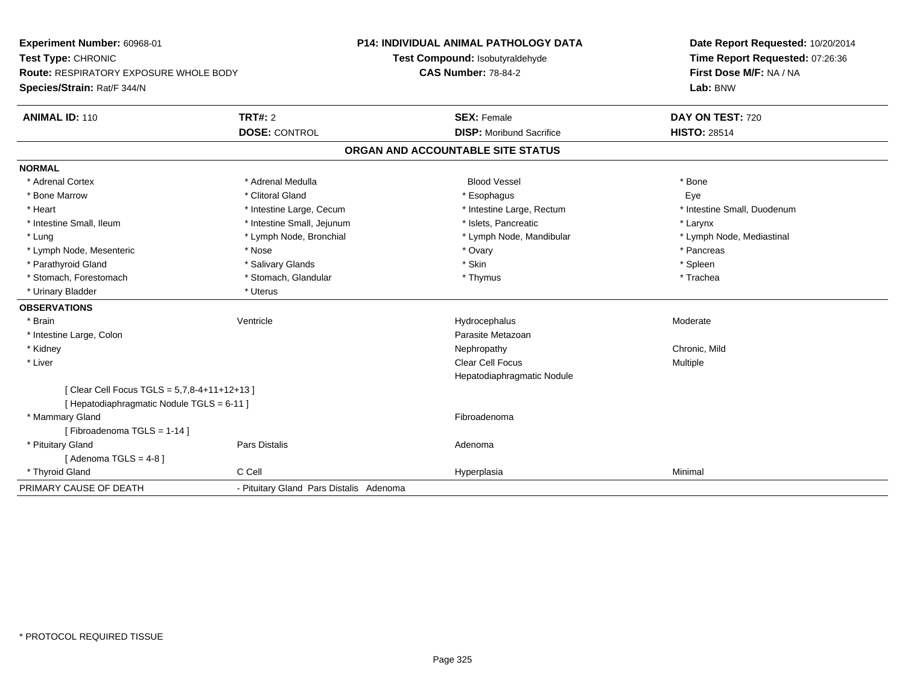**Experiment Number:** 60968-01
**Test Type:** CHRONIC
**Route:** RESPIRATORY EXPOSURE WHOLE BODY
**Species/Strain:** Rat/F 344/N

**P14: INDIVIDUAL ANIMAL PATHOLOGY DATA**
**Test Compound:** Isobutyraldehyde
**CAS Number:** 78-84-2

**Date Report Requested:** 10/20/2014
**Time Report Requested:** 07:26:36
**First Dose M/F:** NA / NA
**Lab:** BNW

| **ANIMAL ID:** 110 | **TRT#:** 2 | **SEX:** Female | **DAY ON TEST:** 720 |
|---|---|---|---|
| | **DOSE:** CONTROL | **DISP:** Moribund Sacrifice | **HISTO:** 28514 |

## ORGAN AND ACCOUNTABLE SITE STATUS

**NORMAL**

| | | | |
|---|---|---|---|
| * Adrenal Cortex | * Adrenal Medulla | Blood Vessel | * Bone |
| * Bone Marrow | * Clitoral Gland | * Esophagus | Eye |
| * Heart | * Intestine Large, Cecum | * Intestine Large, Rectum | * Intestine Small, Duodenum |
| * Intestine Small, Ileum | * Intestine Small, Jejunum | * Islets, Pancreatic | * Larynx |
| * Lung | * Lymph Node, Bronchial | * Lymph Node, Mandibular | * Lymph Node, Mediastinal |
| * Lymph Node, Mesenteric | * Nose | * Ovary | * Pancreas |
| * Parathyroid Gland | * Salivary Glands | * Skin | * Spleen |
| * Stomach, Forestomach | * Stomach, Glandular | * Thymus | * Trachea |
| * Urinary Bladder | * Uterus | | |

**OBSERVATIONS**

| | | | |
|---|---|---|---|
| * Brain | Ventricle | Hydrocephalus | Moderate |
| * Intestine Large, Colon | | Parasite Metazoan | |
| * Kidney | | Nephropathy | Chronic, Mild |
| * Liver | | Clear Cell Focus | Multiple |
| | | Hepatodiaphragmatic Nodule | |
| [ Clear Cell Focus TGLS = 5,7,8-4+11+12+13 ] | | | |
| [ Hepatodiaphragmatic Nodule TGLS = 6-11 ] | | | |
| * Mammary Gland | | Fibroadenoma | |
| [ Fibroadenoma TGLS = 1-14 ] | | | |
| * Pituitary Gland | Pars Distalis | Adenoma | |
| [ Adenoma TGLS = 4-8 ] | | | |
| * Thyroid Gland | C Cell | Hyperplasia | Minimal |

PRIMARY CAUSE OF DEATH - Pituitary Gland Pars Distalis Adenoma

* PROTOCOL REQUIRED TISSUE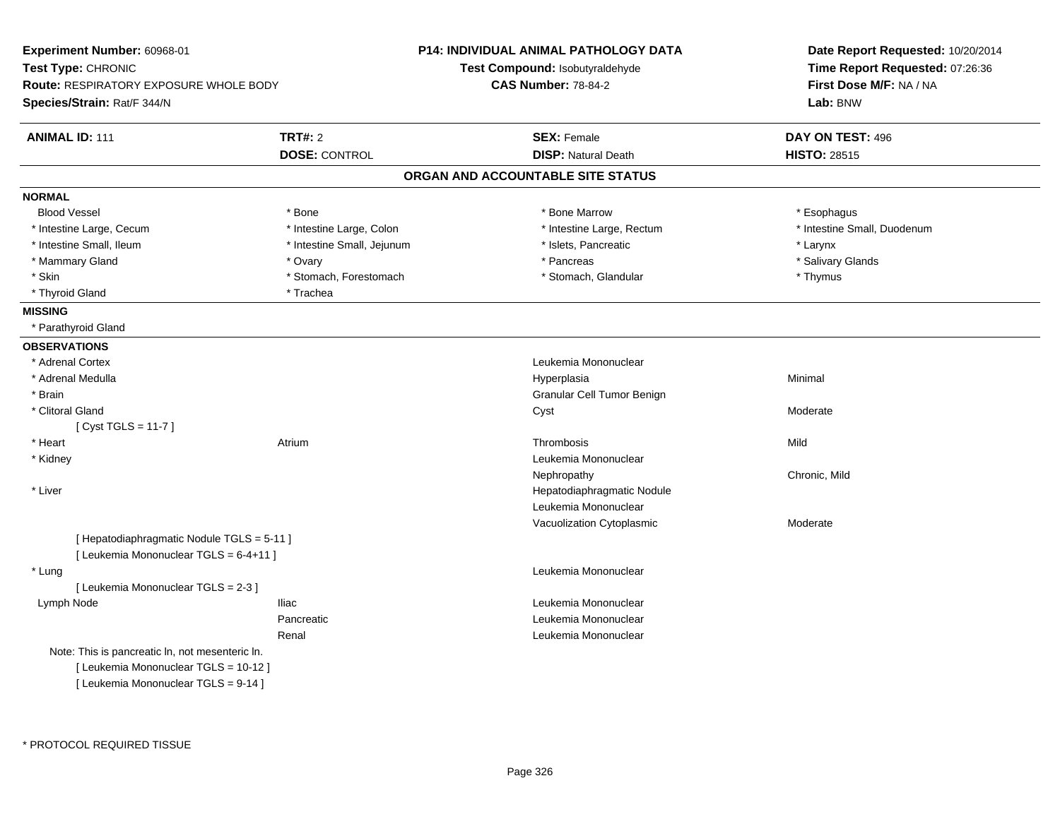**Experiment Number:** 60968-01
**Test Type:** CHRONIC
**Route:** RESPIRATORY EXPOSURE WHOLE BODY
**Species/Strain:** Rat/F 344/N

**P14: INDIVIDUAL ANIMAL PATHOLOGY DATA**
**Test Compound:** Isobutyraldehyde
**CAS Number:** 78-84-2

**Date Report Requested:** 10/20/2014
**Time Report Requested:** 07:26:36
**First Dose M/F:** NA / NA
**Lab:** BNW

| **ANIMAL ID:** 111 | **TRT#:** 2 | **SEX:** Female | **DAY ON TEST:** 496 |
|---|---|---|---|
| | **DOSE:** CONTROL | **DISP:** Natural Death | **HISTO:** 28515 |

## ORGAN AND ACCOUNTABLE SITE STATUS

**NORMAL**

| | | | |
|---|---|---|---|
| Blood Vessel | * Bone | * Bone Marrow | * Esophagus |
| * Intestine Large, Cecum | * Intestine Large, Colon | * Intestine Large, Rectum | * Intestine Small, Duodenum |
| * Intestine Small, Ileum | * Intestine Small, Jejunum | * Islets, Pancreatic | * Larynx |
| * Mammary Gland | * Ovary | * Pancreas | * Salivary Glands |
| * Skin | * Stomach, Forestomach | * Stomach, Glandular | * Thymus |
| * Thyroid Gland | * Trachea | | |

**MISSING**

* Parathyroid Gland

**OBSERVATIONS**

| Organ | Site | Observation | Severity |
|---|---|---|---|
| * Adrenal Cortex | | Leukemia Mononuclear | |
| * Adrenal Medulla | | Hyperplasia | Minimal |
| * Brain | | Granular Cell Tumor Benign | |
| * Clitoral Gland | | Cyst | Moderate |
| [ Cyst TGLS = 11-7 ] | | | |
| * Heart | Atrium | Thrombosis | Mild |
| * Kidney | | Leukemia Mononuclear | |
| | | Nephropathy | Chronic, Mild |
| * Liver | | Hepatodiaphragmatic Nodule | |
| | | Leukemia Mononuclear | |
| | | Vacuolization Cytoplasmic | Moderate |
| [ Hepatodiaphragmatic Nodule TGLS = 5-11 ] | | | |
| [ Leukemia Mononuclear TGLS = 6-4+11 ] | | | |
| * Lung | | Leukemia Mononuclear | |
| [ Leukemia Mononuclear TGLS = 2-3 ] | | | |
| Lymph Node | Iliac | Leukemia Mononuclear | |
| | Pancreatic | Leukemia Mononuclear | |
| | Renal | Leukemia Mononuclear | |
| Note: This is pancreatic ln, not mesenteric ln. | | | |
| [ Leukemia Mononuclear TGLS = 10-12 ] | | | |
| [ Leukemia Mononuclear TGLS = 9-14 ] | | | |

\* PROTOCOL REQUIRED TISSUE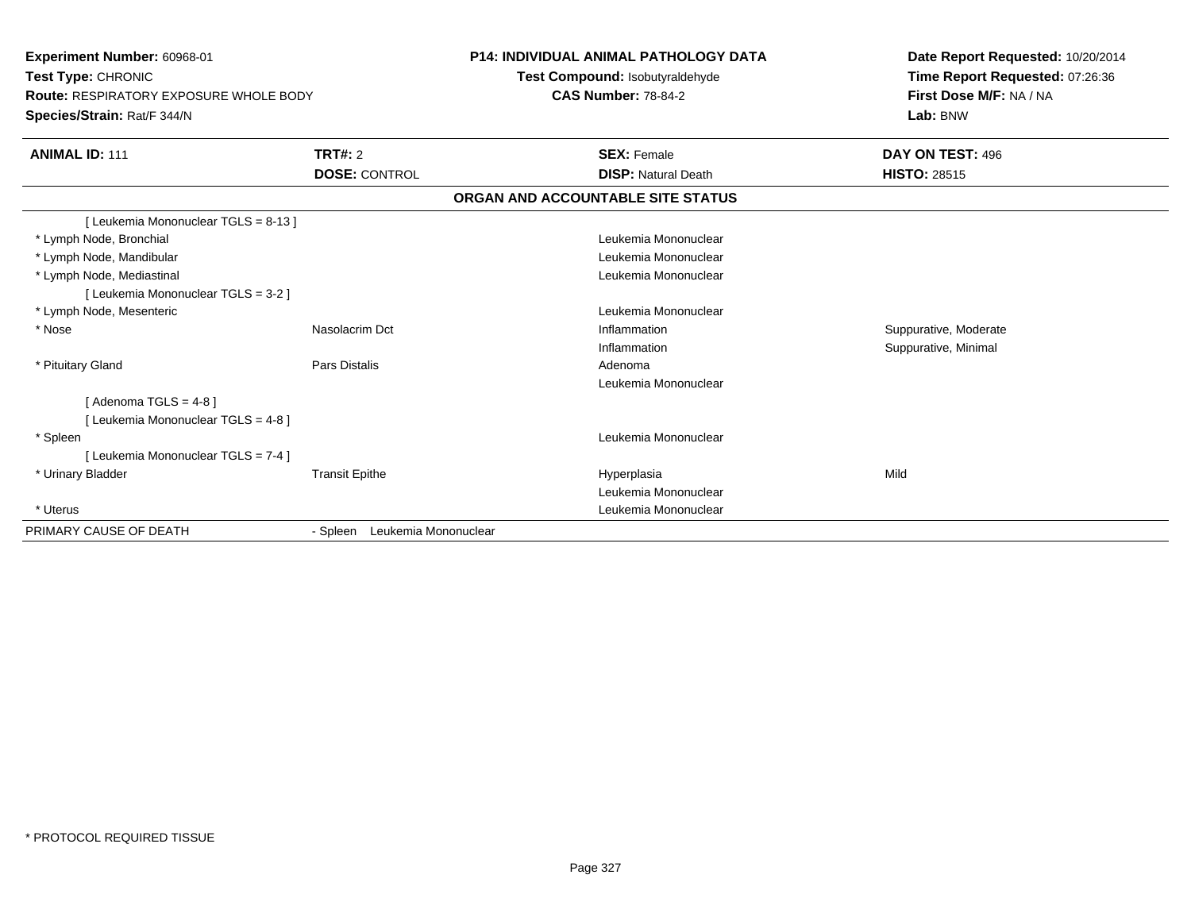**Experiment Number:** 60968-01
**Test Type:** CHRONIC
**Route:** RESPIRATORY EXPOSURE WHOLE BODY
**Species/Strain:** Rat/F 344/N

**P14: INDIVIDUAL ANIMAL PATHOLOGY DATA**
**Test Compound:** Isobutyraldehyde
**CAS Number:** 78-84-2

**Date Report Requested:** 10/20/2014
**Time Report Requested:** 07:26:36
**First Dose M/F:** NA / NA
**Lab:** BNW

| **ANIMAL ID:** 111 | **TRT#:** 2 | **SEX:** Female | **DAY ON TEST:** 496 |
|---|---|---|---|
| | **DOSE:** CONTROL | **DISP:** Natural Death | **HISTO:** 28515 |

**ORGAN AND ACCOUNTABLE SITE STATUS**

| | | | |
|---|---|---|---|
| [ Leukemia Mononuclear TGLS = 8-13 ] | | | |
| * Lymph Node, Bronchial | | Leukemia Mononuclear | |
| * Lymph Node, Mandibular | | Leukemia Mononuclear | |
| * Lymph Node, Mediastinal | | Leukemia Mononuclear | |
| [ Leukemia Mononuclear TGLS = 3-2 ] | | | |
| * Lymph Node, Mesenteric | | Leukemia Mononuclear | |
| * Nose | Nasolacrim Dct | Inflammation | Suppurative, Moderate |
| | | Inflammation | Suppurative, Minimal |
| * Pituitary Gland | Pars Distalis | Adenoma | |
| | | Leukemia Mononuclear | |
| [ Adenoma TGLS = 4-8 ] | | | |
| [ Leukemia Mononuclear TGLS = 4-8 ] | | | |
| * Spleen | | Leukemia Mononuclear | |
| [ Leukemia Mononuclear TGLS = 7-4 ] | | | |
| * Urinary Bladder | Transit Epithe | Hyperplasia | Mild |
| | | Leukemia Mononuclear | |
| * Uterus | | Leukemia Mononuclear | |
| PRIMARY CAUSE OF DEATH | - Spleen Leukemia Mononuclear | | |

* PROTOCOL REQUIRED TISSUE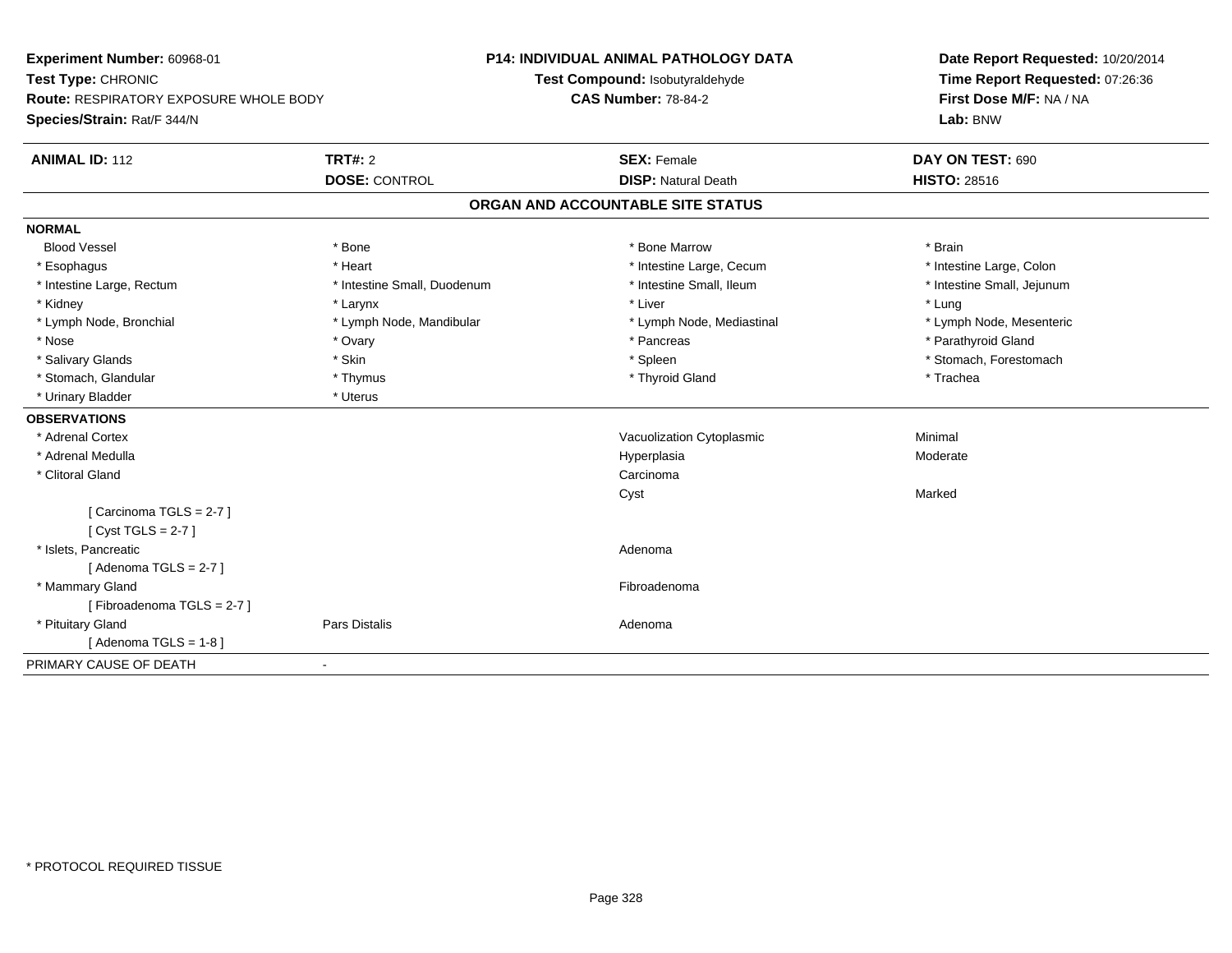**Experiment Number:** 60968-01
**Test Type:** CHRONIC
**Route:** RESPIRATORY EXPOSURE WHOLE BODY
**Species/Strain:** Rat/F 344/N

**P14: INDIVIDUAL ANIMAL PATHOLOGY DATA**
**Test Compound:** Isobutyraldehyde
**CAS Number:** 78-84-2

**Date Report Requested:** 10/20/2014
**Time Report Requested:** 07:26:36
**First Dose M/F:** NA / NA
**Lab:** BNW

| **ANIMAL ID:** 112 | **TRT#:** 2 | **SEX:** Female | **DAY ON TEST:** 690 |
|---|---|---|---|
| | **DOSE:** CONTROL | **DISP:** Natural Death | **HISTO:** 28516 |

## ORGAN AND ACCOUNTABLE SITE STATUS

**NORMAL**

| | | | |
|---|---|---|---|
| Blood Vessel | * Bone | * Bone Marrow | * Brain |
| * Esophagus | * Heart | * Intestine Large, Cecum | * Intestine Large, Colon |
| * Intestine Large, Rectum | * Intestine Small, Duodenum | * Intestine Small, Ileum | * Intestine Small, Jejunum |
| * Kidney | * Larynx | * Liver | * Lung |
| * Lymph Node, Bronchial | * Lymph Node, Mandibular | * Lymph Node, Mediastinal | * Lymph Node, Mesenteric |
| * Nose | * Ovary | * Pancreas | * Parathyroid Gland |
| * Salivary Glands | * Skin | * Spleen | * Stomach, Forestomach |
| * Stomach, Glandular | * Thymus | * Thyroid Gland | * Trachea |
| * Urinary Bladder | * Uterus | | |

**OBSERVATIONS**

| | | | |
|---|---|---|---|
| * Adrenal Cortex | | Vacuolization Cytoplasmic | Minimal |
| * Adrenal Medulla | | Hyperplasia | Moderate |
| * Clitoral Gland | | Carcinoma | |
| | | Cyst | Marked |
| [ Carcinoma TGLS = 2-7 ] | | | |
| [ Cyst TGLS = 2-7 ] | | | |
| * Islets, Pancreatic | | Adenoma | |
| [ Adenoma TGLS = 2-7 ] | | | |
| * Mammary Gland | | Fibroadenoma | |
| [ Fibroadenoma TGLS = 2-7 ] | | | |
| * Pituitary Gland | Pars Distalis | Adenoma | |
| [ Adenoma TGLS = 1-8 ] | | | |

PRIMARY CAUSE OF DEATH -

* PROTOCOL REQUIRED TISSUE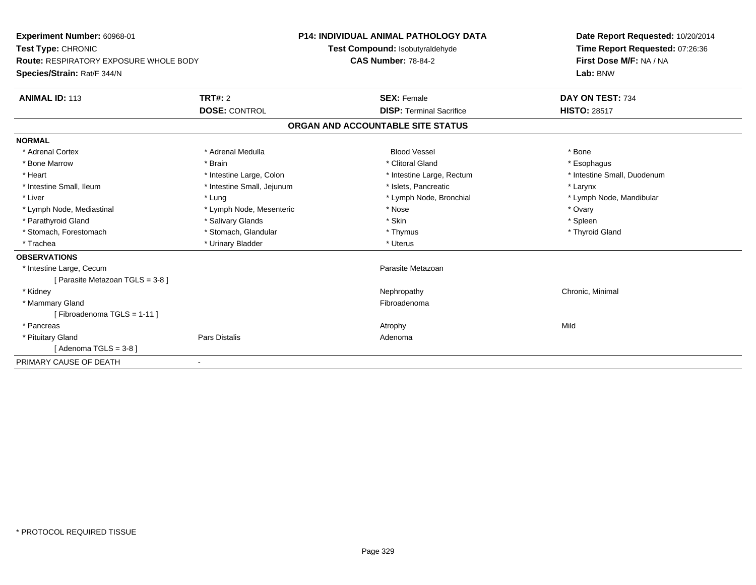**Experiment Number:** 60968-01
**Test Type:** CHRONIC
**Route:** RESPIRATORY EXPOSURE WHOLE BODY
**Species/Strain:** Rat/F 344/N

**P14: INDIVIDUAL ANIMAL PATHOLOGY DATA**
**Test Compound:** Isobutyraldehyde
**CAS Number:** 78-84-2

**Date Report Requested:** 10/20/2014
**Time Report Requested:** 07:26:36
**First Dose M/F:** NA / NA
**Lab:** BNW

| **ANIMAL ID:** 113 | **TRT#:** 2 | **SEX:** Female | **DAY ON TEST:** 734 |
|---|---|---|---|
| | **DOSE:** CONTROL | **DISP:** Terminal Sacrifice | **HISTO:** 28517 |

## ORGAN AND ACCOUNTABLE SITE STATUS

**NORMAL**

| | | | |
|---|---|---|---|
| * Adrenal Cortex | * Adrenal Medulla | Blood Vessel | * Bone |
| * Bone Marrow | * Brain | * Clitoral Gland | * Esophagus |
| * Heart | * Intestine Large, Colon | * Intestine Large, Rectum | * Intestine Small, Duodenum |
| * Intestine Small, Ileum | * Intestine Small, Jejunum | * Islets, Pancreatic | * Larynx |
| * Liver | * Lung | * Lymph Node, Bronchial | * Lymph Node, Mandibular |
| * Lymph Node, Mediastinal | * Lymph Node, Mesenteric | * Nose | * Ovary |
| * Parathyroid Gland | * Salivary Glands | * Skin | * Spleen |
| * Stomach, Forestomach | * Stomach, Glandular | * Thymus | * Thyroid Gland |
| * Trachea | * Urinary Bladder | * Uterus | |

**OBSERVATIONS**

| | | | |
|---|---|---|---|
| * Intestine Large, Cecum | | Parasite Metazoan | |
| [ Parasite Metazoan TGLS = 3-8 ] | | | |
| * Kidney | | Nephropathy | Chronic, Minimal |
| * Mammary Gland | | Fibroadenoma | |
| [ Fibroadenoma TGLS = 1-11 ] | | | |
| * Pancreas | | Atrophy | Mild |
| * Pituitary Gland | Pars Distalis | Adenoma | |
| [ Adenoma TGLS = 3-8 ] | | | |

PRIMARY CAUSE OF DEATH -

\* PROTOCOL REQUIRED TISSUE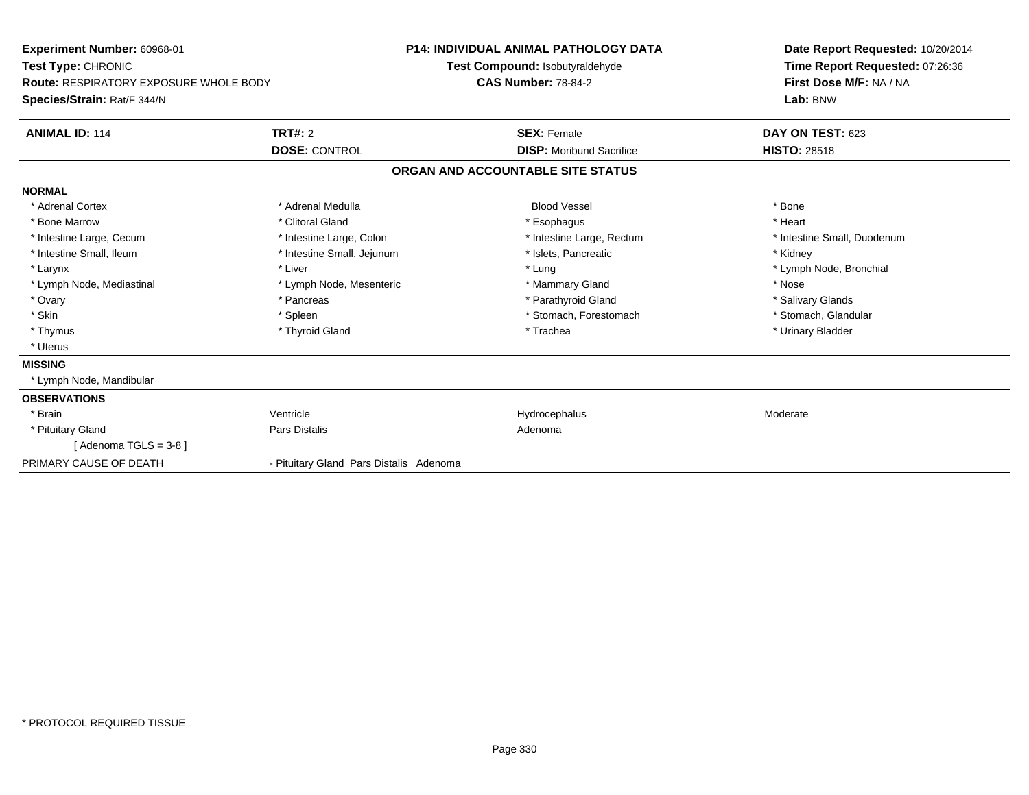**Experiment Number:** 60968-01
**Test Type:** CHRONIC
**Route:** RESPIRATORY EXPOSURE WHOLE BODY
**Species/Strain:** Rat/F 344/N

**P14: INDIVIDUAL ANIMAL PATHOLOGY DATA**
**Test Compound:** Isobutyraldehyde
**CAS Number:** 78-84-2

**Date Report Requested:** 10/20/2014
**Time Report Requested:** 07:26:36
**First Dose M/F:** NA / NA
**Lab:** BNW

| **ANIMAL ID:** 114 | **TRT#:** 2 | **SEX:** Female | **DAY ON TEST:** 623 |
|---|---|---|---|
| | **DOSE:** CONTROL | **DISP:** Moribund Sacrifice | **HISTO:** 28518 |

## ORGAN AND ACCOUNTABLE SITE STATUS

**NORMAL**

| | | | |
|---|---|---|---|
| * Adrenal Cortex | * Adrenal Medulla | Blood Vessel | * Bone |
| * Bone Marrow | * Clitoral Gland | * Esophagus | * Heart |
| * Intestine Large, Cecum | * Intestine Large, Colon | * Intestine Large, Rectum | * Intestine Small, Duodenum |
| * Intestine Small, Ileum | * Intestine Small, Jejunum | * Islets, Pancreatic | * Kidney |
| * Larynx | * Liver | * Lung | * Lymph Node, Bronchial |
| * Lymph Node, Mediastinal | * Lymph Node, Mesenteric | * Mammary Gland | * Nose |
| * Ovary | * Pancreas | * Parathyroid Gland | * Salivary Glands |
| * Skin | * Spleen | * Stomach, Forestomach | * Stomach, Glandular |
| * Thymus | * Thyroid Gland | * Trachea | * Urinary Bladder |
| * Uterus | | | |

**MISSING**

* Lymph Node, Mandibular

**OBSERVATIONS**

| | | | |
|---|---|---|---|
| * Brain | Ventricle | Hydrocephalus | Moderate |
| * Pituitary Gland | Pars Distalis | Adenoma | |
| [ Adenoma TGLS = 3-8 ] | | | |

PRIMARY CAUSE OF DEATH - Pituitary Gland Pars Distalis Adenoma

* PROTOCOL REQUIRED TISSUE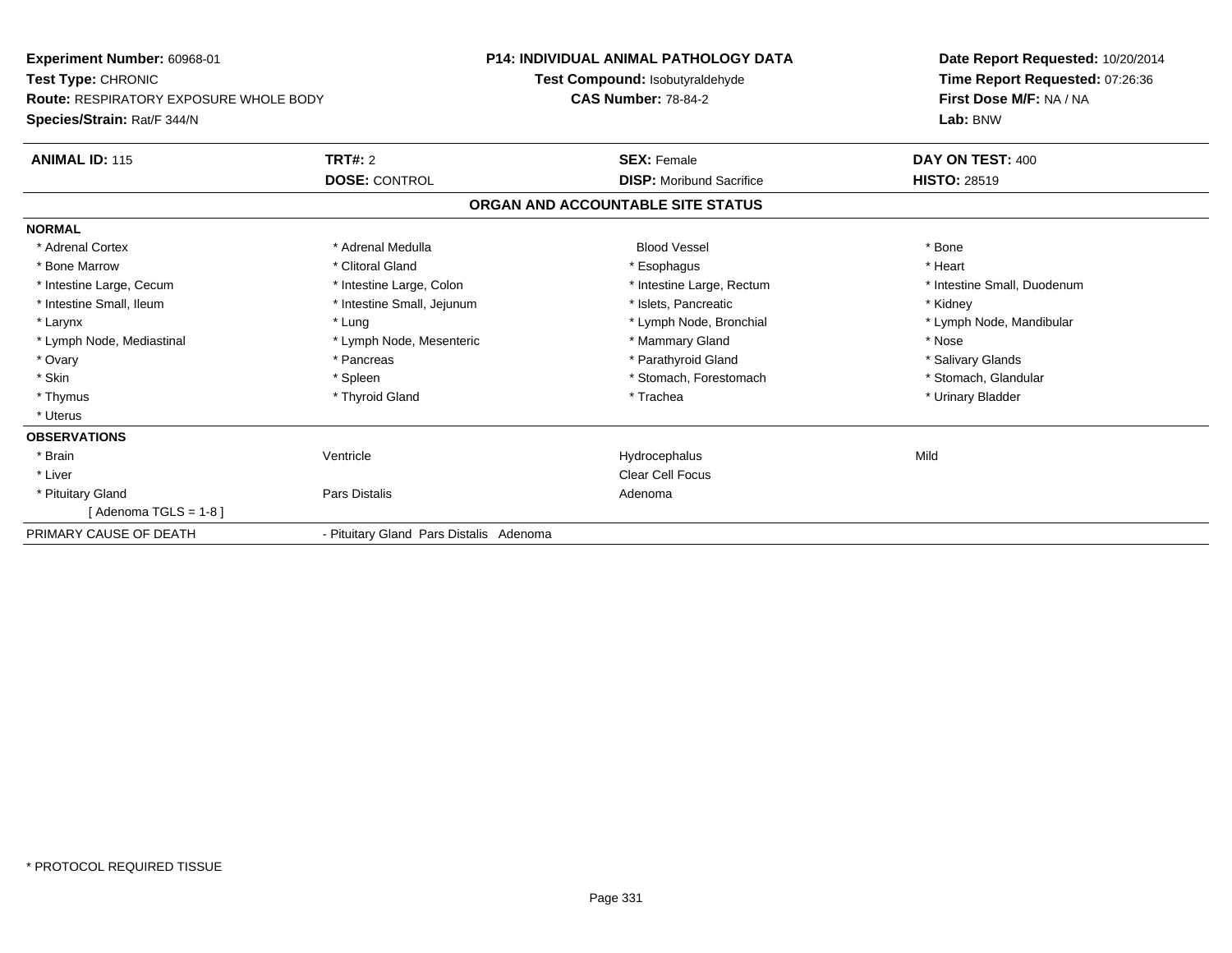**Experiment Number:** 60968-01
**Test Type:** CHRONIC
**Route:** RESPIRATORY EXPOSURE WHOLE BODY
**Species/Strain:** Rat/F 344/N

**P14: INDIVIDUAL ANIMAL PATHOLOGY DATA**
**Test Compound:** Isobutyraldehyde
**CAS Number:** 78-84-2

**Date Report Requested:** 10/20/2014
**Time Report Requested:** 07:26:36
**First Dose M/F:** NA / NA
**Lab:** BNW

| **ANIMAL ID:** 115 | **TRT#:** 2 | **SEX:** Female | **DAY ON TEST:** 400 |
|---|---|---|---|
| | **DOSE:** CONTROL | **DISP:** Moribund Sacrifice | **HISTO:** 28519 |

## ORGAN AND ACCOUNTABLE SITE STATUS

**NORMAL**

| | | | |
|---|---|---|---|
| * Adrenal Cortex | * Adrenal Medulla | Blood Vessel | * Bone |
| * Bone Marrow | * Clitoral Gland | * Esophagus | * Heart |
| * Intestine Large, Cecum | * Intestine Large, Colon | * Intestine Large, Rectum | * Intestine Small, Duodenum |
| * Intestine Small, Ileum | * Intestine Small, Jejunum | * Islets, Pancreatic | * Kidney |
| * Larynx | * Lung | * Lymph Node, Bronchial | * Lymph Node, Mandibular |
| * Lymph Node, Mediastinal | * Lymph Node, Mesenteric | * Mammary Gland | * Nose |
| * Ovary | * Pancreas | * Parathyroid Gland | * Salivary Glands |
| * Skin | * Spleen | * Stomach, Forestomach | * Stomach, Glandular |
| * Thymus | * Thyroid Gland | * Trachea | * Urinary Bladder |
| * Uterus | | | |

**OBSERVATIONS**

| | | | |
|---|---|---|---|
| * Brain | Ventricle | Hydrocephalus | Mild |
| * Liver | | Clear Cell Focus | |
| * Pituitary Gland | Pars Distalis | Adenoma | |
| [ Adenoma TGLS = 1-8 ] | | | |

PRIMARY CAUSE OF DEATH - Pituitary Gland Pars Distalis Adenoma

* PROTOCOL REQUIRED TISSUE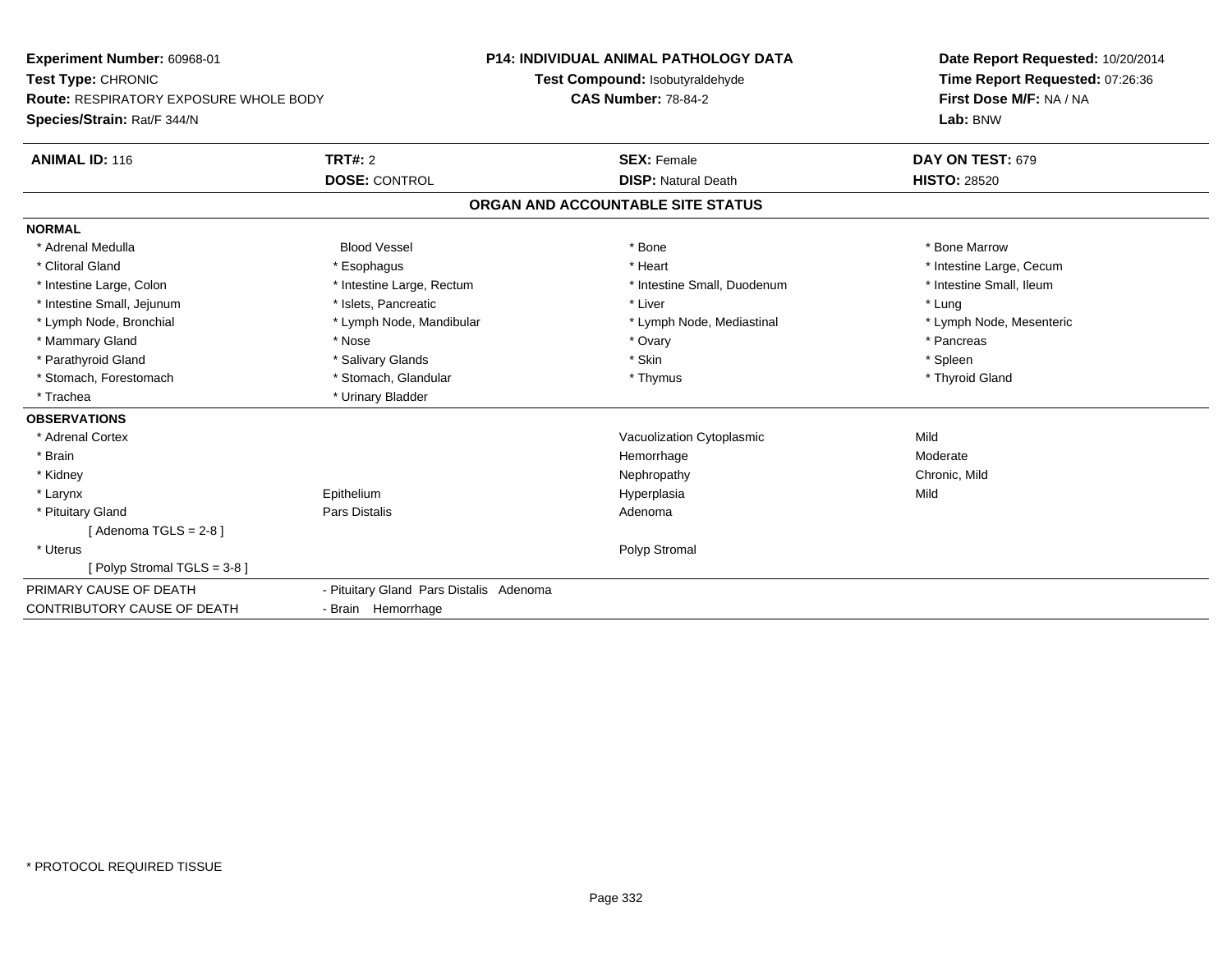**Experiment Number:** 60968-01
**Test Type:** CHRONIC
**Route:** RESPIRATORY EXPOSURE WHOLE BODY
**Species/Strain:** Rat/F 344/N

**P14: INDIVIDUAL ANIMAL PATHOLOGY DATA**
**Test Compound:** Isobutyraldehyde
**CAS Number:** 78-84-2

**Date Report Requested:** 10/20/2014
**Time Report Requested:** 07:26:36
**First Dose M/F:** NA / NA
**Lab:** BNW

| **ANIMAL ID:** 116 | **TRT#:** 2 | **SEX:** Female | **DAY ON TEST:** 679 |
|---|---|---|---|
| | **DOSE:** CONTROL | **DISP:** Natural Death | **HISTO:** 28520 |

## ORGAN AND ACCOUNTABLE SITE STATUS

**NORMAL**

| | | | |
|---|---|---|---|
| * Adrenal Medulla | Blood Vessel | * Bone | * Bone Marrow |
| * Clitoral Gland | * Esophagus | * Heart | * Intestine Large, Cecum |
| * Intestine Large, Colon | * Intestine Large, Rectum | * Intestine Small, Duodenum | * Intestine Small, Ileum |
| * Intestine Small, Jejunum | * Islets, Pancreatic | * Liver | * Lung |
| * Lymph Node, Bronchial | * Lymph Node, Mandibular | * Lymph Node, Mediastinal | * Lymph Node, Mesenteric |
| * Mammary Gland | * Nose | * Ovary | * Pancreas |
| * Parathyroid Gland | * Salivary Glands | * Skin | * Spleen |
| * Stomach, Forestomach | * Stomach, Glandular | * Thymus | * Thyroid Gland |
| * Trachea | * Urinary Bladder | | |

**OBSERVATIONS**

| | | | |
|---|---|---|---|
| * Adrenal Cortex | | Vacuolization Cytoplasmic | Mild |
| * Brain | | Hemorrhage | Moderate |
| * Kidney | | Nephropathy | Chronic, Mild |
| * Larynx | Epithelium | Hyperplasia | Mild |
| * Pituitary Gland | Pars Distalis | Adenoma | |
| [ Adenoma TGLS = 2-8 ] | | | |
| * Uterus | | Polyp Stromal | |
| [ Polyp Stromal TGLS = 3-8 ] | | | |

| | |
|---|---|
| PRIMARY CAUSE OF DEATH | - Pituitary Gland Pars Distalis Adenoma |
| CONTRIBUTORY CAUSE OF DEATH | - Brain Hemorrhage |

* PROTOCOL REQUIRED TISSUE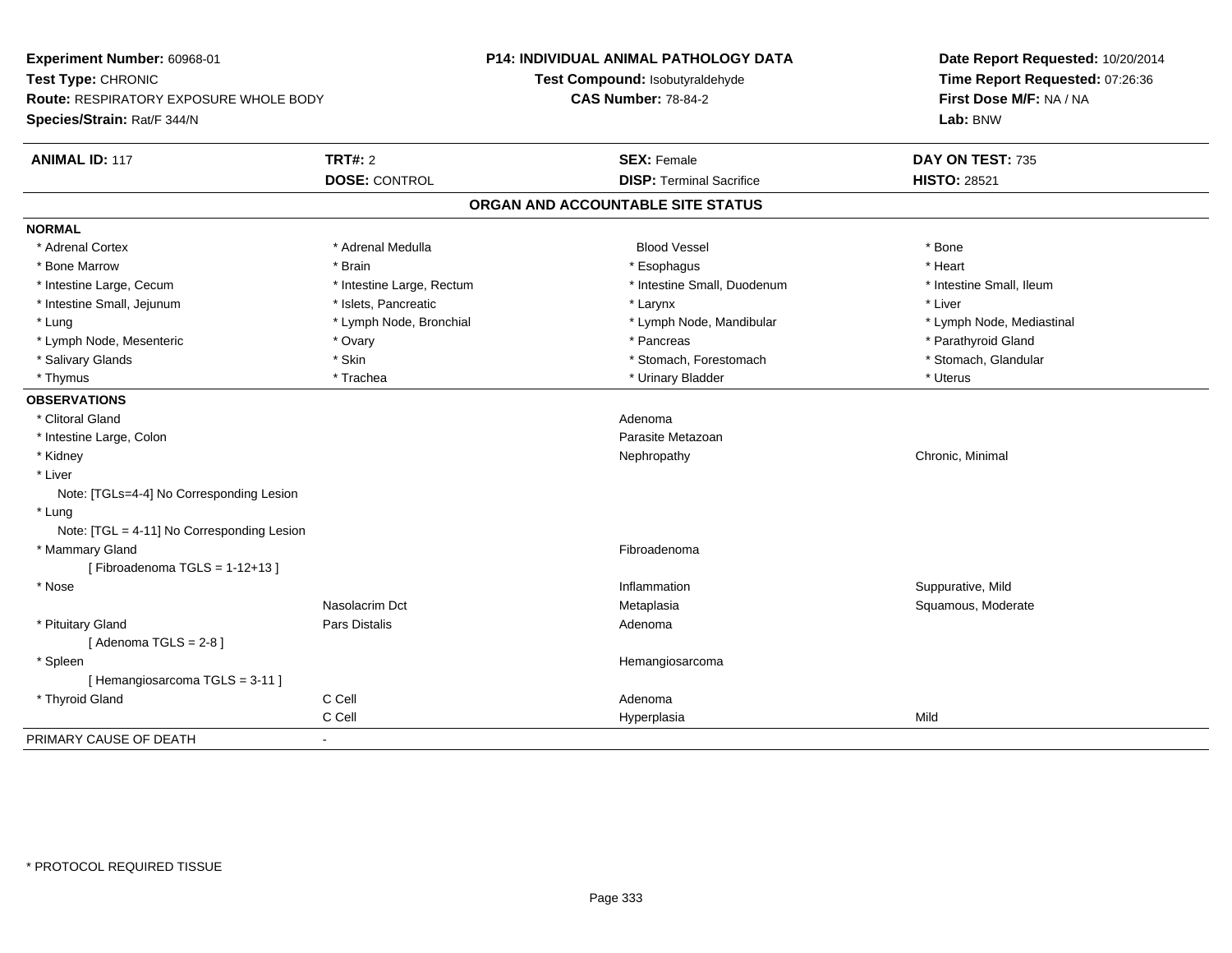**Experiment Number:** 60968-01
**Test Type:** CHRONIC
**Route:** RESPIRATORY EXPOSURE WHOLE BODY
**Species/Strain:** Rat/F 344/N

**P14: INDIVIDUAL ANIMAL PATHOLOGY DATA**
**Test Compound:** Isobutyraldehyde
**CAS Number:** 78-84-2

**Date Report Requested:** 10/20/2014
**Time Report Requested:** 07:26:36
**First Dose M/F:** NA / NA
**Lab:** BNW

| **ANIMAL ID:** 117 | **TRT#:** 2 | **SEX:** Female | **DAY ON TEST:** 735 |
|---|---|---|---|
| | **DOSE:** CONTROL | **DISP:** Terminal Sacrifice | **HISTO:** 28521 |

## ORGAN AND ACCOUNTABLE SITE STATUS

**NORMAL**

| | | | |
|---|---|---|---|
| * Adrenal Cortex | * Adrenal Medulla | Blood Vessel | * Bone |
| * Bone Marrow | * Brain | * Esophagus | * Heart |
| * Intestine Large, Cecum | * Intestine Large, Rectum | * Intestine Small, Duodenum | * Intestine Small, Ileum |
| * Intestine Small, Jejunum | * Islets, Pancreatic | * Larynx | * Liver |
| * Lung | * Lymph Node, Bronchial | * Lymph Node, Mandibular | * Lymph Node, Mediastinal |
| * Lymph Node, Mesenteric | * Ovary | * Pancreas | * Parathyroid Gland |
| * Salivary Glands | * Skin | * Stomach, Forestomach | * Stomach, Glandular |
| * Thymus | * Trachea | * Urinary Bladder | * Uterus |

**OBSERVATIONS**

| | | | |
|---|---|---|---|
| * Clitoral Gland | | Adenoma | |
| * Intestine Large, Colon | | Parasite Metazoan | |
| * Kidney | | Nephropathy | Chronic, Minimal |
| * Liver | | | |
| Note: [TGLs=4-4] No Corresponding Lesion | | | |
| * Lung | | | |
| Note: [TGL = 4-11] No Corresponding Lesion | | | |
| * Mammary Gland | | Fibroadenoma | |
| [ Fibroadenoma TGLS = 1-12+13 ] | | | |
| * Nose | | Inflammation | Suppurative, Mild |
| | Nasolacrim Dct | Metaplasia | Squamous, Moderate |
| * Pituitary Gland | Pars Distalis | Adenoma | |
| [ Adenoma TGLS = 2-8 ] | | | |
| * Spleen | | Hemangiosarcoma | |
| [ Hemangiosarcoma TGLS = 3-11 ] | | | |
| * Thyroid Gland | C Cell | Adenoma | |
| | C Cell | Hyperplasia | Mild |

PRIMARY CAUSE OF DEATH -

* PROTOCOL REQUIRED TISSUE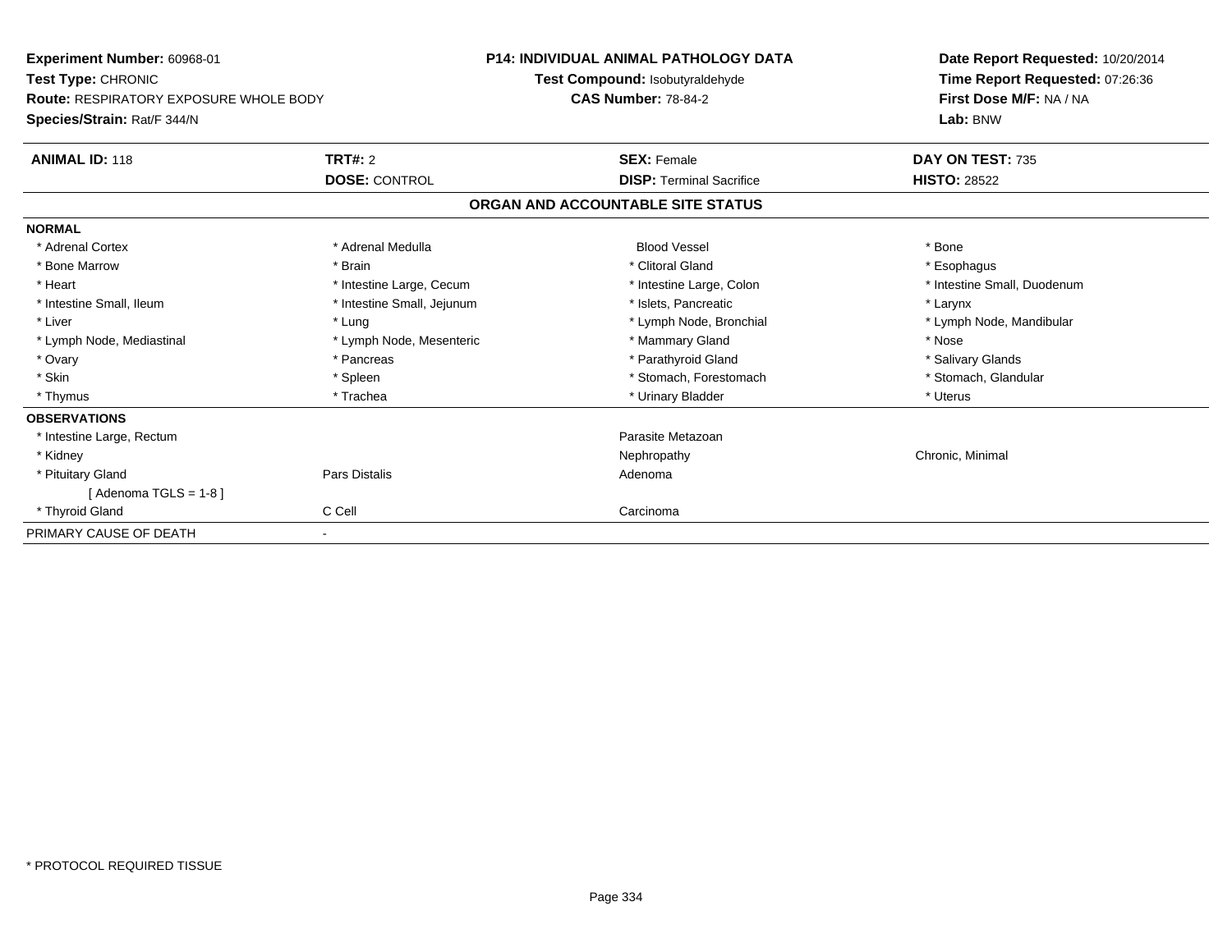**Experiment Number:** 60968-01
**Test Type:** CHRONIC
**Route:** RESPIRATORY EXPOSURE WHOLE BODY
**Species/Strain:** Rat/F 344/N

**P14: INDIVIDUAL ANIMAL PATHOLOGY DATA**
**Test Compound:** Isobutyraldehyde
**CAS Number:** 78-84-2

**Date Report Requested:** 10/20/2014
**Time Report Requested:** 07:26:36
**First Dose M/F:** NA / NA
**Lab:** BNW

| **ANIMAL ID:** 118 | **TRT#:** 2 | **SEX:** Female | **DAY ON TEST:** 735 |
|---|---|---|---|
| | **DOSE:** CONTROL | **DISP:** Terminal Sacrifice | **HISTO:** 28522 |

## ORGAN AND ACCOUNTABLE SITE STATUS

| | | | |
|---|---|---|---|
| **NORMAL** | | | |
| * Adrenal Cortex | * Adrenal Medulla | Blood Vessel | * Bone |
| * Bone Marrow | * Brain | * Clitoral Gland | * Esophagus |
| * Heart | * Intestine Large, Cecum | * Intestine Large, Colon | * Intestine Small, Duodenum |
| * Intestine Small, Ileum | * Intestine Small, Jejunum | * Islets, Pancreatic | * Larynx |
| * Liver | * Lung | * Lymph Node, Bronchial | * Lymph Node, Mandibular |
| * Lymph Node, Mediastinal | * Lymph Node, Mesenteric | * Mammary Gland | * Nose |
| * Ovary | * Pancreas | * Parathyroid Gland | * Salivary Glands |
| * Skin | * Spleen | * Stomach, Forestomach | * Stomach, Glandular |
| * Thymus | * Trachea | * Urinary Bladder | * Uterus |
| **OBSERVATIONS** | | | |
| * Intestine Large, Rectum | | Parasite Metazoan | |
| * Kidney | | Nephropathy | Chronic, Minimal |
| * Pituitary Gland | Pars Distalis | Adenoma | |
| [ Adenoma TGLS = 1-8 ] | | | |
| * Thyroid Gland | C Cell | Carcinoma | |
| PRIMARY CAUSE OF DEATH | - | | |

* PROTOCOL REQUIRED TISSUE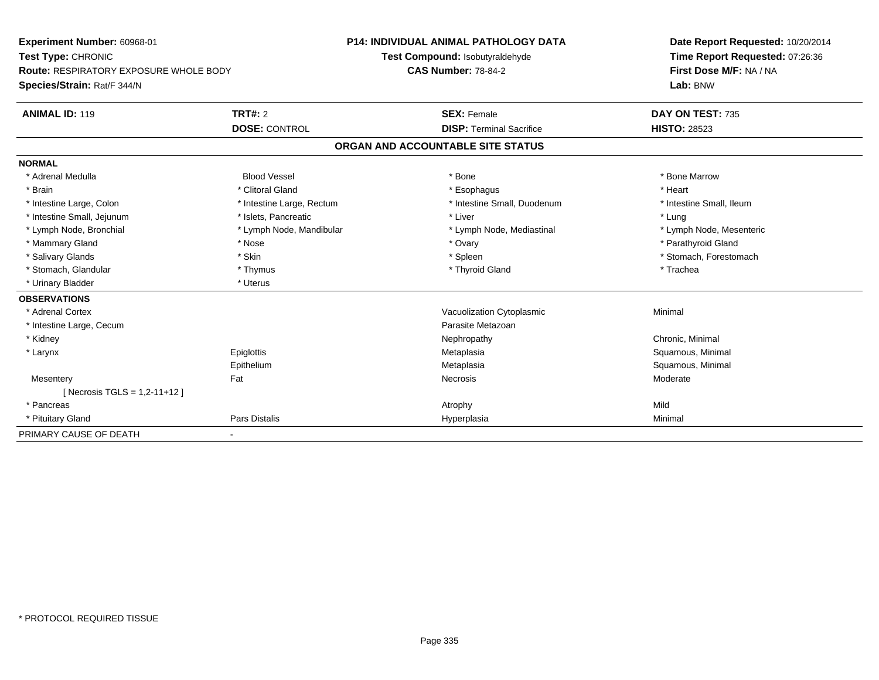**Experiment Number:** 60968-01
**Test Type:** CHRONIC
**Route:** RESPIRATORY EXPOSURE WHOLE BODY
**Species/Strain:** Rat/F 344/N

**P14: INDIVIDUAL ANIMAL PATHOLOGY DATA**
**Test Compound:** Isobutyraldehyde
**CAS Number:** 78-84-2

**Date Report Requested:** 10/20/2014
**Time Report Requested:** 07:26:36
**First Dose M/F:** NA / NA
**Lab:** BNW

| **ANIMAL ID:** 119 | **TRT#:** 2 | **SEX:** Female | **DAY ON TEST:** 735 |
|---|---|---|---|
| | **DOSE:** CONTROL | **DISP:** Terminal Sacrifice | **HISTO:** 28523 |

## ORGAN AND ACCOUNTABLE SITE STATUS

**NORMAL**

| | | | |
|---|---|---|---|
| * Adrenal Medulla | Blood Vessel | * Bone | * Bone Marrow |
| * Brain | * Clitoral Gland | * Esophagus | * Heart |
| * Intestine Large, Colon | * Intestine Large, Rectum | * Intestine Small, Duodenum | * Intestine Small, Ileum |
| * Intestine Small, Jejunum | * Islets, Pancreatic | * Liver | * Lung |
| * Lymph Node, Bronchial | * Lymph Node, Mandibular | * Lymph Node, Mediastinal | * Lymph Node, Mesenteric |
| * Mammary Gland | * Nose | * Ovary | * Parathyroid Gland |
| * Salivary Glands | * Skin | * Spleen | * Stomach, Forestomach |
| * Stomach, Glandular | * Thymus | * Thyroid Gland | * Trachea |
| * Urinary Bladder | * Uterus | | |

**OBSERVATIONS**

| | | | |
|---|---|---|---|
| * Adrenal Cortex | | Vacuolization Cytoplasmic | Minimal |
| * Intestine Large, Cecum | | Parasite Metazoan | |
| * Kidney | | Nephropathy | Chronic, Minimal |
| * Larynx | Epiglottis | Metaplasia | Squamous, Minimal |
| | Epithelium | Metaplasia | Squamous, Minimal |
| Mesentery | Fat | Necrosis | Moderate |
| [ Necrosis TGLS = 1,2-11+12 ] | | | |
| * Pancreas | | Atrophy | Mild |
| * Pituitary Gland | Pars Distalis | Hyperplasia | Minimal |

PRIMARY CAUSE OF DEATH -

* PROTOCOL REQUIRED TISSUE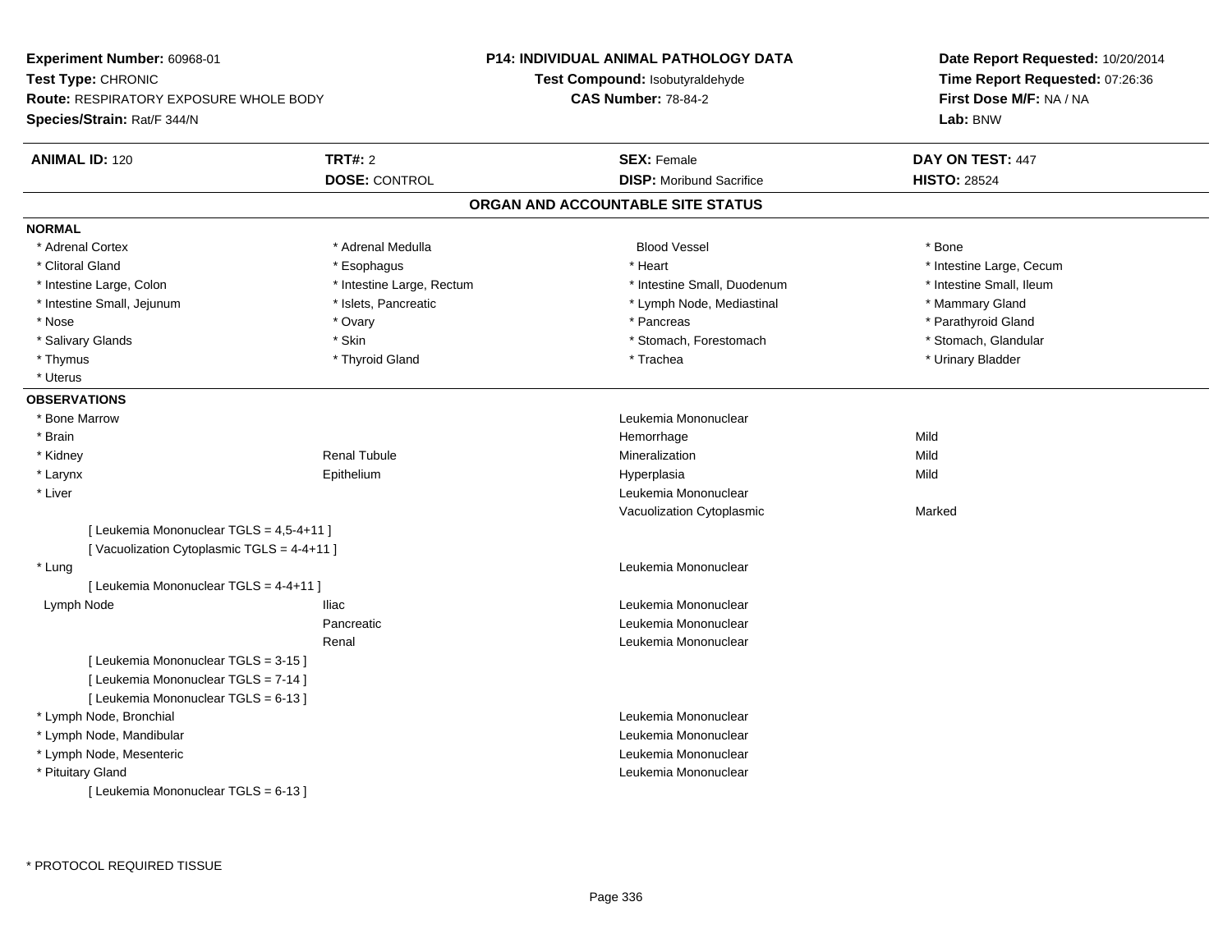**Experiment Number:** 60968-01
**Test Type:** CHRONIC
**Route:** RESPIRATORY EXPOSURE WHOLE BODY
**Species/Strain:** Rat/F 344/N

**P14: INDIVIDUAL ANIMAL PATHOLOGY DATA**
**Test Compound:** Isobutyraldehyde
**CAS Number:** 78-84-2

**Date Report Requested:** 10/20/2014
**Time Report Requested:** 07:26:36
**First Dose M/F:** NA / NA
**Lab:** BNW

| **ANIMAL ID:** 120 | **TRT#:** 2 | **SEX:** Female | **DAY ON TEST:** 447 |
|---|---|---|---|
| | **DOSE:** CONTROL | **DISP:** Moribund Sacrifice | **HISTO:** 28524 |

## ORGAN AND ACCOUNTABLE SITE STATUS

**NORMAL**

| | | | |
|---|---|---|---|
| * Adrenal Cortex | * Adrenal Medulla | Blood Vessel | * Bone |
| * Clitoral Gland | * Esophagus | * Heart | * Intestine Large, Cecum |
| * Intestine Large, Colon | * Intestine Large, Rectum | * Intestine Small, Duodenum | * Intestine Small, Ileum |
| * Intestine Small, Jejunum | * Islets, Pancreatic | * Lymph Node, Mediastinal | * Mammary Gland |
| * Nose | * Ovary | * Pancreas | * Parathyroid Gland |
| * Salivary Glands | * Skin | * Stomach, Forestomach | * Stomach, Glandular |
| * Thymus | * Thyroid Gland | * Trachea | * Urinary Bladder |
| * Uterus | | | |

**OBSERVATIONS**

| | | | |
|---|---|---|---|
| * Bone Marrow | | Leukemia Mononuclear | |
| * Brain | | Hemorrhage | Mild |
| * Kidney | Renal Tubule | Mineralization | Mild |
| * Larynx | Epithelium | Hyperplasia | Mild |
| * Liver | | Leukemia Mononuclear | |
| | | Vacuolization Cytoplasmic | Marked |
| [ Leukemia Mononuclear TGLS = 4,5-4+11 ] | | | |
| [ Vacuolization Cytoplasmic TGLS = 4-4+11 ] | | | |
| * Lung | | Leukemia Mononuclear | |
| [ Leukemia Mononuclear TGLS = 4-4+11 ] | | | |
| Lymph Node | Iliac | Leukemia Mononuclear | |
| | Pancreatic | Leukemia Mononuclear | |
| | Renal | Leukemia Mononuclear | |
| [ Leukemia Mononuclear TGLS = 3-15 ] | | | |
| [ Leukemia Mononuclear TGLS = 7-14 ] | | | |
| [ Leukemia Mononuclear TGLS = 6-13 ] | | | |
| * Lymph Node, Bronchial | | Leukemia Mononuclear | |
| * Lymph Node, Mandibular | | Leukemia Mononuclear | |
| * Lymph Node, Mesenteric | | Leukemia Mononuclear | |
| * Pituitary Gland | | Leukemia Mononuclear | |
| [ Leukemia Mononuclear TGLS = 6-13 ] | | | |

* PROTOCOL REQUIRED TISSUE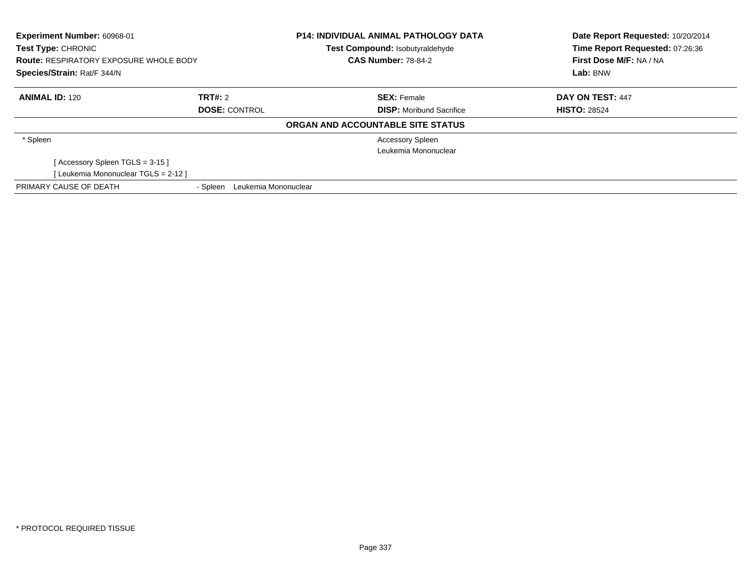**Experiment Number:** 60968-01
**Test Type:** CHRONIC
**Route:** RESPIRATORY EXPOSURE WHOLE BODY
**Species/Strain:** Rat/F 344/N

**P14: INDIVIDUAL ANIMAL PATHOLOGY DATA**
**Test Compound:** Isobutyraldehyde
**CAS Number:** 78-84-2

**Date Report Requested:** 10/20/2014
**Time Report Requested:** 07:26:36
**First Dose M/F:** NA / NA
**Lab:** BNW

| **ANIMAL ID:** 120 | **TRT#:** 2 | **SEX:** Female | **DAY ON TEST:** 447 |
|---|---|---|---|
| | **DOSE:** CONTROL | **DISP:** Moribund Sacrifice | **HISTO:** 28524 |

**ORGAN AND ACCOUNTABLE SITE STATUS**

| | |
|---|---|
| * Spleen | Accessory Spleen |
| | Leukemia Mononuclear |
| [ Accessory Spleen TGLS = 3-15 ] | |
| [ Leukemia Mononuclear TGLS = 2-12 ] | |

PRIMARY CAUSE OF DEATH - Spleen Leukemia Mononuclear

* PROTOCOL REQUIRED TISSUE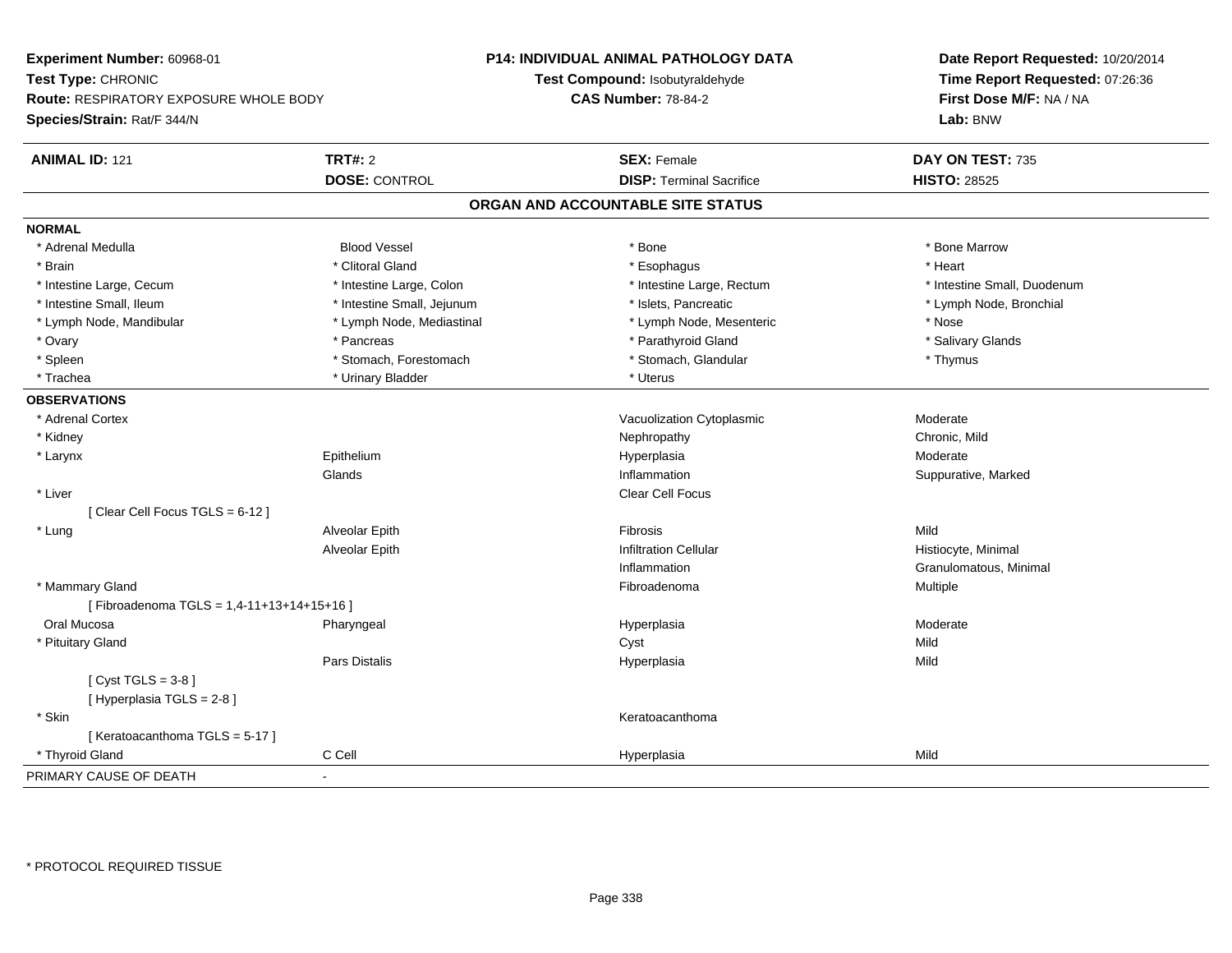**Experiment Number:** 60968-01
**Test Type:** CHRONIC
**Route:** RESPIRATORY EXPOSURE WHOLE BODY
**Species/Strain:** Rat/F 344/N

**P14: INDIVIDUAL ANIMAL PATHOLOGY DATA**
**Test Compound:** Isobutyraldehyde
**CAS Number:** 78-84-2

**Date Report Requested:** 10/20/2014
**Time Report Requested:** 07:26:36
**First Dose M/F:** NA / NA
**Lab:** BNW

| **ANIMAL ID:** 121 | **TRT#:** 2 | **SEX:** Female | **DAY ON TEST:** 735 |
|---|---|---|---|
| | **DOSE:** CONTROL | **DISP:** Terminal Sacrifice | **HISTO:** 28525 |

## ORGAN AND ACCOUNTABLE SITE STATUS

**NORMAL**

| | | | |
|---|---|---|---|
| * Adrenal Medulla | Blood Vessel | * Bone | * Bone Marrow |
| * Brain | * Clitoral Gland | * Esophagus | * Heart |
| * Intestine Large, Cecum | * Intestine Large, Colon | * Intestine Large, Rectum | * Intestine Small, Duodenum |
| * Intestine Small, Ileum | * Intestine Small, Jejunum | * Islets, Pancreatic | * Lymph Node, Bronchial |
| * Lymph Node, Mandibular | * Lymph Node, Mediastinal | * Lymph Node, Mesenteric | * Nose |
| * Ovary | * Pancreas | * Parathyroid Gland | * Salivary Glands |
| * Spleen | * Stomach, Forestomach | * Stomach, Glandular | * Thymus |
| * Trachea | * Urinary Bladder | * Uterus | |

**OBSERVATIONS**

| | | | |
|---|---|---|---|
| * Adrenal Cortex | | Vacuolization Cytoplasmic | Moderate |
| * Kidney | | Nephropathy | Chronic, Mild |
| * Larynx | Epithelium | Hyperplasia | Moderate |
| | Glands | Inflammation | Suppurative, Marked |
| * Liver | | Clear Cell Focus | |
| [ Clear Cell Focus TGLS = 6-12 ] | | | |
| * Lung | Alveolar Epith | Fibrosis | Mild |
| | Alveolar Epith | Infiltration Cellular | Histiocyte, Minimal |
| | | Inflammation | Granulomatous, Minimal |
| * Mammary Gland | | Fibroadenoma | Multiple |
| [ Fibroadenoma TGLS = 1,4-11+13+14+15+16 ] | | | |
| Oral Mucosa | Pharyngeal | Hyperplasia | Moderate |
| * Pituitary Gland | | Cyst | Mild |
| | Pars Distalis | Hyperplasia | Mild |
| [ Cyst TGLS = 3-8 ] | | | |
| [ Hyperplasia TGLS = 2-8 ] | | | |
| * Skin | | Keratoacanthoma | |
| [ Keratoacanthoma TGLS = 5-17 ] | | | |
| * Thyroid Gland | C Cell | Hyperplasia | Mild |

PRIMARY CAUSE OF DEATH -

* PROTOCOL REQUIRED TISSUE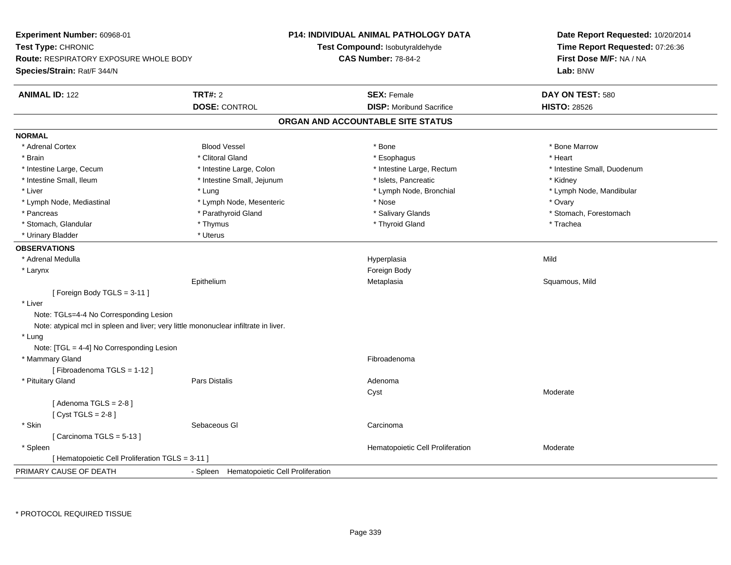**Experiment Number:** 60968-01
**Test Type:** CHRONIC
**Route:** RESPIRATORY EXPOSURE WHOLE BODY
**Species/Strain:** Rat/F 344/N

**P14: INDIVIDUAL ANIMAL PATHOLOGY DATA**
**Test Compound:** Isobutyraldehyde
**CAS Number:** 78-84-2

**Date Report Requested:** 10/20/2014
**Time Report Requested:** 07:26:36
**First Dose M/F:** NA / NA
**Lab:** BNW

| **ANIMAL ID:** 122 | **TRT#:** 2 | **SEX:** Female | **DAY ON TEST:** 580 |
|---|---|---|---|
| | **DOSE:** CONTROL | **DISP:** Moribund Sacrifice | **HISTO:** 28526 |

## ORGAN AND ACCOUNTABLE SITE STATUS

**NORMAL**

| | | | |
|---|---|---|---|
| * Adrenal Cortex | Blood Vessel | * Bone | * Bone Marrow |
| * Brain | * Clitoral Gland | * Esophagus | * Heart |
| * Intestine Large, Cecum | * Intestine Large, Colon | * Intestine Large, Rectum | * Intestine Small, Duodenum |
| * Intestine Small, Ileum | * Intestine Small, Jejunum | * Islets, Pancreatic | * Kidney |
| * Liver | * Lung | * Lymph Node, Bronchial | * Lymph Node, Mandibular |
| * Lymph Node, Mediastinal | * Lymph Node, Mesenteric | * Nose | * Ovary |
| * Pancreas | * Parathyroid Gland | * Salivary Glands | * Stomach, Forestomach |
| * Stomach, Glandular | * Thymus | * Thyroid Gland | * Trachea |
| * Urinary Bladder | * Uterus | | |

**OBSERVATIONS**

| | | | |
|---|---|---|---|
| * Adrenal Medulla | | Hyperplasia | Mild |
| * Larynx | | Foreign Body | |
| | Epithelium | Metaplasia | Squamous, Mild |
| [ Foreign Body TGLS = 3-11 ] | | | |
| * Liver | | | |
| Note: TGLs=4-4 No Corresponding Lesion | | | |
| Note: atypical mcl in spleen and liver; very little mononuclear infiltrate in liver. | | | |
| * Lung | | | |
| Note: [TGL = 4-4] No Corresponding Lesion | | | |
| * Mammary Gland | | Fibroadenoma | |
| [ Fibroadenoma TGLS = 1-12 ] | | | |
| * Pituitary Gland | Pars Distalis | Adenoma | |
| | | Cyst | Moderate |
| [ Adenoma TGLS = 2-8 ] | | | |
| [ Cyst TGLS = 2-8 ] | | | |
| * Skin | Sebaceous Gl | Carcinoma | |
| [ Carcinoma TGLS = 5-13 ] | | | |
| * Spleen | | Hematopoietic Cell Proliferation | Moderate |
| [ Hematopoietic Cell Proliferation TGLS = 3-11 ] | | | |

PRIMARY CAUSE OF DEATH - Spleen Hematopoietic Cell Proliferation

* PROTOCOL REQUIRED TISSUE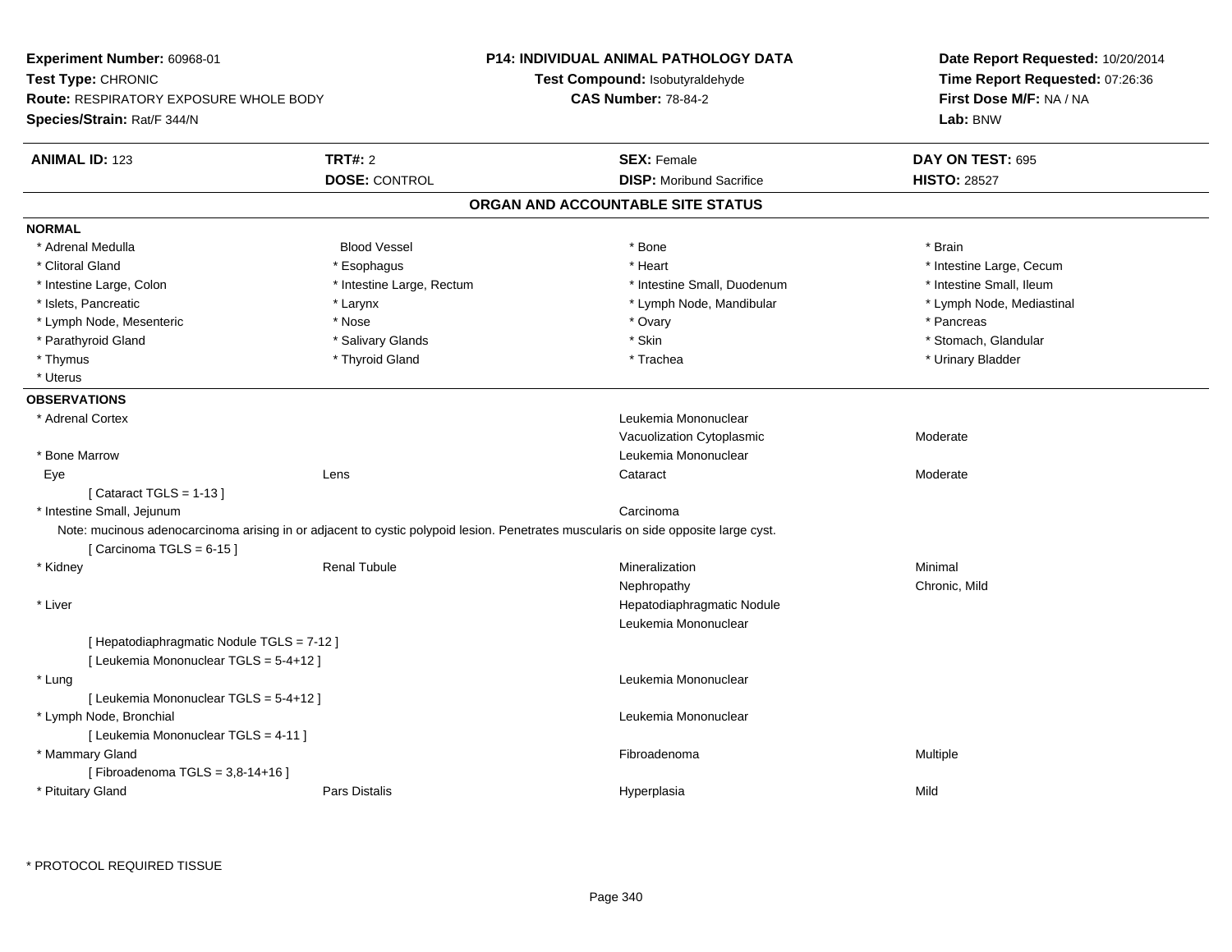**Experiment Number:** 60968-01
**Test Type:** CHRONIC
**Route:** RESPIRATORY EXPOSURE WHOLE BODY
**Species/Strain:** Rat/F 344/N

**P14: INDIVIDUAL ANIMAL PATHOLOGY DATA**
**Test Compound:** Isobutyraldehyde
**CAS Number:** 78-84-2

**Date Report Requested:** 10/20/2014
**Time Report Requested:** 07:26:36
**First Dose M/F:** NA / NA
**Lab:** BNW

| **ANIMAL ID:** 123 | **TRT#:** 2 | **SEX:** Female | **DAY ON TEST:** 695 |
|---|---|---|---|
| | **DOSE:** CONTROL | **DISP:** Moribund Sacrifice | **HISTO:** 28527 |

## ORGAN AND ACCOUNTABLE SITE STATUS

### NORMAL

| | | | |
|---|---|---|---|
| * Adrenal Medulla | Blood Vessel | * Bone | * Brain |
| * Clitoral Gland | * Esophagus | * Heart | * Intestine Large, Cecum |
| * Intestine Large, Colon | * Intestine Large, Rectum | * Intestine Small, Duodenum | * Intestine Small, Ileum |
| * Islets, Pancreatic | * Larynx | * Lymph Node, Mandibular | * Lymph Node, Mediastinal |
| * Lymph Node, Mesenteric | * Nose | * Ovary | * Pancreas |
| * Parathyroid Gland | * Salivary Glands | * Skin | * Stomach, Glandular |
| * Thymus | * Thyroid Gland | * Trachea | * Urinary Bladder |
| * Uterus | | | |

### OBSERVATIONS

| | | | |
|---|---|---|---|
| * Adrenal Cortex | | Leukemia Mononuclear | |
| | | Vacuolization Cytoplasmic | Moderate |
| * Bone Marrow | | Leukemia Mononuclear | |
| Eye | Lens | Cataract | Moderate |
| [ Cataract TGLS = 1-13 ] | | | |
| * Intestine Small, Jejunum | | Carcinoma | |
| Note: mucinous adenocarcinoma arising in or adjacent to cystic polypoid lesion. Penetrates muscularis on side opposite large cyst. | | | |
| [ Carcinoma TGLS = 6-15 ] | | | |
| * Kidney | Renal Tubule | Mineralization | Minimal |
| | | Nephropathy | Chronic, Mild |
| * Liver | | Hepatodiaphragmatic Nodule | |
| | | Leukemia Mononuclear | |
| [ Hepatodiaphragmatic Nodule TGLS = 7-12 ] | | | |
| [ Leukemia Mononuclear TGLS = 5-4+12 ] | | | |
| * Lung | | Leukemia Mononuclear | |
| [ Leukemia Mononuclear TGLS = 5-4+12 ] | | | |
| * Lymph Node, Bronchial | | Leukemia Mononuclear | |
| [ Leukemia Mononuclear TGLS = 4-11 ] | | | |
| * Mammary Gland | | Fibroadenoma | Multiple |
| [ Fibroadenoma TGLS = 3,8-14+16 ] | | | |
| * Pituitary Gland | Pars Distalis | Hyperplasia | Mild |

* PROTOCOL REQUIRED TISSUE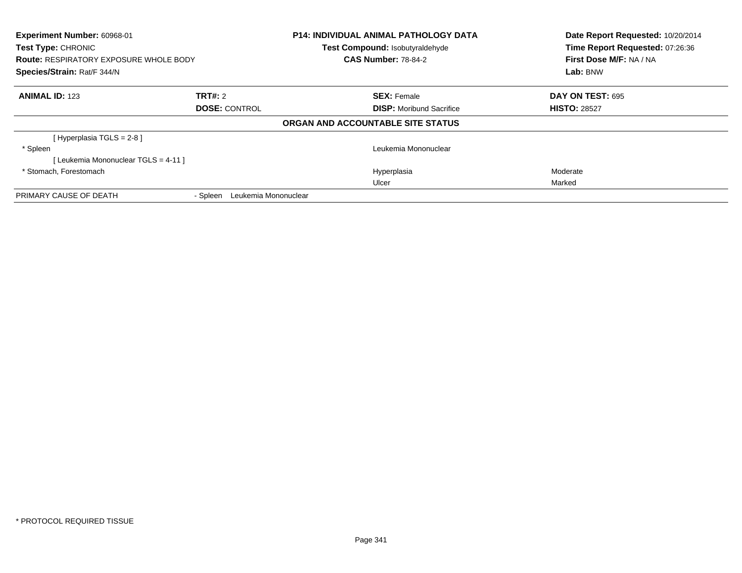**Experiment Number:** 60968-01
**Test Type:** CHRONIC
**Route:** RESPIRATORY EXPOSURE WHOLE BODY
**Species/Strain:** Rat/F 344/N

**P14: INDIVIDUAL ANIMAL PATHOLOGY DATA**
**Test Compound:** Isobutyraldehyde
**CAS Number:** 78-84-2

**Date Report Requested:** 10/20/2014
**Time Report Requested:** 07:26:36
**First Dose M/F:** NA / NA
**Lab:** BNW

| **ANIMAL ID:** 123 | **TRT#:** 2 | **SEX:** Female | **DAY ON TEST:** 695 |
|---|---|---|---|
| | **DOSE:** CONTROL | **DISP:** Moribund Sacrifice | **HISTO:** 28527 |

**ORGAN AND ACCOUNTABLE SITE STATUS**

| | | | |
|---|---|---|---|
| [ Hyperplasia TGLS = 2-8 ] | | | |
| * Spleen | | Leukemia Mononuclear | |
| [ Leukemia Mononuclear TGLS = 4-11 ] | | | |
| * Stomach, Forestomach | | Hyperplasia | Moderate |
| | | Ulcer | Marked |
| PRIMARY CAUSE OF DEATH | - Spleen Leukemia Mononuclear | | |

* PROTOCOL REQUIRED TISSUE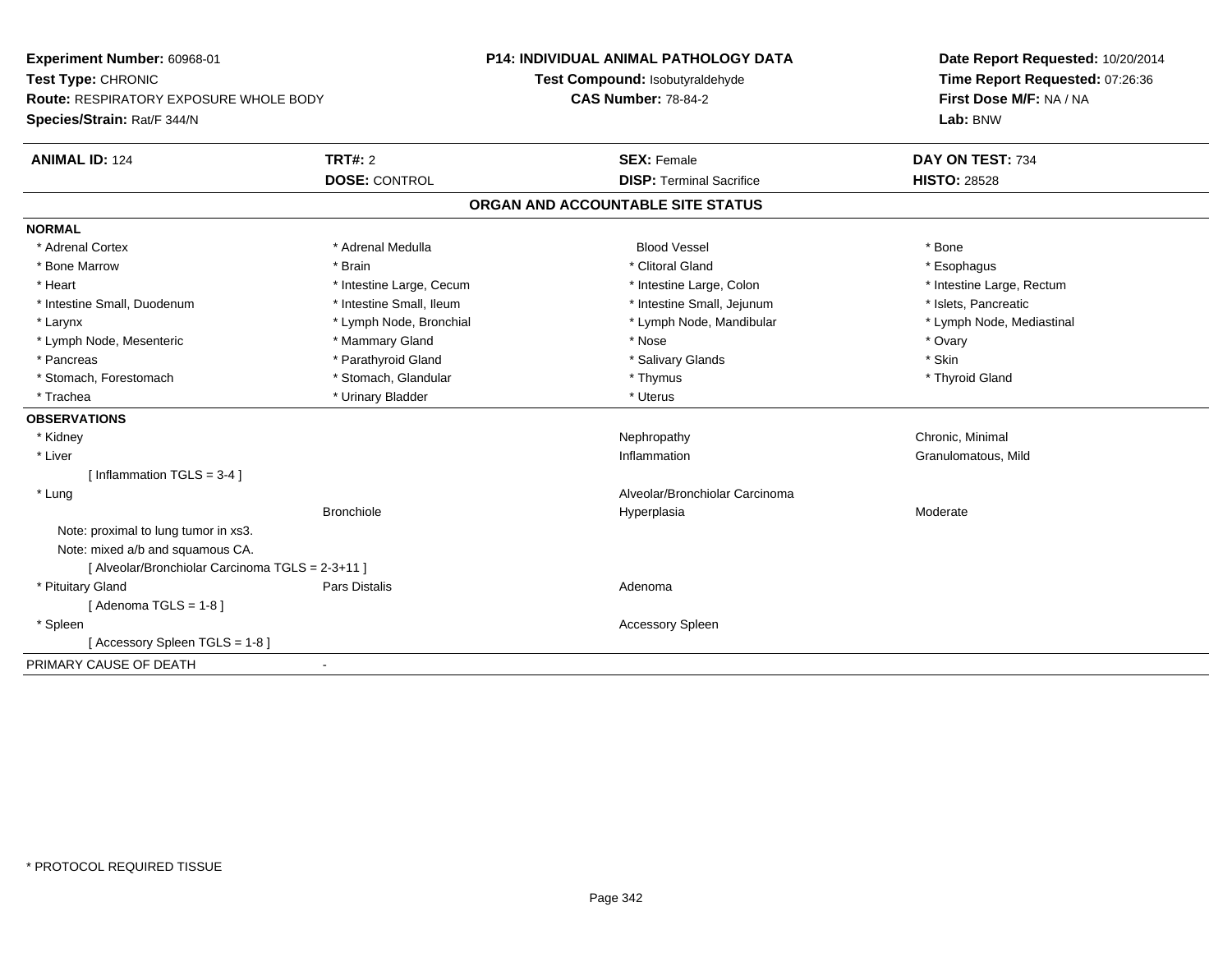**Experiment Number:** 60968-01
**Test Type:** CHRONIC
**Route:** RESPIRATORY EXPOSURE WHOLE BODY
**Species/Strain:** Rat/F 344/N

**P14: INDIVIDUAL ANIMAL PATHOLOGY DATA**
**Test Compound:** Isobutyraldehyde
**CAS Number:** 78-84-2

**Date Report Requested:** 10/20/2014
**Time Report Requested:** 07:26:36
**First Dose M/F:** NA / NA
**Lab:** BNW

| **ANIMAL ID:** 124 | **TRT#:** 2 | **SEX:** Female | **DAY ON TEST:** 734 |
|---|---|---|---|
| | **DOSE:** CONTROL | **DISP:** Terminal Sacrifice | **HISTO:** 28528 |

## ORGAN AND ACCOUNTABLE SITE STATUS

**NORMAL**

| | | | |
|---|---|---|---|
| * Adrenal Cortex | * Adrenal Medulla | Blood Vessel | * Bone |
| * Bone Marrow | * Brain | * Clitoral Gland | * Esophagus |
| * Heart | * Intestine Large, Cecum | * Intestine Large, Colon | * Intestine Large, Rectum |
| * Intestine Small, Duodenum | * Intestine Small, Ileum | * Intestine Small, Jejunum | * Islets, Pancreatic |
| * Larynx | * Lymph Node, Bronchial | * Lymph Node, Mandibular | * Lymph Node, Mediastinal |
| * Lymph Node, Mesenteric | * Mammary Gland | * Nose | * Ovary |
| * Pancreas | * Parathyroid Gland | * Salivary Glands | * Skin |
| * Stomach, Forestomach | * Stomach, Glandular | * Thymus | * Thyroid Gland |
| * Trachea | * Urinary Bladder | * Uterus | |

**OBSERVATIONS**

| | | | |
|---|---|---|---|
| * Kidney | | Nephropathy | Chronic, Minimal |
| * Liver | | Inflammation | Granulomatous, Mild |
| [ Inflammation TGLS = 3-4 ] | | | |
| * Lung | | Alveolar/Bronchiolar Carcinoma | |
| | Bronchiole | Hyperplasia | Moderate |
| Note: proximal to lung tumor in xs3. | | | |
| Note: mixed a/b and squamous CA. | | | |
| [ Alveolar/Bronchiolar Carcinoma TGLS = 2-3+11 ] | | | |
| * Pituitary Gland | Pars Distalis | Adenoma | |
| [ Adenoma TGLS = 1-8 ] | | | |
| * Spleen | | Accessory Spleen | |
| [ Accessory Spleen TGLS = 1-8 ] | | | |

PRIMARY CAUSE OF DEATH -

* PROTOCOL REQUIRED TISSUE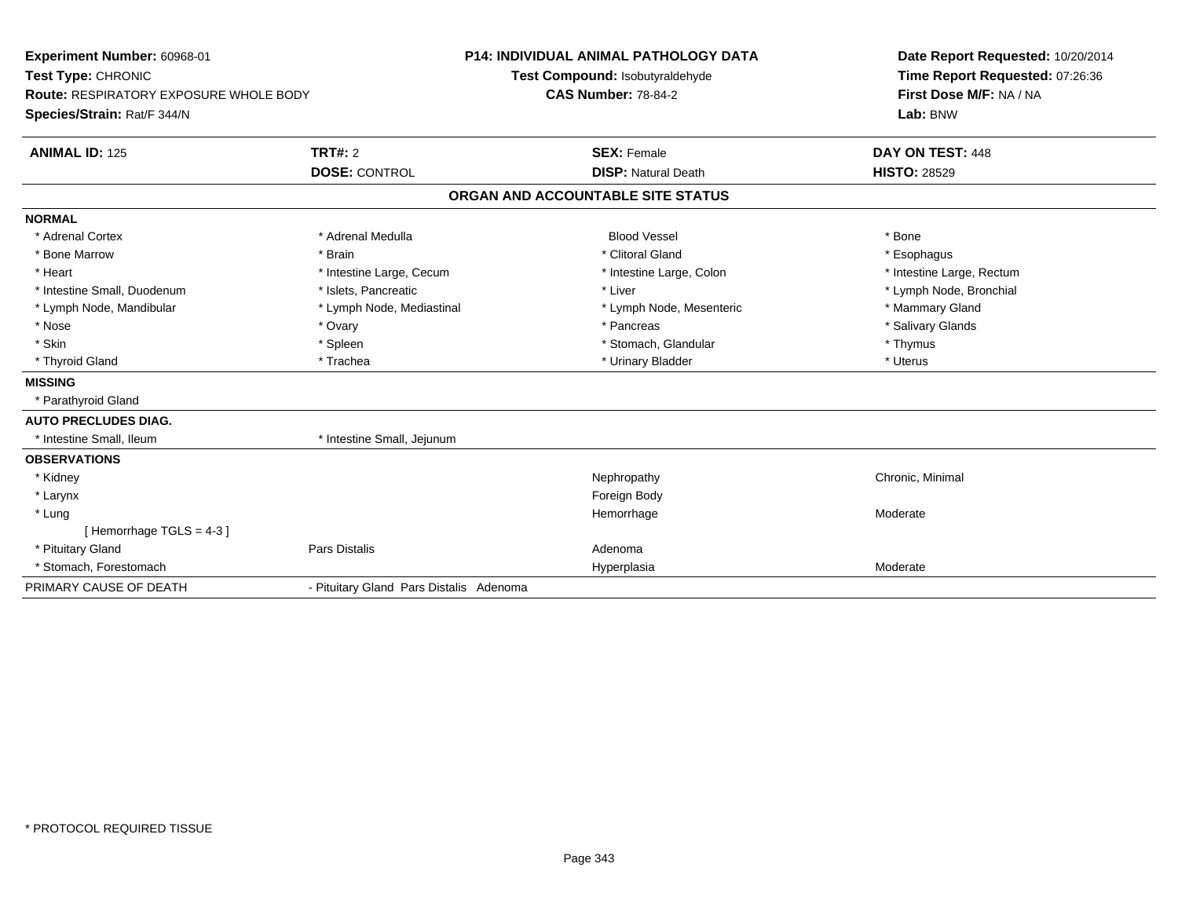**Experiment Number:** 60968-01
**Test Type:** CHRONIC
**Route:** RESPIRATORY EXPOSURE WHOLE BODY
**Species/Strain:** Rat/F 344/N

**P14: INDIVIDUAL ANIMAL PATHOLOGY DATA**
**Test Compound:** Isobutyraldehyde
**CAS Number:** 78-84-2

**Date Report Requested:** 10/20/2014
**Time Report Requested:** 07:26:36
**First Dose M/F:** NA / NA
**Lab:** BNW

| **ANIMAL ID:** 125 | **TRT#:** 2 | **SEX:** Female | **DAY ON TEST:** 448 |
|---|---|---|---|
| | **DOSE:** CONTROL | **DISP:** Natural Death | **HISTO:** 28529 |

## ORGAN AND ACCOUNTABLE SITE STATUS

| | | | |
|---|---|---|---|
| **NORMAL** | | | |
| * Adrenal Cortex | * Adrenal Medulla | Blood Vessel | * Bone |
| * Bone Marrow | * Brain | * Clitoral Gland | * Esophagus |
| * Heart | * Intestine Large, Cecum | * Intestine Large, Colon | * Intestine Large, Rectum |
| * Intestine Small, Duodenum | * Islets, Pancreatic | * Liver | * Lymph Node, Bronchial |
| * Lymph Node, Mandibular | * Lymph Node, Mediastinal | * Lymph Node, Mesenteric | * Mammary Gland |
| * Nose | * Ovary | * Pancreas | * Salivary Glands |
| * Skin | * Spleen | * Stomach, Glandular | * Thymus |
| * Thyroid Gland | * Trachea | * Urinary Bladder | * Uterus |
| **MISSING** | | | |
| * Parathyroid Gland | | | |
| **AUTO PRECLUDES DIAG.** | | | |
| * Intestine Small, Ileum | * Intestine Small, Jejunum | | |
| **OBSERVATIONS** | | | |
| * Kidney | | Nephropathy | Chronic, Minimal |
| * Larynx | | Foreign Body | |
| * Lung | | Hemorrhage | Moderate |
| [ Hemorrhage TGLS = 4-3 ] | | | |
| * Pituitary Gland | Pars Distalis | Adenoma | |
| * Stomach, Forestomach | | Hyperplasia | Moderate |
| PRIMARY CAUSE OF DEATH | - Pituitary Gland Pars Distalis Adenoma | | |

* PROTOCOL REQUIRED TISSUE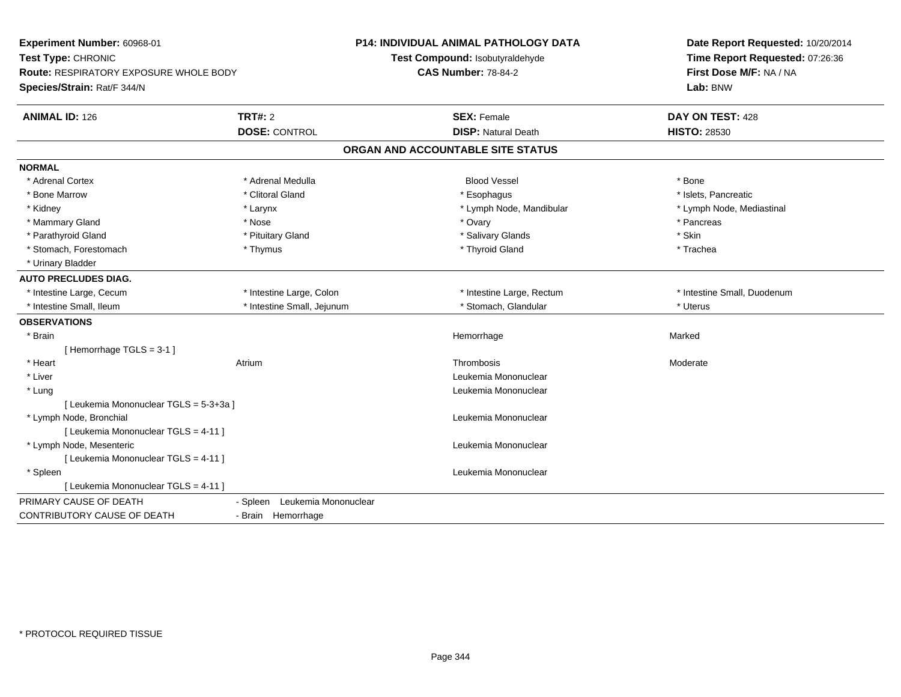**Experiment Number:** 60968-01
**Test Type:** CHRONIC
**Route:** RESPIRATORY EXPOSURE WHOLE BODY
**Species/Strain:** Rat/F 344/N

**P14: INDIVIDUAL ANIMAL PATHOLOGY DATA**
**Test Compound:** Isobutyraldehyde
**CAS Number:** 78-84-2

**Date Report Requested:** 10/20/2014
**Time Report Requested:** 07:26:36
**First Dose M/F:** NA / NA
**Lab:** BNW

| **ANIMAL ID:** 126 | **TRT#:** 2 | **SEX:** Female | **DAY ON TEST:** 428 |
|---|---|---|---|
| | **DOSE:** CONTROL | **DISP:** Natural Death | **HISTO:** 28530 |

## ORGAN AND ACCOUNTABLE SITE STATUS

**NORMAL**

| | | | |
|---|---|---|---|
| * Adrenal Cortex | * Adrenal Medulla | Blood Vessel | * Bone |
| * Bone Marrow | * Clitoral Gland | * Esophagus | * Islets, Pancreatic |
| * Kidney | * Larynx | * Lymph Node, Mandibular | * Lymph Node, Mediastinal |
| * Mammary Gland | * Nose | * Ovary | * Pancreas |
| * Parathyroid Gland | * Pituitary Gland | * Salivary Glands | * Skin |
| * Stomach, Forestomach | * Thymus | * Thyroid Gland | * Trachea |
| * Urinary Bladder | | | |

**AUTO PRECLUDES DIAG.**

| | | | |
|---|---|---|---|
| * Intestine Large, Cecum | * Intestine Large, Colon | * Intestine Large, Rectum | * Intestine Small, Duodenum |
| * Intestine Small, Ileum | * Intestine Small, Jejunum | * Stomach, Glandular | * Uterus |

**OBSERVATIONS**

| | | | |
|---|---|---|---|
| * Brain | | Hemorrhage | Marked |
| [ Hemorrhage TGLS = 3-1 ] | | | |
| * Heart | Atrium | Thrombosis | Moderate |
| * Liver | | Leukemia Mononuclear | |
| * Lung | | Leukemia Mononuclear | |
| [ Leukemia Mononuclear TGLS = 5-3+3a ] | | | |
| * Lymph Node, Bronchial | | Leukemia Mononuclear | |
| [ Leukemia Mononuclear TGLS = 4-11 ] | | | |
| * Lymph Node, Mesenteric | | Leukemia Mononuclear | |
| [ Leukemia Mononuclear TGLS = 4-11 ] | | | |
| * Spleen | | Leukemia Mononuclear | |
| [ Leukemia Mononuclear TGLS = 4-11 ] | | | |

| | |
|---|---|
| PRIMARY CAUSE OF DEATH | - Spleen Leukemia Mononuclear |
| CONTRIBUTORY CAUSE OF DEATH | - Brain Hemorrhage |

* PROTOCOL REQUIRED TISSUE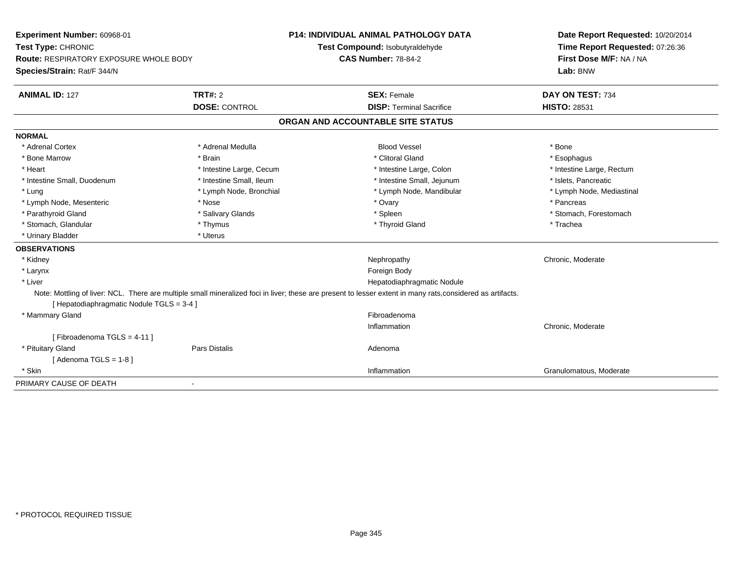**Experiment Number:** 60968-01
**Test Type:** CHRONIC
**Route:** RESPIRATORY EXPOSURE WHOLE BODY
**Species/Strain:** Rat/F 344/N

**P14: INDIVIDUAL ANIMAL PATHOLOGY DATA**
**Test Compound:** Isobutyraldehyde
**CAS Number:** 78-84-2

**Date Report Requested:** 10/20/2014
**Time Report Requested:** 07:26:36
**First Dose M/F:** NA / NA
**Lab:** BNW

| **ANIMAL ID:** 127 | **TRT#:** 2 | **SEX:** Female | **DAY ON TEST:** 734 |
|---|---|---|---|
| | **DOSE:** CONTROL | **DISP:** Terminal Sacrifice | **HISTO:** 28531 |

## ORGAN AND ACCOUNTABLE SITE STATUS

**NORMAL**

| | | | |
|---|---|---|---|
| * Adrenal Cortex | * Adrenal Medulla | Blood Vessel | * Bone |
| * Bone Marrow | * Brain | * Clitoral Gland | * Esophagus |
| * Heart | * Intestine Large, Cecum | * Intestine Large, Colon | * Intestine Large, Rectum |
| * Intestine Small, Duodenum | * Intestine Small, Ileum | * Intestine Small, Jejunum | * Islets, Pancreatic |
| * Lung | * Lymph Node, Bronchial | * Lymph Node, Mandibular | * Lymph Node, Mediastinal |
| * Lymph Node, Mesenteric | * Nose | * Ovary | * Pancreas |
| * Parathyroid Gland | * Salivary Glands | * Spleen | * Stomach, Forestomach |
| * Stomach, Glandular | * Thymus | * Thyroid Gland | * Trachea |
| * Urinary Bladder | * Uterus | | |

**OBSERVATIONS**

| | | | |
|---|---|---|---|
| * Kidney | | Nephropathy | Chronic, Moderate |
| * Larynx | | Foreign Body | |
| * Liver | | Hepatodiaphragmatic Nodule | |

Note: Mottling of liver: NCL. There are multiple small mineralized foci in liver; these are present to lesser extent in many rats,considered as artifacts.

[ Hepatodiaphragmatic Nodule TGLS = 3-4 ]

| | | | |
|---|---|---|---|
| * Mammary Gland | | Fibroadenoma | |
| | | Inflammation | Chronic, Moderate |

[ Fibroadenoma TGLS = 4-11 ]

| | | | |
|---|---|---|---|
| * Pituitary Gland | Pars Distalis | Adenoma | |

[ Adenoma TGLS = 1-8 ]

| | | | |
|---|---|---|---|
| * Skin | | Inflammation | Granulomatous, Moderate |

PRIMARY CAUSE OF DEATH -

* PROTOCOL REQUIRED TISSUE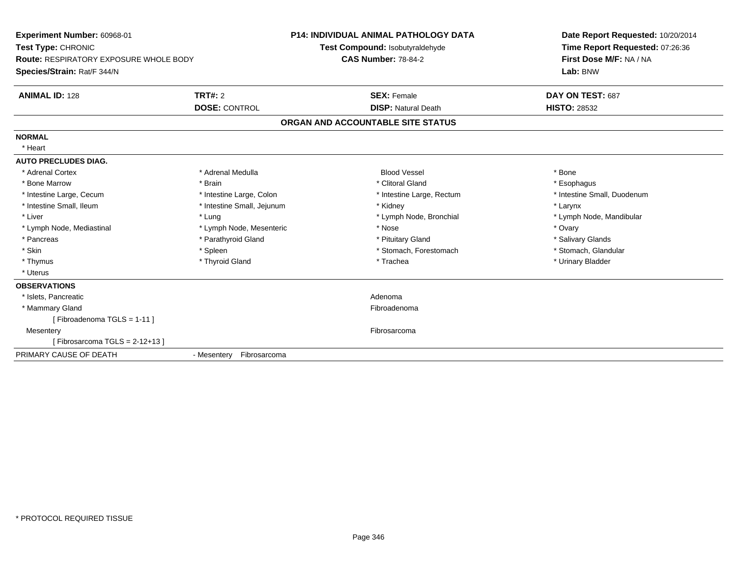**Experiment Number:** 60968-01
**Test Type:** CHRONIC
**Route:** RESPIRATORY EXPOSURE WHOLE BODY
**Species/Strain:** Rat/F 344/N

**P14: INDIVIDUAL ANIMAL PATHOLOGY DATA**
**Test Compound:** Isobutyraldehyde
**CAS Number:** 78-84-2

**Date Report Requested:** 10/20/2014
**Time Report Requested:** 07:26:36
**First Dose M/F:** NA / NA
**Lab:** BNW

| **ANIMAL ID:** 128 | **TRT#:** 2 | **SEX:** Female | **DAY ON TEST:** 687 |
|---|---|---|---|
| | **DOSE:** CONTROL | **DISP:** Natural Death | **HISTO:** 28532 |

## ORGAN AND ACCOUNTABLE SITE STATUS

**NORMAL**

| | | | |
|---|---|---|---|
| * Heart | | | |

**AUTO PRECLUDES DIAG.**

| | | | |
|---|---|---|---|
| * Adrenal Cortex | * Adrenal Medulla | Blood Vessel | * Bone |
| * Bone Marrow | * Brain | * Clitoral Gland | * Esophagus |
| * Intestine Large, Cecum | * Intestine Large, Colon | * Intestine Large, Rectum | * Intestine Small, Duodenum |
| * Intestine Small, Ileum | * Intestine Small, Jejunum | * Kidney | * Larynx |
| * Liver | * Lung | * Lymph Node, Bronchial | * Lymph Node, Mandibular |
| * Lymph Node, Mediastinal | * Lymph Node, Mesenteric | * Nose | * Ovary |
| * Pancreas | * Parathyroid Gland | * Pituitary Gland | * Salivary Glands |
| * Skin | * Spleen | * Stomach, Forestomach | * Stomach, Glandular |
| * Thymus | * Thyroid Gland | * Trachea | * Urinary Bladder |
| * Uterus | | | |

**OBSERVATIONS**

| | |
|---|---|
| * Islets, Pancreatic | Adenoma |
| * Mammary Gland | Fibroadenoma |
| [ Fibroadenoma TGLS = 1-11 ] | |
| Mesentery | Fibrosarcoma |
| [ Fibrosarcoma TGLS = 2-12+13 ] | |

PRIMARY CAUSE OF DEATH - Mesentery Fibrosarcoma

\* PROTOCOL REQUIRED TISSUE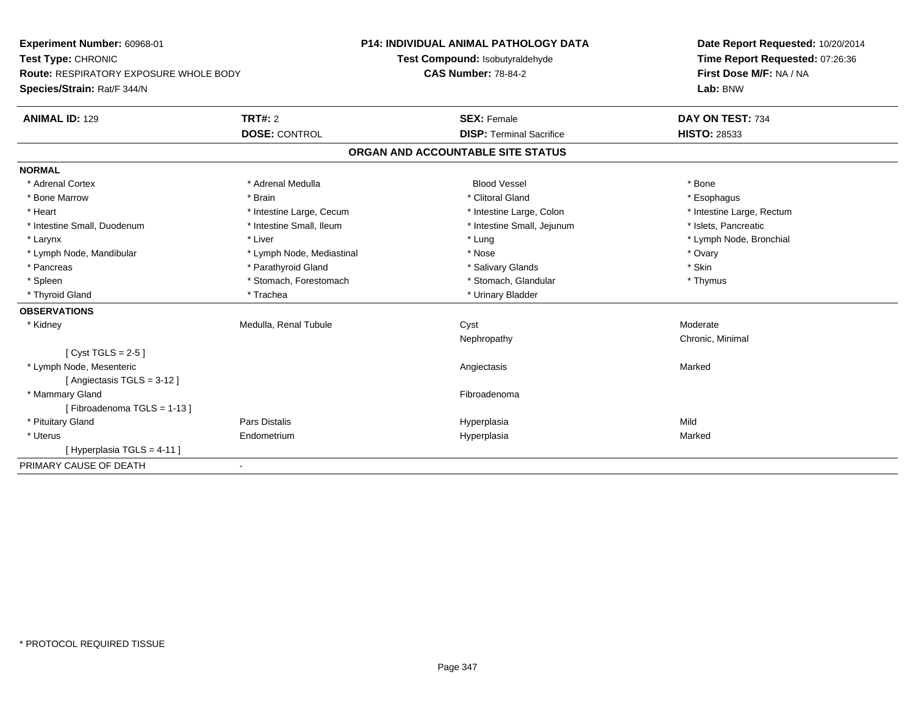**Experiment Number:** 60968-01
**Test Type:** CHRONIC
**Route:** RESPIRATORY EXPOSURE WHOLE BODY
**Species/Strain:** Rat/F 344/N

**P14: INDIVIDUAL ANIMAL PATHOLOGY DATA**
**Test Compound:** Isobutyraldehyde
**CAS Number:** 78-84-2

**Date Report Requested:** 10/20/2014
**Time Report Requested:** 07:26:36
**First Dose M/F:** NA / NA
**Lab:** BNW

| **ANIMAL ID:** 129 | **TRT#:** 2 | **SEX:** Female | **DAY ON TEST:** 734 |
|---|---|---|---|
| | **DOSE:** CONTROL | **DISP:** Terminal Sacrifice | **HISTO:** 28533 |

## ORGAN AND ACCOUNTABLE SITE STATUS

**NORMAL**

| | | | |
|---|---|---|---|
| * Adrenal Cortex | * Adrenal Medulla | Blood Vessel | * Bone |
| * Bone Marrow | * Brain | * Clitoral Gland | * Esophagus |
| * Heart | * Intestine Large, Cecum | * Intestine Large, Colon | * Intestine Large, Rectum |
| * Intestine Small, Duodenum | * Intestine Small, Ileum | * Intestine Small, Jejunum | * Islets, Pancreatic |
| * Larynx | * Liver | * Lung | * Lymph Node, Bronchial |
| * Lymph Node, Mandibular | * Lymph Node, Mediastinal | * Nose | * Ovary |
| * Pancreas | * Parathyroid Gland | * Salivary Glands | * Skin |
| * Spleen | * Stomach, Forestomach | * Stomach, Glandular | * Thymus |
| * Thyroid Gland | * Trachea | * Urinary Bladder | |

**OBSERVATIONS**

| | | | |
|---|---|---|---|
| * Kidney | Medulla, Renal Tubule | Cyst | Moderate |
| | | Nephropathy | Chronic, Minimal |
| [ Cyst TGLS = 2-5 ] | | | |
| * Lymph Node, Mesenteric | | Angiectasis | Marked |
| [ Angiectasis TGLS = 3-12 ] | | | |
| * Mammary Gland | | Fibroadenoma | |
| [ Fibroadenoma TGLS = 1-13 ] | | | |
| * Pituitary Gland | Pars Distalis | Hyperplasia | Mild |
| * Uterus | Endometrium | Hyperplasia | Marked |
| [ Hyperplasia TGLS = 4-11 ] | | | |

PRIMARY CAUSE OF DEATH -

\* PROTOCOL REQUIRED TISSUE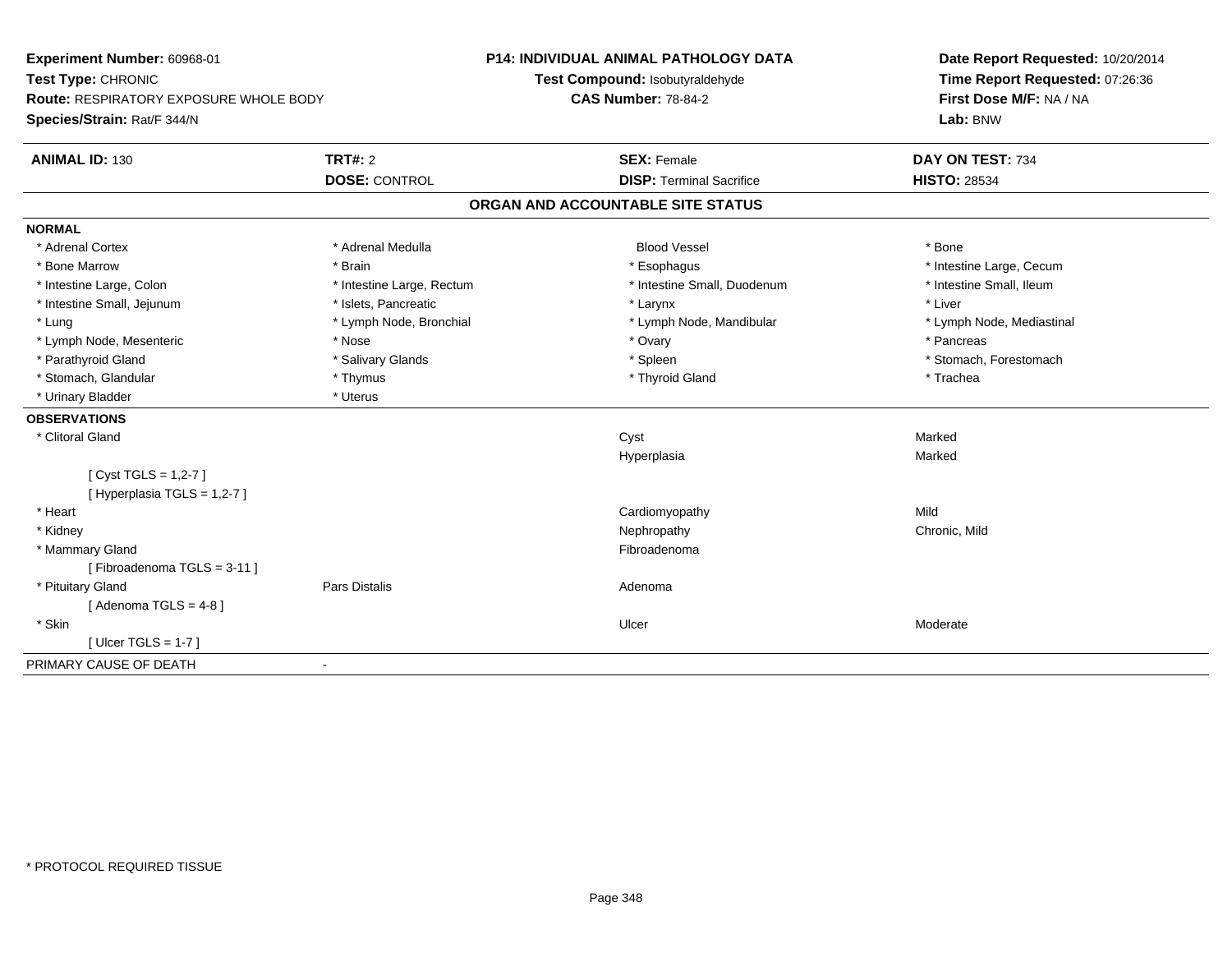**Experiment Number:** 60968-01
**Test Type:** CHRONIC
**Route:** RESPIRATORY EXPOSURE WHOLE BODY
**Species/Strain:** Rat/F 344/N

**P14: INDIVIDUAL ANIMAL PATHOLOGY DATA**
**Test Compound:** Isobutyraldehyde
**CAS Number:** 78-84-2

**Date Report Requested:** 10/20/2014
**Time Report Requested:** 07:26:36
**First Dose M/F:** NA / NA
**Lab:** BNW

| **ANIMAL ID:** 130 | **TRT#:** 2 | **SEX:** Female | **DAY ON TEST:** 734 |
|---|---|---|---|
| | **DOSE:** CONTROL | **DISP:** Terminal Sacrifice | **HISTO:** 28534 |

## ORGAN AND ACCOUNTABLE SITE STATUS

**NORMAL**

| | | | |
|---|---|---|---|
| * Adrenal Cortex | * Adrenal Medulla | Blood Vessel | * Bone |
| * Bone Marrow | * Brain | * Esophagus | * Intestine Large, Cecum |
| * Intestine Large, Colon | * Intestine Large, Rectum | * Intestine Small, Duodenum | * Intestine Small, Ileum |
| * Intestine Small, Jejunum | * Islets, Pancreatic | * Larynx | * Liver |
| * Lung | * Lymph Node, Bronchial | * Lymph Node, Mandibular | * Lymph Node, Mediastinal |
| * Lymph Node, Mesenteric | * Nose | * Ovary | * Pancreas |
| * Parathyroid Gland | * Salivary Glands | * Spleen | * Stomach, Forestomach |
| * Stomach, Glandular | * Thymus | * Thyroid Gland | * Trachea |
| * Urinary Bladder | * Uterus | | |

**OBSERVATIONS**

| | | | |
|---|---|---|---|
| * Clitoral Gland | | Cyst | Marked |
| | | Hyperplasia | Marked |
| [ Cyst TGLS = 1,2-7 ] | | | |
| [ Hyperplasia TGLS = 1,2-7 ] | | | |
| * Heart | | Cardiomyopathy | Mild |
| * Kidney | | Nephropathy | Chronic, Mild |
| * Mammary Gland | | Fibroadenoma | |
| [ Fibroadenoma TGLS = 3-11 ] | | | |
| * Pituitary Gland | Pars Distalis | Adenoma | |
| [ Adenoma TGLS = 4-8 ] | | | |
| * Skin | | Ulcer | Moderate |
| [ Ulcer TGLS = 1-7 ] | | | |

PRIMARY CAUSE OF DEATH -

* PROTOCOL REQUIRED TISSUE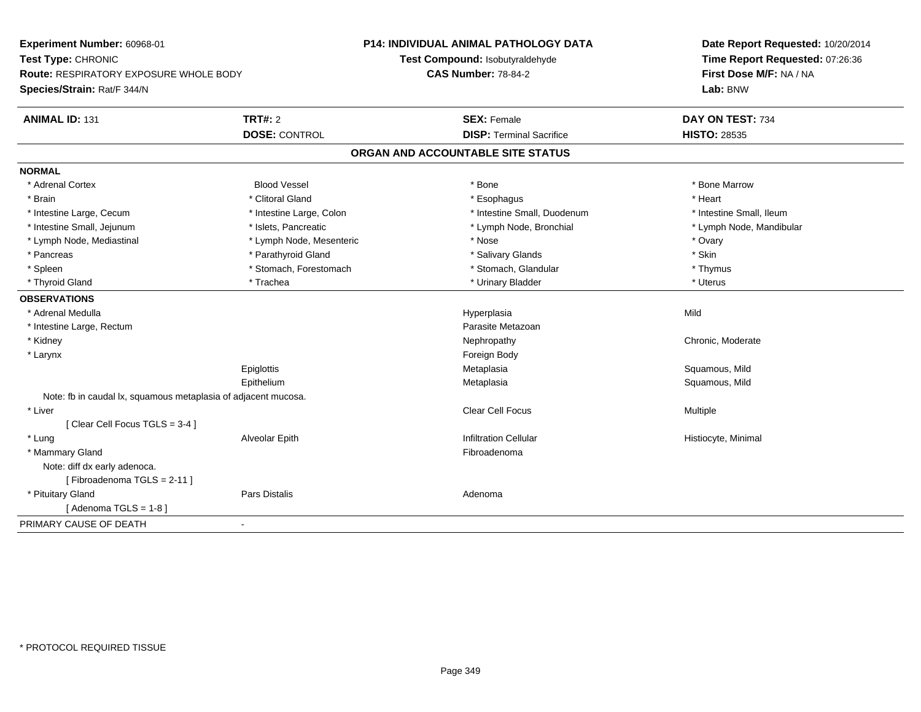**Experiment Number:** 60968-01
**Test Type:** CHRONIC
**Route:** RESPIRATORY EXPOSURE WHOLE BODY
**Species/Strain:** Rat/F 344/N

**P14: INDIVIDUAL ANIMAL PATHOLOGY DATA**
**Test Compound:** Isobutyraldehyde
**CAS Number:** 78-84-2

**Date Report Requested:** 10/20/2014
**Time Report Requested:** 07:26:36
**First Dose M/F:** NA / NA
**Lab:** BNW

| **ANIMAL ID:** 131 | **TRT#:** 2 | **SEX:** Female | **DAY ON TEST:** 734 |
|---|---|---|---|
| | **DOSE:** CONTROL | **DISP:** Terminal Sacrifice | **HISTO:** 28535 |

## ORGAN AND ACCOUNTABLE SITE STATUS

**NORMAL**

| | | | |
|---|---|---|---|
| * Adrenal Cortex | Blood Vessel | * Bone | * Bone Marrow |
| * Brain | * Clitoral Gland | * Esophagus | * Heart |
| * Intestine Large, Cecum | * Intestine Large, Colon | * Intestine Small, Duodenum | * Intestine Small, Ileum |
| * Intestine Small, Jejunum | * Islets, Pancreatic | * Lymph Node, Bronchial | * Lymph Node, Mandibular |
| * Lymph Node, Mediastinal | * Lymph Node, Mesenteric | * Nose | * Ovary |
| * Pancreas | * Parathyroid Gland | * Salivary Glands | * Skin |
| * Spleen | * Stomach, Forestomach | * Stomach, Glandular | * Thymus |
| * Thyroid Gland | * Trachea | * Urinary Bladder | * Uterus |

**OBSERVATIONS**

| | | | |
|---|---|---|---|
| * Adrenal Medulla | | Hyperplasia | Mild |
| * Intestine Large, Rectum | | Parasite Metazoan | |
| * Kidney | | Nephropathy | Chronic, Moderate |
| * Larynx | | Foreign Body | |
| | Epiglottis | Metaplasia | Squamous, Mild |
| | Epithelium | Metaplasia | Squamous, Mild |
| Note: fb in caudal lx, squamous metaplasia of adjacent mucosa. | | | |
| * Liver | | Clear Cell Focus | Multiple |
| [ Clear Cell Focus TGLS = 3-4 ] | | | |
| * Lung | Alveolar Epith | Infiltration Cellular | Histiocyte, Minimal |
| * Mammary Gland | | Fibroadenoma | |
| Note: diff dx early adenoca. | | | |
| [ Fibroadenoma TGLS = 2-11 ] | | | |
| * Pituitary Gland | Pars Distalis | Adenoma | |
| [ Adenoma TGLS = 1-8 ] | | | |

PRIMARY CAUSE OF DEATH -

* PROTOCOL REQUIRED TISSUE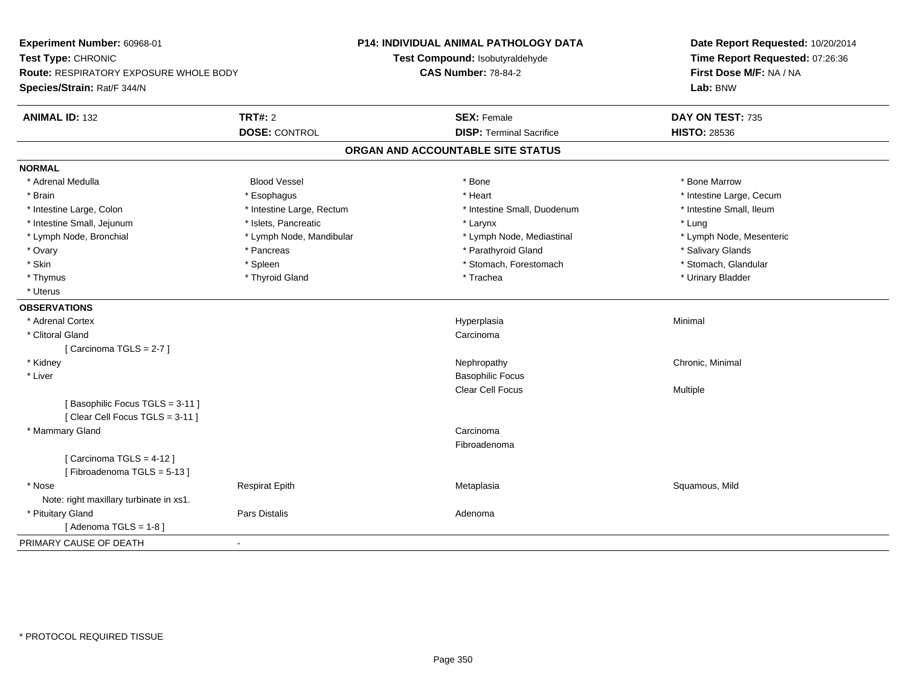**Experiment Number:** 60968-01
**Test Type:** CHRONIC
**Route:** RESPIRATORY EXPOSURE WHOLE BODY
**Species/Strain:** Rat/F 344/N

**P14: INDIVIDUAL ANIMAL PATHOLOGY DATA**
**Test Compound:** Isobutyraldehyde
**CAS Number:** 78-84-2

**Date Report Requested:** 10/20/2014
**Time Report Requested:** 07:26:36
**First Dose M/F:** NA / NA
**Lab:** BNW

| **ANIMAL ID:** 132 | **TRT#:** 2 | **SEX:** Female | **DAY ON TEST:** 735 |
|---|---|---|---|
| | **DOSE:** CONTROL | **DISP:** Terminal Sacrifice | **HISTO:** 28536 |

## ORGAN AND ACCOUNTABLE SITE STATUS

### NORMAL

| | | | |
|---|---|---|---|
| * Adrenal Medulla | Blood Vessel | * Bone | * Bone Marrow |
| * Brain | * Esophagus | * Heart | * Intestine Large, Cecum |
| * Intestine Large, Colon | * Intestine Large, Rectum | * Intestine Small, Duodenum | * Intestine Small, Ileum |
| * Intestine Small, Jejunum | * Islets, Pancreatic | * Larynx | * Lung |
| * Lymph Node, Bronchial | * Lymph Node, Mandibular | * Lymph Node, Mediastinal | * Lymph Node, Mesenteric |
| * Ovary | * Pancreas | * Parathyroid Gland | * Salivary Glands |
| * Skin | * Spleen | * Stomach, Forestomach | * Stomach, Glandular |
| * Thymus | * Thyroid Gland | * Trachea | * Urinary Bladder |
| * Uterus | | | |

### OBSERVATIONS

| | | | |
|---|---|---|---|
| * Adrenal Cortex | | Hyperplasia | Minimal |
| * Clitoral Gland | | Carcinoma | |
| [ Carcinoma TGLS = 2-7 ] | | | |
| * Kidney | | Nephropathy | Chronic, Minimal |
| * Liver | | Basophilic Focus | |
| | | Clear Cell Focus | Multiple |
| [ Basophilic Focus TGLS = 3-11 ] | | | |
| [ Clear Cell Focus TGLS = 3-11 ] | | | |
| * Mammary Gland | | Carcinoma | |
| | | Fibroadenoma | |
| [ Carcinoma TGLS = 4-12 ] | | | |
| [ Fibroadenoma TGLS = 5-13 ] | | | |
| * Nose | Respirat Epith | Metaplasia | Squamous, Mild |
| Note: right maxillary turbinate in xs1. | | | |
| * Pituitary Gland | Pars Distalis | Adenoma | |
| [ Adenoma TGLS = 1-8 ] | | | |

PRIMARY CAUSE OF DEATH -

* PROTOCOL REQUIRED TISSUE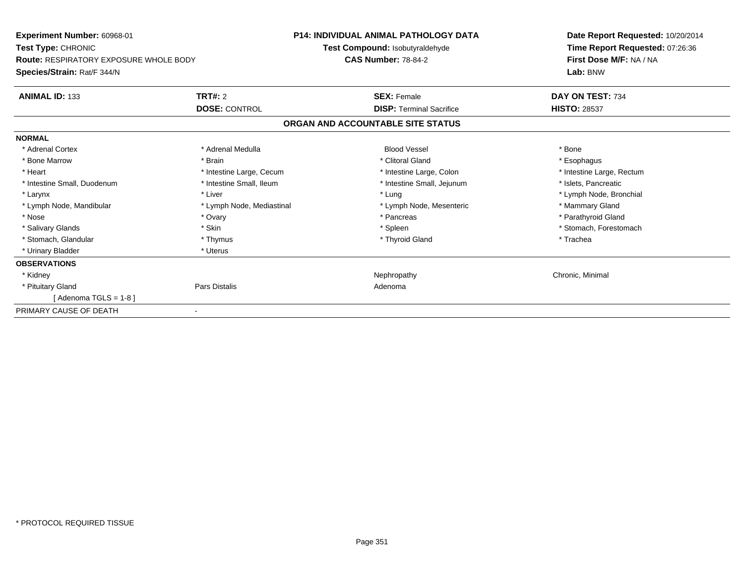**Experiment Number:** 60968-01
**Test Type:** CHRONIC
**Route:** RESPIRATORY EXPOSURE WHOLE BODY
**Species/Strain:** Rat/F 344/N

**P14: INDIVIDUAL ANIMAL PATHOLOGY DATA**
**Test Compound:** Isobutyraldehyde
**CAS Number:** 78-84-2

**Date Report Requested:** 10/20/2014
**Time Report Requested:** 07:26:36
**First Dose M/F:** NA / NA
**Lab:** BNW

| **ANIMAL ID:** 133 | **TRT#:** 2 | **SEX:** Female | **DAY ON TEST:** 734 |
|---|---|---|---|
| | **DOSE:** CONTROL | **DISP:** Terminal Sacrifice | **HISTO:** 28537 |

### ORGAN AND ACCOUNTABLE SITE STATUS

| | | | |
|---|---|---|---|
| **NORMAL** | | | |
| * Adrenal Cortex | * Adrenal Medulla | Blood Vessel | * Bone |
| * Bone Marrow | * Brain | * Clitoral Gland | * Esophagus |
| * Heart | * Intestine Large, Cecum | * Intestine Large, Colon | * Intestine Large, Rectum |
| * Intestine Small, Duodenum | * Intestine Small, Ileum | * Intestine Small, Jejunum | * Islets, Pancreatic |
| * Larynx | * Liver | * Lung | * Lymph Node, Bronchial |
| * Lymph Node, Mandibular | * Lymph Node, Mediastinal | * Lymph Node, Mesenteric | * Mammary Gland |
| * Nose | * Ovary | * Pancreas | * Parathyroid Gland |
| * Salivary Glands | * Skin | * Spleen | * Stomach, Forestomach |
| * Stomach, Glandular | * Thymus | * Thyroid Gland | * Trachea |
| * Urinary Bladder | * Uterus | | |
| **OBSERVATIONS** | | | |
| * Kidney | | Nephropathy | Chronic, Minimal |
| * Pituitary Gland | Pars Distalis | Adenoma | |
| [ Adenoma TGLS = 1-8 ] | | | |
| PRIMARY CAUSE OF DEATH | - | | |

* PROTOCOL REQUIRED TISSUE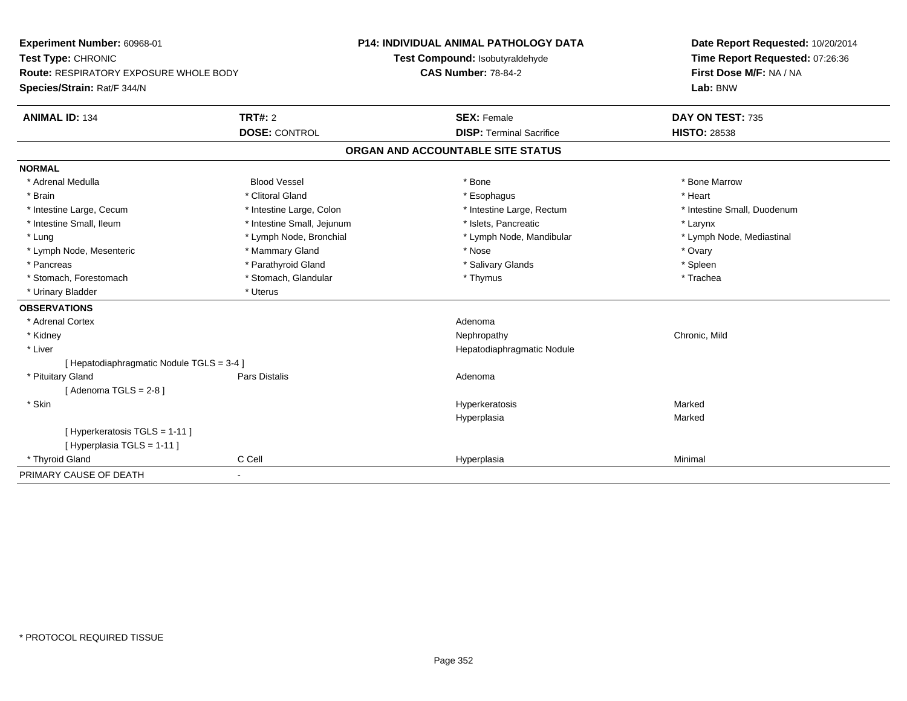**Experiment Number:** 60968-01
**Test Type:** CHRONIC
**Route:** RESPIRATORY EXPOSURE WHOLE BODY
**Species/Strain:** Rat/F 344/N

**P14: INDIVIDUAL ANIMAL PATHOLOGY DATA**
**Test Compound:** Isobutyraldehyde
**CAS Number:** 78-84-2

**Date Report Requested:** 10/20/2014
**Time Report Requested:** 07:26:36
**First Dose M/F:** NA / NA
**Lab:** BNW

| **ANIMAL ID:** 134 | **TRT#:** 2 | **SEX:** Female | **DAY ON TEST:** 735 |
|---|---|---|---|
| | **DOSE:** CONTROL | **DISP:** Terminal Sacrifice | **HISTO:** 28538 |

## ORGAN AND ACCOUNTABLE SITE STATUS

**NORMAL**

| | | | |
|---|---|---|---|
| * Adrenal Medulla | Blood Vessel | * Bone | * Bone Marrow |
| * Brain | * Clitoral Gland | * Esophagus | * Heart |
| * Intestine Large, Cecum | * Intestine Large, Colon | * Intestine Large, Rectum | * Intestine Small, Duodenum |
| * Intestine Small, Ileum | * Intestine Small, Jejunum | * Islets, Pancreatic | * Larynx |
| * Lung | * Lymph Node, Bronchial | * Lymph Node, Mandibular | * Lymph Node, Mediastinal |
| * Lymph Node, Mesenteric | * Mammary Gland | * Nose | * Ovary |
| * Pancreas | * Parathyroid Gland | * Salivary Glands | * Spleen |
| * Stomach, Forestomach | * Stomach, Glandular | * Thymus | * Trachea |
| * Urinary Bladder | * Uterus | | |

**OBSERVATIONS**

| | | | |
|---|---|---|---|
| * Adrenal Cortex | | Adenoma | |
| * Kidney | | Nephropathy | Chronic, Mild |
| * Liver | | Hepatodiaphragmatic Nodule | |
| [ Hepatodiaphragmatic Nodule TGLS = 3-4 ] | | | |
| * Pituitary Gland | Pars Distalis | Adenoma | |
| [ Adenoma TGLS = 2-8 ] | | | |
| * Skin | | Hyperkeratosis | Marked |
| | | Hyperplasia | Marked |
| [ Hyperkeratosis TGLS = 1-11 ] | | | |
| [ Hyperplasia TGLS = 1-11 ] | | | |
| * Thyroid Gland | C Cell | Hyperplasia | Minimal |

PRIMARY CAUSE OF DEATH -

* PROTOCOL REQUIRED TISSUE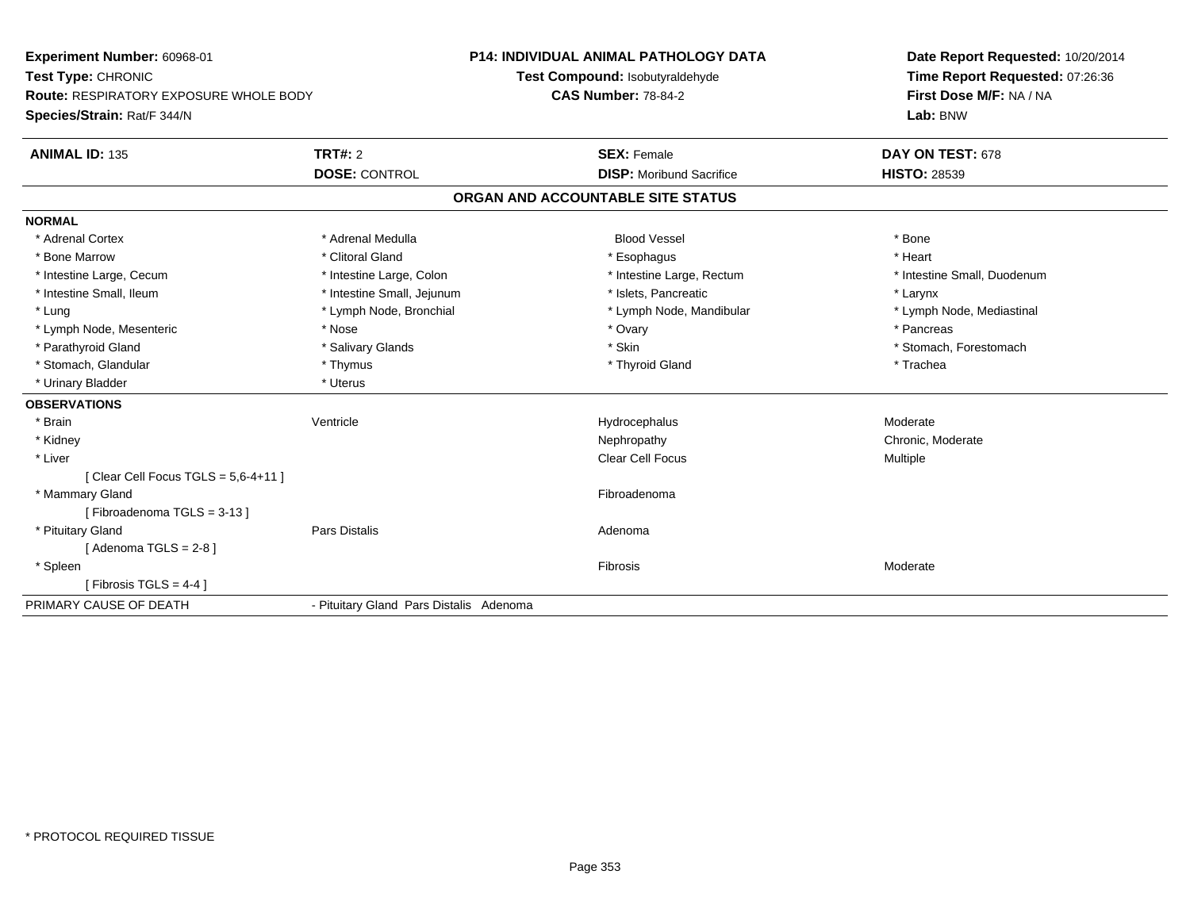**Experiment Number:** 60968-01
**Test Type:** CHRONIC
**Route:** RESPIRATORY EXPOSURE WHOLE BODY
**Species/Strain:** Rat/F 344/N

**P14: INDIVIDUAL ANIMAL PATHOLOGY DATA**
**Test Compound:** Isobutyraldehyde
**CAS Number:** 78-84-2

**Date Report Requested:** 10/20/2014
**Time Report Requested:** 07:26:36
**First Dose M/F:** NA / NA
**Lab:** BNW

| **ANIMAL ID:** 135 | **TRT#:** 2 | **SEX:** Female | **DAY ON TEST:** 678 |
|---|---|---|---|
| | **DOSE:** CONTROL | **DISP:** Moribund Sacrifice | **HISTO:** 28539 |

## ORGAN AND ACCOUNTABLE SITE STATUS

**NORMAL**

| | | | |
|---|---|---|---|
| * Adrenal Cortex | * Adrenal Medulla | Blood Vessel | * Bone |
| * Bone Marrow | * Clitoral Gland | * Esophagus | * Heart |
| * Intestine Large, Cecum | * Intestine Large, Colon | * Intestine Large, Rectum | * Intestine Small, Duodenum |
| * Intestine Small, Ileum | * Intestine Small, Jejunum | * Islets, Pancreatic | * Larynx |
| * Lung | * Lymph Node, Bronchial | * Lymph Node, Mandibular | * Lymph Node, Mediastinal |
| * Lymph Node, Mesenteric | * Nose | * Ovary | * Pancreas |
| * Parathyroid Gland | * Salivary Glands | * Skin | * Stomach, Forestomach |
| * Stomach, Glandular | * Thymus | * Thyroid Gland | * Trachea |
| * Urinary Bladder | * Uterus | | |

**OBSERVATIONS**

| | | | |
|---|---|---|---|
| * Brain | Ventricle | Hydrocephalus | Moderate |
| * Kidney | | Nephropathy | Chronic, Moderate |
| * Liver | | Clear Cell Focus | Multiple |
| [ Clear Cell Focus TGLS = 5,6-4+11 ] | | | |
| * Mammary Gland | | Fibroadenoma | |
| [ Fibroadenoma TGLS = 3-13 ] | | | |
| * Pituitary Gland | Pars Distalis | Adenoma | |
| [ Adenoma TGLS = 2-8 ] | | | |
| * Spleen | | Fibrosis | Moderate |
| [ Fibrosis TGLS = 4-4 ] | | | |

PRIMARY CAUSE OF DEATH - Pituitary Gland Pars Distalis Adenoma

* PROTOCOL REQUIRED TISSUE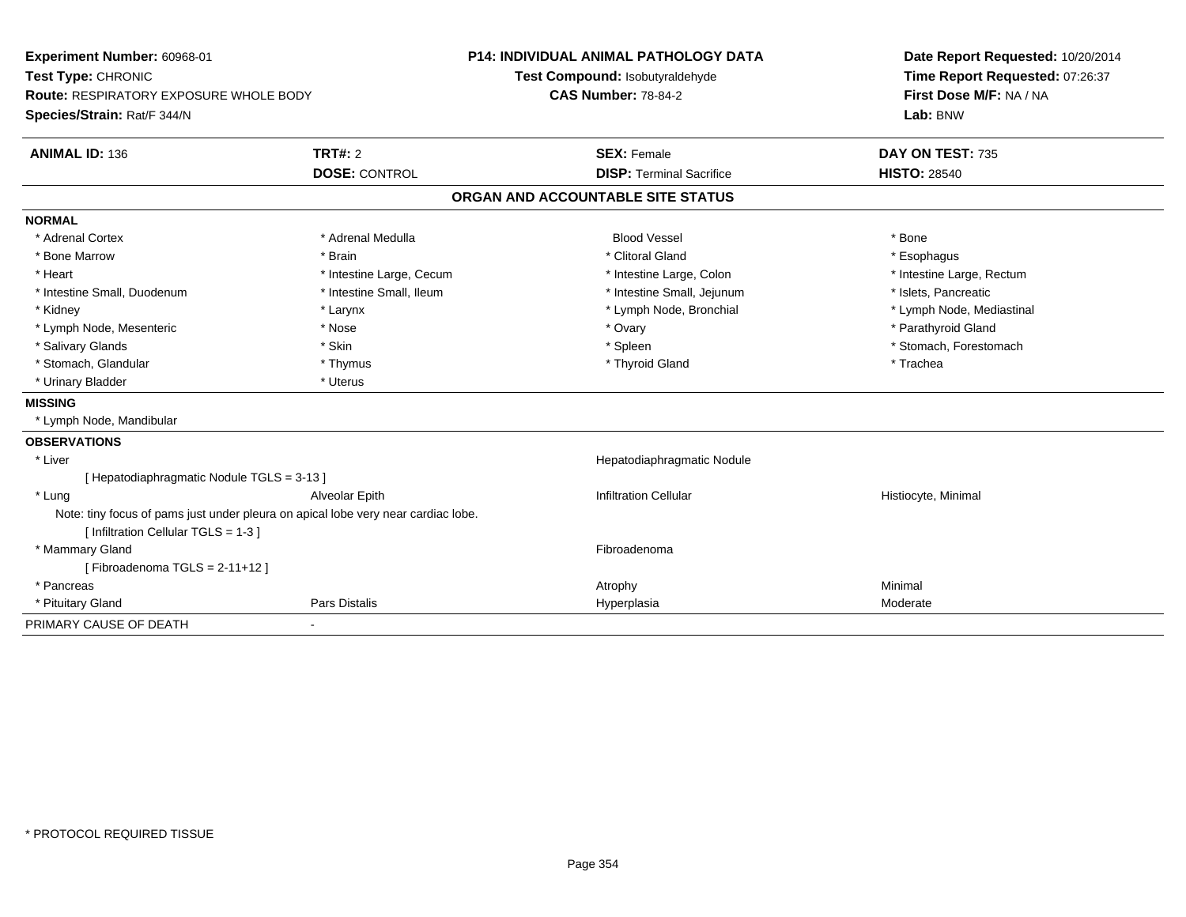**Experiment Number:** 60968-01
**Test Type:** CHRONIC
**Route:** RESPIRATORY EXPOSURE WHOLE BODY
**Species/Strain:** Rat/F 344/N

**P14: INDIVIDUAL ANIMAL PATHOLOGY DATA**
**Test Compound:** Isobutyraldehyde
**CAS Number:** 78-84-2

**Date Report Requested:** 10/20/2014
**Time Report Requested:** 07:26:37
**First Dose M/F:** NA / NA
**Lab:** BNW

| **ANIMAL ID:** 136 | **TRT#:** 2 | **SEX:** Female | **DAY ON TEST:** 735 |
|---|---|---|---|
| | **DOSE:** CONTROL | **DISP:** Terminal Sacrifice | **HISTO:** 28540 |

## ORGAN AND ACCOUNTABLE SITE STATUS

**NORMAL**

| | | | |
|---|---|---|---|
| * Adrenal Cortex | * Adrenal Medulla | Blood Vessel | * Bone |
| * Bone Marrow | * Brain | * Clitoral Gland | * Esophagus |
| * Heart | * Intestine Large, Cecum | * Intestine Large, Colon | * Intestine Large, Rectum |
| * Intestine Small, Duodenum | * Intestine Small, Ileum | * Intestine Small, Jejunum | * Islets, Pancreatic |
| * Kidney | * Larynx | * Lymph Node, Bronchial | * Lymph Node, Mediastinal |
| * Lymph Node, Mesenteric | * Nose | * Ovary | * Parathyroid Gland |
| * Salivary Glands | * Skin | * Spleen | * Stomach, Forestomach |
| * Stomach, Glandular | * Thymus | * Thyroid Gland | * Trachea |
| * Urinary Bladder | * Uterus | | |

**MISSING**

* Lymph Node, Mandibular

**OBSERVATIONS**

| | | | |
|---|---|---|---|
| * Liver | | Hepatodiaphragmatic Nodule | |
| [ Hepatodiaphragmatic Nodule TGLS = 3-13 ] | | | |
| * Lung | Alveolar Epith | Infiltration Cellular | Histiocyte, Minimal |
| Note: tiny focus of pams just under pleura on apical lobe very near cardiac lobe. | | | |
| [ Infiltration Cellular TGLS = 1-3 ] | | | |
| * Mammary Gland | | Fibroadenoma | |
| [ Fibroadenoma TGLS = 2-11+12 ] | | | |
| * Pancreas | | Atrophy | Minimal |
| * Pituitary Gland | Pars Distalis | Hyperplasia | Moderate |

PRIMARY CAUSE OF DEATH -

* PROTOCOL REQUIRED TISSUE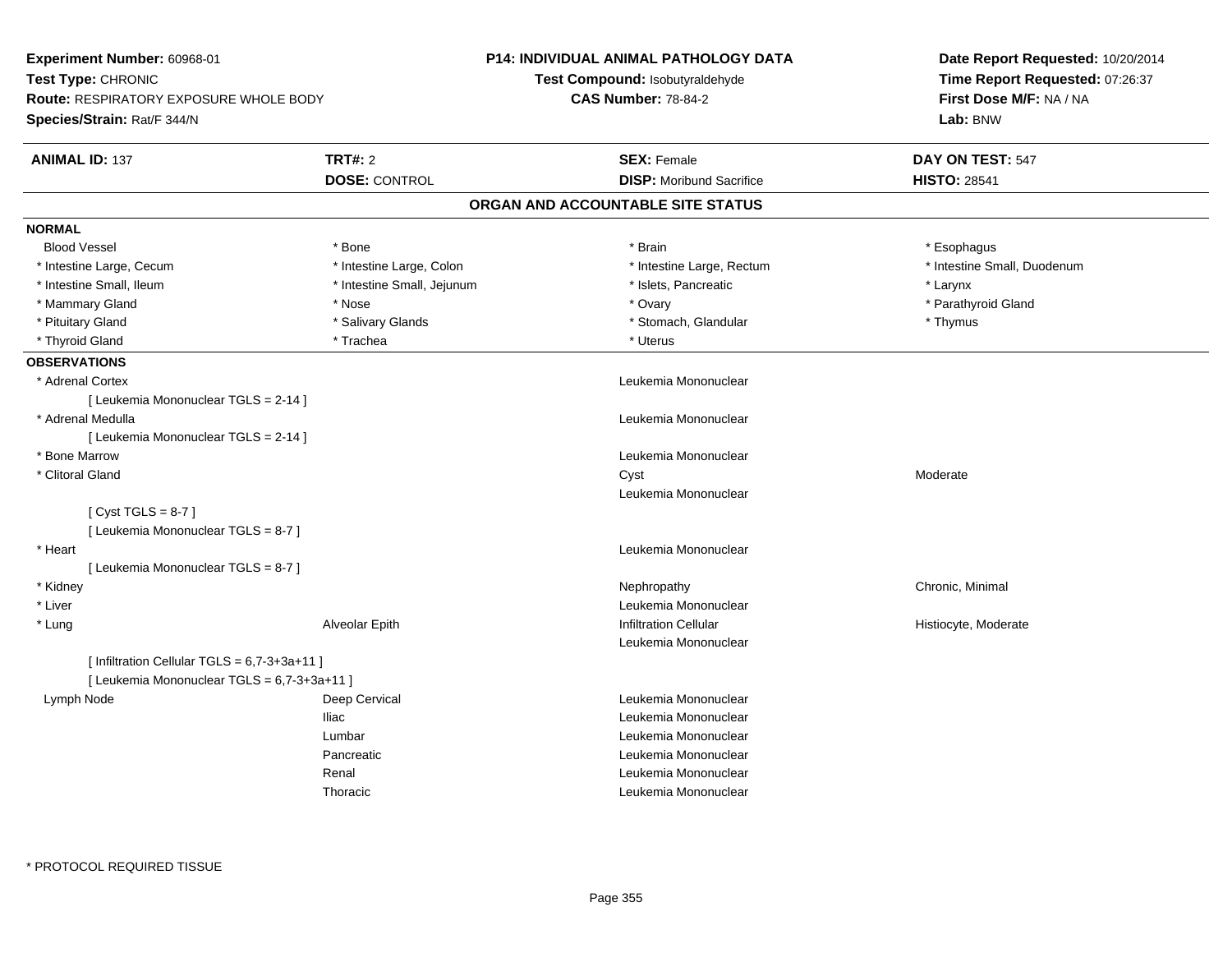**Experiment Number:** 60968-01
**Test Type:** CHRONIC
**Route:** RESPIRATORY EXPOSURE WHOLE BODY
**Species/Strain:** Rat/F 344/N

**P14: INDIVIDUAL ANIMAL PATHOLOGY DATA**
**Test Compound:** Isobutyraldehyde
**CAS Number:** 78-84-2

**Date Report Requested:** 10/20/2014
**Time Report Requested:** 07:26:37
**First Dose M/F:** NA / NA
**Lab:** BNW

| **ANIMAL ID:** 137 | **TRT#:** 2 | **SEX:** Female | **DAY ON TEST:** 547 |
|---|---|---|---|
| | **DOSE:** CONTROL | **DISP:** Moribund Sacrifice | **HISTO:** 28541 |

## ORGAN AND ACCOUNTABLE SITE STATUS

**NORMAL**

| | | | |
|---|---|---|---|
| Blood Vessel | * Bone | * Brain | * Esophagus |
| * Intestine Large, Cecum | * Intestine Large, Colon | * Intestine Large, Rectum | * Intestine Small, Duodenum |
| * Intestine Small, Ileum | * Intestine Small, Jejunum | * Islets, Pancreatic | * Larynx |
| * Mammary Gland | * Nose | * Ovary | * Parathyroid Gland |
| * Pituitary Gland | * Salivary Glands | * Stomach, Glandular | * Thymus |
| * Thyroid Gland | * Trachea | * Uterus | |

**OBSERVATIONS**

| | | | |
|---|---|---|---|
| * Adrenal Cortex | | Leukemia Mononuclear | |
| [ Leukemia Mononuclear TGLS = 2-14 ] | | | |
| * Adrenal Medulla | | Leukemia Mononuclear | |
| [ Leukemia Mononuclear TGLS = 2-14 ] | | | |
| * Bone Marrow | | Leukemia Mononuclear | |
| * Clitoral Gland | | Cyst | Moderate |
| | | Leukemia Mononuclear | |
| [ Cyst TGLS = 8-7 ] | | | |
| [ Leukemia Mononuclear TGLS = 8-7 ] | | | |
| * Heart | | Leukemia Mononuclear | |
| [ Leukemia Mononuclear TGLS = 8-7 ] | | | |
| * Kidney | | Nephropathy | Chronic, Minimal |
| * Liver | | Leukemia Mononuclear | |
| * Lung | Alveolar Epith | Infiltration Cellular | Histiocyte, Moderate |
| | | Leukemia Mononuclear | |
| [ Infiltration Cellular TGLS = 6,7-3+3a+11 ] | | | |
| [ Leukemia Mononuclear TGLS = 6,7-3+3a+11 ] | | | |
| Lymph Node | Deep Cervical | Leukemia Mononuclear | |
| | Iliac | Leukemia Mononuclear | |
| | Lumbar | Leukemia Mononuclear | |
| | Pancreatic | Leukemia Mononuclear | |
| | Renal | Leukemia Mononuclear | |
| | Thoracic | Leukemia Mononuclear | |

\* PROTOCOL REQUIRED TISSUE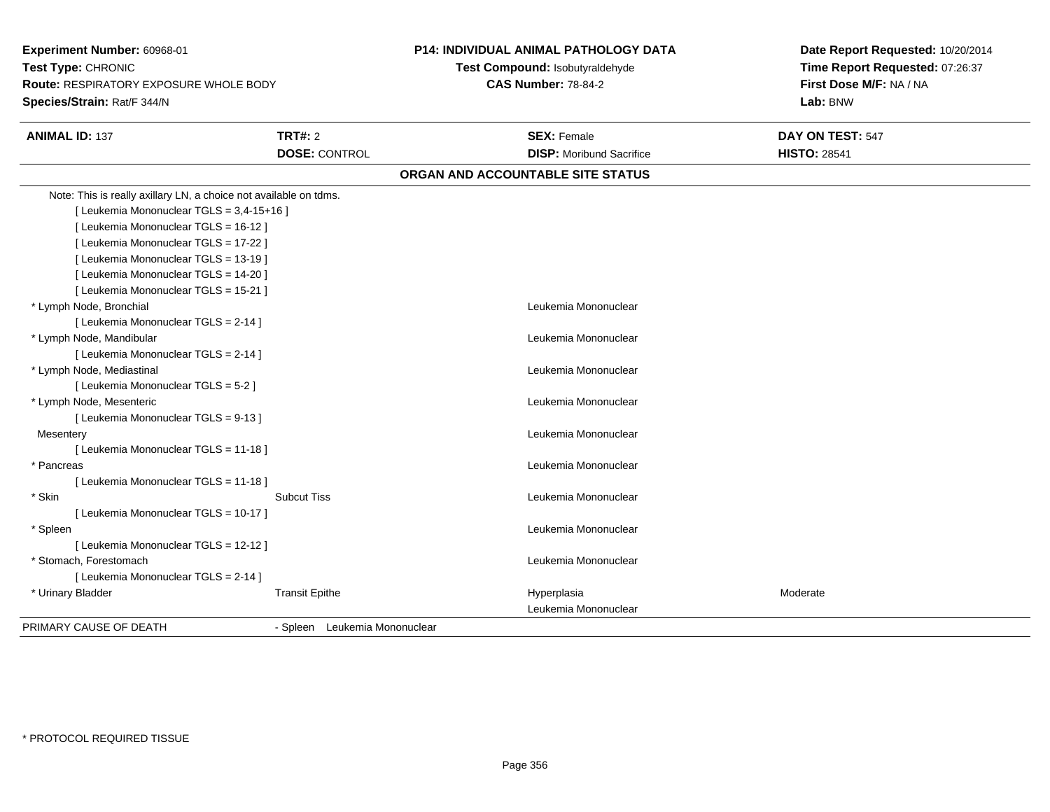**Experiment Number:** 60968-01
**Test Type:** CHRONIC
**Route:** RESPIRATORY EXPOSURE WHOLE BODY
**Species/Strain:** Rat/F 344/N

**P14: INDIVIDUAL ANIMAL PATHOLOGY DATA**
**Test Compound:** Isobutyraldehyde
**CAS Number:** 78-84-2

**Date Report Requested:** 10/20/2014
**Time Report Requested:** 07:26:37
**First Dose M/F:** NA / NA
**Lab:** BNW

| **ANIMAL ID:** 137 | **TRT#:** 2 | **SEX:** Female | **DAY ON TEST:** 547 |
|---|---|---|---|
| | **DOSE:** CONTROL | **DISP:** Moribund Sacrifice | **HISTO:** 28541 |

**ORGAN AND ACCOUNTABLE SITE STATUS**

| | | | |
|---|---|---|---|
| Note: This is really axillary LN, a choice not available on tdms. | | | |
| [ Leukemia Mononuclear TGLS = 3,4-15+16 ] | | | |
| [ Leukemia Mononuclear TGLS = 16-12 ] | | | |
| [ Leukemia Mononuclear TGLS = 17-22 ] | | | |
| [ Leukemia Mononuclear TGLS = 13-19 ] | | | |
| [ Leukemia Mononuclear TGLS = 14-20 ] | | | |
| [ Leukemia Mononuclear TGLS = 15-21 ] | | | |
| * Lymph Node, Bronchial | | Leukemia Mononuclear | |
| [ Leukemia Mononuclear TGLS = 2-14 ] | | | |
| * Lymph Node, Mandibular | | Leukemia Mononuclear | |
| [ Leukemia Mononuclear TGLS = 2-14 ] | | | |
| * Lymph Node, Mediastinal | | Leukemia Mononuclear | |
| [ Leukemia Mononuclear TGLS = 5-2 ] | | | |
| * Lymph Node, Mesenteric | | Leukemia Mononuclear | |
| [ Leukemia Mononuclear TGLS = 9-13 ] | | | |
| Mesentery | | Leukemia Mononuclear | |
| [ Leukemia Mononuclear TGLS = 11-18 ] | | | |
| * Pancreas | | Leukemia Mononuclear | |
| [ Leukemia Mononuclear TGLS = 11-18 ] | | | |
| * Skin | Subcut Tiss | Leukemia Mononuclear | |
| [ Leukemia Mononuclear TGLS = 10-17 ] | | | |
| * Spleen | | Leukemia Mononuclear | |
| [ Leukemia Mononuclear TGLS = 12-12 ] | | | |
| * Stomach, Forestomach | | Leukemia Mononuclear | |
| [ Leukemia Mononuclear TGLS = 2-14 ] | | | |
| * Urinary Bladder | Transit Epithe | Hyperplasia | Moderate |
| | | Leukemia Mononuclear | |
| PRIMARY CAUSE OF DEATH | - Spleen Leukemia Mononuclear | | |

* PROTOCOL REQUIRED TISSUE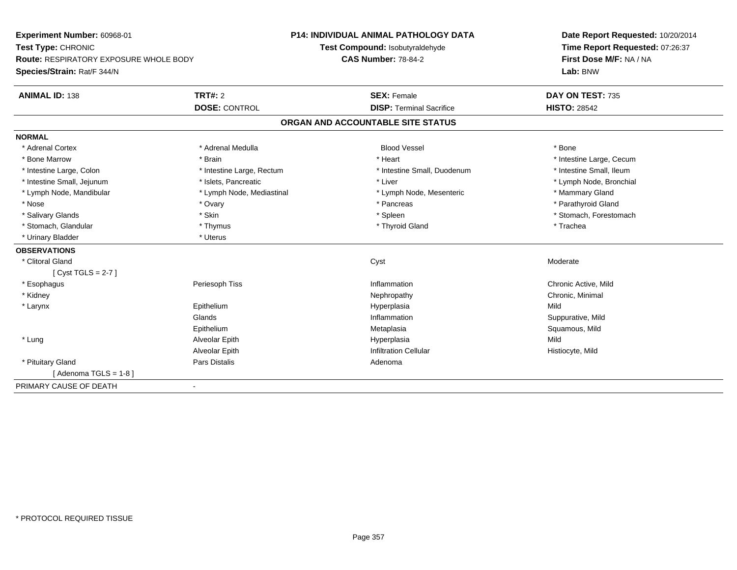**Experiment Number:** 60968-01
**Test Type:** CHRONIC
**Route:** RESPIRATORY EXPOSURE WHOLE BODY
**Species/Strain:** Rat/F 344/N

**P14: INDIVIDUAL ANIMAL PATHOLOGY DATA**
**Test Compound:** Isobutyraldehyde
**CAS Number:** 78-84-2

**Date Report Requested:** 10/20/2014
**Time Report Requested:** 07:26:37
**First Dose M/F:** NA / NA
**Lab:** BNW

| **ANIMAL ID:** 138 | **TRT#:** 2 | **SEX:** Female | **DAY ON TEST:** 735 |
|---|---|---|---|
| | **DOSE:** CONTROL | **DISP:** Terminal Sacrifice | **HISTO:** 28542 |

## ORGAN AND ACCOUNTABLE SITE STATUS

**NORMAL**

| | | | |
|---|---|---|---|
| * Adrenal Cortex | * Adrenal Medulla | Blood Vessel | * Bone |
| * Bone Marrow | * Brain | * Heart | * Intestine Large, Cecum |
| * Intestine Large, Colon | * Intestine Large, Rectum | * Intestine Small, Duodenum | * Intestine Small, Ileum |
| * Intestine Small, Jejunum | * Islets, Pancreatic | * Liver | * Lymph Node, Bronchial |
| * Lymph Node, Mandibular | * Lymph Node, Mediastinal | * Lymph Node, Mesenteric | * Mammary Gland |
| * Nose | * Ovary | * Pancreas | * Parathyroid Gland |
| * Salivary Glands | * Skin | * Spleen | * Stomach, Forestomach |
| * Stomach, Glandular | * Thymus | * Thyroid Gland | * Trachea |
| * Urinary Bladder | * Uterus | | |

**OBSERVATIONS**

| | | | |
|---|---|---|---|
| * Clitoral Gland | | Cyst | Moderate |
| [ Cyst TGLS = 2-7 ] | | | |
| * Esophagus | Periesoph Tiss | Inflammation | Chronic Active, Mild |
| * Kidney | | Nephropathy | Chronic, Minimal |
| * Larynx | Epithelium | Hyperplasia | Mild |
| | Glands | Inflammation | Suppurative, Mild |
| | Epithelium | Metaplasia | Squamous, Mild |
| * Lung | Alveolar Epith | Hyperplasia | Mild |
| | Alveolar Epith | Infiltration Cellular | Histiocyte, Mild |
| * Pituitary Gland | Pars Distalis | Adenoma | |
| [ Adenoma TGLS = 1-8 ] | | | |

PRIMARY CAUSE OF DEATH -

* PROTOCOL REQUIRED TISSUE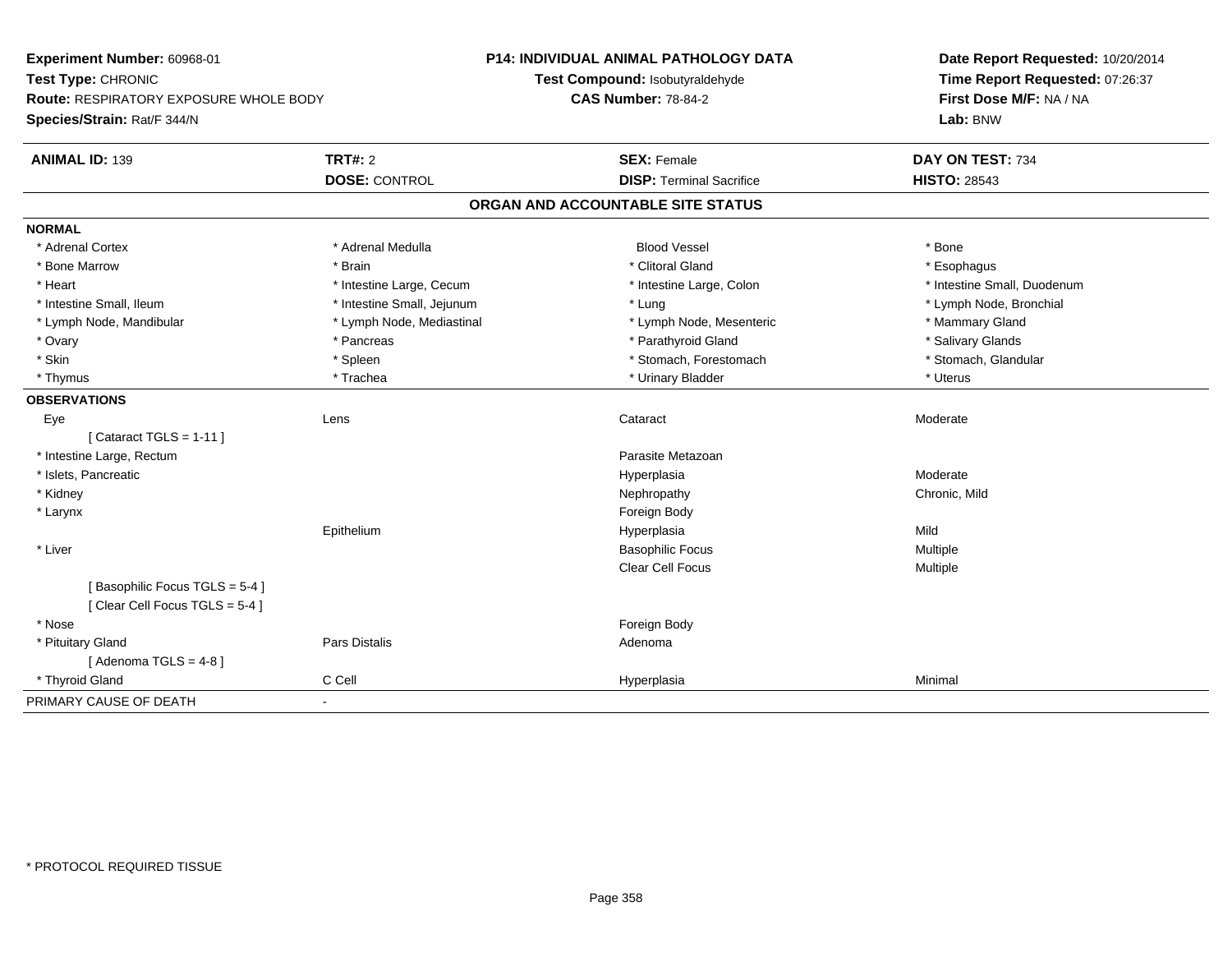**Experiment Number:** 60968-01
**Test Type:** CHRONIC
**Route:** RESPIRATORY EXPOSURE WHOLE BODY
**Species/Strain:** Rat/F 344/N

**P14: INDIVIDUAL ANIMAL PATHOLOGY DATA**
**Test Compound:** Isobutyraldehyde
**CAS Number:** 78-84-2

**Date Report Requested:** 10/20/2014
**Time Report Requested:** 07:26:37
**First Dose M/F:** NA / NA
**Lab:** BNW

| **ANIMAL ID:** 139 | **TRT#:** 2 | **SEX:** Female | **DAY ON TEST:** 734 |
|---|---|---|---|
| | **DOSE:** CONTROL | **DISP:** Terminal Sacrifice | **HISTO:** 28543 |

## ORGAN AND ACCOUNTABLE SITE STATUS

**NORMAL**

| | | | |
|---|---|---|---|
| * Adrenal Cortex | * Adrenal Medulla | Blood Vessel | * Bone |
| * Bone Marrow | * Brain | * Clitoral Gland | * Esophagus |
| * Heart | * Intestine Large, Cecum | * Intestine Large, Colon | * Intestine Small, Duodenum |
| * Intestine Small, Ileum | * Intestine Small, Jejunum | * Lung | * Lymph Node, Bronchial |
| * Lymph Node, Mandibular | * Lymph Node, Mediastinal | * Lymph Node, Mesenteric | * Mammary Gland |
| * Ovary | * Pancreas | * Parathyroid Gland | * Salivary Glands |
| * Skin | * Spleen | * Stomach, Forestomach | * Stomach, Glandular |
| * Thymus | * Trachea | * Urinary Bladder | * Uterus |

**OBSERVATIONS**

| | | | |
|---|---|---|---|
| Eye | Lens | Cataract | Moderate |
| [ Cataract TGLS = 1-11 ] | | | |
| * Intestine Large, Rectum | | Parasite Metazoan | |
| * Islets, Pancreatic | | Hyperplasia | Moderate |
| * Kidney | | Nephropathy | Chronic, Mild |
| * Larynx | | Foreign Body | |
| | Epithelium | Hyperplasia | Mild |
| * Liver | | Basophilic Focus | Multiple |
| | | Clear Cell Focus | Multiple |
| [ Basophilic Focus TGLS = 5-4 ] | | | |
| [ Clear Cell Focus TGLS = 5-4 ] | | | |
| * Nose | | Foreign Body | |
| * Pituitary Gland | Pars Distalis | Adenoma | |
| [ Adenoma TGLS = 4-8 ] | | | |
| * Thyroid Gland | C Cell | Hyperplasia | Minimal |

PRIMARY CAUSE OF DEATH -

* PROTOCOL REQUIRED TISSUE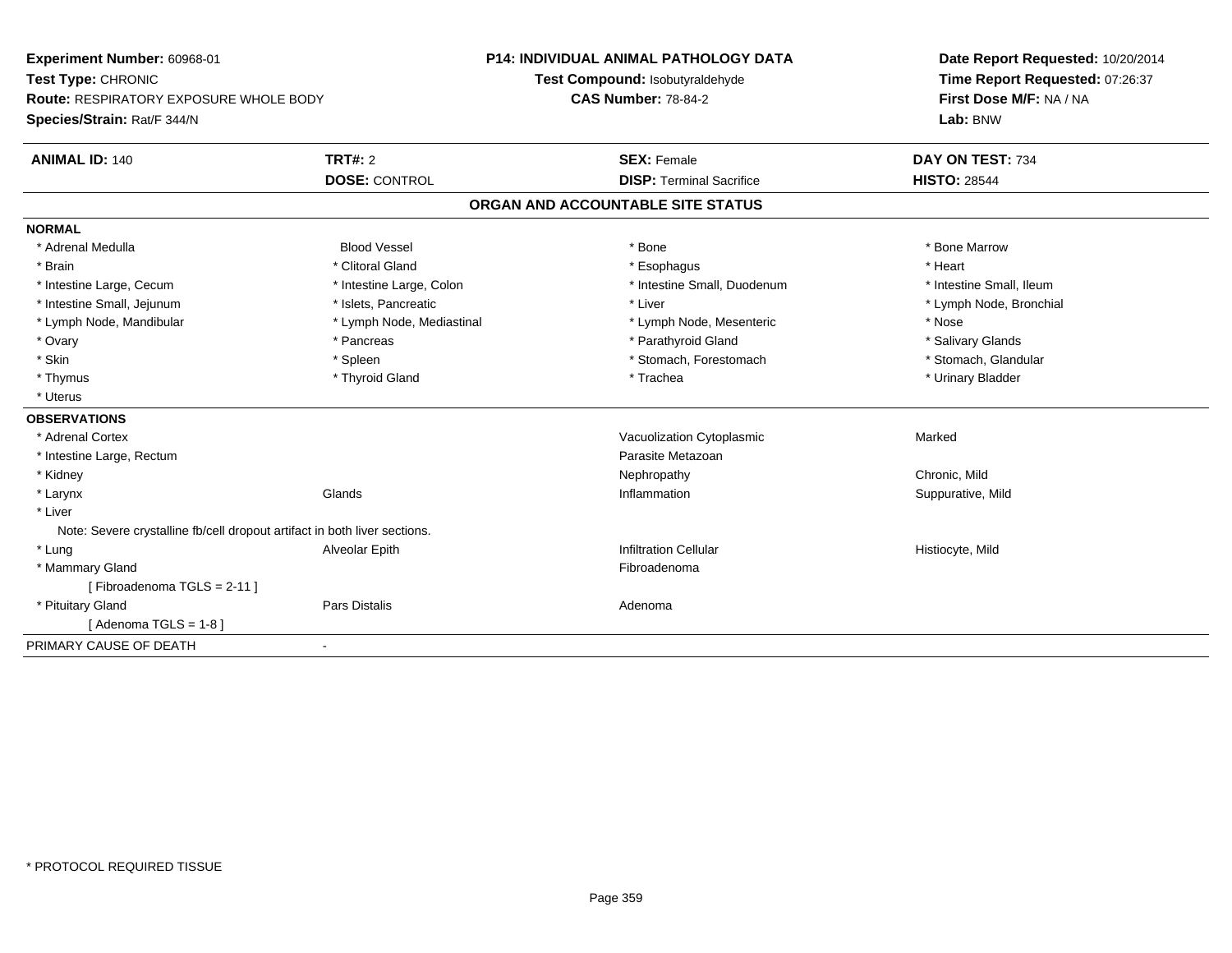**Experiment Number:** 60968-01
**Test Type:** CHRONIC
**Route:** RESPIRATORY EXPOSURE WHOLE BODY
**Species/Strain:** Rat/F 344/N

**P14: INDIVIDUAL ANIMAL PATHOLOGY DATA**
**Test Compound:** Isobutyraldehyde
**CAS Number:** 78-84-2

**Date Report Requested:** 10/20/2014
**Time Report Requested:** 07:26:37
**First Dose M/F:** NA / NA
**Lab:** BNW

| **ANIMAL ID:** 140 | **TRT#:** 2 | **SEX:** Female | **DAY ON TEST:** 734 |
|---|---|---|---|
| | **DOSE:** CONTROL | **DISP:** Terminal Sacrifice | **HISTO:** 28544 |

## ORGAN AND ACCOUNTABLE SITE STATUS

**NORMAL**

| | | | |
|---|---|---|---|
| * Adrenal Medulla | Blood Vessel | * Bone | * Bone Marrow |
| * Brain | * Clitoral Gland | * Esophagus | * Heart |
| * Intestine Large, Cecum | * Intestine Large, Colon | * Intestine Small, Duodenum | * Intestine Small, Ileum |
| * Intestine Small, Jejunum | * Islets, Pancreatic | * Liver | * Lymph Node, Bronchial |
| * Lymph Node, Mandibular | * Lymph Node, Mediastinal | * Lymph Node, Mesenteric | * Nose |
| * Ovary | * Pancreas | * Parathyroid Gland | * Salivary Glands |
| * Skin | * Spleen | * Stomach, Forestomach | * Stomach, Glandular |
| * Thymus | * Thyroid Gland | * Trachea | * Urinary Bladder |
| * Uterus | | | |

**OBSERVATIONS**

| | | | |
|---|---|---|---|
| * Adrenal Cortex | | Vacuolization Cytoplasmic | Marked |
| * Intestine Large, Rectum | | Parasite Metazoan | |
| * Kidney | | Nephropathy | Chronic, Mild |
| * Larynx | Glands | Inflammation | Suppurative, Mild |
| * Liver | | | |
| Note: Severe crystalline fb/cell dropout artifact in both liver sections. | | | |
| * Lung | Alveolar Epith | Infiltration Cellular | Histiocyte, Mild |
| * Mammary Gland | | Fibroadenoma | |
| [ Fibroadenoma TGLS = 2-11 ] | | | |
| * Pituitary Gland | Pars Distalis | Adenoma | |
| [ Adenoma TGLS = 1-8 ] | | | |

PRIMARY CAUSE OF DEATH -

* PROTOCOL REQUIRED TISSUE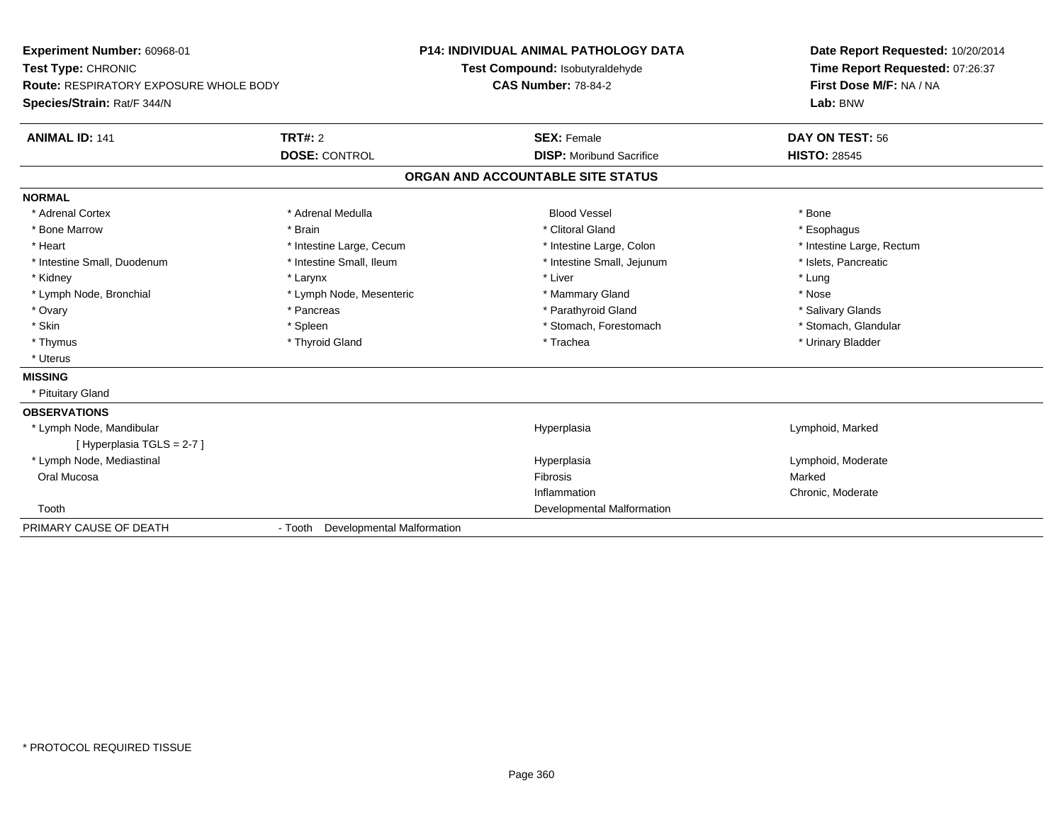**Experiment Number:** 60968-01
**Test Type:** CHRONIC
**Route:** RESPIRATORY EXPOSURE WHOLE BODY
**Species/Strain:** Rat/F 344/N

**P14: INDIVIDUAL ANIMAL PATHOLOGY DATA**
**Test Compound:** Isobutyraldehyde
**CAS Number:** 78-84-2

**Date Report Requested:** 10/20/2014
**Time Report Requested:** 07:26:37
**First Dose M/F:** NA / NA
**Lab:** BNW

| **ANIMAL ID:** 141 | **TRT#:** 2 | **SEX:** Female | **DAY ON TEST:** 56 |
|---|---|---|---|
| | **DOSE:** CONTROL | **DISP:** Moribund Sacrifice | **HISTO:** 28545 |

## ORGAN AND ACCOUNTABLE SITE STATUS

**NORMAL**

| | | | |
|---|---|---|---|
| * Adrenal Cortex | * Adrenal Medulla | Blood Vessel | * Bone |
| * Bone Marrow | * Brain | * Clitoral Gland | * Esophagus |
| * Heart | * Intestine Large, Cecum | * Intestine Large, Colon | * Intestine Large, Rectum |
| * Intestine Small, Duodenum | * Intestine Small, Ileum | * Intestine Small, Jejunum | * Islets, Pancreatic |
| * Kidney | * Larynx | * Liver | * Lung |
| * Lymph Node, Bronchial | * Lymph Node, Mesenteric | * Mammary Gland | * Nose |
| * Ovary | * Pancreas | * Parathyroid Gland | * Salivary Glands |
| * Skin | * Spleen | * Stomach, Forestomach | * Stomach, Glandular |
| * Thymus | * Thyroid Gland | * Trachea | * Urinary Bladder |
| * Uterus | | | |

**MISSING**

* Pituitary Gland

**OBSERVATIONS**

| | | |
|---|---|---|
| * Lymph Node, Mandibular [ Hyperplasia TGLS = 2-7 ] | Hyperplasia | Lymphoid, Marked |
| * Lymph Node, Mediastinal | Hyperplasia | Lymphoid, Moderate |
| Oral Mucosa | Fibrosis | Marked |
| | Inflammation | Chronic, Moderate |
| Tooth | Developmental Malformation | |

PRIMARY CAUSE OF DEATH - Tooth Developmental Malformation

* PROTOCOL REQUIRED TISSUE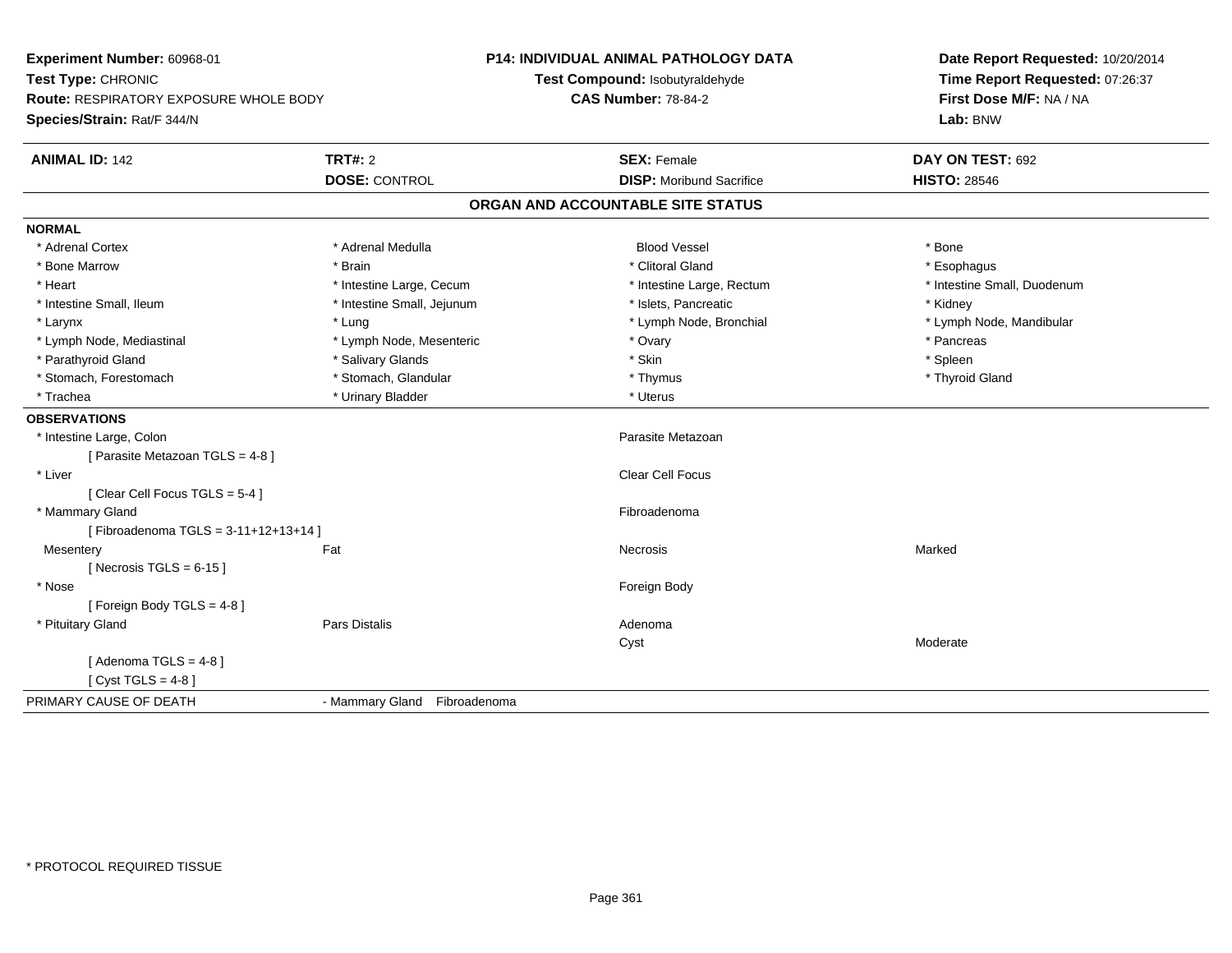**Experiment Number:** 60968-01
**Test Type:** CHRONIC
**Route:** RESPIRATORY EXPOSURE WHOLE BODY
**Species/Strain:** Rat/F 344/N

**P14: INDIVIDUAL ANIMAL PATHOLOGY DATA**
**Test Compound:** Isobutyraldehyde
**CAS Number:** 78-84-2

**Date Report Requested:** 10/20/2014
**Time Report Requested:** 07:26:37
**First Dose M/F:** NA / NA
**Lab:** BNW

| **ANIMAL ID:** 142 | **TRT#:** 2 | **SEX:** Female | **DAY ON TEST:** 692 |
|---|---|---|---|
| | **DOSE:** CONTROL | **DISP:** Moribund Sacrifice | **HISTO:** 28546 |

## ORGAN AND ACCOUNTABLE SITE STATUS

**NORMAL**

| | | | |
|---|---|---|---|
| * Adrenal Cortex | * Adrenal Medulla | Blood Vessel | * Bone |
| * Bone Marrow | * Brain | * Clitoral Gland | * Esophagus |
| * Heart | * Intestine Large, Cecum | * Intestine Large, Rectum | * Intestine Small, Duodenum |
| * Intestine Small, Ileum | * Intestine Small, Jejunum | * Islets, Pancreatic | * Kidney |
| * Larynx | * Lung | * Lymph Node, Bronchial | * Lymph Node, Mandibular |
| * Lymph Node, Mediastinal | * Lymph Node, Mesenteric | * Ovary | * Pancreas |
| * Parathyroid Gland | * Salivary Glands | * Skin | * Spleen |
| * Stomach, Forestomach | * Stomach, Glandular | * Thymus | * Thyroid Gland |
| * Trachea | * Urinary Bladder | * Uterus | |

**OBSERVATIONS**

| | | | |
|---|---|---|---|
| * Intestine Large, Colon | | Parasite Metazoan | |
| [ Parasite Metazoan TGLS = 4-8 ] | | | |
| * Liver | | Clear Cell Focus | |
| [ Clear Cell Focus TGLS = 5-4 ] | | | |
| * Mammary Gland | | Fibroadenoma | |
| [ Fibroadenoma TGLS = 3-11+12+13+14 ] | | | |
| Mesentery | Fat | Necrosis | Marked |
| [ Necrosis TGLS = 6-15 ] | | | |
| * Nose | | Foreign Body | |
| [ Foreign Body TGLS = 4-8 ] | | | |
| * Pituitary Gland | Pars Distalis | Adenoma | |
| | | Cyst | Moderate |
| [ Adenoma TGLS = 4-8 ] | | | |
| [ Cyst TGLS = 4-8 ] | | | |

| PRIMARY CAUSE OF DEATH | - Mammary Gland Fibroadenoma |
|---|---|

\* PROTOCOL REQUIRED TISSUE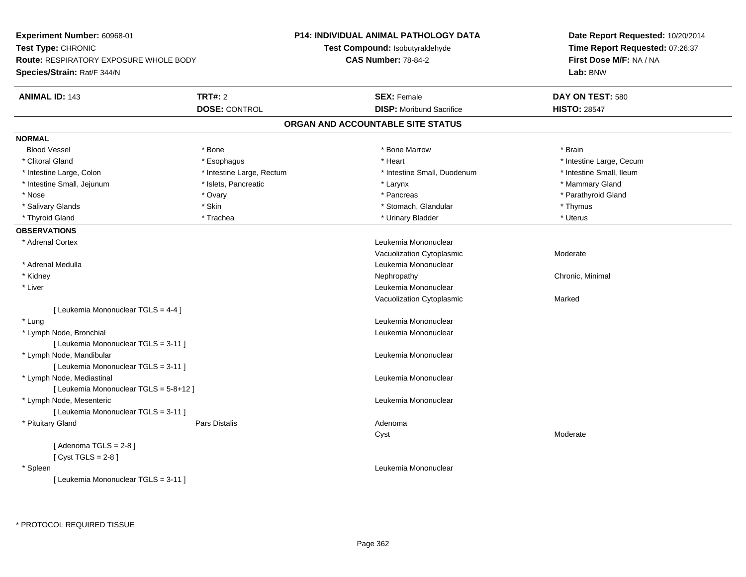**Experiment Number:** 60968-01
**Test Type:** CHRONIC
**Route:** RESPIRATORY EXPOSURE WHOLE BODY
**Species/Strain:** Rat/F 344/N

**P14: INDIVIDUAL ANIMAL PATHOLOGY DATA**
**Test Compound:** Isobutyraldehyde
**CAS Number:** 78-84-2

**Date Report Requested:** 10/20/2014
**Time Report Requested:** 07:26:37
**First Dose M/F:** NA / NA
**Lab:** BNW

| **ANIMAL ID:** 143 | **TRT#:** 2 | **SEX:** Female | **DAY ON TEST:** 580 |
|---|---|---|---|
| | **DOSE:** CONTROL | **DISP:** Moribund Sacrifice | **HISTO:** 28547 |

## ORGAN AND ACCOUNTABLE SITE STATUS

**NORMAL**

| | | | |
|---|---|---|---|
| Blood Vessel | * Bone | * Bone Marrow | * Brain |
| * Clitoral Gland | * Esophagus | * Heart | * Intestine Large, Cecum |
| * Intestine Large, Colon | * Intestine Large, Rectum | * Intestine Small, Duodenum | * Intestine Small, Ileum |
| * Intestine Small, Jejunum | * Islets, Pancreatic | * Larynx | * Mammary Gland |
| * Nose | * Ovary | * Pancreas | * Parathyroid Gland |
| * Salivary Glands | * Skin | * Stomach, Glandular | * Thymus |
| * Thyroid Gland | * Trachea | * Urinary Bladder | * Uterus |

**OBSERVATIONS**

| | | | |
|---|---|---|---|
| * Adrenal Cortex | | Leukemia Mononuclear | |
| | | Vacuolization Cytoplasmic | Moderate |
| * Adrenal Medulla | | Leukemia Mononuclear | |
| * Kidney | | Nephropathy | Chronic, Minimal |
| * Liver | | Leukemia Mononuclear | |
| | | Vacuolization Cytoplasmic | Marked |
| [ Leukemia Mononuclear TGLS = 4-4 ] | | | |
| * Lung | | Leukemia Mononuclear | |
| * Lymph Node, Bronchial | | Leukemia Mononuclear | |
| [ Leukemia Mononuclear TGLS = 3-11 ] | | | |
| * Lymph Node, Mandibular | | Leukemia Mononuclear | |
| [ Leukemia Mononuclear TGLS = 3-11 ] | | | |
| * Lymph Node, Mediastinal | | Leukemia Mononuclear | |
| [ Leukemia Mononuclear TGLS = 5-8+12 ] | | | |
| * Lymph Node, Mesenteric | | Leukemia Mononuclear | |
| [ Leukemia Mononuclear TGLS = 3-11 ] | | | |
| * Pituitary Gland | Pars Distalis | Adenoma | |
| | | Cyst | Moderate |
| [ Adenoma TGLS = 2-8 ] | | | |
| [ Cyst TGLS = 2-8 ] | | | |
| * Spleen | | Leukemia Mononuclear | |
| [ Leukemia Mononuclear TGLS = 3-11 ] | | | |

* PROTOCOL REQUIRED TISSUE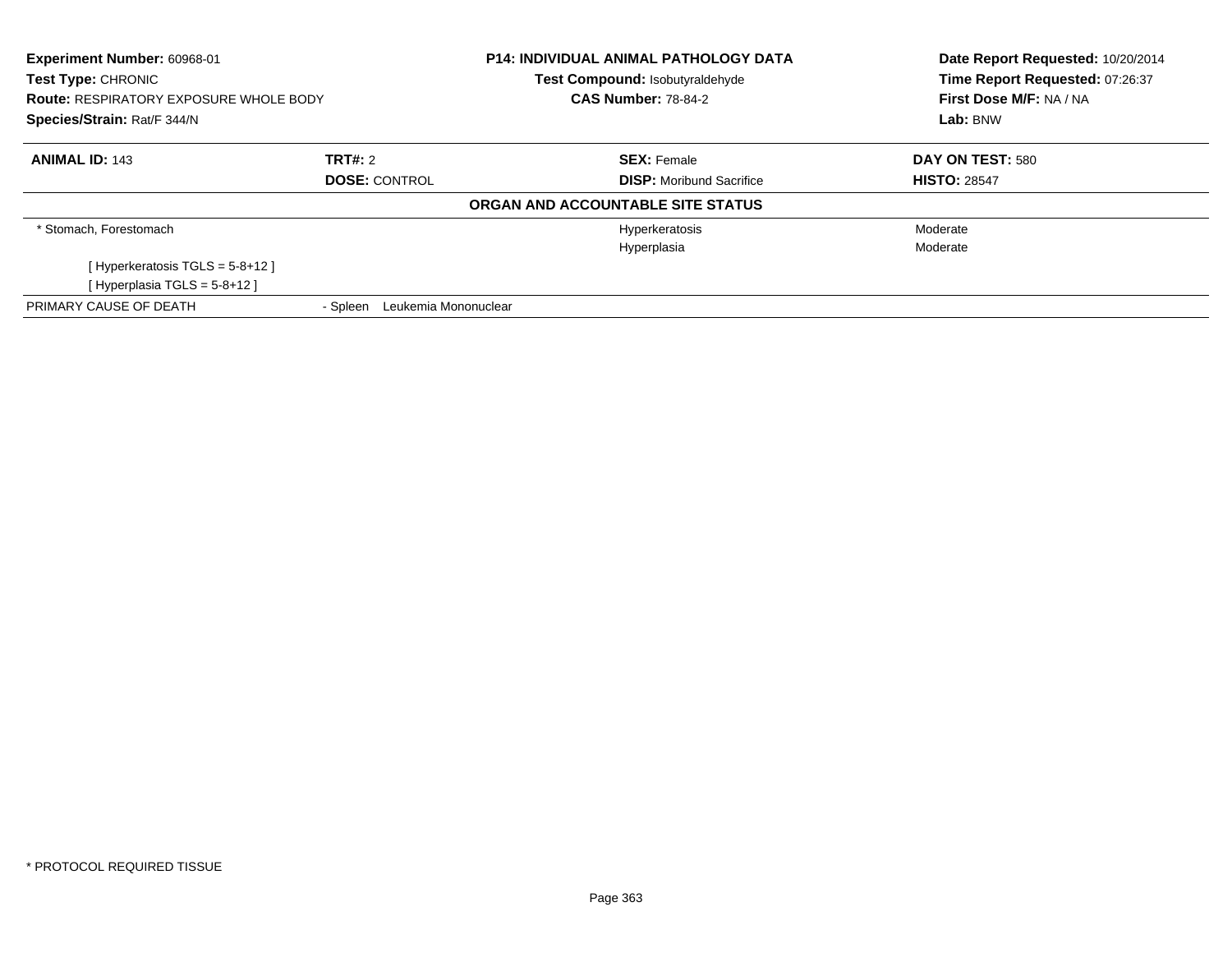**Experiment Number:** 60968-01
**Test Type:** CHRONIC
**Route:** RESPIRATORY EXPOSURE WHOLE BODY
**Species/Strain:** Rat/F 344/N

**P14: INDIVIDUAL ANIMAL PATHOLOGY DATA**
**Test Compound:** Isobutyraldehyde
**CAS Number:** 78-84-2

**Date Report Requested:** 10/20/2014
**Time Report Requested:** 07:26:37
**First Dose M/F:** NA / NA
**Lab:** BNW

| **ANIMAL ID:** 143 | **TRT#:** 2 | **SEX:** Female | **DAY ON TEST:** 580 |
|---|---|---|---|
| | **DOSE:** CONTROL | **DISP:** Moribund Sacrifice | **HISTO:** 28547 |

**ORGAN AND ACCOUNTABLE SITE STATUS**

| | | | |
|---|---|---|---|
| * Stomach, Forestomach | | Hyperkeratosis | Moderate |
| | | Hyperplasia | Moderate |
| [ Hyperkeratosis TGLS = 5-8+12 ] | | | |
| [ Hyperplasia TGLS = 5-8+12 ] | | | |
| PRIMARY CAUSE OF DEATH | - Spleen Leukemia Mononuclear | | |

* PROTOCOL REQUIRED TISSUE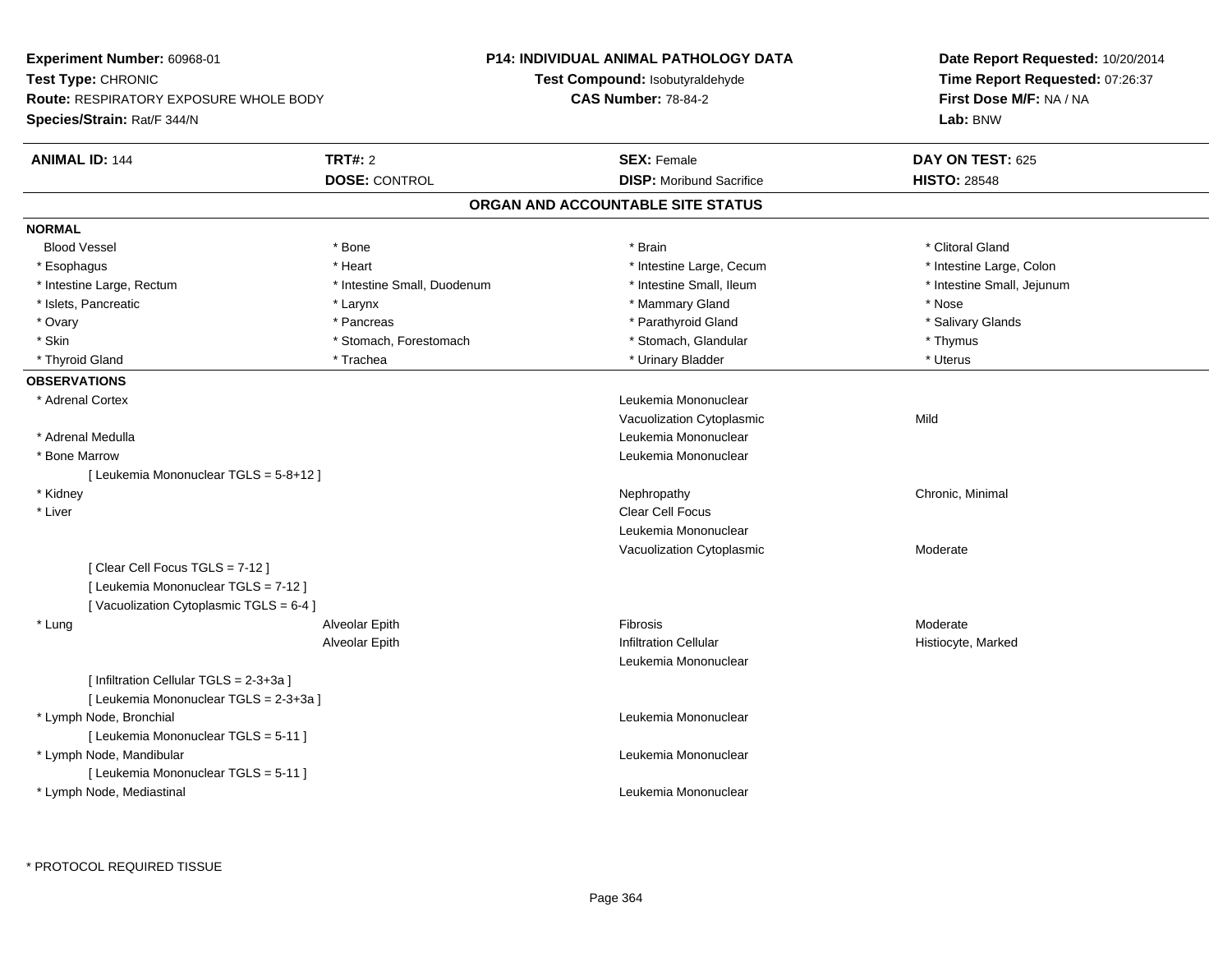**Experiment Number:** 60968-01
**Test Type:** CHRONIC
**Route:** RESPIRATORY EXPOSURE WHOLE BODY
**Species/Strain:** Rat/F 344/N

**P14: INDIVIDUAL ANIMAL PATHOLOGY DATA**
**Test Compound:** Isobutyraldehyde
**CAS Number:** 78-84-2

**Date Report Requested:** 10/20/2014
**Time Report Requested:** 07:26:37
**First Dose M/F:** NA / NA
**Lab:** BNW

| **ANIMAL ID:** 144 | **TRT#:** 2 | **SEX:** Female | **DAY ON TEST:** 625 |
|---|---|---|---|
| | **DOSE:** CONTROL | **DISP:** Moribund Sacrifice | **HISTO:** 28548 |

## ORGAN AND ACCOUNTABLE SITE STATUS

**NORMAL**

| | | | |
|---|---|---|---|
| Blood Vessel | * Bone | * Brain | * Clitoral Gland |
| * Esophagus | * Heart | * Intestine Large, Cecum | * Intestine Large, Colon |
| * Intestine Large, Rectum | * Intestine Small, Duodenum | * Intestine Small, Ileum | * Intestine Small, Jejunum |
| * Islets, Pancreatic | * Larynx | * Mammary Gland | * Nose |
| * Ovary | * Pancreas | * Parathyroid Gland | * Salivary Glands |
| * Skin | * Stomach, Forestomach | * Stomach, Glandular | * Thymus |
| * Thyroid Gland | * Trachea | * Urinary Bladder | * Uterus |

**OBSERVATIONS**

| | | | |
|---|---|---|---|
| * Adrenal Cortex | | Leukemia Mononuclear | |
| | | Vacuolization Cytoplasmic | Mild |
| * Adrenal Medulla | | Leukemia Mononuclear | |
| * Bone Marrow | | Leukemia Mononuclear | |
| [ Leukemia Mononuclear TGLS = 5-8+12 ] | | | |
| * Kidney | | Nephropathy | Chronic, Minimal |
| * Liver | | Clear Cell Focus | |
| | | Leukemia Mononuclear | |
| | | Vacuolization Cytoplasmic | Moderate |
| [ Clear Cell Focus TGLS = 7-12 ] | | | |
| [ Leukemia Mononuclear TGLS = 7-12 ] | | | |
| [ Vacuolization Cytoplasmic TGLS = 6-4 ] | | | |
| * Lung | Alveolar Epith | Fibrosis | Moderate |
| | Alveolar Epith | Infiltration Cellular | Histiocyte, Marked |
| | | Leukemia Mononuclear | |
| [ Infiltration Cellular TGLS = 2-3+3a ] | | | |
| [ Leukemia Mononuclear TGLS = 2-3+3a ] | | | |
| * Lymph Node, Bronchial | | Leukemia Mononuclear | |
| [ Leukemia Mononuclear TGLS = 5-11 ] | | | |
| * Lymph Node, Mandibular | | Leukemia Mononuclear | |
| [ Leukemia Mononuclear TGLS = 5-11 ] | | | |
| * Lymph Node, Mediastinal | | Leukemia Mononuclear | |

* PROTOCOL REQUIRED TISSUE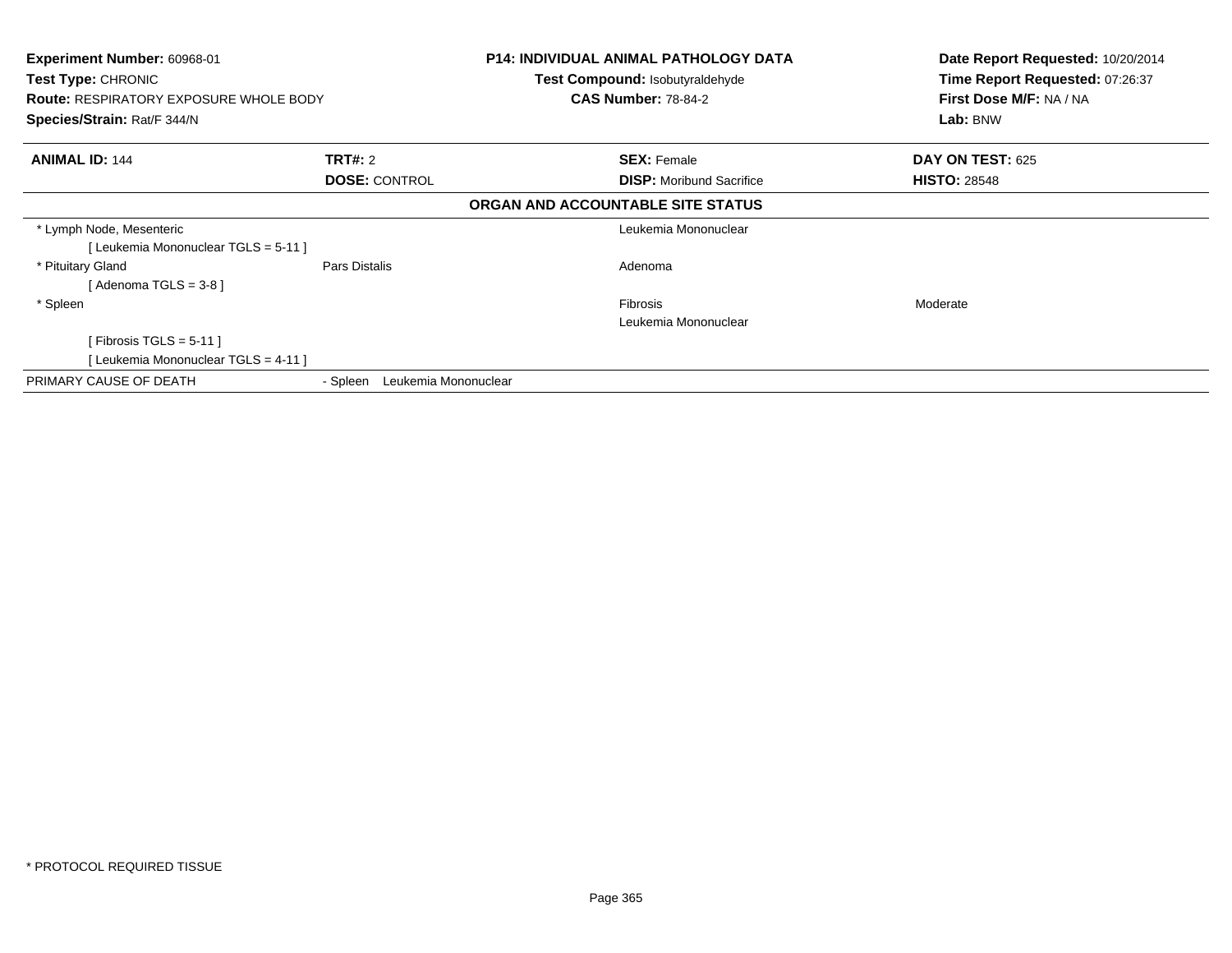**Experiment Number:** 60968-01
**Test Type:** CHRONIC
**Route:** RESPIRATORY EXPOSURE WHOLE BODY
**Species/Strain:** Rat/F 344/N

**P14: INDIVIDUAL ANIMAL PATHOLOGY DATA**
**Test Compound:** Isobutyraldehyde
**CAS Number:** 78-84-2

**Date Report Requested:** 10/20/2014
**Time Report Requested:** 07:26:37
**First Dose M/F:** NA / NA
**Lab:** BNW

| **ANIMAL ID:** 144 | **TRT#:** 2 | **SEX:** Female | **DAY ON TEST:** 625 |
|---|---|---|---|
| | **DOSE:** CONTROL | **DISP:** Moribund Sacrifice | **HISTO:** 28548 |

**ORGAN AND ACCOUNTABLE SITE STATUS**

| | | | |
|---|---|---|---|
| * Lymph Node, Mesenteric | | Leukemia Mononuclear | |
| [ Leukemia Mononuclear TGLS = 5-11 ] | | | |
| * Pituitary Gland | Pars Distalis | Adenoma | |
| [ Adenoma TGLS = 3-8 ] | | | |
| * Spleen | | Fibrosis | Moderate |
| | | Leukemia Mononuclear | |
| [ Fibrosis TGLS = 5-11 ] | | | |
| [ Leukemia Mononuclear TGLS = 4-11 ] | | | |
| PRIMARY CAUSE OF DEATH | - Spleen Leukemia Mononuclear | | |

* PROTOCOL REQUIRED TISSUE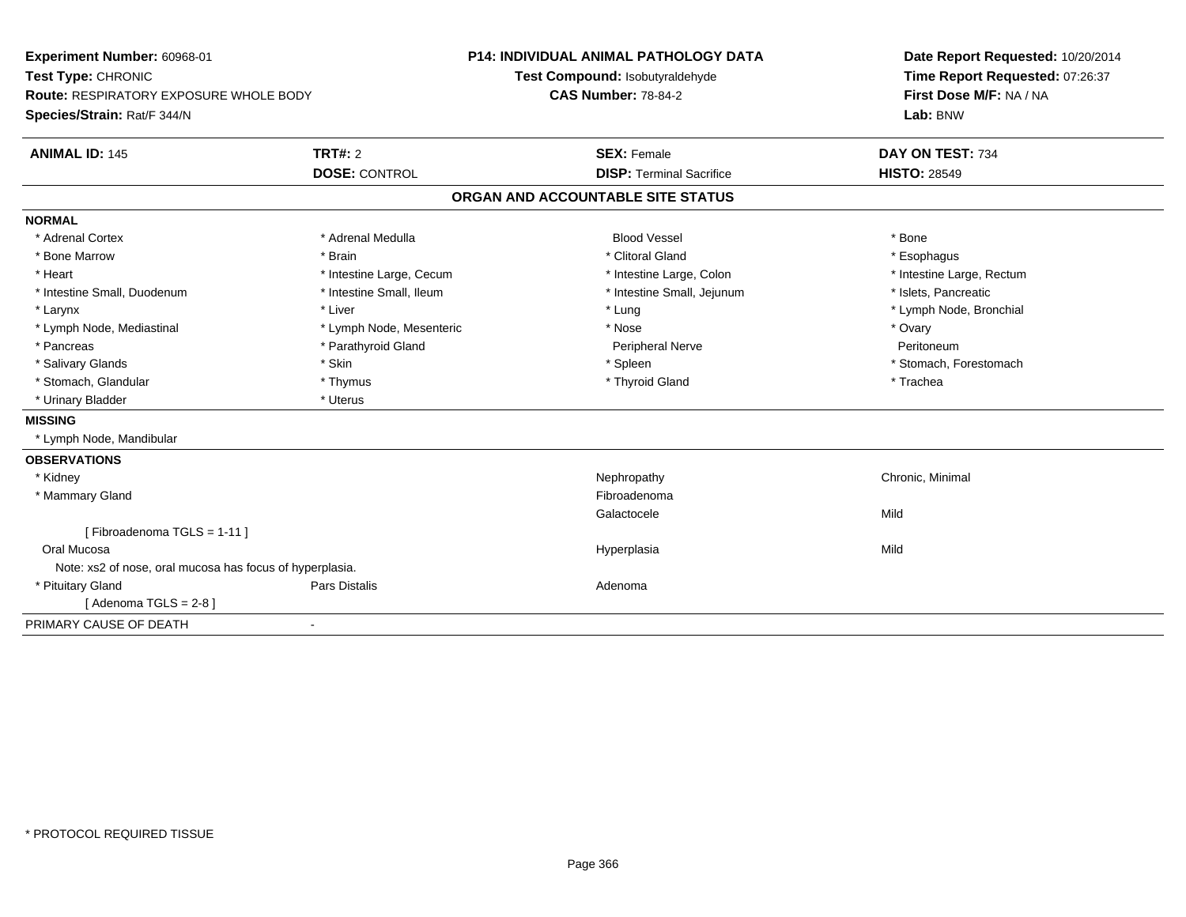**Experiment Number:** 60968-01
**Test Type:** CHRONIC
**Route:** RESPIRATORY EXPOSURE WHOLE BODY
**Species/Strain:** Rat/F 344/N

**P14: INDIVIDUAL ANIMAL PATHOLOGY DATA**
**Test Compound:** Isobutyraldehyde
**CAS Number:** 78-84-2

**Date Report Requested:** 10/20/2014
**Time Report Requested:** 07:26:37
**First Dose M/F:** NA / NA
**Lab:** BNW

| **ANIMAL ID:** 145 | **TRT#:** 2 | **SEX:** Female | **DAY ON TEST:** 734 |
|---|---|---|---|
| | **DOSE:** CONTROL | **DISP:** Terminal Sacrifice | **HISTO:** 28549 |

## ORGAN AND ACCOUNTABLE SITE STATUS

**NORMAL**

| | | | |
|---|---|---|---|
| * Adrenal Cortex | * Adrenal Medulla | Blood Vessel | * Bone |
| * Bone Marrow | * Brain | * Clitoral Gland | * Esophagus |
| * Heart | * Intestine Large, Cecum | * Intestine Large, Colon | * Intestine Large, Rectum |
| * Intestine Small, Duodenum | * Intestine Small, Ileum | * Intestine Small, Jejunum | * Islets, Pancreatic |
| * Larynx | * Liver | * Lung | * Lymph Node, Bronchial |
| * Lymph Node, Mediastinal | * Lymph Node, Mesenteric | * Nose | * Ovary |
| * Pancreas | * Parathyroid Gland | Peripheral Nerve | Peritoneum |
| * Salivary Glands | * Skin | * Spleen | * Stomach, Forestomach |
| * Stomach, Glandular | * Thymus | * Thyroid Gland | * Trachea |
| * Urinary Bladder | * Uterus | | |

**MISSING**

* Lymph Node, Mandibular

**OBSERVATIONS**

| | | | |
|---|---|---|---|
| * Kidney | | Nephropathy | Chronic, Minimal |
| * Mammary Gland | | Fibroadenoma | |
| | | Galactocele | Mild |
| [ Fibroadenoma TGLS = 1-11 ] | | | |
| Oral Mucosa | | Hyperplasia | Mild |
| Note: xs2 of nose, oral mucosa has focus of hyperplasia. | | | |
| * Pituitary Gland | Pars Distalis | Adenoma | |
| [ Adenoma TGLS = 2-8 ] | | | |

PRIMARY CAUSE OF DEATH -

* PROTOCOL REQUIRED TISSUE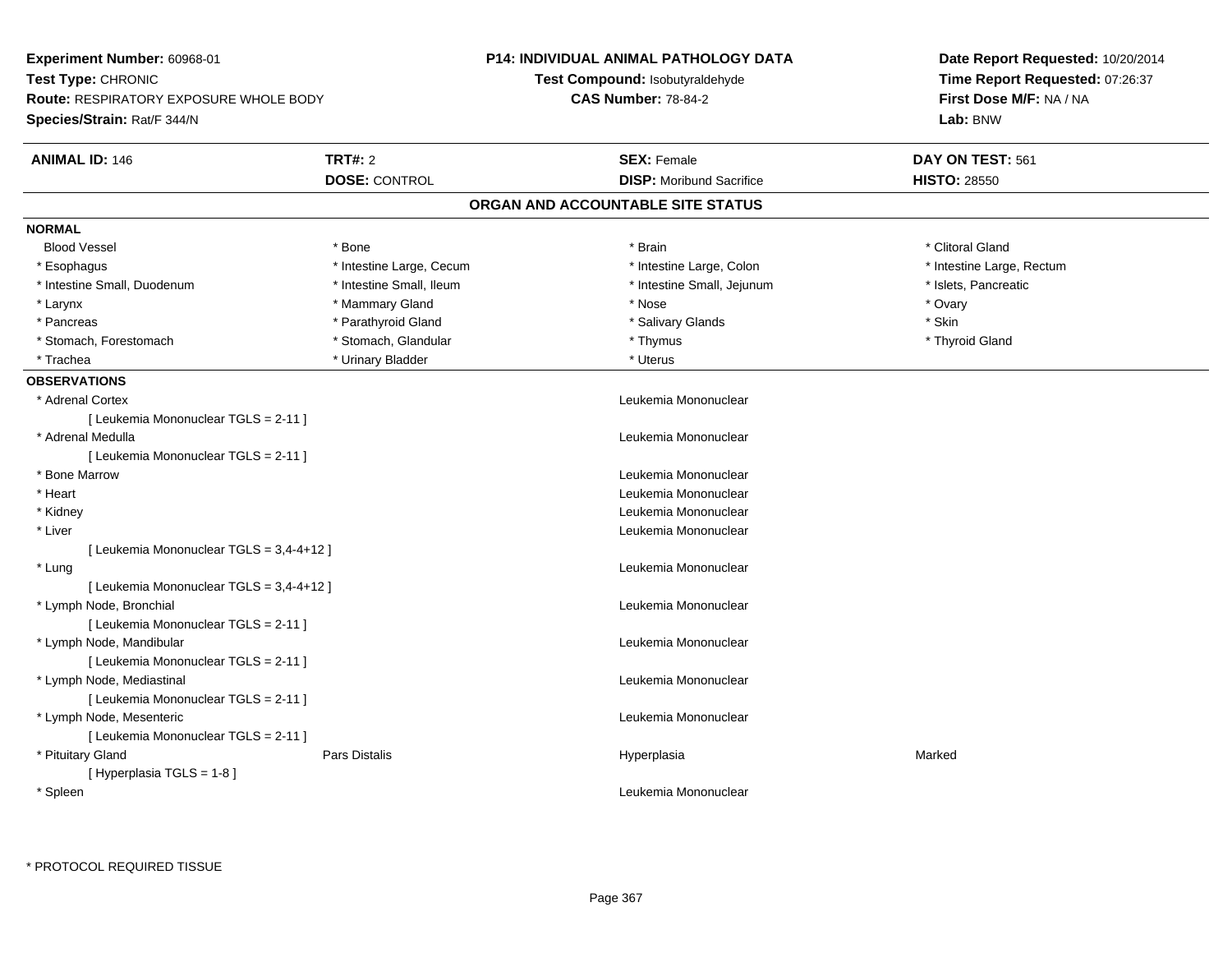**Experiment Number:** 60968-01
**Test Type:** CHRONIC
**Route:** RESPIRATORY EXPOSURE WHOLE BODY
**Species/Strain:** Rat/F 344/N

**P14: INDIVIDUAL ANIMAL PATHOLOGY DATA**
**Test Compound:** Isobutyraldehyde
**CAS Number:** 78-84-2

**Date Report Requested:** 10/20/2014
**Time Report Requested:** 07:26:37
**First Dose M/F:** NA / NA
**Lab:** BNW

| **ANIMAL ID:** 146 | **TRT#:** 2 | **SEX:** Female | **DAY ON TEST:** 561 |
|---|---|---|---|
| | **DOSE:** CONTROL | **DISP:** Moribund Sacrifice | **HISTO:** 28550 |

## ORGAN AND ACCOUNTABLE SITE STATUS

**NORMAL**

| | | | |
|---|---|---|---|
| Blood Vessel | * Bone | * Brain | * Clitoral Gland |
| * Esophagus | * Intestine Large, Cecum | * Intestine Large, Colon | * Intestine Large, Rectum |
| * Intestine Small, Duodenum | * Intestine Small, Ileum | * Intestine Small, Jejunum | * Islets, Pancreatic |
| * Larynx | * Mammary Gland | * Nose | * Ovary |
| * Pancreas | * Parathyroid Gland | * Salivary Glands | * Skin |
| * Stomach, Forestomach | * Stomach, Glandular | * Thymus | * Thyroid Gland |
| * Trachea | * Urinary Bladder | * Uterus | |

**OBSERVATIONS**

| | | | |
|---|---|---|---|
| * Adrenal Cortex | | Leukemia Mononuclear | |
| [ Leukemia Mononuclear TGLS = 2-11 ] | | | |
| * Adrenal Medulla | | Leukemia Mononuclear | |
| [ Leukemia Mononuclear TGLS = 2-11 ] | | | |
| * Bone Marrow | | Leukemia Mononuclear | |
| * Heart | | Leukemia Mononuclear | |
| * Kidney | | Leukemia Mononuclear | |
| * Liver | | Leukemia Mononuclear | |
| [ Leukemia Mononuclear TGLS = 3,4-4+12 ] | | | |
| * Lung | | Leukemia Mononuclear | |
| [ Leukemia Mononuclear TGLS = 3,4-4+12 ] | | | |
| * Lymph Node, Bronchial | | Leukemia Mononuclear | |
| [ Leukemia Mononuclear TGLS = 2-11 ] | | | |
| * Lymph Node, Mandibular | | Leukemia Mononuclear | |
| [ Leukemia Mononuclear TGLS = 2-11 ] | | | |
| * Lymph Node, Mediastinal | | Leukemia Mononuclear | |
| [ Leukemia Mononuclear TGLS = 2-11 ] | | | |
| * Lymph Node, Mesenteric | | Leukemia Mononuclear | |
| [ Leukemia Mononuclear TGLS = 2-11 ] | | | |
| * Pituitary Gland | Pars Distalis | Hyperplasia | Marked |
| [ Hyperplasia TGLS = 1-8 ] | | | |
| * Spleen | | Leukemia Mononuclear | |

\* PROTOCOL REQUIRED TISSUE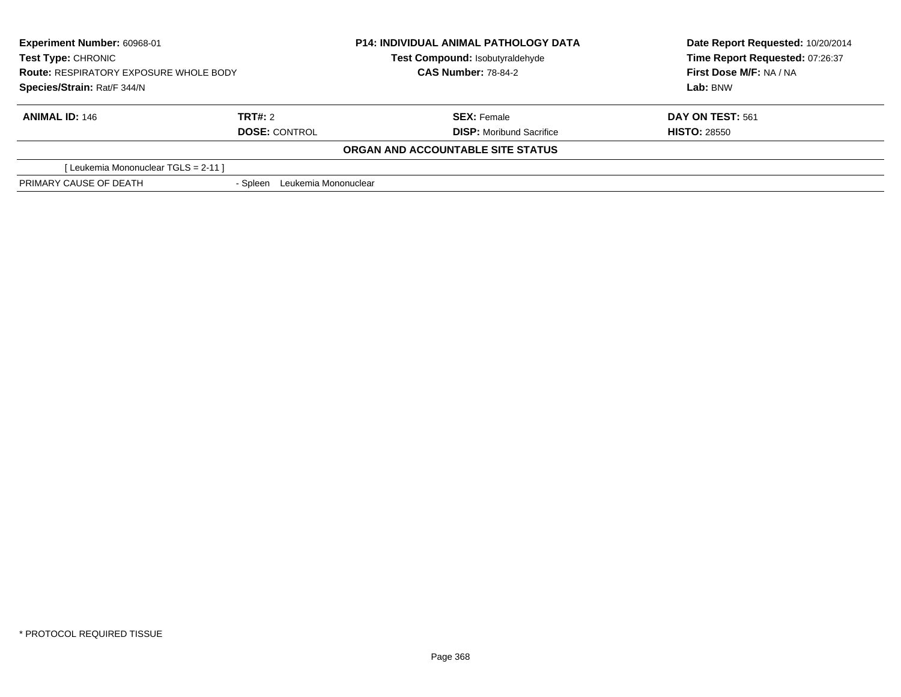**Experiment Number:** 60968-01
**Test Type:** CHRONIC
**Route:** RESPIRATORY EXPOSURE WHOLE BODY
**Species/Strain:** Rat/F 344/N

**P14: INDIVIDUAL ANIMAL PATHOLOGY DATA**
**Test Compound:** Isobutyraldehyde
**CAS Number:** 78-84-2

**Date Report Requested:** 10/20/2014
**Time Report Requested:** 07:26:37
**First Dose M/F:** NA / NA
**Lab:** BNW

| **ANIMAL ID:** 146 | **TRT#:** 2 | **SEX:** Female | **DAY ON TEST:** 561 |
|---|---|---|---|
| | **DOSE:** CONTROL | **DISP:** Moribund Sacrifice | **HISTO:** 28550 |

**ORGAN AND ACCOUNTABLE SITE STATUS**

| | |
|---|---|
| [ Leukemia Mononuclear TGLS = 2-11 ] | |
| PRIMARY CAUSE OF DEATH | - Spleen Leukemia Mononuclear |

* PROTOCOL REQUIRED TISSUE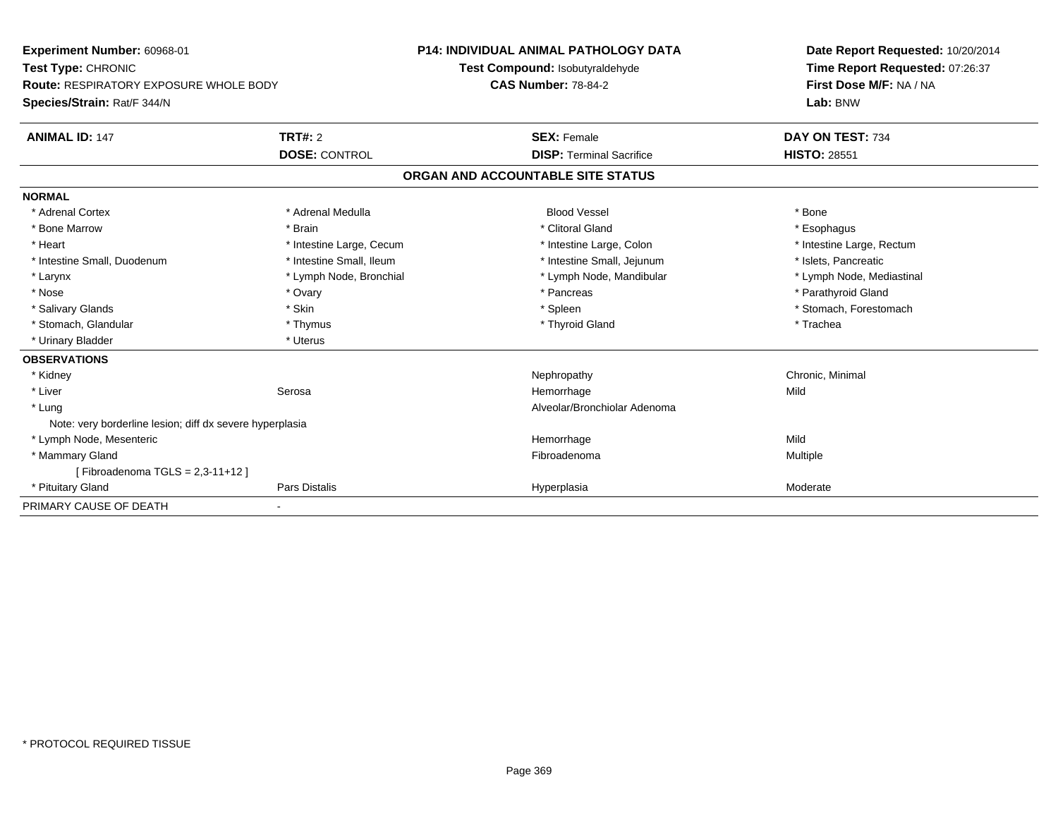**Experiment Number:** 60968-01
**Test Type:** CHRONIC
**Route:** RESPIRATORY EXPOSURE WHOLE BODY
**Species/Strain:** Rat/F 344/N

**P14: INDIVIDUAL ANIMAL PATHOLOGY DATA**
**Test Compound:** Isobutyraldehyde
**CAS Number:** 78-84-2

**Date Report Requested:** 10/20/2014
**Time Report Requested:** 07:26:37
**First Dose M/F:** NA / NA
**Lab:** BNW

| **ANIMAL ID:** 147 | **TRT#:** 2 | **SEX:** Female | **DAY ON TEST:** 734 |
|---|---|---|---|
| | **DOSE:** CONTROL | **DISP:** Terminal Sacrifice | **HISTO:** 28551 |

## ORGAN AND ACCOUNTABLE SITE STATUS

| | | | |
|---|---|---|---|
| **NORMAL** | | | |
| * Adrenal Cortex | * Adrenal Medulla | Blood Vessel | * Bone |
| * Bone Marrow | * Brain | * Clitoral Gland | * Esophagus |
| * Heart | * Intestine Large, Cecum | * Intestine Large, Colon | * Intestine Large, Rectum |
| * Intestine Small, Duodenum | * Intestine Small, Ileum | * Intestine Small, Jejunum | * Islets, Pancreatic |
| * Larynx | * Lymph Node, Bronchial | * Lymph Node, Mandibular | * Lymph Node, Mediastinal |
| * Nose | * Ovary | * Pancreas | * Parathyroid Gland |
| * Salivary Glands | * Skin | * Spleen | * Stomach, Forestomach |
| * Stomach, Glandular | * Thymus | * Thyroid Gland | * Trachea |
| * Urinary Bladder | * Uterus | | |
| **OBSERVATIONS** | | | |
| * Kidney | | Nephropathy | Chronic, Minimal |
| * Liver | Serosa | Hemorrhage | Mild |
| * Lung | | Alveolar/Bronchiolar Adenoma | |
| Note: very borderline lesion; diff dx severe hyperplasia | | | |
| * Lymph Node, Mesenteric | | Hemorrhage | Mild |
| * Mammary Gland | | Fibroadenoma | Multiple |
| [ Fibroadenoma TGLS = 2,3-11+12 ] | | | |
| * Pituitary Gland | Pars Distalis | Hyperplasia | Moderate |
| PRIMARY CAUSE OF DEATH | - | | |

\* PROTOCOL REQUIRED TISSUE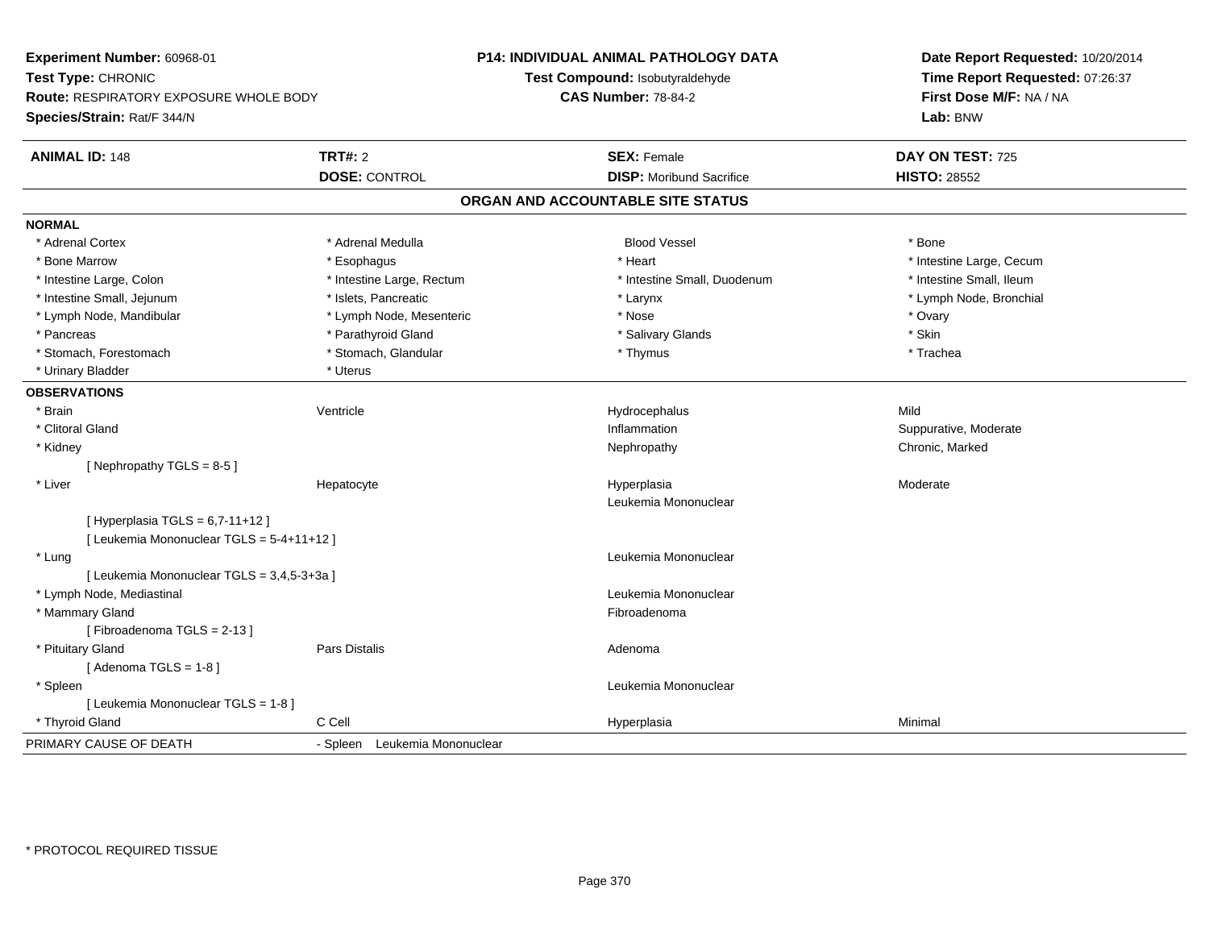**Experiment Number:** 60968-01
**Test Type:** CHRONIC
**Route:** RESPIRATORY EXPOSURE WHOLE BODY
**Species/Strain:** Rat/F 344/N

**P14: INDIVIDUAL ANIMAL PATHOLOGY DATA**
**Test Compound:** Isobutyraldehyde
**CAS Number:** 78-84-2

**Date Report Requested:** 10/20/2014
**Time Report Requested:** 07:26:37
**First Dose M/F:** NA / NA
**Lab:** BNW

| **ANIMAL ID:** 148 | **TRT#:** 2 | **SEX:** Female | **DAY ON TEST:** 725 |
|---|---|---|---|
| | **DOSE:** CONTROL | **DISP:** Moribund Sacrifice | **HISTO:** 28552 |

## ORGAN AND ACCOUNTABLE SITE STATUS

**NORMAL**

| | | | |
|---|---|---|---|
| * Adrenal Cortex | * Adrenal Medulla | Blood Vessel | * Bone |
| * Bone Marrow | * Esophagus | * Heart | * Intestine Large, Cecum |
| * Intestine Large, Colon | * Intestine Large, Rectum | * Intestine Small, Duodenum | * Intestine Small, Ileum |
| * Intestine Small, Jejunum | * Islets, Pancreatic | * Larynx | * Lymph Node, Bronchial |
| * Lymph Node, Mandibular | * Lymph Node, Mesenteric | * Nose | * Ovary |
| * Pancreas | * Parathyroid Gland | * Salivary Glands | * Skin |
| * Stomach, Forestomach | * Stomach, Glandular | * Thymus | * Trachea |
| * Urinary Bladder | * Uterus | | |

**OBSERVATIONS**

| | | | |
|---|---|---|---|
| * Brain | Ventricle | Hydrocephalus | Mild |
| * Clitoral Gland | | Inflammation | Suppurative, Moderate |
| * Kidney | | Nephropathy | Chronic, Marked |
| [ Nephropathy TGLS = 8-5 ] | | | |
| * Liver | Hepatocyte | Hyperplasia | Moderate |
| | | Leukemia Mononuclear | |
| [ Hyperplasia TGLS = 6,7-11+12 ] | | | |
| [ Leukemia Mononuclear TGLS = 5-4+11+12 ] | | | |
| * Lung | | Leukemia Mononuclear | |
| [ Leukemia Mononuclear TGLS = 3,4,5-3+3a ] | | | |
| * Lymph Node, Mediastinal | | Leukemia Mononuclear | |
| * Mammary Gland | | Fibroadenoma | |
| [ Fibroadenoma TGLS = 2-13 ] | | | |
| * Pituitary Gland | Pars Distalis | Adenoma | |
| [ Adenoma TGLS = 1-8 ] | | | |
| * Spleen | | Leukemia Mononuclear | |
| [ Leukemia Mononuclear TGLS = 1-8 ] | | | |
| * Thyroid Gland | C Cell | Hyperplasia | Minimal |

PRIMARY CAUSE OF DEATH - Spleen Leukemia Mononuclear

\* PROTOCOL REQUIRED TISSUE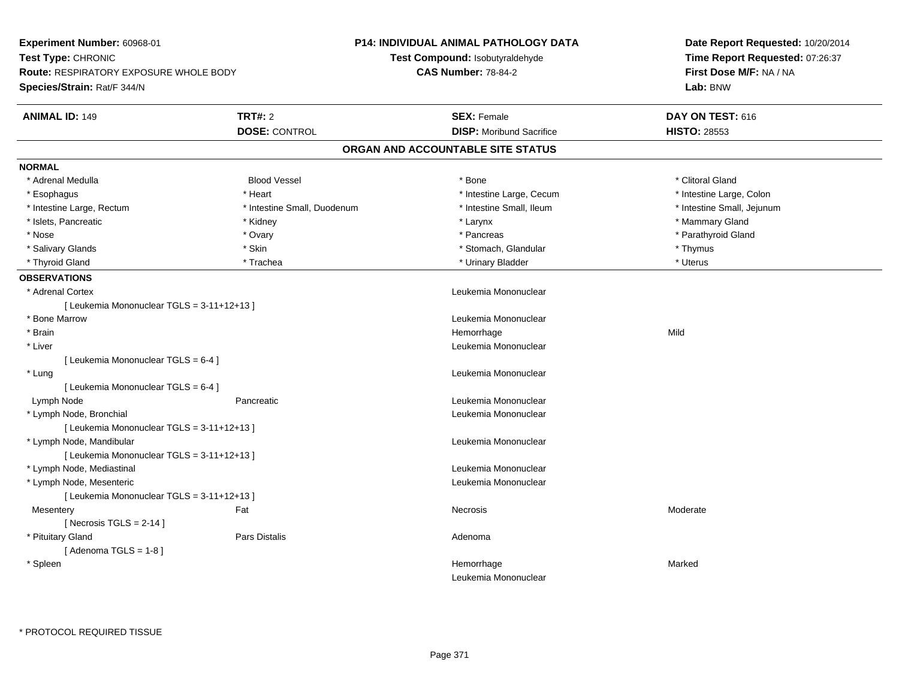**Experiment Number:** 60968-01
**Test Type:** CHRONIC
**Route:** RESPIRATORY EXPOSURE WHOLE BODY
**Species/Strain:** Rat/F 344/N

**P14: INDIVIDUAL ANIMAL PATHOLOGY DATA**
**Test Compound:** Isobutyraldehyde
**CAS Number:** 78-84-2

**Date Report Requested:** 10/20/2014
**Time Report Requested:** 07:26:37
**First Dose M/F:** NA / NA
**Lab:** BNW

| **ANIMAL ID:** 149 | **TRT#:** 2 | **SEX:** Female | **DAY ON TEST:** 616 |
|---|---|---|---|
| | **DOSE:** CONTROL | **DISP:** Moribund Sacrifice | **HISTO:** 28553 |

## ORGAN AND ACCOUNTABLE SITE STATUS

**NORMAL**

| | | | |
|---|---|---|---|
| * Adrenal Medulla | Blood Vessel | * Bone | * Clitoral Gland |
| * Esophagus | * Heart | * Intestine Large, Cecum | * Intestine Large, Colon |
| * Intestine Large, Rectum | * Intestine Small, Duodenum | * Intestine Small, Ileum | * Intestine Small, Jejunum |
| * Islets, Pancreatic | * Kidney | * Larynx | * Mammary Gland |
| * Nose | * Ovary | * Pancreas | * Parathyroid Gland |
| * Salivary Glands | * Skin | * Stomach, Glandular | * Thymus |
| * Thyroid Gland | * Trachea | * Urinary Bladder | * Uterus |

**OBSERVATIONS**

| | | | |
|---|---|---|---|
| * Adrenal Cortex | | Leukemia Mononuclear | |
| [ Leukemia Mononuclear TGLS = 3-11+12+13 ] | | | |
| * Bone Marrow | | Leukemia Mononuclear | |
| * Brain | | Hemorrhage | Mild |
| * Liver | | Leukemia Mononuclear | |
| [ Leukemia Mononuclear TGLS = 6-4 ] | | | |
| * Lung | | Leukemia Mononuclear | |
| [ Leukemia Mononuclear TGLS = 6-4 ] | | | |
| Lymph Node | Pancreatic | Leukemia Mononuclear | |
| * Lymph Node, Bronchial | | Leukemia Mononuclear | |
| [ Leukemia Mononuclear TGLS = 3-11+12+13 ] | | | |
| * Lymph Node, Mandibular | | Leukemia Mononuclear | |
| [ Leukemia Mononuclear TGLS = 3-11+12+13 ] | | | |
| * Lymph Node, Mediastinal | | Leukemia Mononuclear | |
| * Lymph Node, Mesenteric | | Leukemia Mononuclear | |
| [ Leukemia Mononuclear TGLS = 3-11+12+13 ] | | | |
| Mesentery | Fat | Necrosis | Moderate |
| [ Necrosis TGLS = 2-14 ] | | | |
| * Pituitary Gland | Pars Distalis | Adenoma | |
| [ Adenoma TGLS = 1-8 ] | | | |
| * Spleen | | Hemorrhage | Marked |
| | | Leukemia Mononuclear | |

\* PROTOCOL REQUIRED TISSUE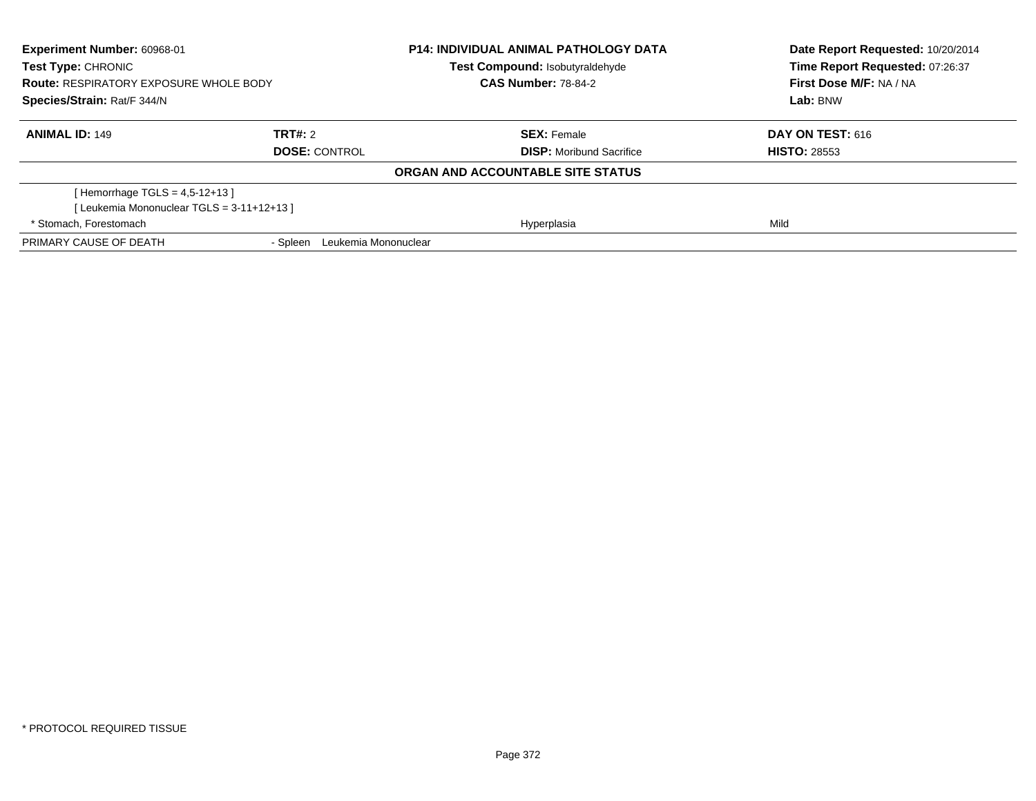**Experiment Number:** 60968-01
**Test Type:** CHRONIC
**Route:** RESPIRATORY EXPOSURE WHOLE BODY
**Species/Strain:** Rat/F 344/N

**P14: INDIVIDUAL ANIMAL PATHOLOGY DATA**
**Test Compound:** Isobutyraldehyde
**CAS Number:** 78-84-2

**Date Report Requested:** 10/20/2014
**Time Report Requested:** 07:26:37
**First Dose M/F:** NA / NA
**Lab:** BNW

| **ANIMAL ID:** 149 | **TRT#:** 2 | **SEX:** Female | **DAY ON TEST:** 616 |
|---|---|---|---|
| | **DOSE:** CONTROL | **DISP:** Moribund Sacrifice | **HISTO:** 28553 |

**ORGAN AND ACCOUNTABLE SITE STATUS**

| | | | |
|---|---|---|---|
| [ Hemorrhage TGLS = 4,5-12+13 ] | | | |
| [ Leukemia Mononuclear TGLS = 3-11+12+13 ] | | | |
| * Stomach, Forestomach | | Hyperplasia | Mild |
| PRIMARY CAUSE OF DEATH | - Spleen Leukemia Mononuclear | | |

* PROTOCOL REQUIRED TISSUE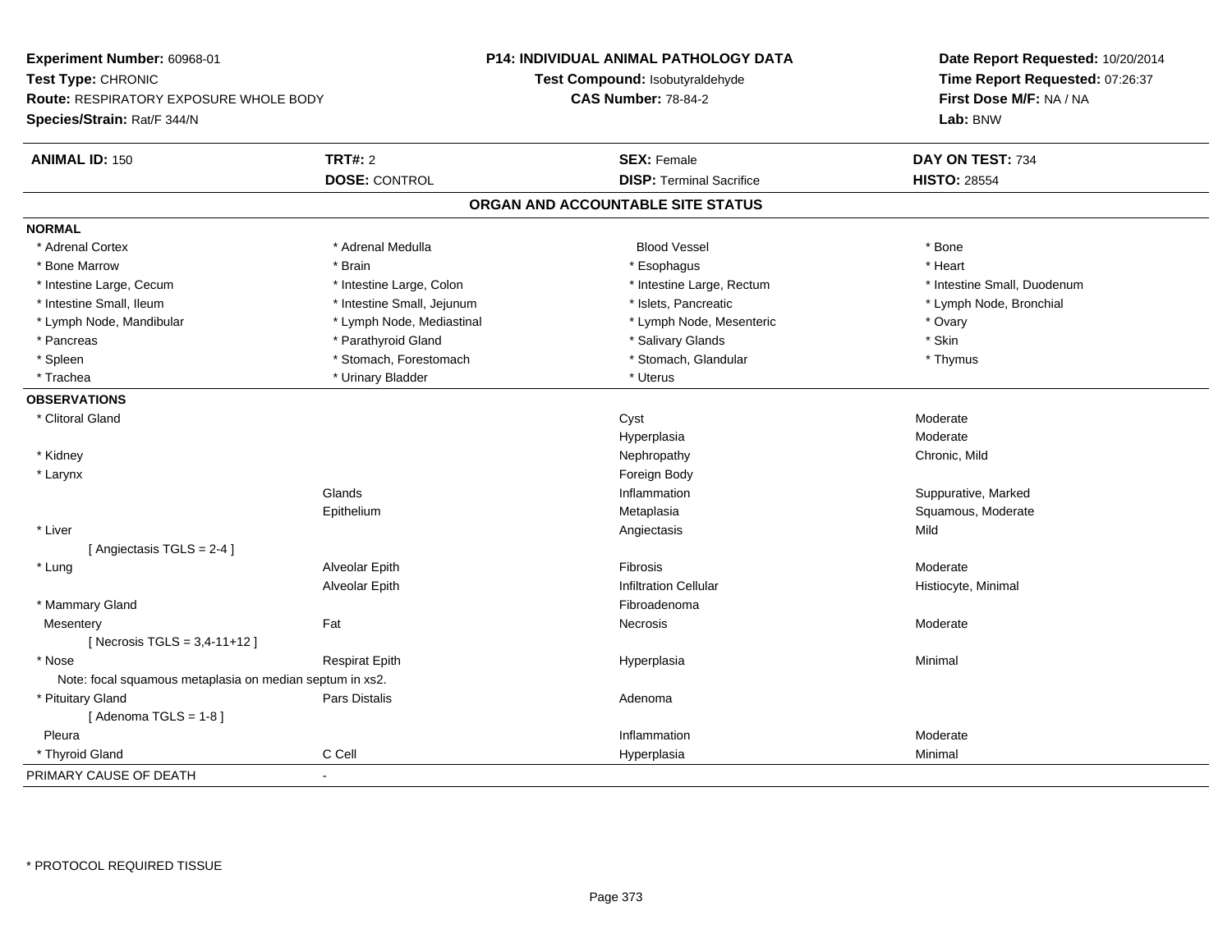**Experiment Number:** 60968-01
**Test Type:** CHRONIC
**Route:** RESPIRATORY EXPOSURE WHOLE BODY
**Species/Strain:** Rat/F 344/N

**P14: INDIVIDUAL ANIMAL PATHOLOGY DATA**
**Test Compound:** Isobutyraldehyde
**CAS Number:** 78-84-2

**Date Report Requested:** 10/20/2014
**Time Report Requested:** 07:26:37
**First Dose M/F:** NA / NA
**Lab:** BNW

| **ANIMAL ID:** 150 | **TRT#:** 2 | **SEX:** Female | **DAY ON TEST:** 734 |
|---|---|---|---|
| | **DOSE:** CONTROL | **DISP:** Terminal Sacrifice | **HISTO:** 28554 |

## ORGAN AND ACCOUNTABLE SITE STATUS

**NORMAL**

| | | | |
|---|---|---|---|
| * Adrenal Cortex | * Adrenal Medulla | Blood Vessel | * Bone |
| * Bone Marrow | * Brain | * Esophagus | * Heart |
| * Intestine Large, Cecum | * Intestine Large, Colon | * Intestine Large, Rectum | * Intestine Small, Duodenum |
| * Intestine Small, Ileum | * Intestine Small, Jejunum | * Islets, Pancreatic | * Lymph Node, Bronchial |
| * Lymph Node, Mandibular | * Lymph Node, Mediastinal | * Lymph Node, Mesenteric | * Ovary |
| * Pancreas | * Parathyroid Gland | * Salivary Glands | * Skin |
| * Spleen | * Stomach, Forestomach | * Stomach, Glandular | * Thymus |
| * Trachea | * Urinary Bladder | * Uterus | |

**OBSERVATIONS**

| | | | |
|---|---|---|---|
| * Clitoral Gland | | Cyst | Moderate |
| | | Hyperplasia | Moderate |
| * Kidney | | Nephropathy | Chronic, Mild |
| * Larynx | | Foreign Body | |
| | Glands | Inflammation | Suppurative, Marked |
| | Epithelium | Metaplasia | Squamous, Moderate |
| * Liver | | Angiectasis | Mild |
| [ Angiectasis TGLS = 2-4 ] | | | |
| * Lung | Alveolar Epith | Fibrosis | Moderate |
| | Alveolar Epith | Infiltration Cellular | Histiocyte, Minimal |
| * Mammary Gland | | Fibroadenoma | |
| Mesentery | Fat | Necrosis | Moderate |
| [ Necrosis TGLS = 3,4-11+12 ] | | | |
| * Nose | Respirat Epith | Hyperplasia | Minimal |
| Note: focal squamous metaplasia on median septum in xs2. | | | |
| * Pituitary Gland | Pars Distalis | Adenoma | |
| [ Adenoma TGLS = 1-8 ] | | | |
| Pleura | | Inflammation | Moderate |
| * Thyroid Gland | C Cell | Hyperplasia | Minimal |

PRIMARY CAUSE OF DEATH -

* PROTOCOL REQUIRED TISSUE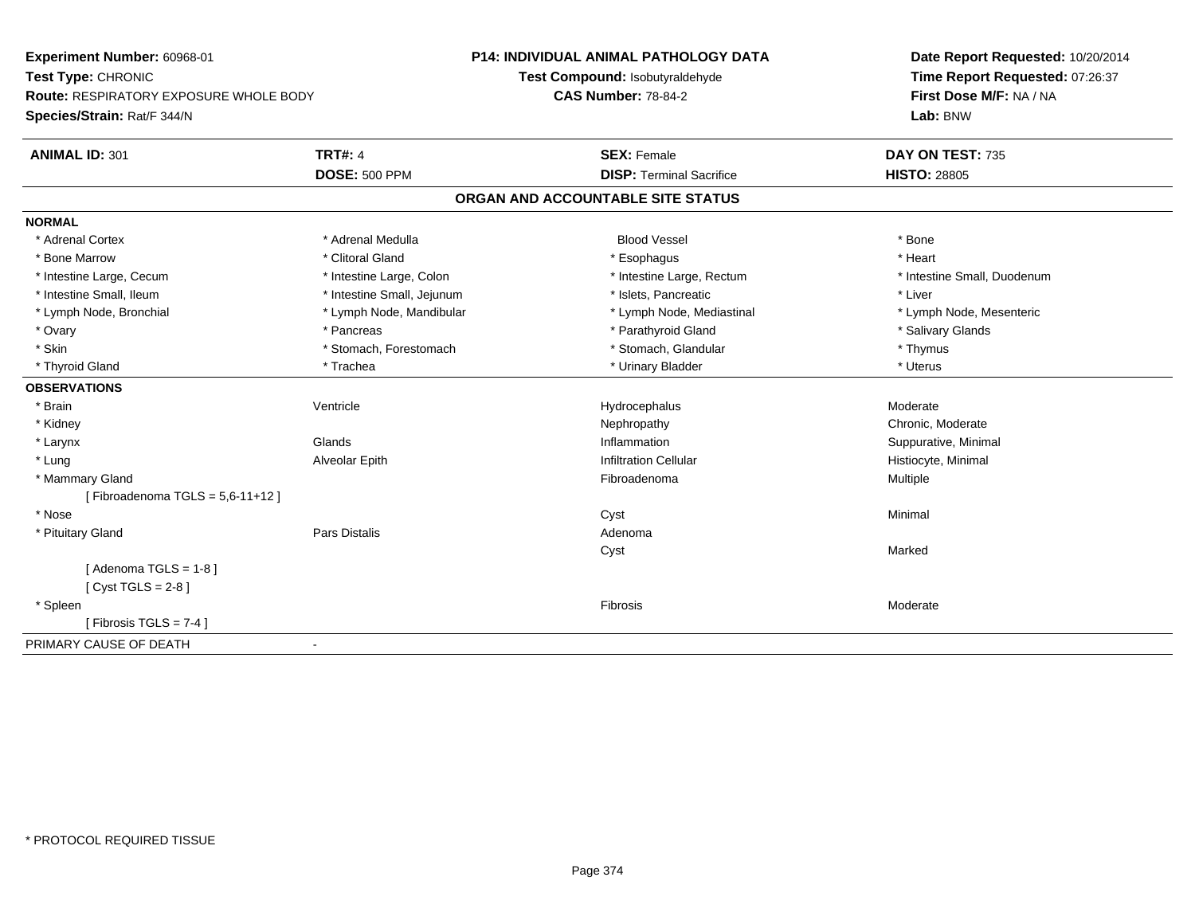**Experiment Number:** 60968-01
**Test Type:** CHRONIC
**Route:** RESPIRATORY EXPOSURE WHOLE BODY
**Species/Strain:** Rat/F 344/N

**P14: INDIVIDUAL ANIMAL PATHOLOGY DATA**
**Test Compound:** Isobutyraldehyde
**CAS Number:** 78-84-2

**Date Report Requested:** 10/20/2014
**Time Report Requested:** 07:26:37
**First Dose M/F:** NA / NA
**Lab:** BNW

| **ANIMAL ID:** 301 | **TRT#:** 4 | **SEX:** Female | **DAY ON TEST:** 735 |
|---|---|---|---|
| | **DOSE:** 500 PPM | **DISP:** Terminal Sacrifice | **HISTO:** 28805 |

## ORGAN AND ACCOUNTABLE SITE STATUS

**NORMAL**

| | | | |
|---|---|---|---|
| * Adrenal Cortex | * Adrenal Medulla | Blood Vessel | * Bone |
| * Bone Marrow | * Clitoral Gland | * Esophagus | * Heart |
| * Intestine Large, Cecum | * Intestine Large, Colon | * Intestine Large, Rectum | * Intestine Small, Duodenum |
| * Intestine Small, Ileum | * Intestine Small, Jejunum | * Islets, Pancreatic | * Liver |
| * Lymph Node, Bronchial | * Lymph Node, Mandibular | * Lymph Node, Mediastinal | * Lymph Node, Mesenteric |
| * Ovary | * Pancreas | * Parathyroid Gland | * Salivary Glands |
| * Skin | * Stomach, Forestomach | * Stomach, Glandular | * Thymus |
| * Thyroid Gland | * Trachea | * Urinary Bladder | * Uterus |

**OBSERVATIONS**

| | | | |
|---|---|---|---|
| * Brain | Ventricle | Hydrocephalus | Moderate |
| * Kidney | | Nephropathy | Chronic, Moderate |
| * Larynx | Glands | Inflammation | Suppurative, Minimal |
| * Lung | Alveolar Epith | Infiltration Cellular | Histiocyte, Minimal |
| * Mammary Gland | | Fibroadenoma | Multiple |
| [ Fibroadenoma TGLS = 5,6-11+12 ] | | | |
| * Nose | | Cyst | Minimal |
| * Pituitary Gland | Pars Distalis | Adenoma | |
| | | Cyst | Marked |
| [ Adenoma TGLS = 1-8 ] | | | |
| [ Cyst TGLS = 2-8 ] | | | |
| * Spleen | | Fibrosis | Moderate |
| [ Fibrosis TGLS = 7-4 ] | | | |

PRIMARY CAUSE OF DEATH -

* PROTOCOL REQUIRED TISSUE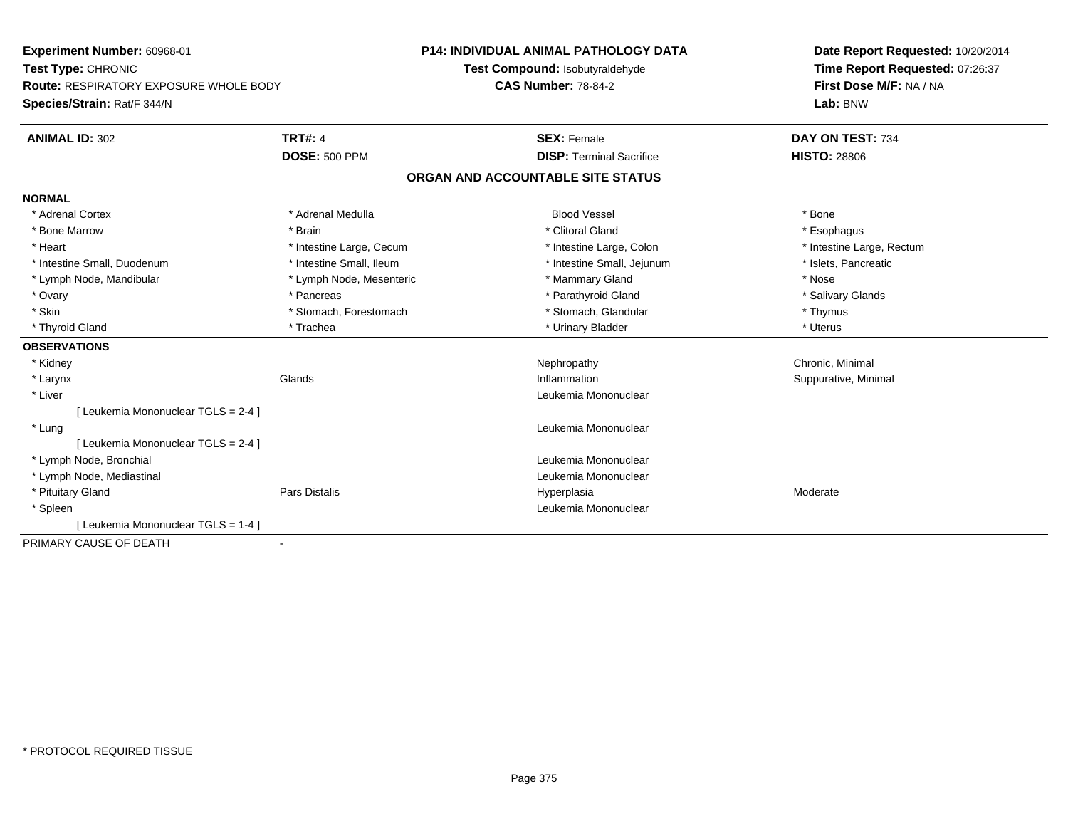**Experiment Number:** 60968-01
**Test Type:** CHRONIC
**Route:** RESPIRATORY EXPOSURE WHOLE BODY
**Species/Strain:** Rat/F 344/N

**P14: INDIVIDUAL ANIMAL PATHOLOGY DATA**
**Test Compound:** Isobutyraldehyde
**CAS Number:** 78-84-2

**Date Report Requested:** 10/20/2014
**Time Report Requested:** 07:26:37
**First Dose M/F:** NA / NA
**Lab:** BNW

| **ANIMAL ID:** 302 | **TRT#:** 4 | **SEX:** Female | **DAY ON TEST:** 734 |
|---|---|---|---|
| | **DOSE:** 500 PPM | **DISP:** Terminal Sacrifice | **HISTO:** 28806 |

## ORGAN AND ACCOUNTABLE SITE STATUS

**NORMAL**

| | | | |
|---|---|---|---|
| * Adrenal Cortex | * Adrenal Medulla | Blood Vessel | * Bone |
| * Bone Marrow | * Brain | * Clitoral Gland | * Esophagus |
| * Heart | * Intestine Large, Cecum | * Intestine Large, Colon | * Intestine Large, Rectum |
| * Intestine Small, Duodenum | * Intestine Small, Ileum | * Intestine Small, Jejunum | * Islets, Pancreatic |
| * Lymph Node, Mandibular | * Lymph Node, Mesenteric | * Mammary Gland | * Nose |
| * Ovary | * Pancreas | * Parathyroid Gland | * Salivary Glands |
| * Skin | * Stomach, Forestomach | * Stomach, Glandular | * Thymus |
| * Thyroid Gland | * Trachea | * Urinary Bladder | * Uterus |

**OBSERVATIONS**

| | | | |
|---|---|---|---|
| * Kidney | | Nephropathy | Chronic, Minimal |
| * Larynx | Glands | Inflammation | Suppurative, Minimal |
| * Liver | | Leukemia Mononuclear | |
| [ Leukemia Mononuclear TGLS = 2-4 ] | | | |
| * Lung | | Leukemia Mononuclear | |
| [ Leukemia Mononuclear TGLS = 2-4 ] | | | |
| * Lymph Node, Bronchial | | Leukemia Mononuclear | |
| * Lymph Node, Mediastinal | | Leukemia Mononuclear | |
| * Pituitary Gland | Pars Distalis | Hyperplasia | Moderate |
| * Spleen | | Leukemia Mononuclear | |
| [ Leukemia Mononuclear TGLS = 1-4 ] | | | |

PRIMARY CAUSE OF DEATH -

\* PROTOCOL REQUIRED TISSUE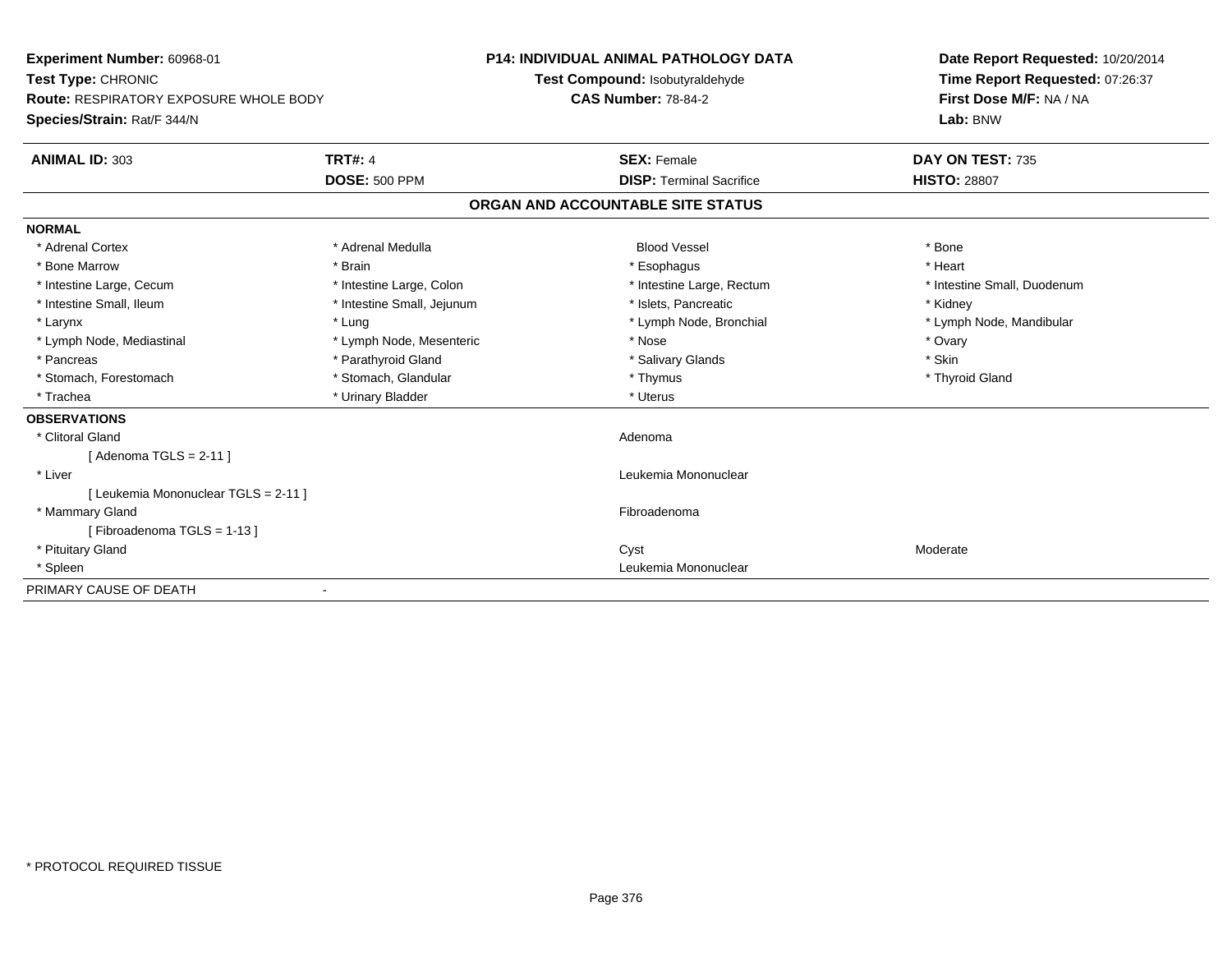**Experiment Number:** 60968-01
**Test Type:** CHRONIC
**Route:** RESPIRATORY EXPOSURE WHOLE BODY
**Species/Strain:** Rat/F 344/N

**P14: INDIVIDUAL ANIMAL PATHOLOGY DATA**
**Test Compound:** Isobutyraldehyde
**CAS Number:** 78-84-2

**Date Report Requested:** 10/20/2014
**Time Report Requested:** 07:26:37
**First Dose M/F:** NA / NA
**Lab:** BNW

| **ANIMAL ID:** 303 | **TRT#:** 4 | **SEX:** Female | **DAY ON TEST:** 735 |
|---|---|---|---|
| | **DOSE:** 500 PPM | **DISP:** Terminal Sacrifice | **HISTO:** 28807 |

## ORGAN AND ACCOUNTABLE SITE STATUS

**NORMAL**

| | | | |
|---|---|---|---|
| * Adrenal Cortex | * Adrenal Medulla | Blood Vessel | * Bone |
| * Bone Marrow | * Brain | * Esophagus | * Heart |
| * Intestine Large, Cecum | * Intestine Large, Colon | * Intestine Large, Rectum | * Intestine Small, Duodenum |
| * Intestine Small, Ileum | * Intestine Small, Jejunum | * Islets, Pancreatic | * Kidney |
| * Larynx | * Lung | * Lymph Node, Bronchial | * Lymph Node, Mandibular |
| * Lymph Node, Mediastinal | * Lymph Node, Mesenteric | * Nose | * Ovary |
| * Pancreas | * Parathyroid Gland | * Salivary Glands | * Skin |
| * Stomach, Forestomach | * Stomach, Glandular | * Thymus | * Thyroid Gland |
| * Trachea | * Urinary Bladder | * Uterus | |

**OBSERVATIONS**

| | | |
|---|---|---|
| * Clitoral Gland | Adenoma | |
| [ Adenoma TGLS = 2-11 ] | | |
| * Liver | Leukemia Mononuclear | |
| [ Leukemia Mononuclear TGLS = 2-11 ] | | |
| * Mammary Gland | Fibroadenoma | |
| [ Fibroadenoma TGLS = 1-13 ] | | |
| * Pituitary Gland | Cyst | Moderate |
| * Spleen | Leukemia Mononuclear | |

PRIMARY CAUSE OF DEATH -

* PROTOCOL REQUIRED TISSUE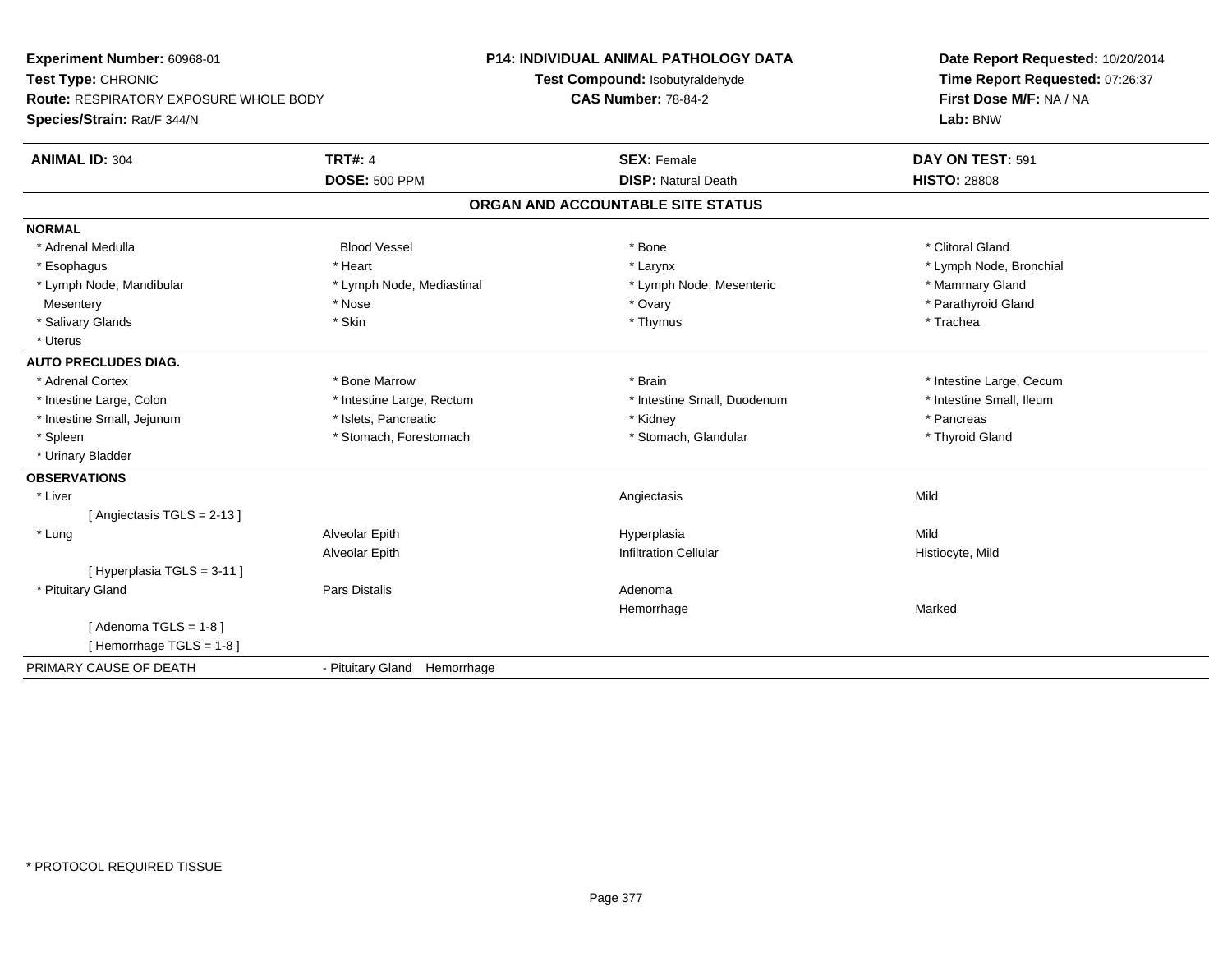**Experiment Number:** 60968-01
**Test Type:** CHRONIC
**Route:** RESPIRATORY EXPOSURE WHOLE BODY
**Species/Strain:** Rat/F 344/N

**P14: INDIVIDUAL ANIMAL PATHOLOGY DATA**
**Test Compound:** Isobutyraldehyde
**CAS Number:** 78-84-2

**Date Report Requested:** 10/20/2014
**Time Report Requested:** 07:26:37
**First Dose M/F:** NA / NA
**Lab:** BNW

| **ANIMAL ID:** 304 | **TRT#:** 4 | **SEX:** Female | **DAY ON TEST:** 591 |
|---|---|---|---|
| | **DOSE:** 500 PPM | **DISP:** Natural Death | **HISTO:** 28808 |

## ORGAN AND ACCOUNTABLE SITE STATUS

**NORMAL**

| | | | |
|---|---|---|---|
| * Adrenal Medulla | Blood Vessel | * Bone | * Clitoral Gland |
| * Esophagus | * Heart | * Larynx | * Lymph Node, Bronchial |
| * Lymph Node, Mandibular | * Lymph Node, Mediastinal | * Lymph Node, Mesenteric | * Mammary Gland |
| Mesentery | * Nose | * Ovary | * Parathyroid Gland |
| * Salivary Glands | * Skin | * Thymus | * Trachea |
| * Uterus | | | |

**AUTO PRECLUDES DIAG.**

| | | | |
|---|---|---|---|
| * Adrenal Cortex | * Bone Marrow | * Brain | * Intestine Large, Cecum |
| * Intestine Large, Colon | * Intestine Large, Rectum | * Intestine Small, Duodenum | * Intestine Small, Ileum |
| * Intestine Small, Jejunum | * Islets, Pancreatic | * Kidney | * Pancreas |
| * Spleen | * Stomach, Forestomach | * Stomach, Glandular | * Thyroid Gland |
| * Urinary Bladder | | | |

**OBSERVATIONS**

| | | | |
|---|---|---|---|
| * Liver | | Angiectasis | Mild |
| [ Angiectasis TGLS = 2-13 ] | | | |
| * Lung | Alveolar Epith | Hyperplasia | Mild |
| | Alveolar Epith | Infiltration Cellular | Histiocyte, Mild |
| [ Hyperplasia TGLS = 3-11 ] | | | |
| * Pituitary Gland | Pars Distalis | Adenoma | |
| | | Hemorrhage | Marked |
| [ Adenoma TGLS = 1-8 ] | | | |
| [ Hemorrhage TGLS = 1-8 ] | | | |

PRIMARY CAUSE OF DEATH - Pituitary Gland Hemorrhage

* PROTOCOL REQUIRED TISSUE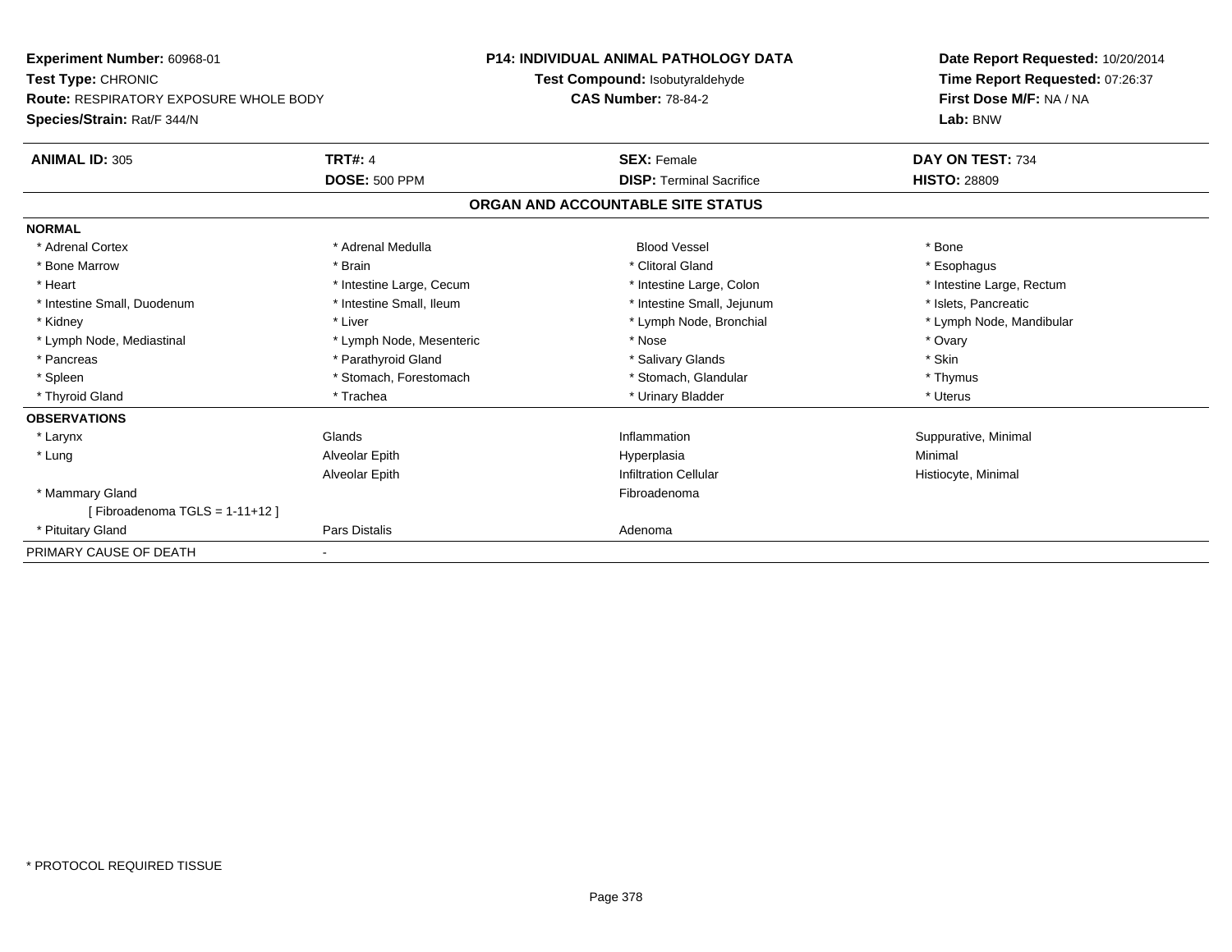**Experiment Number:** 60968-01
**Test Type:** CHRONIC
**Route:** RESPIRATORY EXPOSURE WHOLE BODY
**Species/Strain:** Rat/F 344/N

**P14: INDIVIDUAL ANIMAL PATHOLOGY DATA**
**Test Compound:** Isobutyraldehyde
**CAS Number:** 78-84-2

**Date Report Requested:** 10/20/2014
**Time Report Requested:** 07:26:37
**First Dose M/F:** NA / NA
**Lab:** BNW

| **ANIMAL ID:** 305 | **TRT#:** 4 | **SEX:** Female | **DAY ON TEST:** 734 |
|---|---|---|---|
| | **DOSE:** 500 PPM | **DISP:** Terminal Sacrifice | **HISTO:** 28809 |

## ORGAN AND ACCOUNTABLE SITE STATUS

| | | | |
|---|---|---|---|
| **NORMAL** | | | |
| * Adrenal Cortex | * Adrenal Medulla | Blood Vessel | * Bone |
| * Bone Marrow | * Brain | * Clitoral Gland | * Esophagus |
| * Heart | * Intestine Large, Cecum | * Intestine Large, Colon | * Intestine Large, Rectum |
| * Intestine Small, Duodenum | * Intestine Small, Ileum | * Intestine Small, Jejunum | * Islets, Pancreatic |
| * Kidney | * Liver | * Lymph Node, Bronchial | * Lymph Node, Mandibular |
| * Lymph Node, Mediastinal | * Lymph Node, Mesenteric | * Nose | * Ovary |
| * Pancreas | * Parathyroid Gland | * Salivary Glands | * Skin |
| * Spleen | * Stomach, Forestomach | * Stomach, Glandular | * Thymus |
| * Thyroid Gland | * Trachea | * Urinary Bladder | * Uterus |
| **OBSERVATIONS** | | | |
| * Larynx | Glands | Inflammation | Suppurative, Minimal |
| * Lung | Alveolar Epith | Hyperplasia | Minimal |
| | Alveolar Epith | Infiltration Cellular | Histiocyte, Minimal |
| * Mammary Gland | | Fibroadenoma | |
| [ Fibroadenoma TGLS = 1-11+12 ] | | | |
| * Pituitary Gland | Pars Distalis | Adenoma | |
| PRIMARY CAUSE OF DEATH | - | | |

* PROTOCOL REQUIRED TISSUE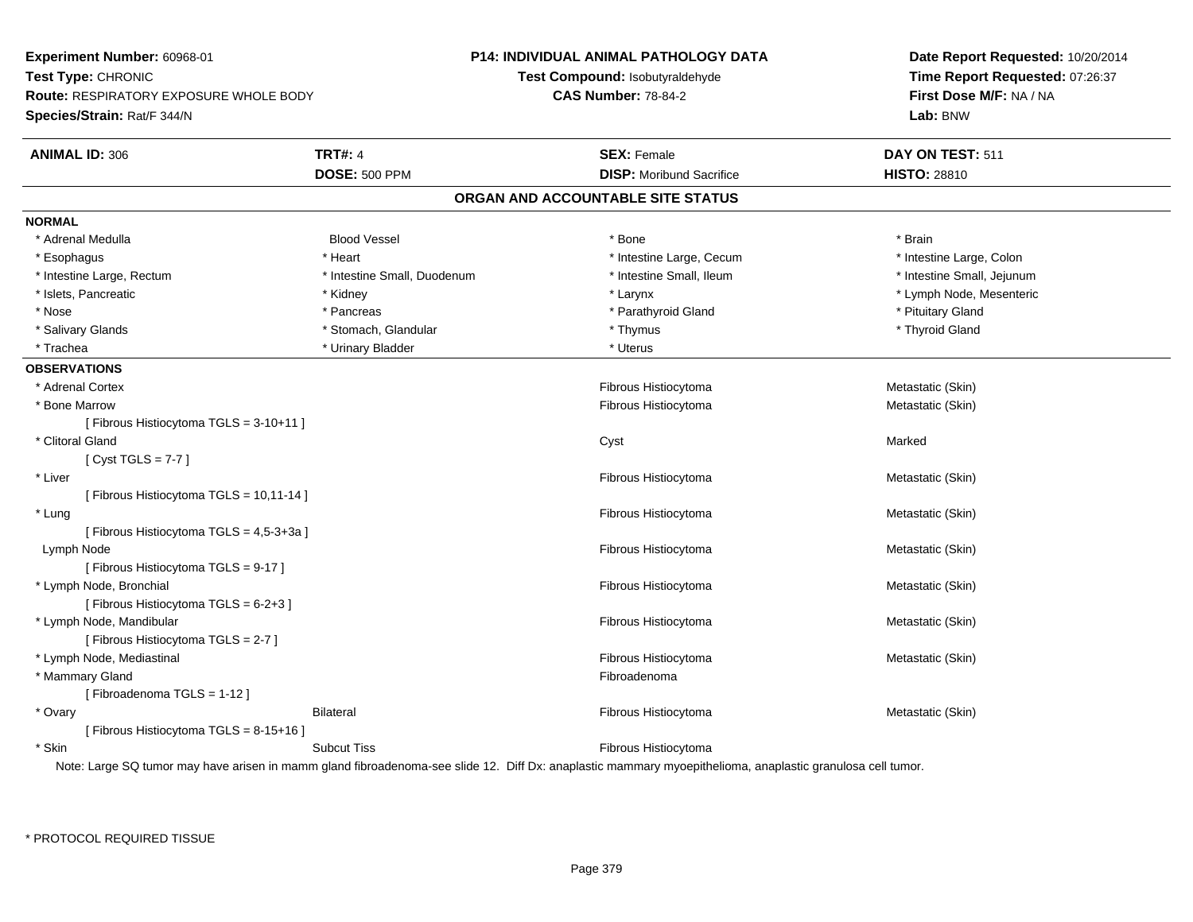**Experiment Number:** 60968-01
**Test Type:** CHRONIC
**Route:** RESPIRATORY EXPOSURE WHOLE BODY
**Species/Strain:** Rat/F 344/N

**P14: INDIVIDUAL ANIMAL PATHOLOGY DATA**
**Test Compound:** Isobutyraldehyde
**CAS Number:** 78-84-2

**Date Report Requested:** 10/20/2014
**Time Report Requested:** 07:26:37
**First Dose M/F:** NA / NA
**Lab:** BNW

| **ANIMAL ID:** 306 | **TRT#:** 4 | **SEX:** Female | **DAY ON TEST:** 511 |
|---|---|---|---|
| | **DOSE:** 500 PPM | **DISP:** Moribund Sacrifice | **HISTO:** 28810 |

## ORGAN AND ACCOUNTABLE SITE STATUS

**NORMAL**

| | | | |
|---|---|---|---|
| * Adrenal Medulla | Blood Vessel | * Bone | * Brain |
| * Esophagus | * Heart | * Intestine Large, Cecum | * Intestine Large, Colon |
| * Intestine Large, Rectum | * Intestine Small, Duodenum | * Intestine Small, Ileum | * Intestine Small, Jejunum |
| * Islets, Pancreatic | * Kidney | * Larynx | * Lymph Node, Mesenteric |
| * Nose | * Pancreas | * Parathyroid Gland | * Pituitary Gland |
| * Salivary Glands | * Stomach, Glandular | * Thymus | * Thyroid Gland |
| * Trachea | * Urinary Bladder | * Uterus | |

**OBSERVATIONS**

| | | | |
|---|---|---|---|
| * Adrenal Cortex | | Fibrous Histiocytoma | Metastatic (Skin) |
| * Bone Marrow | | Fibrous Histiocytoma | Metastatic (Skin) |
| [ Fibrous Histiocytoma TGLS = 3-10+11 ] | | | |
| * Clitoral Gland | | Cyst | Marked |
| [ Cyst TGLS = 7-7 ] | | | |
| * Liver | | Fibrous Histiocytoma | Metastatic (Skin) |
| [ Fibrous Histiocytoma TGLS = 10,11-14 ] | | | |
| * Lung | | Fibrous Histiocytoma | Metastatic (Skin) |
| [ Fibrous Histiocytoma TGLS = 4,5-3+3a ] | | | |
| Lymph Node | | Fibrous Histiocytoma | Metastatic (Skin) |
| [ Fibrous Histiocytoma TGLS = 9-17 ] | | | |
| * Lymph Node, Bronchial | | Fibrous Histiocytoma | Metastatic (Skin) |
| [ Fibrous Histiocytoma TGLS = 6-2+3 ] | | | |
| * Lymph Node, Mandibular | | Fibrous Histiocytoma | Metastatic (Skin) |
| [ Fibrous Histiocytoma TGLS = 2-7 ] | | | |
| * Lymph Node, Mediastinal | | Fibrous Histiocytoma | Metastatic (Skin) |
| * Mammary Gland | | Fibroadenoma | |
| [ Fibroadenoma TGLS = 1-12 ] | | | |
| * Ovary | Bilateral | Fibrous Histiocytoma | Metastatic (Skin) |
| [ Fibrous Histiocytoma TGLS = 8-15+16 ] | | | |
| * Skin | Subcut Tiss | Fibrous Histiocytoma | |

Note: Large SQ tumor may have arisen in mamm gland fibroadenoma-see slide 12. Diff Dx: anaplastic mammary myoepithelioma, anaplastic granulosa cell tumor.

\* PROTOCOL REQUIRED TISSUE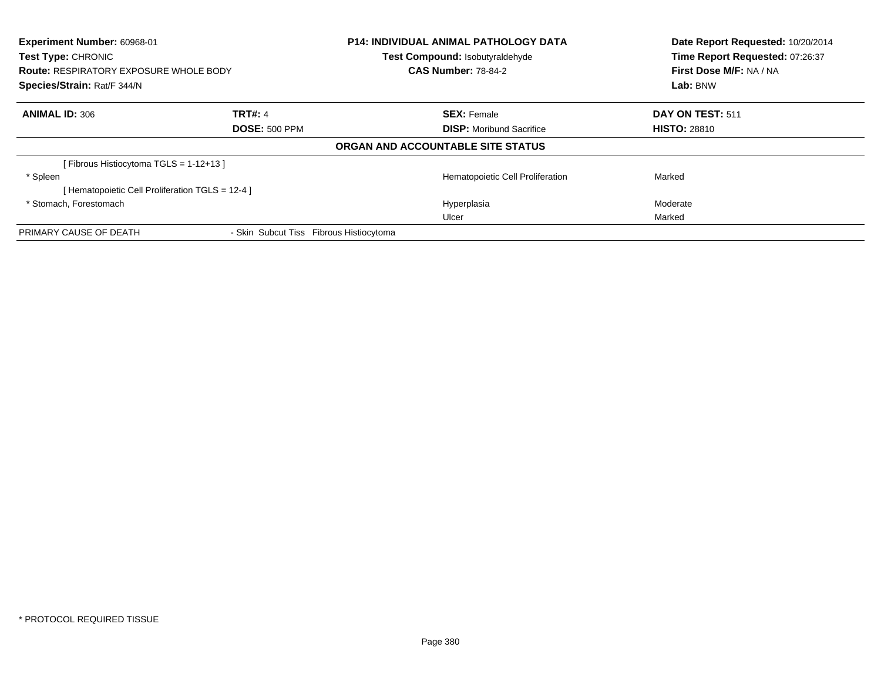**Experiment Number:** 60968-01
**Test Type:** CHRONIC
**Route:** RESPIRATORY EXPOSURE WHOLE BODY
**Species/Strain:** Rat/F 344/N

**P14: INDIVIDUAL ANIMAL PATHOLOGY DATA**
**Test Compound:** Isobutyraldehyde
**CAS Number:** 78-84-2

**Date Report Requested:** 10/20/2014
**Time Report Requested:** 07:26:37
**First Dose M/F:** NA / NA
**Lab:** BNW

| **ANIMAL ID:** 306 | **TRT#:** 4 | **SEX:** Female | **DAY ON TEST:** 511 |
|---|---|---|---|
| | **DOSE:** 500 PPM | **DISP:** Moribund Sacrifice | **HISTO:** 28810 |

**ORGAN AND ACCOUNTABLE SITE STATUS**

| | | | |
|---|---|---|---|
| [ Fibrous Histiocytoma TGLS = 1-12+13 ] | | | |
| * Spleen | | Hematopoietic Cell Proliferation | Marked |
| [ Hematopoietic Cell Proliferation TGLS = 12-4 ] | | | |
| * Stomach, Forestomach | | Hyperplasia | Moderate |
| | | Ulcer | Marked |
| PRIMARY CAUSE OF DEATH | - Skin Subcut Tiss Fibrous Histiocytoma | | |

* PROTOCOL REQUIRED TISSUE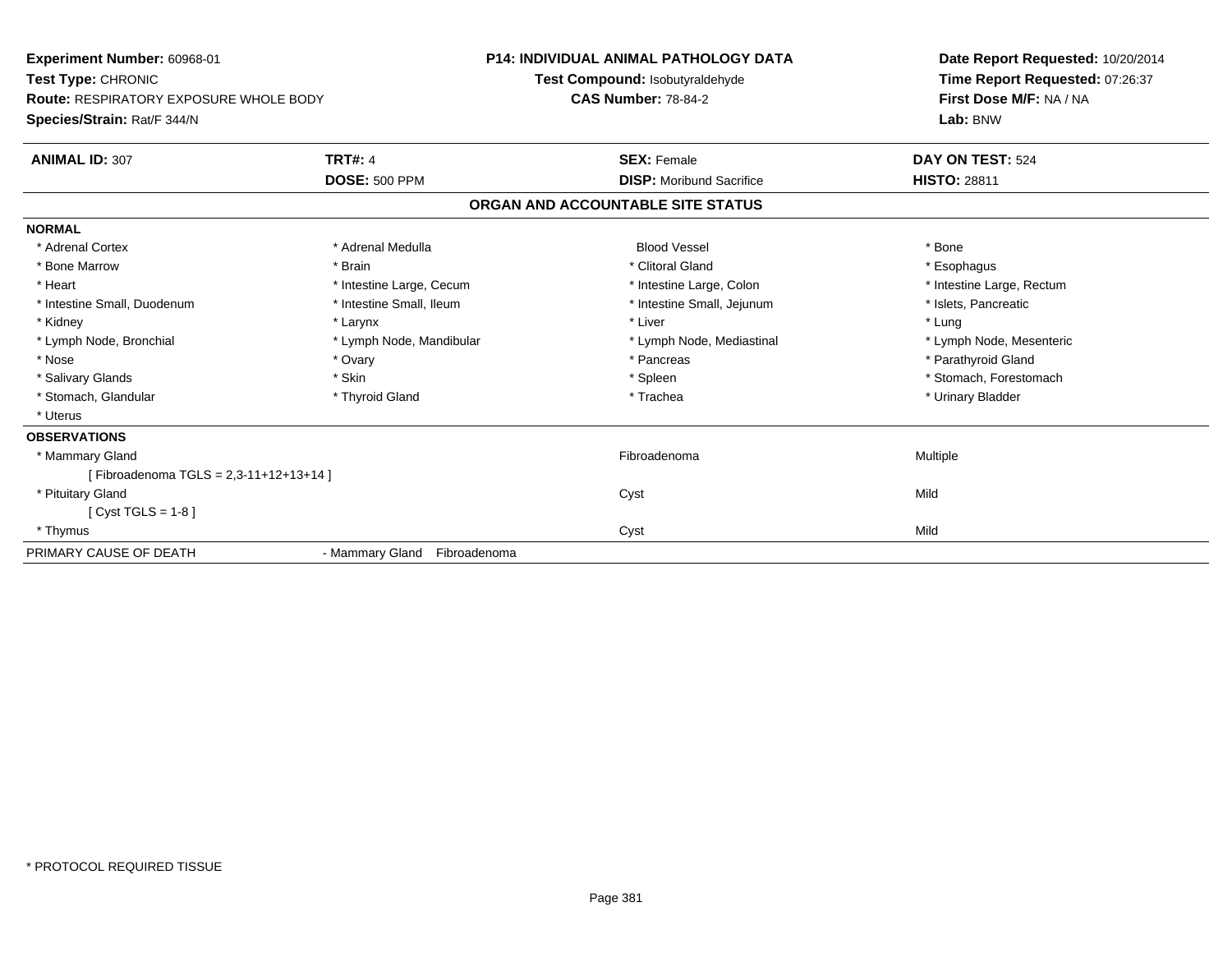**Experiment Number:** 60968-01
**Test Type:** CHRONIC
**Route:** RESPIRATORY EXPOSURE WHOLE BODY
**Species/Strain:** Rat/F 344/N

**P14: INDIVIDUAL ANIMAL PATHOLOGY DATA**
**Test Compound:** Isobutyraldehyde
**CAS Number:** 78-84-2

**Date Report Requested:** 10/20/2014
**Time Report Requested:** 07:26:37
**First Dose M/F:** NA / NA
**Lab:** BNW

| **ANIMAL ID:** 307 | **TRT#:** 4 | **SEX:** Female | **DAY ON TEST:** 524 |
|---|---|---|---|
| | **DOSE:** 500 PPM | **DISP:** Moribund Sacrifice | **HISTO:** 28811 |

## ORGAN AND ACCOUNTABLE SITE STATUS

**NORMAL**

| | | | |
|---|---|---|---|
| * Adrenal Cortex | * Adrenal Medulla | Blood Vessel | * Bone |
| * Bone Marrow | * Brain | * Clitoral Gland | * Esophagus |
| * Heart | * Intestine Large, Cecum | * Intestine Large, Colon | * Intestine Large, Rectum |
| * Intestine Small, Duodenum | * Intestine Small, Ileum | * Intestine Small, Jejunum | * Islets, Pancreatic |
| * Kidney | * Larynx | * Liver | * Lung |
| * Lymph Node, Bronchial | * Lymph Node, Mandibular | * Lymph Node, Mediastinal | * Lymph Node, Mesenteric |
| * Nose | * Ovary | * Pancreas | * Parathyroid Gland |
| * Salivary Glands | * Skin | * Spleen | * Stomach, Forestomach |
| * Stomach, Glandular | * Thyroid Gland | * Trachea | * Urinary Bladder |
| * Uterus | | | |

**OBSERVATIONS**

| | | |
|---|---|---|
| * Mammary Gland | Fibroadenoma | Multiple |
| [ Fibroadenoma TGLS = 2,3-11+12+13+14 ] | | |
| * Pituitary Gland | Cyst | Mild |
| [ Cyst TGLS = 1-8 ] | | |
| * Thymus | Cyst | Mild |

PRIMARY CAUSE OF DEATH - Mammary Gland Fibroadenoma

* PROTOCOL REQUIRED TISSUE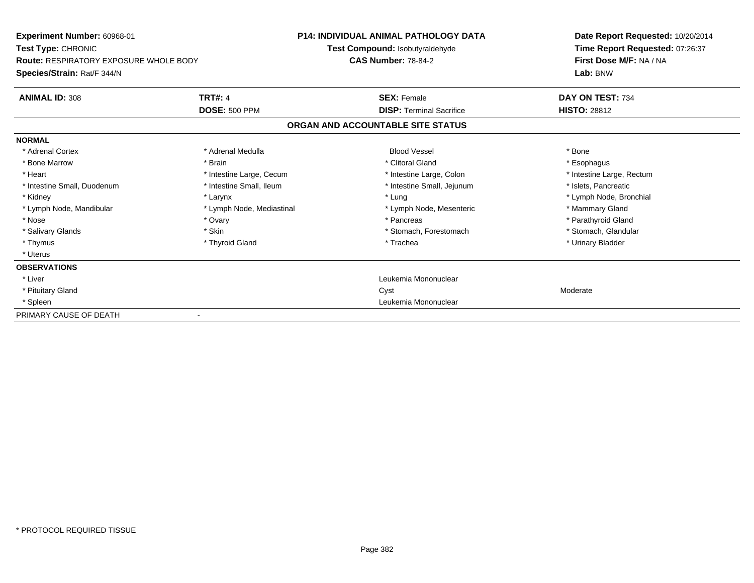**Experiment Number:** 60968-01
**Test Type:** CHRONIC
**Route:** RESPIRATORY EXPOSURE WHOLE BODY
**Species/Strain:** Rat/F 344/N

**P14: INDIVIDUAL ANIMAL PATHOLOGY DATA**
**Test Compound:** Isobutyraldehyde
**CAS Number:** 78-84-2

**Date Report Requested:** 10/20/2014
**Time Report Requested:** 07:26:37
**First Dose M/F:** NA / NA
**Lab:** BNW

| **ANIMAL ID:** 308 | **TRT#:** 4 | **SEX:** Female | **DAY ON TEST:** 734 |
|---|---|---|---|
| | **DOSE:** 500 PPM | **DISP:** Terminal Sacrifice | **HISTO:** 28812 |

**ORGAN AND ACCOUNTABLE SITE STATUS**

**NORMAL**

| | | | |
|---|---|---|---|
| * Adrenal Cortex | * Adrenal Medulla | Blood Vessel | * Bone |
| * Bone Marrow | * Brain | * Clitoral Gland | * Esophagus |
| * Heart | * Intestine Large, Cecum | * Intestine Large, Colon | * Intestine Large, Rectum |
| * Intestine Small, Duodenum | * Intestine Small, Ileum | * Intestine Small, Jejunum | * Islets, Pancreatic |
| * Kidney | * Larynx | * Lung | * Lymph Node, Bronchial |
| * Lymph Node, Mandibular | * Lymph Node, Mediastinal | * Lymph Node, Mesenteric | * Mammary Gland |
| * Nose | * Ovary | * Pancreas | * Parathyroid Gland |
| * Salivary Glands | * Skin | * Stomach, Forestomach | * Stomach, Glandular |
| * Thymus | * Thyroid Gland | * Trachea | * Urinary Bladder |
| * Uterus | | | |

**OBSERVATIONS**

| | | |
|---|---|---|
| * Liver | Leukemia Mononuclear | |
| * Pituitary Gland | Cyst | Moderate |
| * Spleen | Leukemia Mononuclear | |

PRIMARY CAUSE OF DEATH -

\* PROTOCOL REQUIRED TISSUE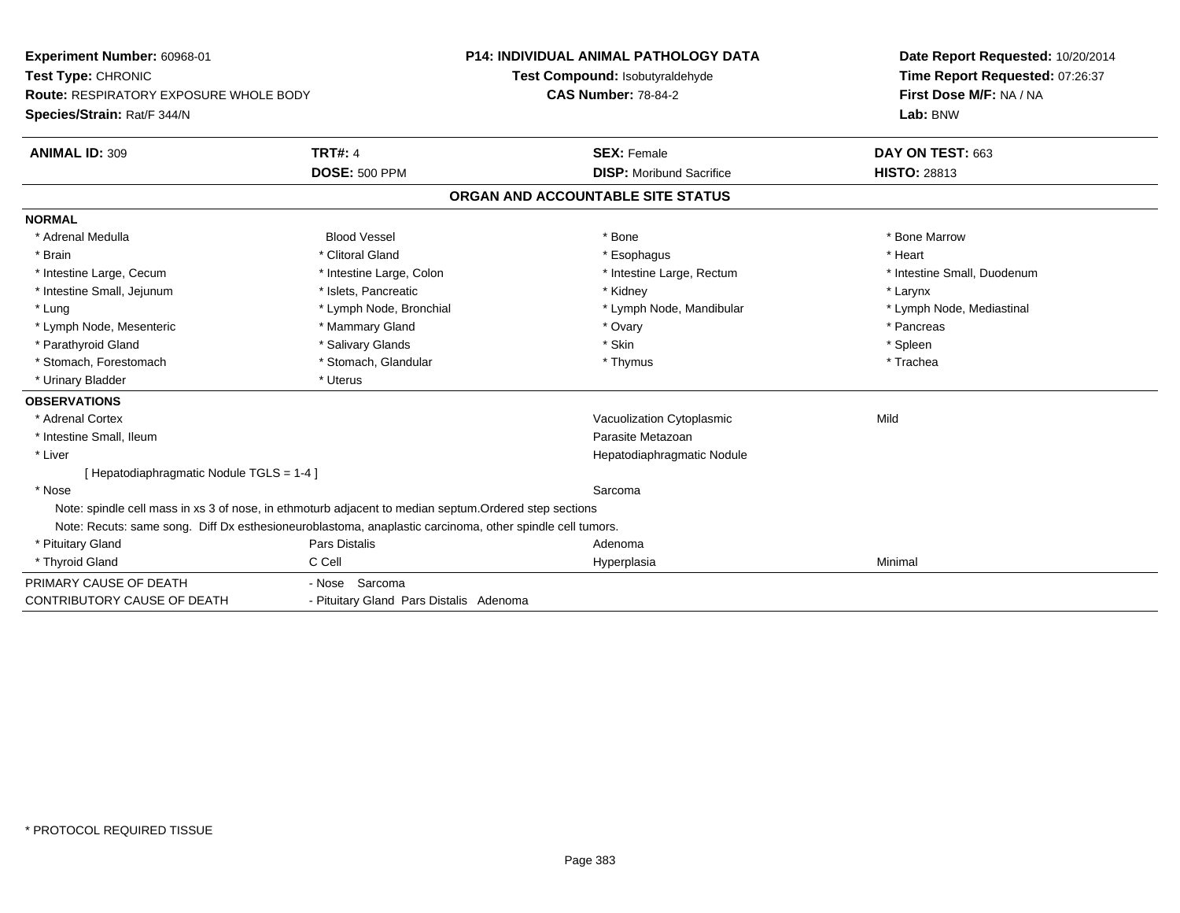**Experiment Number:** 60968-01
**Test Type:** CHRONIC
**Route:** RESPIRATORY EXPOSURE WHOLE BODY
**Species/Strain:** Rat/F 344/N

**P14: INDIVIDUAL ANIMAL PATHOLOGY DATA**
**Test Compound:** Isobutyraldehyde
**CAS Number:** 78-84-2

**Date Report Requested:** 10/20/2014
**Time Report Requested:** 07:26:37
**First Dose M/F:** NA / NA
**Lab:** BNW

| **ANIMAL ID:** 309 | **TRT#:** 4 | **SEX:** Female | **DAY ON TEST:** 663 |
|---|---|---|---|
| | **DOSE:** 500 PPM | **DISP:** Moribund Sacrifice | **HISTO:** 28813 |

## ORGAN AND ACCOUNTABLE SITE STATUS

**NORMAL**

| | | | |
|---|---|---|---|
| * Adrenal Medulla | Blood Vessel | * Bone | * Bone Marrow |
| * Brain | * Clitoral Gland | * Esophagus | * Heart |
| * Intestine Large, Cecum | * Intestine Large, Colon | * Intestine Large, Rectum | * Intestine Small, Duodenum |
| * Intestine Small, Jejunum | * Islets, Pancreatic | * Kidney | * Larynx |
| * Lung | * Lymph Node, Bronchial | * Lymph Node, Mandibular | * Lymph Node, Mediastinal |
| * Lymph Node, Mesenteric | * Mammary Gland | * Ovary | * Pancreas |
| * Parathyroid Gland | * Salivary Glands | * Skin | * Spleen |
| * Stomach, Forestomach | * Stomach, Glandular | * Thymus | * Trachea |
| * Urinary Bladder | * Uterus | | |

**OBSERVATIONS**

| | | | |
|---|---|---|---|
| * Adrenal Cortex | | Vacuolization Cytoplasmic | Mild |
| * Intestine Small, Ileum | | Parasite Metazoan | |
| * Liver | | Hepatodiaphragmatic Nodule | |
| [ Hepatodiaphragmatic Nodule TGLS = 1-4 ] | | | |
| * Nose | | Sarcoma | |

Note: spindle cell mass in xs 3 of nose, in ethmoturb adjacent to median septum.Ordered step sections

Note: Recuts: same song. Diff Dx esthesioneuroblastoma, anaplastic carcinoma, other spindle cell tumors.

| | | | |
|---|---|---|---|
| * Pituitary Gland | Pars Distalis | Adenoma | |
| * Thyroid Gland | C Cell | Hyperplasia | Minimal |

| | |
|---|---|
| PRIMARY CAUSE OF DEATH | - Nose Sarcoma |
| CONTRIBUTORY CAUSE OF DEATH | - Pituitary Gland Pars Distalis Adenoma |

\* PROTOCOL REQUIRED TISSUE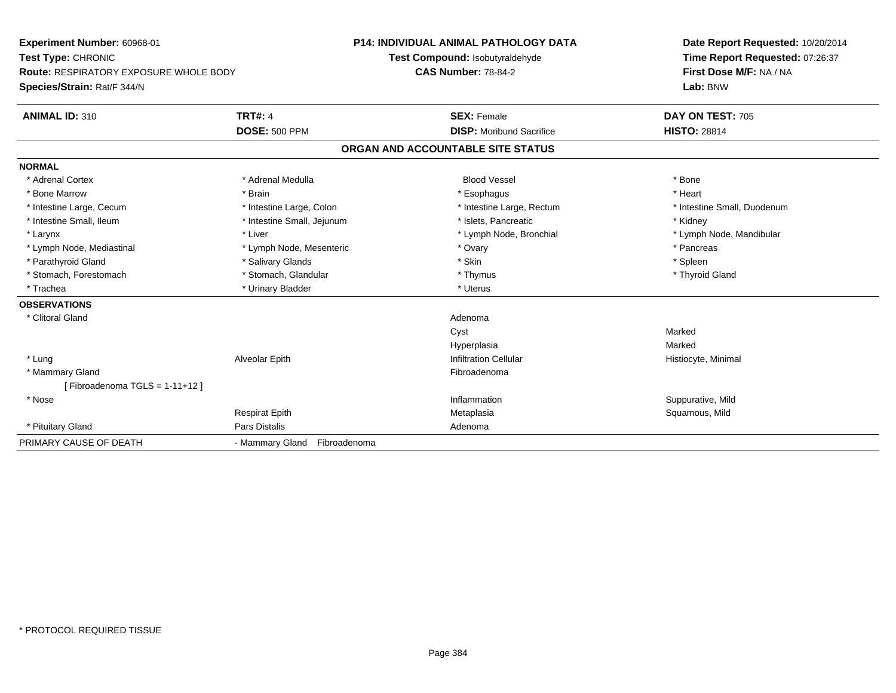**Experiment Number:** 60968-01
**Test Type:** CHRONIC
**Route:** RESPIRATORY EXPOSURE WHOLE BODY
**Species/Strain:** Rat/F 344/N

**P14: INDIVIDUAL ANIMAL PATHOLOGY DATA**
**Test Compound:** Isobutyraldehyde
**CAS Number:** 78-84-2

**Date Report Requested:** 10/20/2014
**Time Report Requested:** 07:26:37
**First Dose M/F:** NA / NA
**Lab:** BNW

| **ANIMAL ID:** 310 | **TRT#:** 4 | **SEX:** Female | **DAY ON TEST:** 705 |
|---|---|---|---|
| | **DOSE:** 500 PPM | **DISP:** Moribund Sacrifice | **HISTO:** 28814 |

**ORGAN AND ACCOUNTABLE SITE STATUS**

**NORMAL**

| | | | |
|---|---|---|---|
| * Adrenal Cortex | * Adrenal Medulla | Blood Vessel | * Bone |
| * Bone Marrow | * Brain | * Esophagus | * Heart |
| * Intestine Large, Cecum | * Intestine Large, Colon | * Intestine Large, Rectum | * Intestine Small, Duodenum |
| * Intestine Small, Ileum | * Intestine Small, Jejunum | * Islets, Pancreatic | * Kidney |
| * Larynx | * Liver | * Lymph Node, Bronchial | * Lymph Node, Mandibular |
| * Lymph Node, Mediastinal | * Lymph Node, Mesenteric | * Ovary | * Pancreas |
| * Parathyroid Gland | * Salivary Glands | * Skin | * Spleen |
| * Stomach, Forestomach | * Stomach, Glandular | * Thymus | * Thyroid Gland |
| * Trachea | * Urinary Bladder | * Uterus | |

**OBSERVATIONS**

| | | | |
|---|---|---|---|
| * Clitoral Gland | | Adenoma | |
| | | Cyst | Marked |
| | | Hyperplasia | Marked |
| * Lung | Alveolar Epith | Infiltration Cellular | Histiocyte, Minimal |
| * Mammary Gland | | Fibroadenoma | |
| [ Fibroadenoma TGLS = 1-11+12 ] | | | |
| * Nose | | Inflammation | Suppurative, Mild |
| | Respirat Epith | Metaplasia | Squamous, Mild |
| * Pituitary Gland | Pars Distalis | Adenoma | |

PRIMARY CAUSE OF DEATH - Mammary Gland Fibroadenoma

* PROTOCOL REQUIRED TISSUE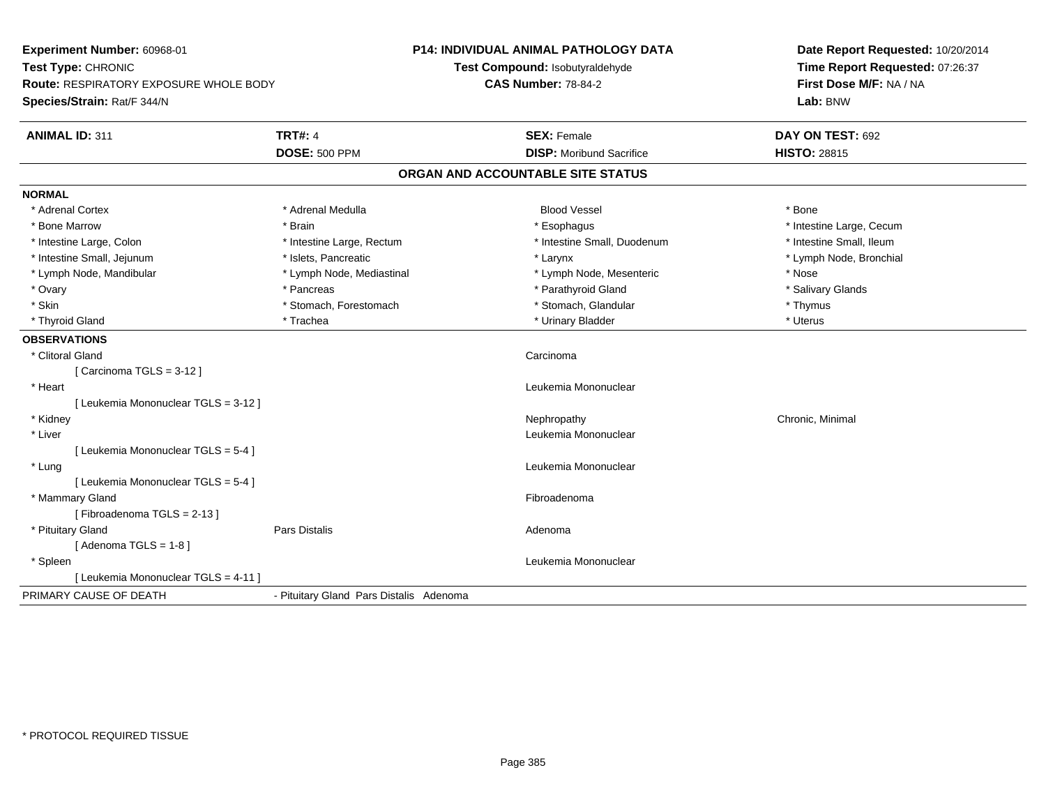**Experiment Number:** 60968-01
**Test Type:** CHRONIC
**Route:** RESPIRATORY EXPOSURE WHOLE BODY
**Species/Strain:** Rat/F 344/N

**P14: INDIVIDUAL ANIMAL PATHOLOGY DATA**
**Test Compound:** Isobutyraldehyde
**CAS Number:** 78-84-2

**Date Report Requested:** 10/20/2014
**Time Report Requested:** 07:26:37
**First Dose M/F:** NA / NA
**Lab:** BNW

| **ANIMAL ID:** 311 | **TRT#:** 4 | **SEX:** Female | **DAY ON TEST:** 692 |
|---|---|---|---|
| | **DOSE:** 500 PPM | **DISP:** Moribund Sacrifice | **HISTO:** 28815 |

## ORGAN AND ACCOUNTABLE SITE STATUS

**NORMAL**

| | | | |
|---|---|---|---|
| * Adrenal Cortex | * Adrenal Medulla | Blood Vessel | * Bone |
| * Bone Marrow | * Brain | * Esophagus | * Intestine Large, Cecum |
| * Intestine Large, Colon | * Intestine Large, Rectum | * Intestine Small, Duodenum | * Intestine Small, Ileum |
| * Intestine Small, Jejunum | * Islets, Pancreatic | * Larynx | * Lymph Node, Bronchial |
| * Lymph Node, Mandibular | * Lymph Node, Mediastinal | * Lymph Node, Mesenteric | * Nose |
| * Ovary | * Pancreas | * Parathyroid Gland | * Salivary Glands |
| * Skin | * Stomach, Forestomach | * Stomach, Glandular | * Thymus |
| * Thyroid Gland | * Trachea | * Urinary Bladder | * Uterus |

**OBSERVATIONS**

| | | | |
|---|---|---|---|
| * Clitoral Gland | | Carcinoma | |
| [ Carcinoma TGLS = 3-12 ] | | | |
| * Heart | | Leukemia Mononuclear | |
| [ Leukemia Mononuclear TGLS = 3-12 ] | | | |
| * Kidney | | Nephropathy | Chronic, Minimal |
| * Liver | | Leukemia Mononuclear | |
| [ Leukemia Mononuclear TGLS = 5-4 ] | | | |
| * Lung | | Leukemia Mononuclear | |
| [ Leukemia Mononuclear TGLS = 5-4 ] | | | |
| * Mammary Gland | | Fibroadenoma | |
| [ Fibroadenoma TGLS = 2-13 ] | | | |
| * Pituitary Gland | Pars Distalis | Adenoma | |
| [ Adenoma TGLS = 1-8 ] | | | |
| * Spleen | | Leukemia Mononuclear | |
| [ Leukemia Mononuclear TGLS = 4-11 ] | | | |

PRIMARY CAUSE OF DEATH - Pituitary Gland Pars Distalis Adenoma

* PROTOCOL REQUIRED TISSUE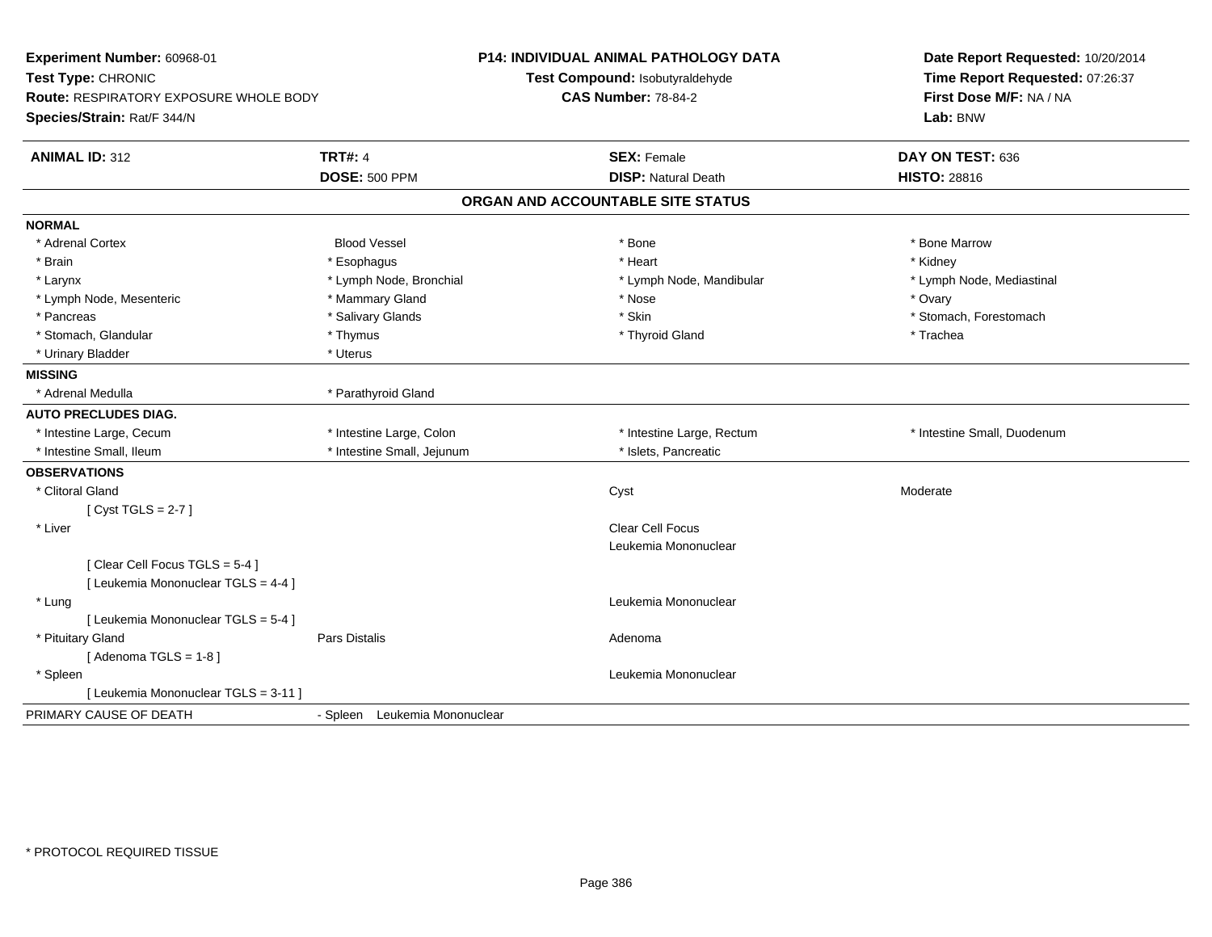**Experiment Number:** 60968-01
**Test Type:** CHRONIC
**Route:** RESPIRATORY EXPOSURE WHOLE BODY
**Species/Strain:** Rat/F 344/N

**P14: INDIVIDUAL ANIMAL PATHOLOGY DATA**
**Test Compound:** Isobutyraldehyde
**CAS Number:** 78-84-2

**Date Report Requested:** 10/20/2014
**Time Report Requested:** 07:26:37
**First Dose M/F:** NA / NA
**Lab:** BNW

| **ANIMAL ID:** 312 | **TRT#:** 4 | **SEX:** Female | **DAY ON TEST:** 636 |
|---|---|---|---|
| | **DOSE:** 500 PPM | **DISP:** Natural Death | **HISTO:** 28816 |

## ORGAN AND ACCOUNTABLE SITE STATUS

**NORMAL**

| | | | |
|---|---|---|---|
| * Adrenal Cortex | Blood Vessel | * Bone | * Bone Marrow |
| * Brain | * Esophagus | * Heart | * Kidney |
| * Larynx | * Lymph Node, Bronchial | * Lymph Node, Mandibular | * Lymph Node, Mediastinal |
| * Lymph Node, Mesenteric | * Mammary Gland | * Nose | * Ovary |
| * Pancreas | * Salivary Glands | * Skin | * Stomach, Forestomach |
| * Stomach, Glandular | * Thymus | * Thyroid Gland | * Trachea |
| * Urinary Bladder | * Uterus | | |

**MISSING**

| | |
|---|---|
| * Adrenal Medulla | * Parathyroid Gland |

**AUTO PRECLUDES DIAG.**

| | | | |
|---|---|---|---|
| * Intestine Large, Cecum | * Intestine Large, Colon | * Intestine Large, Rectum | * Intestine Small, Duodenum |
| * Intestine Small, Ileum | * Intestine Small, Jejunum | * Islets, Pancreatic | |

**OBSERVATIONS**

| | | | |
|---|---|---|---|
| * Clitoral Gland | | Cyst | Moderate |
| [ Cyst TGLS = 2-7 ] | | | |
| * Liver | | Clear Cell Focus | |
| | | Leukemia Mononuclear | |
| [ Clear Cell Focus TGLS = 5-4 ] | | | |
| [ Leukemia Mononuclear TGLS = 4-4 ] | | | |
| * Lung | | Leukemia Mononuclear | |
| [ Leukemia Mononuclear TGLS = 5-4 ] | | | |
| * Pituitary Gland | Pars Distalis | Adenoma | |
| [ Adenoma TGLS = 1-8 ] | | | |
| * Spleen | | Leukemia Mononuclear | |
| [ Leukemia Mononuclear TGLS = 3-11 ] | | | |

PRIMARY CAUSE OF DEATH - Spleen Leukemia Mononuclear

* PROTOCOL REQUIRED TISSUE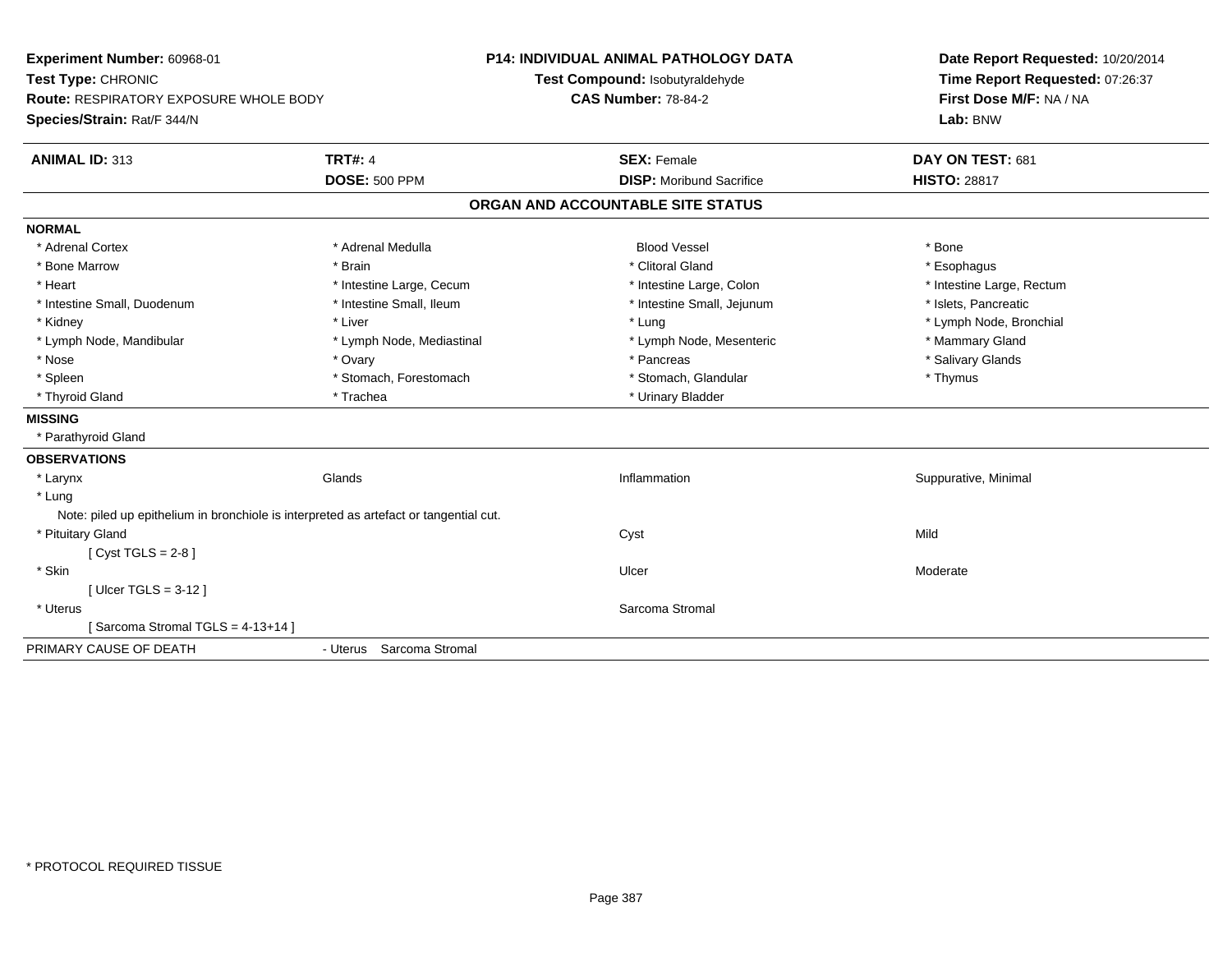**Experiment Number:** 60968-01
**Test Type:** CHRONIC
**Route:** RESPIRATORY EXPOSURE WHOLE BODY
**Species/Strain:** Rat/F 344/N

**P14: INDIVIDUAL ANIMAL PATHOLOGY DATA**
**Test Compound:** Isobutyraldehyde
**CAS Number:** 78-84-2

**Date Report Requested:** 10/20/2014
**Time Report Requested:** 07:26:37
**First Dose M/F:** NA / NA
**Lab:** BNW

| **ANIMAL ID:** 313 | **TRT#:** 4 | **SEX:** Female | **DAY ON TEST:** 681 |
|---|---|---|---|
| | **DOSE:** 500 PPM | **DISP:** Moribund Sacrifice | **HISTO:** 28817 |

## ORGAN AND ACCOUNTABLE SITE STATUS

**NORMAL**

| | | | |
|---|---|---|---|
| * Adrenal Cortex | * Adrenal Medulla | Blood Vessel | * Bone |
| * Bone Marrow | * Brain | * Clitoral Gland | * Esophagus |
| * Heart | * Intestine Large, Cecum | * Intestine Large, Colon | * Intestine Large, Rectum |
| * Intestine Small, Duodenum | * Intestine Small, Ileum | * Intestine Small, Jejunum | * Islets, Pancreatic |
| * Kidney | * Liver | * Lung | * Lymph Node, Bronchial |
| * Lymph Node, Mandibular | * Lymph Node, Mediastinal | * Lymph Node, Mesenteric | * Mammary Gland |
| * Nose | * Ovary | * Pancreas | * Salivary Glands |
| * Spleen | * Stomach, Forestomach | * Stomach, Glandular | * Thymus |
| * Thyroid Gland | * Trachea | * Urinary Bladder | |

**MISSING**

* Parathyroid Gland

**OBSERVATIONS**

| | | | |
|---|---|---|---|
| * Larynx | Glands | Inflammation | Suppurative, Minimal |
| * Lung | | | |
| Note: piled up epithelium in bronchiole is interpreted as artefact or tangential cut. | | | |
| * Pituitary Gland | | Cyst | Mild |
| [ Cyst TGLS = 2-8 ] | | | |
| * Skin | | Ulcer | Moderate |
| [ Ulcer TGLS = 3-12 ] | | | |
| * Uterus | | Sarcoma Stromal | |
| [ Sarcoma Stromal TGLS = 4-13+14 ] | | | |

PRIMARY CAUSE OF DEATH - Uterus Sarcoma Stromal

* PROTOCOL REQUIRED TISSUE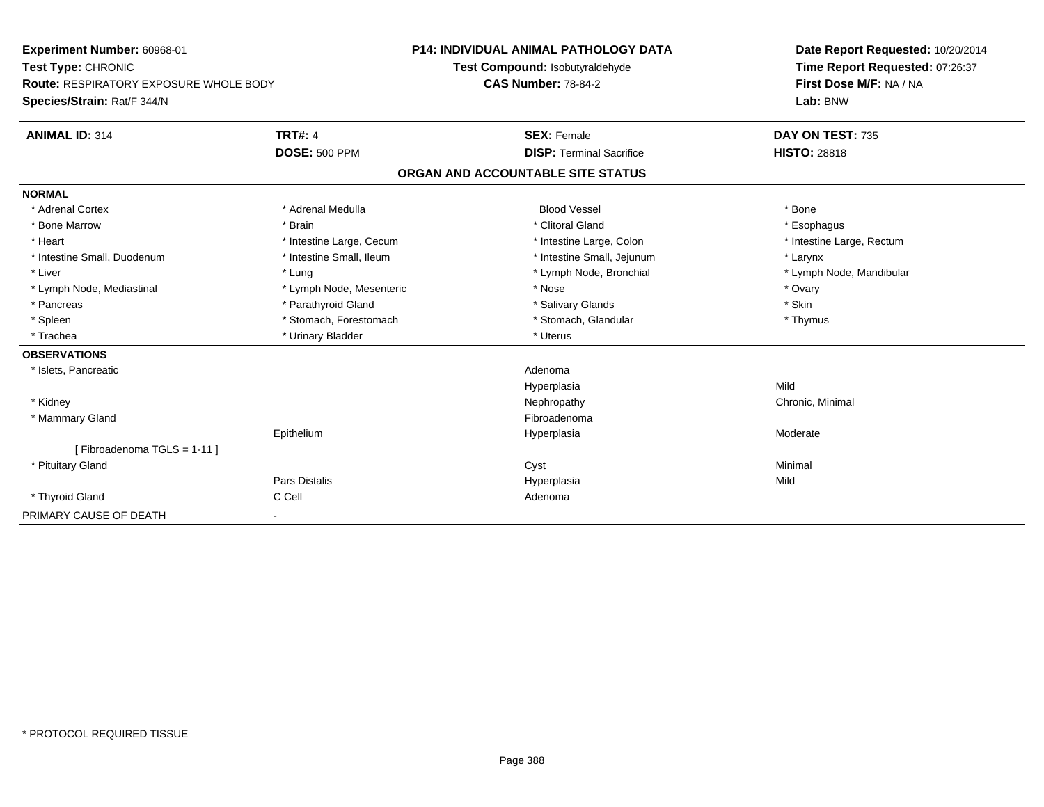**Experiment Number:** 60968-01
**Test Type:** CHRONIC
**Route:** RESPIRATORY EXPOSURE WHOLE BODY
**Species/Strain:** Rat/F 344/N

**P14: INDIVIDUAL ANIMAL PATHOLOGY DATA**
**Test Compound:** Isobutyraldehyde
**CAS Number:** 78-84-2

**Date Report Requested:** 10/20/2014
**Time Report Requested:** 07:26:37
**First Dose M/F:** NA / NA
**Lab:** BNW

| **ANIMAL ID:** 314 | **TRT#:** 4 | **SEX:** Female | **DAY ON TEST:** 735 |
|---|---|---|---|
| | **DOSE:** 500 PPM | **DISP:** Terminal Sacrifice | **HISTO:** 28818 |

## ORGAN AND ACCOUNTABLE SITE STATUS

**NORMAL**

| | | | |
|---|---|---|---|
| * Adrenal Cortex | * Adrenal Medulla | Blood Vessel | * Bone |
| * Bone Marrow | * Brain | * Clitoral Gland | * Esophagus |
| * Heart | * Intestine Large, Cecum | * Intestine Large, Colon | * Intestine Large, Rectum |
| * Intestine Small, Duodenum | * Intestine Small, Ileum | * Intestine Small, Jejunum | * Larynx |
| * Liver | * Lung | * Lymph Node, Bronchial | * Lymph Node, Mandibular |
| * Lymph Node, Mediastinal | * Lymph Node, Mesenteric | * Nose | * Ovary |
| * Pancreas | * Parathyroid Gland | * Salivary Glands | * Skin |
| * Spleen | * Stomach, Forestomach | * Stomach, Glandular | * Thymus |
| * Trachea | * Urinary Bladder | * Uterus | |

**OBSERVATIONS**

| | | | |
|---|---|---|---|
| * Islets, Pancreatic | | Adenoma | |
| | | Hyperplasia | Mild |
| * Kidney | | Nephropathy | Chronic, Minimal |
| * Mammary Gland | | Fibroadenoma | |
| | Epithelium | Hyperplasia | Moderate |
| [ Fibroadenoma TGLS = 1-11 ] | | | |
| * Pituitary Gland | | Cyst | Minimal |
| | Pars Distalis | Hyperplasia | Mild |
| * Thyroid Gland | C Cell | Adenoma | |

PRIMARY CAUSE OF DEATH -

* PROTOCOL REQUIRED TISSUE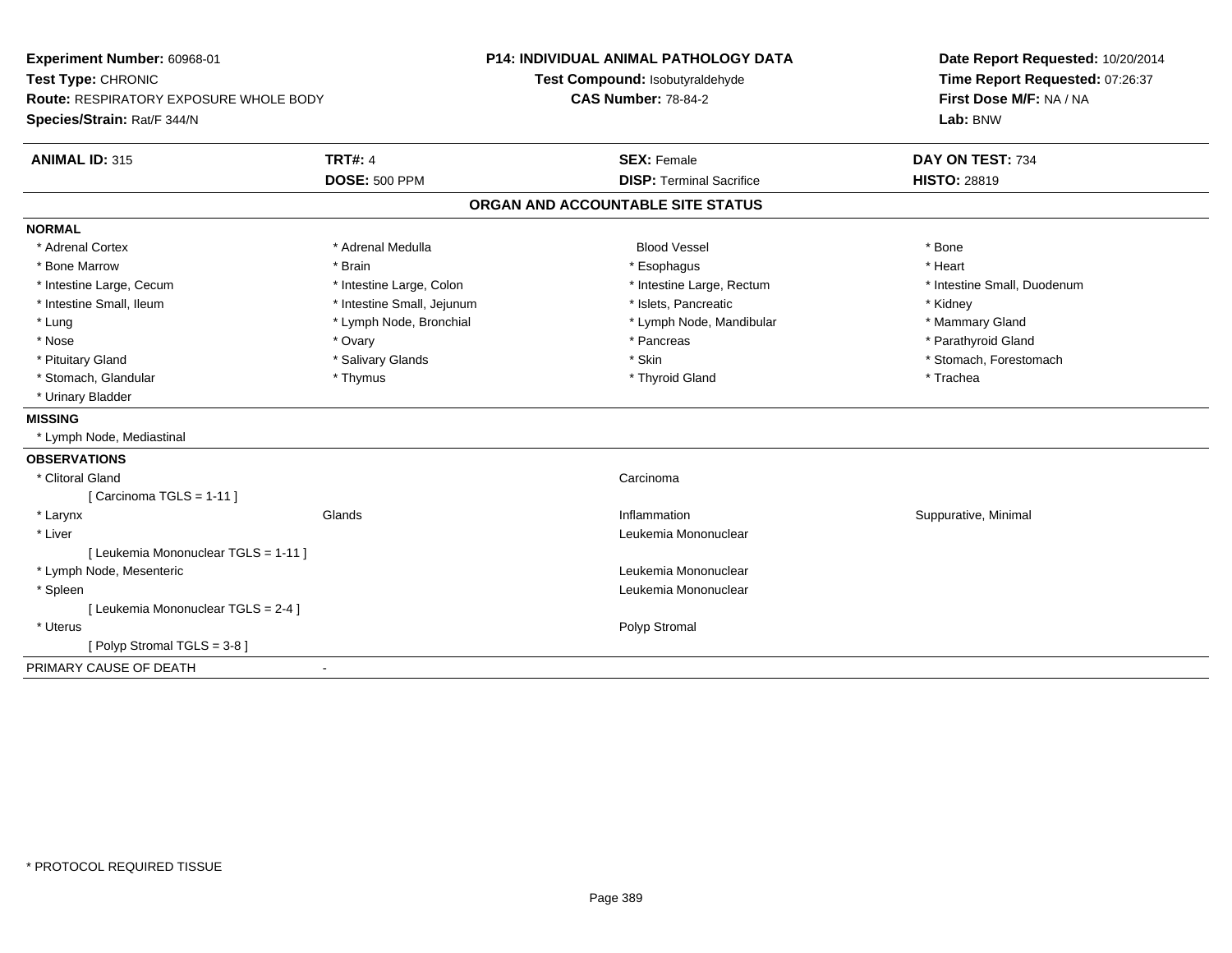**Experiment Number:** 60968-01
**Test Type:** CHRONIC
**Route:** RESPIRATORY EXPOSURE WHOLE BODY
**Species/Strain:** Rat/F 344/N

**P14: INDIVIDUAL ANIMAL PATHOLOGY DATA**
**Test Compound:** Isobutyraldehyde
**CAS Number:** 78-84-2

**Date Report Requested:** 10/20/2014
**Time Report Requested:** 07:26:37
**First Dose M/F:** NA / NA
**Lab:** BNW

| **ANIMAL ID:** 315 | **TRT#:** 4 | **SEX:** Female | **DAY ON TEST:** 734 |
|---|---|---|---|
| | **DOSE:** 500 PPM | **DISP:** Terminal Sacrifice | **HISTO:** 28819 |

## ORGAN AND ACCOUNTABLE SITE STATUS

**NORMAL**

| | | | |
|---|---|---|---|
| * Adrenal Cortex | * Adrenal Medulla | Blood Vessel | * Bone |
| * Bone Marrow | * Brain | * Esophagus | * Heart |
| * Intestine Large, Cecum | * Intestine Large, Colon | * Intestine Large, Rectum | * Intestine Small, Duodenum |
| * Intestine Small, Ileum | * Intestine Small, Jejunum | * Islets, Pancreatic | * Kidney |
| * Lung | * Lymph Node, Bronchial | * Lymph Node, Mandibular | * Mammary Gland |
| * Nose | * Ovary | * Pancreas | * Parathyroid Gland |
| * Pituitary Gland | * Salivary Glands | * Skin | * Stomach, Forestomach |
| * Stomach, Glandular | * Thymus | * Thyroid Gland | * Trachea |
| * Urinary Bladder | | | |

**MISSING**

* Lymph Node, Mediastinal

**OBSERVATIONS**

| | | | |
|---|---|---|---|
| * Clitoral Gland | | Carcinoma | |
| [ Carcinoma TGLS = 1-11 ] | | | |
| * Larynx | Glands | Inflammation | Suppurative, Minimal |
| * Liver | | Leukemia Mononuclear | |
| [ Leukemia Mononuclear TGLS = 1-11 ] | | | |
| * Lymph Node, Mesenteric | | Leukemia Mononuclear | |
| * Spleen | | Leukemia Mononuclear | |
| [ Leukemia Mononuclear TGLS = 2-4 ] | | | |
| * Uterus | | Polyp Stromal | |
| [ Polyp Stromal TGLS = 3-8 ] | | | |

PRIMARY CAUSE OF DEATH -

* PROTOCOL REQUIRED TISSUE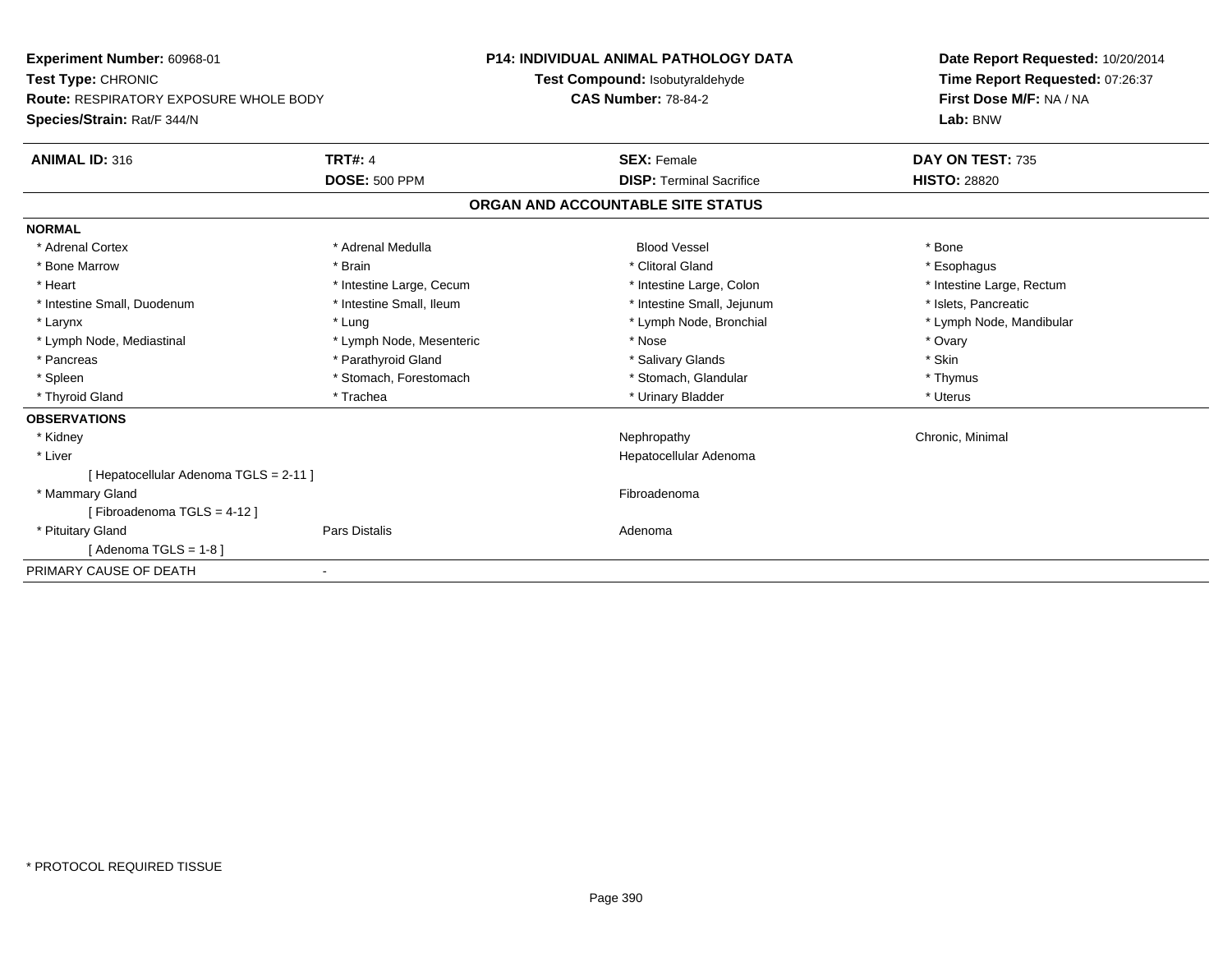**Experiment Number:** 60968-01
**Test Type:** CHRONIC
**Route:** RESPIRATORY EXPOSURE WHOLE BODY
**Species/Strain:** Rat/F 344/N

**P14: INDIVIDUAL ANIMAL PATHOLOGY DATA**
**Test Compound:** Isobutyraldehyde
**CAS Number:** 78-84-2

**Date Report Requested:** 10/20/2014
**Time Report Requested:** 07:26:37
**First Dose M/F:** NA / NA
**Lab:** BNW

| **ANIMAL ID:** 316 | **TRT#:** 4 | **SEX:** Female | **DAY ON TEST:** 735 |
|---|---|---|---|
| | **DOSE:** 500 PPM | **DISP:** Terminal Sacrifice | **HISTO:** 28820 |

## ORGAN AND ACCOUNTABLE SITE STATUS

**NORMAL**

| | | | |
|---|---|---|---|
| * Adrenal Cortex | * Adrenal Medulla | Blood Vessel | * Bone |
| * Bone Marrow | * Brain | * Clitoral Gland | * Esophagus |
| * Heart | * Intestine Large, Cecum | * Intestine Large, Colon | * Intestine Large, Rectum |
| * Intestine Small, Duodenum | * Intestine Small, Ileum | * Intestine Small, Jejunum | * Islets, Pancreatic |
| * Larynx | * Lung | * Lymph Node, Bronchial | * Lymph Node, Mandibular |
| * Lymph Node, Mediastinal | * Lymph Node, Mesenteric | * Nose | * Ovary |
| * Pancreas | * Parathyroid Gland | * Salivary Glands | * Skin |
| * Spleen | * Stomach, Forestomach | * Stomach, Glandular | * Thymus |
| * Thyroid Gland | * Trachea | * Urinary Bladder | * Uterus |

**OBSERVATIONS**

| | | | |
|---|---|---|---|
| * Kidney | | Nephropathy | Chronic, Minimal |
| * Liver | | Hepatocellular Adenoma | |
| [ Hepatocellular Adenoma TGLS = 2-11 ] | | | |
| * Mammary Gland | | Fibroadenoma | |
| [ Fibroadenoma TGLS = 4-12 ] | | | |
| * Pituitary Gland | Pars Distalis | Adenoma | |
| [ Adenoma TGLS = 1-8 ] | | | |

PRIMARY CAUSE OF DEATH -

* PROTOCOL REQUIRED TISSUE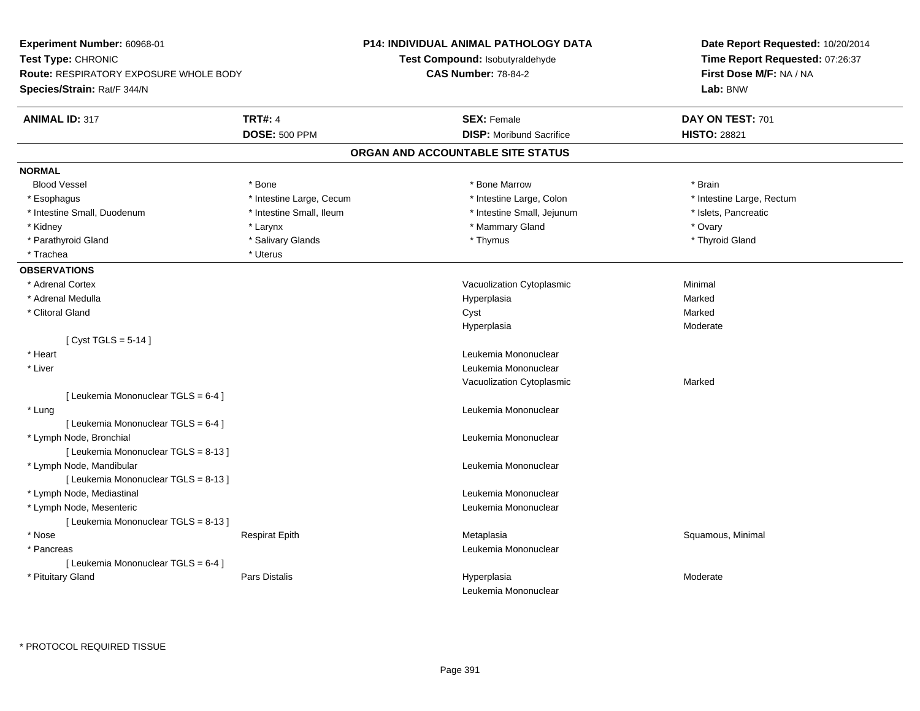**Experiment Number:** 60968-01
**Test Type:** CHRONIC
**Route:** RESPIRATORY EXPOSURE WHOLE BODY
**Species/Strain:** Rat/F 344/N

**P14: INDIVIDUAL ANIMAL PATHOLOGY DATA**
**Test Compound:** Isobutyraldehyde
**CAS Number:** 78-84-2

**Date Report Requested:** 10/20/2014
**Time Report Requested:** 07:26:37
**First Dose M/F:** NA / NA
**Lab:** BNW

| **ANIMAL ID:** 317 | **TRT#:** 4 | **SEX:** Female | **DAY ON TEST:** 701 |
|---|---|---|---|
| | **DOSE:** 500 PPM | **DISP:** Moribund Sacrifice | **HISTO:** 28821 |

## ORGAN AND ACCOUNTABLE SITE STATUS

**NORMAL**

| | | | |
|---|---|---|---|
| Blood Vessel | * Bone | * Bone Marrow | * Brain |
| * Esophagus | * Intestine Large, Cecum | * Intestine Large, Colon | * Intestine Large, Rectum |
| * Intestine Small, Duodenum | * Intestine Small, Ileum | * Intestine Small, Jejunum | * Islets, Pancreatic |
| * Kidney | * Larynx | * Mammary Gland | * Ovary |
| * Parathyroid Gland | * Salivary Glands | * Thymus | * Thyroid Gland |
| * Trachea | * Uterus | | |

**OBSERVATIONS**

| | | | |
|---|---|---|---|
| * Adrenal Cortex | | Vacuolization Cytoplasmic | Minimal |
| * Adrenal Medulla | | Hyperplasia | Marked |
| * Clitoral Gland | | Cyst | Marked |
| | | Hyperplasia | Moderate |
| [ Cyst TGLS = 5-14 ] | | | |
| * Heart | | Leukemia Mononuclear | |
| * Liver | | Leukemia Mononuclear | |
| | | Vacuolization Cytoplasmic | Marked |
| [ Leukemia Mononuclear TGLS = 6-4 ] | | | |
| * Lung | | Leukemia Mononuclear | |
| [ Leukemia Mononuclear TGLS = 6-4 ] | | | |
| * Lymph Node, Bronchial | | Leukemia Mononuclear | |
| [ Leukemia Mononuclear TGLS = 8-13 ] | | | |
| * Lymph Node, Mandibular | | Leukemia Mononuclear | |
| [ Leukemia Mononuclear TGLS = 8-13 ] | | | |
| * Lymph Node, Mediastinal | | Leukemia Mononuclear | |
| * Lymph Node, Mesenteric | | Leukemia Mononuclear | |
| [ Leukemia Mononuclear TGLS = 8-13 ] | | | |
| * Nose | Respirat Epith | Metaplasia | Squamous, Minimal |
| * Pancreas | | Leukemia Mononuclear | |
| [ Leukemia Mononuclear TGLS = 6-4 ] | | | |
| * Pituitary Gland | Pars Distalis | Hyperplasia | Moderate |
| | | Leukemia Mononuclear | |

* PROTOCOL REQUIRED TISSUE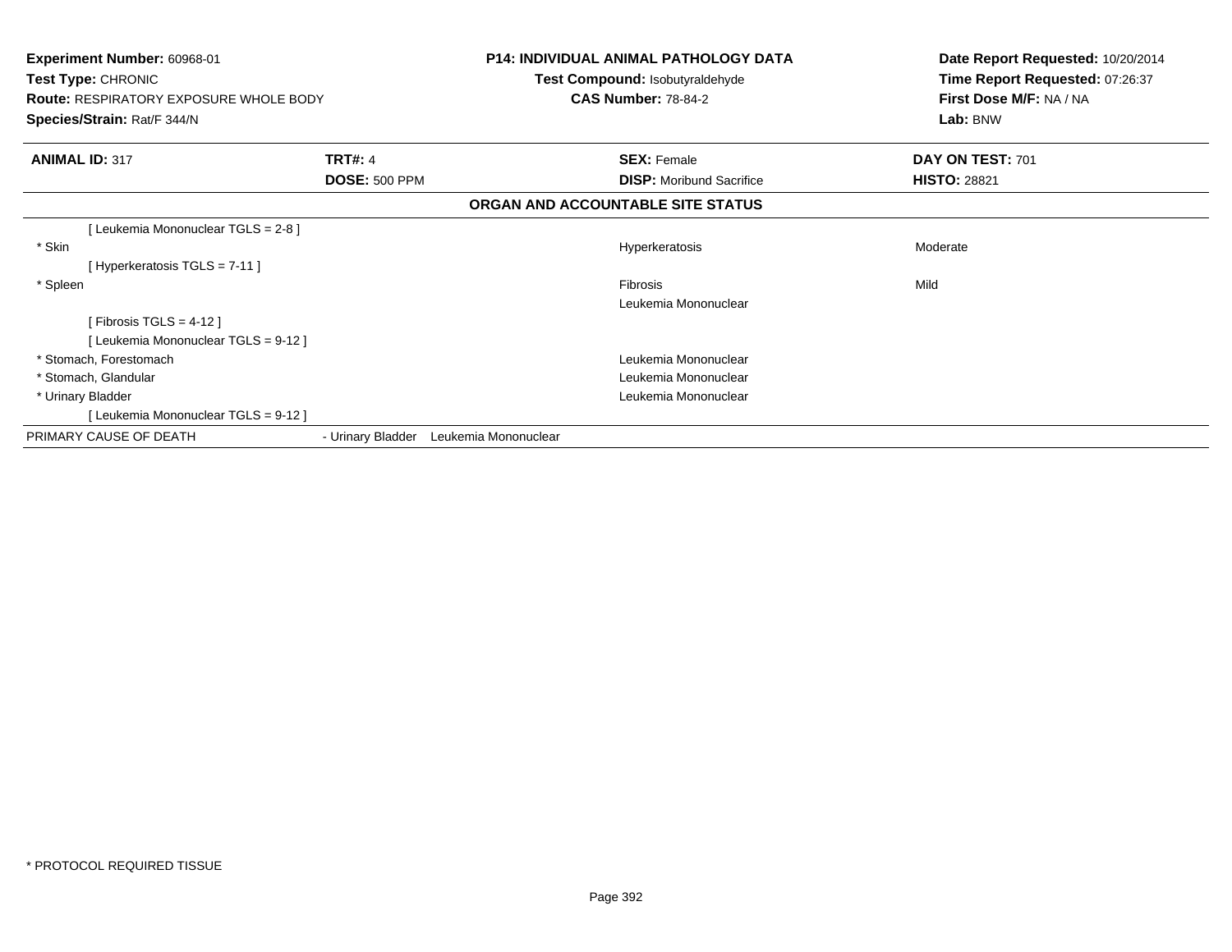**Experiment Number:** 60968-01
**Test Type:** CHRONIC
**Route:** RESPIRATORY EXPOSURE WHOLE BODY
**Species/Strain:** Rat/F 344/N

**P14: INDIVIDUAL ANIMAL PATHOLOGY DATA**
**Test Compound:** Isobutyraldehyde
**CAS Number:** 78-84-2

**Date Report Requested:** 10/20/2014
**Time Report Requested:** 07:26:37
**First Dose M/F:** NA / NA
**Lab:** BNW

| **ANIMAL ID:** 317 | **TRT#:** 4 | **SEX:** Female | **DAY ON TEST:** 701 |
|---|---|---|---|
| | **DOSE:** 500 PPM | **DISP:** Moribund Sacrifice | **HISTO:** 28821 |

**ORGAN AND ACCOUNTABLE SITE STATUS**

| | | | |
|---|---|---|---|
| [ Leukemia Mononuclear TGLS = 2-8 ] | | | |
| * Skin | | Hyperkeratosis | Moderate |
| [ Hyperkeratosis TGLS = 7-11 ] | | | |
| * Spleen | | Fibrosis | Mild |
| | | Leukemia Mononuclear | |
| [ Fibrosis TGLS = 4-12 ] | | | |
| [ Leukemia Mononuclear TGLS = 9-12 ] | | | |
| * Stomach, Forestomach | | Leukemia Mononuclear | |
| * Stomach, Glandular | | Leukemia Mononuclear | |
| * Urinary Bladder | | Leukemia Mononuclear | |
| [ Leukemia Mononuclear TGLS = 9-12 ] | | | |
| PRIMARY CAUSE OF DEATH | - Urinary Bladder Leukemia Mononuclear | | |

* PROTOCOL REQUIRED TISSUE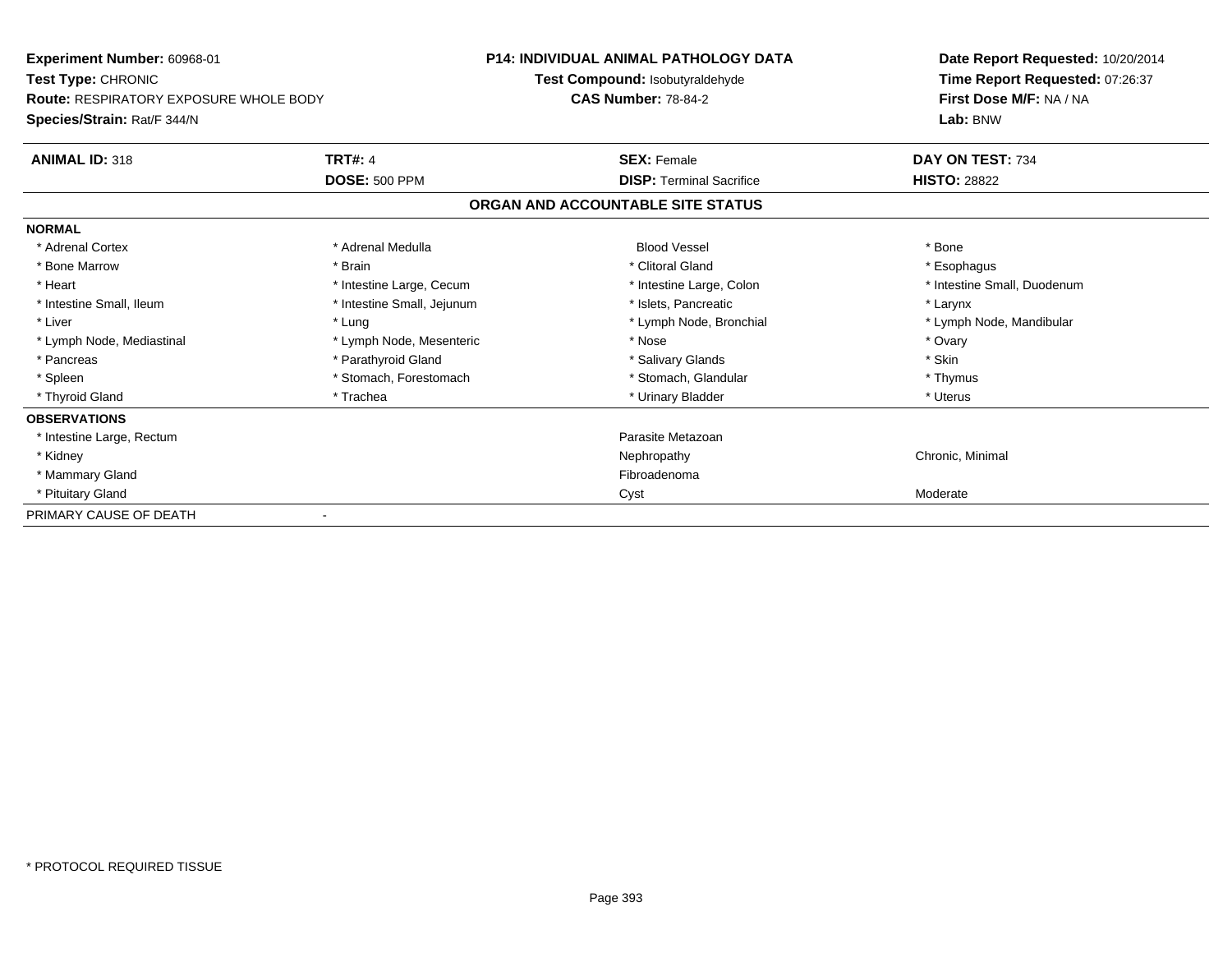**Experiment Number:** 60968-01
**Test Type:** CHRONIC
**Route:** RESPIRATORY EXPOSURE WHOLE BODY
**Species/Strain:** Rat/F 344/N

**P14: INDIVIDUAL ANIMAL PATHOLOGY DATA**
**Test Compound:** Isobutyraldehyde
**CAS Number:** 78-84-2

**Date Report Requested:** 10/20/2014
**Time Report Requested:** 07:26:37
**First Dose M/F:** NA / NA
**Lab:** BNW

| **ANIMAL ID:** 318 | **TRT#:** 4 | **SEX:** Female | **DAY ON TEST:** 734 |
|---|---|---|---|
| | **DOSE:** 500 PPM | **DISP:** Terminal Sacrifice | **HISTO:** 28822 |

## ORGAN AND ACCOUNTABLE SITE STATUS

| **NORMAL** | | | |
|---|---|---|---|
| * Adrenal Cortex | * Adrenal Medulla | Blood Vessel | * Bone |
| * Bone Marrow | * Brain | * Clitoral Gland | * Esophagus |
| * Heart | * Intestine Large, Cecum | * Intestine Large, Colon | * Intestine Small, Duodenum |
| * Intestine Small, Ileum | * Intestine Small, Jejunum | * Islets, Pancreatic | * Larynx |
| * Liver | * Lung | * Lymph Node, Bronchial | * Lymph Node, Mandibular |
| * Lymph Node, Mediastinal | * Lymph Node, Mesenteric | * Nose | * Ovary |
| * Pancreas | * Parathyroid Gland | * Salivary Glands | * Skin |
| * Spleen | * Stomach, Forestomach | * Stomach, Glandular | * Thymus |
| * Thyroid Gland | * Trachea | * Urinary Bladder | * Uterus |

| **OBSERVATIONS** | | |
|---|---|---|
| * Intestine Large, Rectum | Parasite Metazoan | |
| * Kidney | Nephropathy | Chronic, Minimal |
| * Mammary Gland | Fibroadenoma | |
| * Pituitary Gland | Cyst | Moderate |

PRIMARY CAUSE OF DEATH -

\* PROTOCOL REQUIRED TISSUE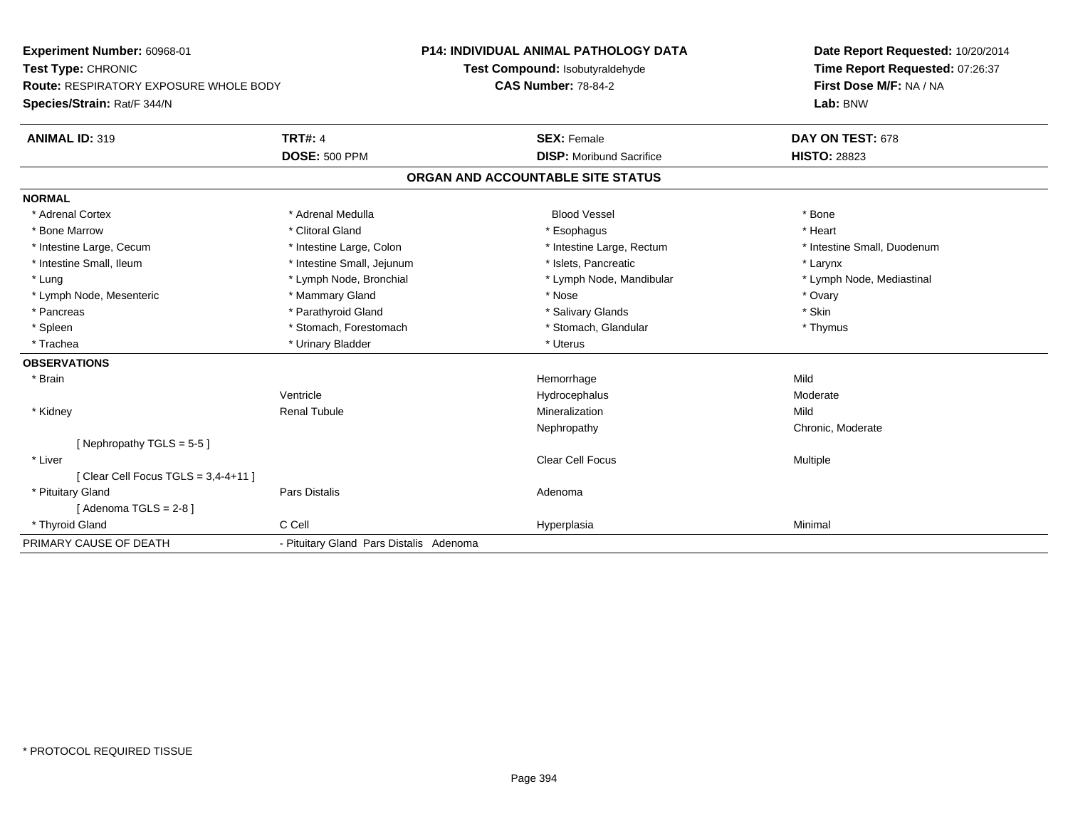**Experiment Number:** 60968-01
**Test Type:** CHRONIC
**Route:** RESPIRATORY EXPOSURE WHOLE BODY
**Species/Strain:** Rat/F 344/N

**P14: INDIVIDUAL ANIMAL PATHOLOGY DATA**
**Test Compound:** Isobutyraldehyde
**CAS Number:** 78-84-2

**Date Report Requested:** 10/20/2014
**Time Report Requested:** 07:26:37
**First Dose M/F:** NA / NA
**Lab:** BNW

| **ANIMAL ID:** 319 | **TRT#:** 4 | **SEX:** Female | **DAY ON TEST:** 678 |
|---|---|---|---|
| | **DOSE:** 500 PPM | **DISP:** Moribund Sacrifice | **HISTO:** 28823 |

## ORGAN AND ACCOUNTABLE SITE STATUS

| | | | |
|---|---|---|---|
| **NORMAL** | | | |
| * Adrenal Cortex | * Adrenal Medulla | Blood Vessel | * Bone |
| * Bone Marrow | * Clitoral Gland | * Esophagus | * Heart |
| * Intestine Large, Cecum | * Intestine Large, Colon | * Intestine Large, Rectum | * Intestine Small, Duodenum |
| * Intestine Small, Ileum | * Intestine Small, Jejunum | * Islets, Pancreatic | * Larynx |
| * Lung | * Lymph Node, Bronchial | * Lymph Node, Mandibular | * Lymph Node, Mediastinal |
| * Lymph Node, Mesenteric | * Mammary Gland | * Nose | * Ovary |
| * Pancreas | * Parathyroid Gland | * Salivary Glands | * Skin |
| * Spleen | * Stomach, Forestomach | * Stomach, Glandular | * Thymus |
| * Trachea | * Urinary Bladder | * Uterus | |
| **OBSERVATIONS** | | | |
| * Brain | | Hemorrhage | Mild |
| | Ventricle | Hydrocephalus | Moderate |
| * Kidney | Renal Tubule | Mineralization | Mild |
| | | Nephropathy | Chronic, Moderate |
| [ Nephropathy TGLS = 5-5 ] | | | |
| * Liver | | Clear Cell Focus | Multiple |
| [ Clear Cell Focus TGLS = 3,4-4+11 ] | | | |
| * Pituitary Gland | Pars Distalis | Adenoma | |
| [ Adenoma TGLS = 2-8 ] | | | |
| * Thyroid Gland | C Cell | Hyperplasia | Minimal |
| PRIMARY CAUSE OF DEATH | - Pituitary Gland Pars Distalis Adenoma | | |

\* PROTOCOL REQUIRED TISSUE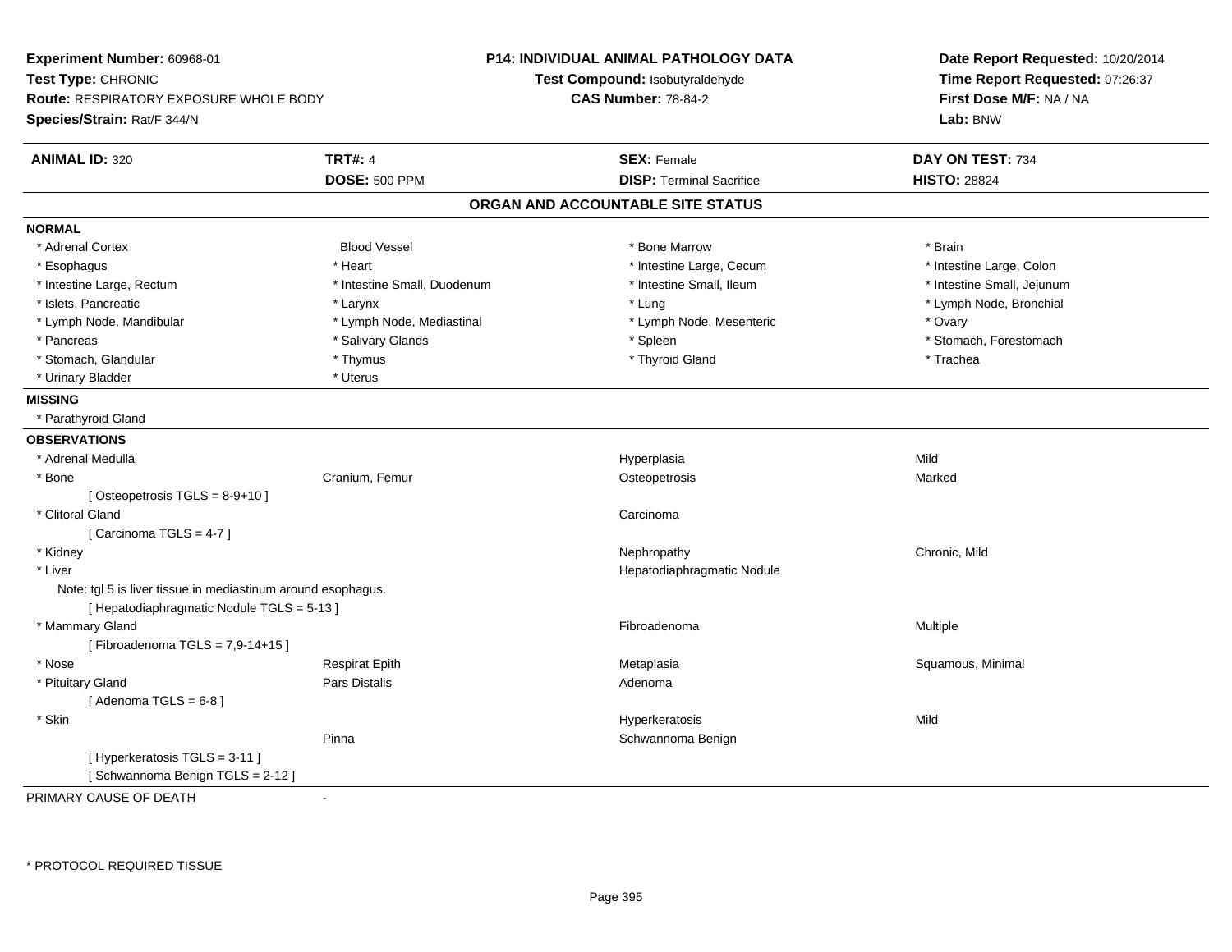**Experiment Number:** 60968-01
**Test Type:** CHRONIC
**Route:** RESPIRATORY EXPOSURE WHOLE BODY
**Species/Strain:** Rat/F 344/N

**P14: INDIVIDUAL ANIMAL PATHOLOGY DATA**
**Test Compound:** Isobutyraldehyde
**CAS Number:** 78-84-2

**Date Report Requested:** 10/20/2014
**Time Report Requested:** 07:26:37
**First Dose M/F:** NA / NA
**Lab:** BNW

| **ANIMAL ID:** 320 | **TRT#:** 4 | **SEX:** Female | **DAY ON TEST:** 734 |
|---|---|---|---|
| | **DOSE:** 500 PPM | **DISP:** Terminal Sacrifice | **HISTO:** 28824 |

## ORGAN AND ACCOUNTABLE SITE STATUS

**NORMAL**

| | | | |
|---|---|---|---|
| * Adrenal Cortex | Blood Vessel | * Bone Marrow | * Brain |
| * Esophagus | * Heart | * Intestine Large, Cecum | * Intestine Large, Colon |
| * Intestine Large, Rectum | * Intestine Small, Duodenum | * Intestine Small, Ileum | * Intestine Small, Jejunum |
| * Islets, Pancreatic | * Larynx | * Lung | * Lymph Node, Bronchial |
| * Lymph Node, Mandibular | * Lymph Node, Mediastinal | * Lymph Node, Mesenteric | * Ovary |
| * Pancreas | * Salivary Glands | * Spleen | * Stomach, Forestomach |
| * Stomach, Glandular | * Thymus | * Thyroid Gland | * Trachea |
| * Urinary Bladder | * Uterus | | |

**MISSING**

* Parathyroid Gland

**OBSERVATIONS**

| | | | |
|---|---|---|---|
| * Adrenal Medulla | | Hyperplasia | Mild |
| * Bone | Cranium, Femur | Osteopetrosis | Marked |
| [ Osteopetrosis TGLS = 8-9+10 ] | | | |
| * Clitoral Gland | | Carcinoma | |
| [ Carcinoma TGLS = 4-7 ] | | | |
| * Kidney | | Nephropathy | Chronic, Mild |
| * Liver | | Hepatodiaphragmatic Nodule | |
| Note: tgl 5 is liver tissue in mediastinum around esophagus. | | | |
| [ Hepatodiaphragmatic Nodule TGLS = 5-13 ] | | | |
| * Mammary Gland | | Fibroadenoma | Multiple |
| [ Fibroadenoma TGLS = 7,9-14+15 ] | | | |
| * Nose | Respirat Epith | Metaplasia | Squamous, Minimal |
| * Pituitary Gland | Pars Distalis | Adenoma | |
| [ Adenoma TGLS = 6-8 ] | | | |
| * Skin | | Hyperkeratosis | Mild |
| | Pinna | Schwannoma Benign | |
| [ Hyperkeratosis TGLS = 3-11 ] | | | |
| [ Schwannoma Benign TGLS = 2-12 ] | | | |

PRIMARY CAUSE OF DEATH -

* PROTOCOL REQUIRED TISSUE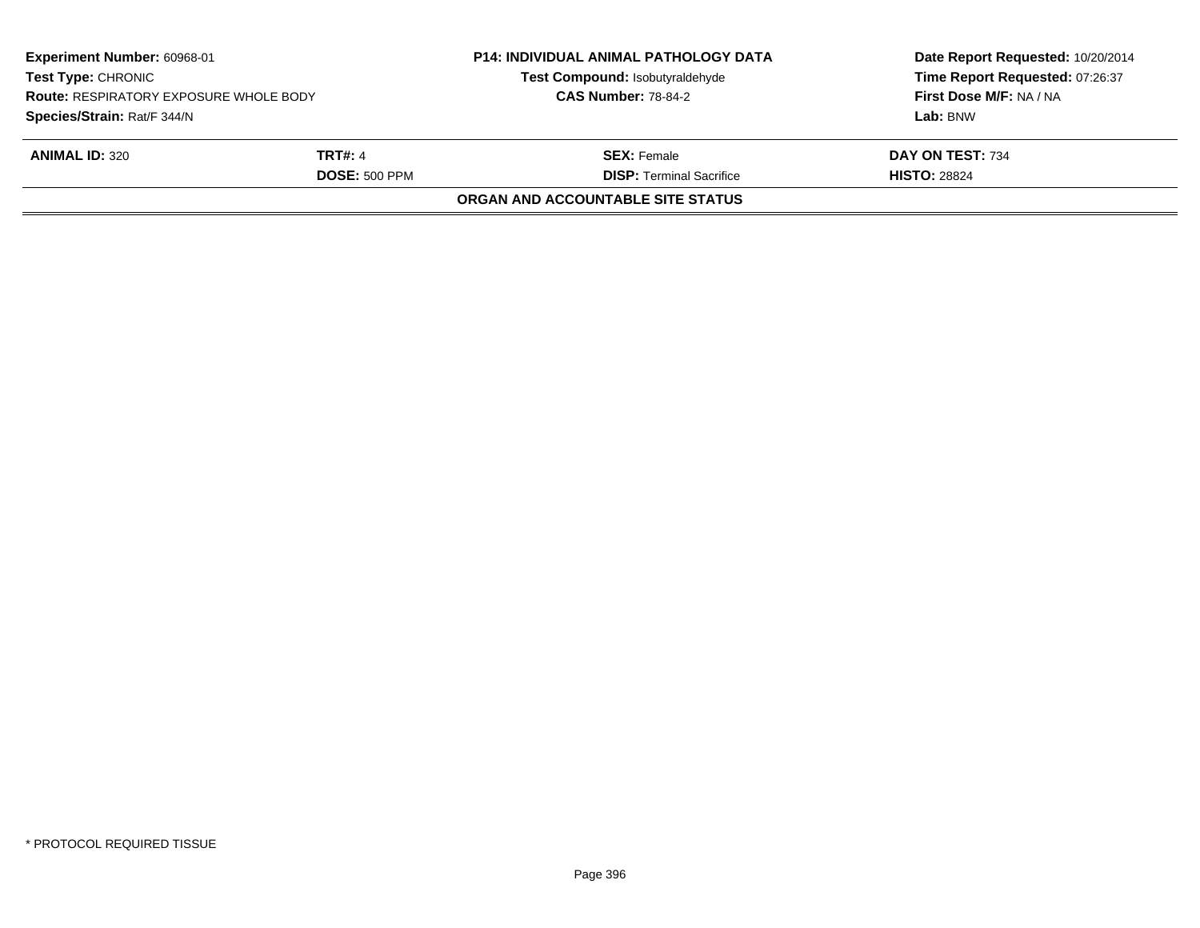| **Experiment Number:** 60968-01 | **P14: INDIVIDUAL ANIMAL PATHOLOGY DATA** | **Date Report Requested:** 10/20/2014 |
|---|---|---|
| **Test Type:** CHRONIC | **Test Compound:** Isobutyraldehyde | **Time Report Requested:** 07:26:37 |
| **Route:** RESPIRATORY EXPOSURE WHOLE BODY | **CAS Number:** 78-84-2 | **First Dose M/F:** NA / NA |
| **Species/Strain:** Rat/F 344/N | | **Lab:** BNW |

| **ANIMAL ID:** 320 | **TRT#:** 4 | **SEX:** Female | **DAY ON TEST:** 734 |
|---|---|---|---|
| | **DOSE:** 500 PPM | **DISP:** Terminal Sacrifice | **HISTO:** 28824 |

**ORGAN AND ACCOUNTABLE SITE STATUS**

\* PROTOCOL REQUIRED TISSUE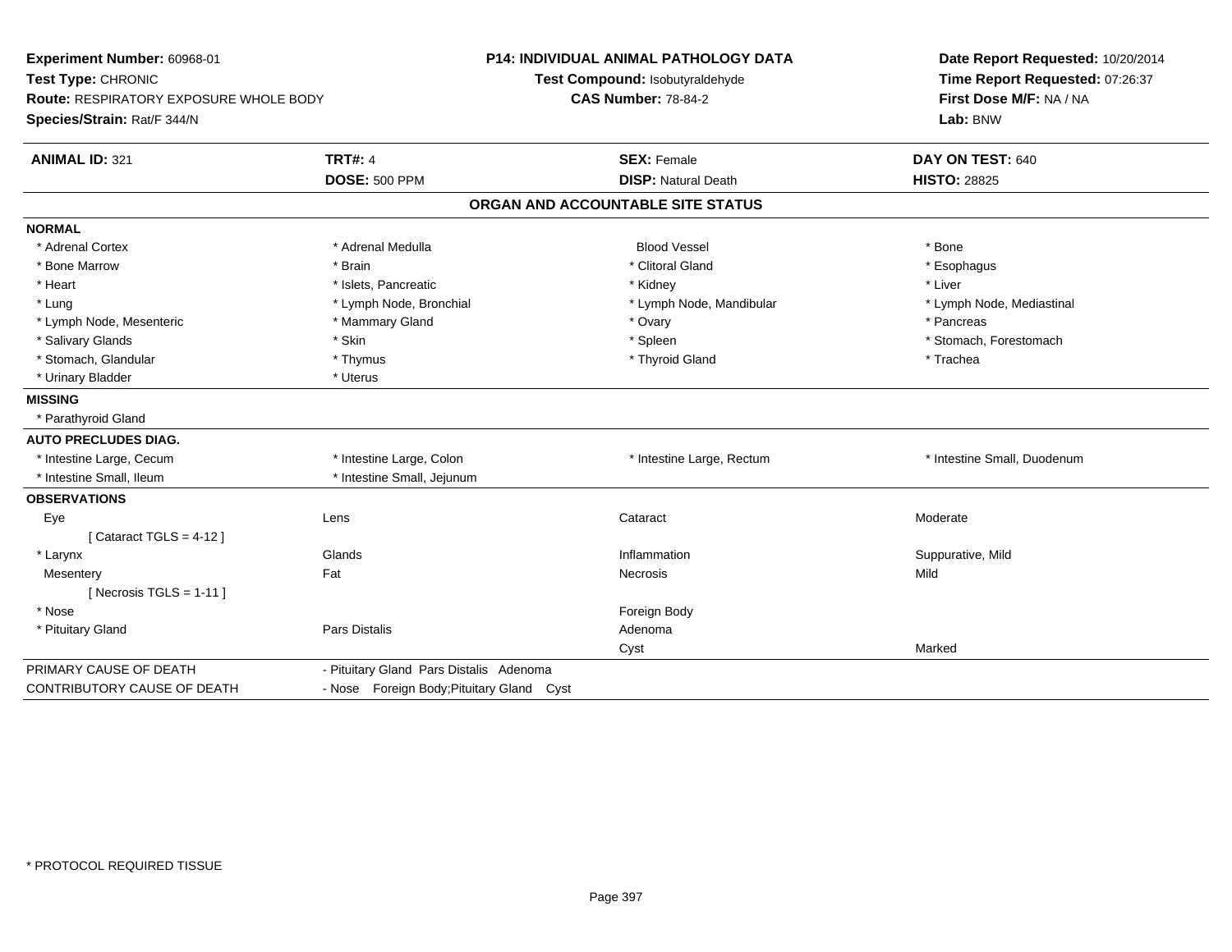**Experiment Number:** 60968-01
**Test Type:** CHRONIC
**Route:** RESPIRATORY EXPOSURE WHOLE BODY
**Species/Strain:** Rat/F 344/N

**P14: INDIVIDUAL ANIMAL PATHOLOGY DATA**
**Test Compound:** Isobutyraldehyde
**CAS Number:** 78-84-2

**Date Report Requested:** 10/20/2014
**Time Report Requested:** 07:26:37
**First Dose M/F:** NA / NA
**Lab:** BNW

| **ANIMAL ID:** 321 | **TRT#:** 4 | **SEX:** Female | **DAY ON TEST:** 640 |
|---|---|---|---|
| | **DOSE:** 500 PPM | **DISP:** Natural Death | **HISTO:** 28825 |

## ORGAN AND ACCOUNTABLE SITE STATUS

| | | | |
|---|---|---|---|
| **NORMAL** | | | |
| * Adrenal Cortex | * Adrenal Medulla | Blood Vessel | * Bone |
| * Bone Marrow | * Brain | * Clitoral Gland | * Esophagus |
| * Heart | * Islets, Pancreatic | * Kidney | * Liver |
| * Lung | * Lymph Node, Bronchial | * Lymph Node, Mandibular | * Lymph Node, Mediastinal |
| * Lymph Node, Mesenteric | * Mammary Gland | * Ovary | * Pancreas |
| * Salivary Glands | * Skin | * Spleen | * Stomach, Forestomach |
| * Stomach, Glandular | * Thymus | * Thyroid Gland | * Trachea |
| * Urinary Bladder | * Uterus | | |
| **MISSING** | | | |
| * Parathyroid Gland | | | |
| **AUTO PRECLUDES DIAG.** | | | |
| * Intestine Large, Cecum | * Intestine Large, Colon | * Intestine Large, Rectum | * Intestine Small, Duodenum |
| * Intestine Small, Ileum | * Intestine Small, Jejunum | | |
| **OBSERVATIONS** | | | |
| Eye | Lens | Cataract | Moderate |
| [ Cataract TGLS = 4-12 ] | | | |
| * Larynx | Glands | Inflammation | Suppurative, Mild |
| Mesentery | Fat | Necrosis | Mild |
| [ Necrosis TGLS = 1-11 ] | | | |
| * Nose | | Foreign Body | |
| * Pituitary Gland | Pars Distalis | Adenoma | |
| | | Cyst | Marked |

| | |
|---|---|
| PRIMARY CAUSE OF DEATH | - Pituitary Gland Pars Distalis Adenoma |
| CONTRIBUTORY CAUSE OF DEATH | - Nose Foreign Body;Pituitary Gland Cyst |

* PROTOCOL REQUIRED TISSUE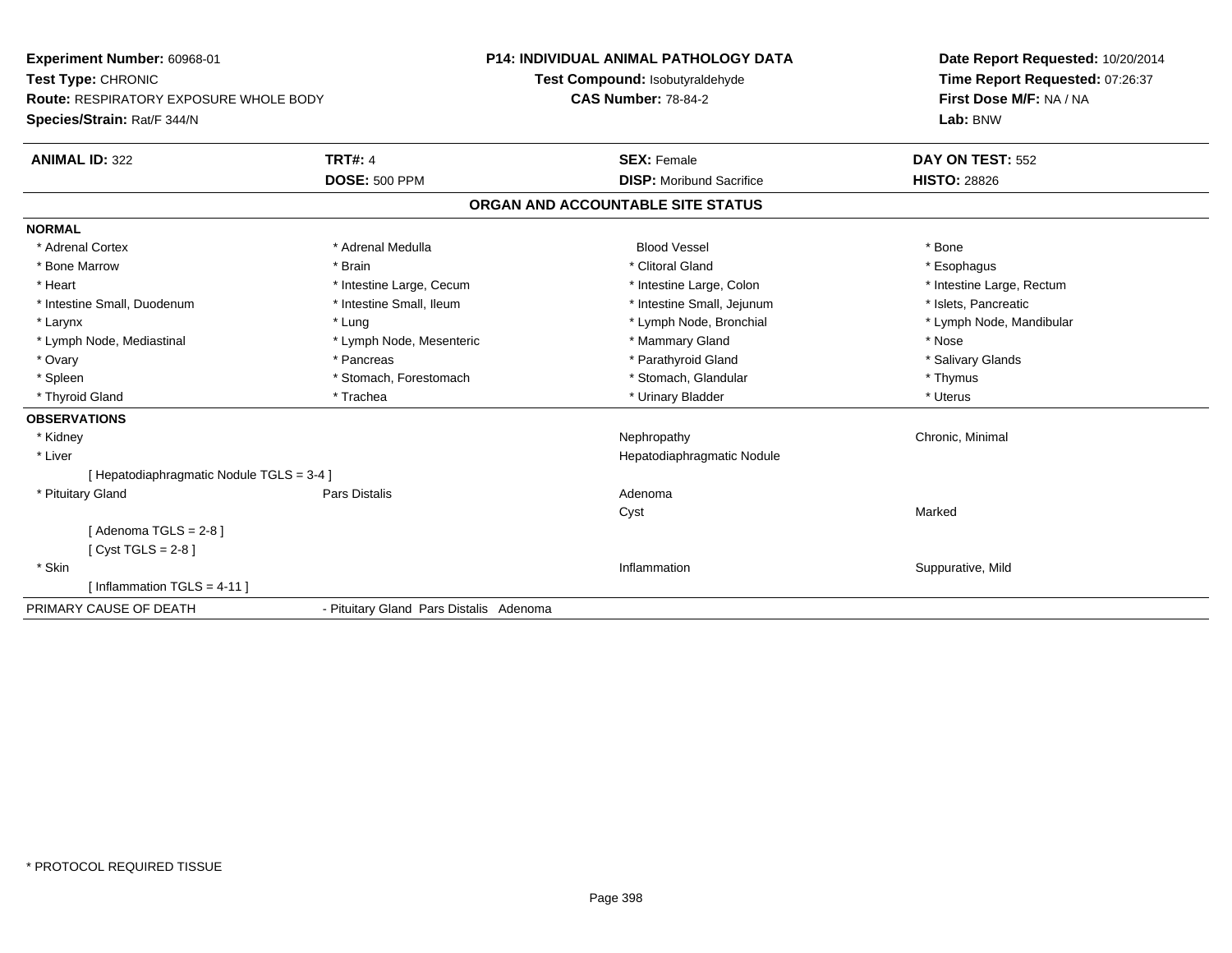**Experiment Number:** 60968-01
**Test Type:** CHRONIC
**Route:** RESPIRATORY EXPOSURE WHOLE BODY
**Species/Strain:** Rat/F 344/N

**P14: INDIVIDUAL ANIMAL PATHOLOGY DATA**
**Test Compound:** Isobutyraldehyde
**CAS Number:** 78-84-2

**Date Report Requested:** 10/20/2014
**Time Report Requested:** 07:26:37
**First Dose M/F:** NA / NA
**Lab:** BNW

| **ANIMAL ID:** 322 | **TRT#:** 4 | **SEX:** Female | **DAY ON TEST:** 552 |
|---|---|---|---|
| | **DOSE:** 500 PPM | **DISP:** Moribund Sacrifice | **HISTO:** 28826 |

## ORGAN AND ACCOUNTABLE SITE STATUS

**NORMAL**

| | | | |
|---|---|---|---|
| * Adrenal Cortex | * Adrenal Medulla | Blood Vessel | * Bone |
| * Bone Marrow | * Brain | * Clitoral Gland | * Esophagus |
| * Heart | * Intestine Large, Cecum | * Intestine Large, Colon | * Intestine Large, Rectum |
| * Intestine Small, Duodenum | * Intestine Small, Ileum | * Intestine Small, Jejunum | * Islets, Pancreatic |
| * Larynx | * Lung | * Lymph Node, Bronchial | * Lymph Node, Mandibular |
| * Lymph Node, Mediastinal | * Lymph Node, Mesenteric | * Mammary Gland | * Nose |
| * Ovary | * Pancreas | * Parathyroid Gland | * Salivary Glands |
| * Spleen | * Stomach, Forestomach | * Stomach, Glandular | * Thymus |
| * Thyroid Gland | * Trachea | * Urinary Bladder | * Uterus |

**OBSERVATIONS**

| | | | |
|---|---|---|---|
| * Kidney | | Nephropathy | Chronic, Minimal |
| * Liver | | Hepatodiaphragmatic Nodule | |
| [ Hepatodiaphragmatic Nodule TGLS = 3-4 ] | | | |
| * Pituitary Gland | Pars Distalis | Adenoma | |
| | | Cyst | Marked |
| [ Adenoma TGLS = 2-8 ] | | | |
| [ Cyst TGLS = 2-8 ] | | | |
| * Skin | | Inflammation | Suppurative, Mild |
| [ Inflammation TGLS = 4-11 ] | | | |

PRIMARY CAUSE OF DEATH - Pituitary Gland Pars Distalis Adenoma

* PROTOCOL REQUIRED TISSUE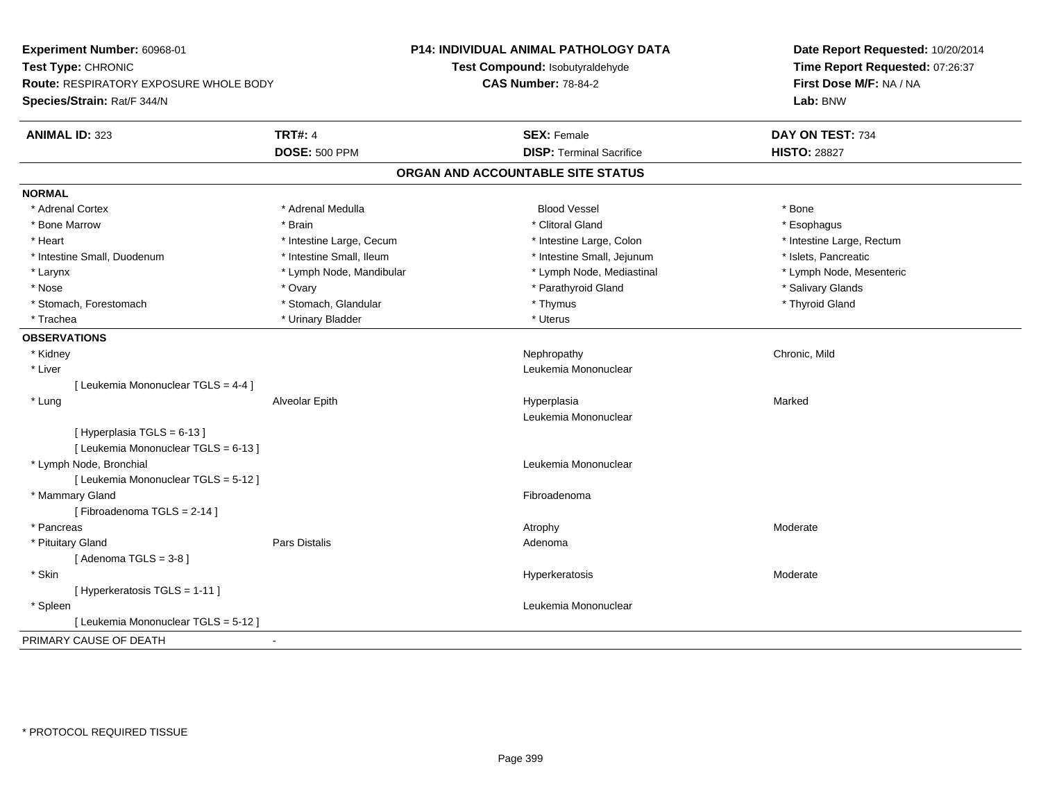**Experiment Number:** 60968-01
**Test Type:** CHRONIC
**Route:** RESPIRATORY EXPOSURE WHOLE BODY
**Species/Strain:** Rat/F 344/N

**P14: INDIVIDUAL ANIMAL PATHOLOGY DATA**
**Test Compound:** Isobutyraldehyde
**CAS Number:** 78-84-2

**Date Report Requested:** 10/20/2014
**Time Report Requested:** 07:26:37
**First Dose M/F:** NA / NA
**Lab:** BNW

| **ANIMAL ID:** 323 | **TRT#:** 4 | **SEX:** Female | **DAY ON TEST:** 734 |
|---|---|---|---|
| | **DOSE:** 500 PPM | **DISP:** Terminal Sacrifice | **HISTO:** 28827 |

## ORGAN AND ACCOUNTABLE SITE STATUS

**NORMAL**

| | | | |
|---|---|---|---|
| * Adrenal Cortex | * Adrenal Medulla | Blood Vessel | * Bone |
| * Bone Marrow | * Brain | * Clitoral Gland | * Esophagus |
| * Heart | * Intestine Large, Cecum | * Intestine Large, Colon | * Intestine Large, Rectum |
| * Intestine Small, Duodenum | * Intestine Small, Ileum | * Intestine Small, Jejunum | * Islets, Pancreatic |
| * Larynx | * Lymph Node, Mandibular | * Lymph Node, Mediastinal | * Lymph Node, Mesenteric |
| * Nose | * Ovary | * Parathyroid Gland | * Salivary Glands |
| * Stomach, Forestomach | * Stomach, Glandular | * Thymus | * Thyroid Gland |
| * Trachea | * Urinary Bladder | * Uterus | |

**OBSERVATIONS**

| | | | |
|---|---|---|---|
| * Kidney | | Nephropathy | Chronic, Mild |
| * Liver | | Leukemia Mononuclear | |
| [ Leukemia Mononuclear TGLS = 4-4 ] | | | |
| * Lung | Alveolar Epith | Hyperplasia | Marked |
| | | Leukemia Mononuclear | |
| [ Hyperplasia TGLS = 6-13 ] | | | |
| [ Leukemia Mononuclear TGLS = 6-13 ] | | | |
| * Lymph Node, Bronchial | | Leukemia Mononuclear | |
| [ Leukemia Mononuclear TGLS = 5-12 ] | | | |
| * Mammary Gland | | Fibroadenoma | |
| [ Fibroadenoma TGLS = 2-14 ] | | | |
| * Pancreas | | Atrophy | Moderate |
| * Pituitary Gland | Pars Distalis | Adenoma | |
| [ Adenoma TGLS = 3-8 ] | | | |
| * Skin | | Hyperkeratosis | Moderate |
| [ Hyperkeratosis TGLS = 1-11 ] | | | |
| * Spleen | | Leukemia Mononuclear | |
| [ Leukemia Mononuclear TGLS = 5-12 ] | | | |

PRIMARY CAUSE OF DEATH -

* PROTOCOL REQUIRED TISSUE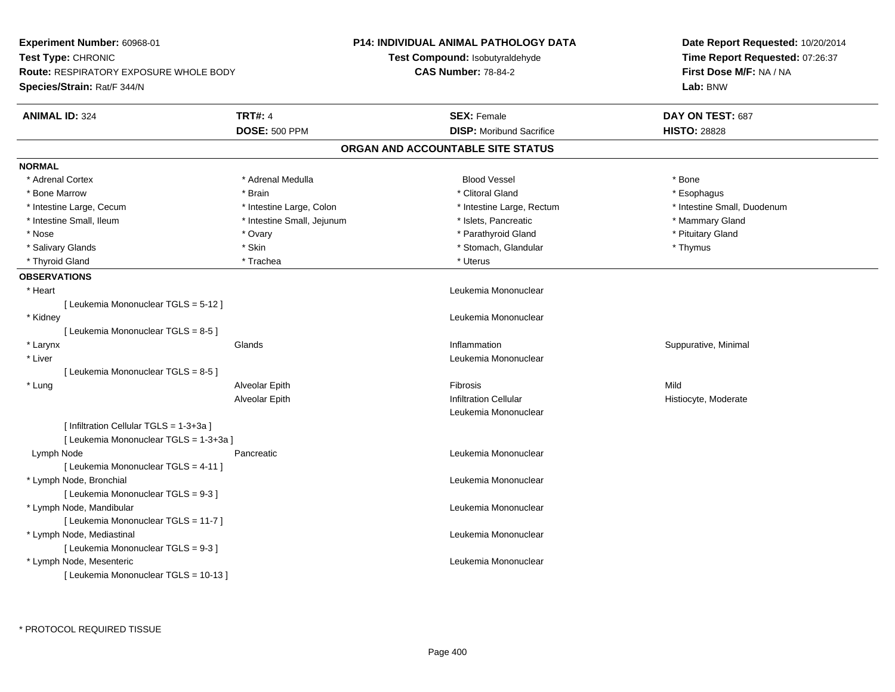**Experiment Number:** 60968-01
**Test Type:** CHRONIC
**Route:** RESPIRATORY EXPOSURE WHOLE BODY
**Species/Strain:** Rat/F 344/N

**P14: INDIVIDUAL ANIMAL PATHOLOGY DATA**
**Test Compound:** Isobutyraldehyde
**CAS Number:** 78-84-2

**Date Report Requested:** 10/20/2014
**Time Report Requested:** 07:26:37
**First Dose M/F:** NA / NA
**Lab:** BNW

| **ANIMAL ID:** 324 | **TRT#:** 4 | **SEX:** Female | **DAY ON TEST:** 687 |
|---|---|---|---|
| | **DOSE:** 500 PPM | **DISP:** Moribund Sacrifice | **HISTO:** 28828 |

## ORGAN AND ACCOUNTABLE SITE STATUS

**NORMAL**

| | | | |
|---|---|---|---|
| * Adrenal Cortex | * Adrenal Medulla | Blood Vessel | * Bone |
| * Bone Marrow | * Brain | * Clitoral Gland | * Esophagus |
| * Intestine Large, Cecum | * Intestine Large, Colon | * Intestine Large, Rectum | * Intestine Small, Duodenum |
| * Intestine Small, Ileum | * Intestine Small, Jejunum | * Islets, Pancreatic | * Mammary Gland |
| * Nose | * Ovary | * Parathyroid Gland | * Pituitary Gland |
| * Salivary Glands | * Skin | * Stomach, Glandular | * Thymus |
| * Thyroid Gland | * Trachea | * Uterus | |

**OBSERVATIONS**

| | | | |
|---|---|---|---|
| * Heart | | Leukemia Mononuclear | |
| [ Leukemia Mononuclear TGLS = 5-12 ] | | | |
| * Kidney | | Leukemia Mononuclear | |
| [ Leukemia Mononuclear TGLS = 8-5 ] | | | |
| * Larynx | Glands | Inflammation | Suppurative, Minimal |
| * Liver | | Leukemia Mononuclear | |
| [ Leukemia Mononuclear TGLS = 8-5 ] | | | |
| * Lung | Alveolar Epith | Fibrosis | Mild |
| | Alveolar Epith | Infiltration Cellular | Histiocyte, Moderate |
| | | Leukemia Mononuclear | |
| [ Infiltration Cellular TGLS = 1-3+3a ] | | | |
| [ Leukemia Mononuclear TGLS = 1-3+3a ] | | | |
| Lymph Node | Pancreatic | Leukemia Mononuclear | |
| [ Leukemia Mononuclear TGLS = 4-11 ] | | | |
| * Lymph Node, Bronchial | | Leukemia Mononuclear | |
| [ Leukemia Mononuclear TGLS = 9-3 ] | | | |
| * Lymph Node, Mandibular | | Leukemia Mononuclear | |
| [ Leukemia Mononuclear TGLS = 11-7 ] | | | |
| * Lymph Node, Mediastinal | | Leukemia Mononuclear | |
| [ Leukemia Mononuclear TGLS = 9-3 ] | | | |
| * Lymph Node, Mesenteric | | Leukemia Mononuclear | |
| [ Leukemia Mononuclear TGLS = 10-13 ] | | | |

* PROTOCOL REQUIRED TISSUE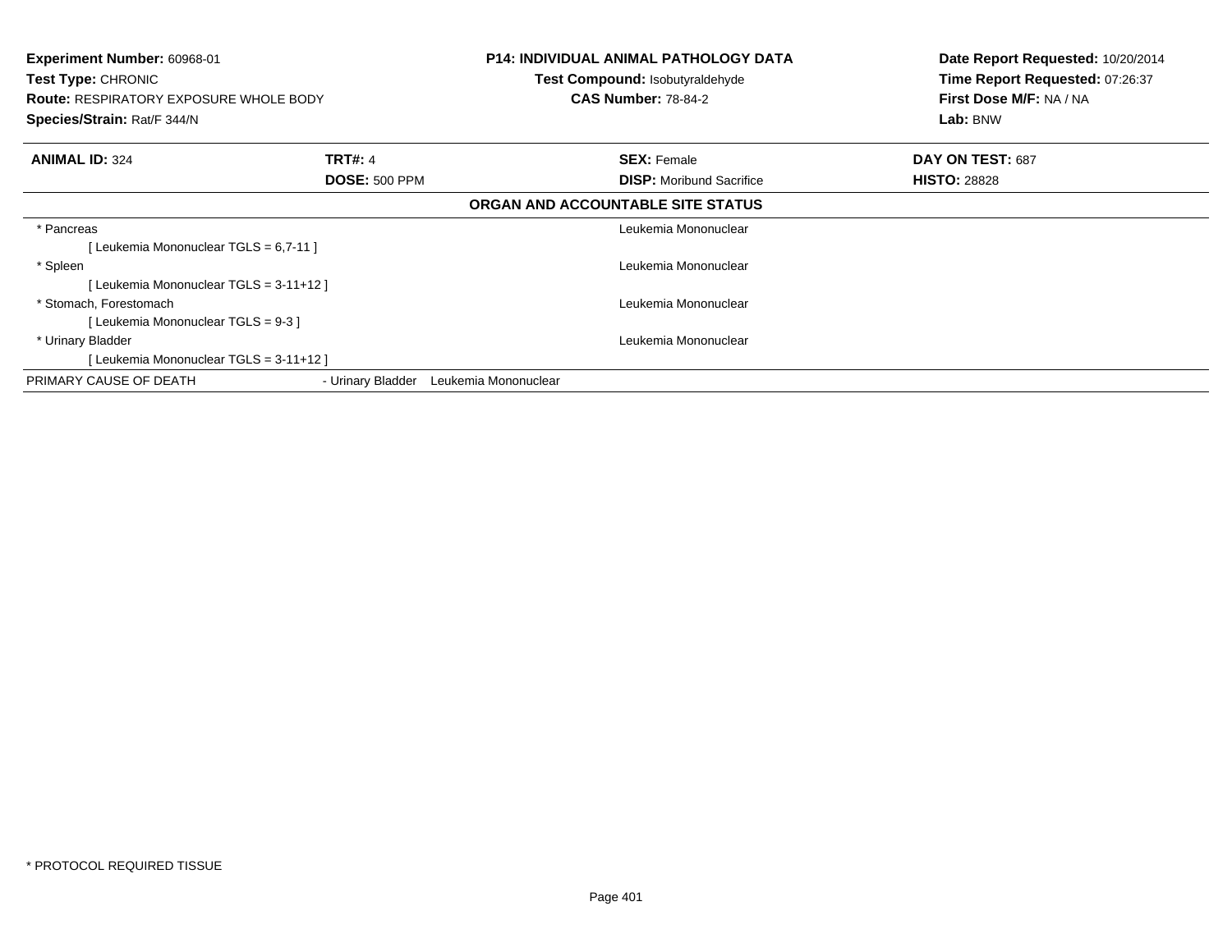**Experiment Number:** 60968-01
**Test Type:** CHRONIC
**Route:** RESPIRATORY EXPOSURE WHOLE BODY
**Species/Strain:** Rat/F 344/N

**P14: INDIVIDUAL ANIMAL PATHOLOGY DATA**
**Test Compound:** Isobutyraldehyde
**CAS Number:** 78-84-2

**Date Report Requested:** 10/20/2014
**Time Report Requested:** 07:26:37
**First Dose M/F:** NA / NA
**Lab:** BNW

| **ANIMAL ID:** 324 | **TRT#:** 4 | **SEX:** Female | **DAY ON TEST:** 687 |
|---|---|---|---|
| | **DOSE:** 500 PPM | **DISP:** Moribund Sacrifice | **HISTO:** 28828 |

**ORGAN AND ACCOUNTABLE SITE STATUS**

| | |
|---|---|
| * Pancreas | Leukemia Mononuclear |
| [ Leukemia Mononuclear TGLS = 6,7-11 ] | |
| * Spleen | Leukemia Mononuclear |
| [ Leukemia Mononuclear TGLS = 3-11+12 ] | |
| * Stomach, Forestomach | Leukemia Mononuclear |
| [ Leukemia Mononuclear TGLS = 9-3 ] | |
| * Urinary Bladder | Leukemia Mononuclear |
| [ Leukemia Mononuclear TGLS = 3-11+12 ] | |

PRIMARY CAUSE OF DEATH - Urinary Bladder Leukemia Mononuclear

* PROTOCOL REQUIRED TISSUE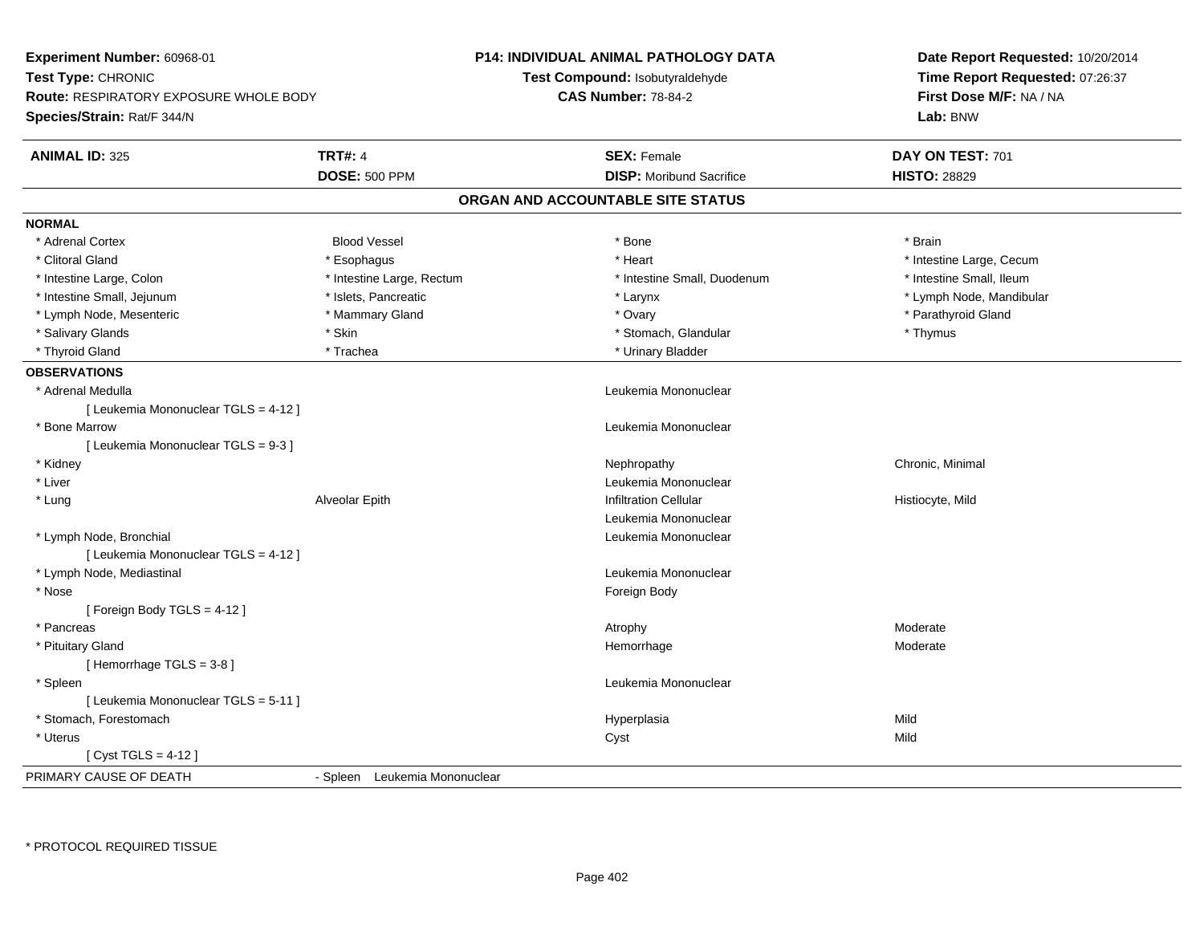**Experiment Number:** 60968-01
**Test Type:** CHRONIC
**Route:** RESPIRATORY EXPOSURE WHOLE BODY
**Species/Strain:** Rat/F 344/N

**P14: INDIVIDUAL ANIMAL PATHOLOGY DATA**
**Test Compound:** Isobutyraldehyde
**CAS Number:** 78-84-2

**Date Report Requested:** 10/20/2014
**Time Report Requested:** 07:26:37
**First Dose M/F:** NA / NA
**Lab:** BNW

| **ANIMAL ID:** 325 | **TRT#:** 4 | **SEX:** Female | **DAY ON TEST:** 701 |
|---|---|---|---|
| | **DOSE:** 500 PPM | **DISP:** Moribund Sacrifice | **HISTO:** 28829 |

## ORGAN AND ACCOUNTABLE SITE STATUS

**NORMAL**

| | | | |
|---|---|---|---|
| * Adrenal Cortex | Blood Vessel | * Bone | * Brain |
| * Clitoral Gland | * Esophagus | * Heart | * Intestine Large, Cecum |
| * Intestine Large, Colon | * Intestine Large, Rectum | * Intestine Small, Duodenum | * Intestine Small, Ileum |
| * Intestine Small, Jejunum | * Islets, Pancreatic | * Larynx | * Lymph Node, Mandibular |
| * Lymph Node, Mesenteric | * Mammary Gland | * Ovary | * Parathyroid Gland |
| * Salivary Glands | * Skin | * Stomach, Glandular | * Thymus |
| * Thyroid Gland | * Trachea | * Urinary Bladder | |

**OBSERVATIONS**

| | | | |
|---|---|---|---|
| * Adrenal Medulla | | Leukemia Mononuclear | |
| [ Leukemia Mononuclear TGLS = 4-12 ] | | | |
| * Bone Marrow | | Leukemia Mononuclear | |
| [ Leukemia Mononuclear TGLS = 9-3 ] | | | |
| * Kidney | | Nephropathy | Chronic, Minimal |
| * Liver | | Leukemia Mononuclear | |
| * Lung | Alveolar Epith | Infiltration Cellular | Histiocyte, Mild |
| | | Leukemia Mononuclear | |
| * Lymph Node, Bronchial | | Leukemia Mononuclear | |
| [ Leukemia Mononuclear TGLS = 4-12 ] | | | |
| * Lymph Node, Mediastinal | | Leukemia Mononuclear | |
| * Nose | | Foreign Body | |
| [ Foreign Body TGLS = 4-12 ] | | | |
| * Pancreas | | Atrophy | Moderate |
| * Pituitary Gland | | Hemorrhage | Moderate |
| [ Hemorrhage TGLS = 3-8 ] | | | |
| * Spleen | | Leukemia Mononuclear | |
| [ Leukemia Mononuclear TGLS = 5-11 ] | | | |
| * Stomach, Forestomach | | Hyperplasia | Mild |
| * Uterus | | Cyst | Mild |
| [ Cyst TGLS = 4-12 ] | | | |

PRIMARY CAUSE OF DEATH - Spleen Leukemia Mononuclear

\* PROTOCOL REQUIRED TISSUE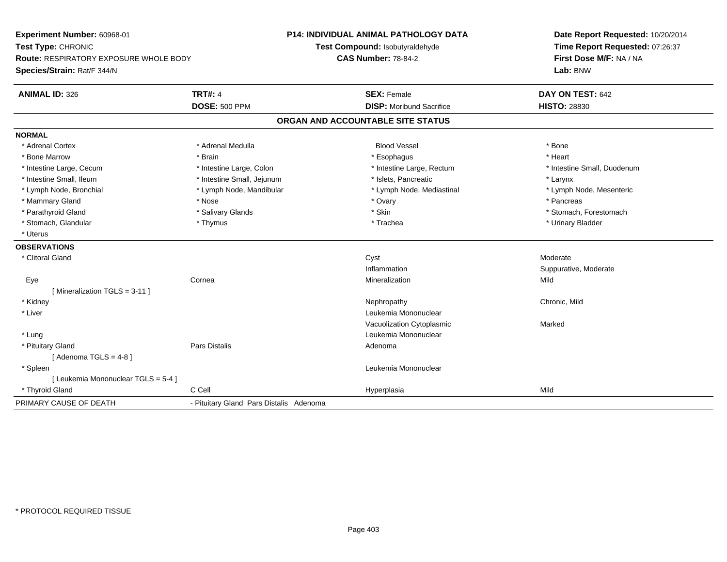**Experiment Number:** 60968-01
**Test Type:** CHRONIC
**Route:** RESPIRATORY EXPOSURE WHOLE BODY
**Species/Strain:** Rat/F 344/N

**P14: INDIVIDUAL ANIMAL PATHOLOGY DATA**
**Test Compound:** Isobutyraldehyde
**CAS Number:** 78-84-2

**Date Report Requested:** 10/20/2014
**Time Report Requested:** 07:26:37
**First Dose M/F:** NA / NA
**Lab:** BNW

| **ANIMAL ID:** 326 | **TRT#:** 4 | **SEX:** Female | **DAY ON TEST:** 642 |
|---|---|---|---|
| | **DOSE:** 500 PPM | **DISP:** Moribund Sacrifice | **HISTO:** 28830 |

## ORGAN AND ACCOUNTABLE SITE STATUS

**NORMAL**

| | | | |
|---|---|---|---|
| * Adrenal Cortex | * Adrenal Medulla | Blood Vessel | * Bone |
| * Bone Marrow | * Brain | * Esophagus | * Heart |
| * Intestine Large, Cecum | * Intestine Large, Colon | * Intestine Large, Rectum | * Intestine Small, Duodenum |
| * Intestine Small, Ileum | * Intestine Small, Jejunum | * Islets, Pancreatic | * Larynx |
| * Lymph Node, Bronchial | * Lymph Node, Mandibular | * Lymph Node, Mediastinal | * Lymph Node, Mesenteric |
| * Mammary Gland | * Nose | * Ovary | * Pancreas |
| * Parathyroid Gland | * Salivary Glands | * Skin | * Stomach, Forestomach |
| * Stomach, Glandular | * Thymus | * Trachea | * Urinary Bladder |
| * Uterus | | | |

**OBSERVATIONS**

| | | | |
|---|---|---|---|
| * Clitoral Gland | | Cyst | Moderate |
| | | Inflammation | Suppurative, Moderate |
| Eye | Cornea | Mineralization | Mild |
| [ Mineralization TGLS = 3-11 ] | | | |
| * Kidney | | Nephropathy | Chronic, Mild |
| * Liver | | Leukemia Mononuclear | |
| | | Vacuolization Cytoplasmic | Marked |
| * Lung | | Leukemia Mononuclear | |
| * Pituitary Gland | Pars Distalis | Adenoma | |
| [ Adenoma TGLS = 4-8 ] | | | |
| * Spleen | | Leukemia Mononuclear | |
| [ Leukemia Mononuclear TGLS = 5-4 ] | | | |
| * Thyroid Gland | C Cell | Hyperplasia | Mild |

| PRIMARY CAUSE OF DEATH | - Pituitary Gland Pars Distalis Adenoma |
|---|---|

\* PROTOCOL REQUIRED TISSUE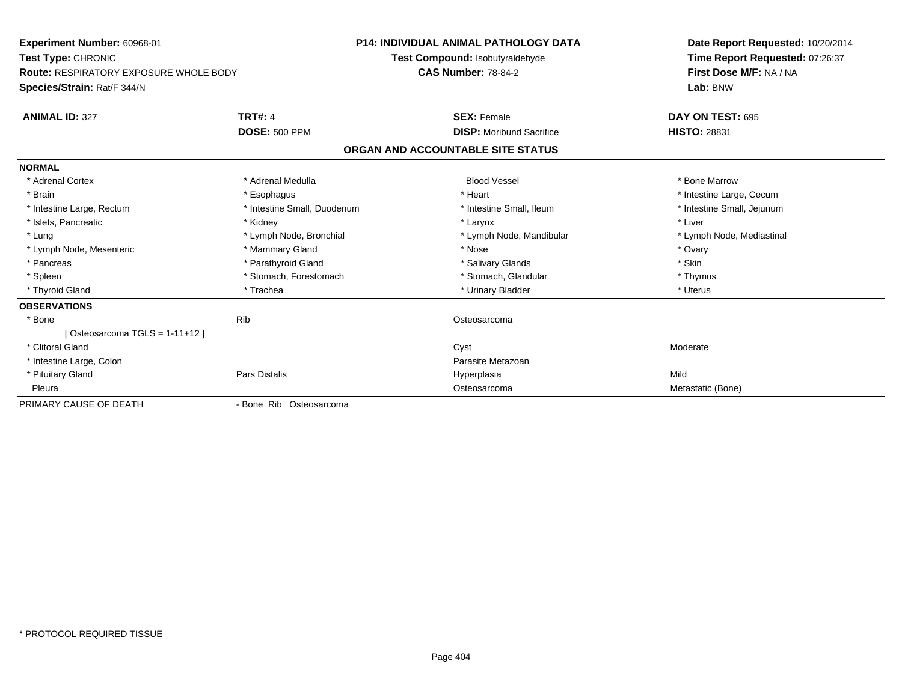**Experiment Number:** 60968-01
**Test Type:** CHRONIC
**Route:** RESPIRATORY EXPOSURE WHOLE BODY
**Species/Strain:** Rat/F 344/N

**P14: INDIVIDUAL ANIMAL PATHOLOGY DATA**
**Test Compound:** Isobutyraldehyde
**CAS Number:** 78-84-2

**Date Report Requested:** 10/20/2014
**Time Report Requested:** 07:26:37
**First Dose M/F:** NA / NA
**Lab:** BNW

| **ANIMAL ID:** 327 | **TRT#:** 4 | **SEX:** Female | **DAY ON TEST:** 695 |
|---|---|---|---|
| | **DOSE:** 500 PPM | **DISP:** Moribund Sacrifice | **HISTO:** 28831 |

## ORGAN AND ACCOUNTABLE SITE STATUS

**NORMAL**

| | | | |
|---|---|---|---|
| * Adrenal Cortex | * Adrenal Medulla | Blood Vessel | * Bone Marrow |
| * Brain | * Esophagus | * Heart | * Intestine Large, Cecum |
| * Intestine Large, Rectum | * Intestine Small, Duodenum | * Intestine Small, Ileum | * Intestine Small, Jejunum |
| * Islets, Pancreatic | * Kidney | * Larynx | * Liver |
| * Lung | * Lymph Node, Bronchial | * Lymph Node, Mandibular | * Lymph Node, Mediastinal |
| * Lymph Node, Mesenteric | * Mammary Gland | * Nose | * Ovary |
| * Pancreas | * Parathyroid Gland | * Salivary Glands | * Skin |
| * Spleen | * Stomach, Forestomach | * Stomach, Glandular | * Thymus |
| * Thyroid Gland | * Trachea | * Urinary Bladder | * Uterus |

**OBSERVATIONS**

| | | | |
|---|---|---|---|
| * Bone | Rib | Osteosarcoma | |
| [ Osteosarcoma TGLS = 1-11+12 ] | | | |
| * Clitoral Gland | | Cyst | Moderate |
| * Intestine Large, Colon | | Parasite Metazoan | |
| * Pituitary Gland | Pars Distalis | Hyperplasia | Mild |
| Pleura | | Osteosarcoma | Metastatic (Bone) |

| | |
|---|---|
| PRIMARY CAUSE OF DEATH | - Bone Rib Osteosarcoma |

* PROTOCOL REQUIRED TISSUE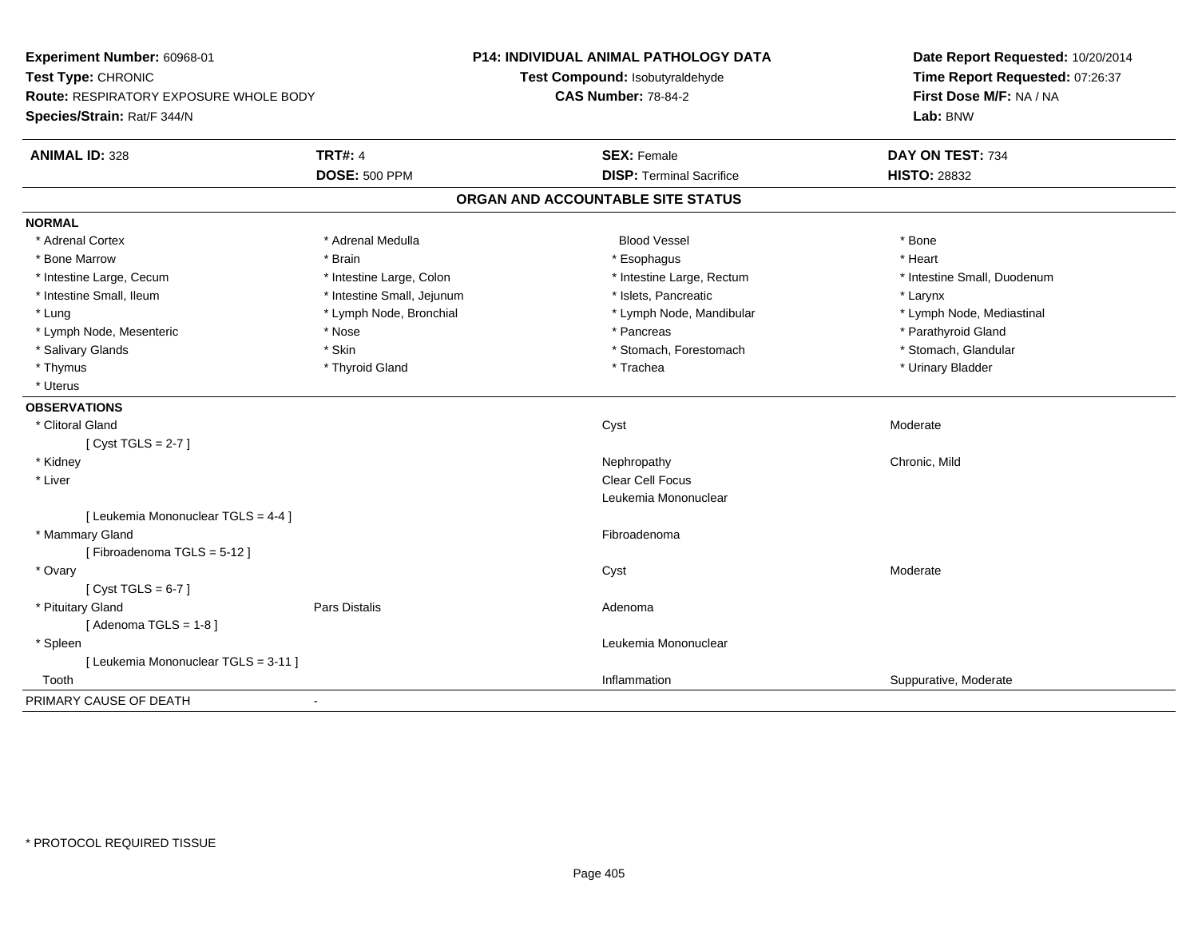**Experiment Number:** 60968-01
**Test Type:** CHRONIC
**Route:** RESPIRATORY EXPOSURE WHOLE BODY
**Species/Strain:** Rat/F 344/N

**P14: INDIVIDUAL ANIMAL PATHOLOGY DATA**
**Test Compound:** Isobutyraldehyde
**CAS Number:** 78-84-2

**Date Report Requested:** 10/20/2014
**Time Report Requested:** 07:26:37
**First Dose M/F:** NA / NA
**Lab:** BNW

| **ANIMAL ID:** 328 | **TRT#:** 4 | **SEX:** Female | **DAY ON TEST:** 734 |
|---|---|---|---|
| | **DOSE:** 500 PPM | **DISP:** Terminal Sacrifice | **HISTO:** 28832 |

## ORGAN AND ACCOUNTABLE SITE STATUS

**NORMAL**

| | | | |
|---|---|---|---|
| * Adrenal Cortex | * Adrenal Medulla | Blood Vessel | * Bone |
| * Bone Marrow | * Brain | * Esophagus | * Heart |
| * Intestine Large, Cecum | * Intestine Large, Colon | * Intestine Large, Rectum | * Intestine Small, Duodenum |
| * Intestine Small, Ileum | * Intestine Small, Jejunum | * Islets, Pancreatic | * Larynx |
| * Lung | * Lymph Node, Bronchial | * Lymph Node, Mandibular | * Lymph Node, Mediastinal |
| * Lymph Node, Mesenteric | * Nose | * Pancreas | * Parathyroid Gland |
| * Salivary Glands | * Skin | * Stomach, Forestomach | * Stomach, Glandular |
| * Thymus | * Thyroid Gland | * Trachea | * Urinary Bladder |
| * Uterus | | | |

**OBSERVATIONS**

| | | | |
|---|---|---|---|
| * Clitoral Gland | | Cyst | Moderate |
| [ Cyst TGLS = 2-7 ] | | | |
| * Kidney | | Nephropathy | Chronic, Mild |
| * Liver | | Clear Cell Focus | |
| | | Leukemia Mononuclear | |
| [ Leukemia Mononuclear TGLS = 4-4 ] | | | |
| * Mammary Gland | | Fibroadenoma | |
| [ Fibroadenoma TGLS = 5-12 ] | | | |
| * Ovary | | Cyst | Moderate |
| [ Cyst TGLS = 6-7 ] | | | |
| * Pituitary Gland | Pars Distalis | Adenoma | |
| [ Adenoma TGLS = 1-8 ] | | | |
| * Spleen | | Leukemia Mononuclear | |
| [ Leukemia Mononuclear TGLS = 3-11 ] | | | |
| Tooth | | Inflammation | Suppurative, Moderate |

PRIMARY CAUSE OF DEATH -

* PROTOCOL REQUIRED TISSUE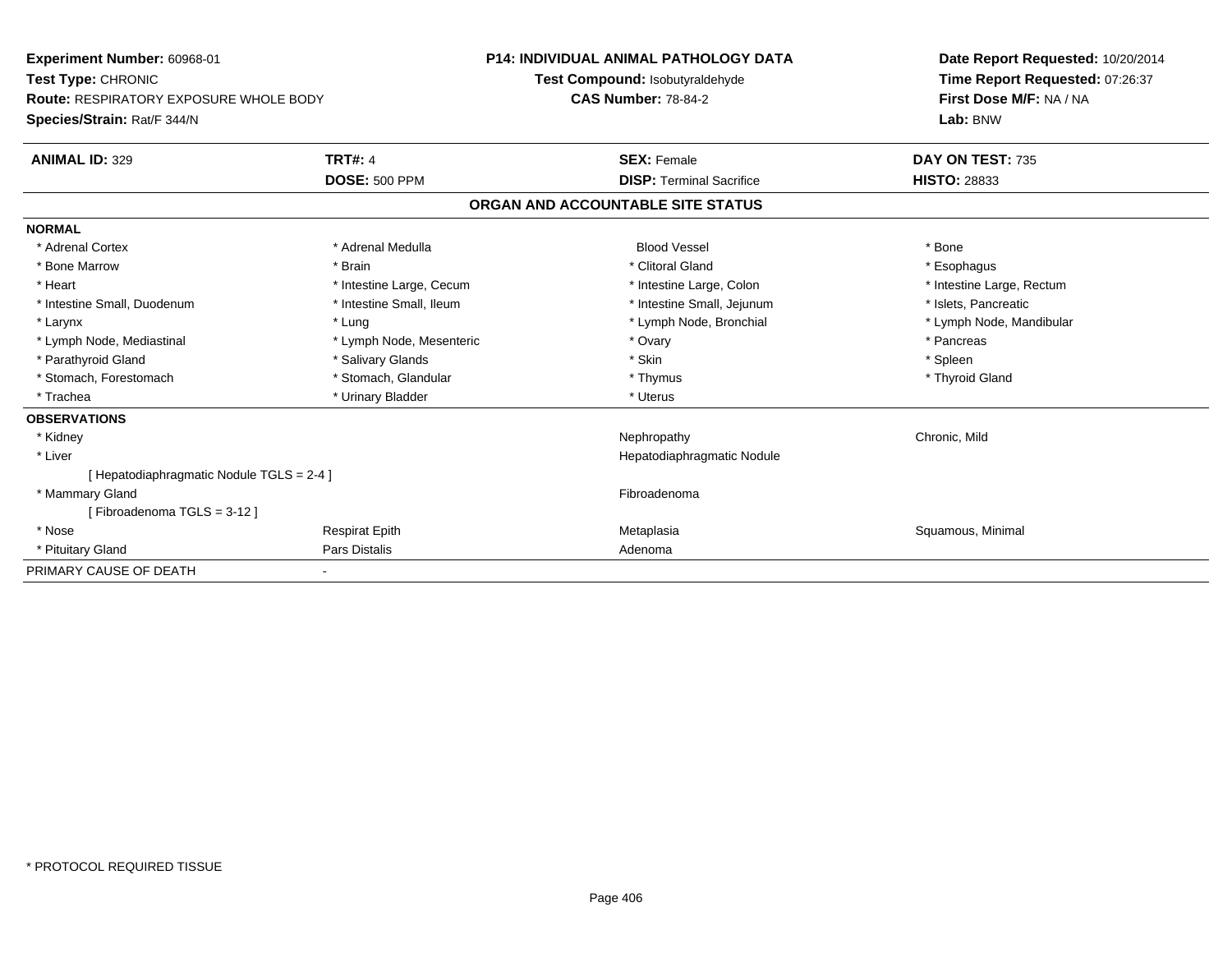**Experiment Number:** 60968-01
**Test Type:** CHRONIC
**Route:** RESPIRATORY EXPOSURE WHOLE BODY
**Species/Strain:** Rat/F 344/N

**P14: INDIVIDUAL ANIMAL PATHOLOGY DATA**
**Test Compound:** Isobutyraldehyde
**CAS Number:** 78-84-2

**Date Report Requested:** 10/20/2014
**Time Report Requested:** 07:26:37
**First Dose M/F:** NA / NA
**Lab:** BNW

| **ANIMAL ID:** 329 | **TRT#:** 4 | **SEX:** Female | **DAY ON TEST:** 735 |
|---|---|---|---|
| | **DOSE:** 500 PPM | **DISP:** Terminal Sacrifice | **HISTO:** 28833 |

## ORGAN AND ACCOUNTABLE SITE STATUS

**NORMAL**

| | | | |
|---|---|---|---|
| * Adrenal Cortex | * Adrenal Medulla | Blood Vessel | * Bone |
| * Bone Marrow | * Brain | * Clitoral Gland | * Esophagus |
| * Heart | * Intestine Large, Cecum | * Intestine Large, Colon | * Intestine Large, Rectum |
| * Intestine Small, Duodenum | * Intestine Small, Ileum | * Intestine Small, Jejunum | * Islets, Pancreatic |
| * Larynx | * Lung | * Lymph Node, Bronchial | * Lymph Node, Mandibular |
| * Lymph Node, Mediastinal | * Lymph Node, Mesenteric | * Ovary | * Pancreas |
| * Parathyroid Gland | * Salivary Glands | * Skin | * Spleen |
| * Stomach, Forestomach | * Stomach, Glandular | * Thymus | * Thyroid Gland |
| * Trachea | * Urinary Bladder | * Uterus | |

**OBSERVATIONS**

| | | | |
|---|---|---|---|
| * Kidney | | Nephropathy | Chronic, Mild |
| * Liver | | Hepatodiaphragmatic Nodule | |
| [ Hepatodiaphragmatic Nodule TGLS = 2-4 ] | | | |
| * Mammary Gland | | Fibroadenoma | |
| [ Fibroadenoma TGLS = 3-12 ] | | | |
| * Nose | Respirat Epith | Metaplasia | Squamous, Minimal |
| * Pituitary Gland | Pars Distalis | Adenoma | |

PRIMARY CAUSE OF DEATH -

* PROTOCOL REQUIRED TISSUE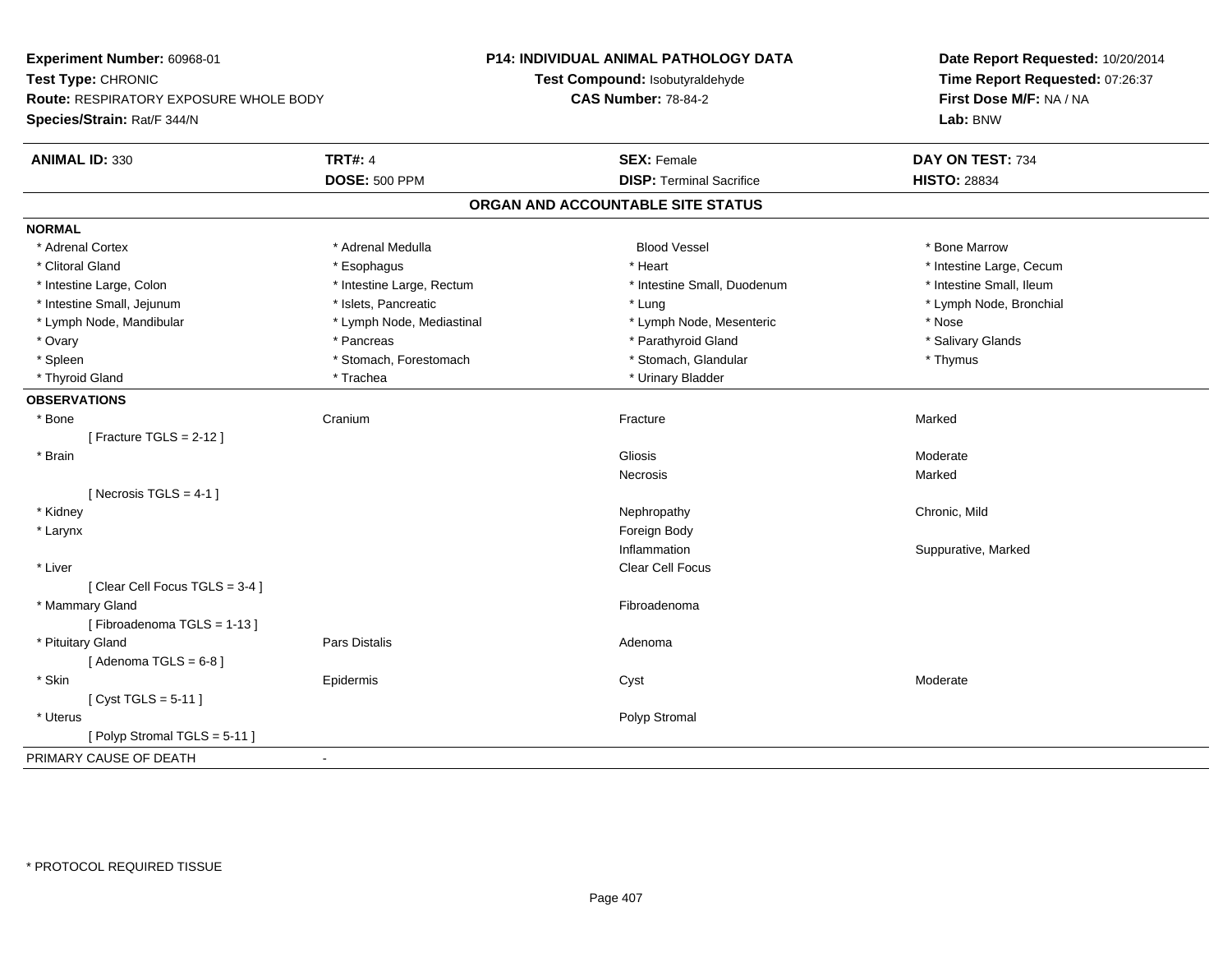**Experiment Number:** 60968-01
**Test Type:** CHRONIC
**Route:** RESPIRATORY EXPOSURE WHOLE BODY
**Species/Strain:** Rat/F 344/N

**P14: INDIVIDUAL ANIMAL PATHOLOGY DATA**
**Test Compound:** Isobutyraldehyde
**CAS Number:** 78-84-2

**Date Report Requested:** 10/20/2014
**Time Report Requested:** 07:26:37
**First Dose M/F:** NA / NA
**Lab:** BNW

| **ANIMAL ID:** 330 | **TRT#:** 4 | **SEX:** Female | **DAY ON TEST:** 734 |
|---|---|---|---|
| | **DOSE:** 500 PPM | **DISP:** Terminal Sacrifice | **HISTO:** 28834 |

## ORGAN AND ACCOUNTABLE SITE STATUS

**NORMAL**

| | | | |
|---|---|---|---|
| * Adrenal Cortex | * Adrenal Medulla | Blood Vessel | * Bone Marrow |
| * Clitoral Gland | * Esophagus | * Heart | * Intestine Large, Cecum |
| * Intestine Large, Colon | * Intestine Large, Rectum | * Intestine Small, Duodenum | * Intestine Small, Ileum |
| * Intestine Small, Jejunum | * Islets, Pancreatic | * Lung | * Lymph Node, Bronchial |
| * Lymph Node, Mandibular | * Lymph Node, Mediastinal | * Lymph Node, Mesenteric | * Nose |
| * Ovary | * Pancreas | * Parathyroid Gland | * Salivary Glands |
| * Spleen | * Stomach, Forestomach | * Stomach, Glandular | * Thymus |
| * Thyroid Gland | * Trachea | * Urinary Bladder | |

**OBSERVATIONS**

| | | | |
|---|---|---|---|
| * Bone | Cranium | Fracture | Marked |
| [ Fracture TGLS = 2-12 ] | | | |
| * Brain | | Gliosis | Moderate |
| | | Necrosis | Marked |
| [ Necrosis TGLS = 4-1 ] | | | |
| * Kidney | | Nephropathy | Chronic, Mild |
| * Larynx | | Foreign Body | |
| | | Inflammation | Suppurative, Marked |
| * Liver | | Clear Cell Focus | |
| [ Clear Cell Focus TGLS = 3-4 ] | | | |
| * Mammary Gland | | Fibroadenoma | |
| [ Fibroadenoma TGLS = 1-13 ] | | | |
| * Pituitary Gland | Pars Distalis | Adenoma | |
| [ Adenoma TGLS = 6-8 ] | | | |
| * Skin | Epidermis | Cyst | Moderate |
| [ Cyst TGLS = 5-11 ] | | | |
| * Uterus | | Polyp Stromal | |
| [ Polyp Stromal TGLS = 5-11 ] | | | |

PRIMARY CAUSE OF DEATH -

* PROTOCOL REQUIRED TISSUE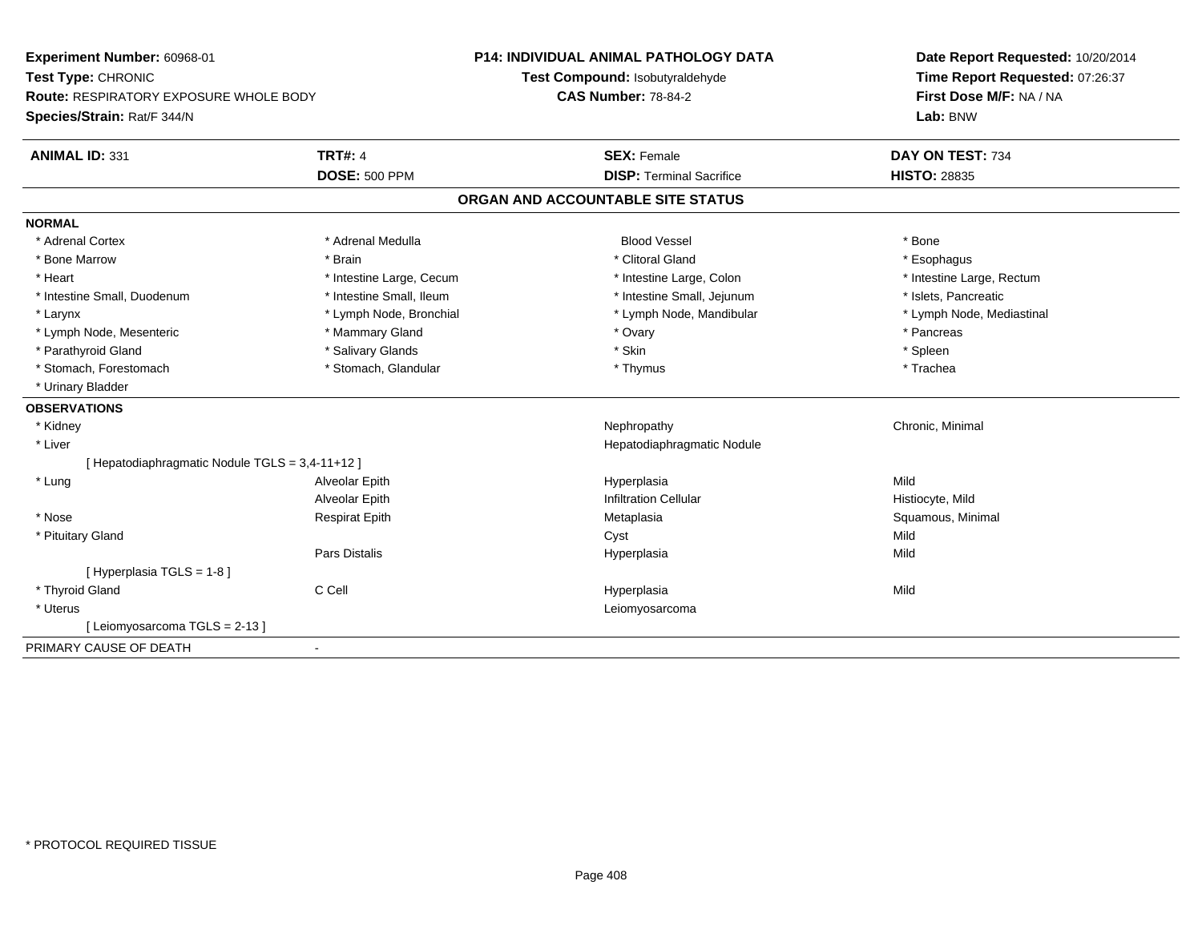**Experiment Number:** 60968-01
**Test Type:** CHRONIC
**Route:** RESPIRATORY EXPOSURE WHOLE BODY
**Species/Strain:** Rat/F 344/N

**P14: INDIVIDUAL ANIMAL PATHOLOGY DATA**
**Test Compound:** Isobutyraldehyde
**CAS Number:** 78-84-2

**Date Report Requested:** 10/20/2014
**Time Report Requested:** 07:26:37
**First Dose M/F:** NA / NA
**Lab:** BNW

| **ANIMAL ID:** 331 | **TRT#:** 4 | **SEX:** Female | **DAY ON TEST:** 734 |
|---|---|---|---|
| | **DOSE:** 500 PPM | **DISP:** Terminal Sacrifice | **HISTO:** 28835 |

## ORGAN AND ACCOUNTABLE SITE STATUS

**NORMAL**

| | | | |
|---|---|---|---|
| * Adrenal Cortex | * Adrenal Medulla | Blood Vessel | * Bone |
| * Bone Marrow | * Brain | * Clitoral Gland | * Esophagus |
| * Heart | * Intestine Large, Cecum | * Intestine Large, Colon | * Intestine Large, Rectum |
| * Intestine Small, Duodenum | * Intestine Small, Ileum | * Intestine Small, Jejunum | * Islets, Pancreatic |
| * Larynx | * Lymph Node, Bronchial | * Lymph Node, Mandibular | * Lymph Node, Mediastinal |
| * Lymph Node, Mesenteric | * Mammary Gland | * Ovary | * Pancreas |
| * Parathyroid Gland | * Salivary Glands | * Skin | * Spleen |
| * Stomach, Forestomach | * Stomach, Glandular | * Thymus | * Trachea |
| * Urinary Bladder | | | |

**OBSERVATIONS**

| | | | |
|---|---|---|---|
| * Kidney | | Nephropathy | Chronic, Minimal |
| * Liver | | Hepatodiaphragmatic Nodule | |
| [ Hepatodiaphragmatic Nodule TGLS = 3,4-11+12 ] | | | |
| * Lung | Alveolar Epith | Hyperplasia | Mild |
| | Alveolar Epith | Infiltration Cellular | Histiocyte, Mild |
| * Nose | Respirat Epith | Metaplasia | Squamous, Minimal |
| * Pituitary Gland | | Cyst | Mild |
| | Pars Distalis | Hyperplasia | Mild |
| [ Hyperplasia TGLS = 1-8 ] | | | |
| * Thyroid Gland | C Cell | Hyperplasia | Mild |
| * Uterus | | Leiomyosarcoma | |
| [ Leiomyosarcoma TGLS = 2-13 ] | | | |

PRIMARY CAUSE OF DEATH -

* PROTOCOL REQUIRED TISSUE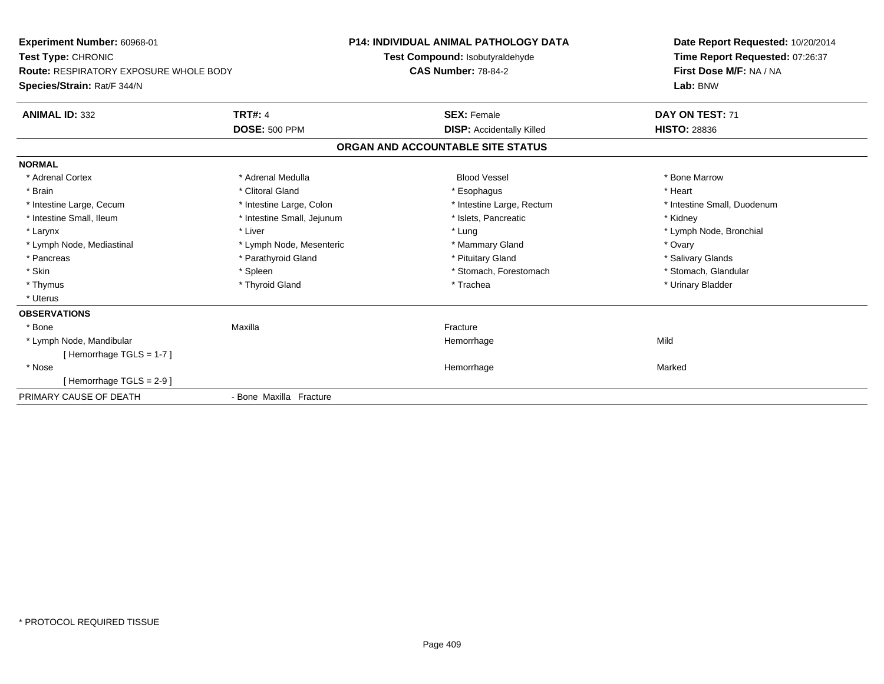**Experiment Number:** 60968-01
**Test Type:** CHRONIC
**Route:** RESPIRATORY EXPOSURE WHOLE BODY
**Species/Strain:** Rat/F 344/N

**P14: INDIVIDUAL ANIMAL PATHOLOGY DATA**
**Test Compound:** Isobutyraldehyde
**CAS Number:** 78-84-2

**Date Report Requested:** 10/20/2014
**Time Report Requested:** 07:26:37
**First Dose M/F:** NA / NA
**Lab:** BNW

| **ANIMAL ID:** 332 | **TRT#:** 4 | **SEX:** Female | **DAY ON TEST:** 71 |
|---|---|---|---|
| | **DOSE:** 500 PPM | **DISP:** Accidentally Killed | **HISTO:** 28836 |

## ORGAN AND ACCOUNTABLE SITE STATUS

**NORMAL**

| | | | |
|---|---|---|---|
| * Adrenal Cortex | * Adrenal Medulla | Blood Vessel | * Bone Marrow |
| * Brain | * Clitoral Gland | * Esophagus | * Heart |
| * Intestine Large, Cecum | * Intestine Large, Colon | * Intestine Large, Rectum | * Intestine Small, Duodenum |
| * Intestine Small, Ileum | * Intestine Small, Jejunum | * Islets, Pancreatic | * Kidney |
| * Larynx | * Liver | * Lung | * Lymph Node, Bronchial |
| * Lymph Node, Mediastinal | * Lymph Node, Mesenteric | * Mammary Gland | * Ovary |
| * Pancreas | * Parathyroid Gland | * Pituitary Gland | * Salivary Glands |
| * Skin | * Spleen | * Stomach, Forestomach | * Stomach, Glandular |
| * Thymus | * Thyroid Gland | * Trachea | * Urinary Bladder |
| * Uterus | | | |

**OBSERVATIONS**

| | | | |
|---|---|---|---|
| * Bone | Maxilla | Fracture | |
| * Lymph Node, Mandibular | | Hemorrhage | Mild |
| [ Hemorrhage TGLS = 1-7 ] | | | |
| * Nose | | Hemorrhage | Marked |
| [ Hemorrhage TGLS = 2-9 ] | | | |

PRIMARY CAUSE OF DEATH - Bone Maxilla Fracture

* PROTOCOL REQUIRED TISSUE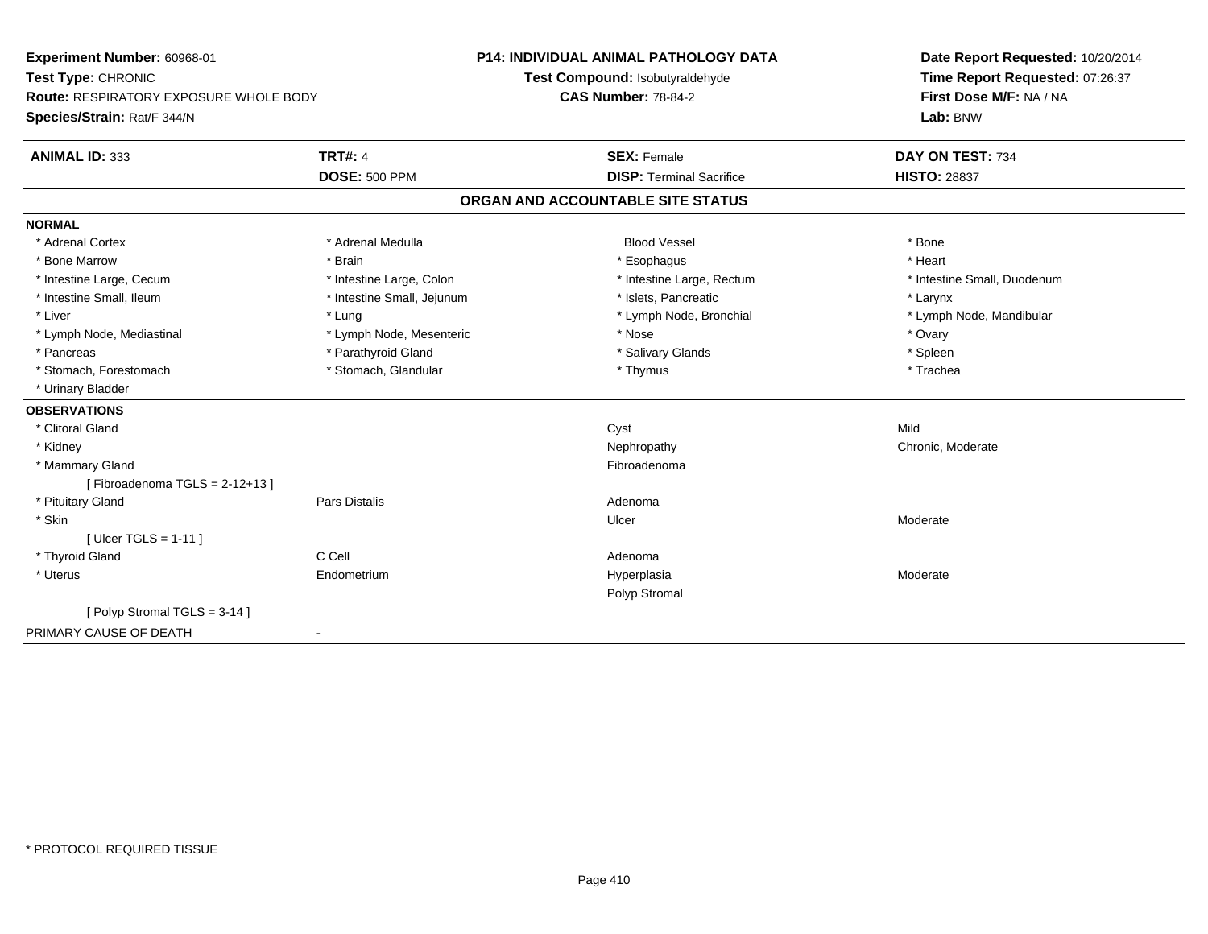**Experiment Number:** 60968-01
**Test Type:** CHRONIC
**Route:** RESPIRATORY EXPOSURE WHOLE BODY
**Species/Strain:** Rat/F 344/N

**P14: INDIVIDUAL ANIMAL PATHOLOGY DATA**
**Test Compound:** Isobutyraldehyde
**CAS Number:** 78-84-2

**Date Report Requested:** 10/20/2014
**Time Report Requested:** 07:26:37
**First Dose M/F:** NA / NA
**Lab:** BNW

| **ANIMAL ID:** 333 | **TRT#:** 4 | **SEX:** Female | **DAY ON TEST:** 734 |
|---|---|---|---|
| | **DOSE:** 500 PPM | **DISP:** Terminal Sacrifice | **HISTO:** 28837 |

## ORGAN AND ACCOUNTABLE SITE STATUS

**NORMAL**

| | | | |
|---|---|---|---|
| * Adrenal Cortex | * Adrenal Medulla | Blood Vessel | * Bone |
| * Bone Marrow | * Brain | * Esophagus | * Heart |
| * Intestine Large, Cecum | * Intestine Large, Colon | * Intestine Large, Rectum | * Intestine Small, Duodenum |
| * Intestine Small, Ileum | * Intestine Small, Jejunum | * Islets, Pancreatic | * Larynx |
| * Liver | * Lung | * Lymph Node, Bronchial | * Lymph Node, Mandibular |
| * Lymph Node, Mediastinal | * Lymph Node, Mesenteric | * Nose | * Ovary |
| * Pancreas | * Parathyroid Gland | * Salivary Glands | * Spleen |
| * Stomach, Forestomach | * Stomach, Glandular | * Thymus | * Trachea |
| * Urinary Bladder | | | |

**OBSERVATIONS**

| | | | |
|---|---|---|---|
| * Clitoral Gland | | Cyst | Mild |
| * Kidney | | Nephropathy | Chronic, Moderate |
| * Mammary Gland | | Fibroadenoma | |
| [ Fibroadenoma TGLS = 2-12+13 ] | | | |
| * Pituitary Gland | Pars Distalis | Adenoma | |
| * Skin | | Ulcer | Moderate |
| [ Ulcer TGLS = 1-11 ] | | | |
| * Thyroid Gland | C Cell | Adenoma | |
| * Uterus | Endometrium | Hyperplasia | Moderate |
| | | Polyp Stromal | |
| [ Polyp Stromal TGLS = 3-14 ] | | | |

PRIMARY CAUSE OF DEATH -

* PROTOCOL REQUIRED TISSUE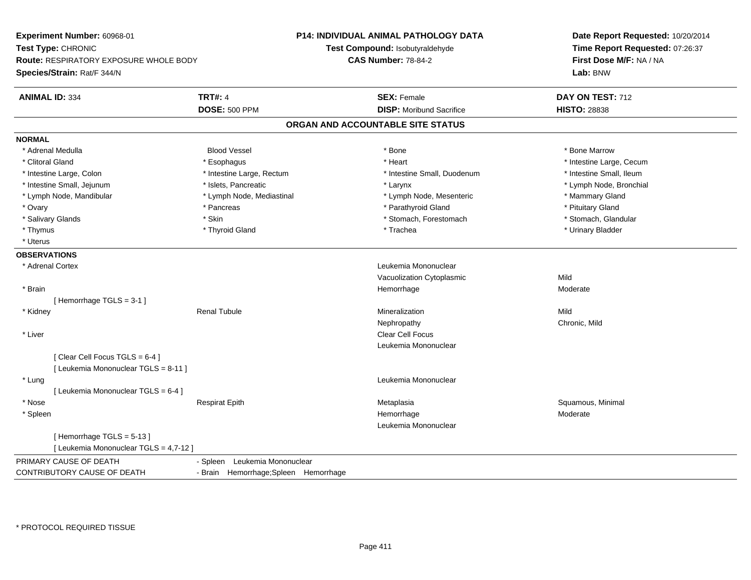**Experiment Number:** 60968-01
**Test Type:** CHRONIC
**Route:** RESPIRATORY EXPOSURE WHOLE BODY
**Species/Strain:** Rat/F 344/N

**P14: INDIVIDUAL ANIMAL PATHOLOGY DATA**
**Test Compound:** Isobutyraldehyde
**CAS Number:** 78-84-2

**Date Report Requested:** 10/20/2014
**Time Report Requested:** 07:26:37
**First Dose M/F:** NA / NA
**Lab:** BNW

| **ANIMAL ID:** 334 | **TRT#:** 4 | **SEX:** Female | **DAY ON TEST:** 712 |
|---|---|---|---|
| | **DOSE:** 500 PPM | **DISP:** Moribund Sacrifice | **HISTO:** 28838 |

## ORGAN AND ACCOUNTABLE SITE STATUS

**NORMAL**

| | | | |
|---|---|---|---|
| * Adrenal Medulla | Blood Vessel | * Bone | * Bone Marrow |
| * Clitoral Gland | * Esophagus | * Heart | * Intestine Large, Cecum |
| * Intestine Large, Colon | * Intestine Large, Rectum | * Intestine Small, Duodenum | * Intestine Small, Ileum |
| * Intestine Small, Jejunum | * Islets, Pancreatic | * Larynx | * Lymph Node, Bronchial |
| * Lymph Node, Mandibular | * Lymph Node, Mediastinal | * Lymph Node, Mesenteric | * Mammary Gland |
| * Ovary | * Pancreas | * Parathyroid Gland | * Pituitary Gland |
| * Salivary Glands | * Skin | * Stomach, Forestomach | * Stomach, Glandular |
| * Thymus | * Thyroid Gland | * Trachea | * Urinary Bladder |
| * Uterus | | | |

**OBSERVATIONS**

| Organ | Site | Observation | Severity |
|---|---|---|---|
| * Adrenal Cortex | | Leukemia Mononuclear | |
| | | Vacuolization Cytoplasmic | Mild |
| * Brain | | Hemorrhage | Moderate |
| [ Hemorrhage TGLS = 3-1 ] | | | |
| * Kidney | Renal Tubule | Mineralization | Mild |
| | | Nephropathy | Chronic, Mild |
| * Liver | | Clear Cell Focus | |
| | | Leukemia Mononuclear | |
| [ Clear Cell Focus TGLS = 6-4 ] | | | |
| [ Leukemia Mononuclear TGLS = 8-11 ] | | | |
| * Lung | | Leukemia Mononuclear | |
| [ Leukemia Mononuclear TGLS = 6-4 ] | | | |
| * Nose | Respirat Epith | Metaplasia | Squamous, Minimal |
| * Spleen | | Hemorrhage | Moderate |
| | | Leukemia Mononuclear | |
| [ Hemorrhage TGLS = 5-13 ] | | | |
| [ Leukemia Mononuclear TGLS = 4,7-12 ] | | | |

PRIMARY CAUSE OF DEATH - Spleen Leukemia Mononuclear
CONTRIBUTORY CAUSE OF DEATH - Brain Hemorrhage;Spleen Hemorrhage

* PROTOCOL REQUIRED TISSUE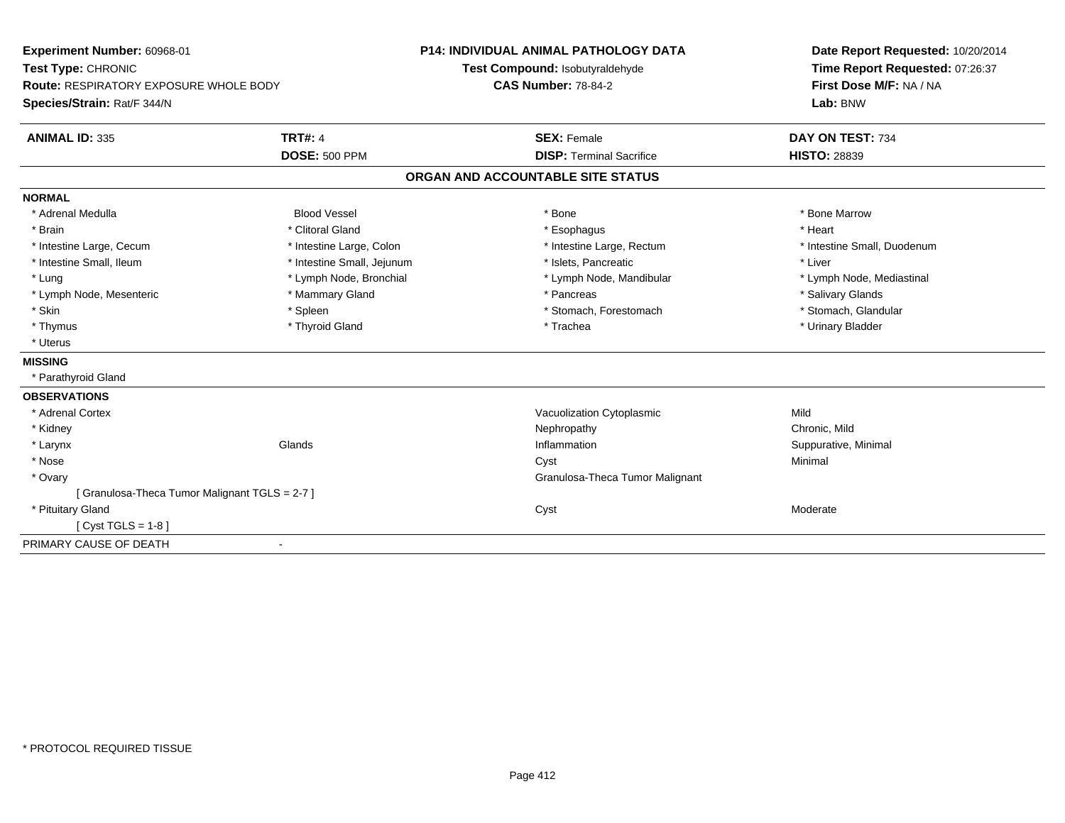**Experiment Number:** 60968-01
**Test Type:** CHRONIC
**Route:** RESPIRATORY EXPOSURE WHOLE BODY
**Species/Strain:** Rat/F 344/N

**P14: INDIVIDUAL ANIMAL PATHOLOGY DATA**
**Test Compound:** Isobutyraldehyde
**CAS Number:** 78-84-2

**Date Report Requested:** 10/20/2014
**Time Report Requested:** 07:26:37
**First Dose M/F:** NA / NA
**Lab:** BNW

| **ANIMAL ID:** 335 | **TRT#:** 4 | **SEX:** Female | **DAY ON TEST:** 734 |
|---|---|---|---|
| | **DOSE:** 500 PPM | **DISP:** Terminal Sacrifice | **HISTO:** 28839 |

## ORGAN AND ACCOUNTABLE SITE STATUS

**NORMAL**

| | | | |
|---|---|---|---|
| * Adrenal Medulla | Blood Vessel | * Bone | * Bone Marrow |
| * Brain | * Clitoral Gland | * Esophagus | * Heart |
| * Intestine Large, Cecum | * Intestine Large, Colon | * Intestine Large, Rectum | * Intestine Small, Duodenum |
| * Intestine Small, Ileum | * Intestine Small, Jejunum | * Islets, Pancreatic | * Liver |
| * Lung | * Lymph Node, Bronchial | * Lymph Node, Mandibular | * Lymph Node, Mediastinal |
| * Lymph Node, Mesenteric | * Mammary Gland | * Pancreas | * Salivary Glands |
| * Skin | * Spleen | * Stomach, Forestomach | * Stomach, Glandular |
| * Thymus | * Thyroid Gland | * Trachea | * Urinary Bladder |
| * Uterus | | | |

**MISSING**

* Parathyroid Gland

**OBSERVATIONS**

| | | | |
|---|---|---|---|
| * Adrenal Cortex | | Vacuolization Cytoplasmic | Mild |
| * Kidney | | Nephropathy | Chronic, Mild |
| * Larynx | Glands | Inflammation | Suppurative, Minimal |
| * Nose | | Cyst | Minimal |
| * Ovary | | Granulosa-Theca Tumor Malignant | |
| [ Granulosa-Theca Tumor Malignant TGLS = 2-7 ] | | | |
| * Pituitary Gland | | Cyst | Moderate |
| [ Cyst TGLS = 1-8 ] | | | |

PRIMARY CAUSE OF DEATH -

* PROTOCOL REQUIRED TISSUE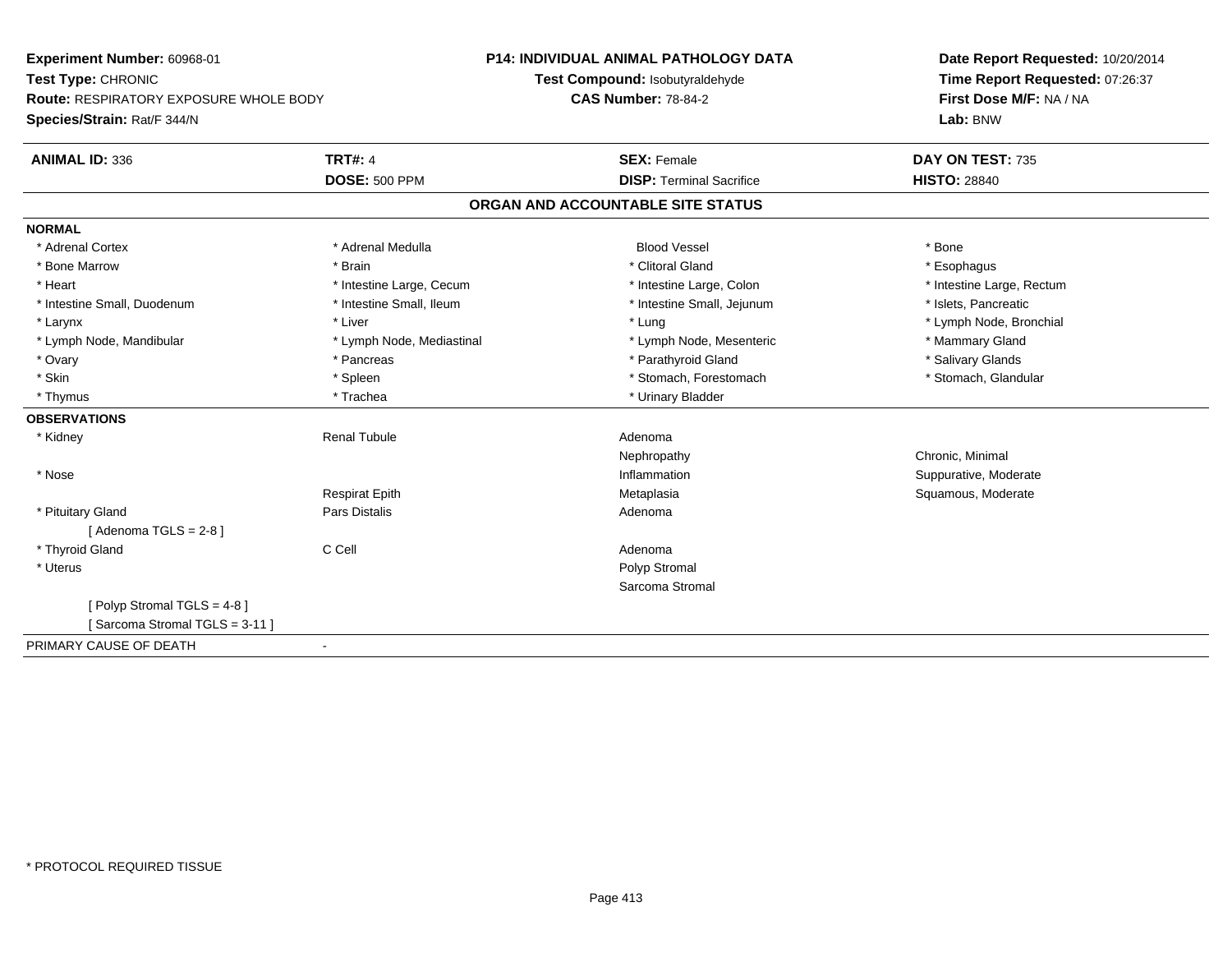**Experiment Number:** 60968-01
**Test Type:** CHRONIC
**Route:** RESPIRATORY EXPOSURE WHOLE BODY
**Species/Strain:** Rat/F 344/N

**P14: INDIVIDUAL ANIMAL PATHOLOGY DATA**
**Test Compound:** Isobutyraldehyde
**CAS Number:** 78-84-2

**Date Report Requested:** 10/20/2014
**Time Report Requested:** 07:26:37
**First Dose M/F:** NA / NA
**Lab:** BNW

| **ANIMAL ID:** 336 | **TRT#:** 4 | **SEX:** Female | **DAY ON TEST:** 735 |
|---|---|---|---|
| | **DOSE:** 500 PPM | **DISP:** Terminal Sacrifice | **HISTO:** 28840 |

## ORGAN AND ACCOUNTABLE SITE STATUS

**NORMAL**

| | | | |
|---|---|---|---|
| * Adrenal Cortex | * Adrenal Medulla | Blood Vessel | * Bone |
| * Bone Marrow | * Brain | * Clitoral Gland | * Esophagus |
| * Heart | * Intestine Large, Cecum | * Intestine Large, Colon | * Intestine Large, Rectum |
| * Intestine Small, Duodenum | * Intestine Small, Ileum | * Intestine Small, Jejunum | * Islets, Pancreatic |
| * Larynx | * Liver | * Lung | * Lymph Node, Bronchial |
| * Lymph Node, Mandibular | * Lymph Node, Mediastinal | * Lymph Node, Mesenteric | * Mammary Gland |
| * Ovary | * Pancreas | * Parathyroid Gland | * Salivary Glands |
| * Skin | * Spleen | * Stomach, Forestomach | * Stomach, Glandular |
| * Thymus | * Trachea | * Urinary Bladder | |

**OBSERVATIONS**

| | | | |
|---|---|---|---|
| * Kidney | Renal Tubule | Adenoma | |
| | | Nephropathy | Chronic, Minimal |
| * Nose | | Inflammation | Suppurative, Moderate |
| | Respirat Epith | Metaplasia | Squamous, Moderate |
| * Pituitary Gland | Pars Distalis | Adenoma | |
| [ Adenoma TGLS = 2-8 ] | | | |
| * Thyroid Gland | C Cell | Adenoma | |
| * Uterus | | Polyp Stromal | |
| | | Sarcoma Stromal | |
| [ Polyp Stromal TGLS = 4-8 ] | | | |
| [ Sarcoma Stromal TGLS = 3-11 ] | | | |

PRIMARY CAUSE OF DEATH -

* PROTOCOL REQUIRED TISSUE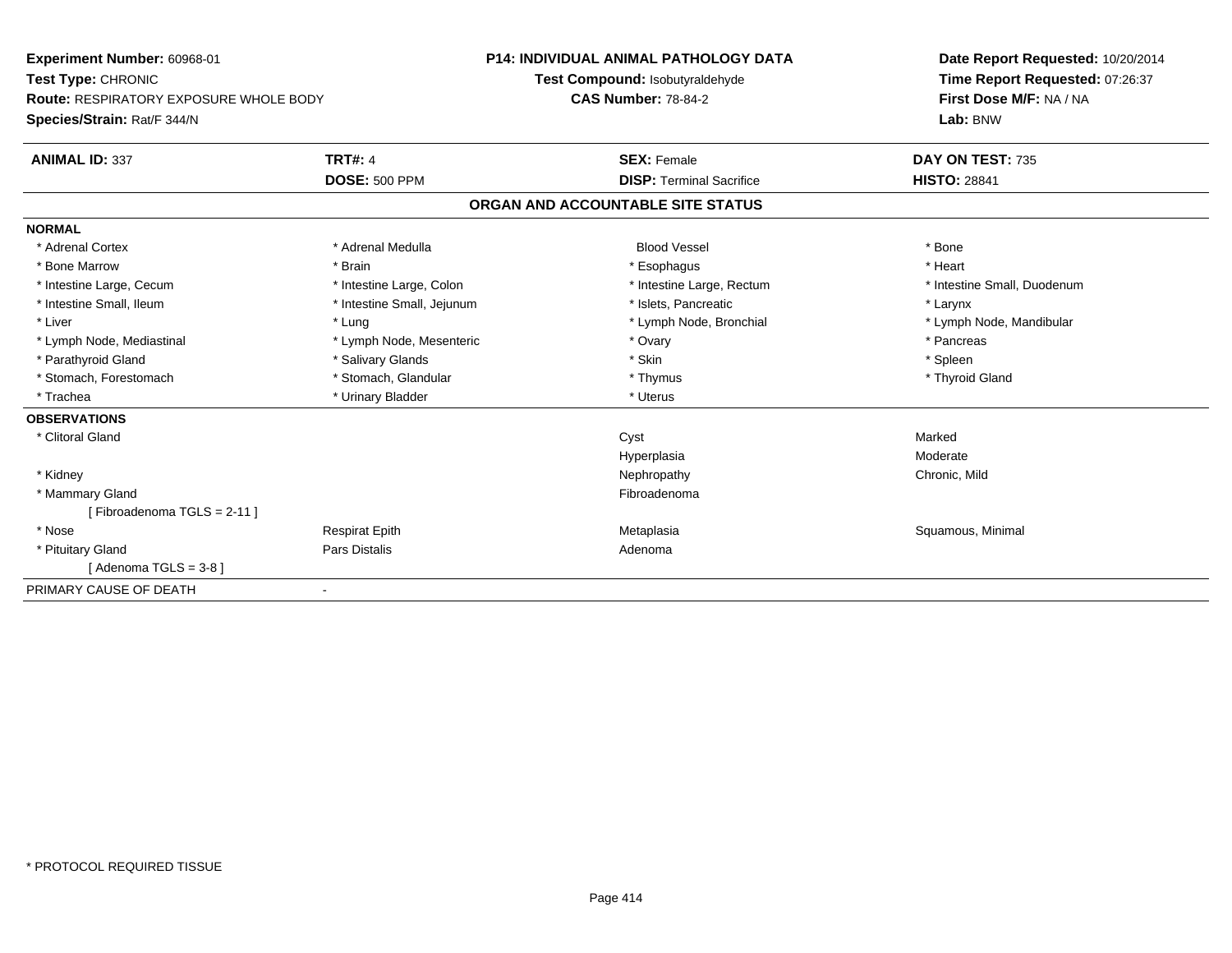**Experiment Number:** 60968-01
**Test Type:** CHRONIC
**Route:** RESPIRATORY EXPOSURE WHOLE BODY
**Species/Strain:** Rat/F 344/N

**P14: INDIVIDUAL ANIMAL PATHOLOGY DATA**
**Test Compound:** Isobutyraldehyde
**CAS Number:** 78-84-2

**Date Report Requested:** 10/20/2014
**Time Report Requested:** 07:26:37
**First Dose M/F:** NA / NA
**Lab:** BNW

| **ANIMAL ID:** 337 | **TRT#:** 4 | **SEX:** Female | **DAY ON TEST:** 735 |
|---|---|---|---|
| | **DOSE:** 500 PPM | **DISP:** Terminal Sacrifice | **HISTO:** 28841 |

## ORGAN AND ACCOUNTABLE SITE STATUS

**NORMAL**

| | | | |
|---|---|---|---|
| * Adrenal Cortex | * Adrenal Medulla | Blood Vessel | * Bone |
| * Bone Marrow | * Brain | * Esophagus | * Heart |
| * Intestine Large, Cecum | * Intestine Large, Colon | * Intestine Large, Rectum | * Intestine Small, Duodenum |
| * Intestine Small, Ileum | * Intestine Small, Jejunum | * Islets, Pancreatic | * Larynx |
| * Liver | * Lung | * Lymph Node, Bronchial | * Lymph Node, Mandibular |
| * Lymph Node, Mediastinal | * Lymph Node, Mesenteric | * Ovary | * Pancreas |
| * Parathyroid Gland | * Salivary Glands | * Skin | * Spleen |
| * Stomach, Forestomach | * Stomach, Glandular | * Thymus | * Thyroid Gland |
| * Trachea | * Urinary Bladder | * Uterus | |

**OBSERVATIONS**

| | | | |
|---|---|---|---|
| * Clitoral Gland | | Cyst | Marked |
| | | Hyperplasia | Moderate |
| * Kidney | | Nephropathy | Chronic, Mild |
| * Mammary Gland | | Fibroadenoma | |
| [ Fibroadenoma TGLS = 2-11 ] | | | |
| * Nose | Respirat Epith | Metaplasia | Squamous, Minimal |
| * Pituitary Gland | Pars Distalis | Adenoma | |
| [ Adenoma TGLS = 3-8 ] | | | |

PRIMARY CAUSE OF DEATH -

* PROTOCOL REQUIRED TISSUE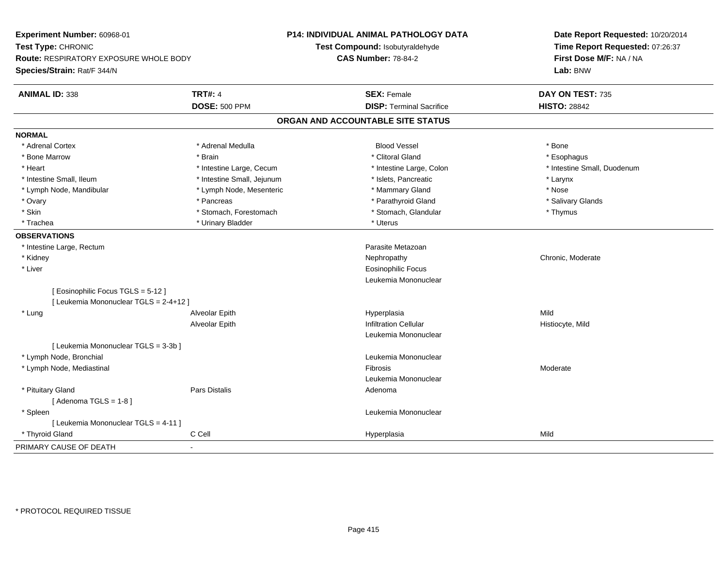**Experiment Number:** 60968-01
**Test Type:** CHRONIC
**Route:** RESPIRATORY EXPOSURE WHOLE BODY
**Species/Strain:** Rat/F 344/N

**P14: INDIVIDUAL ANIMAL PATHOLOGY DATA**
**Test Compound:** Isobutyraldehyde
**CAS Number:** 78-84-2

**Date Report Requested:** 10/20/2014
**Time Report Requested:** 07:26:37
**First Dose M/F:** NA / NA
**Lab:** BNW

| **ANIMAL ID:** 338 | **TRT#:** 4 | **SEX:** Female | **DAY ON TEST:** 735 |
|---|---|---|---|
| | **DOSE:** 500 PPM | **DISP:** Terminal Sacrifice | **HISTO:** 28842 |

## ORGAN AND ACCOUNTABLE SITE STATUS

**NORMAL**

| | | | |
|---|---|---|---|
| * Adrenal Cortex | * Adrenal Medulla | Blood Vessel | * Bone |
| * Bone Marrow | * Brain | * Clitoral Gland | * Esophagus |
| * Heart | * Intestine Large, Cecum | * Intestine Large, Colon | * Intestine Small, Duodenum |
| * Intestine Small, Ileum | * Intestine Small, Jejunum | * Islets, Pancreatic | * Larynx |
| * Lymph Node, Mandibular | * Lymph Node, Mesenteric | * Mammary Gland | * Nose |
| * Ovary | * Pancreas | * Parathyroid Gland | * Salivary Glands |
| * Skin | * Stomach, Forestomach | * Stomach, Glandular | * Thymus |
| * Trachea | * Urinary Bladder | * Uterus | |

**OBSERVATIONS**

| | | | |
|---|---|---|---|
| * Intestine Large, Rectum | | Parasite Metazoan | |
| * Kidney | | Nephropathy | Chronic, Moderate |
| * Liver | | Eosinophilic Focus | |
| | | Leukemia Mononuclear | |
| [ Eosinophilic Focus TGLS = 5-12 ] | | | |
| [ Leukemia Mononuclear TGLS = 2-4+12 ] | | | |
| * Lung | Alveolar Epith | Hyperplasia | Mild |
| | Alveolar Epith | Infiltration Cellular | Histiocyte, Mild |
| | | Leukemia Mononuclear | |
| [ Leukemia Mononuclear TGLS = 3-3b ] | | | |
| * Lymph Node, Bronchial | | Leukemia Mononuclear | |
| * Lymph Node, Mediastinal | | Fibrosis | Moderate |
| | | Leukemia Mononuclear | |
| * Pituitary Gland | Pars Distalis | Adenoma | |
| [ Adenoma TGLS = 1-8 ] | | | |
| * Spleen | | Leukemia Mononuclear | |
| [ Leukemia Mononuclear TGLS = 4-11 ] | | | |
| * Thyroid Gland | C Cell | Hyperplasia | Mild |

PRIMARY CAUSE OF DEATH -

* PROTOCOL REQUIRED TISSUE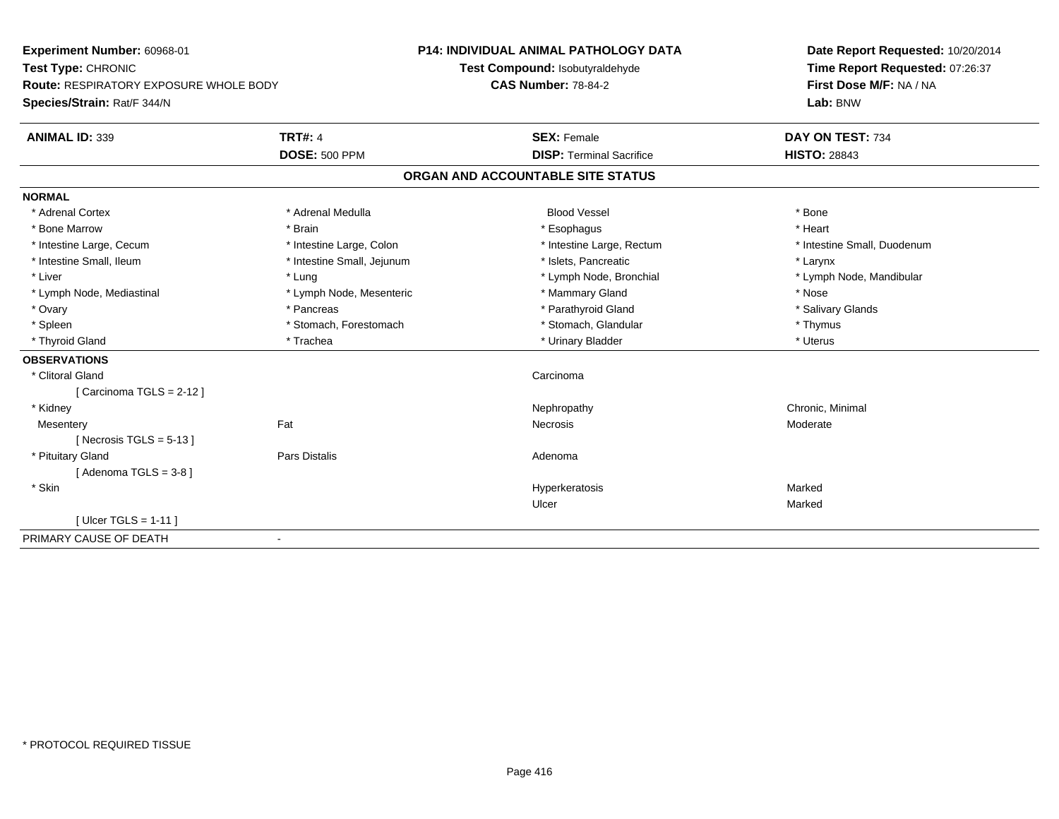**Experiment Number:** 60968-01
**Test Type:** CHRONIC
**Route:** RESPIRATORY EXPOSURE WHOLE BODY
**Species/Strain:** Rat/F 344/N

**P14: INDIVIDUAL ANIMAL PATHOLOGY DATA**
**Test Compound:** Isobutyraldehyde
**CAS Number:** 78-84-2

**Date Report Requested:** 10/20/2014
**Time Report Requested:** 07:26:37
**First Dose M/F:** NA / NA
**Lab:** BNW

| **ANIMAL ID:** 339 | **TRT#:** 4 | **SEX:** Female | **DAY ON TEST:** 734 |
|---|---|---|---|
| | **DOSE:** 500 PPM | **DISP:** Terminal Sacrifice | **HISTO:** 28843 |

## ORGAN AND ACCOUNTABLE SITE STATUS

**NORMAL**

| | | | |
|---|---|---|---|
| * Adrenal Cortex | * Adrenal Medulla | Blood Vessel | * Bone |
| * Bone Marrow | * Brain | * Esophagus | * Heart |
| * Intestine Large, Cecum | * Intestine Large, Colon | * Intestine Large, Rectum | * Intestine Small, Duodenum |
| * Intestine Small, Ileum | * Intestine Small, Jejunum | * Islets, Pancreatic | * Larynx |
| * Liver | * Lung | * Lymph Node, Bronchial | * Lymph Node, Mandibular |
| * Lymph Node, Mediastinal | * Lymph Node, Mesenteric | * Mammary Gland | * Nose |
| * Ovary | * Pancreas | * Parathyroid Gland | * Salivary Glands |
| * Spleen | * Stomach, Forestomach | * Stomach, Glandular | * Thymus |
| * Thyroid Gland | * Trachea | * Urinary Bladder | * Uterus |

**OBSERVATIONS**

| | | | |
|---|---|---|---|
| * Clitoral Gland | | Carcinoma | |
| [ Carcinoma TGLS = 2-12 ] | | | |
| * Kidney | | Nephropathy | Chronic, Minimal |
| Mesentery | Fat | Necrosis | Moderate |
| [ Necrosis TGLS = 5-13 ] | | | |
| * Pituitary Gland | Pars Distalis | Adenoma | |
| [ Adenoma TGLS = 3-8 ] | | | |
| * Skin | | Hyperkeratosis | Marked |
| | | Ulcer | Marked |
| [ Ulcer TGLS = 1-11 ] | | | |

PRIMARY CAUSE OF DEATH -

* PROTOCOL REQUIRED TISSUE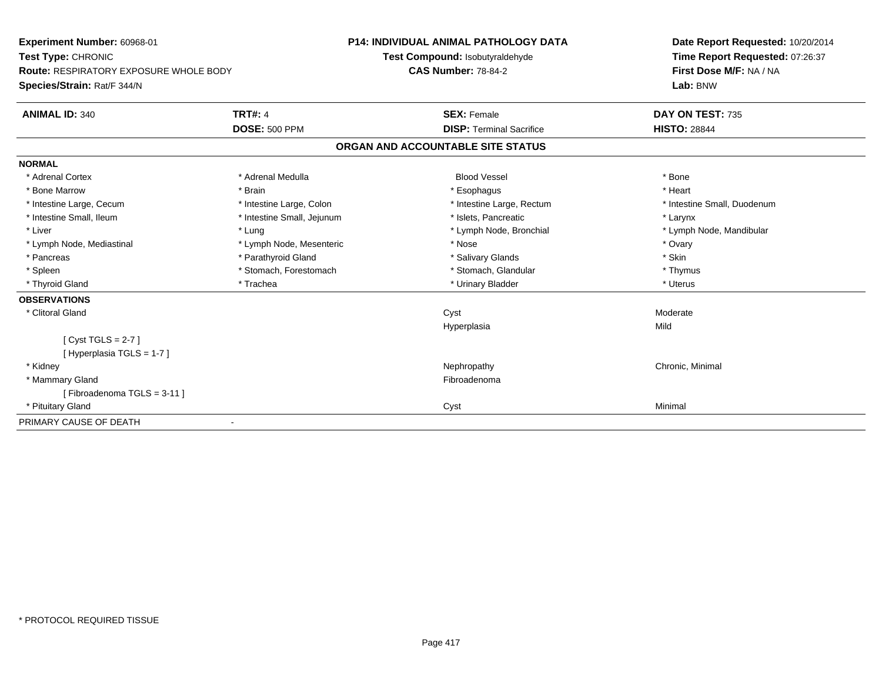**Experiment Number:** 60968-01
**Test Type:** CHRONIC
**Route:** RESPIRATORY EXPOSURE WHOLE BODY
**Species/Strain:** Rat/F 344/N

**P14: INDIVIDUAL ANIMAL PATHOLOGY DATA**
**Test Compound:** Isobutyraldehyde
**CAS Number:** 78-84-2

**Date Report Requested:** 10/20/2014
**Time Report Requested:** 07:26:37
**First Dose M/F:** NA / NA
**Lab:** BNW

| **ANIMAL ID:** 340 | **TRT#:** 4 | **SEX:** Female | **DAY ON TEST:** 735 |
|---|---|---|---|
| | **DOSE:** 500 PPM | **DISP:** Terminal Sacrifice | **HISTO:** 28844 |

**ORGAN AND ACCOUNTABLE SITE STATUS**

**NORMAL**

| | | | |
|---|---|---|---|
| * Adrenal Cortex | * Adrenal Medulla | Blood Vessel | * Bone |
| * Bone Marrow | * Brain | * Esophagus | * Heart |
| * Intestine Large, Cecum | * Intestine Large, Colon | * Intestine Large, Rectum | * Intestine Small, Duodenum |
| * Intestine Small, Ileum | * Intestine Small, Jejunum | * Islets, Pancreatic | * Larynx |
| * Liver | * Lung | * Lymph Node, Bronchial | * Lymph Node, Mandibular |
| * Lymph Node, Mediastinal | * Lymph Node, Mesenteric | * Nose | * Ovary |
| * Pancreas | * Parathyroid Gland | * Salivary Glands | * Skin |
| * Spleen | * Stomach, Forestomach | * Stomach, Glandular | * Thymus |
| * Thyroid Gland | * Trachea | * Urinary Bladder | * Uterus |

**OBSERVATIONS**

| | | |
|---|---|---|
| * Clitoral Gland | Cyst | Moderate |
| | Hyperplasia | Mild |
| [ Cyst TGLS = 2-7 ] | | |
| [ Hyperplasia TGLS = 1-7 ] | | |
| * Kidney | Nephropathy | Chronic, Minimal |
| * Mammary Gland | Fibroadenoma | |
| [ Fibroadenoma TGLS = 3-11 ] | | |
| * Pituitary Gland | Cyst | Minimal |

PRIMARY CAUSE OF DEATH -

* PROTOCOL REQUIRED TISSUE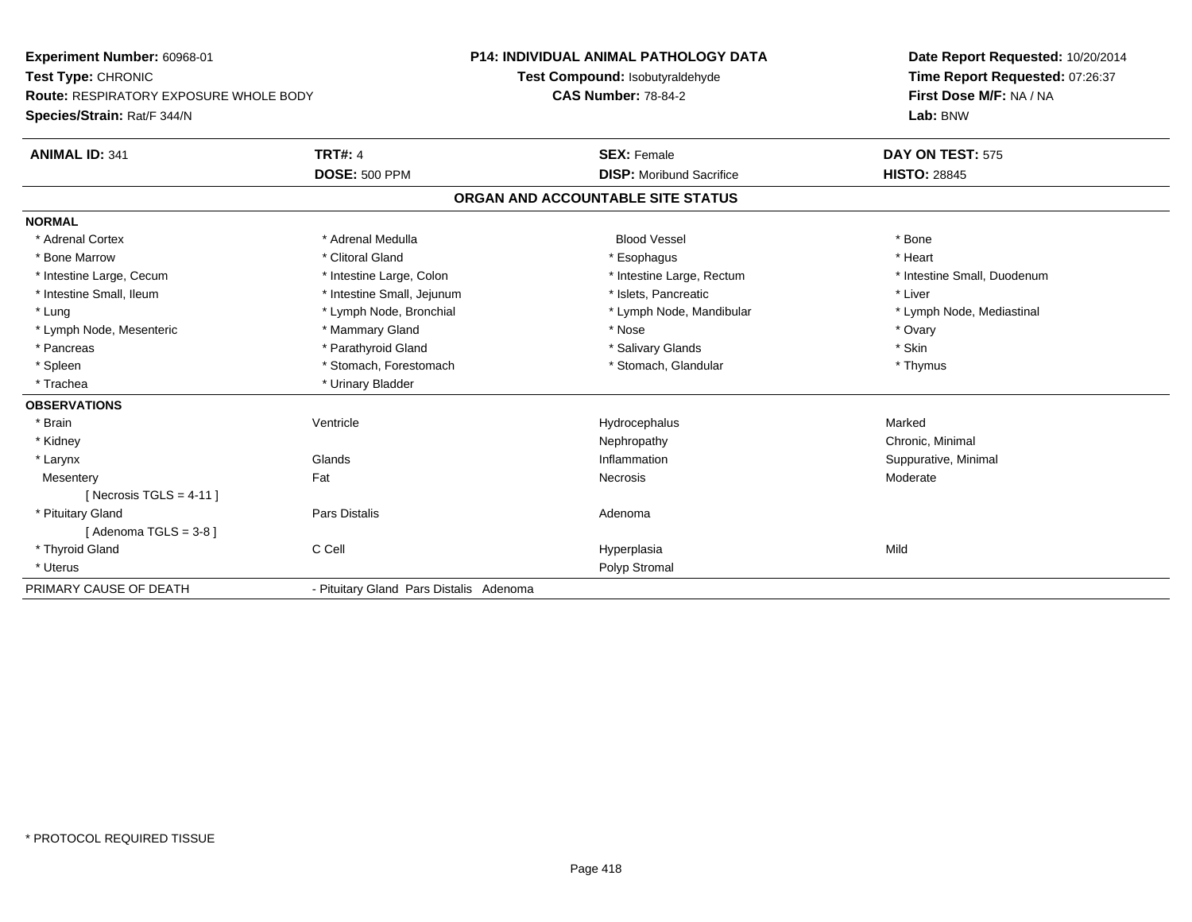**Experiment Number:** 60968-01
**Test Type:** CHRONIC
**Route:** RESPIRATORY EXPOSURE WHOLE BODY
**Species/Strain:** Rat/F 344/N

**P14: INDIVIDUAL ANIMAL PATHOLOGY DATA**
**Test Compound:** Isobutyraldehyde
**CAS Number:** 78-84-2

**Date Report Requested:** 10/20/2014
**Time Report Requested:** 07:26:37
**First Dose M/F:** NA / NA
**Lab:** BNW

| **ANIMAL ID:** 341 | **TRT#:** 4 | **SEX:** Female | **DAY ON TEST:** 575 |
|---|---|---|---|
| | **DOSE:** 500 PPM | **DISP:** Moribund Sacrifice | **HISTO:** 28845 |

## ORGAN AND ACCOUNTABLE SITE STATUS

| | | | |
|---|---|---|---|
| **NORMAL** | | | |
| * Adrenal Cortex | * Adrenal Medulla | Blood Vessel | * Bone |
| * Bone Marrow | * Clitoral Gland | * Esophagus | * Heart |
| * Intestine Large, Cecum | * Intestine Large, Colon | * Intestine Large, Rectum | * Intestine Small, Duodenum |
| * Intestine Small, Ileum | * Intestine Small, Jejunum | * Islets, Pancreatic | * Liver |
| * Lung | * Lymph Node, Bronchial | * Lymph Node, Mandibular | * Lymph Node, Mediastinal |
| * Lymph Node, Mesenteric | * Mammary Gland | * Nose | * Ovary |
| * Pancreas | * Parathyroid Gland | * Salivary Glands | * Skin |
| * Spleen | * Stomach, Forestomach | * Stomach, Glandular | * Thymus |
| * Trachea | * Urinary Bladder | | |
| **OBSERVATIONS** | | | |
| * Brain | Ventricle | Hydrocephalus | Marked |
| * Kidney | | Nephropathy | Chronic, Minimal |
| * Larynx | Glands | Inflammation | Suppurative, Minimal |
| Mesentery | Fat | Necrosis | Moderate |
| [ Necrosis TGLS = 4-11 ] | | | |
| * Pituitary Gland | Pars Distalis | Adenoma | |
| [ Adenoma TGLS = 3-8 ] | | | |
| * Thyroid Gland | C Cell | Hyperplasia | Mild |
| * Uterus | | Polyp Stromal | |
| PRIMARY CAUSE OF DEATH | - Pituitary Gland Pars Distalis Adenoma | | |

* PROTOCOL REQUIRED TISSUE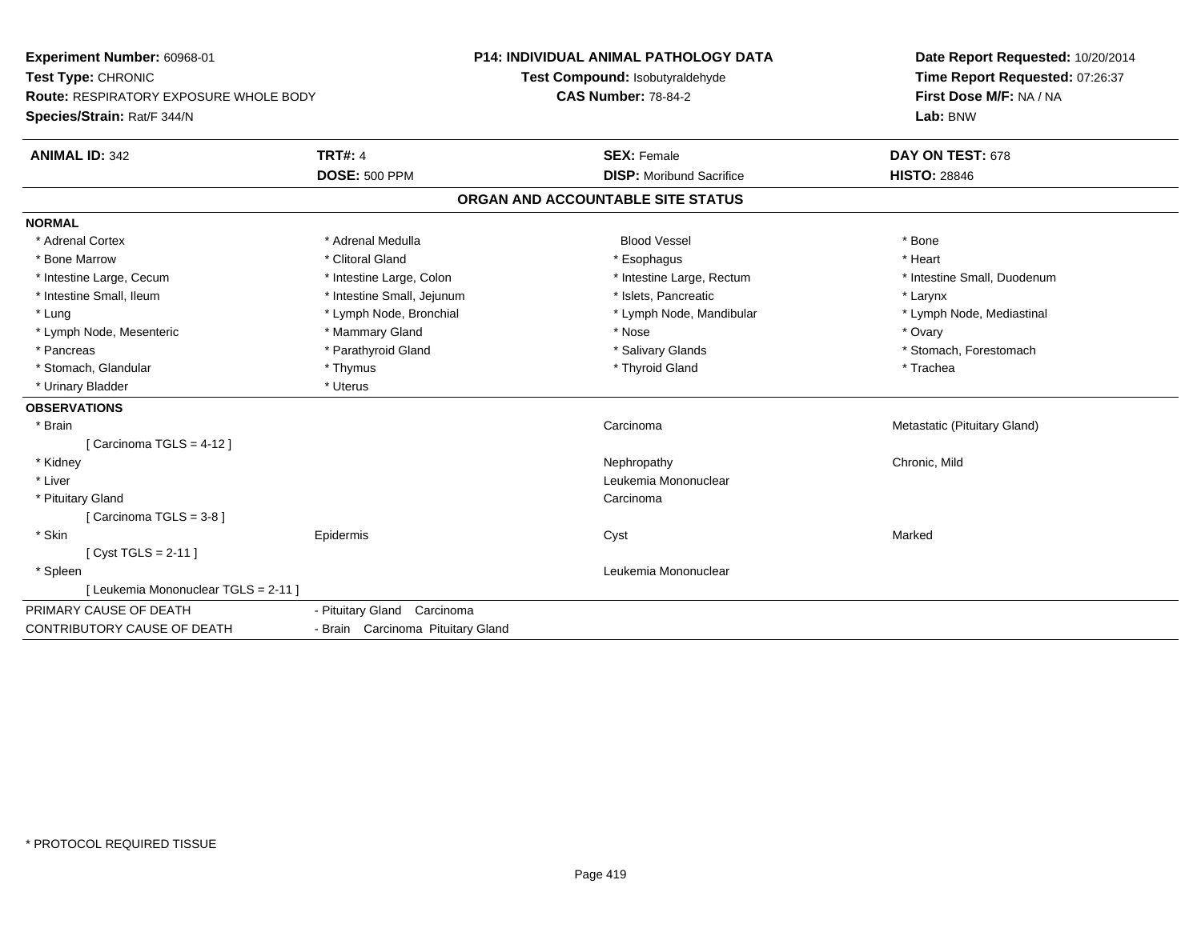**Experiment Number:** 60968-01
**Test Type:** CHRONIC
**Route:** RESPIRATORY EXPOSURE WHOLE BODY
**Species/Strain:** Rat/F 344/N

**P14: INDIVIDUAL ANIMAL PATHOLOGY DATA**
**Test Compound:** Isobutyraldehyde
**CAS Number:** 78-84-2

**Date Report Requested:** 10/20/2014
**Time Report Requested:** 07:26:37
**First Dose M/F:** NA / NA
**Lab:** BNW

| **ANIMAL ID:** 342 | **TRT#:** 4 | **SEX:** Female | **DAY ON TEST:** 678 |
|---|---|---|---|
| | **DOSE:** 500 PPM | **DISP:** Moribund Sacrifice | **HISTO:** 28846 |

## ORGAN AND ACCOUNTABLE SITE STATUS

**NORMAL**

| | | | |
|---|---|---|---|
| * Adrenal Cortex | * Adrenal Medulla | Blood Vessel | * Bone |
| * Bone Marrow | * Clitoral Gland | * Esophagus | * Heart |
| * Intestine Large, Cecum | * Intestine Large, Colon | * Intestine Large, Rectum | * Intestine Small, Duodenum |
| * Intestine Small, Ileum | * Intestine Small, Jejunum | * Islets, Pancreatic | * Larynx |
| * Lung | * Lymph Node, Bronchial | * Lymph Node, Mandibular | * Lymph Node, Mediastinal |
| * Lymph Node, Mesenteric | * Mammary Gland | * Nose | * Ovary |
| * Pancreas | * Parathyroid Gland | * Salivary Glands | * Stomach, Forestomach |
| * Stomach, Glandular | * Thymus | * Thyroid Gland | * Trachea |
| * Urinary Bladder | * Uterus | | |

**OBSERVATIONS**

| | | | |
|---|---|---|---|
| * Brain | | Carcinoma | Metastatic (Pituitary Gland) |
| [ Carcinoma TGLS = 4-12 ] | | | |
| * Kidney | | Nephropathy | Chronic, Mild |
| * Liver | | Leukemia Mononuclear | |
| * Pituitary Gland | | Carcinoma | |
| [ Carcinoma TGLS = 3-8 ] | | | |
| * Skin | Epidermis | Cyst | Marked |
| [ Cyst TGLS = 2-11 ] | | | |
| * Spleen | | Leukemia Mononuclear | |
| [ Leukemia Mononuclear TGLS = 2-11 ] | | | |

| | |
|---|---|
| PRIMARY CAUSE OF DEATH | - Pituitary Gland Carcinoma |
| CONTRIBUTORY CAUSE OF DEATH | - Brain Carcinoma Pituitary Gland |

* PROTOCOL REQUIRED TISSUE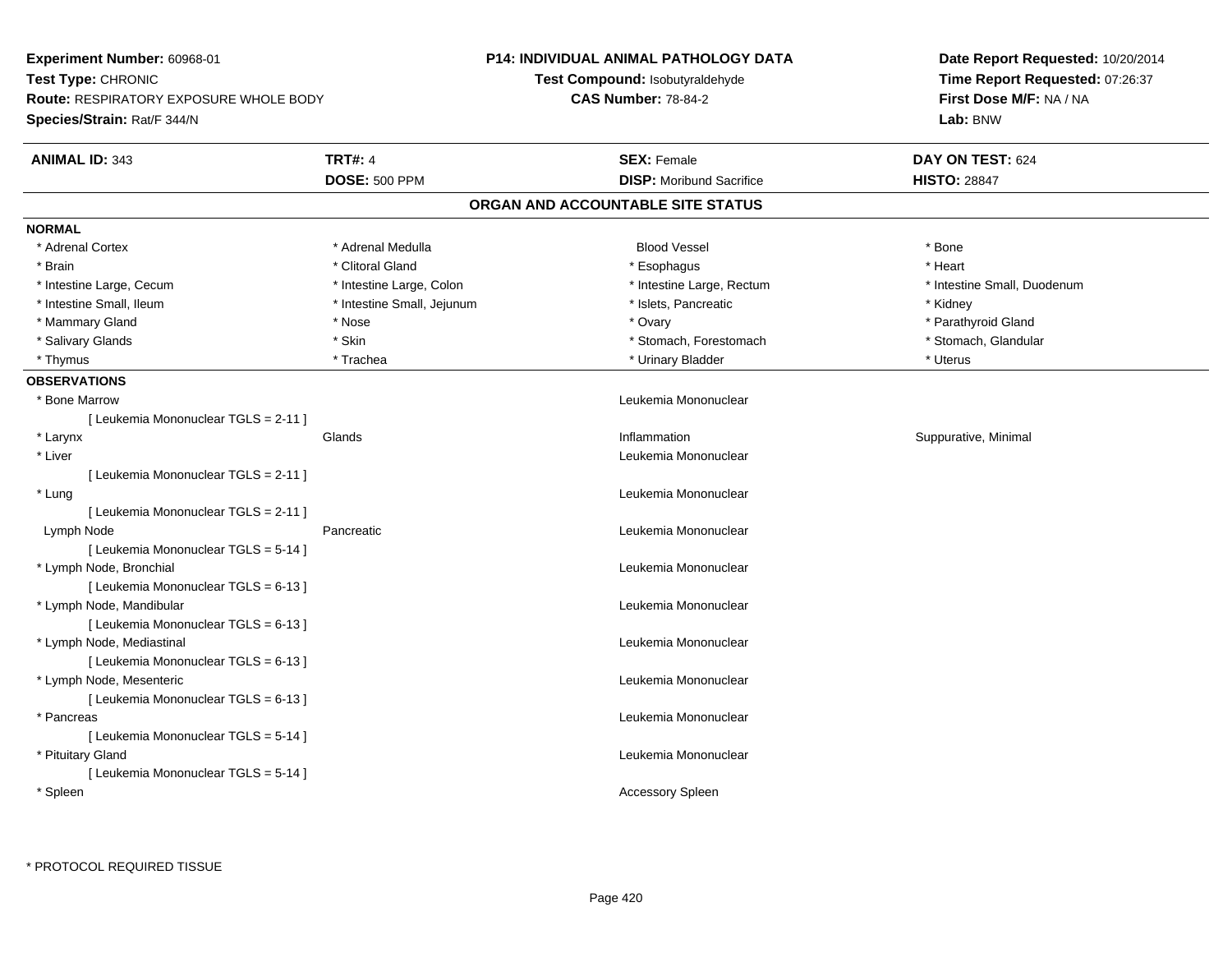**Experiment Number:** 60968-01
**Test Type:** CHRONIC
**Route:** RESPIRATORY EXPOSURE WHOLE BODY
**Species/Strain:** Rat/F 344/N

**P14: INDIVIDUAL ANIMAL PATHOLOGY DATA**
**Test Compound:** Isobutyraldehyde
**CAS Number:** 78-84-2

**Date Report Requested:** 10/20/2014
**Time Report Requested:** 07:26:37
**First Dose M/F:** NA / NA
**Lab:** BNW

| **ANIMAL ID:** 343 | **TRT#:** 4 | **SEX:** Female | **DAY ON TEST:** 624 |
|---|---|---|---|
| | **DOSE:** 500 PPM | **DISP:** Moribund Sacrifice | **HISTO:** 28847 |

**ORGAN AND ACCOUNTABLE SITE STATUS**

**NORMAL**

| | | | |
|---|---|---|---|
| * Adrenal Cortex | * Adrenal Medulla | Blood Vessel | * Bone |
| * Brain | * Clitoral Gland | * Esophagus | * Heart |
| * Intestine Large, Cecum | * Intestine Large, Colon | * Intestine Large, Rectum | * Intestine Small, Duodenum |
| * Intestine Small, Ileum | * Intestine Small, Jejunum | * Islets, Pancreatic | * Kidney |
| * Mammary Gland | * Nose | * Ovary | * Parathyroid Gland |
| * Salivary Glands | * Skin | * Stomach, Forestomach | * Stomach, Glandular |
| * Thymus | * Trachea | * Urinary Bladder | * Uterus |

**OBSERVATIONS**

| | | | |
|---|---|---|---|
| * Bone Marrow | | Leukemia Mononuclear | |
| [ Leukemia Mononuclear TGLS = 2-11 ] | | | |
| * Larynx | Glands | Inflammation | Suppurative, Minimal |
| * Liver | | Leukemia Mononuclear | |
| [ Leukemia Mononuclear TGLS = 2-11 ] | | | |
| * Lung | | Leukemia Mononuclear | |
| [ Leukemia Mononuclear TGLS = 2-11 ] | | | |
| Lymph Node | Pancreatic | Leukemia Mononuclear | |
| [ Leukemia Mononuclear TGLS = 5-14 ] | | | |
| * Lymph Node, Bronchial | | Leukemia Mononuclear | |
| [ Leukemia Mononuclear TGLS = 6-13 ] | | | |
| * Lymph Node, Mandibular | | Leukemia Mononuclear | |
| [ Leukemia Mononuclear TGLS = 6-13 ] | | | |
| * Lymph Node, Mediastinal | | Leukemia Mononuclear | |
| [ Leukemia Mononuclear TGLS = 6-13 ] | | | |
| * Lymph Node, Mesenteric | | Leukemia Mononuclear | |
| [ Leukemia Mononuclear TGLS = 6-13 ] | | | |
| * Pancreas | | Leukemia Mononuclear | |
| [ Leukemia Mononuclear TGLS = 5-14 ] | | | |
| * Pituitary Gland | | Leukemia Mononuclear | |
| [ Leukemia Mononuclear TGLS = 5-14 ] | | | |
| * Spleen | | Accessory Spleen | |

\* PROTOCOL REQUIRED TISSUE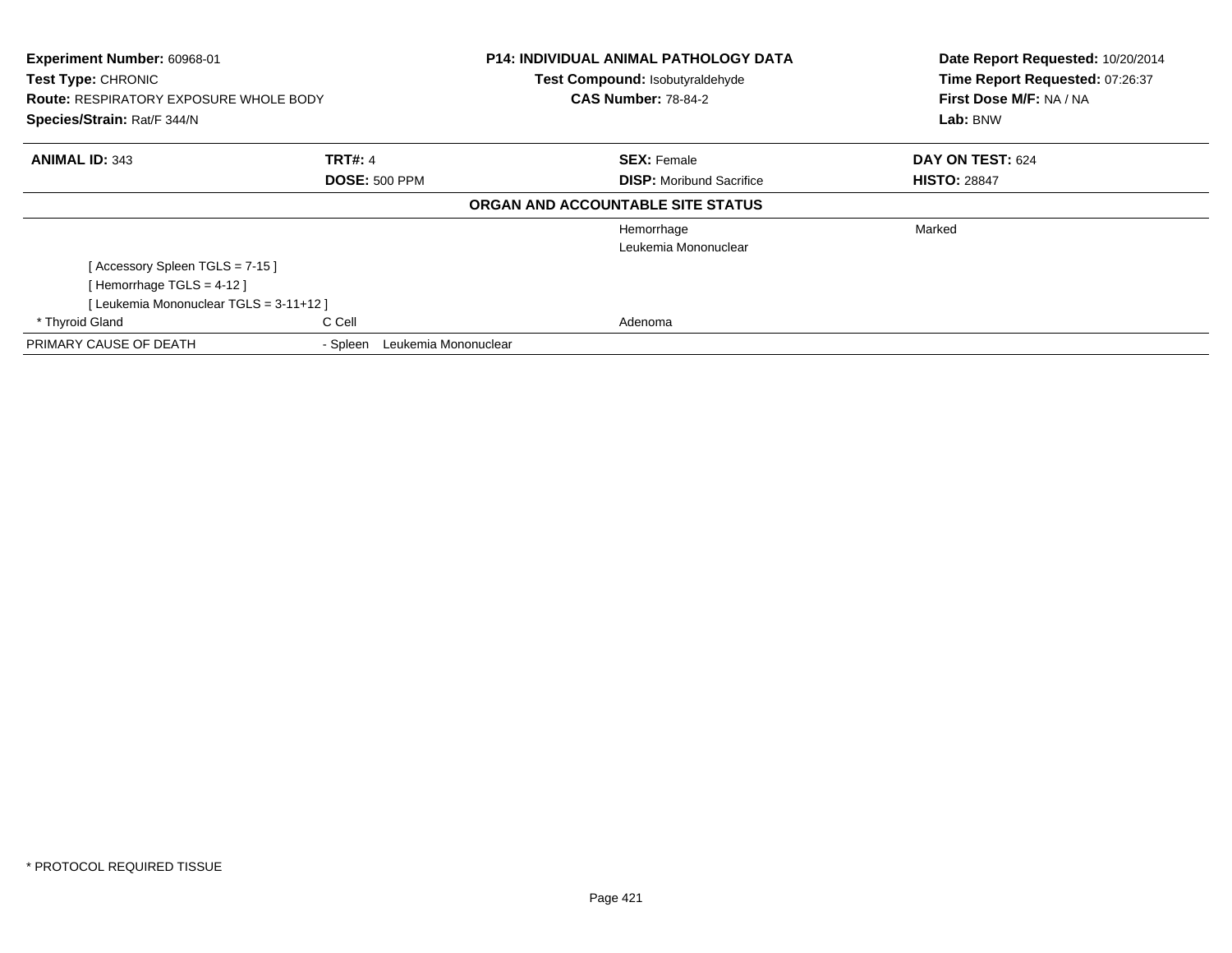**Experiment Number:** 60968-01
**Test Type:** CHRONIC
**Route:** RESPIRATORY EXPOSURE WHOLE BODY
**Species/Strain:** Rat/F 344/N

**P14: INDIVIDUAL ANIMAL PATHOLOGY DATA**
**Test Compound:** Isobutyraldehyde
**CAS Number:** 78-84-2

**Date Report Requested:** 10/20/2014
**Time Report Requested:** 07:26:37
**First Dose M/F:** NA / NA
**Lab:** BNW

| **ANIMAL ID:** 343 | **TRT#:** 4 | **SEX:** Female | **DAY ON TEST:** 624 |
|---|---|---|---|
| | **DOSE:** 500 PPM | **DISP:** Moribund Sacrifice | **HISTO:** 28847 |

**ORGAN AND ACCOUNTABLE SITE STATUS**

| | | | |
|---|---|---|---|
| | | Hemorrhage | Marked |
| | | Leukemia Mononuclear | |
| [ Accessory Spleen TGLS = 7-15 ] | | | |
| [ Hemorrhage TGLS = 4-12 ] | | | |
| [ Leukemia Mononuclear TGLS = 3-11+12 ] | | | |
| * Thyroid Gland | C Cell | Adenoma | |
| PRIMARY CAUSE OF DEATH | - Spleen Leukemia Mononuclear | | |

* PROTOCOL REQUIRED TISSUE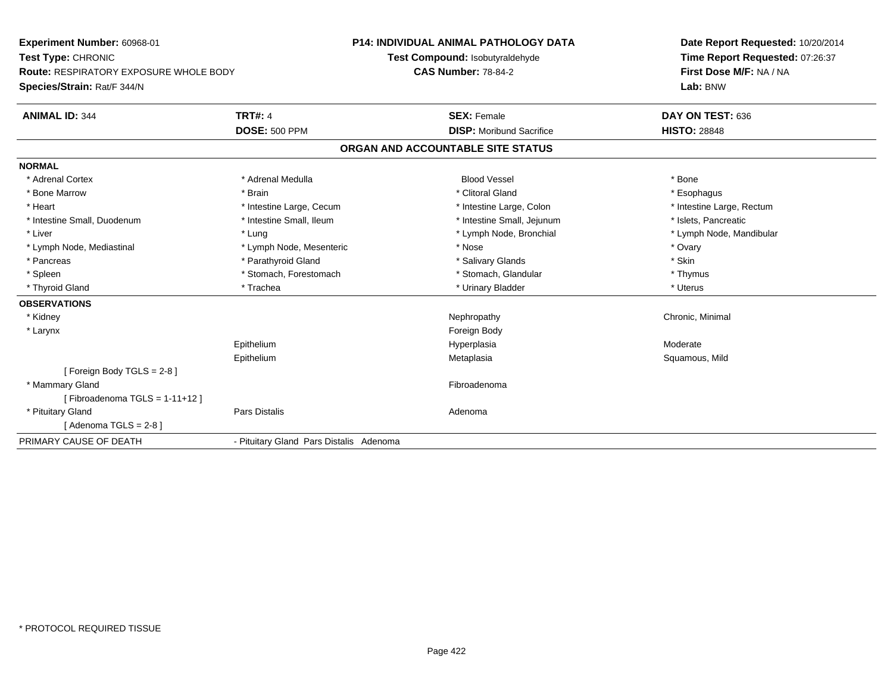**Experiment Number:** 60968-01
**Test Type:** CHRONIC
**Route:** RESPIRATORY EXPOSURE WHOLE BODY
**Species/Strain:** Rat/F 344/N

**P14: INDIVIDUAL ANIMAL PATHOLOGY DATA**
**Test Compound:** Isobutyraldehyde
**CAS Number:** 78-84-2

**Date Report Requested:** 10/20/2014
**Time Report Requested:** 07:26:37
**First Dose M/F:** NA / NA
**Lab:** BNW

| **ANIMAL ID:** 344 | **TRT#:** 4 | **SEX:** Female | **DAY ON TEST:** 636 |
|---|---|---|---|
| | **DOSE:** 500 PPM | **DISP:** Moribund Sacrifice | **HISTO:** 28848 |

## ORGAN AND ACCOUNTABLE SITE STATUS

**NORMAL**

| | | | |
|---|---|---|---|
| * Adrenal Cortex | * Adrenal Medulla | Blood Vessel | * Bone |
| * Bone Marrow | * Brain | * Clitoral Gland | * Esophagus |
| * Heart | * Intestine Large, Cecum | * Intestine Large, Colon | * Intestine Large, Rectum |
| * Intestine Small, Duodenum | * Intestine Small, Ileum | * Intestine Small, Jejunum | * Islets, Pancreatic |
| * Liver | * Lung | * Lymph Node, Bronchial | * Lymph Node, Mandibular |
| * Lymph Node, Mediastinal | * Lymph Node, Mesenteric | * Nose | * Ovary |
| * Pancreas | * Parathyroid Gland | * Salivary Glands | * Skin |
| * Spleen | * Stomach, Forestomach | * Stomach, Glandular | * Thymus |
| * Thyroid Gland | * Trachea | * Urinary Bladder | * Uterus |

**OBSERVATIONS**

| | | | |
|---|---|---|---|
| * Kidney | | Nephropathy | Chronic, Minimal |
| * Larynx | | Foreign Body | |
| | Epithelium | Hyperplasia | Moderate |
| | Epithelium | Metaplasia | Squamous, Mild |
| [ Foreign Body TGLS = 2-8 ] | | | |
| * Mammary Gland | | Fibroadenoma | |
| [ Fibroadenoma TGLS = 1-11+12 ] | | | |
| * Pituitary Gland | Pars Distalis | Adenoma | |
| [ Adenoma TGLS = 2-8 ] | | | |

PRIMARY CAUSE OF DEATH - Pituitary Gland Pars Distalis Adenoma

\* PROTOCOL REQUIRED TISSUE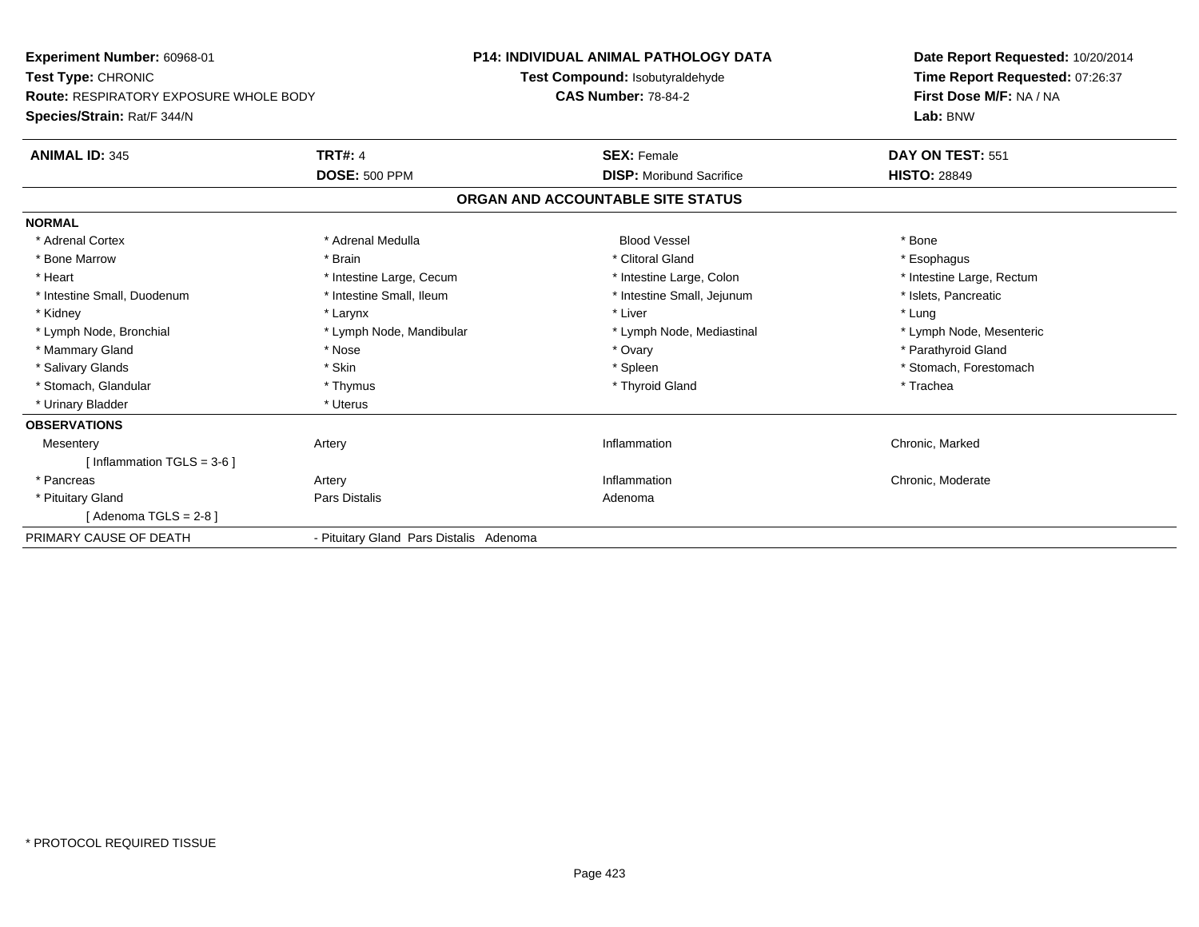**Experiment Number:** 60968-01
**Test Type:** CHRONIC
**Route:** RESPIRATORY EXPOSURE WHOLE BODY
**Species/Strain:** Rat/F 344/N

**P14: INDIVIDUAL ANIMAL PATHOLOGY DATA**
**Test Compound:** Isobutyraldehyde
**CAS Number:** 78-84-2

**Date Report Requested:** 10/20/2014
**Time Report Requested:** 07:26:37
**First Dose M/F:** NA / NA
**Lab:** BNW

| **ANIMAL ID:** 345 | **TRT#:** 4 | **SEX:** Female | **DAY ON TEST:** 551 |
|---|---|---|---|
| | **DOSE:** 500 PPM | **DISP:** Moribund Sacrifice | **HISTO:** 28849 |

## ORGAN AND ACCOUNTABLE SITE STATUS

**NORMAL**

| | | | |
|---|---|---|---|
| * Adrenal Cortex | * Adrenal Medulla | Blood Vessel | * Bone |
| * Bone Marrow | * Brain | * Clitoral Gland | * Esophagus |
| * Heart | * Intestine Large, Cecum | * Intestine Large, Colon | * Intestine Large, Rectum |
| * Intestine Small, Duodenum | * Intestine Small, Ileum | * Intestine Small, Jejunum | * Islets, Pancreatic |
| * Kidney | * Larynx | * Liver | * Lung |
| * Lymph Node, Bronchial | * Lymph Node, Mandibular | * Lymph Node, Mediastinal | * Lymph Node, Mesenteric |
| * Mammary Gland | * Nose | * Ovary | * Parathyroid Gland |
| * Salivary Glands | * Skin | * Spleen | * Stomach, Forestomach |
| * Stomach, Glandular | * Thymus | * Thyroid Gland | * Trachea |
| * Urinary Bladder | * Uterus | | |

**OBSERVATIONS**

| | | | |
|---|---|---|---|
| Mesentery | Artery | Inflammation | Chronic, Marked |
| [ Inflammation TGLS = 3-6 ] | | | |
| * Pancreas | Artery | Inflammation | Chronic, Moderate |
| * Pituitary Gland | Pars Distalis | Adenoma | |
| [ Adenoma TGLS = 2-8 ] | | | |

PRIMARY CAUSE OF DEATH - Pituitary Gland Pars Distalis Adenoma

\* PROTOCOL REQUIRED TISSUE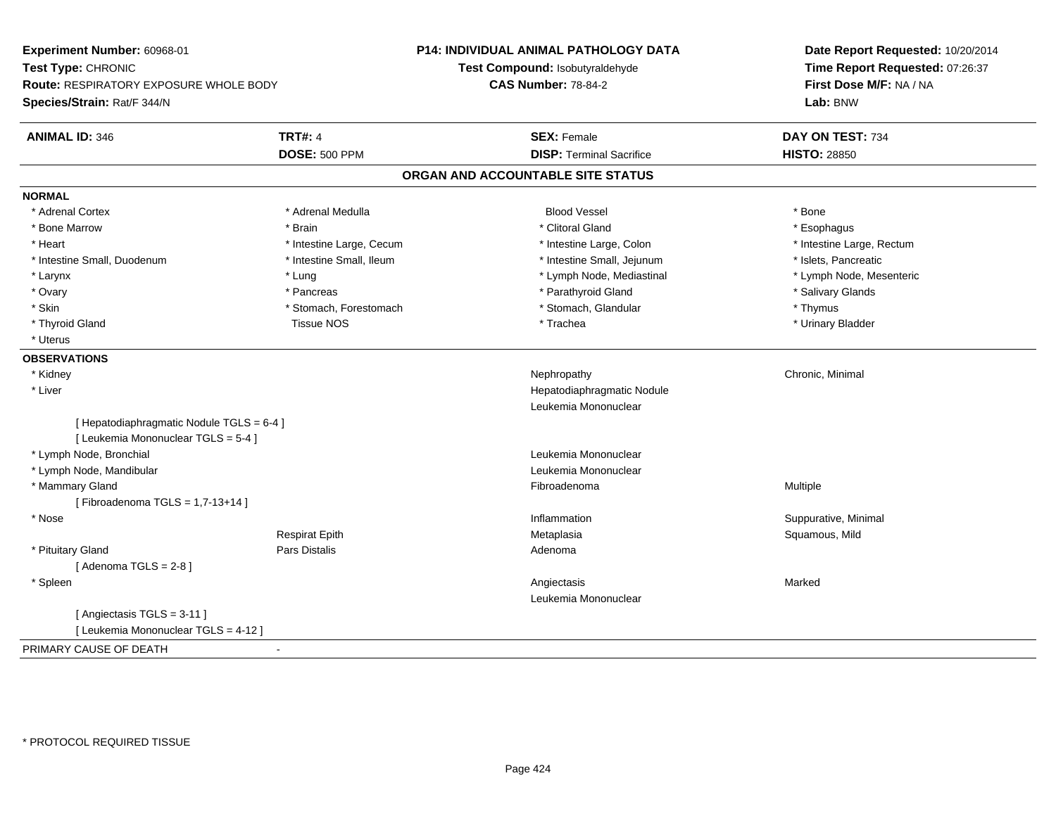**Experiment Number:** 60968-01
**Test Type:** CHRONIC
**Route:** RESPIRATORY EXPOSURE WHOLE BODY
**Species/Strain:** Rat/F 344/N

**P14: INDIVIDUAL ANIMAL PATHOLOGY DATA**
**Test Compound:** Isobutyraldehyde
**CAS Number:** 78-84-2

**Date Report Requested:** 10/20/2014
**Time Report Requested:** 07:26:37
**First Dose M/F:** NA / NA
**Lab:** BNW

| **ANIMAL ID:** 346 | **TRT#:** 4 | **SEX:** Female | **DAY ON TEST:** 734 |
|---|---|---|---|
| | **DOSE:** 500 PPM | **DISP:** Terminal Sacrifice | **HISTO:** 28850 |

## ORGAN AND ACCOUNTABLE SITE STATUS

**NORMAL**

| | | | |
|---|---|---|---|
| * Adrenal Cortex | * Adrenal Medulla | Blood Vessel | * Bone |
| * Bone Marrow | * Brain | * Clitoral Gland | * Esophagus |
| * Heart | * Intestine Large, Cecum | * Intestine Large, Colon | * Intestine Large, Rectum |
| * Intestine Small, Duodenum | * Intestine Small, Ileum | * Intestine Small, Jejunum | * Islets, Pancreatic |
| * Larynx | * Lung | * Lymph Node, Mediastinal | * Lymph Node, Mesenteric |
| * Ovary | * Pancreas | * Parathyroid Gland | * Salivary Glands |
| * Skin | * Stomach, Forestomach | * Stomach, Glandular | * Thymus |
| * Thyroid Gland | Tissue NOS | * Trachea | * Urinary Bladder |
| * Uterus | | | |

**OBSERVATIONS**

| | | | |
|---|---|---|---|
| * Kidney | | Nephropathy | Chronic, Minimal |
| * Liver | | Hepatodiaphragmatic Nodule | |
| | | Leukemia Mononuclear | |
| [ Hepatodiaphragmatic Nodule TGLS = 6-4 ] | | | |
| [ Leukemia Mononuclear TGLS = 5-4 ] | | | |
| * Lymph Node, Bronchial | | Leukemia Mononuclear | |
| * Lymph Node, Mandibular | | Leukemia Mononuclear | |
| * Mammary Gland | | Fibroadenoma | Multiple |
| [ Fibroadenoma TGLS = 1,7-13+14 ] | | | |
| * Nose | | Inflammation | Suppurative, Minimal |
| | Respirat Epith | Metaplasia | Squamous, Mild |
| * Pituitary Gland | Pars Distalis | Adenoma | |
| [ Adenoma TGLS = 2-8 ] | | | |
| * Spleen | | Angiectasis | Marked |
| | | Leukemia Mononuclear | |
| [ Angiectasis TGLS = 3-11 ] | | | |
| [ Leukemia Mononuclear TGLS = 4-12 ] | | | |

PRIMARY CAUSE OF DEATH -

* PROTOCOL REQUIRED TISSUE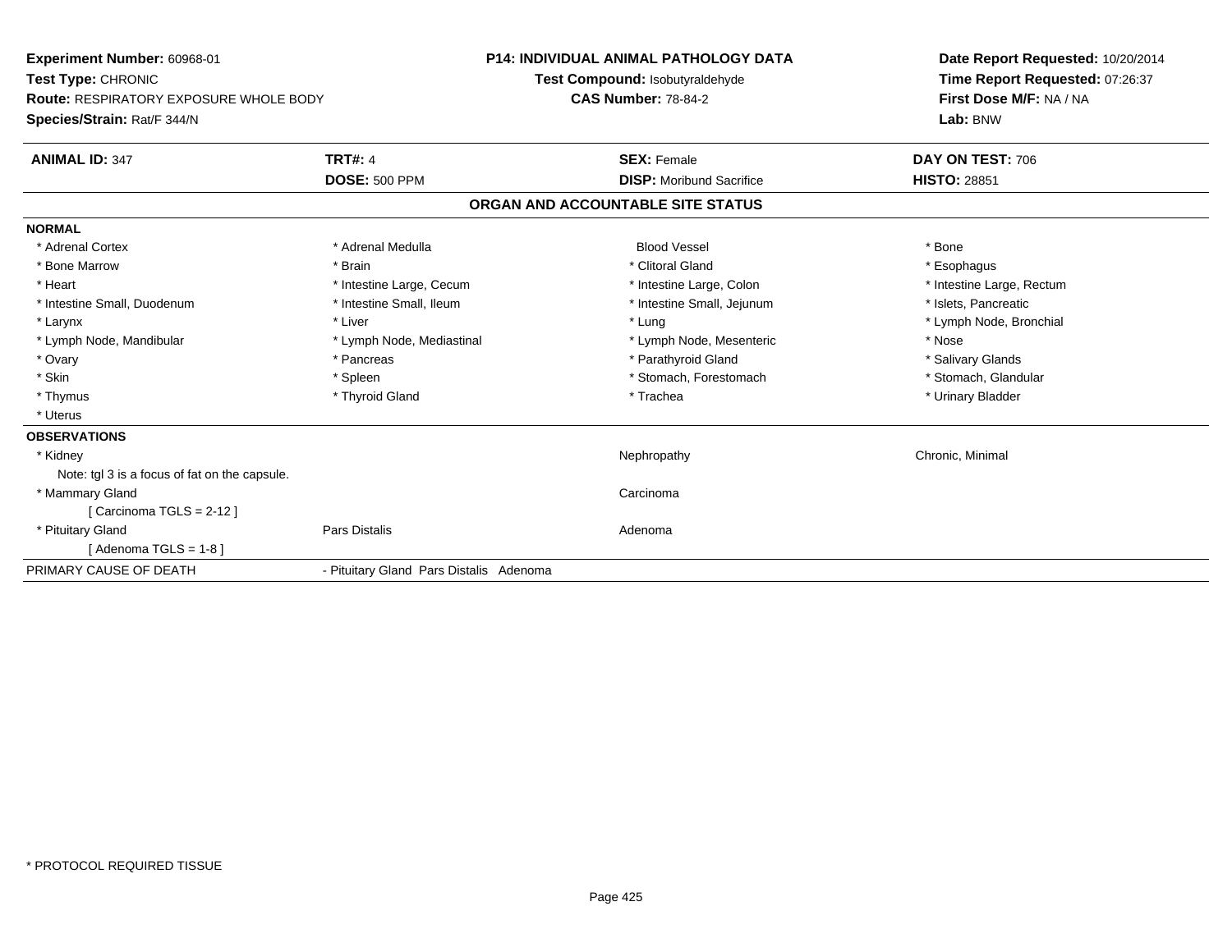**Experiment Number:** 60968-01
**Test Type:** CHRONIC
**Route:** RESPIRATORY EXPOSURE WHOLE BODY
**Species/Strain:** Rat/F 344/N

**P14: INDIVIDUAL ANIMAL PATHOLOGY DATA**
**Test Compound:** Isobutyraldehyde
**CAS Number:** 78-84-2

**Date Report Requested:** 10/20/2014
**Time Report Requested:** 07:26:37
**First Dose M/F:** NA / NA
**Lab:** BNW

| **ANIMAL ID:** 347 | **TRT#:** 4 | **SEX:** Female | **DAY ON TEST:** 706 |
|---|---|---|---|
| | **DOSE:** 500 PPM | **DISP:** Moribund Sacrifice | **HISTO:** 28851 |

## ORGAN AND ACCOUNTABLE SITE STATUS

**NORMAL**

| | | | |
|---|---|---|---|
| * Adrenal Cortex | * Adrenal Medulla | Blood Vessel | * Bone |
| * Bone Marrow | * Brain | * Clitoral Gland | * Esophagus |
| * Heart | * Intestine Large, Cecum | * Intestine Large, Colon | * Intestine Large, Rectum |
| * Intestine Small, Duodenum | * Intestine Small, Ileum | * Intestine Small, Jejunum | * Islets, Pancreatic |
| * Larynx | * Liver | * Lung | * Lymph Node, Bronchial |
| * Lymph Node, Mandibular | * Lymph Node, Mediastinal | * Lymph Node, Mesenteric | * Nose |
| * Ovary | * Pancreas | * Parathyroid Gland | * Salivary Glands |
| * Skin | * Spleen | * Stomach, Forestomach | * Stomach, Glandular |
| * Thymus | * Thyroid Gland | * Trachea | * Urinary Bladder |
| * Uterus | | | |

**OBSERVATIONS**

| | | | |
|---|---|---|---|
| * Kidney | | Nephropathy | Chronic, Minimal |
| Note: tgl 3 is a focus of fat on the capsule. | | | |
| * Mammary Gland | | Carcinoma | |
| [ Carcinoma TGLS = 2-12 ] | | | |
| * Pituitary Gland | Pars Distalis | Adenoma | |
| [ Adenoma TGLS = 1-8 ] | | | |

PRIMARY CAUSE OF DEATH - Pituitary Gland Pars Distalis Adenoma

* PROTOCOL REQUIRED TISSUE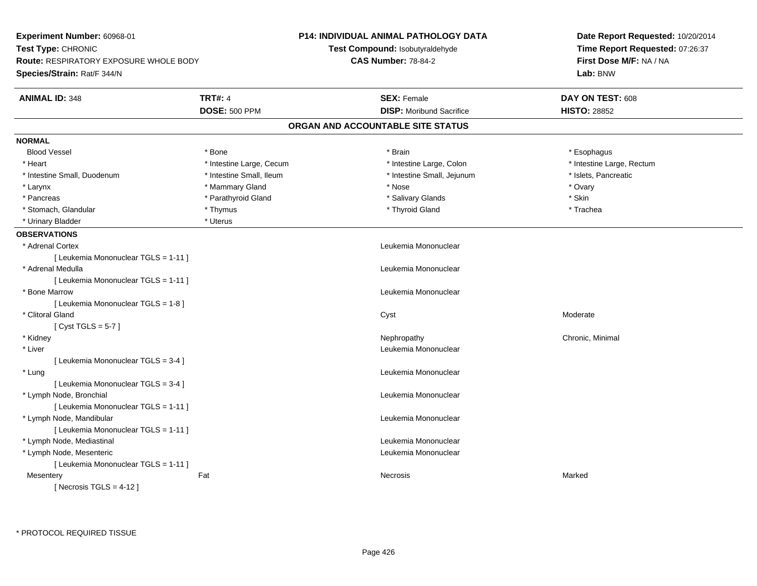**Experiment Number:** 60968-01
**Test Type:** CHRONIC
**Route:** RESPIRATORY EXPOSURE WHOLE BODY
**Species/Strain:** Rat/F 344/N

**P14: INDIVIDUAL ANIMAL PATHOLOGY DATA**
**Test Compound:** Isobutyraldehyde
**CAS Number:** 78-84-2

**Date Report Requested:** 10/20/2014
**Time Report Requested:** 07:26:37
**First Dose M/F:** NA / NA
**Lab:** BNW

| **ANIMAL ID:** 348 | **TRT#:** 4 | **SEX:** Female | **DAY ON TEST:** 608 |
|---|---|---|---|
| | **DOSE:** 500 PPM | **DISP:** Moribund Sacrifice | **HISTO:** 28852 |

## ORGAN AND ACCOUNTABLE SITE STATUS

**NORMAL**

| | | | |
|---|---|---|---|
| Blood Vessel | * Bone | * Brain | * Esophagus |
| * Heart | * Intestine Large, Cecum | * Intestine Large, Colon | * Intestine Large, Rectum |
| * Intestine Small, Duodenum | * Intestine Small, Ileum | * Intestine Small, Jejunum | * Islets, Pancreatic |
| * Larynx | * Mammary Gland | * Nose | * Ovary |
| * Pancreas | * Parathyroid Gland | * Salivary Glands | * Skin |
| * Stomach, Glandular | * Thymus | * Thyroid Gland | * Trachea |
| * Urinary Bladder | * Uterus | | |

**OBSERVATIONS**

| | | | |
|---|---|---|---|
| * Adrenal Cortex | | Leukemia Mononuclear | |
| [ Leukemia Mononuclear TGLS = 1-11 ] | | | |
| * Adrenal Medulla | | Leukemia Mononuclear | |
| [ Leukemia Mononuclear TGLS = 1-11 ] | | | |
| * Bone Marrow | | Leukemia Mononuclear | |
| [ Leukemia Mononuclear TGLS = 1-8 ] | | | |
| * Clitoral Gland | | Cyst | Moderate |
| [ Cyst TGLS = 5-7 ] | | | |
| * Kidney | | Nephropathy | Chronic, Minimal |
| * Liver | | Leukemia Mononuclear | |
| [ Leukemia Mononuclear TGLS = 3-4 ] | | | |
| * Lung | | Leukemia Mononuclear | |
| [ Leukemia Mononuclear TGLS = 3-4 ] | | | |
| * Lymph Node, Bronchial | | Leukemia Mononuclear | |
| [ Leukemia Mononuclear TGLS = 1-11 ] | | | |
| * Lymph Node, Mandibular | | Leukemia Mononuclear | |
| [ Leukemia Mononuclear TGLS = 1-11 ] | | | |
| * Lymph Node, Mediastinal | | Leukemia Mononuclear | |
| * Lymph Node, Mesenteric | | Leukemia Mononuclear | |
| [ Leukemia Mononuclear TGLS = 1-11 ] | | | |
| Mesentery | Fat | Necrosis | Marked |
| [ Necrosis TGLS = 4-12 ] | | | |

* PROTOCOL REQUIRED TISSUE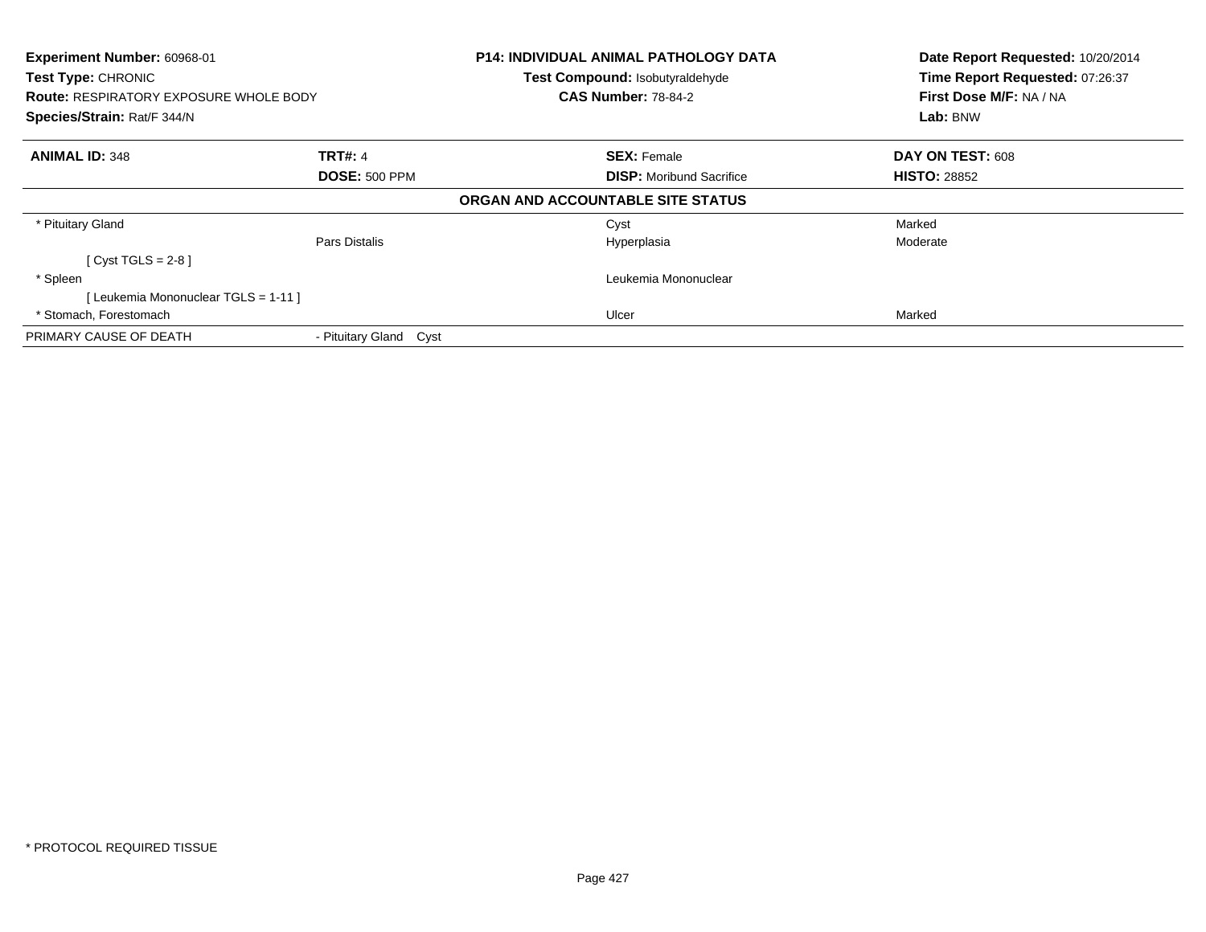**Experiment Number:** 60968-01
**Test Type:** CHRONIC
**Route:** RESPIRATORY EXPOSURE WHOLE BODY
**Species/Strain:** Rat/F 344/N

**P14: INDIVIDUAL ANIMAL PATHOLOGY DATA**
**Test Compound:** Isobutyraldehyde
**CAS Number:** 78-84-2

**Date Report Requested:** 10/20/2014
**Time Report Requested:** 07:26:37
**First Dose M/F:** NA / NA
**Lab:** BNW

| **ANIMAL ID:** 348 | **TRT#:** 4 | **SEX:** Female | **DAY ON TEST:** 608 |
|---|---|---|---|
| | **DOSE:** 500 PPM | **DISP:** Moribund Sacrifice | **HISTO:** 28852 |

**ORGAN AND ACCOUNTABLE SITE STATUS**

| | | | |
|---|---|---|---|
| * Pituitary Gland | | Cyst | Marked |
| | Pars Distalis | Hyperplasia | Moderate |
| [ Cyst TGLS = 2-8 ] | | | |
| * Spleen | | Leukemia Mononuclear | |
| [ Leukemia Mononuclear TGLS = 1-11 ] | | | |
| * Stomach, Forestomach | | Ulcer | Marked |
| PRIMARY CAUSE OF DEATH | - Pituitary Gland Cyst | | |

* PROTOCOL REQUIRED TISSUE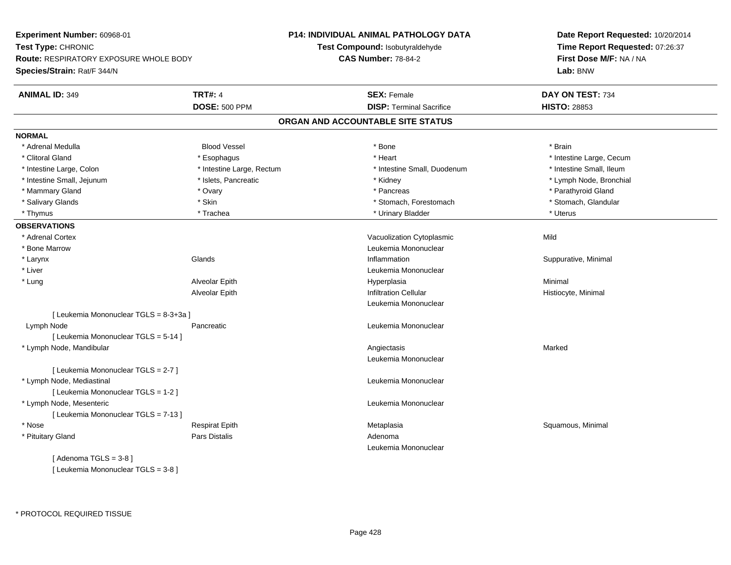**Experiment Number:** 60968-01
**Test Type:** CHRONIC
**Route:** RESPIRATORY EXPOSURE WHOLE BODY
**Species/Strain:** Rat/F 344/N

**P14: INDIVIDUAL ANIMAL PATHOLOGY DATA**
**Test Compound:** Isobutyraldehyde
**CAS Number:** 78-84-2

**Date Report Requested:** 10/20/2014
**Time Report Requested:** 07:26:37
**First Dose M/F:** NA / NA
**Lab:** BNW

| **ANIMAL ID:** 349 | **TRT#:** 4 | **SEX:** Female | **DAY ON TEST:** 734 |
|---|---|---|---|
| | **DOSE:** 500 PPM | **DISP:** Terminal Sacrifice | **HISTO:** 28853 |

## ORGAN AND ACCOUNTABLE SITE STATUS

**NORMAL**

| | | | |
|---|---|---|---|
| * Adrenal Medulla | Blood Vessel | * Bone | * Brain |
| * Clitoral Gland | * Esophagus | * Heart | * Intestine Large, Cecum |
| * Intestine Large, Colon | * Intestine Large, Rectum | * Intestine Small, Duodenum | * Intestine Small, Ileum |
| * Intestine Small, Jejunum | * Islets, Pancreatic | * Kidney | * Lymph Node, Bronchial |
| * Mammary Gland | * Ovary | * Pancreas | * Parathyroid Gland |
| * Salivary Glands | * Skin | * Stomach, Forestomach | * Stomach, Glandular |
| * Thymus | * Trachea | * Urinary Bladder | * Uterus |

**OBSERVATIONS**

| | | | |
|---|---|---|---|
| * Adrenal Cortex | | Vacuolization Cytoplasmic | Mild |
| * Bone Marrow | | Leukemia Mononuclear | |
| * Larynx | Glands | Inflammation | Suppurative, Minimal |
| * Liver | | Leukemia Mononuclear | |
| * Lung | Alveolar Epith | Hyperplasia | Minimal |
| | Alveolar Epith | Infiltration Cellular | Histiocyte, Minimal |
| | | Leukemia Mononuclear | |
| [ Leukemia Mononuclear TGLS = 8-3+3a ] | | | |
| Lymph Node | Pancreatic | Leukemia Mononuclear | |
| [ Leukemia Mononuclear TGLS = 5-14 ] | | | |
| * Lymph Node, Mandibular | | Angiectasis | Marked |
| | | Leukemia Mononuclear | |
| [ Leukemia Mononuclear TGLS = 2-7 ] | | | |
| * Lymph Node, Mediastinal | | Leukemia Mononuclear | |
| [ Leukemia Mononuclear TGLS = 1-2 ] | | | |
| * Lymph Node, Mesenteric | | Leukemia Mononuclear | |
| [ Leukemia Mononuclear TGLS = 7-13 ] | | | |
| * Nose | Respirat Epith | Metaplasia | Squamous, Minimal |
| * Pituitary Gland | Pars Distalis | Adenoma | |
| | | Leukemia Mononuclear | |
| [ Adenoma TGLS = 3-8 ] | | | |
| [ Leukemia Mononuclear TGLS = 3-8 ] | | | |

\* PROTOCOL REQUIRED TISSUE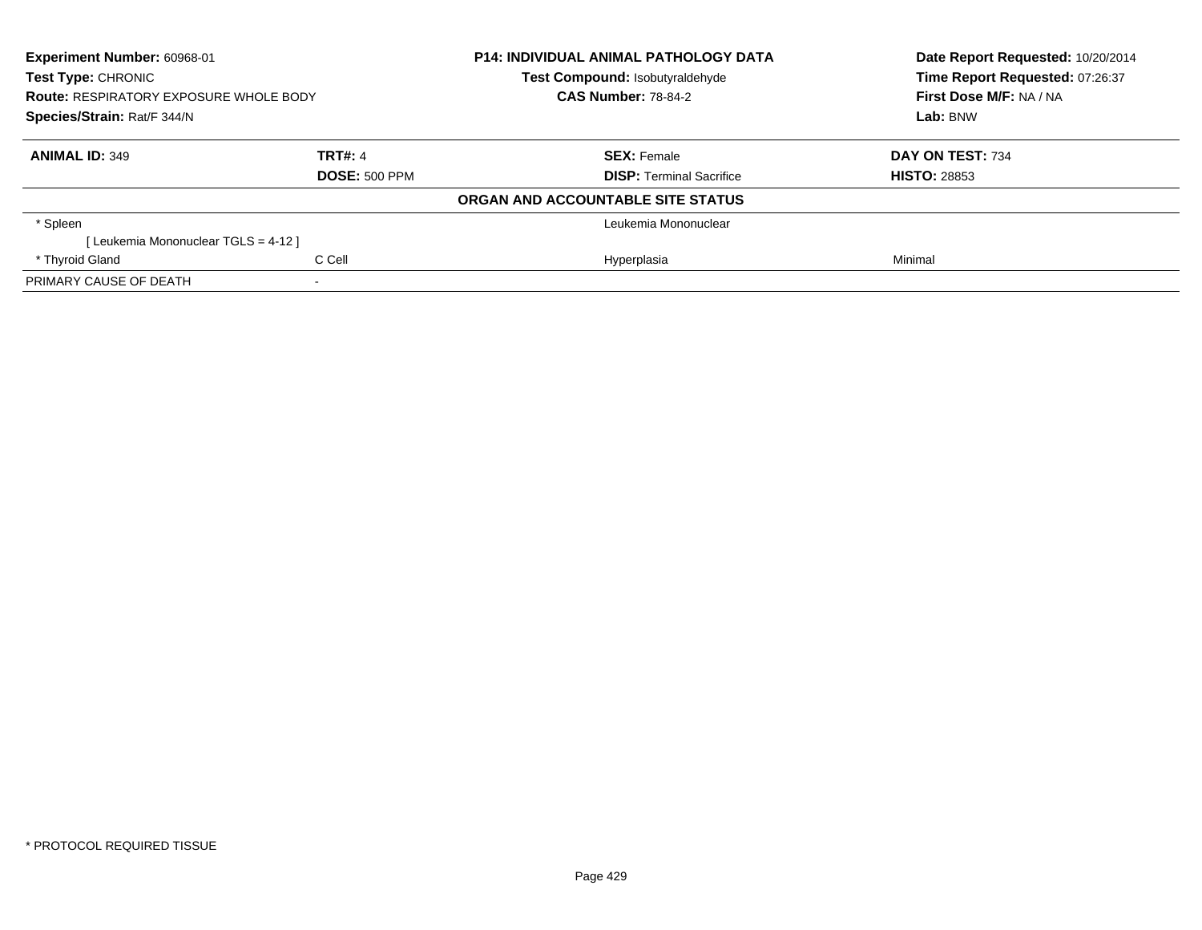**Experiment Number:** 60968-01
**Test Type:** CHRONIC
**Route:** RESPIRATORY EXPOSURE WHOLE BODY
**Species/Strain:** Rat/F 344/N

**P14: INDIVIDUAL ANIMAL PATHOLOGY DATA**
**Test Compound:** Isobutyraldehyde
**CAS Number:** 78-84-2

**Date Report Requested:** 10/20/2014
**Time Report Requested:** 07:26:37
**First Dose M/F:** NA / NA
**Lab:** BNW

| **ANIMAL ID:** 349 | **TRT#:** 4 | **SEX:** Female | **DAY ON TEST:** 734 |
|---|---|---|---|
| | **DOSE:** 500 PPM | **DISP:** Terminal Sacrifice | **HISTO:** 28853 |

**ORGAN AND ACCOUNTABLE SITE STATUS**

| | | | |
|---|---|---|---|
| * Spleen | | Leukemia Mononuclear | |
| [ Leukemia Mononuclear TGLS = 4-12 ] | | | |
| * Thyroid Gland | C Cell | Hyperplasia | Minimal |
| PRIMARY CAUSE OF DEATH | - | | |

* PROTOCOL REQUIRED TISSUE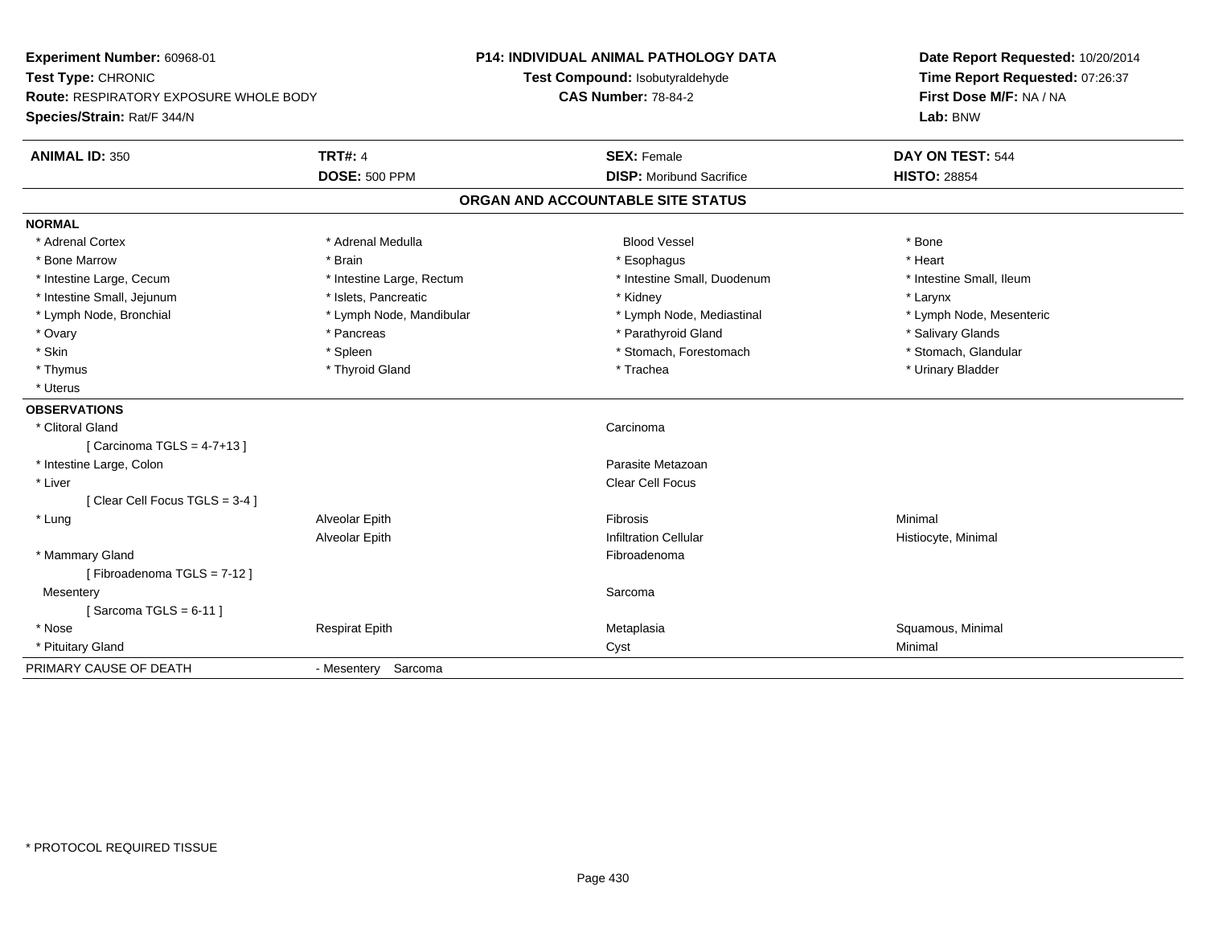**Experiment Number:** 60968-01
**Test Type:** CHRONIC
**Route:** RESPIRATORY EXPOSURE WHOLE BODY
**Species/Strain:** Rat/F 344/N

**P14: INDIVIDUAL ANIMAL PATHOLOGY DATA**
**Test Compound:** Isobutyraldehyde
**CAS Number:** 78-84-2

**Date Report Requested:** 10/20/2014
**Time Report Requested:** 07:26:37
**First Dose M/F:** NA / NA
**Lab:** BNW

| **ANIMAL ID:** 350 | **TRT#:** 4 | **SEX:** Female | **DAY ON TEST:** 544 |
|---|---|---|---|
| | **DOSE:** 500 PPM | **DISP:** Moribund Sacrifice | **HISTO:** 28854 |

## ORGAN AND ACCOUNTABLE SITE STATUS

**NORMAL**

| | | | |
|---|---|---|---|
| * Adrenal Cortex | * Adrenal Medulla | Blood Vessel | * Bone |
| * Bone Marrow | * Brain | * Esophagus | * Heart |
| * Intestine Large, Cecum | * Intestine Large, Rectum | * Intestine Small, Duodenum | * Intestine Small, Ileum |
| * Intestine Small, Jejunum | * Islets, Pancreatic | * Kidney | * Larynx |
| * Lymph Node, Bronchial | * Lymph Node, Mandibular | * Lymph Node, Mediastinal | * Lymph Node, Mesenteric |
| * Ovary | * Pancreas | * Parathyroid Gland | * Salivary Glands |
| * Skin | * Spleen | * Stomach, Forestomach | * Stomach, Glandular |
| * Thymus | * Thyroid Gland | * Trachea | * Urinary Bladder |
| * Uterus | | | |

**OBSERVATIONS**

| | | | |
|---|---|---|---|
| * Clitoral Gland | | Carcinoma | |
| [ Carcinoma TGLS = 4-7+13 ] | | | |
| * Intestine Large, Colon | | Parasite Metazoan | |
| * Liver | | Clear Cell Focus | |
| [ Clear Cell Focus TGLS = 3-4 ] | | | |
| * Lung | Alveolar Epith | Fibrosis | Minimal |
| | Alveolar Epith | Infiltration Cellular | Histiocyte, Minimal |
| * Mammary Gland | | Fibroadenoma | |
| [ Fibroadenoma TGLS = 7-12 ] | | | |
| Mesentery | | Sarcoma | |
| [ Sarcoma TGLS = 6-11 ] | | | |
| * Nose | Respirat Epith | Metaplasia | Squamous, Minimal |
| * Pituitary Gland | | Cyst | Minimal |

PRIMARY CAUSE OF DEATH - Mesentery Sarcoma

* PROTOCOL REQUIRED TISSUE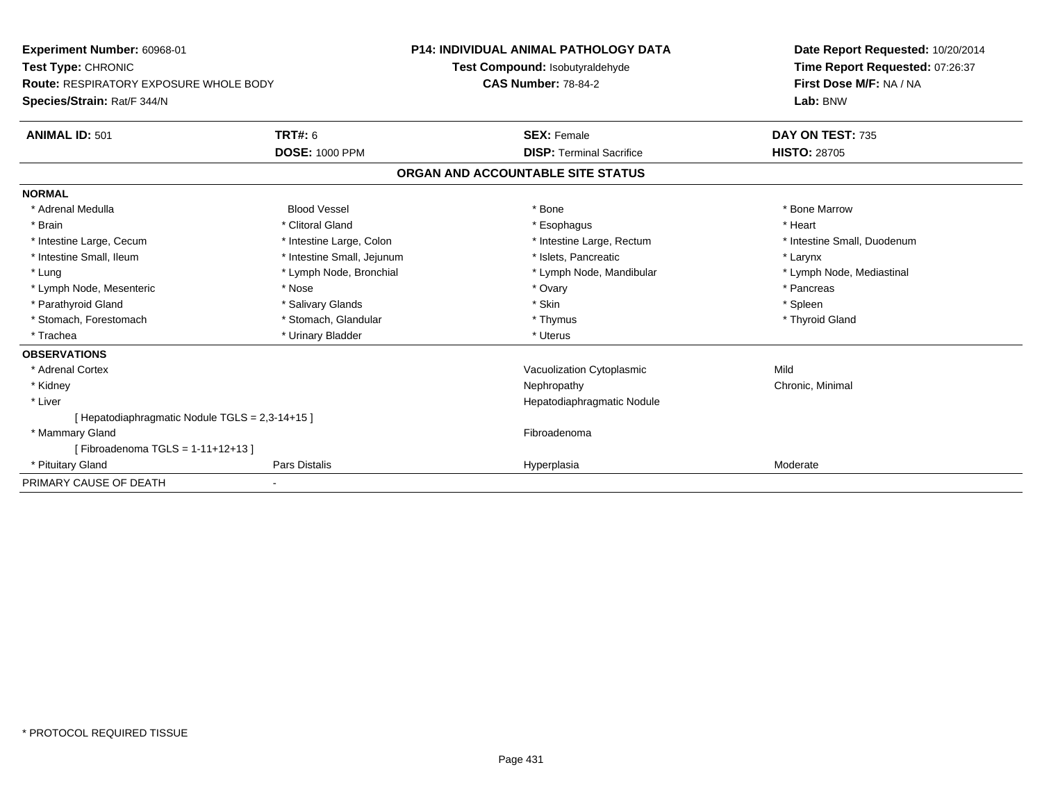**Experiment Number:** 60968-01
**Test Type:** CHRONIC
**Route:** RESPIRATORY EXPOSURE WHOLE BODY
**Species/Strain:** Rat/F 344/N

**P14: INDIVIDUAL ANIMAL PATHOLOGY DATA**
**Test Compound:** Isobutyraldehyde
**CAS Number:** 78-84-2

**Date Report Requested:** 10/20/2014
**Time Report Requested:** 07:26:37
**First Dose M/F:** NA / NA
**Lab:** BNW

| **ANIMAL ID:** 501 | **TRT#:** 6 | **SEX:** Female | **DAY ON TEST:** 735 |
|---|---|---|---|
| | **DOSE:** 1000 PPM | **DISP:** Terminal Sacrifice | **HISTO:** 28705 |

**ORGAN AND ACCOUNTABLE SITE STATUS**

| | | | |
|---|---|---|---|
| **NORMAL** | | | |
| * Adrenal Medulla | Blood Vessel | * Bone | * Bone Marrow |
| * Brain | * Clitoral Gland | * Esophagus | * Heart |
| * Intestine Large, Cecum | * Intestine Large, Colon | * Intestine Large, Rectum | * Intestine Small, Duodenum |
| * Intestine Small, Ileum | * Intestine Small, Jejunum | * Islets, Pancreatic | * Larynx |
| * Lung | * Lymph Node, Bronchial | * Lymph Node, Mandibular | * Lymph Node, Mediastinal |
| * Lymph Node, Mesenteric | * Nose | * Ovary | * Pancreas |
| * Parathyroid Gland | * Salivary Glands | * Skin | * Spleen |
| * Stomach, Forestomach | * Stomach, Glandular | * Thymus | * Thyroid Gland |
| * Trachea | * Urinary Bladder | * Uterus | |
| **OBSERVATIONS** | | | |
| * Adrenal Cortex | | Vacuolization Cytoplasmic | Mild |
| * Kidney | | Nephropathy | Chronic, Minimal |
| * Liver | | Hepatodiaphragmatic Nodule | |
| [ Hepatodiaphragmatic Nodule TGLS = 2,3-14+15 ] | | | |
| * Mammary Gland | | Fibroadenoma | |
| [ Fibroadenoma TGLS = 1-11+12+13 ] | | | |
| * Pituitary Gland | Pars Distalis | Hyperplasia | Moderate |
| PRIMARY CAUSE OF DEATH | - | | |

\* PROTOCOL REQUIRED TISSUE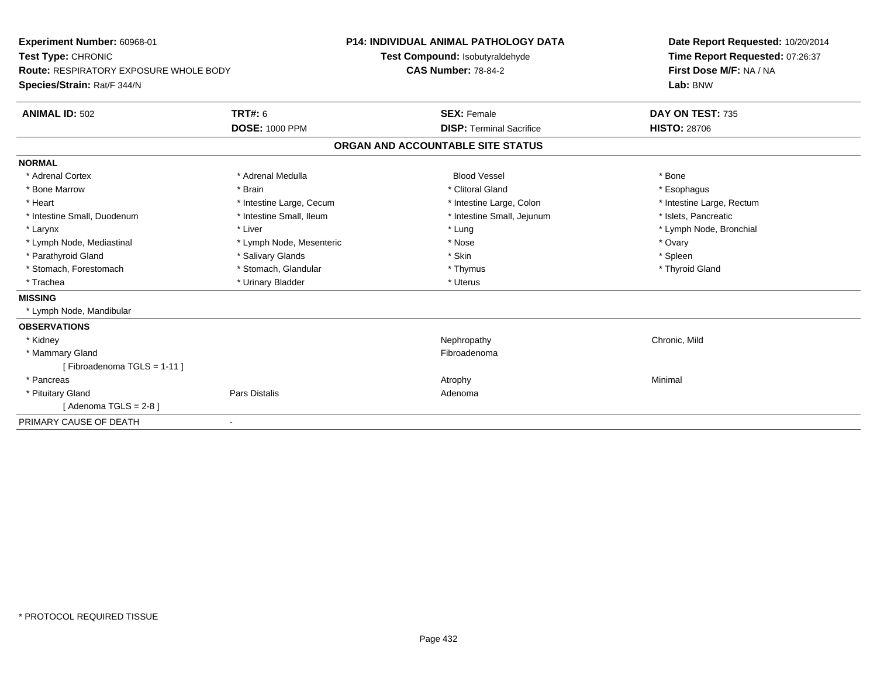**Experiment Number:** 60968-01
**Test Type:** CHRONIC
**Route:** RESPIRATORY EXPOSURE WHOLE BODY
**Species/Strain:** Rat/F 344/N

**P14: INDIVIDUAL ANIMAL PATHOLOGY DATA**
**Test Compound:** Isobutyraldehyde
**CAS Number:** 78-84-2

**Date Report Requested:** 10/20/2014
**Time Report Requested:** 07:26:37
**First Dose M/F:** NA / NA
**Lab:** BNW

| **ANIMAL ID:** 502 | **TRT#:** 6 | **SEX:** Female | **DAY ON TEST:** 735 |
|---|---|---|---|
| | **DOSE:** 1000 PPM | **DISP:** Terminal Sacrifice | **HISTO:** 28706 |

## ORGAN AND ACCOUNTABLE SITE STATUS

**NORMAL**

| | | | |
|---|---|---|---|
| * Adrenal Cortex | * Adrenal Medulla | Blood Vessel | * Bone |
| * Bone Marrow | * Brain | * Clitoral Gland | * Esophagus |
| * Heart | * Intestine Large, Cecum | * Intestine Large, Colon | * Intestine Large, Rectum |
| * Intestine Small, Duodenum | * Intestine Small, Ileum | * Intestine Small, Jejunum | * Islets, Pancreatic |
| * Larynx | * Liver | * Lung | * Lymph Node, Bronchial |
| * Lymph Node, Mediastinal | * Lymph Node, Mesenteric | * Nose | * Ovary |
| * Parathyroid Gland | * Salivary Glands | * Skin | * Spleen |
| * Stomach, Forestomach | * Stomach, Glandular | * Thymus | * Thyroid Gland |
| * Trachea | * Urinary Bladder | * Uterus | |

**MISSING**

* Lymph Node, Mandibular

**OBSERVATIONS**

| | | | |
|---|---|---|---|
| * Kidney | | Nephropathy | Chronic, Mild |
| * Mammary Gland | | Fibroadenoma | |
| [ Fibroadenoma TGLS = 1-11 ] | | | |
| * Pancreas | | Atrophy | Minimal |
| * Pituitary Gland | Pars Distalis | Adenoma | |
| [ Adenoma TGLS = 2-8 ] | | | |

PRIMARY CAUSE OF DEATH -

* PROTOCOL REQUIRED TISSUE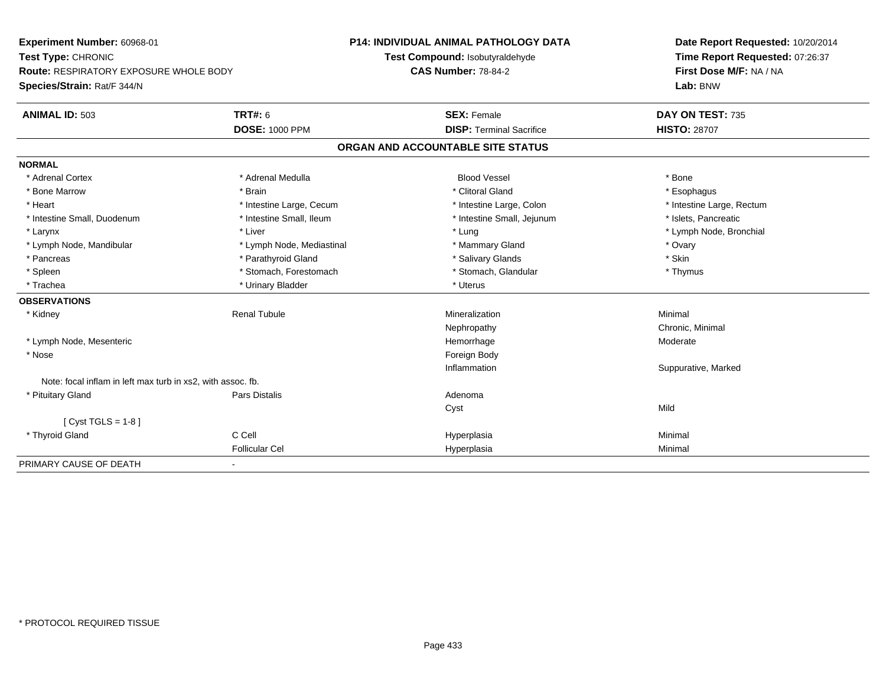**Experiment Number:** 60968-01
**Test Type:** CHRONIC
**Route:** RESPIRATORY EXPOSURE WHOLE BODY
**Species/Strain:** Rat/F 344/N

**P14: INDIVIDUAL ANIMAL PATHOLOGY DATA**
**Test Compound:** Isobutyraldehyde
**CAS Number:** 78-84-2

**Date Report Requested:** 10/20/2014
**Time Report Requested:** 07:26:37
**First Dose M/F:** NA / NA
**Lab:** BNW

| **ANIMAL ID:** 503 | **TRT#:** 6 | **SEX:** Female | **DAY ON TEST:** 735 |
|---|---|---|---|
| | **DOSE:** 1000 PPM | **DISP:** Terminal Sacrifice | **HISTO:** 28707 |

## ORGAN AND ACCOUNTABLE SITE STATUS

**NORMAL**

| | | | |
|---|---|---|---|
| * Adrenal Cortex | * Adrenal Medulla | Blood Vessel | * Bone |
| * Bone Marrow | * Brain | * Clitoral Gland | * Esophagus |
| * Heart | * Intestine Large, Cecum | * Intestine Large, Colon | * Intestine Large, Rectum |
| * Intestine Small, Duodenum | * Intestine Small, Ileum | * Intestine Small, Jejunum | * Islets, Pancreatic |
| * Larynx | * Liver | * Lung | * Lymph Node, Bronchial |
| * Lymph Node, Mandibular | * Lymph Node, Mediastinal | * Mammary Gland | * Ovary |
| * Pancreas | * Parathyroid Gland | * Salivary Glands | * Skin |
| * Spleen | * Stomach, Forestomach | * Stomach, Glandular | * Thymus |
| * Trachea | * Urinary Bladder | * Uterus | |

**OBSERVATIONS**

| | | | |
|---|---|---|---|
| * Kidney | Renal Tubule | Mineralization | Minimal |
| | | Nephropathy | Chronic, Minimal |
| * Lymph Node, Mesenteric | | Hemorrhage | Moderate |
| * Nose | | Foreign Body | |
| | | Inflammation | Suppurative, Marked |
| Note: focal inflam in left max turb in xs2, with assoc. fb. | | | |
| * Pituitary Gland | Pars Distalis | Adenoma | |
| | | Cyst | Mild |
| [ Cyst TGLS = 1-8 ] | | | |
| * Thyroid Gland | C Cell | Hyperplasia | Minimal |
| | Follicular Cel | Hyperplasia | Minimal |

PRIMARY CAUSE OF DEATH -

* PROTOCOL REQUIRED TISSUE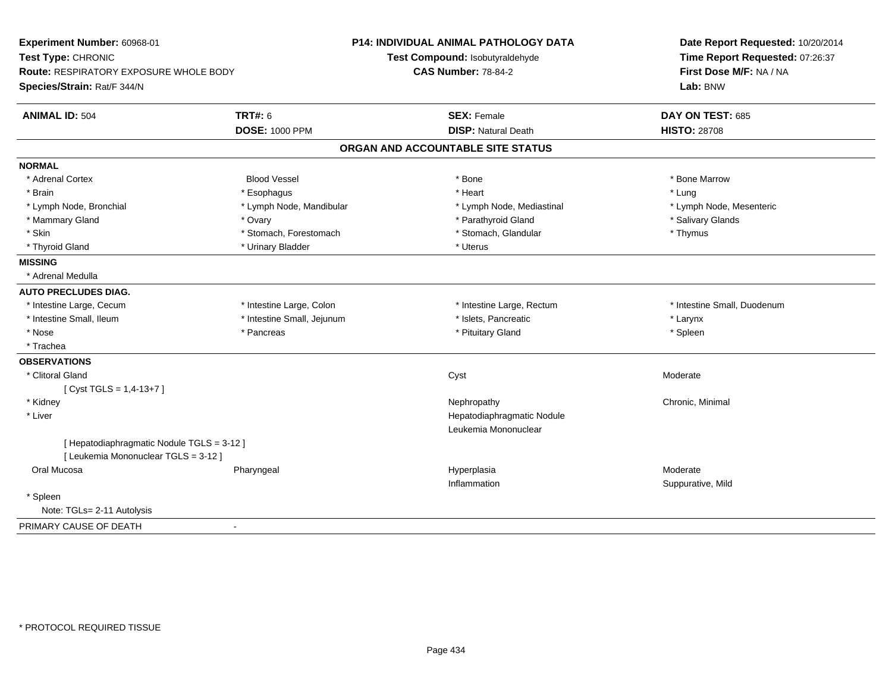**Experiment Number:** 60968-01
**Test Type:** CHRONIC
**Route:** RESPIRATORY EXPOSURE WHOLE BODY
**Species/Strain:** Rat/F 344/N

**P14: INDIVIDUAL ANIMAL PATHOLOGY DATA**
**Test Compound:** Isobutyraldehyde
**CAS Number:** 78-84-2

**Date Report Requested:** 10/20/2014
**Time Report Requested:** 07:26:37
**First Dose M/F:** NA / NA
**Lab:** BNW

| **ANIMAL ID:** 504 | **TRT#:** 6 | **SEX:** Female | **DAY ON TEST:** 685 |
|---|---|---|---|
| | **DOSE:** 1000 PPM | **DISP:** Natural Death | **HISTO:** 28708 |

## ORGAN AND ACCOUNTABLE SITE STATUS

**NORMAL**

| | | | |
|---|---|---|---|
| * Adrenal Cortex | Blood Vessel | * Bone | * Bone Marrow |
| * Brain | * Esophagus | * Heart | * Lung |
| * Lymph Node, Bronchial | * Lymph Node, Mandibular | * Lymph Node, Mediastinal | * Lymph Node, Mesenteric |
| * Mammary Gland | * Ovary | * Parathyroid Gland | * Salivary Glands |
| * Skin | * Stomach, Forestomach | * Stomach, Glandular | * Thymus |
| * Thyroid Gland | * Urinary Bladder | * Uterus | |

**MISSING**

* Adrenal Medulla

**AUTO PRECLUDES DIAG.**

| | | | |
|---|---|---|---|
| * Intestine Large, Cecum | * Intestine Large, Colon | * Intestine Large, Rectum | * Intestine Small, Duodenum |
| * Intestine Small, Ileum | * Intestine Small, Jejunum | * Islets, Pancreatic | * Larynx |
| * Nose | * Pancreas | * Pituitary Gland | * Spleen |
| * Trachea | | | |

**OBSERVATIONS**

| | | | |
|---|---|---|---|
| * Clitoral Gland | | Cyst | Moderate |
| [ Cyst TGLS = 1,4-13+7 ] | | | |
| * Kidney | | Nephropathy | Chronic, Minimal |
| * Liver | | Hepatodiaphragmatic Nodule | |
| | | Leukemia Mononuclear | |
| [ Hepatodiaphragmatic Nodule TGLS = 3-12 ] | | | |
| [ Leukemia Mononuclear TGLS = 3-12 ] | | | |
| Oral Mucosa | Pharyngeal | Hyperplasia | Moderate |
| | | Inflammation | Suppurative, Mild |
| * Spleen | | | |
| Note: TGLs= 2-11 Autolysis | | | |

PRIMARY CAUSE OF DEATH -

\* PROTOCOL REQUIRED TISSUE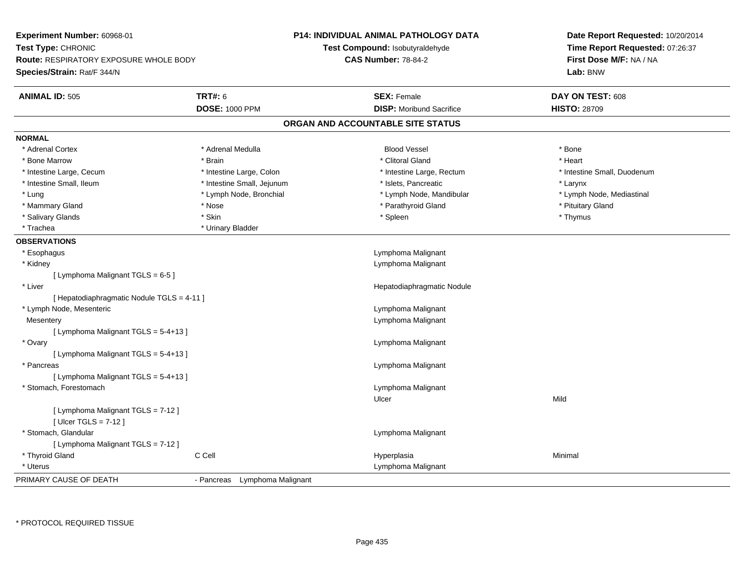**Experiment Number:** 60968-01
**Test Type:** CHRONIC
**Route:** RESPIRATORY EXPOSURE WHOLE BODY
**Species/Strain:** Rat/F 344/N

**P14: INDIVIDUAL ANIMAL PATHOLOGY DATA**
**Test Compound:** Isobutyraldehyde
**CAS Number:** 78-84-2

**Date Report Requested:** 10/20/2014
**Time Report Requested:** 07:26:37
**First Dose M/F:** NA / NA
**Lab:** BNW

| **ANIMAL ID:** 505 | **TRT#:** 6 | **SEX:** Female | **DAY ON TEST:** 608 |
|---|---|---|---|
| | **DOSE:** 1000 PPM | **DISP:** Moribund Sacrifice | **HISTO:** 28709 |

## ORGAN AND ACCOUNTABLE SITE STATUS

**NORMAL**

| | | | |
|---|---|---|---|
| * Adrenal Cortex | * Adrenal Medulla | Blood Vessel | * Bone |
| * Bone Marrow | * Brain | * Clitoral Gland | * Heart |
| * Intestine Large, Cecum | * Intestine Large, Colon | * Intestine Large, Rectum | * Intestine Small, Duodenum |
| * Intestine Small, Ileum | * Intestine Small, Jejunum | * Islets, Pancreatic | * Larynx |
| * Lung | * Lymph Node, Bronchial | * Lymph Node, Mandibular | * Lymph Node, Mediastinal |
| * Mammary Gland | * Nose | * Parathyroid Gland | * Pituitary Gland |
| * Salivary Glands | * Skin | * Spleen | * Thymus |
| * Trachea | * Urinary Bladder | | |

**OBSERVATIONS**

| | | | |
|---|---|---|---|
| * Esophagus | | Lymphoma Malignant | |
| * Kidney | | Lymphoma Malignant | |
| [ Lymphoma Malignant TGLS = 6-5 ] | | | |
| * Liver | | Hepatodiaphragmatic Nodule | |
| [ Hepatodiaphragmatic Nodule TGLS = 4-11 ] | | | |
| * Lymph Node, Mesenteric | | Lymphoma Malignant | |
| Mesentery | | Lymphoma Malignant | |
| [ Lymphoma Malignant TGLS = 5-4+13 ] | | | |
| * Ovary | | Lymphoma Malignant | |
| [ Lymphoma Malignant TGLS = 5-4+13 ] | | | |
| * Pancreas | | Lymphoma Malignant | |
| [ Lymphoma Malignant TGLS = 5-4+13 ] | | | |
| * Stomach, Forestomach | | Lymphoma Malignant | |
| | | Ulcer | Mild |
| [ Lymphoma Malignant TGLS = 7-12 ] | | | |
| [ Ulcer TGLS = 7-12 ] | | | |
| * Stomach, Glandular | | Lymphoma Malignant | |
| [ Lymphoma Malignant TGLS = 7-12 ] | | | |
| * Thyroid Gland | C Cell | Hyperplasia | Minimal |
| * Uterus | | Lymphoma Malignant | |

PRIMARY CAUSE OF DEATH - Pancreas Lymphoma Malignant

\* PROTOCOL REQUIRED TISSUE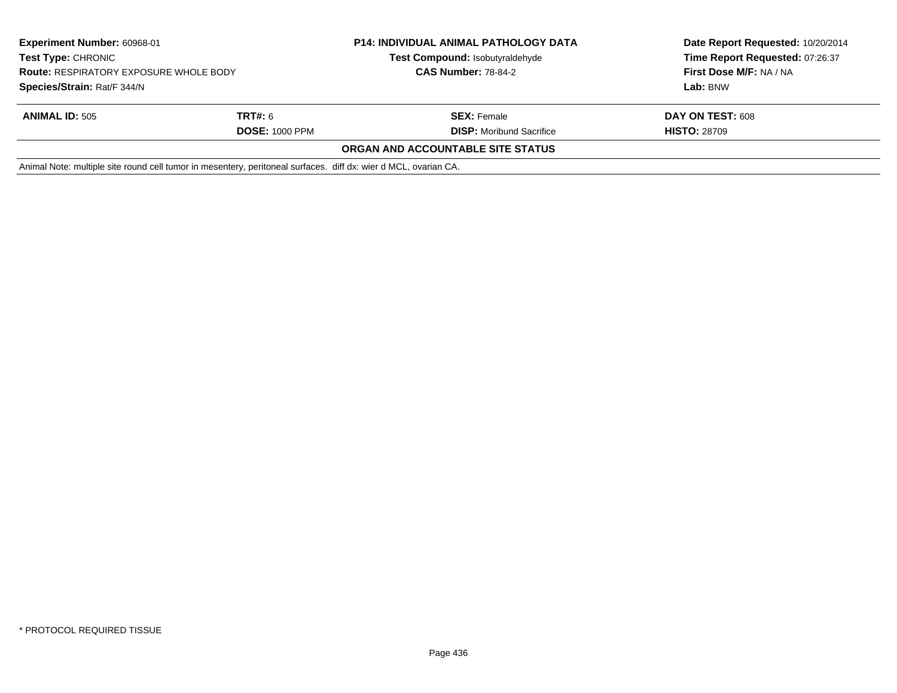| **Experiment Number:** 60968-01 | **P14: INDIVIDUAL ANIMAL PATHOLOGY DATA** | **Date Report Requested:** 10/20/2014 |
|---|---|---|
| **Test Type:** CHRONIC | **Test Compound:** Isobutyraldehyde | **Time Report Requested:** 07:26:37 |
| **Route:** RESPIRATORY EXPOSURE WHOLE BODY | **CAS Number:** 78-84-2 | **First Dose M/F:** NA / NA |
| **Species/Strain:** Rat/F 344/N | | **Lab:** BNW |

| **ANIMAL ID:** 505 | **TRT#:** 6 | **SEX:** Female | **DAY ON TEST:** 608 |
|---|---|---|---|
| | **DOSE:** 1000 PPM | **DISP:** Moribund Sacrifice | **HISTO:** 28709 |

**ORGAN AND ACCOUNTABLE SITE STATUS**

Animal Note: multiple site round cell tumor in mesentery, peritoneal surfaces. diff dx: wier d MCL, ovarian CA.

* PROTOCOL REQUIRED TISSUE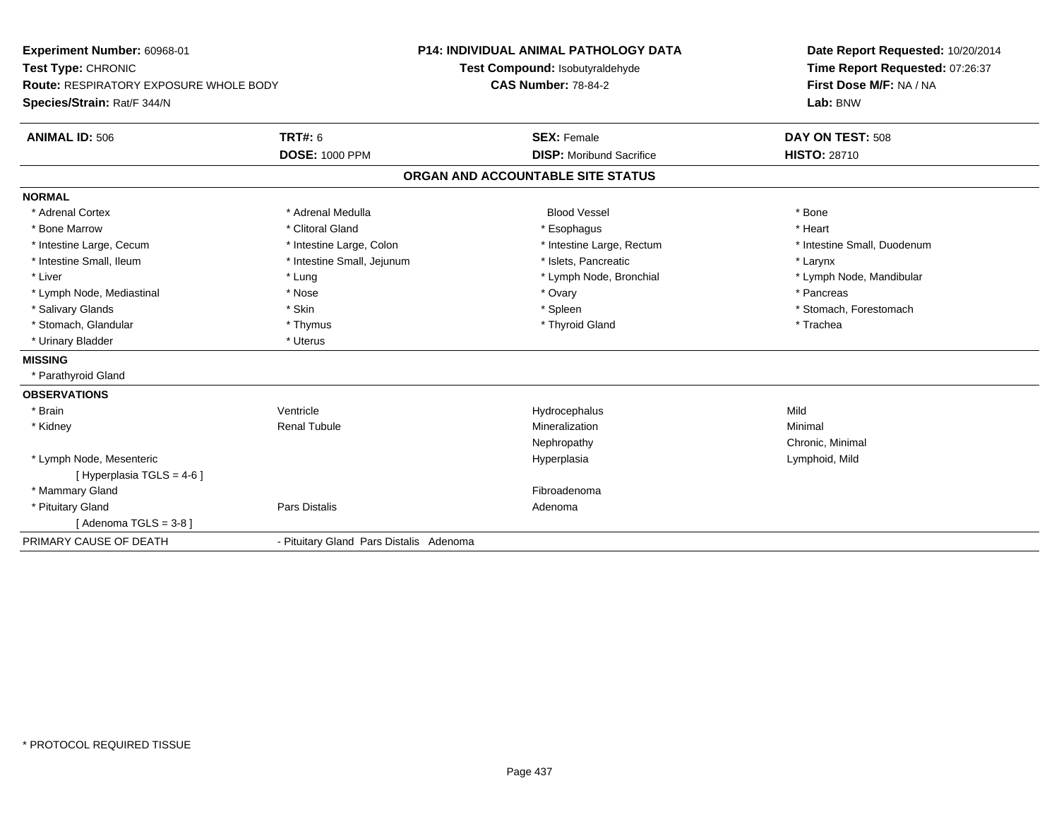**Experiment Number:** 60968-01
**Test Type:** CHRONIC
**Route:** RESPIRATORY EXPOSURE WHOLE BODY
**Species/Strain:** Rat/F 344/N

**P14: INDIVIDUAL ANIMAL PATHOLOGY DATA**
**Test Compound:** Isobutyraldehyde
**CAS Number:** 78-84-2

**Date Report Requested:** 10/20/2014
**Time Report Requested:** 07:26:37
**First Dose M/F:** NA / NA
**Lab:** BNW

| **ANIMAL ID:** 506 | **TRT#:** 6 | **SEX:** Female | **DAY ON TEST:** 508 |
|---|---|---|---|
| | **DOSE:** 1000 PPM | **DISP:** Moribund Sacrifice | **HISTO:** 28710 |

## ORGAN AND ACCOUNTABLE SITE STATUS

**NORMAL**

| | | | |
|---|---|---|---|
| * Adrenal Cortex | * Adrenal Medulla | Blood Vessel | * Bone |
| * Bone Marrow | * Clitoral Gland | * Esophagus | * Heart |
| * Intestine Large, Cecum | * Intestine Large, Colon | * Intestine Large, Rectum | * Intestine Small, Duodenum |
| * Intestine Small, Ileum | * Intestine Small, Jejunum | * Islets, Pancreatic | * Larynx |
| * Liver | * Lung | * Lymph Node, Bronchial | * Lymph Node, Mandibular |
| * Lymph Node, Mediastinal | * Nose | * Ovary | * Pancreas |
| * Salivary Glands | * Skin | * Spleen | * Stomach, Forestomach |
| * Stomach, Glandular | * Thymus | * Thyroid Gland | * Trachea |
| * Urinary Bladder | * Uterus | | |

**MISSING**

* Parathyroid Gland

**OBSERVATIONS**

| | | | |
|---|---|---|---|
| * Brain | Ventricle | Hydrocephalus | Mild |
| * Kidney | Renal Tubule | Mineralization | Minimal |
| | | Nephropathy | Chronic, Minimal |
| * Lymph Node, Mesenteric | | Hyperplasia | Lymphoid, Mild |
| [ Hyperplasia TGLS = 4-6 ] | | | |
| * Mammary Gland | | Fibroadenoma | |
| * Pituitary Gland | Pars Distalis | Adenoma | |
| [ Adenoma TGLS = 3-8 ] | | | |

PRIMARY CAUSE OF DEATH - Pituitary Gland Pars Distalis Adenoma

* PROTOCOL REQUIRED TISSUE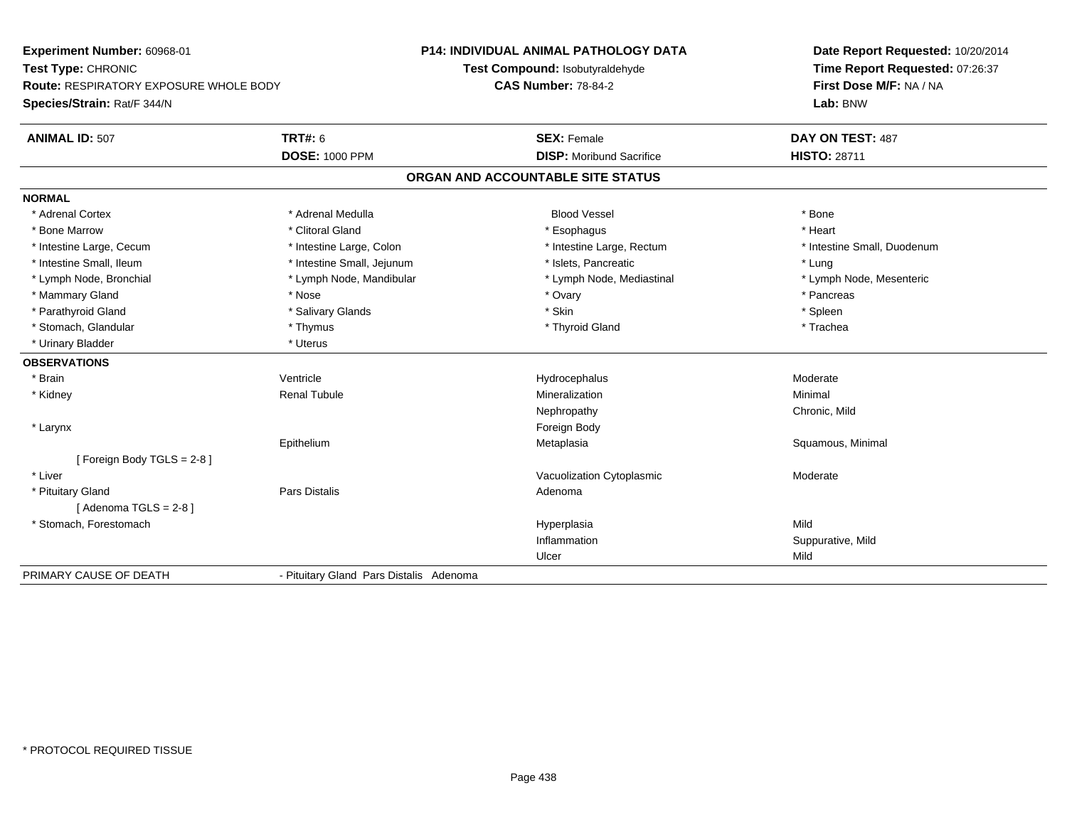**Experiment Number:** 60968-01
**Test Type:** CHRONIC
**Route:** RESPIRATORY EXPOSURE WHOLE BODY
**Species/Strain:** Rat/F 344/N

**P14: INDIVIDUAL ANIMAL PATHOLOGY DATA**
**Test Compound:** Isobutyraldehyde
**CAS Number:** 78-84-2

**Date Report Requested:** 10/20/2014
**Time Report Requested:** 07:26:37
**First Dose M/F:** NA / NA
**Lab:** BNW

| **ANIMAL ID:** 507 | **TRT#:** 6 | **SEX:** Female | **DAY ON TEST:** 487 |
|---|---|---|---|
| | **DOSE:** 1000 PPM | **DISP:** Moribund Sacrifice | **HISTO:** 28711 |

## ORGAN AND ACCOUNTABLE SITE STATUS

**NORMAL**

| | | | |
|---|---|---|---|
| * Adrenal Cortex | * Adrenal Medulla | Blood Vessel | * Bone |
| * Bone Marrow | * Clitoral Gland | * Esophagus | * Heart |
| * Intestine Large, Cecum | * Intestine Large, Colon | * Intestine Large, Rectum | * Intestine Small, Duodenum |
| * Intestine Small, Ileum | * Intestine Small, Jejunum | * Islets, Pancreatic | * Lung |
| * Lymph Node, Bronchial | * Lymph Node, Mandibular | * Lymph Node, Mediastinal | * Lymph Node, Mesenteric |
| * Mammary Gland | * Nose | * Ovary | * Pancreas |
| * Parathyroid Gland | * Salivary Glands | * Skin | * Spleen |
| * Stomach, Glandular | * Thymus | * Thyroid Gland | * Trachea |
| * Urinary Bladder | * Uterus | | |

**OBSERVATIONS**

| | | | |
|---|---|---|---|
| * Brain | Ventricle | Hydrocephalus | Moderate |
| * Kidney | Renal Tubule | Mineralization | Minimal |
| | | Nephropathy | Chronic, Mild |
| * Larynx | | Foreign Body | |
| | Epithelium | Metaplasia | Squamous, Minimal |
| [ Foreign Body TGLS = 2-8 ] | | | |
| * Liver | | Vacuolization Cytoplasmic | Moderate |
| * Pituitary Gland | Pars Distalis | Adenoma | |
| [ Adenoma TGLS = 2-8 ] | | | |
| * Stomach, Forestomach | | Hyperplasia | Mild |
| | | Inflammation | Suppurative, Mild |
| | | Ulcer | Mild |

| PRIMARY CAUSE OF DEATH | - Pituitary Gland Pars Distalis Adenoma |
|---|---|

\* PROTOCOL REQUIRED TISSUE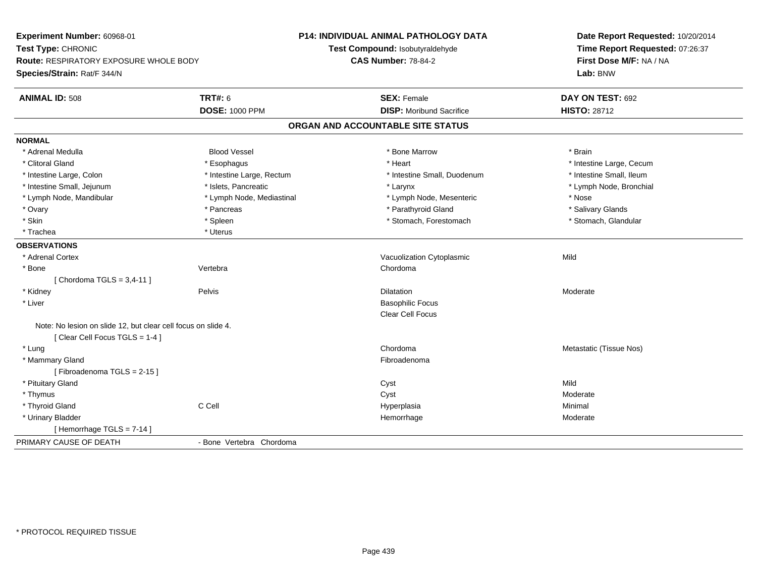**Experiment Number:** 60968-01
**Test Type:** CHRONIC
**Route:** RESPIRATORY EXPOSURE WHOLE BODY
**Species/Strain:** Rat/F 344/N

**P14: INDIVIDUAL ANIMAL PATHOLOGY DATA**
**Test Compound:** Isobutyraldehyde
**CAS Number:** 78-84-2

**Date Report Requested:** 10/20/2014
**Time Report Requested:** 07:26:37
**First Dose M/F:** NA / NA
**Lab:** BNW

| **ANIMAL ID:** 508 | **TRT#:** 6 | **SEX:** Female | **DAY ON TEST:** 692 |
|---|---|---|---|
| | **DOSE:** 1000 PPM | **DISP:** Moribund Sacrifice | **HISTO:** 28712 |

## ORGAN AND ACCOUNTABLE SITE STATUS

**NORMAL**

| | | | |
|---|---|---|---|
| * Adrenal Medulla | Blood Vessel | * Bone Marrow | * Brain |
| * Clitoral Gland | * Esophagus | * Heart | * Intestine Large, Cecum |
| * Intestine Large, Colon | * Intestine Large, Rectum | * Intestine Small, Duodenum | * Intestine Small, Ileum |
| * Intestine Small, Jejunum | * Islets, Pancreatic | * Larynx | * Lymph Node, Bronchial |
| * Lymph Node, Mandibular | * Lymph Node, Mediastinal | * Lymph Node, Mesenteric | * Nose |
| * Ovary | * Pancreas | * Parathyroid Gland | * Salivary Glands |
| * Skin | * Spleen | * Stomach, Forestomach | * Stomach, Glandular |
| * Trachea | * Uterus | | |

**OBSERVATIONS**

| | | | |
|---|---|---|---|
| * Adrenal Cortex | | Vacuolization Cytoplasmic | Mild |
| * Bone | Vertebra | Chordoma | |
| [ Chordoma TGLS = 3,4-11 ] | | | |
| * Kidney | Pelvis | Dilatation | Moderate |
| * Liver | | Basophilic Focus | |
| | | Clear Cell Focus | |
| Note: No lesion on slide 12, but clear cell focus on slide 4. | | | |
| [ Clear Cell Focus TGLS = 1-4 ] | | | |
| * Lung | | Chordoma | Metastatic (Tissue Nos) |
| * Mammary Gland | | Fibroadenoma | |
| [ Fibroadenoma TGLS = 2-15 ] | | | |
| * Pituitary Gland | | Cyst | Mild |
| * Thymus | | Cyst | Moderate |
| * Thyroid Gland | C Cell | Hyperplasia | Minimal |
| * Urinary Bladder | | Hemorrhage | Moderate |
| [ Hemorrhage TGLS = 7-14 ] | | | |

PRIMARY CAUSE OF DEATH - Bone Vertebra Chordoma

* PROTOCOL REQUIRED TISSUE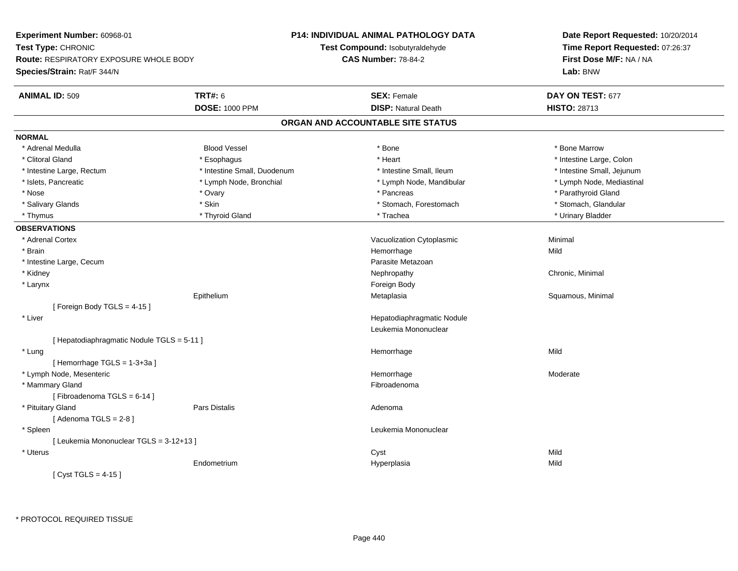**Experiment Number:** 60968-01
**Test Type:** CHRONIC
**Route:** RESPIRATORY EXPOSURE WHOLE BODY
**Species/Strain:** Rat/F 344/N

**P14: INDIVIDUAL ANIMAL PATHOLOGY DATA**
**Test Compound:** Isobutyraldehyde
**CAS Number:** 78-84-2

**Date Report Requested:** 10/20/2014
**Time Report Requested:** 07:26:37
**First Dose M/F:** NA / NA
**Lab:** BNW

| **ANIMAL ID:** 509 | **TRT#:** 6 | **SEX:** Female | **DAY ON TEST:** 677 |
|---|---|---|---|
| | **DOSE:** 1000 PPM | **DISP:** Natural Death | **HISTO:** 28713 |

## ORGAN AND ACCOUNTABLE SITE STATUS

**NORMAL**

| | | | |
|---|---|---|---|
| * Adrenal Medulla | Blood Vessel | * Bone | * Bone Marrow |
| * Clitoral Gland | * Esophagus | * Heart | * Intestine Large, Colon |
| * Intestine Large, Rectum | * Intestine Small, Duodenum | * Intestine Small, Ileum | * Intestine Small, Jejunum |
| * Islets, Pancreatic | * Lymph Node, Bronchial | * Lymph Node, Mandibular | * Lymph Node, Mediastinal |
| * Nose | * Ovary | * Pancreas | * Parathyroid Gland |
| * Salivary Glands | * Skin | * Stomach, Forestomach | * Stomach, Glandular |
| * Thymus | * Thyroid Gland | * Trachea | * Urinary Bladder |

**OBSERVATIONS**

| | | | |
|---|---|---|---|
| * Adrenal Cortex | | Vacuolization Cytoplasmic | Minimal |
| * Brain | | Hemorrhage | Mild |
| * Intestine Large, Cecum | | Parasite Metazoan | |
| * Kidney | | Nephropathy | Chronic, Minimal |
| * Larynx | | Foreign Body | |
| | Epithelium | Metaplasia | Squamous, Minimal |
| [ Foreign Body TGLS = 4-15 ] | | | |
| * Liver | | Hepatodiaphragmatic Nodule | |
| | | Leukemia Mononuclear | |
| [ Hepatodiaphragmatic Nodule TGLS = 5-11 ] | | | |
| * Lung | | Hemorrhage | Mild |
| [ Hemorrhage TGLS = 1-3+3a ] | | | |
| * Lymph Node, Mesenteric | | Hemorrhage | Moderate |
| * Mammary Gland | | Fibroadenoma | |
| [ Fibroadenoma TGLS = 6-14 ] | | | |
| * Pituitary Gland | Pars Distalis | Adenoma | |
| [ Adenoma TGLS = 2-8 ] | | | |
| * Spleen | | Leukemia Mononuclear | |
| [ Leukemia Mononuclear TGLS = 3-12+13 ] | | | |
| * Uterus | | Cyst | Mild |
| | Endometrium | Hyperplasia | Mild |
| [ Cyst TGLS = 4-15 ] | | | |

\* PROTOCOL REQUIRED TISSUE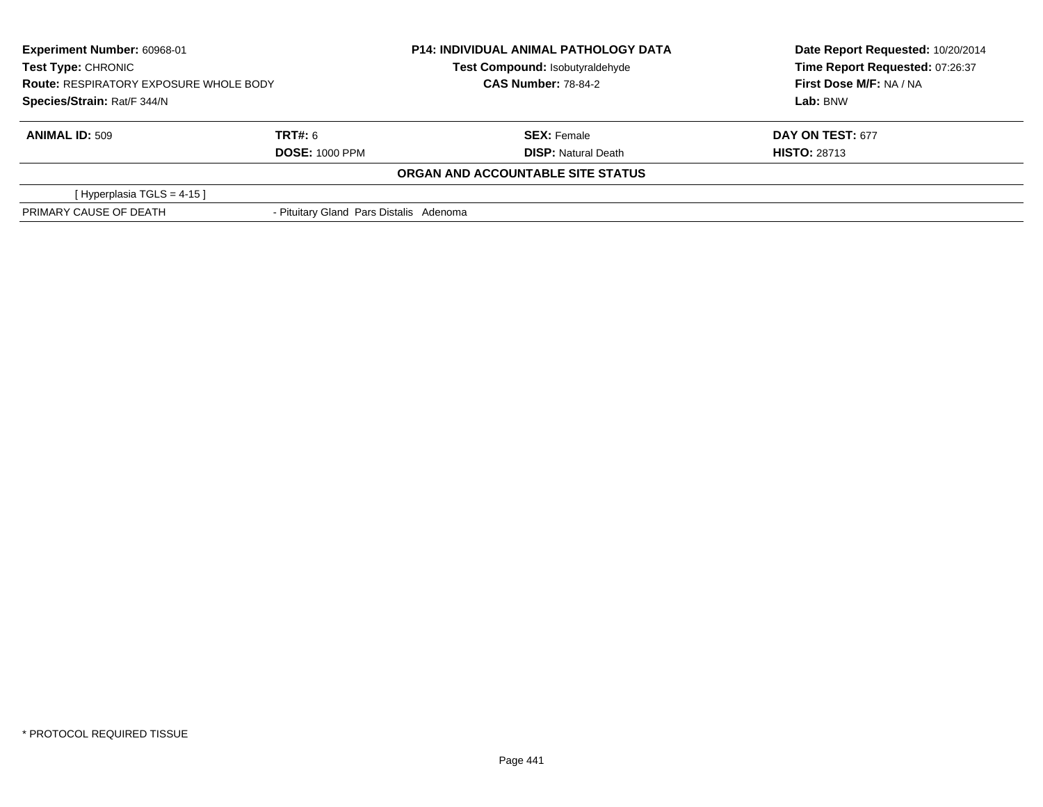| **Experiment Number:** 60968-01 | **P14: INDIVIDUAL ANIMAL PATHOLOGY DATA** | **Date Report Requested:** 10/20/2014 |
|---|---|---|
| **Test Type:** CHRONIC | **Test Compound:** Isobutyraldehyde | **Time Report Requested:** 07:26:37 |
| **Route:** RESPIRATORY EXPOSURE WHOLE BODY | **CAS Number:** 78-84-2 | **First Dose M/F:** NA / NA |
| **Species/Strain:** Rat/F 344/N | | **Lab:** BNW |

| **ANIMAL ID:** 509 | **TRT#:** 6 | **SEX:** Female | **DAY ON TEST:** 677 |
|---|---|---|---|
| | **DOSE:** 1000 PPM | **DISP:** Natural Death | **HISTO:** 28713 |

**ORGAN AND ACCOUNTABLE SITE STATUS**

| | |
|---|---|
| [ Hyperplasia TGLS = 4-15 ] | |
| PRIMARY CAUSE OF DEATH | - Pituitary Gland Pars Distalis Adenoma |

* PROTOCOL REQUIRED TISSUE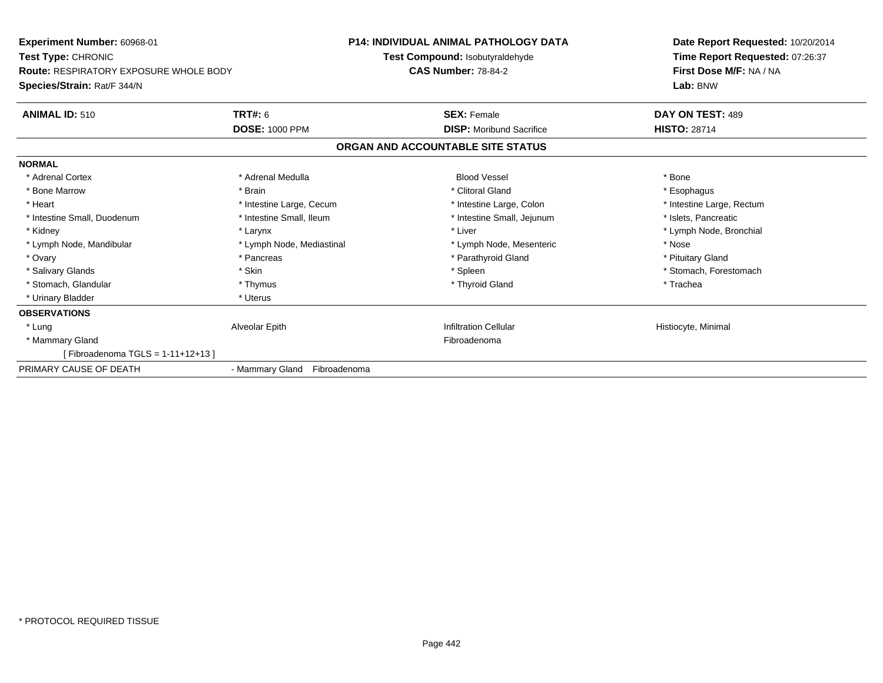**Experiment Number:** 60968-01
**Test Type:** CHRONIC
**Route:** RESPIRATORY EXPOSURE WHOLE BODY
**Species/Strain:** Rat/F 344/N

**P14: INDIVIDUAL ANIMAL PATHOLOGY DATA**
**Test Compound:** Isobutyraldehyde
**CAS Number:** 78-84-2

**Date Report Requested:** 10/20/2014
**Time Report Requested:** 07:26:37
**First Dose M/F:** NA / NA
**Lab:** BNW

| **ANIMAL ID:** 510 | **TRT#:** 6 | **SEX:** Female | **DAY ON TEST:** 489 |
|---|---|---|---|
| | **DOSE:** 1000 PPM | **DISP:** Moribund Sacrifice | **HISTO:** 28714 |

## ORGAN AND ACCOUNTABLE SITE STATUS

**NORMAL**

| | | | |
|---|---|---|---|
| * Adrenal Cortex | * Adrenal Medulla | Blood Vessel | * Bone |
| * Bone Marrow | * Brain | * Clitoral Gland | * Esophagus |
| * Heart | * Intestine Large, Cecum | * Intestine Large, Colon | * Intestine Large, Rectum |
| * Intestine Small, Duodenum | * Intestine Small, Ileum | * Intestine Small, Jejunum | * Islets, Pancreatic |
| * Kidney | * Larynx | * Liver | * Lymph Node, Bronchial |
| * Lymph Node, Mandibular | * Lymph Node, Mediastinal | * Lymph Node, Mesenteric | * Nose |
| * Ovary | * Pancreas | * Parathyroid Gland | * Pituitary Gland |
| * Salivary Glands | * Skin | * Spleen | * Stomach, Forestomach |
| * Stomach, Glandular | * Thymus | * Thyroid Gland | * Trachea |
| * Urinary Bladder | * Uterus | | |

**OBSERVATIONS**

| | | | |
|---|---|---|---|
| * Lung | Alveolar Epith | Infiltration Cellular | Histiocyte, Minimal |
| * Mammary Gland | | Fibroadenoma | |
| [ Fibroadenoma TGLS = 1-11+12+13 ] | | | |

PRIMARY CAUSE OF DEATH - Mammary Gland Fibroadenoma

* PROTOCOL REQUIRED TISSUE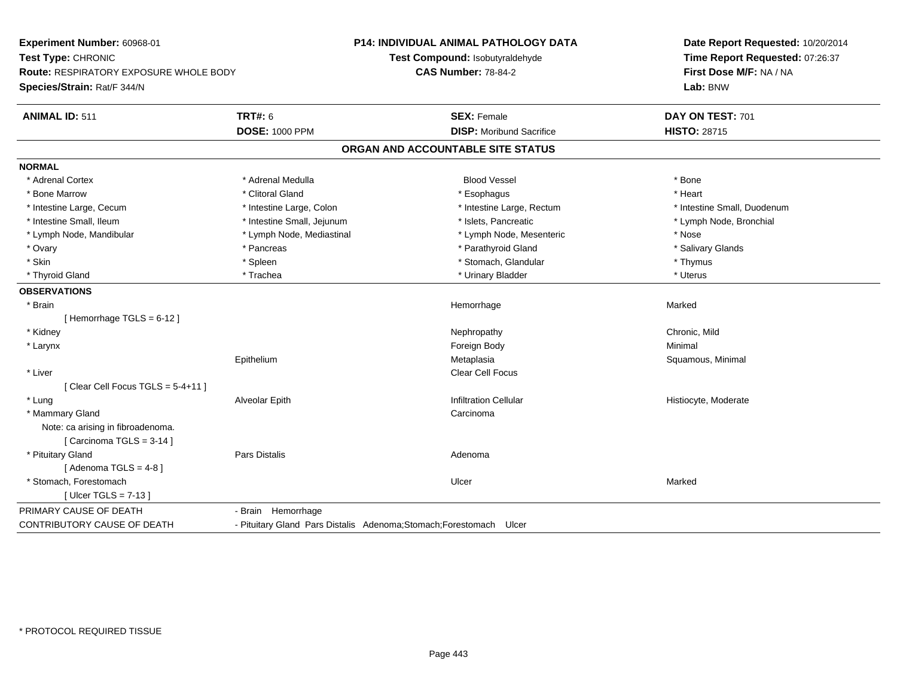**Experiment Number:** 60968-01
**Test Type:** CHRONIC
**Route:** RESPIRATORY EXPOSURE WHOLE BODY
**Species/Strain:** Rat/F 344/N

**P14: INDIVIDUAL ANIMAL PATHOLOGY DATA**
**Test Compound:** Isobutyraldehyde
**CAS Number:** 78-84-2

**Date Report Requested:** 10/20/2014
**Time Report Requested:** 07:26:37
**First Dose M/F:** NA / NA
**Lab:** BNW

| **ANIMAL ID:** 511 | **TRT#:** 6 | **SEX:** Female | **DAY ON TEST:** 701 |
|---|---|---|---|
| | **DOSE:** 1000 PPM | **DISP:** Moribund Sacrifice | **HISTO:** 28715 |

## ORGAN AND ACCOUNTABLE SITE STATUS

**NORMAL**

| | | | |
|---|---|---|---|
| * Adrenal Cortex | * Adrenal Medulla | Blood Vessel | * Bone |
| * Bone Marrow | * Clitoral Gland | * Esophagus | * Heart |
| * Intestine Large, Cecum | * Intestine Large, Colon | * Intestine Large, Rectum | * Intestine Small, Duodenum |
| * Intestine Small, Ileum | * Intestine Small, Jejunum | * Islets, Pancreatic | * Lymph Node, Bronchial |
| * Lymph Node, Mandibular | * Lymph Node, Mediastinal | * Lymph Node, Mesenteric | * Nose |
| * Ovary | * Pancreas | * Parathyroid Gland | * Salivary Glands |
| * Skin | * Spleen | * Stomach, Glandular | * Thymus |
| * Thyroid Gland | * Trachea | * Urinary Bladder | * Uterus |

**OBSERVATIONS**

| | | | |
|---|---|---|---|
| * Brain | | Hemorrhage | Marked |
| [ Hemorrhage TGLS = 6-12 ] | | | |
| * Kidney | | Nephropathy | Chronic, Mild |
| * Larynx | | Foreign Body | Minimal |
| | Epithelium | Metaplasia | Squamous, Minimal |
| * Liver | | Clear Cell Focus | |
| [ Clear Cell Focus TGLS = 5-4+11 ] | | | |
| * Lung | Alveolar Epith | Infiltration Cellular | Histiocyte, Moderate |
| * Mammary Gland | | Carcinoma | |
| Note: ca arising in fibroadenoma. | | | |
| [ Carcinoma TGLS = 3-14 ] | | | |
| * Pituitary Gland | Pars Distalis | Adenoma | |
| [ Adenoma TGLS = 4-8 ] | | | |
| * Stomach, Forestomach | | Ulcer | Marked |
| [ Ulcer TGLS = 7-13 ] | | | |

| | |
|---|---|
| PRIMARY CAUSE OF DEATH | - Brain Hemorrhage |
| CONTRIBUTORY CAUSE OF DEATH | - Pituitary Gland Pars Distalis Adenoma;Stomach;Forestomach Ulcer |

* PROTOCOL REQUIRED TISSUE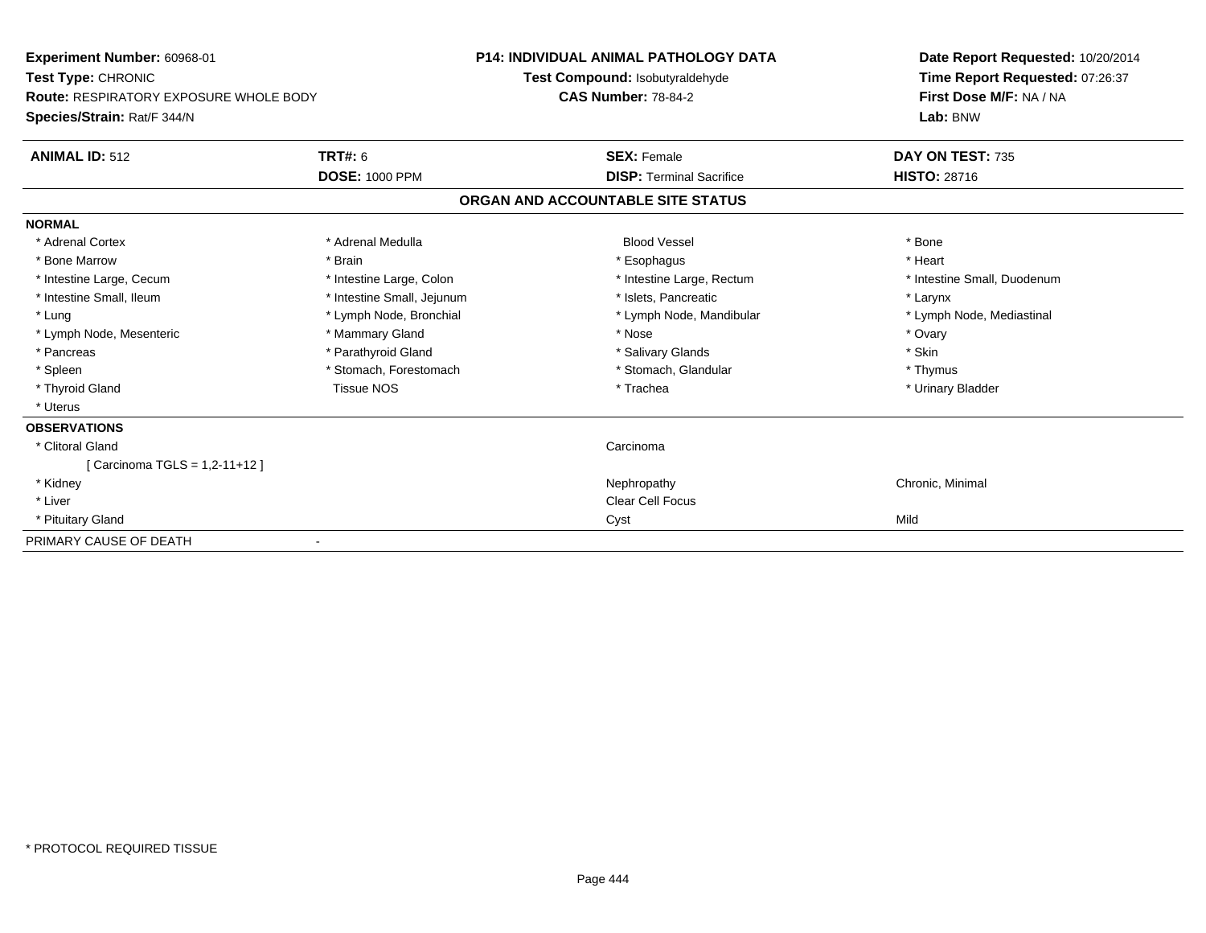**Experiment Number:** 60968-01
**Test Type:** CHRONIC
**Route:** RESPIRATORY EXPOSURE WHOLE BODY
**Species/Strain:** Rat/F 344/N

**P14: INDIVIDUAL ANIMAL PATHOLOGY DATA**
**Test Compound:** Isobutyraldehyde
**CAS Number:** 78-84-2

**Date Report Requested:** 10/20/2014
**Time Report Requested:** 07:26:37
**First Dose M/F:** NA / NA
**Lab:** BNW

| **ANIMAL ID:** 512 | **TRT#:** 6 | **SEX:** Female | **DAY ON TEST:** 735 |
|---|---|---|---|
| | **DOSE:** 1000 PPM | **DISP:** Terminal Sacrifice | **HISTO:** 28716 |

## ORGAN AND ACCOUNTABLE SITE STATUS

**NORMAL**

| | | | |
|---|---|---|---|
| * Adrenal Cortex | * Adrenal Medulla | Blood Vessel | * Bone |
| * Bone Marrow | * Brain | * Esophagus | * Heart |
| * Intestine Large, Cecum | * Intestine Large, Colon | * Intestine Large, Rectum | * Intestine Small, Duodenum |
| * Intestine Small, Ileum | * Intestine Small, Jejunum | * Islets, Pancreatic | * Larynx |
| * Lung | * Lymph Node, Bronchial | * Lymph Node, Mandibular | * Lymph Node, Mediastinal |
| * Lymph Node, Mesenteric | * Mammary Gland | * Nose | * Ovary |
| * Pancreas | * Parathyroid Gland | * Salivary Glands | * Skin |
| * Spleen | * Stomach, Forestomach | * Stomach, Glandular | * Thymus |
| * Thyroid Gland | Tissue NOS | * Trachea | * Urinary Bladder |
| * Uterus | | | |

**OBSERVATIONS**

| | | |
|---|---|---|
| * Clitoral Gland | Carcinoma | |
| [ Carcinoma TGLS = 1,2-11+12 ] | | |
| * Kidney | Nephropathy | Chronic, Minimal |
| * Liver | Clear Cell Focus | |
| * Pituitary Gland | Cyst | Mild |

PRIMARY CAUSE OF DEATH -

\* PROTOCOL REQUIRED TISSUE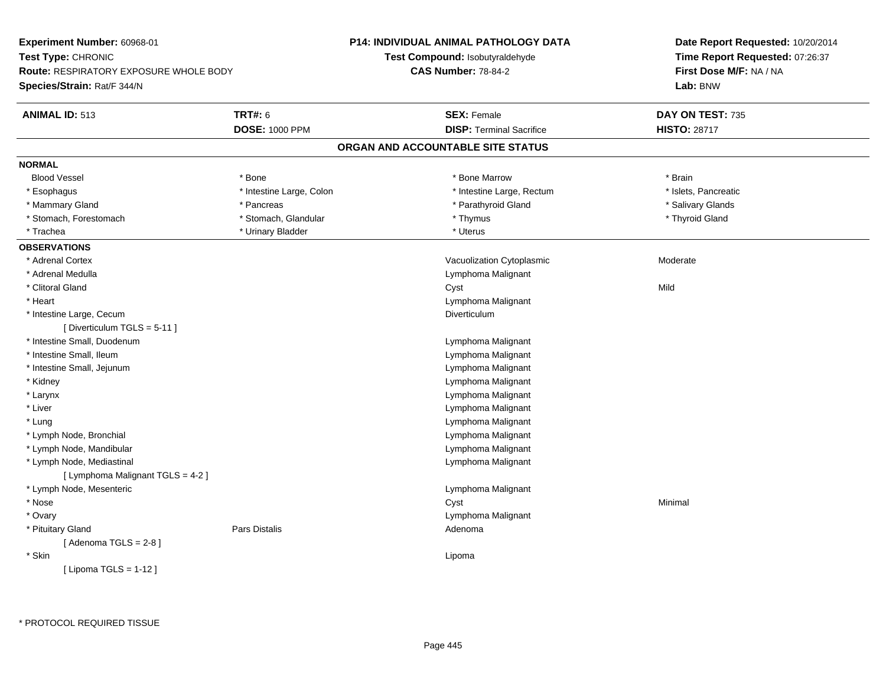**Experiment Number:** 60968-01
**Test Type:** CHRONIC
**Route:** RESPIRATORY EXPOSURE WHOLE BODY
**Species/Strain:** Rat/F 344/N

**P14: INDIVIDUAL ANIMAL PATHOLOGY DATA**
**Test Compound:** Isobutyraldehyde
**CAS Number:** 78-84-2

**Date Report Requested:** 10/20/2014
**Time Report Requested:** 07:26:37
**First Dose M/F:** NA / NA
**Lab:** BNW

| **ANIMAL ID:** 513 | **TRT#:** 6 | **SEX:** Female | **DAY ON TEST:** 735 |
|---|---|---|---|
| | **DOSE:** 1000 PPM | **DISP:** Terminal Sacrifice | **HISTO:** 28717 |

## ORGAN AND ACCOUNTABLE SITE STATUS

**NORMAL**

| | | | |
|---|---|---|---|
| Blood Vessel | * Bone | * Bone Marrow | * Brain |
| * Esophagus | * Intestine Large, Colon | * Intestine Large, Rectum | * Islets, Pancreatic |
| * Mammary Gland | * Pancreas | * Parathyroid Gland | * Salivary Glands |
| * Stomach, Forestomach | * Stomach, Glandular | * Thymus | * Thyroid Gland |
| * Trachea | * Urinary Bladder | * Uterus | |

**OBSERVATIONS**

| Organ | Site | Observation | Severity |
|---|---|---|---|
| * Adrenal Cortex | | Vacuolization Cytoplasmic | Moderate |
| * Adrenal Medulla | | Lymphoma Malignant | |
| * Clitoral Gland | | Cyst | Mild |
| * Heart | | Lymphoma Malignant | |
| * Intestine Large, Cecum | | Diverticulum | |
| [ Diverticulum TGLS = 5-11 ] | | | |
| * Intestine Small, Duodenum | | Lymphoma Malignant | |
| * Intestine Small, Ileum | | Lymphoma Malignant | |
| * Intestine Small, Jejunum | | Lymphoma Malignant | |
| * Kidney | | Lymphoma Malignant | |
| * Larynx | | Lymphoma Malignant | |
| * Liver | | Lymphoma Malignant | |
| * Lung | | Lymphoma Malignant | |
| * Lymph Node, Bronchial | | Lymphoma Malignant | |
| * Lymph Node, Mandibular | | Lymphoma Malignant | |
| * Lymph Node, Mediastinal | | Lymphoma Malignant | |
| [ Lymphoma Malignant TGLS = 4-2 ] | | | |
| * Lymph Node, Mesenteric | | Lymphoma Malignant | |
| * Nose | | Cyst | Minimal |
| * Ovary | | Lymphoma Malignant | |
| * Pituitary Gland | Pars Distalis | Adenoma | |
| [ Adenoma TGLS = 2-8 ] | | | |
| * Skin | | Lipoma | |
| [ Lipoma TGLS = 1-12 ] | | | |

* PROTOCOL REQUIRED TISSUE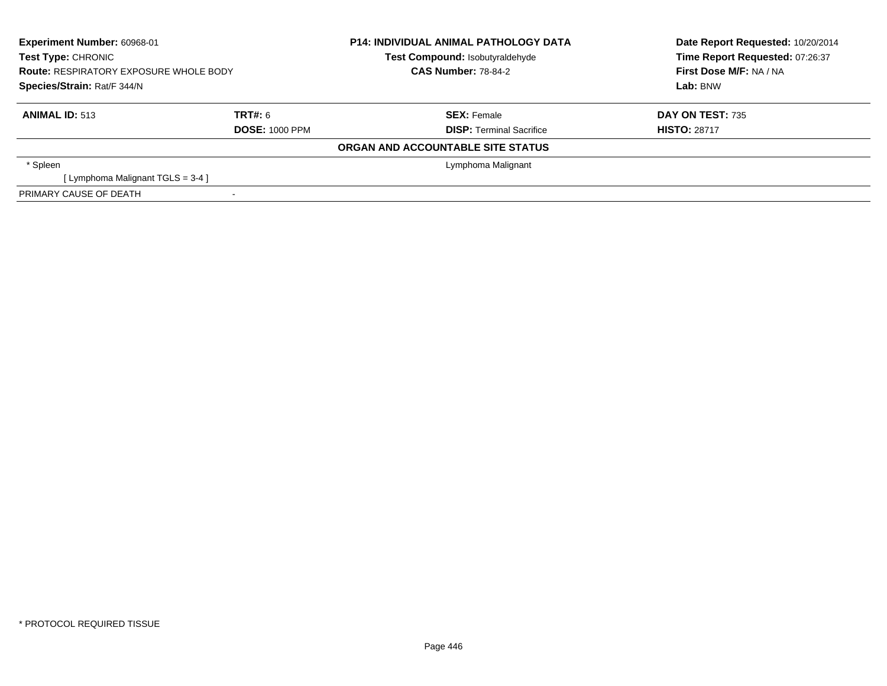| **Experiment Number:** 60968-01 | **P14: INDIVIDUAL ANIMAL PATHOLOGY DATA** | **Date Report Requested:** 10/20/2014 |
|---|---|---|
| **Test Type:** CHRONIC | **Test Compound:** Isobutyraldehyde | **Time Report Requested:** 07:26:37 |
| **Route:** RESPIRATORY EXPOSURE WHOLE BODY | **CAS Number:** 78-84-2 | **First Dose M/F:** NA / NA |
| **Species/Strain:** Rat/F 344/N | | **Lab:** BNW |

| **ANIMAL ID:** 513 | **TRT#:** 6 | **SEX:** Female | **DAY ON TEST:** 735 |
|---|---|---|---|
| | **DOSE:** 1000 PPM | **DISP:** Terminal Sacrifice | **HISTO:** 28717 |

**ORGAN AND ACCOUNTABLE SITE STATUS**

| | | | |
|---|---|---|---|
| * Spleen | | Lymphoma Malignant | |
| [ Lymphoma Malignant TGLS = 3-4 ] | | | |
| PRIMARY CAUSE OF DEATH | - | | |

* PROTOCOL REQUIRED TISSUE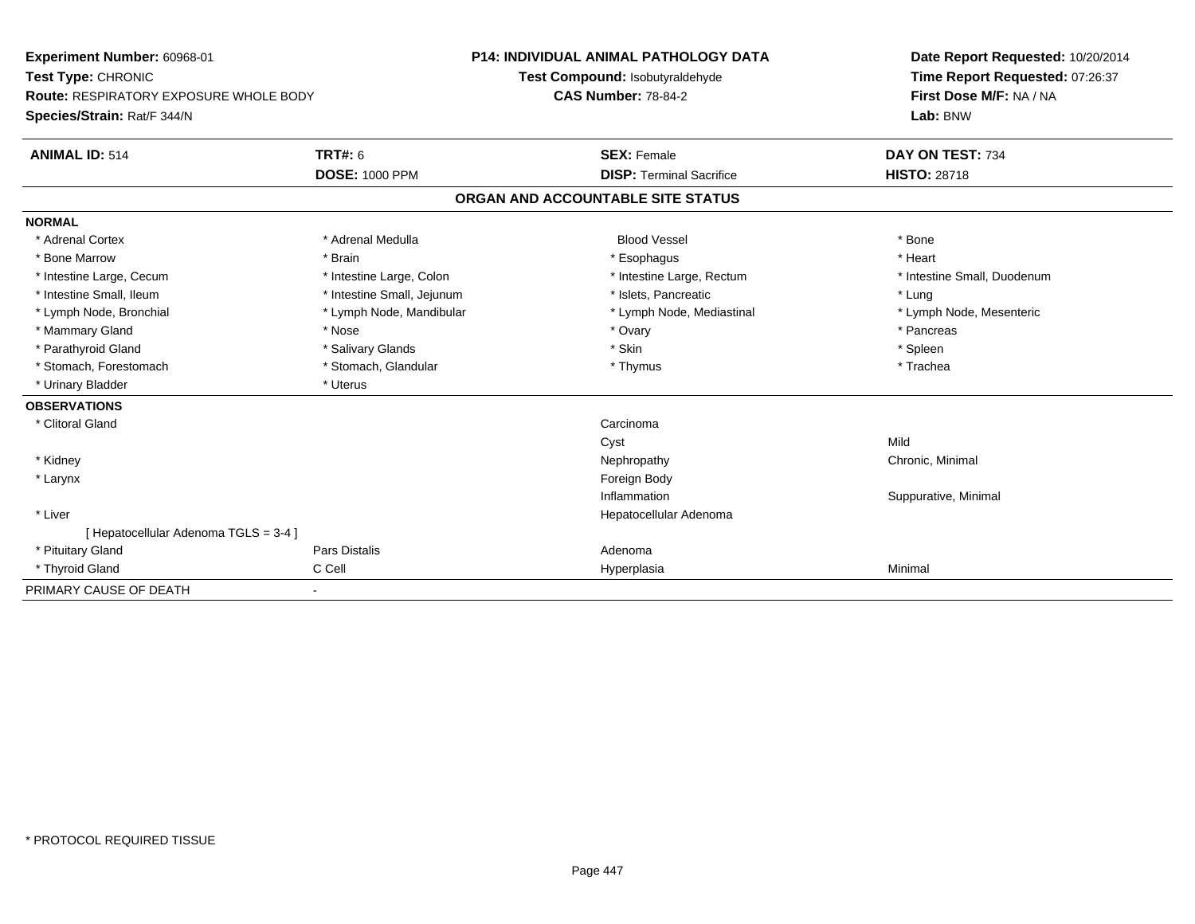**Experiment Number:** 60968-01
**Test Type:** CHRONIC
**Route:** RESPIRATORY EXPOSURE WHOLE BODY
**Species/Strain:** Rat/F 344/N

**P14: INDIVIDUAL ANIMAL PATHOLOGY DATA**
**Test Compound:** Isobutyraldehyde
**CAS Number:** 78-84-2

**Date Report Requested:** 10/20/2014
**Time Report Requested:** 07:26:37
**First Dose M/F:** NA / NA
**Lab:** BNW

| **ANIMAL ID:** 514 | **TRT#:** 6 | **SEX:** Female | **DAY ON TEST:** 734 |
|---|---|---|---|
| | **DOSE:** 1000 PPM | **DISP:** Terminal Sacrifice | **HISTO:** 28718 |

## ORGAN AND ACCOUNTABLE SITE STATUS

**NORMAL**

| | | | |
|---|---|---|---|
| * Adrenal Cortex | * Adrenal Medulla | Blood Vessel | * Bone |
| * Bone Marrow | * Brain | * Esophagus | * Heart |
| * Intestine Large, Cecum | * Intestine Large, Colon | * Intestine Large, Rectum | * Intestine Small, Duodenum |
| * Intestine Small, Ileum | * Intestine Small, Jejunum | * Islets, Pancreatic | * Lung |
| * Lymph Node, Bronchial | * Lymph Node, Mandibular | * Lymph Node, Mediastinal | * Lymph Node, Mesenteric |
| * Mammary Gland | * Nose | * Ovary | * Pancreas |
| * Parathyroid Gland | * Salivary Glands | * Skin | * Spleen |
| * Stomach, Forestomach | * Stomach, Glandular | * Thymus | * Trachea |
| * Urinary Bladder | * Uterus | | |

**OBSERVATIONS**

| | | | |
|---|---|---|---|
| * Clitoral Gland | | Carcinoma | |
| | | Cyst | Mild |
| * Kidney | | Nephropathy | Chronic, Minimal |
| * Larynx | | Foreign Body | |
| | | Inflammation | Suppurative, Minimal |
| * Liver | | Hepatocellular Adenoma | |
| [ Hepatocellular Adenoma TGLS = 3-4 ] | | | |
| * Pituitary Gland | Pars Distalis | Adenoma | |
| * Thyroid Gland | C Cell | Hyperplasia | Minimal |

PRIMARY CAUSE OF DEATH -

* PROTOCOL REQUIRED TISSUE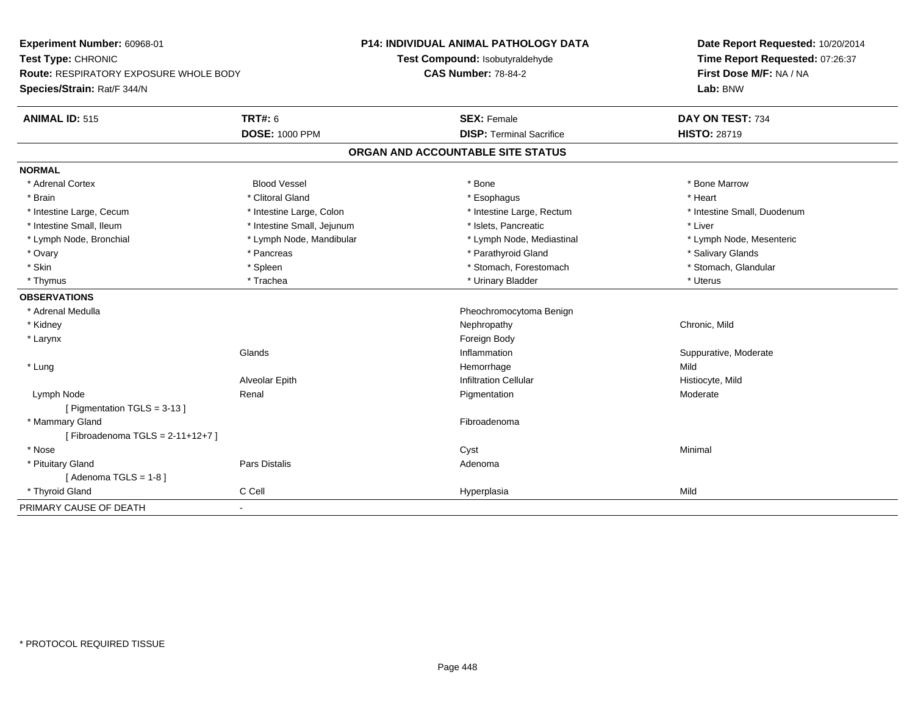**Experiment Number:** 60968-01
**Test Type:** CHRONIC
**Route:** RESPIRATORY EXPOSURE WHOLE BODY
**Species/Strain:** Rat/F 344/N

**P14: INDIVIDUAL ANIMAL PATHOLOGY DATA**
**Test Compound:** Isobutyraldehyde
**CAS Number:** 78-84-2

**Date Report Requested:** 10/20/2014
**Time Report Requested:** 07:26:37
**First Dose M/F:** NA / NA
**Lab:** BNW

| **ANIMAL ID:** 515 | **TRT#:** 6 | **SEX:** Female | **DAY ON TEST:** 734 |
|---|---|---|---|
| | **DOSE:** 1000 PPM | **DISP:** Terminal Sacrifice | **HISTO:** 28719 |

## ORGAN AND ACCOUNTABLE SITE STATUS

| | | | |
|---|---|---|---|
| **NORMAL** | | | |
| * Adrenal Cortex | Blood Vessel | * Bone | * Bone Marrow |
| * Brain | * Clitoral Gland | * Esophagus | * Heart |
| * Intestine Large, Cecum | * Intestine Large, Colon | * Intestine Large, Rectum | * Intestine Small, Duodenum |
| * Intestine Small, Ileum | * Intestine Small, Jejunum | * Islets, Pancreatic | * Liver |
| * Lymph Node, Bronchial | * Lymph Node, Mandibular | * Lymph Node, Mediastinal | * Lymph Node, Mesenteric |
| * Ovary | * Pancreas | * Parathyroid Gland | * Salivary Glands |
| * Skin | * Spleen | * Stomach, Forestomach | * Stomach, Glandular |
| * Thymus | * Trachea | * Urinary Bladder | * Uterus |
| **OBSERVATIONS** | | | |
| * Adrenal Medulla | | Pheochromocytoma Benign | |
| * Kidney | | Nephropathy | Chronic, Mild |
| * Larynx | | Foreign Body | |
| | Glands | Inflammation | Suppurative, Moderate |
| * Lung | | Hemorrhage | Mild |
| | Alveolar Epith | Infiltration Cellular | Histiocyte, Mild |
| Lymph Node | Renal | Pigmentation | Moderate |
| [ Pigmentation TGLS = 3-13 ] | | | |
| * Mammary Gland | | Fibroadenoma | |
| [ Fibroadenoma TGLS = 2-11+12+7 ] | | | |
| * Nose | | Cyst | Minimal |
| * Pituitary Gland | Pars Distalis | Adenoma | |
| [ Adenoma TGLS = 1-8 ] | | | |
| * Thyroid Gland | C Cell | Hyperplasia | Mild |
| PRIMARY CAUSE OF DEATH | - | | |

* PROTOCOL REQUIRED TISSUE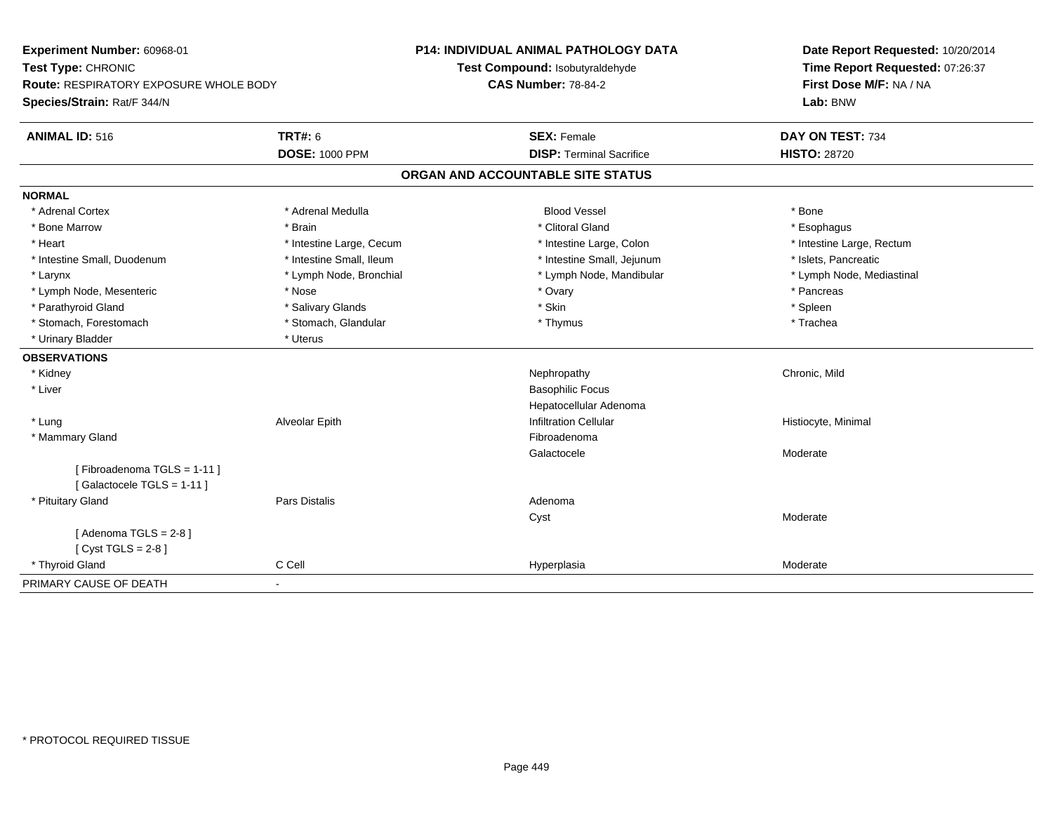**Experiment Number:** 60968-01
**Test Type:** CHRONIC
**Route:** RESPIRATORY EXPOSURE WHOLE BODY
**Species/Strain:** Rat/F 344/N

**P14: INDIVIDUAL ANIMAL PATHOLOGY DATA**
**Test Compound:** Isobutyraldehyde
**CAS Number:** 78-84-2

**Date Report Requested:** 10/20/2014
**Time Report Requested:** 07:26:37
**First Dose M/F:** NA / NA
**Lab:** BNW

| **ANIMAL ID:** 516 | **TRT#:** 6 | **SEX:** Female | **DAY ON TEST:** 734 |
|---|---|---|---|
| | **DOSE:** 1000 PPM | **DISP:** Terminal Sacrifice | **HISTO:** 28720 |

## ORGAN AND ACCOUNTABLE SITE STATUS

**NORMAL**

| | | | |
|---|---|---|---|
| * Adrenal Cortex | * Adrenal Medulla | Blood Vessel | * Bone |
| * Bone Marrow | * Brain | * Clitoral Gland | * Esophagus |
| * Heart | * Intestine Large, Cecum | * Intestine Large, Colon | * Intestine Large, Rectum |
| * Intestine Small, Duodenum | * Intestine Small, Ileum | * Intestine Small, Jejunum | * Islets, Pancreatic |
| * Larynx | * Lymph Node, Bronchial | * Lymph Node, Mandibular | * Lymph Node, Mediastinal |
| * Lymph Node, Mesenteric | * Nose | * Ovary | * Pancreas |
| * Parathyroid Gland | * Salivary Glands | * Skin | * Spleen |
| * Stomach, Forestomach | * Stomach, Glandular | * Thymus | * Trachea |
| * Urinary Bladder | * Uterus | | |

**OBSERVATIONS**

| | | | |
|---|---|---|---|
| * Kidney | | Nephropathy | Chronic, Mild |
| * Liver | | Basophilic Focus | |
| | | Hepatocellular Adenoma | |
| * Lung | Alveolar Epith | Infiltration Cellular | Histiocyte, Minimal |
| * Mammary Gland | | Fibroadenoma | |
| | | Galactocele | Moderate |
| [ Fibroadenoma TGLS = 1-11 ] | | | |
| [ Galactocele TGLS = 1-11 ] | | | |
| * Pituitary Gland | Pars Distalis | Adenoma | |
| | | Cyst | Moderate |
| [ Adenoma TGLS = 2-8 ] | | | |
| [ Cyst TGLS = 2-8 ] | | | |
| * Thyroid Gland | C Cell | Hyperplasia | Moderate |

PRIMARY CAUSE OF DEATH -

* PROTOCOL REQUIRED TISSUE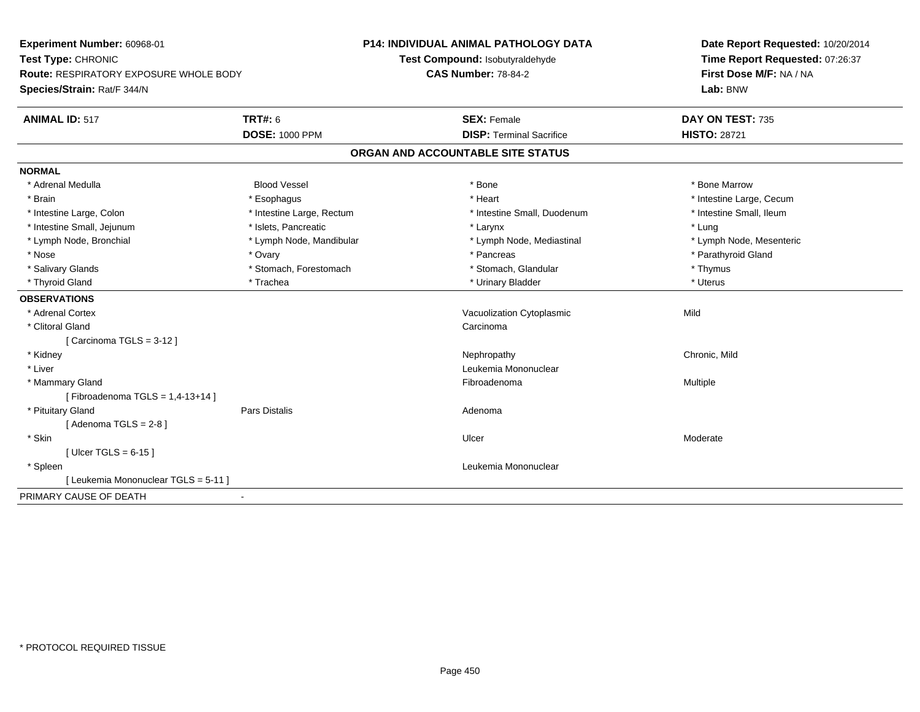**Experiment Number:** 60968-01
**Test Type:** CHRONIC
**Route:** RESPIRATORY EXPOSURE WHOLE BODY
**Species/Strain:** Rat/F 344/N

**P14: INDIVIDUAL ANIMAL PATHOLOGY DATA**
**Test Compound:** Isobutyraldehyde
**CAS Number:** 78-84-2

**Date Report Requested:** 10/20/2014
**Time Report Requested:** 07:26:37
**First Dose M/F:** NA / NA
**Lab:** BNW

| **ANIMAL ID:** 517 | **TRT#:** 6 | **SEX:** Female | **DAY ON TEST:** 735 |
|---|---|---|---|
| | **DOSE:** 1000 PPM | **DISP:** Terminal Sacrifice | **HISTO:** 28721 |

## ORGAN AND ACCOUNTABLE SITE STATUS

**NORMAL**

| | | | |
|---|---|---|---|
| * Adrenal Medulla | Blood Vessel | * Bone | * Bone Marrow |
| * Brain | * Esophagus | * Heart | * Intestine Large, Cecum |
| * Intestine Large, Colon | * Intestine Large, Rectum | * Intestine Small, Duodenum | * Intestine Small, Ileum |
| * Intestine Small, Jejunum | * Islets, Pancreatic | * Larynx | * Lung |
| * Lymph Node, Bronchial | * Lymph Node, Mandibular | * Lymph Node, Mediastinal | * Lymph Node, Mesenteric |
| * Nose | * Ovary | * Pancreas | * Parathyroid Gland |
| * Salivary Glands | * Stomach, Forestomach | * Stomach, Glandular | * Thymus |
| * Thyroid Gland | * Trachea | * Urinary Bladder | * Uterus |

**OBSERVATIONS**

| | | | |
|---|---|---|---|
| * Adrenal Cortex | | Vacuolization Cytoplasmic | Mild |
| * Clitoral Gland | | Carcinoma | |
| [ Carcinoma TGLS = 3-12 ] | | | |
| * Kidney | | Nephropathy | Chronic, Mild |
| * Liver | | Leukemia Mononuclear | |
| * Mammary Gland | | Fibroadenoma | Multiple |
| [ Fibroadenoma TGLS = 1,4-13+14 ] | | | |
| * Pituitary Gland | Pars Distalis | Adenoma | |
| [ Adenoma TGLS = 2-8 ] | | | |
| * Skin | | Ulcer | Moderate |
| [ Ulcer TGLS = 6-15 ] | | | |
| * Spleen | | Leukemia Mononuclear | |
| [ Leukemia Mononuclear TGLS = 5-11 ] | | | |

PRIMARY CAUSE OF DEATH -

* PROTOCOL REQUIRED TISSUE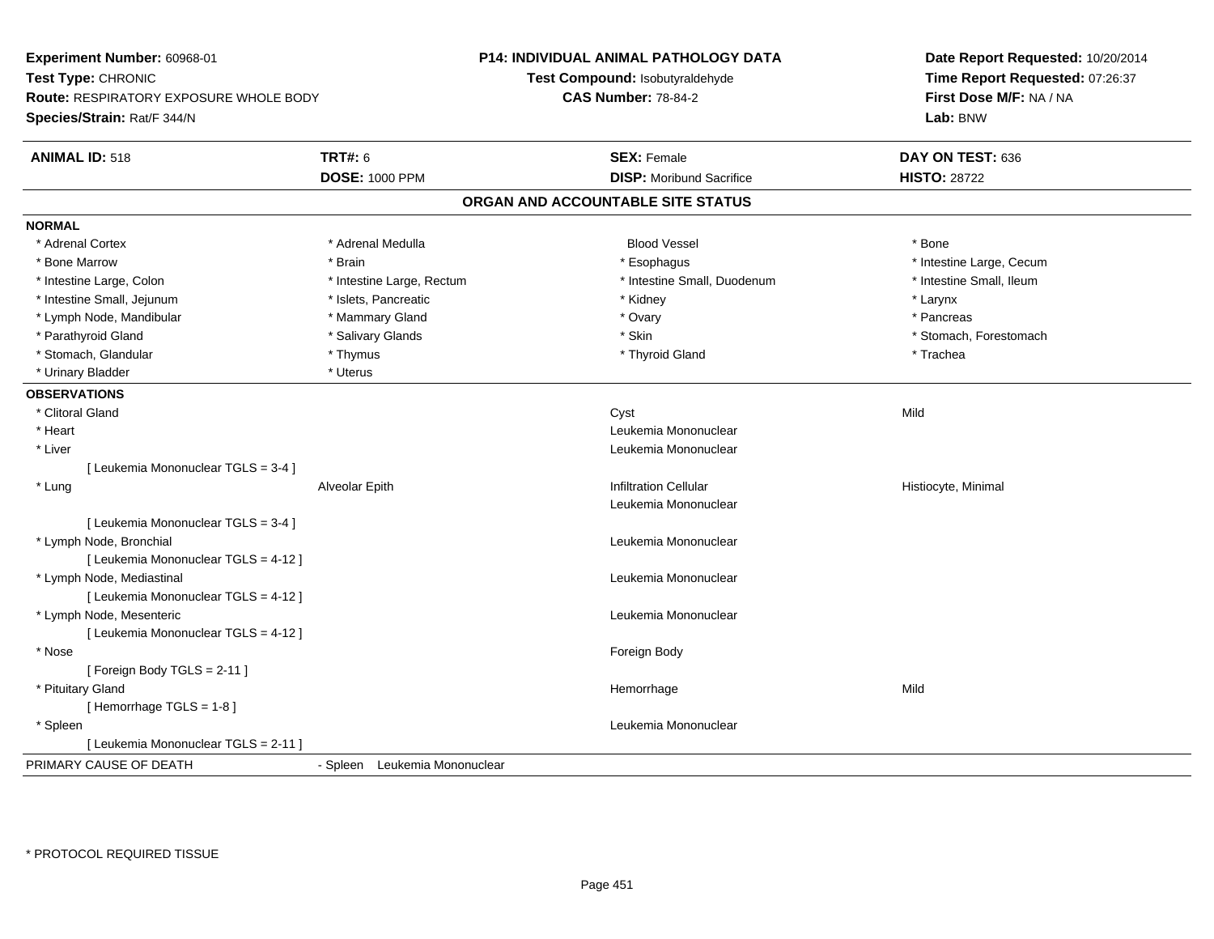**Experiment Number:** 60968-01
**Test Type:** CHRONIC
**Route:** RESPIRATORY EXPOSURE WHOLE BODY
**Species/Strain:** Rat/F 344/N

**P14: INDIVIDUAL ANIMAL PATHOLOGY DATA**
**Test Compound:** Isobutyraldehyde
**CAS Number:** 78-84-2

**Date Report Requested:** 10/20/2014
**Time Report Requested:** 07:26:37
**First Dose M/F:** NA / NA
**Lab:** BNW

| **ANIMAL ID:** 518 | **TRT#:** 6 | **SEX:** Female | **DAY ON TEST:** 636 |
|---|---|---|---|
| | **DOSE:** 1000 PPM | **DISP:** Moribund Sacrifice | **HISTO:** 28722 |

## ORGAN AND ACCOUNTABLE SITE STATUS

**NORMAL**

| | | | |
|---|---|---|---|
| * Adrenal Cortex | * Adrenal Medulla | Blood Vessel | * Bone |
| * Bone Marrow | * Brain | * Esophagus | * Intestine Large, Cecum |
| * Intestine Large, Colon | * Intestine Large, Rectum | * Intestine Small, Duodenum | * Intestine Small, Ileum |
| * Intestine Small, Jejunum | * Islets, Pancreatic | * Kidney | * Larynx |
| * Lymph Node, Mandibular | * Mammary Gland | * Ovary | * Pancreas |
| * Parathyroid Gland | * Salivary Glands | * Skin | * Stomach, Forestomach |
| * Stomach, Glandular | * Thymus | * Thyroid Gland | * Trachea |
| * Urinary Bladder | * Uterus | | |

**OBSERVATIONS**

| | | | |
|---|---|---|---|
| * Clitoral Gland | | Cyst | Mild |
| * Heart | | Leukemia Mononuclear | |
| * Liver | | Leukemia Mononuclear | |
| [ Leukemia Mononuclear TGLS = 3-4 ] | | | |
| * Lung | Alveolar Epith | Infiltration Cellular | Histiocyte, Minimal |
| | | Leukemia Mononuclear | |
| [ Leukemia Mononuclear TGLS = 3-4 ] | | | |
| * Lymph Node, Bronchial | | Leukemia Mononuclear | |
| [ Leukemia Mononuclear TGLS = 4-12 ] | | | |
| * Lymph Node, Mediastinal | | Leukemia Mononuclear | |
| [ Leukemia Mononuclear TGLS = 4-12 ] | | | |
| * Lymph Node, Mesenteric | | Leukemia Mononuclear | |
| [ Leukemia Mononuclear TGLS = 4-12 ] | | | |
| * Nose | | Foreign Body | |
| [ Foreign Body TGLS = 2-11 ] | | | |
| * Pituitary Gland | | Hemorrhage | Mild |
| [ Hemorrhage TGLS = 1-8 ] | | | |
| * Spleen | | Leukemia Mononuclear | |
| [ Leukemia Mononuclear TGLS = 2-11 ] | | | |

PRIMARY CAUSE OF DEATH - Spleen Leukemia Mononuclear

* PROTOCOL REQUIRED TISSUE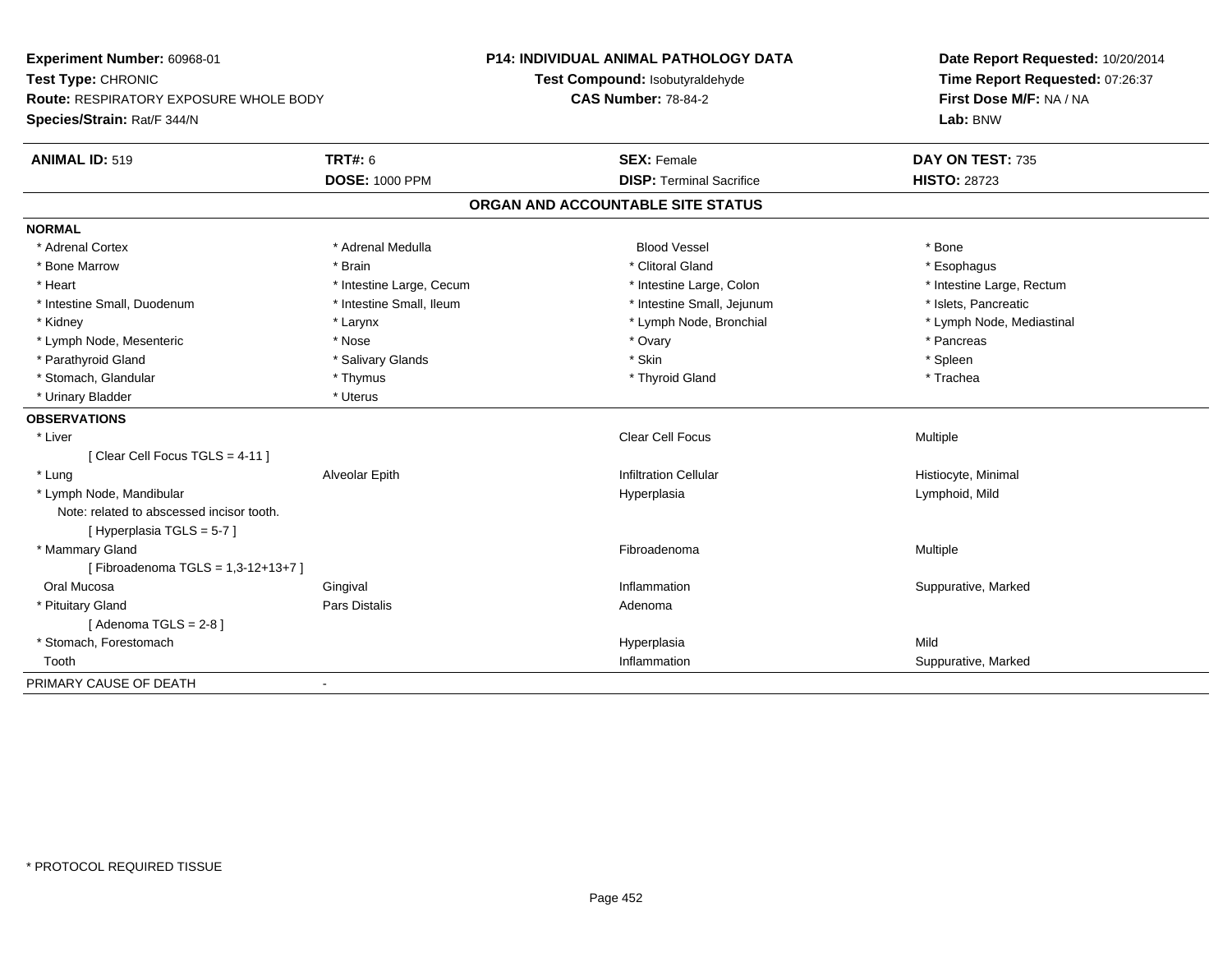**Experiment Number:** 60968-01
**Test Type:** CHRONIC
**Route:** RESPIRATORY EXPOSURE WHOLE BODY
**Species/Strain:** Rat/F 344/N

**P14: INDIVIDUAL ANIMAL PATHOLOGY DATA**
**Test Compound:** Isobutyraldehyde
**CAS Number:** 78-84-2

**Date Report Requested:** 10/20/2014
**Time Report Requested:** 07:26:37
**First Dose M/F:** NA / NA
**Lab:** BNW

| **ANIMAL ID:** 519 | **TRT#:** 6 | **SEX:** Female | **DAY ON TEST:** 735 |
|---|---|---|---|
| | **DOSE:** 1000 PPM | **DISP:** Terminal Sacrifice | **HISTO:** 28723 |

## ORGAN AND ACCOUNTABLE SITE STATUS

**NORMAL**

| | | | |
|---|---|---|---|
| * Adrenal Cortex | * Adrenal Medulla | Blood Vessel | * Bone |
| * Bone Marrow | * Brain | * Clitoral Gland | * Esophagus |
| * Heart | * Intestine Large, Cecum | * Intestine Large, Colon | * Intestine Large, Rectum |
| * Intestine Small, Duodenum | * Intestine Small, Ileum | * Intestine Small, Jejunum | * Islets, Pancreatic |
| * Kidney | * Larynx | * Lymph Node, Bronchial | * Lymph Node, Mediastinal |
| * Lymph Node, Mesenteric | * Nose | * Ovary | * Pancreas |
| * Parathyroid Gland | * Salivary Glands | * Skin | * Spleen |
| * Stomach, Glandular | * Thymus | * Thyroid Gland | * Trachea |
| * Urinary Bladder | * Uterus | | |

**OBSERVATIONS**

| | | | |
|---|---|---|---|
| * Liver | | Clear Cell Focus | Multiple |
| [ Clear Cell Focus TGLS = 4-11 ] | | | |
| * Lung | Alveolar Epith | Infiltration Cellular | Histiocyte, Minimal |
| * Lymph Node, Mandibular | | Hyperplasia | Lymphoid, Mild |
| Note: related to abscessed incisor tooth. | | | |
| [ Hyperplasia TGLS = 5-7 ] | | | |
| * Mammary Gland | | Fibroadenoma | Multiple |
| [ Fibroadenoma TGLS = 1,3-12+13+7 ] | | | |
| Oral Mucosa | Gingival | Inflammation | Suppurative, Marked |
| * Pituitary Gland | Pars Distalis | Adenoma | |
| [ Adenoma TGLS = 2-8 ] | | | |
| * Stomach, Forestomach | | Hyperplasia | Mild |
| Tooth | | Inflammation | Suppurative, Marked |

PRIMARY CAUSE OF DEATH -

* PROTOCOL REQUIRED TISSUE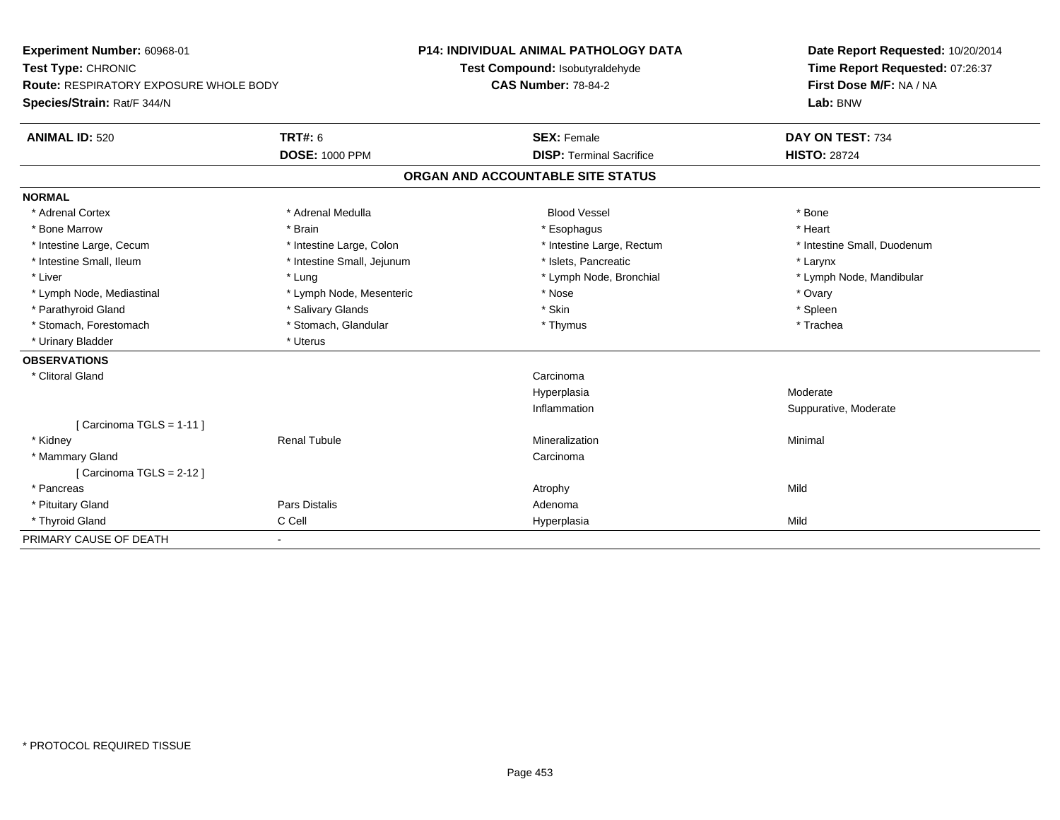**Experiment Number:** 60968-01
**Test Type:** CHRONIC
**Route:** RESPIRATORY EXPOSURE WHOLE BODY
**Species/Strain:** Rat/F 344/N

**P14: INDIVIDUAL ANIMAL PATHOLOGY DATA**
**Test Compound:** Isobutyraldehyde
**CAS Number:** 78-84-2

**Date Report Requested:** 10/20/2014
**Time Report Requested:** 07:26:37
**First Dose M/F:** NA / NA
**Lab:** BNW

| **ANIMAL ID:** 520 | **TRT#:** 6 | **SEX:** Female | **DAY ON TEST:** 734 |
|---|---|---|---|
| | **DOSE:** 1000 PPM | **DISP:** Terminal Sacrifice | **HISTO:** 28724 |

## ORGAN AND ACCOUNTABLE SITE STATUS

**NORMAL**

| | | | |
|---|---|---|---|
| * Adrenal Cortex | * Adrenal Medulla | Blood Vessel | * Bone |
| * Bone Marrow | * Brain | * Esophagus | * Heart |
| * Intestine Large, Cecum | * Intestine Large, Colon | * Intestine Large, Rectum | * Intestine Small, Duodenum |
| * Intestine Small, Ileum | * Intestine Small, Jejunum | * Islets, Pancreatic | * Larynx |
| * Liver | * Lung | * Lymph Node, Bronchial | * Lymph Node, Mandibular |
| * Lymph Node, Mediastinal | * Lymph Node, Mesenteric | * Nose | * Ovary |
| * Parathyroid Gland | * Salivary Glands | * Skin | * Spleen |
| * Stomach, Forestomach | * Stomach, Glandular | * Thymus | * Trachea |
| * Urinary Bladder | * Uterus | | |

**OBSERVATIONS**

| | | | |
|---|---|---|---|
| * Clitoral Gland | | Carcinoma | |
| | | Hyperplasia | Moderate |
| | | Inflammation | Suppurative, Moderate |
| [ Carcinoma TGLS = 1-11 ] | | | |
| * Kidney | Renal Tubule | Mineralization | Minimal |
| * Mammary Gland | | Carcinoma | |
| [ Carcinoma TGLS = 2-12 ] | | | |
| * Pancreas | | Atrophy | Mild |
| * Pituitary Gland | Pars Distalis | Adenoma | |
| * Thyroid Gland | C Cell | Hyperplasia | Mild |

PRIMARY CAUSE OF DEATH -

* PROTOCOL REQUIRED TISSUE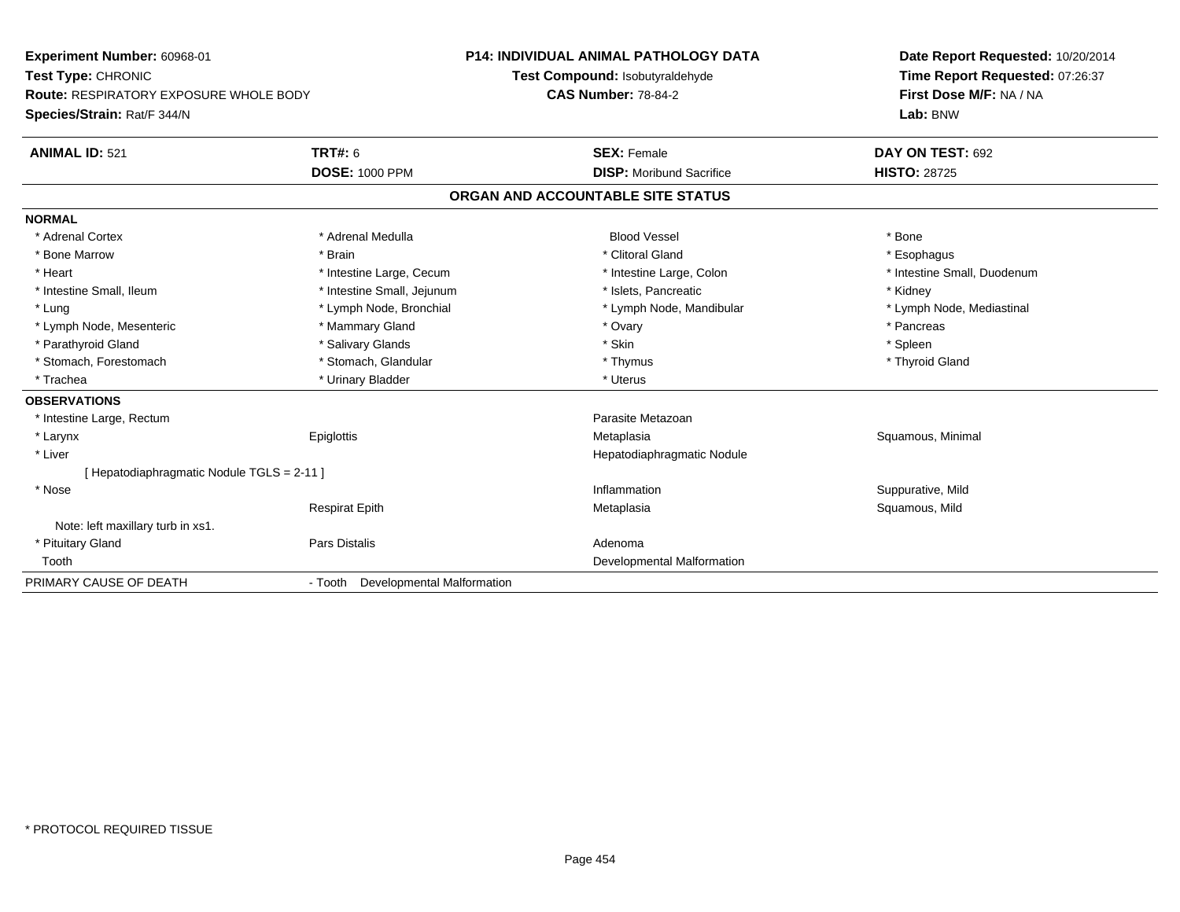**Experiment Number:** 60968-01
**Test Type:** CHRONIC
**Route:** RESPIRATORY EXPOSURE WHOLE BODY
**Species/Strain:** Rat/F 344/N

**P14: INDIVIDUAL ANIMAL PATHOLOGY DATA**
**Test Compound:** Isobutyraldehyde
**CAS Number:** 78-84-2

**Date Report Requested:** 10/20/2014
**Time Report Requested:** 07:26:37
**First Dose M/F:** NA / NA
**Lab:** BNW

| **ANIMAL ID:** 521 | **TRT#:** 6 | **SEX:** Female | **DAY ON TEST:** 692 |
|---|---|---|---|
| | **DOSE:** 1000 PPM | **DISP:** Moribund Sacrifice | **HISTO:** 28725 |

## ORGAN AND ACCOUNTABLE SITE STATUS

**NORMAL**

| | | | |
|---|---|---|---|
| * Adrenal Cortex | * Adrenal Medulla | Blood Vessel | * Bone |
| * Bone Marrow | * Brain | * Clitoral Gland | * Esophagus |
| * Heart | * Intestine Large, Cecum | * Intestine Large, Colon | * Intestine Small, Duodenum |
| * Intestine Small, Ileum | * Intestine Small, Jejunum | * Islets, Pancreatic | * Kidney |
| * Lung | * Lymph Node, Bronchial | * Lymph Node, Mandibular | * Lymph Node, Mediastinal |
| * Lymph Node, Mesenteric | * Mammary Gland | * Ovary | * Pancreas |
| * Parathyroid Gland | * Salivary Glands | * Skin | * Spleen |
| * Stomach, Forestomach | * Stomach, Glandular | * Thymus | * Thyroid Gland |
| * Trachea | * Urinary Bladder | * Uterus | |

**OBSERVATIONS**

| | | | |
|---|---|---|---|
| * Intestine Large, Rectum | | Parasite Metazoan | |
| * Larynx | Epiglottis | Metaplasia | Squamous, Minimal |
| * Liver | | Hepatodiaphragmatic Nodule | |
| [ Hepatodiaphragmatic Nodule TGLS = 2-11 ] | | | |
| * Nose | | Inflammation | Suppurative, Mild |
| | Respirat Epith | Metaplasia | Squamous, Mild |
| Note: left maxillary turb in xs1. | | | |
| * Pituitary Gland | Pars Distalis | Adenoma | |
| Tooth | | Developmental Malformation | |

PRIMARY CAUSE OF DEATH - Tooth Developmental Malformation

\* PROTOCOL REQUIRED TISSUE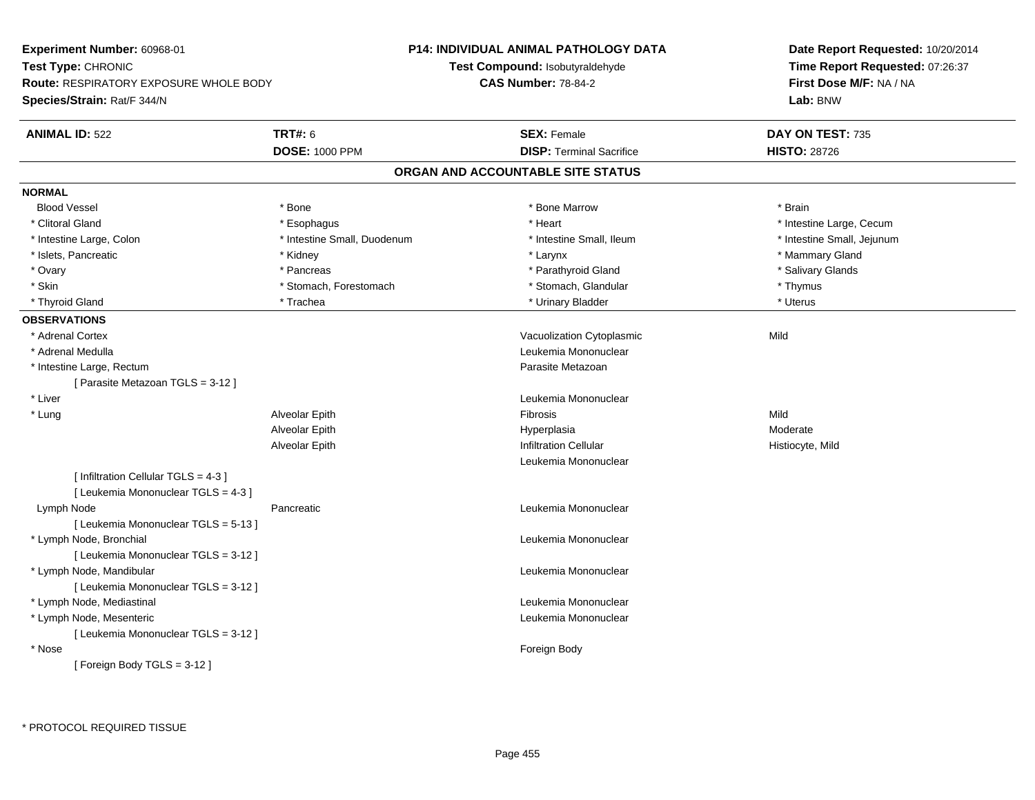**Experiment Number:** 60968-01
**Test Type:** CHRONIC
**Route:** RESPIRATORY EXPOSURE WHOLE BODY
**Species/Strain:** Rat/F 344/N

**P14: INDIVIDUAL ANIMAL PATHOLOGY DATA**
**Test Compound:** Isobutyraldehyde
**CAS Number:** 78-84-2

**Date Report Requested:** 10/20/2014
**Time Report Requested:** 07:26:37
**First Dose M/F:** NA / NA
**Lab:** BNW

| **ANIMAL ID:** 522 | **TRT#:** 6 | **SEX:** Female | **DAY ON TEST:** 735 |
|---|---|---|---|
| | **DOSE:** 1000 PPM | **DISP:** Terminal Sacrifice | **HISTO:** 28726 |

## ORGAN AND ACCOUNTABLE SITE STATUS

**NORMAL**

| | | | |
|---|---|---|---|
| Blood Vessel | * Bone | * Bone Marrow | * Brain |
| * Clitoral Gland | * Esophagus | * Heart | * Intestine Large, Cecum |
| * Intestine Large, Colon | * Intestine Small, Duodenum | * Intestine Small, Ileum | * Intestine Small, Jejunum |
| * Islets, Pancreatic | * Kidney | * Larynx | * Mammary Gland |
| * Ovary | * Pancreas | * Parathyroid Gland | * Salivary Glands |
| * Skin | * Stomach, Forestomach | * Stomach, Glandular | * Thymus |
| * Thyroid Gland | * Trachea | * Urinary Bladder | * Uterus |

**OBSERVATIONS**

| | | | |
|---|---|---|---|
| * Adrenal Cortex | | Vacuolization Cytoplasmic | Mild |
| * Adrenal Medulla | | Leukemia Mononuclear | |
| * Intestine Large, Rectum | | Parasite Metazoan | |
| [ Parasite Metazoan TGLS = 3-12 ] | | | |
| * Liver | | Leukemia Mononuclear | |
| * Lung | Alveolar Epith | Fibrosis | Mild |
| | Alveolar Epith | Hyperplasia | Moderate |
| | Alveolar Epith | Infiltration Cellular | Histiocyte, Mild |
| | | Leukemia Mononuclear | |
| [ Infiltration Cellular TGLS = 4-3 ] | | | |
| [ Leukemia Mononuclear TGLS = 4-3 ] | | | |
| Lymph Node | Pancreatic | Leukemia Mononuclear | |
| [ Leukemia Mononuclear TGLS = 5-13 ] | | | |
| * Lymph Node, Bronchial | | Leukemia Mononuclear | |
| [ Leukemia Mononuclear TGLS = 3-12 ] | | | |
| * Lymph Node, Mandibular | | Leukemia Mononuclear | |
| [ Leukemia Mononuclear TGLS = 3-12 ] | | | |
| * Lymph Node, Mediastinal | | Leukemia Mononuclear | |
| * Lymph Node, Mesenteric | | Leukemia Mononuclear | |
| [ Leukemia Mononuclear TGLS = 3-12 ] | | | |
| * Nose | | Foreign Body | |
| [ Foreign Body TGLS = 3-12 ] | | | |

* PROTOCOL REQUIRED TISSUE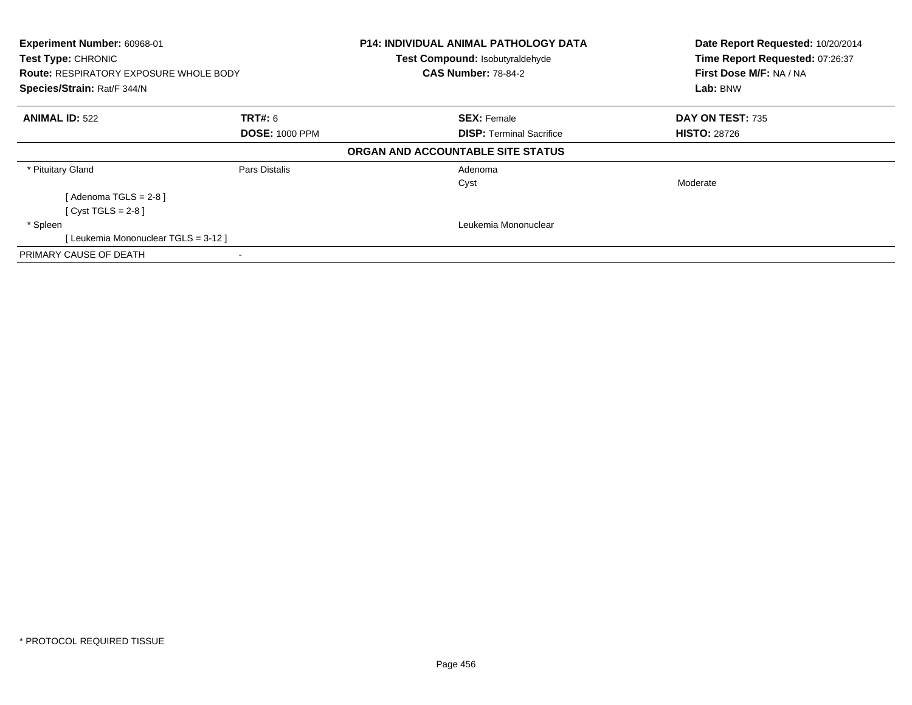**Experiment Number:** 60968-01
**Test Type:** CHRONIC
**Route:** RESPIRATORY EXPOSURE WHOLE BODY
**Species/Strain:** Rat/F 344/N

**P14: INDIVIDUAL ANIMAL PATHOLOGY DATA**
**Test Compound:** Isobutyraldehyde
**CAS Number:** 78-84-2

**Date Report Requested:** 10/20/2014
**Time Report Requested:** 07:26:37
**First Dose M/F:** NA / NA
**Lab:** BNW

| **ANIMAL ID:** 522 | **TRT#:** 6 | **SEX:** Female | **DAY ON TEST:** 735 |
|---|---|---|---|
| | **DOSE:** 1000 PPM | **DISP:** Terminal Sacrifice | **HISTO:** 28726 |

**ORGAN AND ACCOUNTABLE SITE STATUS**

| | | | |
|---|---|---|---|
| * Pituitary Gland | Pars Distalis | Adenoma | |
| | | Cyst | Moderate |
| [ Adenoma TGLS = 2-8 ] | | | |
| [ Cyst TGLS = 2-8 ] | | | |
| * Spleen | | Leukemia Mononuclear | |
| [ Leukemia Mononuclear TGLS = 3-12 ] | | | |
| PRIMARY CAUSE OF DEATH | - | | |

* PROTOCOL REQUIRED TISSUE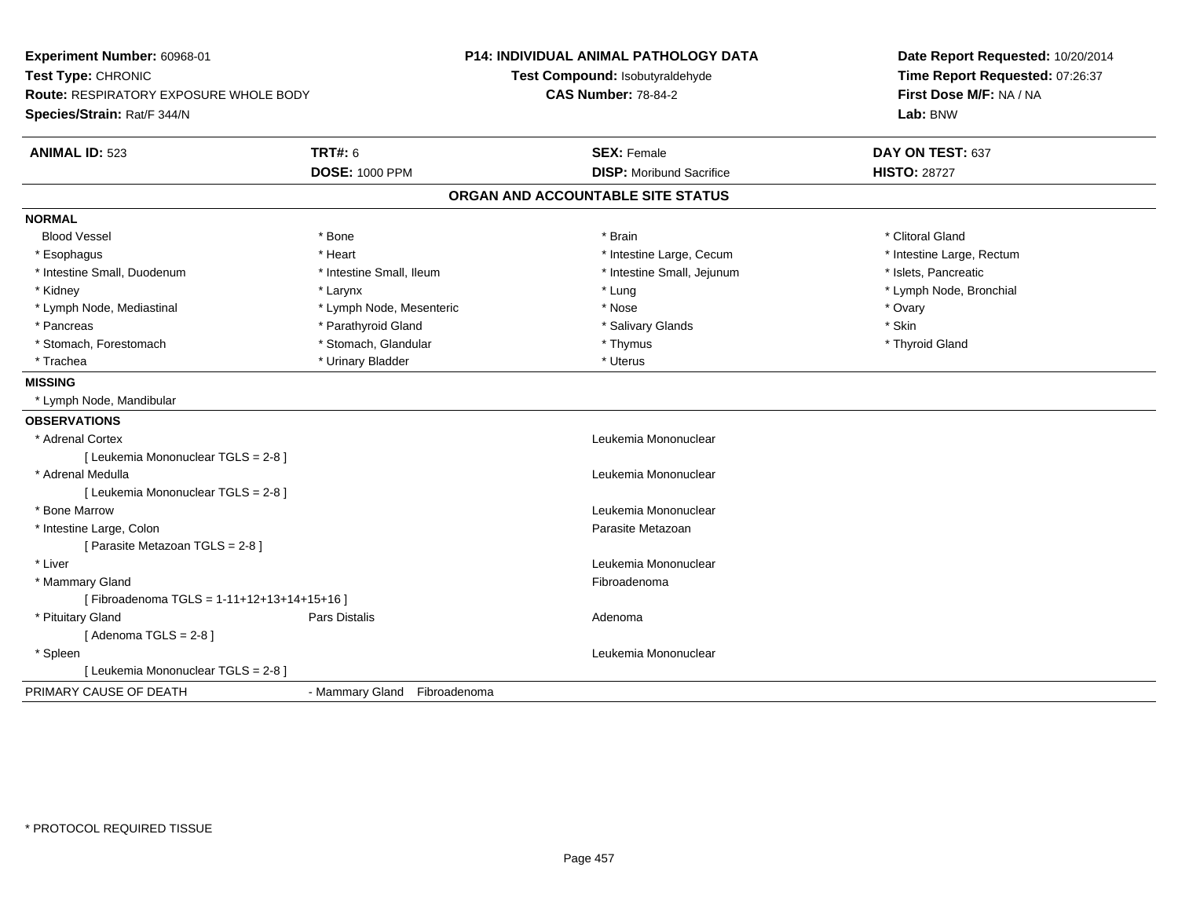**Experiment Number:** 60968-01
**Test Type:** CHRONIC
**Route:** RESPIRATORY EXPOSURE WHOLE BODY
**Species/Strain:** Rat/F 344/N

**P14: INDIVIDUAL ANIMAL PATHOLOGY DATA**
**Test Compound:** Isobutyraldehyde
**CAS Number:** 78-84-2

**Date Report Requested:** 10/20/2014
**Time Report Requested:** 07:26:37
**First Dose M/F:** NA / NA
**Lab:** BNW

| **ANIMAL ID:** 523 | **TRT#:** 6 | **SEX:** Female | **DAY ON TEST:** 637 |
|---|---|---|---|
| | **DOSE:** 1000 PPM | **DISP:** Moribund Sacrifice | **HISTO:** 28727 |

## ORGAN AND ACCOUNTABLE SITE STATUS

**NORMAL**

| | | | |
|---|---|---|---|
| Blood Vessel | * Bone | * Brain | * Clitoral Gland |
| * Esophagus | * Heart | * Intestine Large, Cecum | * Intestine Large, Rectum |
| * Intestine Small, Duodenum | * Intestine Small, Ileum | * Intestine Small, Jejunum | * Islets, Pancreatic |
| * Kidney | * Larynx | * Lung | * Lymph Node, Bronchial |
| * Lymph Node, Mediastinal | * Lymph Node, Mesenteric | * Nose | * Ovary |
| * Pancreas | * Parathyroid Gland | * Salivary Glands | * Skin |
| * Stomach, Forestomach | * Stomach, Glandular | * Thymus | * Thyroid Gland |
| * Trachea | * Urinary Bladder | * Uterus | |

**MISSING**

* Lymph Node, Mandibular

**OBSERVATIONS**

| | | |
|---|---|---|
| * Adrenal Cortex | | Leukemia Mononuclear |
| [ Leukemia Mononuclear TGLS = 2-8 ] | | |
| * Adrenal Medulla | | Leukemia Mononuclear |
| [ Leukemia Mononuclear TGLS = 2-8 ] | | |
| * Bone Marrow | | Leukemia Mononuclear |
| * Intestine Large, Colon | | Parasite Metazoan |
| [ Parasite Metazoan TGLS = 2-8 ] | | |
| * Liver | | Leukemia Mononuclear |
| * Mammary Gland | | Fibroadenoma |
| [ Fibroadenoma TGLS = 1-11+12+13+14+15+16 ] | | |
| * Pituitary Gland | Pars Distalis | Adenoma |
| [ Adenoma TGLS = 2-8 ] | | |
| * Spleen | | Leukemia Mononuclear |
| [ Leukemia Mononuclear TGLS = 2-8 ] | | |

PRIMARY CAUSE OF DEATH - Mammary Gland Fibroadenoma

* PROTOCOL REQUIRED TISSUE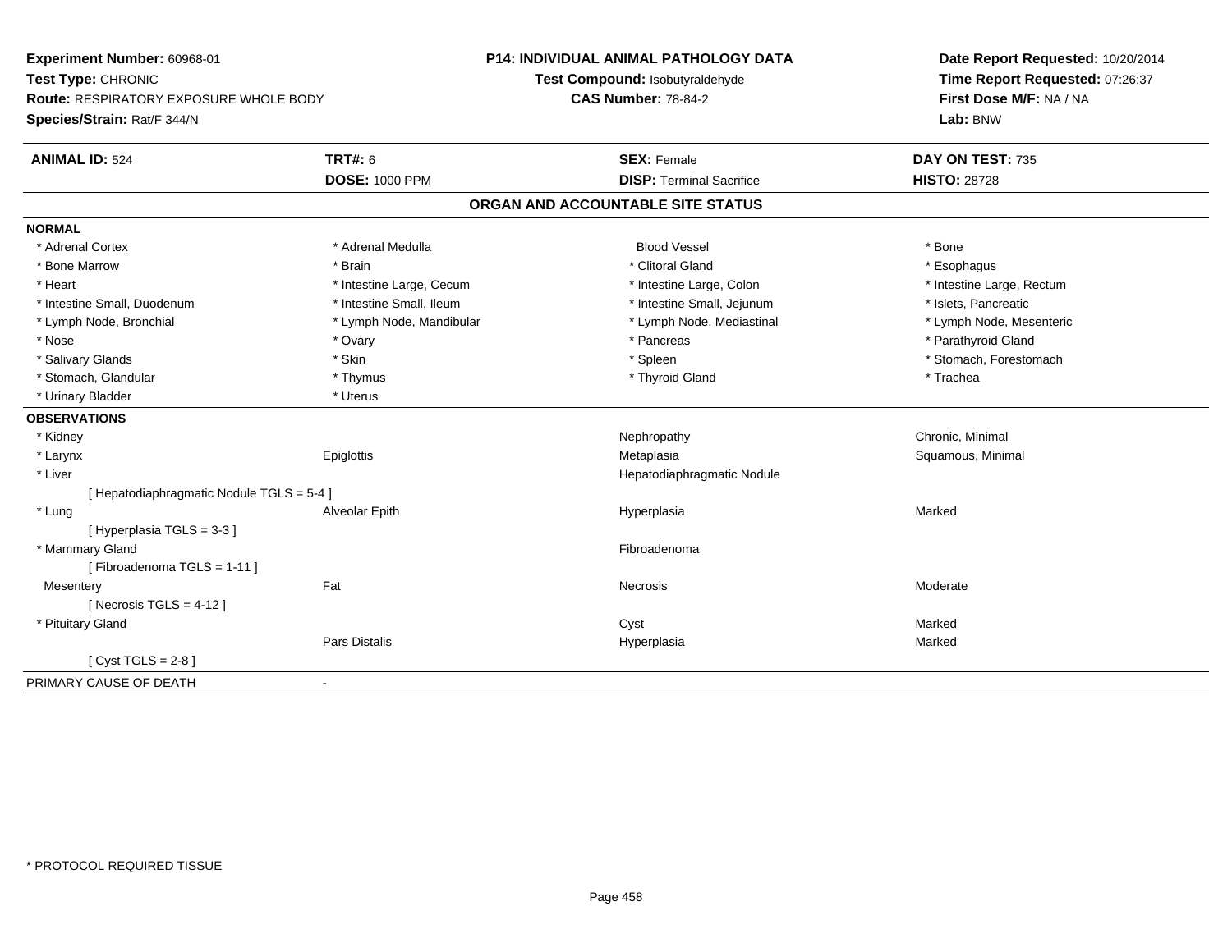**Experiment Number:** 60968-01
**Test Type:** CHRONIC
**Route:** RESPIRATORY EXPOSURE WHOLE BODY
**Species/Strain:** Rat/F 344/N

**P14: INDIVIDUAL ANIMAL PATHOLOGY DATA**
**Test Compound:** Isobutyraldehyde
**CAS Number:** 78-84-2

**Date Report Requested:** 10/20/2014
**Time Report Requested:** 07:26:37
**First Dose M/F:** NA / NA
**Lab:** BNW

| **ANIMAL ID:** 524 | **TRT#:** 6 | **SEX:** Female | **DAY ON TEST:** 735 |
|---|---|---|---|
| | **DOSE:** 1000 PPM | **DISP:** Terminal Sacrifice | **HISTO:** 28728 |

## ORGAN AND ACCOUNTABLE SITE STATUS

**NORMAL**

| | | | |
|---|---|---|---|
| * Adrenal Cortex | * Adrenal Medulla | Blood Vessel | * Bone |
| * Bone Marrow | * Brain | * Clitoral Gland | * Esophagus |
| * Heart | * Intestine Large, Cecum | * Intestine Large, Colon | * Intestine Large, Rectum |
| * Intestine Small, Duodenum | * Intestine Small, Ileum | * Intestine Small, Jejunum | * Islets, Pancreatic |
| * Lymph Node, Bronchial | * Lymph Node, Mandibular | * Lymph Node, Mediastinal | * Lymph Node, Mesenteric |
| * Nose | * Ovary | * Pancreas | * Parathyroid Gland |
| * Salivary Glands | * Skin | * Spleen | * Stomach, Forestomach |
| * Stomach, Glandular | * Thymus | * Thyroid Gland | * Trachea |
| * Urinary Bladder | * Uterus | | |

**OBSERVATIONS**

| | | | |
|---|---|---|---|
| * Kidney | | Nephropathy | Chronic, Minimal |
| * Larynx | Epiglottis | Metaplasia | Squamous, Minimal |
| * Liver | | Hepatodiaphragmatic Nodule | |
| [ Hepatodiaphragmatic Nodule TGLS = 5-4 ] | | | |
| * Lung | Alveolar Epith | Hyperplasia | Marked |
| [ Hyperplasia TGLS = 3-3 ] | | | |
| * Mammary Gland | | Fibroadenoma | |
| [ Fibroadenoma TGLS = 1-11 ] | | | |
| Mesentery | Fat | Necrosis | Moderate |
| [ Necrosis TGLS = 4-12 ] | | | |
| * Pituitary Gland | | Cyst | Marked |
| | Pars Distalis | Hyperplasia | Marked |
| [ Cyst TGLS = 2-8 ] | | | |

PRIMARY CAUSE OF DEATH -

* PROTOCOL REQUIRED TISSUE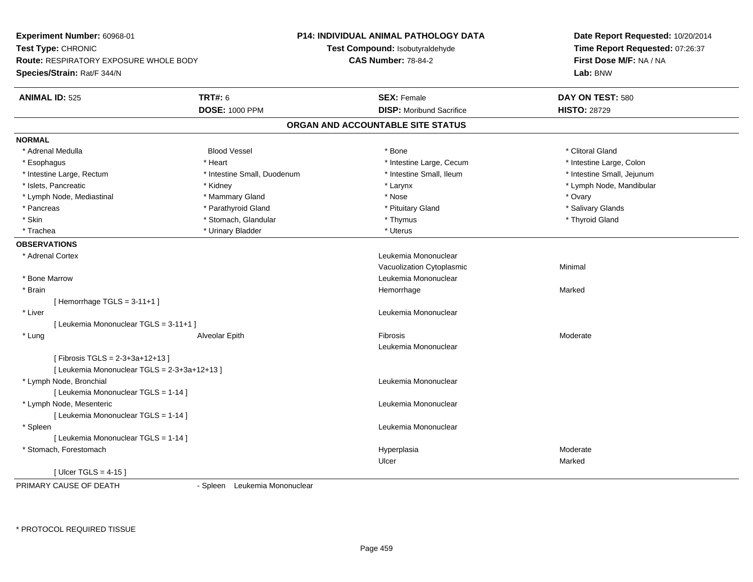**Experiment Number:** 60968-01
**Test Type:** CHRONIC
**Route:** RESPIRATORY EXPOSURE WHOLE BODY
**Species/Strain:** Rat/F 344/N

**P14: INDIVIDUAL ANIMAL PATHOLOGY DATA**
**Test Compound:** Isobutyraldehyde
**CAS Number:** 78-84-2

**Date Report Requested:** 10/20/2014
**Time Report Requested:** 07:26:37
**First Dose M/F:** NA / NA
**Lab:** BNW

| **ANIMAL ID:** 525 | **TRT#:** 6 | **SEX:** Female | **DAY ON TEST:** 580 |
|---|---|---|---|
| | **DOSE:** 1000 PPM | **DISP:** Moribund Sacrifice | **HISTO:** 28729 |

## ORGAN AND ACCOUNTABLE SITE STATUS

**NORMAL**

| | | | |
|---|---|---|---|
| * Adrenal Medulla | Blood Vessel | * Bone | * Clitoral Gland |
| * Esophagus | * Heart | * Intestine Large, Cecum | * Intestine Large, Colon |
| * Intestine Large, Rectum | * Intestine Small, Duodenum | * Intestine Small, Ileum | * Intestine Small, Jejunum |
| * Islets, Pancreatic | * Kidney | * Larynx | * Lymph Node, Mandibular |
| * Lymph Node, Mediastinal | * Mammary Gland | * Nose | * Ovary |
| * Pancreas | * Parathyroid Gland | * Pituitary Gland | * Salivary Glands |
| * Skin | * Stomach, Glandular | * Thymus | * Thyroid Gland |
| * Trachea | * Urinary Bladder | * Uterus | |

**OBSERVATIONS**

| | | | |
|---|---|---|---|
| * Adrenal Cortex | | Leukemia Mononuclear | |
| | | Vacuolization Cytoplasmic | Minimal |
| * Bone Marrow | | Leukemia Mononuclear | |
| * Brain | | Hemorrhage | Marked |
| [ Hemorrhage TGLS = 3-11+1 ] | | | |
| * Liver | | Leukemia Mononuclear | |
| [ Leukemia Mononuclear TGLS = 3-11+1 ] | | | |
| * Lung | Alveolar Epith | Fibrosis | Moderate |
| | | Leukemia Mononuclear | |
| [ Fibrosis TGLS = 2-3+3a+12+13 ] | | | |
| [ Leukemia Mononuclear TGLS = 2-3+3a+12+13 ] | | | |
| * Lymph Node, Bronchial | | Leukemia Mononuclear | |
| [ Leukemia Mononuclear TGLS = 1-14 ] | | | |
| * Lymph Node, Mesenteric | | Leukemia Mononuclear | |
| [ Leukemia Mononuclear TGLS = 1-14 ] | | | |
| * Spleen | | Leukemia Mononuclear | |
| [ Leukemia Mononuclear TGLS = 1-14 ] | | | |
| * Stomach, Forestomach | | Hyperplasia | Moderate |
| | | Ulcer | Marked |
| [ Ulcer TGLS = 4-15 ] | | | |

PRIMARY CAUSE OF DEATH - Spleen Leukemia Mononuclear

* PROTOCOL REQUIRED TISSUE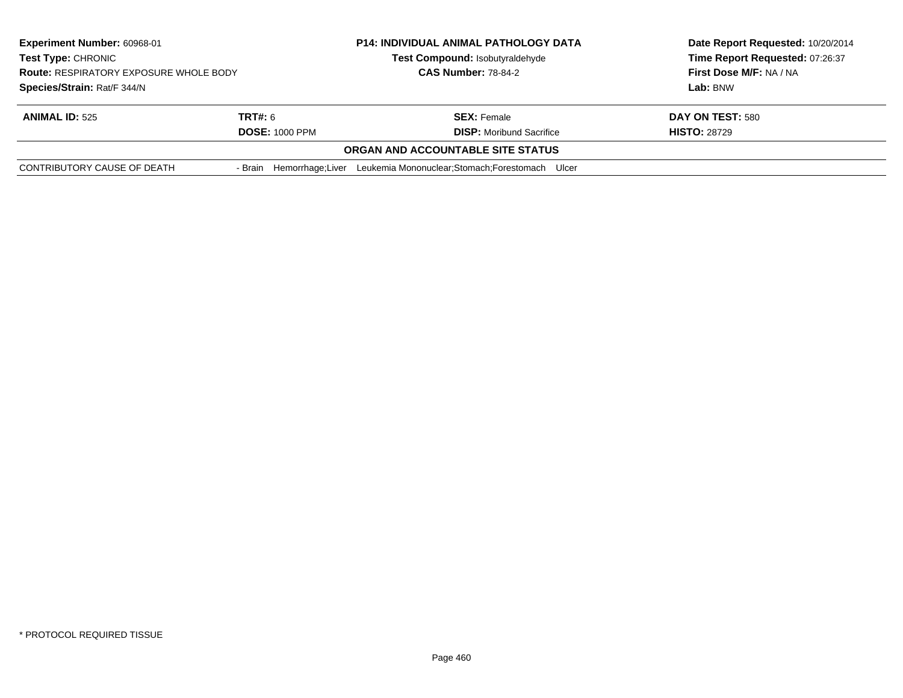**Experiment Number:** 60968-01
**Test Type:** CHRONIC
**Route:** RESPIRATORY EXPOSURE WHOLE BODY
**Species/Strain:** Rat/F 344/N

**P14: INDIVIDUAL ANIMAL PATHOLOGY DATA**
**Test Compound:** Isobutyraldehyde
**CAS Number:** 78-84-2

**Date Report Requested:** 10/20/2014
**Time Report Requested:** 07:26:37
**First Dose M/F:** NA / NA
**Lab:** BNW

| **ANIMAL ID:** 525 | **TRT#:** 6 | **SEX:** Female | **DAY ON TEST:** 580 |
|---|---|---|---|
| | **DOSE:** 1000 PPM | **DISP:** Moribund Sacrifice | **HISTO:** 28729 |

**ORGAN AND ACCOUNTABLE SITE STATUS**

| | |
|---|---|
| CONTRIBUTORY CAUSE OF DEATH | - Brain Hemorrhage;Liver Leukemia Mononuclear;Stomach;Forestomach Ulcer |

* PROTOCOL REQUIRED TISSUE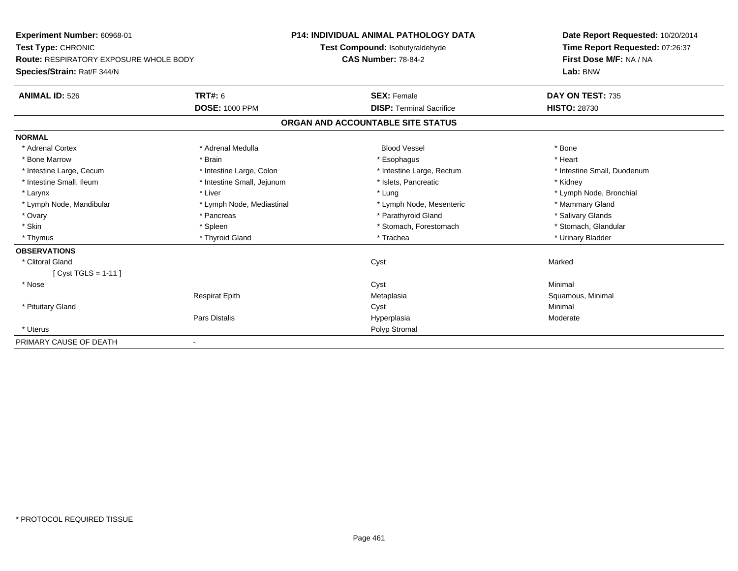**Experiment Number:** 60968-01
**Test Type:** CHRONIC
**Route:** RESPIRATORY EXPOSURE WHOLE BODY
**Species/Strain:** Rat/F 344/N

**P14: INDIVIDUAL ANIMAL PATHOLOGY DATA**
**Test Compound:** Isobutyraldehyde
**CAS Number:** 78-84-2

**Date Report Requested:** 10/20/2014
**Time Report Requested:** 07:26:37
**First Dose M/F:** NA / NA
**Lab:** BNW

| **ANIMAL ID:** 526 | **TRT#:** 6 | **SEX:** Female | **DAY ON TEST:** 735 |
|---|---|---|---|
| | **DOSE:** 1000 PPM | **DISP:** Terminal Sacrifice | **HISTO:** 28730 |

## ORGAN AND ACCOUNTABLE SITE STATUS

| | | | |
|---|---|---|---|
| **NORMAL** | | | |
| * Adrenal Cortex | * Adrenal Medulla | Blood Vessel | * Bone |
| * Bone Marrow | * Brain | * Esophagus | * Heart |
| * Intestine Large, Cecum | * Intestine Large, Colon | * Intestine Large, Rectum | * Intestine Small, Duodenum |
| * Intestine Small, Ileum | * Intestine Small, Jejunum | * Islets, Pancreatic | * Kidney |
| * Larynx | * Liver | * Lung | * Lymph Node, Bronchial |
| * Lymph Node, Mandibular | * Lymph Node, Mediastinal | * Lymph Node, Mesenteric | * Mammary Gland |
| * Ovary | * Pancreas | * Parathyroid Gland | * Salivary Glands |
| * Skin | * Spleen | * Stomach, Forestomach | * Stomach, Glandular |
| * Thymus | * Thyroid Gland | * Trachea | * Urinary Bladder |
| **OBSERVATIONS** | | | |
| * Clitoral Gland | | Cyst | Marked |
| [ Cyst TGLS = 1-11 ] | | | |
| * Nose | | Cyst | Minimal |
| | Respirat Epith | Metaplasia | Squamous, Minimal |
| * Pituitary Gland | | Cyst | Minimal |
| | Pars Distalis | Hyperplasia | Moderate |
| * Uterus | | Polyp Stromal | |
| PRIMARY CAUSE OF DEATH | - | | |

* PROTOCOL REQUIRED TISSUE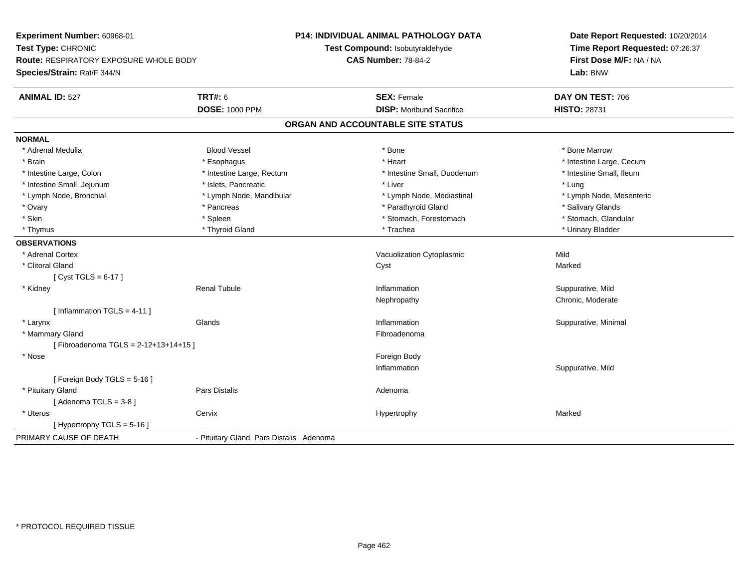**Experiment Number:** 60968-01
**Test Type:** CHRONIC
**Route:** RESPIRATORY EXPOSURE WHOLE BODY
**Species/Strain:** Rat/F 344/N

**P14: INDIVIDUAL ANIMAL PATHOLOGY DATA**
**Test Compound:** Isobutyraldehyde
**CAS Number:** 78-84-2

**Date Report Requested:** 10/20/2014
**Time Report Requested:** 07:26:37
**First Dose M/F:** NA / NA
**Lab:** BNW

| **ANIMAL ID:** 527 | **TRT#:** 6 | **SEX:** Female | **DAY ON TEST:** 706 |
|---|---|---|---|
| | **DOSE:** 1000 PPM | **DISP:** Moribund Sacrifice | **HISTO:** 28731 |

## ORGAN AND ACCOUNTABLE SITE STATUS

| | | | |
|---|---|---|---|
| **NORMAL** | | | |
| * Adrenal Medulla | Blood Vessel | * Bone | * Bone Marrow |
| * Brain | * Esophagus | * Heart | * Intestine Large, Cecum |
| * Intestine Large, Colon | * Intestine Large, Rectum | * Intestine Small, Duodenum | * Intestine Small, Ileum |
| * Intestine Small, Jejunum | * Islets, Pancreatic | * Liver | * Lung |
| * Lymph Node, Bronchial | * Lymph Node, Mandibular | * Lymph Node, Mediastinal | * Lymph Node, Mesenteric |
| * Ovary | * Pancreas | * Parathyroid Gland | * Salivary Glands |
| * Skin | * Spleen | * Stomach, Forestomach | * Stomach, Glandular |
| * Thymus | * Thyroid Gland | * Trachea | * Urinary Bladder |
| **OBSERVATIONS** | | | |
| * Adrenal Cortex | | Vacuolization Cytoplasmic | Mild |
| * Clitoral Gland | | Cyst | Marked |
| [ Cyst TGLS = 6-17 ] | | | |
| * Kidney | Renal Tubule | Inflammation | Suppurative, Mild |
| | | Nephropathy | Chronic, Moderate |
| [ Inflammation TGLS = 4-11 ] | | | |
| * Larynx | Glands | Inflammation | Suppurative, Minimal |
| * Mammary Gland | | Fibroadenoma | |
| [ Fibroadenoma TGLS = 2-12+13+14+15 ] | | | |
| * Nose | | Foreign Body | |
| | | Inflammation | Suppurative, Mild |
| [ Foreign Body TGLS = 5-16 ] | | | |
| * Pituitary Gland | Pars Distalis | Adenoma | |
| [ Adenoma TGLS = 3-8 ] | | | |
| * Uterus | Cervix | Hypertrophy | Marked |
| [ Hypertrophy TGLS = 5-16 ] | | | |
| PRIMARY CAUSE OF DEATH | - Pituitary Gland Pars Distalis Adenoma | | |

* PROTOCOL REQUIRED TISSUE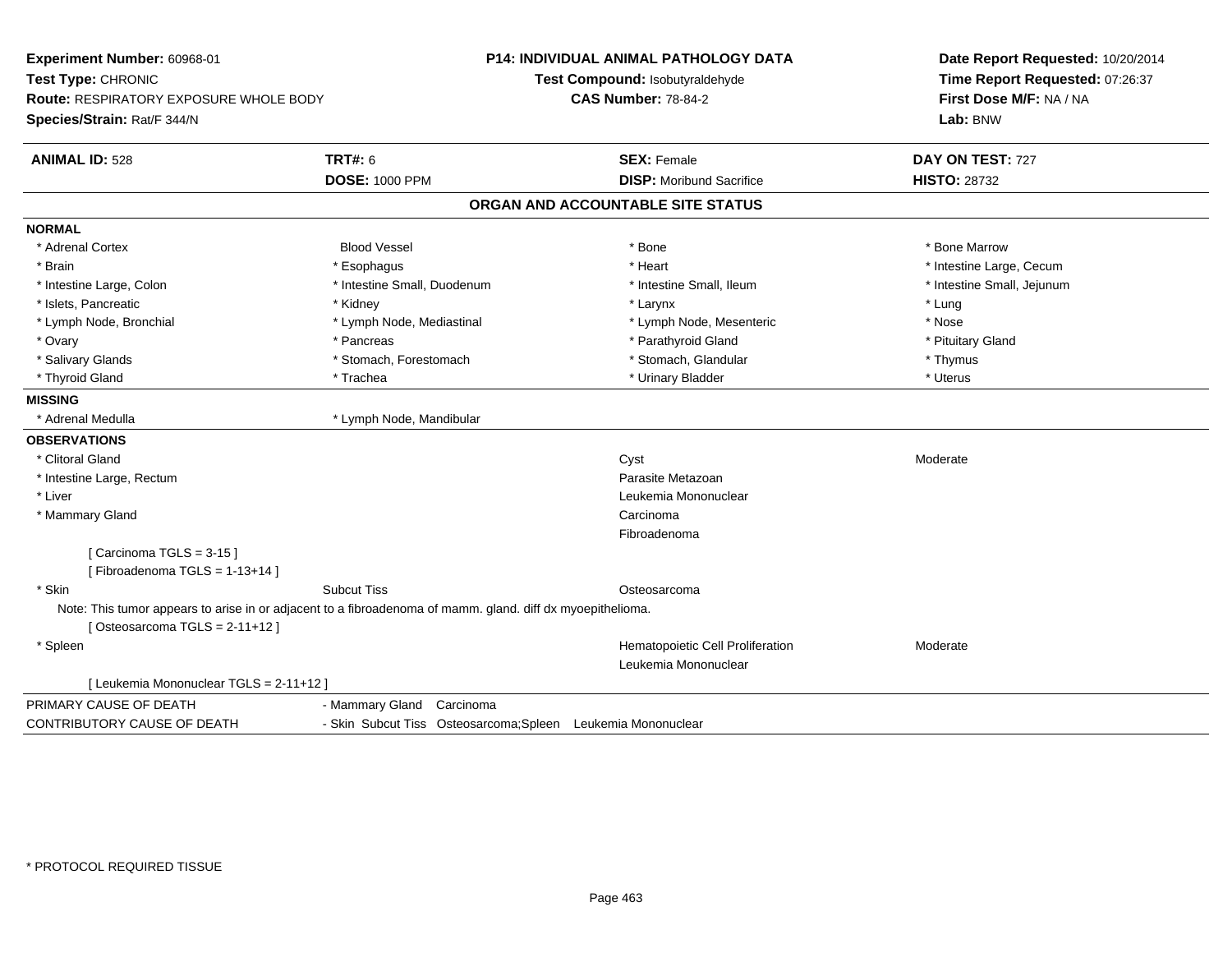**Experiment Number:** 60968-01
**Test Type:** CHRONIC
**Route:** RESPIRATORY EXPOSURE WHOLE BODY
**Species/Strain:** Rat/F 344/N

**P14: INDIVIDUAL ANIMAL PATHOLOGY DATA**
**Test Compound:** Isobutyraldehyde
**CAS Number:** 78-84-2

**Date Report Requested:** 10/20/2014
**Time Report Requested:** 07:26:37
**First Dose M/F:** NA / NA
**Lab:** BNW

| **ANIMAL ID:** 528 | **TRT#:** 6 | **SEX:** Female | **DAY ON TEST:** 727 |
|---|---|---|---|
| | **DOSE:** 1000 PPM | **DISP:** Moribund Sacrifice | **HISTO:** 28732 |

## ORGAN AND ACCOUNTABLE SITE STATUS

**NORMAL**

| | | | |
|---|---|---|---|
| * Adrenal Cortex | Blood Vessel | * Bone | * Bone Marrow |
| * Brain | * Esophagus | * Heart | * Intestine Large, Cecum |
| * Intestine Large, Colon | * Intestine Small, Duodenum | * Intestine Small, Ileum | * Intestine Small, Jejunum |
| * Islets, Pancreatic | * Kidney | * Larynx | * Lung |
| * Lymph Node, Bronchial | * Lymph Node, Mediastinal | * Lymph Node, Mesenteric | * Nose |
| * Ovary | * Pancreas | * Parathyroid Gland | * Pituitary Gland |
| * Salivary Glands | * Stomach, Forestomach | * Stomach, Glandular | * Thymus |
| * Thyroid Gland | * Trachea | * Urinary Bladder | * Uterus |

**MISSING**

* Adrenal Medulla
* Lymph Node, Mandibular

**OBSERVATIONS**

| | | | |
|---|---|---|---|
| * Clitoral Gland | | Cyst | Moderate |
| * Intestine Large, Rectum | | Parasite Metazoan | |
| * Liver | | Leukemia Mononuclear | |
| * Mammary Gland | | Carcinoma | |
| | | Fibroadenoma | |

[ Carcinoma TGLS = 3-15 ]
[ Fibroadenoma TGLS = 1-13+14 ]

| | | | |
|---|---|---|---|
| * Skin | Subcut Tiss | Osteosarcoma | |

Note: This tumor appears to arise in or adjacent to a fibroadenoma of mamm. gland. diff dx myoepithelioma.
[ Osteosarcoma TGLS = 2-11+12 ]

| | | | |
|---|---|---|---|
| * Spleen | | Hematopoietic Cell Proliferation | Moderate |
| | | Leukemia Mononuclear | |

[ Leukemia Mononuclear TGLS = 2-11+12 ]

| | |
|---|---|
| PRIMARY CAUSE OF DEATH | - Mammary Gland Carcinoma |
| CONTRIBUTORY CAUSE OF DEATH | - Skin Subcut Tiss Osteosarcoma;Spleen Leukemia Mononuclear |

* PROTOCOL REQUIRED TISSUE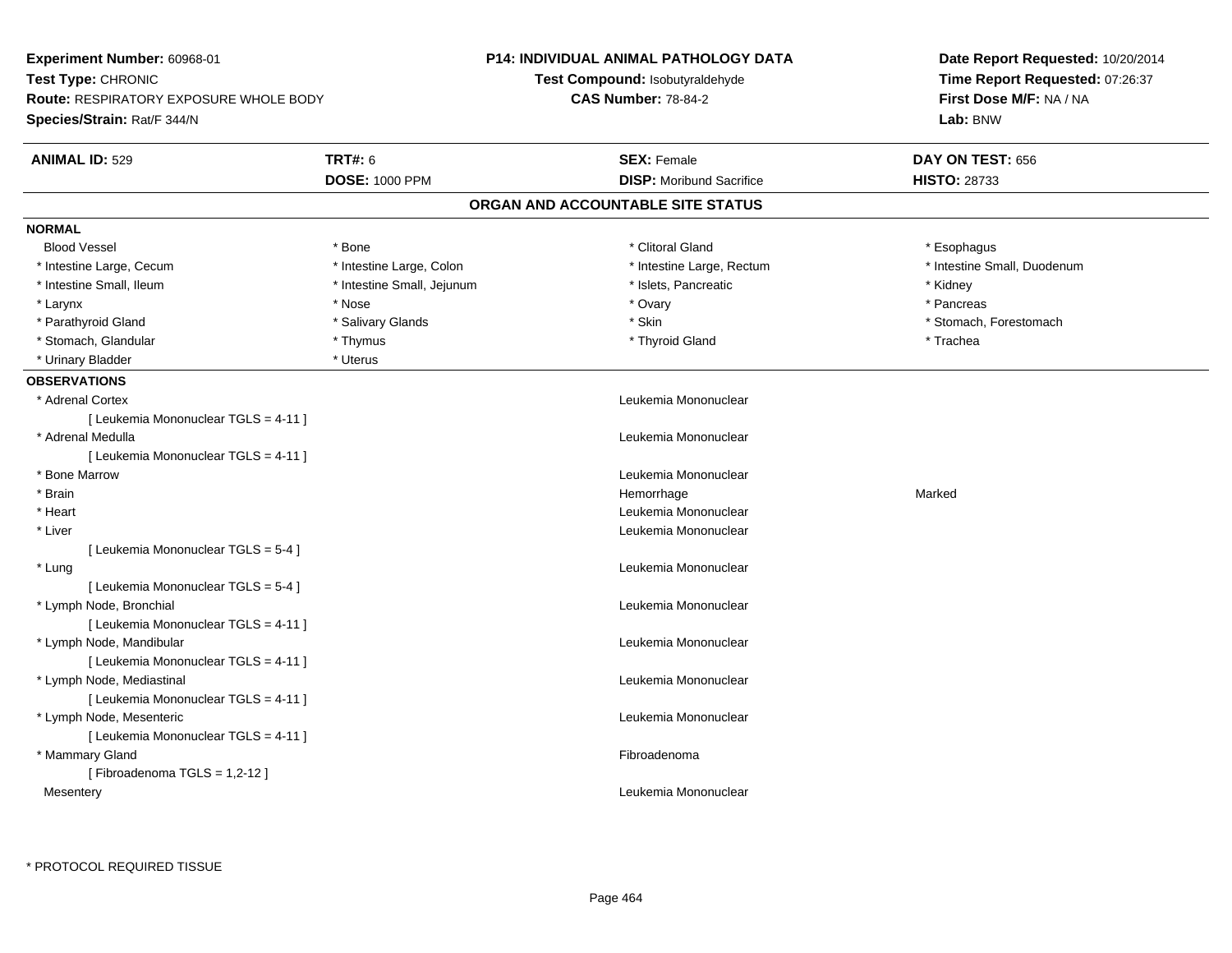**Experiment Number:** 60968-01
**Test Type:** CHRONIC
**Route:** RESPIRATORY EXPOSURE WHOLE BODY
**Species/Strain:** Rat/F 344/N

**P14: INDIVIDUAL ANIMAL PATHOLOGY DATA**
**Test Compound:** Isobutyraldehyde
**CAS Number:** 78-84-2

**Date Report Requested:** 10/20/2014
**Time Report Requested:** 07:26:37
**First Dose M/F:** NA / NA
**Lab:** BNW

| **ANIMAL ID:** 529 | **TRT#:** 6 | **SEX:** Female | **DAY ON TEST:** 656 |
|---|---|---|---|
| | **DOSE:** 1000 PPM | **DISP:** Moribund Sacrifice | **HISTO:** 28733 |

## ORGAN AND ACCOUNTABLE SITE STATUS

**NORMAL**

| | | | |
|---|---|---|---|
| Blood Vessel | * Bone | * Clitoral Gland | * Esophagus |
| * Intestine Large, Cecum | * Intestine Large, Colon | * Intestine Large, Rectum | * Intestine Small, Duodenum |
| * Intestine Small, Ileum | * Intestine Small, Jejunum | * Islets, Pancreatic | * Kidney |
| * Larynx | * Nose | * Ovary | * Pancreas |
| * Parathyroid Gland | * Salivary Glands | * Skin | * Stomach, Forestomach |
| * Stomach, Glandular | * Thymus | * Thyroid Gland | * Trachea |
| * Urinary Bladder | * Uterus | | |

**OBSERVATIONS**

| | | |
|---|---|---|
| * Adrenal Cortex | Leukemia Mononuclear | |
| [ Leukemia Mononuclear TGLS = 4-11 ] | | |
| * Adrenal Medulla | Leukemia Mononuclear | |
| [ Leukemia Mononuclear TGLS = 4-11 ] | | |
| * Bone Marrow | Leukemia Mononuclear | |
| * Brain | Hemorrhage | Marked |
| * Heart | Leukemia Mononuclear | |
| * Liver | Leukemia Mononuclear | |
| [ Leukemia Mononuclear TGLS = 5-4 ] | | |
| * Lung | Leukemia Mononuclear | |
| [ Leukemia Mononuclear TGLS = 5-4 ] | | |
| * Lymph Node, Bronchial | Leukemia Mononuclear | |
| [ Leukemia Mononuclear TGLS = 4-11 ] | | |
| * Lymph Node, Mandibular | Leukemia Mononuclear | |
| [ Leukemia Mononuclear TGLS = 4-11 ] | | |
| * Lymph Node, Mediastinal | Leukemia Mononuclear | |
| [ Leukemia Mononuclear TGLS = 4-11 ] | | |
| * Lymph Node, Mesenteric | Leukemia Mononuclear | |
| [ Leukemia Mononuclear TGLS = 4-11 ] | | |
| * Mammary Gland | Fibroadenoma | |
| [ Fibroadenoma TGLS = 1,2-12 ] | | |
| Mesentery | Leukemia Mononuclear | |

* PROTOCOL REQUIRED TISSUE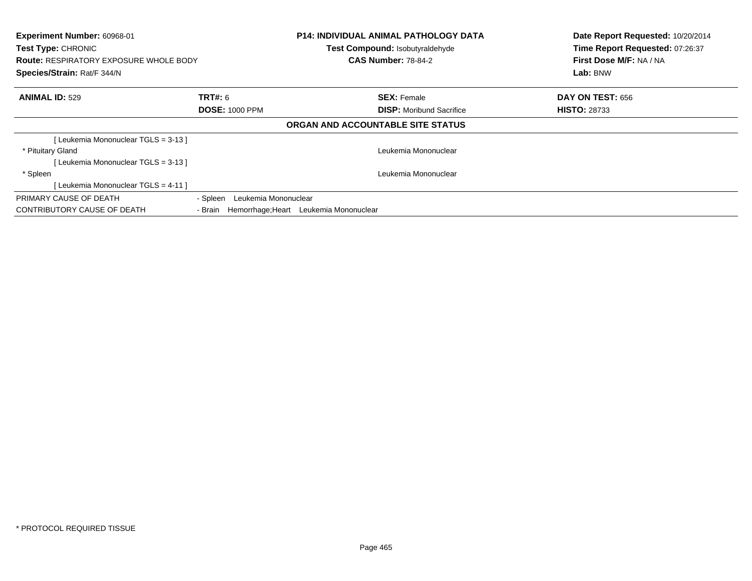**Experiment Number:** 60968-01
**Test Type:** CHRONIC
**Route:** RESPIRATORY EXPOSURE WHOLE BODY
**Species/Strain:** Rat/F 344/N

**P14: INDIVIDUAL ANIMAL PATHOLOGY DATA**
**Test Compound:** Isobutyraldehyde
**CAS Number:** 78-84-2

**Date Report Requested:** 10/20/2014
**Time Report Requested:** 07:26:37
**First Dose M/F:** NA / NA
**Lab:** BNW

| **ANIMAL ID:** 529 | **TRT#:** 6 | **SEX:** Female | **DAY ON TEST:** 656 |
|---|---|---|---|
| | **DOSE:** 1000 PPM | **DISP:** Moribund Sacrifice | **HISTO:** 28733 |

**ORGAN AND ACCOUNTABLE SITE STATUS**

| | |
|---|---|
| [ Leukemia Mononuclear TGLS = 3-13 ] | |
| * Pituitary Gland | Leukemia Mononuclear |
| [ Leukemia Mononuclear TGLS = 3-13 ] | |
| * Spleen | Leukemia Mononuclear |
| [ Leukemia Mononuclear TGLS = 4-11 ] | |

| | |
|---|---|
| PRIMARY CAUSE OF DEATH | - Spleen Leukemia Mononuclear |
| CONTRIBUTORY CAUSE OF DEATH | - Brain Hemorrhage;Heart Leukemia Mononuclear |

* PROTOCOL REQUIRED TISSUE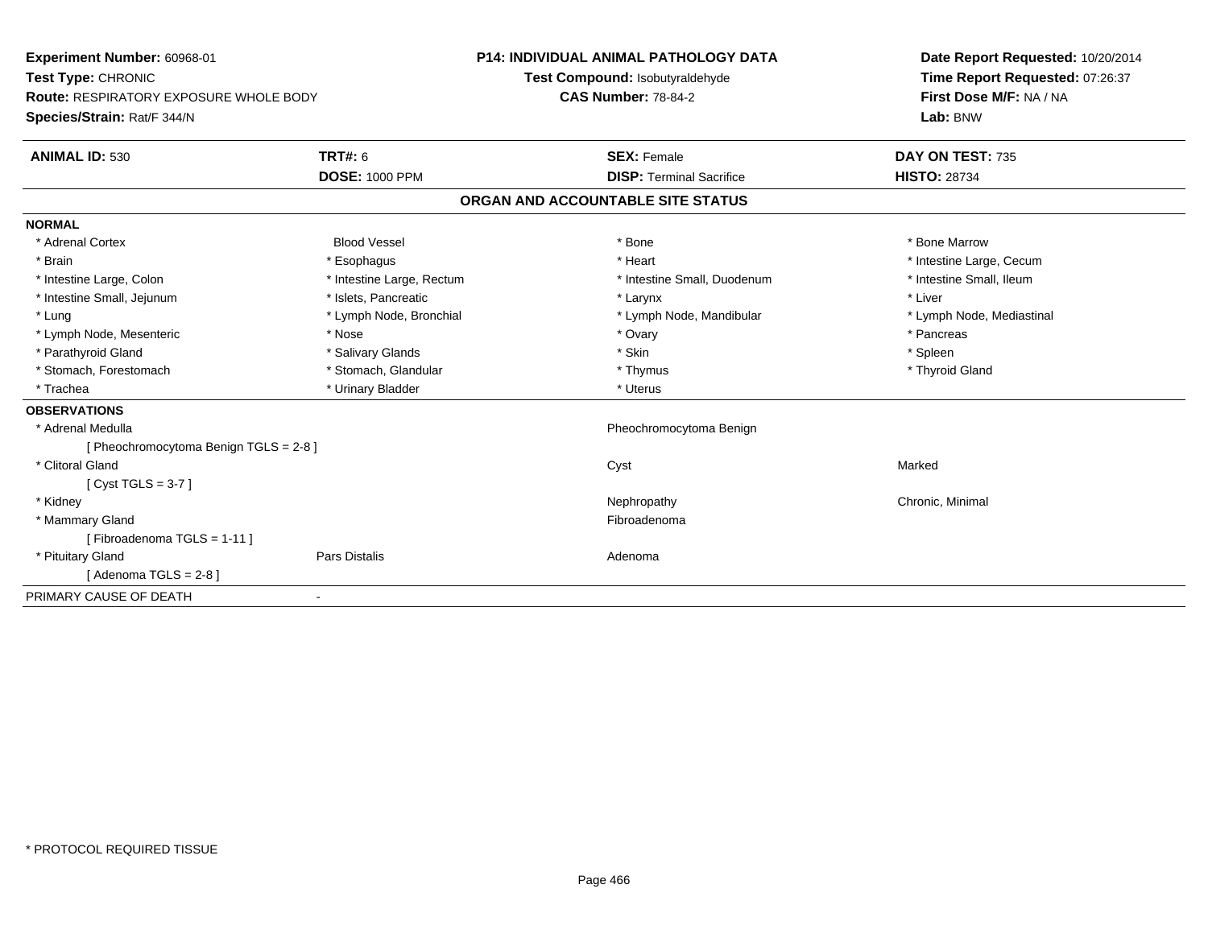**Experiment Number:** 60968-01
**Test Type:** CHRONIC
**Route:** RESPIRATORY EXPOSURE WHOLE BODY
**Species/Strain:** Rat/F 344/N

**P14: INDIVIDUAL ANIMAL PATHOLOGY DATA**
**Test Compound:** Isobutyraldehyde
**CAS Number:** 78-84-2

**Date Report Requested:** 10/20/2014
**Time Report Requested:** 07:26:37
**First Dose M/F:** NA / NA
**Lab:** BNW

| **ANIMAL ID:** 530 | **TRT#:** 6 | **SEX:** Female | **DAY ON TEST:** 735 |
|---|---|---|---|
| | **DOSE:** 1000 PPM | **DISP:** Terminal Sacrifice | **HISTO:** 28734 |

## ORGAN AND ACCOUNTABLE SITE STATUS

**NORMAL**

| | | | |
|---|---|---|---|
| * Adrenal Cortex | Blood Vessel | * Bone | * Bone Marrow |
| * Brain | * Esophagus | * Heart | * Intestine Large, Cecum |
| * Intestine Large, Colon | * Intestine Large, Rectum | * Intestine Small, Duodenum | * Intestine Small, Ileum |
| * Intestine Small, Jejunum | * Islets, Pancreatic | * Larynx | * Liver |
| * Lung | * Lymph Node, Bronchial | * Lymph Node, Mandibular | * Lymph Node, Mediastinal |
| * Lymph Node, Mesenteric | * Nose | * Ovary | * Pancreas |
| * Parathyroid Gland | * Salivary Glands | * Skin | * Spleen |
| * Stomach, Forestomach | * Stomach, Glandular | * Thymus | * Thyroid Gland |
| * Trachea | * Urinary Bladder | * Uterus | |

**OBSERVATIONS**

| | | | |
|---|---|---|---|
| * Adrenal Medulla | | Pheochromocytoma Benign | |
| [ Pheochromocytoma Benign TGLS = 2-8 ] | | | |
| * Clitoral Gland | | Cyst | Marked |
| [ Cyst TGLS = 3-7 ] | | | |
| * Kidney | | Nephropathy | Chronic, Minimal |
| * Mammary Gland | | Fibroadenoma | |
| [ Fibroadenoma TGLS = 1-11 ] | | | |
| * Pituitary Gland | Pars Distalis | Adenoma | |
| [ Adenoma TGLS = 2-8 ] | | | |

PRIMARY CAUSE OF DEATH -

* PROTOCOL REQUIRED TISSUE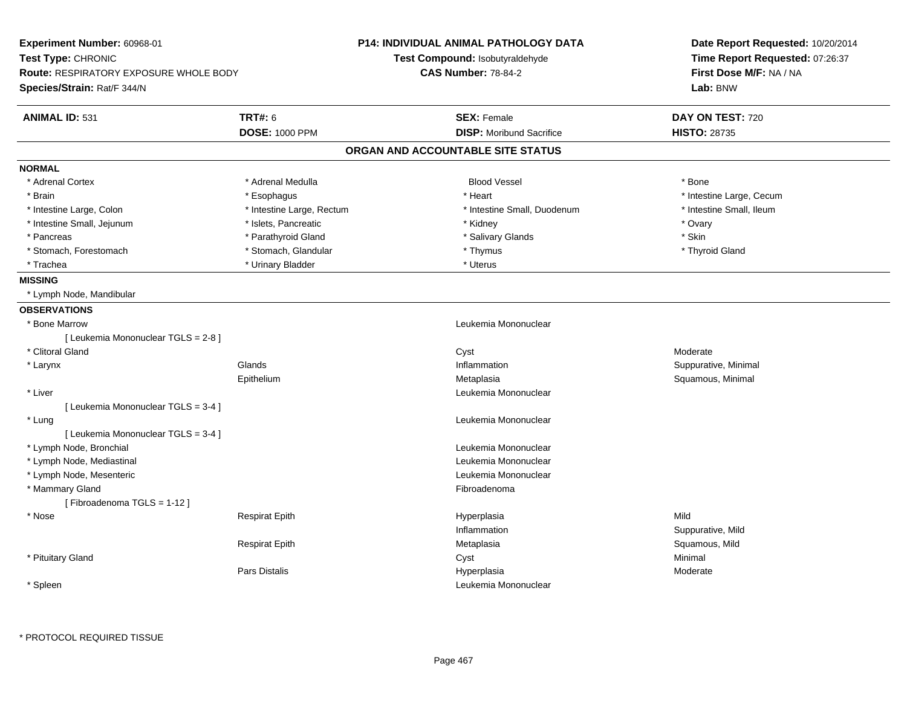**Experiment Number:** 60968-01
**Test Type:** CHRONIC
**Route:** RESPIRATORY EXPOSURE WHOLE BODY
**Species/Strain:** Rat/F 344/N

**P14: INDIVIDUAL ANIMAL PATHOLOGY DATA**
**Test Compound:** Isobutyraldehyde
**CAS Number:** 78-84-2

**Date Report Requested:** 10/20/2014
**Time Report Requested:** 07:26:37
**First Dose M/F:** NA / NA
**Lab:** BNW

| **ANIMAL ID:** 531 | **TRT#:** 6 | **SEX:** Female | **DAY ON TEST:** 720 |
|---|---|---|---|
| | **DOSE:** 1000 PPM | **DISP:** Moribund Sacrifice | **HISTO:** 28735 |

## ORGAN AND ACCOUNTABLE SITE STATUS

**NORMAL**

| | | | |
|---|---|---|---|
| * Adrenal Cortex | * Adrenal Medulla | Blood Vessel | * Bone |
| * Brain | * Esophagus | * Heart | * Intestine Large, Cecum |
| * Intestine Large, Colon | * Intestine Large, Rectum | * Intestine Small, Duodenum | * Intestine Small, Ileum |
| * Intestine Small, Jejunum | * Islets, Pancreatic | * Kidney | * Ovary |
| * Pancreas | * Parathyroid Gland | * Salivary Glands | * Skin |
| * Stomach, Forestomach | * Stomach, Glandular | * Thymus | * Thyroid Gland |
| * Trachea | * Urinary Bladder | * Uterus | |

**MISSING**

* Lymph Node, Mandibular

**OBSERVATIONS**

| | | | |
|---|---|---|---|
| * Bone Marrow | | Leukemia Mononuclear | |
| [ Leukemia Mononuclear TGLS = 2-8 ] | | | |
| * Clitoral Gland | | Cyst | Moderate |
| * Larynx | Glands | Inflammation | Suppurative, Minimal |
| | Epithelium | Metaplasia | Squamous, Minimal |
| * Liver | | Leukemia Mononuclear | |
| [ Leukemia Mononuclear TGLS = 3-4 ] | | | |
| * Lung | | Leukemia Mononuclear | |
| [ Leukemia Mononuclear TGLS = 3-4 ] | | | |
| * Lymph Node, Bronchial | | Leukemia Mononuclear | |
| * Lymph Node, Mediastinal | | Leukemia Mononuclear | |
| * Lymph Node, Mesenteric | | Leukemia Mononuclear | |
| * Mammary Gland | | Fibroadenoma | |
| [ Fibroadenoma TGLS = 1-12 ] | | | |
| * Nose | Respirat Epith | Hyperplasia | Mild |
| | | Inflammation | Suppurative, Mild |
| | Respirat Epith | Metaplasia | Squamous, Mild |
| * Pituitary Gland | | Cyst | Minimal |
| | Pars Distalis | Hyperplasia | Moderate |
| * Spleen | | Leukemia Mononuclear | |

\* PROTOCOL REQUIRED TISSUE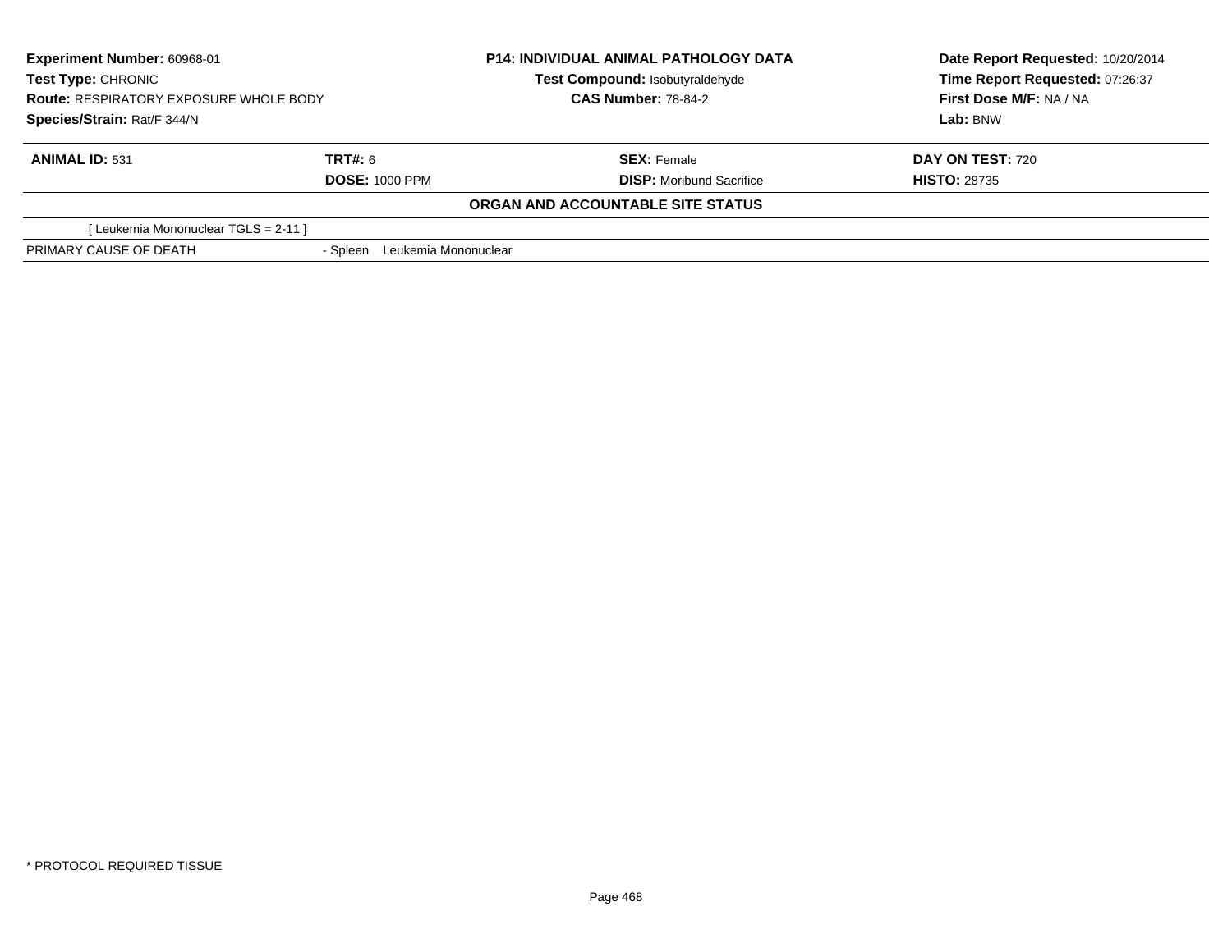**Experiment Number:** 60968-01
**Test Type:** CHRONIC
**Route:** RESPIRATORY EXPOSURE WHOLE BODY
**Species/Strain:** Rat/F 344/N

**P14: INDIVIDUAL ANIMAL PATHOLOGY DATA**
**Test Compound:** Isobutyraldehyde
**CAS Number:** 78-84-2

**Date Report Requested:** 10/20/2014
**Time Report Requested:** 07:26:37
**First Dose M/F:** NA / NA
**Lab:** BNW

| **ANIMAL ID:** 531 | **TRT#:** 6 | **SEX:** Female | **DAY ON TEST:** 720 |
|---|---|---|---|
| | **DOSE:** 1000 PPM | **DISP:** Moribund Sacrifice | **HISTO:** 28735 |

**ORGAN AND ACCOUNTABLE SITE STATUS**

[ Leukemia Mononuclear TGLS = 2-11 ]

| PRIMARY CAUSE OF DEATH | - Spleen Leukemia Mononuclear |
|---|---|

* PROTOCOL REQUIRED TISSUE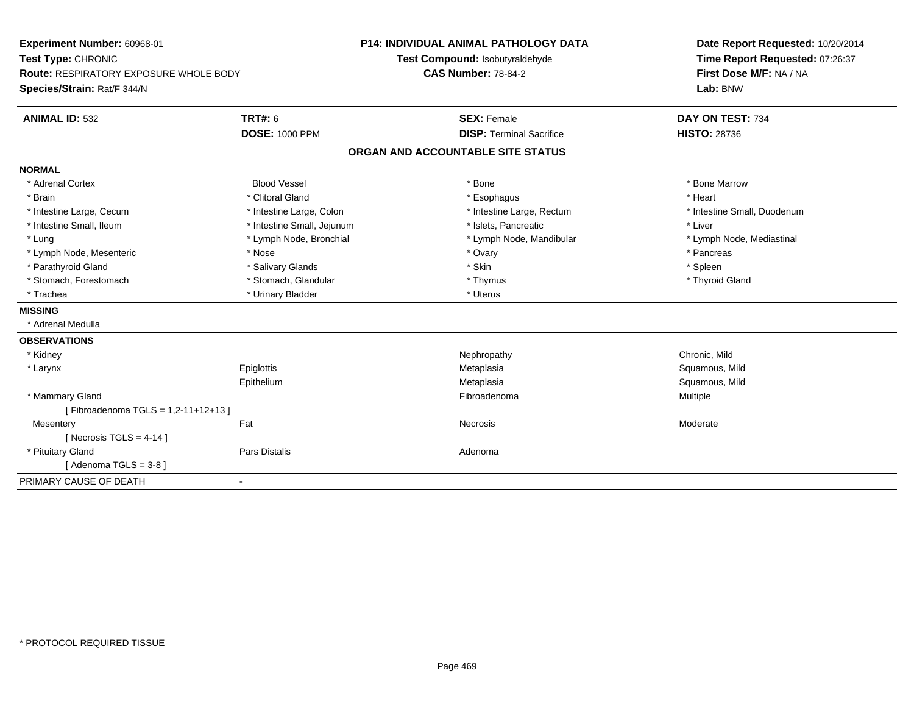**Experiment Number:** 60968-01
**Test Type:** CHRONIC
**Route:** RESPIRATORY EXPOSURE WHOLE BODY
**Species/Strain:** Rat/F 344/N

**P14: INDIVIDUAL ANIMAL PATHOLOGY DATA**
**Test Compound:** Isobutyraldehyde
**CAS Number:** 78-84-2

**Date Report Requested:** 10/20/2014
**Time Report Requested:** 07:26:37
**First Dose M/F:** NA / NA
**Lab:** BNW

| **ANIMAL ID:** 532 | **TRT#:** 6 | **SEX:** Female | **DAY ON TEST:** 734 |
|---|---|---|---|
| | **DOSE:** 1000 PPM | **DISP:** Terminal Sacrifice | **HISTO:** 28736 |

## ORGAN AND ACCOUNTABLE SITE STATUS

**NORMAL**

| | | | |
|---|---|---|---|
| * Adrenal Cortex | Blood Vessel | * Bone | * Bone Marrow |
| * Brain | * Clitoral Gland | * Esophagus | * Heart |
| * Intestine Large, Cecum | * Intestine Large, Colon | * Intestine Large, Rectum | * Intestine Small, Duodenum |
| * Intestine Small, Ileum | * Intestine Small, Jejunum | * Islets, Pancreatic | * Liver |
| * Lung | * Lymph Node, Bronchial | * Lymph Node, Mandibular | * Lymph Node, Mediastinal |
| * Lymph Node, Mesenteric | * Nose | * Ovary | * Pancreas |
| * Parathyroid Gland | * Salivary Glands | * Skin | * Spleen |
| * Stomach, Forestomach | * Stomach, Glandular | * Thymus | * Thyroid Gland |
| * Trachea | * Urinary Bladder | * Uterus | |

**MISSING**

* Adrenal Medulla

**OBSERVATIONS**

| | | | |
|---|---|---|---|
| * Kidney | | Nephropathy | Chronic, Mild |
| * Larynx | Epiglottis | Metaplasia | Squamous, Mild |
| | Epithelium | Metaplasia | Squamous, Mild |
| * Mammary Gland | | Fibroadenoma | Multiple |
| [ Fibroadenoma TGLS = 1,2-11+12+13 ] | | | |
| Mesentery | Fat | Necrosis | Moderate |
| [ Necrosis TGLS = 4-14 ] | | | |
| * Pituitary Gland | Pars Distalis | Adenoma | |
| [ Adenoma TGLS = 3-8 ] | | | |

PRIMARY CAUSE OF DEATH -

* PROTOCOL REQUIRED TISSUE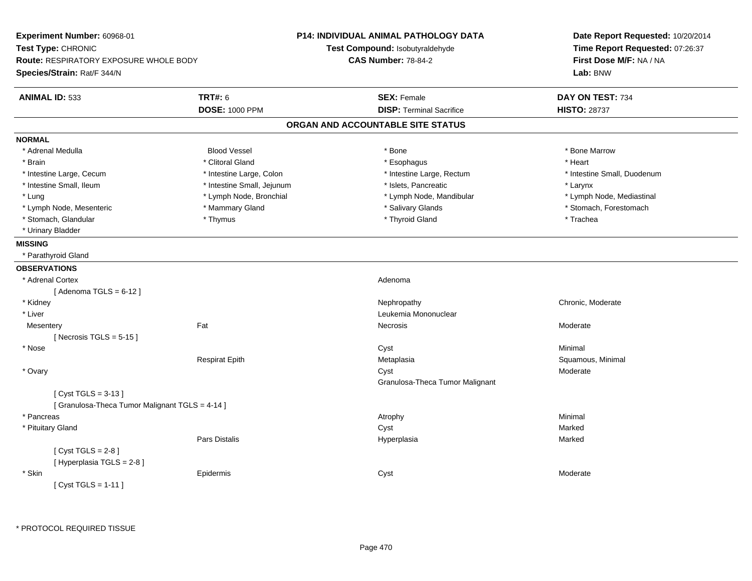**Experiment Number:** 60968-01
**Test Type:** CHRONIC
**Route:** RESPIRATORY EXPOSURE WHOLE BODY
**Species/Strain:** Rat/F 344/N

**P14: INDIVIDUAL ANIMAL PATHOLOGY DATA**
**Test Compound:** Isobutyraldehyde
**CAS Number:** 78-84-2

**Date Report Requested:** 10/20/2014
**Time Report Requested:** 07:26:37
**First Dose M/F:** NA / NA
**Lab:** BNW

| **ANIMAL ID:** 533 | **TRT#:** 6 | **SEX:** Female | **DAY ON TEST:** 734 |
|---|---|---|---|
| | **DOSE:** 1000 PPM | **DISP:** Terminal Sacrifice | **HISTO:** 28737 |

## ORGAN AND ACCOUNTABLE SITE STATUS

**NORMAL**

| | | | |
|---|---|---|---|
| * Adrenal Medulla | Blood Vessel | * Bone | * Bone Marrow |
| * Brain | * Clitoral Gland | * Esophagus | * Heart |
| * Intestine Large, Cecum | * Intestine Large, Colon | * Intestine Large, Rectum | * Intestine Small, Duodenum |
| * Intestine Small, Ileum | * Intestine Small, Jejunum | * Islets, Pancreatic | * Larynx |
| * Lung | * Lymph Node, Bronchial | * Lymph Node, Mandibular | * Lymph Node, Mediastinal |
| * Lymph Node, Mesenteric | * Mammary Gland | * Salivary Glands | * Stomach, Forestomach |
| * Stomach, Glandular | * Thymus | * Thyroid Gland | * Trachea |
| * Urinary Bladder | | | |

**MISSING**

* Parathyroid Gland

**OBSERVATIONS**

| | | | |
|---|---|---|---|
| * Adrenal Cortex | | Adenoma | |
| [ Adenoma TGLS = 6-12 ] | | | |
| * Kidney | | Nephropathy | Chronic, Moderate |
| * Liver | | Leukemia Mononuclear | |
| Mesentery | Fat | Necrosis | Moderate |
| [ Necrosis TGLS = 5-15 ] | | | |
| * Nose | | Cyst | Minimal |
| | Respirat Epith | Metaplasia | Squamous, Minimal |
| * Ovary | | Cyst | Moderate |
| | | Granulosa-Theca Tumor Malignant | |
| [ Cyst TGLS = 3-13 ] | | | |
| [ Granulosa-Theca Tumor Malignant TGLS = 4-14 ] | | | |
| * Pancreas | | Atrophy | Minimal |
| * Pituitary Gland | | Cyst | Marked |
| | Pars Distalis | Hyperplasia | Marked |
| [ Cyst TGLS = 2-8 ] | | | |
| [ Hyperplasia TGLS = 2-8 ] | | | |
| * Skin | Epidermis | Cyst | Moderate |
| [ Cyst TGLS = 1-11 ] | | | |

* PROTOCOL REQUIRED TISSUE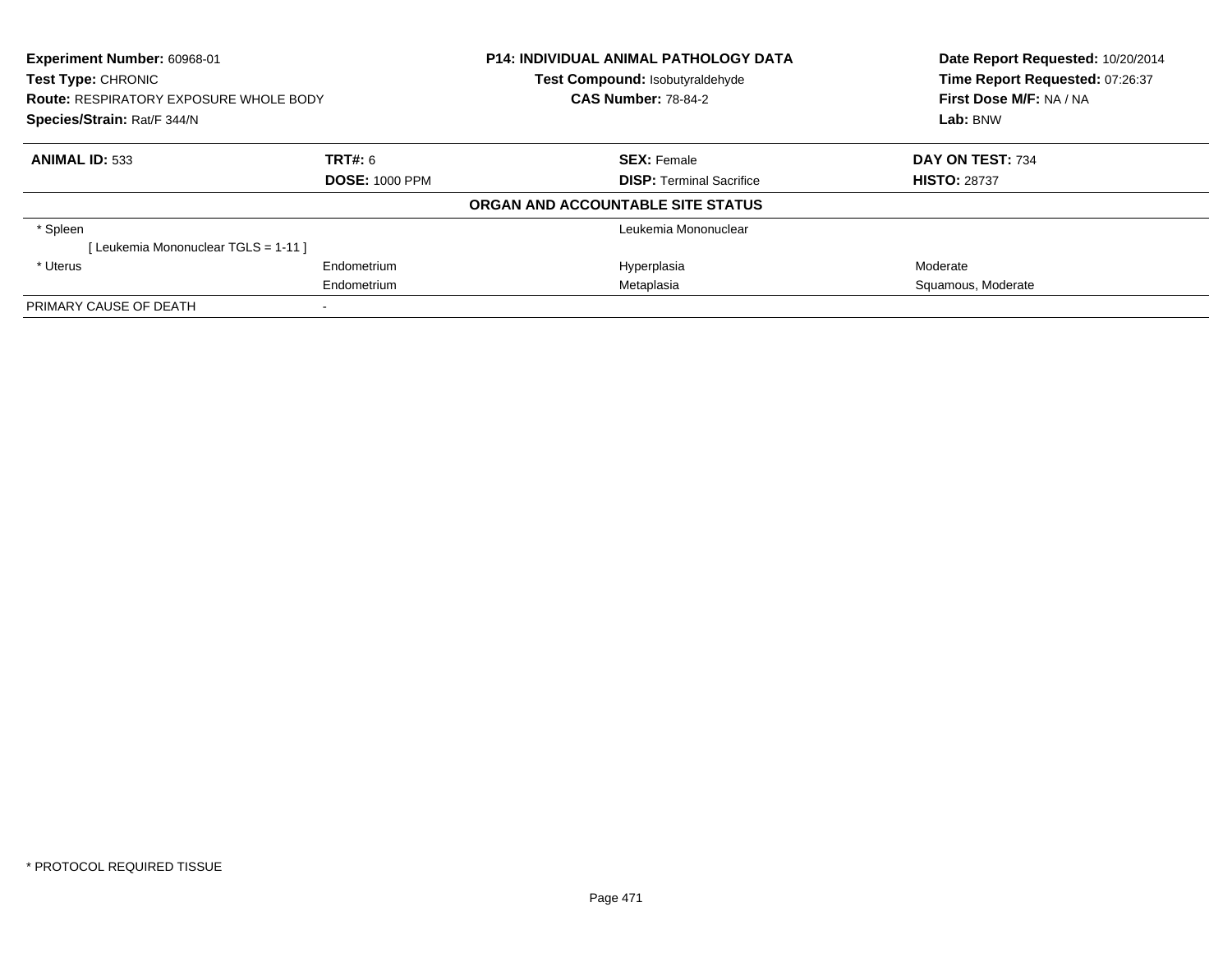**Experiment Number:** 60968-01
**Test Type:** CHRONIC
**Route:** RESPIRATORY EXPOSURE WHOLE BODY
**Species/Strain:** Rat/F 344/N

**P14: INDIVIDUAL ANIMAL PATHOLOGY DATA**
**Test Compound:** Isobutyraldehyde
**CAS Number:** 78-84-2

**Date Report Requested:** 10/20/2014
**Time Report Requested:** 07:26:37
**First Dose M/F:** NA / NA
**Lab:** BNW

| **ANIMAL ID:** 533 | **TRT#:** 6 | **SEX:** Female | **DAY ON TEST:** 734 |
|---|---|---|---|
| | **DOSE:** 1000 PPM | **DISP:** Terminal Sacrifice | **HISTO:** 28737 |

**ORGAN AND ACCOUNTABLE SITE STATUS**

| | | | |
|---|---|---|---|
| * Spleen | | Leukemia Mononuclear | |
| [ Leukemia Mononuclear TGLS = 1-11 ] | | | |
| * Uterus | Endometrium | Hyperplasia | Moderate |
| | Endometrium | Metaplasia | Squamous, Moderate |
| PRIMARY CAUSE OF DEATH | - | | |

* PROTOCOL REQUIRED TISSUE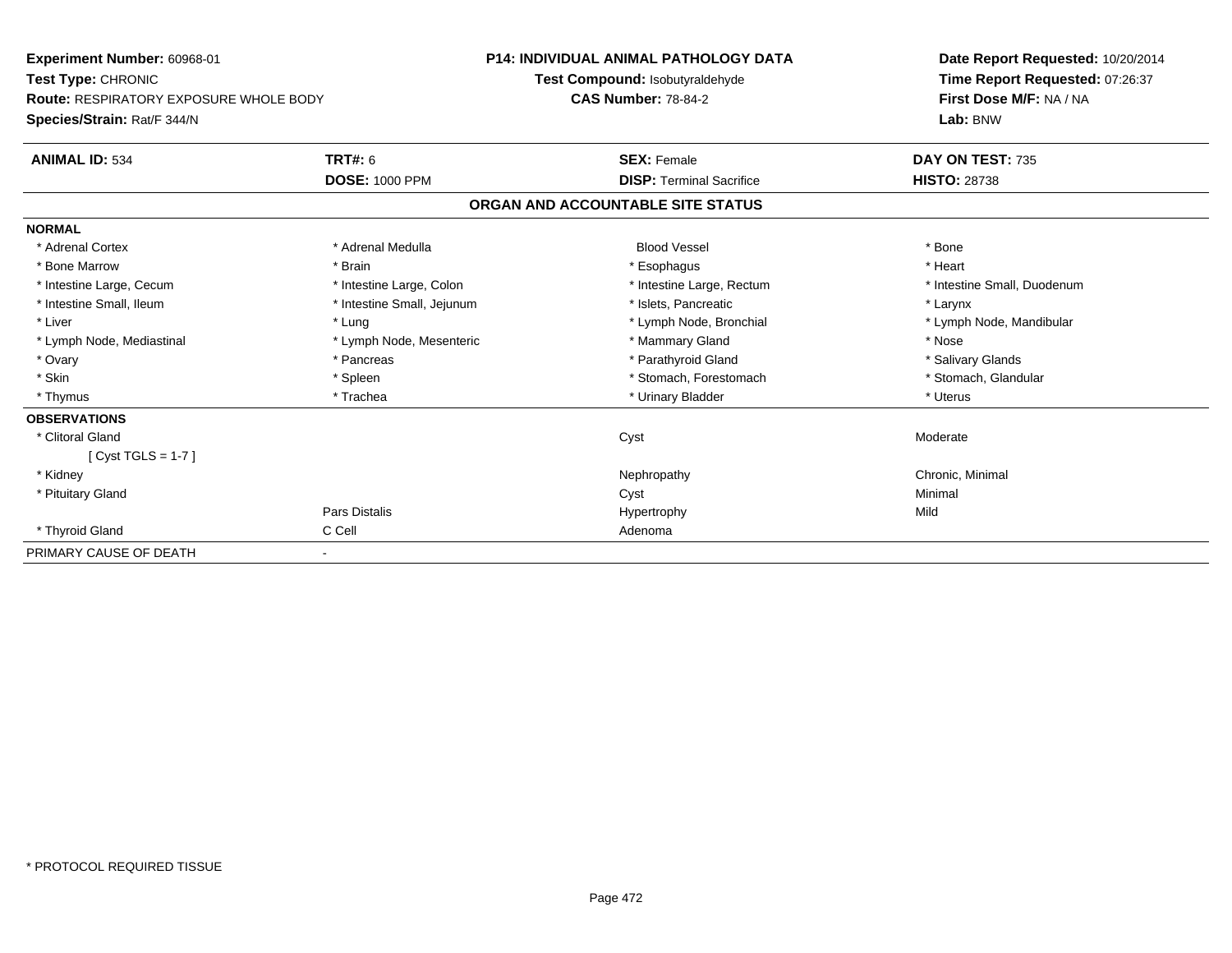**Experiment Number:** 60968-01
**Test Type:** CHRONIC
**Route:** RESPIRATORY EXPOSURE WHOLE BODY
**Species/Strain:** Rat/F 344/N

**P14: INDIVIDUAL ANIMAL PATHOLOGY DATA**
**Test Compound:** Isobutyraldehyde
**CAS Number:** 78-84-2

**Date Report Requested:** 10/20/2014
**Time Report Requested:** 07:26:37
**First Dose M/F:** NA / NA
**Lab:** BNW

| **ANIMAL ID:** 534 | **TRT#:** 6 | **SEX:** Female | **DAY ON TEST:** 735 |
|---|---|---|---|
| | **DOSE:** 1000 PPM | **DISP:** Terminal Sacrifice | **HISTO:** 28738 |

## ORGAN AND ACCOUNTABLE SITE STATUS

**NORMAL**

| | | | |
|---|---|---|---|
| * Adrenal Cortex | * Adrenal Medulla | Blood Vessel | * Bone |
| * Bone Marrow | * Brain | * Esophagus | * Heart |
| * Intestine Large, Cecum | * Intestine Large, Colon | * Intestine Large, Rectum | * Intestine Small, Duodenum |
| * Intestine Small, Ileum | * Intestine Small, Jejunum | * Islets, Pancreatic | * Larynx |
| * Liver | * Lung | * Lymph Node, Bronchial | * Lymph Node, Mandibular |
| * Lymph Node, Mediastinal | * Lymph Node, Mesenteric | * Mammary Gland | * Nose |
| * Ovary | * Pancreas | * Parathyroid Gland | * Salivary Glands |
| * Skin | * Spleen | * Stomach, Forestomach | * Stomach, Glandular |
| * Thymus | * Trachea | * Urinary Bladder | * Uterus |

**OBSERVATIONS**

| | | | |
|---|---|---|---|
| * Clitoral Gland | | Cyst | Moderate |
| [ Cyst TGLS = 1-7 ] | | | |
| * Kidney | | Nephropathy | Chronic, Minimal |
| * Pituitary Gland | | Cyst | Minimal |
| | Pars Distalis | Hypertrophy | Mild |
| * Thyroid Gland | C Cell | Adenoma | |

PRIMARY CAUSE OF DEATH -

* PROTOCOL REQUIRED TISSUE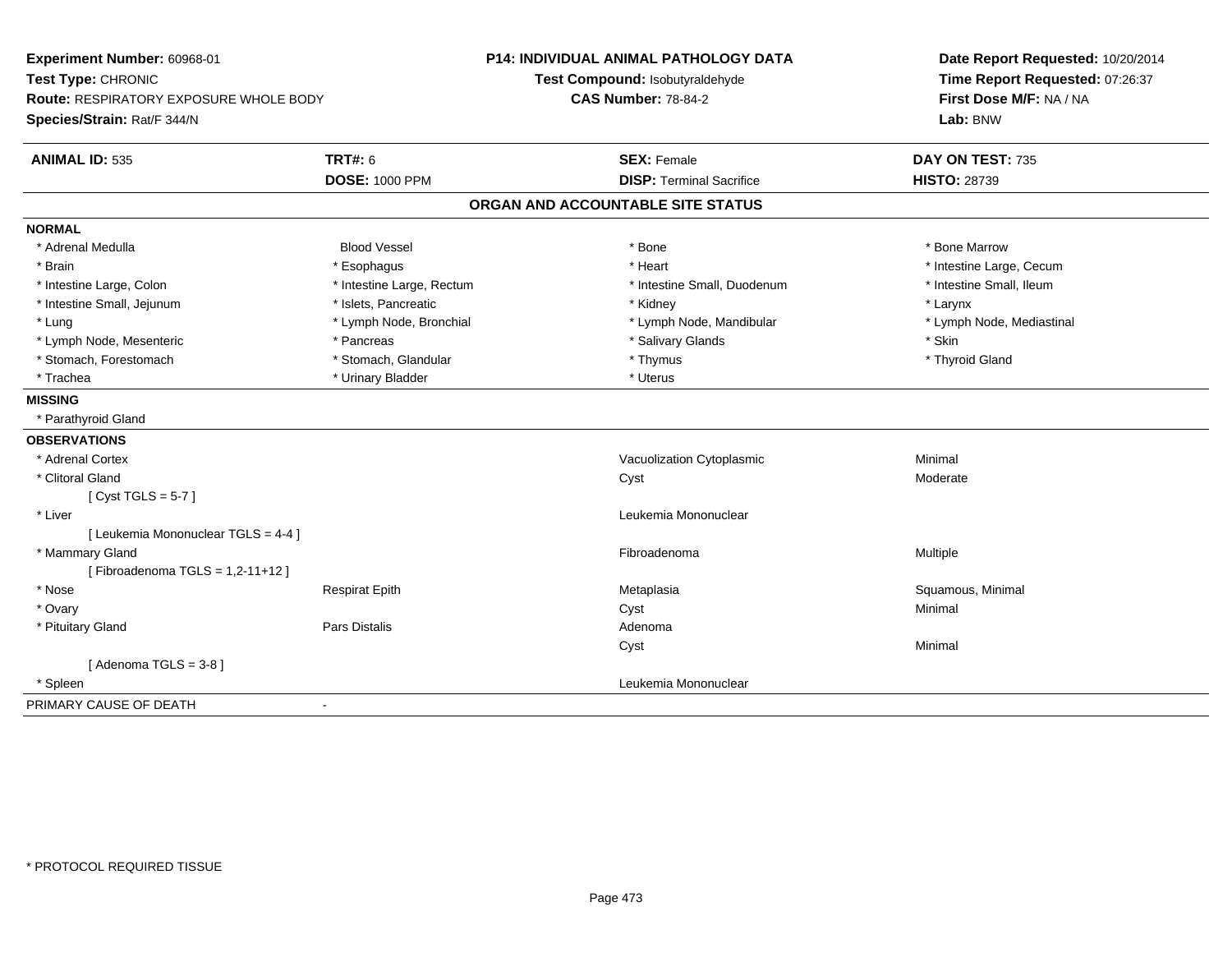**Experiment Number:** 60968-01
**Test Type:** CHRONIC
**Route:** RESPIRATORY EXPOSURE WHOLE BODY
**Species/Strain:** Rat/F 344/N

**P14: INDIVIDUAL ANIMAL PATHOLOGY DATA**
**Test Compound:** Isobutyraldehyde
**CAS Number:** 78-84-2

**Date Report Requested:** 10/20/2014
**Time Report Requested:** 07:26:37
**First Dose M/F:** NA / NA
**Lab:** BNW

| **ANIMAL ID:** 535 | **TRT#:** 6 | **SEX:** Female | **DAY ON TEST:** 735 |
|---|---|---|---|
| | **DOSE:** 1000 PPM | **DISP:** Terminal Sacrifice | **HISTO:** 28739 |

## ORGAN AND ACCOUNTABLE SITE STATUS

**NORMAL**

| | | | |
|---|---|---|---|
| * Adrenal Medulla | Blood Vessel | * Bone | * Bone Marrow |
| * Brain | * Esophagus | * Heart | * Intestine Large, Cecum |
| * Intestine Large, Colon | * Intestine Large, Rectum | * Intestine Small, Duodenum | * Intestine Small, Ileum |
| * Intestine Small, Jejunum | * Islets, Pancreatic | * Kidney | * Larynx |
| * Lung | * Lymph Node, Bronchial | * Lymph Node, Mandibular | * Lymph Node, Mediastinal |
| * Lymph Node, Mesenteric | * Pancreas | * Salivary Glands | * Skin |
| * Stomach, Forestomach | * Stomach, Glandular | * Thymus | * Thyroid Gland |
| * Trachea | * Urinary Bladder | * Uterus | |

**MISSING**

* Parathyroid Gland

**OBSERVATIONS**

| | | | |
|---|---|---|---|
| * Adrenal Cortex | | Vacuolization Cytoplasmic | Minimal |
| * Clitoral Gland | | Cyst | Moderate |
| [ Cyst TGLS = 5-7 ] | | | |
| * Liver | | Leukemia Mononuclear | |
| [ Leukemia Mononuclear TGLS = 4-4 ] | | | |
| * Mammary Gland | | Fibroadenoma | Multiple |
| [ Fibroadenoma TGLS = 1,2-11+12 ] | | | |
| * Nose | Respirat Epith | Metaplasia | Squamous, Minimal |
| * Ovary | | Cyst | Minimal |
| * Pituitary Gland | Pars Distalis | Adenoma | |
| | | Cyst | Minimal |
| [ Adenoma TGLS = 3-8 ] | | | |
| * Spleen | | Leukemia Mononuclear | |

PRIMARY CAUSE OF DEATH -

* PROTOCOL REQUIRED TISSUE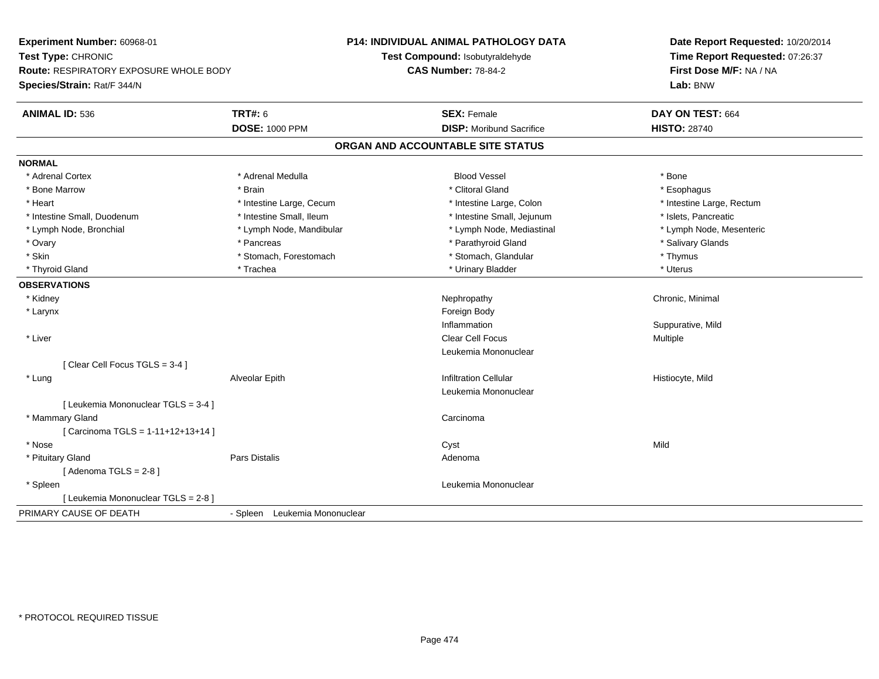**Experiment Number:** 60968-01
**Test Type:** CHRONIC
**Route:** RESPIRATORY EXPOSURE WHOLE BODY
**Species/Strain:** Rat/F 344/N

**P14: INDIVIDUAL ANIMAL PATHOLOGY DATA**
**Test Compound:** Isobutyraldehyde
**CAS Number:** 78-84-2

**Date Report Requested:** 10/20/2014
**Time Report Requested:** 07:26:37
**First Dose M/F:** NA / NA
**Lab:** BNW

| **ANIMAL ID:** 536 | **TRT#:** 6 | **SEX:** Female | **DAY ON TEST:** 664 |
|---|---|---|---|
| | **DOSE:** 1000 PPM | **DISP:** Moribund Sacrifice | **HISTO:** 28740 |

## ORGAN AND ACCOUNTABLE SITE STATUS

**NORMAL**

| | | | |
|---|---|---|---|
| * Adrenal Cortex | * Adrenal Medulla | Blood Vessel | * Bone |
| * Bone Marrow | * Brain | * Clitoral Gland | * Esophagus |
| * Heart | * Intestine Large, Cecum | * Intestine Large, Colon | * Intestine Large, Rectum |
| * Intestine Small, Duodenum | * Intestine Small, Ileum | * Intestine Small, Jejunum | * Islets, Pancreatic |
| * Lymph Node, Bronchial | * Lymph Node, Mandibular | * Lymph Node, Mediastinal | * Lymph Node, Mesenteric |
| * Ovary | * Pancreas | * Parathyroid Gland | * Salivary Glands |
| * Skin | * Stomach, Forestomach | * Stomach, Glandular | * Thymus |
| * Thyroid Gland | * Trachea | * Urinary Bladder | * Uterus |

**OBSERVATIONS**

| | | | |
|---|---|---|---|
| * Kidney | | Nephropathy | Chronic, Minimal |
| * Larynx | | Foreign Body | |
| | | Inflammation | Suppurative, Mild |
| * Liver | | Clear Cell Focus | Multiple |
| | | Leukemia Mononuclear | |
| [ Clear Cell Focus TGLS = 3-4 ] | | | |
| * Lung | Alveolar Epith | Infiltration Cellular | Histiocyte, Mild |
| | | Leukemia Mononuclear | |
| [ Leukemia Mononuclear TGLS = 3-4 ] | | | |
| * Mammary Gland | | Carcinoma | |
| [ Carcinoma TGLS = 1-11+12+13+14 ] | | | |
| * Nose | | Cyst | Mild |
| * Pituitary Gland | Pars Distalis | Adenoma | |
| [ Adenoma TGLS = 2-8 ] | | | |
| * Spleen | | Leukemia Mononuclear | |
| [ Leukemia Mononuclear TGLS = 2-8 ] | | | |

PRIMARY CAUSE OF DEATH - Spleen Leukemia Mononuclear

\* PROTOCOL REQUIRED TISSUE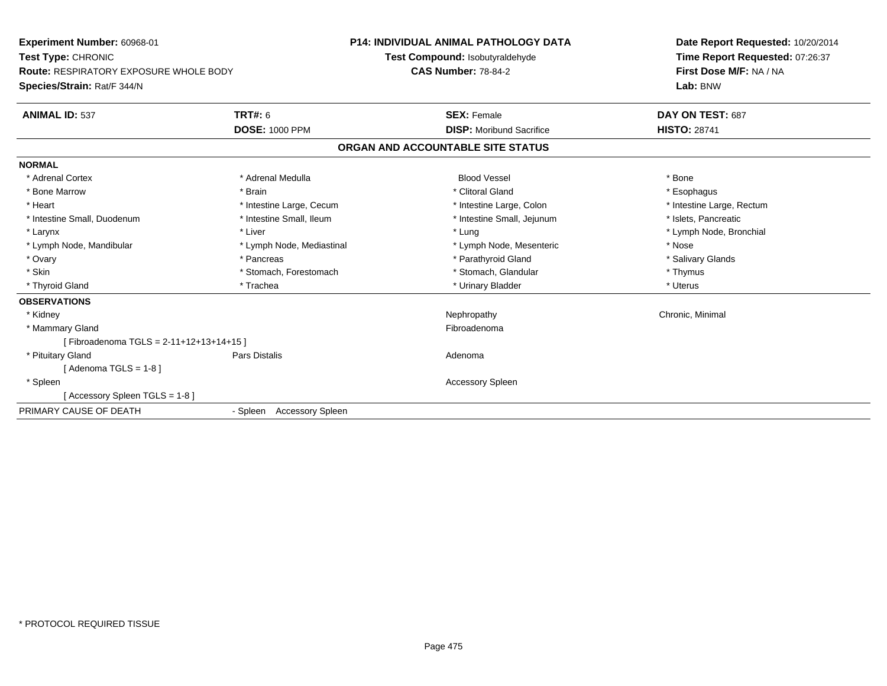**Experiment Number:** 60968-01
**Test Type:** CHRONIC
**Route:** RESPIRATORY EXPOSURE WHOLE BODY
**Species/Strain:** Rat/F 344/N

**P14: INDIVIDUAL ANIMAL PATHOLOGY DATA**
**Test Compound:** Isobutyraldehyde
**CAS Number:** 78-84-2

**Date Report Requested:** 10/20/2014
**Time Report Requested:** 07:26:37
**First Dose M/F:** NA / NA
**Lab:** BNW

| **ANIMAL ID:** 537 | **TRT#:** 6 | **SEX:** Female | **DAY ON TEST:** 687 |
|---|---|---|---|
| | **DOSE:** 1000 PPM | **DISP:** Moribund Sacrifice | **HISTO:** 28741 |

## ORGAN AND ACCOUNTABLE SITE STATUS

**NORMAL**

| | | | |
|---|---|---|---|
| * Adrenal Cortex | * Adrenal Medulla | Blood Vessel | * Bone |
| * Bone Marrow | * Brain | * Clitoral Gland | * Esophagus |
| * Heart | * Intestine Large, Cecum | * Intestine Large, Colon | * Intestine Large, Rectum |
| * Intestine Small, Duodenum | * Intestine Small, Ileum | * Intestine Small, Jejunum | * Islets, Pancreatic |
| * Larynx | * Liver | * Lung | * Lymph Node, Bronchial |
| * Lymph Node, Mandibular | * Lymph Node, Mediastinal | * Lymph Node, Mesenteric | * Nose |
| * Ovary | * Pancreas | * Parathyroid Gland | * Salivary Glands |
| * Skin | * Stomach, Forestomach | * Stomach, Glandular | * Thymus |
| * Thyroid Gland | * Trachea | * Urinary Bladder | * Uterus |

**OBSERVATIONS**

| | | | |
|---|---|---|---|
| * Kidney | | Nephropathy | Chronic, Minimal |
| * Mammary Gland | | Fibroadenoma | |
| [ Fibroadenoma TGLS = 2-11+12+13+14+15 ] | | | |
| * Pituitary Gland | Pars Distalis | Adenoma | |
| [ Adenoma TGLS = 1-8 ] | | | |
| * Spleen | | Accessory Spleen | |
| [ Accessory Spleen TGLS = 1-8 ] | | | |

PRIMARY CAUSE OF DEATH - Spleen Accessory Spleen

* PROTOCOL REQUIRED TISSUE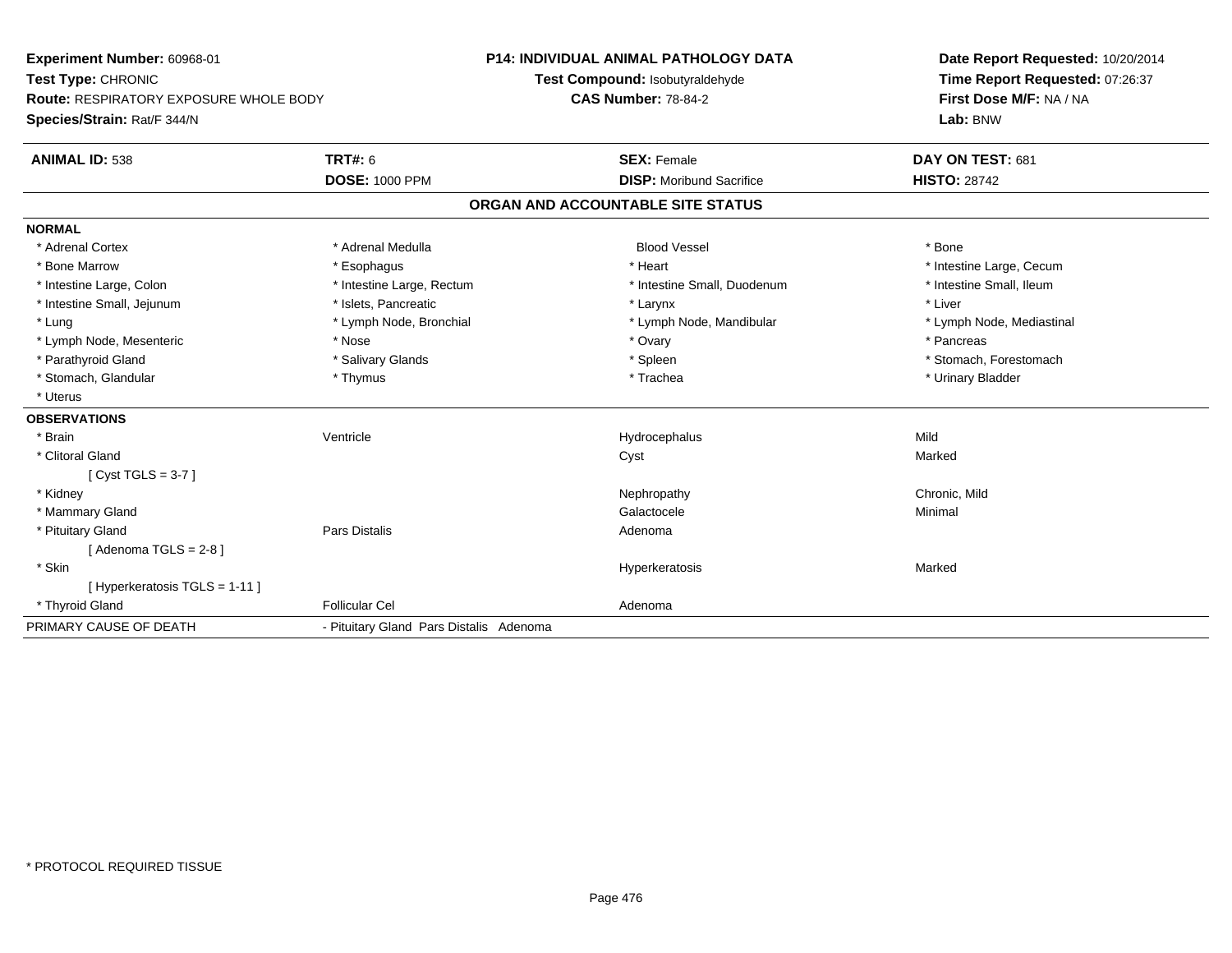**Experiment Number:** 60968-01
**Test Type:** CHRONIC
**Route:** RESPIRATORY EXPOSURE WHOLE BODY
**Species/Strain:** Rat/F 344/N

**P14: INDIVIDUAL ANIMAL PATHOLOGY DATA**
**Test Compound:** Isobutyraldehyde
**CAS Number:** 78-84-2

**Date Report Requested:** 10/20/2014
**Time Report Requested:** 07:26:37
**First Dose M/F:** NA / NA
**Lab:** BNW

| **ANIMAL ID:** 538 | **TRT#:** 6 | **SEX:** Female | **DAY ON TEST:** 681 |
|---|---|---|---|
| | **DOSE:** 1000 PPM | **DISP:** Moribund Sacrifice | **HISTO:** 28742 |

## ORGAN AND ACCOUNTABLE SITE STATUS

**NORMAL**

| | | | |
|---|---|---|---|
| * Adrenal Cortex | * Adrenal Medulla | Blood Vessel | * Bone |
| * Bone Marrow | * Esophagus | * Heart | * Intestine Large, Cecum |
| * Intestine Large, Colon | * Intestine Large, Rectum | * Intestine Small, Duodenum | * Intestine Small, Ileum |
| * Intestine Small, Jejunum | * Islets, Pancreatic | * Larynx | * Liver |
| * Lung | * Lymph Node, Bronchial | * Lymph Node, Mandibular | * Lymph Node, Mediastinal |
| * Lymph Node, Mesenteric | * Nose | * Ovary | * Pancreas |
| * Parathyroid Gland | * Salivary Glands | * Spleen | * Stomach, Forestomach |
| * Stomach, Glandular | * Thymus | * Trachea | * Urinary Bladder |
| * Uterus | | | |

**OBSERVATIONS**

| | | | |
|---|---|---|---|
| * Brain | Ventricle | Hydrocephalus | Mild |
| * Clitoral Gland | | Cyst | Marked |
| [ Cyst TGLS = 3-7 ] | | | |
| * Kidney | | Nephropathy | Chronic, Mild |
| * Mammary Gland | | Galactocele | Minimal |
| * Pituitary Gland | Pars Distalis | Adenoma | |
| [ Adenoma TGLS = 2-8 ] | | | |
| * Skin | | Hyperkeratosis | Marked |
| [ Hyperkeratosis TGLS = 1-11 ] | | | |
| * Thyroid Gland | Follicular Cel | Adenoma | |

| | |
|---|---|
| PRIMARY CAUSE OF DEATH | - Pituitary Gland Pars Distalis Adenoma |

* PROTOCOL REQUIRED TISSUE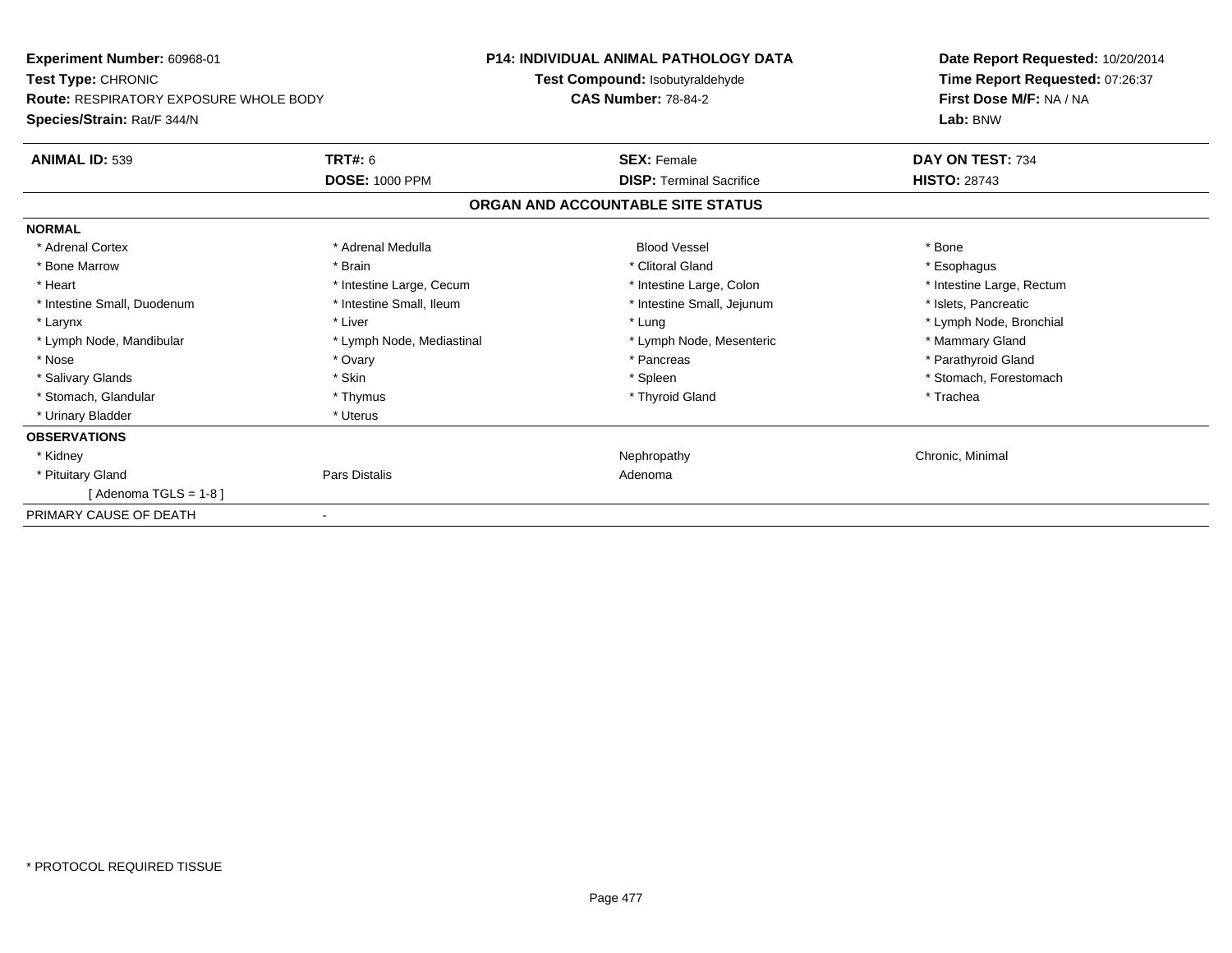**Experiment Number:** 60968-01
**Test Type:** CHRONIC
**Route:** RESPIRATORY EXPOSURE WHOLE BODY
**Species/Strain:** Rat/F 344/N

**P14: INDIVIDUAL ANIMAL PATHOLOGY DATA**
**Test Compound:** Isobutyraldehyde
**CAS Number:** 78-84-2

**Date Report Requested:** 10/20/2014
**Time Report Requested:** 07:26:37
**First Dose M/F:** NA / NA
**Lab:** BNW

| **ANIMAL ID:** 539 | **TRT#:** 6 | **SEX:** Female | **DAY ON TEST:** 734 |
|---|---|---|---|
| | **DOSE:** 1000 PPM | **DISP:** Terminal Sacrifice | **HISTO:** 28743 |

## ORGAN AND ACCOUNTABLE SITE STATUS

**NORMAL**

| | | | |
|---|---|---|---|
| * Adrenal Cortex | * Adrenal Medulla | Blood Vessel | * Bone |
| * Bone Marrow | * Brain | * Clitoral Gland | * Esophagus |
| * Heart | * Intestine Large, Cecum | * Intestine Large, Colon | * Intestine Large, Rectum |
| * Intestine Small, Duodenum | * Intestine Small, Ileum | * Intestine Small, Jejunum | * Islets, Pancreatic |
| * Larynx | * Liver | * Lung | * Lymph Node, Bronchial |
| * Lymph Node, Mandibular | * Lymph Node, Mediastinal | * Lymph Node, Mesenteric | * Mammary Gland |
| * Nose | * Ovary | * Pancreas | * Parathyroid Gland |
| * Salivary Glands | * Skin | * Spleen | * Stomach, Forestomach |
| * Stomach, Glandular | * Thymus | * Thyroid Gland | * Trachea |
| * Urinary Bladder | * Uterus | | |

**OBSERVATIONS**

| | | | |
|---|---|---|---|
| * Kidney | | Nephropathy | Chronic, Minimal |
| * Pituitary Gland | Pars Distalis | Adenoma | |
| [ Adenoma TGLS = 1-8 ] | | | |

| | |
|---|---|
| PRIMARY CAUSE OF DEATH | - |

* PROTOCOL REQUIRED TISSUE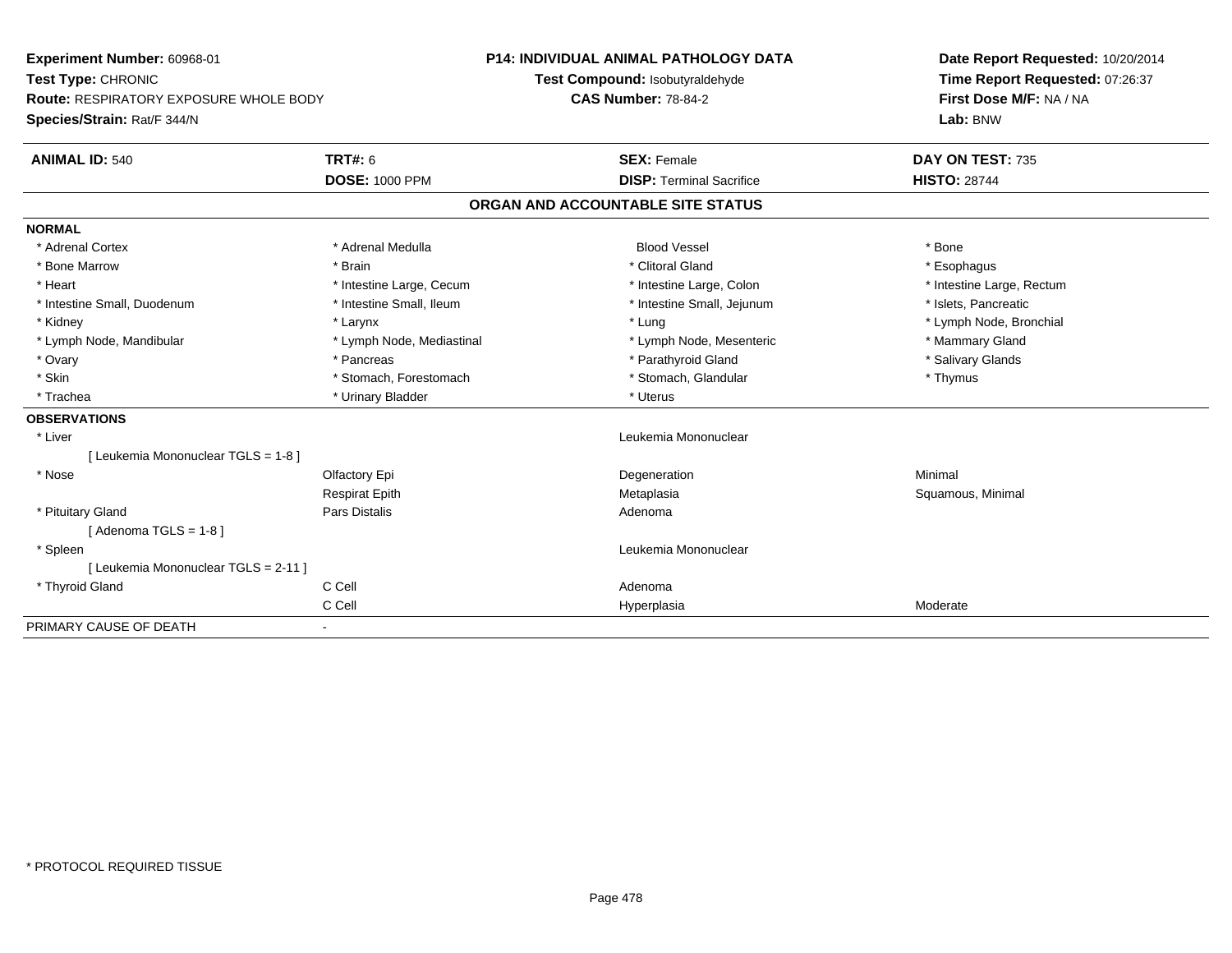**Experiment Number:** 60968-01
**Test Type:** CHRONIC
**Route:** RESPIRATORY EXPOSURE WHOLE BODY
**Species/Strain:** Rat/F 344/N

**P14: INDIVIDUAL ANIMAL PATHOLOGY DATA**
**Test Compound:** Isobutyraldehyde
**CAS Number:** 78-84-2

**Date Report Requested:** 10/20/2014
**Time Report Requested:** 07:26:37
**First Dose M/F:** NA / NA
**Lab:** BNW

| **ANIMAL ID:** 540 | **TRT#:** 6 | **SEX:** Female | **DAY ON TEST:** 735 |
|---|---|---|---|
| | **DOSE:** 1000 PPM | **DISP:** Terminal Sacrifice | **HISTO:** 28744 |

## ORGAN AND ACCOUNTABLE SITE STATUS

**NORMAL**

| | | | |
|---|---|---|---|
| * Adrenal Cortex | * Adrenal Medulla | Blood Vessel | * Bone |
| * Bone Marrow | * Brain | * Clitoral Gland | * Esophagus |
| * Heart | * Intestine Large, Cecum | * Intestine Large, Colon | * Intestine Large, Rectum |
| * Intestine Small, Duodenum | * Intestine Small, Ileum | * Intestine Small, Jejunum | * Islets, Pancreatic |
| * Kidney | * Larynx | * Lung | * Lymph Node, Bronchial |
| * Lymph Node, Mandibular | * Lymph Node, Mediastinal | * Lymph Node, Mesenteric | * Mammary Gland |
| * Ovary | * Pancreas | * Parathyroid Gland | * Salivary Glands |
| * Skin | * Stomach, Forestomach | * Stomach, Glandular | * Thymus |
| * Trachea | * Urinary Bladder | * Uterus | |

**OBSERVATIONS**

| | | | |
|---|---|---|---|
| * Liver | | Leukemia Mononuclear | |
| [ Leukemia Mononuclear TGLS = 1-8 ] | | | |
| * Nose | Olfactory Epi | Degeneration | Minimal |
| | Respirat Epith | Metaplasia | Squamous, Minimal |
| * Pituitary Gland | Pars Distalis | Adenoma | |
| [ Adenoma TGLS = 1-8 ] | | | |
| * Spleen | | Leukemia Mononuclear | |
| [ Leukemia Mononuclear TGLS = 2-11 ] | | | |
| * Thyroid Gland | C Cell | Adenoma | |
| | C Cell | Hyperplasia | Moderate |

PRIMARY CAUSE OF DEATH -

* PROTOCOL REQUIRED TISSUE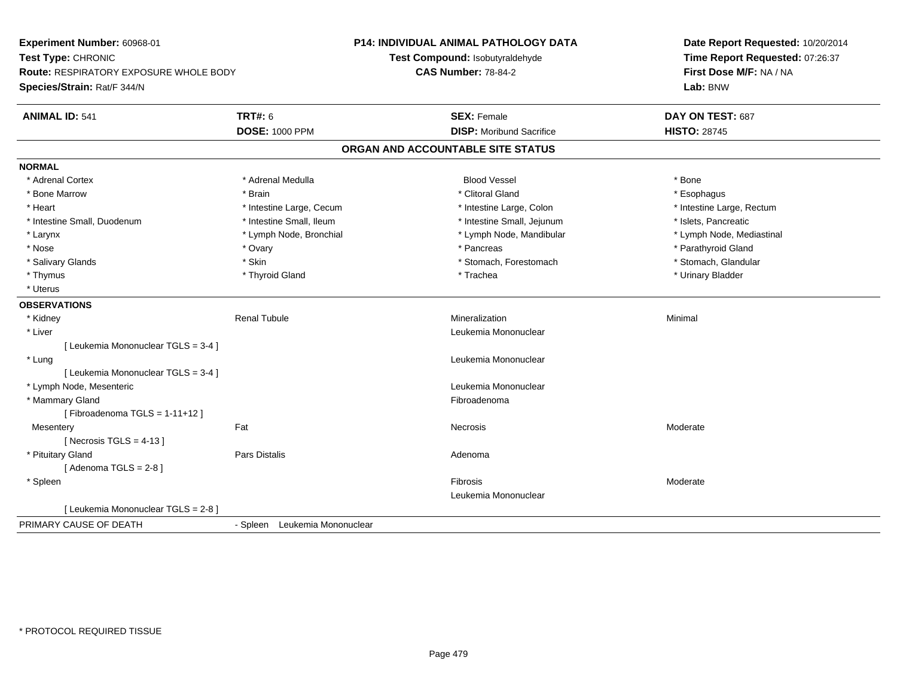**Experiment Number:** 60968-01
**Test Type:** CHRONIC
**Route:** RESPIRATORY EXPOSURE WHOLE BODY
**Species/Strain:** Rat/F 344/N

**P14: INDIVIDUAL ANIMAL PATHOLOGY DATA**
**Test Compound:** Isobutyraldehyde
**CAS Number:** 78-84-2

**Date Report Requested:** 10/20/2014
**Time Report Requested:** 07:26:37
**First Dose M/F:** NA / NA
**Lab:** BNW

| **ANIMAL ID:** 541 | **TRT#:** 6 | **SEX:** Female | **DAY ON TEST:** 687 |
|---|---|---|---|
| | **DOSE:** 1000 PPM | **DISP:** Moribund Sacrifice | **HISTO:** 28745 |

## ORGAN AND ACCOUNTABLE SITE STATUS

**NORMAL**

| | | | |
|---|---|---|---|
| * Adrenal Cortex | * Adrenal Medulla | Blood Vessel | * Bone |
| * Bone Marrow | * Brain | * Clitoral Gland | * Esophagus |
| * Heart | * Intestine Large, Cecum | * Intestine Large, Colon | * Intestine Large, Rectum |
| * Intestine Small, Duodenum | * Intestine Small, Ileum | * Intestine Small, Jejunum | * Islets, Pancreatic |
| * Larynx | * Lymph Node, Bronchial | * Lymph Node, Mandibular | * Lymph Node, Mediastinal |
| * Nose | * Ovary | * Pancreas | * Parathyroid Gland |
| * Salivary Glands | * Skin | * Stomach, Forestomach | * Stomach, Glandular |
| * Thymus | * Thyroid Gland | * Trachea | * Urinary Bladder |
| * Uterus | | | |

**OBSERVATIONS**

| | | | |
|---|---|---|---|
| * Kidney | Renal Tubule | Mineralization | Minimal |
| * Liver | | Leukemia Mononuclear | |
| [ Leukemia Mononuclear TGLS = 3-4 ] | | | |
| * Lung | | Leukemia Mononuclear | |
| [ Leukemia Mononuclear TGLS = 3-4 ] | | | |
| * Lymph Node, Mesenteric | | Leukemia Mononuclear | |
| * Mammary Gland | | Fibroadenoma | |
| [ Fibroadenoma TGLS = 1-11+12 ] | | | |
| Mesentery | Fat | Necrosis | Moderate |
| [ Necrosis TGLS = 4-13 ] | | | |
| * Pituitary Gland | Pars Distalis | Adenoma | |
| [ Adenoma TGLS = 2-8 ] | | | |
| * Spleen | | Fibrosis | Moderate |
| | | Leukemia Mononuclear | |
| [ Leukemia Mononuclear TGLS = 2-8 ] | | | |

PRIMARY CAUSE OF DEATH - Spleen Leukemia Mononuclear

\* PROTOCOL REQUIRED TISSUE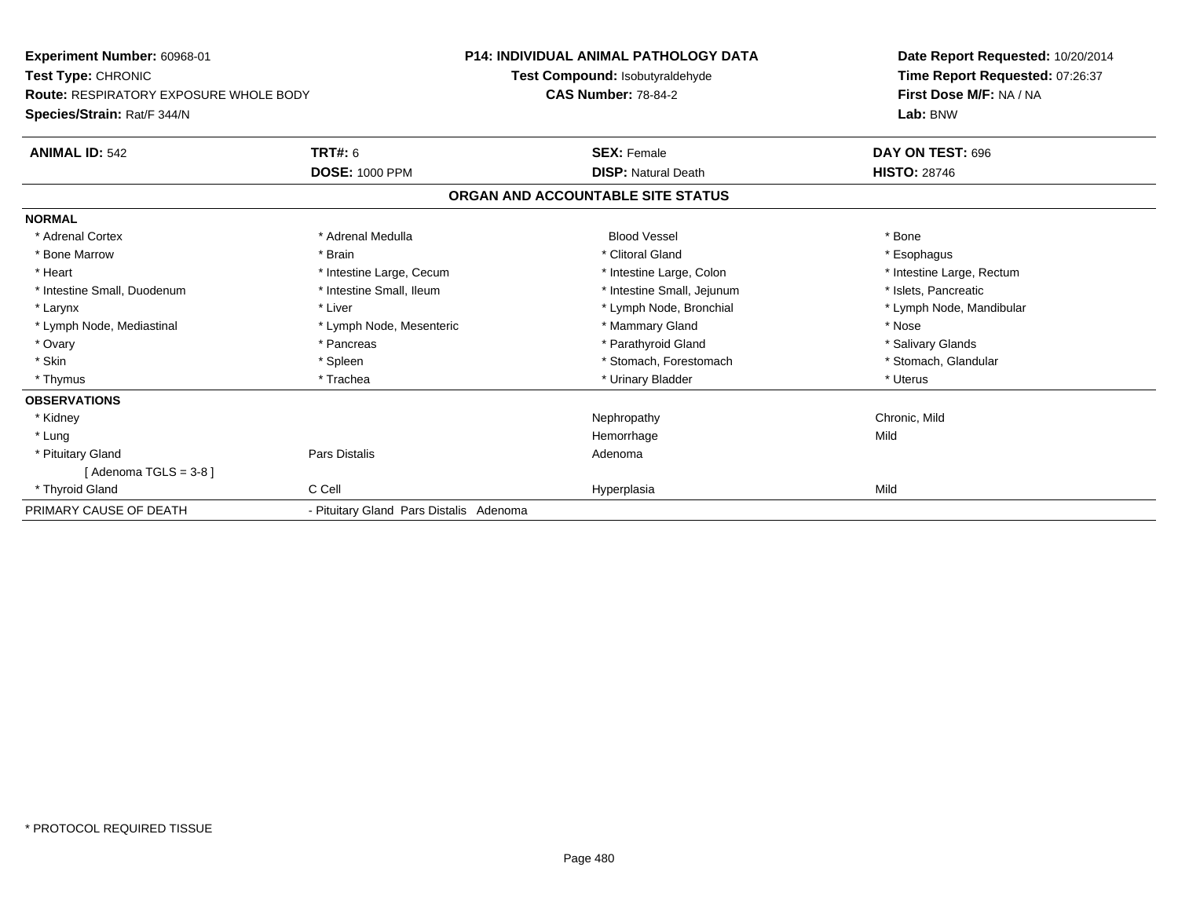**Experiment Number:** 60968-01
**Test Type:** CHRONIC
**Route:** RESPIRATORY EXPOSURE WHOLE BODY
**Species/Strain:** Rat/F 344/N

**P14: INDIVIDUAL ANIMAL PATHOLOGY DATA**
**Test Compound:** Isobutyraldehyde
**CAS Number:** 78-84-2

**Date Report Requested:** 10/20/2014
**Time Report Requested:** 07:26:37
**First Dose M/F:** NA / NA
**Lab:** BNW

| **ANIMAL ID:** 542 | **TRT#:** 6 | **SEX:** Female | **DAY ON TEST:** 696 |
|---|---|---|---|
| | **DOSE:** 1000 PPM | **DISP:** Natural Death | **HISTO:** 28746 |

## ORGAN AND ACCOUNTABLE SITE STATUS

| | | | |
|---|---|---|---|
| **NORMAL** | | | |
| * Adrenal Cortex | * Adrenal Medulla | Blood Vessel | * Bone |
| * Bone Marrow | * Brain | * Clitoral Gland | * Esophagus |
| * Heart | * Intestine Large, Cecum | * Intestine Large, Colon | * Intestine Large, Rectum |
| * Intestine Small, Duodenum | * Intestine Small, Ileum | * Intestine Small, Jejunum | * Islets, Pancreatic |
| * Larynx | * Liver | * Lymph Node, Bronchial | * Lymph Node, Mandibular |
| * Lymph Node, Mediastinal | * Lymph Node, Mesenteric | * Mammary Gland | * Nose |
| * Ovary | * Pancreas | * Parathyroid Gland | * Salivary Glands |
| * Skin | * Spleen | * Stomach, Forestomach | * Stomach, Glandular |
| * Thymus | * Trachea | * Urinary Bladder | * Uterus |
| **OBSERVATIONS** | | | |
| * Kidney | | Nephropathy | Chronic, Mild |
| * Lung | | Hemorrhage | Mild |
| * Pituitary Gland | Pars Distalis | Adenoma | |
| [ Adenoma TGLS = 3-8 ] | | | |
| * Thyroid Gland | C Cell | Hyperplasia | Mild |
| PRIMARY CAUSE OF DEATH | - Pituitary Gland Pars Distalis Adenoma | | |

* PROTOCOL REQUIRED TISSUE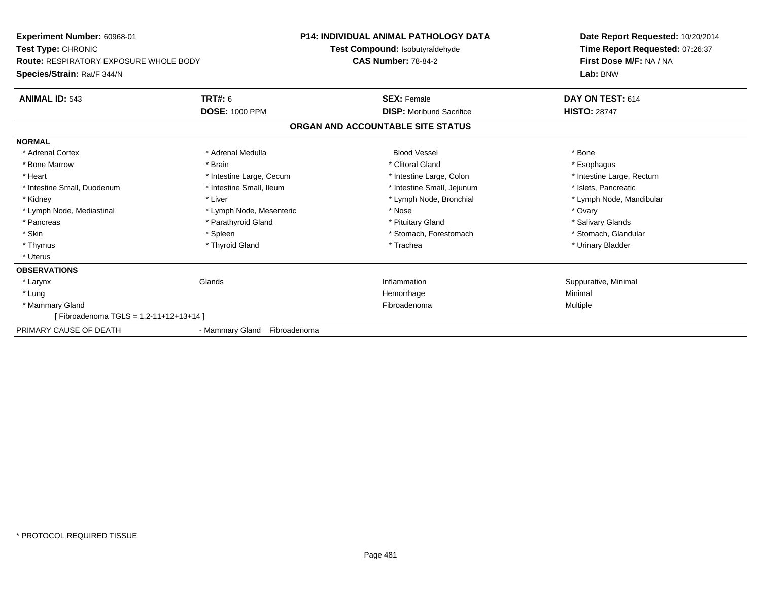**Experiment Number:** 60968-01
**Test Type:** CHRONIC
**Route:** RESPIRATORY EXPOSURE WHOLE BODY
**Species/Strain:** Rat/F 344/N

**P14: INDIVIDUAL ANIMAL PATHOLOGY DATA**
**Test Compound:** Isobutyraldehyde
**CAS Number:** 78-84-2

**Date Report Requested:** 10/20/2014
**Time Report Requested:** 07:26:37
**First Dose M/F:** NA / NA
**Lab:** BNW

| **ANIMAL ID:** 543 | **TRT#:** 6 | **SEX:** Female | **DAY ON TEST:** 614 |
|---|---|---|---|
| | **DOSE:** 1000 PPM | **DISP:** Moribund Sacrifice | **HISTO:** 28747 |

## ORGAN AND ACCOUNTABLE SITE STATUS

**NORMAL**

| | | | |
|---|---|---|---|
| * Adrenal Cortex | * Adrenal Medulla | Blood Vessel | * Bone |
| * Bone Marrow | * Brain | * Clitoral Gland | * Esophagus |
| * Heart | * Intestine Large, Cecum | * Intestine Large, Colon | * Intestine Large, Rectum |
| * Intestine Small, Duodenum | * Intestine Small, Ileum | * Intestine Small, Jejunum | * Islets, Pancreatic |
| * Kidney | * Liver | * Lymph Node, Bronchial | * Lymph Node, Mandibular |
| * Lymph Node, Mediastinal | * Lymph Node, Mesenteric | * Nose | * Ovary |
| * Pancreas | * Parathyroid Gland | * Pituitary Gland | * Salivary Glands |
| * Skin | * Spleen | * Stomach, Forestomach | * Stomach, Glandular |
| * Thymus | * Thyroid Gland | * Trachea | * Urinary Bladder |
| * Uterus | | | |

**OBSERVATIONS**

| | | | |
|---|---|---|---|
| * Larynx | Glands | Inflammation | Suppurative, Minimal |
| * Lung | | Hemorrhage | Minimal |
| * Mammary Gland | | Fibroadenoma | Multiple |
| [ Fibroadenoma TGLS = 1,2-11+12+13+14 ] | | | |

PRIMARY CAUSE OF DEATH - Mammary Gland Fibroadenoma

* PROTOCOL REQUIRED TISSUE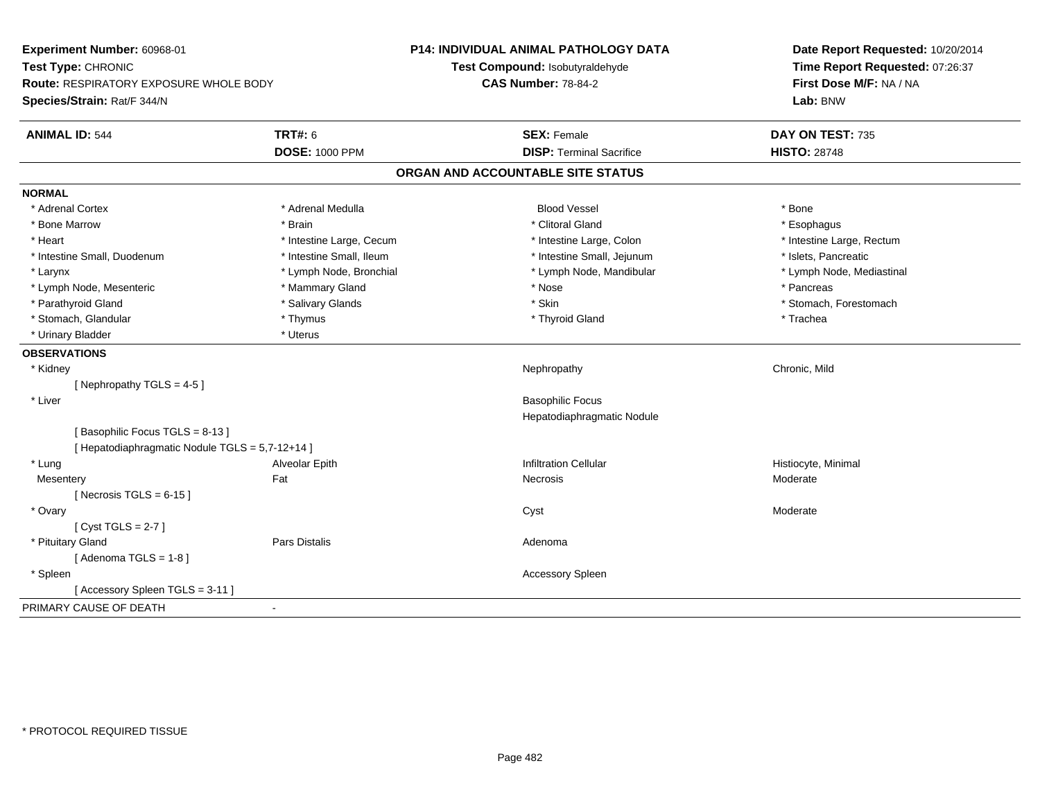**Experiment Number:** 60968-01
**Test Type:** CHRONIC
**Route:** RESPIRATORY EXPOSURE WHOLE BODY
**Species/Strain:** Rat/F 344/N

**P14: INDIVIDUAL ANIMAL PATHOLOGY DATA**
**Test Compound:** Isobutyraldehyde
**CAS Number:** 78-84-2

**Date Report Requested:** 10/20/2014
**Time Report Requested:** 07:26:37
**First Dose M/F:** NA / NA
**Lab:** BNW

| **ANIMAL ID:** 544 | **TRT#:** 6 | **SEX:** Female | **DAY ON TEST:** 735 |
|---|---|---|---|
| | **DOSE:** 1000 PPM | **DISP:** Terminal Sacrifice | **HISTO:** 28748 |

## ORGAN AND ACCOUNTABLE SITE STATUS

**NORMAL**

| | | | |
|---|---|---|---|
| * Adrenal Cortex | * Adrenal Medulla | Blood Vessel | * Bone |
| * Bone Marrow | * Brain | * Clitoral Gland | * Esophagus |
| * Heart | * Intestine Large, Cecum | * Intestine Large, Colon | * Intestine Large, Rectum |
| * Intestine Small, Duodenum | * Intestine Small, Ileum | * Intestine Small, Jejunum | * Islets, Pancreatic |
| * Larynx | * Lymph Node, Bronchial | * Lymph Node, Mandibular | * Lymph Node, Mediastinal |
| * Lymph Node, Mesenteric | * Mammary Gland | * Nose | * Pancreas |
| * Parathyroid Gland | * Salivary Glands | * Skin | * Stomach, Forestomach |
| * Stomach, Glandular | * Thymus | * Thyroid Gland | * Trachea |
| * Urinary Bladder | * Uterus | | |

**OBSERVATIONS**

| | | | |
|---|---|---|---|
| * Kidney | | Nephropathy | Chronic, Mild |
| [ Nephropathy TGLS = 4-5 ] | | | |
| * Liver | | Basophilic Focus | |
| | | Hepatodiaphragmatic Nodule | |
| [ Basophilic Focus TGLS = 8-13 ] | | | |
| [ Hepatodiaphragmatic Nodule TGLS = 5,7-12+14 ] | | | |
| * Lung | Alveolar Epith | Infiltration Cellular | Histiocyte, Minimal |
| Mesentery | Fat | Necrosis | Moderate |
| [ Necrosis TGLS = 6-15 ] | | | |
| * Ovary | | Cyst | Moderate |
| [ Cyst TGLS = 2-7 ] | | | |
| * Pituitary Gland | Pars Distalis | Adenoma | |
| [ Adenoma TGLS = 1-8 ] | | | |
| * Spleen | | Accessory Spleen | |
| [ Accessory Spleen TGLS = 3-11 ] | | | |

PRIMARY CAUSE OF DEATH -

\* PROTOCOL REQUIRED TISSUE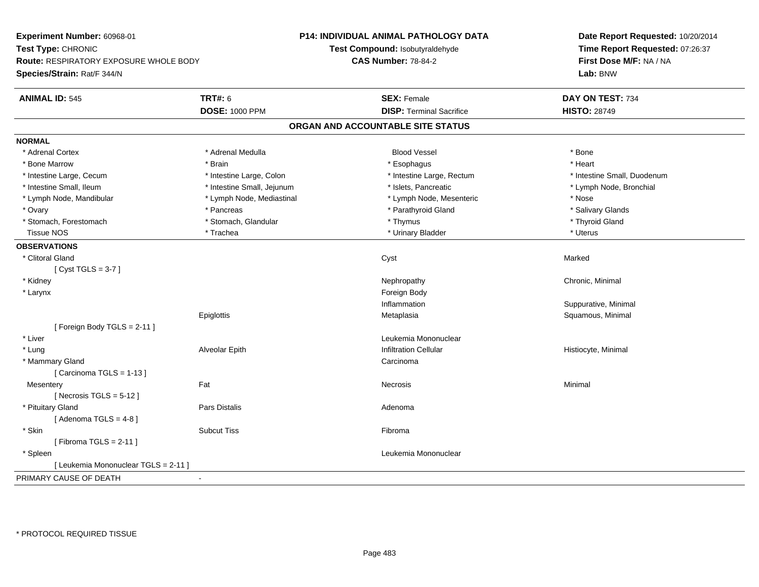**Experiment Number:** 60968-01
**Test Type:** CHRONIC
**Route:** RESPIRATORY EXPOSURE WHOLE BODY
**Species/Strain:** Rat/F 344/N

**P14: INDIVIDUAL ANIMAL PATHOLOGY DATA**
**Test Compound:** Isobutyraldehyde
**CAS Number:** 78-84-2

**Date Report Requested:** 10/20/2014
**Time Report Requested:** 07:26:37
**First Dose M/F:** NA / NA
**Lab:** BNW

| **ANIMAL ID:** 545 | **TRT#:** 6 | **SEX:** Female | **DAY ON TEST:** 734 |
|---|---|---|---|
| | **DOSE:** 1000 PPM | **DISP:** Terminal Sacrifice | **HISTO:** 28749 |

## ORGAN AND ACCOUNTABLE SITE STATUS

**NORMAL**

| | | | |
|---|---|---|---|
| * Adrenal Cortex | * Adrenal Medulla | Blood Vessel | * Bone |
| * Bone Marrow | * Brain | * Esophagus | * Heart |
| * Intestine Large, Cecum | * Intestine Large, Colon | * Intestine Large, Rectum | * Intestine Small, Duodenum |
| * Intestine Small, Ileum | * Intestine Small, Jejunum | * Islets, Pancreatic | * Lymph Node, Bronchial |
| * Lymph Node, Mandibular | * Lymph Node, Mediastinal | * Lymph Node, Mesenteric | * Nose |
| * Ovary | * Pancreas | * Parathyroid Gland | * Salivary Glands |
| * Stomach, Forestomach | * Stomach, Glandular | * Thymus | * Thyroid Gland |
| Tissue NOS | * Trachea | * Urinary Bladder | * Uterus |

**OBSERVATIONS**

| | | | |
|---|---|---|---|
| * Clitoral Gland | | Cyst | Marked |
| [ Cyst TGLS = 3-7 ] | | | |
| * Kidney | | Nephropathy | Chronic, Minimal |
| * Larynx | | Foreign Body | |
| | | Inflammation | Suppurative, Minimal |
| | Epiglottis | Metaplasia | Squamous, Minimal |
| [ Foreign Body TGLS = 2-11 ] | | | |
| * Liver | | Leukemia Mononuclear | |
| * Lung | Alveolar Epith | Infiltration Cellular | Histiocyte, Minimal |
| * Mammary Gland | | Carcinoma | |
| [ Carcinoma TGLS = 1-13 ] | | | |
| Mesentery | Fat | Necrosis | Minimal |
| [ Necrosis TGLS = 5-12 ] | | | |
| * Pituitary Gland | Pars Distalis | Adenoma | |
| [ Adenoma TGLS = 4-8 ] | | | |
| * Skin | Subcut Tiss | Fibroma | |
| [ Fibroma TGLS = 2-11 ] | | | |
| * Spleen | | Leukemia Mononuclear | |
| [ Leukemia Mononuclear TGLS = 2-11 ] | | | |

PRIMARY CAUSE OF DEATH -

* PROTOCOL REQUIRED TISSUE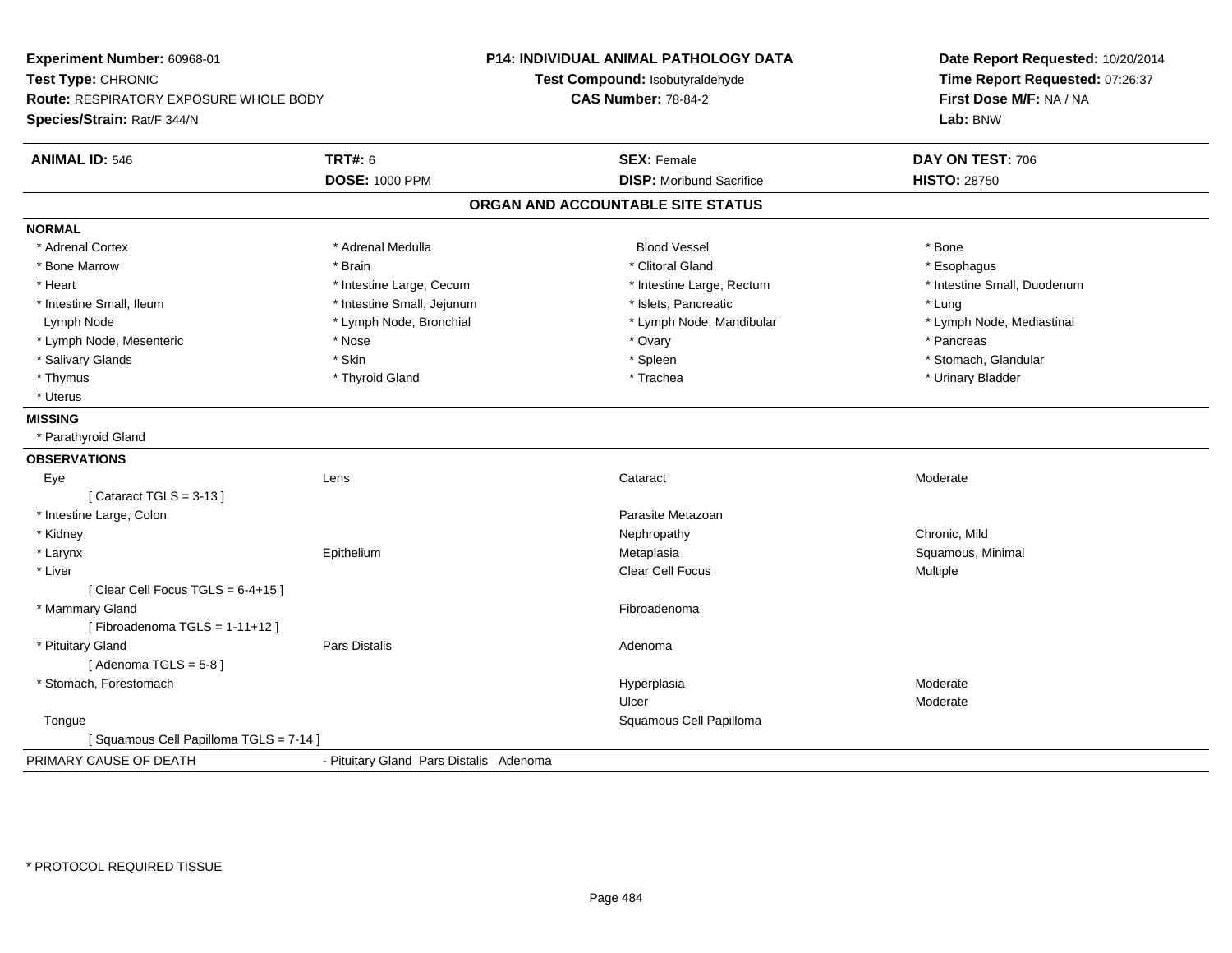**Experiment Number:** 60968-01
**Test Type:** CHRONIC
**Route:** RESPIRATORY EXPOSURE WHOLE BODY
**Species/Strain:** Rat/F 344/N

**P14: INDIVIDUAL ANIMAL PATHOLOGY DATA**
**Test Compound:** Isobutyraldehyde
**CAS Number:** 78-84-2

**Date Report Requested:** 10/20/2014
**Time Report Requested:** 07:26:37
**First Dose M/F:** NA / NA
**Lab:** BNW

| **ANIMAL ID:** 546 | **TRT#:** 6 | **SEX:** Female | **DAY ON TEST:** 706 |
|---|---|---|---|
| | **DOSE:** 1000 PPM | **DISP:** Moribund Sacrifice | **HISTO:** 28750 |

## ORGAN AND ACCOUNTABLE SITE STATUS

**NORMAL**

| | | | |
|---|---|---|---|
| * Adrenal Cortex | * Adrenal Medulla | Blood Vessel | * Bone |
| * Bone Marrow | * Brain | * Clitoral Gland | * Esophagus |
| * Heart | * Intestine Large, Cecum | * Intestine Large, Rectum | * Intestine Small, Duodenum |
| * Intestine Small, Ileum | * Intestine Small, Jejunum | * Islets, Pancreatic | * Lung |
| Lymph Node | * Lymph Node, Bronchial | * Lymph Node, Mandibular | * Lymph Node, Mediastinal |
| * Lymph Node, Mesenteric | * Nose | * Ovary | * Pancreas |
| * Salivary Glands | * Skin | * Spleen | * Stomach, Glandular |
| * Thymus | * Thyroid Gland | * Trachea | * Urinary Bladder |
| * Uterus | | | |

**MISSING**

* Parathyroid Gland

**OBSERVATIONS**

| | | | |
|---|---|---|---|
| Eye | Lens | Cataract | Moderate |
| [ Cataract TGLS = 3-13 ] | | | |
| * Intestine Large, Colon | | Parasite Metazoan | |
| * Kidney | | Nephropathy | Chronic, Mild |
| * Larynx | Epithelium | Metaplasia | Squamous, Minimal |
| * Liver | | Clear Cell Focus | Multiple |
| [ Clear Cell Focus TGLS = 6-4+15 ] | | | |
| * Mammary Gland | | Fibroadenoma | |
| [ Fibroadenoma TGLS = 1-11+12 ] | | | |
| * Pituitary Gland | Pars Distalis | Adenoma | |
| [ Adenoma TGLS = 5-8 ] | | | |
| * Stomach, Forestomach | | Hyperplasia | Moderate |
| | | Ulcer | Moderate |
| Tongue | | Squamous Cell Papilloma | |
| [ Squamous Cell Papilloma TGLS = 7-14 ] | | | |

PRIMARY CAUSE OF DEATH - Pituitary Gland Pars Distalis Adenoma

\* PROTOCOL REQUIRED TISSUE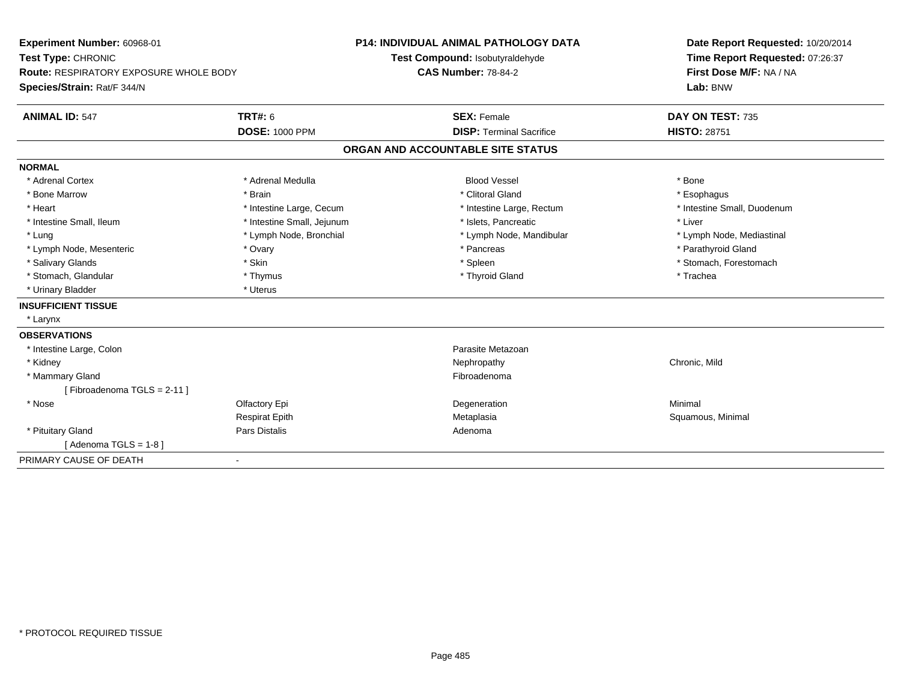**Experiment Number:** 60968-01
**Test Type:** CHRONIC
**Route:** RESPIRATORY EXPOSURE WHOLE BODY
**Species/Strain:** Rat/F 344/N

**P14: INDIVIDUAL ANIMAL PATHOLOGY DATA**
**Test Compound:** Isobutyraldehyde
**CAS Number:** 78-84-2

**Date Report Requested:** 10/20/2014
**Time Report Requested:** 07:26:37
**First Dose M/F:** NA / NA
**Lab:** BNW

| **ANIMAL ID:** 547 | **TRT#:** 6 | **SEX:** Female | **DAY ON TEST:** 735 |
|---|---|---|---|
| | **DOSE:** 1000 PPM | **DISP:** Terminal Sacrifice | **HISTO:** 28751 |

## ORGAN AND ACCOUNTABLE SITE STATUS

**NORMAL**

| | | | |
|---|---|---|---|
| * Adrenal Cortex | * Adrenal Medulla | Blood Vessel | * Bone |
| * Bone Marrow | * Brain | * Clitoral Gland | * Esophagus |
| * Heart | * Intestine Large, Cecum | * Intestine Large, Rectum | * Intestine Small, Duodenum |
| * Intestine Small, Ileum | * Intestine Small, Jejunum | * Islets, Pancreatic | * Liver |
| * Lung | * Lymph Node, Bronchial | * Lymph Node, Mandibular | * Lymph Node, Mediastinal |
| * Lymph Node, Mesenteric | * Ovary | * Pancreas | * Parathyroid Gland |
| * Salivary Glands | * Skin | * Spleen | * Stomach, Forestomach |
| * Stomach, Glandular | * Thymus | * Thyroid Gland | * Trachea |
| * Urinary Bladder | * Uterus | | |

**INSUFFICIENT TISSUE**

* Larynx

**OBSERVATIONS**

| | | | |
|---|---|---|---|
| * Intestine Large, Colon | | Parasite Metazoan | |
| * Kidney | | Nephropathy | Chronic, Mild |
| * Mammary Gland | | Fibroadenoma | |
| [ Fibroadenoma TGLS = 2-11 ] | | | |
| * Nose | Olfactory Epi | Degeneration | Minimal |
| | Respirat Epith | Metaplasia | Squamous, Minimal |
| * Pituitary Gland | Pars Distalis | Adenoma | |
| [ Adenoma TGLS = 1-8 ] | | | |

PRIMARY CAUSE OF DEATH -

\* PROTOCOL REQUIRED TISSUE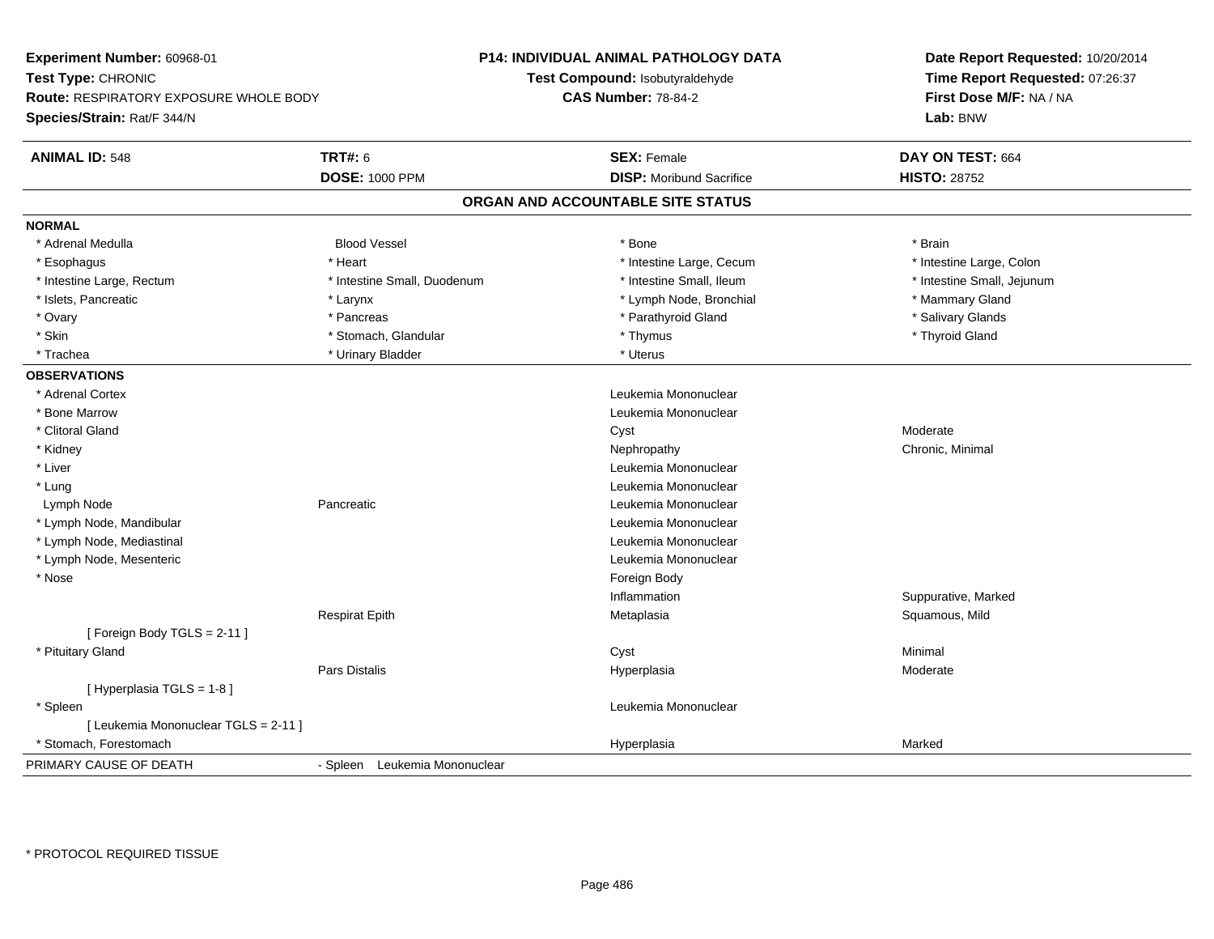**Experiment Number:** 60968-01
**Test Type:** CHRONIC
**Route:** RESPIRATORY EXPOSURE WHOLE BODY
**Species/Strain:** Rat/F 344/N

**P14: INDIVIDUAL ANIMAL PATHOLOGY DATA**
**Test Compound:** Isobutyraldehyde
**CAS Number:** 78-84-2

**Date Report Requested:** 10/20/2014
**Time Report Requested:** 07:26:37
**First Dose M/F:** NA / NA
**Lab:** BNW

| **ANIMAL ID:** 548 | **TRT#:** 6 | **SEX:** Female | **DAY ON TEST:** 664 |
|---|---|---|---|
| | **DOSE:** 1000 PPM | **DISP:** Moribund Sacrifice | **HISTO:** 28752 |

## ORGAN AND ACCOUNTABLE SITE STATUS

**NORMAL**

| | | | |
|---|---|---|---|
| * Adrenal Medulla | Blood Vessel | * Bone | * Brain |
| * Esophagus | * Heart | * Intestine Large, Cecum | * Intestine Large, Colon |
| * Intestine Large, Rectum | * Intestine Small, Duodenum | * Intestine Small, Ileum | * Intestine Small, Jejunum |
| * Islets, Pancreatic | * Larynx | * Lymph Node, Bronchial | * Mammary Gland |
| * Ovary | * Pancreas | * Parathyroid Gland | * Salivary Glands |
| * Skin | * Stomach, Glandular | * Thymus | * Thyroid Gland |
| * Trachea | * Urinary Bladder | * Uterus | |

**OBSERVATIONS**

| | | | |
|---|---|---|---|
| * Adrenal Cortex | | Leukemia Mononuclear | |
| * Bone Marrow | | Leukemia Mononuclear | |
| * Clitoral Gland | | Cyst | Moderate |
| * Kidney | | Nephropathy | Chronic, Minimal |
| * Liver | | Leukemia Mononuclear | |
| * Lung | | Leukemia Mononuclear | |
| Lymph Node | Pancreatic | Leukemia Mononuclear | |
| * Lymph Node, Mandibular | | Leukemia Mononuclear | |
| * Lymph Node, Mediastinal | | Leukemia Mononuclear | |
| * Lymph Node, Mesenteric | | Leukemia Mononuclear | |
| * Nose | | Foreign Body | |
| | | Inflammation | Suppurative, Marked |
| | Respirat Epith | Metaplasia | Squamous, Mild |
| [ Foreign Body TGLS = 2-11 ] | | | |
| * Pituitary Gland | | Cyst | Minimal |
| | Pars Distalis | Hyperplasia | Moderate |
| [ Hyperplasia TGLS = 1-8 ] | | | |
| * Spleen | | Leukemia Mononuclear | |
| [ Leukemia Mononuclear TGLS = 2-11 ] | | | |
| * Stomach, Forestomach | | Hyperplasia | Marked |

PRIMARY CAUSE OF DEATH - Spleen Leukemia Mononuclear

* PROTOCOL REQUIRED TISSUE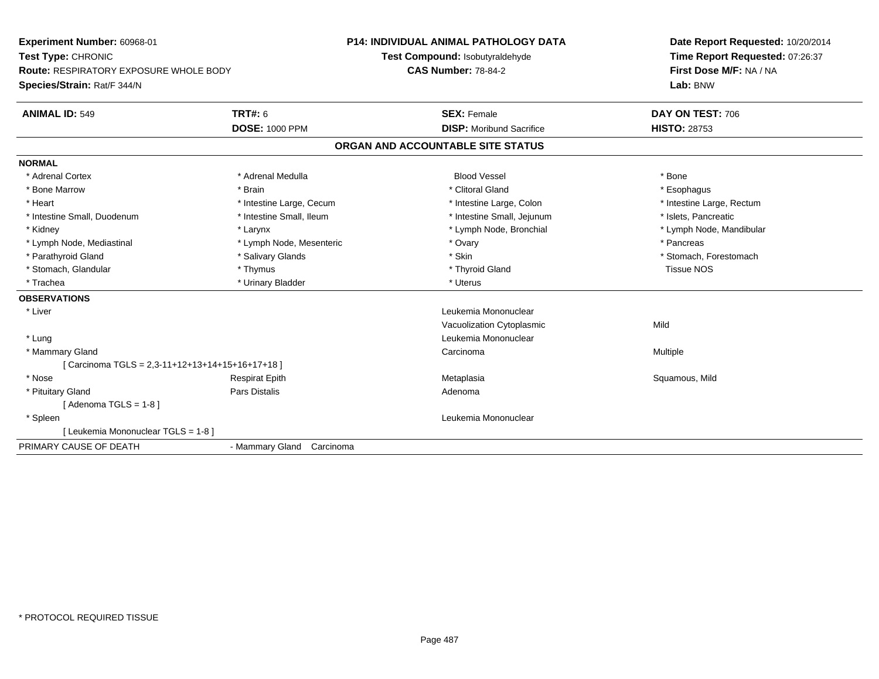**Experiment Number:** 60968-01
**Test Type:** CHRONIC
**Route:** RESPIRATORY EXPOSURE WHOLE BODY
**Species/Strain:** Rat/F 344/N

**P14: INDIVIDUAL ANIMAL PATHOLOGY DATA**
**Test Compound:** Isobutyraldehyde
**CAS Number:** 78-84-2

**Date Report Requested:** 10/20/2014
**Time Report Requested:** 07:26:37
**First Dose M/F:** NA / NA
**Lab:** BNW

| **ANIMAL ID:** 549 | **TRT#:** 6 | **SEX:** Female | **DAY ON TEST:** 706 |
|---|---|---|---|
| | **DOSE:** 1000 PPM | **DISP:** Moribund Sacrifice | **HISTO:** 28753 |

## ORGAN AND ACCOUNTABLE SITE STATUS

**NORMAL**

| | | | |
|---|---|---|---|
| * Adrenal Cortex | * Adrenal Medulla | Blood Vessel | * Bone |
| * Bone Marrow | * Brain | * Clitoral Gland | * Esophagus |
| * Heart | * Intestine Large, Cecum | * Intestine Large, Colon | * Intestine Large, Rectum |
| * Intestine Small, Duodenum | * Intestine Small, Ileum | * Intestine Small, Jejunum | * Islets, Pancreatic |
| * Kidney | * Larynx | * Lymph Node, Bronchial | * Lymph Node, Mandibular |
| * Lymph Node, Mediastinal | * Lymph Node, Mesenteric | * Ovary | * Pancreas |
| * Parathyroid Gland | * Salivary Glands | * Skin | * Stomach, Forestomach |
| * Stomach, Glandular | * Thymus | * Thyroid Gland | Tissue NOS |
| * Trachea | * Urinary Bladder | * Uterus | |

**OBSERVATIONS**

| | | | |
|---|---|---|---|
| * Liver | | Leukemia Mononuclear | |
| | | Vacuolization Cytoplasmic | Mild |
| * Lung | | Leukemia Mononuclear | |
| * Mammary Gland | | Carcinoma | Multiple |
| [ Carcinoma TGLS = 2,3-11+12+13+14+15+16+17+18 ] | | | |
| * Nose | Respirat Epith | Metaplasia | Squamous, Mild |
| * Pituitary Gland | Pars Distalis | Adenoma | |
| [ Adenoma TGLS = 1-8 ] | | | |
| * Spleen | | Leukemia Mononuclear | |
| [ Leukemia Mononuclear TGLS = 1-8 ] | | | |

PRIMARY CAUSE OF DEATH - Mammary Gland Carcinoma

* PROTOCOL REQUIRED TISSUE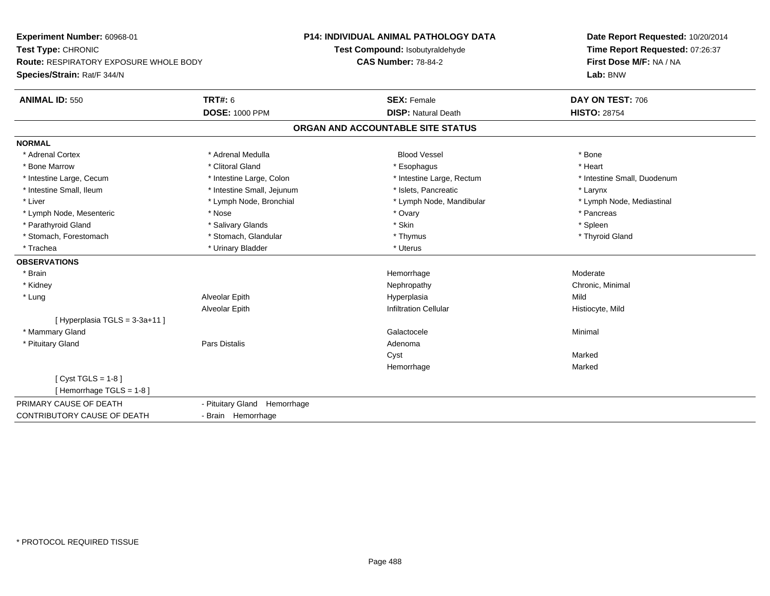**Experiment Number:** 60968-01
**Test Type:** CHRONIC
**Route:** RESPIRATORY EXPOSURE WHOLE BODY
**Species/Strain:** Rat/F 344/N

**P14: INDIVIDUAL ANIMAL PATHOLOGY DATA**
**Test Compound:** Isobutyraldehyde
**CAS Number:** 78-84-2

**Date Report Requested:** 10/20/2014
**Time Report Requested:** 07:26:37
**First Dose M/F:** NA / NA
**Lab:** BNW

| **ANIMAL ID:** 550 | **TRT#:** 6 | **SEX:** Female | **DAY ON TEST:** 706 |
|---|---|---|---|
| | **DOSE:** 1000 PPM | **DISP:** Natural Death | **HISTO:** 28754 |

## ORGAN AND ACCOUNTABLE SITE STATUS

| | | | |
|---|---|---|---|
| **NORMAL** | | | |
| * Adrenal Cortex | * Adrenal Medulla | Blood Vessel | * Bone |
| * Bone Marrow | * Clitoral Gland | * Esophagus | * Heart |
| * Intestine Large, Cecum | * Intestine Large, Colon | * Intestine Large, Rectum | * Intestine Small, Duodenum |
| * Intestine Small, Ileum | * Intestine Small, Jejunum | * Islets, Pancreatic | * Larynx |
| * Liver | * Lymph Node, Bronchial | * Lymph Node, Mandibular | * Lymph Node, Mediastinal |
| * Lymph Node, Mesenteric | * Nose | * Ovary | * Pancreas |
| * Parathyroid Gland | * Salivary Glands | * Skin | * Spleen |
| * Stomach, Forestomach | * Stomach, Glandular | * Thymus | * Thyroid Gland |
| * Trachea | * Urinary Bladder | * Uterus | |
| **OBSERVATIONS** | | | |
| * Brain | | Hemorrhage | Moderate |
| * Kidney | | Nephropathy | Chronic, Minimal |
| * Lung | Alveolar Epith | Hyperplasia | Mild |
| | Alveolar Epith | Infiltration Cellular | Histiocyte, Mild |
| [ Hyperplasia TGLS = 3-3a+11 ] | | | |
| * Mammary Gland | | Galactocele | Minimal |
| * Pituitary Gland | Pars Distalis | Adenoma | |
| | | Cyst | Marked |
| | | Hemorrhage | Marked |
| [ Cyst TGLS = 1-8 ] | | | |
| [ Hemorrhage TGLS = 1-8 ] | | | |
| PRIMARY CAUSE OF DEATH | - Pituitary Gland Hemorrhage | | |
| CONTRIBUTORY CAUSE OF DEATH | - Brain Hemorrhage | | |

* PROTOCOL REQUIRED TISSUE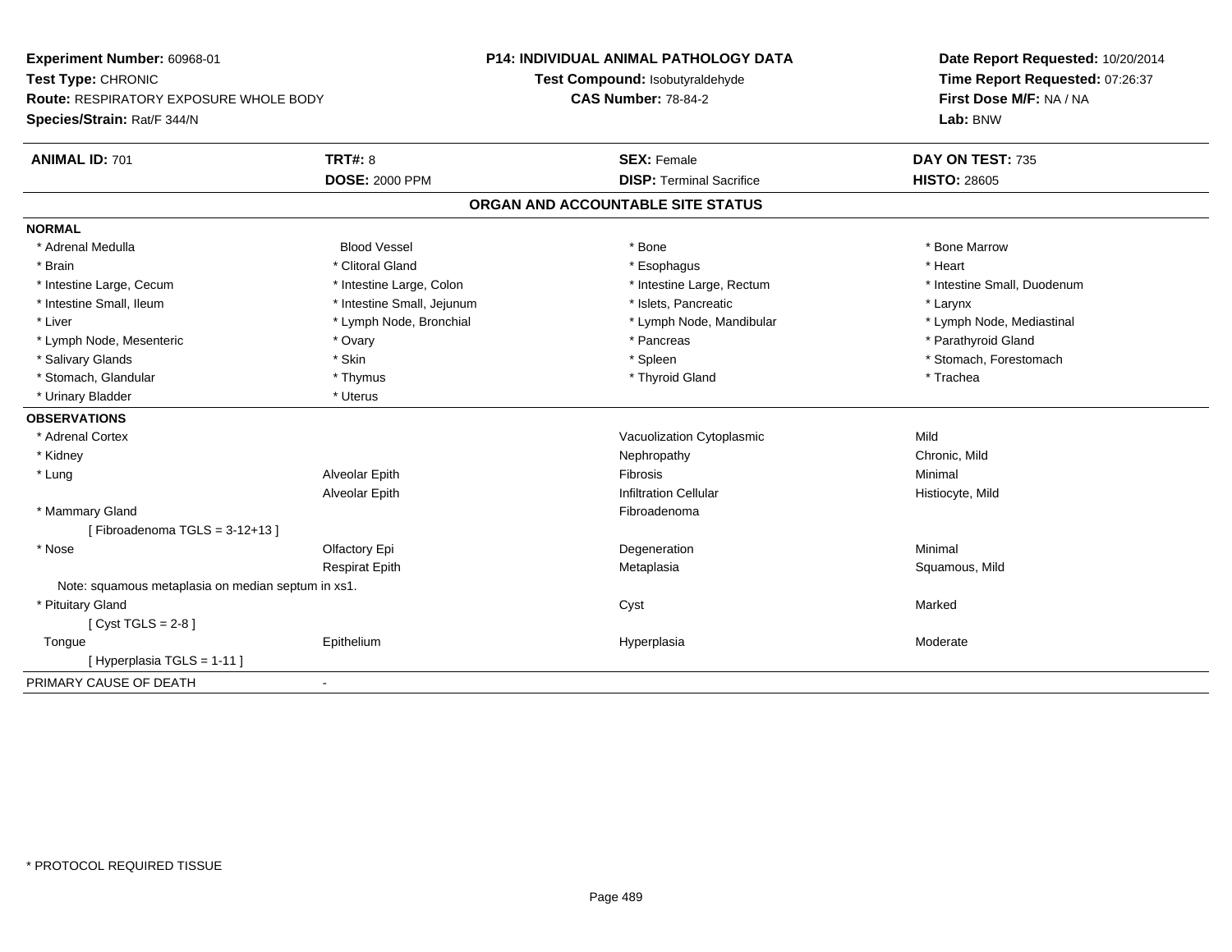**Experiment Number:** 60968-01
**Test Type:** CHRONIC
**Route:** RESPIRATORY EXPOSURE WHOLE BODY
**Species/Strain:** Rat/F 344/N

**P14: INDIVIDUAL ANIMAL PATHOLOGY DATA**
**Test Compound:** Isobutyraldehyde
**CAS Number:** 78-84-2

**Date Report Requested:** 10/20/2014
**Time Report Requested:** 07:26:37
**First Dose M/F:** NA / NA
**Lab:** BNW

| **ANIMAL ID:** 701 | **TRT#:** 8 | **SEX:** Female | **DAY ON TEST:** 735 |
|---|---|---|---|
| | **DOSE:** 2000 PPM | **DISP:** Terminal Sacrifice | **HISTO:** 28605 |

## ORGAN AND ACCOUNTABLE SITE STATUS

**NORMAL**

| | | | |
|---|---|---|---|
| * Adrenal Medulla | Blood Vessel | * Bone | * Bone Marrow |
| * Brain | * Clitoral Gland | * Esophagus | * Heart |
| * Intestine Large, Cecum | * Intestine Large, Colon | * Intestine Large, Rectum | * Intestine Small, Duodenum |
| * Intestine Small, Ileum | * Intestine Small, Jejunum | * Islets, Pancreatic | * Larynx |
| * Liver | * Lymph Node, Bronchial | * Lymph Node, Mandibular | * Lymph Node, Mediastinal |
| * Lymph Node, Mesenteric | * Ovary | * Pancreas | * Parathyroid Gland |
| * Salivary Glands | * Skin | * Spleen | * Stomach, Forestomach |
| * Stomach, Glandular | * Thymus | * Thyroid Gland | * Trachea |
| * Urinary Bladder | * Uterus | | |

**OBSERVATIONS**

| | | | |
|---|---|---|---|
| * Adrenal Cortex | | Vacuolization Cytoplasmic | Mild |
| * Kidney | | Nephropathy | Chronic, Mild |
| * Lung | Alveolar Epith | Fibrosis | Minimal |
| | Alveolar Epith | Infiltration Cellular | Histiocyte, Mild |
| * Mammary Gland | | Fibroadenoma | |
| [ Fibroadenoma TGLS = 3-12+13 ] | | | |
| * Nose | Olfactory Epi | Degeneration | Minimal |
| | Respirat Epith | Metaplasia | Squamous, Mild |
| Note: squamous metaplasia on median septum in xs1. | | | |
| * Pituitary Gland | | Cyst | Marked |
| [ Cyst TGLS = 2-8 ] | | | |
| Tongue | Epithelium | Hyperplasia | Moderate |
| [ Hyperplasia TGLS = 1-11 ] | | | |

PRIMARY CAUSE OF DEATH -

* PROTOCOL REQUIRED TISSUE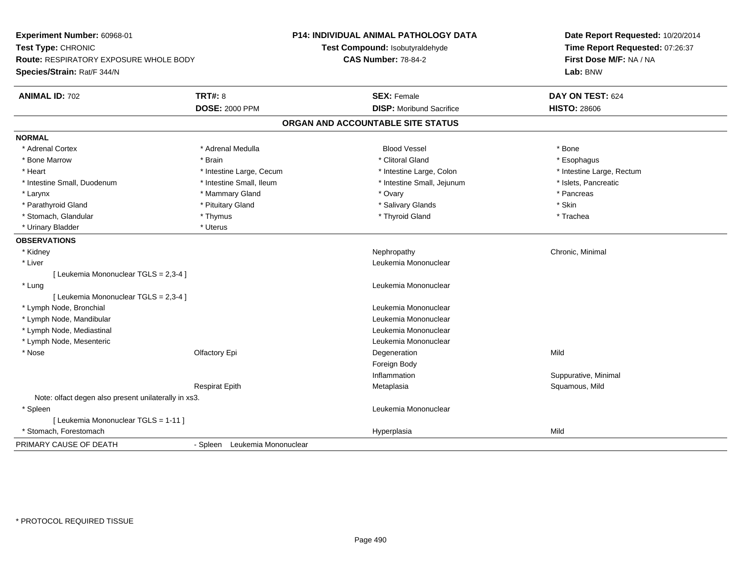**Experiment Number:** 60968-01
**Test Type:** CHRONIC
**Route:** RESPIRATORY EXPOSURE WHOLE BODY
**Species/Strain:** Rat/F 344/N

**P14: INDIVIDUAL ANIMAL PATHOLOGY DATA**
**Test Compound:** Isobutyraldehyde
**CAS Number:** 78-84-2

**Date Report Requested:** 10/20/2014
**Time Report Requested:** 07:26:37
**First Dose M/F:** NA / NA
**Lab:** BNW

| **ANIMAL ID:** 702 | **TRT#:** 8 | **SEX:** Female | **DAY ON TEST:** 624 |
|---|---|---|---|
| | **DOSE:** 2000 PPM | **DISP:** Moribund Sacrifice | **HISTO:** 28606 |

## ORGAN AND ACCOUNTABLE SITE STATUS

**NORMAL**

| | | | |
|---|---|---|---|
| * Adrenal Cortex | * Adrenal Medulla | Blood Vessel | * Bone |
| * Bone Marrow | * Brain | * Clitoral Gland | * Esophagus |
| * Heart | * Intestine Large, Cecum | * Intestine Large, Colon | * Intestine Large, Rectum |
| * Intestine Small, Duodenum | * Intestine Small, Ileum | * Intestine Small, Jejunum | * Islets, Pancreatic |
| * Larynx | * Mammary Gland | * Ovary | * Pancreas |
| * Parathyroid Gland | * Pituitary Gland | * Salivary Glands | * Skin |
| * Stomach, Glandular | * Thymus | * Thyroid Gland | * Trachea |
| * Urinary Bladder | * Uterus | | |

**OBSERVATIONS**

| | | | |
|---|---|---|---|
| * Kidney | | Nephropathy | Chronic, Minimal |
| * Liver | | Leukemia Mononuclear | |
| [ Leukemia Mononuclear TGLS = 2,3-4 ] | | | |
| * Lung | | Leukemia Mononuclear | |
| [ Leukemia Mononuclear TGLS = 2,3-4 ] | | | |
| * Lymph Node, Bronchial | | Leukemia Mononuclear | |
| * Lymph Node, Mandibular | | Leukemia Mononuclear | |
| * Lymph Node, Mediastinal | | Leukemia Mononuclear | |
| * Lymph Node, Mesenteric | | Leukemia Mononuclear | |
| * Nose | Olfactory Epi | Degeneration | Mild |
| | | Foreign Body | |
| | | Inflammation | Suppurative, Minimal |
| | Respirat Epith | Metaplasia | Squamous, Mild |
| Note: olfact degen also present unilaterally in xs3. | | | |
| * Spleen | | Leukemia Mononuclear | |
| [ Leukemia Mononuclear TGLS = 1-11 ] | | | |
| * Stomach, Forestomach | | Hyperplasia | Mild |

PRIMARY CAUSE OF DEATH - Spleen Leukemia Mononuclear

\* PROTOCOL REQUIRED TISSUE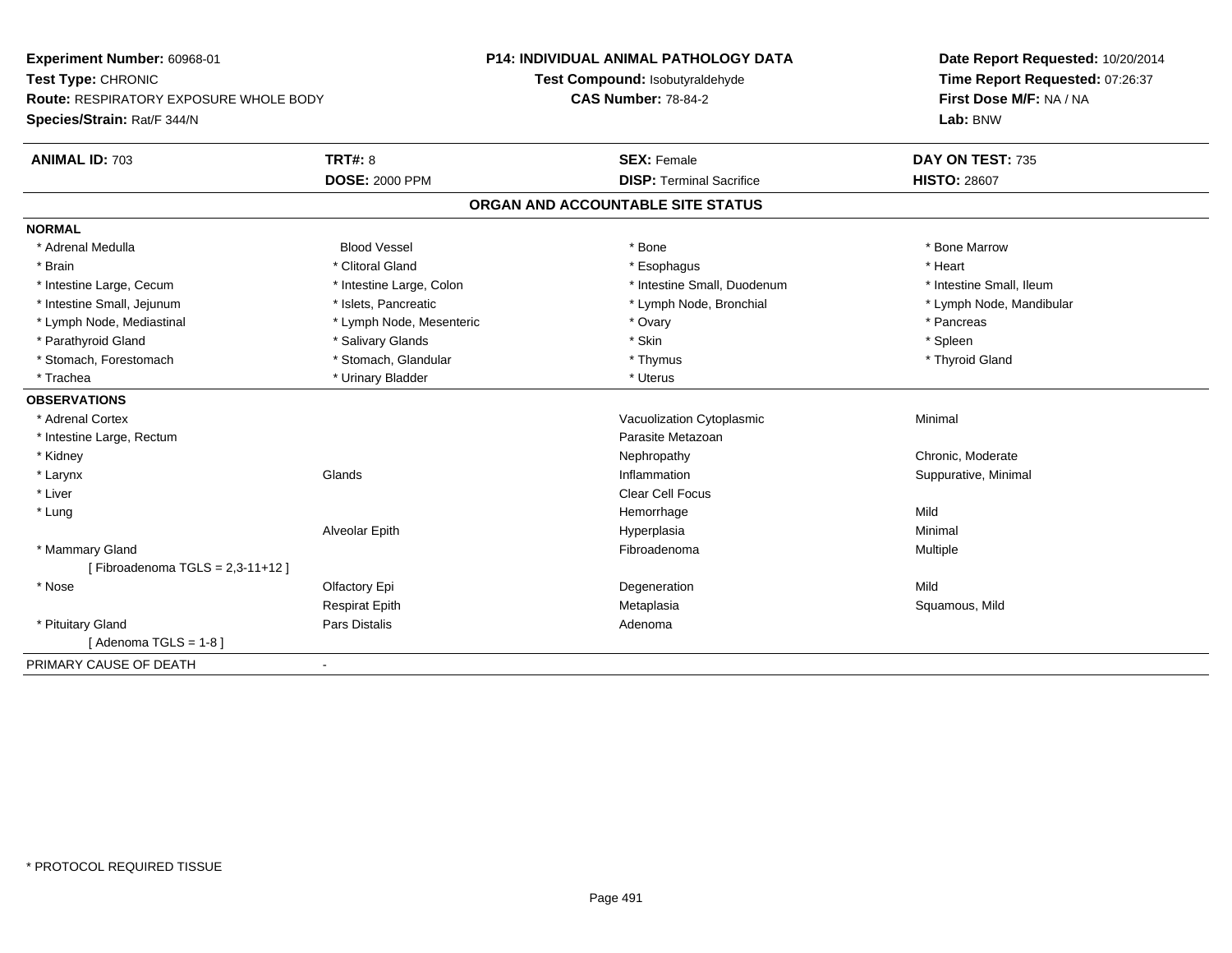**Experiment Number:** 60968-01
**Test Type:** CHRONIC
**Route:** RESPIRATORY EXPOSURE WHOLE BODY
**Species/Strain:** Rat/F 344/N

**P14: INDIVIDUAL ANIMAL PATHOLOGY DATA**
**Test Compound:** Isobutyraldehyde
**CAS Number:** 78-84-2

**Date Report Requested:** 10/20/2014
**Time Report Requested:** 07:26:37
**First Dose M/F:** NA / NA
**Lab:** BNW

| **ANIMAL ID:** 703 | **TRT#:** 8 | **SEX:** Female | **DAY ON TEST:** 735 |
|---|---|---|---|
| | **DOSE:** 2000 PPM | **DISP:** Terminal Sacrifice | **HISTO:** 28607 |

## ORGAN AND ACCOUNTABLE SITE STATUS

**NORMAL**

| | | | |
|---|---|---|---|
| * Adrenal Medulla | Blood Vessel | * Bone | * Bone Marrow |
| * Brain | * Clitoral Gland | * Esophagus | * Heart |
| * Intestine Large, Cecum | * Intestine Large, Colon | * Intestine Small, Duodenum | * Intestine Small, Ileum |
| * Intestine Small, Jejunum | * Islets, Pancreatic | * Lymph Node, Bronchial | * Lymph Node, Mandibular |
| * Lymph Node, Mediastinal | * Lymph Node, Mesenteric | * Ovary | * Pancreas |
| * Parathyroid Gland | * Salivary Glands | * Skin | * Spleen |
| * Stomach, Forestomach | * Stomach, Glandular | * Thymus | * Thyroid Gland |
| * Trachea | * Urinary Bladder | * Uterus | |

**OBSERVATIONS**

| | | | |
|---|---|---|---|
| * Adrenal Cortex | | Vacuolization Cytoplasmic | Minimal |
| * Intestine Large, Rectum | | Parasite Metazoan | |
| * Kidney | | Nephropathy | Chronic, Moderate |
| * Larynx | Glands | Inflammation | Suppurative, Minimal |
| * Liver | | Clear Cell Focus | |
| * Lung | | Hemorrhage | Mild |
| | Alveolar Epith | Hyperplasia | Minimal |
| * Mammary Gland | | Fibroadenoma | Multiple |
| [ Fibroadenoma TGLS = 2,3-11+12 ] | | | |
| * Nose | Olfactory Epi | Degeneration | Mild |
| | Respirat Epith | Metaplasia | Squamous, Mild |
| * Pituitary Gland | Pars Distalis | Adenoma | |
| [ Adenoma TGLS = 1-8 ] | | | |

PRIMARY CAUSE OF DEATH -

* PROTOCOL REQUIRED TISSUE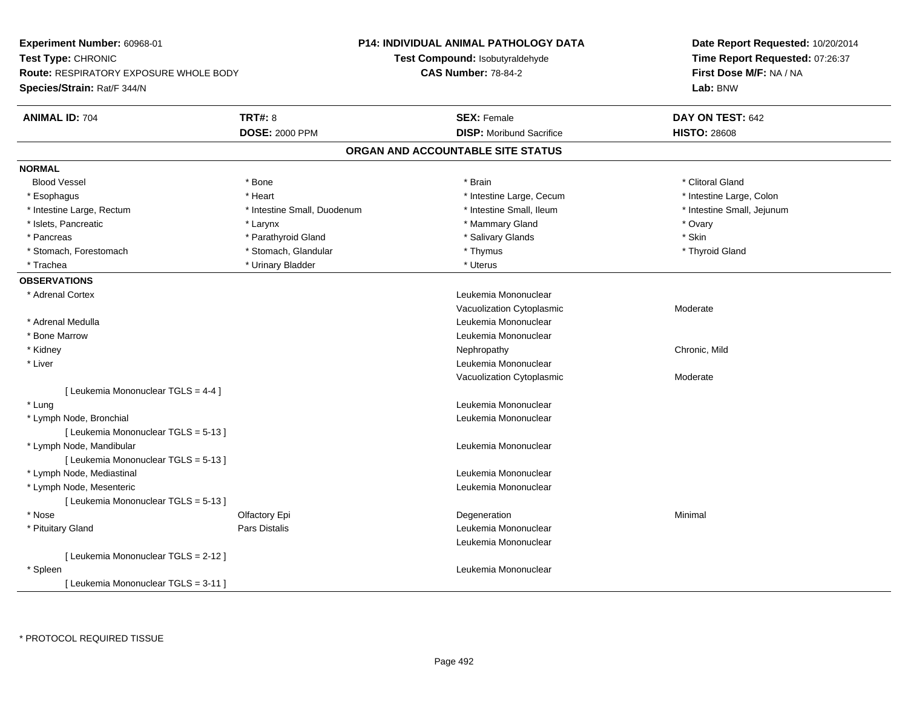**Experiment Number:** 60968-01
**Test Type:** CHRONIC
**Route:** RESPIRATORY EXPOSURE WHOLE BODY
**Species/Strain:** Rat/F 344/N

**P14: INDIVIDUAL ANIMAL PATHOLOGY DATA**
**Test Compound:** Isobutyraldehyde
**CAS Number:** 78-84-2

**Date Report Requested:** 10/20/2014
**Time Report Requested:** 07:26:37
**First Dose M/F:** NA / NA
**Lab:** BNW

| **ANIMAL ID:** 704 | **TRT#:** 8 | **SEX:** Female | **DAY ON TEST:** 642 |
|---|---|---|---|
| | **DOSE:** 2000 PPM | **DISP:** Moribund Sacrifice | **HISTO:** 28608 |

## ORGAN AND ACCOUNTABLE SITE STATUS

**NORMAL**

| | | | |
|---|---|---|---|
| Blood Vessel | * Bone | * Brain | * Clitoral Gland |
| * Esophagus | * Heart | * Intestine Large, Cecum | * Intestine Large, Colon |
| * Intestine Large, Rectum | * Intestine Small, Duodenum | * Intestine Small, Ileum | * Intestine Small, Jejunum |
| * Islets, Pancreatic | * Larynx | * Mammary Gland | * Ovary |
| * Pancreas | * Parathyroid Gland | * Salivary Glands | * Skin |
| * Stomach, Forestomach | * Stomach, Glandular | * Thymus | * Thyroid Gland |
| * Trachea | * Urinary Bladder | * Uterus | |

**OBSERVATIONS**

| | | | |
|---|---|---|---|
| * Adrenal Cortex | | Leukemia Mononuclear | |
| | | Vacuolization Cytoplasmic | Moderate |
| * Adrenal Medulla | | Leukemia Mononuclear | |
| * Bone Marrow | | Leukemia Mononuclear | |
| * Kidney | | Nephropathy | Chronic, Mild |
| * Liver | | Leukemia Mononuclear | |
| | | Vacuolization Cytoplasmic | Moderate |
| [ Leukemia Mononuclear TGLS = 4-4 ] | | | |
| * Lung | | Leukemia Mononuclear | |
| * Lymph Node, Bronchial | | Leukemia Mononuclear | |
| [ Leukemia Mononuclear TGLS = 5-13 ] | | | |
| * Lymph Node, Mandibular | | Leukemia Mononuclear | |
| [ Leukemia Mononuclear TGLS = 5-13 ] | | | |
| * Lymph Node, Mediastinal | | Leukemia Mononuclear | |
| * Lymph Node, Mesenteric | | Leukemia Mononuclear | |
| [ Leukemia Mononuclear TGLS = 5-13 ] | | | |
| * Nose | Olfactory Epi | Degeneration | Minimal |
| * Pituitary Gland | Pars Distalis | Leukemia Mononuclear | |
| | | Leukemia Mononuclear | |
| [ Leukemia Mononuclear TGLS = 2-12 ] | | | |
| * Spleen | | Leukemia Mononuclear | |
| [ Leukemia Mononuclear TGLS = 3-11 ] | | | |

* PROTOCOL REQUIRED TISSUE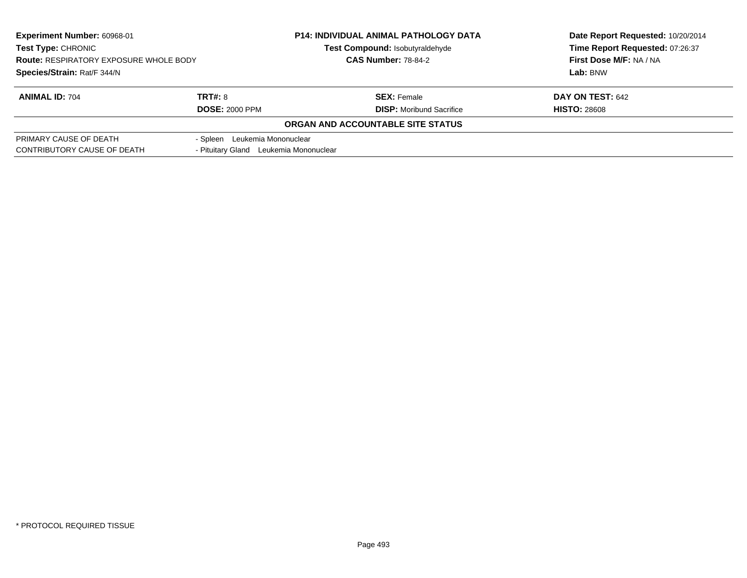**Experiment Number:** 60968-01
**Test Type:** CHRONIC
**Route:** RESPIRATORY EXPOSURE WHOLE BODY
**Species/Strain:** Rat/F 344/N

**P14: INDIVIDUAL ANIMAL PATHOLOGY DATA**
**Test Compound:** Isobutyraldehyde
**CAS Number:** 78-84-2

**Date Report Requested:** 10/20/2014
**Time Report Requested:** 07:26:37
**First Dose M/F:** NA / NA
**Lab:** BNW

| **ANIMAL ID:** 704 | **TRT#:** 8 | **SEX:** Female | **DAY ON TEST:** 642 |
|---|---|---|---|
| | **DOSE:** 2000 PPM | **DISP:** Moribund Sacrifice | **HISTO:** 28608 |

**ORGAN AND ACCOUNTABLE SITE STATUS**

| | |
|---|---|
| PRIMARY CAUSE OF DEATH | - Spleen Leukemia Mononuclear |
| CONTRIBUTORY CAUSE OF DEATH | - Pituitary Gland Leukemia Mononuclear |

* PROTOCOL REQUIRED TISSUE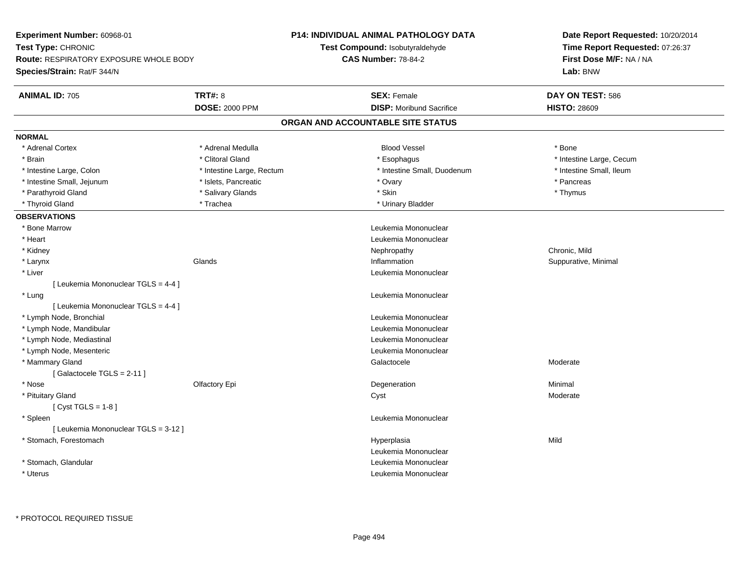**Experiment Number:** 60968-01
**Test Type:** CHRONIC
**Route:** RESPIRATORY EXPOSURE WHOLE BODY
**Species/Strain:** Rat/F 344/N

**P14: INDIVIDUAL ANIMAL PATHOLOGY DATA**
**Test Compound:** Isobutyraldehyde
**CAS Number:** 78-84-2

**Date Report Requested:** 10/20/2014
**Time Report Requested:** 07:26:37
**First Dose M/F:** NA / NA
**Lab:** BNW

| **ANIMAL ID:** 705 | **TRT#:** 8 | **SEX:** Female | **DAY ON TEST:** 586 |
|---|---|---|---|
| | **DOSE:** 2000 PPM | **DISP:** Moribund Sacrifice | **HISTO:** 28609 |

## ORGAN AND ACCOUNTABLE SITE STATUS

**NORMAL**

| | | | |
|---|---|---|---|
| * Adrenal Cortex | * Adrenal Medulla | Blood Vessel | * Bone |
| * Brain | * Clitoral Gland | * Esophagus | * Intestine Large, Cecum |
| * Intestine Large, Colon | * Intestine Large, Rectum | * Intestine Small, Duodenum | * Intestine Small, Ileum |
| * Intestine Small, Jejunum | * Islets, Pancreatic | * Ovary | * Pancreas |
| * Parathyroid Gland | * Salivary Glands | * Skin | * Thymus |
| * Thyroid Gland | * Trachea | * Urinary Bladder | |

**OBSERVATIONS**

| | | | |
|---|---|---|---|
| * Bone Marrow | | Leukemia Mononuclear | |
| * Heart | | Leukemia Mononuclear | |
| * Kidney | | Nephropathy | Chronic, Mild |
| * Larynx | Glands | Inflammation | Suppurative, Minimal |
| * Liver | | Leukemia Mononuclear | |
| [ Leukemia Mononuclear TGLS = 4-4 ] | | | |
| * Lung | | Leukemia Mononuclear | |
| [ Leukemia Mononuclear TGLS = 4-4 ] | | | |
| * Lymph Node, Bronchial | | Leukemia Mononuclear | |
| * Lymph Node, Mandibular | | Leukemia Mononuclear | |
| * Lymph Node, Mediastinal | | Leukemia Mononuclear | |
| * Lymph Node, Mesenteric | | Leukemia Mononuclear | |
| * Mammary Gland | | Galactocele | Moderate |
| [ Galactocele TGLS = 2-11 ] | | | |
| * Nose | Olfactory Epi | Degeneration | Minimal |
| * Pituitary Gland | | Cyst | Moderate |
| [ Cyst TGLS = 1-8 ] | | | |
| * Spleen | | Leukemia Mononuclear | |
| [ Leukemia Mononuclear TGLS = 3-12 ] | | | |
| * Stomach, Forestomach | | Hyperplasia | Mild |
| | | Leukemia Mononuclear | |
| * Stomach, Glandular | | Leukemia Mononuclear | |
| * Uterus | | Leukemia Mononuclear | |

\* PROTOCOL REQUIRED TISSUE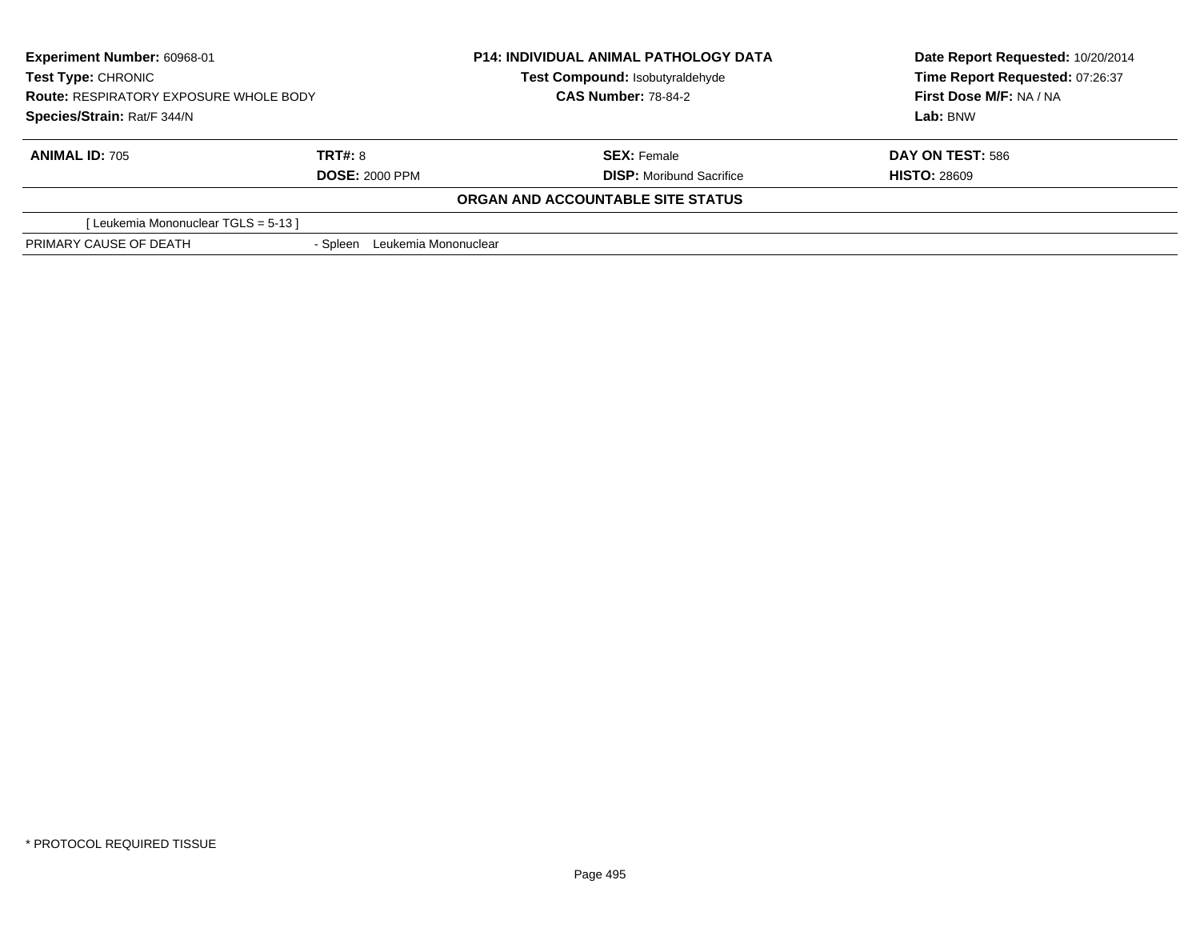**Experiment Number:** 60968-01
**Test Type:** CHRONIC
**Route:** RESPIRATORY EXPOSURE WHOLE BODY
**Species/Strain:** Rat/F 344/N

**P14: INDIVIDUAL ANIMAL PATHOLOGY DATA**
**Test Compound:** Isobutyraldehyde
**CAS Number:** 78-84-2

**Date Report Requested:** 10/20/2014
**Time Report Requested:** 07:26:37
**First Dose M/F:** NA / NA
**Lab:** BNW

| **ANIMAL ID:** 705 | **TRT#:** 8 | **SEX:** Female | **DAY ON TEST:** 586 |
|---|---|---|---|
| | **DOSE:** 2000 PPM | **DISP:** Moribund Sacrifice | **HISTO:** 28609 |

**ORGAN AND ACCOUNTABLE SITE STATUS**

[ Leukemia Mononuclear TGLS = 5-13 ]

| PRIMARY CAUSE OF DEATH | - Spleen Leukemia Mononuclear |
|---|---|

* PROTOCOL REQUIRED TISSUE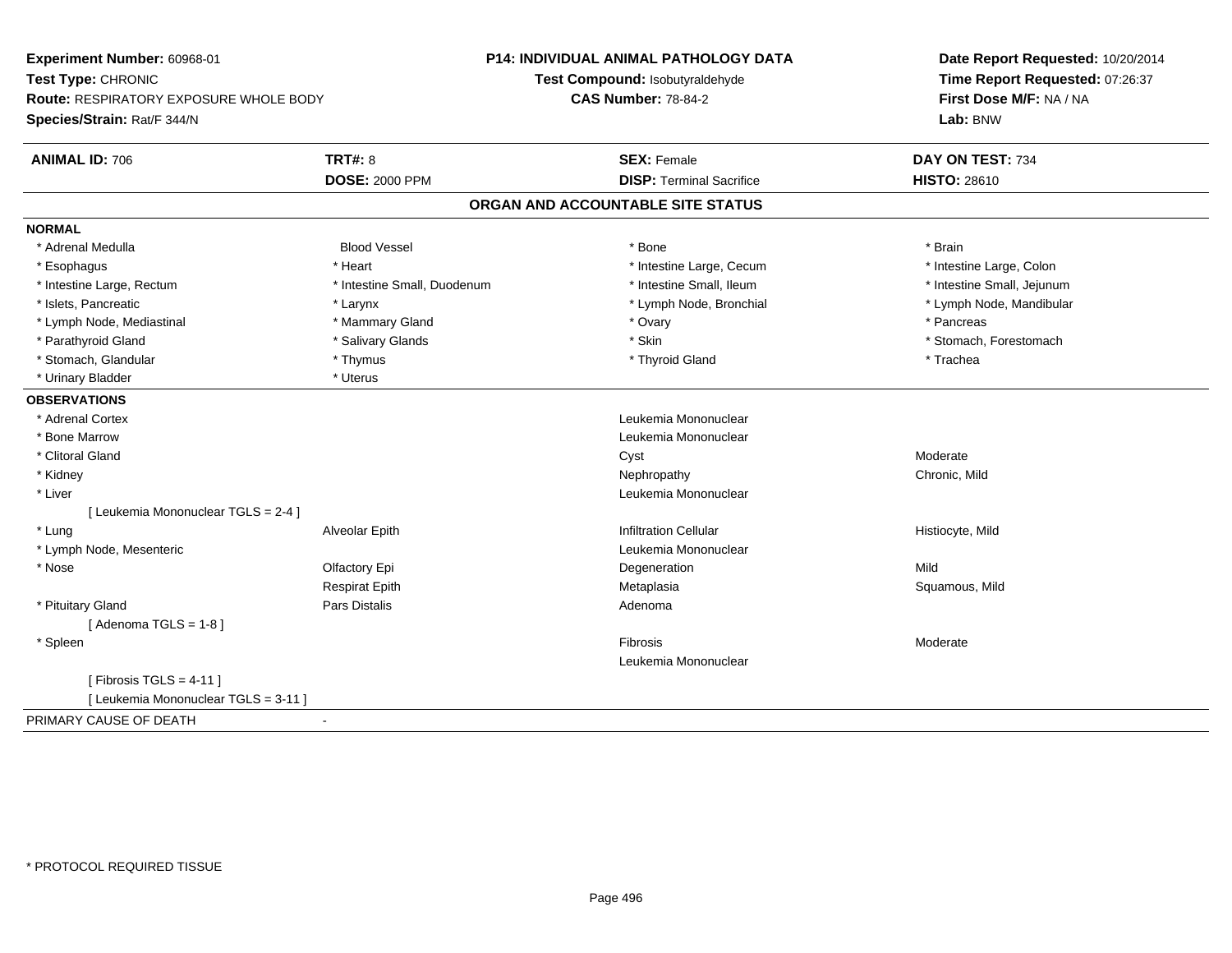**Experiment Number:** 60968-01
**Test Type:** CHRONIC
**Route:** RESPIRATORY EXPOSURE WHOLE BODY
**Species/Strain:** Rat/F 344/N

**P14: INDIVIDUAL ANIMAL PATHOLOGY DATA**
**Test Compound:** Isobutyraldehyde
**CAS Number:** 78-84-2

**Date Report Requested:** 10/20/2014
**Time Report Requested:** 07:26:37
**First Dose M/F:** NA / NA
**Lab:** BNW

| **ANIMAL ID:** 706 | **TRT#:** 8 | **SEX:** Female | **DAY ON TEST:** 734 |
|---|---|---|---|
| | **DOSE:** 2000 PPM | **DISP:** Terminal Sacrifice | **HISTO:** 28610 |

## ORGAN AND ACCOUNTABLE SITE STATUS

**NORMAL**

| | | | |
|---|---|---|---|
| * Adrenal Medulla | Blood Vessel | * Bone | * Brain |
| * Esophagus | * Heart | * Intestine Large, Cecum | * Intestine Large, Colon |
| * Intestine Large, Rectum | * Intestine Small, Duodenum | * Intestine Small, Ileum | * Intestine Small, Jejunum |
| * Islets, Pancreatic | * Larynx | * Lymph Node, Bronchial | * Lymph Node, Mandibular |
| * Lymph Node, Mediastinal | * Mammary Gland | * Ovary | * Pancreas |
| * Parathyroid Gland | * Salivary Glands | * Skin | * Stomach, Forestomach |
| * Stomach, Glandular | * Thymus | * Thyroid Gland | * Trachea |
| * Urinary Bladder | * Uterus | | |

**OBSERVATIONS**

| | | | |
|---|---|---|---|
| * Adrenal Cortex | | Leukemia Mononuclear | |
| * Bone Marrow | | Leukemia Mononuclear | |
| * Clitoral Gland | | Cyst | Moderate |
| * Kidney | | Nephropathy | Chronic, Mild |
| * Liver | | Leukemia Mononuclear | |
| [ Leukemia Mononuclear TGLS = 2-4 ] | | | |
| * Lung | Alveolar Epith | Infiltration Cellular | Histiocyte, Mild |
| * Lymph Node, Mesenteric | | Leukemia Mononuclear | |
| * Nose | Olfactory Epi | Degeneration | Mild |
| | Respirat Epith | Metaplasia | Squamous, Mild |
| * Pituitary Gland | Pars Distalis | Adenoma | |
| [ Adenoma TGLS = 1-8 ] | | | |
| * Spleen | | Fibrosis | Moderate |
| | | Leukemia Mononuclear | |
| [ Fibrosis TGLS = 4-11 ] | | | |
| [ Leukemia Mononuclear TGLS = 3-11 ] | | | |

PRIMARY CAUSE OF DEATH -

* PROTOCOL REQUIRED TISSUE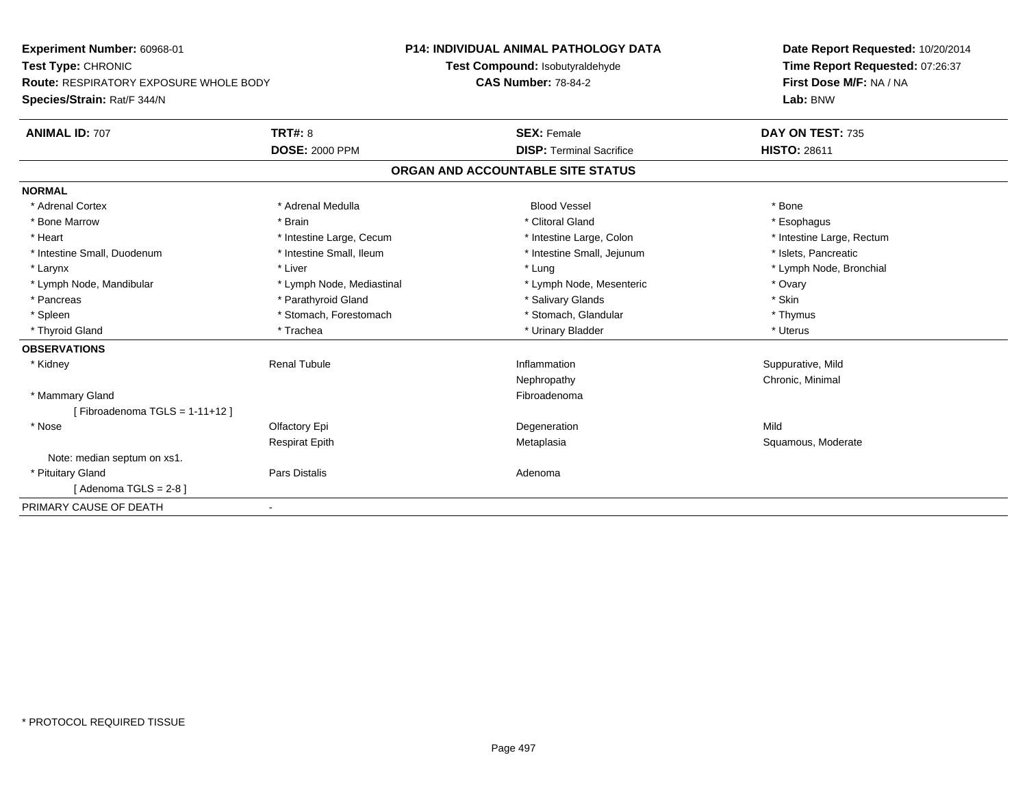**Experiment Number:** 60968-01
**Test Type:** CHRONIC
**Route:** RESPIRATORY EXPOSURE WHOLE BODY
**Species/Strain:** Rat/F 344/N

**P14: INDIVIDUAL ANIMAL PATHOLOGY DATA**
**Test Compound:** Isobutyraldehyde
**CAS Number:** 78-84-2

**Date Report Requested:** 10/20/2014
**Time Report Requested:** 07:26:37
**First Dose M/F:** NA / NA
**Lab:** BNW

| **ANIMAL ID:** 707 | **TRT#:** 8 | **SEX:** Female | **DAY ON TEST:** 735 |
|---|---|---|---|
| | **DOSE:** 2000 PPM | **DISP:** Terminal Sacrifice | **HISTO:** 28611 |

## ORGAN AND ACCOUNTABLE SITE STATUS

**NORMAL**

| | | | |
|---|---|---|---|
| * Adrenal Cortex | * Adrenal Medulla | Blood Vessel | * Bone |
| * Bone Marrow | * Brain | * Clitoral Gland | * Esophagus |
| * Heart | * Intestine Large, Cecum | * Intestine Large, Colon | * Intestine Large, Rectum |
| * Intestine Small, Duodenum | * Intestine Small, Ileum | * Intestine Small, Jejunum | * Islets, Pancreatic |
| * Larynx | * Liver | * Lung | * Lymph Node, Bronchial |
| * Lymph Node, Mandibular | * Lymph Node, Mediastinal | * Lymph Node, Mesenteric | * Ovary |
| * Pancreas | * Parathyroid Gland | * Salivary Glands | * Skin |
| * Spleen | * Stomach, Forestomach | * Stomach, Glandular | * Thymus |
| * Thyroid Gland | * Trachea | * Urinary Bladder | * Uterus |

**OBSERVATIONS**

| | | | |
|---|---|---|---|
| * Kidney | Renal Tubule | Inflammation | Suppurative, Mild |
| | | Nephropathy | Chronic, Minimal |
| * Mammary Gland | | Fibroadenoma | |
| [ Fibroadenoma TGLS = 1-11+12 ] | | | |
| * Nose | Olfactory Epi | Degeneration | Mild |
| | Respirat Epith | Metaplasia | Squamous, Moderate |
| Note: median septum on xs1. | | | |
| * Pituitary Gland | Pars Distalis | Adenoma | |
| [ Adenoma TGLS = 2-8 ] | | | |

PRIMARY CAUSE OF DEATH -

* PROTOCOL REQUIRED TISSUE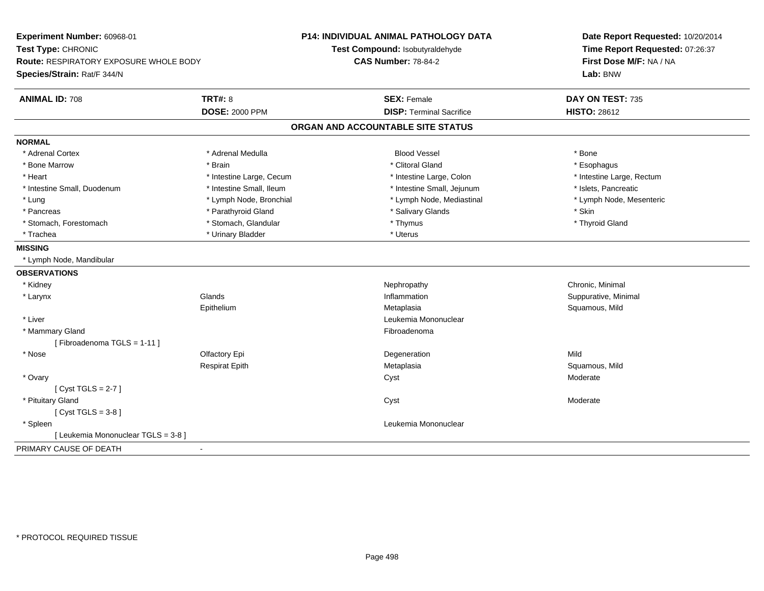**Experiment Number:** 60968-01
**Test Type:** CHRONIC
**Route:** RESPIRATORY EXPOSURE WHOLE BODY
**Species/Strain:** Rat/F 344/N

**P14: INDIVIDUAL ANIMAL PATHOLOGY DATA**
**Test Compound:** Isobutyraldehyde
**CAS Number:** 78-84-2

**Date Report Requested:** 10/20/2014
**Time Report Requested:** 07:26:37
**First Dose M/F:** NA / NA
**Lab:** BNW

| **ANIMAL ID:** 708 | **TRT#:** 8 | **SEX:** Female | **DAY ON TEST:** 735 |
|---|---|---|---|
| | **DOSE:** 2000 PPM | **DISP:** Terminal Sacrifice | **HISTO:** 28612 |

## ORGAN AND ACCOUNTABLE SITE STATUS

**NORMAL**

| | | | |
|---|---|---|---|
| * Adrenal Cortex | * Adrenal Medulla | Blood Vessel | * Bone |
| * Bone Marrow | * Brain | * Clitoral Gland | * Esophagus |
| * Heart | * Intestine Large, Cecum | * Intestine Large, Colon | * Intestine Large, Rectum |
| * Intestine Small, Duodenum | * Intestine Small, Ileum | * Intestine Small, Jejunum | * Islets, Pancreatic |
| * Lung | * Lymph Node, Bronchial | * Lymph Node, Mediastinal | * Lymph Node, Mesenteric |
| * Pancreas | * Parathyroid Gland | * Salivary Glands | * Skin |
| * Stomach, Forestomach | * Stomach, Glandular | * Thymus | * Thyroid Gland |
| * Trachea | * Urinary Bladder | * Uterus | |

**MISSING**

* Lymph Node, Mandibular

**OBSERVATIONS**

| | | | |
|---|---|---|---|
| * Kidney | | Nephropathy | Chronic, Minimal |
| * Larynx | Glands | Inflammation | Suppurative, Minimal |
| | Epithelium | Metaplasia | Squamous, Mild |
| * Liver | | Leukemia Mononuclear | |
| * Mammary Gland | | Fibroadenoma | |
| [ Fibroadenoma TGLS = 1-11 ] | | | |
| * Nose | Olfactory Epi | Degeneration | Mild |
| | Respirat Epith | Metaplasia | Squamous, Mild |
| * Ovary | | Cyst | Moderate |
| [ Cyst TGLS = 2-7 ] | | | |
| * Pituitary Gland | | Cyst | Moderate |
| [ Cyst TGLS = 3-8 ] | | | |
| * Spleen | | Leukemia Mononuclear | |
| [ Leukemia Mononuclear TGLS = 3-8 ] | | | |

PRIMARY CAUSE OF DEATH -

\* PROTOCOL REQUIRED TISSUE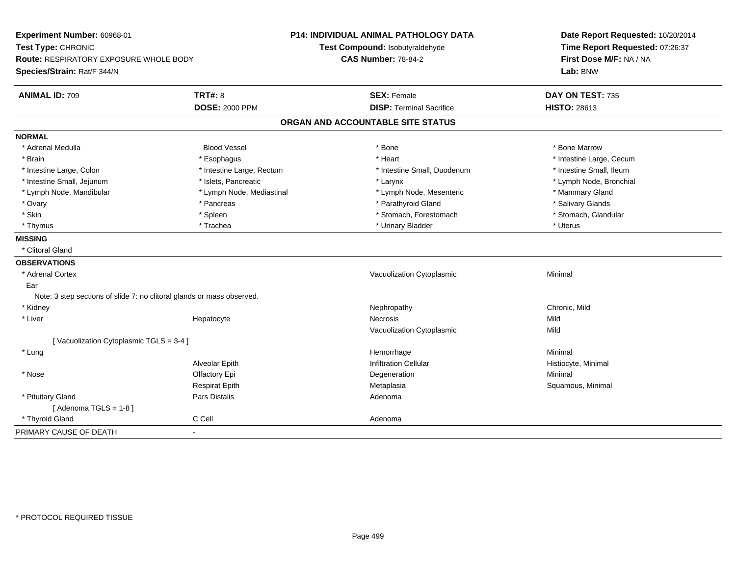**Experiment Number:** 60968-01
**Test Type:** CHRONIC
**Route:** RESPIRATORY EXPOSURE WHOLE BODY
**Species/Strain:** Rat/F 344/N

**P14: INDIVIDUAL ANIMAL PATHOLOGY DATA**
**Test Compound:** Isobutyraldehyde
**CAS Number:** 78-84-2

**Date Report Requested:** 10/20/2014
**Time Report Requested:** 07:26:37
**First Dose M/F:** NA / NA
**Lab:** BNW

| **ANIMAL ID:** 709 | **TRT#:** 8 | **SEX:** Female | **DAY ON TEST:** 735 |
|---|---|---|---|
| | **DOSE:** 2000 PPM | **DISP:** Terminal Sacrifice | **HISTO:** 28613 |

## ORGAN AND ACCOUNTABLE SITE STATUS

**NORMAL**

| | | | |
|---|---|---|---|
| * Adrenal Medulla | Blood Vessel | * Bone | * Bone Marrow |
| * Brain | * Esophagus | * Heart | * Intestine Large, Cecum |
| * Intestine Large, Colon | * Intestine Large, Rectum | * Intestine Small, Duodenum | * Intestine Small, Ileum |
| * Intestine Small, Jejunum | * Islets, Pancreatic | * Larynx | * Lymph Node, Bronchial |
| * Lymph Node, Mandibular | * Lymph Node, Mediastinal | * Lymph Node, Mesenteric | * Mammary Gland |
| * Ovary | * Pancreas | * Parathyroid Gland | * Salivary Glands |
| * Skin | * Spleen | * Stomach, Forestomach | * Stomach, Glandular |
| * Thymus | * Trachea | * Urinary Bladder | * Uterus |

**MISSING**

* Clitoral Gland

**OBSERVATIONS**

| | | | |
|---|---|---|---|
| * Adrenal Cortex | | Vacuolization Cytoplasmic | Minimal |
| Ear | | | |
| Note: 3 step sections of slide 7: no clitoral glands or mass observed. | | | |
| * Kidney | | Nephropathy | Chronic, Mild |
| * Liver | Hepatocyte | Necrosis | Mild |
| | | Vacuolization Cytoplasmic | Mild |
| [ Vacuolization Cytoplasmic TGLS = 3-4 ] | | | |
| * Lung | | Hemorrhage | Minimal |
| | Alveolar Epith | Infiltration Cellular | Histiocyte, Minimal |
| * Nose | Olfactory Epi | Degeneration | Minimal |
| | Respirat Epith | Metaplasia | Squamous, Minimal |
| * Pituitary Gland | Pars Distalis | Adenoma | |
| [ Adenoma TGLS = 1-8 ] | | | |
| * Thyroid Gland | C Cell | Adenoma | |

PRIMARY CAUSE OF DEATH -

\* PROTOCOL REQUIRED TISSUE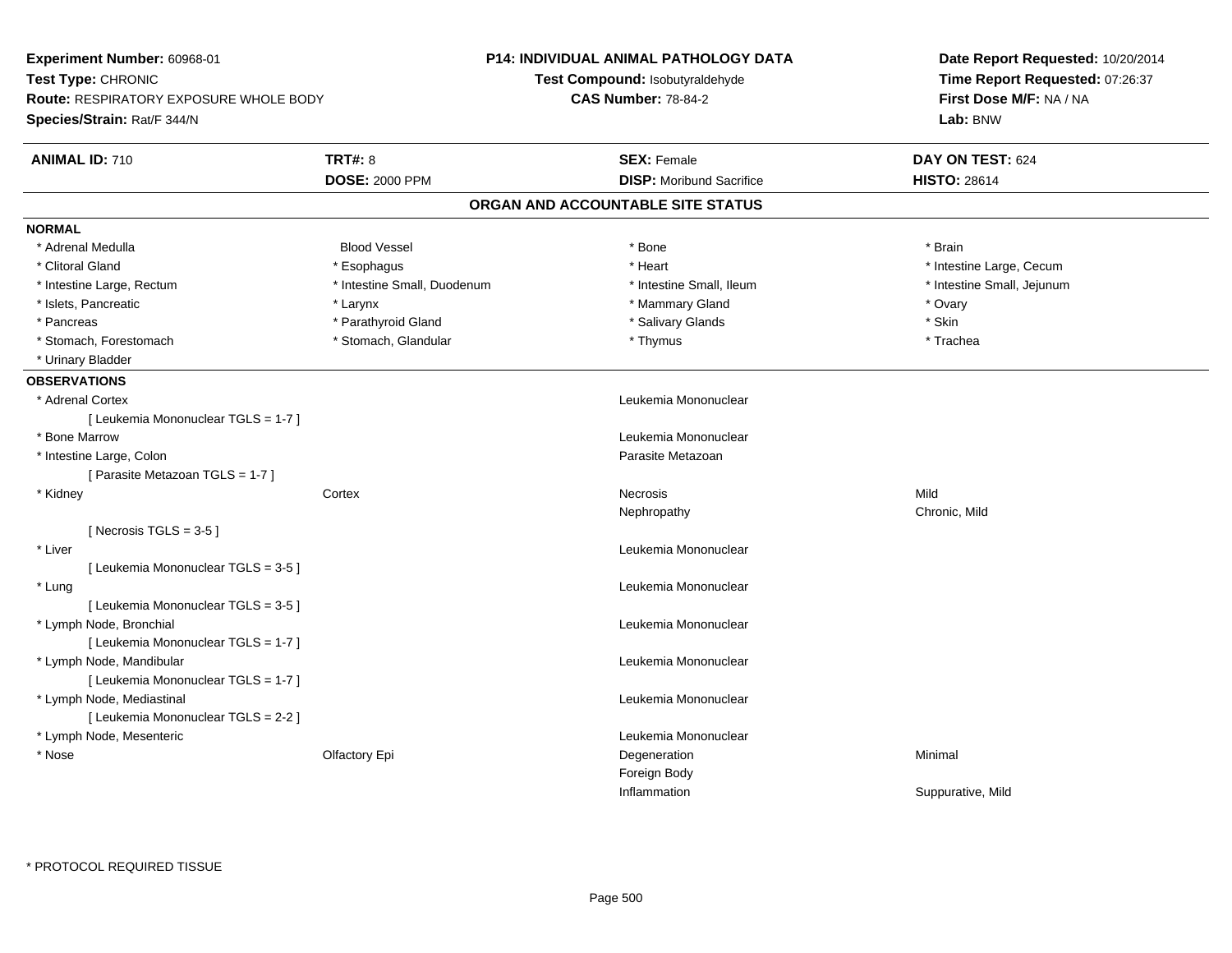**Experiment Number:** 60968-01
**Test Type:** CHRONIC
**Route:** RESPIRATORY EXPOSURE WHOLE BODY
**Species/Strain:** Rat/F 344/N

**P14: INDIVIDUAL ANIMAL PATHOLOGY DATA**
**Test Compound:** Isobutyraldehyde
**CAS Number:** 78-84-2

**Date Report Requested:** 10/20/2014
**Time Report Requested:** 07:26:37
**First Dose M/F:** NA / NA
**Lab:** BNW

| **ANIMAL ID:** 710 | **TRT#:** 8 | **SEX:** Female | **DAY ON TEST:** 624 |
|---|---|---|---|
| | **DOSE:** 2000 PPM | **DISP:** Moribund Sacrifice | **HISTO:** 28614 |

## ORGAN AND ACCOUNTABLE SITE STATUS

### NORMAL

| | | | |
|---|---|---|---|
| * Adrenal Medulla | Blood Vessel | * Bone | * Brain |
| * Clitoral Gland | * Esophagus | * Heart | * Intestine Large, Cecum |
| * Intestine Large, Rectum | * Intestine Small, Duodenum | * Intestine Small, Ileum | * Intestine Small, Jejunum |
| * Islets, Pancreatic | * Larynx | * Mammary Gland | * Ovary |
| * Pancreas | * Parathyroid Gland | * Salivary Glands | * Skin |
| * Stomach, Forestomach | * Stomach, Glandular | * Thymus | * Trachea |
| * Urinary Bladder | | | |

### OBSERVATIONS

| | | | |
|---|---|---|---|
| * Adrenal Cortex | | Leukemia Mononuclear | |
| [ Leukemia Mononuclear TGLS = 1-7 ] | | | |
| * Bone Marrow | | Leukemia Mononuclear | |
| * Intestine Large, Colon | | Parasite Metazoan | |
| [ Parasite Metazoan TGLS = 1-7 ] | | | |
| * Kidney | Cortex | Necrosis | Mild |
| | | Nephropathy | Chronic, Mild |
| [ Necrosis TGLS = 3-5 ] | | | |
| * Liver | | Leukemia Mononuclear | |
| [ Leukemia Mononuclear TGLS = 3-5 ] | | | |
| * Lung | | Leukemia Mononuclear | |
| [ Leukemia Mononuclear TGLS = 3-5 ] | | | |
| * Lymph Node, Bronchial | | Leukemia Mononuclear | |
| [ Leukemia Mononuclear TGLS = 1-7 ] | | | |
| * Lymph Node, Mandibular | | Leukemia Mononuclear | |
| [ Leukemia Mononuclear TGLS = 1-7 ] | | | |
| * Lymph Node, Mediastinal | | Leukemia Mononuclear | |
| [ Leukemia Mononuclear TGLS = 2-2 ] | | | |
| * Lymph Node, Mesenteric | | Leukemia Mononuclear | |
| * Nose | Olfactory Epi | Degeneration | Minimal |
| | | Foreign Body | |
| | | Inflammation | Suppurative, Mild |

\* PROTOCOL REQUIRED TISSUE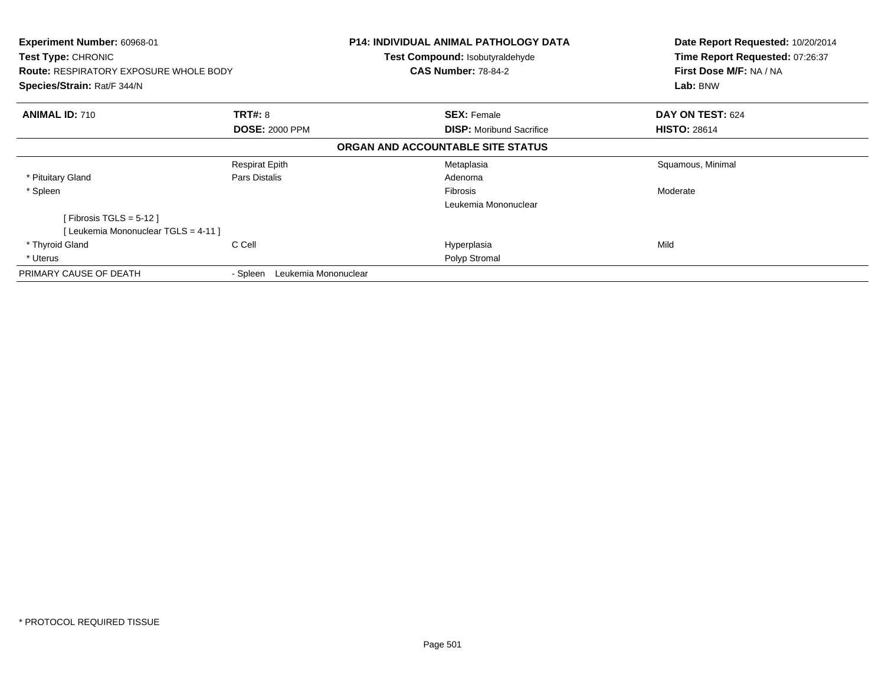**Experiment Number:** 60968-01
**Test Type:** CHRONIC
**Route:** RESPIRATORY EXPOSURE WHOLE BODY
**Species/Strain:** Rat/F 344/N

**P14: INDIVIDUAL ANIMAL PATHOLOGY DATA**
**Test Compound:** Isobutyraldehyde
**CAS Number:** 78-84-2

**Date Report Requested:** 10/20/2014
**Time Report Requested:** 07:26:37
**First Dose M/F:** NA / NA
**Lab:** BNW

| **ANIMAL ID:** 710 | **TRT#:** 8 | **SEX:** Female | **DAY ON TEST:** 624 |
|---|---|---|---|
| | **DOSE:** 2000 PPM | **DISP:** Moribund Sacrifice | **HISTO:** 28614 |

**ORGAN AND ACCOUNTABLE SITE STATUS**

| | | | |
|---|---|---|---|
| | Respirat Epith | Metaplasia | Squamous, Minimal |
| * Pituitary Gland | Pars Distalis | Adenoma | |
| * Spleen | | Fibrosis | Moderate |
| | | Leukemia Mononuclear | |
| [ Fibrosis TGLS = 5-12 ] | | | |
| [ Leukemia Mononuclear TGLS = 4-11 ] | | | |
| * Thyroid Gland | C Cell | Hyperplasia | Mild |
| * Uterus | | Polyp Stromal | |
| PRIMARY CAUSE OF DEATH | - Spleen Leukemia Mononuclear | | |

* PROTOCOL REQUIRED TISSUE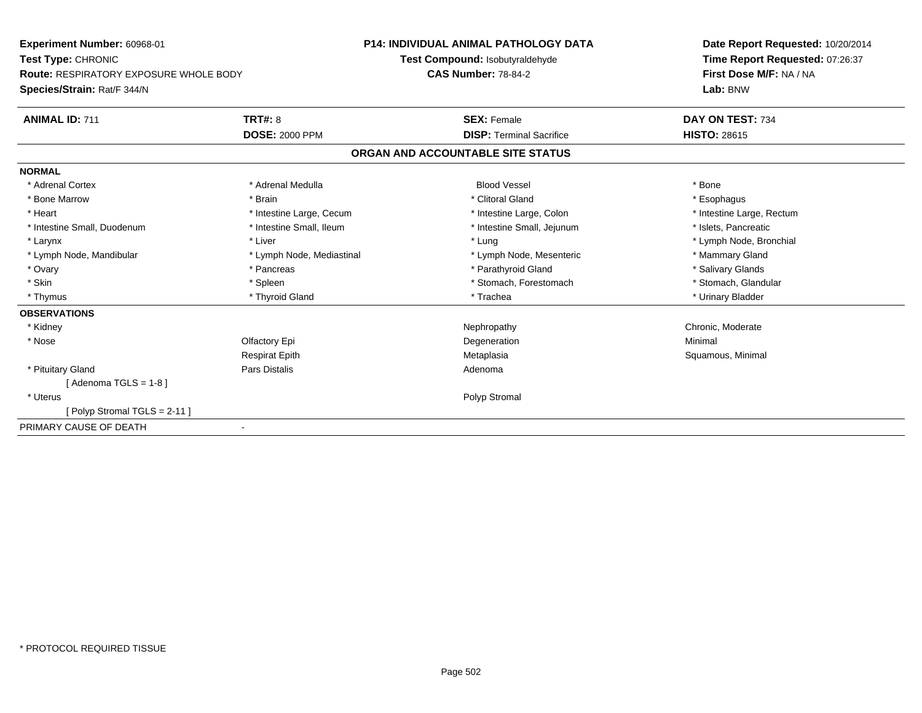**Experiment Number:** 60968-01
**Test Type:** CHRONIC
**Route:** RESPIRATORY EXPOSURE WHOLE BODY
**Species/Strain:** Rat/F 344/N

**P14: INDIVIDUAL ANIMAL PATHOLOGY DATA**
**Test Compound:** Isobutyraldehyde
**CAS Number:** 78-84-2

**Date Report Requested:** 10/20/2014
**Time Report Requested:** 07:26:37
**First Dose M/F:** NA / NA
**Lab:** BNW

| **ANIMAL ID:** 711 | **TRT#:** 8 | **SEX:** Female | **DAY ON TEST:** 734 |
|---|---|---|---|
| | **DOSE:** 2000 PPM | **DISP:** Terminal Sacrifice | **HISTO:** 28615 |

## ORGAN AND ACCOUNTABLE SITE STATUS

| | | | |
|---|---|---|---|
| **NORMAL** | | | |
| * Adrenal Cortex | * Adrenal Medulla | Blood Vessel | * Bone |
| * Bone Marrow | * Brain | * Clitoral Gland | * Esophagus |
| * Heart | * Intestine Large, Cecum | * Intestine Large, Colon | * Intestine Large, Rectum |
| * Intestine Small, Duodenum | * Intestine Small, Ileum | * Intestine Small, Jejunum | * Islets, Pancreatic |
| * Larynx | * Liver | * Lung | * Lymph Node, Bronchial |
| * Lymph Node, Mandibular | * Lymph Node, Mediastinal | * Lymph Node, Mesenteric | * Mammary Gland |
| * Ovary | * Pancreas | * Parathyroid Gland | * Salivary Glands |
| * Skin | * Spleen | * Stomach, Forestomach | * Stomach, Glandular |
| * Thymus | * Thyroid Gland | * Trachea | * Urinary Bladder |
| **OBSERVATIONS** | | | |
| * Kidney | | Nephropathy | Chronic, Moderate |
| * Nose | Olfactory Epi | Degeneration | Minimal |
| | Respirat Epith | Metaplasia | Squamous, Minimal |
| * Pituitary Gland | Pars Distalis | Adenoma | |
| [ Adenoma TGLS = 1-8 ] | | | |
| * Uterus | | Polyp Stromal | |
| [ Polyp Stromal TGLS = 2-11 ] | | | |
| PRIMARY CAUSE OF DEATH | - | | |

* PROTOCOL REQUIRED TISSUE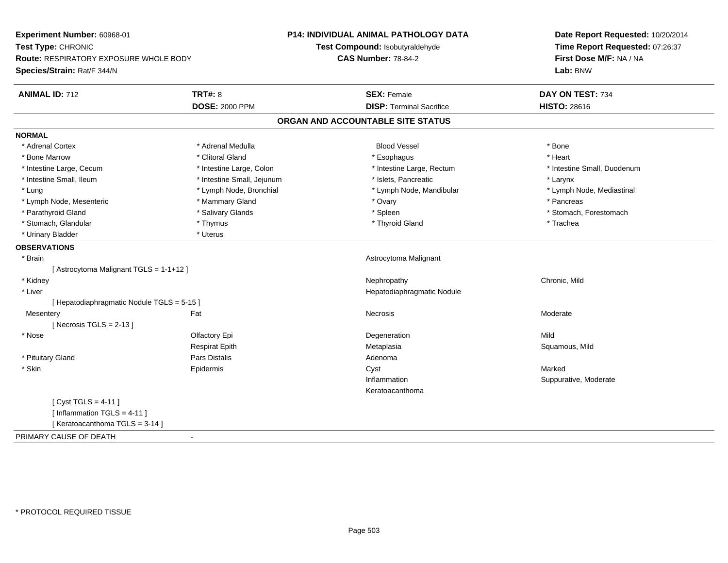**Experiment Number:** 60968-01
**Test Type:** CHRONIC
**Route:** RESPIRATORY EXPOSURE WHOLE BODY
**Species/Strain:** Rat/F 344/N

**P14: INDIVIDUAL ANIMAL PATHOLOGY DATA**
**Test Compound:** Isobutyraldehyde
**CAS Number:** 78-84-2

**Date Report Requested:** 10/20/2014
**Time Report Requested:** 07:26:37
**First Dose M/F:** NA / NA
**Lab:** BNW

| **ANIMAL ID:** 712 | **TRT#:** 8 | **SEX:** Female | **DAY ON TEST:** 734 |
|---|---|---|---|
| | **DOSE:** 2000 PPM | **DISP:** Terminal Sacrifice | **HISTO:** 28616 |

## ORGAN AND ACCOUNTABLE SITE STATUS

**NORMAL**

| | | | |
|---|---|---|---|
| * Adrenal Cortex | * Adrenal Medulla | Blood Vessel | * Bone |
| * Bone Marrow | * Clitoral Gland | * Esophagus | * Heart |
| * Intestine Large, Cecum | * Intestine Large, Colon | * Intestine Large, Rectum | * Intestine Small, Duodenum |
| * Intestine Small, Ileum | * Intestine Small, Jejunum | * Islets, Pancreatic | * Larynx |
| * Lung | * Lymph Node, Bronchial | * Lymph Node, Mandibular | * Lymph Node, Mediastinal |
| * Lymph Node, Mesenteric | * Mammary Gland | * Ovary | * Pancreas |
| * Parathyroid Gland | * Salivary Glands | * Spleen | * Stomach, Forestomach |
| * Stomach, Glandular | * Thymus | * Thyroid Gland | * Trachea |
| * Urinary Bladder | * Uterus | | |

**OBSERVATIONS**

| | | | |
|---|---|---|---|
| * Brain | | Astrocytoma Malignant | |
| [ Astrocytoma Malignant TGLS = 1-1+12 ] | | | |
| * Kidney | | Nephropathy | Chronic, Mild |
| * Liver | | Hepatodiaphragmatic Nodule | |
| [ Hepatodiaphragmatic Nodule TGLS = 5-15 ] | | | |
| Mesentery | Fat | Necrosis | Moderate |
| [ Necrosis TGLS = 2-13 ] | | | |
| * Nose | Olfactory Epi | Degeneration | Mild |
| | Respirat Epith | Metaplasia | Squamous, Mild |
| * Pituitary Gland | Pars Distalis | Adenoma | |
| * Skin | Epidermis | Cyst | Marked |
| | | Inflammation | Suppurative, Moderate |
| | | Keratoacanthoma | |
| [ Cyst TGLS = 4-11 ] | | | |
| [ Inflammation TGLS = 4-11 ] | | | |
| [ Keratoacanthoma TGLS = 3-14 ] | | | |

PRIMARY CAUSE OF DEATH -

\* PROTOCOL REQUIRED TISSUE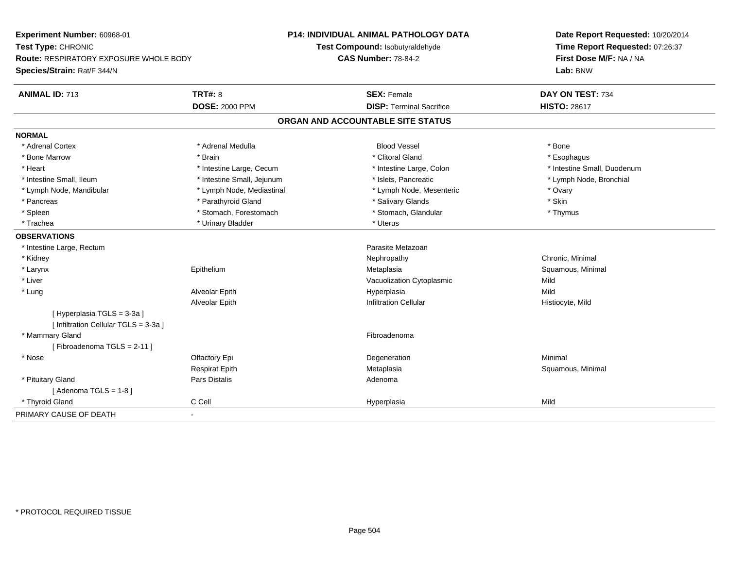**Experiment Number:** 60968-01
**Test Type:** CHRONIC
**Route:** RESPIRATORY EXPOSURE WHOLE BODY
**Species/Strain:** Rat/F 344/N

**P14: INDIVIDUAL ANIMAL PATHOLOGY DATA**
**Test Compound:** Isobutyraldehyde
**CAS Number:** 78-84-2

**Date Report Requested:** 10/20/2014
**Time Report Requested:** 07:26:37
**First Dose M/F:** NA / NA
**Lab:** BNW

| **ANIMAL ID:** 713 | **TRT#:** 8 | **SEX:** Female | **DAY ON TEST:** 734 |
|---|---|---|---|
| | **DOSE:** 2000 PPM | **DISP:** Terminal Sacrifice | **HISTO:** 28617 |

## ORGAN AND ACCOUNTABLE SITE STATUS

**NORMAL**

| | | | |
|---|---|---|---|
| * Adrenal Cortex | * Adrenal Medulla | Blood Vessel | * Bone |
| * Bone Marrow | * Brain | * Clitoral Gland | * Esophagus |
| * Heart | * Intestine Large, Cecum | * Intestine Large, Colon | * Intestine Small, Duodenum |
| * Intestine Small, Ileum | * Intestine Small, Jejunum | * Islets, Pancreatic | * Lymph Node, Bronchial |
| * Lymph Node, Mandibular | * Lymph Node, Mediastinal | * Lymph Node, Mesenteric | * Ovary |
| * Pancreas | * Parathyroid Gland | * Salivary Glands | * Skin |
| * Spleen | * Stomach, Forestomach | * Stomach, Glandular | * Thymus |
| * Trachea | * Urinary Bladder | * Uterus | |

**OBSERVATIONS**

| | | | |
|---|---|---|---|
| * Intestine Large, Rectum | | Parasite Metazoan | |
| * Kidney | | Nephropathy | Chronic, Minimal |
| * Larynx | Epithelium | Metaplasia | Squamous, Minimal |
| * Liver | | Vacuolization Cytoplasmic | Mild |
| * Lung | Alveolar Epith | Hyperplasia | Mild |
| | Alveolar Epith | Infiltration Cellular | Histiocyte, Mild |
| [ Hyperplasia TGLS = 3-3a ] | | | |
| [ Infiltration Cellular TGLS = 3-3a ] | | | |
| * Mammary Gland | | Fibroadenoma | |
| [ Fibroadenoma TGLS = 2-11 ] | | | |
| * Nose | Olfactory Epi | Degeneration | Minimal |
| | Respirat Epith | Metaplasia | Squamous, Minimal |
| * Pituitary Gland | Pars Distalis | Adenoma | |
| [ Adenoma TGLS = 1-8 ] | | | |
| * Thyroid Gland | C Cell | Hyperplasia | Mild |

PRIMARY CAUSE OF DEATH -

* PROTOCOL REQUIRED TISSUE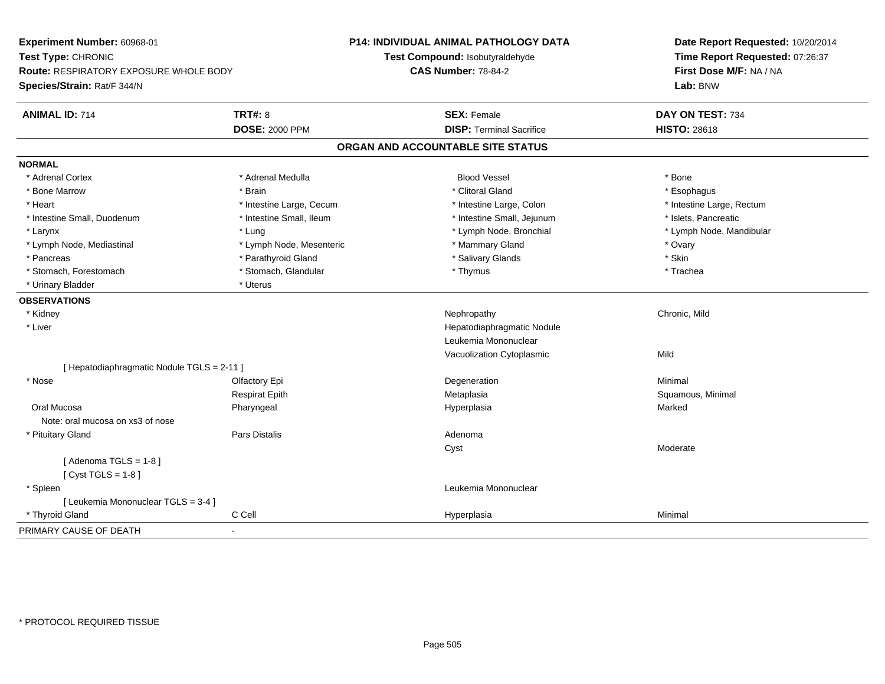**Experiment Number:** 60968-01
**Test Type:** CHRONIC
**Route:** RESPIRATORY EXPOSURE WHOLE BODY
**Species/Strain:** Rat/F 344/N

**P14: INDIVIDUAL ANIMAL PATHOLOGY DATA**
**Test Compound:** Isobutyraldehyde
**CAS Number:** 78-84-2

**Date Report Requested:** 10/20/2014
**Time Report Requested:** 07:26:37
**First Dose M/F:** NA / NA
**Lab:** BNW

| **ANIMAL ID:** 714 | **TRT#:** 8 | **SEX:** Female | **DAY ON TEST:** 734 |
|---|---|---|---|
| | **DOSE:** 2000 PPM | **DISP:** Terminal Sacrifice | **HISTO:** 28618 |

## ORGAN AND ACCOUNTABLE SITE STATUS

**NORMAL**

| | | | |
|---|---|---|---|
| * Adrenal Cortex | * Adrenal Medulla | Blood Vessel | * Bone |
| * Bone Marrow | * Brain | * Clitoral Gland | * Esophagus |
| * Heart | * Intestine Large, Cecum | * Intestine Large, Colon | * Intestine Large, Rectum |
| * Intestine Small, Duodenum | * Intestine Small, Ileum | * Intestine Small, Jejunum | * Islets, Pancreatic |
| * Larynx | * Lung | * Lymph Node, Bronchial | * Lymph Node, Mandibular |
| * Lymph Node, Mediastinal | * Lymph Node, Mesenteric | * Mammary Gland | * Ovary |
| * Pancreas | * Parathyroid Gland | * Salivary Glands | * Skin |
| * Stomach, Forestomach | * Stomach, Glandular | * Thymus | * Trachea |
| * Urinary Bladder | * Uterus | | |

**OBSERVATIONS**

| | | | |
|---|---|---|---|
| * Kidney | | Nephropathy | Chronic, Mild |
| * Liver | | Hepatodiaphragmatic Nodule | |
| | | Leukemia Mononuclear | |
| | | Vacuolization Cytoplasmic | Mild |
| [ Hepatodiaphragmatic Nodule TGLS = 2-11 ] | | | |
| * Nose | Olfactory Epi | Degeneration | Minimal |
| | Respirat Epith | Metaplasia | Squamous, Minimal |
| Oral Mucosa | Pharyngeal | Hyperplasia | Marked |
| Note: oral mucosa on xs3 of nose | | | |
| * Pituitary Gland | Pars Distalis | Adenoma | |
| | | Cyst | Moderate |
| [ Adenoma TGLS = 1-8 ] | | | |
| [ Cyst TGLS = 1-8 ] | | | |
| * Spleen | | Leukemia Mononuclear | |
| [ Leukemia Mononuclear TGLS = 3-4 ] | | | |
| * Thyroid Gland | C Cell | Hyperplasia | Minimal |

PRIMARY CAUSE OF DEATH -

\* PROTOCOL REQUIRED TISSUE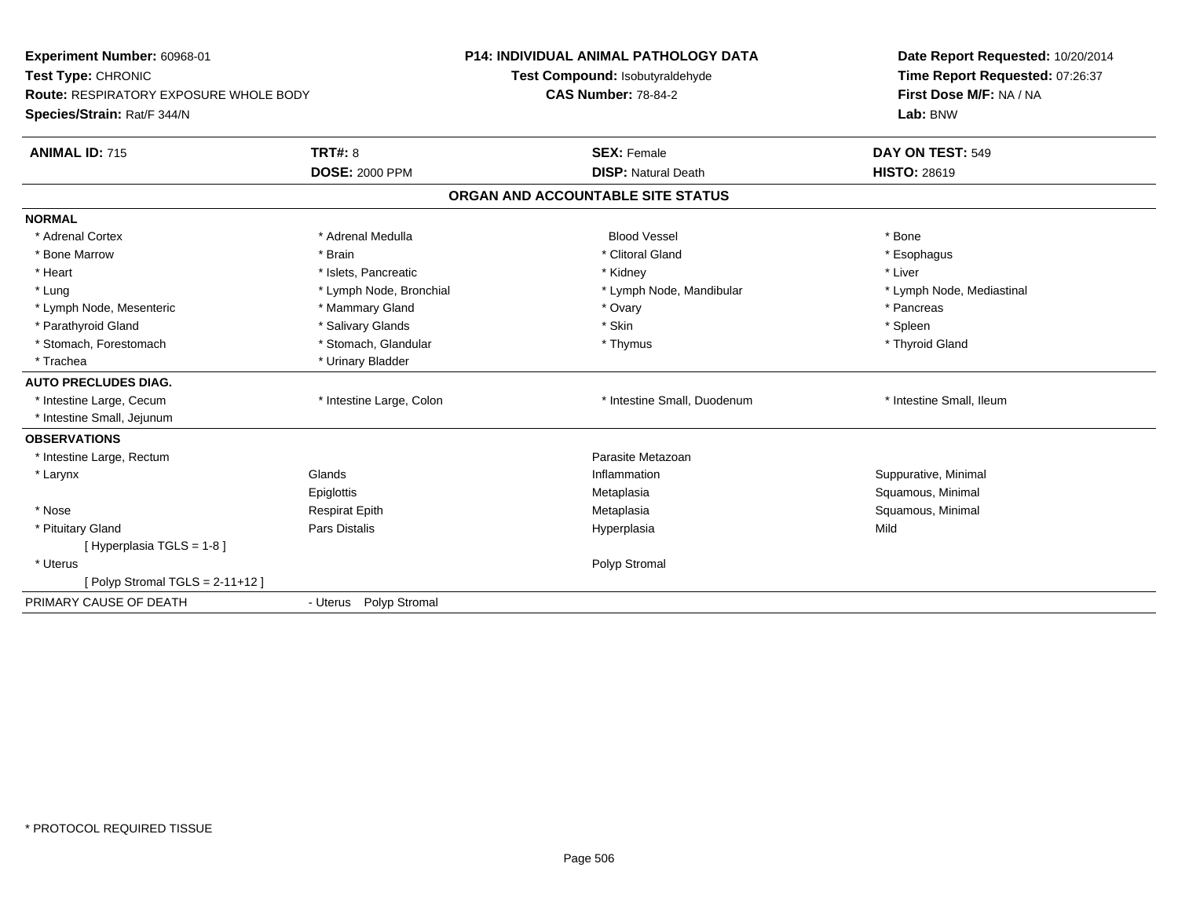**Experiment Number:** 60968-01
**Test Type:** CHRONIC
**Route:** RESPIRATORY EXPOSURE WHOLE BODY
**Species/Strain:** Rat/F 344/N

**P14: INDIVIDUAL ANIMAL PATHOLOGY DATA**
**Test Compound:** Isobutyraldehyde
**CAS Number:** 78-84-2

**Date Report Requested:** 10/20/2014
**Time Report Requested:** 07:26:37
**First Dose M/F:** NA / NA
**Lab:** BNW

| **ANIMAL ID:** 715 | **TRT#:** 8 | **SEX:** Female | **DAY ON TEST:** 549 |
|---|---|---|---|
| | **DOSE:** 2000 PPM | **DISP:** Natural Death | **HISTO:** 28619 |

## ORGAN AND ACCOUNTABLE SITE STATUS

**NORMAL**

| | | | |
|---|---|---|---|
| * Adrenal Cortex | * Adrenal Medulla | Blood Vessel | * Bone |
| * Bone Marrow | * Brain | * Clitoral Gland | * Esophagus |
| * Heart | * Islets, Pancreatic | * Kidney | * Liver |
| * Lung | * Lymph Node, Bronchial | * Lymph Node, Mandibular | * Lymph Node, Mediastinal |
| * Lymph Node, Mesenteric | * Mammary Gland | * Ovary | * Pancreas |
| * Parathyroid Gland | * Salivary Glands | * Skin | * Spleen |
| * Stomach, Forestomach | * Stomach, Glandular | * Thymus | * Thyroid Gland |
| * Trachea | * Urinary Bladder | | |

**AUTO PRECLUDES DIAG.**

| | | | |
|---|---|---|---|
| * Intestine Large, Cecum | * Intestine Large, Colon | * Intestine Small, Duodenum | * Intestine Small, Ileum |
| * Intestine Small, Jejunum | | | |

**OBSERVATIONS**

| | | | |
|---|---|---|---|
| * Intestine Large, Rectum | | Parasite Metazoan | |
| * Larynx | Glands | Inflammation | Suppurative, Minimal |
| | Epiglottis | Metaplasia | Squamous, Minimal |
| * Nose | Respirat Epith | Metaplasia | Squamous, Minimal |
| * Pituitary Gland | Pars Distalis | Hyperplasia | Mild |
| [ Hyperplasia TGLS = 1-8 ] | | | |
| * Uterus | | Polyp Stromal | |
| [ Polyp Stromal TGLS = 2-11+12 ] | | | |

PRIMARY CAUSE OF DEATH - Uterus Polyp Stromal

* PROTOCOL REQUIRED TISSUE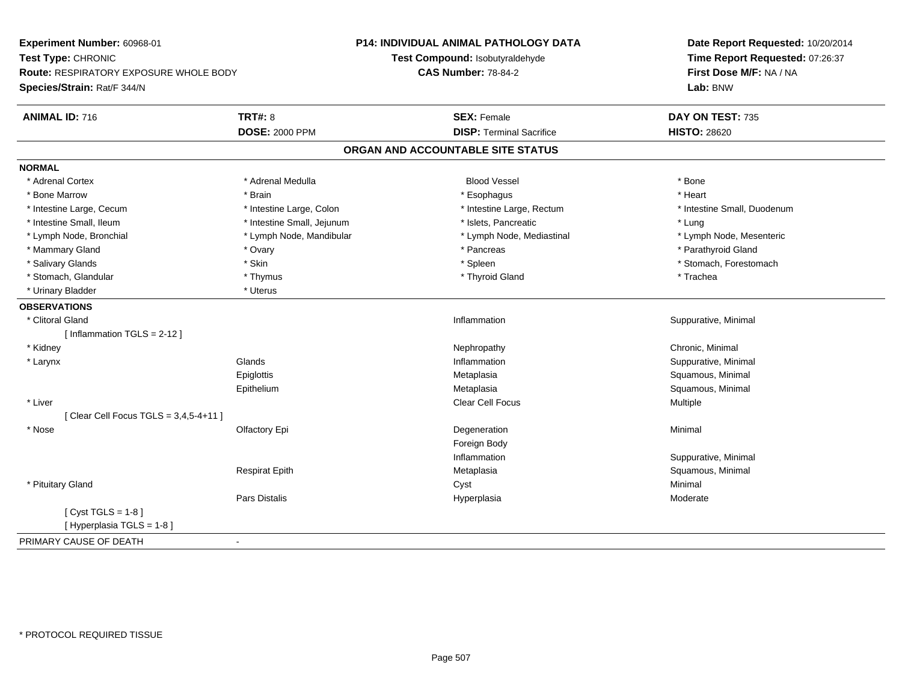**Experiment Number:** 60968-01
**Test Type:** CHRONIC
**Route:** RESPIRATORY EXPOSURE WHOLE BODY
**Species/Strain:** Rat/F 344/N

**P14: INDIVIDUAL ANIMAL PATHOLOGY DATA**
**Test Compound:** Isobutyraldehyde
**CAS Number:** 78-84-2

**Date Report Requested:** 10/20/2014
**Time Report Requested:** 07:26:37
**First Dose M/F:** NA / NA
**Lab:** BNW

| **ANIMAL ID:** 716 | **TRT#:** 8 | **SEX:** Female | **DAY ON TEST:** 735 |
|---|---|---|---|
| | **DOSE:** 2000 PPM | **DISP:** Terminal Sacrifice | **HISTO:** 28620 |

## ORGAN AND ACCOUNTABLE SITE STATUS

**NORMAL**

| | | | |
|---|---|---|---|
| * Adrenal Cortex | * Adrenal Medulla | Blood Vessel | * Bone |
| * Bone Marrow | * Brain | * Esophagus | * Heart |
| * Intestine Large, Cecum | * Intestine Large, Colon | * Intestine Large, Rectum | * Intestine Small, Duodenum |
| * Intestine Small, Ileum | * Intestine Small, Jejunum | * Islets, Pancreatic | * Lung |
| * Lymph Node, Bronchial | * Lymph Node, Mandibular | * Lymph Node, Mediastinal | * Lymph Node, Mesenteric |
| * Mammary Gland | * Ovary | * Pancreas | * Parathyroid Gland |
| * Salivary Glands | * Skin | * Spleen | * Stomach, Forestomach |
| * Stomach, Glandular | * Thymus | * Thyroid Gland | * Trachea |
| * Urinary Bladder | * Uterus | | |

**OBSERVATIONS**

| | | | |
|---|---|---|---|
| * Clitoral Gland | | Inflammation | Suppurative, Minimal |
| [ Inflammation TGLS = 2-12 ] | | | |
| * Kidney | | Nephropathy | Chronic, Minimal |
| * Larynx | Glands | Inflammation | Suppurative, Minimal |
| | Epiglottis | Metaplasia | Squamous, Minimal |
| | Epithelium | Metaplasia | Squamous, Minimal |
| * Liver | | Clear Cell Focus | Multiple |
| [ Clear Cell Focus TGLS = 3,4,5-4+11 ] | | | |
| * Nose | Olfactory Epi | Degeneration | Minimal |
| | | Foreign Body | |
| | | Inflammation | Suppurative, Minimal |
| | Respirat Epith | Metaplasia | Squamous, Minimal |
| * Pituitary Gland | | Cyst | Minimal |
| | Pars Distalis | Hyperplasia | Moderate |
| [ Cyst TGLS = 1-8 ] | | | |
| [ Hyperplasia TGLS = 1-8 ] | | | |

PRIMARY CAUSE OF DEATH -

* PROTOCOL REQUIRED TISSUE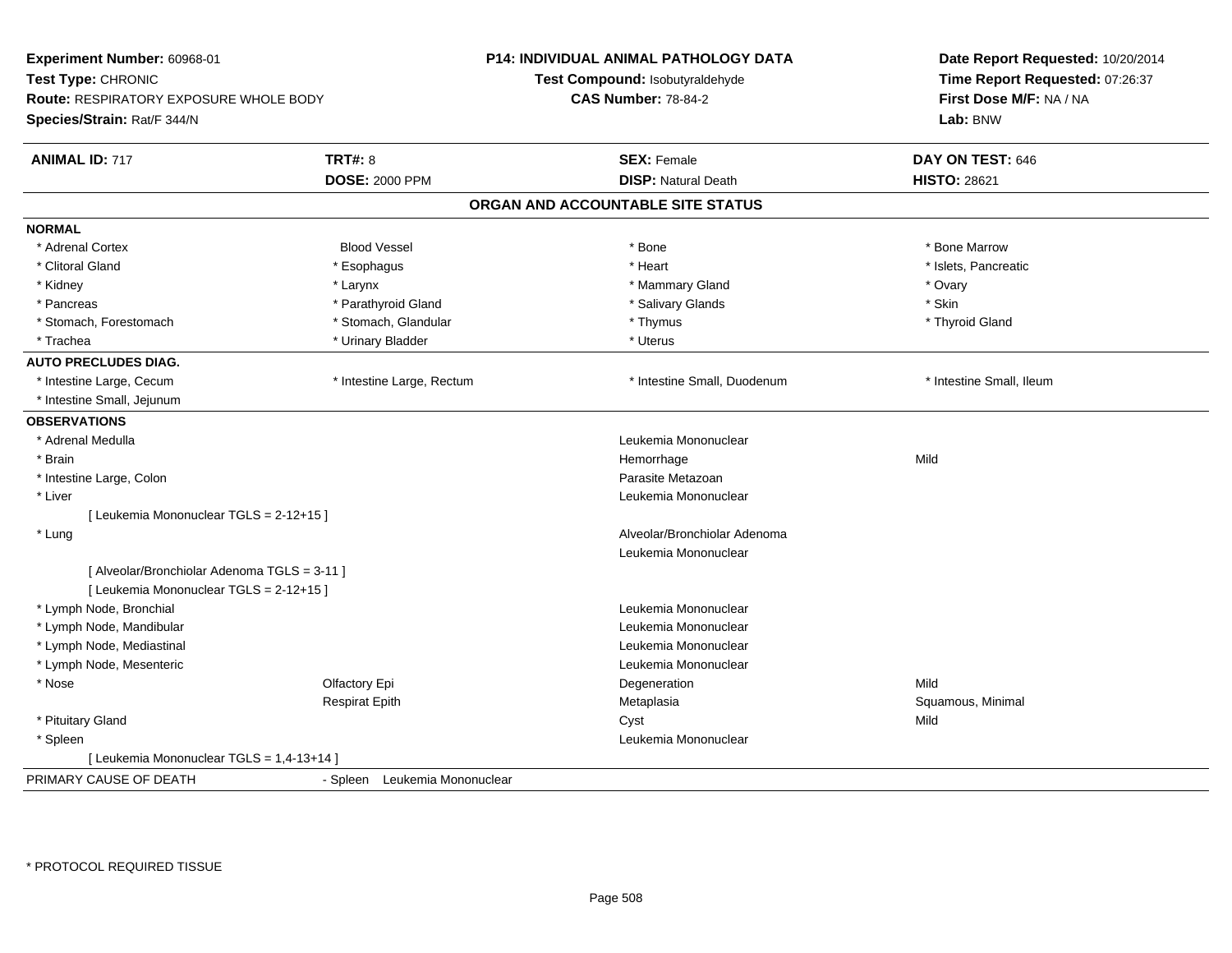**Experiment Number:** 60968-01
**Test Type:** CHRONIC
**Route:** RESPIRATORY EXPOSURE WHOLE BODY
**Species/Strain:** Rat/F 344/N

**P14: INDIVIDUAL ANIMAL PATHOLOGY DATA**
**Test Compound:** Isobutyraldehyde
**CAS Number:** 78-84-2

**Date Report Requested:** 10/20/2014
**Time Report Requested:** 07:26:37
**First Dose M/F:** NA / NA
**Lab:** BNW

| **ANIMAL ID:** 717 | **TRT#:** 8 | **SEX:** Female | **DAY ON TEST:** 646 |
|---|---|---|---|
| | **DOSE:** 2000 PPM | **DISP:** Natural Death | **HISTO:** 28621 |

## ORGAN AND ACCOUNTABLE SITE STATUS

| | | | |
|---|---|---|---|
| **NORMAL** | | | |
| * Adrenal Cortex | Blood Vessel | * Bone | * Bone Marrow |
| * Clitoral Gland | * Esophagus | * Heart | * Islets, Pancreatic |
| * Kidney | * Larynx | * Mammary Gland | * Ovary |
| * Pancreas | * Parathyroid Gland | * Salivary Glands | * Skin |
| * Stomach, Forestomach | * Stomach, Glandular | * Thymus | * Thyroid Gland |
| * Trachea | * Urinary Bladder | * Uterus | |
| **AUTO PRECLUDES DIAG.** | | | |
| * Intestine Large, Cecum | * Intestine Large, Rectum | * Intestine Small, Duodenum | * Intestine Small, Ileum |
| * Intestine Small, Jejunum | | | |
| **OBSERVATIONS** | | | |
| * Adrenal Medulla | | Leukemia Mononuclear | |
| * Brain | | Hemorrhage | Mild |
| * Intestine Large, Colon | | Parasite Metazoan | |
| * Liver | | Leukemia Mononuclear | |
| [ Leukemia Mononuclear TGLS = 2-12+15 ] | | | |
| * Lung | | Alveolar/Bronchiolar Adenoma | |
| | | Leukemia Mononuclear | |
| [ Alveolar/Bronchiolar Adenoma TGLS = 3-11 ] | | | |
| [ Leukemia Mononuclear TGLS = 2-12+15 ] | | | |
| * Lymph Node, Bronchial | | Leukemia Mononuclear | |
| * Lymph Node, Mandibular | | Leukemia Mononuclear | |
| * Lymph Node, Mediastinal | | Leukemia Mononuclear | |
| * Lymph Node, Mesenteric | | Leukemia Mononuclear | |
| * Nose | Olfactory Epi | Degeneration | Mild |
| | Respirat Epith | Metaplasia | Squamous, Minimal |
| * Pituitary Gland | | Cyst | Mild |
| * Spleen | | Leukemia Mononuclear | |
| [ Leukemia Mononuclear TGLS = 1,4-13+14 ] | | | |
| PRIMARY CAUSE OF DEATH | - Spleen Leukemia Mononuclear | | |

* PROTOCOL REQUIRED TISSUE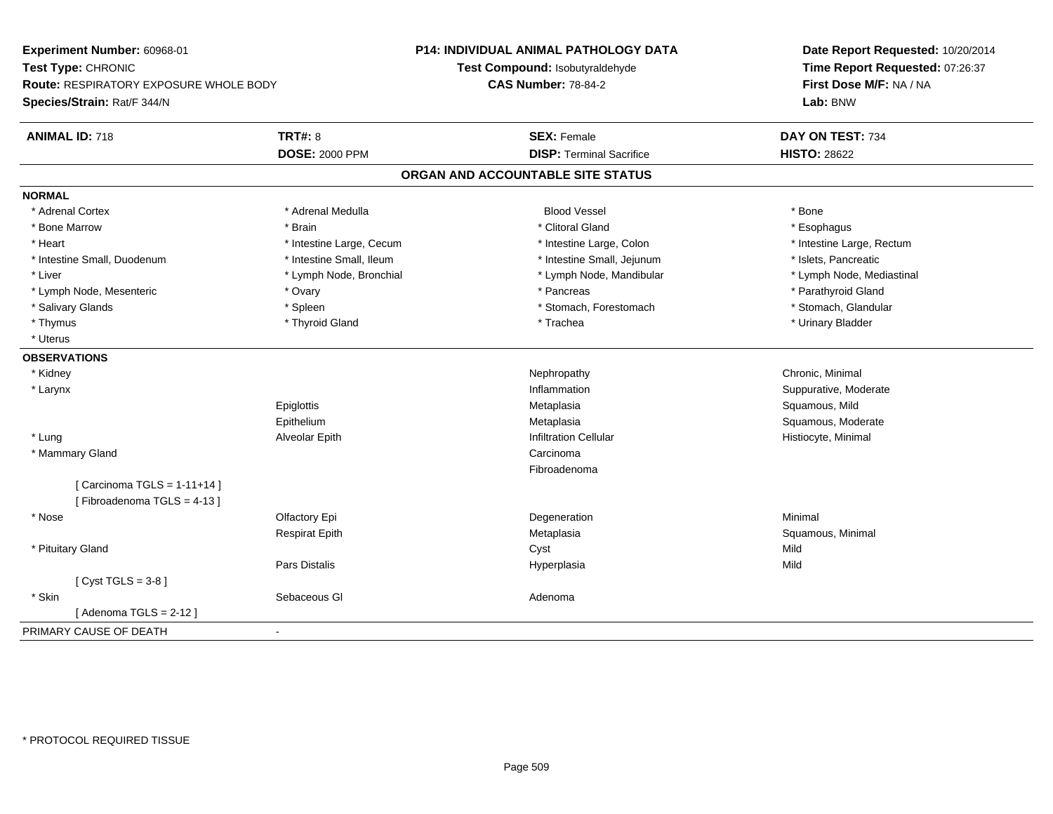**Experiment Number:** 60968-01
**Test Type:** CHRONIC
**Route:** RESPIRATORY EXPOSURE WHOLE BODY
**Species/Strain:** Rat/F 344/N

**P14: INDIVIDUAL ANIMAL PATHOLOGY DATA**
**Test Compound:** Isobutyraldehyde
**CAS Number:** 78-84-2

**Date Report Requested:** 10/20/2014
**Time Report Requested:** 07:26:37
**First Dose M/F:** NA / NA
**Lab:** BNW

| **ANIMAL ID:** 718 | **TRT#:** 8 | **SEX:** Female | **DAY ON TEST:** 734 |
|---|---|---|---|
| | **DOSE:** 2000 PPM | **DISP:** Terminal Sacrifice | **HISTO:** 28622 |

## ORGAN AND ACCOUNTABLE SITE STATUS

**NORMAL**

| | | | |
|---|---|---|---|
| * Adrenal Cortex | * Adrenal Medulla | Blood Vessel | * Bone |
| * Bone Marrow | * Brain | * Clitoral Gland | * Esophagus |
| * Heart | * Intestine Large, Cecum | * Intestine Large, Colon | * Intestine Large, Rectum |
| * Intestine Small, Duodenum | * Intestine Small, Ileum | * Intestine Small, Jejunum | * Islets, Pancreatic |
| * Liver | * Lymph Node, Bronchial | * Lymph Node, Mandibular | * Lymph Node, Mediastinal |
| * Lymph Node, Mesenteric | * Ovary | * Pancreas | * Parathyroid Gland |
| * Salivary Glands | * Spleen | * Stomach, Forestomach | * Stomach, Glandular |
| * Thymus | * Thyroid Gland | * Trachea | * Urinary Bladder |
| * Uterus | | | |

**OBSERVATIONS**

| | | | |
|---|---|---|---|
| * Kidney | | Nephropathy | Chronic, Minimal |
| * Larynx | | Inflammation | Suppurative, Moderate |
| | Epiglottis | Metaplasia | Squamous, Mild |
| | Epithelium | Metaplasia | Squamous, Moderate |
| * Lung | Alveolar Epith | Infiltration Cellular | Histiocyte, Minimal |
| * Mammary Gland | | Carcinoma | |
| | | Fibroadenoma | |
| [ Carcinoma TGLS = 1-11+14 ] | | | |
| [ Fibroadenoma TGLS = 4-13 ] | | | |
| * Nose | Olfactory Epi | Degeneration | Minimal |
| | Respirat Epith | Metaplasia | Squamous, Minimal |
| * Pituitary Gland | | Cyst | Mild |
| | Pars Distalis | Hyperplasia | Mild |
| [ Cyst TGLS = 3-8 ] | | | |
| * Skin | Sebaceous Gl | Adenoma | |
| [ Adenoma TGLS = 2-12 ] | | | |

PRIMARY CAUSE OF DEATH -

\* PROTOCOL REQUIRED TISSUE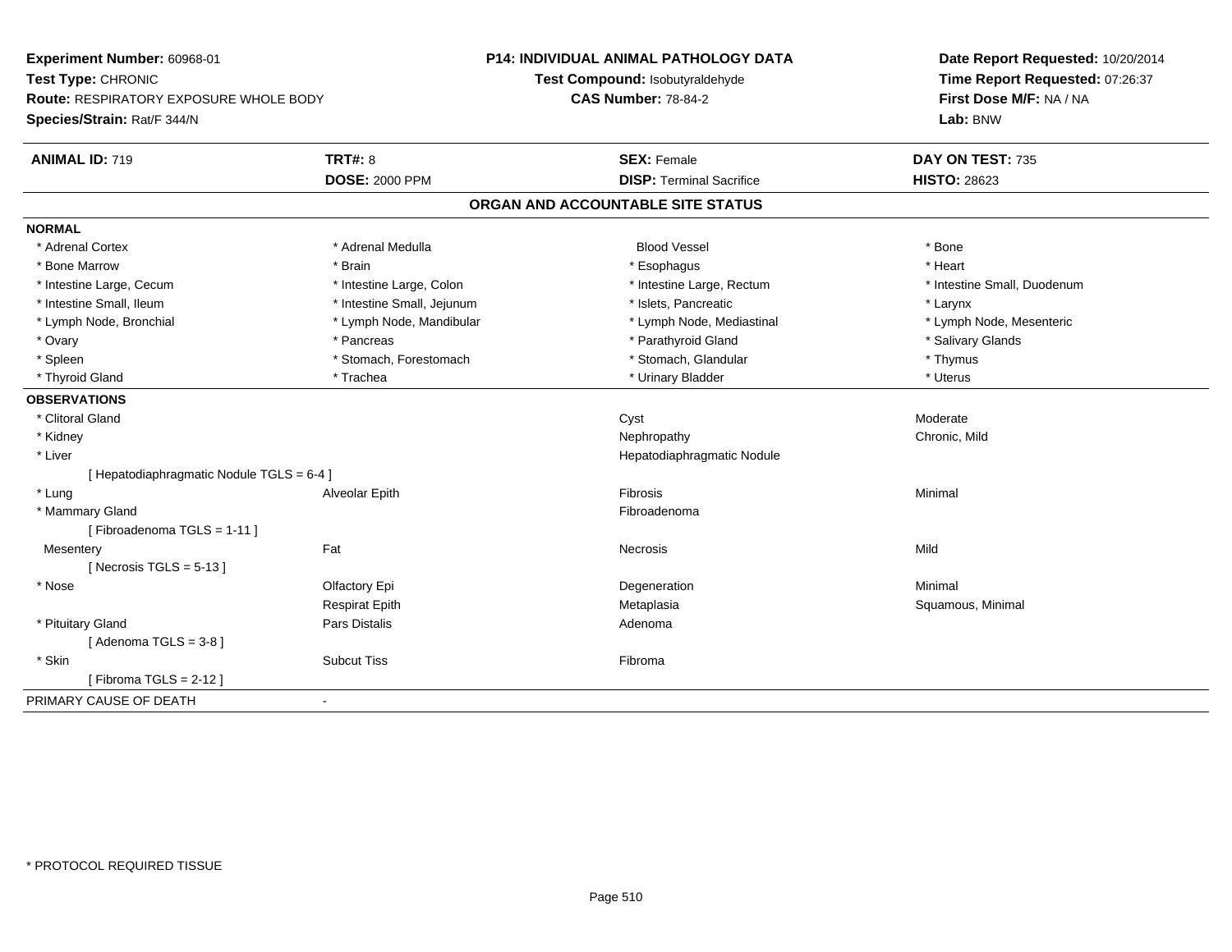**Experiment Number:** 60968-01
**Test Type:** CHRONIC
**Route:** RESPIRATORY EXPOSURE WHOLE BODY
**Species/Strain:** Rat/F 344/N

**P14: INDIVIDUAL ANIMAL PATHOLOGY DATA**
**Test Compound:** Isobutyraldehyde
**CAS Number:** 78-84-2

**Date Report Requested:** 10/20/2014
**Time Report Requested:** 07:26:37
**First Dose M/F:** NA / NA
**Lab:** BNW

| **ANIMAL ID:** 719 | **TRT#:** 8 | **SEX:** Female | **DAY ON TEST:** 735 |
|---|---|---|---|
| | **DOSE:** 2000 PPM | **DISP:** Terminal Sacrifice | **HISTO:** 28623 |

## ORGAN AND ACCOUNTABLE SITE STATUS

**NORMAL**

| | | | |
|---|---|---|---|
| * Adrenal Cortex | * Adrenal Medulla | Blood Vessel | * Bone |
| * Bone Marrow | * Brain | * Esophagus | * Heart |
| * Intestine Large, Cecum | * Intestine Large, Colon | * Intestine Large, Rectum | * Intestine Small, Duodenum |
| * Intestine Small, Ileum | * Intestine Small, Jejunum | * Islets, Pancreatic | * Larynx |
| * Lymph Node, Bronchial | * Lymph Node, Mandibular | * Lymph Node, Mediastinal | * Lymph Node, Mesenteric |
| * Ovary | * Pancreas | * Parathyroid Gland | * Salivary Glands |
| * Spleen | * Stomach, Forestomach | * Stomach, Glandular | * Thymus |
| * Thyroid Gland | * Trachea | * Urinary Bladder | * Uterus |

**OBSERVATIONS**

| | | | |
|---|---|---|---|
| * Clitoral Gland | | Cyst | Moderate |
| * Kidney | | Nephropathy | Chronic, Mild |
| * Liver | | Hepatodiaphragmatic Nodule | |
| [ Hepatodiaphragmatic Nodule TGLS = 6-4 ] | | | |
| * Lung | Alveolar Epith | Fibrosis | Minimal |
| * Mammary Gland | | Fibroadenoma | |
| [ Fibroadenoma TGLS = 1-11 ] | | | |
| Mesentery | Fat | Necrosis | Mild |
| [ Necrosis TGLS = 5-13 ] | | | |
| * Nose | Olfactory Epi | Degeneration | Minimal |
| | Respirat Epith | Metaplasia | Squamous, Minimal |
| * Pituitary Gland | Pars Distalis | Adenoma | |
| [ Adenoma TGLS = 3-8 ] | | | |
| * Skin | Subcut Tiss | Fibroma | |
| [ Fibroma TGLS = 2-12 ] | | | |

PRIMARY CAUSE OF DEATH -

\* PROTOCOL REQUIRED TISSUE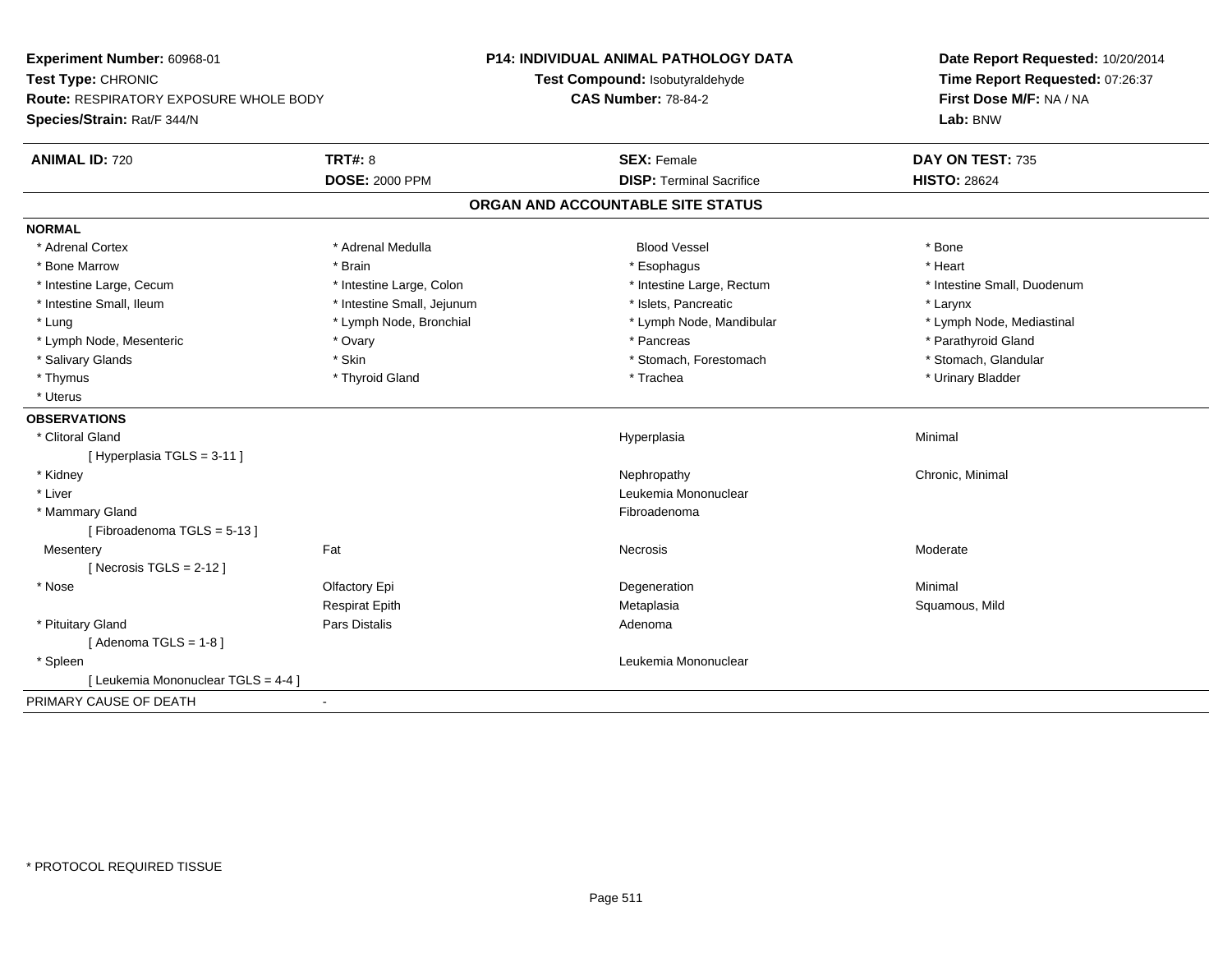**Experiment Number:** 60968-01
**Test Type:** CHRONIC
**Route:** RESPIRATORY EXPOSURE WHOLE BODY
**Species/Strain:** Rat/F 344/N

**P14: INDIVIDUAL ANIMAL PATHOLOGY DATA**
**Test Compound:** Isobutyraldehyde
**CAS Number:** 78-84-2

**Date Report Requested:** 10/20/2014
**Time Report Requested:** 07:26:37
**First Dose M/F:** NA / NA
**Lab:** BNW

| **ANIMAL ID:** 720 | **TRT#:** 8 | **SEX:** Female | **DAY ON TEST:** 735 |
|---|---|---|---|
| | **DOSE:** 2000 PPM | **DISP:** Terminal Sacrifice | **HISTO:** 28624 |

## ORGAN AND ACCOUNTABLE SITE STATUS

**NORMAL**

| | | | |
|---|---|---|---|
| * Adrenal Cortex | * Adrenal Medulla | Blood Vessel | * Bone |
| * Bone Marrow | * Brain | * Esophagus | * Heart |
| * Intestine Large, Cecum | * Intestine Large, Colon | * Intestine Large, Rectum | * Intestine Small, Duodenum |
| * Intestine Small, Ileum | * Intestine Small, Jejunum | * Islets, Pancreatic | * Larynx |
| * Lung | * Lymph Node, Bronchial | * Lymph Node, Mandibular | * Lymph Node, Mediastinal |
| * Lymph Node, Mesenteric | * Ovary | * Pancreas | * Parathyroid Gland |
| * Salivary Glands | * Skin | * Stomach, Forestomach | * Stomach, Glandular |
| * Thymus | * Thyroid Gland | * Trachea | * Urinary Bladder |
| * Uterus | | | |

**OBSERVATIONS**

| | | | |
|---|---|---|---|
| * Clitoral Gland | | Hyperplasia | Minimal |
| [ Hyperplasia TGLS = 3-11 ] | | | |
| * Kidney | | Nephropathy | Chronic, Minimal |
| * Liver | | Leukemia Mononuclear | |
| * Mammary Gland | | Fibroadenoma | |
| [ Fibroadenoma TGLS = 5-13 ] | | | |
| Mesentery | Fat | Necrosis | Moderate |
| [ Necrosis TGLS = 2-12 ] | | | |
| * Nose | Olfactory Epi | Degeneration | Minimal |
| | Respirat Epith | Metaplasia | Squamous, Mild |
| * Pituitary Gland | Pars Distalis | Adenoma | |
| [ Adenoma TGLS = 1-8 ] | | | |
| * Spleen | | Leukemia Mononuclear | |
| [ Leukemia Mononuclear TGLS = 4-4 ] | | | |

PRIMARY CAUSE OF DEATH -

* PROTOCOL REQUIRED TISSUE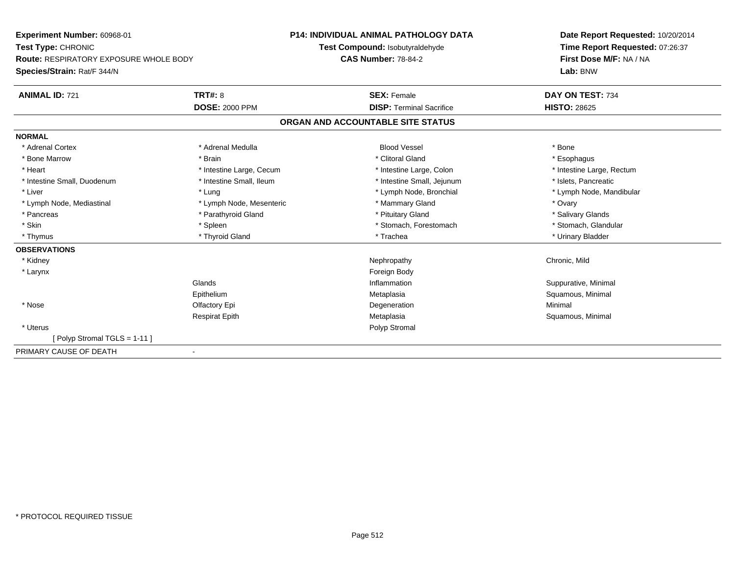**Experiment Number:** 60968-01
**Test Type:** CHRONIC
**Route:** RESPIRATORY EXPOSURE WHOLE BODY
**Species/Strain:** Rat/F 344/N

**P14: INDIVIDUAL ANIMAL PATHOLOGY DATA**
**Test Compound:** Isobutyraldehyde
**CAS Number:** 78-84-2

**Date Report Requested:** 10/20/2014
**Time Report Requested:** 07:26:37
**First Dose M/F:** NA / NA
**Lab:** BNW

| **ANIMAL ID:** 721 | **TRT#:** 8 | **SEX:** Female | **DAY ON TEST:** 734 |
|---|---|---|---|
| | **DOSE:** 2000 PPM | **DISP:** Terminal Sacrifice | **HISTO:** 28625 |

## ORGAN AND ACCOUNTABLE SITE STATUS

**NORMAL**

| | | | |
|---|---|---|---|
| * Adrenal Cortex | * Adrenal Medulla | Blood Vessel | * Bone |
| * Bone Marrow | * Brain | * Clitoral Gland | * Esophagus |
| * Heart | * Intestine Large, Cecum | * Intestine Large, Colon | * Intestine Large, Rectum |
| * Intestine Small, Duodenum | * Intestine Small, Ileum | * Intestine Small, Jejunum | * Islets, Pancreatic |
| * Liver | * Lung | * Lymph Node, Bronchial | * Lymph Node, Mandibular |
| * Lymph Node, Mediastinal | * Lymph Node, Mesenteric | * Mammary Gland | * Ovary |
| * Pancreas | * Parathyroid Gland | * Pituitary Gland | * Salivary Glands |
| * Skin | * Spleen | * Stomach, Forestomach | * Stomach, Glandular |
| * Thymus | * Thyroid Gland | * Trachea | * Urinary Bladder |

**OBSERVATIONS**

| | | | |
|---|---|---|---|
| * Kidney | | Nephropathy | Chronic, Mild |
| * Larynx | | Foreign Body | |
| | Glands | Inflammation | Suppurative, Minimal |
| | Epithelium | Metaplasia | Squamous, Minimal |
| * Nose | Olfactory Epi | Degeneration | Minimal |
| | Respirat Epith | Metaplasia | Squamous, Minimal |
| * Uterus | | Polyp Stromal | |
| [ Polyp Stromal TGLS = 1-11 ] | | | |

PRIMARY CAUSE OF DEATH -

* PROTOCOL REQUIRED TISSUE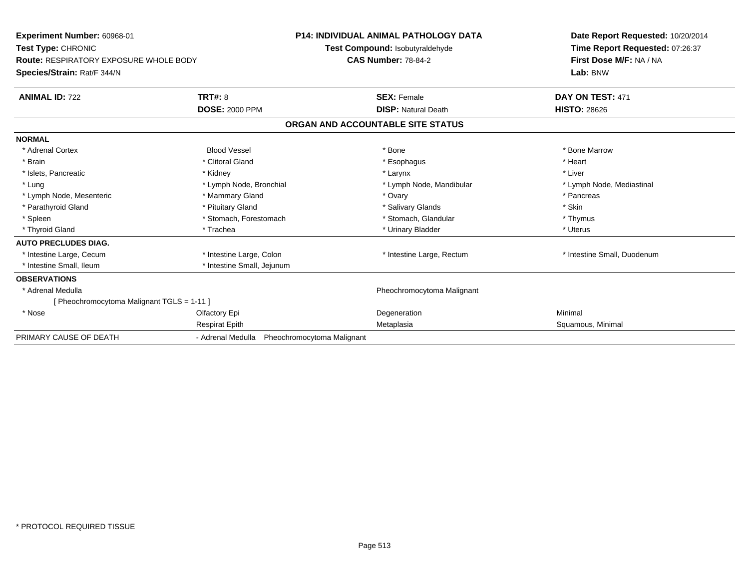**Experiment Number:** 60968-01
**Test Type:** CHRONIC
**Route:** RESPIRATORY EXPOSURE WHOLE BODY
**Species/Strain:** Rat/F 344/N

**P14: INDIVIDUAL ANIMAL PATHOLOGY DATA**
**Test Compound:** Isobutyraldehyde
**CAS Number:** 78-84-2

**Date Report Requested:** 10/20/2014
**Time Report Requested:** 07:26:37
**First Dose M/F:** NA / NA
**Lab:** BNW

| **ANIMAL ID:** 722 | **TRT#:** 8 | **SEX:** Female | **DAY ON TEST:** 471 |
|---|---|---|---|
| | **DOSE:** 2000 PPM | **DISP:** Natural Death | **HISTO:** 28626 |

## ORGAN AND ACCOUNTABLE SITE STATUS

**NORMAL**

| | | | |
|---|---|---|---|
| * Adrenal Cortex | Blood Vessel | * Bone | * Bone Marrow |
| * Brain | * Clitoral Gland | * Esophagus | * Heart |
| * Islets, Pancreatic | * Kidney | * Larynx | * Liver |
| * Lung | * Lymph Node, Bronchial | * Lymph Node, Mandibular | * Lymph Node, Mediastinal |
| * Lymph Node, Mesenteric | * Mammary Gland | * Ovary | * Pancreas |
| * Parathyroid Gland | * Pituitary Gland | * Salivary Glands | * Skin |
| * Spleen | * Stomach, Forestomach | * Stomach, Glandular | * Thymus |
| * Thyroid Gland | * Trachea | * Urinary Bladder | * Uterus |

**AUTO PRECLUDES DIAG.**

| | | | |
|---|---|---|---|
| * Intestine Large, Cecum | * Intestine Large, Colon | * Intestine Large, Rectum | * Intestine Small, Duodenum |
| * Intestine Small, Ileum | * Intestine Small, Jejunum | | |

**OBSERVATIONS**

| | | | |
|---|---|---|---|
| * Adrenal Medulla | | Pheochromocytoma Malignant | |
| [ Pheochromocytoma Malignant TGLS = 1-11 ] | | | |
| * Nose | Olfactory Epi | Degeneration | Minimal |
| | Respirat Epith | Metaplasia | Squamous, Minimal |

PRIMARY CAUSE OF DEATH - Adrenal Medulla Pheochromocytoma Malignant

* PROTOCOL REQUIRED TISSUE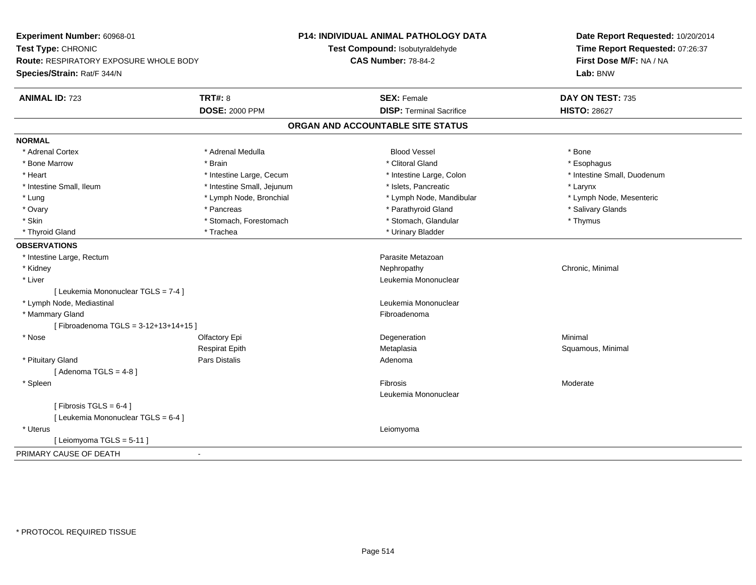**Experiment Number:** 60968-01
**Test Type:** CHRONIC
**Route:** RESPIRATORY EXPOSURE WHOLE BODY
**Species/Strain:** Rat/F 344/N

**P14: INDIVIDUAL ANIMAL PATHOLOGY DATA**
**Test Compound:** Isobutyraldehyde
**CAS Number:** 78-84-2

**Date Report Requested:** 10/20/2014
**Time Report Requested:** 07:26:37
**First Dose M/F:** NA / NA
**Lab:** BNW

| **ANIMAL ID:** 723 | **TRT#:** 8 | **SEX:** Female | **DAY ON TEST:** 735 |
|---|---|---|---|
| | **DOSE:** 2000 PPM | **DISP:** Terminal Sacrifice | **HISTO:** 28627 |

## ORGAN AND ACCOUNTABLE SITE STATUS

**NORMAL**

| | | | |
|---|---|---|---|
| * Adrenal Cortex | * Adrenal Medulla | Blood Vessel | * Bone |
| * Bone Marrow | * Brain | * Clitoral Gland | * Esophagus |
| * Heart | * Intestine Large, Cecum | * Intestine Large, Colon | * Intestine Small, Duodenum |
| * Intestine Small, Ileum | * Intestine Small, Jejunum | * Islets, Pancreatic | * Larynx |
| * Lung | * Lymph Node, Bronchial | * Lymph Node, Mandibular | * Lymph Node, Mesenteric |
| * Ovary | * Pancreas | * Parathyroid Gland | * Salivary Glands |
| * Skin | * Stomach, Forestomach | * Stomach, Glandular | * Thymus |
| * Thyroid Gland | * Trachea | * Urinary Bladder | |

**OBSERVATIONS**

| | | | |
|---|---|---|---|
| * Intestine Large, Rectum | | Parasite Metazoan | |
| * Kidney | | Nephropathy | Chronic, Minimal |
| * Liver | | Leukemia Mononuclear | |
| [ Leukemia Mononuclear TGLS = 7-4 ] | | | |
| * Lymph Node, Mediastinal | | Leukemia Mononuclear | |
| * Mammary Gland | | Fibroadenoma | |
| [ Fibroadenoma TGLS = 3-12+13+14+15 ] | | | |
| * Nose | Olfactory Epi | Degeneration | Minimal |
| | Respirat Epith | Metaplasia | Squamous, Minimal |
| * Pituitary Gland | Pars Distalis | Adenoma | |
| [ Adenoma TGLS = 4-8 ] | | | |
| * Spleen | | Fibrosis | Moderate |
| | | Leukemia Mononuclear | |
| [ Fibrosis TGLS = 6-4 ] | | | |
| [ Leukemia Mononuclear TGLS = 6-4 ] | | | |
| * Uterus | | Leiomyoma | |
| [ Leiomyoma TGLS = 5-11 ] | | | |

PRIMARY CAUSE OF DEATH -

\* PROTOCOL REQUIRED TISSUE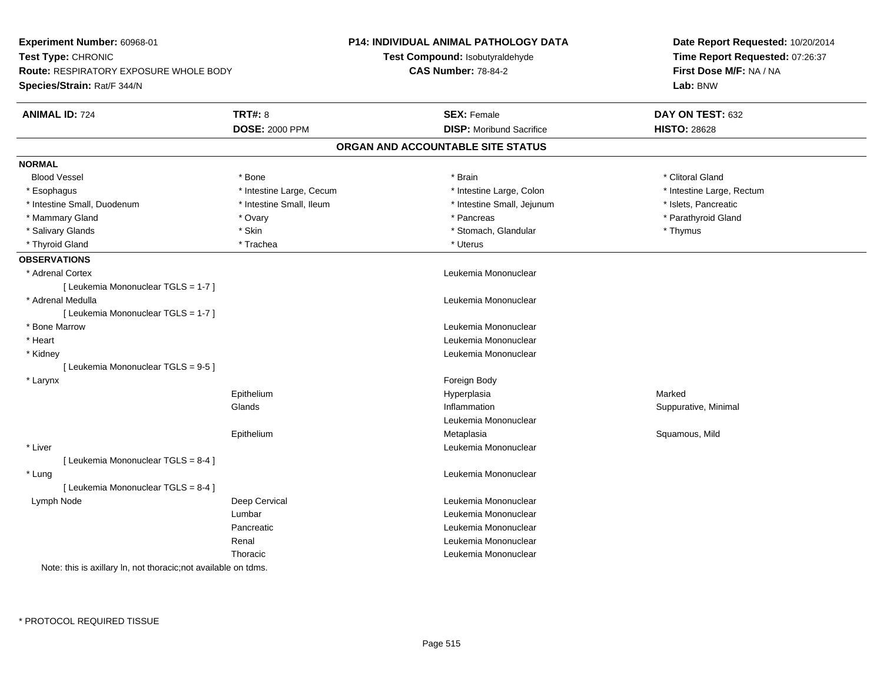**Experiment Number:** 60968-01
**Test Type:** CHRONIC
**Route:** RESPIRATORY EXPOSURE WHOLE BODY
**Species/Strain:** Rat/F 344/N

**P14: INDIVIDUAL ANIMAL PATHOLOGY DATA**
**Test Compound:** Isobutyraldehyde
**CAS Number:** 78-84-2

**Date Report Requested:** 10/20/2014
**Time Report Requested:** 07:26:37
**First Dose M/F:** NA / NA
**Lab:** BNW

| **ANIMAL ID:** 724 | **TRT#:** 8 | **SEX:** Female | **DAY ON TEST:** 632 |
|---|---|---|---|
| | **DOSE:** 2000 PPM | **DISP:** Moribund Sacrifice | **HISTO:** 28628 |

## ORGAN AND ACCOUNTABLE SITE STATUS

**NORMAL**

| | | | |
|---|---|---|---|
| Blood Vessel | * Bone | * Brain | * Clitoral Gland |
| * Esophagus | * Intestine Large, Cecum | * Intestine Large, Colon | * Intestine Large, Rectum |
| * Intestine Small, Duodenum | * Intestine Small, Ileum | * Intestine Small, Jejunum | * Islets, Pancreatic |
| * Mammary Gland | * Ovary | * Pancreas | * Parathyroid Gland |
| * Salivary Glands | * Skin | * Stomach, Glandular | * Thymus |
| * Thyroid Gland | * Trachea | * Uterus | |

**OBSERVATIONS**

| | | | |
|---|---|---|---|
| * Adrenal Cortex | | Leukemia Mononuclear | |
| [ Leukemia Mononuclear TGLS = 1-7 ] | | | |
| * Adrenal Medulla | | Leukemia Mononuclear | |
| [ Leukemia Mononuclear TGLS = 1-7 ] | | | |
| * Bone Marrow | | Leukemia Mononuclear | |
| * Heart | | Leukemia Mononuclear | |
| * Kidney | | Leukemia Mononuclear | |
| [ Leukemia Mononuclear TGLS = 9-5 ] | | | |
| * Larynx | | Foreign Body | |
| | Epithelium | Hyperplasia | Marked |
| | Glands | Inflammation | Suppurative, Minimal |
| | | Leukemia Mononuclear | |
| | Epithelium | Metaplasia | Squamous, Mild |
| * Liver | | Leukemia Mononuclear | |
| [ Leukemia Mononuclear TGLS = 8-4 ] | | | |
| * Lung | | Leukemia Mononuclear | |
| [ Leukemia Mononuclear TGLS = 8-4 ] | | | |
| Lymph Node | Deep Cervical | Leukemia Mononuclear | |
| | Lumbar | Leukemia Mononuclear | |
| | Pancreatic | Leukemia Mononuclear | |
| | Renal | Leukemia Mononuclear | |
| | Thoracic | Leukemia Mononuclear | |

Note: this is axillary ln, not thoracic;not available on tdms.

* PROTOCOL REQUIRED TISSUE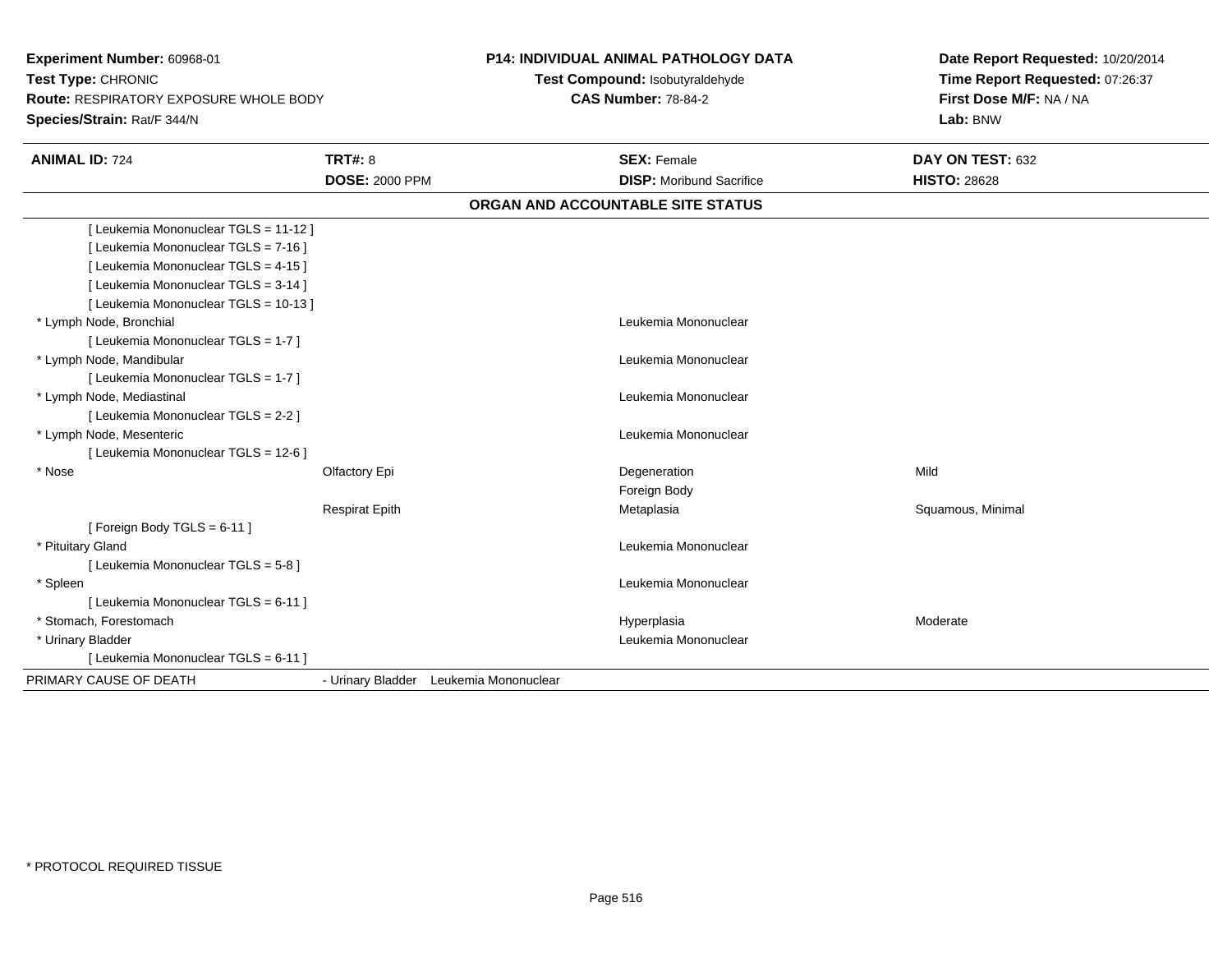**Experiment Number:** 60968-01
**Test Type:** CHRONIC
**Route:** RESPIRATORY EXPOSURE WHOLE BODY
**Species/Strain:** Rat/F 344/N

**P14: INDIVIDUAL ANIMAL PATHOLOGY DATA**
**Test Compound:** Isobutyraldehyde
**CAS Number:** 78-84-2

**Date Report Requested:** 10/20/2014
**Time Report Requested:** 07:26:37
**First Dose M/F:** NA / NA
**Lab:** BNW

| **ANIMAL ID:** 724 | **TRT#:** 8 | **SEX:** Female | **DAY ON TEST:** 632 |
|---|---|---|---|
| | **DOSE:** 2000 PPM | **DISP:** Moribund Sacrifice | **HISTO:** 28628 |

## ORGAN AND ACCOUNTABLE SITE STATUS

| | | | |
|---|---|---|---|
| [ Leukemia Mononuclear TGLS = 11-12 ] | | | |
| [ Leukemia Mononuclear TGLS = 7-16 ] | | | |
| [ Leukemia Mononuclear TGLS = 4-15 ] | | | |
| [ Leukemia Mononuclear TGLS = 3-14 ] | | | |
| [ Leukemia Mononuclear TGLS = 10-13 ] | | | |
| * Lymph Node, Bronchial | | Leukemia Mononuclear | |
| [ Leukemia Mononuclear TGLS = 1-7 ] | | | |
| * Lymph Node, Mandibular | | Leukemia Mononuclear | |
| [ Leukemia Mononuclear TGLS = 1-7 ] | | | |
| * Lymph Node, Mediastinal | | Leukemia Mononuclear | |
| [ Leukemia Mononuclear TGLS = 2-2 ] | | | |
| * Lymph Node, Mesenteric | | Leukemia Mononuclear | |
| [ Leukemia Mononuclear TGLS = 12-6 ] | | | |
| * Nose | Olfactory Epi | Degeneration | Mild |
| | | Foreign Body | |
| | Respirat Epith | Metaplasia | Squamous, Minimal |
| [ Foreign Body TGLS = 6-11 ] | | | |
| * Pituitary Gland | | Leukemia Mononuclear | |
| [ Leukemia Mononuclear TGLS = 5-8 ] | | | |
| * Spleen | | Leukemia Mononuclear | |
| [ Leukemia Mononuclear TGLS = 6-11 ] | | | |
| * Stomach, Forestomach | | Hyperplasia | Moderate |
| * Urinary Bladder | | Leukemia Mononuclear | |
| [ Leukemia Mononuclear TGLS = 6-11 ] | | | |
| PRIMARY CAUSE OF DEATH | - Urinary Bladder Leukemia Mononuclear | | |

* PROTOCOL REQUIRED TISSUE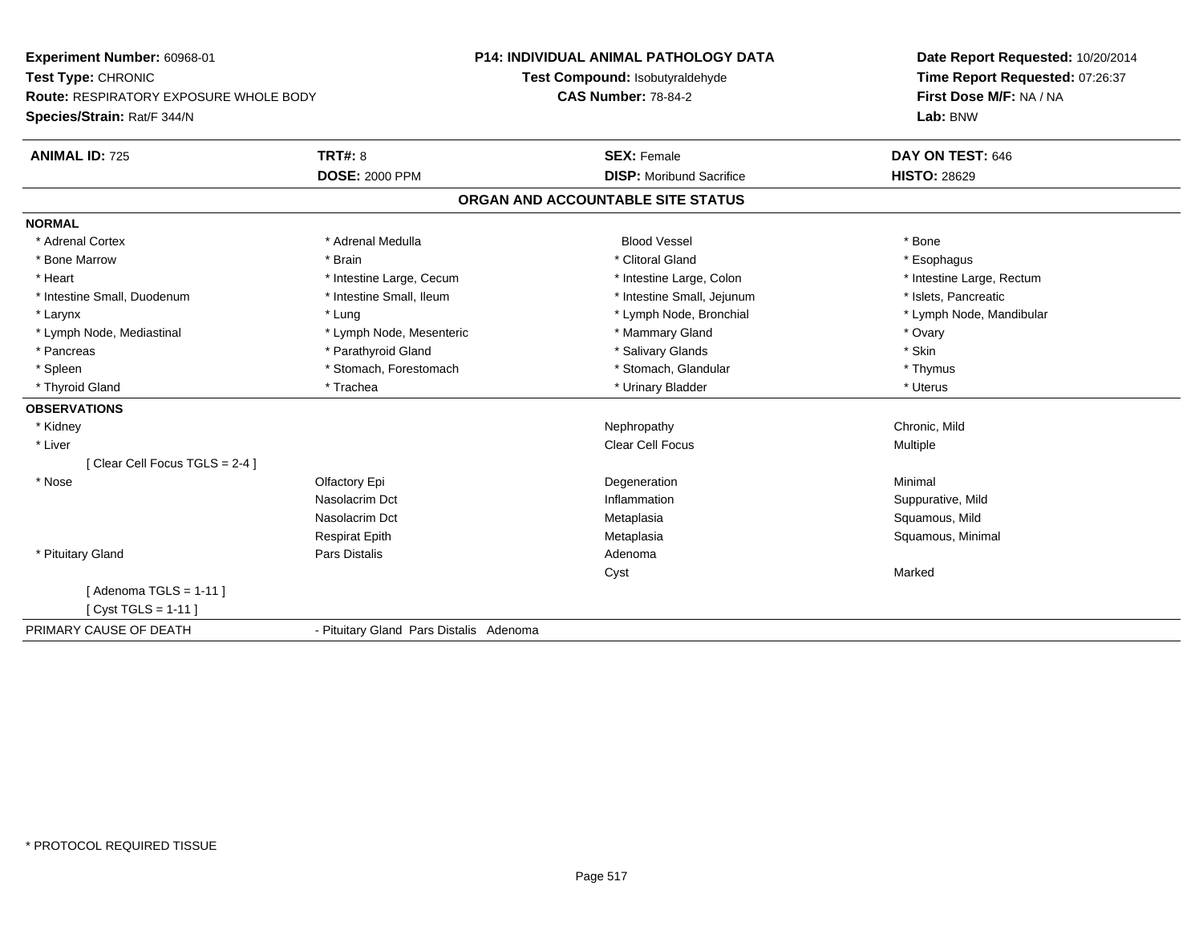**Experiment Number:** 60968-01
**Test Type:** CHRONIC
**Route:** RESPIRATORY EXPOSURE WHOLE BODY
**Species/Strain:** Rat/F 344/N

**P14: INDIVIDUAL ANIMAL PATHOLOGY DATA**
**Test Compound:** Isobutyraldehyde
**CAS Number:** 78-84-2

**Date Report Requested:** 10/20/2014
**Time Report Requested:** 07:26:37
**First Dose M/F:** NA / NA
**Lab:** BNW

| **ANIMAL ID:** 725 | **TRT#:** 8 | **SEX:** Female | **DAY ON TEST:** 646 |
|---|---|---|---|
| | **DOSE:** 2000 PPM | **DISP:** Moribund Sacrifice | **HISTO:** 28629 |

## ORGAN AND ACCOUNTABLE SITE STATUS

**NORMAL**

| | | | |
|---|---|---|---|
| * Adrenal Cortex | * Adrenal Medulla | Blood Vessel | * Bone |
| * Bone Marrow | * Brain | * Clitoral Gland | * Esophagus |
| * Heart | * Intestine Large, Cecum | * Intestine Large, Colon | * Intestine Large, Rectum |
| * Intestine Small, Duodenum | * Intestine Small, Ileum | * Intestine Small, Jejunum | * Islets, Pancreatic |
| * Larynx | * Lung | * Lymph Node, Bronchial | * Lymph Node, Mandibular |
| * Lymph Node, Mediastinal | * Lymph Node, Mesenteric | * Mammary Gland | * Ovary |
| * Pancreas | * Parathyroid Gland | * Salivary Glands | * Skin |
| * Spleen | * Stomach, Forestomach | * Stomach, Glandular | * Thymus |
| * Thyroid Gland | * Trachea | * Urinary Bladder | * Uterus |

**OBSERVATIONS**

| | | | |
|---|---|---|---|
| * Kidney | | Nephropathy | Chronic, Mild |
| * Liver | | Clear Cell Focus | Multiple |
| [ Clear Cell Focus TGLS = 2-4 ] | | | |
| * Nose | Olfactory Epi | Degeneration | Minimal |
| | Nasolacrim Dct | Inflammation | Suppurative, Mild |
| | Nasolacrim Dct | Metaplasia | Squamous, Mild |
| | Respirat Epith | Metaplasia | Squamous, Minimal |
| * Pituitary Gland | Pars Distalis | Adenoma | |
| | | Cyst | Marked |
| [ Adenoma TGLS = 1-11 ] | | | |
| [ Cyst TGLS = 1-11 ] | | | |

| | |
|---|---|
| PRIMARY CAUSE OF DEATH | - Pituitary Gland Pars Distalis Adenoma |

* PROTOCOL REQUIRED TISSUE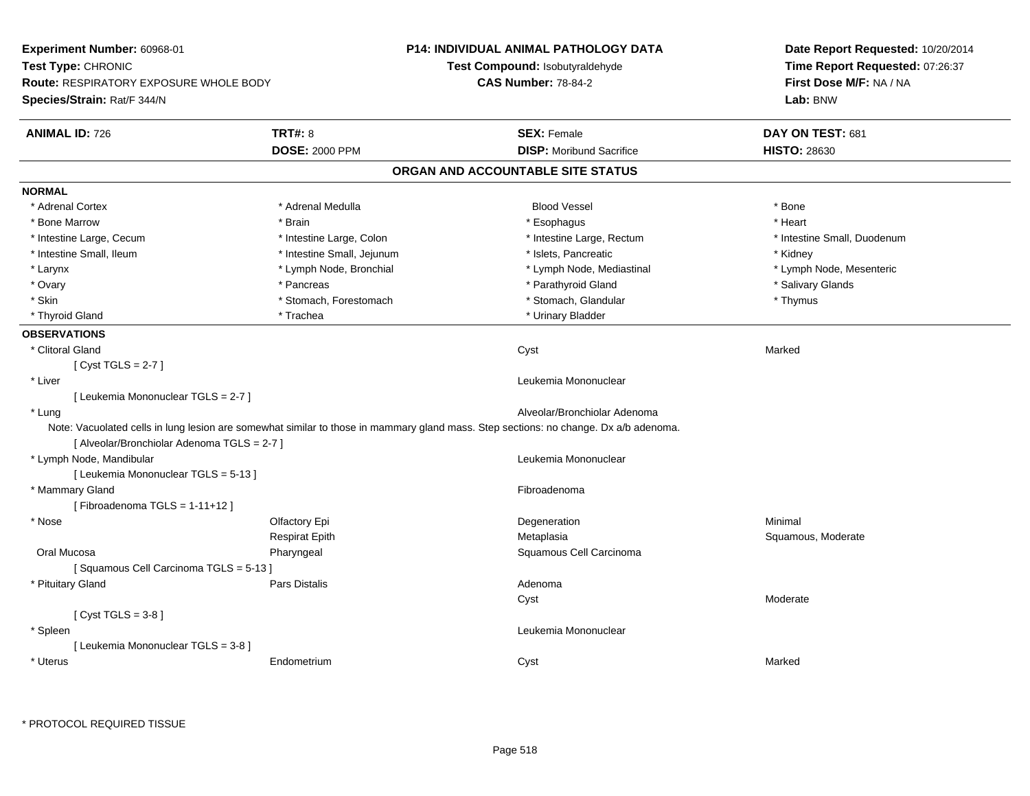**Experiment Number:** 60968-01
**Test Type:** CHRONIC
**Route:** RESPIRATORY EXPOSURE WHOLE BODY
**Species/Strain:** Rat/F 344/N

**P14: INDIVIDUAL ANIMAL PATHOLOGY DATA**
**Test Compound:** Isobutyraldehyde
**CAS Number:** 78-84-2

**Date Report Requested:** 10/20/2014
**Time Report Requested:** 07:26:37
**First Dose M/F:** NA / NA
**Lab:** BNW

| **ANIMAL ID:** 726 | **TRT#:** 8 | **SEX:** Female | **DAY ON TEST:** 681 |
|---|---|---|---|
| | **DOSE:** 2000 PPM | **DISP:** Moribund Sacrifice | **HISTO:** 28630 |

## ORGAN AND ACCOUNTABLE SITE STATUS

**NORMAL**

| | | | |
|---|---|---|---|
| * Adrenal Cortex | * Adrenal Medulla | Blood Vessel | * Bone |
| * Bone Marrow | * Brain | * Esophagus | * Heart |
| * Intestine Large, Cecum | * Intestine Large, Colon | * Intestine Large, Rectum | * Intestine Small, Duodenum |
| * Intestine Small, Ileum | * Intestine Small, Jejunum | * Islets, Pancreatic | * Kidney |
| * Larynx | * Lymph Node, Bronchial | * Lymph Node, Mediastinal | * Lymph Node, Mesenteric |
| * Ovary | * Pancreas | * Parathyroid Gland | * Salivary Glands |
| * Skin | * Stomach, Forestomach | * Stomach, Glandular | * Thymus |
| * Thyroid Gland | * Trachea | * Urinary Bladder | |

**OBSERVATIONS**

| | | | |
|---|---|---|---|
| * Clitoral Gland | | Cyst | Marked |
| [ Cyst TGLS = 2-7 ] | | | |
| * Liver | | Leukemia Mononuclear | |
| [ Leukemia Mononuclear TGLS = 2-7 ] | | | |
| * Lung | | Alveolar/Bronchiolar Adenoma | |
| Note: Vacuolated cells in lung lesion are somewhat similar to those in mammary gland mass. Step sections: no change. Dx a/b adenoma. | | | |
| [ Alveolar/Bronchiolar Adenoma TGLS = 2-7 ] | | | |
| * Lymph Node, Mandibular | | Leukemia Mononuclear | |
| [ Leukemia Mononuclear TGLS = 5-13 ] | | | |
| * Mammary Gland | | Fibroadenoma | |
| [ Fibroadenoma TGLS = 1-11+12 ] | | | |
| * Nose | Olfactory Epi | Degeneration | Minimal |
| | Respirat Epith | Metaplasia | Squamous, Moderate |
| Oral Mucosa | Pharyngeal | Squamous Cell Carcinoma | |
| [ Squamous Cell Carcinoma TGLS = 5-13 ] | | | |
| * Pituitary Gland | Pars Distalis | Adenoma | |
| | | Cyst | Moderate |
| [ Cyst TGLS = 3-8 ] | | | |
| * Spleen | | Leukemia Mononuclear | |
| [ Leukemia Mononuclear TGLS = 3-8 ] | | | |
| * Uterus | Endometrium | Cyst | Marked |

* PROTOCOL REQUIRED TISSUE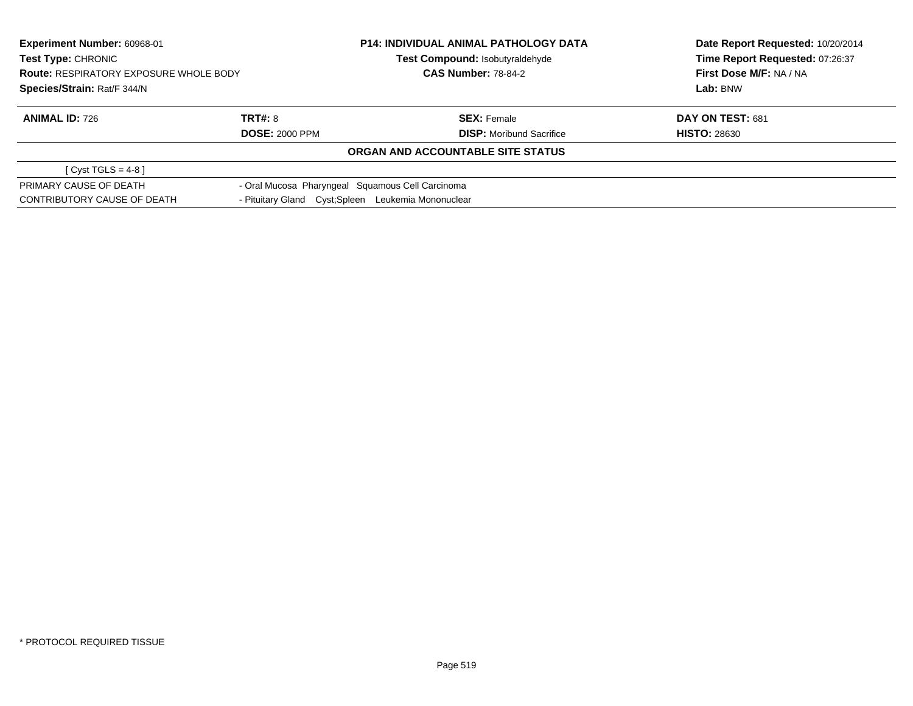| Experiment Number: 60968-01 | P14: INDIVIDUAL ANIMAL PATHOLOGY DATA | Date Report Requested: 10/20/2014 |
|---|---|---|
| Test Type: CHRONIC | Test Compound: Isobutyraldehyde | Time Report Requested: 07:26:37 |
| Route: RESPIRATORY EXPOSURE WHOLE BODY | CAS Number: 78-84-2 | First Dose M/F: NA / NA |
| Species/Strain: Rat/F 344/N | | Lab: BNW |

| ANIMAL ID: 726 | TRT#: 8 | SEX: Female | DAY ON TEST: 681 |
|---|---|---|---|
| | DOSE: 2000 PPM | DISP: Moribund Sacrifice | HISTO: 28630 |

**ORGAN AND ACCOUNTABLE SITE STATUS**

| | |
|---|---|
| [ Cyst TGLS = 4-8 ] | |
| PRIMARY CAUSE OF DEATH | - Oral Mucosa Pharyngeal Squamous Cell Carcinoma |
| CONTRIBUTORY CAUSE OF DEATH | - Pituitary Gland Cyst;Spleen Leukemia Mononuclear |

* PROTOCOL REQUIRED TISSUE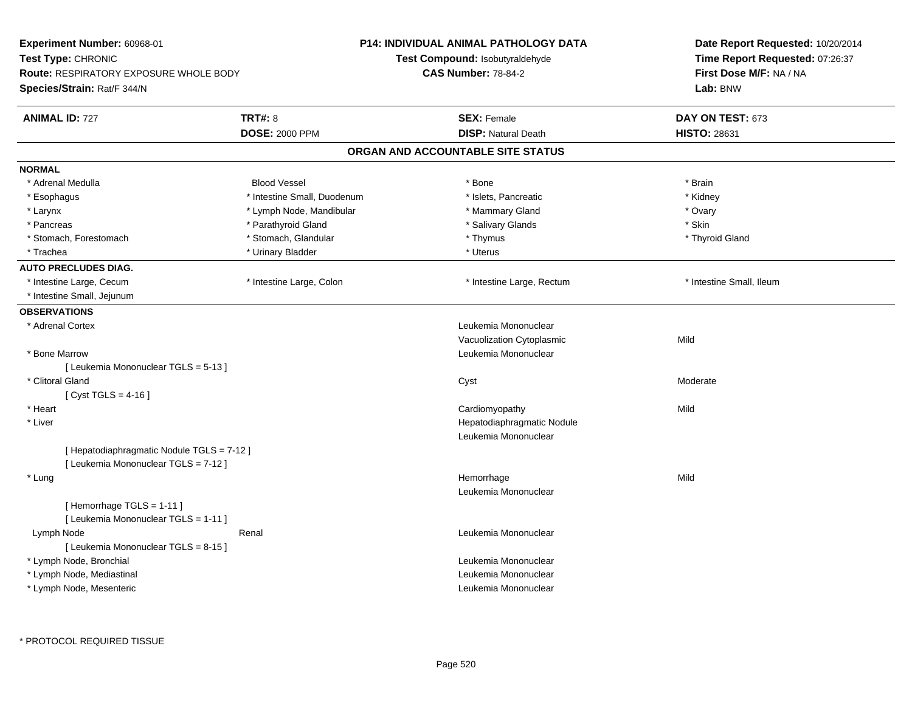**Experiment Number:** 60968-01
**Test Type:** CHRONIC
**Route:** RESPIRATORY EXPOSURE WHOLE BODY
**Species/Strain:** Rat/F 344/N

**P14: INDIVIDUAL ANIMAL PATHOLOGY DATA**
**Test Compound:** Isobutyraldehyde
**CAS Number:** 78-84-2

**Date Report Requested:** 10/20/2014
**Time Report Requested:** 07:26:37
**First Dose M/F:** NA / NA
**Lab:** BNW

| **ANIMAL ID:** 727 | **TRT#:** 8 | **SEX:** Female | **DAY ON TEST:** 673 |
|---|---|---|---|
| | **DOSE:** 2000 PPM | **DISP:** Natural Death | **HISTO:** 28631 |

## ORGAN AND ACCOUNTABLE SITE STATUS

**NORMAL**

| | | | |
|---|---|---|---|
| * Adrenal Medulla | Blood Vessel | * Bone | * Brain |
| * Esophagus | * Intestine Small, Duodenum | * Islets, Pancreatic | * Kidney |
| * Larynx | * Lymph Node, Mandibular | * Mammary Gland | * Ovary |
| * Pancreas | * Parathyroid Gland | * Salivary Glands | * Skin |
| * Stomach, Forestomach | * Stomach, Glandular | * Thymus | * Thyroid Gland |
| * Trachea | * Urinary Bladder | * Uterus | |

**AUTO PRECLUDES DIAG.**

| | | | |
|---|---|---|---|
| * Intestine Large, Cecum | * Intestine Large, Colon | * Intestine Large, Rectum | * Intestine Small, Ileum |
| * Intestine Small, Jejunum | | | |

**OBSERVATIONS**

| | | | |
|---|---|---|---|
| * Adrenal Cortex | | Leukemia Mononuclear | |
| | | Vacuolization Cytoplasmic | Mild |
| * Bone Marrow | | Leukemia Mononuclear | |
| [ Leukemia Mononuclear TGLS = 5-13 ] | | | |
| * Clitoral Gland | | Cyst | Moderate |
| [ Cyst TGLS = 4-16 ] | | | |
| * Heart | | Cardiomyopathy | Mild |
| * Liver | | Hepatodiaphragmatic Nodule | |
| | | Leukemia Mononuclear | |
| [ Hepatodiaphragmatic Nodule TGLS = 7-12 ] | | | |
| [ Leukemia Mononuclear TGLS = 7-12 ] | | | |
| * Lung | | Hemorrhage | Mild |
| | | Leukemia Mononuclear | |
| [ Hemorrhage TGLS = 1-11 ] | | | |
| [ Leukemia Mononuclear TGLS = 1-11 ] | | | |
| Lymph Node | Renal | Leukemia Mononuclear | |
| [ Leukemia Mononuclear TGLS = 8-15 ] | | | |
| * Lymph Node, Bronchial | | Leukemia Mononuclear | |
| * Lymph Node, Mediastinal | | Leukemia Mononuclear | |
| * Lymph Node, Mesenteric | | Leukemia Mononuclear | |

* PROTOCOL REQUIRED TISSUE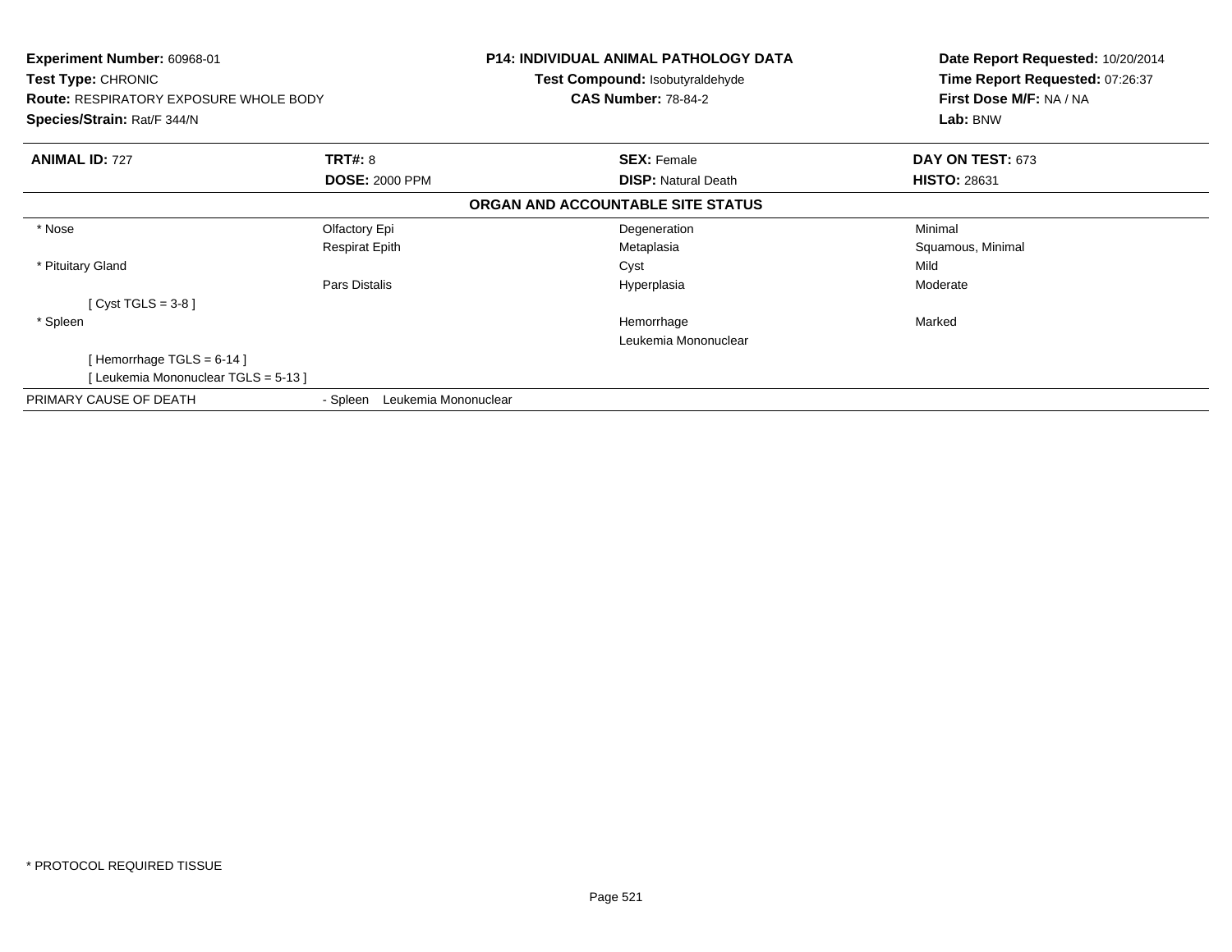**Experiment Number:** 60968-01
**Test Type:** CHRONIC
**Route:** RESPIRATORY EXPOSURE WHOLE BODY
**Species/Strain:** Rat/F 344/N

**P14: INDIVIDUAL ANIMAL PATHOLOGY DATA**
**Test Compound:** Isobutyraldehyde
**CAS Number:** 78-84-2

**Date Report Requested:** 10/20/2014
**Time Report Requested:** 07:26:37
**First Dose M/F:** NA / NA
**Lab:** BNW

| **ANIMAL ID:** 727 | **TRT#:** 8 | **SEX:** Female | **DAY ON TEST:** 673 |
|---|---|---|---|
| | **DOSE:** 2000 PPM | **DISP:** Natural Death | **HISTO:** 28631 |

**ORGAN AND ACCOUNTABLE SITE STATUS**

| | | | |
|---|---|---|---|
| * Nose | Olfactory Epi | Degeneration | Minimal |
| | Respirat Epith | Metaplasia | Squamous, Minimal |
| * Pituitary Gland | | Cyst | Mild |
| | Pars Distalis | Hyperplasia | Moderate |
| [ Cyst TGLS = 3-8 ] | | | |
| * Spleen | | Hemorrhage | Marked |
| | | Leukemia Mononuclear | |
| [ Hemorrhage TGLS = 6-14 ] | | | |
| [ Leukemia Mononuclear TGLS = 5-13 ] | | | |
| PRIMARY CAUSE OF DEATH | - Spleen Leukemia Mononuclear | | |

* PROTOCOL REQUIRED TISSUE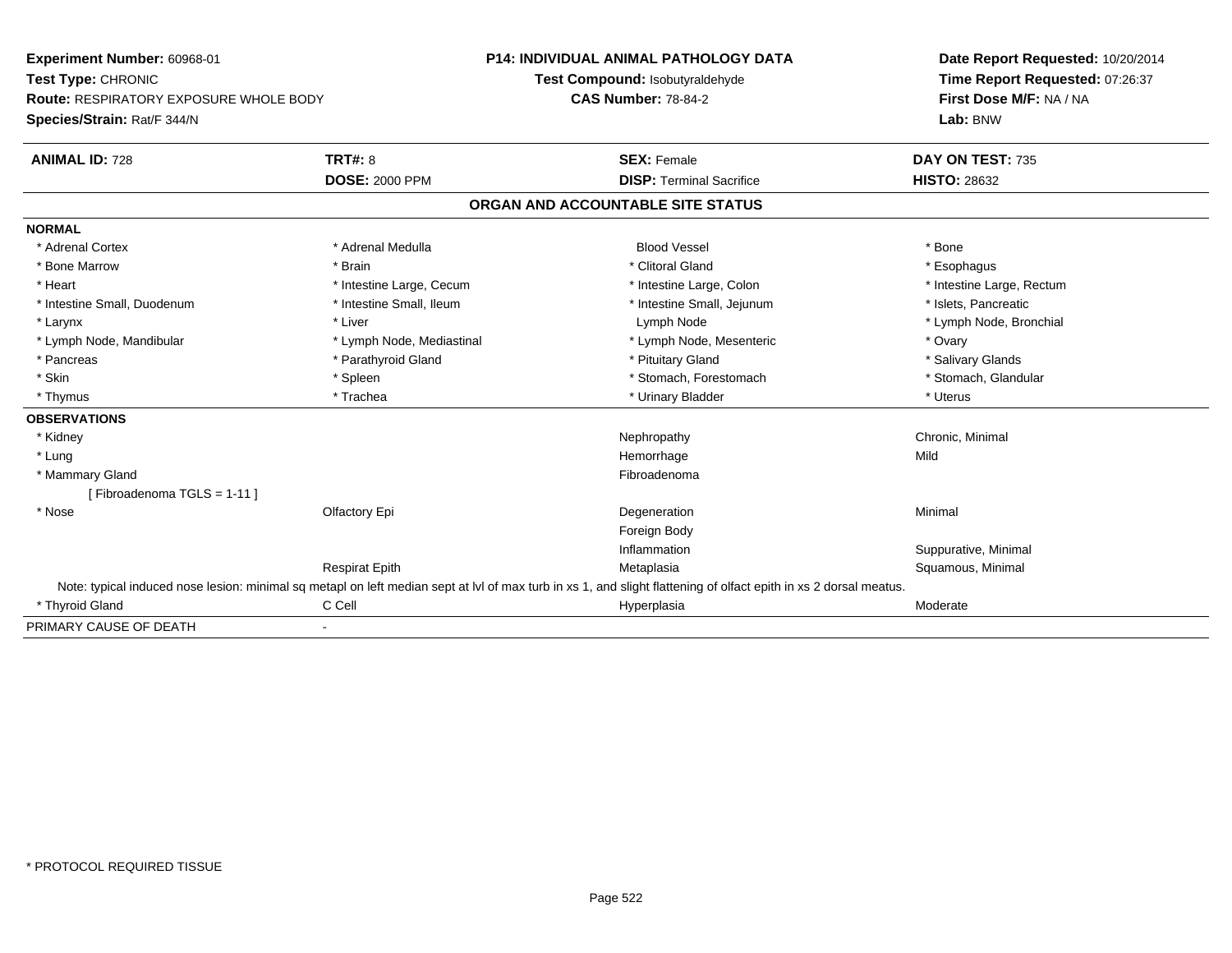**Experiment Number:** 60968-01
**Test Type:** CHRONIC
**Route:** RESPIRATORY EXPOSURE WHOLE BODY
**Species/Strain:** Rat/F 344/N

**P14: INDIVIDUAL ANIMAL PATHOLOGY DATA**
**Test Compound:** Isobutyraldehyde
**CAS Number:** 78-84-2

**Date Report Requested:** 10/20/2014
**Time Report Requested:** 07:26:37
**First Dose M/F:** NA / NA
**Lab:** BNW

| **ANIMAL ID:** 728 | **TRT#:** 8 | **SEX:** Female | **DAY ON TEST:** 735 |
|---|---|---|---|
| | **DOSE:** 2000 PPM | **DISP:** Terminal Sacrifice | **HISTO:** 28632 |

## ORGAN AND ACCOUNTABLE SITE STATUS

**NORMAL**

| | | | |
|---|---|---|---|
| * Adrenal Cortex | * Adrenal Medulla | Blood Vessel | * Bone |
| * Bone Marrow | * Brain | * Clitoral Gland | * Esophagus |
| * Heart | * Intestine Large, Cecum | * Intestine Large, Colon | * Intestine Large, Rectum |
| * Intestine Small, Duodenum | * Intestine Small, Ileum | * Intestine Small, Jejunum | * Islets, Pancreatic |
| * Larynx | * Liver | Lymph Node | * Lymph Node, Bronchial |
| * Lymph Node, Mandibular | * Lymph Node, Mediastinal | * Lymph Node, Mesenteric | * Ovary |
| * Pancreas | * Parathyroid Gland | * Pituitary Gland | * Salivary Glands |
| * Skin | * Spleen | * Stomach, Forestomach | * Stomach, Glandular |
| * Thymus | * Trachea | * Urinary Bladder | * Uterus |

**OBSERVATIONS**

| | | | |
|---|---|---|---|
| * Kidney | | Nephropathy | Chronic, Minimal |
| * Lung | | Hemorrhage | Mild |
| * Mammary Gland | | Fibroadenoma | |
| [ Fibroadenoma TGLS = 1-11 ] | | | |
| * Nose | Olfactory Epi | Degeneration | Minimal |
| | | Foreign Body | |
| | | Inflammation | Suppurative, Minimal |
| | Respirat Epith | Metaplasia | Squamous, Minimal |

Note: typical induced nose lesion: minimal sq metapl on left median sept at lvl of max turb in xs 1, and slight flattening of olfact epith in xs 2 dorsal meatus.

| | | | |
|---|---|---|---|
| * Thyroid Gland | C Cell | Hyperplasia | Moderate |

PRIMARY CAUSE OF DEATH -

* PROTOCOL REQUIRED TISSUE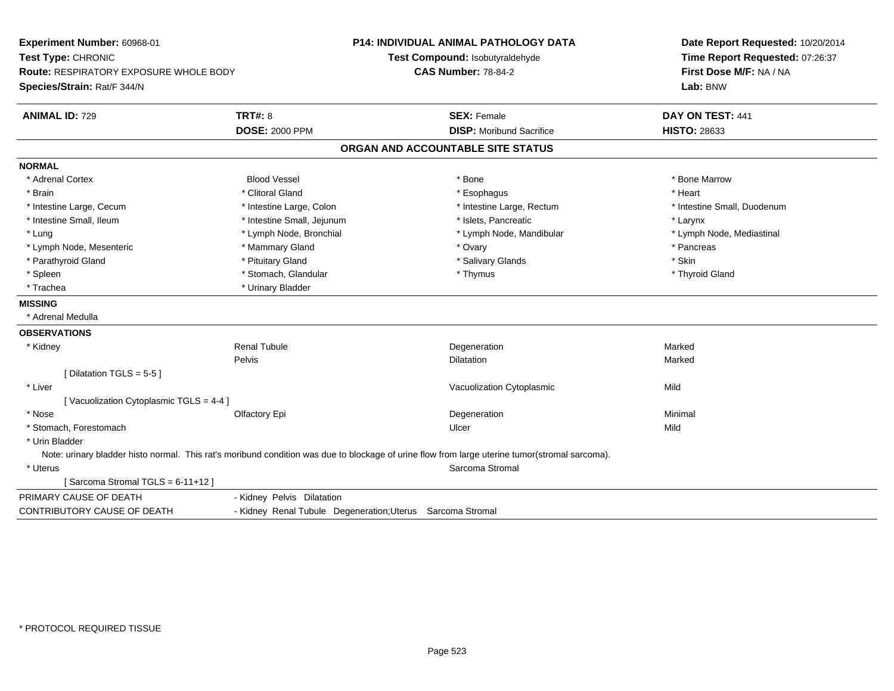**Experiment Number:** 60968-01
**Test Type:** CHRONIC
**Route:** RESPIRATORY EXPOSURE WHOLE BODY
**Species/Strain:** Rat/F 344/N

**P14: INDIVIDUAL ANIMAL PATHOLOGY DATA**
**Test Compound:** Isobutyraldehyde
**CAS Number:** 78-84-2

**Date Report Requested:** 10/20/2014
**Time Report Requested:** 07:26:37
**First Dose M/F:** NA / NA
**Lab:** BNW

| **ANIMAL ID:** 729 | **TRT#:** 8 | **SEX:** Female | **DAY ON TEST:** 441 |
|---|---|---|---|
| | **DOSE:** 2000 PPM | **DISP:** Moribund Sacrifice | **HISTO:** 28633 |

## ORGAN AND ACCOUNTABLE SITE STATUS

**NORMAL**

| | | | |
|---|---|---|---|
| * Adrenal Cortex | Blood Vessel | * Bone | * Bone Marrow |
| * Brain | * Clitoral Gland | * Esophagus | * Heart |
| * Intestine Large, Cecum | * Intestine Large, Colon | * Intestine Large, Rectum | * Intestine Small, Duodenum |
| * Intestine Small, Ileum | * Intestine Small, Jejunum | * Islets, Pancreatic | * Larynx |
| * Lung | * Lymph Node, Bronchial | * Lymph Node, Mandibular | * Lymph Node, Mediastinal |
| * Lymph Node, Mesenteric | * Mammary Gland | * Ovary | * Pancreas |
| * Parathyroid Gland | * Pituitary Gland | * Salivary Glands | * Skin |
| * Spleen | * Stomach, Glandular | * Thymus | * Thyroid Gland |
| * Trachea | * Urinary Bladder | | |

**MISSING**

* Adrenal Medulla

**OBSERVATIONS**

| | | | |
|---|---|---|---|
| * Kidney | Renal Tubule | Degeneration | Marked |
| | Pelvis | Dilatation | Marked |
| [ Dilatation TGLS = 5-5 ] | | | |
| * Liver | | Vacuolization Cytoplasmic | Mild |
| [ Vacuolization Cytoplasmic TGLS = 4-4 ] | | | |
| * Nose | Olfactory Epi | Degeneration | Minimal |
| * Stomach, Forestomach | | Ulcer | Mild |
| * Urin Bladder | | | |

Note: urinary bladder histo normal. This rat's moribund condition was due to blockage of urine flow from large uterine tumor(stromal sarcoma).

| | | | |
|---|---|---|---|
| * Uterus | | Sarcoma Stromal | |
| [ Sarcoma Stromal TGLS = 6-11+12 ] | | | |

| | |
|---|---|
| PRIMARY CAUSE OF DEATH | - Kidney Pelvis Dilatation |
| CONTRIBUTORY CAUSE OF DEATH | - Kidney Renal Tubule Degeneration;Uterus Sarcoma Stromal |

* PROTOCOL REQUIRED TISSUE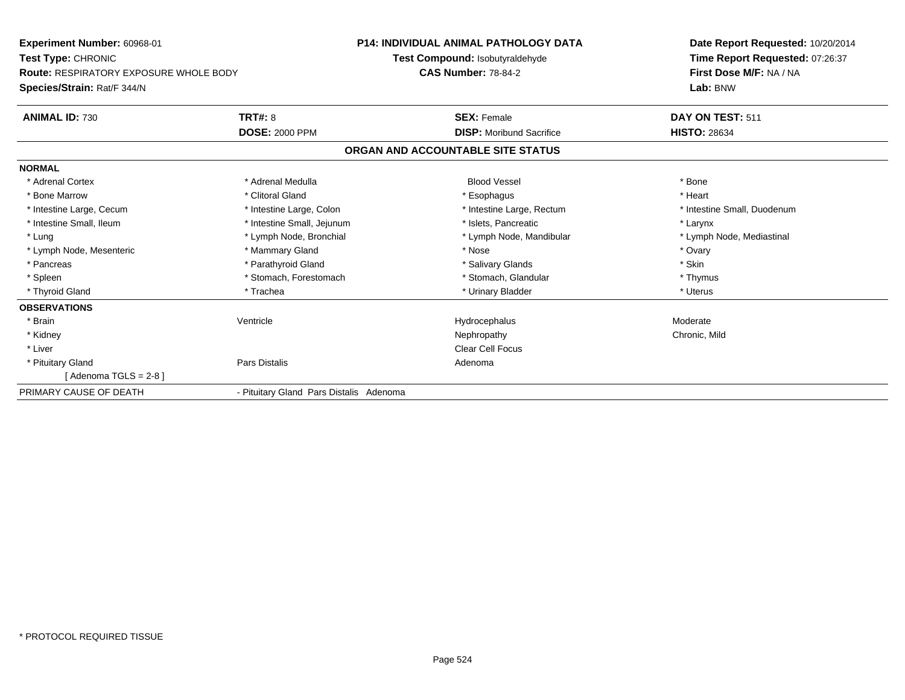**Experiment Number:** 60968-01
**Test Type:** CHRONIC
**Route:** RESPIRATORY EXPOSURE WHOLE BODY
**Species/Strain:** Rat/F 344/N

**P14: INDIVIDUAL ANIMAL PATHOLOGY DATA**
**Test Compound:** Isobutyraldehyde
**CAS Number:** 78-84-2

**Date Report Requested:** 10/20/2014
**Time Report Requested:** 07:26:37
**First Dose M/F:** NA / NA
**Lab:** BNW

| **ANIMAL ID:** 730 | **TRT#:** 8 | **SEX:** Female | **DAY ON TEST:** 511 |
|---|---|---|---|
| | **DOSE:** 2000 PPM | **DISP:** Moribund Sacrifice | **HISTO:** 28634 |

## ORGAN AND ACCOUNTABLE SITE STATUS

**NORMAL**

| | | | |
|---|---|---|---|
| * Adrenal Cortex | * Adrenal Medulla | Blood Vessel | * Bone |
| * Bone Marrow | * Clitoral Gland | * Esophagus | * Heart |
| * Intestine Large, Cecum | * Intestine Large, Colon | * Intestine Large, Rectum | * Intestine Small, Duodenum |
| * Intestine Small, Ileum | * Intestine Small, Jejunum | * Islets, Pancreatic | * Larynx |
| * Lung | * Lymph Node, Bronchial | * Lymph Node, Mandibular | * Lymph Node, Mediastinal |
| * Lymph Node, Mesenteric | * Mammary Gland | * Nose | * Ovary |
| * Pancreas | * Parathyroid Gland | * Salivary Glands | * Skin |
| * Spleen | * Stomach, Forestomach | * Stomach, Glandular | * Thymus |
| * Thyroid Gland | * Trachea | * Urinary Bladder | * Uterus |

**OBSERVATIONS**

| | | | |
|---|---|---|---|
| * Brain | Ventricle | Hydrocephalus | Moderate |
| * Kidney | | Nephropathy | Chronic, Mild |
| * Liver | | Clear Cell Focus | |
| * Pituitary Gland | Pars Distalis | Adenoma | |
| [ Adenoma TGLS = 2-8 ] | | | |

| PRIMARY CAUSE OF DEATH | - Pituitary Gland Pars Distalis Adenoma |
|---|---|

* PROTOCOL REQUIRED TISSUE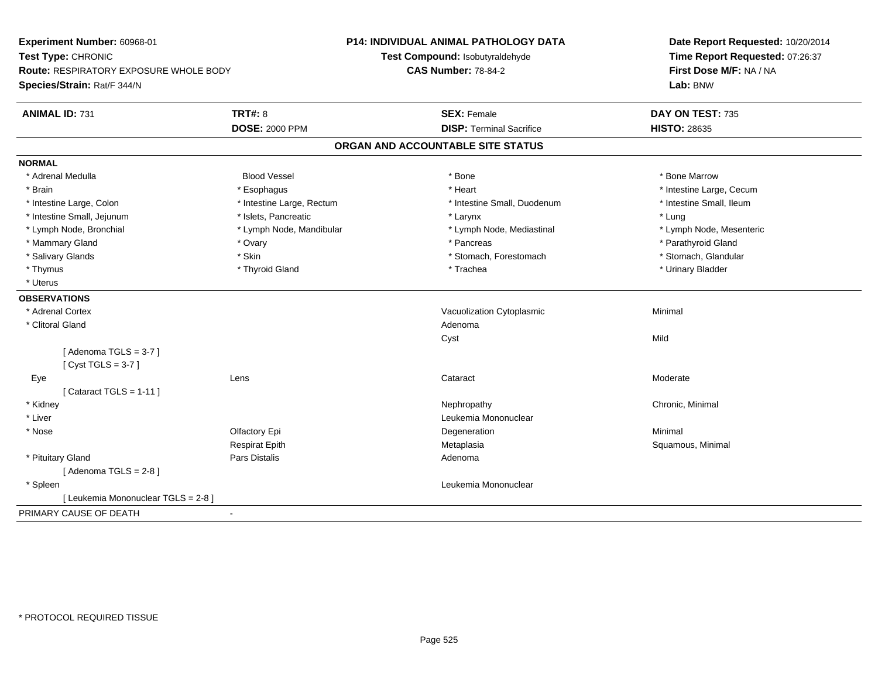**Experiment Number:** 60968-01
**Test Type:** CHRONIC
**Route:** RESPIRATORY EXPOSURE WHOLE BODY
**Species/Strain:** Rat/F 344/N

**P14: INDIVIDUAL ANIMAL PATHOLOGY DATA**
**Test Compound:** Isobutyraldehyde
**CAS Number:** 78-84-2

**Date Report Requested:** 10/20/2014
**Time Report Requested:** 07:26:37
**First Dose M/F:** NA / NA
**Lab:** BNW

| **ANIMAL ID:** 731 | **TRT#:** 8 | **SEX:** Female | **DAY ON TEST:** 735 |
|---|---|---|---|
| | **DOSE:** 2000 PPM | **DISP:** Terminal Sacrifice | **HISTO:** 28635 |

## ORGAN AND ACCOUNTABLE SITE STATUS

**NORMAL**

| | | | |
|---|---|---|---|
| * Adrenal Medulla | Blood Vessel | * Bone | * Bone Marrow |
| * Brain | * Esophagus | * Heart | * Intestine Large, Cecum |
| * Intestine Large, Colon | * Intestine Large, Rectum | * Intestine Small, Duodenum | * Intestine Small, Ileum |
| * Intestine Small, Jejunum | * Islets, Pancreatic | * Larynx | * Lung |
| * Lymph Node, Bronchial | * Lymph Node, Mandibular | * Lymph Node, Mediastinal | * Lymph Node, Mesenteric |
| * Mammary Gland | * Ovary | * Pancreas | * Parathyroid Gland |
| * Salivary Glands | * Skin | * Stomach, Forestomach | * Stomach, Glandular |
| * Thymus | * Thyroid Gland | * Trachea | * Urinary Bladder |
| * Uterus | | | |

**OBSERVATIONS**

| | | | |
|---|---|---|---|
| * Adrenal Cortex | | Vacuolization Cytoplasmic | Minimal |
| * Clitoral Gland | | Adenoma | |
| | | Cyst | Mild |
| [ Adenoma TGLS = 3-7 ] | | | |
| [ Cyst TGLS = 3-7 ] | | | |
| Eye | Lens | Cataract | Moderate |
| [ Cataract TGLS = 1-11 ] | | | |
| * Kidney | | Nephropathy | Chronic, Minimal |
| * Liver | | Leukemia Mononuclear | |
| * Nose | Olfactory Epi | Degeneration | Minimal |
| | Respirat Epith | Metaplasia | Squamous, Minimal |
| * Pituitary Gland | Pars Distalis | Adenoma | |
| [ Adenoma TGLS = 2-8 ] | | | |
| * Spleen | | Leukemia Mononuclear | |
| [ Leukemia Mononuclear TGLS = 2-8 ] | | | |

PRIMARY CAUSE OF DEATH -

* PROTOCOL REQUIRED TISSUE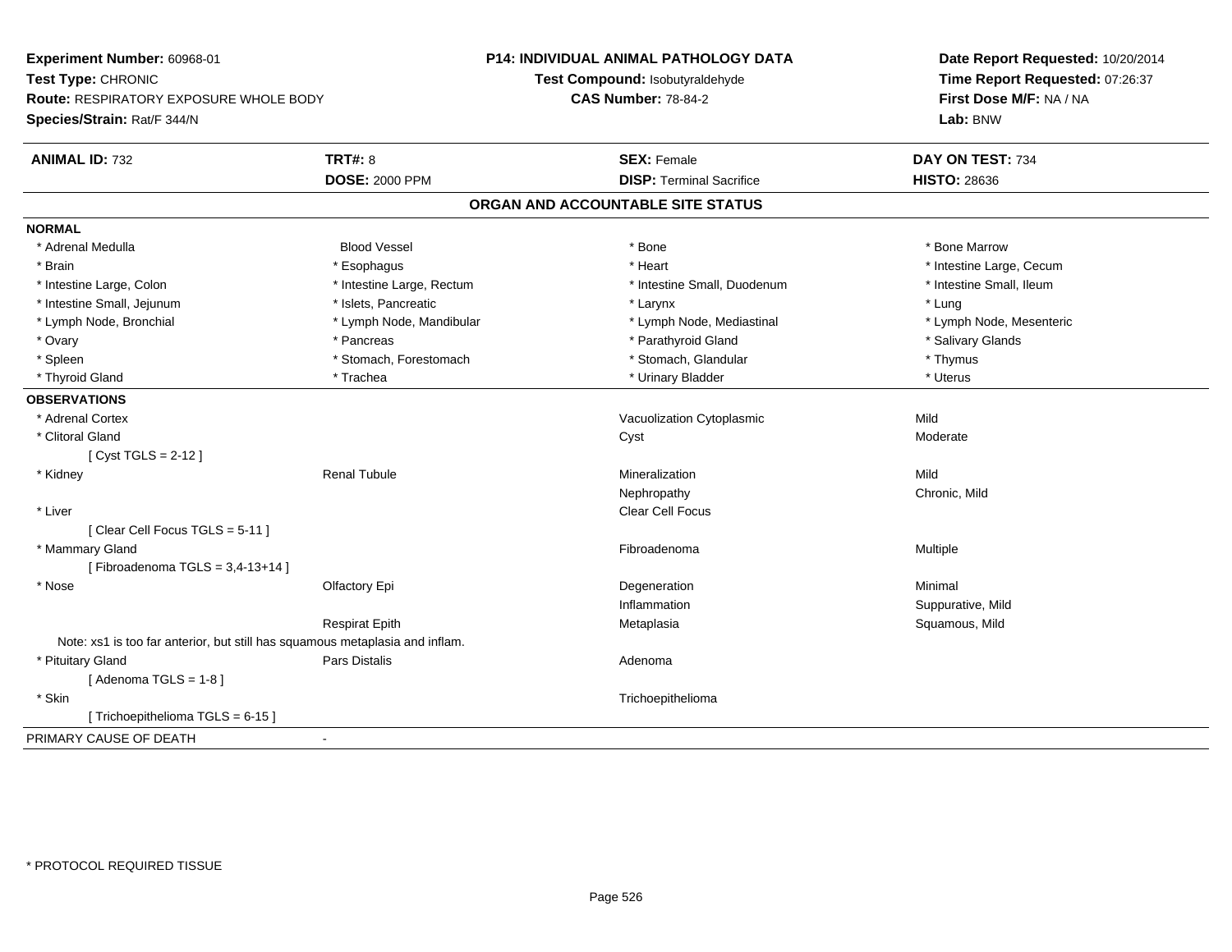**Experiment Number:** 60968-01
**Test Type:** CHRONIC
**Route:** RESPIRATORY EXPOSURE WHOLE BODY
**Species/Strain:** Rat/F 344/N

**P14: INDIVIDUAL ANIMAL PATHOLOGY DATA**
**Test Compound:** Isobutyraldehyde
**CAS Number:** 78-84-2

**Date Report Requested:** 10/20/2014
**Time Report Requested:** 07:26:37
**First Dose M/F:** NA / NA
**Lab:** BNW

| **ANIMAL ID:** 732 | **TRT#:** 8 | **SEX:** Female | **DAY ON TEST:** 734 |
|---|---|---|---|
| | **DOSE:** 2000 PPM | **DISP:** Terminal Sacrifice | **HISTO:** 28636 |

## ORGAN AND ACCOUNTABLE SITE STATUS

**NORMAL**

| | | | |
|---|---|---|---|
| * Adrenal Medulla | Blood Vessel | * Bone | * Bone Marrow |
| * Brain | * Esophagus | * Heart | * Intestine Large, Cecum |
| * Intestine Large, Colon | * Intestine Large, Rectum | * Intestine Small, Duodenum | * Intestine Small, Ileum |
| * Intestine Small, Jejunum | * Islets, Pancreatic | * Larynx | * Lung |
| * Lymph Node, Bronchial | * Lymph Node, Mandibular | * Lymph Node, Mediastinal | * Lymph Node, Mesenteric |
| * Ovary | * Pancreas | * Parathyroid Gland | * Salivary Glands |
| * Spleen | * Stomach, Forestomach | * Stomach, Glandular | * Thymus |
| * Thyroid Gland | * Trachea | * Urinary Bladder | * Uterus |

**OBSERVATIONS**

| | | | |
|---|---|---|---|
| * Adrenal Cortex | | Vacuolization Cytoplasmic | Mild |
| * Clitoral Gland | | Cyst | Moderate |
| [ Cyst TGLS = 2-12 ] | | | |
| * Kidney | Renal Tubule | Mineralization | Mild |
| | | Nephropathy | Chronic, Mild |
| * Liver | | Clear Cell Focus | |
| [ Clear Cell Focus TGLS = 5-11 ] | | | |
| * Mammary Gland | | Fibroadenoma | Multiple |
| [ Fibroadenoma TGLS = 3,4-13+14 ] | | | |
| * Nose | Olfactory Epi | Degeneration | Minimal |
| | | Inflammation | Suppurative, Mild |
| | Respirat Epith | Metaplasia | Squamous, Mild |
| Note: xs1 is too far anterior, but still has squamous metaplasia and inflam. | | | |
| * Pituitary Gland | Pars Distalis | Adenoma | |
| [ Adenoma TGLS = 1-8 ] | | | |
| * Skin | | Trichoepithelioma | |
| [ Trichoepithelioma TGLS = 6-15 ] | | | |

PRIMARY CAUSE OF DEATH -

* PROTOCOL REQUIRED TISSUE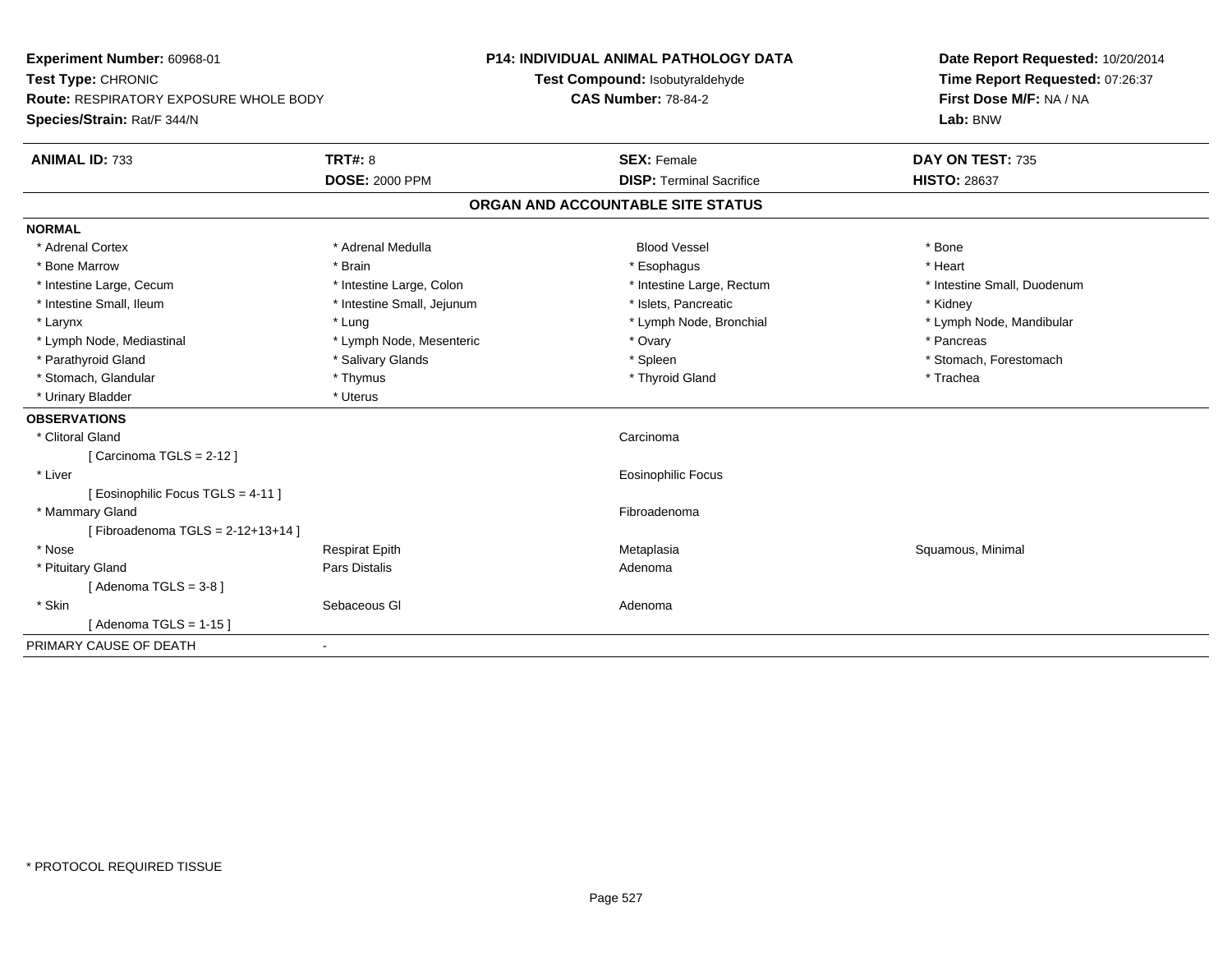**Experiment Number:** 60968-01
**Test Type:** CHRONIC
**Route:** RESPIRATORY EXPOSURE WHOLE BODY
**Species/Strain:** Rat/F 344/N

**P14: INDIVIDUAL ANIMAL PATHOLOGY DATA**
**Test Compound:** Isobutyraldehyde
**CAS Number:** 78-84-2

**Date Report Requested:** 10/20/2014
**Time Report Requested:** 07:26:37
**First Dose M/F:** NA / NA
**Lab:** BNW

| **ANIMAL ID:** 733 | **TRT#:** 8 | **SEX:** Female | **DAY ON TEST:** 735 |
|---|---|---|---|
| | **DOSE:** 2000 PPM | **DISP:** Terminal Sacrifice | **HISTO:** 28637 |

## ORGAN AND ACCOUNTABLE SITE STATUS

**NORMAL**

| | | | |
|---|---|---|---|
| * Adrenal Cortex | * Adrenal Medulla | Blood Vessel | * Bone |
| * Bone Marrow | * Brain | * Esophagus | * Heart |
| * Intestine Large, Cecum | * Intestine Large, Colon | * Intestine Large, Rectum | * Intestine Small, Duodenum |
| * Intestine Small, Ileum | * Intestine Small, Jejunum | * Islets, Pancreatic | * Kidney |
| * Larynx | * Lung | * Lymph Node, Bronchial | * Lymph Node, Mandibular |
| * Lymph Node, Mediastinal | * Lymph Node, Mesenteric | * Ovary | * Pancreas |
| * Parathyroid Gland | * Salivary Glands | * Spleen | * Stomach, Forestomach |
| * Stomach, Glandular | * Thymus | * Thyroid Gland | * Trachea |
| * Urinary Bladder | * Uterus | | |

**OBSERVATIONS**

| | | | |
|---|---|---|---|
| * Clitoral Gland | | Carcinoma | |
| [ Carcinoma TGLS = 2-12 ] | | | |
| * Liver | | Eosinophilic Focus | |
| [ Eosinophilic Focus TGLS = 4-11 ] | | | |
| * Mammary Gland | | Fibroadenoma | |
| [ Fibroadenoma TGLS = 2-12+13+14 ] | | | |
| * Nose | Respirat Epith | Metaplasia | Squamous, Minimal |
| * Pituitary Gland | Pars Distalis | Adenoma | |
| [ Adenoma TGLS = 3-8 ] | | | |
| * Skin | Sebaceous Gl | Adenoma | |
| [ Adenoma TGLS = 1-15 ] | | | |

PRIMARY CAUSE OF DEATH -

* PROTOCOL REQUIRED TISSUE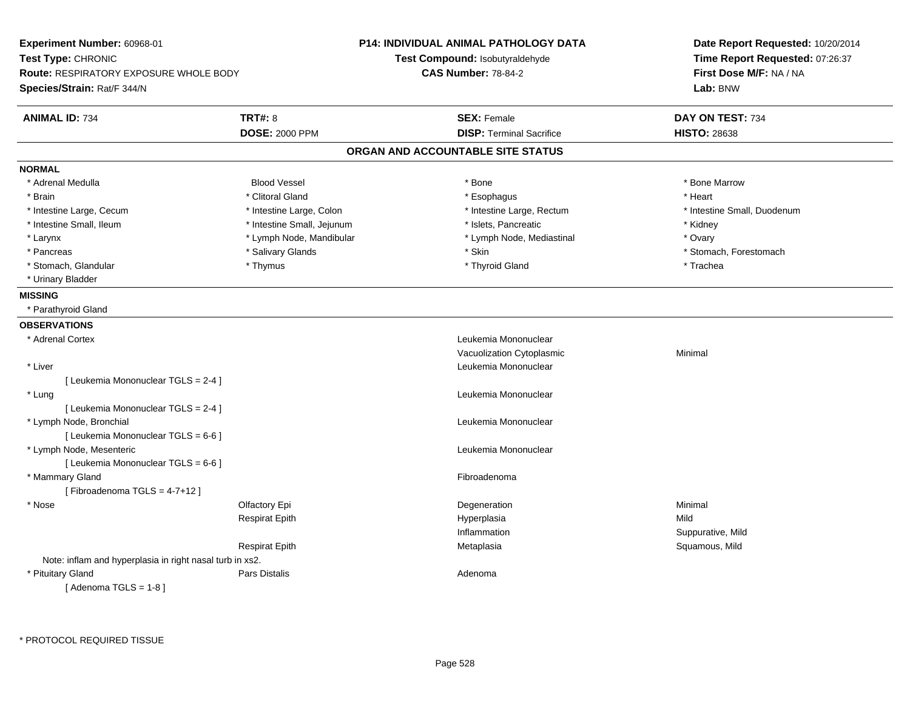**Experiment Number:** 60968-01
**Test Type:** CHRONIC
**Route:** RESPIRATORY EXPOSURE WHOLE BODY
**Species/Strain:** Rat/F 344/N

**P14: INDIVIDUAL ANIMAL PATHOLOGY DATA**
**Test Compound:** Isobutyraldehyde
**CAS Number:** 78-84-2

**Date Report Requested:** 10/20/2014
**Time Report Requested:** 07:26:37
**First Dose M/F:** NA / NA
**Lab:** BNW

| **ANIMAL ID:** 734 | **TRT#:** 8 | **SEX:** Female | **DAY ON TEST:** 734 |
|---|---|---|---|
| | **DOSE:** 2000 PPM | **DISP:** Terminal Sacrifice | **HISTO:** 28638 |

## ORGAN AND ACCOUNTABLE SITE STATUS

**NORMAL**

| | | | |
|---|---|---|---|
| * Adrenal Medulla | Blood Vessel | * Bone | * Bone Marrow |
| * Brain | * Clitoral Gland | * Esophagus | * Heart |
| * Intestine Large, Cecum | * Intestine Large, Colon | * Intestine Large, Rectum | * Intestine Small, Duodenum |
| * Intestine Small, Ileum | * Intestine Small, Jejunum | * Islets, Pancreatic | * Kidney |
| * Larynx | * Lymph Node, Mandibular | * Lymph Node, Mediastinal | * Ovary |
| * Pancreas | * Salivary Glands | * Skin | * Stomach, Forestomach |
| * Stomach, Glandular | * Thymus | * Thyroid Gland | * Trachea |
| * Urinary Bladder | | | |

**MISSING**

* Parathyroid Gland

**OBSERVATIONS**

| | | | |
|---|---|---|---|
| * Adrenal Cortex | | Leukemia Mononuclear | |
| | | Vacuolization Cytoplasmic | Minimal |
| * Liver | | Leukemia Mononuclear | |
| [ Leukemia Mononuclear TGLS = 2-4 ] | | | |
| * Lung | | Leukemia Mononuclear | |
| [ Leukemia Mononuclear TGLS = 2-4 ] | | | |
| * Lymph Node, Bronchial | | Leukemia Mononuclear | |
| [ Leukemia Mononuclear TGLS = 6-6 ] | | | |
| * Lymph Node, Mesenteric | | Leukemia Mononuclear | |
| [ Leukemia Mononuclear TGLS = 6-6 ] | | | |
| * Mammary Gland | | Fibroadenoma | |
| [ Fibroadenoma TGLS = 4-7+12 ] | | | |
| * Nose | Olfactory Epi | Degeneration | Minimal |
| | Respirat Epith | Hyperplasia | Mild |
| | | Inflammation | Suppurative, Mild |
| | Respirat Epith | Metaplasia | Squamous, Mild |
| Note: inflam and hyperplasia in right nasal turb in xs2. | | | |
| * Pituitary Gland | Pars Distalis | Adenoma | |
| [ Adenoma TGLS = 1-8 ] | | | |

* PROTOCOL REQUIRED TISSUE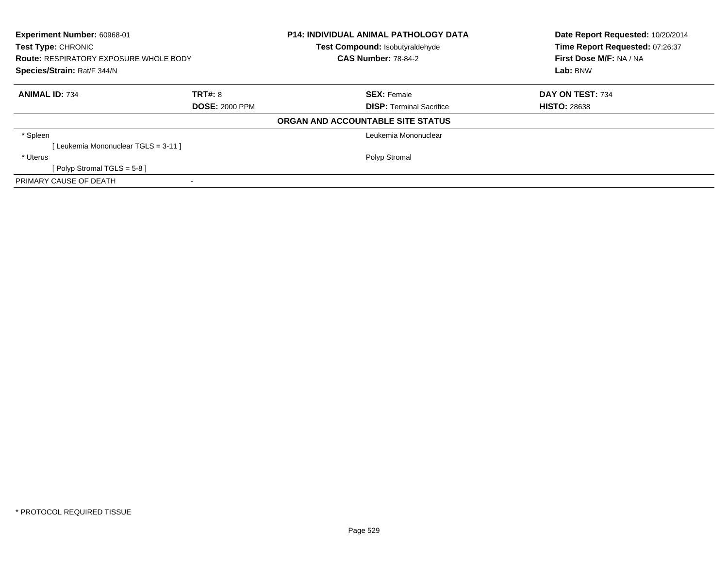**Experiment Number:** 60968-01
**Test Type:** CHRONIC
**Route:** RESPIRATORY EXPOSURE WHOLE BODY
**Species/Strain:** Rat/F 344/N

**P14: INDIVIDUAL ANIMAL PATHOLOGY DATA**
**Test Compound:** Isobutyraldehyde
**CAS Number:** 78-84-2

**Date Report Requested:** 10/20/2014
**Time Report Requested:** 07:26:37
**First Dose M/F:** NA / NA
**Lab:** BNW

| **ANIMAL ID:** 734 | **TRT#:** 8 | **SEX:** Female | **DAY ON TEST:** 734 |
|---|---|---|---|
| | **DOSE:** 2000 PPM | **DISP:** Terminal Sacrifice | **HISTO:** 28638 |

**ORGAN AND ACCOUNTABLE SITE STATUS**

| | | |
|---|---|---|
| * Spleen | | Leukemia Mononuclear |
| [ Leukemia Mononuclear TGLS = 3-11 ] | | |
| * Uterus | | Polyp Stromal |
| [ Polyp Stromal TGLS = 5-8 ] | | |
| PRIMARY CAUSE OF DEATH | - | |

* PROTOCOL REQUIRED TISSUE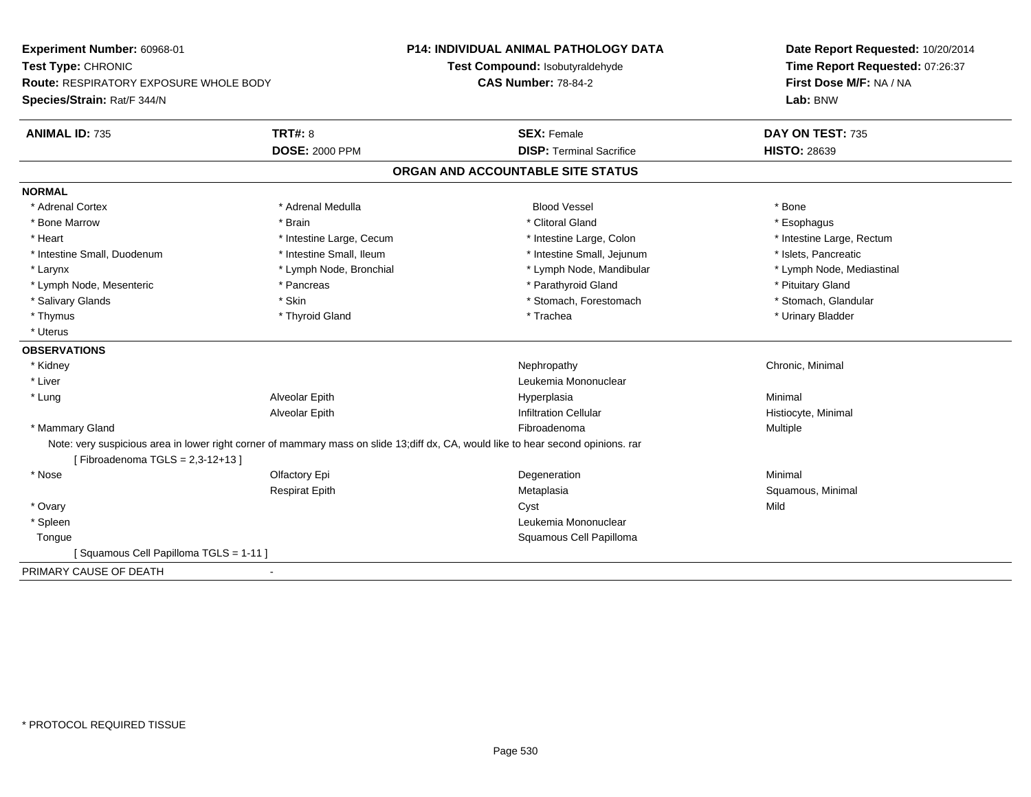**Experiment Number:** 60968-01
**Test Type:** CHRONIC
**Route:** RESPIRATORY EXPOSURE WHOLE BODY
**Species/Strain:** Rat/F 344/N

**P14: INDIVIDUAL ANIMAL PATHOLOGY DATA**
**Test Compound:** Isobutyraldehyde
**CAS Number:** 78-84-2

**Date Report Requested:** 10/20/2014
**Time Report Requested:** 07:26:37
**First Dose M/F:** NA / NA
**Lab:** BNW

| **ANIMAL ID:** 735 | **TRT#:** 8 | **SEX:** Female | **DAY ON TEST:** 735 |
|---|---|---|---|
| | **DOSE:** 2000 PPM | **DISP:** Terminal Sacrifice | **HISTO:** 28639 |

## ORGAN AND ACCOUNTABLE SITE STATUS

**NORMAL**

| | | | |
|---|---|---|---|
| * Adrenal Cortex | * Adrenal Medulla | Blood Vessel | * Bone |
| * Bone Marrow | * Brain | * Clitoral Gland | * Esophagus |
| * Heart | * Intestine Large, Cecum | * Intestine Large, Colon | * Intestine Large, Rectum |
| * Intestine Small, Duodenum | * Intestine Small, Ileum | * Intestine Small, Jejunum | * Islets, Pancreatic |
| * Larynx | * Lymph Node, Bronchial | * Lymph Node, Mandibular | * Lymph Node, Mediastinal |
| * Lymph Node, Mesenteric | * Pancreas | * Parathyroid Gland | * Pituitary Gland |
| * Salivary Glands | * Skin | * Stomach, Forestomach | * Stomach, Glandular |
| * Thymus | * Thyroid Gland | * Trachea | * Urinary Bladder |
| * Uterus | | | |

**OBSERVATIONS**

| | | | |
|---|---|---|---|
| * Kidney | | Nephropathy | Chronic, Minimal |
| * Liver | | Leukemia Mononuclear | |
| * Lung | Alveolar Epith | Hyperplasia | Minimal |
| | Alveolar Epith | Infiltration Cellular | Histiocyte, Minimal |
| * Mammary Gland | | Fibroadenoma | Multiple |

Note: very suspicious area in lower right corner of mammary mass on slide 13;diff dx, CA, would like to hear second opinions. rar

[ Fibroadenoma TGLS = 2,3-12+13 ]

| | | | |
|---|---|---|---|
| * Nose | Olfactory Epi | Degeneration | Minimal |
| | Respirat Epith | Metaplasia | Squamous, Minimal |
| * Ovary | | Cyst | Mild |
| * Spleen | | Leukemia Mononuclear | |
| Tongue | | Squamous Cell Papilloma | |

[ Squamous Cell Papilloma TGLS = 1-11 ]

PRIMARY CAUSE OF DEATH -

* PROTOCOL REQUIRED TISSUE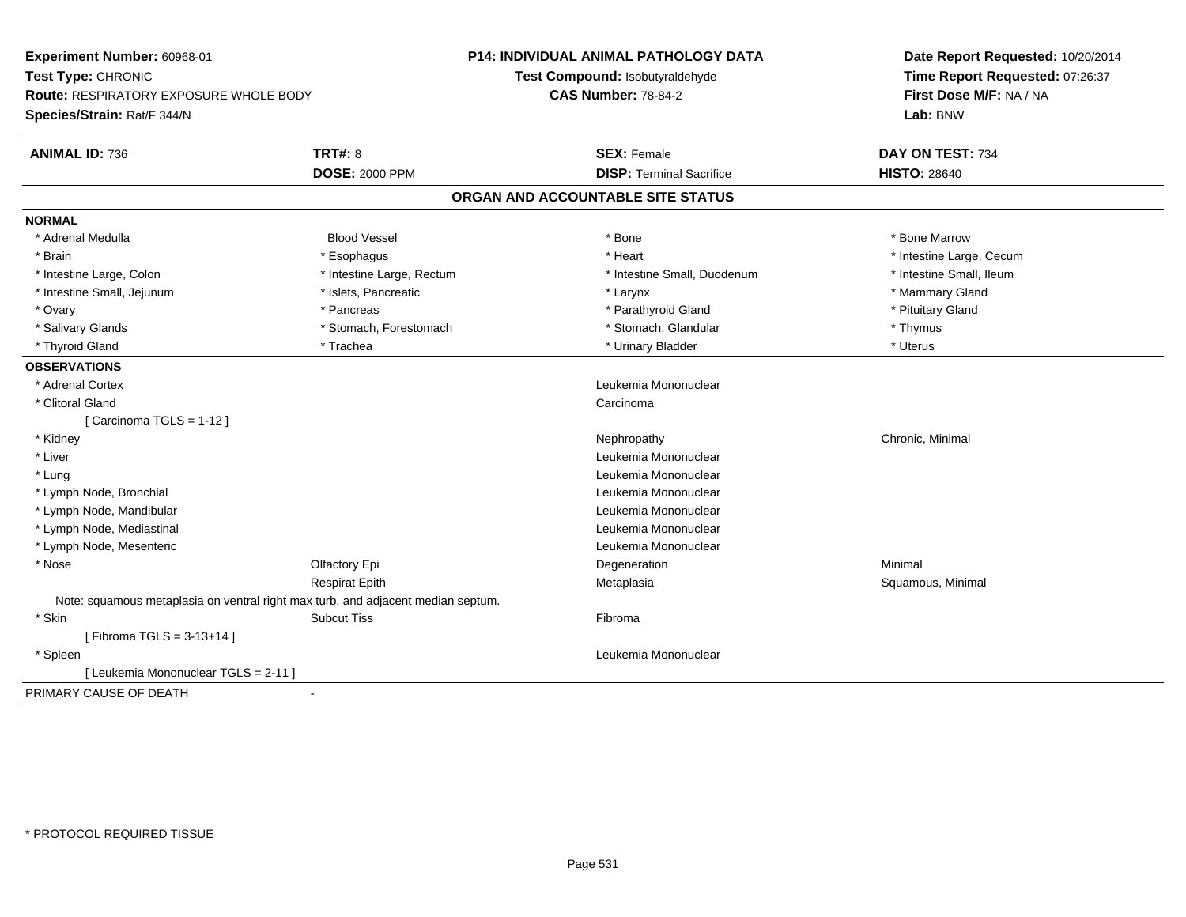**Experiment Number:** 60968-01
**Test Type:** CHRONIC
**Route:** RESPIRATORY EXPOSURE WHOLE BODY
**Species/Strain:** Rat/F 344/N

**P14: INDIVIDUAL ANIMAL PATHOLOGY DATA**
**Test Compound:** Isobutyraldehyde
**CAS Number:** 78-84-2

**Date Report Requested:** 10/20/2014
**Time Report Requested:** 07:26:37
**First Dose M/F:** NA / NA
**Lab:** BNW

| **ANIMAL ID:** 736 | **TRT#:** 8 | **SEX:** Female | **DAY ON TEST:** 734 |
|---|---|---|---|
| | **DOSE:** 2000 PPM | **DISP:** Terminal Sacrifice | **HISTO:** 28640 |

## ORGAN AND ACCOUNTABLE SITE STATUS

**NORMAL**

| | | | |
|---|---|---|---|
| * Adrenal Medulla | Blood Vessel | * Bone | * Bone Marrow |
| * Brain | * Esophagus | * Heart | * Intestine Large, Cecum |
| * Intestine Large, Colon | * Intestine Large, Rectum | * Intestine Small, Duodenum | * Intestine Small, Ileum |
| * Intestine Small, Jejunum | * Islets, Pancreatic | * Larynx | * Mammary Gland |
| * Ovary | * Pancreas | * Parathyroid Gland | * Pituitary Gland |
| * Salivary Glands | * Stomach, Forestomach | * Stomach, Glandular | * Thymus |
| * Thyroid Gland | * Trachea | * Urinary Bladder | * Uterus |

**OBSERVATIONS**

| | | | |
|---|---|---|---|
| * Adrenal Cortex | | Leukemia Mononuclear | |
| * Clitoral Gland | | Carcinoma | |
| [ Carcinoma TGLS = 1-12 ] | | | |
| * Kidney | | Nephropathy | Chronic, Minimal |
| * Liver | | Leukemia Mononuclear | |
| * Lung | | Leukemia Mononuclear | |
| * Lymph Node, Bronchial | | Leukemia Mononuclear | |
| * Lymph Node, Mandibular | | Leukemia Mononuclear | |
| * Lymph Node, Mediastinal | | Leukemia Mononuclear | |
| * Lymph Node, Mesenteric | | Leukemia Mononuclear | |
| * Nose | Olfactory Epi | Degeneration | Minimal |
| | Respirat Epith | Metaplasia | Squamous, Minimal |
| Note: squamous metaplasia on ventral right max turb, and adjacent median septum. | | | |
| * Skin | Subcut Tiss | Fibroma | |
| [ Fibroma TGLS = 3-13+14 ] | | | |
| * Spleen | | Leukemia Mononuclear | |
| [ Leukemia Mononuclear TGLS = 2-11 ] | | | |

PRIMARY CAUSE OF DEATH -

* PROTOCOL REQUIRED TISSUE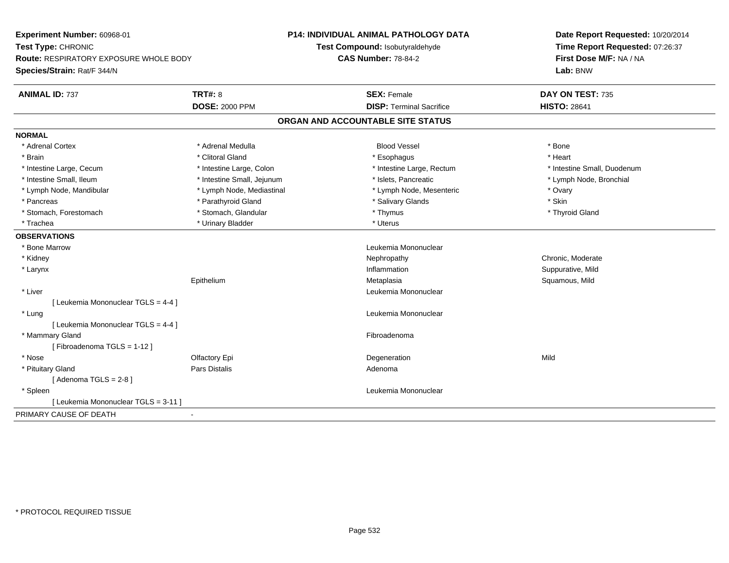**Experiment Number:** 60968-01
**Test Type:** CHRONIC
**Route:** RESPIRATORY EXPOSURE WHOLE BODY
**Species/Strain:** Rat/F 344/N

**P14: INDIVIDUAL ANIMAL PATHOLOGY DATA**
**Test Compound:** Isobutyraldehyde
**CAS Number:** 78-84-2

**Date Report Requested:** 10/20/2014
**Time Report Requested:** 07:26:37
**First Dose M/F:** NA / NA
**Lab:** BNW

| **ANIMAL ID:** 737 | **TRT#:** 8 | **SEX:** Female | **DAY ON TEST:** 735 |
|---|---|---|---|
| | **DOSE:** 2000 PPM | **DISP:** Terminal Sacrifice | **HISTO:** 28641 |

## ORGAN AND ACCOUNTABLE SITE STATUS

**NORMAL**

| | | | |
|---|---|---|---|
| * Adrenal Cortex | * Adrenal Medulla | Blood Vessel | * Bone |
| * Brain | * Clitoral Gland | * Esophagus | * Heart |
| * Intestine Large, Cecum | * Intestine Large, Colon | * Intestine Large, Rectum | * Intestine Small, Duodenum |
| * Intestine Small, Ileum | * Intestine Small, Jejunum | * Islets, Pancreatic | * Lymph Node, Bronchial |
| * Lymph Node, Mandibular | * Lymph Node, Mediastinal | * Lymph Node, Mesenteric | * Ovary |
| * Pancreas | * Parathyroid Gland | * Salivary Glands | * Skin |
| * Stomach, Forestomach | * Stomach, Glandular | * Thymus | * Thyroid Gland |
| * Trachea | * Urinary Bladder | * Uterus | |

**OBSERVATIONS**

| | | | |
|---|---|---|---|
| * Bone Marrow | | Leukemia Mononuclear | |
| * Kidney | | Nephropathy | Chronic, Moderate |
| * Larynx | | Inflammation | Suppurative, Mild |
| | Epithelium | Metaplasia | Squamous, Mild |
| * Liver | | Leukemia Mononuclear | |
| [ Leukemia Mononuclear TGLS = 4-4 ] | | | |
| * Lung | | Leukemia Mononuclear | |
| [ Leukemia Mononuclear TGLS = 4-4 ] | | | |
| * Mammary Gland | | Fibroadenoma | |
| [ Fibroadenoma TGLS = 1-12 ] | | | |
| * Nose | Olfactory Epi | Degeneration | Mild |
| * Pituitary Gland | Pars Distalis | Adenoma | |
| [ Adenoma TGLS = 2-8 ] | | | |
| * Spleen | | Leukemia Mononuclear | |
| [ Leukemia Mononuclear TGLS = 3-11 ] | | | |

PRIMARY CAUSE OF DEATH -

* PROTOCOL REQUIRED TISSUE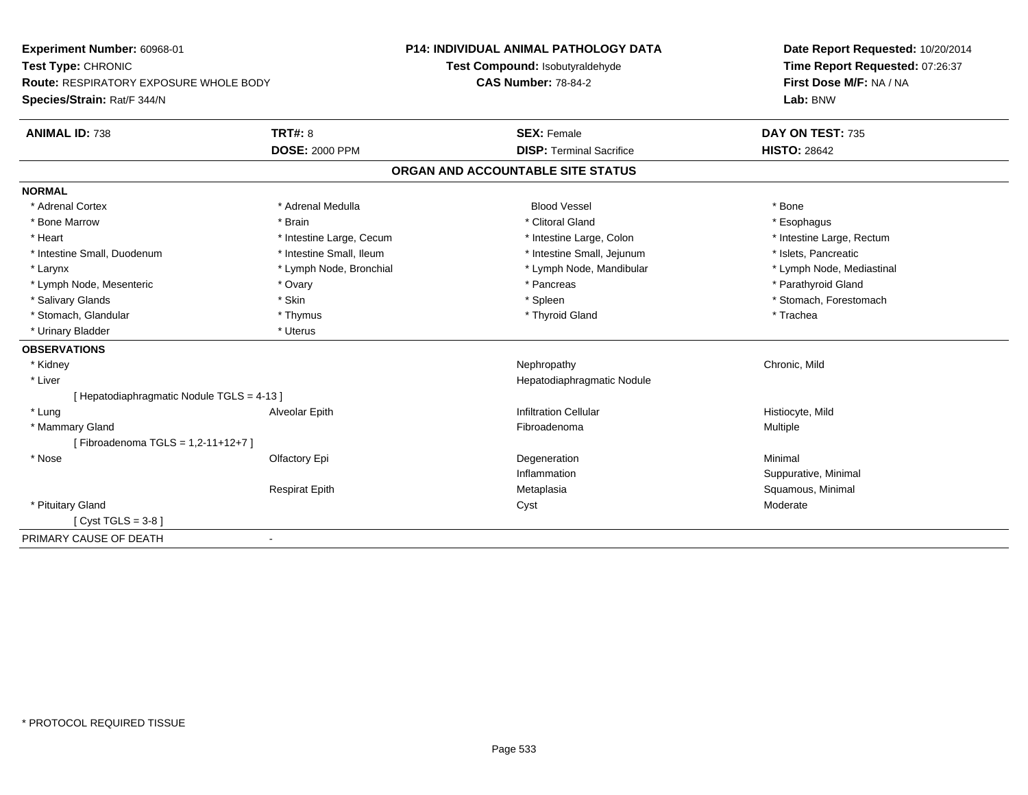**Experiment Number:** 60968-01
**Test Type:** CHRONIC
**Route:** RESPIRATORY EXPOSURE WHOLE BODY
**Species/Strain:** Rat/F 344/N

**P14: INDIVIDUAL ANIMAL PATHOLOGY DATA**
**Test Compound:** Isobutyraldehyde
**CAS Number:** 78-84-2

**Date Report Requested:** 10/20/2014
**Time Report Requested:** 07:26:37
**First Dose M/F:** NA / NA
**Lab:** BNW

| **ANIMAL ID:** 738 | **TRT#:** 8 | **SEX:** Female | **DAY ON TEST:** 735 |
|---|---|---|---|
| | **DOSE:** 2000 PPM | **DISP:** Terminal Sacrifice | **HISTO:** 28642 |

## ORGAN AND ACCOUNTABLE SITE STATUS

**NORMAL**

| | | | |
|---|---|---|---|
| * Adrenal Cortex | * Adrenal Medulla | Blood Vessel | * Bone |
| * Bone Marrow | * Brain | * Clitoral Gland | * Esophagus |
| * Heart | * Intestine Large, Cecum | * Intestine Large, Colon | * Intestine Large, Rectum |
| * Intestine Small, Duodenum | * Intestine Small, Ileum | * Intestine Small, Jejunum | * Islets, Pancreatic |
| * Larynx | * Lymph Node, Bronchial | * Lymph Node, Mandibular | * Lymph Node, Mediastinal |
| * Lymph Node, Mesenteric | * Ovary | * Pancreas | * Parathyroid Gland |
| * Salivary Glands | * Skin | * Spleen | * Stomach, Forestomach |
| * Stomach, Glandular | * Thymus | * Thyroid Gland | * Trachea |
| * Urinary Bladder | * Uterus | | |

**OBSERVATIONS**

| | | | |
|---|---|---|---|
| * Kidney | | Nephropathy | Chronic, Mild |
| * Liver | | Hepatodiaphragmatic Nodule | |
| [ Hepatodiaphragmatic Nodule TGLS = 4-13 ] | | | |
| * Lung | Alveolar Epith | Infiltration Cellular | Histiocyte, Mild |
| * Mammary Gland | | Fibroadenoma | Multiple |
| [ Fibroadenoma TGLS = 1,2-11+12+7 ] | | | |
| * Nose | Olfactory Epi | Degeneration | Minimal |
| | | Inflammation | Suppurative, Minimal |
| | Respirat Epith | Metaplasia | Squamous, Minimal |
| * Pituitary Gland | | Cyst | Moderate |
| [ Cyst TGLS = 3-8 ] | | | |

PRIMARY CAUSE OF DEATH -

* PROTOCOL REQUIRED TISSUE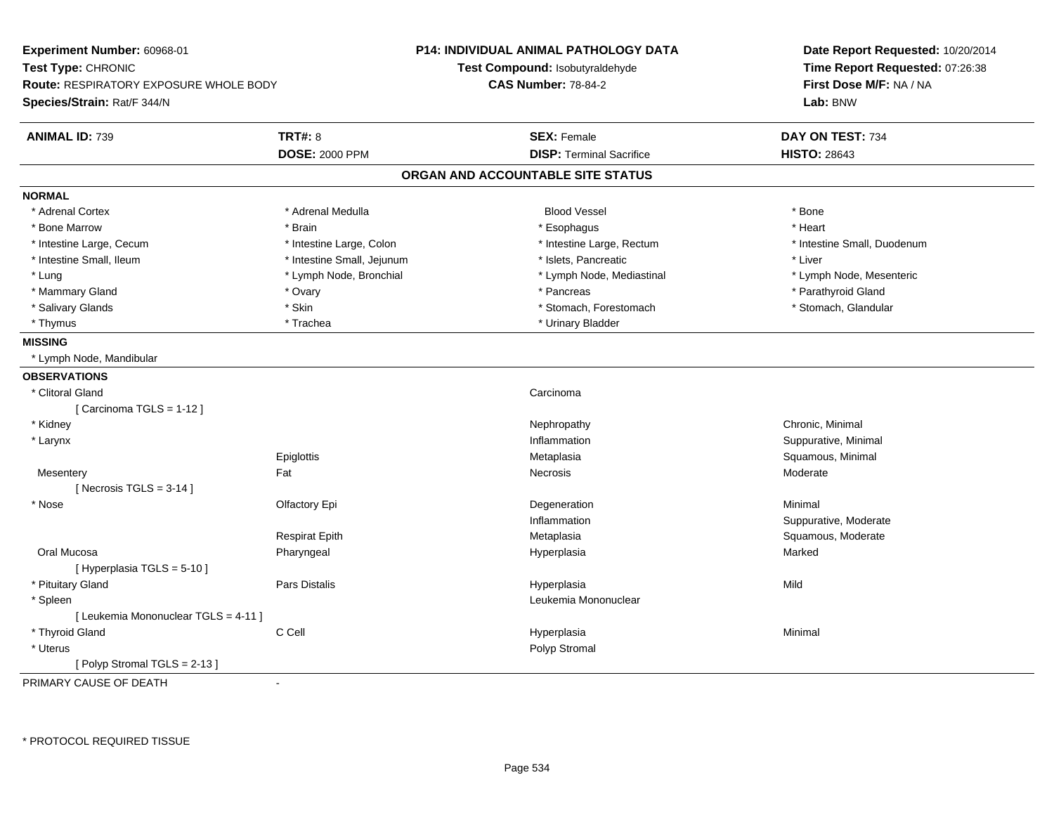**Experiment Number:** 60968-01
**Test Type:** CHRONIC
**Route:** RESPIRATORY EXPOSURE WHOLE BODY
**Species/Strain:** Rat/F 344/N

**P14: INDIVIDUAL ANIMAL PATHOLOGY DATA**
**Test Compound:** Isobutyraldehyde
**CAS Number:** 78-84-2

**Date Report Requested:** 10/20/2014
**Time Report Requested:** 07:26:38
**First Dose M/F:** NA / NA
**Lab:** BNW

| **ANIMAL ID:** 739 | **TRT#:** 8 | **SEX:** Female | **DAY ON TEST:** 734 |
|---|---|---|---|
| | **DOSE:** 2000 PPM | **DISP:** Terminal Sacrifice | **HISTO:** 28643 |

## ORGAN AND ACCOUNTABLE SITE STATUS

**NORMAL**

| | | | |
|---|---|---|---|
| * Adrenal Cortex | * Adrenal Medulla | Blood Vessel | * Bone |
| * Bone Marrow | * Brain | * Esophagus | * Heart |
| * Intestine Large, Cecum | * Intestine Large, Colon | * Intestine Large, Rectum | * Intestine Small, Duodenum |
| * Intestine Small, Ileum | * Intestine Small, Jejunum | * Islets, Pancreatic | * Liver |
| * Lung | * Lymph Node, Bronchial | * Lymph Node, Mediastinal | * Lymph Node, Mesenteric |
| * Mammary Gland | * Ovary | * Pancreas | * Parathyroid Gland |
| * Salivary Glands | * Skin | * Stomach, Forestomach | * Stomach, Glandular |
| * Thymus | * Trachea | * Urinary Bladder | |

**MISSING**

* Lymph Node, Mandibular

**OBSERVATIONS**

| | | | |
|---|---|---|---|
| * Clitoral Gland | | Carcinoma | |
| [ Carcinoma TGLS = 1-12 ] | | | |
| * Kidney | | Nephropathy | Chronic, Minimal |
| * Larynx | | Inflammation | Suppurative, Minimal |
| | Epiglottis | Metaplasia | Squamous, Minimal |
| Mesentery | Fat | Necrosis | Moderate |
| [ Necrosis TGLS = 3-14 ] | | | |
| * Nose | Olfactory Epi | Degeneration | Minimal |
| | | Inflammation | Suppurative, Moderate |
| | Respirat Epith | Metaplasia | Squamous, Moderate |
| Oral Mucosa | Pharyngeal | Hyperplasia | Marked |
| [ Hyperplasia TGLS = 5-10 ] | | | |
| * Pituitary Gland | Pars Distalis | Hyperplasia | Mild |
| * Spleen | | Leukemia Mononuclear | |
| [ Leukemia Mononuclear TGLS = 4-11 ] | | | |
| * Thyroid Gland | C Cell | Hyperplasia | Minimal |
| * Uterus | | Polyp Stromal | |
| [ Polyp Stromal TGLS = 2-13 ] | | | |

PRIMARY CAUSE OF DEATH -

* PROTOCOL REQUIRED TISSUE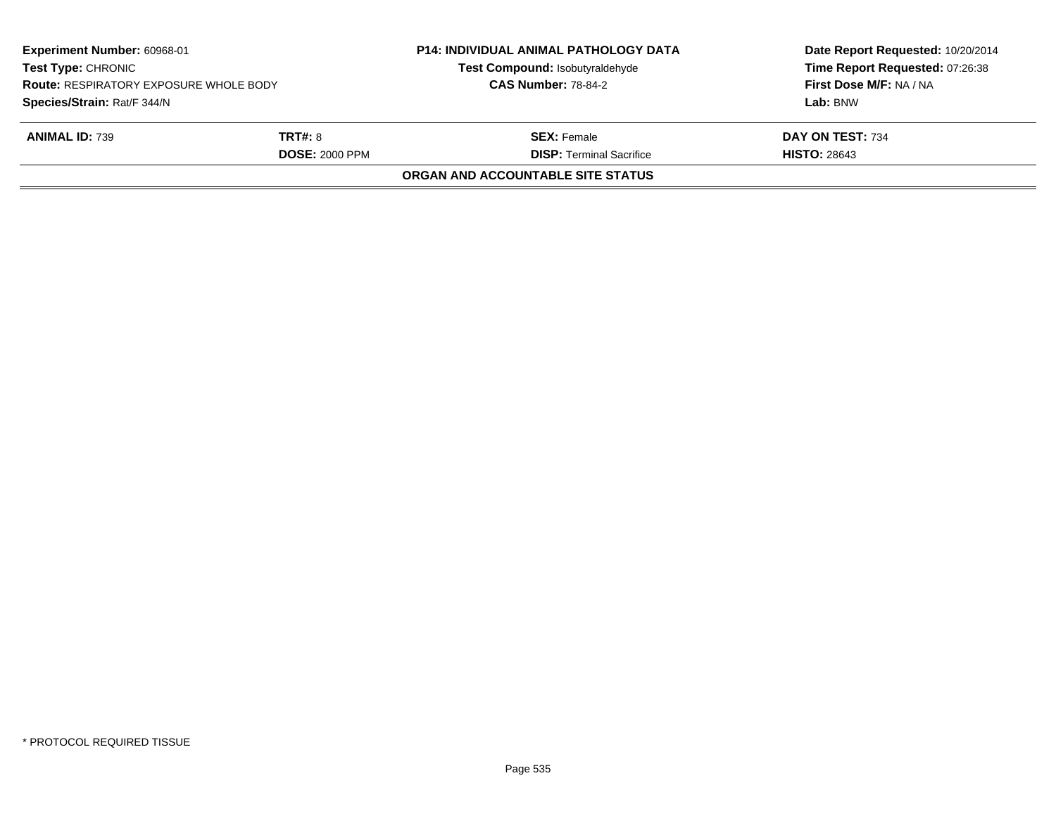**Experiment Number:** 60968-01
**Test Type:** CHRONIC
**Route:** RESPIRATORY EXPOSURE WHOLE BODY
**Species/Strain:** Rat/F 344/N

**P14: INDIVIDUAL ANIMAL PATHOLOGY DATA**
**Test Compound:** Isobutyraldehyde
**CAS Number:** 78-84-2

**Date Report Requested:** 10/20/2014
**Time Report Requested:** 07:26:38
**First Dose M/F:** NA / NA
**Lab:** BNW

| **ANIMAL ID:** 739 | **TRT#:** 8 | **SEX:** Female | **DAY ON TEST:** 734 |
|---|---|---|---|
| | **DOSE:** 2000 PPM | **DISP:** Terminal Sacrifice | **HISTO:** 28643 |

**ORGAN AND ACCOUNTABLE SITE STATUS**

* PROTOCOL REQUIRED TISSUE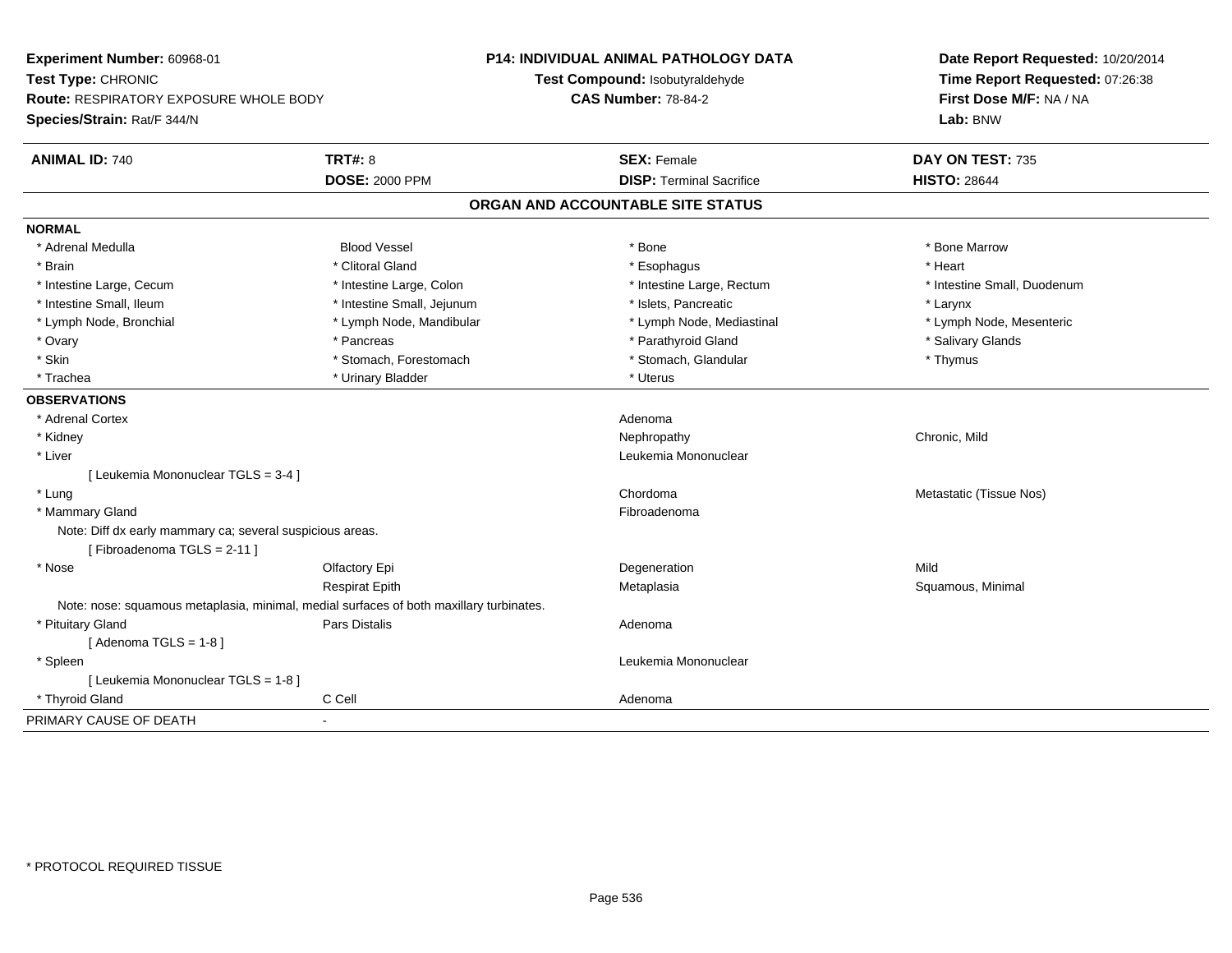**Experiment Number:** 60968-01
**Test Type:** CHRONIC
**Route:** RESPIRATORY EXPOSURE WHOLE BODY
**Species/Strain:** Rat/F 344/N

**P14: INDIVIDUAL ANIMAL PATHOLOGY DATA**
**Test Compound:** Isobutyraldehyde
**CAS Number:** 78-84-2

**Date Report Requested:** 10/20/2014
**Time Report Requested:** 07:26:38
**First Dose M/F:** NA / NA
**Lab:** BNW

| **ANIMAL ID:** 740 | **TRT#:** 8 | **SEX:** Female | **DAY ON TEST:** 735 |
|---|---|---|---|
| | **DOSE:** 2000 PPM | **DISP:** Terminal Sacrifice | **HISTO:** 28644 |

## ORGAN AND ACCOUNTABLE SITE STATUS

**NORMAL**

| | | | |
|---|---|---|---|
| * Adrenal Medulla | Blood Vessel | * Bone | * Bone Marrow |
| * Brain | * Clitoral Gland | * Esophagus | * Heart |
| * Intestine Large, Cecum | * Intestine Large, Colon | * Intestine Large, Rectum | * Intestine Small, Duodenum |
| * Intestine Small, Ileum | * Intestine Small, Jejunum | * Islets, Pancreatic | * Larynx |
| * Lymph Node, Bronchial | * Lymph Node, Mandibular | * Lymph Node, Mediastinal | * Lymph Node, Mesenteric |
| * Ovary | * Pancreas | * Parathyroid Gland | * Salivary Glands |
| * Skin | * Stomach, Forestomach | * Stomach, Glandular | * Thymus |
| * Trachea | * Urinary Bladder | * Uterus | |

**OBSERVATIONS**

| | | | |
|---|---|---|---|
| * Adrenal Cortex | | Adenoma | |
| * Kidney | | Nephropathy | Chronic, Mild |
| * Liver | | Leukemia Mononuclear | |
| [ Leukemia Mononuclear TGLS = 3-4 ] | | | |
| * Lung | | Chordoma | Metastatic (Tissue Nos) |
| * Mammary Gland | | Fibroadenoma | |
| Note: Diff dx early mammary ca; several suspicious areas. | | | |
| [ Fibroadenoma TGLS = 2-11 ] | | | |
| * Nose | Olfactory Epi | Degeneration | Mild |
| | Respirat Epith | Metaplasia | Squamous, Minimal |
| Note: nose: squamous metaplasia, minimal, medial surfaces of both maxillary turbinates. | | | |
| * Pituitary Gland | Pars Distalis | Adenoma | |
| [ Adenoma TGLS = 1-8 ] | | | |
| * Spleen | | Leukemia Mononuclear | |
| [ Leukemia Mononuclear TGLS = 1-8 ] | | | |
| * Thyroid Gland | C Cell | Adenoma | |

PRIMARY CAUSE OF DEATH -

* PROTOCOL REQUIRED TISSUE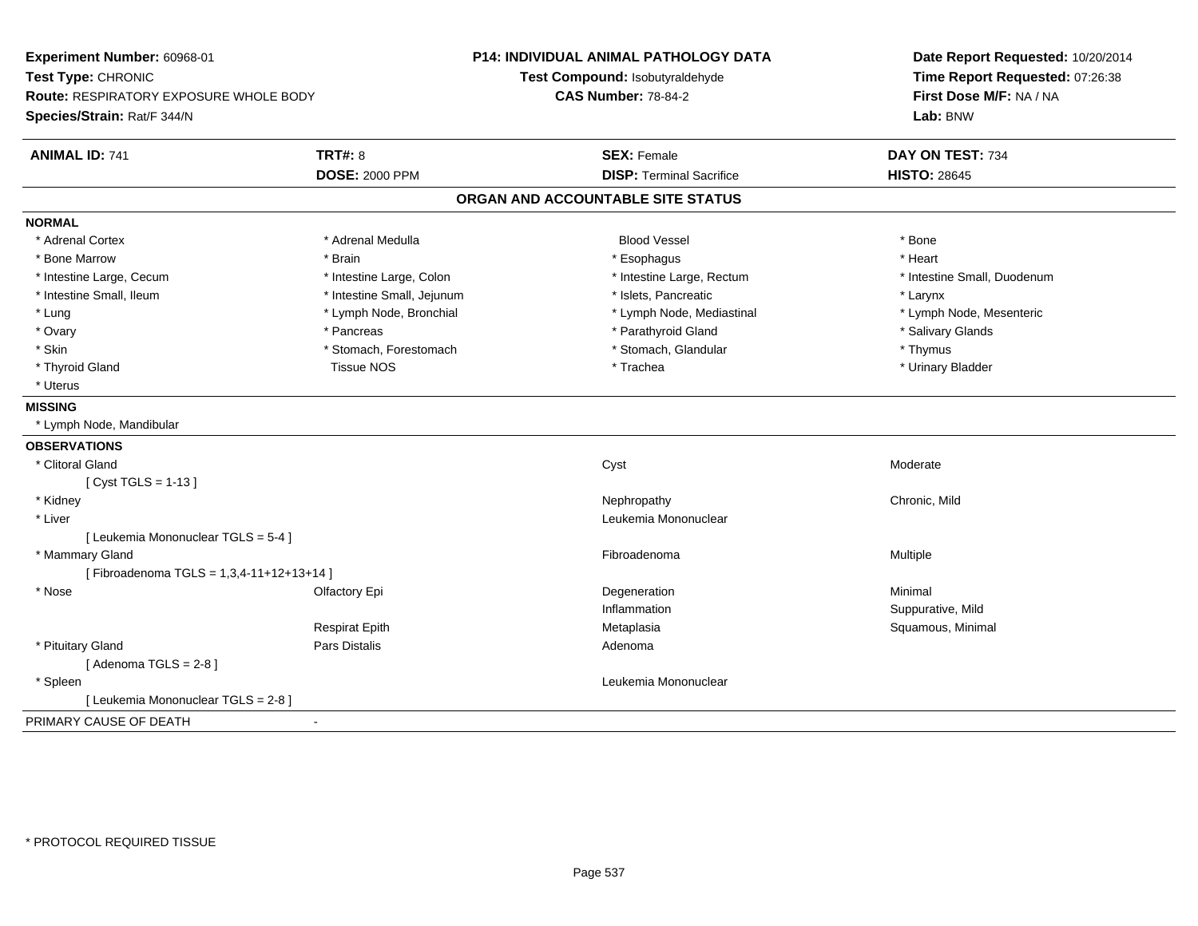**Experiment Number:** 60968-01
**Test Type:** CHRONIC
**Route:** RESPIRATORY EXPOSURE WHOLE BODY
**Species/Strain:** Rat/F 344/N

**P14: INDIVIDUAL ANIMAL PATHOLOGY DATA**
**Test Compound:** Isobutyraldehyde
**CAS Number:** 78-84-2

**Date Report Requested:** 10/20/2014
**Time Report Requested:** 07:26:38
**First Dose M/F:** NA / NA
**Lab:** BNW

| **ANIMAL ID:** 741 | **TRT#:** 8 | **SEX:** Female | **DAY ON TEST:** 734 |
|---|---|---|---|
| | **DOSE:** 2000 PPM | **DISP:** Terminal Sacrifice | **HISTO:** 28645 |

## ORGAN AND ACCOUNTABLE SITE STATUS

**NORMAL**

| | | | |
|---|---|---|---|
| * Adrenal Cortex | * Adrenal Medulla | Blood Vessel | * Bone |
| * Bone Marrow | * Brain | * Esophagus | * Heart |
| * Intestine Large, Cecum | * Intestine Large, Colon | * Intestine Large, Rectum | * Intestine Small, Duodenum |
| * Intestine Small, Ileum | * Intestine Small, Jejunum | * Islets, Pancreatic | * Larynx |
| * Lung | * Lymph Node, Bronchial | * Lymph Node, Mediastinal | * Lymph Node, Mesenteric |
| * Ovary | * Pancreas | * Parathyroid Gland | * Salivary Glands |
| * Skin | * Stomach, Forestomach | * Stomach, Glandular | * Thymus |
| * Thyroid Gland | Tissue NOS | * Trachea | * Urinary Bladder |
| * Uterus | | | |

**MISSING**

* Lymph Node, Mandibular

**OBSERVATIONS**

| | | | |
|---|---|---|---|
| * Clitoral Gland | | Cyst | Moderate |
| [ Cyst TGLS = 1-13 ] | | | |
| * Kidney | | Nephropathy | Chronic, Mild |
| * Liver | | Leukemia Mononuclear | |
| [ Leukemia Mononuclear TGLS = 5-4 ] | | | |
| * Mammary Gland | | Fibroadenoma | Multiple |
| [ Fibroadenoma TGLS = 1,3,4-11+12+13+14 ] | | | |
| * Nose | Olfactory Epi | Degeneration | Minimal |
| | | Inflammation | Suppurative, Mild |
| | Respirat Epith | Metaplasia | Squamous, Minimal |
| * Pituitary Gland | Pars Distalis | Adenoma | |
| [ Adenoma TGLS = 2-8 ] | | | |
| * Spleen | | Leukemia Mononuclear | |
| [ Leukemia Mononuclear TGLS = 2-8 ] | | | |

PRIMARY CAUSE OF DEATH -

\* PROTOCOL REQUIRED TISSUE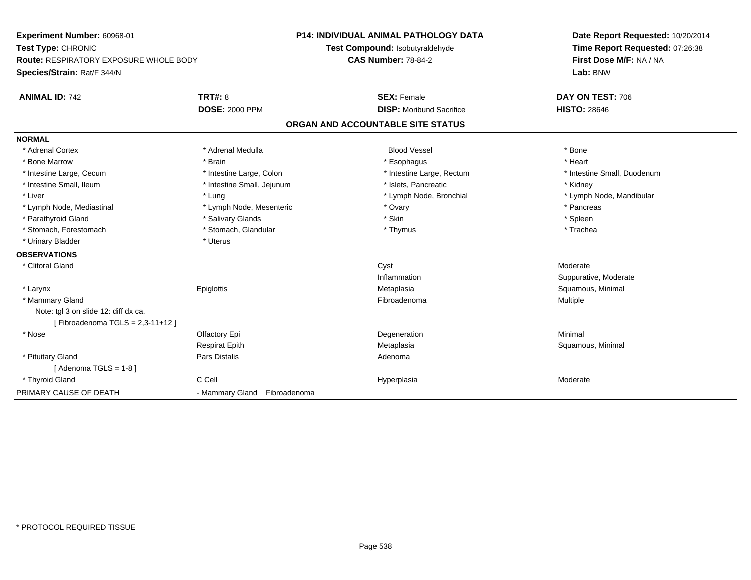**Experiment Number:** 60968-01
**Test Type:** CHRONIC
**Route:** RESPIRATORY EXPOSURE WHOLE BODY
**Species/Strain:** Rat/F 344/N

**P14: INDIVIDUAL ANIMAL PATHOLOGY DATA**
**Test Compound:** Isobutyraldehyde
**CAS Number:** 78-84-2

**Date Report Requested:** 10/20/2014
**Time Report Requested:** 07:26:38
**First Dose M/F:** NA / NA
**Lab:** BNW

| **ANIMAL ID:** 742 | **TRT#:** 8 | **SEX:** Female | **DAY ON TEST:** 706 |
|---|---|---|---|
| | **DOSE:** 2000 PPM | **DISP:** Moribund Sacrifice | **HISTO:** 28646 |

## ORGAN AND ACCOUNTABLE SITE STATUS

| | | | |
|---|---|---|---|
| **NORMAL** | | | |
| * Adrenal Cortex | * Adrenal Medulla | Blood Vessel | * Bone |
| * Bone Marrow | * Brain | * Esophagus | * Heart |
| * Intestine Large, Cecum | * Intestine Large, Colon | * Intestine Large, Rectum | * Intestine Small, Duodenum |
| * Intestine Small, Ileum | * Intestine Small, Jejunum | * Islets, Pancreatic | * Kidney |
| * Liver | * Lung | * Lymph Node, Bronchial | * Lymph Node, Mandibular |
| * Lymph Node, Mediastinal | * Lymph Node, Mesenteric | * Ovary | * Pancreas |
| * Parathyroid Gland | * Salivary Glands | * Skin | * Spleen |
| * Stomach, Forestomach | * Stomach, Glandular | * Thymus | * Trachea |
| * Urinary Bladder | * Uterus | | |
| **OBSERVATIONS** | | | |
| * Clitoral Gland | | Cyst | Moderate |
| | | Inflammation | Suppurative, Moderate |
| * Larynx | Epiglottis | Metaplasia | Squamous, Minimal |
| * Mammary Gland | | Fibroadenoma | Multiple |
| Note: tgl 3 on slide 12: diff dx ca. | | | |
| [ Fibroadenoma TGLS = 2,3-11+12 ] | | | |
| * Nose | Olfactory Epi | Degeneration | Minimal |
| | Respirat Epith | Metaplasia | Squamous, Minimal |
| * Pituitary Gland | Pars Distalis | Adenoma | |
| [ Adenoma TGLS = 1-8 ] | | | |
| * Thyroid Gland | C Cell | Hyperplasia | Moderate |
| PRIMARY CAUSE OF DEATH | - Mammary Gland Fibroadenoma | | |

* PROTOCOL REQUIRED TISSUE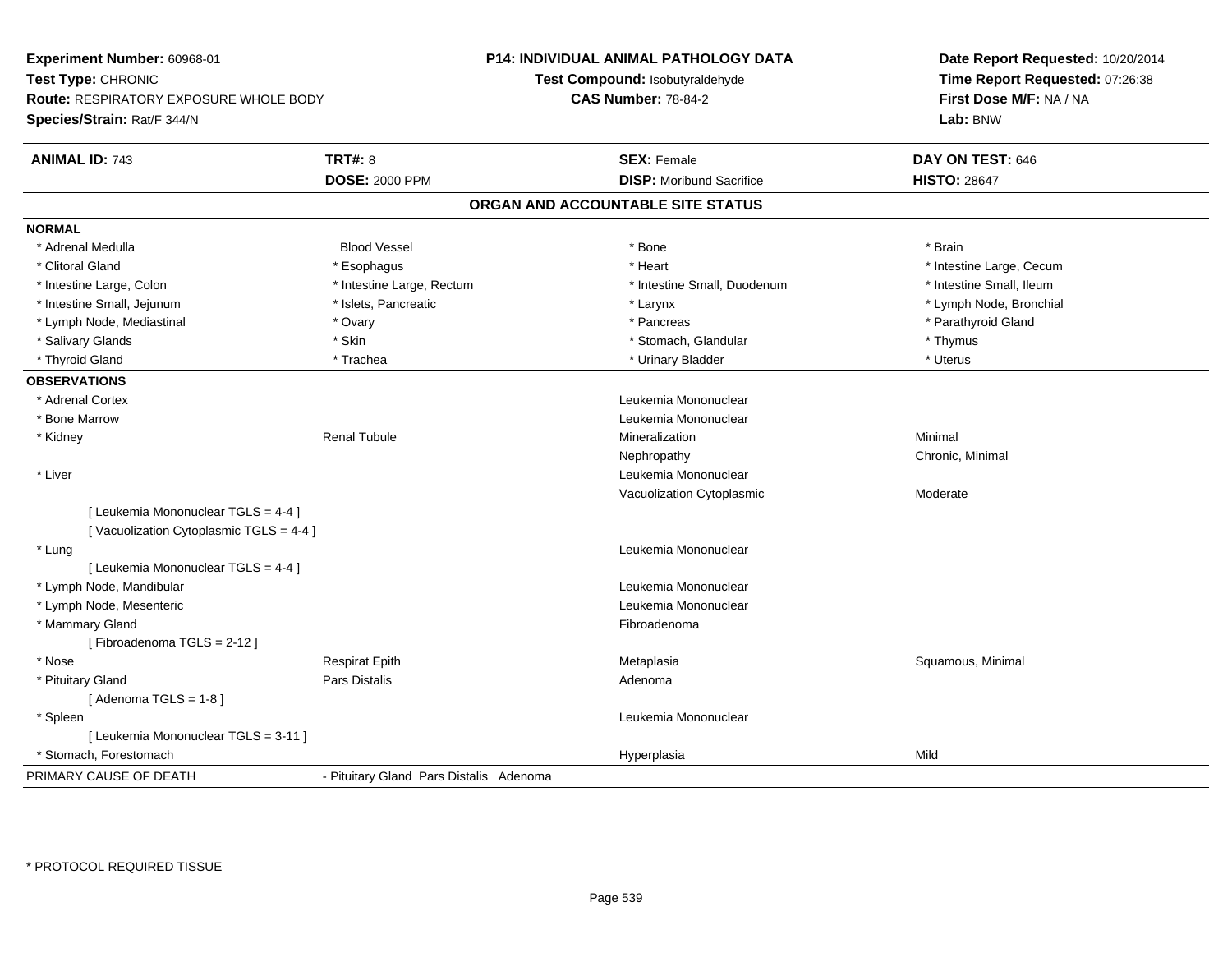**Experiment Number:** 60968-01
**Test Type:** CHRONIC
**Route:** RESPIRATORY EXPOSURE WHOLE BODY
**Species/Strain:** Rat/F 344/N

**P14: INDIVIDUAL ANIMAL PATHOLOGY DATA**
**Test Compound:** Isobutyraldehyde
**CAS Number:** 78-84-2

**Date Report Requested:** 10/20/2014
**Time Report Requested:** 07:26:38
**First Dose M/F:** NA / NA
**Lab:** BNW

| **ANIMAL ID:** 743 | **TRT#:** 8 | **SEX:** Female | **DAY ON TEST:** 646 |
|---|---|---|---|
| | **DOSE:** 2000 PPM | **DISP:** Moribund Sacrifice | **HISTO:** 28647 |

## ORGAN AND ACCOUNTABLE SITE STATUS

**NORMAL**

| | | | |
|---|---|---|---|
| * Adrenal Medulla | Blood Vessel | * Bone | * Brain |
| * Clitoral Gland | * Esophagus | * Heart | * Intestine Large, Cecum |
| * Intestine Large, Colon | * Intestine Large, Rectum | * Intestine Small, Duodenum | * Intestine Small, Ileum |
| * Intestine Small, Jejunum | * Islets, Pancreatic | * Larynx | * Lymph Node, Bronchial |
| * Lymph Node, Mediastinal | * Ovary | * Pancreas | * Parathyroid Gland |
| * Salivary Glands | * Skin | * Stomach, Glandular | * Thymus |
| * Thyroid Gland | * Trachea | * Urinary Bladder | * Uterus |

**OBSERVATIONS**

| | | | |
|---|---|---|---|
| * Adrenal Cortex | | Leukemia Mononuclear | |
| * Bone Marrow | | Leukemia Mononuclear | |
| * Kidney | Renal Tubule | Mineralization | Minimal |
| | | Nephropathy | Chronic, Minimal |
| * Liver | | Leukemia Mononuclear | |
| | | Vacuolization Cytoplasmic | Moderate |
| [ Leukemia Mononuclear TGLS = 4-4 ] | | | |
| [ Vacuolization Cytoplasmic TGLS = 4-4 ] | | | |
| * Lung | | Leukemia Mononuclear | |
| [ Leukemia Mononuclear TGLS = 4-4 ] | | | |
| * Lymph Node, Mandibular | | Leukemia Mononuclear | |
| * Lymph Node, Mesenteric | | Leukemia Mononuclear | |
| * Mammary Gland | | Fibroadenoma | |
| [ Fibroadenoma TGLS = 2-12 ] | | | |
| * Nose | Respirat Epith | Metaplasia | Squamous, Minimal |
| * Pituitary Gland | Pars Distalis | Adenoma | |
| [ Adenoma TGLS = 1-8 ] | | | |
| * Spleen | | Leukemia Mononuclear | |
| [ Leukemia Mononuclear TGLS = 3-11 ] | | | |
| * Stomach, Forestomach | | Hyperplasia | Mild |

PRIMARY CAUSE OF DEATH - Pituitary Gland Pars Distalis Adenoma

* PROTOCOL REQUIRED TISSUE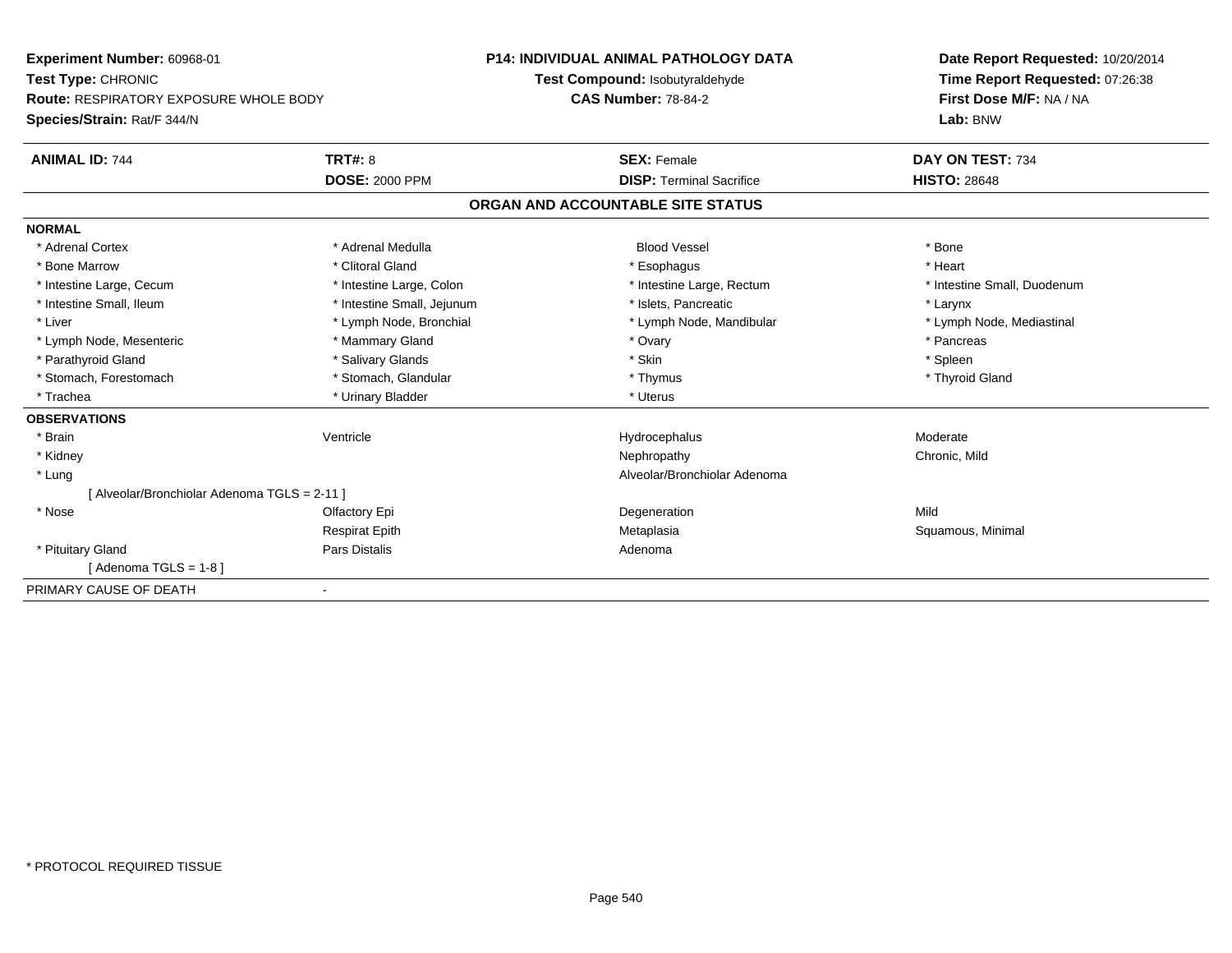**Experiment Number:** 60968-01
**Test Type:** CHRONIC
**Route:** RESPIRATORY EXPOSURE WHOLE BODY
**Species/Strain:** Rat/F 344/N

**P14: INDIVIDUAL ANIMAL PATHOLOGY DATA**
**Test Compound:** Isobutyraldehyde
**CAS Number:** 78-84-2

**Date Report Requested:** 10/20/2014
**Time Report Requested:** 07:26:38
**First Dose M/F:** NA / NA
**Lab:** BNW

| **ANIMAL ID:** 744 | **TRT#:** 8 | **SEX:** Female | **DAY ON TEST:** 734 |
|---|---|---|---|
| | **DOSE:** 2000 PPM | **DISP:** Terminal Sacrifice | **HISTO:** 28648 |

## ORGAN AND ACCOUNTABLE SITE STATUS

**NORMAL**

| | | | |
|---|---|---|---|
| * Adrenal Cortex | * Adrenal Medulla | Blood Vessel | * Bone |
| * Bone Marrow | * Clitoral Gland | * Esophagus | * Heart |
| * Intestine Large, Cecum | * Intestine Large, Colon | * Intestine Large, Rectum | * Intestine Small, Duodenum |
| * Intestine Small, Ileum | * Intestine Small, Jejunum | * Islets, Pancreatic | * Larynx |
| * Liver | * Lymph Node, Bronchial | * Lymph Node, Mandibular | * Lymph Node, Mediastinal |
| * Lymph Node, Mesenteric | * Mammary Gland | * Ovary | * Pancreas |
| * Parathyroid Gland | * Salivary Glands | * Skin | * Spleen |
| * Stomach, Forestomach | * Stomach, Glandular | * Thymus | * Thyroid Gland |
| * Trachea | * Urinary Bladder | * Uterus | |

**OBSERVATIONS**

| | | | |
|---|---|---|---|
| * Brain | Ventricle | Hydrocephalus | Moderate |
| * Kidney | | Nephropathy | Chronic, Mild |
| * Lung | | Alveolar/Bronchiolar Adenoma | |
| [ Alveolar/Bronchiolar Adenoma TGLS = 2-11 ] | | | |
| * Nose | Olfactory Epi | Degeneration | Mild |
| | Respirat Epith | Metaplasia | Squamous, Minimal |
| * Pituitary Gland | Pars Distalis | Adenoma | |
| [ Adenoma TGLS = 1-8 ] | | | |

PRIMARY CAUSE OF DEATH -

\* PROTOCOL REQUIRED TISSUE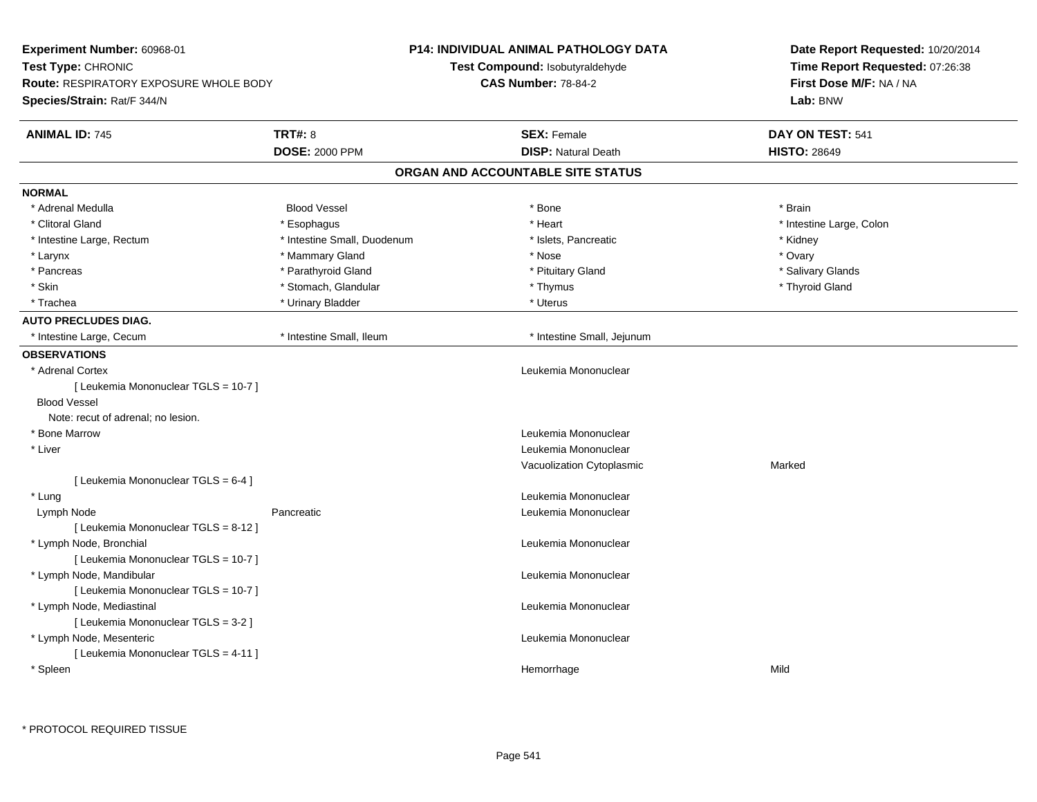**Experiment Number:** 60968-01
**Test Type:** CHRONIC
**Route:** RESPIRATORY EXPOSURE WHOLE BODY
**Species/Strain:** Rat/F 344/N

**P14: INDIVIDUAL ANIMAL PATHOLOGY DATA**
**Test Compound:** Isobutyraldehyde
**CAS Number:** 78-84-2

**Date Report Requested:** 10/20/2014
**Time Report Requested:** 07:26:38
**First Dose M/F:** NA / NA
**Lab:** BNW

| **ANIMAL ID:** 745 | **TRT#:** 8 | **SEX:** Female | **DAY ON TEST:** 541 |
|---|---|---|---|
| | **DOSE:** 2000 PPM | **DISP:** Natural Death | **HISTO:** 28649 |

## ORGAN AND ACCOUNTABLE SITE STATUS

**NORMAL**

| | | | |
|---|---|---|---|
| * Adrenal Medulla | Blood Vessel | * Bone | * Brain |
| * Clitoral Gland | * Esophagus | * Heart | * Intestine Large, Colon |
| * Intestine Large, Rectum | * Intestine Small, Duodenum | * Islets, Pancreatic | * Kidney |
| * Larynx | * Mammary Gland | * Nose | * Ovary |
| * Pancreas | * Parathyroid Gland | * Pituitary Gland | * Salivary Glands |
| * Skin | * Stomach, Glandular | * Thymus | * Thyroid Gland |
| * Trachea | * Urinary Bladder | * Uterus | |

**AUTO PRECLUDES DIAG.**

| | | |
|---|---|---|
| * Intestine Large, Cecum | * Intestine Small, Ileum | * Intestine Small, Jejunum |

**OBSERVATIONS**

| | | | |
|---|---|---|---|
| * Adrenal Cortex | | Leukemia Mononuclear | |
| [ Leukemia Mononuclear TGLS = 10-7 ] | | | |
| Blood Vessel | | | |
| Note: recut of adrenal; no lesion. | | | |
| * Bone Marrow | | Leukemia Mononuclear | |
| * Liver | | Leukemia Mononuclear | |
| | | Vacuolization Cytoplasmic | Marked |
| [ Leukemia Mononuclear TGLS = 6-4 ] | | | |
| * Lung | | Leukemia Mononuclear | |
| Lymph Node | Pancreatic | Leukemia Mononuclear | |
| [ Leukemia Mononuclear TGLS = 8-12 ] | | | |
| * Lymph Node, Bronchial | | Leukemia Mononuclear | |
| [ Leukemia Mononuclear TGLS = 10-7 ] | | | |
| * Lymph Node, Mandibular | | Leukemia Mononuclear | |
| [ Leukemia Mononuclear TGLS = 10-7 ] | | | |
| * Lymph Node, Mediastinal | | Leukemia Mononuclear | |
| [ Leukemia Mononuclear TGLS = 3-2 ] | | | |
| * Lymph Node, Mesenteric | | Leukemia Mononuclear | |
| [ Leukemia Mononuclear TGLS = 4-11 ] | | | |
| * Spleen | | Hemorrhage | Mild |

* PROTOCOL REQUIRED TISSUE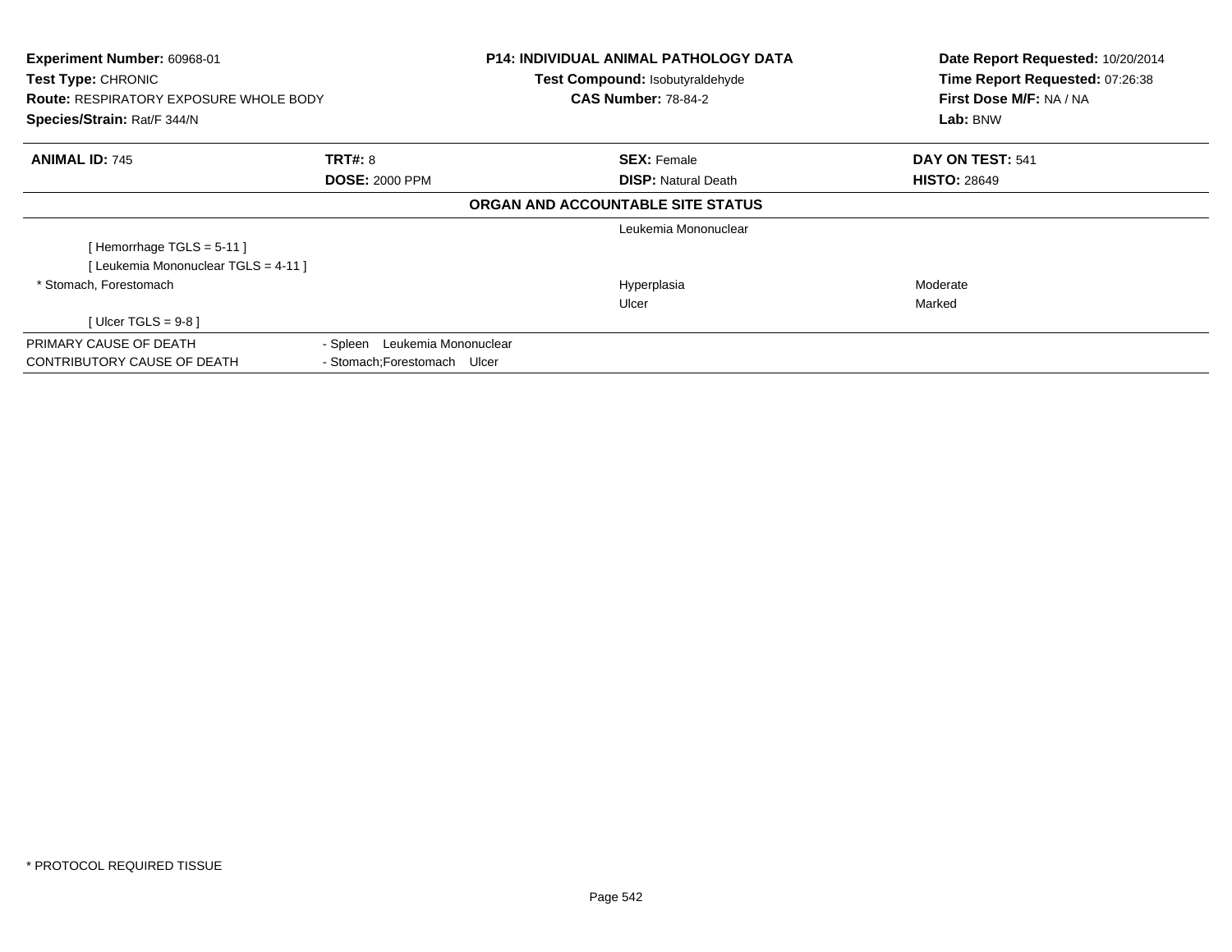**Experiment Number:** 60968-01
**Test Type:** CHRONIC
**Route:** RESPIRATORY EXPOSURE WHOLE BODY
**Species/Strain:** Rat/F 344/N

**P14: INDIVIDUAL ANIMAL PATHOLOGY DATA**
**Test Compound:** Isobutyraldehyde
**CAS Number:** 78-84-2

**Date Report Requested:** 10/20/2014
**Time Report Requested:** 07:26:38
**First Dose M/F:** NA / NA
**Lab:** BNW

| **ANIMAL ID:** 745 | **TRT#:** 8 | **SEX:** Female | **DAY ON TEST:** 541 |
|---|---|---|---|
| | **DOSE:** 2000 PPM | **DISP:** Natural Death | **HISTO:** 28649 |

**ORGAN AND ACCOUNTABLE SITE STATUS**

| | | | |
|---|---|---|---|
| | | Leukemia Mononuclear | |
| [ Hemorrhage TGLS = 5-11 ] | | | |
| [ Leukemia Mononuclear TGLS = 4-11 ] | | | |
| * Stomach, Forestomach | | Hyperplasia | Moderate |
| | | Ulcer | Marked |
| [ Ulcer TGLS = 9-8 ] | | | |
| PRIMARY CAUSE OF DEATH | - Spleen Leukemia Mononuclear | | |
| CONTRIBUTORY CAUSE OF DEATH | - Stomach;Forestomach Ulcer | | |

* PROTOCOL REQUIRED TISSUE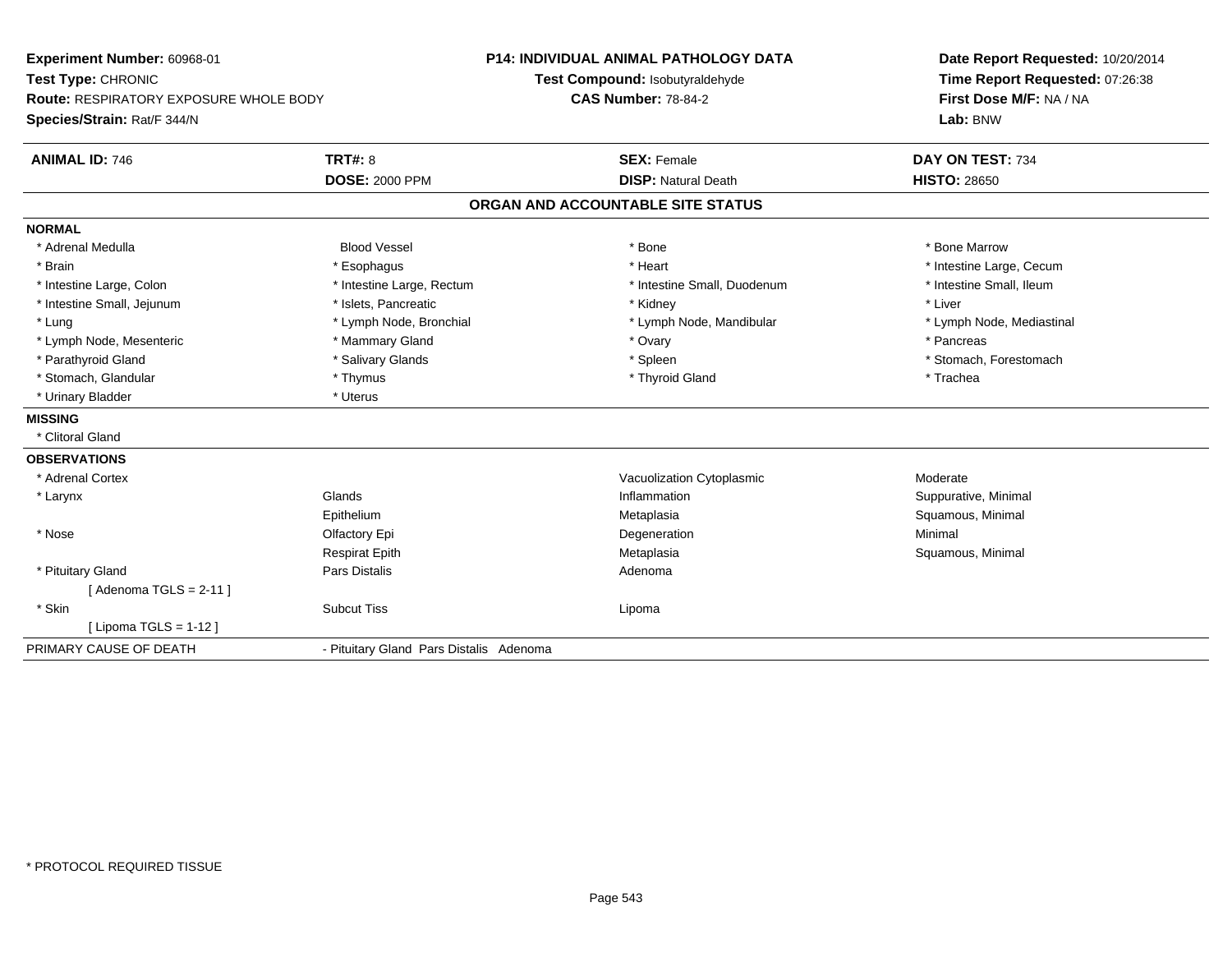**Experiment Number:** 60968-01
**Test Type:** CHRONIC
**Route:** RESPIRATORY EXPOSURE WHOLE BODY
**Species/Strain:** Rat/F 344/N

**P14: INDIVIDUAL ANIMAL PATHOLOGY DATA**
**Test Compound:** Isobutyraldehyde
**CAS Number:** 78-84-2

**Date Report Requested:** 10/20/2014
**Time Report Requested:** 07:26:38
**First Dose M/F:** NA / NA
**Lab:** BNW

| **ANIMAL ID:** 746 | **TRT#:** 8 | **SEX:** Female | **DAY ON TEST:** 734 |
|---|---|---|---|
| | **DOSE:** 2000 PPM | **DISP:** Natural Death | **HISTO:** 28650 |

## ORGAN AND ACCOUNTABLE SITE STATUS

**NORMAL**

| | | | |
|---|---|---|---|
| * Adrenal Medulla | Blood Vessel | * Bone | * Bone Marrow |
| * Brain | * Esophagus | * Heart | * Intestine Large, Cecum |
| * Intestine Large, Colon | * Intestine Large, Rectum | * Intestine Small, Duodenum | * Intestine Small, Ileum |
| * Intestine Small, Jejunum | * Islets, Pancreatic | * Kidney | * Liver |
| * Lung | * Lymph Node, Bronchial | * Lymph Node, Mandibular | * Lymph Node, Mediastinal |
| * Lymph Node, Mesenteric | * Mammary Gland | * Ovary | * Pancreas |
| * Parathyroid Gland | * Salivary Glands | * Spleen | * Stomach, Forestomach |
| * Stomach, Glandular | * Thymus | * Thyroid Gland | * Trachea |
| * Urinary Bladder | * Uterus | | |

**MISSING**

* Clitoral Gland

**OBSERVATIONS**

| | | | |
|---|---|---|---|
| * Adrenal Cortex | | Vacuolization Cytoplasmic | Moderate |
| * Larynx | Glands | Inflammation | Suppurative, Minimal |
| | Epithelium | Metaplasia | Squamous, Minimal |
| * Nose | Olfactory Epi | Degeneration | Minimal |
| | Respirat Epith | Metaplasia | Squamous, Minimal |
| * Pituitary Gland | Pars Distalis | Adenoma | |
| [ Adenoma TGLS = 2-11 ] | | | |
| * Skin | Subcut Tiss | Lipoma | |
| [ Lipoma TGLS = 1-12 ] | | | |

| PRIMARY CAUSE OF DEATH | - Pituitary Gland Pars Distalis Adenoma |
|---|---|

* PROTOCOL REQUIRED TISSUE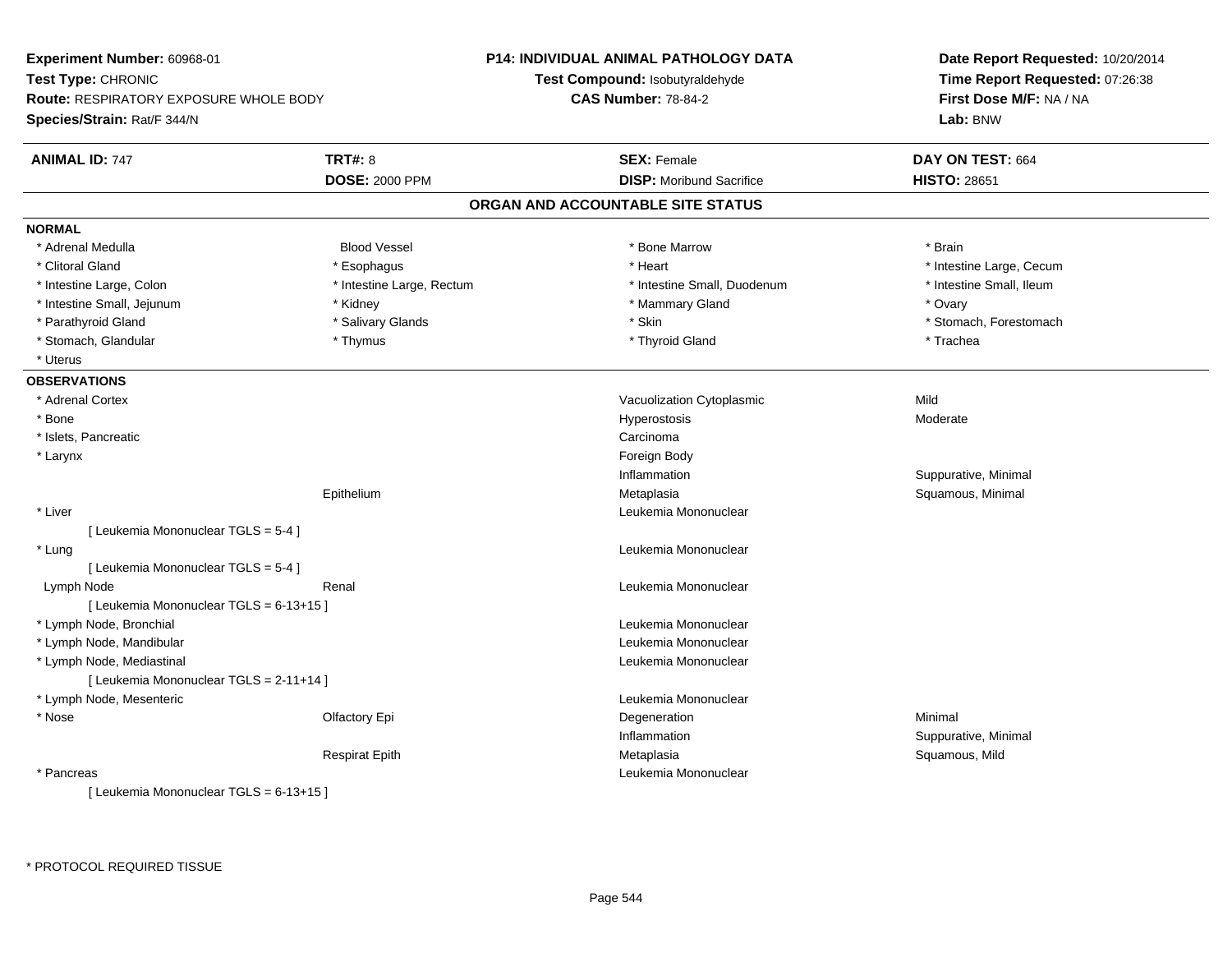**Experiment Number:** 60968-01
**Test Type:** CHRONIC
**Route:** RESPIRATORY EXPOSURE WHOLE BODY
**Species/Strain:** Rat/F 344/N

**P14: INDIVIDUAL ANIMAL PATHOLOGY DATA**
**Test Compound:** Isobutyraldehyde
**CAS Number:** 78-84-2

**Date Report Requested:** 10/20/2014
**Time Report Requested:** 07:26:38
**First Dose M/F:** NA / NA
**Lab:** BNW

| **ANIMAL ID:** 747 | **TRT#:** 8 | **SEX:** Female | **DAY ON TEST:** 664 |
|---|---|---|---|
| | **DOSE:** 2000 PPM | **DISP:** Moribund Sacrifice | **HISTO:** 28651 |

## ORGAN AND ACCOUNTABLE SITE STATUS

**NORMAL**

| | | | |
|---|---|---|---|
| * Adrenal Medulla | Blood Vessel | * Bone Marrow | * Brain |
| * Clitoral Gland | * Esophagus | * Heart | * Intestine Large, Cecum |
| * Intestine Large, Colon | * Intestine Large, Rectum | * Intestine Small, Duodenum | * Intestine Small, Ileum |
| * Intestine Small, Jejunum | * Kidney | * Mammary Gland | * Ovary |
| * Parathyroid Gland | * Salivary Glands | * Skin | * Stomach, Forestomach |
| * Stomach, Glandular | * Thymus | * Thyroid Gland | * Trachea |
| * Uterus | | | |

**OBSERVATIONS**

| | | | |
|---|---|---|---|
| * Adrenal Cortex | | Vacuolization Cytoplasmic | Mild |
| * Bone | | Hyperostosis | Moderate |
| * Islets, Pancreatic | | Carcinoma | |
| * Larynx | | Foreign Body | |
| | | Inflammation | Suppurative, Minimal |
| | Epithelium | Metaplasia | Squamous, Minimal |
| * Liver | | Leukemia Mononuclear | |
| [ Leukemia Mononuclear TGLS = 5-4 ] | | | |
| * Lung | | Leukemia Mononuclear | |
| [ Leukemia Mononuclear TGLS = 5-4 ] | | | |
| Lymph Node | Renal | Leukemia Mononuclear | |
| [ Leukemia Mononuclear TGLS = 6-13+15 ] | | | |
| * Lymph Node, Bronchial | | Leukemia Mononuclear | |
| * Lymph Node, Mandibular | | Leukemia Mononuclear | |
| * Lymph Node, Mediastinal | | Leukemia Mononuclear | |
| [ Leukemia Mononuclear TGLS = 2-11+14 ] | | | |
| * Lymph Node, Mesenteric | | Leukemia Mononuclear | |
| * Nose | Olfactory Epi | Degeneration | Minimal |
| | | Inflammation | Suppurative, Minimal |
| | Respirat Epith | Metaplasia | Squamous, Mild |
| * Pancreas | | Leukemia Mononuclear | |
| [ Leukemia Mononuclear TGLS = 6-13+15 ] | | | |

\* PROTOCOL REQUIRED TISSUE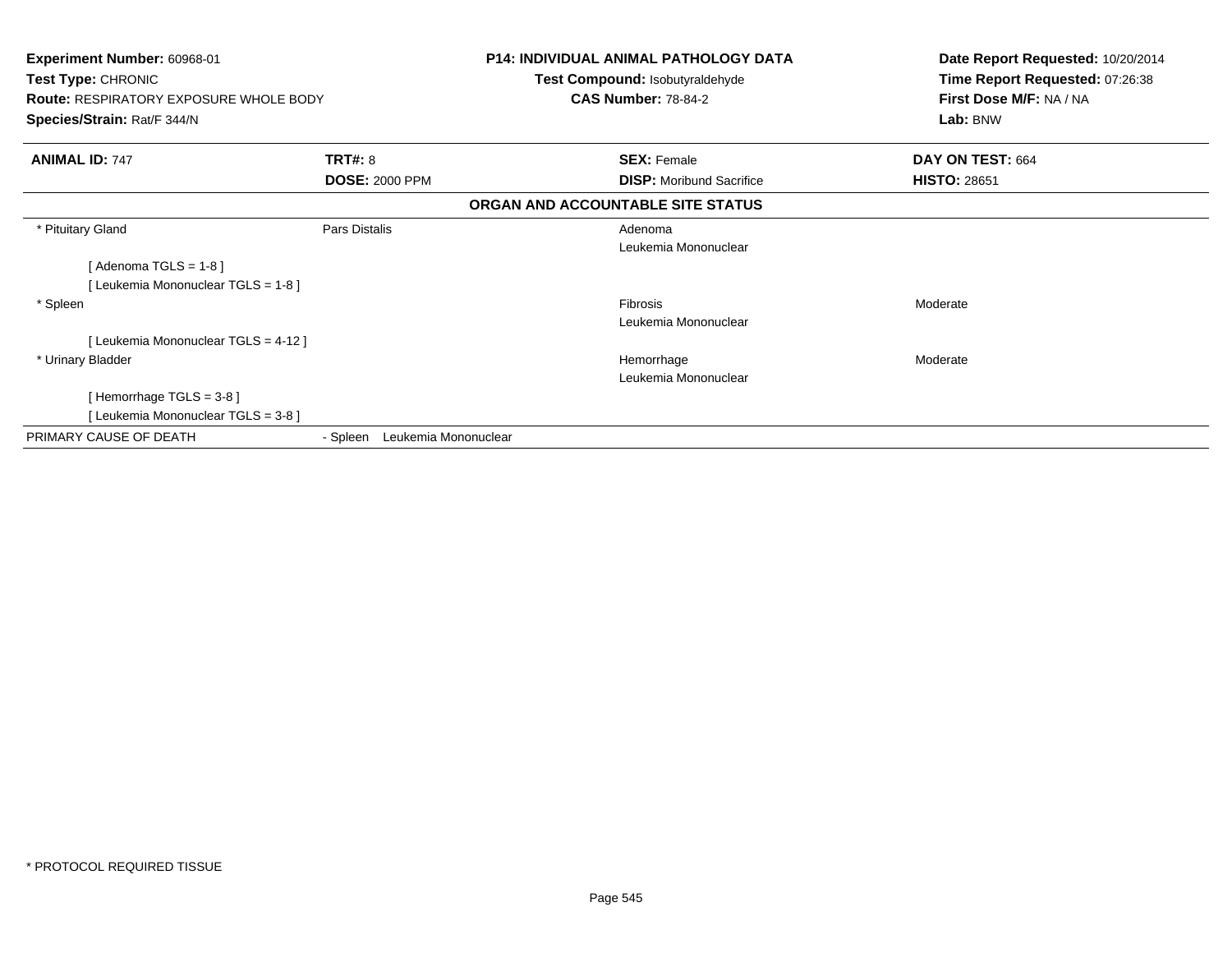**Experiment Number:** 60968-01
**Test Type:** CHRONIC
**Route:** RESPIRATORY EXPOSURE WHOLE BODY
**Species/Strain:** Rat/F 344/N

**P14: INDIVIDUAL ANIMAL PATHOLOGY DATA**
**Test Compound:** Isobutyraldehyde
**CAS Number:** 78-84-2

**Date Report Requested:** 10/20/2014
**Time Report Requested:** 07:26:38
**First Dose M/F:** NA / NA
**Lab:** BNW

| **ANIMAL ID:** 747 | **TRT#:** 8 | **SEX:** Female | **DAY ON TEST:** 664 |
|---|---|---|---|
| | **DOSE:** 2000 PPM | **DISP:** Moribund Sacrifice | **HISTO:** 28651 |

**ORGAN AND ACCOUNTABLE SITE STATUS**

| | | | |
|---|---|---|---|
| * Pituitary Gland | Pars Distalis | Adenoma | |
| | | Leukemia Mononuclear | |
| [ Adenoma TGLS = 1-8 ] | | | |
| [ Leukemia Mononuclear TGLS = 1-8 ] | | | |
| * Spleen | | Fibrosis | Moderate |
| | | Leukemia Mononuclear | |
| [ Leukemia Mononuclear TGLS = 4-12 ] | | | |
| * Urinary Bladder | | Hemorrhage | Moderate |
| | | Leukemia Mononuclear | |
| [ Hemorrhage TGLS = 3-8 ] | | | |
| [ Leukemia Mononuclear TGLS = 3-8 ] | | | |
| PRIMARY CAUSE OF DEATH | - Spleen Leukemia Mononuclear | | |

* PROTOCOL REQUIRED TISSUE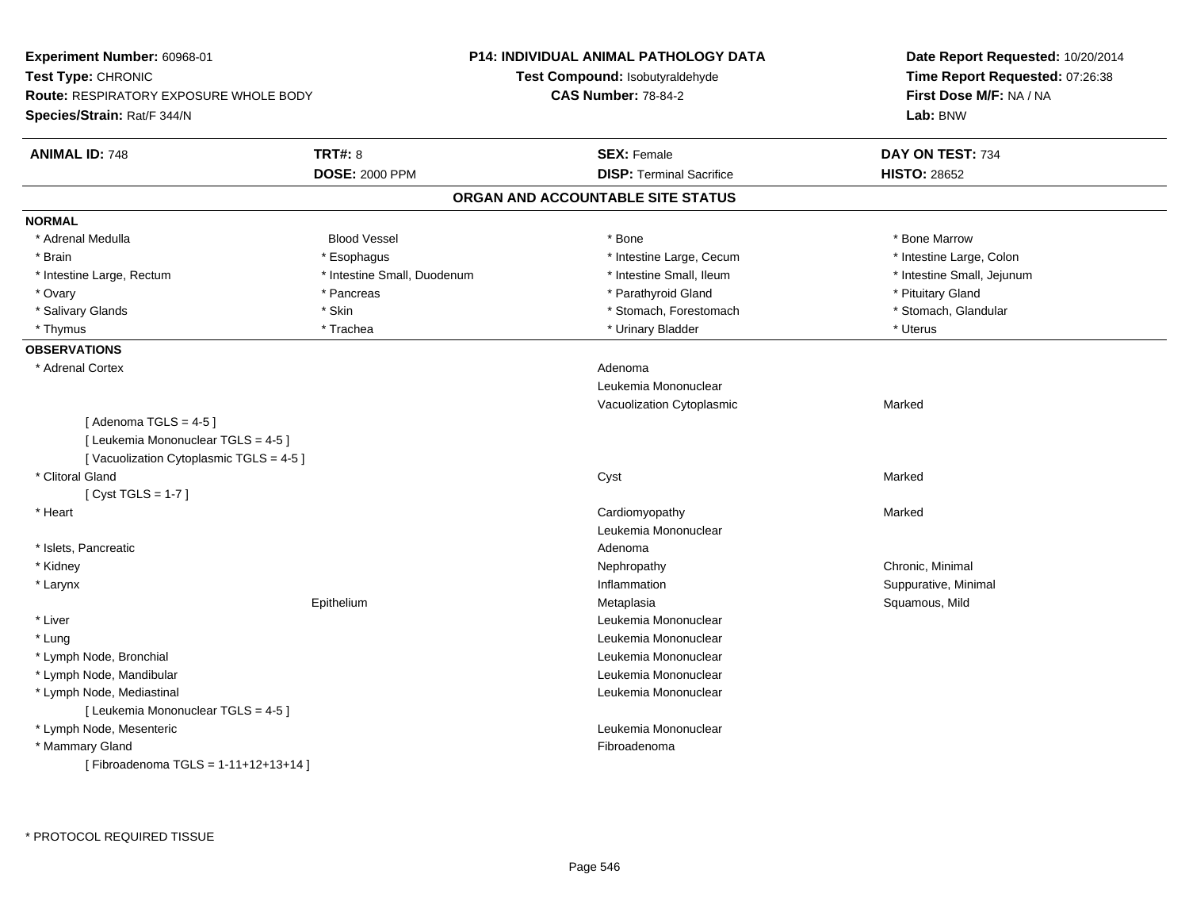**Experiment Number:** 60968-01
**Test Type:** CHRONIC
**Route:** RESPIRATORY EXPOSURE WHOLE BODY
**Species/Strain:** Rat/F 344/N

**P14: INDIVIDUAL ANIMAL PATHOLOGY DATA**
**Test Compound:** Isobutyraldehyde
**CAS Number:** 78-84-2

**Date Report Requested:** 10/20/2014
**Time Report Requested:** 07:26:38
**First Dose M/F:** NA / NA
**Lab:** BNW

| **ANIMAL ID:** 748 | **TRT#:** 8 | **SEX:** Female | **DAY ON TEST:** 734 |
|---|---|---|---|
| | **DOSE:** 2000 PPM | **DISP:** Terminal Sacrifice | **HISTO:** 28652 |

## ORGAN AND ACCOUNTABLE SITE STATUS

**NORMAL**

| | | | |
|---|---|---|---|
| * Adrenal Medulla | Blood Vessel | * Bone | * Bone Marrow |
| * Brain | * Esophagus | * Intestine Large, Cecum | * Intestine Large, Colon |
| * Intestine Large, Rectum | * Intestine Small, Duodenum | * Intestine Small, Ileum | * Intestine Small, Jejunum |
| * Ovary | * Pancreas | * Parathyroid Gland | * Pituitary Gland |
| * Salivary Glands | * Skin | * Stomach, Forestomach | * Stomach, Glandular |
| * Thymus | * Trachea | * Urinary Bladder | * Uterus |

**OBSERVATIONS**

| | | | |
|---|---|---|---|
| * Adrenal Cortex | | Adenoma | |
| | | Leukemia Mononuclear | |
| | | Vacuolization Cytoplasmic | Marked |
| [ Adenoma TGLS = 4-5 ] | | | |
| [ Leukemia Mononuclear TGLS = 4-5 ] | | | |
| [ Vacuolization Cytoplasmic TGLS = 4-5 ] | | | |
| * Clitoral Gland | | Cyst | Marked |
| [ Cyst TGLS = 1-7 ] | | | |
| * Heart | | Cardiomyopathy | Marked |
| | | Leukemia Mononuclear | |
| * Islets, Pancreatic | | Adenoma | |
| * Kidney | | Nephropathy | Chronic, Minimal |
| * Larynx | | Inflammation | Suppurative, Minimal |
| | Epithelium | Metaplasia | Squamous, Mild |
| * Liver | | Leukemia Mononuclear | |
| * Lung | | Leukemia Mononuclear | |
| * Lymph Node, Bronchial | | Leukemia Mononuclear | |
| * Lymph Node, Mandibular | | Leukemia Mononuclear | |
| * Lymph Node, Mediastinal | | Leukemia Mononuclear | |
| [ Leukemia Mononuclear TGLS = 4-5 ] | | | |
| * Lymph Node, Mesenteric | | Leukemia Mononuclear | |
| * Mammary Gland | | Fibroadenoma | |
| [ Fibroadenoma TGLS = 1-11+12+13+14 ] | | | |

\* PROTOCOL REQUIRED TISSUE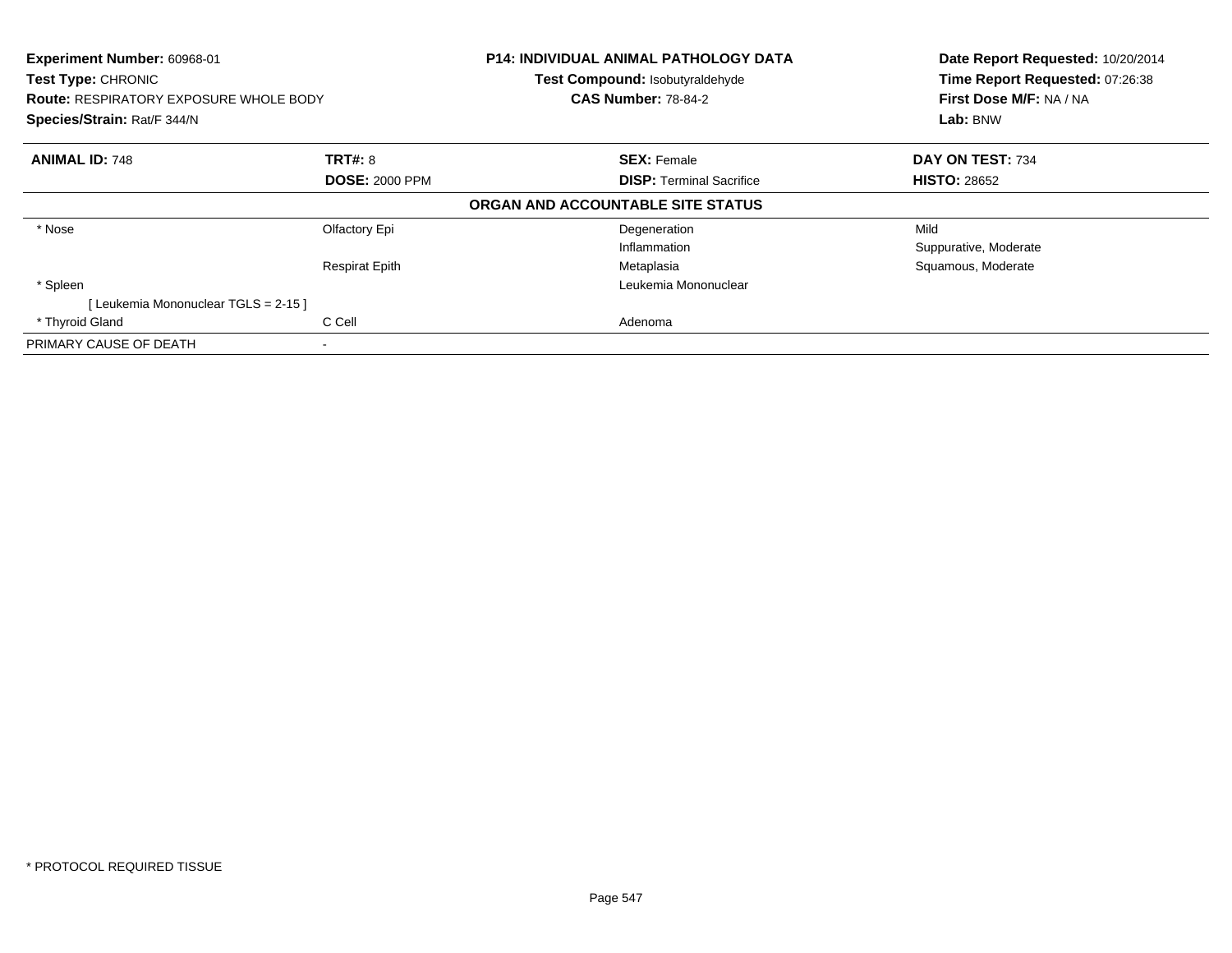**Experiment Number:** 60968-01
**Test Type:** CHRONIC
**Route:** RESPIRATORY EXPOSURE WHOLE BODY
**Species/Strain:** Rat/F 344/N

**P14: INDIVIDUAL ANIMAL PATHOLOGY DATA**
**Test Compound:** Isobutyraldehyde
**CAS Number:** 78-84-2

**Date Report Requested:** 10/20/2014
**Time Report Requested:** 07:26:38
**First Dose M/F:** NA / NA
**Lab:** BNW

| **ANIMAL ID:** 748 | **TRT#:** 8 | **SEX:** Female | **DAY ON TEST:** 734 |
|---|---|---|---|
| | **DOSE:** 2000 PPM | **DISP:** Terminal Sacrifice | **HISTO:** 28652 |
| | | **ORGAN AND ACCOUNTABLE SITE STATUS** | |
| * Nose | Olfactory Epi | Degeneration | Mild |
| | | Inflammation | Suppurative, Moderate |
| | Respirat Epith | Metaplasia | Squamous, Moderate |
| * Spleen | | Leukemia Mononuclear | |
| [ Leukemia Mononuclear TGLS = 2-15 ] | | | |
| * Thyroid Gland | C Cell | Adenoma | |
| PRIMARY CAUSE OF DEATH | - | | |

* PROTOCOL REQUIRED TISSUE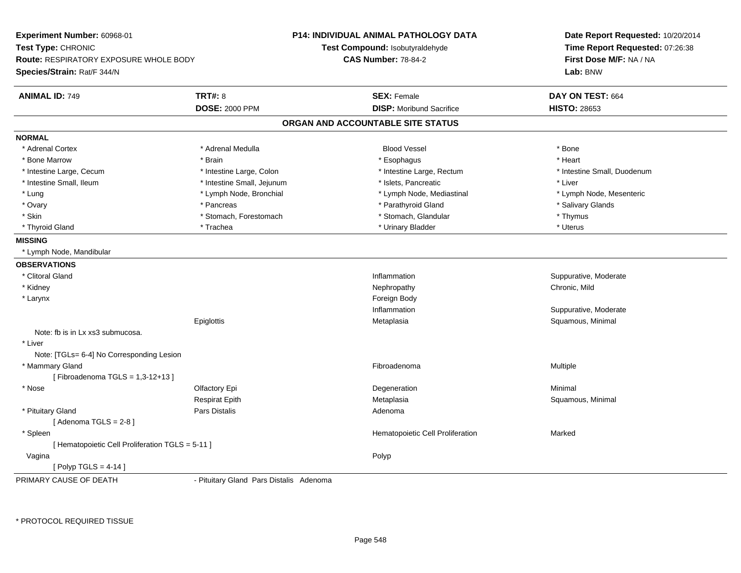**Experiment Number:** 60968-01
**Test Type:** CHRONIC
**Route:** RESPIRATORY EXPOSURE WHOLE BODY
**Species/Strain:** Rat/F 344/N

**P14: INDIVIDUAL ANIMAL PATHOLOGY DATA**
**Test Compound:** Isobutyraldehyde
**CAS Number:** 78-84-2

**Date Report Requested:** 10/20/2014
**Time Report Requested:** 07:26:38
**First Dose M/F:** NA / NA
**Lab:** BNW

| **ANIMAL ID:** 749 | **TRT#:** 8 | **SEX:** Female | **DAY ON TEST:** 664 |
|---|---|---|---|
| | **DOSE:** 2000 PPM | **DISP:** Moribund Sacrifice | **HISTO:** 28653 |

## ORGAN AND ACCOUNTABLE SITE STATUS

**NORMAL**

| | | | |
|---|---|---|---|
| * Adrenal Cortex | * Adrenal Medulla | Blood Vessel | * Bone |
| * Bone Marrow | * Brain | * Esophagus | * Heart |
| * Intestine Large, Cecum | * Intestine Large, Colon | * Intestine Large, Rectum | * Intestine Small, Duodenum |
| * Intestine Small, Ileum | * Intestine Small, Jejunum | * Islets, Pancreatic | * Liver |
| * Lung | * Lymph Node, Bronchial | * Lymph Node, Mediastinal | * Lymph Node, Mesenteric |
| * Ovary | * Pancreas | * Parathyroid Gland | * Salivary Glands |
| * Skin | * Stomach, Forestomach | * Stomach, Glandular | * Thymus |
| * Thyroid Gland | * Trachea | * Urinary Bladder | * Uterus |

**MISSING**

* Lymph Node, Mandibular

**OBSERVATIONS**

| | | | |
|---|---|---|---|
| * Clitoral Gland | | Inflammation | Suppurative, Moderate |
| * Kidney | | Nephropathy | Chronic, Mild |
| * Larynx | | Foreign Body | |
| | | Inflammation | Suppurative, Moderate |
| | Epiglottis | Metaplasia | Squamous, Minimal |
| Note: fb is in Lx xs3 submucosa. | | | |
| * Liver | | | |
| Note: [TGLs= 6-4] No Corresponding Lesion | | | |
| * Mammary Gland | | Fibroadenoma | Multiple |
| [ Fibroadenoma TGLS = 1,3-12+13 ] | | | |
| * Nose | Olfactory Epi | Degeneration | Minimal |
| | Respirat Epith | Metaplasia | Squamous, Minimal |
| * Pituitary Gland | Pars Distalis | Adenoma | |
| [ Adenoma TGLS = 2-8 ] | | | |
| * Spleen | | Hematopoietic Cell Proliferation | Marked |
| [ Hematopoietic Cell Proliferation TGLS = 5-11 ] | | | |
| Vagina | | Polyp | |
| [ Polyp TGLS = 4-14 ] | | | |

PRIMARY CAUSE OF DEATH - Pituitary Gland Pars Distalis Adenoma

* PROTOCOL REQUIRED TISSUE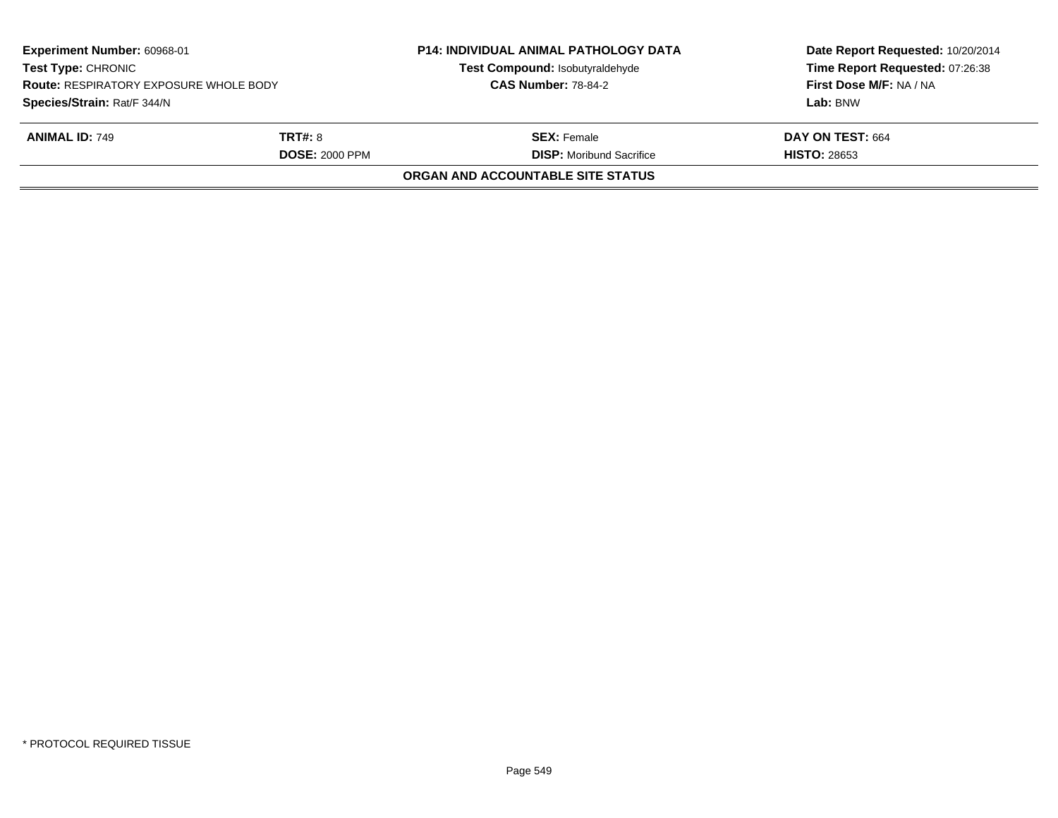| **Experiment Number:** 60968-01 | **P14: INDIVIDUAL ANIMAL PATHOLOGY DATA** | **Date Report Requested:** 10/20/2014 |
| --- | --- | --- |
| **Test Type:** CHRONIC | **Test Compound:** Isobutyraldehyde | **Time Report Requested:** 07:26:38 |
| **Route:** RESPIRATORY EXPOSURE WHOLE BODY | **CAS Number:** 78-84-2 | **First Dose M/F:** NA / NA |
| **Species/Strain:** Rat/F 344/N | | **Lab:** BNW |

| **ANIMAL ID:** 749 | **TRT#:** 8 | **SEX:** Female | **DAY ON TEST:** 664 |
| --- | --- | --- | --- |
| | **DOSE:** 2000 PPM | **DISP:** Moribund Sacrifice | **HISTO:** 28653 |

**ORGAN AND ACCOUNTABLE SITE STATUS**

* PROTOCOL REQUIRED TISSUE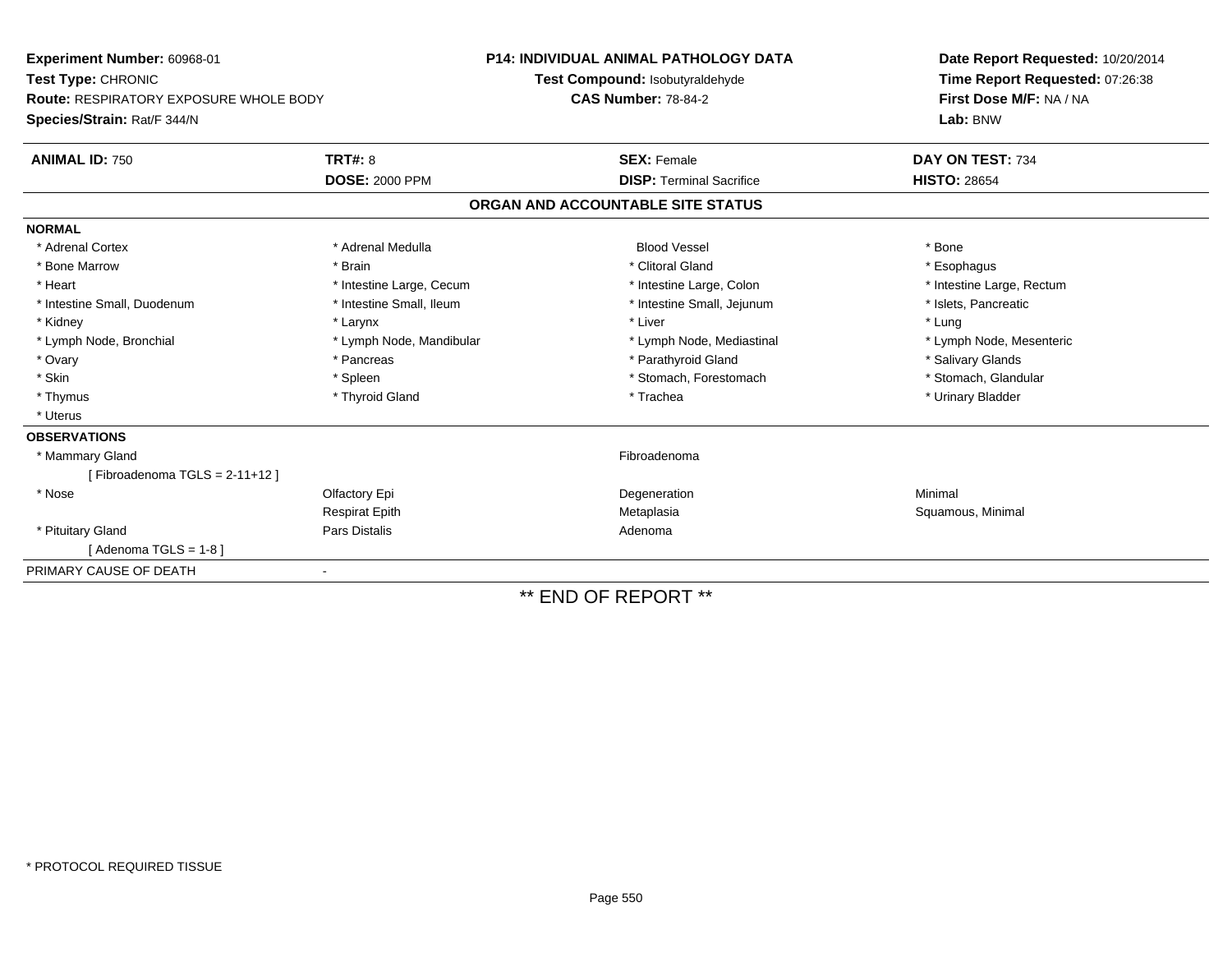**Experiment Number:** 60968-01
**Test Type:** CHRONIC
**Route:** RESPIRATORY EXPOSURE WHOLE BODY
**Species/Strain:** Rat/F 344/N

**P14: INDIVIDUAL ANIMAL PATHOLOGY DATA**
**Test Compound:** Isobutyraldehyde
**CAS Number:** 78-84-2

**Date Report Requested:** 10/20/2014
**Time Report Requested:** 07:26:38
**First Dose M/F:** NA / NA
**Lab:** BNW

| **ANIMAL ID:** 750 | **TRT#:** 8 | **SEX:** Female | **DAY ON TEST:** 734 |
|---|---|---|---|
| | **DOSE:** 2000 PPM | **DISP:** Terminal Sacrifice | **HISTO:** 28654 |

## ORGAN AND ACCOUNTABLE SITE STATUS

**NORMAL**

| | | | |
|---|---|---|---|
| * Adrenal Cortex | * Adrenal Medulla | Blood Vessel | * Bone |
| * Bone Marrow | * Brain | * Clitoral Gland | * Esophagus |
| * Heart | * Intestine Large, Cecum | * Intestine Large, Colon | * Intestine Large, Rectum |
| * Intestine Small, Duodenum | * Intestine Small, Ileum | * Intestine Small, Jejunum | * Islets, Pancreatic |
| * Kidney | * Larynx | * Liver | * Lung |
| * Lymph Node, Bronchial | * Lymph Node, Mandibular | * Lymph Node, Mediastinal | * Lymph Node, Mesenteric |
| * Ovary | * Pancreas | * Parathyroid Gland | * Salivary Glands |
| * Skin | * Spleen | * Stomach, Forestomach | * Stomach, Glandular |
| * Thymus | * Thyroid Gland | * Trachea | * Urinary Bladder |
| * Uterus | | | |

**OBSERVATIONS**

| | | | |
|---|---|---|---|
| * Mammary Gland | | Fibroadenoma | |
| [ Fibroadenoma TGLS = 2-11+12 ] | | | |
| * Nose | Olfactory Epi | Degeneration | Minimal |
| | Respirat Epith | Metaplasia | Squamous, Minimal |
| * Pituitary Gland | Pars Distalis | Adenoma | |
| [ Adenoma TGLS = 1-8 ] | | | |

PRIMARY CAUSE OF DEATH -

** END OF REPORT **

* PROTOCOL REQUIRED TISSUE